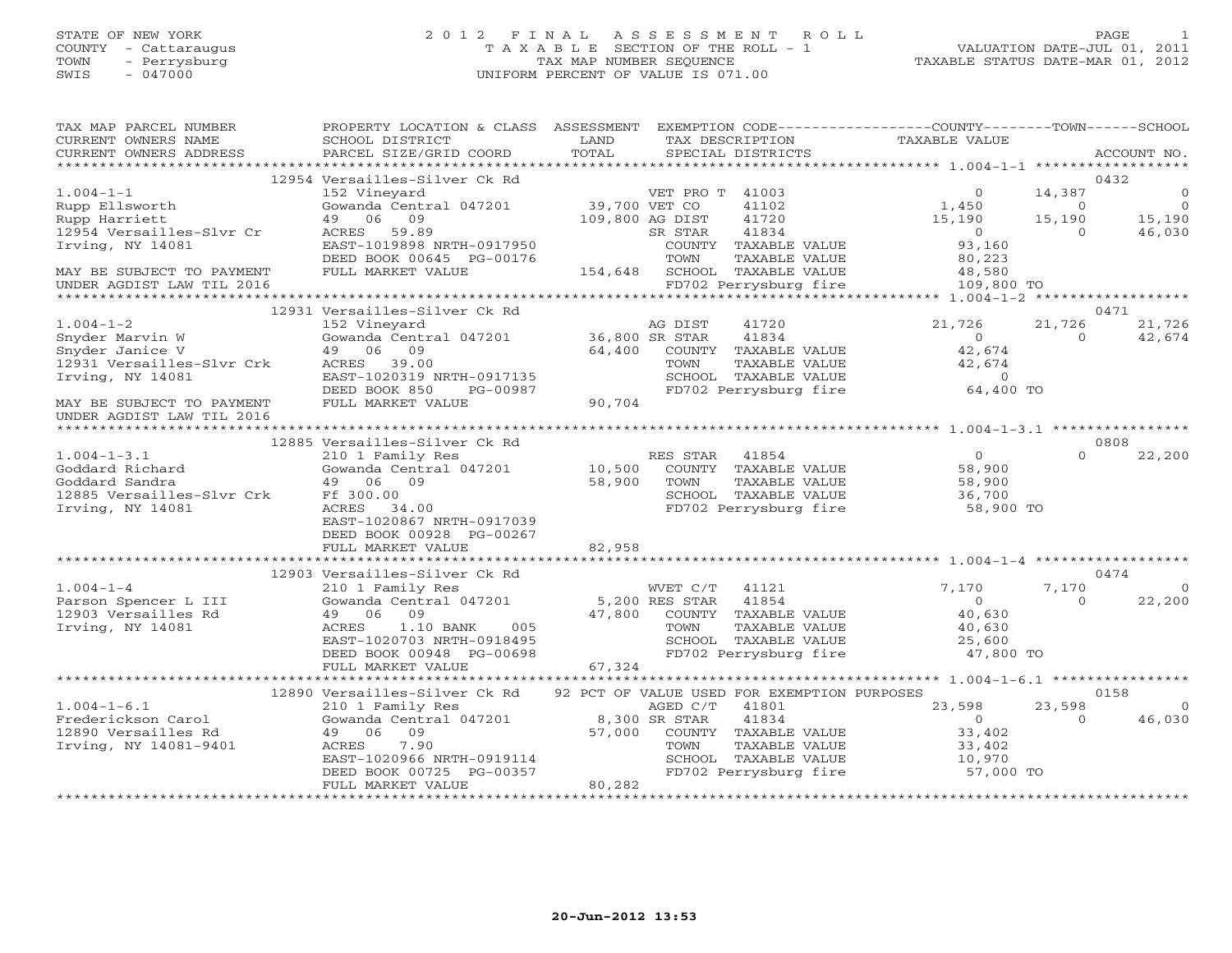STATE OF NEW YORK
COUNTY - Cattaraugus
TOWN - Perrysburg
SWIS - 047000

# 2012 FINAL ASSESSMENT ROLL
TAXABLE SECTION OF THE ROLL - 1
TAX MAP NUMBER SEQUENCE
UNIFORM PERCENT OF VALUE IS 071.00

VALUATION DATE-JUL 01, 2011
TAXABLE STATUS DATE-MAR 01, 2012

| TAX MAP PARCEL NUMBER / CURRENT OWNERS NAME / CURRENT OWNERS ADDRESS | PROPERTY LOCATION & CLASS / SCHOOL DISTRICT / PARCEL SIZE/GRID COORD | ASSESSMENT LAND / TOTAL | EXEMPTION CODE / TAX DESCRIPTION / SPECIAL DISTRICTS | COUNTY TAXABLE VALUE | TOWN | SCHOOL / ACCOUNT NO. |
|---|---|---|---|---|---|---|
| **1.004-1-1** | 12954 Versailles-Silver Ck Rd | | | | | 0432 |
| 1.004-1-1 | 152 Vineyard | | VET PRO T 41003 | 0 | 14,387 | 0 |
| Rupp Ellsworth | Gowanda Central 047201 | 39,700 | VET CO 41102 | 1,450 | 0 | 0 |
| Rupp Harriett | 49 06 09 | 109,800 | AG DIST 41720 | 15,190 | 15,190 | 15,190 |
| 12954 Versailles-Slvr Cr | ACRES 59.89 | | SR STAR 41834 | 0 | 0 | 46,030 |
| Irving, NY 14081 | EAST-1019898 NRTH-0917950 | | COUNTY TAXABLE VALUE | 93,160 | | |
| | DEED BOOK 00645 PG-00176 | | TOWN TAXABLE VALUE | 80,223 | | |
| MAY BE SUBJECT TO PAYMENT | FULL MARKET VALUE | 154,648 | SCHOOL TAXABLE VALUE | 48,580 | | |
| UNDER AGDIST LAW TIL 2016 | | | FD702 Perrysburg fire | 109,800 TO | | |
| **1.004-1-2** | 12931 Versailles-Silver Ck Rd | | | | | 0471 |
| 1.004-1-2 | 152 Vineyard | | AG DIST 41720 | 21,726 | 21,726 | 21,726 |
| Snyder Marvin W | Gowanda Central 047201 | 36,800 | SR STAR 41834 | 0 | 0 | 42,674 |
| Snyder Janice V | 49 06 09 | 64,400 | COUNTY TAXABLE VALUE | 42,674 | | |
| 12931 Versailles-Slvr Crk | ACRES 39.00 | | TOWN TAXABLE VALUE | 42,674 | | |
| Irving, NY 14081 | EAST-1020319 NRTH-0917135 | | SCHOOL TAXABLE VALUE | 0 | | |
| | DEED BOOK 850 PG-00987 | | FD702 Perrysburg fire | 64,400 TO | | |
| MAY BE SUBJECT TO PAYMENT | FULL MARKET VALUE | 90,704 | | | | |
| UNDER AGDIST LAW TIL 2016 | | | | | | |
| **1.004-1-3.1** | 12885 Versailles-Silver Ck Rd | | | | | 0808 |
| 1.004-1-3.1 | 210 1 Family Res | | RES STAR 41854 | 0 | 0 | 22,200 |
| Goddard Richard | Gowanda Central 047201 | 10,500 | COUNTY TAXABLE VALUE | 58,900 | | |
| Goddard Sandra | 49 06 09 | 58,900 | TOWN TAXABLE VALUE | 58,900 | | |
| 12885 Versailles-Slvr Crk | Ff 300.00 | | SCHOOL TAXABLE VALUE | 36,700 | | |
| Irving, NY 14081 | ACRES 34.00 | | FD702 Perrysburg fire | 58,900 TO | | |
| | EAST-1020867 NRTH-0917039 | | | | | |
| | DEED BOOK 00928 PG-00267 | | | | | |
| | FULL MARKET VALUE | 82,958 | | | | |
| **1.004-1-4** | 12903 Versailles-Silver Ck Rd | | | | | 0474 |
| 1.004-1-4 | 210 1 Family Res | | WVET C/T 41121 | 7,170 | 7,170 | 0 |
| Parson Spencer L III | Gowanda Central 047201 | 5,200 | RES STAR 41854 | 0 | 0 | 22,200 |
| 12903 Versailles Rd | 49 06 09 | 47,800 | COUNTY TAXABLE VALUE | 40,630 | | |
| Irving, NY 14081 | ACRES 1.10 BANK 005 | | TOWN TAXABLE VALUE | 40,630 | | |
| | EAST-1020703 NRTH-0918495 | | SCHOOL TAXABLE VALUE | 25,600 | | |
| | DEED BOOK 00948 PG-00698 | | FD702 Perrysburg fire | 47,800 TO | | |
| | FULL MARKET VALUE | 67,324 | | | | |
| **1.004-1-6.1** | 12890 Versailles-Silver Ck Rd | | 92 PCT OF VALUE USED FOR EXEMPTION PURPOSES | | | 0158 |
| 1.004-1-6.1 | 210 1 Family Res | | AGED C/T 41801 | 23,598 | 23,598 | 0 |
| Frederickson Carol | Gowanda Central 047201 | 8,300 | SR STAR 41834 | 0 | 0 | 46,030 |
| 12890 Versailles Rd | 49 06 09 | 57,000 | COUNTY TAXABLE VALUE | 33,402 | | |
| Irving, NY 14081-9401 | ACRES 7.90 | | TOWN TAXABLE VALUE | 33,402 | | |
| | EAST-1020966 NRTH-0919114 | | SCHOOL TAXABLE VALUE | 10,970 | | |
| | DEED BOOK 00725 PG-00357 | | FD702 Perrysburg fire | 57,000 TO | | |
| | FULL MARKET VALUE | 80,282 | | | | |

20-Jun-2012 13:53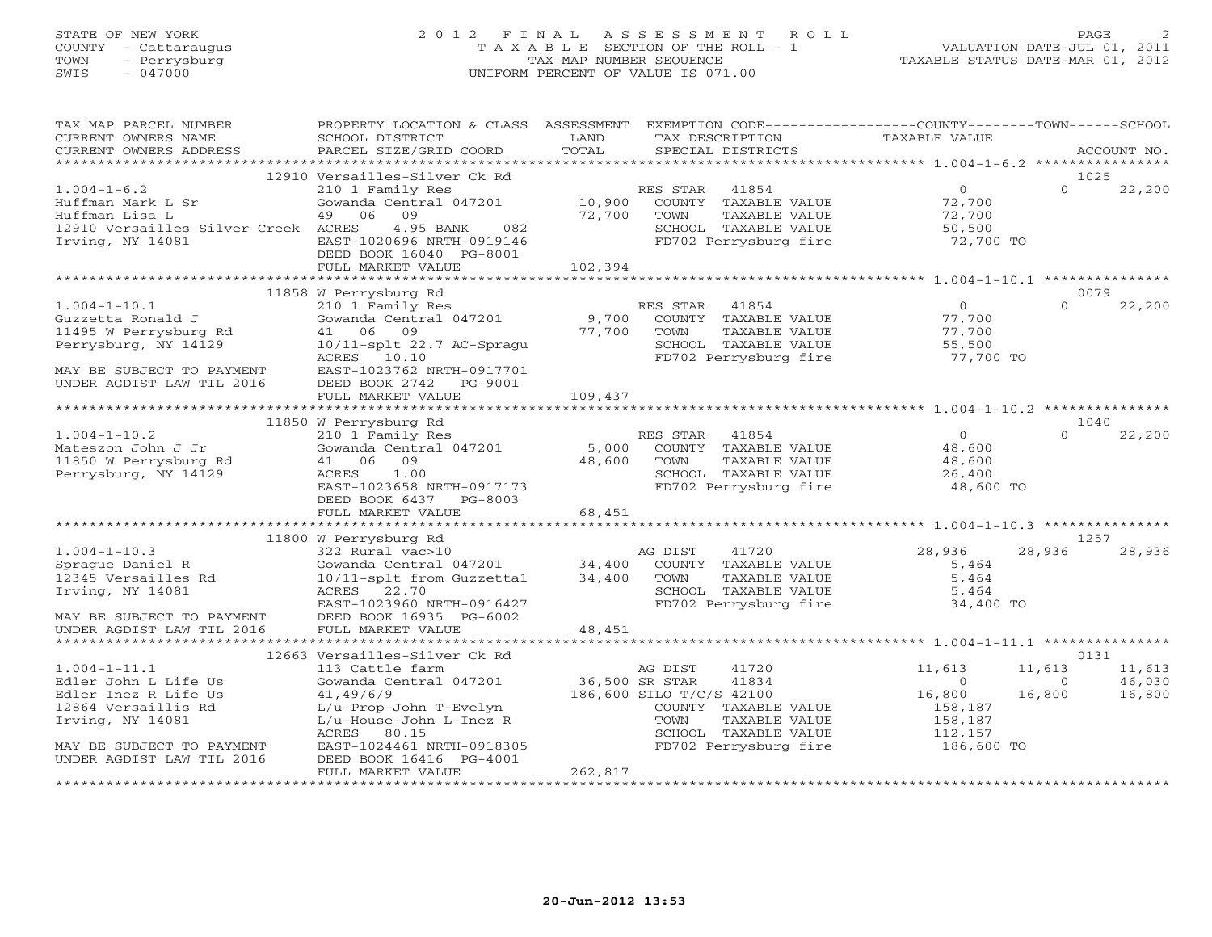STATE OF NEW YORK
COUNTY - Cattaraugus
TOWN - Perrysburg
SWIS - 047000

# 2012 FINAL ASSESSMENT ROLL

TAXABLE SECTION OF THE ROLL - 1
TAX MAP NUMBER SEQUENCE
UNIFORM PERCENT OF VALUE IS 071.00

VALUATION DATE-JUL 01, 2011
TAXABLE STATUS DATE-MAR 01, 2012

| TAX MAP PARCEL NUMBER / CURRENT OWNERS NAME / CURRENT OWNERS ADDRESS | PROPERTY LOCATION & CLASS / SCHOOL DISTRICT / PARCEL SIZE/GRID COORD | ASSESSMENT LAND / TOTAL | EXEMPTION CODE / TAX DESCRIPTION / SPECIAL DISTRICTS | COUNTY TAXABLE VALUE | TOWN | SCHOOL / ACCOUNT NO. |
|---|---|---|---|---|---|---|
| | 12910 Versailles-Silver Ck Rd | | | | | 1025 |
| 1.004-1-6.2 | 210 1 Family Res | | RES STAR 41854 | 0 | 0 | 22,200 |
| Huffman Mark L Sr | Gowanda Central 047201 | 10,900 | COUNTY TAXABLE VALUE | 72,700 | | |
| Huffman Lisa L | 49 06 09 | 72,700 | TOWN TAXABLE VALUE | 72,700 | | |
| 12910 Versailles Silver Creek | ACRES 4.95 BANK 082 | | SCHOOL TAXABLE VALUE | 50,500 | | |
| Irving, NY 14081 | EAST-1020696 NRTH-0919146 | | FD702 Perrysburg fire | 72,700 TO | | |
| | DEED BOOK 16040 PG-8001 | | | | | |
| | FULL MARKET VALUE | 102,394 | | | | |
| | 11858 W Perrysburg Rd | | | | | 0079 |
| 1.004-1-10.1 | 210 1 Family Res | | RES STAR 41854 | 0 | 0 | 22,200 |
| Guzzetta Ronald J | Gowanda Central 047201 | 9,700 | COUNTY TAXABLE VALUE | 77,700 | | |
| 11495 W Perrysburg Rd | 41 06 09 | 77,700 | TOWN TAXABLE VALUE | 77,700 | | |
| Perrysburg, NY 14129 | 10/11-splt 22.7 AC-Spragu | | SCHOOL TAXABLE VALUE | 55,500 | | |
| | ACRES 10.10 | | FD702 Perrysburg fire | 77,700 TO | | |
| MAY BE SUBJECT TO PAYMENT | EAST-1023762 NRTH-0917701 | | | | | |
| UNDER AGDIST LAW TIL 2016 | DEED BOOK 2742 PG-9001 | | | | | |
| | FULL MARKET VALUE | 109,437 | | | | |
| | 11850 W Perrysburg Rd | | | | | 1040 |
| 1.004-1-10.2 | 210 1 Family Res | | RES STAR 41854 | 0 | 0 | 22,200 |
| Mateszon John J Jr | Gowanda Central 047201 | 5,000 | COUNTY TAXABLE VALUE | 48,600 | | |
| 11850 W Perrysburg Rd | 41 06 09 | 48,600 | TOWN TAXABLE VALUE | 48,600 | | |
| Perrysburg, NY 14129 | ACRES 1.00 | | SCHOOL TAXABLE VALUE | 26,400 | | |
| | EAST-1023658 NRTH-0917173 | | FD702 Perrysburg fire | 48,600 TO | | |
| | DEED BOOK 6437 PG-8003 | | | | | |
| | FULL MARKET VALUE | 68,451 | | | | |
| | 11800 W Perrysburg Rd | | | | | 1257 |
| 1.004-1-10.3 | 322 Rural vac>10 | | AG DIST 41720 | 28,936 | 28,936 | 28,936 |
| Sprague Daniel R | Gowanda Central 047201 | 34,400 | COUNTY TAXABLE VALUE | 5,464 | | |
| 12345 Versailles Rd | 10/11-splt from Guzzetta1 | 34,400 | TOWN TAXABLE VALUE | 5,464 | | |
| Irving, NY 14081 | ACRES 22.70 | | SCHOOL TAXABLE VALUE | 5,464 | | |
| | EAST-1023960 NRTH-0916427 | | FD702 Perrysburg fire | 34,400 TO | | |
| MAY BE SUBJECT TO PAYMENT | DEED BOOK 16935 PG-6002 | | | | | |
| UNDER AGDIST LAW TIL 2016 | FULL MARKET VALUE | 48,451 | | | | |
| | 12663 Versailles-Silver Ck Rd | | | | | 0131 |
| 1.004-1-11.1 | 113 Cattle farm | | AG DIST 41720 | 11,613 | 11,613 | 11,613 |
| Edler John L Life Us | Gowanda Central 047201 | 36,500 | SR STAR 41834 | 0 | 0 | 46,030 |
| Edler Inez R Life Us | 41,49/6/9 | 186,600 | SILO T/C/S 42100 | 16,800 | 16,800 | 16,800 |
| 12864 Versaillis Rd | L/u-Prop-John T-Evelyn | | COUNTY TAXABLE VALUE | 158,187 | | |
| Irving, NY 14081 | L/u-House-John L-Inez R | | TOWN TAXABLE VALUE | 158,187 | | |
| | ACRES 80.15 | | SCHOOL TAXABLE VALUE | 112,157 | | |
| MAY BE SUBJECT TO PAYMENT | EAST-1024461 NRTH-0918305 | | FD702 Perrysburg fire | 186,600 TO | | |
| UNDER AGDIST LAW TIL 2016 | DEED BOOK 16416 PG-4001 | | | | | |
| | FULL MARKET VALUE | 262,817 | | | | |

20-Jun-2012 13:53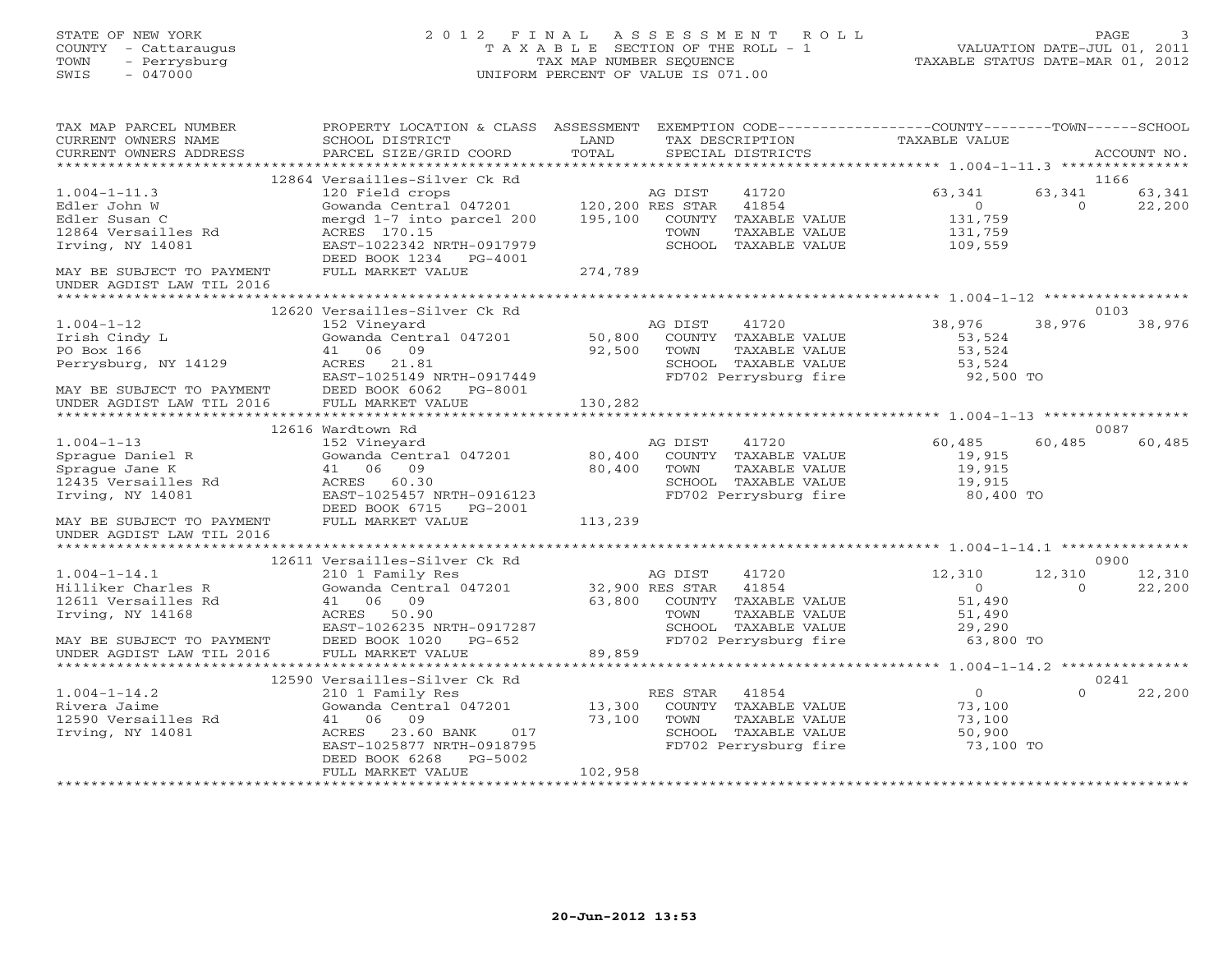STATE OF NEW YORK
COUNTY - Cattaraugus
TOWN - Perrysburg
SWIS - 047000

# 2012 FINAL ASSESSMENT ROLL

TAXABLE SECTION OF THE ROLL - 1
TAX MAP NUMBER SEQUENCE
UNIFORM PERCENT OF VALUE IS 071.00

VALUATION DATE-JUL 01, 2011
TAXABLE STATUS DATE-MAR 01, 2012

| TAX MAP PARCEL NUMBER / CURRENT OWNERS NAME / CURRENT OWNERS ADDRESS | PROPERTY LOCATION & CLASS / SCHOOL DISTRICT / PARCEL SIZE/GRID COORD | ASSESSMENT LAND / TOTAL | EXEMPTION CODE / TAX DESCRIPTION / SPECIAL DISTRICTS | COUNTY TAXABLE VALUE | TOWN | SCHOOL | ACCOUNT NO. |
|---|---|---|---|---|---|---|---|
| **1.004-1-11.3** | 12864 Versailles-Silver Ck Rd | | | | | | 1166 |
| 1.004-1-11.3 | 120 Field crops | | AG DIST 41720 | 63,341 | 63,341 | 63,341 | |
| Edler John W | Gowanda Central 047201 | 120,200 | RES STAR 41854 | 0 | 0 | 22,200 | |
| Edler Susan C | mergd 1-7 into parcel 200 | 195,100 | COUNTY TAXABLE VALUE | 131,759 | | | |
| 12864 Versailles Rd | ACRES 170.15 | | TOWN TAXABLE VALUE | 131,759 | | | |
| Irving, NY 14081 | EAST-1022342 NRTH-0917979 | | SCHOOL TAXABLE VALUE | 109,559 | | | |
| | DEED BOOK 1234 PG-4001 | | | | | | |
| MAY BE SUBJECT TO PAYMENT UNDER AGDIST LAW TIL 2016 | FULL MARKET VALUE | 274,789 | | | | | |
| **1.004-1-12** | 12620 Versailles-Silver Ck Rd | | | | | | 0103 |
| 1.004-1-12 | 152 Vineyard | | AG DIST 41720 | 38,976 | 38,976 | 38,976 | |
| Irish Cindy L | Gowanda Central 047201 | 50,800 | COUNTY TAXABLE VALUE | 53,524 | | | |
| PO Box 166 | 41 06 09 | 92,500 | TOWN TAXABLE VALUE | 53,524 | | | |
| Perrysburg, NY 14129 | ACRES 21.81 | | SCHOOL TAXABLE VALUE | 53,524 | | | |
| | EAST-1025149 NRTH-0917449 | | FD702 Perrysburg fire | 92,500 TO | | | |
| MAY BE SUBJECT TO PAYMENT | DEED BOOK 6062 PG-8001 | | | | | | |
| UNDER AGDIST LAW TIL 2016 | FULL MARKET VALUE | 130,282 | | | | | |
| **1.004-1-13** | 12616 Wardtown Rd | | | | | | 0087 |
| 1.004-1-13 | 152 Vineyard | | AG DIST 41720 | 60,485 | 60,485 | 60,485 | |
| Sprague Daniel R | Gowanda Central 047201 | 80,400 | COUNTY TAXABLE VALUE | 19,915 | | | |
| Sprague Jane K | 41 06 09 | 80,400 | TOWN TAXABLE VALUE | 19,915 | | | |
| 12435 Versailles Rd | ACRES 60.30 | | SCHOOL TAXABLE VALUE | 19,915 | | | |
| Irving, NY 14081 | EAST-1025457 NRTH-0916123 | | FD702 Perrysburg fire | 80,400 TO | | | |
| | DEED BOOK 6715 PG-2001 | | | | | | |
| MAY BE SUBJECT TO PAYMENT UNDER AGDIST LAW TIL 2016 | FULL MARKET VALUE | 113,239 | | | | | |
| **1.004-1-14.1** | 12611 Versailles-Silver Ck Rd | | | | | | 0900 |
| 1.004-1-14.1 | 210 1 Family Res | | AG DIST 41720 | 12,310 | 12,310 | 12,310 | |
| Hilliker Charles R | Gowanda Central 047201 | 32,900 | RES STAR 41854 | 0 | 0 | 22,200 | |
| 12611 Versailles Rd | 41 06 09 | 63,800 | COUNTY TAXABLE VALUE | 51,490 | | | |
| Irving, NY 14168 | ACRES 50.90 | | TOWN TAXABLE VALUE | 51,490 | | | |
| | EAST-1026235 NRTH-0917287 | | SCHOOL TAXABLE VALUE | 29,290 | | | |
| MAY BE SUBJECT TO PAYMENT | DEED BOOK 1020 PG-652 | | FD702 Perrysburg fire | 63,800 TO | | | |
| UNDER AGDIST LAW TIL 2016 | FULL MARKET VALUE | 89,859 | | | | | |
| **1.004-1-14.2** | 12590 Versailles-Silver Ck Rd | | | | | | 0241 |
| 1.004-1-14.2 | 210 1 Family Res | | RES STAR 41854 | 0 | 0 | 22,200 | |
| Rivera Jaime | Gowanda Central 047201 | 13,300 | COUNTY TAXABLE VALUE | 73,100 | | | |
| 12590 Versailles Rd | 41 06 09 | 73,100 | TOWN TAXABLE VALUE | 73,100 | | | |
| Irving, NY 14081 | ACRES 23.60 BANK 017 | | SCHOOL TAXABLE VALUE | 50,900 | | | |
| | EAST-1025877 NRTH-0918795 | | FD702 Perrysburg fire | 73,100 TO | | | |
| | DEED BOOK 6268 PG-5002 | | | | | | |
| | FULL MARKET VALUE | 102,958 | | | | | |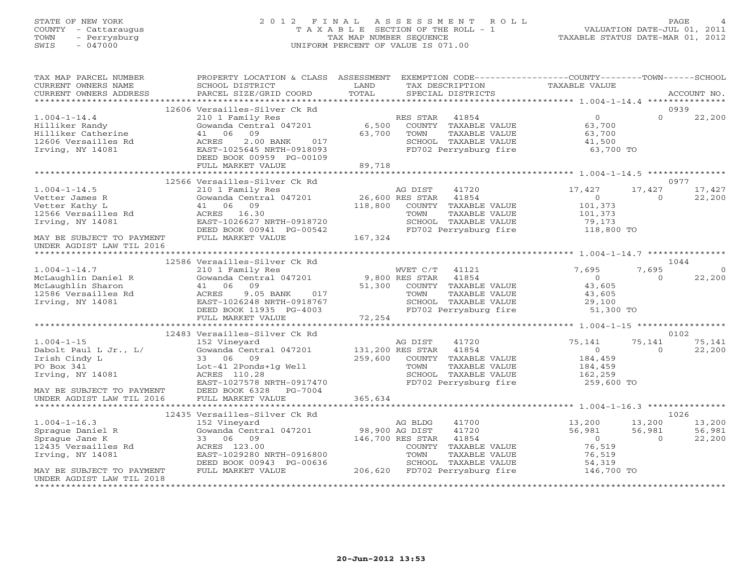STATE OF NEW YORK
COUNTY - Cattaraugus
TOWN - Perrysburg
SWIS - 047000

# 2012 FINAL ASSESSMENT ROLL
TAXABLE SECTION OF THE ROLL - 1
TAX MAP NUMBER SEQUENCE
UNIFORM PERCENT OF VALUE IS 071.00

VALUATION DATE-JUL 01, 2011
TAXABLE STATUS DATE-MAR 01, 2012

| TAX MAP PARCEL NUMBER / CURRENT OWNERS NAME / CURRENT OWNERS ADDRESS | PROPERTY LOCATION & CLASS / SCHOOL DISTRICT / PARCEL SIZE/GRID COORD | ASSESSMENT LAND / TOTAL | EXEMPTION CODE / TAX DESCRIPTION / SPECIAL DISTRICTS | COUNTY TAXABLE VALUE | TOWN | SCHOOL / ACCOUNT NO. |
|---|---|---|---|---|---|---|
| | 12606 Versailles-Silver Ck Rd | | | | | 0939 |
| 1.004-1-14.4 | 210 1 Family Res | | RES STAR 41854 | 0 | 0 | 22,200 |
| Hilliker Randy | Gowanda Central 047201 | 6,500 | COUNTY TAXABLE VALUE | 63,700 | | |
| Hilliker Catherine | 41 06 09 | 63,700 | TOWN TAXABLE VALUE | 63,700 | | |
| 12606 Versailles Rd | ACRES 2.00 BANK 017 | | SCHOOL TAXABLE VALUE | 41,500 | | |
| Irving, NY 14081 | EAST-1025645 NRTH-0918093 | | FD702 Perrysburg fire | 63,700 TO | | |
| | DEED BOOK 00959 PG-00109 | | | | | |
| | FULL MARKET VALUE | 89,718 | | | | |
| | 12566 Versailles-Silver Ck Rd | | | | | 0977 |
| 1.004-1-14.5 | 210 1 Family Res | | AG DIST 41720 | 17,427 | 17,427 | 17,427 |
| Vetter James R | Gowanda Central 047201 | 26,600 | RES STAR 41854 | 0 | 0 | 22,200 |
| Vetter Kathy L | 41 06 09 | 118,800 | COUNTY TAXABLE VALUE | 101,373 | | |
| 12566 Versailles Rd | ACRES 16.30 | | TOWN TAXABLE VALUE | 101,373 | | |
| Irving, NY 14081 | EAST-1026627 NRTH-0918720 | | SCHOOL TAXABLE VALUE | 79,173 | | |
| | DEED BOOK 00941 PG-00542 | | FD702 Perrysburg fire | 118,800 TO | | |
| MAY BE SUBJECT TO PAYMENT | FULL MARKET VALUE | 167,324 | | | | |
| UNDER AGDIST LAW TIL 2016 | | | | | | |
| | 12586 Versailles-Silver Ck Rd | | | | | 1044 |
| 1.004-1-14.7 | 210 1 Family Res | | WVET C/T 41121 | 7,695 | 7,695 | 0 |
| McLaughlin Daniel R | Gowanda Central 047201 | 9,800 | RES STAR 41854 | 0 | 0 | 22,200 |
| McLaughlin Sharon | 41 06 09 | 51,300 | COUNTY TAXABLE VALUE | 43,605 | | |
| 12586 Versailles Rd | ACRES 9.05 BANK 017 | | TOWN TAXABLE VALUE | 43,605 | | |
| Irving, NY 14081 | EAST-1026248 NRTH-0918767 | | SCHOOL TAXABLE VALUE | 29,100 | | |
| | DEED BOOK 11935 PG-4003 | | FD702 Perrysburg fire | 51,300 TO | | |
| | FULL MARKET VALUE | 72,254 | | | | |
| | 12483 Versailles-Silver Ck Rd | | | | | 0102 |
| 1.004-1-15 | 152 Vineyard | | AG DIST 41720 | 75,141 | 75,141 | 75,141 |
| Dabolt Paul L Jr., L/ | Gowanda Central 047201 | 131,200 | RES STAR 41854 | 0 | 0 | 22,200 |
| Irish Cindy L | 33 06 09 | 259,600 | COUNTY TAXABLE VALUE | 184,459 | | |
| PO Box 341 | Lot-41 2Ponds+1g Well | | TOWN TAXABLE VALUE | 184,459 | | |
| Irving, NY 14081 | ACRES 110.28 | | SCHOOL TAXABLE VALUE | 162,259 | | |
| | EAST-1027578 NRTH-0917470 | | FD702 Perrysburg fire | 259,600 TO | | |
| MAY BE SUBJECT TO PAYMENT | DEED BOOK 6328 PG-7004 | | | | | |
| UNDER AGDIST LAW TIL 2016 | FULL MARKET VALUE | 365,634 | | | | |
| | 12435 Versailles-Silver Ck Rd | | | | | 1026 |
| 1.004-1-16.3 | 152 Vineyard | | AG BLDG 41700 | 13,200 | 13,200 | 13,200 |
| Sprague Daniel R | Gowanda Central 047201 | 98,900 | AG DIST 41720 | 56,981 | 56,981 | 56,981 |
| Sprague Jane K | 33 06 09 | 146,700 | RES STAR 41854 | 0 | 0 | 22,200 |
| 12435 Versailles Rd | ACRES 123.00 | | COUNTY TAXABLE VALUE | 76,519 | | |
| Irving, NY 14081 | EAST-1029280 NRTH-0916800 | | TOWN TAXABLE VALUE | 76,519 | | |
| | DEED BOOK 00943 PG-00636 | | SCHOOL TAXABLE VALUE | 54,319 | | |
| MAY BE SUBJECT TO PAYMENT | FULL MARKET VALUE | 206,620 | FD702 Perrysburg fire | 146,700 TO | | |
| UNDER AGDIST LAW TIL 2018 | | | | | | |

20-Jun-2012 13:53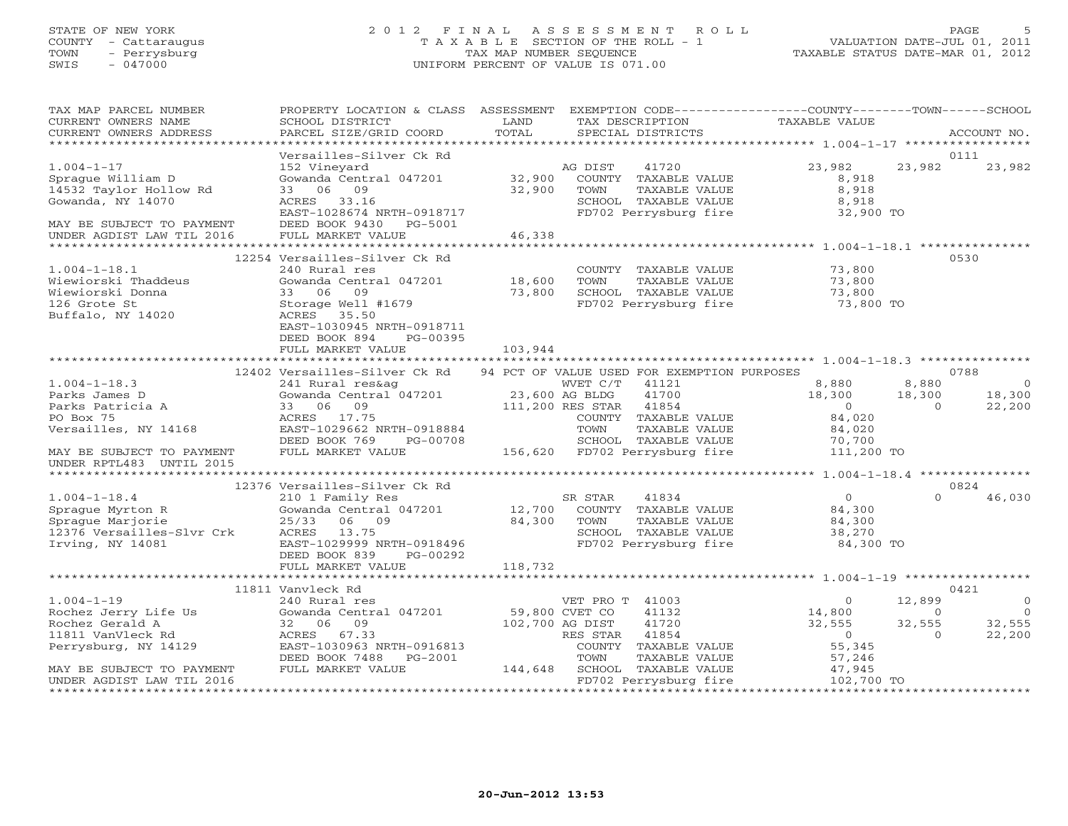STATE OF NEW YORK
COUNTY - Cattaraugus
TOWN - Perrysburg
SWIS - 047000

# 2012 FINAL ASSESSMENT ROLL

TAXABLE SECTION OF THE ROLL - 1
TAX MAP NUMBER SEQUENCE
UNIFORM PERCENT OF VALUE IS 071.00

VALUATION DATE-JUL 01, 2011
TAXABLE STATUS DATE-MAR 01, 2012

| TAX MAP PARCEL NUMBER / CURRENT OWNERS NAME / CURRENT OWNERS ADDRESS | PROPERTY LOCATION & CLASS / SCHOOL DISTRICT / PARCEL SIZE/GRID COORD | ASSESSMENT LAND / TOTAL | EXEMPTION CODE / TAX DESCRIPTION / SPECIAL DISTRICTS | COUNTY | TOWN | SCHOOL |
|---|---|---|---|---|---|---|
| **1.004-1-17** (ACCOUNT NO. 0111) | Versailles-Silver Ck Rd | | | | | |
| 1.004-1-17 | 152 Vineyard | | AG DIST 41720 | 23,982 | 23,982 | 23,982 |
| Sprague William D | Gowanda Central 047201 | 32,900 | COUNTY TAXABLE VALUE | 8,918 | | |
| 14532 Taylor Hollow Rd | 33 06 09 | 32,900 | TOWN TAXABLE VALUE | | 8,918 | |
| Gowanda, NY 14070 | ACRES 33.16 | | SCHOOL TAXABLE VALUE | | | 8,918 |
| | EAST-1028674 NRTH-0918717 | | FD702 Perrysburg fire | 32,900 TO | | |
| MAY BE SUBJECT TO PAYMENT | DEED BOOK 9430 PG-5001 | | | | | |
| UNDER AGDIST LAW TIL 2016 | FULL MARKET VALUE | 46,338 | | | | |
| **1.004-1-18.1** (ACCOUNT NO. 0530) | 12254 Versailles-Silver Ck Rd | | | | | |
| 1.004-1-18.1 | 240 Rural res | | COUNTY TAXABLE VALUE | 73,800 | | |
| Wiewiorski Thaddeus | Gowanda Central 047201 | 18,600 | TOWN TAXABLE VALUE | | 73,800 | |
| Wiewiorski Donna | 33 06 09 | 73,800 | SCHOOL TAXABLE VALUE | | | 73,800 |
| 126 Grote St | Storage Well #1679 | | FD702 Perrysburg fire | 73,800 TO | | |
| Buffalo, NY 14020 | ACRES 35.50 | | | | | |
| | EAST-1030945 NRTH-0918711 | | | | | |
| | DEED BOOK 894 PG-00395 | | | | | |
| | FULL MARKET VALUE | 103,944 | | | | |
| **1.004-1-18.3** (ACCOUNT NO. 0788) | 12402 Versailles-Silver Ck Rd | | 94 PCT OF VALUE USED FOR EXEMPTION PURPOSES | | | |
| 1.004-1-18.3 | 241 Rural res&ag | | WVET C/T 41121 | 8,880 | 8,880 | 0 |
| Parks James D | Gowanda Central 047201 | 23,600 | AG BLDG 41700 | 18,300 | 18,300 | 18,300 |
| Parks Patricia A | 33 06 09 | 111,200 | RES STAR 41854 | 0 | 0 | 22,200 |
| PO Box 75 | ACRES 17.75 | | COUNTY TAXABLE VALUE | 84,020 | | |
| Versailles, NY 14168 | EAST-1029662 NRTH-0918884 | | TOWN TAXABLE VALUE | | 84,020 | |
| | DEED BOOK 769 PG-00708 | | SCHOOL TAXABLE VALUE | | | 70,700 |
| MAY BE SUBJECT TO PAYMENT | FULL MARKET VALUE | 156,620 | FD702 Perrysburg fire | 111,200 TO | | |
| UNDER RPTL483 UNTIL 2015 | | | | | | |
| **1.004-1-18.4** (ACCOUNT NO. 0824) | 12376 Versailles-Silver Ck Rd | | | | | |
| 1.004-1-18.4 | 210 1 Family Res | | SR STAR 41834 | 0 | 0 | 46,030 |
| Sprague Myrton R | Gowanda Central 047201 | 12,700 | COUNTY TAXABLE VALUE | 84,300 | | |
| Sprague Marjorie | 25/33 06 09 | 84,300 | TOWN TAXABLE VALUE | | 84,300 | |
| 12376 Versailles-Slvr Crk | ACRES 13.75 | | SCHOOL TAXABLE VALUE | | | 38,270 |
| Irving, NY 14081 | EAST-1029999 NRTH-0918496 | | FD702 Perrysburg fire | 84,300 TO | | |
| | DEED BOOK 839 PG-00292 | | | | | |
| | FULL MARKET VALUE | 118,732 | | | | |
| **1.004-1-19** (ACCOUNT NO. 0421) | 11811 Vanvleck Rd | | | | | |
| 1.004-1-19 | 240 Rural res | | VET PRO T 41003 | 0 | 12,899 | 0 |
| Rochez Jerry Life Us | Gowanda Central 047201 | 59,800 | CVET CO 41132 | 14,800 | 0 | 0 |
| Rochez Gerald A | 32 06 09 | 102,700 | AG DIST 41720 | 32,555 | 32,555 | 32,555 |
| 11811 VanVleck Rd | ACRES 67.33 | | RES STAR 41854 | 0 | 0 | 22,200 |
| Perrysburg, NY 14129 | EAST-1030963 NRTH-0916813 | | COUNTY TAXABLE VALUE | 55,345 | | |
| | DEED BOOK 7488 PG-2001 | | TOWN TAXABLE VALUE | | 57,246 | |
| MAY BE SUBJECT TO PAYMENT | FULL MARKET VALUE | 144,648 | SCHOOL TAXABLE VALUE | | | 47,945 |
| UNDER AGDIST LAW TIL 2016 | | | FD702 Perrysburg fire | 102,700 TO | | |

20-Jun-2012 13:53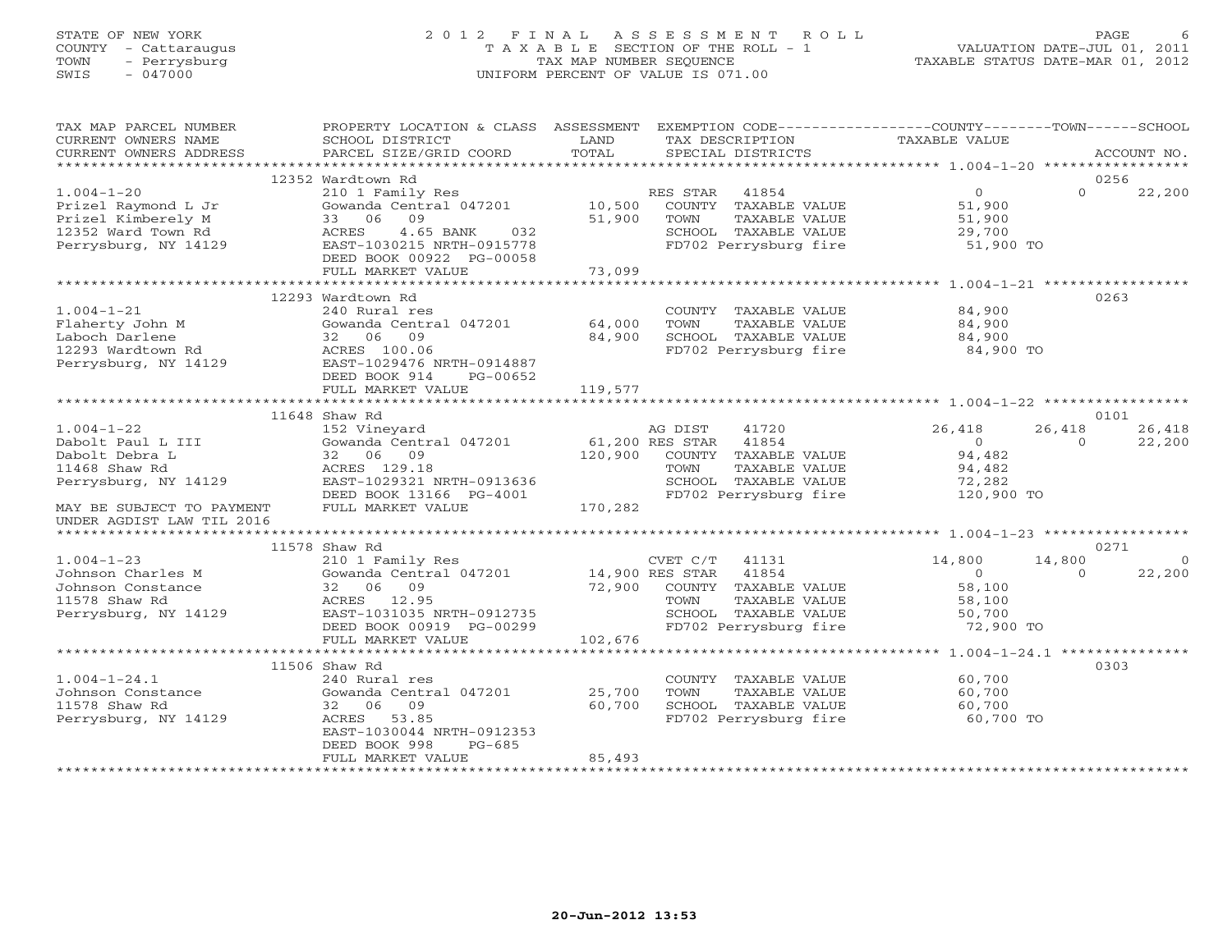STATE OF NEW YORK
COUNTY - Cattaraugus
TOWN - Perrysburg
SWIS - 047000

2 0 1 2 F I N A L A S S E S S M E N T R O L L
T A X A B L E SECTION OF THE ROLL - 1
TAX MAP NUMBER SEQUENCE
UNIFORM PERCENT OF VALUE IS 071.00

VALUATION DATE-JUL 01, 2011
TAXABLE STATUS DATE-MAR 01, 2012

| TAX MAP PARCEL NUMBER / CURRENT OWNERS NAME / CURRENT OWNERS ADDRESS | PROPERTY LOCATION & CLASS / SCHOOL DISTRICT / PARCEL SIZE/GRID COORD | ASSESSMENT LAND / TOTAL | EXEMPTION CODE / TAX DESCRIPTION / SPECIAL DISTRICTS | COUNTY TAXABLE VALUE | TOWN | SCHOOL | ACCOUNT NO. |
|---|---|---|---|---|---|---|---|
| 1.004-1-20 | 12352 Wardtown Rd | | | | | | 0256 |
| Prizel Raymond L Jr | 210 1 Family Res | | RES STAR 41854 | 0 | 0 | 22,200 | |
| Prizel Kimberely M | Gowanda Central 047201 | 10,500 | COUNTY TAXABLE VALUE | 51,900 | | | |
| 12352 Ward Town Rd | 33 06 09 | 51,900 | TOWN TAXABLE VALUE | 51,900 | | | |
| Perrysburg, NY 14129 | ACRES 4.65 BANK 032 | | SCHOOL TAXABLE VALUE | 29,700 | | | |
| | EAST-1030215 NRTH-0915778 | | FD702 Perrysburg fire | 51,900 TO | | | |
| | DEED BOOK 00922 PG-00058 | | | | | | |
| | FULL MARKET VALUE | 73,099 | | | | | |
| 1.004-1-21 | 12293 Wardtown Rd | | | | | | 0263 |
| Flaherty John M | 240 Rural res | | COUNTY TAXABLE VALUE | 84,900 | | | |
| Laboch Darlene | Gowanda Central 047201 | 64,000 | TOWN TAXABLE VALUE | 84,900 | | | |
| 12293 Wardtown Rd | 32 06 09 | 84,900 | SCHOOL TAXABLE VALUE | 84,900 | | | |
| Perrysburg, NY 14129 | ACRES 100.06 | | FD702 Perrysburg fire | 84,900 TO | | | |
| | EAST-1029476 NRTH-0914887 | | | | | | |
| | DEED BOOK 914 PG-00652 | | | | | | |
| | FULL MARKET VALUE | 119,577 | | | | | |
| 1.004-1-22 | 11648 Shaw Rd | | | | | | 0101 |
| Dabolt Paul L III | 152 Vineyard | | AG DIST 41720 | 26,418 | 26,418 | 26,418 | |
| Dabolt Debra L | Gowanda Central 047201 | 61,200 | RES STAR 41854 | 0 | 0 | 22,200 | |
| 11468 Shaw Rd | 32 06 09 | 120,900 | COUNTY TAXABLE VALUE | 94,482 | | | |
| Perrysburg, NY 14129 | ACRES 129.18 | | TOWN TAXABLE VALUE | 94,482 | | | |
| | EAST-1029321 NRTH-0913636 | | SCHOOL TAXABLE VALUE | 72,282 | | | |
| | DEED BOOK 13166 PG-4001 | | FD702 Perrysburg fire | 120,900 TO | | | |
| MAY BE SUBJECT TO PAYMENT | FULL MARKET VALUE | 170,282 | | | | | |
| UNDER AGDIST LAW TIL 2016 | | | | | | | |
| 1.004-1-23 | 11578 Shaw Rd | | | | | | 0271 |
| Johnson Charles M | 210 1 Family Res | | CVET C/T 41131 | 14,800 | 14,800 | 0 | |
| Johnson Constance | Gowanda Central 047201 | 14,900 | RES STAR 41854 | 0 | 0 | 22,200 | |
| 11578 Shaw Rd | 32 06 09 | 72,900 | COUNTY TAXABLE VALUE | 58,100 | | | |
| Perrysburg, NY 14129 | ACRES 12.95 | | TOWN TAXABLE VALUE | 58,100 | | | |
| | EAST-1031035 NRTH-0912735 | | SCHOOL TAXABLE VALUE | 50,700 | | | |
| | DEED BOOK 00919 PG-00299 | | FD702 Perrysburg fire | 72,900 TO | | | |
| | FULL MARKET VALUE | 102,676 | | | | | |
| 1.004-1-24.1 | 11506 Shaw Rd | | | | | | 0303 |
| Johnson Constance | 240 Rural res | | COUNTY TAXABLE VALUE | 60,700 | | | |
| 11578 Shaw Rd | Gowanda Central 047201 | 25,700 | TOWN TAXABLE VALUE | 60,700 | | | |
| Perrysburg, NY 14129 | 32 06 09 | 60,700 | SCHOOL TAXABLE VALUE | 60,700 | | | |
| | ACRES 53.85 | | FD702 Perrysburg fire | 60,700 TO | | | |
| | EAST-1030044 NRTH-0912353 | | | | | | |
| | DEED BOOK 998 PG-685 | | | | | | |
| | FULL MARKET VALUE | 85,493 | | | | | |

20-Jun-2012 13:53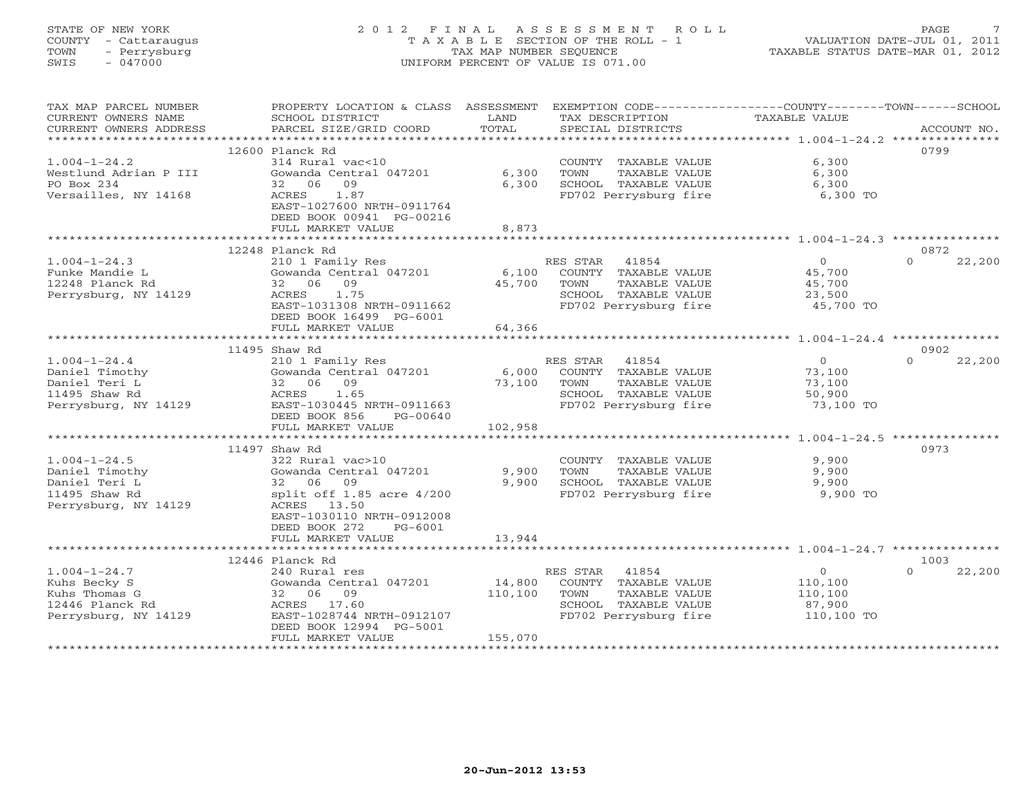STATE OF NEW YORK
COUNTY - Cattaraugus
TOWN - Perrysburg
SWIS - 047000

2012 FINAL ASSESSMENT ROLL
TAXABLE SECTION OF THE ROLL - 1
TAX MAP NUMBER SEQUENCE
UNIFORM PERCENT OF VALUE IS 071.00

VALUATION DATE-JUL 01, 2011
TAXABLE STATUS DATE-MAR 01, 2012

| TAX MAP PARCEL NUMBER / CURRENT OWNERS NAME / CURRENT OWNERS ADDRESS | PROPERTY LOCATION & CLASS / SCHOOL DISTRICT / PARCEL SIZE/GRID COORD | ASSESSMENT LAND / TOTAL | EXEMPTION CODE / TAX DESCRIPTION / SPECIAL DISTRICTS | COUNTY | TOWN | SCHOOL | ACCOUNT NO. |
|---|---|---|---|---|---|---|---|
| | 12600 Planck Rd | | | | | | 0799 |
| 1.004-1-24.2 | 314 Rural vac<10 | | COUNTY TAXABLE VALUE | 6,300 | | | |
| Westlund Adrian P III | Gowanda Central 047201 | 6,300 | TOWN TAXABLE VALUE | | 6,300 | | |
| PO Box 234 | 32 06 09 | 6,300 | SCHOOL TAXABLE VALUE | | | 6,300 | |
| Versailles, NY 14168 | ACRES 1.87 | | FD702 Perrysburg fire | 6,300 TO | | | |
| | EAST-1027600 NRTH-0911764 | | | | | | |
| | DEED BOOK 00941 PG-00216 | | | | | | |
| | FULL MARKET VALUE | 8,873 | | | | | |
| | 12248 Planck Rd | | | | | | 0872 |
| 1.004-1-24.3 | 210 1 Family Res | | RES STAR 41854 | 0 | 0 | 22,200 | |
| Funke Mandie L | Gowanda Central 047201 | 6,100 | COUNTY TAXABLE VALUE | 45,700 | | | |
| 12248 Planck Rd | 32 06 09 | 45,700 | TOWN TAXABLE VALUE | | 45,700 | | |
| Perrysburg, NY 14129 | ACRES 1.75 | | SCHOOL TAXABLE VALUE | | | 23,500 | |
| | EAST-1031308 NRTH-0911662 | | FD702 Perrysburg fire | 45,700 TO | | | |
| | DEED BOOK 16499 PG-6001 | | | | | | |
| | FULL MARKET VALUE | 64,366 | | | | | |
| | 11495 Shaw Rd | | | | | | 0902 |
| 1.004-1-24.4 | 210 1 Family Res | | RES STAR 41854 | 0 | 0 | 22,200 | |
| Daniel Timothy | Gowanda Central 047201 | 6,000 | COUNTY TAXABLE VALUE | 73,100 | | | |
| Daniel Teri L | 32 06 09 | 73,100 | TOWN TAXABLE VALUE | | 73,100 | | |
| 11495 Shaw Rd | ACRES 1.65 | | SCHOOL TAXABLE VALUE | | | 50,900 | |
| Perrysburg, NY 14129 | EAST-1030445 NRTH-0911663 | | FD702 Perrysburg fire | 73,100 TO | | | |
| | DEED BOOK 856 PG-00640 | | | | | | |
| | FULL MARKET VALUE | 102,958 | | | | | |
| | 11497 Shaw Rd | | | | | | 0973 |
| 1.004-1-24.5 | 322 Rural vac>10 | | COUNTY TAXABLE VALUE | 9,900 | | | |
| Daniel Timothy | Gowanda Central 047201 | 9,900 | TOWN TAXABLE VALUE | | 9,900 | | |
| Daniel Teri L | 32 06 09 | 9,900 | SCHOOL TAXABLE VALUE | | | 9,900 | |
| 11495 Shaw Rd | split off 1.85 acre 4/200 | | FD702 Perrysburg fire | 9,900 TO | | | |
| Perrysburg, NY 14129 | ACRES 13.50 | | | | | | |
| | EAST-1030110 NRTH-0912008 | | | | | | |
| | DEED BOOK 272 PG-6001 | | | | | | |
| | FULL MARKET VALUE | 13,944 | | | | | |
| | 12446 Planck Rd | | | | | | 1003 |
| 1.004-1-24.7 | 240 Rural res | | RES STAR 41854 | 0 | 0 | 22,200 | |
| Kuhs Becky S | Gowanda Central 047201 | 14,800 | COUNTY TAXABLE VALUE | 110,100 | | | |
| Kuhs Thomas G | 32 06 09 | 110,100 | TOWN TAXABLE VALUE | | 110,100 | | |
| 12446 Planck Rd | ACRES 17.60 | | SCHOOL TAXABLE VALUE | | | 87,900 | |
| Perrysburg, NY 14129 | EAST-1028744 NRTH-0912107 | | FD702 Perrysburg fire | 110,100 TO | | | |
| | DEED BOOK 12994 PG-5001 | | | | | | |
| | FULL MARKET VALUE | 155,070 | | | | | |

20-Jun-2012 13:53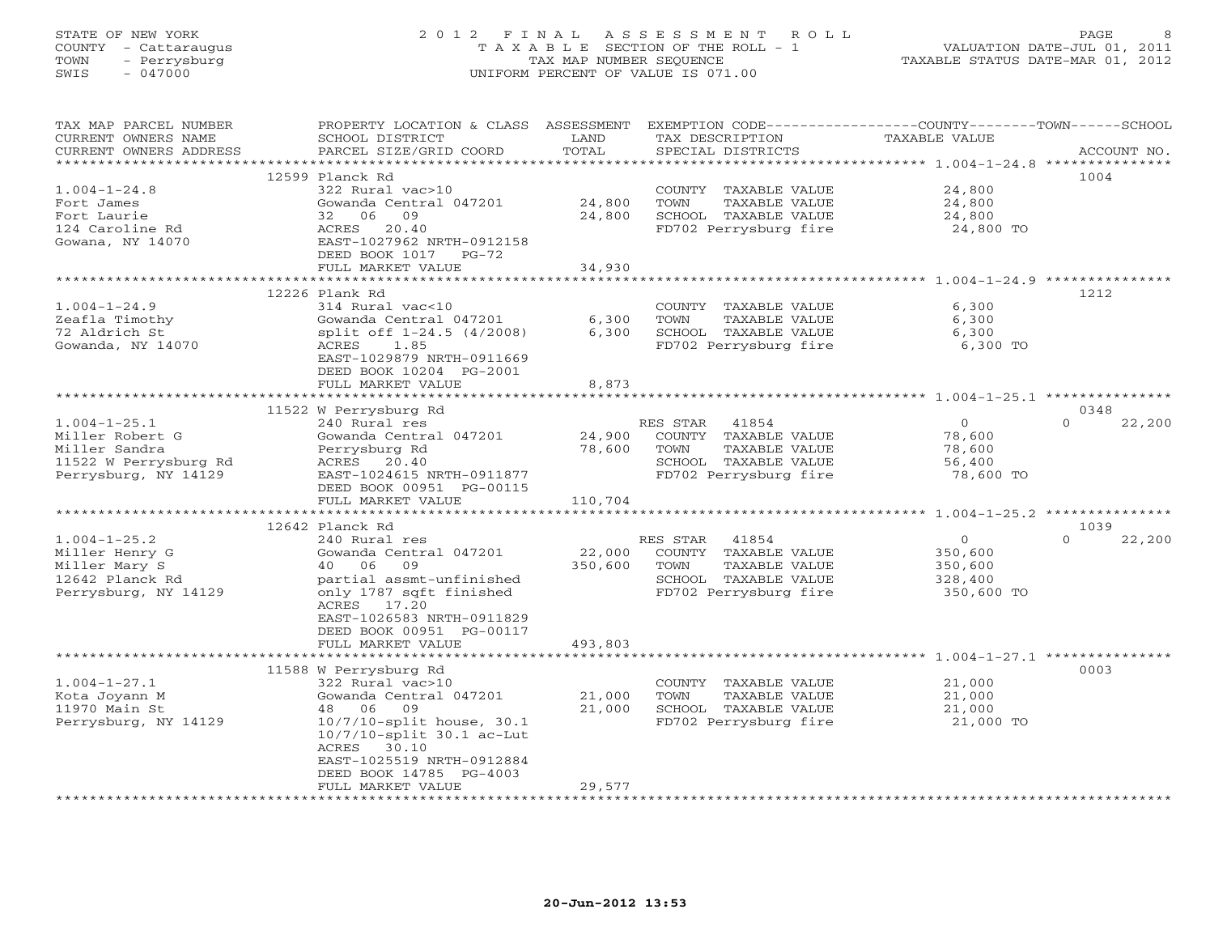STATE OF NEW YORK
COUNTY - Cattaraugus
TOWN - Perrysburg
SWIS - 047000

2012 FINAL ASSESSMENT ROLL
TAXABLE SECTION OF THE ROLL - 1
TAX MAP NUMBER SEQUENCE
UNIFORM PERCENT OF VALUE IS 071.00

VALUATION DATE-JUL 01, 2011
TAXABLE STATUS DATE-MAR 01, 2012

| TAX MAP PARCEL NUMBER / CURRENT OWNERS NAME / CURRENT OWNERS ADDRESS | PROPERTY LOCATION & CLASS / SCHOOL DISTRICT / PARCEL SIZE/GRID COORD | ASSESSMENT LAND / TOTAL | EXEMPTION CODE / TAX DESCRIPTION / SPECIAL DISTRICTS | COUNTY / TOWN / SCHOOL TAXABLE VALUE | ACCOUNT NO. |
|---|---|---|---|---|---|
| 1.004-1-24.8 | 12599 Planck Rd | | | | 1004 |
| 1.004-1-24.8 | 322 Rural vac>10 | | COUNTY TAXABLE VALUE | 24,800 | |
| Fort James | Gowanda Central 047201 | 24,800 | TOWN TAXABLE VALUE | 24,800 | |
| Fort Laurie | 32 06 09 | 24,800 | SCHOOL TAXABLE VALUE | 24,800 | |
| 124 Caroline Rd | ACRES 20.40 | | FD702 Perrysburg fire | 24,800 TO | |
| Gowana, NY 14070 | EAST-1027962 NRTH-0912158 | | | | |
| | DEED BOOK 1017 PG-72 | | | | |
| | FULL MARKET VALUE | 34,930 | | | |
| 1.004-1-24.9 | 12226 Plank Rd | | | | 1212 |
| 1.004-1-24.9 | 314 Rural vac<10 | | COUNTY TAXABLE VALUE | 6,300 | |
| Zeafla Timothy | Gowanda Central 047201 | 6,300 | TOWN TAXABLE VALUE | 6,300 | |
| 72 Aldrich St | split off 1-24.5 (4/2008) | 6,300 | SCHOOL TAXABLE VALUE | 6,300 | |
| Gowanda, NY 14070 | ACRES 1.85 | | FD702 Perrysburg fire | 6,300 TO | |
| | EAST-1029879 NRTH-0911669 | | | | |
| | DEED BOOK 10204 PG-2001 | | | | |
| | FULL MARKET VALUE | 8,873 | | | |
| 1.004-1-25.1 | 11522 W Perrysburg Rd | | | | 0348 |
| 1.004-1-25.1 | 240 Rural res | | RES STAR 41854 | 0 / 0 / 22,200 | |
| Miller Robert G | Gowanda Central 047201 | 24,900 | COUNTY TAXABLE VALUE | 78,600 | |
| Miller Sandra | Perrysburg Rd | 78,600 | TOWN TAXABLE VALUE | 78,600 | |
| 11522 W Perrysburg Rd | ACRES 20.40 | | SCHOOL TAXABLE VALUE | 56,400 | |
| Perrysburg, NY 14129 | EAST-1024615 NRTH-0911877 | | FD702 Perrysburg fire | 78,600 TO | |
| | DEED BOOK 00951 PG-00115 | | | | |
| | FULL MARKET VALUE | 110,704 | | | |
| 1.004-1-25.2 | 12642 Planck Rd | | | | 1039 |
| 1.004-1-25.2 | 240 Rural res | | RES STAR 41854 | 0 / 0 / 22,200 | |
| Miller Henry G | Gowanda Central 047201 | 22,000 | COUNTY TAXABLE VALUE | 350,600 | |
| Miller Mary S | 40 06 09 | 350,600 | TOWN TAXABLE VALUE | 350,600 | |
| 12642 Planck Rd | partial assmt-unfinished | | SCHOOL TAXABLE VALUE | 328,400 | |
| Perrysburg, NY 14129 | only 1787 sqft finished | | FD702 Perrysburg fire | 350,600 TO | |
| | ACRES 17.20 | | | | |
| | EAST-1026583 NRTH-0911829 | | | | |
| | DEED BOOK 00951 PG-00117 | | | | |
| | FULL MARKET VALUE | 493,803 | | | |
| 1.004-1-27.1 | 11588 W Perrysburg Rd | | | | 0003 |
| 1.004-1-27.1 | 322 Rural vac>10 | | COUNTY TAXABLE VALUE | 21,000 | |
| Kota Joyann M | Gowanda Central 047201 | 21,000 | TOWN TAXABLE VALUE | 21,000 | |
| 11970 Main St | 48 06 09 | 21,000 | SCHOOL TAXABLE VALUE | 21,000 | |
| Perrysburg, NY 14129 | 10/7/10-split house, 30.1 | | FD702 Perrysburg fire | 21,000 TO | |
| | 10/7/10-split 30.1 ac-Lut | | | | |
| | ACRES 30.10 | | | | |
| | EAST-1025519 NRTH-0912884 | | | | |
| | DEED BOOK 14785 PG-4003 | | | | |
| | FULL MARKET VALUE | 29,577 | | | |

20-Jun-2012 13:53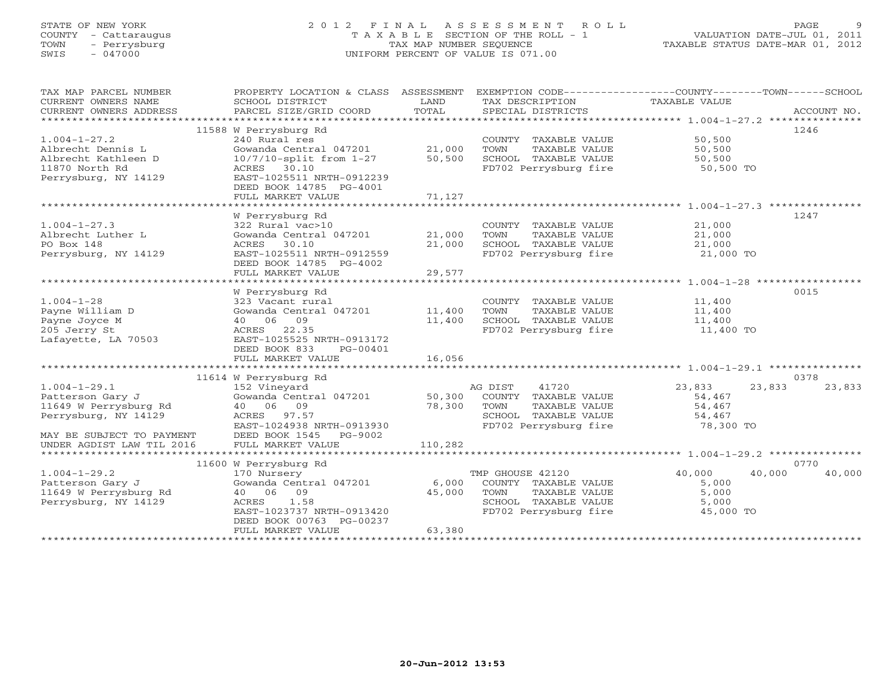STATE OF NEW YORK
COUNTY - Cattaraugus
TOWN - Perrysburg
SWIS - 047000

# 2012 FINAL ASSESSMENT ROLL
TAXABLE SECTION OF THE ROLL - 1
TAX MAP NUMBER SEQUENCE
UNIFORM PERCENT OF VALUE IS 071.00

VALUATION DATE-JUL 01, 2011
TAXABLE STATUS DATE-MAR 01, 2012

| TAX MAP PARCEL NUMBER / CURRENT OWNERS NAME / CURRENT OWNERS ADDRESS | PROPERTY LOCATION & CLASS / SCHOOL DISTRICT / PARCEL SIZE/GRID COORD | ASSESSMENT LAND / TOTAL | EXEMPTION CODE / TAX DESCRIPTION / SPECIAL DISTRICTS | COUNTY TAXABLE VALUE | TOWN | SCHOOL / ACCOUNT NO. |
|---|---|---|---|---|---|---|
| 1.004-1-27.2 | 11588 W Perrysburg Rd | | | | | 1246 |
| | 240 Rural res | | COUNTY TAXABLE VALUE | 50,500 | | |
| Albrecht Dennis L | Gowanda Central 047201 | 21,000 | TOWN TAXABLE VALUE | 50,500 | | |
| Albrecht Kathleen D | 10/7/10-split from 1-27 | 50,500 | SCHOOL TAXABLE VALUE | 50,500 | | |
| 11870 North Rd | ACRES 30.10 | | FD702 Perrysburg fire | 50,500 TO | | |
| Perrysburg, NY 14129 | EAST-1025511 NRTH-0912239 | | | | | |
| | DEED BOOK 14785 PG-4001 | | | | | |
| | FULL MARKET VALUE | 71,127 | | | | |
| 1.004-1-27.3 | W Perrysburg Rd | | | | | 1247 |
| | 322 Rural vac>10 | | COUNTY TAXABLE VALUE | 21,000 | | |
| Albrecht Luther L | Gowanda Central 047201 | 21,000 | TOWN TAXABLE VALUE | 21,000 | | |
| PO Box 148 | ACRES 30.10 | 21,000 | SCHOOL TAXABLE VALUE | 21,000 | | |
| Perrysburg, NY 14129 | EAST-1025511 NRTH-0912559 | | FD702 Perrysburg fire | 21,000 TO | | |
| | DEED BOOK 14785 PG-4002 | | | | | |
| | FULL MARKET VALUE | 29,577 | | | | |
| 1.004-1-28 | W Perrysburg Rd | | | | | 0015 |
| | 323 Vacant rural | | COUNTY TAXABLE VALUE | 11,400 | | |
| Payne William D | Gowanda Central 047201 | 11,400 | TOWN TAXABLE VALUE | 11,400 | | |
| Payne Joyce M | 40 06 09 | 11,400 | SCHOOL TAXABLE VALUE | 11,400 | | |
| 205 Jerry St | ACRES 22.35 | | FD702 Perrysburg fire | 11,400 TO | | |
| Lafayette, LA 70503 | EAST-1025525 NRTH-0913172 | | | | | |
| | DEED BOOK 833 PG-00401 | | | | | |
| | FULL MARKET VALUE | 16,056 | | | | |
| 1.004-1-29.1 | 11614 W Perrysburg Rd | | | | | 0378 |
| | 152 Vineyard | | AG DIST 41720 | 23,833 | 23,833 | 23,833 |
| Patterson Gary J | Gowanda Central 047201 | 50,300 | COUNTY TAXABLE VALUE | 54,467 | | |
| 11649 W Perrysburg Rd | 40 06 09 | 78,300 | TOWN TAXABLE VALUE | 54,467 | | |
| Perrysburg, NY 14129 | ACRES 97.57 | | SCHOOL TAXABLE VALUE | 54,467 | | |
| | EAST-1024938 NRTH-0913930 | | FD702 Perrysburg fire | 78,300 TO | | |
| MAY BE SUBJECT TO PAYMENT | DEED BOOK 1545 PG-9002 | | | | | |
| UNDER AGDIST LAW TIL 2016 | FULL MARKET VALUE | 110,282 | | | | |
| 1.004-1-29.2 | 11600 W Perrysburg Rd | | | | | 0770 |
| | 170 Nursery | | TMP GHOUSE 42120 | 40,000 | 40,000 | 40,000 |
| Patterson Gary J | Gowanda Central 047201 | 6,000 | COUNTY TAXABLE VALUE | 5,000 | | |
| 11649 W Perrysburg Rd | 40 06 09 | 45,000 | TOWN TAXABLE VALUE | 5,000 | | |
| Perrysburg, NY 14129 | ACRES 1.58 | | SCHOOL TAXABLE VALUE | 5,000 | | |
| | EAST-1023737 NRTH-0913420 | | FD702 Perrysburg fire | 45,000 TO | | |
| | DEED BOOK 00763 PG-00237 | | | | | |
| | FULL MARKET VALUE | 63,380 | | | | |

20-Jun-2012 13:53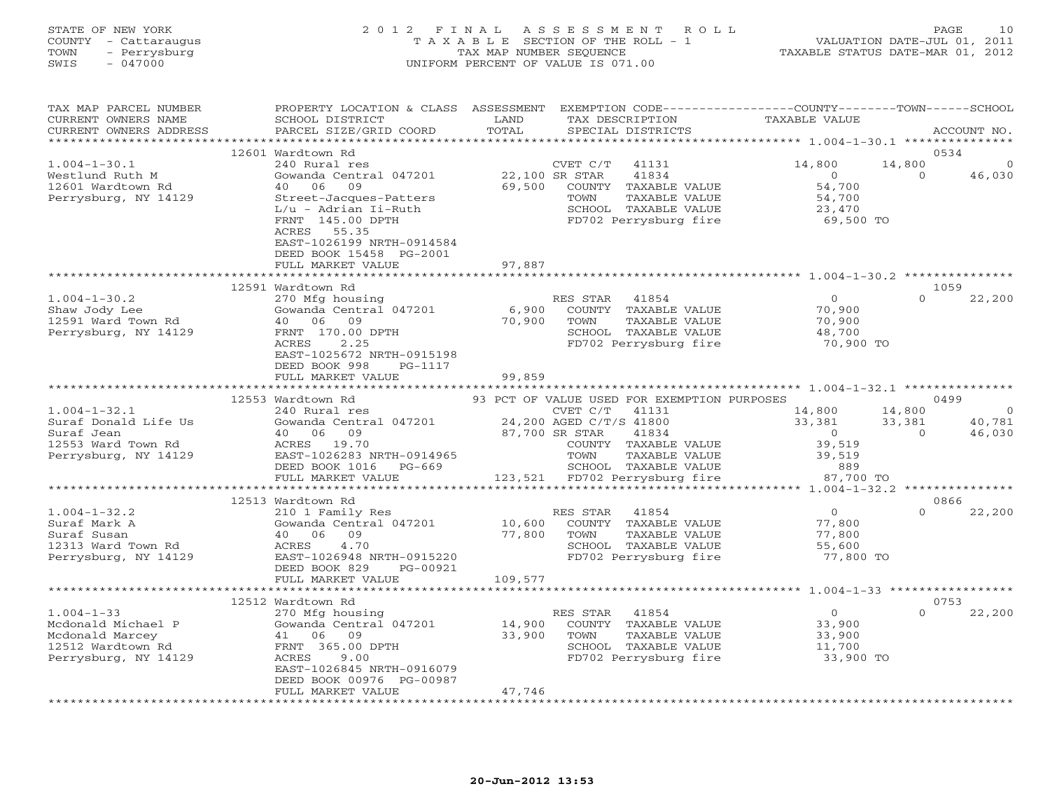STATE OF NEW YORK
COUNTY - Cattaraugus
TOWN - Perrysburg
SWIS - 047000

2012 FINAL ASSESSMENT ROLL
TAXABLE SECTION OF THE ROLL - 1
TAX MAP NUMBER SEQUENCE
UNIFORM PERCENT OF VALUE IS 071.00

VALUATION DATE-JUL 01, 2011
TAXABLE STATUS DATE-MAR 01, 2012

| TAX MAP PARCEL NUMBER / CURRENT OWNERS NAME / CURRENT OWNERS ADDRESS | PROPERTY LOCATION & CLASS / SCHOOL DISTRICT / PARCEL SIZE/GRID COORD | ASSESSMENT LAND / TOTAL | EXEMPTION CODE / TAX DESCRIPTION / SPECIAL DISTRICTS | COUNTY TAXABLE VALUE | TOWN | SCHOOL / ACCOUNT NO. |
|---|---|---|---|---|---|---|
| | 12601 Wardtown Rd | | | | | 0534 |
| 1.004-1-30.1 | 240 Rural res | | CVET C/T 41131 | 14,800 | 14,800 | 0 |
| Westlund Ruth M | Gowanda Central 047201 | 22,100 | SR STAR 41834 | 0 | 0 | 46,030 |
| 12601 Wardtown Rd | 40 06 09 | 69,500 | COUNTY TAXABLE VALUE | 54,700 | | |
| Perrysburg, NY 14129 | Street-Jacques-Patters | | TOWN TAXABLE VALUE | 54,700 | | |
| | L/u - Adrian Ii-Ruth | | SCHOOL TAXABLE VALUE | 23,470 | | |
| | FRNT 145.00 DPTH | | FD702 Perrysburg fire | 69,500 TO | | |
| | ACRES 55.35 | | | | | |
| | EAST-1026199 NRTH-0914584 | | | | | |
| | DEED BOOK 15458 PG-2001 | | | | | |
| | FULL MARKET VALUE | 97,887 | | | | |
| | 12591 Wardtown Rd | | | | | 1059 |
| 1.004-1-30.2 | 270 Mfg housing | | RES STAR 41854 | 0 | 0 | 22,200 |
| Shaw Jody Lee | Gowanda Central 047201 | 6,900 | COUNTY TAXABLE VALUE | 70,900 | | |
| 12591 Ward Town Rd | 40 06 09 | 70,900 | TOWN TAXABLE VALUE | 70,900 | | |
| Perrysburg, NY 14129 | FRNT 170.00 DPTH | | SCHOOL TAXABLE VALUE | 48,700 | | |
| | ACRES 2.25 | | FD702 Perrysburg fire | 70,900 TO | | |
| | EAST-1025672 NRTH-0915198 | | | | | |
| | DEED BOOK 998 PG-1117 | | | | | |
| | FULL MARKET VALUE | 99,859 | | | | |
| | 12553 Wardtown Rd | | 93 PCT OF VALUE USED FOR EXEMPTION PURPOSES | | | 0499 |
| 1.004-1-32.1 | 240 Rural res | | CVET C/T 41131 | 14,800 | 14,800 | 0 |
| Suraf Donald Life Us | Gowanda Central 047201 | 24,200 | AGED C/T/S 41800 | 33,381 | 33,381 | 40,781 |
| Suraf Jean | 40 06 09 | 87,700 | SR STAR 41834 | 0 | 0 | 46,030 |
| 12553 Ward Town Rd | ACRES 19.70 | | COUNTY TAXABLE VALUE | 39,519 | | |
| Perrysburg, NY 14129 | EAST-1026283 NRTH-0914965 | | TOWN TAXABLE VALUE | 39,519 | | |
| | DEED BOOK 1016 PG-669 | | SCHOOL TAXABLE VALUE | 889 | | |
| | FULL MARKET VALUE | 123,521 | FD702 Perrysburg fire | 87,700 TO | | |
| | 12513 Wardtown Rd | | | | | 0866 |
| 1.004-1-32.2 | 210 1 Family Res | | RES STAR 41854 | 0 | 0 | 22,200 |
| Suraf Mark A | Gowanda Central 047201 | 10,600 | COUNTY TAXABLE VALUE | 77,800 | | |
| Suraf Susan | 40 06 09 | 77,800 | TOWN TAXABLE VALUE | 77,800 | | |
| 12313 Ward Town Rd | ACRES 4.70 | | SCHOOL TAXABLE VALUE | 55,600 | | |
| Perrysburg, NY 14129 | EAST-1026948 NRTH-0915220 | | FD702 Perrysburg fire | 77,800 TO | | |
| | DEED BOOK 829 PG-00921 | | | | | |
| | FULL MARKET VALUE | 109,577 | | | | |
| | 12512 Wardtown Rd | | | | | 0753 |
| 1.004-1-33 | 270 Mfg housing | | RES STAR 41854 | 0 | 0 | 22,200 |
| Mcdonald Michael P | Gowanda Central 047201 | 14,900 | COUNTY TAXABLE VALUE | 33,900 | | |
| Mcdonald Marcey | 41 06 09 | 33,900 | TOWN TAXABLE VALUE | 33,900 | | |
| 12512 Wardtown Rd | FRNT 365.00 DPTH | | SCHOOL TAXABLE VALUE | 11,700 | | |
| Perrysburg, NY 14129 | ACRES 9.00 | | FD702 Perrysburg fire | 33,900 TO | | |
| | EAST-1026845 NRTH-0916079 | | | | | |
| | DEED BOOK 00976 PG-00987 | | | | | |
| | FULL MARKET VALUE | 47,746 | | | | |

20-Jun-2012 13:53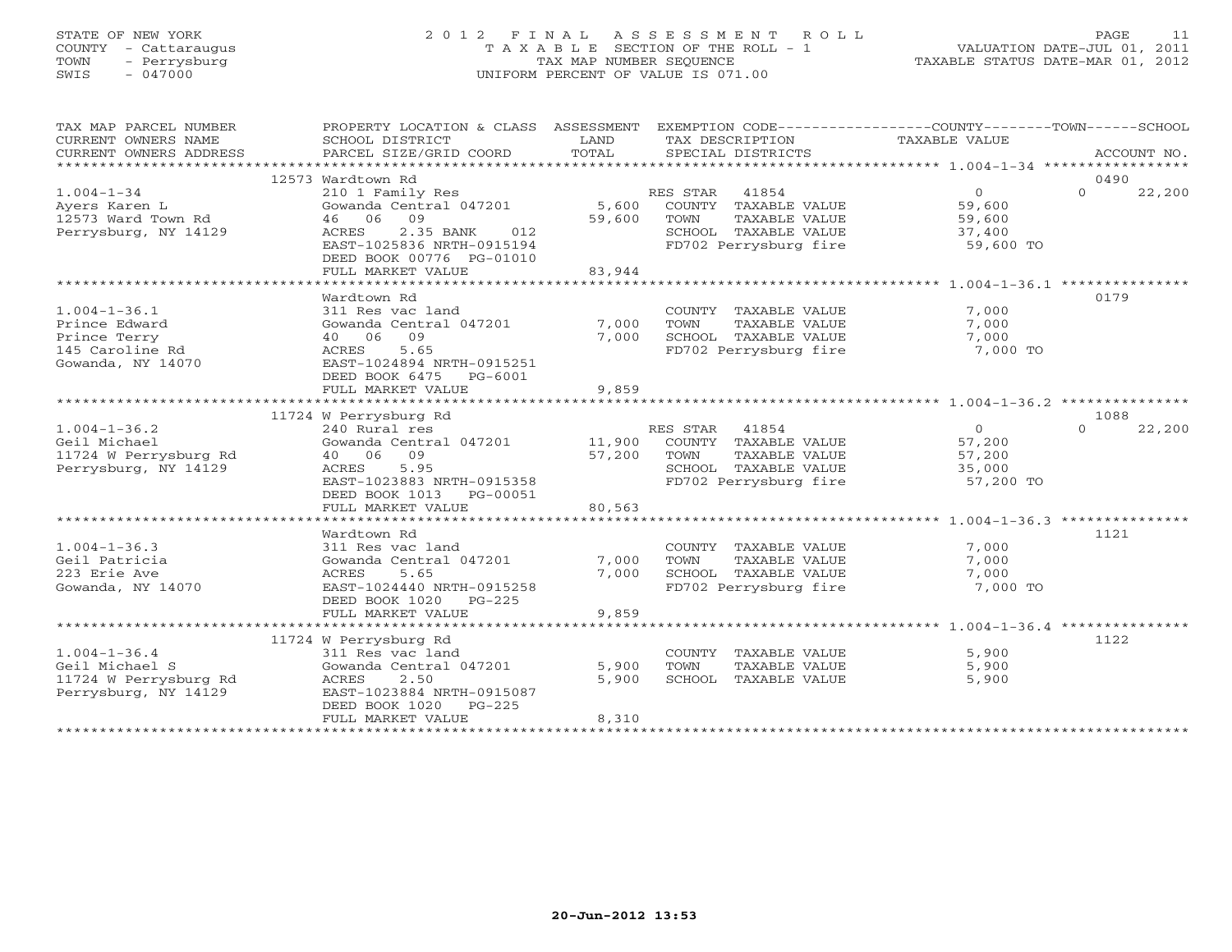STATE OF NEW YORK
COUNTY - Cattaraugus
TOWN - Perrysburg
SWIS - 047000

2012 FINAL ASSESSMENT ROLL
TAXABLE SECTION OF THE ROLL - 1
TAX MAP NUMBER SEQUENCE
UNIFORM PERCENT OF VALUE IS 071.00

VALUATION DATE-JUL 01, 2011
TAXABLE STATUS DATE-MAR 01, 2012

| TAX MAP PARCEL NUMBER / CURRENT OWNERS NAME / CURRENT OWNERS ADDRESS | PROPERTY LOCATION & CLASS / SCHOOL DISTRICT / PARCEL SIZE/GRID COORD | ASSESSMENT LAND / TOTAL | EXEMPTION CODE / TAX DESCRIPTION / SPECIAL DISTRICTS | COUNTY TAXABLE VALUE | TOWN | SCHOOL / ACCOUNT NO. |
|---|---|---|---|---|---|---|
| **1.004-1-34** | 12573 Wardtown Rd | | | | | 0490 |
| 1.004-1-34 | 210 1 Family Res | | RES STAR 41854 | 0 | 0 | 22,200 |
| Ayers Karen L | Gowanda Central 047201 | 5,600 | COUNTY TAXABLE VALUE | 59,600 | | |
| 12573 Ward Town Rd | 46 06 09 | 59,600 | TOWN TAXABLE VALUE | 59,600 | | |
| Perrysburg, NY 14129 | ACRES 2.35 BANK 012 | | SCHOOL TAXABLE VALUE | 37,400 | | |
| | EAST-1025836 NRTH-0915194 | | FD702 Perrysburg fire | 59,600 TO | | |
| | DEED BOOK 00776 PG-01010 | | | | | |
| | FULL MARKET VALUE | 83,944 | | | | |
| **1.004-1-36.1** | Wardtown Rd | | | | | 0179 |
| 1.004-1-36.1 | 311 Res vac land | | COUNTY TAXABLE VALUE | 7,000 | | |
| Prince Edward | Gowanda Central 047201 | 7,000 | TOWN TAXABLE VALUE | 7,000 | | |
| Prince Terry | 40 06 09 | 7,000 | SCHOOL TAXABLE VALUE | 7,000 | | |
| 145 Caroline Rd | ACRES 5.65 | | FD702 Perrysburg fire | 7,000 TO | | |
| Gowanda, NY 14070 | EAST-1024894 NRTH-0915251 | | | | | |
| | DEED BOOK 6475 PG-6001 | | | | | |
| | FULL MARKET VALUE | 9,859 | | | | |
| **1.004-1-36.2** | 11724 W Perrysburg Rd | | | | | 1088 |
| 1.004-1-36.2 | 240 Rural res | | RES STAR 41854 | 0 | 0 | 22,200 |
| Geil Michael | Gowanda Central 047201 | 11,900 | COUNTY TAXABLE VALUE | 57,200 | | |
| 11724 W Perrysburg Rd | 40 06 09 | 57,200 | TOWN TAXABLE VALUE | 57,200 | | |
| Perrysburg, NY 14129 | ACRES 5.95 | | SCHOOL TAXABLE VALUE | 35,000 | | |
| | EAST-1023883 NRTH-0915358 | | FD702 Perrysburg fire | 57,200 TO | | |
| | DEED BOOK 1013 PG-00051 | | | | | |
| | FULL MARKET VALUE | 80,563 | | | | |
| **1.004-1-36.3** | Wardtown Rd | | | | | 1121 |
| 1.004-1-36.3 | 311 Res vac land | | COUNTY TAXABLE VALUE | 7,000 | | |
| Geil Patricia | Gowanda Central 047201 | 7,000 | TOWN TAXABLE VALUE | 7,000 | | |
| 223 Erie Ave | ACRES 5.65 | 7,000 | SCHOOL TAXABLE VALUE | 7,000 | | |
| Gowanda, NY 14070 | EAST-1024440 NRTH-0915258 | | FD702 Perrysburg fire | 7,000 TO | | |
| | DEED BOOK 1020 PG-225 | | | | | |
| | FULL MARKET VALUE | 9,859 | | | | |
| **1.004-1-36.4** | 11724 W Perrysburg Rd | | | | | 1122 |
| 1.004-1-36.4 | 311 Res vac land | | COUNTY TAXABLE VALUE | 5,900 | | |
| Geil Michael S | Gowanda Central 047201 | 5,900 | TOWN TAXABLE VALUE | 5,900 | | |
| 11724 W Perrysburg Rd | ACRES 2.50 | 5,900 | SCHOOL TAXABLE VALUE | 5,900 | | |
| Perrysburg, NY 14129 | EAST-1023884 NRTH-0915087 | | | | | |
| | DEED BOOK 1020 PG-225 | | | | | |
| | FULL MARKET VALUE | 8,310 | | | | |

20-Jun-2012 13:53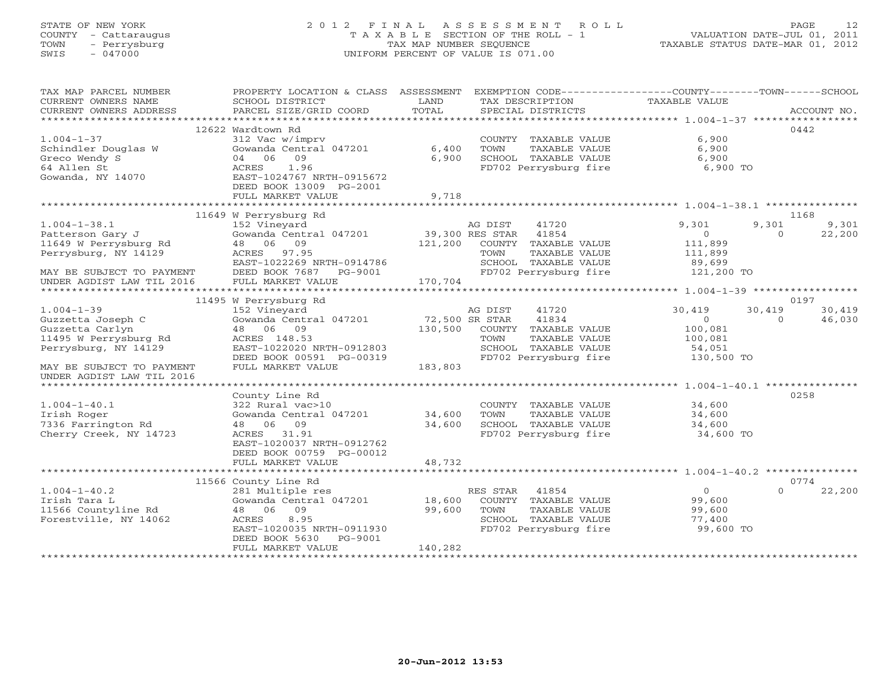STATE OF NEW YORK
COUNTY - Cattaraugus
TOWN - Perrysburg
SWIS - 047000

# 2012 FINAL ASSESSMENT ROLL

TAXABLE SECTION OF THE ROLL - 1
TAX MAP NUMBER SEQUENCE
UNIFORM PERCENT OF VALUE IS 071.00

VALUATION DATE-JUL 01, 2011
TAXABLE STATUS DATE-MAR 01, 2012

| TAX MAP PARCEL NUMBER / CURRENT OWNERS NAME / CURRENT OWNERS ADDRESS | PROPERTY LOCATION & CLASS / SCHOOL DISTRICT / PARCEL SIZE/GRID COORD | ASSESSMENT LAND / TOTAL | EXEMPTION CODE / TAX DESCRIPTION / SPECIAL DISTRICTS | COUNTY TAXABLE VALUE | TOWN | SCHOOL / ACCOUNT NO. |
|---|---|---|---|---|---|---|
| | 12622 Wardtown Rd | | | | | 0442 |
| 1.004-1-37 | 312 Vac w/imprv | | COUNTY TAXABLE VALUE | 6,900 | | |
| Schindler Douglas W | Gowanda Central 047201 | 6,400 | TOWN TAXABLE VALUE | 6,900 | | |
| Greco Wendy S | 04 06 09 | 6,900 | SCHOOL TAXABLE VALUE | 6,900 | | |
| 64 Allen St | ACRES 1.96 | | FD702 Perrysburg fire | 6,900 TO | | |
| Gowanda, NY 14070 | EAST-1024767 NRTH-0915672 | | | | | |
| | DEED BOOK 13009 PG-2001 | | | | | |
| | FULL MARKET VALUE | 9,718 | | | | |
| | 11649 W Perrysburg Rd | | | | | 1168 |
| 1.004-1-38.1 | 152 Vineyard | | AG DIST 41720 | 9,301 | 9,301 | 9,301 |
| Patterson Gary J | Gowanda Central 047201 | 39,300 | RES STAR 41854 | 0 | 0 | 22,200 |
| 11649 W Perrysburg Rd | 48 06 09 | 121,200 | COUNTY TAXABLE VALUE | 111,899 | | |
| Perrysburg, NY 14129 | ACRES 97.95 | | TOWN TAXABLE VALUE | 111,899 | | |
| | EAST-1022269 NRTH-0914786 | | SCHOOL TAXABLE VALUE | 89,699 | | |
| MAY BE SUBJECT TO PAYMENT | DEED BOOK 7687 PG-9001 | | FD702 Perrysburg fire | 121,200 TO | | |
| UNDER AGDIST LAW TIL 2016 | FULL MARKET VALUE | 170,704 | | | | |
| | 11495 W Perrysburg Rd | | | | | 0197 |
| 1.004-1-39 | 152 Vineyard | | AG DIST 41720 | 30,419 | 30,419 | 30,419 |
| Guzzetta Joseph C | Gowanda Central 047201 | 72,500 | SR STAR 41834 | 0 | 0 | 46,030 |
| Guzzetta Carlyn | 48 06 09 | 130,500 | COUNTY TAXABLE VALUE | 100,081 | | |
| 11495 W Perrysburg Rd | ACRES 148.53 | | TOWN TAXABLE VALUE | 100,081 | | |
| Perrysburg, NY 14129 | EAST-1022020 NRTH-0912803 | | SCHOOL TAXABLE VALUE | 54,051 | | |
| | DEED BOOK 00591 PG-00319 | | FD702 Perrysburg fire | 130,500 TO | | |
| MAY BE SUBJECT TO PAYMENT | FULL MARKET VALUE | 183,803 | | | | |
| UNDER AGDIST LAW TIL 2016 | | | | | | |
| | County Line Rd | | | | | 0258 |
| 1.004-1-40.1 | 322 Rural vac>10 | | COUNTY TAXABLE VALUE | 34,600 | | |
| Irish Roger | Gowanda Central 047201 | 34,600 | TOWN TAXABLE VALUE | 34,600 | | |
| 7336 Farrington Rd | 48 06 09 | 34,600 | SCHOOL TAXABLE VALUE | 34,600 | | |
| Cherry Creek, NY 14723 | ACRES 31.91 | | FD702 Perrysburg fire | 34,600 TO | | |
| | EAST-1020037 NRTH-0912762 | | | | | |
| | DEED BOOK 00759 PG-00012 | | | | | |
| | FULL MARKET VALUE | 48,732 | | | | |
| | 11566 County Line Rd | | | | | 0774 |
| 1.004-1-40.2 | 281 Multiple res | | RES STAR 41854 | 0 | 0 | 22,200 |
| Irish Tara L | Gowanda Central 047201 | 18,600 | COUNTY TAXABLE VALUE | 99,600 | | |
| 11566 Countyline Rd | 48 06 09 | 99,600 | TOWN TAXABLE VALUE | 99,600 | | |
| Forestville, NY 14062 | ACRES 8.95 | | SCHOOL TAXABLE VALUE | 77,400 | | |
| | EAST-1020035 NRTH-0911930 | | FD702 Perrysburg fire | 99,600 TO | | |
| | DEED BOOK 5630 PG-9001 | | | | | |
| | FULL MARKET VALUE | 140,282 | | | | |

20-Jun-2012 13:53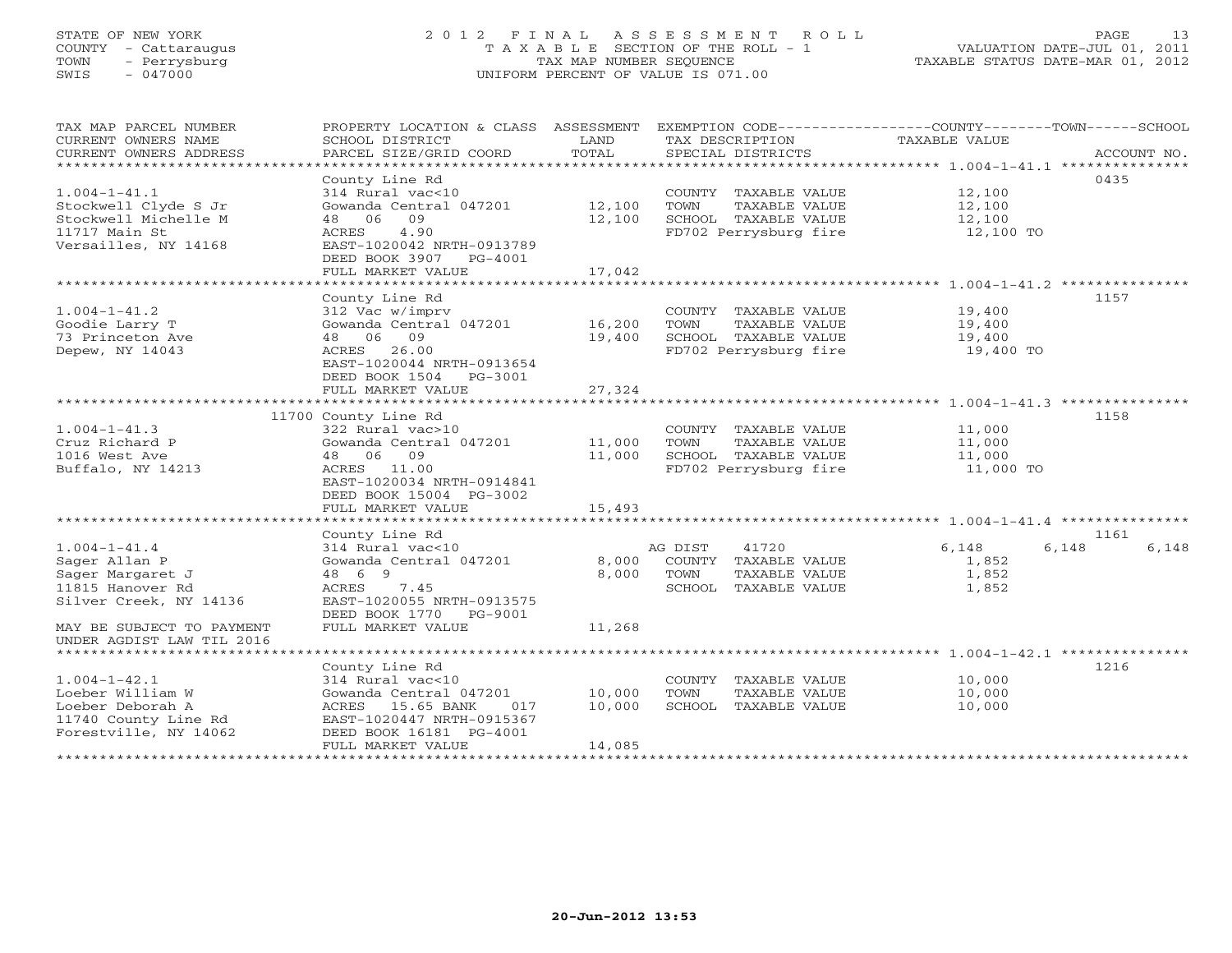STATE OF NEW YORK
COUNTY - Cattaraugus
TOWN - Perrysburg
SWIS - 047000

# 2012 FINAL ASSESSMENT ROLL

TAXABLE SECTION OF THE ROLL - 1
TAX MAP NUMBER SEQUENCE
UNIFORM PERCENT OF VALUE IS 071.00

VALUATION DATE-JUL 01, 2011
TAXABLE STATUS DATE-MAR 01, 2012

| TAX MAP PARCEL NUMBER / CURRENT OWNERS NAME / CURRENT OWNERS ADDRESS | PROPERTY LOCATION & CLASS / SCHOOL DISTRICT / PARCEL SIZE/GRID COORD | ASSESSMENT LAND / TOTAL | EXEMPTION CODE / TAX DESCRIPTION / SPECIAL DISTRICTS | COUNTY TAXABLE VALUE | TOWN | SCHOOL | ACCOUNT NO. |
|---|---|---|---|---|---|---|---|
| **1.004-1-41.1** | County Line Rd | | | | | | 0435 |
| | 314 Rural vac<10 | | COUNTY TAXABLE VALUE | 12,100 | | | |
| Stockwell Clyde S Jr | Gowanda Central 047201 | 12,100 | TOWN TAXABLE VALUE | 12,100 | | | |
| Stockwell Michelle M | 48 06 09 | 12,100 | SCHOOL TAXABLE VALUE | 12,100 | | | |
| 11717 Main St | ACRES 4.90 | | FD702 Perrysburg fire | 12,100 TO | | | |
| Versailles, NY 14168 | EAST-1020042 NRTH-0913789 | | | | | | |
| | DEED BOOK 3907 PG-4001 | | | | | | |
| | FULL MARKET VALUE | 17,042 | | | | | |
| **1.004-1-41.2** | County Line Rd | | | | | | 1157 |
| | 312 Vac w/imprv | | COUNTY TAXABLE VALUE | 19,400 | | | |
| Goodie Larry T | Gowanda Central 047201 | 16,200 | TOWN TAXABLE VALUE | 19,400 | | | |
| 73 Princeton Ave | 48 06 09 | 19,400 | SCHOOL TAXABLE VALUE | 19,400 | | | |
| Depew, NY 14043 | ACRES 26.00 | | FD702 Perrysburg fire | 19,400 TO | | | |
| | EAST-1020044 NRTH-0913654 | | | | | | |
| | DEED BOOK 1504 PG-3001 | | | | | | |
| | FULL MARKET VALUE | 27,324 | | | | | |
| **1.004-1-41.3** | 11700 County Line Rd | | | | | | 1158 |
| | 322 Rural vac>10 | | COUNTY TAXABLE VALUE | 11,000 | | | |
| Cruz Richard P | Gowanda Central 047201 | 11,000 | TOWN TAXABLE VALUE | 11,000 | | | |
| 1016 West Ave | 48 06 09 | 11,000 | SCHOOL TAXABLE VALUE | 11,000 | | | |
| Buffalo, NY 14213 | ACRES 11.00 | | FD702 Perrysburg fire | 11,000 TO | | | |
| | EAST-1020034 NRTH-0914841 | | | | | | |
| | DEED BOOK 15004 PG-3002 | | | | | | |
| | FULL MARKET VALUE | 15,493 | | | | | |
| **1.004-1-41.4** | County Line Rd | | | | | | 1161 |
| | 314 Rural vac<10 | | AG DIST 41720 | 6,148 | 6,148 | 6,148 | |
| Sager Allan P | Gowanda Central 047201 | 8,000 | COUNTY TAXABLE VALUE | 1,852 | | | |
| Sager Margaret J | 48 6 9 | 8,000 | TOWN TAXABLE VALUE | 1,852 | | | |
| 11815 Hanover Rd | ACRES 7.45 | | SCHOOL TAXABLE VALUE | 1,852 | | | |
| Silver Creek, NY 14136 | EAST-1020055 NRTH-0913575 | | | | | | |
| | DEED BOOK 1770 PG-9001 | | | | | | |
| MAY BE SUBJECT TO PAYMENT | FULL MARKET VALUE | 11,268 | | | | | |
| UNDER AGDIST LAW TIL 2016 | | | | | | | |
| **1.004-1-42.1** | County Line Rd | | | | | | 1216 |
| | 314 Rural vac<10 | | COUNTY TAXABLE VALUE | 10,000 | | | |
| Loeber William W | Gowanda Central 047201 | 10,000 | TOWN TAXABLE VALUE | 10,000 | | | |
| Loeber Deborah A | ACRES 15.65 BANK 017 | 10,000 | SCHOOL TAXABLE VALUE | 10,000 | | | |
| 11740 County Line Rd | EAST-1020447 NRTH-0915367 | | | | | | |
| Forestville, NY 14062 | DEED BOOK 16181 PG-4001 | | | | | | |
| | FULL MARKET VALUE | 14,085 | | | | | |

20-Jun-2012 13:53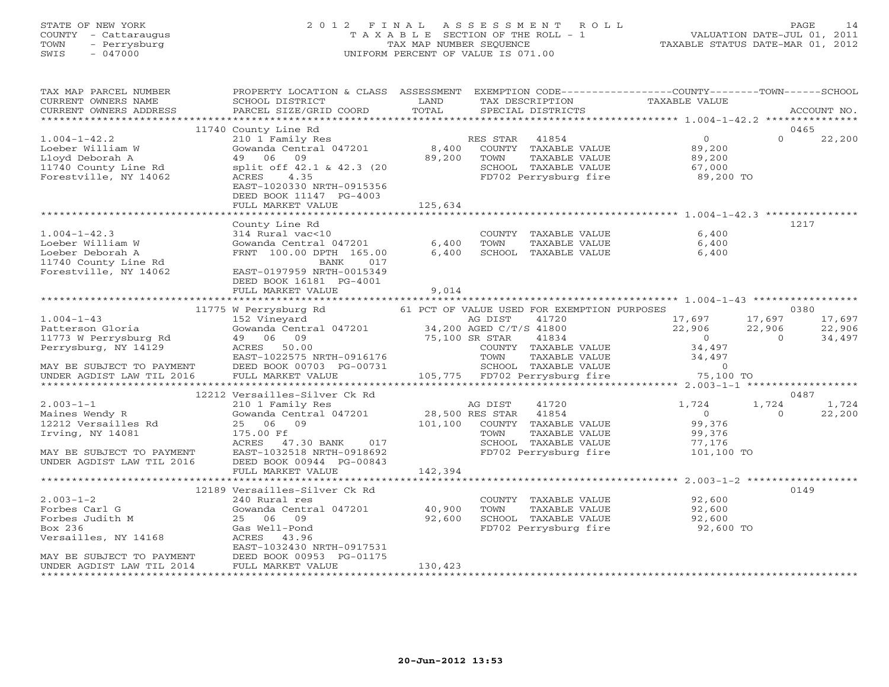STATE OF NEW YORK
COUNTY - Cattaraugus
TOWN - Perrysburg
SWIS - 047000

2012 FINAL ASSESSMENT ROLL
TAXABLE SECTION OF THE ROLL - 1
TAX MAP NUMBER SEQUENCE
UNIFORM PERCENT OF VALUE IS 071.00

VALUATION DATE-JUL 01, 2011
TAXABLE STATUS DATE-MAR 01, 2012

| TAX MAP PARCEL NUMBER / CURRENT OWNERS NAME / CURRENT OWNERS ADDRESS | PROPERTY LOCATION & CLASS / SCHOOL DISTRICT / PARCEL SIZE/GRID COORD | ASSESSMENT LAND / TOTAL | EXEMPTION CODE / TAX DESCRIPTION / SPECIAL DISTRICTS | COUNTY TAXABLE VALUE | TOWN | SCHOOL / ACCOUNT NO. |
|---|---|---|---|---|---|---|
| 1.004-1-42.2 | 11740 County Line Rd | | | | | 0465 |
| 1.004-1-42.2 | 210 1 Family Res | | RES STAR 41854 | 0 | 0 | 22,200 |
| Loeber William W | Gowanda Central 047201 | 8,400 | COUNTY TAXABLE VALUE | 89,200 | | |
| Lloyd Deborah A | 49 06 09 | 89,200 | TOWN TAXABLE VALUE | 89,200 | | |
| 11740 County Line Rd | split off 42.1 & 42.3 (20 | | SCHOOL TAXABLE VALUE | 67,000 | | |
| Forestville, NY 14062 | ACRES 4.35 | | FD702 Perrysburg fire | 89,200 TO | | |
| | EAST-1020330 NRTH-0915356 | | | | | |
| | DEED BOOK 11147 PG-4003 | | | | | |
| | FULL MARKET VALUE | 125,634 | | | | |
| 1.004-1-42.3 | County Line Rd | | | | | 1217 |
| 1.004-1-42.3 | 314 Rural vac<10 | | COUNTY TAXABLE VALUE | 6,400 | | |
| Loeber William W | Gowanda Central 047201 | 6,400 | TOWN TAXABLE VALUE | 6,400 | | |
| Loeber Deborah A | FRNT 100.00 DPTH 165.00 | 6,400 | SCHOOL TAXABLE VALUE | 6,400 | | |
| 11740 County Line Rd | BANK 017 | | | | | |
| Forestville, NY 14062 | EAST-0197959 NRTH-0015349 | | | | | |
| | DEED BOOK 16181 PG-4001 | | | | | |
| | FULL MARKET VALUE | 9,014 | | | | |
| 1.004-1-43 | 11775 W Perrysburg Rd | | 61 PCT OF VALUE USED FOR EXEMPTION PURPOSES | | | 0380 |
| 1.004-1-43 | 152 Vineyard | | AG DIST 41720 | 17,697 | 17,697 | 17,697 |
| Patterson Gloria | Gowanda Central 047201 | 34,200 | AGED C/T/S 41800 | 22,906 | 22,906 | 22,906 |
| 11773 W Perrysburg Rd | 49 06 09 | 75,100 | SR STAR 41834 | 0 | 0 | 34,497 |
| Perrysburg, NY 14129 | ACRES 50.00 | | COUNTY TAXABLE VALUE | 34,497 | | |
| | EAST-1022575 NRTH-0916176 | | TOWN TAXABLE VALUE | 34,497 | | |
| MAY BE SUBJECT TO PAYMENT | DEED BOOK 00703 PG-00731 | | SCHOOL TAXABLE VALUE | 0 | | |
| UNDER AGDIST LAW TIL 2016 | FULL MARKET VALUE | 105,775 | FD702 Perrysburg fire | 75,100 TO | | |
| 2.003-1-1 | 12212 Versailles-Silver Ck Rd | | | | | 0487 |
| 2.003-1-1 | 210 1 Family Res | | AG DIST 41720 | 1,724 | 1,724 | 1,724 |
| Maines Wendy R | Gowanda Central 047201 | 28,500 | RES STAR 41854 | 0 | 0 | 22,200 |
| 12212 Versailles Rd | 25 06 09 | 101,100 | COUNTY TAXABLE VALUE | 99,376 | | |
| Irving, NY 14081 | 175.00 Ff | | TOWN TAXABLE VALUE | 99,376 | | |
| | ACRES 47.30 BANK 017 | | SCHOOL TAXABLE VALUE | 77,176 | | |
| MAY BE SUBJECT TO PAYMENT | EAST-1032518 NRTH-0918692 | | FD702 Perrysburg fire | 101,100 TO | | |
| UNDER AGDIST LAW TIL 2016 | DEED BOOK 00944 PG-00843 | | | | | |
| | FULL MARKET VALUE | 142,394 | | | | |
| 2.003-1-2 | 12189 Versailles-Silver Ck Rd | | | | | 0149 |
| 2.003-1-2 | 240 Rural res | | COUNTY TAXABLE VALUE | 92,600 | | |
| Forbes Carl G | Gowanda Central 047201 | 40,900 | TOWN TAXABLE VALUE | 92,600 | | |
| Forbes Judith M | 25 06 09 | 92,600 | SCHOOL TAXABLE VALUE | 92,600 | | |
| Box 236 | Gas Well-Pond | | FD702 Perrysburg fire | 92,600 TO | | |
| Versailles, NY 14168 | ACRES 43.96 | | | | | |
| | EAST-1032430 NRTH-0917531 | | | | | |
| MAY BE SUBJECT TO PAYMENT | DEED BOOK 00953 PG-01175 | | | | | |
| UNDER AGDIST LAW TIL 2014 | FULL MARKET VALUE | 130,423 | | | | |

20-Jun-2012 13:53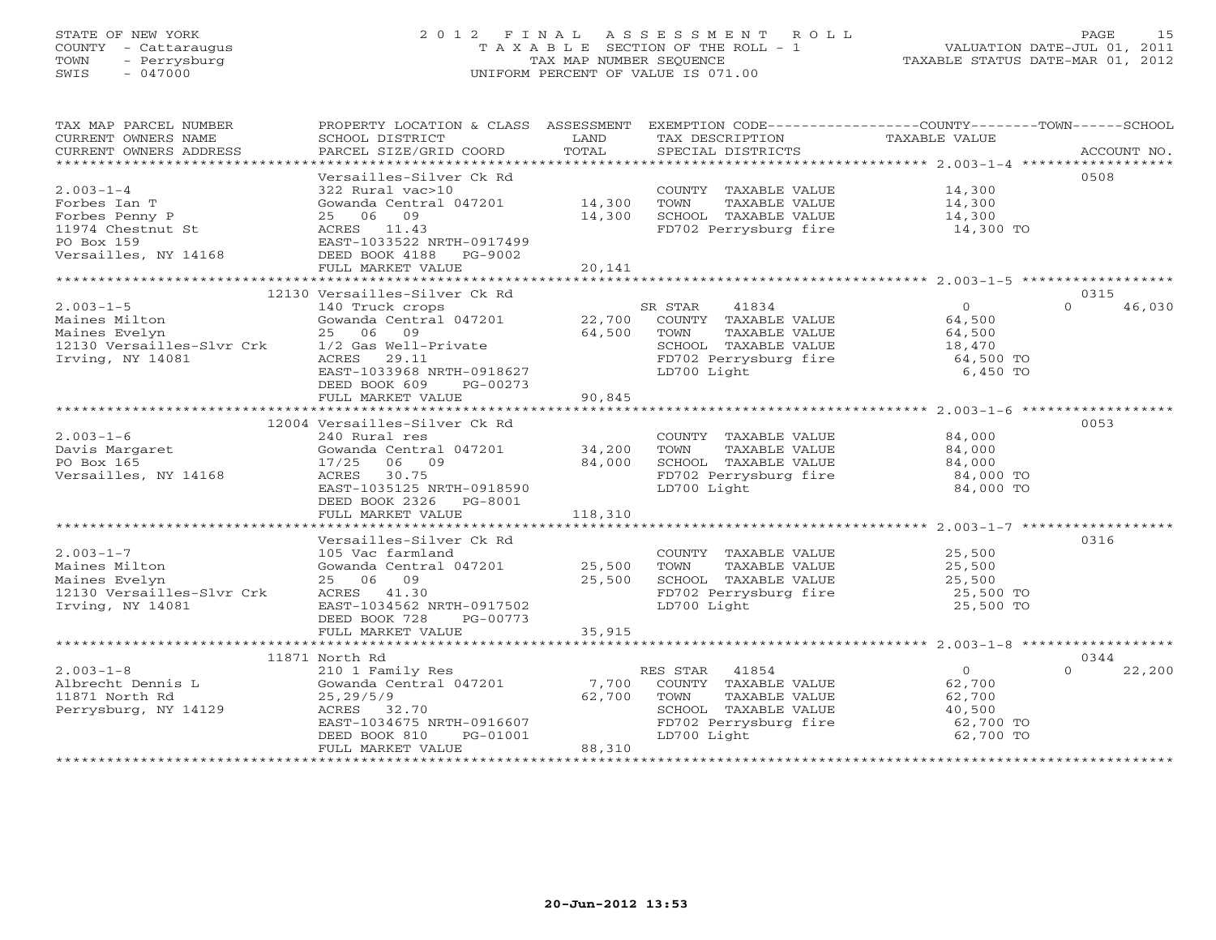STATE OF NEW YORK
COUNTY - Cattaraugus
TOWN - Perrysburg
SWIS - 047000

2 0 1 2 F I N A L A S S E S S M E N T R O L L
T A X A B L E SECTION OF THE ROLL - 1
TAX MAP NUMBER SEQUENCE
UNIFORM PERCENT OF VALUE IS 071.00

VALUATION DATE-JUL 01, 2011
TAXABLE STATUS DATE-MAR 01, 2012

| TAX MAP PARCEL NUMBER / CURRENT OWNERS NAME / CURRENT OWNERS ADDRESS | PROPERTY LOCATION & CLASS / SCHOOL DISTRICT / PARCEL SIZE/GRID COORD | ASSESSMENT LAND / TOTAL | EXEMPTION CODE / TAX DESCRIPTION / SPECIAL DISTRICTS | COUNTY / TOWN / SCHOOL TAXABLE VALUE | ACCOUNT NO. |
|---|---|---|---|---|---|
| 2.003-1-4 | Versailles-Silver Ck Rd | | | | 0508 |
| | 322 Rural vac>10 | | COUNTY TAXABLE VALUE | 14,300 | |
| Forbes Ian T | Gowanda Central 047201 | 14,300 | TOWN TAXABLE VALUE | 14,300 | |
| Forbes Penny P | 25 06 09 | 14,300 | SCHOOL TAXABLE VALUE | 14,300 | |
| 11974 Chestnut St | ACRES 11.43 | | FD702 Perrysburg fire | 14,300 TO | |
| PO Box 159 | EAST-1033522 NRTH-0917499 | | | | |
| Versailles, NY 14168 | DEED BOOK 4188 PG-9002 | | | | |
| | FULL MARKET VALUE | 20,141 | | | |
| 2.003-1-5 | 12130 Versailles-Silver Ck Rd | | | | 0315 |
| | 140 Truck crops | | SR STAR 41834 | 0 0 46,030 | |
| Maines Milton | Gowanda Central 047201 | 22,700 | COUNTY TAXABLE VALUE | 64,500 | |
| Maines Evelyn | 25 06 09 | 64,500 | TOWN TAXABLE VALUE | 64,500 | |
| 12130 Versailles-Slvr Crk | 1/2 Gas Well-Private | | SCHOOL TAXABLE VALUE | 18,470 | |
| Irving, NY 14081 | ACRES 29.11 | | FD702 Perrysburg fire | 64,500 TO | |
| | EAST-1033968 NRTH-0918627 | | LD700 Light | 6,450 TO | |
| | DEED BOOK 609 PG-00273 | | | | |
| | FULL MARKET VALUE | 90,845 | | | |
| 2.003-1-6 | 12004 Versailles-Silver Ck Rd | | | | 0053 |
| | 240 Rural res | | COUNTY TAXABLE VALUE | 84,000 | |
| Davis Margaret | Gowanda Central 047201 | 34,200 | TOWN TAXABLE VALUE | 84,000 | |
| PO Box 165 | 17/25 06 09 | 84,000 | SCHOOL TAXABLE VALUE | 84,000 | |
| Versailles, NY 14168 | ACRES 30.75 | | FD702 Perrysburg fire | 84,000 TO | |
| | EAST-1035125 NRTH-0918590 | | LD700 Light | 84,000 TO | |
| | DEED BOOK 2326 PG-8001 | | | | |
| | FULL MARKET VALUE | 118,310 | | | |
| 2.003-1-7 | Versailles-Silver Ck Rd | | | | 0316 |
| | 105 Vac farmland | | COUNTY TAXABLE VALUE | 25,500 | |
| Maines Milton | Gowanda Central 047201 | 25,500 | TOWN TAXABLE VALUE | 25,500 | |
| Maines Evelyn | 25 06 09 | 25,500 | SCHOOL TAXABLE VALUE | 25,500 | |
| 12130 Versailles-Slvr Crk | ACRES 41.30 | | FD702 Perrysburg fire | 25,500 TO | |
| Irving, NY 14081 | EAST-1034562 NRTH-0917502 | | LD700 Light | 25,500 TO | |
| | DEED BOOK 728 PG-00773 | | | | |
| | FULL MARKET VALUE | 35,915 | | | |
| 2.003-1-8 | 11871 North Rd | | | | 0344 |
| | 210 1 Family Res | | RES STAR 41854 | 0 0 22,200 | |
| Albrecht Dennis L | Gowanda Central 047201 | 7,700 | COUNTY TAXABLE VALUE | 62,700 | |
| 11871 North Rd | 25,29/5/9 | 62,700 | TOWN TAXABLE VALUE | 62,700 | |
| Perrysburg, NY 14129 | ACRES 32.70 | | SCHOOL TAXABLE VALUE | 40,500 | |
| | EAST-1034675 NRTH-0916607 | | FD702 Perrysburg fire | 62,700 TO | |
| | DEED BOOK 810 PG-01001 | | LD700 Light | 62,700 TO | |
| | FULL MARKET VALUE | 88,310 | | | |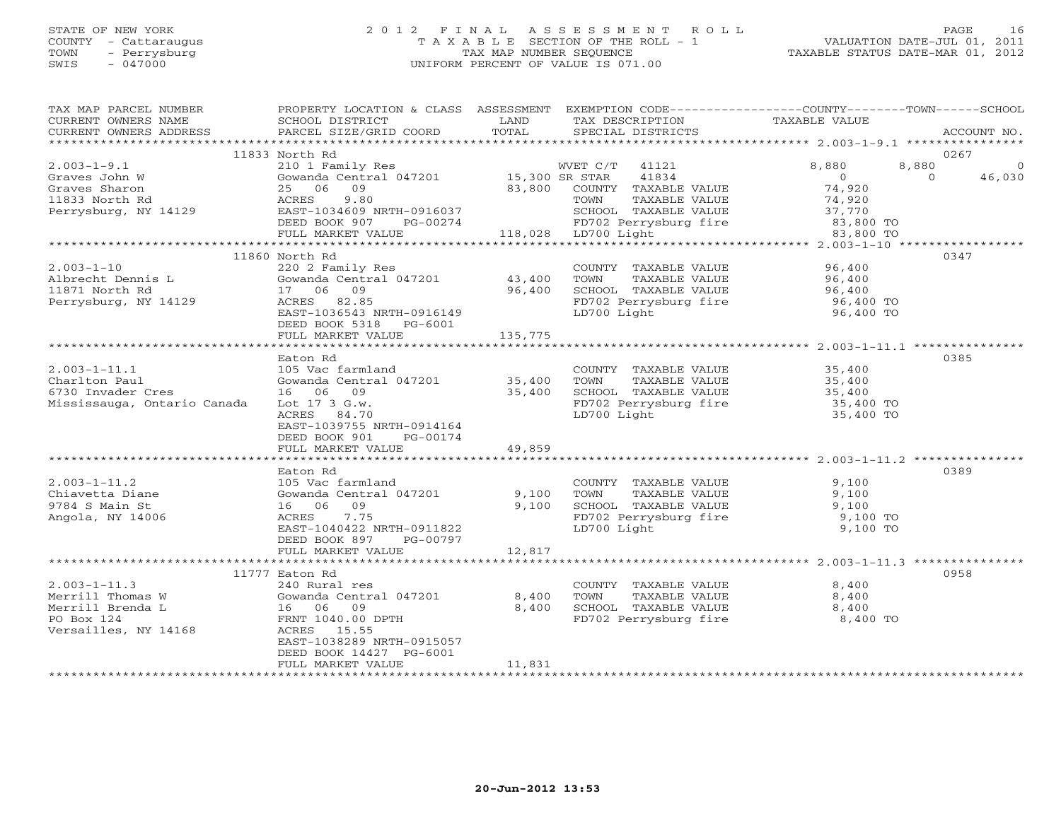STATE OF NEW YORK
COUNTY - Cattaraugus
TOWN - Perrysburg
SWIS - 047000

# 2012 FINAL ASSESSMENT ROLL

TAXABLE SECTION OF THE ROLL - 1
TAX MAP NUMBER SEQUENCE
UNIFORM PERCENT OF VALUE IS 071.00

VALUATION DATE-JUL 01, 2011
TAXABLE STATUS DATE-MAR 01, 2012

| TAX MAP PARCEL NUMBER / CURRENT OWNERS NAME / CURRENT OWNERS ADDRESS | PROPERTY LOCATION & CLASS / SCHOOL DISTRICT / PARCEL SIZE/GRID COORD | ASSESSMENT LAND / TOTAL | EXEMPTION CODE / TAX DESCRIPTION / SPECIAL DISTRICTS | COUNTY TAXABLE VALUE | TOWN | SCHOOL | ACCOUNT NO. |
|---|---|---|---|---|---|---|---|
| 2.003-1-9.1 | 11833 North Rd | | | | | | 0267 |
| | 210 1 Family Res | | WVET C/T 41121 | 8,880 | 8,880 | 0 | |
| Graves John W | Gowanda Central 047201 | 15,300 | SR STAR 41834 | 0 | 0 | 46,030 | |
| Graves Sharon | 25 06 09 | 83,800 | COUNTY TAXABLE VALUE | 74,920 | | | |
| 11833 North Rd | ACRES 9.80 | | TOWN TAXABLE VALUE | 74,920 | | | |
| Perrysburg, NY 14129 | EAST-1034609 NRTH-0916037 | | SCHOOL TAXABLE VALUE | 37,770 | | | |
| | DEED BOOK 907 PG-00274 | | FD702 Perrysburg fire | 83,800 TO | | | |
| | FULL MARKET VALUE | 118,028 | LD700 Light | 83,800 TO | | | |
| 2.003-1-10 | 11860 North Rd | | | | | | 0347 |
| | 220 2 Family Res | | COUNTY TAXABLE VALUE | 96,400 | | | |
| Albrecht Dennis L | Gowanda Central 047201 | 43,400 | TOWN TAXABLE VALUE | 96,400 | | | |
| 11871 North Rd | 17 06 09 | 96,400 | SCHOOL TAXABLE VALUE | 96,400 | | | |
| Perrysburg, NY 14129 | ACRES 82.85 | | FD702 Perrysburg fire | 96,400 TO | | | |
| | EAST-1036543 NRTH-0916149 | | LD700 Light | 96,400 TO | | | |
| | DEED BOOK 5318 PG-6001 | | | | | | |
| | FULL MARKET VALUE | 135,775 | | | | | |
| 2.003-1-11.1 | Eaton Rd | | | | | | 0385 |
| | 105 Vac farmland | | COUNTY TAXABLE VALUE | 35,400 | | | |
| Charlton Paul | Gowanda Central 047201 | 35,400 | TOWN TAXABLE VALUE | 35,400 | | | |
| 6730 Invader Cres | 16 06 09 | 35,400 | SCHOOL TAXABLE VALUE | 35,400 | | | |
| Mississauga, Ontario Canada | Lot 17 3 G.w. | | FD702 Perrysburg fire | 35,400 TO | | | |
| | ACRES 84.70 | | LD700 Light | 35,400 TO | | | |
| | EAST-1039755 NRTH-0914164 | | | | | | |
| | DEED BOOK 901 PG-00174 | | | | | | |
| | FULL MARKET VALUE | 49,859 | | | | | |
| 2.003-1-11.2 | Eaton Rd | | | | | | 0389 |
| | 105 Vac farmland | | COUNTY TAXABLE VALUE | 9,100 | | | |
| Chiavetta Diane | Gowanda Central 047201 | 9,100 | TOWN TAXABLE VALUE | 9,100 | | | |
| 9784 S Main St | 16 06 09 | 9,100 | SCHOOL TAXABLE VALUE | 9,100 | | | |
| Angola, NY 14006 | ACRES 7.75 | | FD702 Perrysburg fire | 9,100 TO | | | |
| | EAST-1040422 NRTH-0911822 | | LD700 Light | 9,100 TO | | | |
| | DEED BOOK 897 PG-00797 | | | | | | |
| | FULL MARKET VALUE | 12,817 | | | | | |
| 2.003-1-11.3 | 11777 Eaton Rd | | | | | | 0958 |
| | 240 Rural res | | COUNTY TAXABLE VALUE | 8,400 | | | |
| Merrill Thomas W | Gowanda Central 047201 | 8,400 | TOWN TAXABLE VALUE | 8,400 | | | |
| Merrill Brenda L | 16 06 09 | 8,400 | SCHOOL TAXABLE VALUE | 8,400 | | | |
| PO Box 124 | FRNT 1040.00 DPTH | | FD702 Perrysburg fire | 8,400 TO | | | |
| Versailles, NY 14168 | ACRES 15.55 | | | | | | |
| | EAST-1038289 NRTH-0915057 | | | | | | |
| | DEED BOOK 14427 PG-6001 | | | | | | |
| | FULL MARKET VALUE | 11,831 | | | | | |

20-Jun-2012 13:53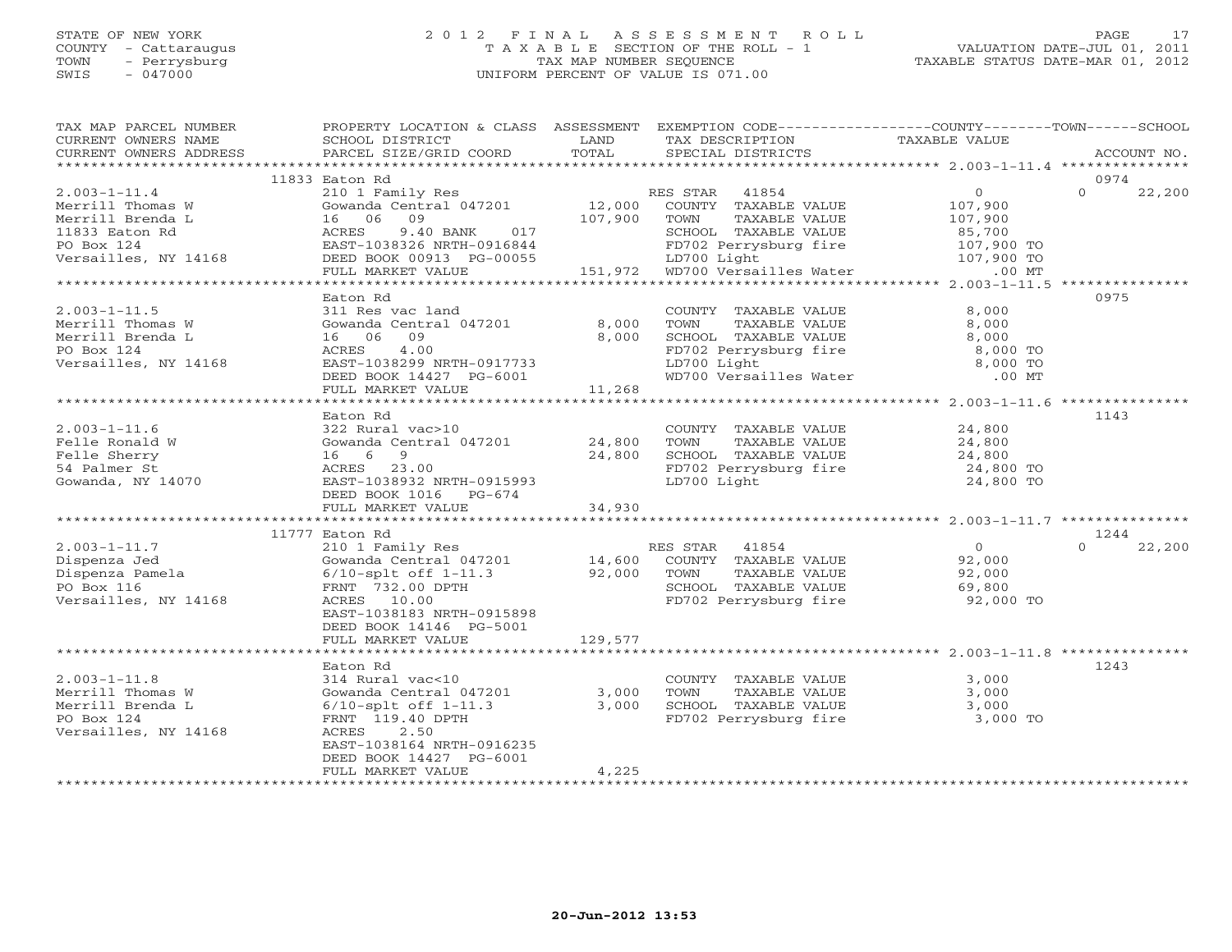STATE OF NEW YORK
COUNTY - Cattaraugus
TOWN - Perrysburg
SWIS - 047000

2 0 1 2 F I N A L A S S E S S M E N T R O L L
T A X A B L E SECTION OF THE ROLL - 1
TAX MAP NUMBER SEQUENCE
UNIFORM PERCENT OF VALUE IS 071.00

VALUATION DATE-JUL 01, 2011
TAXABLE STATUS DATE-MAR 01, 2012

| TAX MAP PARCEL NUMBER<br>CURRENT OWNERS NAME<br>CURRENT OWNERS ADDRESS | PROPERTY LOCATION & CLASS<br>SCHOOL DISTRICT<br>PARCEL SIZE/GRID COORD | ASSESSMENT<br>LAND<br>TOTAL | EXEMPTION CODE<br>TAX DESCRIPTION<br>SPECIAL DISTRICTS | COUNTY / TOWN / SCHOOL<br>TAXABLE VALUE | ACCOUNT NO. |
|---|---|---|---|---|---|
| 2.003-1-11.4 | 11833 Eaton Rd | | | | 0974 |
| | 210 1 Family Res | | RES STAR 41854 | 0 | 0 22,200 |
| Merrill Thomas W | Gowanda Central 047201 | 12,000 | COUNTY TAXABLE VALUE | 107,900 | |
| Merrill Brenda L | 16 06 09 | 107,900 | TOWN TAXABLE VALUE | 107,900 | |
| 11833 Eaton Rd | ACRES 9.40 BANK 017 | | SCHOOL TAXABLE VALUE | 85,700 | |
| PO Box 124 | EAST-1038326 NRTH-0916844 | | FD702 Perrysburg fire | 107,900 TO | |
| Versailles, NY 14168 | DEED BOOK 00913 PG-00055 | | LD700 Light | 107,900 TO | |
| | FULL MARKET VALUE | 151,972 | WD700 Versailles Water | .00 MT | |
| 2.003-1-11.5 | Eaton Rd | | | | 0975 |
| | 311 Res vac land | | COUNTY TAXABLE VALUE | 8,000 | |
| Merrill Thomas W | Gowanda Central 047201 | 8,000 | TOWN TAXABLE VALUE | 8,000 | |
| Merrill Brenda L | 16 06 09 | 8,000 | SCHOOL TAXABLE VALUE | 8,000 | |
| PO Box 124 | ACRES 4.00 | | FD702 Perrysburg fire | 8,000 TO | |
| Versailles, NY 14168 | EAST-1038299 NRTH-0917733 | | LD700 Light | 8,000 TO | |
| | DEED BOOK 14427 PG-6001 | | WD700 Versailles Water | .00 MT | |
| | FULL MARKET VALUE | 11,268 | | | |
| 2.003-1-11.6 | Eaton Rd | | | | 1143 |
| | 322 Rural vac>10 | | COUNTY TAXABLE VALUE | 24,800 | |
| Felle Ronald W | Gowanda Central 047201 | 24,800 | TOWN TAXABLE VALUE | 24,800 | |
| Felle Sherry | 16 6 9 | 24,800 | SCHOOL TAXABLE VALUE | 24,800 | |
| 54 Palmer St | ACRES 23.00 | | FD702 Perrysburg fire | 24,800 TO | |
| Gowanda, NY 14070 | EAST-1038932 NRTH-0915993 | | LD700 Light | 24,800 TO | |
| | DEED BOOK 1016 PG-674 | | | | |
| | FULL MARKET VALUE | 34,930 | | | |
| 2.003-1-11.7 | 11777 Eaton Rd | | | | 1244 |
| | 210 1 Family Res | | RES STAR 41854 | 0 | 0 22,200 |
| Dispenza Jed | Gowanda Central 047201 | 14,600 | COUNTY TAXABLE VALUE | 92,000 | |
| Dispenza Pamela | 6/10-splt off 1-11.3 | 92,000 | TOWN TAXABLE VALUE | 92,000 | |
| PO Box 116 | FRNT 732.00 DPTH | | SCHOOL TAXABLE VALUE | 69,800 | |
| Versailles, NY 14168 | ACRES 10.00 | | FD702 Perrysburg fire | 92,000 TO | |
| | EAST-1038183 NRTH-0915898 | | | | |
| | DEED BOOK 14146 PG-5001 | | | | |
| | FULL MARKET VALUE | 129,577 | | | |
| 2.003-1-11.8 | Eaton Rd | | | | 1243 |
| | 314 Rural vac<10 | | COUNTY TAXABLE VALUE | 3,000 | |
| Merrill Thomas W | Gowanda Central 047201 | 3,000 | TOWN TAXABLE VALUE | 3,000 | |
| Merrill Brenda L | 6/10-splt off 1-11.3 | 3,000 | SCHOOL TAXABLE VALUE | 3,000 | |
| PO Box 124 | FRNT 119.40 DPTH | | FD702 Perrysburg fire | 3,000 TO | |
| Versailles, NY 14168 | ACRES 2.50 | | | | |
| | EAST-1038164 NRTH-0916235 | | | | |
| | DEED BOOK 14427 PG-6001 | | | | |
| | FULL MARKET VALUE | 4,225 | | | |

20-Jun-2012 13:53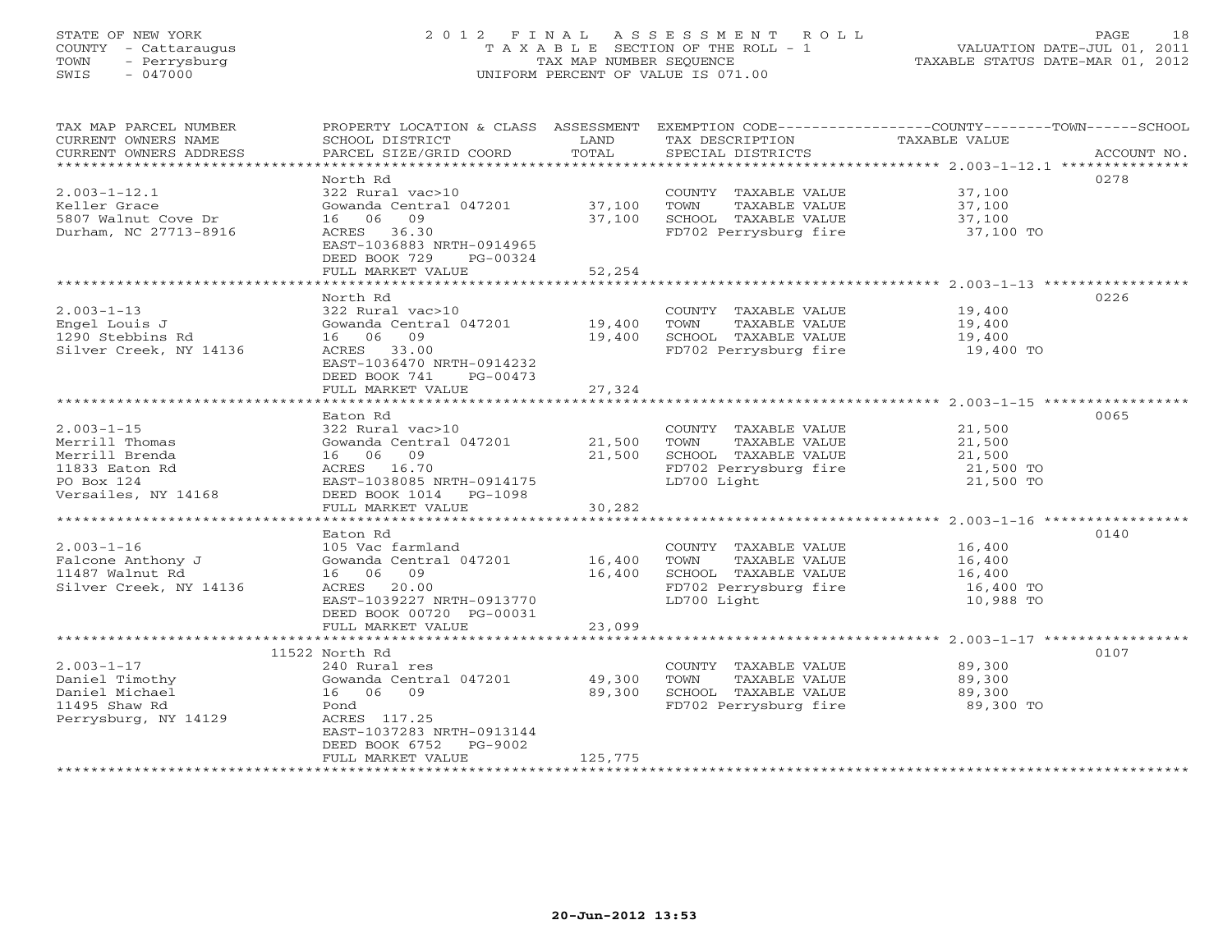STATE OF NEW YORK
COUNTY - Cattaraugus
TOWN - Perrysburg
SWIS - 047000

# 2012 FINAL ASSESSMENT ROLL

TAXABLE SECTION OF THE ROLL - 1
TAX MAP NUMBER SEQUENCE
UNIFORM PERCENT OF VALUE IS 071.00

VALUATION DATE-JUL 01, 2011
TAXABLE STATUS DATE-MAR 01, 2012

| TAX MAP PARCEL NUMBER / CURRENT OWNERS NAME / CURRENT OWNERS ADDRESS | PROPERTY LOCATION & CLASS / SCHOOL DISTRICT / PARCEL SIZE/GRID COORD | ASSESSMENT LAND / TOTAL | EXEMPTION CODE / TAX DESCRIPTION / SPECIAL DISTRICTS | TAXABLE VALUE (COUNTY--TOWN--SCHOOL) | ACCOUNT NO. |
|---|---|---|---|---|---|
| **2.003-1-12.1** | North Rd | | | | 0278 |
| 2.003-1-12.1 | 322 Rural vac>10 | | COUNTY TAXABLE VALUE | 37,100 | |
| Keller Grace | Gowanda Central 047201 | 37,100 | TOWN TAXABLE VALUE | 37,100 | |
| 5807 Walnut Cove Dr | 16 06 09 | 37,100 | SCHOOL TAXABLE VALUE | 37,100 | |
| Durham, NC 27713-8916 | ACRES 36.30 | | FD702 Perrysburg fire | 37,100 TO | |
| | EAST-1036883 NRTH-0914965 | | | | |
| | DEED BOOK 729 PG-00324 | | | | |
| | FULL MARKET VALUE | 52,254 | | | |
| **2.003-1-13** | North Rd | | | | 0226 |
| 2.003-1-13 | 322 Rural vac>10 | | COUNTY TAXABLE VALUE | 19,400 | |
| Engel Louis J | Gowanda Central 047201 | 19,400 | TOWN TAXABLE VALUE | 19,400 | |
| 1290 Stebbins Rd | 16 06 09 | 19,400 | SCHOOL TAXABLE VALUE | 19,400 | |
| Silver Creek, NY 14136 | ACRES 33.00 | | FD702 Perrysburg fire | 19,400 TO | |
| | EAST-1036470 NRTH-0914232 | | | | |
| | DEED BOOK 741 PG-00473 | | | | |
| | FULL MARKET VALUE | 27,324 | | | |
| **2.003-1-15** | Eaton Rd | | | | 0065 |
| 2.003-1-15 | 322 Rural vac>10 | | COUNTY TAXABLE VALUE | 21,500 | |
| Merrill Thomas | Gowanda Central 047201 | 21,500 | TOWN TAXABLE VALUE | 21,500 | |
| Merrill Brenda | 16 06 09 | 21,500 | SCHOOL TAXABLE VALUE | 21,500 | |
| 11833 Eaton Rd | ACRES 16.70 | | FD702 Perrysburg fire | 21,500 TO | |
| PO Box 124 | EAST-1038085 NRTH-0914175 | | LD700 Light | 21,500 TO | |
| Versailes, NY 14168 | DEED BOOK 1014 PG-1098 | | | | |
| | FULL MARKET VALUE | 30,282 | | | |
| **2.003-1-16** | Eaton Rd | | | | 0140 |
| 2.003-1-16 | 105 Vac farmland | | COUNTY TAXABLE VALUE | 16,400 | |
| Falcone Anthony J | Gowanda Central 047201 | 16,400 | TOWN TAXABLE VALUE | 16,400 | |
| 11487 Walnut Rd | 16 06 09 | 16,400 | SCHOOL TAXABLE VALUE | 16,400 | |
| Silver Creek, NY 14136 | ACRES 20.00 | | FD702 Perrysburg fire | 16,400 TO | |
| | EAST-1039227 NRTH-0913770 | | LD700 Light | 10,988 TO | |
| | DEED BOOK 00720 PG-00031 | | | | |
| | FULL MARKET VALUE | 23,099 | | | |
| **2.003-1-17** | 11522 North Rd | | | | 0107 |
| 2.003-1-17 | 240 Rural res | | COUNTY TAXABLE VALUE | 89,300 | |
| Daniel Timothy | Gowanda Central 047201 | 49,300 | TOWN TAXABLE VALUE | 89,300 | |
| Daniel Michael | 16 06 09 | 89,300 | SCHOOL TAXABLE VALUE | 89,300 | |
| 11495 Shaw Rd | Pond | | FD702 Perrysburg fire | 89,300 TO | |
| Perrysburg, NY 14129 | ACRES 117.25 | | | | |
| | EAST-1037283 NRTH-0913144 | | | | |
| | DEED BOOK 6752 PG-9002 | | | | |
| | FULL MARKET VALUE | 125,775 | | | |

20-Jun-2012 13:53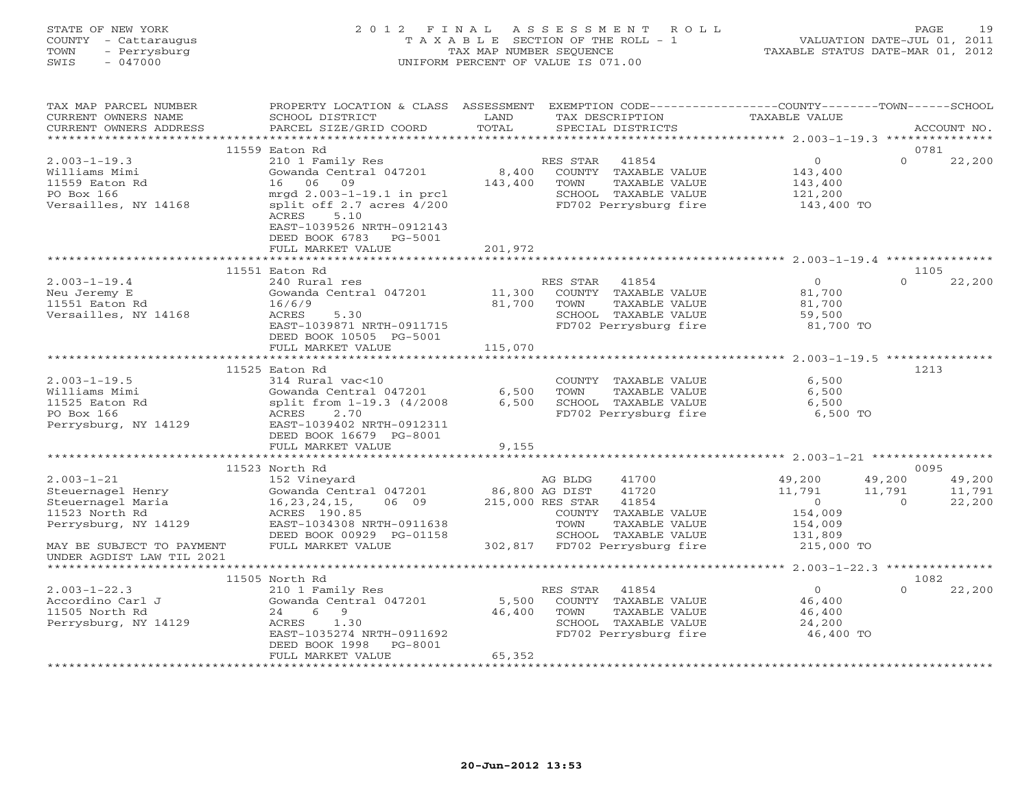STATE OF NEW YORK
COUNTY - Cattaraugus
TOWN - Perrysburg
SWIS - 047000

2012 FINAL ASSESSMENT ROLL
TAXABLE SECTION OF THE ROLL - 1
TAX MAP NUMBER SEQUENCE
UNIFORM PERCENT OF VALUE IS 071.00

VALUATION DATE-JUL 01, 2011
TAXABLE STATUS DATE-MAR 01, 2012

| TAX MAP PARCEL NUMBER / CURRENT OWNERS NAME / CURRENT OWNERS ADDRESS | PROPERTY LOCATION & CLASS / SCHOOL DISTRICT / PARCEL SIZE/GRID COORD | ASSESSMENT LAND / TOTAL | EXEMPTION CODE / TAX DESCRIPTION / SPECIAL DISTRICTS | COUNTY TAXABLE VALUE | TOWN | SCHOOL | ACCOUNT NO. |
|---|---|---|---|---|---|---|---|
| | 11559 Eaton Rd | | | | | | 0781 |
| 2.003-1-19.3 | 210 1 Family Res | | RES STAR 41854 | 0 | 0 | 22,200 | |
| Williams Mimi | Gowanda Central 047201 | 8,400 | COUNTY TAXABLE VALUE | 143,400 | | | |
| 11559 Eaton Rd | 16 06 09 | 143,400 | TOWN TAXABLE VALUE | 143,400 | | | |
| PO Box 166 | mrgd 2.003-1-19.1 in prcl | | SCHOOL TAXABLE VALUE | 121,200 | | | |
| Versailles, NY 14168 | split off 2.7 acres 4/200 | | FD702 Perrysburg fire | 143,400 TO | | | |
| | ACRES 5.10 | | | | | | |
| | EAST-1039526 NRTH-0912143 | | | | | | |
| | DEED BOOK 6783 PG-5001 | | | | | | |
| | FULL MARKET VALUE | 201,972 | | | | | |
| | 11551 Eaton Rd | | | | | | 1105 |
| 2.003-1-19.4 | 240 Rural res | | RES STAR 41854 | 0 | 0 | 22,200 | |
| Neu Jeremy E | Gowanda Central 047201 | 11,300 | COUNTY TAXABLE VALUE | 81,700 | | | |
| 11551 Eaton Rd | 16/6/9 | 81,700 | TOWN TAXABLE VALUE | 81,700 | | | |
| Versailles, NY 14168 | ACRES 5.30 | | SCHOOL TAXABLE VALUE | 59,500 | | | |
| | EAST-1039871 NRTH-0911715 | | FD702 Perrysburg fire | 81,700 TO | | | |
| | DEED BOOK 10505 PG-5001 | | | | | | |
| | FULL MARKET VALUE | 115,070 | | | | | |
| | 11525 Eaton Rd | | | | | | 1213 |
| 2.003-1-19.5 | 314 Rural vac<10 | | COUNTY TAXABLE VALUE | 6,500 | | | |
| Williams Mimi | Gowanda Central 047201 | 6,500 | TOWN TAXABLE VALUE | 6,500 | | | |
| 11525 Eaton Rd | split from 1-19.3 (4/2008 | 6,500 | SCHOOL TAXABLE VALUE | 6,500 | | | |
| PO Box 166 | ACRES 2.70 | | FD702 Perrysburg fire | 6,500 TO | | | |
| Perrysburg, NY 14129 | EAST-1039402 NRTH-0912311 | | | | | | |
| | DEED BOOK 16679 PG-8001 | | | | | | |
| | FULL MARKET VALUE | 9,155 | | | | | |
| | 11523 North Rd | | | | | | 0095 |
| 2.003-1-21 | 152 Vineyard | | AG BLDG 41700 | 49,200 | 49,200 | 49,200 | |
| Steuernagel Henry | Gowanda Central 047201 | 86,800 | AG DIST 41720 | 11,791 | 11,791 | 11,791 | |
| Steuernagel Maria | 16,23,24,15, 06 09 | 215,000 | RES STAR 41854 | 0 | 0 | 22,200 | |
| 11523 North Rd | ACRES 190.85 | | COUNTY TAXABLE VALUE | 154,009 | | | |
| Perrysburg, NY 14129 | EAST-1034308 NRTH-0911638 | | TOWN TAXABLE VALUE | 154,009 | | | |
| | DEED BOOK 00929 PG-01158 | | SCHOOL TAXABLE VALUE | 131,809 | | | |
| MAY BE SUBJECT TO PAYMENT | FULL MARKET VALUE | 302,817 | FD702 Perrysburg fire | 215,000 TO | | | |
| UNDER AGDIST LAW TIL 2021 | | | | | | | |
| | 11505 North Rd | | | | | | 1082 |
| 2.003-1-22.3 | 210 1 Family Res | | RES STAR 41854 | 0 | 0 | 22,200 | |
| Accordino Carl J | Gowanda Central 047201 | 5,500 | COUNTY TAXABLE VALUE | 46,400 | | | |
| 11505 North Rd | 24 6 9 | 46,400 | TOWN TAXABLE VALUE | 46,400 | | | |
| Perrysburg, NY 14129 | ACRES 1.30 | | SCHOOL TAXABLE VALUE | 24,200 | | | |
| | EAST-1035274 NRTH-0911692 | | FD702 Perrysburg fire | 46,400 TO | | | |
| | DEED BOOK 1998 PG-8001 | | | | | | |
| | FULL MARKET VALUE | 65,352 | | | | | |

20-Jun-2012 13:53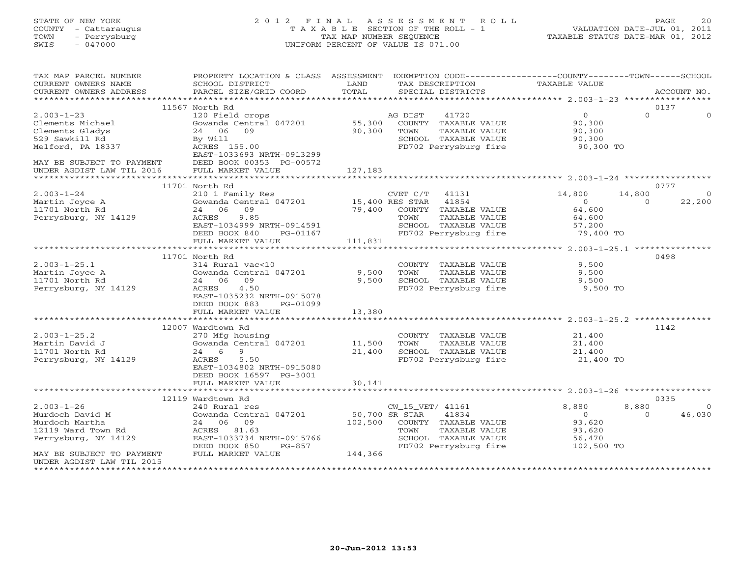STATE OF NEW YORK
COUNTY - Cattaraugus
TOWN - Perrysburg
SWIS - 047000

2 0 1 2 F I N A L A S S E S S M E N T R O L L
T A X A B L E SECTION OF THE ROLL - 1
TAX MAP NUMBER SEQUENCE
UNIFORM PERCENT OF VALUE IS 071.00

VALUATION DATE-JUL 01, 2011
TAXABLE STATUS DATE-MAR 01, 2012

```
TAX MAP PARCEL NUMBER          PROPERTY LOCATION & CLASS  ASSESSMENT  EXEMPTION CODE-----------------COUNTY--------TOWN------SCHOOL
CURRENT OWNERS NAME            SCHOOL DISTRICT              LAND      TAX DESCRIPTION                TAXABLE VALUE
CURRENT OWNERS ADDRESS         PARCEL SIZE/GRID COORD       TOTAL     SPECIAL DISTRICTS                                      ACCOUNT NO.
******************************************************************************************************* 2.003-1-23 *****************
                    11567 North Rd                                                                                       0137
2.003-1-23                     120 Field crops                     AG DIST     41720                 0            0            0
Clements Michael               Gowanda Central 047201     55,300   COUNTY  TAXABLE VALUE         90,300
Clements Gladys                24  06  09                 90,300   TOWN    TAXABLE VALUE         90,300
529 Sawkill Rd                 By Will                             SCHOOL  TAXABLE VALUE         90,300
Melford, PA 18337              ACRES 155.00                        FD702 Perrysburg fire          90,300 TO
                               EAST-1033693 NRTH-0913299
MAY BE SUBJECT TO PAYMENT      DEED BOOK 00353 PG-00572
UNDER AGDIST LAW TIL 2016      FULL MARKET VALUE          127,183
******************************************************************************************************* 2.003-1-24 *****************
                    11701 North Rd                                                                                       0777
2.003-1-24                     210 1 Family Res                    CVET C/T    41131            14,800       14,800            0
Martin Joyce A                 Gowanda Central 047201     15,400 RES STAR      41854                 0            0       22,200
11701 North Rd                 24  06  09                 79,400   COUNTY  TAXABLE VALUE         64,600
Perrysburg, NY 14129           ACRES    9.85                       TOWN    TAXABLE VALUE         64,600
                               EAST-1034999 NRTH-0914591           SCHOOL  TAXABLE VALUE         57,200
                               DEED BOOK 840    PG-01167           FD702 Perrysburg fire          79,400 TO
                               FULL MARKET VALUE          111,831
******************************************************************************************************* 2.003-1-25.1 ***************
                    11701 North Rd                                                                                       0498
2.003-1-25.1                   314 Rural vac<10                    COUNTY  TAXABLE VALUE          9,500
Martin Joyce A                 Gowanda Central 047201      9,500   TOWN    TAXABLE VALUE          9,500
11701 North Rd                 24  06  09                  9,500   SCHOOL  TAXABLE VALUE          9,500
Perrysburg, NY 14129           ACRES    4.50                       FD702 Perrysburg fire           9,500 TO
                               EAST-1035232 NRTH-0915078
                               DEED BOOK 883    PG-01099
                               FULL MARKET VALUE           13,380
******************************************************************************************************* 2.003-1-25.2 ***************
                    12007 Wardtown Rd                                                                                    1142
2.003-1-25.2                   270 Mfg housing                     COUNTY  TAXABLE VALUE         21,400
Martin David J                 Gowanda Central 047201     11,500   TOWN    TAXABLE VALUE         21,400
11701 North Rd                 24   6   9                 21,400   SCHOOL  TAXABLE VALUE         21,400
Perrysburg, NY 14129           ACRES    5.50                       FD702 Perrysburg fire          21,400 TO
                               EAST-1034802 NRTH-0915080
                               DEED BOOK 16597 PG-3001
                               FULL MARKET VALUE           30,141
******************************************************************************************************* 2.003-1-26 *****************
                    12119 Wardtown Rd                                                                                    0335
2.003-1-26                     240 Rural res                       CW_15_VET/ 41161              8,880        8,880            0
Murdoch David M                Gowanda Central 047201     50,700 SR STAR       41834                 0            0       46,030
Murdoch Martha                 24  06  09                102,500   COUNTY  TAXABLE VALUE         93,620
12119 Ward Town Rd             ACRES   81.63                       TOWN    TAXABLE VALUE         93,620
Perrysburg, NY 14129           EAST-1033734 NRTH-0915766           SCHOOL  TAXABLE VALUE         56,470
                               DEED BOOK 850    PG-857             FD702 Perrysburg fire         102,500 TO
MAY BE SUBJECT TO PAYMENT      FULL MARKET VALUE          144,366
UNDER AGDIST LAW TIL 2015
************************************************************************************************************************************
```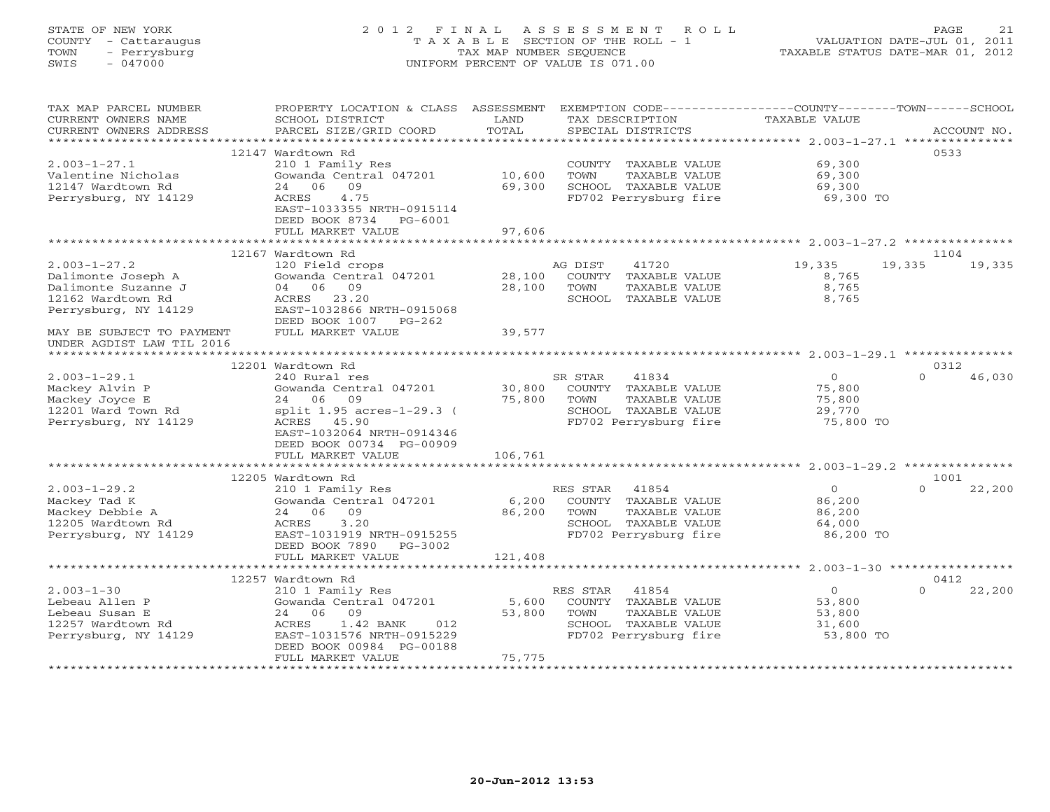STATE OF NEW YORK
COUNTY - Cattaraugus
TOWN - Perrysburg
SWIS - 047000

2 0 1 2 F I N A L A S S E S S M E N T R O L L
T A X A B L E SECTION OF THE ROLL - 1
TAX MAP NUMBER SEQUENCE
UNIFORM PERCENT OF VALUE IS 071.00

VALUATION DATE-JUL 01, 2011
TAXABLE STATUS DATE-MAR 01, 2012

| TAX MAP PARCEL NUMBER / CURRENT OWNERS NAME / CURRENT OWNERS ADDRESS | PROPERTY LOCATION & CLASS / SCHOOL DISTRICT / PARCEL SIZE/GRID COORD | ASSESSMENT LAND / TOTAL | EXEMPTION CODE / TAX DESCRIPTION / SPECIAL DISTRICTS | COUNTY TAXABLE VALUE | TOWN | SCHOOL | ACCOUNT NO. |
|---|---|---|---|---|---|---|---|
| | 12147 Wardtown Rd | | | | | | 0533 |
| 2.003-1-27.1 | 210 1 Family Res | | COUNTY TAXABLE VALUE | 69,300 | | | |
| Valentine Nicholas | Gowanda Central 047201 | 10,600 | TOWN TAXABLE VALUE | 69,300 | | | |
| 12147 Wardtown Rd | 24 06 09 | 69,300 | SCHOOL TAXABLE VALUE | 69,300 | | | |
| Perrysburg, NY 14129 | ACRES 4.75 | | FD702 Perrysburg fire | 69,300 TO | | | |
| | EAST-1033355 NRTH-0915114 | | | | | | |
| | DEED BOOK 8734 PG-6001 | | | | | | |
| | FULL MARKET VALUE | 97,606 | | | | | |
| | 12167 Wardtown Rd | | | | | | 1104 |
| 2.003-1-27.2 | 120 Field crops | | AG DIST 41720 | 19,335 | 19,335 | 19,335 | |
| Dalimonte Joseph A | Gowanda Central 047201 | 28,100 | COUNTY TAXABLE VALUE | 8,765 | | | |
| Dalimonte Suzanne J | 04 06 09 | 28,100 | TOWN TAXABLE VALUE | 8,765 | | | |
| 12162 Wardtown Rd | ACRES 23.20 | | SCHOOL TAXABLE VALUE | 8,765 | | | |
| Perrysburg, NY 14129 | EAST-1032866 NRTH-0915068 | | | | | | |
| | DEED BOOK 1007 PG-262 | | | | | | |
| MAY BE SUBJECT TO PAYMENT UNDER AGDIST LAW TIL 2016 | FULL MARKET VALUE | 39,577 | | | | | |
| | 12201 Wardtown Rd | | | | | | 0312 |
| 2.003-1-29.1 | 240 Rural res | | SR STAR 41834 | 0 | 0 | 46,030 | |
| Mackey Alvin P | Gowanda Central 047201 | 30,800 | COUNTY TAXABLE VALUE | 75,800 | | | |
| Mackey Joyce E | 24 06 09 | 75,800 | TOWN TAXABLE VALUE | 75,800 | | | |
| 12201 Ward Town Rd | split 1.95 acres-1-29.3 ( | | SCHOOL TAXABLE VALUE | 29,770 | | | |
| Perrysburg, NY 14129 | ACRES 45.90 | | FD702 Perrysburg fire | 75,800 TO | | | |
| | EAST-1032064 NRTH-0914346 | | | | | | |
| | DEED BOOK 00734 PG-00909 | | | | | | |
| | FULL MARKET VALUE | 106,761 | | | | | |
| | 12205 Wardtown Rd | | | | | | 1001 |
| 2.003-1-29.2 | 210 1 Family Res | | RES STAR 41854 | 0 | 0 | 22,200 | |
| Mackey Tad K | Gowanda Central 047201 | 6,200 | COUNTY TAXABLE VALUE | 86,200 | | | |
| Mackey Debbie A | 24 06 09 | 86,200 | TOWN TAXABLE VALUE | 86,200 | | | |
| 12205 Wardtown Rd | ACRES 3.20 | | SCHOOL TAXABLE VALUE | 64,000 | | | |
| Perrysburg, NY 14129 | EAST-1031919 NRTH-0915255 | | FD702 Perrysburg fire | 86,200 TO | | | |
| | DEED BOOK 7890 PG-3002 | | | | | | |
| | FULL MARKET VALUE | 121,408 | | | | | |
| | 12257 Wardtown Rd | | | | | | 0412 |
| 2.003-1-30 | 210 1 Family Res | | RES STAR 41854 | 0 | 0 | 22,200 | |
| Lebeau Allen P | Gowanda Central 047201 | 5,600 | COUNTY TAXABLE VALUE | 53,800 | | | |
| Lebeau Susan E | 24 06 09 | 53,800 | TOWN TAXABLE VALUE | 53,800 | | | |
| 12257 Wardtown Rd | ACRES 1.42 BANK 012 | | SCHOOL TAXABLE VALUE | 31,600 | | | |
| Perrysburg, NY 14129 | EAST-1031576 NRTH-0915229 | | FD702 Perrysburg fire | 53,800 TO | | | |
| | DEED BOOK 00984 PG-00188 | | | | | | |
| | FULL MARKET VALUE | 75,775 | | | | | |

20-Jun-2012 13:53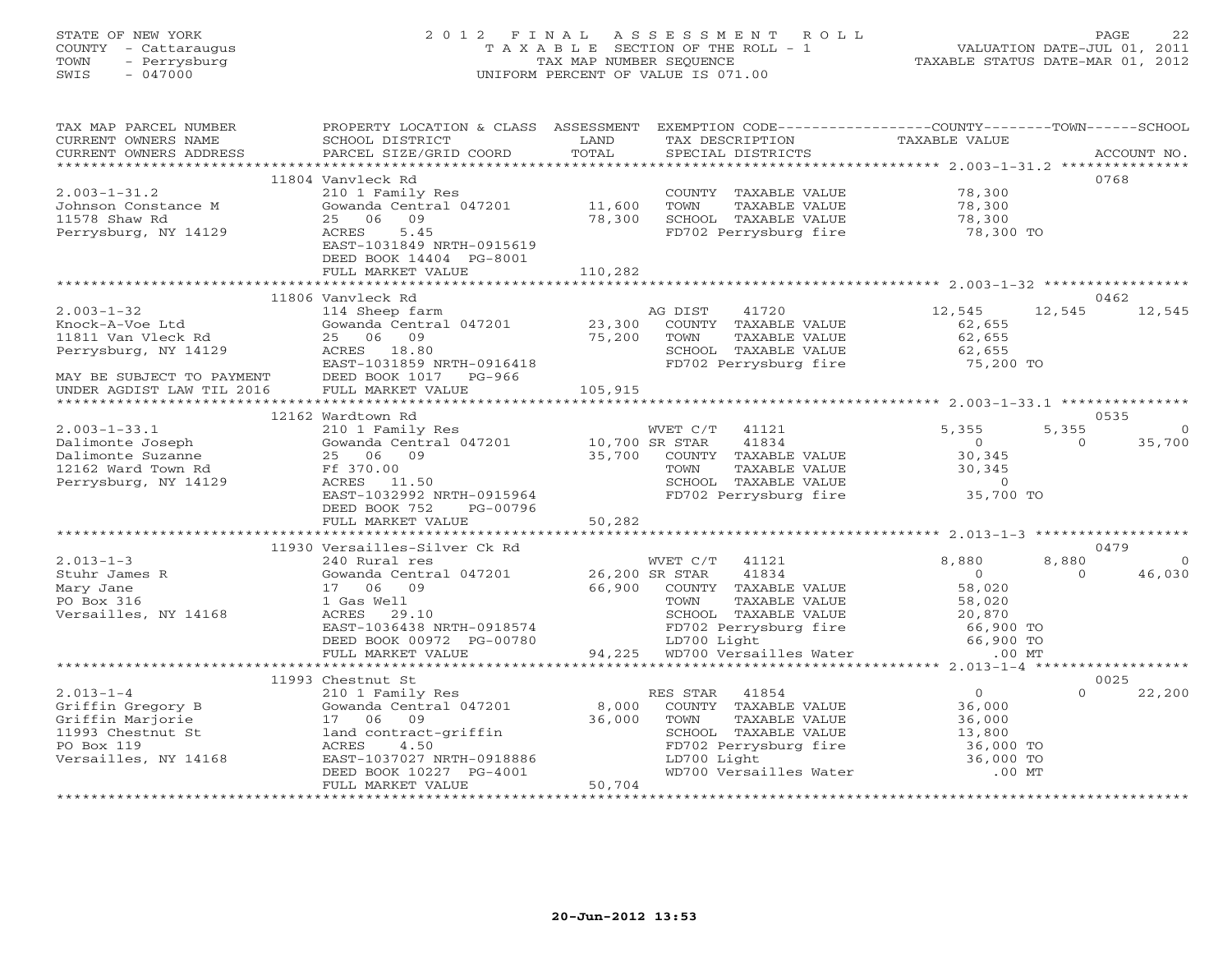STATE OF NEW YORK
COUNTY - Cattaraugus
TOWN - Perrysburg
SWIS - 047000

2012 FINAL ASSESSMENT ROLL
TAXABLE SECTION OF THE ROLL - 1
TAX MAP NUMBER SEQUENCE
UNIFORM PERCENT OF VALUE IS 071.00

VALUATION DATE-JUL 01, 2011
TAXABLE STATUS DATE-MAR 01, 2012

| TAX MAP PARCEL NUMBER / CURRENT OWNERS NAME / CURRENT OWNERS ADDRESS | PROPERTY LOCATION & CLASS / SCHOOL DISTRICT / PARCEL SIZE/GRID COORD | ASSESSMENT LAND / TOTAL | EXEMPTION CODE / TAX DESCRIPTION / SPECIAL DISTRICTS | COUNTY TAXABLE VALUE | TOWN | SCHOOL / ACCOUNT NO. |
|---|---|---|---|---|---|---|
| **2.003-1-31.2** | 11804 Vanvleck Rd | | | | | 0768 |
| 2.003-1-31.2 | 210 1 Family Res | | COUNTY TAXABLE VALUE | 78,300 | | |
| Johnson Constance M | Gowanda Central 047201 | 11,600 | TOWN TAXABLE VALUE | 78,300 | | |
| 11578 Shaw Rd | 25 06 09 | 78,300 | SCHOOL TAXABLE VALUE | 78,300 | | |
| Perrysburg, NY 14129 | ACRES 5.45 | | FD702 Perrysburg fire | 78,300 TO | | |
| | EAST-1031849 NRTH-0915619 | | | | | |
| | DEED BOOK 14404 PG-8001 | | | | | |
| | FULL MARKET VALUE | 110,282 | | | | |
| **2.003-1-32** | 11806 Vanvleck Rd | | | | | 0462 |
| 2.003-1-32 | 114 Sheep farm | | AG DIST 41720 | 12,545 | 12,545 | 12,545 |
| Knock-A-Voe Ltd | Gowanda Central 047201 | 23,300 | COUNTY TAXABLE VALUE | 62,655 | | |
| 11811 Van Vleck Rd | 25 06 09 | 75,200 | TOWN TAXABLE VALUE | 62,655 | | |
| Perrysburg, NY 14129 | ACRES 18.80 | | SCHOOL TAXABLE VALUE | 62,655 | | |
| | EAST-1031859 NRTH-0916418 | | FD702 Perrysburg fire | 75,200 TO | | |
| MAY BE SUBJECT TO PAYMENT | DEED BOOK 1017 PG-966 | | | | | |
| UNDER AGDIST LAW TIL 2016 | FULL MARKET VALUE | 105,915 | | | | |
| **2.003-1-33.1** | 12162 Wardtown Rd | | | | | 0535 |
| 2.003-1-33.1 | 210 1 Family Res | | WVET C/T 41121 | 5,355 | 5,355 | 0 |
| Dalimonte Joseph | Gowanda Central 047201 | 10,700 | SR STAR 41834 | 0 | 0 | 35,700 |
| Dalimonte Suzanne | 25 06 09 | 35,700 | COUNTY TAXABLE VALUE | 30,345 | | |
| 12162 Ward Town Rd | Ff 370.00 | | TOWN TAXABLE VALUE | 30,345 | | |
| Perrysburg, NY 14129 | ACRES 11.50 | | SCHOOL TAXABLE VALUE | 0 | | |
| | EAST-1032992 NRTH-0915964 | | FD702 Perrysburg fire | 35,700 TO | | |
| | DEED BOOK 752 PG-00796 | | | | | |
| | FULL MARKET VALUE | 50,282 | | | | |
| **2.013-1-3** | 11930 Versailles-Silver Ck Rd | | | | | 0479 |
| 2.013-1-3 | 240 Rural res | | WVET C/T 41121 | 8,880 | 8,880 | 0 |
| Stuhr James R | Gowanda Central 047201 | 26,200 | SR STAR 41834 | 0 | 0 | 46,030 |
| Mary Jane | 17 06 09 | 66,900 | COUNTY TAXABLE VALUE | 58,020 | | |
| PO Box 316 | 1 Gas Well | | TOWN TAXABLE VALUE | 58,020 | | |
| Versailles, NY 14168 | ACRES 29.10 | | SCHOOL TAXABLE VALUE | 20,870 | | |
| | EAST-1036438 NRTH-0918574 | | FD702 Perrysburg fire | 66,900 TO | | |
| | DEED BOOK 00972 PG-00780 | | LD700 Light | 66,900 TO | | |
| | FULL MARKET VALUE | 94,225 | WD700 Versailles Water | .00 MT | | |
| **2.013-1-4** | 11993 Chestnut St | | | | | 0025 |
| 2.013-1-4 | 210 1 Family Res | | RES STAR 41854 | 0 | 0 | 22,200 |
| Griffin Gregory B | Gowanda Central 047201 | 8,000 | COUNTY TAXABLE VALUE | 36,000 | | |
| Griffin Marjorie | 17 06 09 | 36,000 | TOWN TAXABLE VALUE | 36,000 | | |
| 11993 Chestnut St | land contract-griffin | | SCHOOL TAXABLE VALUE | 13,800 | | |
| PO Box 119 | ACRES 4.50 | | FD702 Perrysburg fire | 36,000 TO | | |
| Versailles, NY 14168 | EAST-1037027 NRTH-0918886 | | LD700 Light | 36,000 TO | | |
| | DEED BOOK 10227 PG-4001 | | WD700 Versailles Water | .00 MT | | |
| | FULL MARKET VALUE | 50,704 | | | | |

20-Jun-2012 13:53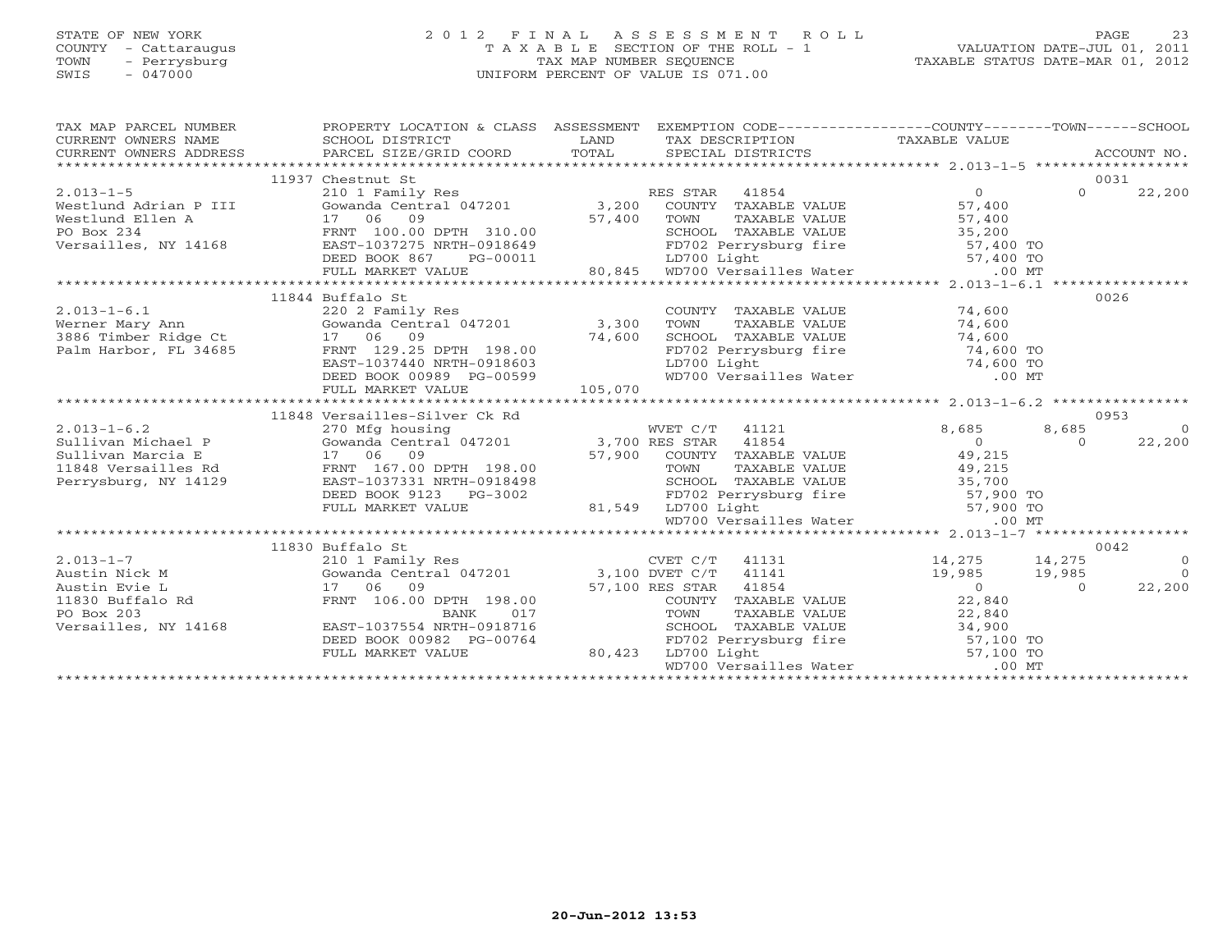STATE OF NEW YORK
COUNTY - Cattaraugus
TOWN - Perrysburg
SWIS - 047000

# 2012 FINAL ASSESSMENT ROLL
TAXABLE SECTION OF THE ROLL - 1
TAX MAP NUMBER SEQUENCE
UNIFORM PERCENT OF VALUE IS 071.00

VALUATION DATE-JUL 01, 2011
TAXABLE STATUS DATE-MAR 01, 2012

| TAX MAP PARCEL NUMBER / CURRENT OWNERS NAME / CURRENT OWNERS ADDRESS | PROPERTY LOCATION & CLASS / SCHOOL DISTRICT / PARCEL SIZE/GRID COORD | ASSESSMENT LAND / TOTAL | EXEMPTION CODE / TAX DESCRIPTION / SPECIAL DISTRICTS | COUNTY TAXABLE VALUE | TOWN | SCHOOL | ACCOUNT NO. |
|---|---|---|---|---|---|---|---|
| | 11937 Chestnut St | | | | | | 0031 |
| 2.013-1-5 | 210 1 Family Res | | RES STAR 41854 | 0 | 0 | 22,200 | |
| Westlund Adrian P III | Gowanda Central 047201 | 3,200 | COUNTY TAXABLE VALUE | 57,400 | | | |
| Westlund Ellen A | 17 06 09 | 57,400 | TOWN TAXABLE VALUE | 57,400 | | | |
| PO Box 234 | FRNT 100.00 DPTH 310.00 | | SCHOOL TAXABLE VALUE | 35,200 | | | |
| Versailles, NY 14168 | EAST-1037275 NRTH-0918649 | | FD702 Perrysburg fire | 57,400 TO | | | |
| | DEED BOOK 867 PG-00011 | | LD700 Light | 57,400 TO | | | |
| | FULL MARKET VALUE | 80,845 | WD700 Versailles Water | .00 MT | | | |
| | 11844 Buffalo St | | | | | | 0026 |
| 2.013-1-6.1 | 220 2 Family Res | | COUNTY TAXABLE VALUE | 74,600 | | | |
| Werner Mary Ann | Gowanda Central 047201 | 3,300 | TOWN TAXABLE VALUE | 74,600 | | | |
| 3886 Timber Ridge Ct | 17 06 09 | 74,600 | SCHOOL TAXABLE VALUE | 74,600 | | | |
| Palm Harbor, FL 34685 | FRNT 129.25 DPTH 198.00 | | FD702 Perrysburg fire | 74,600 TO | | | |
| | EAST-1037440 NRTH-0918603 | | LD700 Light | 74,600 TO | | | |
| | DEED BOOK 00989 PG-00599 | | WD700 Versailles Water | .00 MT | | | |
| | FULL MARKET VALUE | 105,070 | | | | | |
| | 11848 Versailles-Silver Ck Rd | | | | | | 0953 |
| 2.013-1-6.2 | 270 Mfg housing | | WVET C/T 41121 | 8,685 | 8,685 | 0 | |
| Sullivan Michael P | Gowanda Central 047201 | 3,700 | RES STAR 41854 | 0 | 0 | 22,200 | |
| Sullivan Marcia E | 17 06 09 | 57,900 | COUNTY TAXABLE VALUE | 49,215 | | | |
| 11848 Versailles Rd | FRNT 167.00 DPTH 198.00 | | TOWN TAXABLE VALUE | 49,215 | | | |
| Perrysburg, NY 14129 | EAST-1037331 NRTH-0918498 | | SCHOOL TAXABLE VALUE | 35,700 | | | |
| | DEED BOOK 9123 PG-3002 | | FD702 Perrysburg fire | 57,900 TO | | | |
| | FULL MARKET VALUE | 81,549 | LD700 Light | 57,900 TO | | | |
| | | | WD700 Versailles Water | .00 MT | | | |
| | 11830 Buffalo St | | | | | | 0042 |
| 2.013-1-7 | 210 1 Family Res | | CVET C/T 41131 | 14,275 | 14,275 | 0 | |
| Austin Nick M | Gowanda Central 047201 | 3,100 | DVET C/T 41141 | 19,985 | 19,985 | 0 | |
| Austin Evie L | 17 06 09 | 57,100 | RES STAR 41854 | 0 | 0 | 22,200 | |
| 11830 Buffalo Rd | FRNT 106.00 DPTH 198.00 | | COUNTY TAXABLE VALUE | 22,840 | | | |
| PO Box 203 | BANK 017 | | TOWN TAXABLE VALUE | 22,840 | | | |
| Versailles, NY 14168 | EAST-1037554 NRTH-0918716 | | SCHOOL TAXABLE VALUE | 34,900 | | | |
| | DEED BOOK 00982 PG-00764 | | FD702 Perrysburg fire | 57,100 TO | | | |
| | FULL MARKET VALUE | 80,423 | LD700 Light | 57,100 TO | | | |
| | | | WD700 Versailles Water | .00 MT | | | |

20-Jun-2012 13:53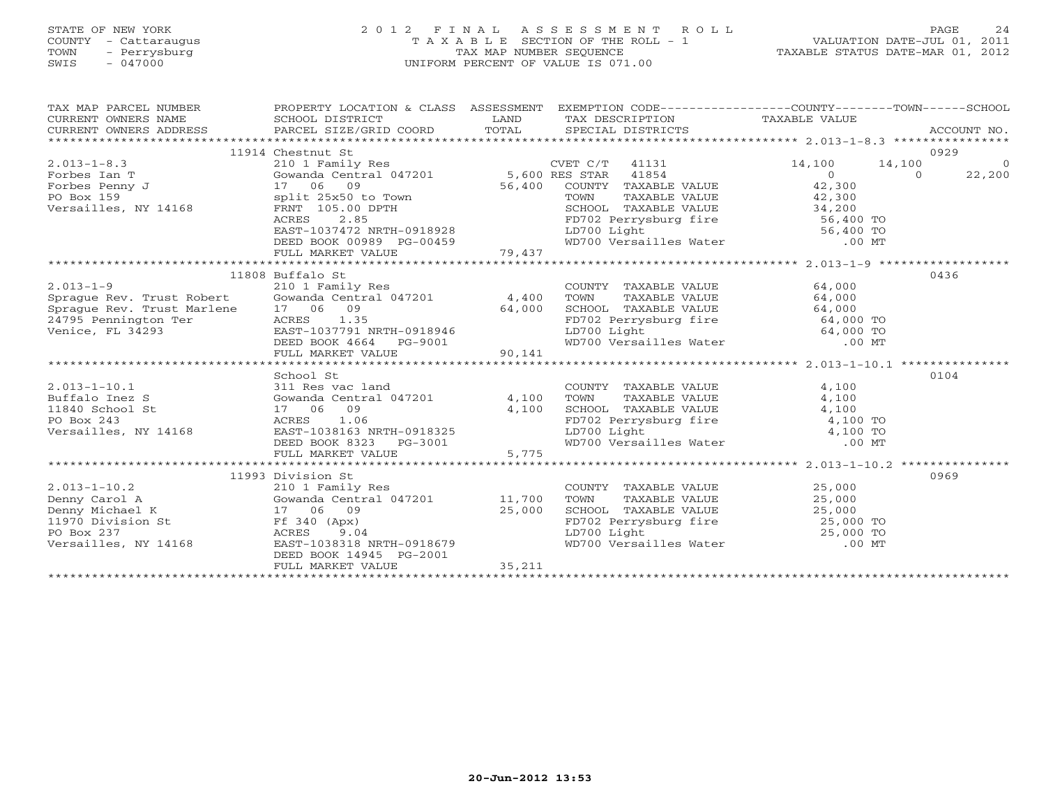STATE OF NEW YORK
COUNTY - Cattaraugus
TOWN - Perrysburg
SWIS - 047000

2012 FINAL ASSESSMENT ROLL
TAXABLE SECTION OF THE ROLL - 1
TAX MAP NUMBER SEQUENCE
UNIFORM PERCENT OF VALUE IS 071.00

VALUATION DATE-JUL 01, 2011
TAXABLE STATUS DATE-MAR 01, 2012

| TAX MAP PARCEL NUMBER / CURRENT OWNERS NAME / CURRENT OWNERS ADDRESS | PROPERTY LOCATION & CLASS / SCHOOL DISTRICT / PARCEL SIZE/GRID COORD | ASSESSMENT LAND / TOTAL | EXEMPTION CODE / TAX DESCRIPTION / SPECIAL DISTRICTS | COUNTY TAXABLE VALUE | TOWN | SCHOOL | ACCOUNT NO. |
|---|---|---|---|---|---|---|---|
| | 11914 Chestnut St | | | | | | 0929 |
| 2.013-1-8.3 | 210 1 Family Res | | CVET C/T 41131 | 14,100 | 14,100 | 0 | |
| Forbes Ian T | Gowanda Central 047201 | 5,600 | RES STAR 41854 | 0 | 0 | 22,200 | |
| Forbes Penny J | 17 06 09 | 56,400 | COUNTY TAXABLE VALUE | 42,300 | | | |
| PO Box 159 | split 25x50 to Town | | TOWN TAXABLE VALUE | 42,300 | | | |
| Versailles, NY 14168 | FRNT 105.00 DPTH | | SCHOOL TAXABLE VALUE | 34,200 | | | |
| | ACRES 2.85 | | FD702 Perrysburg fire | 56,400 TO | | | |
| | EAST-1037472 NRTH-0918928 | | LD700 Light | 56,400 TO | | | |
| | DEED BOOK 00989 PG-00459 | | WD700 Versailles Water | .00 MT | | | |
| | FULL MARKET VALUE | 79,437 | | | | | |
| | 11808 Buffalo St | | | | | | 0436 |
| 2.013-1-9 | 210 1 Family Res | | COUNTY TAXABLE VALUE | 64,000 | | | |
| Sprague Rev. Trust Robert | Gowanda Central 047201 | 4,400 | TOWN TAXABLE VALUE | 64,000 | | | |
| Sprague Rev. Trust Marlene | 17 06 09 | 64,000 | SCHOOL TAXABLE VALUE | 64,000 | | | |
| 24795 Pennington Ter | ACRES 1.35 | | FD702 Perrysburg fire | 64,000 TO | | | |
| Venice, FL 34293 | EAST-1037791 NRTH-0918946 | | LD700 Light | 64,000 TO | | | |
| | DEED BOOK 4664 PG-9001 | | WD700 Versailles Water | .00 MT | | | |
| | FULL MARKET VALUE | 90,141 | | | | | |
| | School St | | | | | | 0104 |
| 2.013-1-10.1 | 311 Res vac land | | COUNTY TAXABLE VALUE | 4,100 | | | |
| Buffalo Inez S | Gowanda Central 047201 | 4,100 | TOWN TAXABLE VALUE | 4,100 | | | |
| 11840 School St | 17 06 09 | 4,100 | SCHOOL TAXABLE VALUE | 4,100 | | | |
| PO Box 243 | ACRES 1.06 | | FD702 Perrysburg fire | 4,100 TO | | | |
| Versailles, NY 14168 | EAST-1038163 NRTH-0918325 | | LD700 Light | 4,100 TO | | | |
| | DEED BOOK 8323 PG-3001 | | WD700 Versailles Water | .00 MT | | | |
| | FULL MARKET VALUE | 5,775 | | | | | |
| | 11993 Division St | | | | | | 0969 |
| 2.013-1-10.2 | 210 1 Family Res | | COUNTY TAXABLE VALUE | 25,000 | | | |
| Denny Carol A | Gowanda Central 047201 | 11,700 | TOWN TAXABLE VALUE | 25,000 | | | |
| Denny Michael K | 17 06 09 | 25,000 | SCHOOL TAXABLE VALUE | 25,000 | | | |
| 11970 Division St | Ff 340 (Apx) | | FD702 Perrysburg fire | 25,000 TO | | | |
| PO Box 237 | ACRES 9.04 | | LD700 Light | 25,000 TO | | | |
| Versailles, NY 14168 | EAST-1038318 NRTH-0918679 | | WD700 Versailles Water | .00 MT | | | |
| | DEED BOOK 14945 PG-2001 | | | | | | |
| | FULL MARKET VALUE | 35,211 | | | | | |

20-Jun-2012 13:53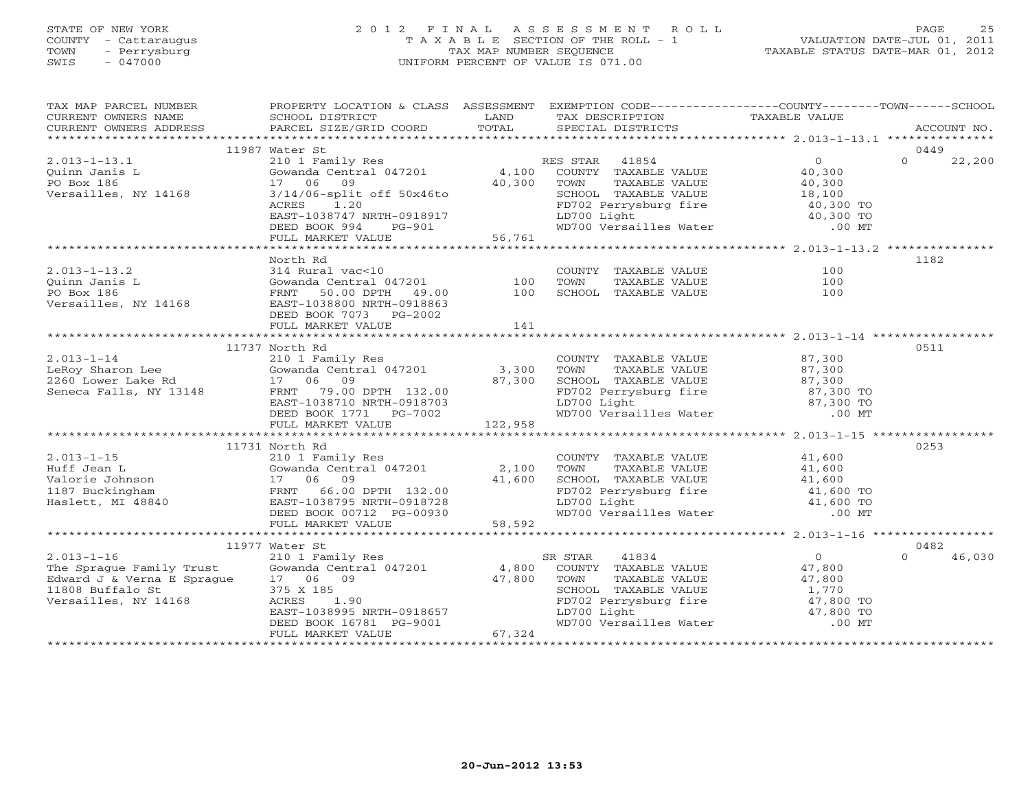STATE OF NEW YORK
COUNTY - Cattaraugus
TOWN - Perrysburg
SWIS - 047000

2012 FINAL ASSESSMENT ROLL
TAXABLE SECTION OF THE ROLL - 1
TAX MAP NUMBER SEQUENCE
UNIFORM PERCENT OF VALUE IS 071.00

VALUATION DATE-JUL 01, 2011
TAXABLE STATUS DATE-MAR 01, 2012

| TAX MAP PARCEL NUMBER / CURRENT OWNERS NAME / CURRENT OWNERS ADDRESS | PROPERTY LOCATION & CLASS / SCHOOL DISTRICT / PARCEL SIZE/GRID COORD | ASSESSMENT LAND / TOTAL | EXEMPTION CODE / TAX DESCRIPTION / SPECIAL DISTRICTS | COUNTY / TOWN / SCHOOL TAXABLE VALUE | ACCOUNT NO. |
|---|---|---|---|---|---|
| | 11987 Water St | | | | 0449 |
| 2.013-1-13.1 | 210 1 Family Res | | RES STAR 41854 | 0 | 0 22,200 |
| Quinn Janis L | Gowanda Central 047201 | 4,100 | COUNTY TAXABLE VALUE | 40,300 | |
| PO Box 186 | 17 06 09 | 40,300 | TOWN TAXABLE VALUE | 40,300 | |
| Versailles, NY 14168 | 3/14/06-split off 50x46to | | SCHOOL TAXABLE VALUE | 18,100 | |
| | ACRES 1.20 | | FD702 Perrysburg fire | 40,300 TO | |
| | EAST-1038747 NRTH-0918917 | | LD700 Light | 40,300 TO | |
| | DEED BOOK 994 PG-901 | | WD700 Versailles Water | .00 MT | |
| | FULL MARKET VALUE | 56,761 | | | |
| | North Rd | | | | 1182 |
| 2.013-1-13.2 | 314 Rural vac<10 | | COUNTY TAXABLE VALUE | 100 | |
| Quinn Janis L | Gowanda Central 047201 | 100 | TOWN TAXABLE VALUE | 100 | |
| PO Box 186 | FRNT 50.00 DPTH 49.00 | 100 | SCHOOL TAXABLE VALUE | 100 | |
| Versailles, NY 14168 | EAST-1038800 NRTH-0918863 | | | | |
| | DEED BOOK 7073 PG-2002 | | | | |
| | FULL MARKET VALUE | 141 | | | |
| | 11737 North Rd | | | | 0511 |
| 2.013-1-14 | 210 1 Family Res | | COUNTY TAXABLE VALUE | 87,300 | |
| LeRoy Sharon Lee | Gowanda Central 047201 | 3,300 | TOWN TAXABLE VALUE | 87,300 | |
| 2260 Lower Lake Rd | 17 06 09 | 87,300 | SCHOOL TAXABLE VALUE | 87,300 | |
| Seneca Falls, NY 13148 | FRNT 79.00 DPTH 132.00 | | FD702 Perrysburg fire | 87,300 TO | |
| | EAST-1038710 NRTH-0918703 | | LD700 Light | 87,300 TO | |
| | DEED BOOK 1771 PG-7002 | | WD700 Versailles Water | .00 MT | |
| | FULL MARKET VALUE | 122,958 | | | |
| | 11731 North Rd | | | | 0253 |
| 2.013-1-15 | 210 1 Family Res | | COUNTY TAXABLE VALUE | 41,600 | |
| Huff Jean L | Gowanda Central 047201 | 2,100 | TOWN TAXABLE VALUE | 41,600 | |
| Valorie Johnson | 17 06 09 | 41,600 | SCHOOL TAXABLE VALUE | 41,600 | |
| 1187 Buckingham | FRNT 66.00 DPTH 132.00 | | FD702 Perrysburg fire | 41,600 TO | |
| Haslett, MI 48840 | EAST-1038795 NRTH-0918728 | | LD700 Light | 41,600 TO | |
| | DEED BOOK 00712 PG-00930 | | WD700 Versailles Water | .00 MT | |
| | FULL MARKET VALUE | 58,592 | | | |
| | 11977 Water St | | | | 0482 |
| 2.013-1-16 | 210 1 Family Res | | SR STAR 41834 | 0 | 0 46,030 |
| The Sprague Family Trust | Gowanda Central 047201 | 4,800 | COUNTY TAXABLE VALUE | 47,800 | |
| Edward J & Verna E Sprague | 17 06 09 | 47,800 | TOWN TAXABLE VALUE | 47,800 | |
| 11808 Buffalo St | 375 X 185 | | SCHOOL TAXABLE VALUE | 1,770 | |
| Versailles, NY 14168 | ACRES 1.90 | | FD702 Perrysburg fire | 47,800 TO | |
| | EAST-1038995 NRTH-0918657 | | LD700 Light | 47,800 TO | |
| | DEED BOOK 16781 PG-9001 | | WD700 Versailles Water | .00 MT | |
| | FULL MARKET VALUE | 67,324 | | | |

20-Jun-2012 13:53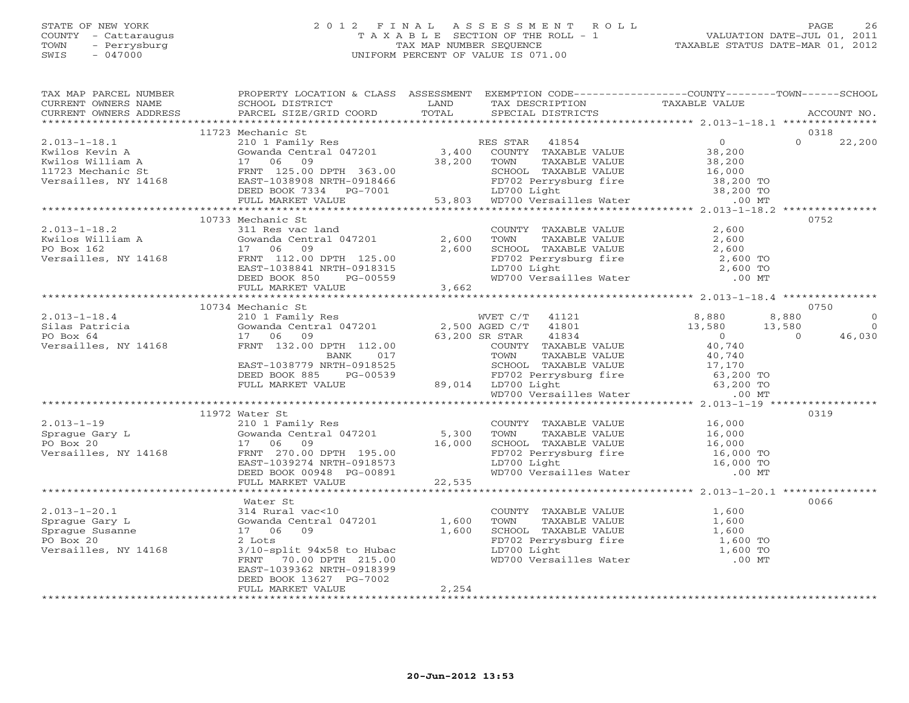STATE OF NEW YORK
COUNTY - Cattaraugus
TOWN - Perrysburg
SWIS - 047000

2 0 1 2 F I N A L A S S E S S M E N T R O L L
T A X A B L E SECTION OF THE ROLL - 1
TAX MAP NUMBER SEQUENCE
UNIFORM PERCENT OF VALUE IS 071.00

VALUATION DATE-JUL 01, 2011
TAXABLE STATUS DATE-MAR 01, 2012

```
TAX MAP PARCEL NUMBER      PROPERTY LOCATION & CLASS  ASSESSMENT  EXEMPTION CODE-----------------COUNTY--------TOWN------SCHOOL
CURRENT OWNERS NAME        SCHOOL DISTRICT              LAND      TAX DESCRIPTION                  TAXABLE VALUE
CURRENT OWNERS ADDRESS     PARCEL SIZE/GRID COORD       TOTAL     SPECIAL DISTRICTS                                     ACCOUNT NO.
*************************************************************************************************** 2.013-1-18.1 ***************
                     11723 Mechanic St                                                                                  0318
2.013-1-18.1               210 1 Family Res                      RES STAR  41854                   0            0       22,200
Kwilos Kevin A             Gowanda Central 047201      3,400     COUNTY  TAXABLE VALUE          38,200
Kwilos William A           17   06   09               38,200     TOWN    TAXABLE VALUE          38,200
11723 Mechanic St          FRNT 125.00 DPTH 363.00               SCHOOL  TAXABLE VALUE          16,000
Versailles, NY 14168       EAST-1038908 NRTH-0918466             FD702 Perrysburg fire          38,200 TO
                           DEED BOOK 7334    PG-7001             LD700 Light                    38,200 TO
                           FULL MARKET VALUE          53,803     WD700 Versailles Water            .00 MT
*************************************************************************************************** 2.013-1-18.2 ***************
                     10733 Mechanic St                                                                                  0752
2.013-1-18.2               311 Res vac land                      COUNTY  TAXABLE VALUE           2,600
Kwilos William A           Gowanda Central 047201      2,600     TOWN    TAXABLE VALUE           2,600
PO Box 162                 17   06   09                2,600     SCHOOL  TAXABLE VALUE           2,600
Versailles, NY 14168       FRNT 112.00 DPTH 125.00               FD702 Perrysburg fire           2,600 TO
                           EAST-1038841 NRTH-0918315             LD700 Light                     2,600 TO
                           DEED BOOK 850     PG-00559            WD700 Versailles Water            .00 MT
                           FULL MARKET VALUE           3,662
*************************************************************************************************** 2.013-1-18.4 ***************
                     10734 Mechanic St                                                                                  0750
2.013-1-18.4               210 1 Family Res                      WVET C/T  41121               8,880        8,880            0
Silas Patricia             Gowanda Central 047201      2,500 AGED C/T  41801                  13,580       13,580            0
PO Box 64                  17   06   09               63,200 SR STAR   41834                       0            0       46,030
Versailles, NY 14168       FRNT 132.00 DPTH 112.00               COUNTY  TAXABLE VALUE          40,740
                                    BANK     017                 TOWN    TAXABLE VALUE          40,740
                           EAST-1038779 NRTH-0918525             SCHOOL  TAXABLE VALUE          17,170
                           DEED BOOK 885     PG-00539            FD702 Perrysburg fire          63,200 TO
                           FULL MARKET VALUE          89,014     LD700 Light                    63,200 TO
                                                                 WD700 Versailles Water            .00 MT
*************************************************************************************************** 2.013-1-19 *****************
                     11972 Water St                                                                                     0319
2.013-1-19                 210 1 Family Res                      COUNTY  TAXABLE VALUE          16,000
Sprague Gary L             Gowanda Central 047201      5,300     TOWN    TAXABLE VALUE          16,000
PO Box 20                  17   06   09               16,000     SCHOOL  TAXABLE VALUE          16,000
Versailles, NY 14168       FRNT 270.00 DPTH 195.00               FD702 Perrysburg fire          16,000 TO
                           EAST-1039274 NRTH-0918573             LD700 Light                    16,000 TO
                           DEED BOOK 00948 PG-00891              WD700 Versailles Water            .00 MT
                           FULL MARKET VALUE          22,535
*************************************************************************************************** 2.013-1-20.1 ***************
                           Water St                                                                                     0066
2.013-1-20.1               314 Rural vac<10                      COUNTY  TAXABLE VALUE           1,600
Sprague Gary L             Gowanda Central 047201      1,600     TOWN    TAXABLE VALUE           1,600
Sprague Susanne            17   06   09                1,600     SCHOOL  TAXABLE VALUE           1,600
PO Box 20                  2 Lots                                FD702 Perrysburg fire           1,600 TO
Versailles, NY 14168       3/10-split 94x58 to Hubac             LD700 Light                     1,600 TO
                           FRNT  70.00 DPTH 215.00               WD700 Versailles Water            .00 MT
                           EAST-1039362 NRTH-0918399
                           DEED BOOK 13627 PG-7002
                           FULL MARKET VALUE           2,254
********************************************************************************************************************************
```

20-Jun-2012 13:53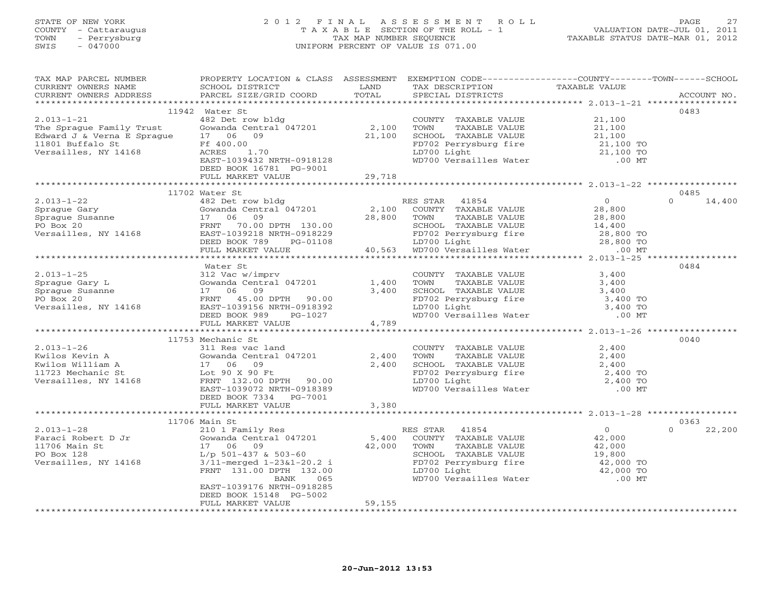STATE OF NEW YORK
COUNTY - Cattaraugus
TOWN - Perrysburg
SWIS - 047000

2012 FINAL ASSESSMENT ROLL
TAXABLE SECTION OF THE ROLL - 1
TAX MAP NUMBER SEQUENCE
UNIFORM PERCENT OF VALUE IS 071.00

VALUATION DATE-JUL 01, 2011
TAXABLE STATUS DATE-MAR 01, 2012

| TAX MAP PARCEL NUMBER / CURRENT OWNERS NAME / CURRENT OWNERS ADDRESS | PROPERTY LOCATION & CLASS / SCHOOL DISTRICT / PARCEL SIZE/GRID COORD | ASSESSMENT LAND | TOTAL | EXEMPTION CODE / TAX DESCRIPTION / SPECIAL DISTRICTS | COUNTY / TOWN / TAXABLE VALUE | SCHOOL / ACCOUNT NO. |
|---|---|---|---|---|---|---|
| | 11942 Water St | | | | | 0483 |
| 2.013-1-21 | 482 Det row bldg | | | COUNTY TAXABLE VALUE | 21,100 | |
| The Sprague Family Trust | Gowanda Central 047201 | 2,100 | | TOWN TAXABLE VALUE | 21,100 | |
| Edward J & Verna E Sprague | 17 06 09 | | 21,100 | SCHOOL TAXABLE VALUE | 21,100 | |
| 11801 Buffalo St | Ff 400.00 | | | FD702 Perrysburg fire | 21,100 TO | |
| Versailles, NY 14168 | ACRES 1.70 | | | LD700 Light | 21,100 TO | |
| | EAST-1039432 NRTH-0918128 | | | WD700 Versailles Water | .00 MT | |
| | DEED BOOK 16781 PG-9001 | | | | | |
| | FULL MARKET VALUE | | 29,718 | | | |
| | 11702 Water St | | | | | 0485 |
| 2.013-1-22 | 482 Det row bldg | | | RES STAR 41854 | 0 | 0 14,400 |
| Sprague Gary | Gowanda Central 047201 | 2,100 | | COUNTY TAXABLE VALUE | 28,800 | |
| Sprague Susanne | 17 06 09 | | 28,800 | TOWN TAXABLE VALUE | 28,800 | |
| PO Box 20 | FRNT 70.00 DPTH 130.00 | | | SCHOOL TAXABLE VALUE | 14,400 | |
| Versailles, NY 14168 | EAST-1039218 NRTH-0918229 | | | FD702 Perrysburg fire | 28,800 TO | |
| | DEED BOOK 789 PG-01108 | | | LD700 Light | 28,800 TO | |
| | FULL MARKET VALUE | | 40,563 | WD700 Versailles Water | .00 MT | |
| | Water St | | | | | 0484 |
| 2.013-1-25 | 312 Vac w/imprv | | | COUNTY TAXABLE VALUE | 3,400 | |
| Sprague Gary L | Gowanda Central 047201 | 1,400 | | TOWN TAXABLE VALUE | 3,400 | |
| Sprague Susanne | 17 06 09 | | 3,400 | SCHOOL TAXABLE VALUE | 3,400 | |
| PO Box 20 | FRNT 45.00 DPTH 90.00 | | | FD702 Perrysburg fire | 3,400 TO | |
| Versailles, NY 14168 | EAST-1039156 NRTH-0918392 | | | LD700 Light | 3,400 TO | |
| | DEED BOOK 989 PG-1027 | | | WD700 Versailles Water | .00 MT | |
| | FULL MARKET VALUE | | 4,789 | | | |
| | 11753 Mechanic St | | | | | 0040 |
| 2.013-1-26 | 311 Res vac land | | | COUNTY TAXABLE VALUE | 2,400 | |
| Kwilos Kevin A | Gowanda Central 047201 | 2,400 | | TOWN TAXABLE VALUE | 2,400 | |
| Kwilos William A | 17 06 09 | | 2,400 | SCHOOL TAXABLE VALUE | 2,400 | |
| 11723 Mechanic St | Lot 90 X 90 Ft | | | FD702 Perrysburg fire | 2,400 TO | |
| Versailles, NY 14168 | FRNT 132.00 DPTH 90.00 | | | LD700 Light | 2,400 TO | |
| | EAST-1039072 NRTH-0918389 | | | WD700 Versailles Water | .00 MT | |
| | DEED BOOK 7334 PG-7001 | | | | | |
| | FULL MARKET VALUE | | 3,380 | | | |
| | 11706 Main St | | | | | 0363 |
| 2.013-1-28 | 210 1 Family Res | | | RES STAR 41854 | 0 | 0 22,200 |
| Faraci Robert D Jr | Gowanda Central 047201 | 5,400 | | COUNTY TAXABLE VALUE | 42,000 | |
| 11706 Main St | 17 06 09 | | 42,000 | TOWN TAXABLE VALUE | 42,000 | |
| PO Box 128 | L/p 501-437 & 503-60 | | | SCHOOL TAXABLE VALUE | 19,800 | |
| Versailles, NY 14168 | 3/11-merged 1-23&1-20.2 i | | | FD702 Perrysburg fire | 42,000 TO | |
| | FRNT 131.00 DPTH 132.00 | | | LD700 Light | 42,000 TO | |
| | BANK 065 | | | WD700 Versailles Water | .00 MT | |
| | EAST-1039176 NRTH-0918285 | | | | | |
| | DEED BOOK 15148 PG-5002 | | | | | |
| | FULL MARKET VALUE | | 59,155 | | | |

20-Jun-2012 13:53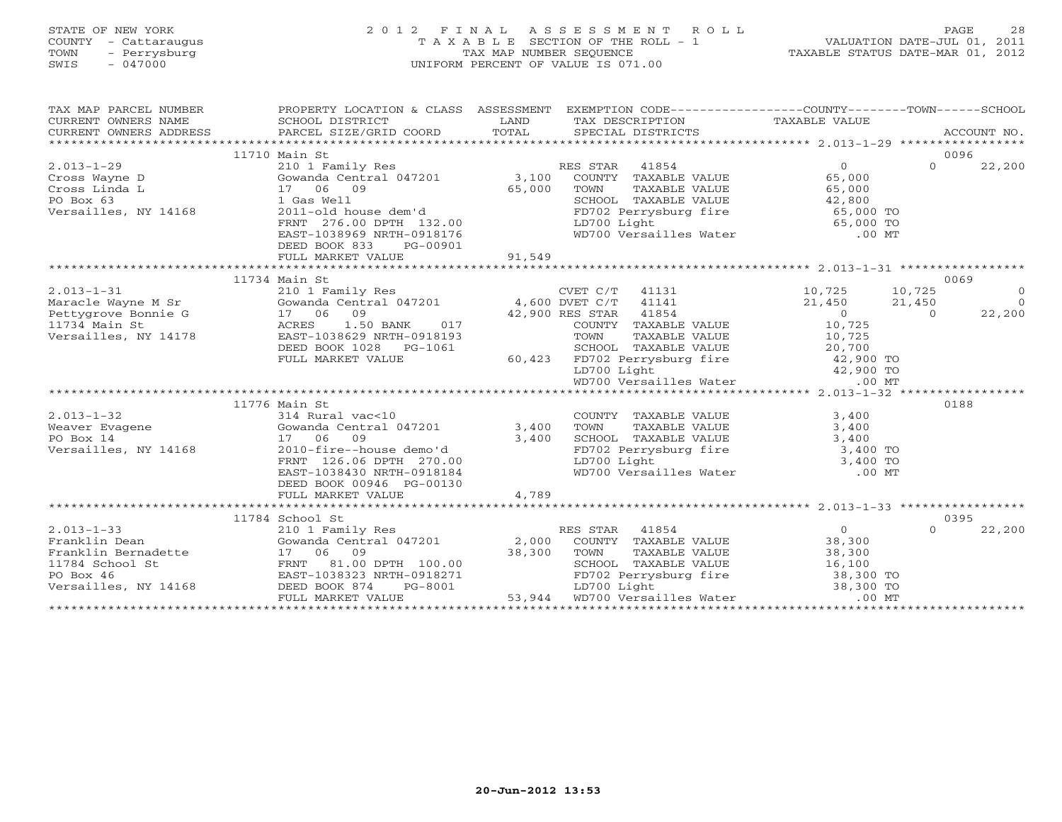STATE OF NEW YORK
COUNTY - Cattaraugus
TOWN - Perrysburg
SWIS - 047000

# 2012 FINAL ASSESSMENT ROLL
TAXABLE SECTION OF THE ROLL - 1
TAX MAP NUMBER SEQUENCE
UNIFORM PERCENT OF VALUE IS 071.00

VALUATION DATE-JUL 01, 2011
TAXABLE STATUS DATE-MAR 01, 2012

| TAX MAP PARCEL NUMBER / CURRENT OWNERS NAME / CURRENT OWNERS ADDRESS | PROPERTY LOCATION & CLASS / SCHOOL DISTRICT / PARCEL SIZE/GRID COORD | ASSESSMENT LAND / TOTAL | EXEMPTION CODE / TAX DESCRIPTION / SPECIAL DISTRICTS | COUNTY TAXABLE VALUE | TOWN | SCHOOL / ACCOUNT NO. |
|---|---|---|---|---|---|---|
| | 11710 Main St | | | | | 0096 |
| 2.013-1-29 | 210 1 Family Res | | RES STAR 41854 | 0 | 0 | 22,200 |
| Cross Wayne D | Gowanda Central 047201 | 3,100 | COUNTY TAXABLE VALUE | 65,000 | | |
| Cross Linda L | 17 06 09 | 65,000 | TOWN TAXABLE VALUE | 65,000 | | |
| PO Box 63 | 1 Gas Well | | SCHOOL TAXABLE VALUE | 42,800 | | |
| Versailles, NY 14168 | 2011-old house dem'd | | FD702 Perrysburg fire | 65,000 TO | | |
| | FRNT 276.00 DPTH 132.00 | | LD700 Light | 65,000 TO | | |
| | EAST-1038969 NRTH-0918176 | | WD700 Versailles Water | .00 MT | | |
| | DEED BOOK 833 PG-00901 | | | | | |
| | FULL MARKET VALUE | 91,549 | | | | |
| | 11734 Main St | | | | | 0069 |
| 2.013-1-31 | 210 1 Family Res | | CVET C/T 41131 | 10,725 | 10,725 | 0 |
| Maracle Wayne M Sr | Gowanda Central 047201 | 4,600 | DVET C/T 41141 | 21,450 | 21,450 | 0 |
| Pettygrove Bonnie G | 17 06 09 | 42,900 | RES STAR 41854 | 0 | 0 | 22,200 |
| 11734 Main St | ACRES 1.50 BANK 017 | | COUNTY TAXABLE VALUE | 10,725 | | |
| Versailles, NY 14178 | EAST-1038629 NRTH-0918193 | | TOWN TAXABLE VALUE | 10,725 | | |
| | DEED BOOK 1028 PG-1061 | | SCHOOL TAXABLE VALUE | 20,700 | | |
| | FULL MARKET VALUE | 60,423 | FD702 Perrysburg fire | 42,900 TO | | |
| | | | LD700 Light | 42,900 TO | | |
| | | | WD700 Versailles Water | .00 MT | | |
| | 11776 Main St | | | | | 0188 |
| 2.013-1-32 | 314 Rural vac<10 | | COUNTY TAXABLE VALUE | 3,400 | | |
| Weaver Evagene | Gowanda Central 047201 | 3,400 | TOWN TAXABLE VALUE | 3,400 | | |
| PO Box 14 | 17 06 09 | 3,400 | SCHOOL TAXABLE VALUE | 3,400 | | |
| Versailles, NY 14168 | 2010-fire--house demo'd | | FD702 Perrysburg fire | 3,400 TO | | |
| | FRNT 126.06 DPTH 270.00 | | LD700 Light | 3,400 TO | | |
| | EAST-1038430 NRTH-0918184 | | WD700 Versailles Water | .00 MT | | |
| | DEED BOOK 00946 PG-00130 | | | | | |
| | FULL MARKET VALUE | 4,789 | | | | |
| | 11784 School St | | | | | 0395 |
| 2.013-1-33 | 210 1 Family Res | | RES STAR 41854 | 0 | 0 | 22,200 |
| Franklin Dean | Gowanda Central 047201 | 2,000 | COUNTY TAXABLE VALUE | 38,300 | | |
| Franklin Bernadette | 17 06 09 | 38,300 | TOWN TAXABLE VALUE | 38,300 | | |
| 11784 School St | FRNT 81.00 DPTH 100.00 | | SCHOOL TAXABLE VALUE | 16,100 | | |
| PO Box 46 | EAST-1038323 NRTH-0918271 | | FD702 Perrysburg fire | 38,300 TO | | |
| Versailles, NY 14168 | DEED BOOK 874 PG-8001 | | LD700 Light | 38,300 TO | | |
| | FULL MARKET VALUE | 53,944 | WD700 Versailles Water | .00 MT | | |

20-Jun-2012 13:53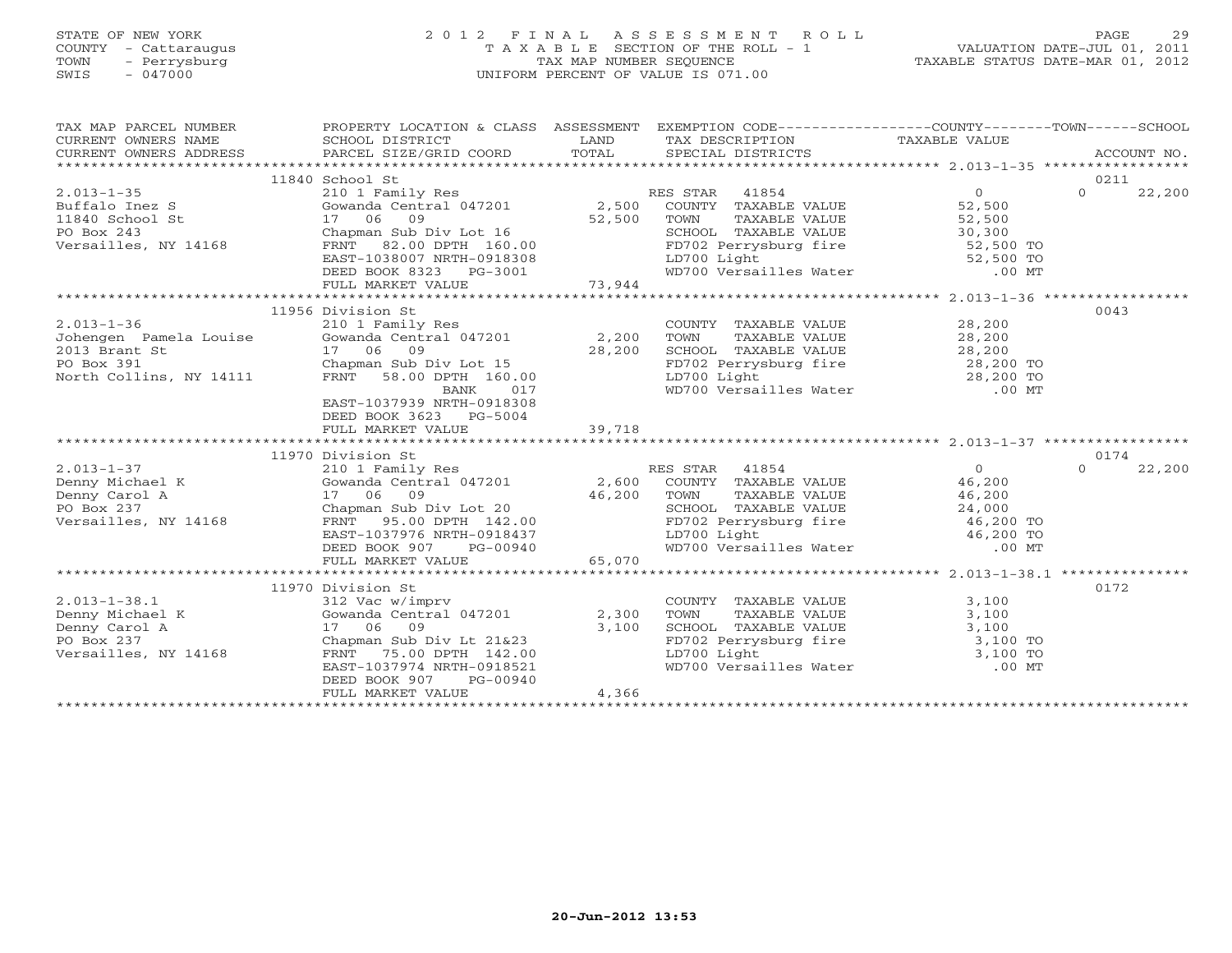STATE OF NEW YORK
COUNTY - Cattaraugus
TOWN - Perrysburg
SWIS - 047000

2012 FINAL ASSESSMENT ROLL
TAXABLE SECTION OF THE ROLL - 1
TAX MAP NUMBER SEQUENCE
UNIFORM PERCENT OF VALUE IS 071.00

VALUATION DATE-JUL 01, 2011
TAXABLE STATUS DATE-MAR 01, 2012

| TAX MAP PARCEL NUMBER / CURRENT OWNERS NAME / CURRENT OWNERS ADDRESS | PROPERTY LOCATION & CLASS / SCHOOL DISTRICT / PARCEL SIZE/GRID COORD | ASSESSMENT LAND / TOTAL | EXEMPTION CODE / TAX DESCRIPTION / SPECIAL DISTRICTS | COUNTY TAXABLE VALUE | TOWN | SCHOOL / ACCOUNT NO. |
|---|---|---|---|---|---|---|
| | 11840 School St | | | | | 0211 |
| 2.013-1-35 | 210 1 Family Res | | RES STAR 41854 | 0 | 0 | 22,200 |
| Buffalo Inez S | Gowanda Central 047201 | 2,500 | COUNTY TAXABLE VALUE | 52,500 | | |
| 11840 School St | 17 06 09 | 52,500 | TOWN TAXABLE VALUE | 52,500 | | |
| PO Box 243 | Chapman Sub Div Lot 16 | | SCHOOL TAXABLE VALUE | 30,300 | | |
| Versailles, NY 14168 | FRNT 82.00 DPTH 160.00 | | FD702 Perrysburg fire | 52,500 TO | | |
| | EAST-1038007 NRTH-0918308 | | LD700 Light | 52,500 TO | | |
| | DEED BOOK 8323 PG-3001 | | WD700 Versailles Water | .00 MT | | |
| | FULL MARKET VALUE | 73,944 | | | | |
| | 11956 Division St | | | | | 0043 |
| 2.013-1-36 | 210 1 Family Res | | COUNTY TAXABLE VALUE | 28,200 | | |
| Johengen Pamela Louise | Gowanda Central 047201 | 2,200 | TOWN TAXABLE VALUE | 28,200 | | |
| 2013 Brant St | 17 06 09 | 28,200 | SCHOOL TAXABLE VALUE | 28,200 | | |
| PO Box 391 | Chapman Sub Div Lot 15 | | FD702 Perrysburg fire | 28,200 TO | | |
| North Collins, NY 14111 | FRNT 58.00 DPTH 160.00 | | LD700 Light | 28,200 TO | | |
| | BANK 017 | | WD700 Versailles Water | .00 MT | | |
| | EAST-1037939 NRTH-0918308 | | | | | |
| | DEED BOOK 3623 PG-5004 | | | | | |
| | FULL MARKET VALUE | 39,718 | | | | |
| | 11970 Division St | | | | | 0174 |
| 2.013-1-37 | 210 1 Family Res | | RES STAR 41854 | 0 | 0 | 22,200 |
| Denny Michael K | Gowanda Central 047201 | 2,600 | COUNTY TAXABLE VALUE | 46,200 | | |
| Denny Carol A | 17 06 09 | 46,200 | TOWN TAXABLE VALUE | 46,200 | | |
| PO Box 237 | Chapman Sub Div Lot 20 | | SCHOOL TAXABLE VALUE | 24,000 | | |
| Versailles, NY 14168 | FRNT 95.00 DPTH 142.00 | | FD702 Perrysburg fire | 46,200 TO | | |
| | EAST-1037976 NRTH-0918437 | | LD700 Light | 46,200 TO | | |
| | DEED BOOK 907 PG-00940 | | WD700 Versailles Water | .00 MT | | |
| | FULL MARKET VALUE | 65,070 | | | | |
| | 11970 Division St | | | | | 0172 |
| 2.013-1-38.1 | 312 Vac w/imprv | | COUNTY TAXABLE VALUE | 3,100 | | |
| Denny Michael K | Gowanda Central 047201 | 2,300 | TOWN TAXABLE VALUE | 3,100 | | |
| Denny Carol A | 17 06 09 | 3,100 | SCHOOL TAXABLE VALUE | 3,100 | | |
| PO Box 237 | Chapman Sub Div Lt 21&23 | | FD702 Perrysburg fire | 3,100 TO | | |
| Versailles, NY 14168 | FRNT 75.00 DPTH 142.00 | | LD700 Light | 3,100 TO | | |
| | EAST-1037974 NRTH-0918521 | | WD700 Versailles Water | .00 MT | | |
| | DEED BOOK 907 PG-00940 | | | | | |
| | FULL MARKET VALUE | 4,366 | | | | |

20-Jun-2012 13:53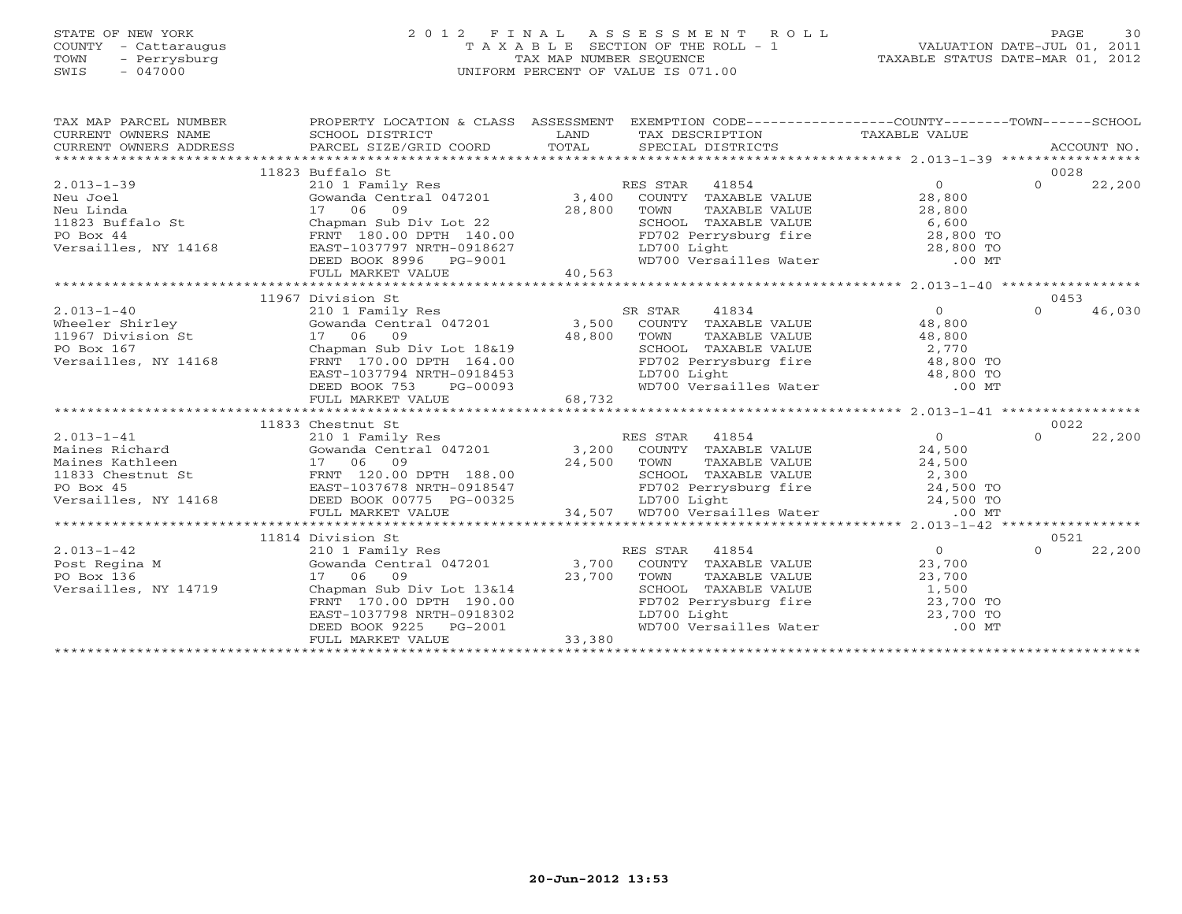STATE OF NEW YORK
COUNTY - Cattaraugus
TOWN - Perrysburg
SWIS - 047000

# 2012 FINAL ASSESSMENT ROLL
TAXABLE SECTION OF THE ROLL - 1
TAX MAP NUMBER SEQUENCE
UNIFORM PERCENT OF VALUE IS 071.00

VALUATION DATE-JUL 01, 2011
TAXABLE STATUS DATE-MAR 01, 2012

| TAX MAP PARCEL NUMBER / CURRENT OWNERS NAME / CURRENT OWNERS ADDRESS | PROPERTY LOCATION & CLASS / SCHOOL DISTRICT / PARCEL SIZE/GRID COORD | ASSESSMENT LAND / TOTAL | EXEMPTION CODE / TAX DESCRIPTION / SPECIAL DISTRICTS | COUNTY / TOWN / SCHOOL TAXABLE VALUE | ACCOUNT NO. |
|---|---|---|---|---|---|
| **2.013-1-39** | 11823 Buffalo St | | | | 0028 |
| Neu Joel | 210 1 Family Res | | RES STAR 41854 | 0 | 0 22,200 |
| Neu Linda | Gowanda Central 047201 | 3,400 | COUNTY TAXABLE VALUE | 28,800 | |
| 11823 Buffalo St | 17 06 09 | 28,800 | TOWN TAXABLE VALUE | 28,800 | |
| PO Box 44 | Chapman Sub Div Lot 22 | | SCHOOL TAXABLE VALUE | 6,600 | |
| Versailles, NY 14168 | FRNT 180.00 DPTH 140.00 | | FD702 Perrysburg fire | 28,800 TO | |
| | EAST-1037797 NRTH-0918627 | | LD700 Light | 28,800 TO | |
| | DEED BOOK 8996 PG-9001 | | WD700 Versailles Water | .00 MT | |
| | FULL MARKET VALUE | 40,563 | | | |
| **2.013-1-40** | 11967 Division St | | | | 0453 |
| Wheeler Shirley | 210 1 Family Res | | SR STAR 41834 | 0 | 0 46,030 |
| 11967 Division St | Gowanda Central 047201 | 3,500 | COUNTY TAXABLE VALUE | 48,800 | |
| PO Box 167 | 17 06 09 | 48,800 | TOWN TAXABLE VALUE | 48,800 | |
| Versailles, NY 14168 | Chapman Sub Div Lot 18&19 | | SCHOOL TAXABLE VALUE | 2,770 | |
| | FRNT 170.00 DPTH 164.00 | | FD702 Perrysburg fire | 48,800 TO | |
| | EAST-1037794 NRTH-0918453 | | LD700 Light | 48,800 TO | |
| | DEED BOOK 753 PG-00093 | | WD700 Versailles Water | .00 MT | |
| | FULL MARKET VALUE | 68,732 | | | |
| **2.013-1-41** | 11833 Chestnut St | | | | 0022 |
| Maines Richard | 210 1 Family Res | | RES STAR 41854 | 0 | 0 22,200 |
| Maines Kathleen | Gowanda Central 047201 | 3,200 | COUNTY TAXABLE VALUE | 24,500 | |
| 11833 Chestnut St | 17 06 09 | 24,500 | TOWN TAXABLE VALUE | 24,500 | |
| PO Box 45 | FRNT 120.00 DPTH 188.00 | | SCHOOL TAXABLE VALUE | 2,300 | |
| Versailles, NY 14168 | EAST-1037678 NRTH-0918547 | | FD702 Perrysburg fire | 24,500 TO | |
| | DEED BOOK 00775 PG-00325 | | LD700 Light | 24,500 TO | |
| | FULL MARKET VALUE | 34,507 | WD700 Versailles Water | .00 MT | |
| **2.013-1-42** | 11814 Division St | | | | 0521 |
| Post Regina M | 210 1 Family Res | | RES STAR 41854 | 0 | 0 22,200 |
| PO Box 136 | Gowanda Central 047201 | 3,700 | COUNTY TAXABLE VALUE | 23,700 | |
| Versailles, NY 14719 | 17 06 09 | 23,700 | TOWN TAXABLE VALUE | 23,700 | |
| | Chapman Sub Div Lot 13&14 | | SCHOOL TAXABLE VALUE | 1,500 | |
| | FRNT 170.00 DPTH 190.00 | | FD702 Perrysburg fire | 23,700 TO | |
| | EAST-1037798 NRTH-0918302 | | LD700 Light | 23,700 TO | |
| | DEED BOOK 9225 PG-2001 | | WD700 Versailles Water | .00 MT | |
| | FULL MARKET VALUE | 33,380 | | | |

20-Jun-2012 13:53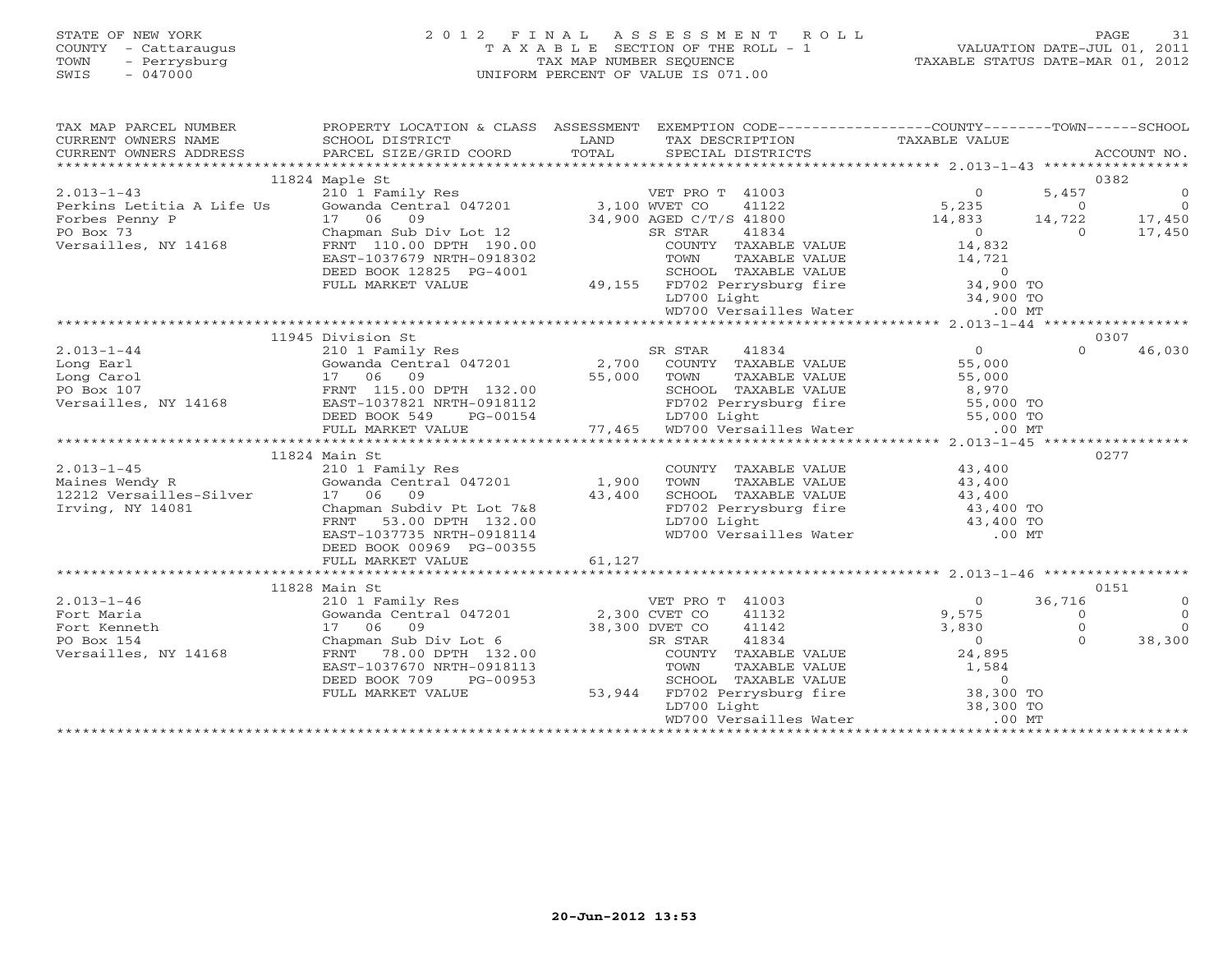STATE OF NEW YORK
COUNTY - Cattaraugus
TOWN - Perrysburg
SWIS - 047000

2 0 1 2 F I N A L A S S E S S M E N T R O L L
T A X A B L E SECTION OF THE ROLL - 1
TAX MAP NUMBER SEQUENCE
UNIFORM PERCENT OF VALUE IS 071.00

VALUATION DATE-JUL 01, 2011
TAXABLE STATUS DATE-MAR 01, 2012

| TAX MAP PARCEL NUMBER / CURRENT OWNERS NAME / CURRENT OWNERS ADDRESS | PROPERTY LOCATION & CLASS / SCHOOL DISTRICT / PARCEL SIZE/GRID COORD | ASSESSMENT LAND / TOTAL | EXEMPTION CODE / TAX DESCRIPTION / SPECIAL DISTRICTS | COUNTY TAXABLE VALUE | TOWN | SCHOOL | ACCOUNT NO. |
|---|---|---|---|---|---|---|---|
| **2.013-1-43** | 11824 Maple St | | | | | | 0382 |
| 2.013-1-43 | 210 1 Family Res | | VET PRO T 41003 | 0 | 5,457 | 0 | |
| Perkins Letitia A Life Us | Gowanda Central 047201 | 3,100 | WVET CO 41122 | 5,235 | 0 | 0 | |
| Forbes Penny P | 17 06 09 | 34,900 | AGED C/T/S 41800 | 14,833 | 14,722 | 17,450 | |
| PO Box 73 | Chapman Sub Div Lot 12 | | SR STAR 41834 | 0 | 0 | 17,450 | |
| Versailles, NY 14168 | FRNT 110.00 DPTH 190.00 | | COUNTY TAXABLE VALUE | 14,832 | | | |
| | EAST-1037679 NRTH-0918302 | | TOWN TAXABLE VALUE | 14,721 | | | |
| | DEED BOOK 12825 PG-4001 | | SCHOOL TAXABLE VALUE | 0 | | | |
| | FULL MARKET VALUE | 49,155 | FD702 Perrysburg fire | 34,900 TO | | | |
| | | | LD700 Light | 34,900 TO | | | |
| | | | WD700 Versailles Water | .00 MT | | | |
| **2.013-1-44** | 11945 Division St | | | | | | 0307 |
| 2.013-1-44 | 210 1 Family Res | | SR STAR 41834 | 0 | 0 | 46,030 | |
| Long Earl | Gowanda Central 047201 | 2,700 | COUNTY TAXABLE VALUE | 55,000 | | | |
| Long Carol | 17 06 09 | 55,000 | TOWN TAXABLE VALUE | 55,000 | | | |
| PO Box 107 | FRNT 115.00 DPTH 132.00 | | SCHOOL TAXABLE VALUE | 8,970 | | | |
| Versailles, NY 14168 | EAST-1037821 NRTH-0918112 | | FD702 Perrysburg fire | 55,000 TO | | | |
| | DEED BOOK 549 PG-00154 | | LD700 Light | 55,000 TO | | | |
| | FULL MARKET VALUE | 77,465 | WD700 Versailles Water | .00 MT | | | |
| **2.013-1-45** | 11824 Main St | | | | | | 0277 |
| 2.013-1-45 | 210 1 Family Res | | COUNTY TAXABLE VALUE | 43,400 | | | |
| Maines Wendy R | Gowanda Central 047201 | 1,900 | TOWN TAXABLE VALUE | 43,400 | | | |
| 12212 Versailles-Silver | 17 06 09 | 43,400 | SCHOOL TAXABLE VALUE | 43,400 | | | |
| Irving, NY 14081 | Chapman Subdiv Pt Lot 7&8 | | FD702 Perrysburg fire | 43,400 TO | | | |
| | FRNT 53.00 DPTH 132.00 | | LD700 Light | 43,400 TO | | | |
| | EAST-1037735 NRTH-0918114 | | WD700 Versailles Water | .00 MT | | | |
| | DEED BOOK 00969 PG-00355 | | | | | | |
| | FULL MARKET VALUE | 61,127 | | | | | |
| **2.013-1-46** | 11828 Main St | | | | | | 0151 |
| 2.013-1-46 | 210 1 Family Res | | VET PRO T 41003 | 0 | 36,716 | 0 | |
| Fort Maria | Gowanda Central 047201 | 2,300 | CVET CO 41132 | 9,575 | 0 | 0 | |
| Fort Kenneth | 17 06 09 | 38,300 | DVET CO 41142 | 3,830 | 0 | 0 | |
| PO Box 154 | Chapman Sub Div Lot 6 | | SR STAR 41834 | 0 | 0 | 38,300 | |
| Versailles, NY 14168 | FRNT 78.00 DPTH 132.00 | | COUNTY TAXABLE VALUE | 24,895 | | | |
| | EAST-1037670 NRTH-0918113 | | TOWN TAXABLE VALUE | 1,584 | | | |
| | DEED BOOK 709 PG-00953 | | SCHOOL TAXABLE VALUE | 0 | | | |
| | FULL MARKET VALUE | 53,944 | FD702 Perrysburg fire | 38,300 TO | | | |
| | | | LD700 Light | 38,300 TO | | | |
| | | | WD700 Versailles Water | .00 MT | | | |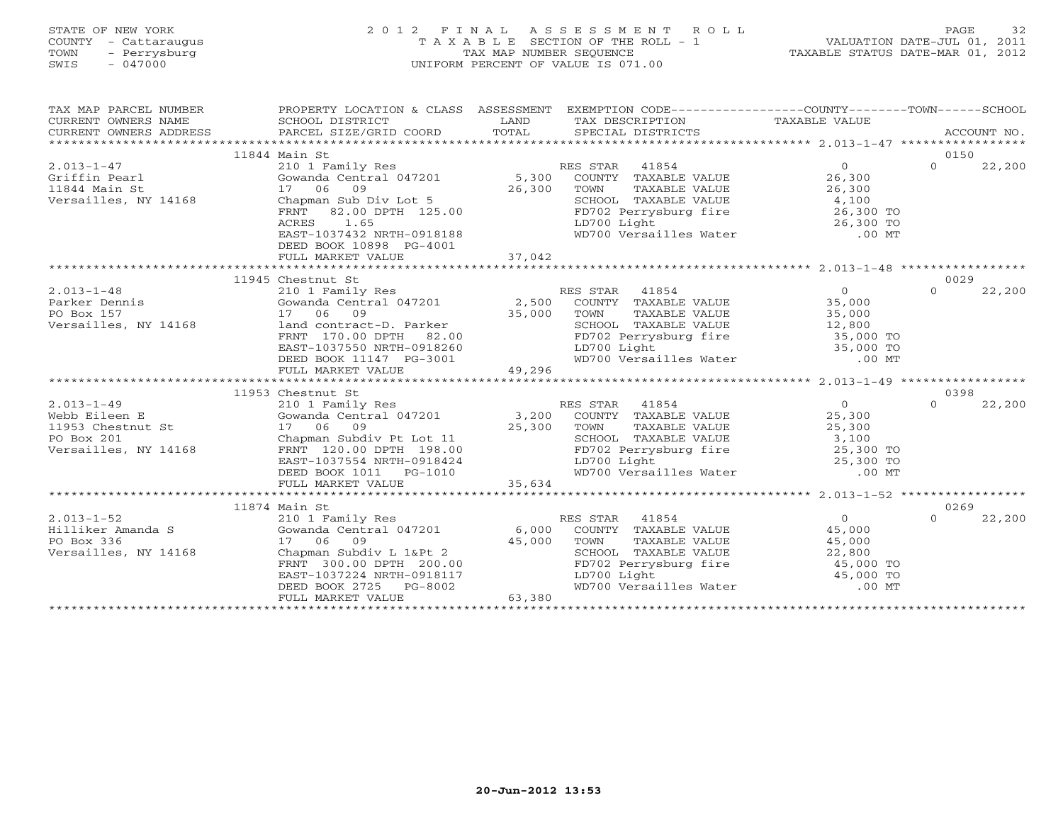STATE OF NEW YORK
COUNTY - Cattaraugus
TOWN - Perrysburg
SWIS - 047000

# 2012 FINAL ASSESSMENT ROLL

TAXABLE SECTION OF THE ROLL - 1
TAX MAP NUMBER SEQUENCE
UNIFORM PERCENT OF VALUE IS 071.00

VALUATION DATE-JUL 01, 2011
TAXABLE STATUS DATE-MAR 01, 2012

| TAX MAP PARCEL NUMBER / CURRENT OWNERS NAME / CURRENT OWNERS ADDRESS | PROPERTY LOCATION & CLASS / SCHOOL DISTRICT / PARCEL SIZE/GRID COORD | ASSESSMENT LAND / TOTAL | EXEMPTION CODE / TAX DESCRIPTION / SPECIAL DISTRICTS | COUNTY / TOWN / SCHOOL TAXABLE VALUE | ACCOUNT NO. |
|---|---|---|---|---|---|
| 2.013-1-47 | 11844 Main St | | | | 0150 |
| 2.013-1-47 | 210 1 Family Res | | RES STAR 41854 | 0 | 0 22,200 |
| Griffin Pearl | Gowanda Central 047201 | 5,300 | COUNTY TAXABLE VALUE | 26,300 | |
| 11844 Main St | 17 06 09 | 26,300 | TOWN TAXABLE VALUE | 26,300 | |
| Versailles, NY 14168 | Chapman Sub Div Lot 5 | | SCHOOL TAXABLE VALUE | 4,100 | |
| | FRNT 82.00 DPTH 125.00 | | FD702 Perrysburg fire | 26,300 TO | |
| | ACRES 1.65 | | LD700 Light | 26,300 TO | |
| | EAST-1037432 NRTH-0918188 | | WD700 Versailles Water | .00 MT | |
| | DEED BOOK 10898 PG-4001 | | | | |
| | FULL MARKET VALUE | 37,042 | | | |
| 2.013-1-48 | 11945 Chestnut St | | | | 0029 |
| 2.013-1-48 | 210 1 Family Res | | RES STAR 41854 | 0 | 0 22,200 |
| Parker Dennis | Gowanda Central 047201 | 2,500 | COUNTY TAXABLE VALUE | 35,000 | |
| PO Box 157 | 17 06 09 | 35,000 | TOWN TAXABLE VALUE | 35,000 | |
| Versailles, NY 14168 | land contract-D. Parker | | SCHOOL TAXABLE VALUE | 12,800 | |
| | FRNT 170.00 DPTH 82.00 | | FD702 Perrysburg fire | 35,000 TO | |
| | EAST-1037550 NRTH-0918260 | | LD700 Light | 35,000 TO | |
| | DEED BOOK 11147 PG-3001 | | WD700 Versailles Water | .00 MT | |
| | FULL MARKET VALUE | 49,296 | | | |
| 2.013-1-49 | 11953 Chestnut St | | | | 0398 |
| 2.013-1-49 | 210 1 Family Res | | RES STAR 41854 | 0 | 0 22,200 |
| Webb Eileen E | Gowanda Central 047201 | 3,200 | COUNTY TAXABLE VALUE | 25,300 | |
| 11953 Chestnut St | 17 06 09 | 25,300 | TOWN TAXABLE VALUE | 25,300 | |
| PO Box 201 | Chapman Subdiv Pt Lot 11 | | SCHOOL TAXABLE VALUE | 3,100 | |
| Versailles, NY 14168 | FRNT 120.00 DPTH 198.00 | | FD702 Perrysburg fire | 25,300 TO | |
| | EAST-1037554 NRTH-0918424 | | LD700 Light | 25,300 TO | |
| | DEED BOOK 1011 PG-1010 | | WD700 Versailles Water | .00 MT | |
| | FULL MARKET VALUE | 35,634 | | | |
| 2.013-1-52 | 11874 Main St | | | | 0269 |
| 2.013-1-52 | 210 1 Family Res | | RES STAR 41854 | 0 | 0 22,200 |
| Hilliker Amanda S | Gowanda Central 047201 | 6,000 | COUNTY TAXABLE VALUE | 45,000 | |
| PO Box 336 | 17 06 09 | 45,000 | TOWN TAXABLE VALUE | 45,000 | |
| Versailles, NY 14168 | Chapman Subdiv L 1&Pt 2 | | SCHOOL TAXABLE VALUE | 22,800 | |
| | FRNT 300.00 DPTH 200.00 | | FD702 Perrysburg fire | 45,000 TO | |
| | EAST-1037224 NRTH-0918117 | | LD700 Light | 45,000 TO | |
| | DEED BOOK 2725 PG-8002 | | WD700 Versailles Water | .00 MT | |
| | FULL MARKET VALUE | 63,380 | | | |

20-Jun-2012 13:53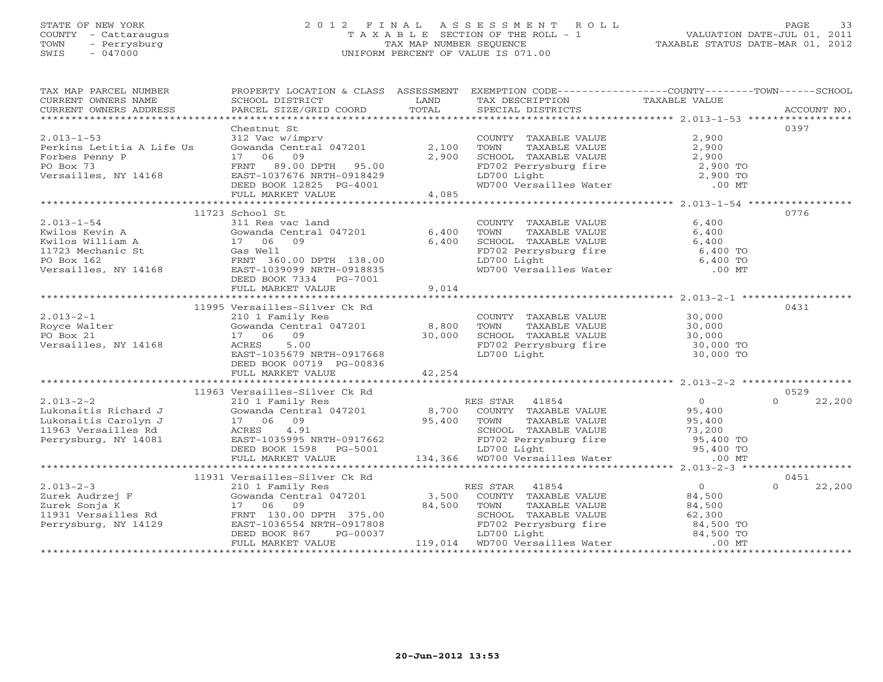STATE OF NEW YORK
COUNTY - Cattaraugus
TOWN - Perrysburg
SWIS - 047000

# 2012 FINAL ASSESSMENT ROLL
T A X A B L E SECTION OF THE ROLL - 1
TAX MAP NUMBER SEQUENCE
UNIFORM PERCENT OF VALUE IS 071.00

VALUATION DATE-JUL 01, 2011
TAXABLE STATUS DATE-MAR 01, 2012

| TAX MAP PARCEL NUMBER / CURRENT OWNERS NAME / CURRENT OWNERS ADDRESS | PROPERTY LOCATION & CLASS / SCHOOL DISTRICT / PARCEL SIZE/GRID COORD | ASSESSMENT LAND / TOTAL | EXEMPTION CODE / TAX DESCRIPTION / SPECIAL DISTRICTS | COUNTY TAXABLE VALUE | TOWN | SCHOOL | ACCOUNT NO. |
|---|---|---|---|---|---|---|---|
| 2.013-1-53 | Chestnut St | | | | | | 0397 |
| Perkins Letitia A Life Us | 312 Vac w/imprv | | COUNTY TAXABLE VALUE | 2,900 | | | |
| Forbes Penny P | Gowanda Central 047201 | 2,100 | TOWN TAXABLE VALUE | 2,900 | | | |
| PO Box 73 | 17 06 09 | 2,900 | SCHOOL TAXABLE VALUE | 2,900 | | | |
| Versailles, NY 14168 | FRNT 89.00 DPTH 95.00 | | FD702 Perrysburg fire | 2,900 TO | | | |
| | EAST-1037676 NRTH-0918429 | | LD700 Light | 2,900 TO | | | |
| | DEED BOOK 12825 PG-4001 | | WD700 Versailles Water | .00 MT | | | |
| | FULL MARKET VALUE | 4,085 | | | | | |
| 2.013-1-54 | 11723 School St | | | | | | 0776 |
| Kwilos Kevin A | 311 Res vac land | | COUNTY TAXABLE VALUE | 6,400 | | | |
| Kwilos William A | Gowanda Central 047201 | 6,400 | TOWN TAXABLE VALUE | 6,400 | | | |
| 11723 Mechanic St | 17 06 09 | 6,400 | SCHOOL TAXABLE VALUE | 6,400 | | | |
| PO Box 162 | Gas Well | | FD702 Perrysburg fire | 6,400 TO | | | |
| Versailles, NY 14168 | FRNT 360.00 DPTH 138.00 | | LD700 Light | 6,400 TO | | | |
| | EAST-1039099 NRTH-0918835 | | WD700 Versailles Water | .00 MT | | | |
| | DEED BOOK 7334 PG-7001 | | | | | | |
| | FULL MARKET VALUE | 9,014 | | | | | |
| 2.013-2-1 | 11995 Versailles-Silver Ck Rd | | | | | | 0431 |
| Royce Walter | 210 1 Family Res | | COUNTY TAXABLE VALUE | 30,000 | | | |
| PO Box 21 | Gowanda Central 047201 | 8,800 | TOWN TAXABLE VALUE | 30,000 | | | |
| Versailles, NY 14168 | 17 06 09 | 30,000 | SCHOOL TAXABLE VALUE | 30,000 | | | |
| | ACRES 5.00 | | FD702 Perrysburg fire | 30,000 TO | | | |
| | EAST-1035679 NRTH-0917668 | | LD700 Light | 30,000 TO | | | |
| | DEED BOOK 00719 PG-00836 | | | | | | |
| | FULL MARKET VALUE | 42,254 | | | | | |
| 2.013-2-2 | 11963 Versailles-Silver Ck Rd | | | | | | 0529 |
| Lukonaitis Richard J | 210 1 Family Res | | RES STAR 41854 | 0 | | 0 | 22,200 |
| Lukonaitis Carolyn J | Gowanda Central 047201 | 8,700 | COUNTY TAXABLE VALUE | 95,400 | | | |
| 11963 Versailles Rd | 17 06 09 | 95,400 | TOWN TAXABLE VALUE | 95,400 | | | |
| Perrysburg, NY 14081 | ACRES 4.91 | | SCHOOL TAXABLE VALUE | 73,200 | | | |
| | EAST-1035995 NRTH-0917662 | | FD702 Perrysburg fire | 95,400 TO | | | |
| | DEED BOOK 1598 PG-5001 | | LD700 Light | 95,400 TO | | | |
| | FULL MARKET VALUE | 134,366 | WD700 Versailles Water | .00 MT | | | |
| 2.013-2-3 | 11931 Versailles-Silver Ck Rd | | | | | | 0451 |
| Zurek Audrzej F | 210 1 Family Res | | RES STAR 41854 | 0 | | 0 | 22,200 |
| Zurek Sonja K | Gowanda Central 047201 | 3,500 | COUNTY TAXABLE VALUE | 84,500 | | | |
| 11931 Versailles Rd | 17 06 09 | 84,500 | TOWN TAXABLE VALUE | 84,500 | | | |
| Perrysburg, NY 14129 | FRNT 130.00 DPTH 375.00 | | SCHOOL TAXABLE VALUE | 62,300 | | | |
| | EAST-1036554 NRTH-0917808 | | FD702 Perrysburg fire | 84,500 TO | | | |
| | DEED BOOK 867 PG-00037 | | LD700 Light | 84,500 TO | | | |
| | FULL MARKET VALUE | 119,014 | WD700 Versailles Water | .00 MT | | | |

20-Jun-2012 13:53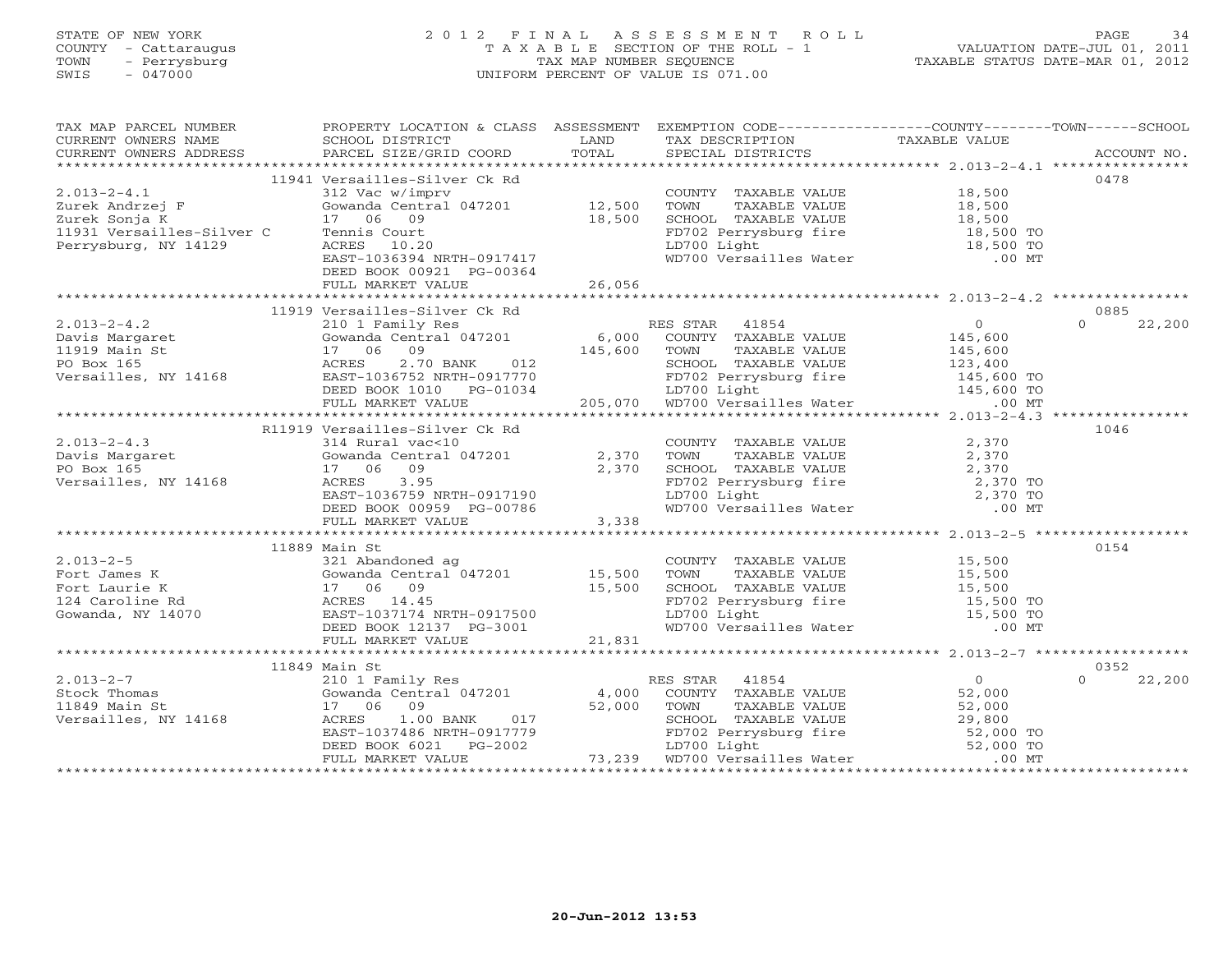STATE OF NEW YORK
COUNTY - Cattaraugus
TOWN - Perrysburg
SWIS - 047000

2 0 1 2 F I N A L A S S E S S M E N T R O L L
T A X A B L E SECTION OF THE ROLL - 1
TAX MAP NUMBER SEQUENCE
UNIFORM PERCENT OF VALUE IS 071.00

VALUATION DATE-JUL 01, 2011
TAXABLE STATUS DATE-MAR 01, 2012

| TAX MAP PARCEL NUMBER / CURRENT OWNERS NAME / CURRENT OWNERS ADDRESS | PROPERTY LOCATION & CLASS / SCHOOL DISTRICT / PARCEL SIZE/GRID COORD | ASSESSMENT LAND / TOTAL | EXEMPTION CODE / TAX DESCRIPTION / SPECIAL DISTRICTS | COUNTY TAXABLE VALUE | TOWN | SCHOOL / ACCOUNT NO. |
|---|---|---|---|---|---|---|
| | 11941 Versailles-Silver Ck Rd | | | | | 0478 |
| 2.013-2-4.1 | 312 Vac w/imprv | | COUNTY TAXABLE VALUE | 18,500 | | |
| Zurek Andrzej F | Gowanda Central 047201 | 12,500 | TOWN TAXABLE VALUE | 18,500 | | |
| Zurek Sonja K | 17 06 09 | 18,500 | SCHOOL TAXABLE VALUE | 18,500 | | |
| 11931 Versailles-Silver C | Tennis Court | | FD702 Perrysburg fire | 18,500 TO | | |
| Perrysburg, NY 14129 | ACRES 10.20 | | LD700 Light | 18,500 TO | | |
| | EAST-1036394 NRTH-0917417 | | WD700 Versailles Water | .00 MT | | |
| | DEED BOOK 00921 PG-00364 | | | | | |
| | FULL MARKET VALUE | 26,056 | | | | |
| | 11919 Versailles-Silver Ck Rd | | | | | 0885 |
| 2.013-2-4.2 | 210 1 Family Res | | RES STAR 41854 | 0 | 0 | 22,200 |
| Davis Margaret | Gowanda Central 047201 | 6,000 | COUNTY TAXABLE VALUE | 145,600 | | |
| 11919 Main St | 17 06 09 | 145,600 | TOWN TAXABLE VALUE | 145,600 | | |
| PO Box 165 | ACRES 2.70 BANK 012 | | SCHOOL TAXABLE VALUE | 123,400 | | |
| Versailles, NY 14168 | EAST-1036752 NRTH-0917770 | | FD702 Perrysburg fire | 145,600 TO | | |
| | DEED BOOK 1010 PG-01034 | | LD700 Light | 145,600 TO | | |
| | FULL MARKET VALUE | 205,070 | WD700 Versailles Water | .00 MT | | |
| | R11919 Versailles-Silver Ck Rd | | | | | 1046 |
| 2.013-2-4.3 | 314 Rural vac<10 | | COUNTY TAXABLE VALUE | 2,370 | | |
| Davis Margaret | Gowanda Central 047201 | 2,370 | TOWN TAXABLE VALUE | 2,370 | | |
| PO Box 165 | 17 06 09 | 2,370 | SCHOOL TAXABLE VALUE | 2,370 | | |
| Versailles, NY 14168 | ACRES 3.95 | | FD702 Perrysburg fire | 2,370 TO | | |
| | EAST-1036759 NRTH-0917190 | | LD700 Light | 2,370 TO | | |
| | DEED BOOK 00959 PG-00786 | | WD700 Versailles Water | .00 MT | | |
| | FULL MARKET VALUE | 3,338 | | | | |
| | 11889 Main St | | | | | 0154 |
| 2.013-2-5 | 321 Abandoned ag | | COUNTY TAXABLE VALUE | 15,500 | | |
| Fort James K | Gowanda Central 047201 | 15,500 | TOWN TAXABLE VALUE | 15,500 | | |
| Fort Laurie K | 17 06 09 | 15,500 | SCHOOL TAXABLE VALUE | 15,500 | | |
| 124 Caroline Rd | ACRES 14.45 | | FD702 Perrysburg fire | 15,500 TO | | |
| Gowanda, NY 14070 | EAST-1037174 NRTH-0917500 | | LD700 Light | 15,500 TO | | |
| | DEED BOOK 12137 PG-3001 | | WD700 Versailles Water | .00 MT | | |
| | FULL MARKET VALUE | 21,831 | | | | |
| | 11849 Main St | | | | | 0352 |
| 2.013-2-7 | 210 1 Family Res | | RES STAR 41854 | 0 | 0 | 22,200 |
| Stock Thomas | Gowanda Central 047201 | 4,000 | COUNTY TAXABLE VALUE | 52,000 | | |
| 11849 Main St | 17 06 09 | 52,000 | TOWN TAXABLE VALUE | 52,000 | | |
| Versailles, NY 14168 | ACRES 1.00 BANK 017 | | SCHOOL TAXABLE VALUE | 29,800 | | |
| | EAST-1037486 NRTH-0917779 | | FD702 Perrysburg fire | 52,000 TO | | |
| | DEED BOOK 6021 PG-2002 | | LD700 Light | 52,000 TO | | |
| | FULL MARKET VALUE | 73,239 | WD700 Versailles Water | .00 MT | | |

20-Jun-2012 13:53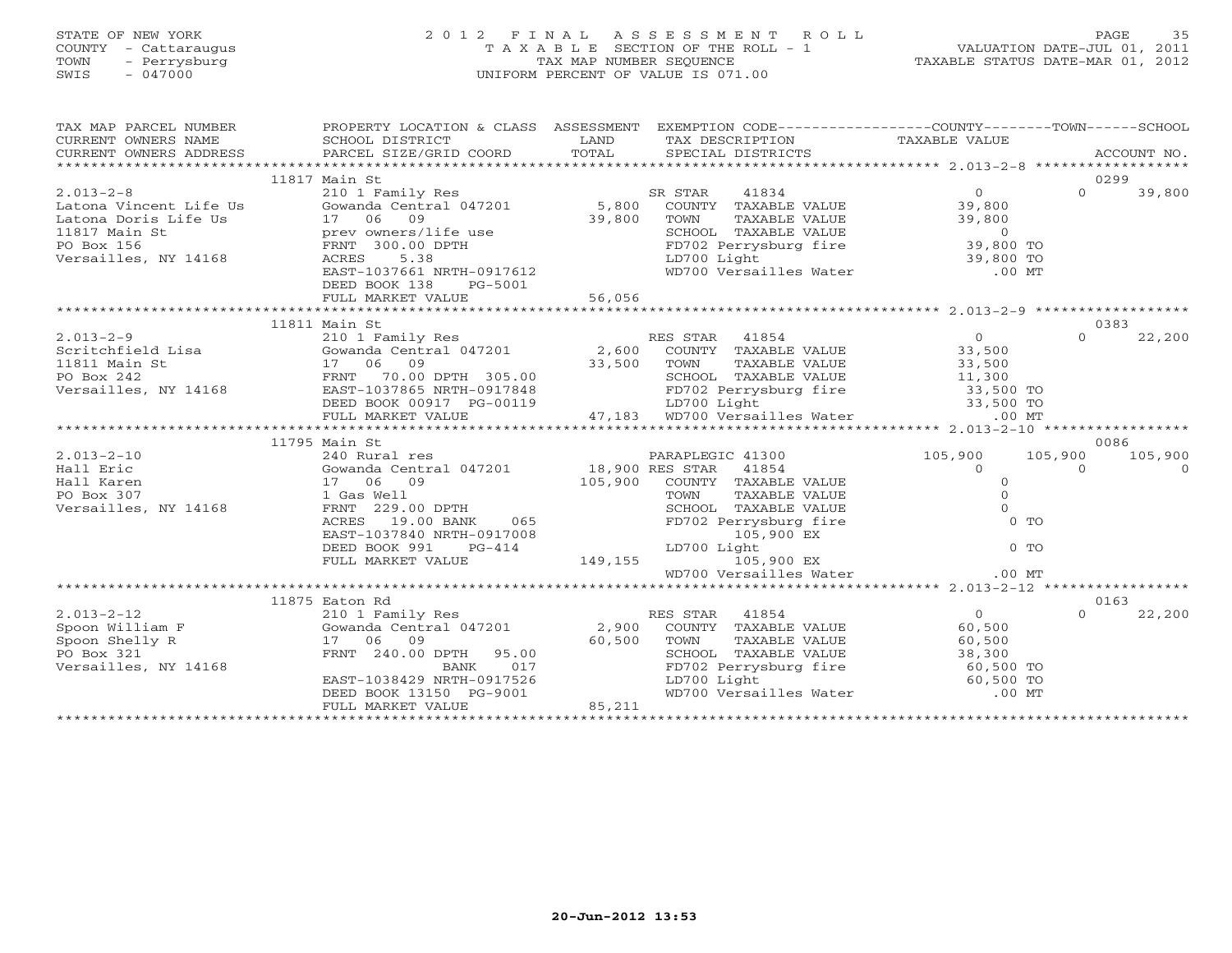STATE OF NEW YORK
COUNTY - Cattaraugus
TOWN - Perrysburg
SWIS - 047000

# 2012 FINAL ASSESSMENT ROLL

TAXABLE SECTION OF THE ROLL - 1
TAX MAP NUMBER SEQUENCE
UNIFORM PERCENT OF VALUE IS 071.00

VALUATION DATE-JUL 01, 2011
TAXABLE STATUS DATE-MAR 01, 2012

| TAX MAP PARCEL NUMBER / CURRENT OWNERS NAME / CURRENT OWNERS ADDRESS | PROPERTY LOCATION & CLASS / SCHOOL DISTRICT / PARCEL SIZE/GRID COORD | ASSESSMENT LAND / TOTAL | EXEMPTION CODE / TAX DESCRIPTION / SPECIAL DISTRICTS | COUNTY TAXABLE VALUE | TOWN | SCHOOL / ACCOUNT NO. |
|---|---|---|---|---|---|---|
| | 11817 Main St | | | | | 0299 |
| 2.013-2-8 | 210 1 Family Res | | SR STAR 41834 | 0 | 0 | 39,800 |
| Latona Vincent Life Us | Gowanda Central 047201 | 5,800 | COUNTY TAXABLE VALUE | 39,800 | | |
| Latona Doris Life Us | 17 06 09 | 39,800 | TOWN TAXABLE VALUE | 39,800 | | |
| 11817 Main St | prev owners/life use | | SCHOOL TAXABLE VALUE | 0 | | |
| PO Box 156 | FRNT 300.00 DPTH | | FD702 Perrysburg fire | 39,800 TO | | |
| Versailles, NY 14168 | ACRES 5.38 | | LD700 Light | 39,800 TO | | |
| | EAST-1037661 NRTH-0917612 | | WD700 Versailles Water | .00 MT | | |
| | DEED BOOK 138 PG-5001 | | | | | |
| | FULL MARKET VALUE | 56,056 | | | | |
| | 11811 Main St | | | | | 0383 |
| 2.013-2-9 | 210 1 Family Res | | RES STAR 41854 | 0 | 0 | 22,200 |
| Scritchfield Lisa | Gowanda Central 047201 | 2,600 | COUNTY TAXABLE VALUE | 33,500 | | |
| 11811 Main St | 17 06 09 | 33,500 | TOWN TAXABLE VALUE | 33,500 | | |
| PO Box 242 | FRNT 70.00 DPTH 305.00 | | SCHOOL TAXABLE VALUE | 11,300 | | |
| Versailles, NY 14168 | EAST-1037865 NRTH-0917848 | | FD702 Perrysburg fire | 33,500 TO | | |
| | DEED BOOK 00917 PG-00119 | | LD700 Light | 33,500 TO | | |
| | FULL MARKET VALUE | 47,183 | WD700 Versailles Water | .00 MT | | |
| | 11795 Main St | | | | | 0086 |
| 2.013-2-10 | 240 Rural res | | PARAPLEGIC 41300 | 105,900 | 105,900 | 105,900 |
| Hall Eric | Gowanda Central 047201 | 18,900 | RES STAR 41854 | 0 | 0 | 0 |
| Hall Karen | 17 06 09 | 105,900 | COUNTY TAXABLE VALUE | 0 | | |
| PO Box 307 | 1 Gas Well | | TOWN TAXABLE VALUE | 0 | | |
| Versailles, NY 14168 | FRNT 229.00 DPTH | | SCHOOL TAXABLE VALUE | 0 | | |
| | ACRES 19.00 BANK 065 | | FD702 Perrysburg fire | 0 TO | | |
| | EAST-1037840 NRTH-0917008 | | 105,900 EX | | | |
| | DEED BOOK 991 PG-414 | | LD700 Light | 0 TO | | |
| | FULL MARKET VALUE | 149,155 | 105,900 EX | | | |
| | | | WD700 Versailles Water | .00 MT | | |
| | 11875 Eaton Rd | | | | | 0163 |
| 2.013-2-12 | 210 1 Family Res | | RES STAR 41854 | 0 | 0 | 22,200 |
| Spoon William F | Gowanda Central 047201 | 2,900 | COUNTY TAXABLE VALUE | 60,500 | | |
| Spoon Shelly R | 17 06 09 | 60,500 | TOWN TAXABLE VALUE | 60,500 | | |
| PO Box 321 | FRNT 240.00 DPTH 95.00 | | SCHOOL TAXABLE VALUE | 38,300 | | |
| Versailles, NY 14168 | BANK 017 | | FD702 Perrysburg fire | 60,500 TO | | |
| | EAST-1038429 NRTH-0917526 | | LD700 Light | 60,500 TO | | |
| | DEED BOOK 13150 PG-9001 | | WD700 Versailles Water | .00 MT | | |
| | FULL MARKET VALUE | 85,211 | | | | |

20-Jun-2012 13:53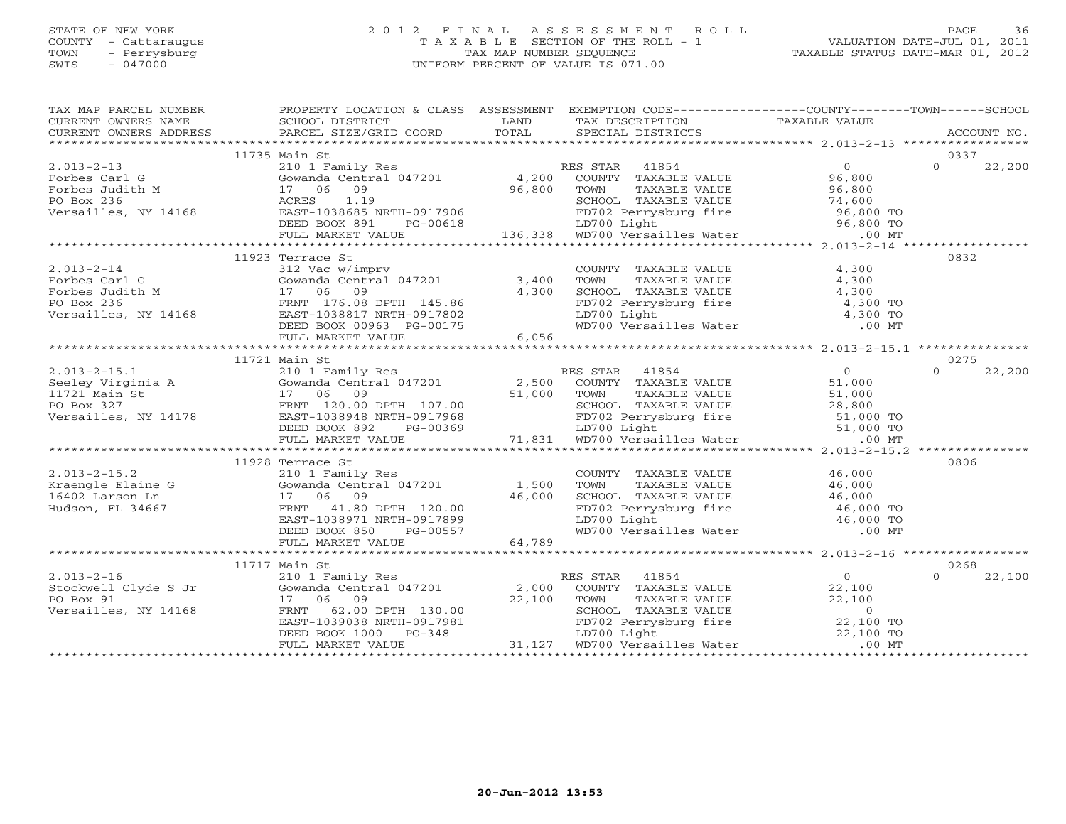STATE OF NEW YORK
COUNTY - Cattaraugus
TOWN - Perrysburg
SWIS - 047000

2012 FINAL ASSESSMENT ROLL
TAXABLE SECTION OF THE ROLL - 1
TAX MAP NUMBER SEQUENCE
UNIFORM PERCENT OF VALUE IS 071.00

VALUATION DATE-JUL 01, 2011
TAXABLE STATUS DATE-MAR 01, 2012

| TAX MAP PARCEL NUMBER / CURRENT OWNERS NAME / CURRENT OWNERS ADDRESS | PROPERTY LOCATION & CLASS / SCHOOL DISTRICT / PARCEL SIZE/GRID COORD | ASSESSMENT LAND / TOTAL | EXEMPTION CODE / TAX DESCRIPTION / SPECIAL DISTRICTS | COUNTY TAXABLE VALUE | TOWN | SCHOOL / ACCOUNT NO. |
|---|---|---|---|---|---|---|
| | 11735 Main St | | | | | 0337 |
| 2.013-2-13 | 210 1 Family Res | | RES STAR 41854 | 0 | 0 | 22,200 |
| Forbes Carl G | Gowanda Central 047201 | 4,200 | COUNTY TAXABLE VALUE | 96,800 | | |
| Forbes Judith M | 17 06 09 | 96,800 | TOWN TAXABLE VALUE | 96,800 | | |
| PO Box 236 | ACRES 1.19 | | SCHOOL TAXABLE VALUE | 74,600 | | |
| Versailles, NY 14168 | EAST-1038685 NRTH-0917906 | | FD702 Perrysburg fire | 96,800 TO | | |
| | DEED BOOK 891 PG-00618 | | LD700 Light | 96,800 TO | | |
| | FULL MARKET VALUE | 136,338 | WD700 Versailles Water | .00 MT | | |
| | 11923 Terrace St | | | | | 0832 |
| 2.013-2-14 | 312 Vac w/imprv | | COUNTY TAXABLE VALUE | 4,300 | | |
| Forbes Carl G | Gowanda Central 047201 | 3,400 | TOWN TAXABLE VALUE | 4,300 | | |
| Forbes Judith M | 17 06 09 | 4,300 | SCHOOL TAXABLE VALUE | 4,300 | | |
| PO Box 236 | FRNT 176.08 DPTH 145.86 | | FD702 Perrysburg fire | 4,300 TO | | |
| Versailles, NY 14168 | EAST-1038817 NRTH-0917802 | | LD700 Light | 4,300 TO | | |
| | DEED BOOK 00963 PG-00175 | | WD700 Versailles Water | .00 MT | | |
| | FULL MARKET VALUE | 6,056 | | | | |
| | 11721 Main St | | | | | 0275 |
| 2.013-2-15.1 | 210 1 Family Res | | RES STAR 41854 | 0 | 0 | 22,200 |
| Seeley Virginia A | Gowanda Central 047201 | 2,500 | COUNTY TAXABLE VALUE | 51,000 | | |
| 11721 Main St | 17 06 09 | 51,000 | TOWN TAXABLE VALUE | 51,000 | | |
| PO Box 327 | FRNT 120.00 DPTH 107.00 | | SCHOOL TAXABLE VALUE | 28,800 | | |
| Versailles, NY 14178 | EAST-1038948 NRTH-0917968 | | FD702 Perrysburg fire | 51,000 TO | | |
| | DEED BOOK 892 PG-00369 | | LD700 Light | 51,000 TO | | |
| | FULL MARKET VALUE | 71,831 | WD700 Versailles Water | .00 MT | | |
| | 11928 Terrace St | | | | | 0806 |
| 2.013-2-15.2 | 210 1 Family Res | | COUNTY TAXABLE VALUE | 46,000 | | |
| Kraengle Elaine G | Gowanda Central 047201 | 1,500 | TOWN TAXABLE VALUE | 46,000 | | |
| 16402 Larson Ln | 17 06 09 | 46,000 | SCHOOL TAXABLE VALUE | 46,000 | | |
| Hudson, FL 34667 | FRNT 41.80 DPTH 120.00 | | FD702 Perrysburg fire | 46,000 TO | | |
| | EAST-1038971 NRTH-0917899 | | LD700 Light | 46,000 TO | | |
| | DEED BOOK 850 PG-00557 | | WD700 Versailles Water | .00 MT | | |
| | FULL MARKET VALUE | 64,789 | | | | |
| | 11717 Main St | | | | | 0268 |
| 2.013-2-16 | 210 1 Family Res | | RES STAR 41854 | 0 | 0 | 22,100 |
| Stockwell Clyde S Jr | Gowanda Central 047201 | 2,000 | COUNTY TAXABLE VALUE | 22,100 | | |
| PO Box 91 | 17 06 09 | 22,100 | TOWN TAXABLE VALUE | 22,100 | | |
| Versailles, NY 14168 | FRNT 62.00 DPTH 130.00 | | SCHOOL TAXABLE VALUE | 0 | | |
| | EAST-1039038 NRTH-0917981 | | FD702 Perrysburg fire | 22,100 TO | | |
| | DEED BOOK 1000 PG-348 | | LD700 Light | 22,100 TO | | |
| | FULL MARKET VALUE | 31,127 | WD700 Versailles Water | .00 MT | | |

20-Jun-2012 13:53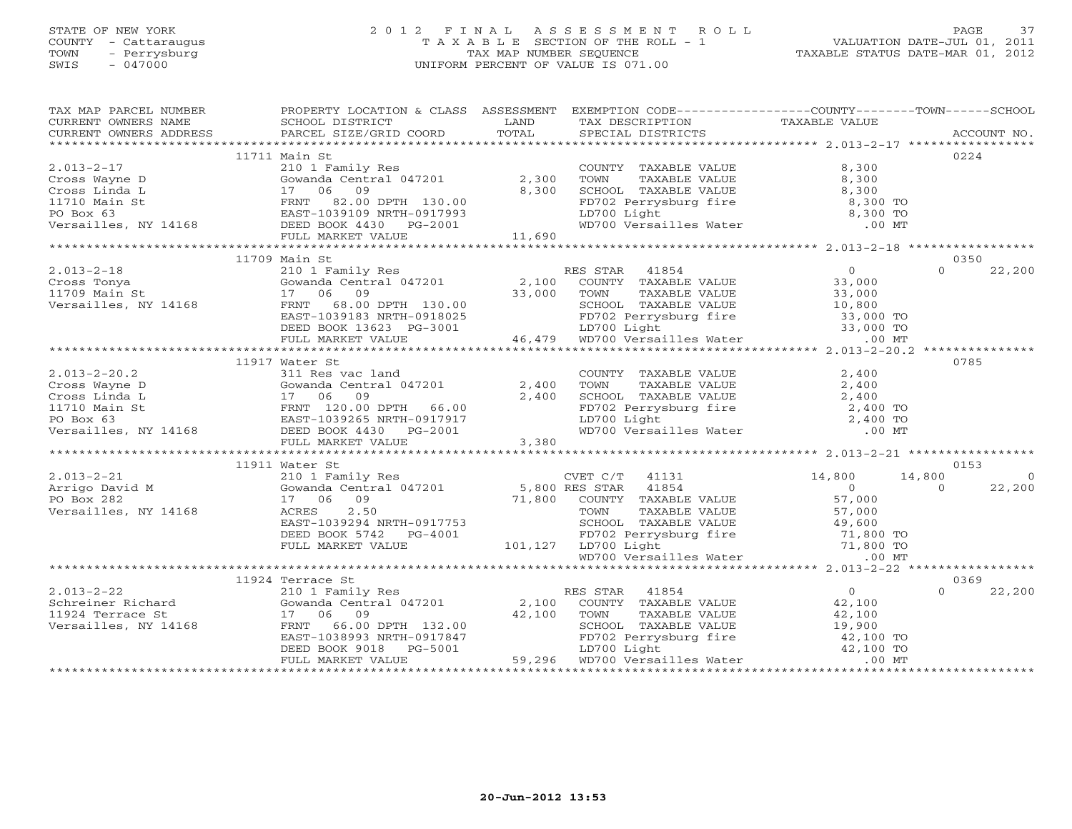STATE OF NEW YORK
COUNTY - Cattaraugus
TOWN - Perrysburg
SWIS - 047000

# 2012 FINAL ASSESSMENT ROLL
TAXABLE SECTION OF THE ROLL - 1
TAX MAP NUMBER SEQUENCE
UNIFORM PERCENT OF VALUE IS 071.00

VALUATION DATE-JUL 01, 2011
TAXABLE STATUS DATE-MAR 01, 2012

| TAX MAP PARCEL NUMBER / CURRENT OWNERS NAME / CURRENT OWNERS ADDRESS | PROPERTY LOCATION & CLASS / SCHOOL DISTRICT / PARCEL SIZE/GRID COORD | ASSESSMENT LAND / TOTAL | EXEMPTION CODE / TAX DESCRIPTION / SPECIAL DISTRICTS | COUNTY | TOWN | SCHOOL | ACCOUNT NO. |
|---|---|---|---|---|---|---|---|
| | 11711 Main St | | | | | | 0224 |
| 2.013-2-17 | 210 1 Family Res | | COUNTY TAXABLE VALUE | 8,300 | | | |
| Cross Wayne D | Gowanda Central 047201 | 2,300 | TOWN TAXABLE VALUE | 8,300 | | | |
| Cross Linda L | 17 06 09 | 8,300 | SCHOOL TAXABLE VALUE | 8,300 | | | |
| 11710 Main St | FRNT 82.00 DPTH 130.00 | | FD702 Perrysburg fire | 8,300 TO | | | |
| PO Box 63 | EAST-1039109 NRTH-0917993 | | LD700 Light | 8,300 TO | | | |
| Versailles, NY 14168 | DEED BOOK 4430 PG-2001 | | WD700 Versailles Water | .00 MT | | | |
| | FULL MARKET VALUE | 11,690 | | | | | |
| | 11709 Main St | | | | | | 0350 |
| 2.013-2-18 | 210 1 Family Res | | RES STAR 41854 | 0 | 0 | 22,200 | |
| Cross Tonya | Gowanda Central 047201 | 2,100 | COUNTY TAXABLE VALUE | 33,000 | | | |
| 11709 Main St | 17 06 09 | 33,000 | TOWN TAXABLE VALUE | 33,000 | | | |
| Versailles, NY 14168 | FRNT 68.00 DPTH 130.00 | | SCHOOL TAXABLE VALUE | 10,800 | | | |
| | EAST-1039183 NRTH-0918025 | | FD702 Perrysburg fire | 33,000 TO | | | |
| | DEED BOOK 13623 PG-3001 | | LD700 Light | 33,000 TO | | | |
| | FULL MARKET VALUE | 46,479 | WD700 Versailles Water | .00 MT | | | |
| | 11917 Water St | | | | | | 0785 |
| 2.013-2-20.2 | 311 Res vac land | | COUNTY TAXABLE VALUE | 2,400 | | | |
| Cross Wayne D | Gowanda Central 047201 | 2,400 | TOWN TAXABLE VALUE | 2,400 | | | |
| Cross Linda L | 17 06 09 | 2,400 | SCHOOL TAXABLE VALUE | 2,400 | | | |
| 11710 Main St | FRNT 120.00 DPTH 66.00 | | FD702 Perrysburg fire | 2,400 TO | | | |
| PO Box 63 | EAST-1039265 NRTH-0917917 | | LD700 Light | 2,400 TO | | | |
| Versailles, NY 14168 | DEED BOOK 4430 PG-2001 | | WD700 Versailles Water | .00 MT | | | |
| | FULL MARKET VALUE | 3,380 | | | | | |
| | 11911 Water St | | | | | | 0153 |
| 2.013-2-21 | 210 1 Family Res | | CVET C/T 41131 | 14,800 | 14,800 | 0 | |
| Arrigo David M | Gowanda Central 047201 | 5,800 | RES STAR 41854 | 0 | 0 | 22,200 | |
| PO Box 282 | 17 06 09 | 71,800 | COUNTY TAXABLE VALUE | 57,000 | | | |
| Versailles, NY 14168 | ACRES 2.50 | | TOWN TAXABLE VALUE | 57,000 | | | |
| | EAST-1039294 NRTH-0917753 | | SCHOOL TAXABLE VALUE | 49,600 | | | |
| | DEED BOOK 5742 PG-4001 | | FD702 Perrysburg fire | 71,800 TO | | | |
| | FULL MARKET VALUE | 101,127 | LD700 Light | 71,800 TO | | | |
| | | | WD700 Versailles Water | .00 MT | | | |
| | 11924 Terrace St | | | | | | 0369 |
| 2.013-2-22 | 210 1 Family Res | | RES STAR 41854 | 0 | 0 | 22,200 | |
| Schreiner Richard | Gowanda Central 047201 | 2,100 | COUNTY TAXABLE VALUE | 42,100 | | | |
| 11924 Terrace St | 17 06 09 | 42,100 | TOWN TAXABLE VALUE | 42,100 | | | |
| Versailles, NY 14168 | FRNT 66.00 DPTH 132.00 | | SCHOOL TAXABLE VALUE | 19,900 | | | |
| | EAST-1038993 NRTH-0917847 | | FD702 Perrysburg fire | 42,100 TO | | | |
| | DEED BOOK 9018 PG-5001 | | LD700 Light | 42,100 TO | | | |
| | FULL MARKET VALUE | 59,296 | WD700 Versailles Water | .00 MT | | | |

20-Jun-2012 13:53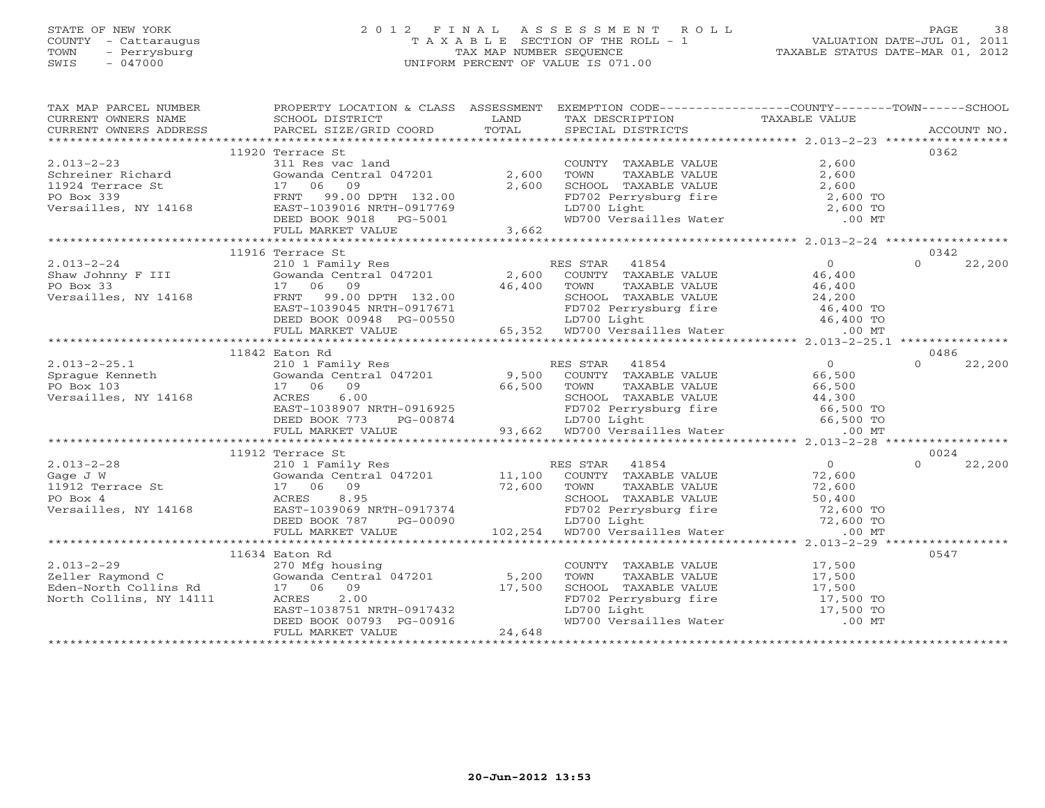STATE OF NEW YORK
COUNTY - Cattaraugus
TOWN - Perrysburg
SWIS - 047000

# 2012 FINAL ASSESSMENT ROLL

TAXABLE SECTION OF THE ROLL - 1
TAX MAP NUMBER SEQUENCE
UNIFORM PERCENT OF VALUE IS 071.00

VALUATION DATE-JUL 01, 2011
TAXABLE STATUS DATE-MAR 01, 2012

| TAX MAP PARCEL NUMBER / CURRENT OWNERS NAME / CURRENT OWNERS ADDRESS | PROPERTY LOCATION & CLASS / SCHOOL DISTRICT / PARCEL SIZE/GRID COORD | ASSESSMENT LAND / TOTAL | EXEMPTION CODE / TAX DESCRIPTION / SPECIAL DISTRICTS | COUNTY / TAXABLE VALUE | TOWN | SCHOOL | ACCOUNT NO. |
|---|---|---|---|---|---|---|---|
| | 11920 Terrace St | | | | | | 0362 |
| 2.013-2-23 | 311 Res vac land | | COUNTY TAXABLE VALUE | 2,600 | | | |
| Schreiner Richard | Gowanda Central 047201 | 2,600 | TOWN TAXABLE VALUE | 2,600 | | | |
| 11924 Terrace St | 17 06 09 | 2,600 | SCHOOL TAXABLE VALUE | 2,600 | | | |
| PO Box 339 | FRNT 99.00 DPTH 132.00 | | FD702 Perrysburg fire | 2,600 TO | | | |
| Versailles, NY 14168 | EAST-1039016 NRTH-0917769 | | LD700 Light | 2,600 TO | | | |
| | DEED BOOK 9018 PG-5001 | | WD700 Versailles Water | .00 MT | | | |
| | FULL MARKET VALUE | 3,662 | | | | | |
| | 11916 Terrace St | | | | | | 0342 |
| 2.013-2-24 | 210 1 Family Res | | RES STAR 41854 | 0 | | 0 | 22,200 |
| Shaw Johnny F III | Gowanda Central 047201 | 2,600 | COUNTY TAXABLE VALUE | 46,400 | | | |
| PO Box 33 | 17 06 09 | 46,400 | TOWN TAXABLE VALUE | 46,400 | | | |
| Versailles, NY 14168 | FRNT 99.00 DPTH 132.00 | | SCHOOL TAXABLE VALUE | 24,200 | | | |
| | EAST-1039045 NRTH-0917671 | | FD702 Perrysburg fire | 46,400 TO | | | |
| | DEED BOOK 00948 PG-00550 | | LD700 Light | 46,400 TO | | | |
| | FULL MARKET VALUE | 65,352 | WD700 Versailles Water | .00 MT | | | |
| | 11842 Eaton Rd | | | | | | 0486 |
| 2.013-2-25.1 | 210 1 Family Res | | RES STAR 41854 | 0 | | 0 | 22,200 |
| Sprague Kenneth | Gowanda Central 047201 | 9,500 | COUNTY TAXABLE VALUE | 66,500 | | | |
| PO Box 103 | 17 06 09 | 66,500 | TOWN TAXABLE VALUE | 66,500 | | | |
| Versailles, NY 14168 | ACRES 6.00 | | SCHOOL TAXABLE VALUE | 44,300 | | | |
| | EAST-1038907 NRTH-0916925 | | FD702 Perrysburg fire | 66,500 TO | | | |
| | DEED BOOK 773 PG-00874 | | LD700 Light | 66,500 TO | | | |
| | FULL MARKET VALUE | 93,662 | WD700 Versailles Water | .00 MT | | | |
| | 11912 Terrace St | | | | | | 0024 |
| 2.013-2-28 | 210 1 Family Res | | RES STAR 41854 | 0 | | 0 | 22,200 |
| Gage J W | Gowanda Central 047201 | 11,100 | COUNTY TAXABLE VALUE | 72,600 | | | |
| 11912 Terrace St | 17 06 09 | 72,600 | TOWN TAXABLE VALUE | 72,600 | | | |
| PO Box 4 | ACRES 8.95 | | SCHOOL TAXABLE VALUE | 50,400 | | | |
| Versailles, NY 14168 | EAST-1039069 NRTH-0917374 | | FD702 Perrysburg fire | 72,600 TO | | | |
| | DEED BOOK 787 PG-00090 | | LD700 Light | 72,600 TO | | | |
| | FULL MARKET VALUE | 102,254 | WD700 Versailles Water | .00 MT | | | |
| | 11634 Eaton Rd | | | | | | 0547 |
| 2.013-2-29 | 270 Mfg housing | | COUNTY TAXABLE VALUE | 17,500 | | | |
| Zeller Raymond C | Gowanda Central 047201 | 5,200 | TOWN TAXABLE VALUE | 17,500 | | | |
| Eden-North Collins Rd | 17 06 09 | 17,500 | SCHOOL TAXABLE VALUE | 17,500 | | | |
| North Collins, NY 14111 | ACRES 2.00 | | FD702 Perrysburg fire | 17,500 TO | | | |
| | EAST-1038751 NRTH-0917432 | | LD700 Light | 17,500 TO | | | |
| | DEED BOOK 00793 PG-00916 | | WD700 Versailles Water | .00 MT | | | |
| | FULL MARKET VALUE | 24,648 | | | | | |

20-Jun-2012 13:53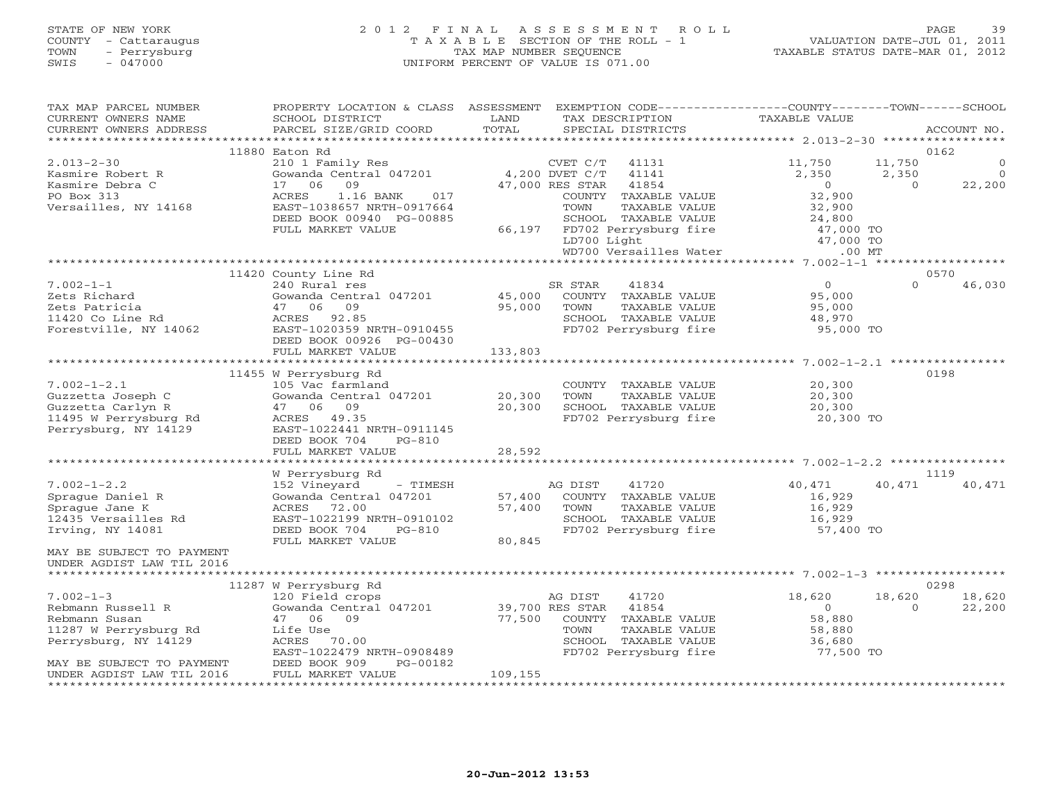STATE OF NEW YORK
COUNTY - Cattaraugus
TOWN - Perrysburg
SWIS - 047000

# 2012 FINAL ASSESSMENT ROLL
TAXABLE SECTION OF THE ROLL - 1
TAX MAP NUMBER SEQUENCE
UNIFORM PERCENT OF VALUE IS 071.00

VALUATION DATE-JUL 01, 2011
TAXABLE STATUS DATE-MAR 01, 2012

| TAX MAP PARCEL NUMBER / CURRENT OWNERS NAME / CURRENT OWNERS ADDRESS | PROPERTY LOCATION & CLASS / SCHOOL DISTRICT / PARCEL SIZE/GRID COORD | ASSESSMENT LAND / TOTAL | EXEMPTION CODE / TAX DESCRIPTION / SPECIAL DISTRICTS | COUNTY TAXABLE VALUE | TOWN | SCHOOL / ACCOUNT NO. |
|---|---|---|---|---|---|---|
| | 11880 Eaton Rd | | | | | 0162 |
| 2.013-2-30 | 210 1 Family Res | | CVET C/T 41131 | 11,750 | 11,750 | 0 |
| Kasmire Robert R | Gowanda Central 047201 | 4,200 | DVET C/T 41141 | 2,350 | 2,350 | 0 |
| Kasmire Debra C | 17 06 09 | 47,000 | RES STAR 41854 | 0 | 0 | 22,200 |
| PO Box 313 | ACRES 1.16 BANK 017 | | COUNTY TAXABLE VALUE | 32,900 | | |
| Versailles, NY 14168 | EAST-1038657 NRTH-0917664 | | TOWN TAXABLE VALUE | 32,900 | | |
| | DEED BOOK 00940 PG-00885 | | SCHOOL TAXABLE VALUE | 24,800 | | |
| | FULL MARKET VALUE | 66,197 | FD702 Perrysburg fire | 47,000 TO | | |
| | | | LD700 Light | 47,000 TO | | |
| | | | WD700 Versailles Water | .00 MT | | |
| | 11420 County Line Rd | | | | | 0570 |
| 7.002-1-1 | 240 Rural res | | SR STAR 41834 | 0 | 0 | 46,030 |
| Zets Richard | Gowanda Central 047201 | 45,000 | COUNTY TAXABLE VALUE | 95,000 | | |
| Zets Patricia | 47 06 09 | 95,000 | TOWN TAXABLE VALUE | 95,000 | | |
| 11420 Co Line Rd | ACRES 92.85 | | SCHOOL TAXABLE VALUE | 48,970 | | |
| Forestville, NY 14062 | EAST-1020359 NRTH-0910455 | | FD702 Perrysburg fire | 95,000 TO | | |
| | DEED BOOK 00926 PG-00430 | | | | | |
| | FULL MARKET VALUE | 133,803 | | | | |
| | 11455 W Perrysburg Rd | | | | | 0198 |
| 7.002-1-2.1 | 105 Vac farmland | | COUNTY TAXABLE VALUE | 20,300 | | |
| Guzzetta Joseph C | Gowanda Central 047201 | 20,300 | TOWN TAXABLE VALUE | 20,300 | | |
| Guzzetta Carlyn R | 47 06 09 | 20,300 | SCHOOL TAXABLE VALUE | 20,300 | | |
| 11495 W Perrysburg Rd | ACRES 49.35 | | FD702 Perrysburg fire | 20,300 TO | | |
| Perrysburg, NY 14129 | EAST-1022441 NRTH-0911145 | | | | | |
| | DEED BOOK 704 PG-810 | | | | | |
| | FULL MARKET VALUE | 28,592 | | | | |
| | W Perrysburg Rd | | | | | 1119 |
| 7.002-1-2.2 | 152 Vineyard - TIMESH | | AG DIST 41720 | 40,471 | 40,471 | 40,471 |
| Sprague Daniel R | Gowanda Central 047201 | 57,400 | COUNTY TAXABLE VALUE | 16,929 | | |
| Sprague Jane K | ACRES 72.00 | 57,400 | TOWN TAXABLE VALUE | 16,929 | | |
| 12435 Versailles Rd | EAST-1022199 NRTH-0910102 | | SCHOOL TAXABLE VALUE | 16,929 | | |
| Irving, NY 14081 | DEED BOOK 704 PG-810 | | FD702 Perrysburg fire | 57,400 TO | | |
| | FULL MARKET VALUE | 80,845 | | | | |
| MAY BE SUBJECT TO PAYMENT UNDER AGDIST LAW TIL 2016 | | | | | | |
| | 11287 W Perrysburg Rd | | | | | 0298 |
| 7.002-1-3 | 120 Field crops | | AG DIST 41720 | 18,620 | 18,620 | 18,620 |
| Rebmann Russell R | Gowanda Central 047201 | 39,700 | RES STAR 41854 | 0 | 0 | 22,200 |
| Rebmann Susan | 47 06 09 | 77,500 | COUNTY TAXABLE VALUE | 58,880 | | |
| 11287 W Perrysburg Rd | Life Use | | TOWN TAXABLE VALUE | 58,880 | | |
| Perrysburg, NY 14129 | ACRES 70.00 | | SCHOOL TAXABLE VALUE | 36,680 | | |
| | EAST-1022479 NRTH-0908489 | | FD702 Perrysburg fire | 77,500 TO | | |
| MAY BE SUBJECT TO PAYMENT | DEED BOOK 909 PG-00182 | | | | | |
| UNDER AGDIST LAW TIL 2016 | FULL MARKET VALUE | 109,155 | | | | |

20-Jun-2012 13:53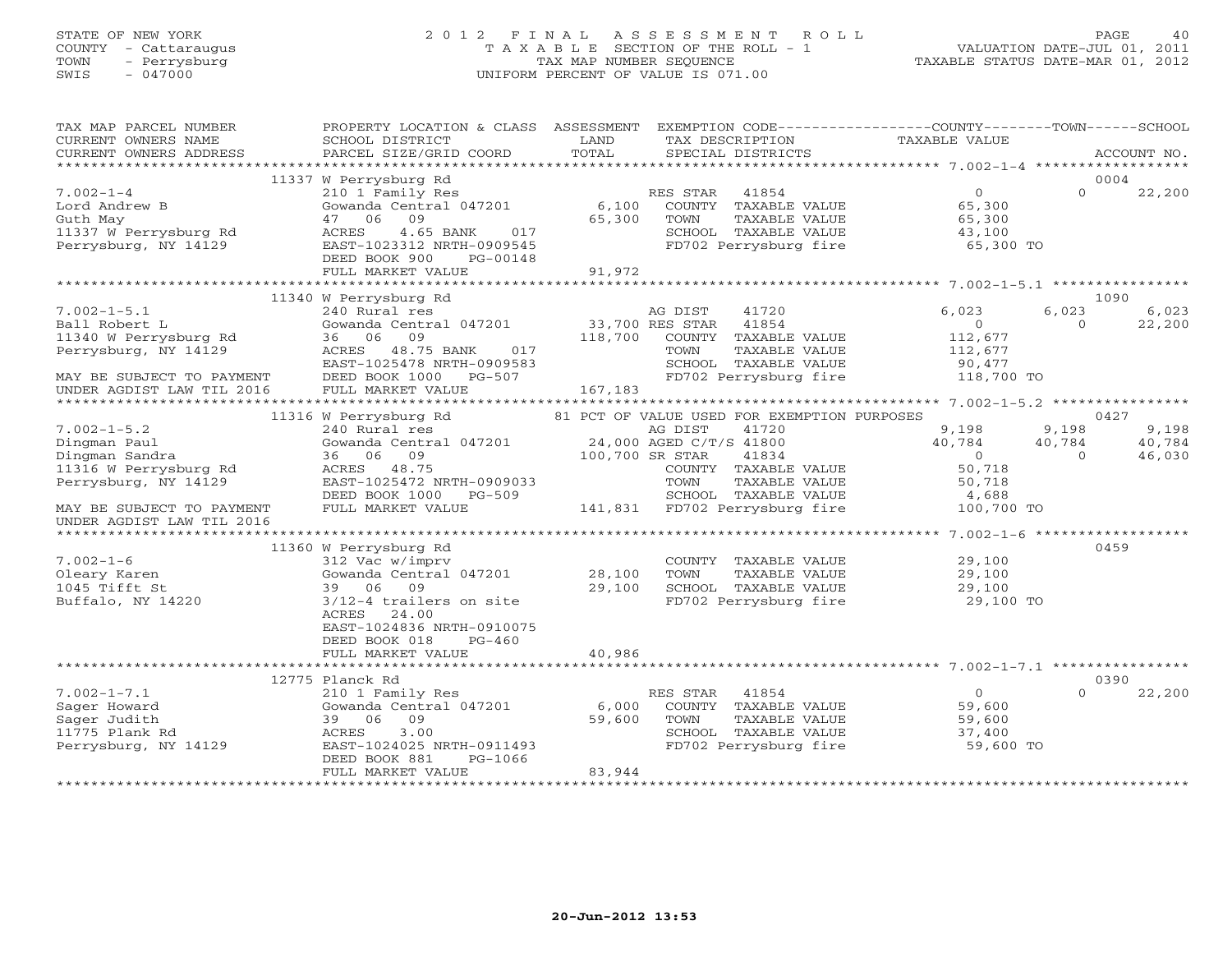STATE OF NEW YORK — COUNTY - Cattaraugus — TOWN - Perrysburg — SWIS - 047000

# 2012 FINAL ASSESSMENT ROLL

TAXABLE SECTION OF THE ROLL - 1 — TAX MAP NUMBER SEQUENCE — UNIFORM PERCENT OF VALUE IS 071.00

VALUATION DATE-JUL 01, 2011 — TAXABLE STATUS DATE-MAR 01, 2012

| TAX MAP PARCEL NUMBER / CURRENT OWNERS NAME / CURRENT OWNERS ADDRESS | PROPERTY LOCATION & CLASS / SCHOOL DISTRICT / PARCEL SIZE/GRID COORD | ASSESSMENT LAND / TOTAL | EXEMPTION CODE / TAX DESCRIPTION / SPECIAL DISTRICTS | COUNTY TAXABLE VALUE | TOWN | SCHOOL / ACCOUNT NO. |
|---|---|---|---|---|---|---|
| | 11337 W Perrysburg Rd | | | | | 0004 |
| 7.002-1-4 | 210 1 Family Res | | RES STAR 41854 | 0 | 0 | 22,200 |
| Lord Andrew B | Gowanda Central 047201 | 6,100 | COUNTY TAXABLE VALUE | 65,300 | | |
| Guth May | 47 06 09 | 65,300 | TOWN TAXABLE VALUE | 65,300 | | |
| 11337 W Perrysburg Rd | ACRES 4.65 BANK 017 | | SCHOOL TAXABLE VALUE | 43,100 | | |
| Perrysburg, NY 14129 | EAST-1023312 NRTH-0909545 | | FD702 Perrysburg fire | 65,300 TO | | |
| | DEED BOOK 900 PG-00148 | | | | | |
| | FULL MARKET VALUE | 91,972 | | | | |
| | 11340 W Perrysburg Rd | | | | | 1090 |
| 7.002-1-5.1 | 240 Rural res | | AG DIST 41720 | 6,023 | 6,023 | 6,023 |
| Ball Robert L | Gowanda Central 047201 | 33,700 | RES STAR 41854 | 0 | 0 | 22,200 |
| 11340 W Perrysburg Rd | 36 06 09 | 118,700 | COUNTY TAXABLE VALUE | 112,677 | | |
| Perrysburg, NY 14129 | ACRES 48.75 BANK 017 | | TOWN TAXABLE VALUE | 112,677 | | |
| | EAST-1025478 NRTH-0909583 | | SCHOOL TAXABLE VALUE | 90,477 | | |
| MAY BE SUBJECT TO PAYMENT | DEED BOOK 1000 PG-507 | | FD702 Perrysburg fire | 118,700 TO | | |
| UNDER AGDIST LAW TIL 2016 | FULL MARKET VALUE | 167,183 | | | | |
| | 11316 W Perrysburg Rd | | 81 PCT OF VALUE USED FOR EXEMPTION PURPOSES | | | 0427 |
| 7.002-1-5.2 | 240 Rural res | | AG DIST 41720 | 9,198 | 9,198 | 9,198 |
| Dingman Paul | Gowanda Central 047201 | 24,000 | AGED C/T/S 41800 | 40,784 | 40,784 | 40,784 |
| Dingman Sandra | 36 06 09 | 100,700 | SR STAR 41834 | 0 | 0 | 46,030 |
| 11316 W Perrysburg Rd | ACRES 48.75 | | COUNTY TAXABLE VALUE | 50,718 | | |
| Perrysburg, NY 14129 | EAST-1025472 NRTH-0909033 | | TOWN TAXABLE VALUE | 50,718 | | |
| | DEED BOOK 1000 PG-509 | | SCHOOL TAXABLE VALUE | 4,688 | | |
| MAY BE SUBJECT TO PAYMENT | FULL MARKET VALUE | 141,831 | FD702 Perrysburg fire | 100,700 TO | | |
| UNDER AGDIST LAW TIL 2016 | | | | | | |
| | 11360 W Perrysburg Rd | | | | | 0459 |
| 7.002-1-6 | 312 Vac w/imprv | | COUNTY TAXABLE VALUE | 29,100 | | |
| Oleary Karen | Gowanda Central 047201 | 28,100 | TOWN TAXABLE VALUE | 29,100 | | |
| 1045 Tifft St | 39 06 09 | 29,100 | SCHOOL TAXABLE VALUE | 29,100 | | |
| Buffalo, NY 14220 | 3/12-4 trailers on site | | FD702 Perrysburg fire | 29,100 TO | | |
| | ACRES 24.00 | | | | | |
| | EAST-1024836 NRTH-0910075 | | | | | |
| | DEED BOOK 018 PG-460 | | | | | |
| | FULL MARKET VALUE | 40,986 | | | | |
| | 12775 Planck Rd | | | | | 0390 |
| 7.002-1-7.1 | 210 1 Family Res | | RES STAR 41854 | 0 | 0 | 22,200 |
| Sager Howard | Gowanda Central 047201 | 6,000 | COUNTY TAXABLE VALUE | 59,600 | | |
| Sager Judith | 39 06 09 | 59,600 | TOWN TAXABLE VALUE | 59,600 | | |
| 11775 Plank Rd | ACRES 3.00 | | SCHOOL TAXABLE VALUE | 37,400 | | |
| Perrysburg, NY 14129 | EAST-1024025 NRTH-0911493 | | FD702 Perrysburg fire | 59,600 TO | | |
| | DEED BOOK 881 PG-1066 | | | | | |
| | FULL MARKET VALUE | 83,944 | | | | |

20-Jun-2012 13:53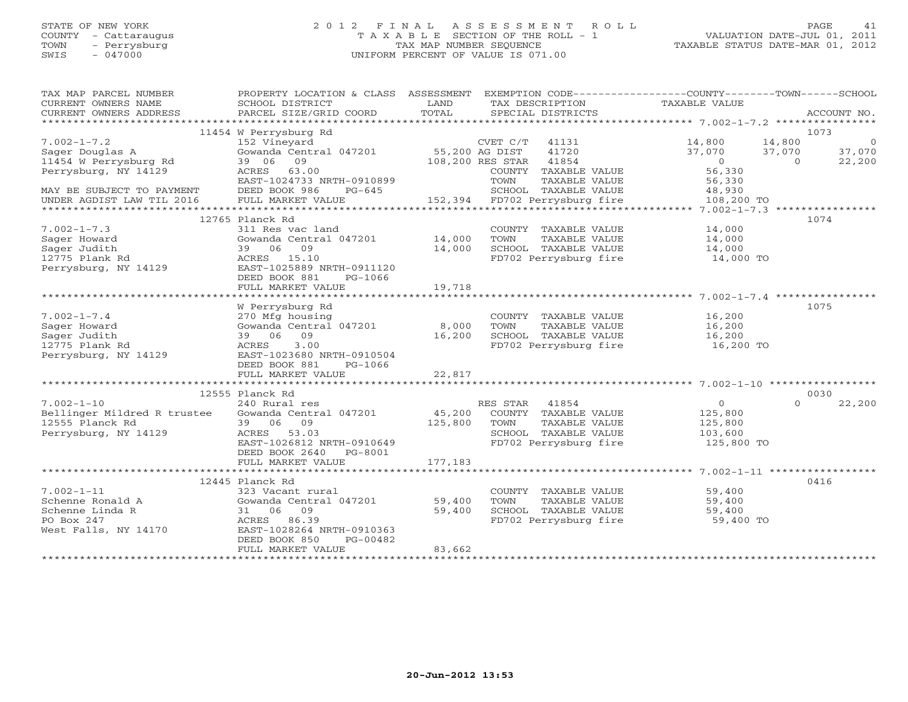STATE OF NEW YORK
COUNTY - Cattaraugus
TOWN - Perrysburg
SWIS - 047000

# 2012 FINAL ASSESSMENT ROLL
TAXABLE SECTION OF THE ROLL - 1
TAX MAP NUMBER SEQUENCE
UNIFORM PERCENT OF VALUE IS 071.00

VALUATION DATE-JUL 01, 2011
TAXABLE STATUS DATE-MAR 01, 2012

| TAX MAP PARCEL NUMBER / CURRENT OWNERS NAME / CURRENT OWNERS ADDRESS | PROPERTY LOCATION & CLASS / SCHOOL DISTRICT / PARCEL SIZE/GRID COORD | ASSESSMENT LAND / TOTAL | EXEMPTION CODE / TAX DESCRIPTION / SPECIAL DISTRICTS | COUNTY TAXABLE VALUE | TOWN | SCHOOL | ACCOUNT NO. |
|---|---|---|---|---|---|---|---|
| | 11454 W Perrysburg Rd | | | | | | 1073 |
| 7.002-1-7.2 | 152 Vineyard | | CVET C/T 41131 | 14,800 | 14,800 | 0 | |
| Sager Douglas A | Gowanda Central 047201 | 55,200 | AG DIST 41720 | 37,070 | 37,070 | 37,070 | |
| 11454 W Perrysburg Rd | 39 06 09 | 108,200 | RES STAR 41854 | 0 | 0 | 22,200 | |
| Perrysburg, NY 14129 | ACRES 63.00 | | COUNTY TAXABLE VALUE | 56,330 | | | |
| | EAST-1024733 NRTH-0910899 | | TOWN TAXABLE VALUE | 56,330 | | | |
| MAY BE SUBJECT TO PAYMENT | DEED BOOK 986 PG-645 | | SCHOOL TAXABLE VALUE | 48,930 | | | |
| UNDER AGDIST LAW TIL 2016 | FULL MARKET VALUE | 152,394 | FD702 Perrysburg fire | 108,200 TO | | | |
| | 12765 Planck Rd | | | | | | 1074 |
| 7.002-1-7.3 | 311 Res vac land | | COUNTY TAXABLE VALUE | 14,000 | | | |
| Sager Howard | Gowanda Central 047201 | 14,000 | TOWN TAXABLE VALUE | 14,000 | | | |
| Sager Judith | 39 06 09 | 14,000 | SCHOOL TAXABLE VALUE | 14,000 | | | |
| 12775 Plank Rd | ACRES 15.10 | | FD702 Perrysburg fire | 14,000 TO | | | |
| Perrysburg, NY 14129 | EAST-1025889 NRTH-0911120 | | | | | | |
| | DEED BOOK 881 PG-1066 | | | | | | |
| | FULL MARKET VALUE | 19,718 | | | | | |
| | W Perrysburg Rd | | | | | | 1075 |
| 7.002-1-7.4 | 270 Mfg housing | | COUNTY TAXABLE VALUE | 16,200 | | | |
| Sager Howard | Gowanda Central 047201 | 8,000 | TOWN TAXABLE VALUE | 16,200 | | | |
| Sager Judith | 39 06 09 | 16,200 | SCHOOL TAXABLE VALUE | 16,200 | | | |
| 12775 Plank Rd | ACRES 3.00 | | FD702 Perrysburg fire | 16,200 TO | | | |
| Perrysburg, NY 14129 | EAST-1023680 NRTH-0910504 | | | | | | |
| | DEED BOOK 881 PG-1066 | | | | | | |
| | FULL MARKET VALUE | 22,817 | | | | | |
| | 12555 Planck Rd | | | | | | 0030 |
| 7.002-1-10 | 240 Rural res | | RES STAR 41854 | 0 | 0 | 22,200 | |
| Bellinger Mildred R trustee | Gowanda Central 047201 | 45,200 | COUNTY TAXABLE VALUE | 125,800 | | | |
| 12555 Planck Rd | 39 06 09 | 125,800 | TOWN TAXABLE VALUE | 125,800 | | | |
| Perrysburg, NY 14129 | ACRES 53.03 | | SCHOOL TAXABLE VALUE | 103,600 | | | |
| | EAST-1026812 NRTH-0910649 | | FD702 Perrysburg fire | 125,800 TO | | | |
| | DEED BOOK 2640 PG-8001 | | | | | | |
| | FULL MARKET VALUE | 177,183 | | | | | |
| | 12445 Planck Rd | | | | | | 0416 |
| 7.002-1-11 | 323 Vacant rural | | COUNTY TAXABLE VALUE | 59,400 | | | |
| Schenne Ronald A | Gowanda Central 047201 | 59,400 | TOWN TAXABLE VALUE | 59,400 | | | |
| Schenne Linda R | 31 06 09 | 59,400 | SCHOOL TAXABLE VALUE | 59,400 | | | |
| PO Box 247 | ACRES 86.39 | | FD702 Perrysburg fire | 59,400 TO | | | |
| West Falls, NY 14170 | EAST-1028264 NRTH-0910363 | | | | | | |
| | DEED BOOK 850 PG-00482 | | | | | | |
| | FULL MARKET VALUE | 83,662 | | | | | |

20-Jun-2012 13:53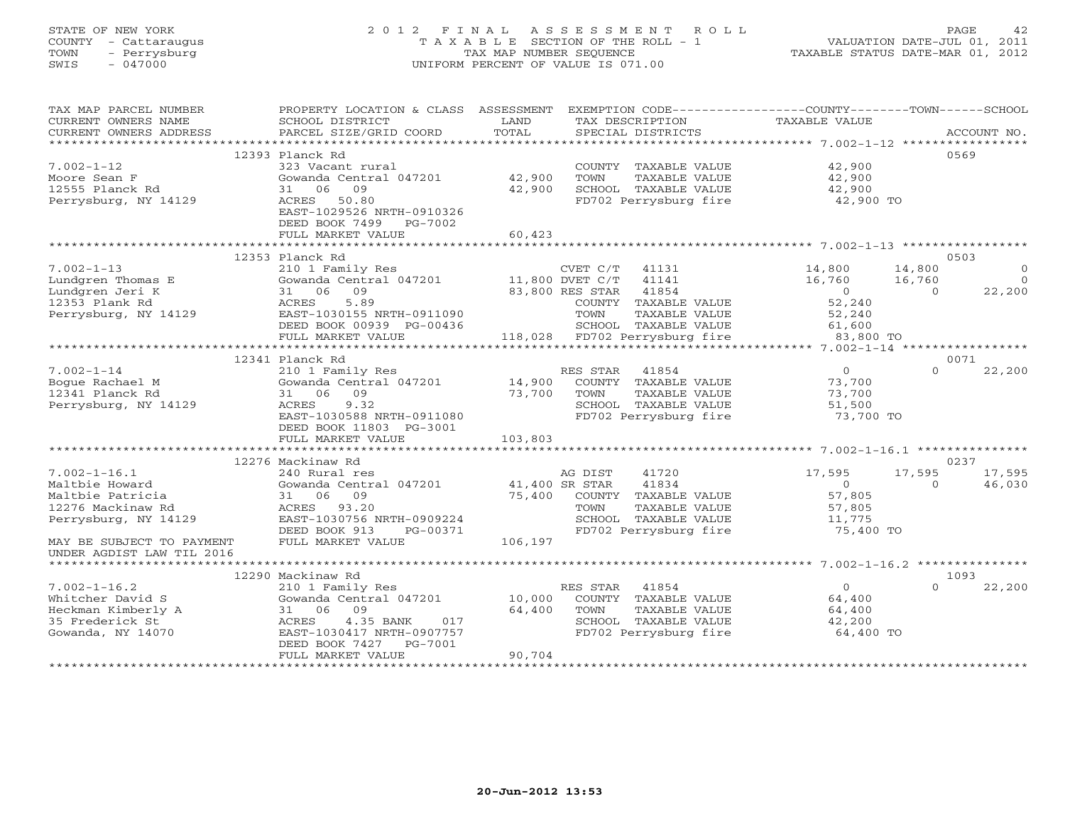STATE OF NEW YORK
COUNTY - Cattaraugus
TOWN - Perrysburg
SWIS - 047000

2012 FINAL ASSESSMENT ROLL
TAXABLE SECTION OF THE ROLL - 1
TAX MAP NUMBER SEQUENCE
UNIFORM PERCENT OF VALUE IS 071.00

VALUATION DATE-JUL 01, 2011
TAXABLE STATUS DATE-MAR 01, 2012

| TAX MAP PARCEL NUMBER / CURRENT OWNERS NAME / CURRENT OWNERS ADDRESS | PROPERTY LOCATION & CLASS / SCHOOL DISTRICT / PARCEL SIZE/GRID COORD | ASSESSMENT LAND | TOTAL | EXEMPTION CODE / TAX DESCRIPTION / SPECIAL DISTRICTS | COUNTY TAXABLE VALUE | TOWN | SCHOOL | ACCOUNT NO. |
|---|---|---|---|---|---|---|---|---|
| | 12393 Planck Rd | | | | | | | 0569 |
| 7.002-1-12 | 323 Vacant rural | | | COUNTY TAXABLE VALUE | 42,900 | | | |
| Moore Sean F | Gowanda Central 047201 | 42,900 | | TOWN TAXABLE VALUE | 42,900 | | | |
| 12555 Planck Rd | 31 06 09 | | 42,900 | SCHOOL TAXABLE VALUE | 42,900 | | | |
| Perrysburg, NY 14129 | ACRES 50.80 | | | FD702 Perrysburg fire | 42,900 TO | | | |
| | EAST-1029526 NRTH-0910326 | | | | | | | |
| | DEED BOOK 7499 PG-7002 | | | | | | | |
| | FULL MARKET VALUE | | 60,423 | | | | | |
| | 12353 Planck Rd | | | | | | | 0503 |
| 7.002-1-13 | 210 1 Family Res | | | CVET C/T 41131 | 14,800 | 14,800 | 0 | |
| Lundgren Thomas E | Gowanda Central 047201 | 11,800 | | DVET C/T 41141 | 16,760 | 16,760 | 0 | |
| Lundgren Jeri K | 31 06 09 | | 83,800 | RES STAR 41854 | 0 | 0 | 22,200 | |
| 12353 Plank Rd | ACRES 5.89 | | | COUNTY TAXABLE VALUE | 52,240 | | | |
| Perrysburg, NY 14129 | EAST-1030155 NRTH-0911090 | | | TOWN TAXABLE VALUE | 52,240 | | | |
| | DEED BOOK 00939 PG-00436 | | | SCHOOL TAXABLE VALUE | 61,600 | | | |
| | FULL MARKET VALUE | | 118,028 | FD702 Perrysburg fire | 83,800 TO | | | |
| | 12341 Planck Rd | | | | | | | 0071 |
| 7.002-1-14 | 210 1 Family Res | | | RES STAR 41854 | 0 | 0 | 22,200 | |
| Bogue Rachael M | Gowanda Central 047201 | 14,900 | | COUNTY TAXABLE VALUE | 73,700 | | | |
| 12341 Planck Rd | 31 06 09 | | 73,700 | TOWN TAXABLE VALUE | 73,700 | | | |
| Perrysburg, NY 14129 | ACRES 9.32 | | | SCHOOL TAXABLE VALUE | 51,500 | | | |
| | EAST-1030588 NRTH-0911080 | | | FD702 Perrysburg fire | 73,700 TO | | | |
| | DEED BOOK 11803 PG-3001 | | | | | | | |
| | FULL MARKET VALUE | | 103,803 | | | | | |
| | 12276 Mackinaw Rd | | | | | | | 0237 |
| 7.002-1-16.1 | 240 Rural res | | | AG DIST 41720 | 17,595 | 17,595 | 17,595 | |
| Maltbie Howard | Gowanda Central 047201 | 41,400 | | SR STAR 41834 | 0 | 0 | 46,030 | |
| Maltbie Patricia | 31 06 09 | | 75,400 | COUNTY TAXABLE VALUE | 57,805 | | | |
| 12276 Mackinaw Rd | ACRES 93.20 | | | TOWN TAXABLE VALUE | 57,805 | | | |
| Perrysburg, NY 14129 | EAST-1030756 NRTH-0909224 | | | SCHOOL TAXABLE VALUE | 11,775 | | | |
| | DEED BOOK 913 PG-00371 | | | FD702 Perrysburg fire | 75,400 TO | | | |
| MAY BE SUBJECT TO PAYMENT UNDER AGDIST LAW TIL 2016 | FULL MARKET VALUE | | 106,197 | | | | | |
| | 12290 Mackinaw Rd | | | | | | | 1093 |
| 7.002-1-16.2 | 210 1 Family Res | | | RES STAR 41854 | 0 | 0 | 22,200 | |
| Whitcher David S | Gowanda Central 047201 | 10,000 | | COUNTY TAXABLE VALUE | 64,400 | | | |
| Heckman Kimberly A | 31 06 09 | | 64,400 | TOWN TAXABLE VALUE | 64,400 | | | |
| 35 Frederick St | ACRES 4.35 BANK 017 | | | SCHOOL TAXABLE VALUE | 42,200 | | | |
| Gowanda, NY 14070 | EAST-1030417 NRTH-0907757 | | | FD702 Perrysburg fire | 64,400 TO | | | |
| | DEED BOOK 7427 PG-7001 | | | | | | | |
| | FULL MARKET VALUE | | 90,704 | | | | | |

20-Jun-2012 13:53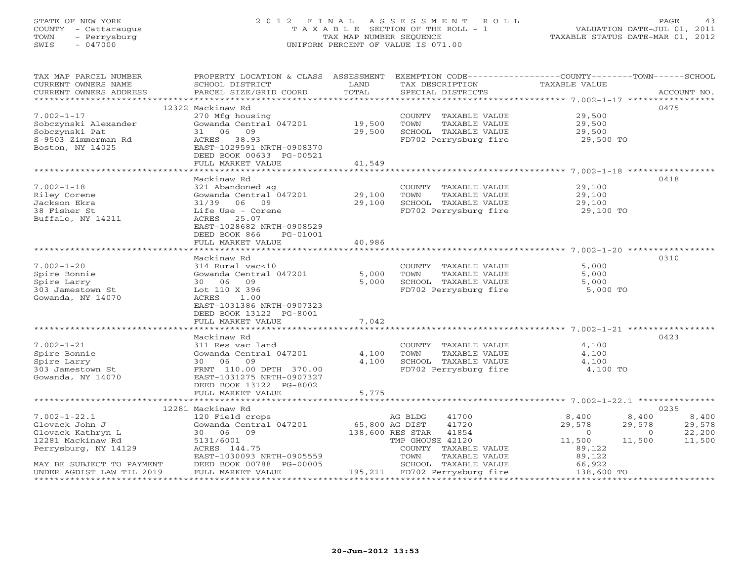STATE OF NEW YORK | COUNTY - Cattaraugus | TOWN - Perrysburg | SWIS - 047000

# 2012 FINAL ASSESSMENT ROLL
TAXABLE SECTION OF THE ROLL - 1
TAX MAP NUMBER SEQUENCE
UNIFORM PERCENT OF VALUE IS 071.00

VALUATION DATE-JUL 01, 2011
TAXABLE STATUS DATE-MAR 01, 2012

```
TAX MAP PARCEL NUMBER     PROPERTY LOCATION & CLASS  ASSESSMENT  EXEMPTION CODE------------------COUNTY--------TOWN------SCHOOL
CURRENT OWNERS NAME       SCHOOL DISTRICT               LAND      TAX DESCRIPTION                 TAXABLE VALUE
CURRENT OWNERS ADDRESS    PARCEL SIZE/GRID COORD        TOTAL     SPECIAL DISTRICTS                                    ACCOUNT NO.
******************************************************************************************************* 7.002-1-17 *****************
                          12322 Mackinaw Rd                                                                              0475
7.002-1-17                270 Mfg housing                         COUNTY  TAXABLE VALUE           29,500
Sobczynski Alexander      Gowanda Central 047201    19,500        TOWN    TAXABLE VALUE           29,500
Sobczynski Pat            31  06  09                29,500        SCHOOL  TAXABLE VALUE           29,500
S-9503 Zimmerman Rd       ACRES  38.93                            FD702 Perrysburg fire            29,500 TO
Boston, NY 14025          EAST-1029591 NRTH-0908370
                          DEED BOOK 00633 PG-00521
                          FULL MARKET VALUE         41,549
******************************************************************************************************* 7.002-1-18 *****************
                          Mackinaw Rd                                                                                    0418
7.002-1-18                321 Abandoned ag                        COUNTY  TAXABLE VALUE           29,100
Riley Corene              Gowanda Central 047201    29,100        TOWN    TAXABLE VALUE           29,100
Jackson Ekra              31/39  06  09             29,100        SCHOOL  TAXABLE VALUE           29,100
38 Fisher St              Life Use - Corene                       FD702 Perrysburg fire            29,100 TO
Buffalo, NY 14211         ACRES  25.07
                          EAST-1028682 NRTH-0908529
                          DEED BOOK 866     PG-01001
                          FULL MARKET VALUE         40,986
******************************************************************************************************* 7.002-1-20 *****************
                          Mackinaw Rd                                                                                    0310
7.002-1-20                314 Rural vac<10                        COUNTY  TAXABLE VALUE            5,000
Spire Bonnie              Gowanda Central 047201     5,000        TOWN    TAXABLE VALUE            5,000
Spire Larry               30  06  09                 5,000        SCHOOL  TAXABLE VALUE            5,000
303 Jamestown St          Lot 110 X 396                           FD702 Perrysburg fire             5,000 TO
Gowanda, NY 14070         ACRES   1.00
                          EAST-1031386 NRTH-0907323
                          DEED BOOK 13122 PG-8001
                          FULL MARKET VALUE          7,042
******************************************************************************************************* 7.002-1-21 *****************
                          Mackinaw Rd                                                                                    0423
7.002-1-21                311 Res vac land                        COUNTY  TAXABLE VALUE            4,100
Spire Bonnie              Gowanda Central 047201     4,100        TOWN    TAXABLE VALUE            4,100
Spire Larry               30  06  09                 4,100        SCHOOL  TAXABLE VALUE            4,100
303 Jamestown St          FRNT 110.00 DPTH 370.00                 FD702 Perrysburg fire             4,100 TO
Gowanda, NY 14070         EAST-1031275 NRTH-0907327
                          DEED BOOK 13122 PG-8002
                          FULL MARKET VALUE          5,775
******************************************************************************************************* 7.002-1-22.1 ***************
                          12281 Mackinaw Rd                                                                              0235
7.002-1-22.1              120 Field crops                         AG BLDG     41700            8,400      8,400      8,400
Glovack John J            Gowanda Central 047201    65,800 AG DIST     41720           29,578     29,578     29,578
Glovack Kathryn L         30  06  09               138,600 RES STAR    41854                0          0     22,200
12281 Mackinaw Rd         5131/6001                               TMP GHOUSE 42120           11,500     11,500     11,500
Perrysburg, NY 14129      ACRES 144.75                            COUNTY  TAXABLE VALUE           89,122
                          EAST-1030093 NRTH-0905559               TOWN    TAXABLE VALUE           89,122
MAY BE SUBJECT TO PAYMENT DEED BOOK 00788 PG-00005                SCHOOL  TAXABLE VALUE           66,922
UNDER AGDIST LAW TIL 2019 FULL MARKET VALUE        195,211        FD702 Perrysburg fire           138,600 TO
************************************************************************************************************************************
```

20-Jun-2012 13:53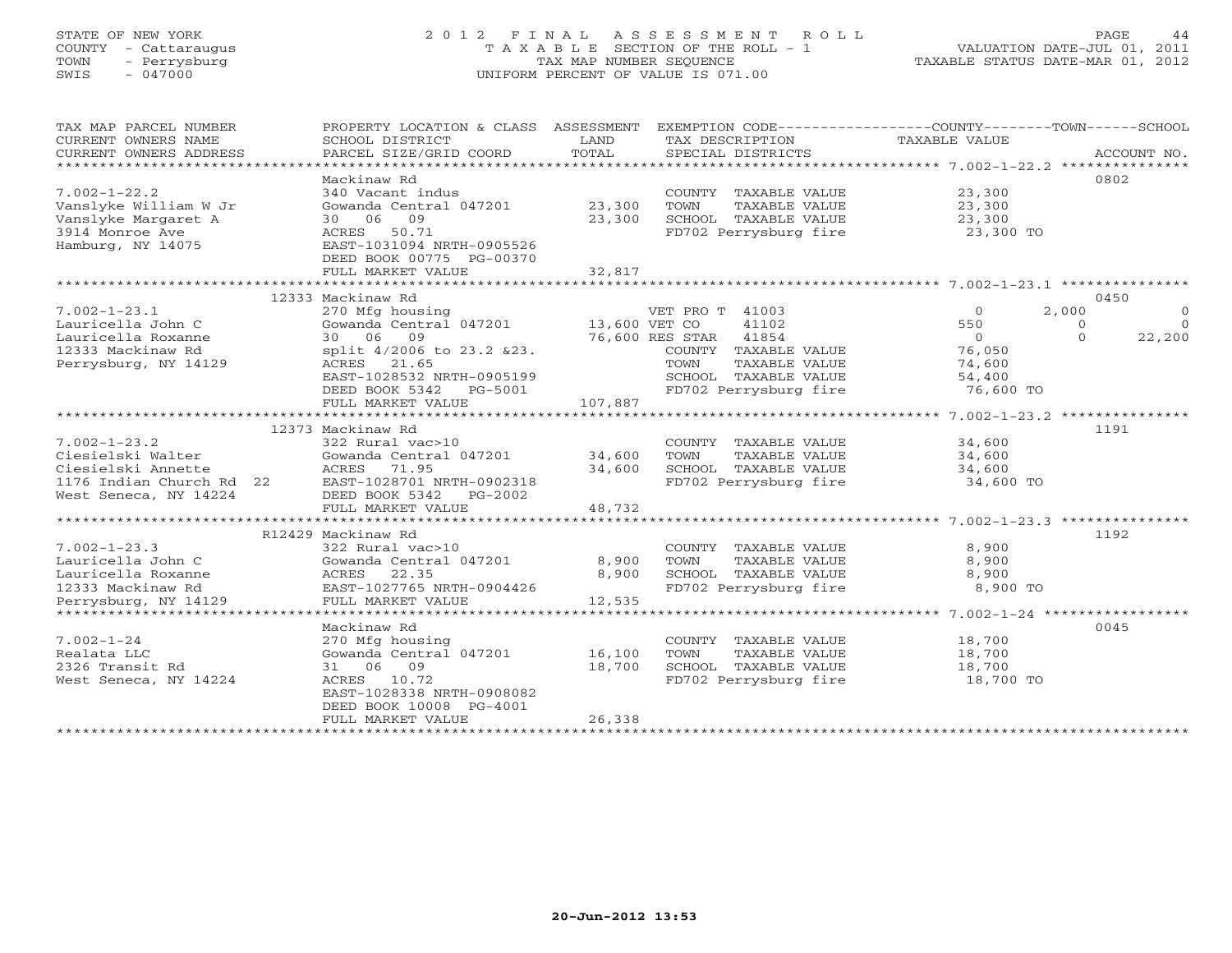STATE OF NEW YORK
COUNTY - Cattaraugus
TOWN - Perrysburg
SWIS - 047000

# 2012 FINAL ASSESSMENT ROLL
TAXABLE SECTION OF THE ROLL - 1
TAX MAP NUMBER SEQUENCE
UNIFORM PERCENT OF VALUE IS 071.00

VALUATION DATE-JUL 01, 2011
TAXABLE STATUS DATE-MAR 01, 2012

| TAX MAP PARCEL NUMBER / CURRENT OWNERS NAME / CURRENT OWNERS ADDRESS | PROPERTY LOCATION & CLASS / SCHOOL DISTRICT / PARCEL SIZE/GRID COORD | ASSESSMENT LAND / TOTAL | EXEMPTION CODE / TAX DESCRIPTION / SPECIAL DISTRICTS | COUNTY TAXABLE VALUE | TOWN | SCHOOL | ACCOUNT NO. |
|---|---|---|---|---|---|---|---|
| **7.002-1-22.2** | Mackinaw Rd | | | | | | 0802 |
| 7.002-1-22.2 | 340 Vacant indus | | COUNTY TAXABLE VALUE | 23,300 | | | |
| Vanslyke William W Jr | Gowanda Central 047201 | 23,300 | TOWN TAXABLE VALUE | 23,300 | | | |
| Vanslyke Margaret A | 30 06 09 | 23,300 | SCHOOL TAXABLE VALUE | 23,300 | | | |
| 3914 Monroe Ave | ACRES 50.71 | | FD702 Perrysburg fire | 23,300 TO | | | |
| Hamburg, NY 14075 | EAST-1031094 NRTH-0905526 | | | | | | |
| | DEED BOOK 00775 PG-00370 | | | | | | |
| | FULL MARKET VALUE | 32,817 | | | | | |
| **7.002-1-23.1** | 12333 Mackinaw Rd | | | | | | 0450 |
| 7.002-1-23.1 | 270 Mfg housing | | VET PRO T 41003 | 0 | 2,000 | 0 | |
| Lauricella John C | Gowanda Central 047201 | 13,600 | VET CO 41102 | 550 | 0 | 0 | |
| Lauricella Roxanne | 30 06 09 | 76,600 | RES STAR 41854 | 0 | 0 | 22,200 | |
| 12333 Mackinaw Rd | split 4/2006 to 23.2 &23. | | COUNTY TAXABLE VALUE | 76,050 | | | |
| Perrysburg, NY 14129 | ACRES 21.65 | | TOWN TAXABLE VALUE | 74,600 | | | |
| | EAST-1028532 NRTH-0905199 | | SCHOOL TAXABLE VALUE | 54,400 | | | |
| | DEED BOOK 5342 PG-5001 | | FD702 Perrysburg fire | 76,600 TO | | | |
| | FULL MARKET VALUE | 107,887 | | | | | |
| **7.002-1-23.2** | 12373 Mackinaw Rd | | | | | | 1191 |
| 7.002-1-23.2 | 322 Rural vac>10 | | COUNTY TAXABLE VALUE | 34,600 | | | |
| Ciesielski Walter | Gowanda Central 047201 | 34,600 | TOWN TAXABLE VALUE | 34,600 | | | |
| Ciesielski Annette | ACRES 71.95 | 34,600 | SCHOOL TAXABLE VALUE | 34,600 | | | |
| 1176 Indian Church Rd 22 | EAST-1028701 NRTH-0902318 | | FD702 Perrysburg fire | 34,600 TO | | | |
| West Seneca, NY 14224 | DEED BOOK 5342 PG-2002 | | | | | | |
| | FULL MARKET VALUE | 48,732 | | | | | |
| **7.002-1-23.3** | R12429 Mackinaw Rd | | | | | | 1192 |
| 7.002-1-23.3 | 322 Rural vac>10 | | COUNTY TAXABLE VALUE | 8,900 | | | |
| Lauricella John C | Gowanda Central 047201 | 8,900 | TOWN TAXABLE VALUE | 8,900 | | | |
| Lauricella Roxanne | ACRES 22.35 | 8,900 | SCHOOL TAXABLE VALUE | 8,900 | | | |
| 12333 Mackinaw Rd | EAST-1027765 NRTH-0904426 | | FD702 Perrysburg fire | 8,900 TO | | | |
| Perrysburg, NY 14129 | FULL MARKET VALUE | 12,535 | | | | | |
| **7.002-1-24** | Mackinaw Rd | | | | | | 0045 |
| 7.002-1-24 | 270 Mfg housing | | COUNTY TAXABLE VALUE | 18,700 | | | |
| Realata LLC | Gowanda Central 047201 | 16,100 | TOWN TAXABLE VALUE | 18,700 | | | |
| 2326 Transit Rd | 31 06 09 | 18,700 | SCHOOL TAXABLE VALUE | 18,700 | | | |
| West Seneca, NY 14224 | ACRES 10.72 | | FD702 Perrysburg fire | 18,700 TO | | | |
| | EAST-1028338 NRTH-0908082 | | | | | | |
| | DEED BOOK 10008 PG-4001 | | | | | | |
| | FULL MARKET VALUE | 26,338 | | | | | |

20-Jun-2012 13:53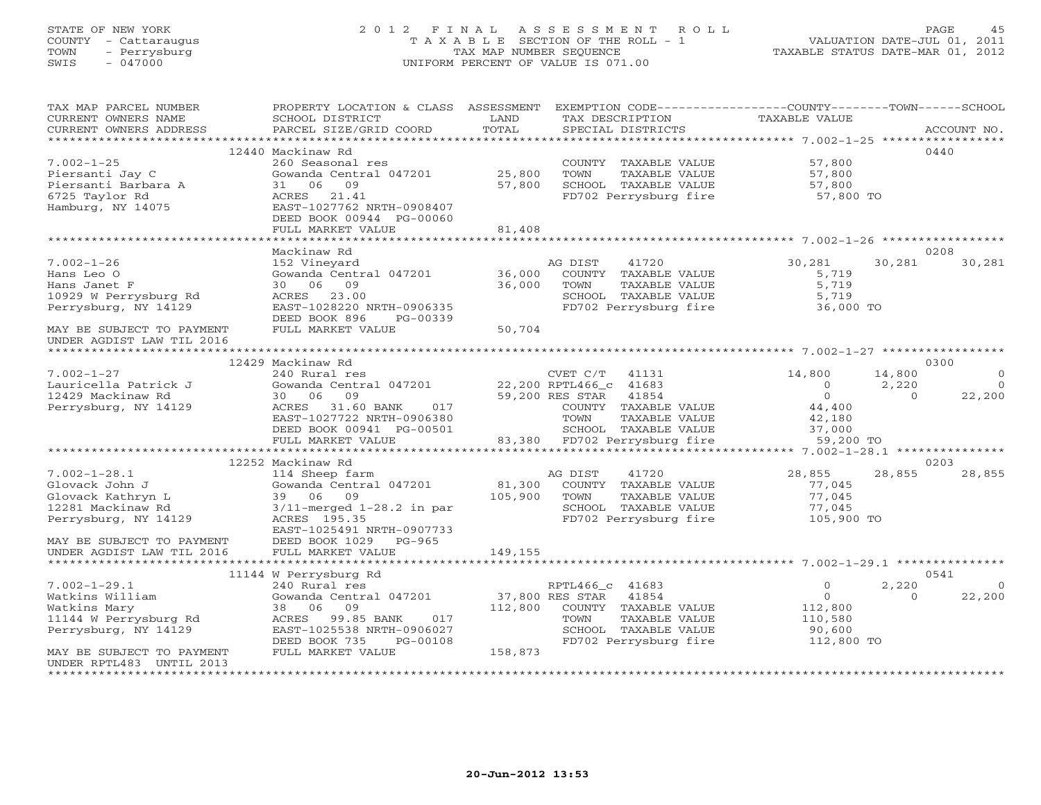STATE OF NEW YORK
COUNTY - Cattaraugus
TOWN - Perrysburg
SWIS - 047000

# 2012 FINAL ASSESSMENT ROLL

TAXABLE SECTION OF THE ROLL - 1
TAX MAP NUMBER SEQUENCE
UNIFORM PERCENT OF VALUE IS 071.00

VALUATION DATE-JUL 01, 2011
TAXABLE STATUS DATE-MAR 01, 2012

| TAX MAP PARCEL NUMBER / CURRENT OWNERS NAME / CURRENT OWNERS ADDRESS | PROPERTY LOCATION & CLASS / SCHOOL DISTRICT / PARCEL SIZE/GRID COORD | ASSESSMENT LAND / TOTAL | EXEMPTION CODE / TAX DESCRIPTION / SPECIAL DISTRICTS | COUNTY TAXABLE VALUE | TOWN | SCHOOL / ACCOUNT NO. |
|---|---|---|---|---|---|---|
| **7.002-1-25** | 12440 Mackinaw Rd | | | | | 0440 |
| Piersanti Jay C | 260 Seasonal res | | COUNTY TAXABLE VALUE | 57,800 | | |
| Piersanti Barbara A | Gowanda Central 047201 | 25,800 | TOWN TAXABLE VALUE | 57,800 | | |
| 6725 Taylor Rd | 31 06 09 | 57,800 | SCHOOL TAXABLE VALUE | 57,800 | | |
| Hamburg, NY 14075 | ACRES 21.41 | | FD702 Perrysburg fire | 57,800 TO | | |
| | EAST-1027762 NRTH-0908407 | | | | | |
| | DEED BOOK 00944 PG-00060 | | | | | |
| | FULL MARKET VALUE | 81,408 | | | | |
| **7.002-1-26** | Mackinaw Rd | | | | | 0208 |
| Hans Leo O | 152 Vineyard | | AG DIST 41720 | 30,281 | 30,281 | 30,281 |
| Hans Janet F | Gowanda Central 047201 | 36,000 | COUNTY TAXABLE VALUE | 5,719 | | |
| 10929 W Perrysburg Rd | 30 06 09 | 36,000 | TOWN TAXABLE VALUE | 5,719 | | |
| Perrysburg, NY 14129 | ACRES 23.00 | | SCHOOL TAXABLE VALUE | 5,719 | | |
| | EAST-1028220 NRTH-0906335 | | FD702 Perrysburg fire | 36,000 TO | | |
| | DEED BOOK 896 PG-00339 | | | | | |
| MAY BE SUBJECT TO PAYMENT UNDER AGDIST LAW TIL 2016 | FULL MARKET VALUE | 50,704 | | | | |
| **7.002-1-27** | 12429 Mackinaw Rd | | | | | 0300 |
| Lauricella Patrick J | 240 Rural res | | CVET C/T 41131 | 14,800 | 14,800 | 0 |
| 12429 Mackinaw Rd | Gowanda Central 047201 | 22,200 | RPTL466_c 41683 | 0 | 2,220 | 0 |
| Perrysburg, NY 14129 | 30 06 09 | 59,200 | RES STAR 41854 | 0 | 0 | 22,200 |
| | ACRES 31.60 BANK 017 | | COUNTY TAXABLE VALUE | 44,400 | | |
| | EAST-1027722 NRTH-0906380 | | TOWN TAXABLE VALUE | 42,180 | | |
| | DEED BOOK 00941 PG-00501 | | SCHOOL TAXABLE VALUE | 37,000 | | |
| | FULL MARKET VALUE | 83,380 | FD702 Perrysburg fire | 59,200 TO | | |
| **7.002-1-28.1** | 12252 Mackinaw Rd | | | | | 0203 |
| Glovack John J | 114 Sheep farm | | AG DIST 41720 | 28,855 | 28,855 | 28,855 |
| Glovack Kathryn L | Gowanda Central 047201 | 81,300 | COUNTY TAXABLE VALUE | 77,045 | | |
| 12281 Mackinaw Rd | 39 06 09 | 105,900 | TOWN TAXABLE VALUE | 77,045 | | |
| Perrysburg, NY 14129 | 3/11-merged 1-28.2 in par | | SCHOOL TAXABLE VALUE | 77,045 | | |
| | ACRES 195.35 | | FD702 Perrysburg fire | 105,900 TO | | |
| | EAST-1025491 NRTH-0907733 | | | | | |
| MAY BE SUBJECT TO PAYMENT | DEED BOOK 1029 PG-965 | | | | | |
| UNDER AGDIST LAW TIL 2016 | FULL MARKET VALUE | 149,155 | | | | |
| **7.002-1-29.1** | 11144 W Perrysburg Rd | | | | | 0541 |
| Watkins William | 240 Rural res | | RPTL466_c 41683 | 0 | 2,220 | 0 |
| Watkins Mary | Gowanda Central 047201 | 37,800 | RES STAR 41854 | 0 | 0 | 22,200 |
| 11144 W Perrysburg Rd | 38 06 09 | 112,800 | COUNTY TAXABLE VALUE | 112,800 | | |
| Perrysburg, NY 14129 | ACRES 99.85 BANK 017 | | TOWN TAXABLE VALUE | 110,580 | | |
| | EAST-1025538 NRTH-0906027 | | SCHOOL TAXABLE VALUE | 90,600 | | |
| | DEED BOOK 735 PG-00108 | | FD702 Perrysburg fire | 112,800 TO | | |
| MAY BE SUBJECT TO PAYMENT UNDER RPTL483 UNTIL 2013 | FULL MARKET VALUE | 158,873 | | | | |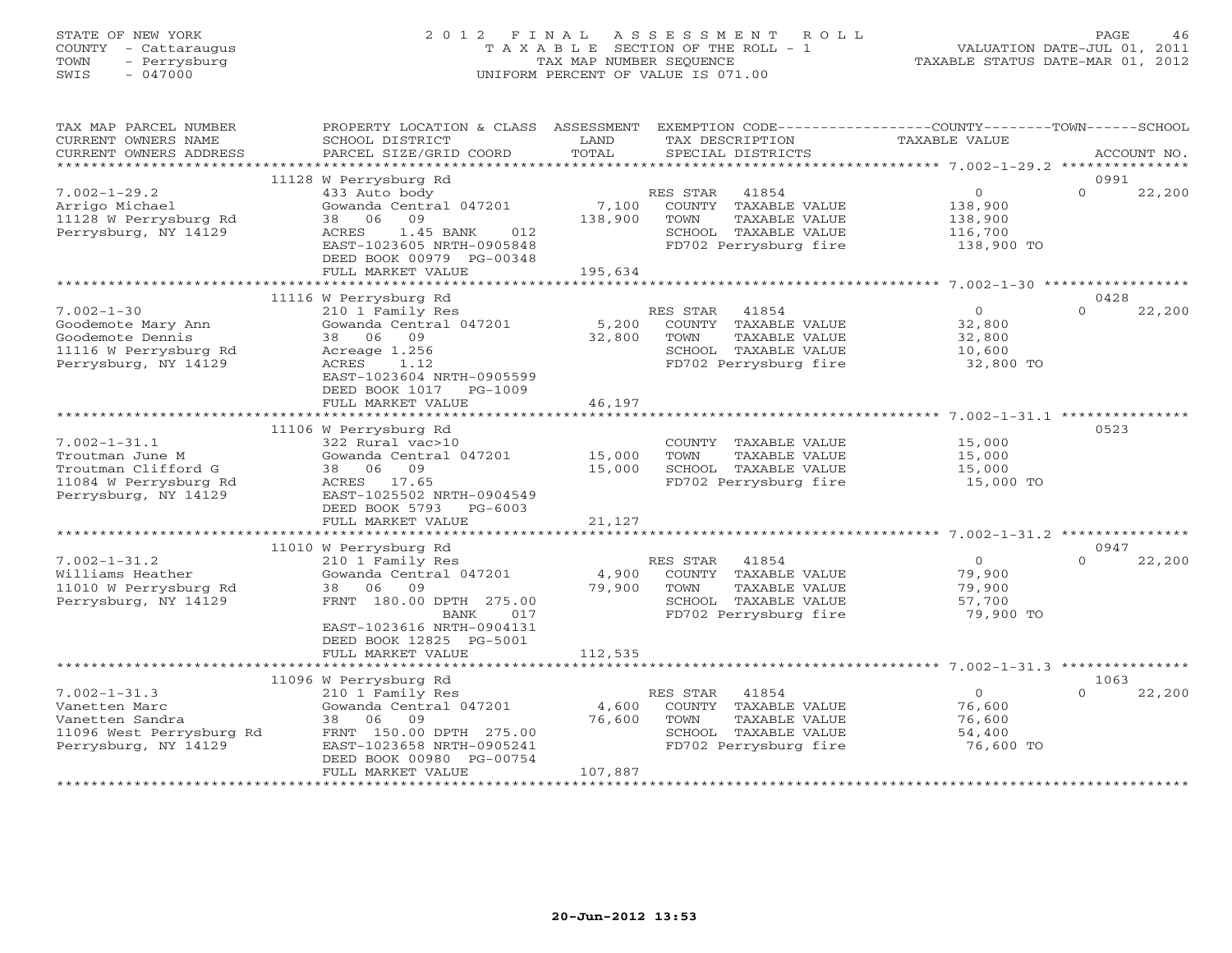STATE OF NEW YORK
COUNTY - Cattaraugus
TOWN - Perrysburg
SWIS - 047000

# 2012 FINAL ASSESSMENT ROLL

TAXABLE SECTION OF THE ROLL - 1
TAX MAP NUMBER SEQUENCE
UNIFORM PERCENT OF VALUE IS 071.00

VALUATION DATE-JUL 01, 2011
TAXABLE STATUS DATE-MAR 01, 2012

| TAX MAP PARCEL NUMBER / CURRENT OWNERS NAME / CURRENT OWNERS ADDRESS | PROPERTY LOCATION & CLASS / SCHOOL DISTRICT / PARCEL SIZE/GRID COORD | ASSESSMENT LAND / TOTAL | EXEMPTION CODE / TAX DESCRIPTION / SPECIAL DISTRICTS | COUNTY / TOWN TAXABLE VALUE | SCHOOL / ACCOUNT NO. |
|---|---|---|---|---|---|
| 7.002-1-29.2 | 11128 W Perrysburg Rd | | | | 0991 |
| | 433 Auto body | | RES STAR 41854 | 0 | 0 22,200 |
| Arrigo Michael | Gowanda Central 047201 | 7,100 | COUNTY TAXABLE VALUE | 138,900 | |
| 11128 W Perrysburg Rd | 38 06 09 | 138,900 | TOWN TAXABLE VALUE | 138,900 | |
| Perrysburg, NY 14129 | ACRES 1.45 BANK 012 | | SCHOOL TAXABLE VALUE | 116,700 | |
| | EAST-1023605 NRTH-0905848 | | FD702 Perrysburg fire | 138,900 TO | |
| | DEED BOOK 00979 PG-00348 | | | | |
| | FULL MARKET VALUE | 195,634 | | | |
| 7.002-1-30 | 11116 W Perrysburg Rd | | | | 0428 |
| | 210 1 Family Res | | RES STAR 41854 | 0 | 0 22,200 |
| Goodemote Mary Ann | Gowanda Central 047201 | 5,200 | COUNTY TAXABLE VALUE | 32,800 | |
| Goodemote Dennis | 38 06 09 | 32,800 | TOWN TAXABLE VALUE | 32,800 | |
| 11116 W Perrysburg Rd | Acreage 1.256 | | SCHOOL TAXABLE VALUE | 10,600 | |
| Perrysburg, NY 14129 | ACRES 1.12 | | FD702 Perrysburg fire | 32,800 TO | |
| | EAST-1023604 NRTH-0905599 | | | | |
| | DEED BOOK 1017 PG-1009 | | | | |
| | FULL MARKET VALUE | 46,197 | | | |
| 7.002-1-31.1 | 11106 W Perrysburg Rd | | | | 0523 |
| | 322 Rural vac>10 | | COUNTY TAXABLE VALUE | 15,000 | |
| Troutman June M | Gowanda Central 047201 | 15,000 | TOWN TAXABLE VALUE | 15,000 | |
| Troutman Clifford G | 38 06 09 | 15,000 | SCHOOL TAXABLE VALUE | 15,000 | |
| 11084 W Perrysburg Rd | ACRES 17.65 | | FD702 Perrysburg fire | 15,000 TO | |
| Perrysburg, NY 14129 | EAST-1025502 NRTH-0904549 | | | | |
| | DEED BOOK 5793 PG-6003 | | | | |
| | FULL MARKET VALUE | 21,127 | | | |
| 7.002-1-31.2 | 11010 W Perrysburg Rd | | | | 0947 |
| | 210 1 Family Res | | RES STAR 41854 | 0 | 0 22,200 |
| Williams Heather | Gowanda Central 047201 | 4,900 | COUNTY TAXABLE VALUE | 79,900 | |
| 11010 W Perrysburg Rd | 38 06 09 | 79,900 | TOWN TAXABLE VALUE | 79,900 | |
| Perrysburg, NY 14129 | FRNT 180.00 DPTH 275.00 | | SCHOOL TAXABLE VALUE | 57,700 | |
| | BANK 017 | | FD702 Perrysburg fire | 79,900 TO | |
| | EAST-1023616 NRTH-0904131 | | | | |
| | DEED BOOK 12825 PG-5001 | | | | |
| | FULL MARKET VALUE | 112,535 | | | |
| 7.002-1-31.3 | 11096 W Perrysburg Rd | | | | 1063 |
| | 210 1 Family Res | | RES STAR 41854 | 0 | 0 22,200 |
| Vanetten Marc | Gowanda Central 047201 | 4,600 | COUNTY TAXABLE VALUE | 76,600 | |
| Vanetten Sandra | 38 06 09 | 76,600 | TOWN TAXABLE VALUE | 76,600 | |
| 11096 West Perrysburg Rd | FRNT 150.00 DPTH 275.00 | | SCHOOL TAXABLE VALUE | 54,400 | |
| Perrysburg, NY 14129 | EAST-1023658 NRTH-0905241 | | FD702 Perrysburg fire | 76,600 TO | |
| | DEED BOOK 00980 PG-00754 | | | | |
| | FULL MARKET VALUE | 107,887 | | | |

20-Jun-2012 13:53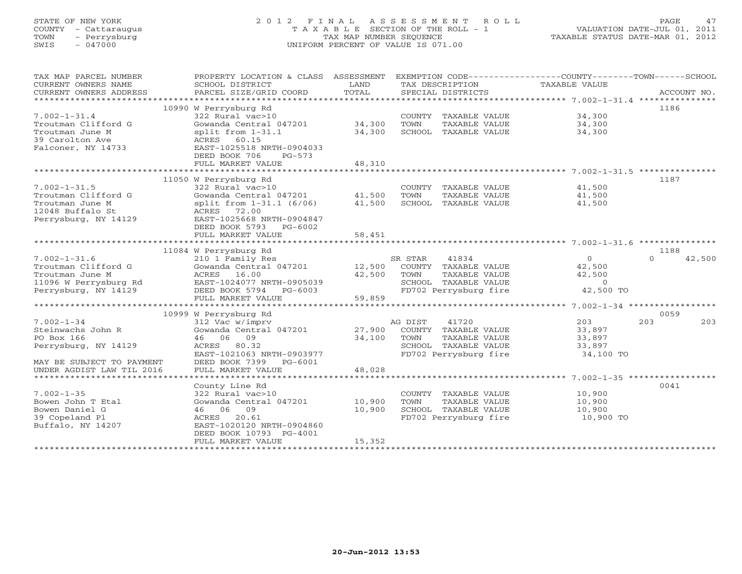STATE OF NEW YORK
COUNTY - Cattaraugus
TOWN - Perrysburg
SWIS - 047000

# 2012 FINAL ASSESSMENT ROLL

TAXABLE SECTION OF THE ROLL - 1
TAX MAP NUMBER SEQUENCE
UNIFORM PERCENT OF VALUE IS 071.00

VALUATION DATE-JUL 01, 2011
TAXABLE STATUS DATE-MAR 01, 2012

| TAX MAP PARCEL NUMBER / CURRENT OWNERS NAME / CURRENT OWNERS ADDRESS | PROPERTY LOCATION & CLASS / SCHOOL DISTRICT / PARCEL SIZE/GRID COORD | ASSESSMENT LAND / TOTAL | EXEMPTION CODE / TAX DESCRIPTION / SPECIAL DISTRICTS | COUNTY | TOWN | SCHOOL | ACCOUNT NO. |
|---|---|---|---|---|---|---|---|
| **7.002-1-31.4** | 10990 W Perrysburg Rd | | | | | | 1186 |
| 7.002-1-31.4 | 322 Rural vac>10 | | COUNTY TAXABLE VALUE | 34,300 | | | |
| Troutman Clifford G | Gowanda Central 047201 | 34,300 | TOWN TAXABLE VALUE | | 34,300 | | |
| Troutman June M | split from 1-31.1 | 34,300 | SCHOOL TAXABLE VALUE | | | 34,300 | |
| 39 Carolton Ave | ACRES 60.15 | | | | | | |
| Falconer, NY 14733 | EAST-1025518 NRTH-0904033 | | | | | | |
| | DEED BOOK 706 PG-573 | | | | | | |
| | FULL MARKET VALUE | 48,310 | | | | | |
| **7.002-1-31.5** | 11050 W Perrysburg Rd | | | | | | 1187 |
| 7.002-1-31.5 | 322 Rural vac>10 | | COUNTY TAXABLE VALUE | 41,500 | | | |
| Troutman Clifford G | Gowanda Central 047201 | 41,500 | TOWN TAXABLE VALUE | | 41,500 | | |
| Troutman June M | split from 1-31.1 (6/06) | 41,500 | SCHOOL TAXABLE VALUE | | | 41,500 | |
| 12048 Buffalo St | ACRES 72.00 | | | | | | |
| Perrysburg, NY 14129 | EAST-1025668 NRTH-0904847 | | | | | | |
| | DEED BOOK 5793 PG-6002 | | | | | | |
| | FULL MARKET VALUE | 58,451 | | | | | |
| **7.002-1-31.6** | 11084 W Perrysburg Rd | | | | | | 1188 |
| 7.002-1-31.6 | 210 1 Family Res | | SR STAR 41834 | 0 | 0 | 42,500 | |
| Troutman Clifford G | Gowanda Central 047201 | 12,500 | COUNTY TAXABLE VALUE | 42,500 | | | |
| Troutman June M | ACRES 16.00 | 42,500 | TOWN TAXABLE VALUE | | 42,500 | | |
| 11096 W Perrysburg Rd | EAST-1024077 NRTH-0905039 | | SCHOOL TAXABLE VALUE | | | 0 | |
| Perrysburg, NY 14129 | DEED BOOK 5794 PG-6003 | | FD702 Perrysburg fire | 42,500 TO | | | |
| | FULL MARKET VALUE | 59,859 | | | | | |
| **7.002-1-34** | 10999 W Perrysburg Rd | | | | | | 0059 |
| 7.002-1-34 | 312 Vac w/imprv | | AG DIST 41720 | 203 | 203 | 203 | |
| Steinwachs John R | Gowanda Central 047201 | 27,900 | COUNTY TAXABLE VALUE | 33,897 | | | |
| PO Box 166 | 46 06 09 | 34,100 | TOWN TAXABLE VALUE | | 33,897 | | |
| Perrysburg, NY 14129 | ACRES 80.32 | | SCHOOL TAXABLE VALUE | | | 33,897 | |
| | EAST-1021063 NRTH-0903977 | | FD702 Perrysburg fire | 34,100 TO | | | |
| MAY BE SUBJECT TO PAYMENT | DEED BOOK 7399 PG-6001 | | | | | | |
| UNDER AGDIST LAW TIL 2016 | FULL MARKET VALUE | 48,028 | | | | | |
| **7.002-1-35** | County Line Rd | | | | | | 0041 |
| 7.002-1-35 | 322 Rural vac>10 | | COUNTY TAXABLE VALUE | 10,900 | | | |
| Bowen John T Etal | Gowanda Central 047201 | 10,900 | TOWN TAXABLE VALUE | | 10,900 | | |
| Bowen Daniel G | 46 06 09 | 10,900 | SCHOOL TAXABLE VALUE | | | 10,900 | |
| 39 Copeland Pl | ACRES 20.61 | | FD702 Perrysburg fire | 10,900 TO | | | |
| Buffalo, NY 14207 | EAST-1020120 NRTH-0904860 | | | | | | |
| | DEED BOOK 10793 PG-4001 | | | | | | |
| | FULL MARKET VALUE | 15,352 | | | | | |

20-Jun-2012 13:53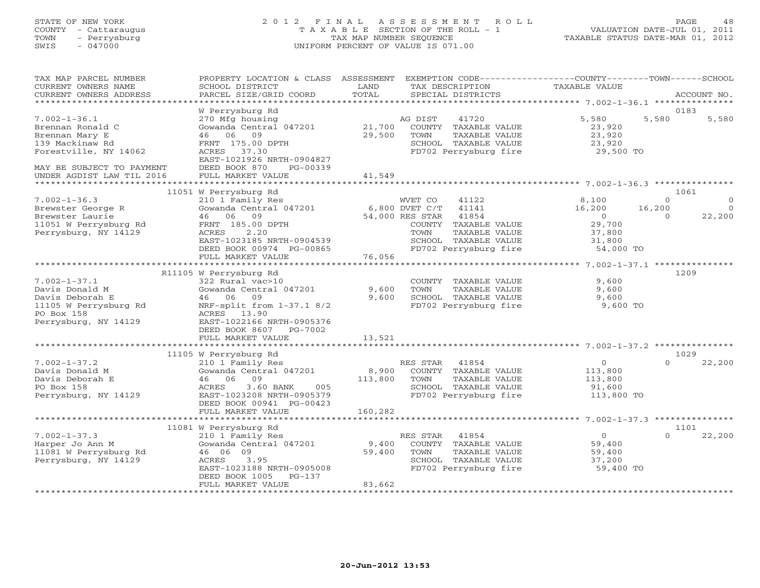STATE OF NEW YORK
COUNTY - Cattaraugus
TOWN - Perrysburg
SWIS - 047000

2012 FINAL ASSESSMENT ROLL
TAXABLE SECTION OF THE ROLL - 1
TAX MAP NUMBER SEQUENCE
UNIFORM PERCENT OF VALUE IS 071.00

VALUATION DATE-JUL 01, 2011
TAXABLE STATUS DATE-MAR 01, 2012

| TAX MAP PARCEL NUMBER / CURRENT OWNERS NAME / CURRENT OWNERS ADDRESS | PROPERTY LOCATION & CLASS / SCHOOL DISTRICT / PARCEL SIZE/GRID COORD | ASSESSMENT LAND / TOTAL | EXEMPTION CODE / TAX DESCRIPTION / SPECIAL DISTRICTS | COUNTY TAXABLE VALUE | TOWN | SCHOOL / ACCOUNT NO. |
|---|---|---|---|---|---|---|
| | W Perrysburg Rd | | | | | 0183 |
| 7.002-1-36.1 | 270 Mfg housing | | AG DIST 41720 | 5,580 | 5,580 | 5,580 |
| Brennan Ronald C | Gowanda Central 047201 | 21,700 | COUNTY TAXABLE VALUE | 23,920 | | |
| Brennan Mary E | 46 06 09 | 29,500 | TOWN TAXABLE VALUE | 23,920 | | |
| 139 Mackinaw Rd | FRNT 175.00 DPTH | | SCHOOL TAXABLE VALUE | 23,920 | | |
| Forestville, NY 14062 | ACRES 37.30 | | FD702 Perrysburg fire | 29,500 TO | | |
| | EAST-1021926 NRTH-0904827 | | | | | |
| MAY BE SUBJECT TO PAYMENT | DEED BOOK 870 PG-00339 | | | | | |
| UNDER AGDIST LAW TIL 2016 | FULL MARKET VALUE | 41,549 | | | | |
| | 11051 W Perrysburg Rd | | | | | 1061 |
| 7.002-1-36.3 | 210 1 Family Res | | WVET CO 41122 | 8,100 | 0 | 0 |
| Brewster George R | Gowanda Central 047201 | 6,800 | DVET C/T 41141 | 16,200 | 16,200 | 0 |
| Brewster Laurie | 46 06 09 | 54,000 | RES STAR 41854 | 0 | 0 | 22,200 |
| 11051 W Perrysburg Rd | FRNT 185.00 DPTH | | COUNTY TAXABLE VALUE | 29,700 | | |
| Perrysburg, NY 14129 | ACRES 2.20 | | TOWN TAXABLE VALUE | 37,800 | | |
| | EAST-1023185 NRTH-0904539 | | SCHOOL TAXABLE VALUE | 31,800 | | |
| | DEED BOOK 00974 PG-00865 | | FD702 Perrysburg fire | 54,000 TO | | |
| | FULL MARKET VALUE | 76,056 | | | | |
| | R11105 W Perrysburg Rd | | | | | 1209 |
| 7.002-1-37.1 | 322 Rural vac>10 | | COUNTY TAXABLE VALUE | 9,600 | | |
| Davis Donald M | Gowanda Central 047201 | 9,600 | TOWN TAXABLE VALUE | 9,600 | | |
| Davis Deborah E | 46 06 09 | 9,600 | SCHOOL TAXABLE VALUE | 9,600 | | |
| 11105 W Perrysburg Rd | NRF-split from 1-37.1 8/2 | | FD702 Perrysburg fire | 9,600 TO | | |
| PO Box 158 | ACRES 13.90 | | | | | |
| Perrysburg, NY 14129 | EAST-1022166 NRTH-0905376 | | | | | |
| | DEED BOOK 8607 PG-7002 | | | | | |
| | FULL MARKET VALUE | 13,521 | | | | |
| | 11105 W Perrysburg Rd | | | | | 1029 |
| 7.002-1-37.2 | 210 1 Family Res | | RES STAR 41854 | 0 | 0 | 22,200 |
| Davis Donald M | Gowanda Central 047201 | 8,900 | COUNTY TAXABLE VALUE | 113,800 | | |
| Davis Deborah E | 46 06 09 | 113,800 | TOWN TAXABLE VALUE | 113,800 | | |
| PO Box 158 | ACRES 3.60 BANK 005 | | SCHOOL TAXABLE VALUE | 91,600 | | |
| Perrysburg, NY 14129 | EAST-1023208 NRTH-0905379 | | FD702 Perrysburg fire | 113,800 TO | | |
| | DEED BOOK 00941 PG-00423 | | | | | |
| | FULL MARKET VALUE | 160,282 | | | | |
| | 11081 W Perrysburg Rd | | | | | 1101 |
| 7.002-1-37.3 | 210 1 Family Res | | RES STAR 41854 | 0 | 0 | 22,200 |
| Harper Jo Ann M | Gowanda Central 047201 | 9,400 | COUNTY TAXABLE VALUE | 59,400 | | |
| 11081 W Perrysburg Rd | 46 06 09 | 59,400 | TOWN TAXABLE VALUE | 59,400 | | |
| Perrysburg, NY 14129 | ACRES 3.95 | | SCHOOL TAXABLE VALUE | 37,200 | | |
| | EAST-1023188 NRTH-0905008 | | FD702 Perrysburg fire | 59,400 TO | | |
| | DEED BOOK 1005 PG-137 | | | | | |
| | FULL MARKET VALUE | 83,662 | | | | |

20-Jun-2012 13:53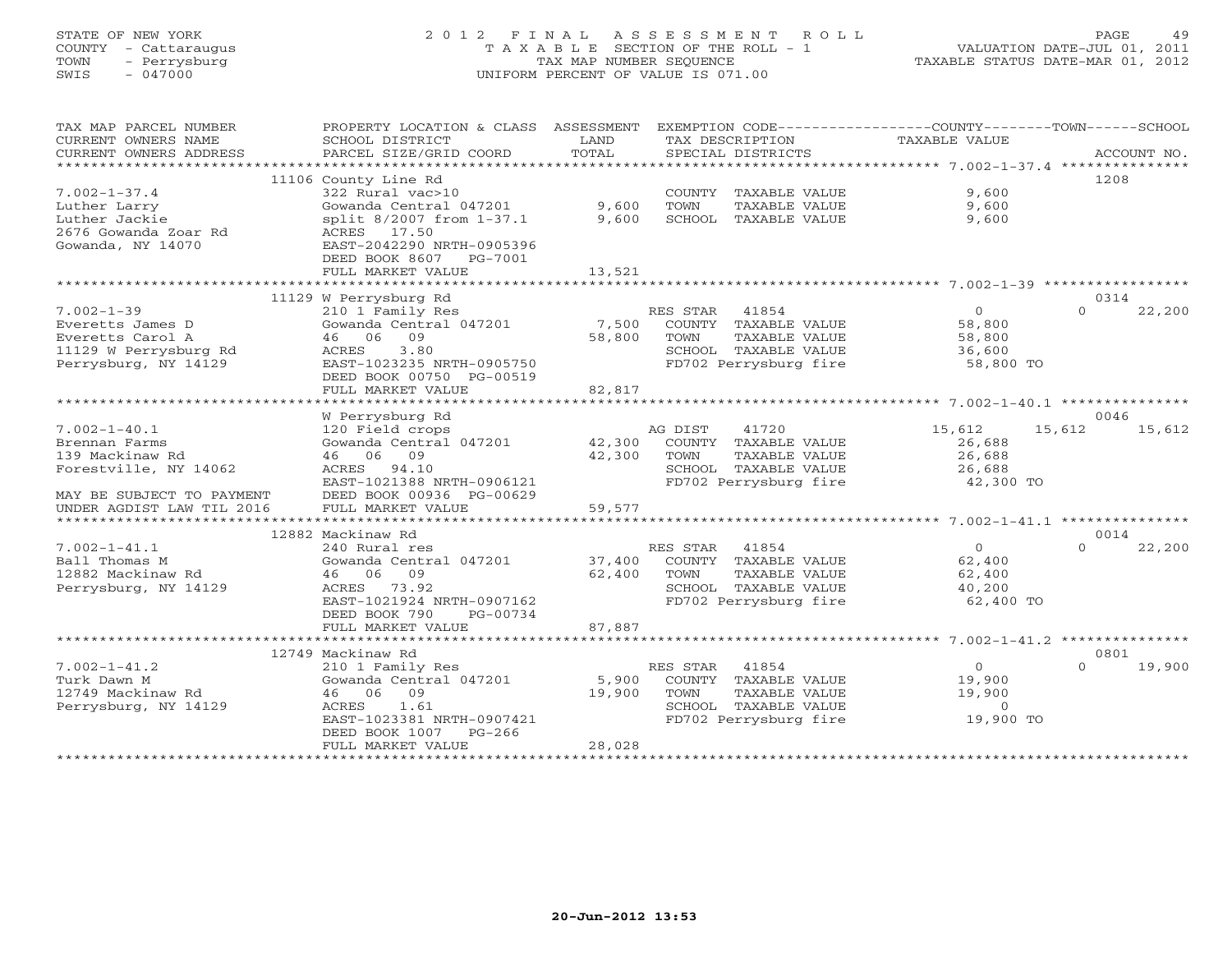STATE OF NEW YORK
COUNTY - Cattaraugus
TOWN - Perrysburg
SWIS - 047000

# 2012 FINAL ASSESSMENT ROLL
TAXABLE SECTION OF THE ROLL - 1
TAX MAP NUMBER SEQUENCE
UNIFORM PERCENT OF VALUE IS 071.00

VALUATION DATE-JUL 01, 2011
TAXABLE STATUS DATE-MAR 01, 2012

| TAX MAP PARCEL NUMBER / CURRENT OWNERS NAME / CURRENT OWNERS ADDRESS | PROPERTY LOCATION & CLASS / SCHOOL DISTRICT / PARCEL SIZE/GRID COORD | ASSESSMENT LAND / TOTAL | EXEMPTION CODE / TAX DESCRIPTION / SPECIAL DISTRICTS | COUNTY TAXABLE VALUE | TOWN | SCHOOL / ACCOUNT NO. |
|---|---|---|---|---|---|---|
| **7.002-1-37.4** | 11106 County Line Rd | | | | | 1208 |
| 7.002-1-37.4 | 322 Rural vac>10 | | COUNTY TAXABLE VALUE | 9,600 | | |
| Luther Larry | Gowanda Central 047201 | 9,600 | TOWN TAXABLE VALUE | 9,600 | | |
| Luther Jackie | split 8/2007 from 1-37.1 | 9,600 | SCHOOL TAXABLE VALUE | 9,600 | | |
| 2676 Gowanda Zoar Rd | ACRES 17.50 | | | | | |
| Gowanda, NY 14070 | EAST-2042290 NRTH-0905396 | | | | | |
| | DEED BOOK 8607 PG-7001 | | | | | |
| | FULL MARKET VALUE | 13,521 | | | | |
| **7.002-1-39** | 11129 W Perrysburg Rd | | | | | 0314 |
| 7.002-1-39 | 210 1 Family Res | | RES STAR 41854 | 0 | 0 | 22,200 |
| Everetts James D | Gowanda Central 047201 | 7,500 | COUNTY TAXABLE VALUE | 58,800 | | |
| Everetts Carol A | 46 06 09 | 58,800 | TOWN TAXABLE VALUE | 58,800 | | |
| 11129 W Perrysburg Rd | ACRES 3.80 | | SCHOOL TAXABLE VALUE | 36,600 | | |
| Perrysburg, NY 14129 | EAST-1023235 NRTH-0905750 | | FD702 Perrysburg fire | 58,800 TO | | |
| | DEED BOOK 00750 PG-00519 | | | | | |
| | FULL MARKET VALUE | 82,817 | | | | |
| **7.002-1-40.1** | W Perrysburg Rd | | | | | 0046 |
| 7.002-1-40.1 | 120 Field crops | | AG DIST 41720 | 15,612 | 15,612 | 15,612 |
| Brennan Farms | Gowanda Central 047201 | 42,300 | COUNTY TAXABLE VALUE | 26,688 | | |
| 139 Mackinaw Rd | 46 06 09 | 42,300 | TOWN TAXABLE VALUE | 26,688 | | |
| Forestville, NY 14062 | ACRES 94.10 | | SCHOOL TAXABLE VALUE | 26,688 | | |
| | EAST-1021388 NRTH-0906121 | | FD702 Perrysburg fire | 42,300 TO | | |
| MAY BE SUBJECT TO PAYMENT | DEED BOOK 00936 PG-00629 | | | | | |
| UNDER AGDIST LAW TIL 2016 | FULL MARKET VALUE | 59,577 | | | | |
| **7.002-1-41.1** | 12882 Mackinaw Rd | | | | | 0014 |
| 7.002-1-41.1 | 240 Rural res | | RES STAR 41854 | 0 | 0 | 22,200 |
| Ball Thomas M | Gowanda Central 047201 | 37,400 | COUNTY TAXABLE VALUE | 62,400 | | |
| 12882 Mackinaw Rd | 46 06 09 | 62,400 | TOWN TAXABLE VALUE | 62,400 | | |
| Perrysburg, NY 14129 | ACRES 73.92 | | SCHOOL TAXABLE VALUE | 40,200 | | |
| | EAST-1021924 NRTH-0907162 | | FD702 Perrysburg fire | 62,400 TO | | |
| | DEED BOOK 790 PG-00734 | | | | | |
| | FULL MARKET VALUE | 87,887 | | | | |
| **7.002-1-41.2** | 12749 Mackinaw Rd | | | | | 0801 |
| 7.002-1-41.2 | 210 1 Family Res | | RES STAR 41854 | 0 | 0 | 19,900 |
| Turk Dawn M | Gowanda Central 047201 | 5,900 | COUNTY TAXABLE VALUE | 19,900 | | |
| 12749 Mackinaw Rd | 46 06 09 | 19,900 | TOWN TAXABLE VALUE | 19,900 | | |
| Perrysburg, NY 14129 | ACRES 1.61 | | SCHOOL TAXABLE VALUE | 0 | | |
| | EAST-1023381 NRTH-0907421 | | FD702 Perrysburg fire | 19,900 TO | | |
| | DEED BOOK 1007 PG-266 | | | | | |
| | FULL MARKET VALUE | 28,028 | | | | |

20-Jun-2012 13:53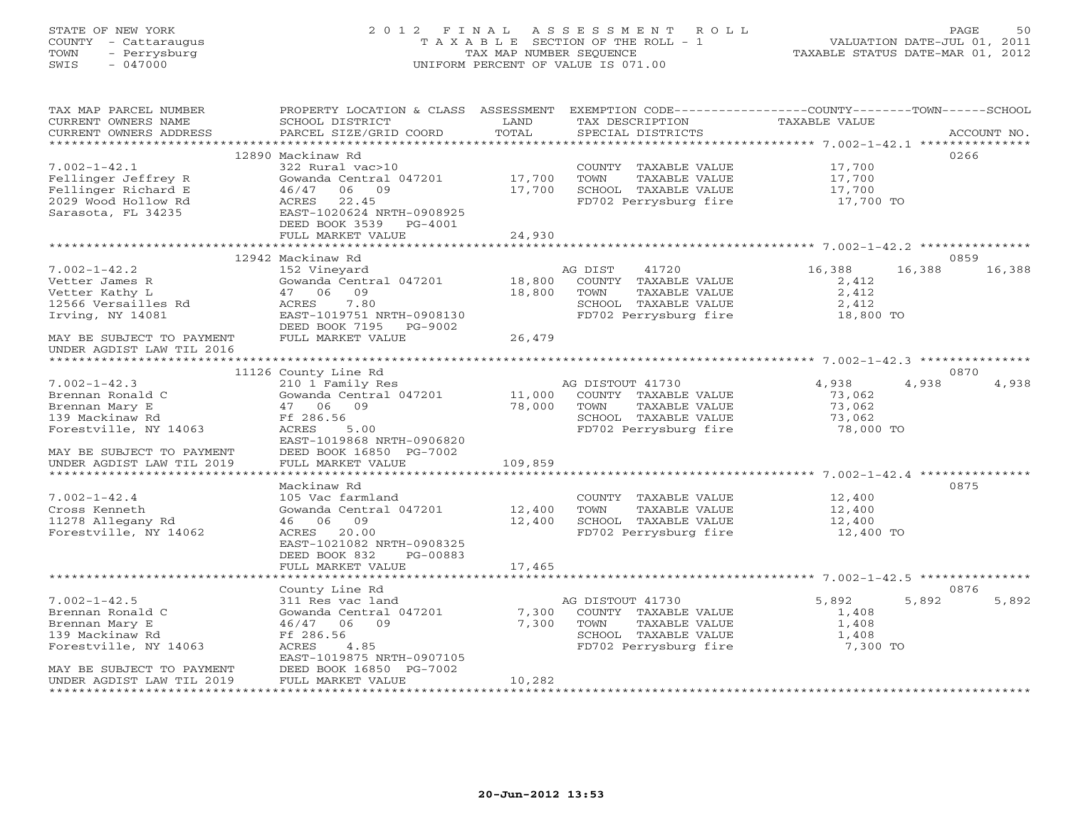STATE OF NEW YORK
COUNTY - Cattaraugus
TOWN - Perrysburg
SWIS - 047000

2012 FINAL ASSESSMENT ROLL
TAXABLE SECTION OF THE ROLL - 1
TAX MAP NUMBER SEQUENCE
UNIFORM PERCENT OF VALUE IS 071.00

VALUATION DATE-JUL 01, 2011
TAXABLE STATUS DATE-MAR 01, 2012

| TAX MAP PARCEL NUMBER / CURRENT OWNERS NAME / CURRENT OWNERS ADDRESS | PROPERTY LOCATION & CLASS / SCHOOL DISTRICT / PARCEL SIZE/GRID COORD | ASSESSMENT LAND / TOTAL | EXEMPTION CODE / TAX DESCRIPTION / SPECIAL DISTRICTS | COUNTY | TOWN | SCHOOL | ACCOUNT NO. |
|---|---|---|---|---|---|---|---|
| | 12890 Mackinaw Rd | | | | | | 0266 |
| 7.002-1-42.1 | 322 Rural vac>10 | | COUNTY TAXABLE VALUE | 17,700 | | | |
| Fellinger Jeffrey R | Gowanda Central 047201 | 17,700 | TOWN TAXABLE VALUE | 17,700 | | | |
| Fellinger Richard E | 46/47 06 09 | 17,700 | SCHOOL TAXABLE VALUE | 17,700 | | | |
| 2029 Wood Hollow Rd | ACRES 22.45 | | FD702 Perrysburg fire | 17,700 TO | | | |
| Sarasota, FL 34235 | EAST-1020624 NRTH-0908925 | | | | | | |
| | DEED BOOK 3539 PG-4001 | | | | | | |
| | FULL MARKET VALUE | 24,930 | | | | | |
| | 12942 Mackinaw Rd | | | | | | 0859 |
| 7.002-1-42.2 | 152 Vineyard | | AG DIST 41720 | 16,388 | 16,388 | 16,388 | |
| Vetter James R | Gowanda Central 047201 | 18,800 | COUNTY TAXABLE VALUE | 2,412 | | | |
| Vetter Kathy L | 47 06 09 | 18,800 | TOWN TAXABLE VALUE | 2,412 | | | |
| 12566 Versailles Rd | ACRES 7.80 | | SCHOOL TAXABLE VALUE | 2,412 | | | |
| Irving, NY 14081 | EAST-1019751 NRTH-0908130 | | FD702 Perrysburg fire | 18,800 TO | | | |
| | DEED BOOK 7195 PG-9002 | | | | | | |
| MAY BE SUBJECT TO PAYMENT | FULL MARKET VALUE | 26,479 | | | | | |
| UNDER AGDIST LAW TIL 2016 | | | | | | | |
| | 11126 County Line Rd | | | | | | 0870 |
| 7.002-1-42.3 | 210 1 Family Res | | AG DISTOUT 41730 | 4,938 | 4,938 | 4,938 | |
| Brennan Ronald C | Gowanda Central 047201 | 11,000 | COUNTY TAXABLE VALUE | 73,062 | | | |
| Brennan Mary E | 47 06 09 | 78,000 | TOWN TAXABLE VALUE | 73,062 | | | |
| 139 Mackinaw Rd | Ff 286.56 | | SCHOOL TAXABLE VALUE | 73,062 | | | |
| Forestville, NY 14063 | ACRES 5.00 | | FD702 Perrysburg fire | 78,000 TO | | | |
| | EAST-1019868 NRTH-0906820 | | | | | | |
| MAY BE SUBJECT TO PAYMENT | DEED BOOK 16850 PG-7002 | | | | | | |
| UNDER AGDIST LAW TIL 2019 | FULL MARKET VALUE | 109,859 | | | | | |
| | Mackinaw Rd | | | | | | 0875 |
| 7.002-1-42.4 | 105 Vac farmland | | COUNTY TAXABLE VALUE | 12,400 | | | |
| Cross Kenneth | Gowanda Central 047201 | 12,400 | TOWN TAXABLE VALUE | 12,400 | | | |
| 11278 Allegany Rd | 46 06 09 | 12,400 | SCHOOL TAXABLE VALUE | 12,400 | | | |
| Forestville, NY 14062 | ACRES 20.00 | | FD702 Perrysburg fire | 12,400 TO | | | |
| | EAST-1021082 NRTH-0908325 | | | | | | |
| | DEED BOOK 832 PG-00883 | | | | | | |
| | FULL MARKET VALUE | 17,465 | | | | | |
| | County Line Rd | | | | | | 0876 |
| 7.002-1-42.5 | 311 Res vac land | | AG DISTOUT 41730 | 5,892 | 5,892 | 5,892 | |
| Brennan Ronald C | Gowanda Central 047201 | 7,300 | COUNTY TAXABLE VALUE | 1,408 | | | |
| Brennan Mary E | 46/47 06 09 | 7,300 | TOWN TAXABLE VALUE | 1,408 | | | |
| 139 Mackinaw Rd | Ff 286.56 | | SCHOOL TAXABLE VALUE | 1,408 | | | |
| Forestville, NY 14063 | ACRES 4.85 | | FD702 Perrysburg fire | 7,300 TO | | | |
| | EAST-1019875 NRTH-0907105 | | | | | | |
| MAY BE SUBJECT TO PAYMENT | DEED BOOK 16850 PG-7002 | | | | | | |
| UNDER AGDIST LAW TIL 2019 | FULL MARKET VALUE | 10,282 | | | | | |

20-Jun-2012 13:53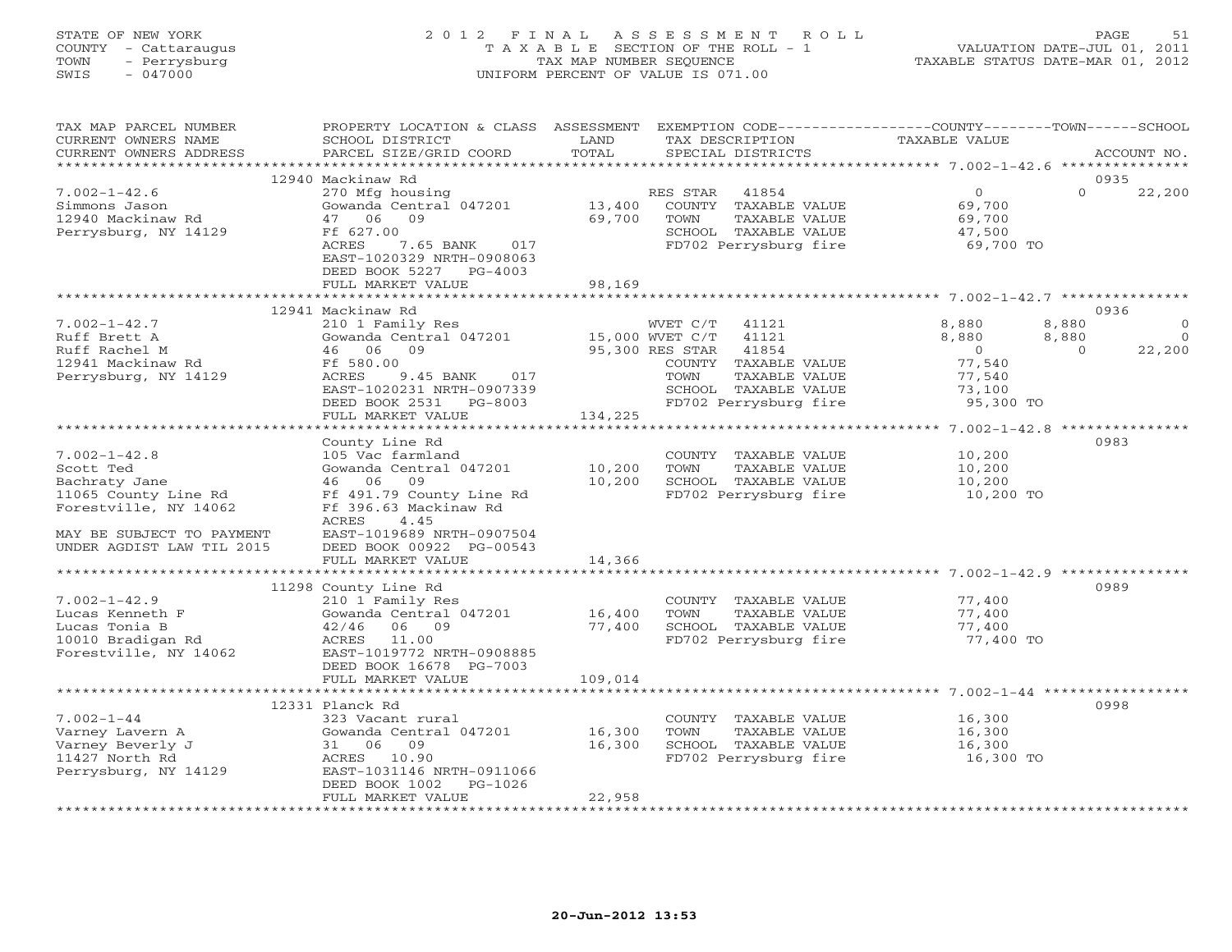STATE OF NEW YORK
COUNTY - Cattaraugus
TOWN - Perrysburg
SWIS - 047000

2012 FINAL ASSESSMENT ROLL
TAXABLE SECTION OF THE ROLL - 1
TAX MAP NUMBER SEQUENCE
UNIFORM PERCENT OF VALUE IS 071.00

VALUATION DATE-JUL 01, 2011
TAXABLE STATUS DATE-MAR 01, 2012

| TAX MAP PARCEL NUMBER / CURRENT OWNERS NAME / CURRENT OWNERS ADDRESS | PROPERTY LOCATION & CLASS / SCHOOL DISTRICT / PARCEL SIZE/GRID COORD | ASSESSMENT LAND / TOTAL | EXEMPTION CODE / TAX DESCRIPTION / SPECIAL DISTRICTS | COUNTY TAXABLE VALUE | TOWN | SCHOOL | ACCOUNT NO. |
|---|---|---|---|---|---|---|---|
| | 12940 Mackinaw Rd | | | | | | 0935 |
| 7.002-1-42.6 | 270 Mfg housing | | RES STAR 41854 | 0 | 0 | 22,200 | |
| Simmons Jason | Gowanda Central 047201 | 13,400 | COUNTY TAXABLE VALUE | 69,700 | | | |
| 12940 Mackinaw Rd | 47 06 09 | 69,700 | TOWN TAXABLE VALUE | 69,700 | | | |
| Perrysburg, NY 14129 | Ff 627.00 | | SCHOOL TAXABLE VALUE | 47,500 | | | |
| | ACRES 7.65 BANK 017 | | FD702 Perrysburg fire | 69,700 TO | | | |
| | EAST-1020329 NRTH-0908063 | | | | | | |
| | DEED BOOK 5227 PG-4003 | | | | | | |
| | FULL MARKET VALUE | 98,169 | | | | | |
| | 12941 Mackinaw Rd | | | | | | 0936 |
| 7.002-1-42.7 | 210 1 Family Res | | WVET C/T 41121 | 8,880 | 8,880 | 0 | |
| Ruff Brett A | Gowanda Central 047201 | 15,000 | WVET C/T 41121 | 8,880 | 8,880 | 0 | |
| Ruff Rachel M | 46 06 09 | 95,300 | RES STAR 41854 | 0 | 0 | 22,200 | |
| 12941 Mackinaw Rd | Ff 580.00 | | COUNTY TAXABLE VALUE | 77,540 | | | |
| Perrysburg, NY 14129 | ACRES 9.45 BANK 017 | | TOWN TAXABLE VALUE | 77,540 | | | |
| | EAST-1020231 NRTH-0907339 | | SCHOOL TAXABLE VALUE | 73,100 | | | |
| | DEED BOOK 2531 PG-8003 | | FD702 Perrysburg fire | 95,300 TO | | | |
| | FULL MARKET VALUE | 134,225 | | | | | |
| | County Line Rd | | | | | | 0983 |
| 7.002-1-42.8 | 105 Vac farmland | | COUNTY TAXABLE VALUE | 10,200 | | | |
| Scott Ted | Gowanda Central 047201 | 10,200 | TOWN TAXABLE VALUE | 10,200 | | | |
| Bachraty Jane | 46 06 09 | 10,200 | SCHOOL TAXABLE VALUE | 10,200 | | | |
| 11065 County Line Rd | Ff 491.79 County Line Rd | | FD702 Perrysburg fire | 10,200 TO | | | |
| Forestville, NY 14062 | Ff 396.63 Mackinaw Rd | | | | | | |
| | ACRES 4.45 | | | | | | |
| MAY BE SUBJECT TO PAYMENT | EAST-1019689 NRTH-0907504 | | | | | | |
| UNDER AGDIST LAW TIL 2015 | DEED BOOK 00922 PG-00543 | | | | | | |
| | FULL MARKET VALUE | 14,366 | | | | | |
| | 11298 County Line Rd | | | | | | 0989 |
| 7.002-1-42.9 | 210 1 Family Res | | COUNTY TAXABLE VALUE | 77,400 | | | |
| Lucas Kenneth F | Gowanda Central 047201 | 16,400 | TOWN TAXABLE VALUE | 77,400 | | | |
| Lucas Tonia B | 42/46 06 09 | 77,400 | SCHOOL TAXABLE VALUE | 77,400 | | | |
| 10010 Bradigan Rd | ACRES 11.00 | | FD702 Perrysburg fire | 77,400 TO | | | |
| Forestville, NY 14062 | EAST-1019772 NRTH-0908885 | | | | | | |
| | DEED BOOK 16678 PG-7003 | | | | | | |
| | FULL MARKET VALUE | 109,014 | | | | | |
| | 12331 Planck Rd | | | | | | 0998 |
| 7.002-1-44 | 323 Vacant rural | | COUNTY TAXABLE VALUE | 16,300 | | | |
| Varney Lavern A | Gowanda Central 047201 | 16,300 | TOWN TAXABLE VALUE | 16,300 | | | |
| Varney Beverly J | 31 06 09 | 16,300 | SCHOOL TAXABLE VALUE | 16,300 | | | |
| 11427 North Rd | ACRES 10.90 | | FD702 Perrysburg fire | 16,300 TO | | | |
| Perrysburg, NY 14129 | EAST-1031146 NRTH-0911066 | | | | | | |
| | DEED BOOK 1002 PG-1026 | | | | | | |
| | FULL MARKET VALUE | 22,958 | | | | | |

20-Jun-2012 13:53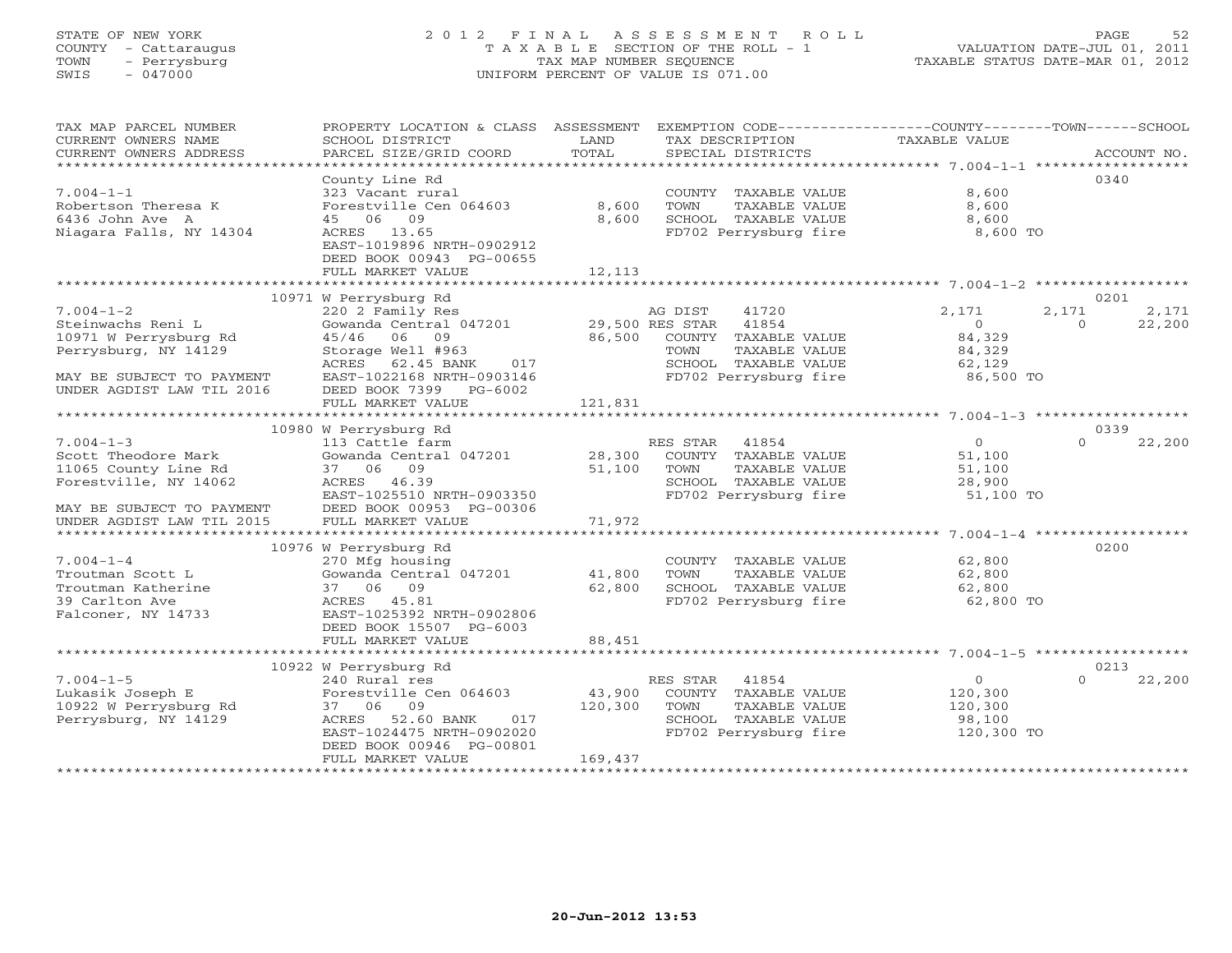STATE OF NEW YORK
COUNTY - Cattaraugus
TOWN - Perrysburg
SWIS - 047000

2012 FINAL ASSESSMENT ROLL
TAXABLE SECTION OF THE ROLL - 1
TAX MAP NUMBER SEQUENCE
UNIFORM PERCENT OF VALUE IS 071.00

VALUATION DATE-JUL 01, 2011
TAXABLE STATUS DATE-MAR 01, 2012

| TAX MAP PARCEL NUMBER / CURRENT OWNERS NAME / CURRENT OWNERS ADDRESS | PROPERTY LOCATION & CLASS / SCHOOL DISTRICT / PARCEL SIZE/GRID COORD | ASSESSMENT LAND / TOTAL | EXEMPTION CODE / TAX DESCRIPTION / SPECIAL DISTRICTS | COUNTY TAXABLE VALUE | TOWN | SCHOOL / ACCOUNT NO. |
|---|---|---|---|---|---|---|
| **7.004-1-1** | County Line Rd | | | | | 0340 |
| 7.004-1-1 | 323 Vacant rural | | COUNTY TAXABLE VALUE | 8,600 | | |
| Robertson Theresa K | Forestville Cen 064603 | 8,600 | TOWN TAXABLE VALUE | 8,600 | | |
| 6436 John Ave A | 45 06 09 | 8,600 | SCHOOL TAXABLE VALUE | 8,600 | | |
| Niagara Falls, NY 14304 | ACRES 13.65 | | FD702 Perrysburg fire | 8,600 TO | | |
| | EAST-1019896 NRTH-0902912 | | | | | |
| | DEED BOOK 00943 PG-00655 | | | | | |
| | FULL MARKET VALUE | 12,113 | | | | |
| **7.004-1-2** | 10971 W Perrysburg Rd | | | | | 0201 |
| 7.004-1-2 | 220 2 Family Res | | AG DIST 41720 | 2,171 | 2,171 | 2,171 |
| Steinwachs Reni L | Gowanda Central 047201 | 29,500 | RES STAR 41854 | 0 | 0 | 22,200 |
| 10971 W Perrysburg Rd | 45/46 06 09 | 86,500 | COUNTY TAXABLE VALUE | 84,329 | | |
| Perrysburg, NY 14129 | Storage Well #963 | | TOWN TAXABLE VALUE | 84,329 | | |
| | ACRES 62.45 BANK 017 | | SCHOOL TAXABLE VALUE | 62,129 | | |
| MAY BE SUBJECT TO PAYMENT | EAST-1022168 NRTH-0903146 | | FD702 Perrysburg fire | 86,500 TO | | |
| UNDER AGDIST LAW TIL 2016 | DEED BOOK 7399 PG-6002 | | | | | |
| | FULL MARKET VALUE | 121,831 | | | | |
| **7.004-1-3** | 10980 W Perrysburg Rd | | | | | 0339 |
| 7.004-1-3 | 113 Cattle farm | | RES STAR 41854 | 0 | 0 | 22,200 |
| Scott Theodore Mark | Gowanda Central 047201 | 28,300 | COUNTY TAXABLE VALUE | 51,100 | | |
| 11065 County Line Rd | 37 06 09 | 51,100 | TOWN TAXABLE VALUE | 51,100 | | |
| Forestville, NY 14062 | ACRES 46.39 | | SCHOOL TAXABLE VALUE | 28,900 | | |
| | EAST-1025510 NRTH-0903350 | | FD702 Perrysburg fire | 51,100 TO | | |
| MAY BE SUBJECT TO PAYMENT | DEED BOOK 00953 PG-00306 | | | | | |
| UNDER AGDIST LAW TIL 2015 | FULL MARKET VALUE | 71,972 | | | | |
| **7.004-1-4** | 10976 W Perrysburg Rd | | | | | 0200 |
| 7.004-1-4 | 270 Mfg housing | | COUNTY TAXABLE VALUE | 62,800 | | |
| Troutman Scott L | Gowanda Central 047201 | 41,800 | TOWN TAXABLE VALUE | 62,800 | | |
| Troutman Katherine | 37 06 09 | 62,800 | SCHOOL TAXABLE VALUE | 62,800 | | |
| 39 Carlton Ave | ACRES 45.81 | | FD702 Perrysburg fire | 62,800 TO | | |
| Falconer, NY 14733 | EAST-1025392 NRTH-0902806 | | | | | |
| | DEED BOOK 15507 PG-6003 | | | | | |
| | FULL MARKET VALUE | 88,451 | | | | |
| **7.004-1-5** | 10922 W Perrysburg Rd | | | | | 0213 |
| 7.004-1-5 | 240 Rural res | | RES STAR 41854 | 0 | 0 | 22,200 |
| Lukasik Joseph E | Forestville Cen 064603 | 43,900 | COUNTY TAXABLE VALUE | 120,300 | | |
| 10922 W Perrysburg Rd | 37 06 09 | 120,300 | TOWN TAXABLE VALUE | 120,300 | | |
| Perrysburg, NY 14129 | ACRES 52.60 BANK 017 | | SCHOOL TAXABLE VALUE | 98,100 | | |
| | EAST-1024475 NRTH-0902020 | | FD702 Perrysburg fire | 120,300 TO | | |
| | DEED BOOK 00946 PG-00801 | | | | | |
| | FULL MARKET VALUE | 169,437 | | | | |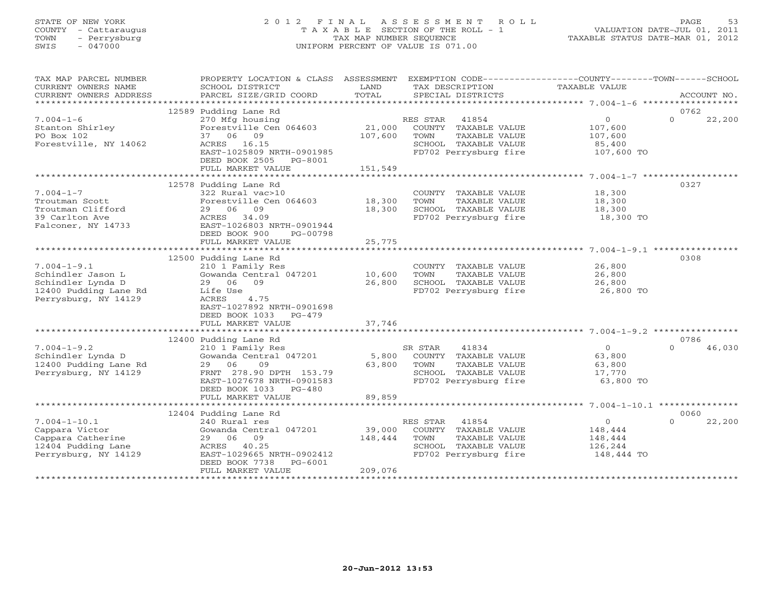STATE OF NEW YORK
COUNTY - Cattaraugus
TOWN - Perrysburg
SWIS - 047000

# 2012 FINAL ASSESSMENT ROLL

TAXABLE SECTION OF THE ROLL - 1
TAX MAP NUMBER SEQUENCE
UNIFORM PERCENT OF VALUE IS 071.00

VALUATION DATE-JUL 01, 2011
TAXABLE STATUS DATE-MAR 01, 2012

| TAX MAP PARCEL NUMBER / CURRENT OWNERS NAME / CURRENT OWNERS ADDRESS | PROPERTY LOCATION & CLASS / SCHOOL DISTRICT / PARCEL SIZE/GRID COORD | ASSESSMENT LAND / TOTAL | EXEMPTION CODE / TAX DESCRIPTION / SPECIAL DISTRICTS | COUNTY / TAXABLE VALUE | TOWN | SCHOOL | ACCOUNT NO. |
|---|---|---|---|---|---|---|---|
| 7.004-1-6 | 12589 Pudding Lane Rd | | | | | | 0762 |
| Stanton Shirley | 270 Mfg housing | | RES STAR 41854 | 0 | 0 | 22,200 | |
| PO Box 102 | Forestville Cen 064603 | 21,000 | COUNTY TAXABLE VALUE | 107,600 | | | |
| Forestville, NY 14062 | 37 06 09 | 107,600 | TOWN TAXABLE VALUE | 107,600 | | | |
| | ACRES 16.15 | | SCHOOL TAXABLE VALUE | 85,400 | | | |
| | EAST-1025809 NRTH-0901985 | | FD702 Perrysburg fire | 107,600 TO | | | |
| | DEED BOOK 2505 PG-8001 | | | | | | |
| | FULL MARKET VALUE | 151,549 | | | | | |
| 7.004-1-7 | 12578 Pudding Lane Rd | | | | | | 0327 |
| Troutman Scott | 322 Rural vac>10 | | COUNTY TAXABLE VALUE | 18,300 | | | |
| Troutman Clifford | Forestville Cen 064603 | 18,300 | TOWN TAXABLE VALUE | 18,300 | | | |
| 39 Carlton Ave | 29 06 09 | 18,300 | SCHOOL TAXABLE VALUE | 18,300 | | | |
| Falconer, NY 14733 | ACRES 34.09 | | FD702 Perrysburg fire | 18,300 TO | | | |
| | EAST-1026803 NRTH-0901944 | | | | | | |
| | DEED BOOK 900 PG-00798 | | | | | | |
| | FULL MARKET VALUE | 25,775 | | | | | |
| 7.004-1-9.1 | 12500 Pudding Lane Rd | | | | | | 0308 |
| Schindler Jason L | 210 1 Family Res | | COUNTY TAXABLE VALUE | 26,800 | | | |
| Schindler Lynda D | Gowanda Central 047201 | 10,600 | TOWN TAXABLE VALUE | 26,800 | | | |
| 12400 Pudding Lane Rd | 29 06 09 | 26,800 | SCHOOL TAXABLE VALUE | 26,800 | | | |
| Perrysburg, NY 14129 | Life Use | | FD702 Perrysburg fire | 26,800 TO | | | |
| | ACRES 4.75 | | | | | | |
| | EAST-1027892 NRTH-0901698 | | | | | | |
| | DEED BOOK 1033 PG-479 | | | | | | |
| | FULL MARKET VALUE | 37,746 | | | | | |
| 7.004-1-9.2 | 12400 Pudding Lane Rd | | | | | | 0786 |
| Schindler Lynda D | 210 1 Family Res | | SR STAR 41834 | 0 | 0 | 46,030 | |
| 12400 Pudding Lane Rd | Gowanda Central 047201 | 5,800 | COUNTY TAXABLE VALUE | 63,800 | | | |
| Perrysburg, NY 14129 | 29 06 09 | 63,800 | TOWN TAXABLE VALUE | 63,800 | | | |
| | FRNT 278.90 DPTH 153.79 | | SCHOOL TAXABLE VALUE | 17,770 | | | |
| | EAST-1027678 NRTH-0901583 | | FD702 Perrysburg fire | 63,800 TO | | | |
| | DEED BOOK 1033 PG-480 | | | | | | |
| | FULL MARKET VALUE | 89,859 | | | | | |
| 7.004-1-10.1 | 12404 Pudding Lane Rd | | | | | | 0060 |
| Cappara Victor | 240 Rural res | | RES STAR 41854 | 0 | 0 | 22,200 | |
| Cappara Catherine | Gowanda Central 047201 | 39,000 | COUNTY TAXABLE VALUE | 148,444 | | | |
| 12404 Pudding Lane | 29 06 09 | 148,444 | TOWN TAXABLE VALUE | 148,444 | | | |
| Perrysburg, NY 14129 | ACRES 40.25 | | SCHOOL TAXABLE VALUE | 126,244 | | | |
| | EAST-1029665 NRTH-0902412 | | FD702 Perrysburg fire | 148,444 TO | | | |
| | DEED BOOK 7738 PG-6001 | | | | | | |
| | FULL MARKET VALUE | 209,076 | | | | | |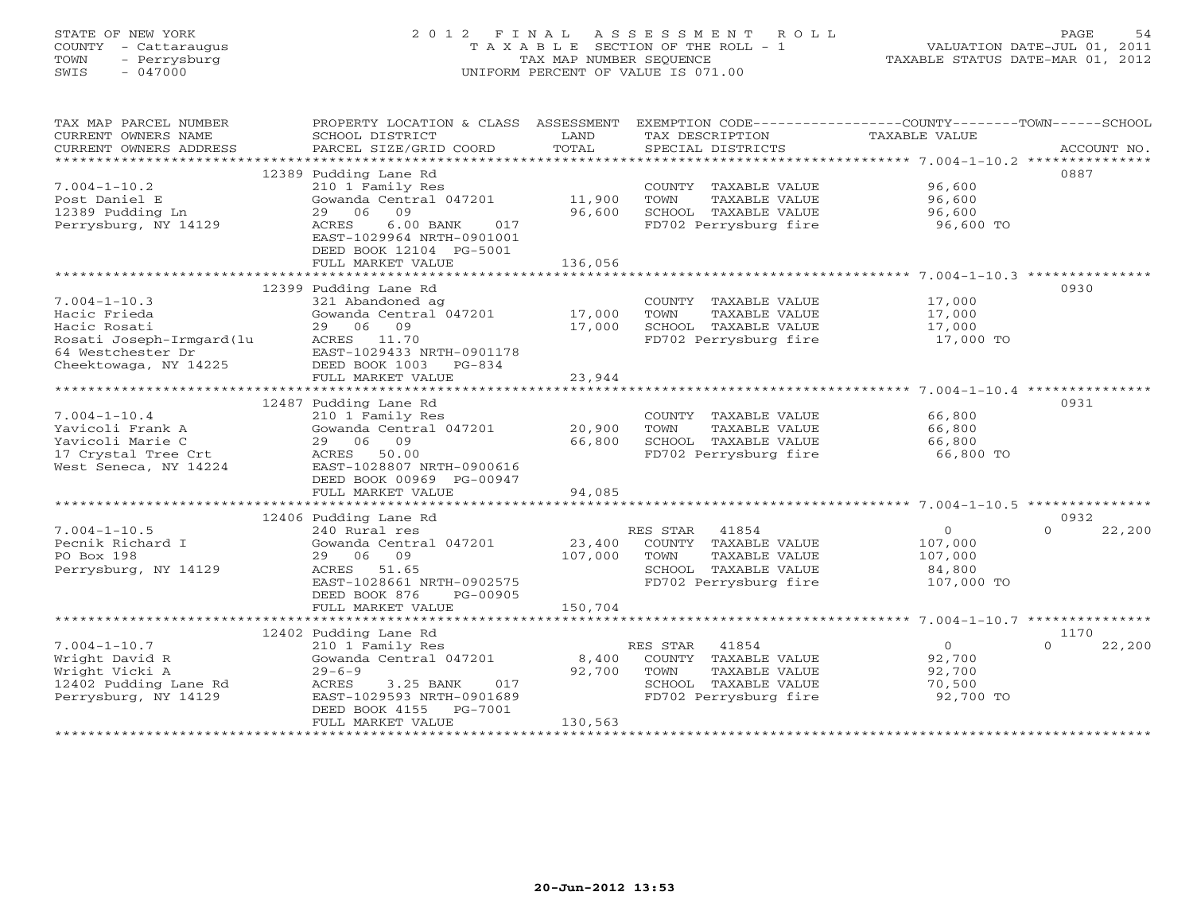STATE OF NEW YORK
COUNTY - Cattaraugus
TOWN - Perrysburg
SWIS - 047000

2012 FINAL ASSESSMENT ROLL
TAXABLE SECTION OF THE ROLL - 1
TAX MAP NUMBER SEQUENCE
UNIFORM PERCENT OF VALUE IS 071.00

VALUATION DATE-JUL 01, 2011
TAXABLE STATUS DATE-MAR 01, 2012

| TAX MAP PARCEL NUMBER / CURRENT OWNERS NAME / CURRENT OWNERS ADDRESS | PROPERTY LOCATION & CLASS / SCHOOL DISTRICT / PARCEL SIZE/GRID COORD | ASSESSMENT LAND / TOTAL | EXEMPTION CODE / TAX DESCRIPTION / SPECIAL DISTRICTS | COUNTY / TOWN / SCHOOL TAXABLE VALUE | ACCOUNT NO. |
|---|---|---|---|---|---|
| | 12389 Pudding Lane Rd | | | | 0887 |
| 7.004-1-10.2 | 210 1 Family Res | | COUNTY TAXABLE VALUE | 96,600 | |
| Post Daniel E | Gowanda Central 047201 | 11,900 | TOWN TAXABLE VALUE | 96,600 | |
| 12389 Pudding Ln | 29 06 09 | 96,600 | SCHOOL TAXABLE VALUE | 96,600 | |
| Perrysburg, NY 14129 | ACRES 6.00 BANK 017 | | FD702 Perrysburg fire | 96,600 TO | |
| | EAST-1029964 NRTH-0901001 | | | | |
| | DEED BOOK 12104 PG-5001 | | | | |
| | FULL MARKET VALUE | 136,056 | | | |
| | 12399 Pudding Lane Rd | | | | 0930 |
| 7.004-1-10.3 | 321 Abandoned ag | | COUNTY TAXABLE VALUE | 17,000 | |
| Hacic Frieda | Gowanda Central 047201 | 17,000 | TOWN TAXABLE VALUE | 17,000 | |
| Hacic Rosati | 29 06 09 | 17,000 | SCHOOL TAXABLE VALUE | 17,000 | |
| Rosati Joseph-Irmgard(lu | ACRES 11.70 | | FD702 Perrysburg fire | 17,000 TO | |
| 64 Westchester Dr | EAST-1029433 NRTH-0901178 | | | | |
| Cheektowaga, NY 14225 | DEED BOOK 1003 PG-834 | | | | |
| | FULL MARKET VALUE | 23,944 | | | |
| | 12487 Pudding Lane Rd | | | | 0931 |
| 7.004-1-10.4 | 210 1 Family Res | | COUNTY TAXABLE VALUE | 66,800 | |
| Yavicoli Frank A | Gowanda Central 047201 | 20,900 | TOWN TAXABLE VALUE | 66,800 | |
| Yavicoli Marie C | 29 06 09 | 66,800 | SCHOOL TAXABLE VALUE | 66,800 | |
| 17 Crystal Tree Crt | ACRES 50.00 | | FD702 Perrysburg fire | 66,800 TO | |
| West Seneca, NY 14224 | EAST-1028807 NRTH-0900616 | | | | |
| | DEED BOOK 00969 PG-00947 | | | | |
| | FULL MARKET VALUE | 94,085 | | | |
| | 12406 Pudding Lane Rd | | | | 0932 |
| 7.004-1-10.5 | 240 Rural res | | RES STAR 41854 | 0 / 0 / 22,200 | |
| Pecnik Richard I | Gowanda Central 047201 | 23,400 | COUNTY TAXABLE VALUE | 107,000 | |
| PO Box 198 | 29 06 09 | 107,000 | TOWN TAXABLE VALUE | 107,000 | |
| Perrysburg, NY 14129 | ACRES 51.65 | | SCHOOL TAXABLE VALUE | 84,800 | |
| | EAST-1028661 NRTH-0902575 | | FD702 Perrysburg fire | 107,000 TO | |
| | DEED BOOK 876 PG-00905 | | | | |
| | FULL MARKET VALUE | 150,704 | | | |
| | 12402 Pudding Lane Rd | | | | 1170 |
| 7.004-1-10.7 | 210 1 Family Res | | RES STAR 41854 | 0 / 0 / 22,200 | |
| Wright David R | Gowanda Central 047201 | 8,400 | COUNTY TAXABLE VALUE | 92,700 | |
| Wright Vicki A | 29-6-9 | 92,700 | TOWN TAXABLE VALUE | 92,700 | |
| 12402 Pudding Lane Rd | ACRES 3.25 BANK 017 | | SCHOOL TAXABLE VALUE | 70,500 | |
| Perrysburg, NY 14129 | EAST-1029593 NRTH-0901689 | | FD702 Perrysburg fire | 92,700 TO | |
| | DEED BOOK 4155 PG-7001 | | | | |
| | FULL MARKET VALUE | 130,563 | | | |

20-Jun-2012 13:53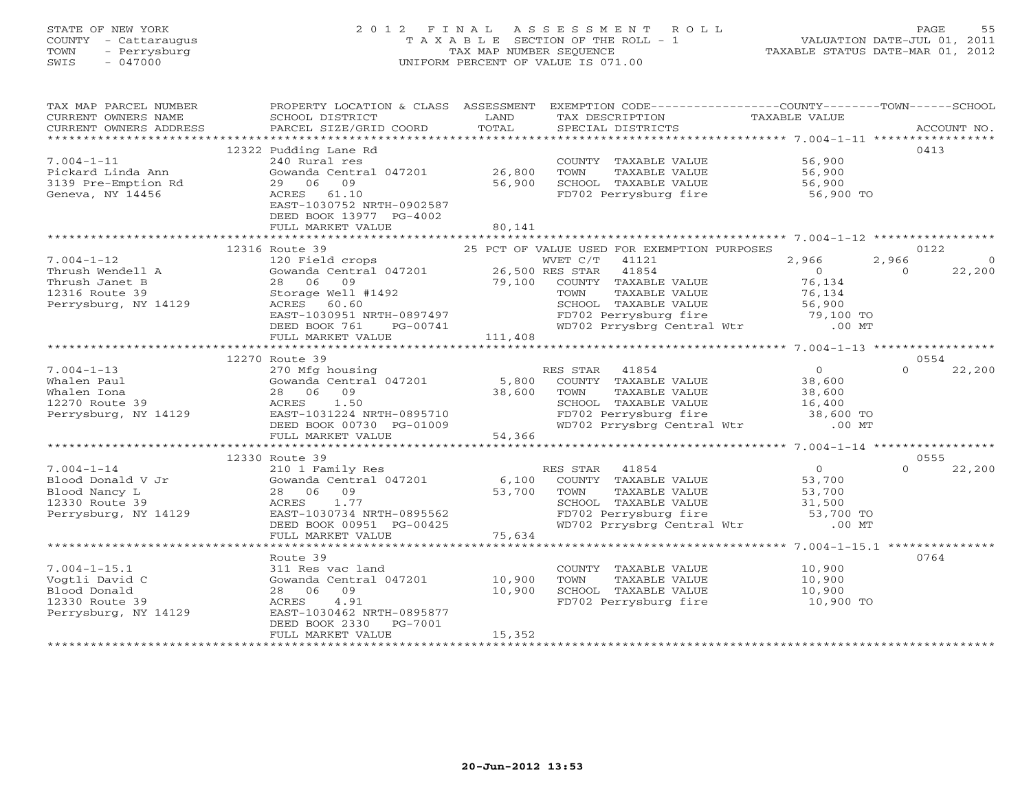STATE OF NEW YORK
COUNTY - Cattaraugus
TOWN - Perrysburg
SWIS - 047000

# 2012 FINAL ASSESSMENT ROLL
TAXABLE SECTION OF THE ROLL - 1
TAX MAP NUMBER SEQUENCE
UNIFORM PERCENT OF VALUE IS 071.00

VALUATION DATE-JUL 01, 2011
TAXABLE STATUS DATE-MAR 01, 2012

| TAX MAP PARCEL NUMBER / CURRENT OWNERS NAME / CURRENT OWNERS ADDRESS | PROPERTY LOCATION & CLASS / SCHOOL DISTRICT / PARCEL SIZE/GRID COORD | ASSESSMENT LAND / TOTAL | EXEMPTION CODE / TAX DESCRIPTION / SPECIAL DISTRICTS | COUNTY TAXABLE VALUE | TOWN | SCHOOL | ACCOUNT NO. |
|---|---|---|---|---|---|---|---|
| 7.004-1-11 | 12322 Pudding Lane Rd | | | | | | 0413 |
| Pickard Linda Ann | 240 Rural res | | COUNTY TAXABLE VALUE | 56,900 | | | |
| 3139 Pre-Emption Rd | Gowanda Central 047201 | 26,800 | TOWN TAXABLE VALUE | 56,900 | | | |
| Geneva, NY 14456 | 29 06 09 | 56,900 | SCHOOL TAXABLE VALUE | 56,900 | | | |
| | ACRES 61.10 | | FD702 Perrysburg fire | 56,900 TO | | | |
| | EAST-1030752 NRTH-0902587 | | | | | | |
| | DEED BOOK 13977 PG-4002 | | | | | | |
| | FULL MARKET VALUE | 80,141 | | | | | |
| 7.004-1-12 | 12316 Route 39 | | 25 PCT OF VALUE USED FOR EXEMPTION PURPOSES | | | | 0122 |
| Thrush Wendell A | 120 Field crops | | WVET C/T 41121 | 2,966 | 2,966 | 0 | |
| Thrush Janet B | Gowanda Central 047201 | 26,500 | RES STAR 41854 | 0 | 0 | 22,200 | |
| 12316 Route 39 | 28 06 09 | 79,100 | COUNTY TAXABLE VALUE | 76,134 | | | |
| Perrysburg, NY 14129 | Storage Well #1492 | | TOWN TAXABLE VALUE | 76,134 | | | |
| | ACRES 60.60 | | SCHOOL TAXABLE VALUE | 56,900 | | | |
| | EAST-1030951 NRTH-0897497 | | FD702 Perrysburg fire | 79,100 TO | | | |
| | DEED BOOK 761 PG-00741 | | WD702 Prrysbrg Central Wtr | .00 MT | | | |
| | FULL MARKET VALUE | 111,408 | | | | | |
| 7.004-1-13 | 12270 Route 39 | | | | | | 0554 |
| Whalen Paul | 270 Mfg housing | | RES STAR 41854 | 0 | 0 | 22,200 | |
| Whalen Iona | Gowanda Central 047201 | 5,800 | COUNTY TAXABLE VALUE | 38,600 | | | |
| 12270 Route 39 | 28 06 09 | 38,600 | TOWN TAXABLE VALUE | 38,600 | | | |
| Perrysburg, NY 14129 | ACRES 1.50 | | SCHOOL TAXABLE VALUE | 16,400 | | | |
| | EAST-1031224 NRTH-0895710 | | FD702 Perrysburg fire | 38,600 TO | | | |
| | DEED BOOK 00730 PG-01009 | | WD702 Prrysbrg Central Wtr | .00 MT | | | |
| | FULL MARKET VALUE | 54,366 | | | | | |
| 7.004-1-14 | 12330 Route 39 | | | | | | 0555 |
| Blood Donald V Jr | 210 1 Family Res | | RES STAR 41854 | 0 | 0 | 22,200 | |
| Blood Nancy L | Gowanda Central 047201 | 6,100 | COUNTY TAXABLE VALUE | 53,700 | | | |
| 12330 Route 39 | 28 06 09 | 53,700 | TOWN TAXABLE VALUE | 53,700 | | | |
| Perrysburg, NY 14129 | ACRES 1.77 | | SCHOOL TAXABLE VALUE | 31,500 | | | |
| | EAST-1030734 NRTH-0895562 | | FD702 Perrysburg fire | 53,700 TO | | | |
| | DEED BOOK 00951 PG-00425 | | WD702 Prrysbrg Central Wtr | .00 MT | | | |
| | FULL MARKET VALUE | 75,634 | | | | | |
| 7.004-1-15.1 | Route 39 | | | | | | 0764 |
| Vogtli David C | 311 Res vac land | | COUNTY TAXABLE VALUE | 10,900 | | | |
| Blood Donald | Gowanda Central 047201 | 10,900 | TOWN TAXABLE VALUE | 10,900 | | | |
| 12330 Route 39 | 28 06 09 | 10,900 | SCHOOL TAXABLE VALUE | 10,900 | | | |
| Perrysburg, NY 14129 | ACRES 4.91 | | FD702 Perrysburg fire | 10,900 TO | | | |
| | EAST-1030462 NRTH-0895877 | | | | | | |
| | DEED BOOK 2330 PG-7001 | | | | | | |
| | FULL MARKET VALUE | 15,352 | | | | | |

20-Jun-2012 13:53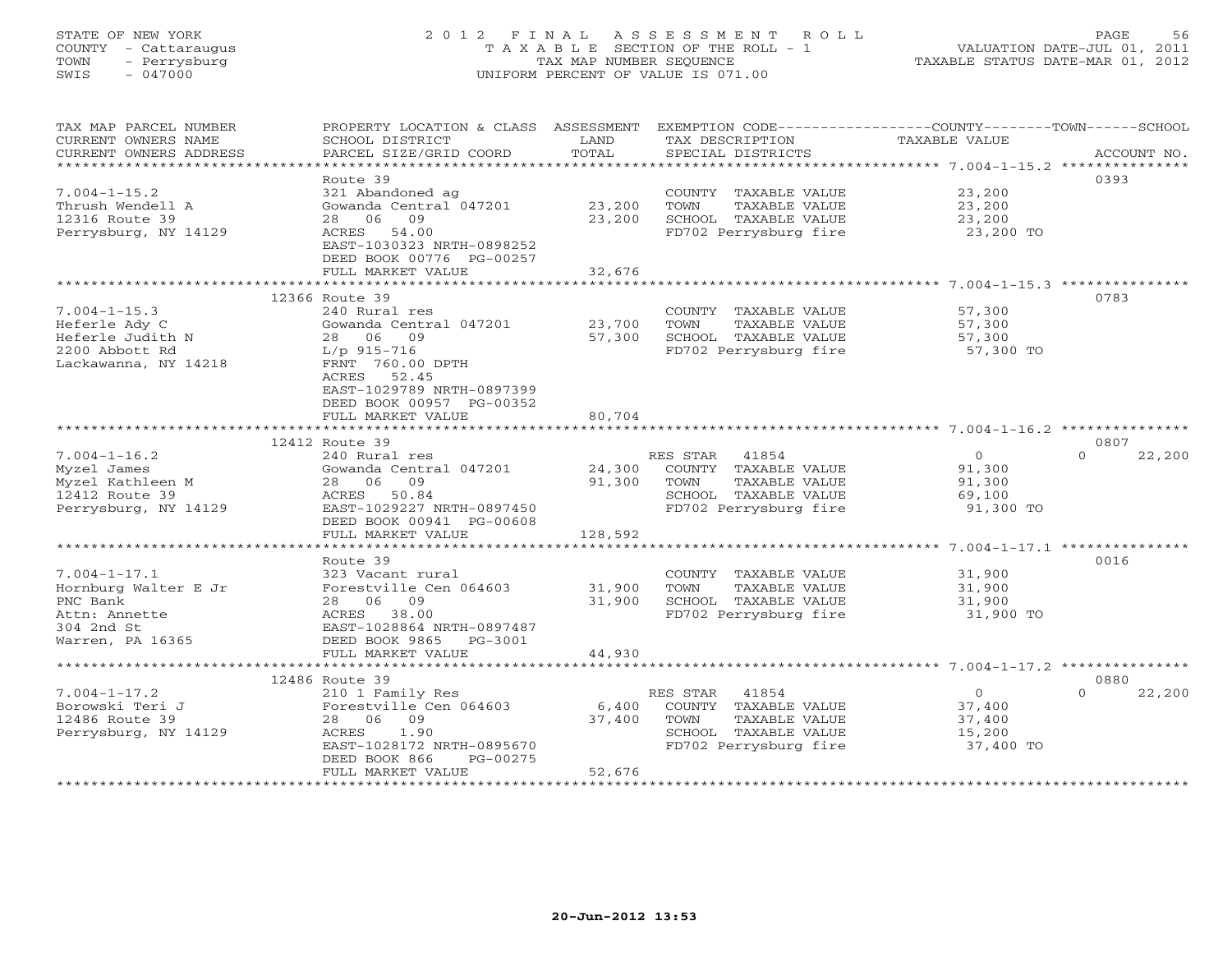STATE OF NEW YORK
COUNTY - Cattaraugus
TOWN - Perrysburg
SWIS - 047000

2012 FINAL ASSESSMENT ROLL
TAXABLE SECTION OF THE ROLL - 1
TAX MAP NUMBER SEQUENCE
UNIFORM PERCENT OF VALUE IS 071.00

VALUATION DATE-JUL 01, 2011
TAXABLE STATUS DATE-MAR 01, 2012

| TAX MAP PARCEL NUMBER / CURRENT OWNERS NAME / CURRENT OWNERS ADDRESS | PROPERTY LOCATION & CLASS / SCHOOL DISTRICT / PARCEL SIZE/GRID COORD | ASSESSMENT LAND / TOTAL | EXEMPTION CODE / TAX DESCRIPTION / SPECIAL DISTRICTS | COUNTY TAXABLE VALUE | TOWN | SCHOOL | ACCOUNT NO. |
|---|---|---|---|---|---|---|---|
| 7.004-1-15.2 | Route 39 | | | | | | 0393 |
| 7.004-1-15.2 | 321 Abandoned ag | | COUNTY TAXABLE VALUE | 23,200 | | | |
| Thrush Wendell A | Gowanda Central 047201 | 23,200 | TOWN TAXABLE VALUE | 23,200 | | | |
| 12316 Route 39 | 28 06 09 | 23,200 | SCHOOL TAXABLE VALUE | 23,200 | | | |
| Perrysburg, NY 14129 | ACRES 54.00 | | FD702 Perrysburg fire | 23,200 TO | | | |
| | EAST-1030323 NRTH-0898252 | | | | | | |
| | DEED BOOK 00776 PG-00257 | | | | | | |
| | FULL MARKET VALUE | 32,676 | | | | | |
| 7.004-1-15.3 | 12366 Route 39 | | | | | | 0783 |
| 7.004-1-15.3 | 240 Rural res | | COUNTY TAXABLE VALUE | 57,300 | | | |
| Heferle Ady C | Gowanda Central 047201 | 23,700 | TOWN TAXABLE VALUE | 57,300 | | | |
| Heferle Judith N | 28 06 09 | 57,300 | SCHOOL TAXABLE VALUE | 57,300 | | | |
| 2200 Abbott Rd | L/p 915-716 | | FD702 Perrysburg fire | 57,300 TO | | | |
| Lackawanna, NY 14218 | FRNT 760.00 DPTH | | | | | | |
| | ACRES 52.45 | | | | | | |
| | EAST-1029789 NRTH-0897399 | | | | | | |
| | DEED BOOK 00957 PG-00352 | | | | | | |
| | FULL MARKET VALUE | 80,704 | | | | | |
| 7.004-1-16.2 | 12412 Route 39 | | | | | | 0807 |
| 7.004-1-16.2 | 240 Rural res | | RES STAR 41854 | 0 | | 0 | 22,200 |
| Myzel James | Gowanda Central 047201 | 24,300 | COUNTY TAXABLE VALUE | 91,300 | | | |
| Myzel Kathleen M | 28 06 09 | 91,300 | TOWN TAXABLE VALUE | 91,300 | | | |
| 12412 Route 39 | ACRES 50.84 | | SCHOOL TAXABLE VALUE | 69,100 | | | |
| Perrysburg, NY 14129 | EAST-1029227 NRTH-0897450 | | FD702 Perrysburg fire | 91,300 TO | | | |
| | DEED BOOK 00941 PG-00608 | | | | | | |
| | FULL MARKET VALUE | 128,592 | | | | | |
| 7.004-1-17.1 | Route 39 | | | | | | 0016 |
| 7.004-1-17.1 | 323 Vacant rural | | COUNTY TAXABLE VALUE | 31,900 | | | |
| Hornburg Walter E Jr | Forestville Cen 064603 | 31,900 | TOWN TAXABLE VALUE | 31,900 | | | |
| PNC Bank | 28 06 09 | 31,900 | SCHOOL TAXABLE VALUE | 31,900 | | | |
| Attn: Annette | ACRES 38.00 | | FD702 Perrysburg fire | 31,900 TO | | | |
| 304 2nd St | EAST-1028864 NRTH-0897487 | | | | | | |
| Warren, PA 16365 | DEED BOOK 9865 PG-3001 | | | | | | |
| | FULL MARKET VALUE | 44,930 | | | | | |
| 7.004-1-17.2 | 12486 Route 39 | | | | | | 0880 |
| 7.004-1-17.2 | 210 1 Family Res | | RES STAR 41854 | 0 | | 0 | 22,200 |
| Borowski Teri J | Forestville Cen 064603 | 6,400 | COUNTY TAXABLE VALUE | 37,400 | | | |
| 12486 Route 39 | 28 06 09 | 37,400 | TOWN TAXABLE VALUE | 37,400 | | | |
| Perrysburg, NY 14129 | ACRES 1.90 | | SCHOOL TAXABLE VALUE | 15,200 | | | |
| | EAST-1028172 NRTH-0895670 | | FD702 Perrysburg fire | 37,400 TO | | | |
| | DEED BOOK 866 PG-00275 | | | | | | |
| | FULL MARKET VALUE | 52,676 | | | | | |

20-Jun-2012 13:53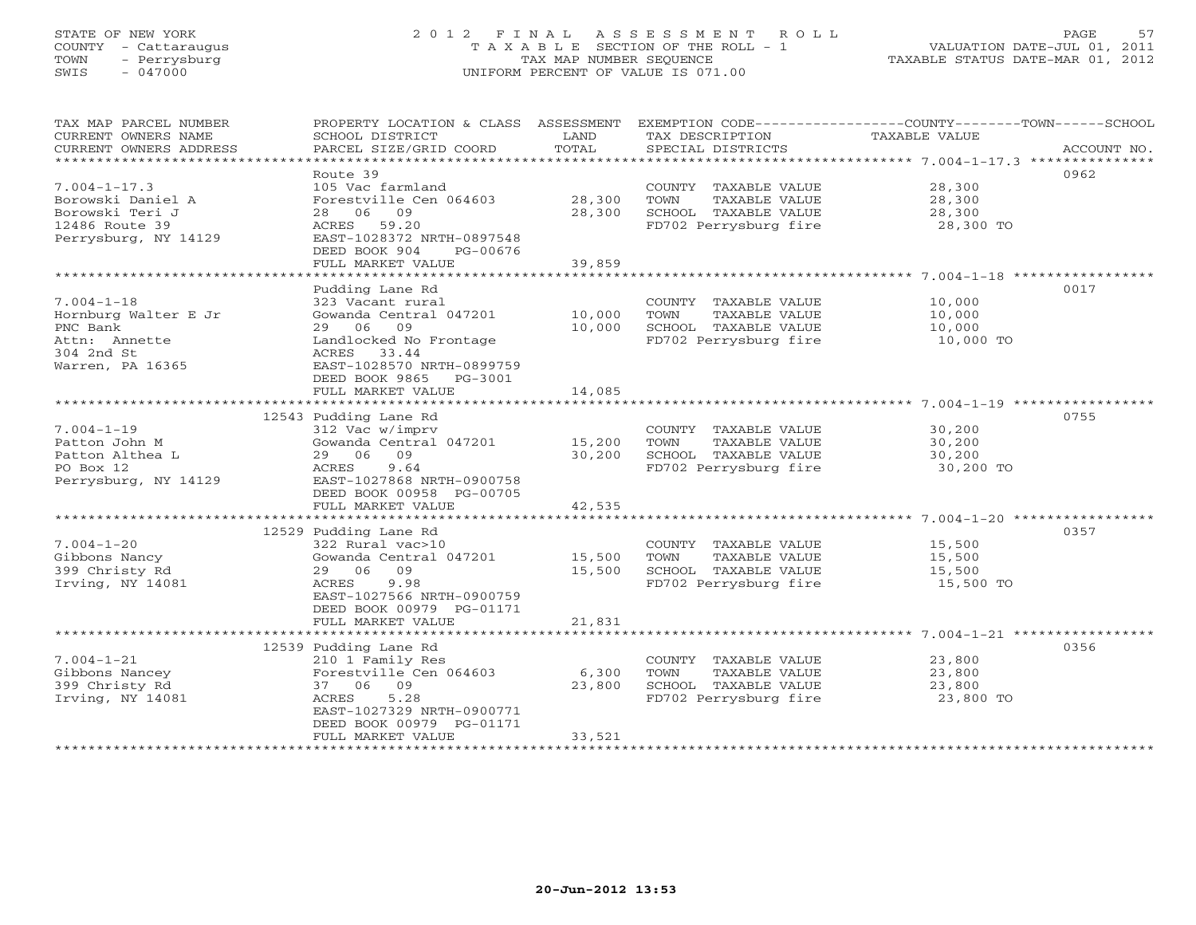STATE OF NEW YORK
COUNTY - Cattaraugus
TOWN - Perrysburg
SWIS - 047000

# 2012 FINAL ASSESSMENT ROLL

TAXABLE SECTION OF THE ROLL - 1
TAX MAP NUMBER SEQUENCE
UNIFORM PERCENT OF VALUE IS 071.00

VALUATION DATE-JUL 01, 2011
TAXABLE STATUS DATE-MAR 01, 2012

| TAX MAP PARCEL NUMBER / CURRENT OWNERS NAME / CURRENT OWNERS ADDRESS | PROPERTY LOCATION & CLASS / SCHOOL DISTRICT / PARCEL SIZE/GRID COORD | ASSESSMENT LAND / TOTAL | EXEMPTION CODE / TAX DESCRIPTION / SPECIAL DISTRICTS | COUNTY / TOWN / SCHOOL TAXABLE VALUE | ACCOUNT NO. |
|---|---|---|---|---|---|
| 7.004-1-17.3 | Route 39 | | | | 0962 |
| Borowski Daniel A | 105 Vac farmland | | COUNTY TAXABLE VALUE | 28,300 | |
| Borowski Teri J | Forestville Cen 064603 | 28,300 | TOWN TAXABLE VALUE | 28,300 | |
| 12486 Route 39 | 28 06 09 | 28,300 | SCHOOL TAXABLE VALUE | 28,300 | |
| Perrysburg, NY 14129 | ACRES 59.20 | | FD702 Perrysburg fire | 28,300 TO | |
| | EAST-1028372 NRTH-0897548 | | | | |
| | DEED BOOK 904 PG-00676 | | | | |
| | FULL MARKET VALUE | 39,859 | | | |
| 7.004-1-18 | Pudding Lane Rd | | | | 0017 |
| Hornburg Walter E Jr | 323 Vacant rural | | COUNTY TAXABLE VALUE | 10,000 | |
| PNC Bank | Gowanda Central 047201 | 10,000 | TOWN TAXABLE VALUE | 10,000 | |
| Attn: Annette | 29 06 09 | 10,000 | SCHOOL TAXABLE VALUE | 10,000 | |
| 304 2nd St | Landlocked No Frontage | | FD702 Perrysburg fire | 10,000 TO | |
| Warren, PA 16365 | ACRES 33.44 | | | | |
| | EAST-1028570 NRTH-0899759 | | | | |
| | DEED BOOK 9865 PG-3001 | | | | |
| | FULL MARKET VALUE | 14,085 | | | |
| 7.004-1-19 | 12543 Pudding Lane Rd | | | | 0755 |
| Patton John M | 312 Vac w/imprv | | COUNTY TAXABLE VALUE | 30,200 | |
| Patton Althea L | Gowanda Central 047201 | 15,200 | TOWN TAXABLE VALUE | 30,200 | |
| PO Box 12 | 29 06 09 | 30,200 | SCHOOL TAXABLE VALUE | 30,200 | |
| Perrysburg, NY 14129 | ACRES 9.64 | | FD702 Perrysburg fire | 30,200 TO | |
| | EAST-1027868 NRTH-0900758 | | | | |
| | DEED BOOK 00958 PG-00705 | | | | |
| | FULL MARKET VALUE | 42,535 | | | |
| 7.004-1-20 | 12529 Pudding Lane Rd | | | | 0357 |
| Gibbons Nancy | 322 Rural vac>10 | | COUNTY TAXABLE VALUE | 15,500 | |
| 399 Christy Rd | Gowanda Central 047201 | 15,500 | TOWN TAXABLE VALUE | 15,500 | |
| Irving, NY 14081 | 29 06 09 | 15,500 | SCHOOL TAXABLE VALUE | 15,500 | |
| | ACRES 9.98 | | FD702 Perrysburg fire | 15,500 TO | |
| | EAST-1027566 NRTH-0900759 | | | | |
| | DEED BOOK 00979 PG-01171 | | | | |
| | FULL MARKET VALUE | 21,831 | | | |
| 7.004-1-21 | 12539 Pudding Lane Rd | | | | 0356 |
| Gibbons Nancey | 210 1 Family Res | | COUNTY TAXABLE VALUE | 23,800 | |
| 399 Christy Rd | Forestville Cen 064603 | 6,300 | TOWN TAXABLE VALUE | 23,800 | |
| Irving, NY 14081 | 37 06 09 | 23,800 | SCHOOL TAXABLE VALUE | 23,800 | |
| | ACRES 5.28 | | FD702 Perrysburg fire | 23,800 TO | |
| | EAST-1027329 NRTH-0900771 | | | | |
| | DEED BOOK 00979 PG-01171 | | | | |
| | FULL MARKET VALUE | 33,521 | | | |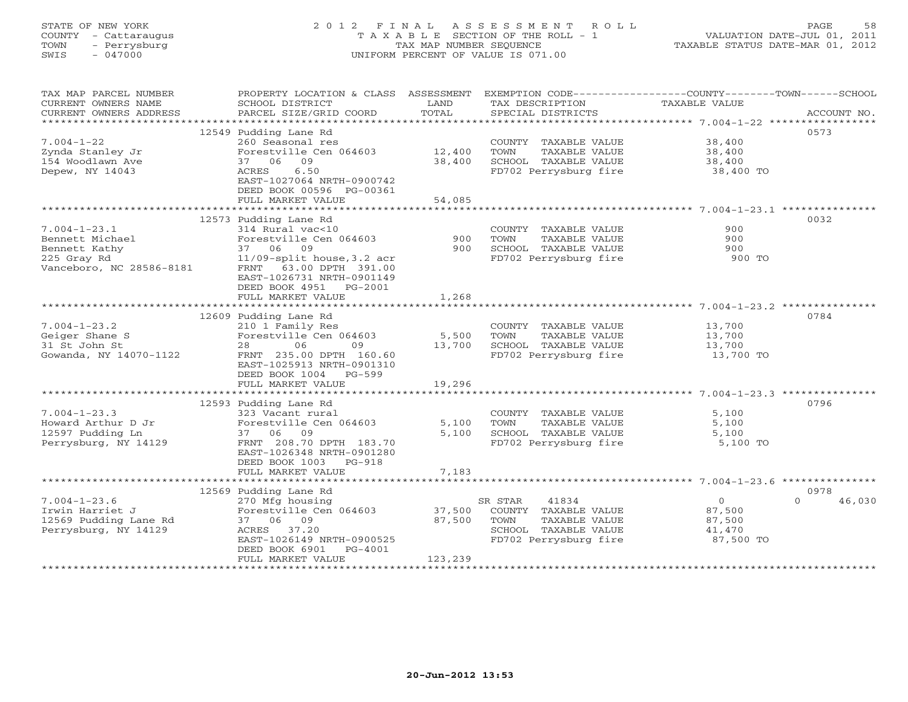STATE OF NEW YORK
COUNTY - Cattaraugus
TOWN - Perrysburg
SWIS - 047000

2012 FINAL ASSESSMENT ROLL
TAXABLE SECTION OF THE ROLL - 1
TAX MAP NUMBER SEQUENCE
UNIFORM PERCENT OF VALUE IS 071.00

VALUATION DATE-JUL 01, 2011
TAXABLE STATUS DATE-MAR 01, 2012

| TAX MAP PARCEL NUMBER / CURRENT OWNERS NAME / CURRENT OWNERS ADDRESS | PROPERTY LOCATION & CLASS / SCHOOL DISTRICT / PARCEL SIZE/GRID COORD | ASSESSMENT LAND / TOTAL | EXEMPTION CODE / TAX DESCRIPTION / SPECIAL DISTRICTS | COUNTY / TOWN / SCHOOL TAXABLE VALUE | ACCOUNT NO. |
|---|---|---|---|---|---|
| 7.004-1-22 | 12549 Pudding Lane Rd | | | | 0573 |
| | 260 Seasonal res | | COUNTY TAXABLE VALUE | 38,400 | |
| Zynda Stanley Jr | Forestville Cen 064603 | 12,400 | TOWN TAXABLE VALUE | 38,400 | |
| 154 Woodlawn Ave | 37 06 09 | 38,400 | SCHOOL TAXABLE VALUE | 38,400 | |
| Depew, NY 14043 | ACRES 6.50 | | FD702 Perrysburg fire | 38,400 TO | |
| | EAST-1027064 NRTH-0900742 | | | | |
| | DEED BOOK 00596 PG-00361 | | | | |
| | FULL MARKET VALUE | 54,085 | | | |
| 7.004-1-23.1 | 12573 Pudding Lane Rd | | | | 0032 |
| | 314 Rural vac<10 | | COUNTY TAXABLE VALUE | 900 | |
| Bennett Michael | Forestville Cen 064603 | 900 | TOWN TAXABLE VALUE | 900 | |
| Bennett Kathy | 37 06 09 | 900 | SCHOOL TAXABLE VALUE | 900 | |
| 225 Gray Rd | 11/09-split house,3.2 acr | | FD702 Perrysburg fire | 900 TO | |
| Vanceboro, NC 28586-8181 | FRNT 63.00 DPTH 391.00 | | | | |
| | EAST-1026731 NRTH-0901149 | | | | |
| | DEED BOOK 4951 PG-2001 | | | | |
| | FULL MARKET VALUE | 1,268 | | | |
| 7.004-1-23.2 | 12609 Pudding Lane Rd | | | | 0784 |
| | 210 1 Family Res | | COUNTY TAXABLE VALUE | 13,700 | |
| Geiger Shane S | Forestville Cen 064603 | 5,500 | TOWN TAXABLE VALUE | 13,700 | |
| 31 St John St | 28 06 09 | 13,700 | SCHOOL TAXABLE VALUE | 13,700 | |
| Gowanda, NY 14070-1122 | FRNT 235.00 DPTH 160.60 | | FD702 Perrysburg fire | 13,700 TO | |
| | EAST-1025913 NRTH-0901310 | | | | |
| | DEED BOOK 1004 PG-599 | | | | |
| | FULL MARKET VALUE | 19,296 | | | |
| 7.004-1-23.3 | 12593 Pudding Lane Rd | | | | 0796 |
| | 323 Vacant rural | | COUNTY TAXABLE VALUE | 5,100 | |
| Howard Arthur D Jr | Forestville Cen 064603 | 5,100 | TOWN TAXABLE VALUE | 5,100 | |
| 12597 Pudding Ln | 37 06 09 | 5,100 | SCHOOL TAXABLE VALUE | 5,100 | |
| Perrysburg, NY 14129 | FRNT 208.70 DPTH 183.70 | | FD702 Perrysburg fire | 5,100 TO | |
| | EAST-1026348 NRTH-0901280 | | | | |
| | DEED BOOK 1003 PG-918 | | | | |
| | FULL MARKET VALUE | 7,183 | | | |
| 7.004-1-23.6 | 12569 Pudding Lane Rd | | | | 0978 |
| | 270 Mfg housing | | SR STAR 41834 | 0 / 0 | 46,030 |
| Irwin Harriet J | Forestville Cen 064603 | 37,500 | COUNTY TAXABLE VALUE | 87,500 | |
| 12569 Pudding Lane Rd | 37 06 09 | 87,500 | TOWN TAXABLE VALUE | 87,500 | |
| Perrysburg, NY 14129 | ACRES 37.20 | | SCHOOL TAXABLE VALUE | 41,470 | |
| | EAST-1026149 NRTH-0900525 | | FD702 Perrysburg fire | 87,500 TO | |
| | DEED BOOK 6901 PG-4001 | | | | |
| | FULL MARKET VALUE | 123,239 | | | |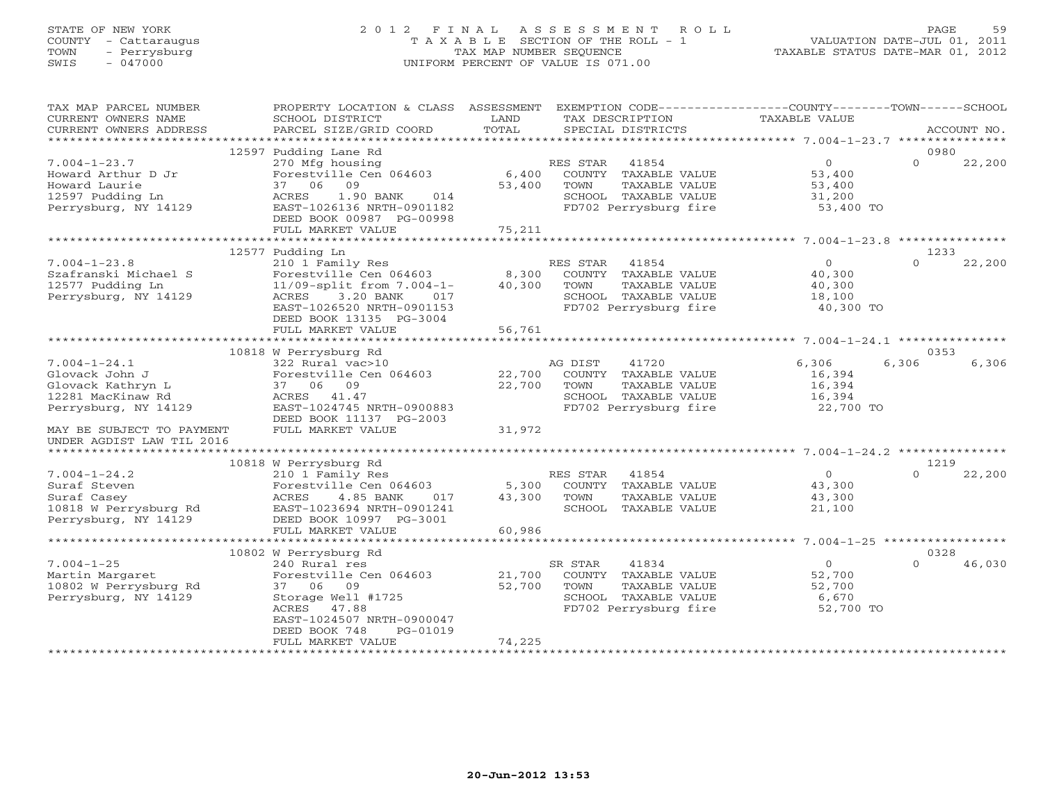STATE OF NEW YORK
COUNTY - Cattaraugus
TOWN - Perrysburg
SWIS - 047000

# 2012 FINAL ASSESSMENT ROLL
TAXABLE SECTION OF THE ROLL - 1
TAX MAP NUMBER SEQUENCE
UNIFORM PERCENT OF VALUE IS 071.00

VALUATION DATE-JUL 01, 2011
TAXABLE STATUS DATE-MAR 01, 2012

| TAX MAP PARCEL NUMBER / CURRENT OWNERS NAME / CURRENT OWNERS ADDRESS | PROPERTY LOCATION & CLASS / SCHOOL DISTRICT / PARCEL SIZE/GRID COORD | ASSESSMENT LAND / TOTAL | EXEMPTION CODE / TAX DESCRIPTION / SPECIAL DISTRICTS | COUNTY TAXABLE VALUE | TOWN | SCHOOL / ACCOUNT NO. |
|---|---|---|---|---|---|---|
| 7.004-1-23.7 | 12597 Pudding Lane Rd | | | | | 0980 |
| 7.004-1-23.7 | 270 Mfg housing | | RES STAR 41854 | 0 | 0 | 22,200 |
| Howard Arthur D Jr | Forestville Cen 064603 | 6,400 | COUNTY TAXABLE VALUE | 53,400 | | |
| Howard Laurie | 37 06 09 | 53,400 | TOWN TAXABLE VALUE | 53,400 | | |
| 12597 Pudding Ln | ACRES 1.90 BANK 014 | | SCHOOL TAXABLE VALUE | 31,200 | | |
| Perrysburg, NY 14129 | EAST-1026136 NRTH-0901182 | | FD702 Perrysburg fire | 53,400 TO | | |
| | DEED BOOK 00987 PG-00998 | | | | | |
| | FULL MARKET VALUE | 75,211 | | | | |
| 7.004-1-23.8 | 12577 Pudding Ln | | | | | 1233 |
| 7.004-1-23.8 | 210 1 Family Res | | RES STAR 41854 | 0 | 0 | 22,200 |
| Szafranski Michael S | Forestville Cen 064603 | 8,300 | COUNTY TAXABLE VALUE | 40,300 | | |
| 12577 Pudding Ln | 11/09-split from 7.004-1- | 40,300 | TOWN TAXABLE VALUE | 40,300 | | |
| Perrysburg, NY 14129 | ACRES 3.20 BANK 017 | | SCHOOL TAXABLE VALUE | 18,100 | | |
| | EAST-1026520 NRTH-0901153 | | FD702 Perrysburg fire | 40,300 TO | | |
| | DEED BOOK 13135 PG-3004 | | | | | |
| | FULL MARKET VALUE | 56,761 | | | | |
| 7.004-1-24.1 | 10818 W Perrysburg Rd | | | | | 0353 |
| 7.004-1-24.1 | 322 Rural vac>10 | | AG DIST 41720 | 6,306 | 6,306 | 6,306 |
| Glovack John J | Forestville Cen 064603 | 22,700 | COUNTY TAXABLE VALUE | 16,394 | | |
| Glovack Kathryn L | 37 06 09 | 22,700 | TOWN TAXABLE VALUE | 16,394 | | |
| 12281 MacKinaw Rd | ACRES 41.47 | | SCHOOL TAXABLE VALUE | 16,394 | | |
| Perrysburg, NY 14129 | EAST-1024745 NRTH-0900883 | | FD702 Perrysburg fire | 22,700 TO | | |
| | DEED BOOK 11137 PG-2003 | | | | | |
| MAY BE SUBJECT TO PAYMENT | FULL MARKET VALUE | 31,972 | | | | |
| UNDER AGDIST LAW TIL 2016 | | | | | | |
| 7.004-1-24.2 | 10818 W Perrysburg Rd | | | | | 1219 |
| 7.004-1-24.2 | 210 1 Family Res | | RES STAR 41854 | 0 | 0 | 22,200 |
| Suraf Steven | Forestville Cen 064603 | 5,300 | COUNTY TAXABLE VALUE | 43,300 | | |
| Suraf Casey | ACRES 4.85 BANK 017 | 43,300 | TOWN TAXABLE VALUE | 43,300 | | |
| 10818 W Perrysburg Rd | EAST-1023694 NRTH-0901241 | | SCHOOL TAXABLE VALUE | 21,100 | | |
| Perrysburg, NY 14129 | DEED BOOK 10997 PG-3001 | | | | | |
| | FULL MARKET VALUE | 60,986 | | | | |
| 7.004-1-25 | 10802 W Perrysburg Rd | | | | | 0328 |
| 7.004-1-25 | 240 Rural res | | SR STAR 41834 | 0 | 0 | 46,030 |
| Martin Margaret | Forestville Cen 064603 | 21,700 | COUNTY TAXABLE VALUE | 52,700 | | |
| 10802 W Perrysburg Rd | 37 06 09 | 52,700 | TOWN TAXABLE VALUE | 52,700 | | |
| Perrysburg, NY 14129 | Storage Well #1725 | | SCHOOL TAXABLE VALUE | 6,670 | | |
| | ACRES 47.88 | | FD702 Perrysburg fire | 52,700 TO | | |
| | EAST-1024507 NRTH-0900047 | | | | | |
| | DEED BOOK 748 PG-01019 | | | | | |
| | FULL MARKET VALUE | 74,225 | | | | |

20-Jun-2012 13:53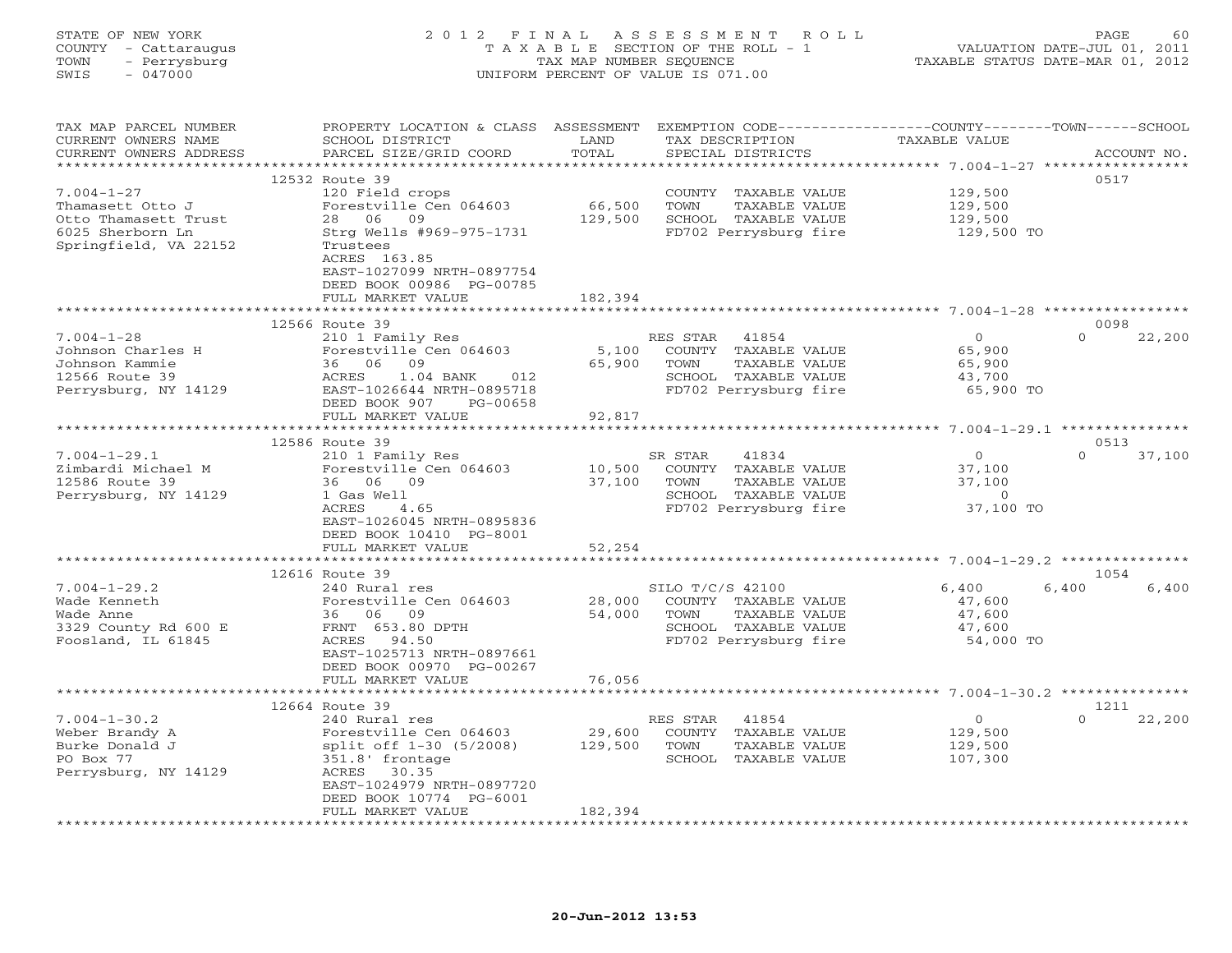STATE OF NEW YORK | COUNTY - Cattaraugus | TOWN - Perrysburg | SWIS - 047000

# 2012 FINAL ASSESSMENT ROLL

TAXABLE SECTION OF THE ROLL - 1
TAX MAP NUMBER SEQUENCE
UNIFORM PERCENT OF VALUE IS 071.00

VALUATION DATE-JUL 01, 2011
TAXABLE STATUS DATE-MAR 01, 2012

| TAX MAP PARCEL NUMBER / CURRENT OWNERS NAME / CURRENT OWNERS ADDRESS | PROPERTY LOCATION & CLASS / SCHOOL DISTRICT / PARCEL SIZE/GRID COORD | ASSESSMENT LAND / TOTAL | EXEMPTION CODE / TAX DESCRIPTION / SPECIAL DISTRICTS | COUNTY | TOWN | SCHOOL | ACCOUNT NO. |
|---|---|---|---|---|---|---|---|
| 7.004-1-27 | 12532 Route 39 | | | | | | 0517 |
| Thamasett Otto J | 120 Field crops | | COUNTY TAXABLE VALUE | 129,500 | | | |
| Otto Thamasett Trust | Forestville Cen 064603 | 66,500 | TOWN TAXABLE VALUE | | 129,500 | | |
| 6025 Sherborn Ln | 28 06 09 | 129,500 | SCHOOL TAXABLE VALUE | | | 129,500 | |
| Springfield, VA 22152 | Strg Wells #969-975-1731 | | FD702 Perrysburg fire | 129,500 TO | | | |
| | Trustees | | | | | | |
| | ACRES 163.85 | | | | | | |
| | EAST-1027099 NRTH-0897754 | | | | | | |
| | DEED BOOK 00986 PG-00785 | | | | | | |
| | FULL MARKET VALUE | 182,394 | | | | | |
| 7.004-1-28 | 12566 Route 39 | | | | | | 0098 |
| Johnson Charles H | 210 1 Family Res | | RES STAR 41854 | 0 | 0 | 22,200 | |
| Johnson Kammie | Forestville Cen 064603 | 5,100 | COUNTY TAXABLE VALUE | 65,900 | | | |
| 12566 Route 39 | 36 06 09 | 65,900 | TOWN TAXABLE VALUE | | 65,900 | | |
| Perrysburg, NY 14129 | ACRES 1.04 BANK 012 | | SCHOOL TAXABLE VALUE | | | 43,700 | |
| | EAST-1026644 NRTH-0895718 | | FD702 Perrysburg fire | 65,900 TO | | | |
| | DEED BOOK 907 PG-00658 | | | | | | |
| | FULL MARKET VALUE | 92,817 | | | | | |
| 7.004-1-29.1 | 12586 Route 39 | | | | | | 0513 |
| Zimbardi Michael M | 210 1 Family Res | | SR STAR 41834 | 0 | 0 | 37,100 | |
| 12586 Route 39 | Forestville Cen 064603 | 10,500 | COUNTY TAXABLE VALUE | 37,100 | | | |
| Perrysburg, NY 14129 | 36 06 09 | 37,100 | TOWN TAXABLE VALUE | | 37,100 | | |
| | 1 Gas Well | | SCHOOL TAXABLE VALUE | | | 0 | |
| | ACRES 4.65 | | FD702 Perrysburg fire | 37,100 TO | | | |
| | EAST-1026045 NRTH-0895836 | | | | | | |
| | DEED BOOK 10410 PG-8001 | | | | | | |
| | FULL MARKET VALUE | 52,254 | | | | | |
| 7.004-1-29.2 | 12616 Route 39 | | | | | | 1054 |
| Wade Kenneth | 240 Rural res | | SILO T/C/S 42100 | 6,400 | 6,400 | 6,400 | |
| Wade Anne | Forestville Cen 064603 | 28,000 | COUNTY TAXABLE VALUE | 47,600 | | | |
| 3329 County Rd 600 E | 36 06 09 | 54,000 | TOWN TAXABLE VALUE | | 47,600 | | |
| Foosland, IL 61845 | FRNT 653.80 DPTH | | SCHOOL TAXABLE VALUE | | | 47,600 | |
| | ACRES 94.50 | | FD702 Perrysburg fire | 54,000 TO | | | |
| | EAST-1025713 NRTH-0897661 | | | | | | |
| | DEED BOOK 00970 PG-00267 | | | | | | |
| | FULL MARKET VALUE | 76,056 | | | | | |
| 7.004-1-30.2 | 12664 Route 39 | | | | | | 1211 |
| Weber Brandy A | 240 Rural res | | RES STAR 41854 | 0 | 0 | 22,200 | |
| Burke Donald J | Forestville Cen 064603 | 29,600 | COUNTY TAXABLE VALUE | 129,500 | | | |
| PO Box 77 | split off 1-30 (5/2008) | 129,500 | TOWN TAXABLE VALUE | | 129,500 | | |
| Perrysburg, NY 14129 | 351.8' frontage | | SCHOOL TAXABLE VALUE | | | 107,300 | |
| | ACRES 30.35 | | | | | | |
| | EAST-1024979 NRTH-0897720 | | | | | | |
| | DEED BOOK 10774 PG-6001 | | | | | | |
| | FULL MARKET VALUE | 182,394 | | | | | |

20-Jun-2012 13:53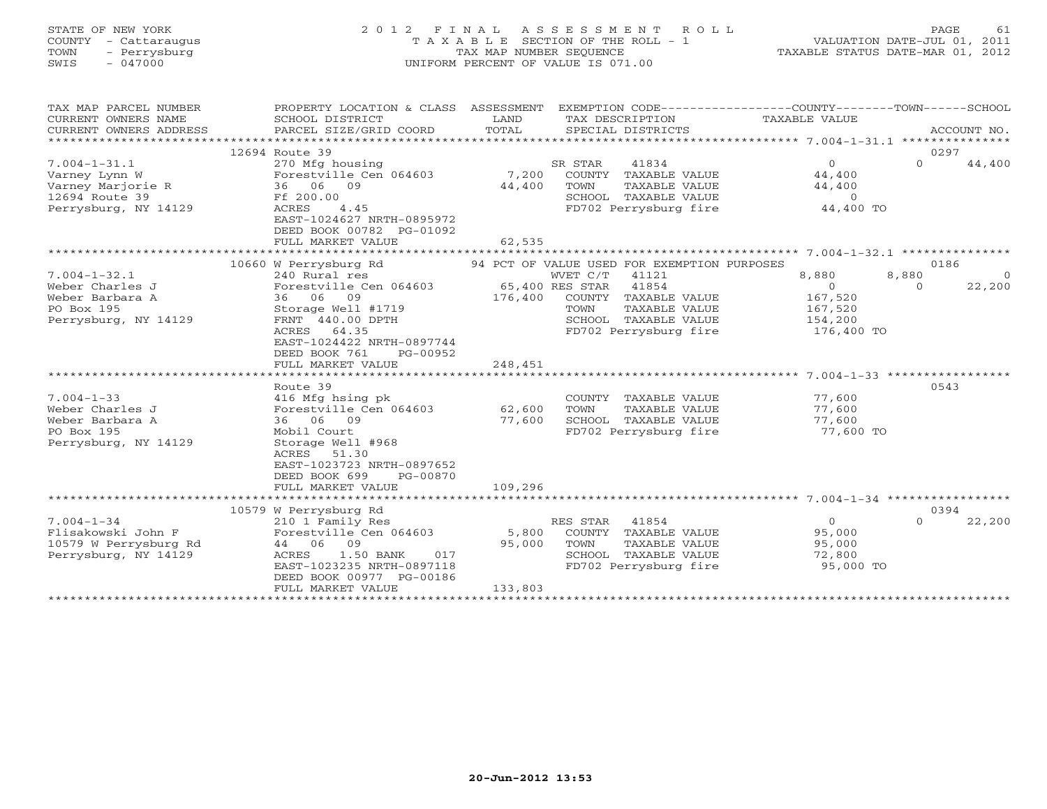STATE OF NEW YORK
COUNTY - Cattaraugus
TOWN - Perrysburg
SWIS - 047000

2 0 1 2 F I N A L A S S E S S M E N T R O L L
T A X A B L E SECTION OF THE ROLL - 1
TAX MAP NUMBER SEQUENCE
UNIFORM PERCENT OF VALUE IS 071.00

VALUATION DATE-JUL 01, 2011
TAXABLE STATUS DATE-MAR 01, 2012

| TAX MAP PARCEL NUMBER / CURRENT OWNERS NAME / CURRENT OWNERS ADDRESS | PROPERTY LOCATION & CLASS / SCHOOL DISTRICT / PARCEL SIZE/GRID COORD | ASSESSMENT LAND / TOTAL | EXEMPTION CODE / TAX DESCRIPTION / SPECIAL DISTRICTS | COUNTY TAXABLE VALUE | TOWN | SCHOOL | ACCOUNT NO. |
|---|---|---|---|---|---|---|---|
| | 12694 Route 39 | | | | | | 0297 |
| 7.004-1-31.1 | 270 Mfg housing | | SR STAR 41834 | 0 | 0 | 44,400 | |
| Varney Lynn W | Forestville Cen 064603 | 7,200 | COUNTY TAXABLE VALUE | 44,400 | | | |
| Varney Marjorie R | 36 06 09 | 44,400 | TOWN TAXABLE VALUE | 44,400 | | | |
| 12694 Route 39 | Ff 200.00 | | SCHOOL TAXABLE VALUE | 0 | | | |
| Perrysburg, NY 14129 | ACRES 4.45 | | FD702 Perrysburg fire | 44,400 TO | | | |
| | EAST-1024627 NRTH-0895972 | | | | | | |
| | DEED BOOK 00782 PG-01092 | | | | | | |
| | FULL MARKET VALUE | 62,535 | | | | | |
| | 10660 W Perrysburg Rd | | 94 PCT OF VALUE USED FOR EXEMPTION PURPOSES | | | | 0186 |
| 7.004-1-32.1 | 240 Rural res | | WVET C/T 41121 | 8,880 | 8,880 | 0 | |
| Weber Charles J | Forestville Cen 064603 | 65,400 | RES STAR 41854 | 0 | 0 | 22,200 | |
| Weber Barbara A | 36 06 09 | 176,400 | COUNTY TAXABLE VALUE | 167,520 | | | |
| PO Box 195 | Storage Well #1719 | | TOWN TAXABLE VALUE | 167,520 | | | |
| Perrysburg, NY 14129 | FRNT 440.00 DPTH | | SCHOOL TAXABLE VALUE | 154,200 | | | |
| | ACRES 64.35 | | FD702 Perrysburg fire | 176,400 TO | | | |
| | EAST-1024422 NRTH-0897744 | | | | | | |
| | DEED BOOK 761 PG-00952 | | | | | | |
| | FULL MARKET VALUE | 248,451 | | | | | |
| | Route 39 | | | | | | 0543 |
| 7.004-1-33 | 416 Mfg hsing pk | | COUNTY TAXABLE VALUE | 77,600 | | | |
| Weber Charles J | Forestville Cen 064603 | 62,600 | TOWN TAXABLE VALUE | 77,600 | | | |
| Weber Barbara A | 36 06 09 | 77,600 | SCHOOL TAXABLE VALUE | 77,600 | | | |
| PO Box 195 | Mobil Court | | FD702 Perrysburg fire | 77,600 TO | | | |
| Perrysburg, NY 14129 | Storage Well #968 | | | | | | |
| | ACRES 51.30 | | | | | | |
| | EAST-1023723 NRTH-0897652 | | | | | | |
| | DEED BOOK 699 PG-00870 | | | | | | |
| | FULL MARKET VALUE | 109,296 | | | | | |
| | 10579 W Perrysburg Rd | | | | | | 0394 |
| 7.004-1-34 | 210 1 Family Res | | RES STAR 41854 | 0 | 0 | 22,200 | |
| Flisakowski John F | Forestville Cen 064603 | 5,800 | COUNTY TAXABLE VALUE | 95,000 | | | |
| 10579 W Perrysburg Rd | 44 06 09 | 95,000 | TOWN TAXABLE VALUE | 95,000 | | | |
| Perrysburg, NY 14129 | ACRES 1.50 BANK 017 | | SCHOOL TAXABLE VALUE | 72,800 | | | |
| | EAST-1023235 NRTH-0897118 | | FD702 Perrysburg fire | 95,000 TO | | | |
| | DEED BOOK 00977 PG-00186 | | | | | | |
| | FULL MARKET VALUE | 133,803 | | | | | |

20-Jun-2012 13:53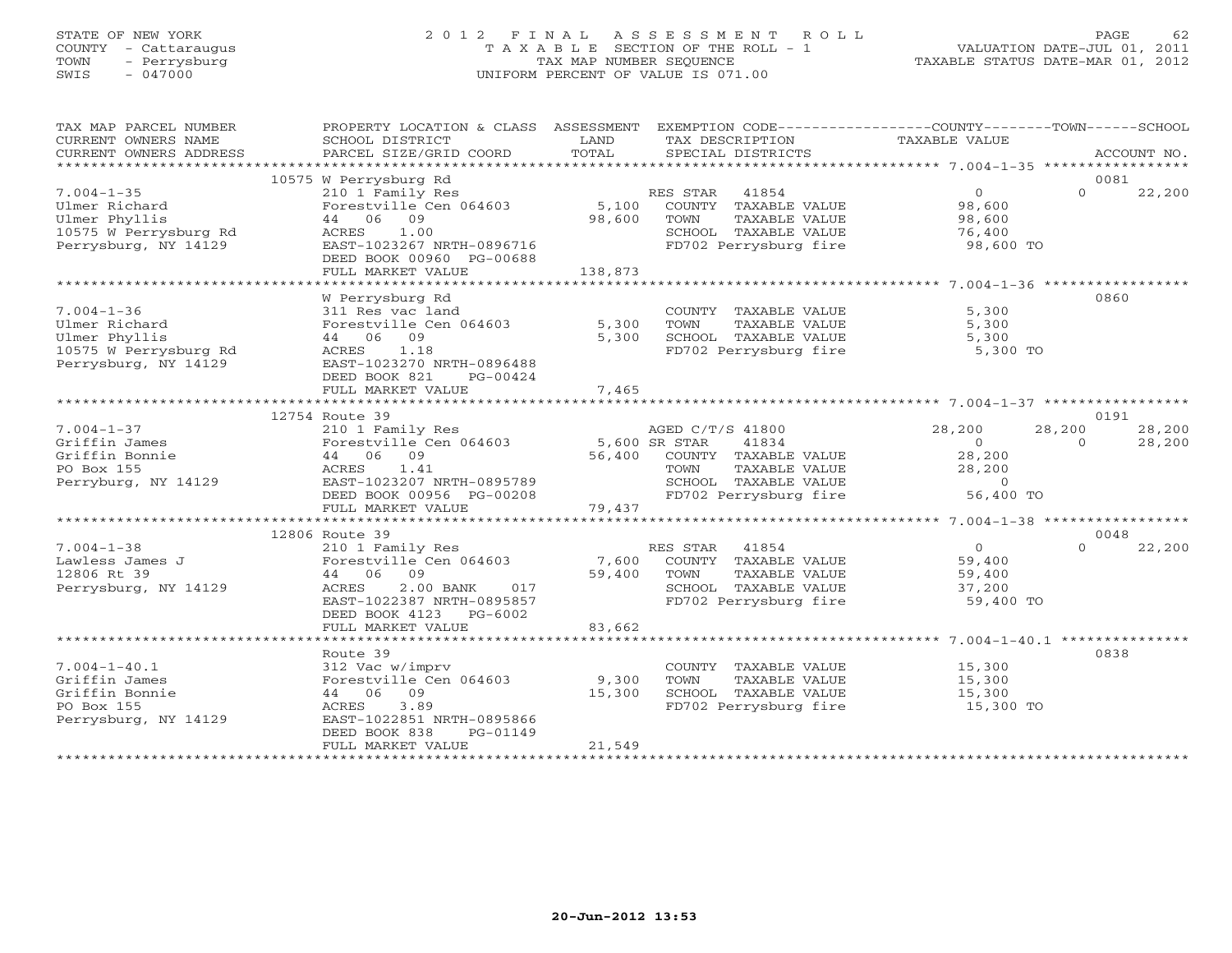STATE OF NEW YORK
COUNTY - Cattaraugus
TOWN - Perrysburg
SWIS - 047000

# 2012 FINAL ASSESSMENT ROLL

TAXABLE SECTION OF THE ROLL - 1
TAX MAP NUMBER SEQUENCE
UNIFORM PERCENT OF VALUE IS 071.00

VALUATION DATE-JUL 01, 2011
TAXABLE STATUS DATE-MAR 01, 2012

| TAX MAP PARCEL NUMBER / CURRENT OWNERS NAME / CURRENT OWNERS ADDRESS | PROPERTY LOCATION & CLASS / SCHOOL DISTRICT / PARCEL SIZE/GRID COORD | ASSESSMENT LAND / TOTAL | EXEMPTION CODE / TAX DESCRIPTION / SPECIAL DISTRICTS | COUNTY TAXABLE VALUE | TOWN | SCHOOL / ACCOUNT NO. |
|---|---|---|---|---|---|---|
| 7.004-1-35 | 10575 W Perrysburg Rd | | | | | 0081 |
| Ulmer Richard | 210 1 Family Res | | RES STAR 41854 | 0 | 0 | 22,200 |
| Ulmer Phyllis | Forestville Cen 064603 | 5,100 | COUNTY TAXABLE VALUE | 98,600 | | |
| 10575 W Perrysburg Rd | 44 06 09 | 98,600 | TOWN TAXABLE VALUE | 98,600 | | |
| Perrysburg, NY 14129 | ACRES 1.00 | | SCHOOL TAXABLE VALUE | 76,400 | | |
| | EAST-1023267 NRTH-0896716 | | FD702 Perrysburg fire | 98,600 TO | | |
| | DEED BOOK 00960 PG-00688 | | | | | |
| | FULL MARKET VALUE | 138,873 | | | | |
| 7.004-1-36 | W Perrysburg Rd | | | | | 0860 |
| Ulmer Richard | 311 Res vac land | | COUNTY TAXABLE VALUE | 5,300 | | |
| Ulmer Phyllis | Forestville Cen 064603 | 5,300 | TOWN TAXABLE VALUE | 5,300 | | |
| 10575 W Perrysburg Rd | 44 06 09 | 5,300 | SCHOOL TAXABLE VALUE | 5,300 | | |
| Perrysburg, NY 14129 | ACRES 1.18 | | FD702 Perrysburg fire | 5,300 TO | | |
| | EAST-1023270 NRTH-0896488 | | | | | |
| | DEED BOOK 821 PG-00424 | | | | | |
| | FULL MARKET VALUE | 7,465 | | | | |
| 7.004-1-37 | 12754 Route 39 | | | | | 0191 |
| Griffin James | 210 1 Family Res | | AGED C/T/S 41800 | 28,200 | 28,200 | 28,200 |
| Griffin Bonnie | Forestville Cen 064603 | 5,600 | SR STAR 41834 | 0 | 0 | 28,200 |
| PO Box 155 | 44 06 09 | 56,400 | COUNTY TAXABLE VALUE | 28,200 | | |
| Perryburg, NY 14129 | ACRES 1.41 | | TOWN TAXABLE VALUE | 28,200 | | |
| | EAST-1023207 NRTH-0895789 | | SCHOOL TAXABLE VALUE | 0 | | |
| | DEED BOOK 00956 PG-00208 | | FD702 Perrysburg fire | 56,400 TO | | |
| | FULL MARKET VALUE | 79,437 | | | | |
| 7.004-1-38 | 12806 Route 39 | | | | | 0048 |
| Lawless James J | 210 1 Family Res | | RES STAR 41854 | 0 | 0 | 22,200 |
| 12806 Rt 39 | Forestville Cen 064603 | 7,600 | COUNTY TAXABLE VALUE | 59,400 | | |
| Perrysburg, NY 14129 | 44 06 09 | 59,400 | TOWN TAXABLE VALUE | 59,400 | | |
| | ACRES 2.00 BANK 017 | | SCHOOL TAXABLE VALUE | 37,200 | | |
| | EAST-1022387 NRTH-0895857 | | FD702 Perrysburg fire | 59,400 TO | | |
| | DEED BOOK 4123 PG-6002 | | | | | |
| | FULL MARKET VALUE | 83,662 | | | | |
| 7.004-1-40.1 | Route 39 | | | | | 0838 |
| Griffin James | 312 Vac w/imprv | | COUNTY TAXABLE VALUE | 15,300 | | |
| Griffin Bonnie | Forestville Cen 064603 | 9,300 | TOWN TAXABLE VALUE | 15,300 | | |
| PO Box 155 | 44 06 09 | 15,300 | SCHOOL TAXABLE VALUE | 15,300 | | |
| Perrysburg, NY 14129 | ACRES 3.89 | | FD702 Perrysburg fire | 15,300 TO | | |
| | EAST-1022851 NRTH-0895866 | | | | | |
| | DEED BOOK 838 PG-01149 | | | | | |
| | FULL MARKET VALUE | 21,549 | | | | |

20-Jun-2012 13:53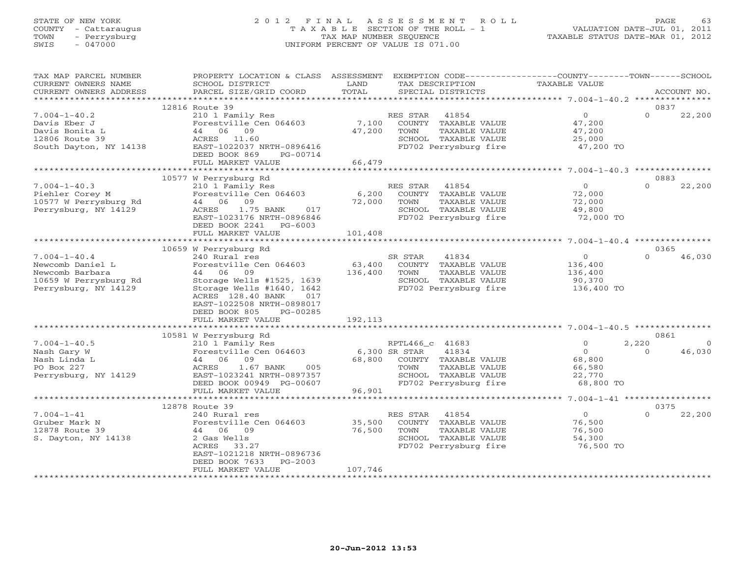STATE OF NEW YORK
COUNTY - Cattaraugus
TOWN - Perrysburg
SWIS - 047000

# 2012 FINAL ASSESSMENT ROLL

TAXABLE SECTION OF THE ROLL - 1
TAX MAP NUMBER SEQUENCE
UNIFORM PERCENT OF VALUE IS 071.00

VALUATION DATE-JUL 01, 2011
TAXABLE STATUS DATE-MAR 01, 2012

| TAX MAP PARCEL NUMBER / CURRENT OWNERS NAME / CURRENT OWNERS ADDRESS | PROPERTY LOCATION & CLASS / SCHOOL DISTRICT / PARCEL SIZE/GRID COORD | ASSESSMENT LAND / TOTAL | EXEMPTION CODE / TAX DESCRIPTION / SPECIAL DISTRICTS | COUNTY / TAXABLE VALUE | TOWN | SCHOOL | ACCOUNT NO. |
|---|---|---|---|---|---|---|---|
| 7.004-1-40.2 | 12816 Route 39 | | | | | | 0837 |
| Davis Eber J | 210 1 Family Res | | RES STAR 41854 | 0 | | 0 | 22,200 |
| Davis Bonita L | Forestville Cen 064603 | 7,100 | COUNTY TAXABLE VALUE | 47,200 | | | |
| 12806 Route 39 | 44 06 09 | 47,200 | TOWN TAXABLE VALUE | 47,200 | | | |
| South Dayton, NY 14138 | ACRES 11.60 | | SCHOOL TAXABLE VALUE | 25,000 | | | |
| | EAST-1022037 NRTH-0896416 | | FD702 Perrysburg fire | 47,200 TO | | | |
| | DEED BOOK 869 PG-00714 | | | | | | |
| | FULL MARKET VALUE | 66,479 | | | | | |
| 7.004-1-40.3 | 10577 W Perrysburg Rd | | | | | | 0883 |
| Piehler Corey M | 210 1 Family Res | | RES STAR 41854 | 0 | | 0 | 22,200 |
| 10577 W Perrysburg Rd | Forestville Cen 064603 | 6,200 | COUNTY TAXABLE VALUE | 72,000 | | | |
| Perrysburg, NY 14129 | 44 06 09 | 72,000 | TOWN TAXABLE VALUE | 72,000 | | | |
| | ACRES 1.75 BANK 017 | | SCHOOL TAXABLE VALUE | 49,800 | | | |
| | EAST-1023176 NRTH-0896846 | | FD702 Perrysburg fire | 72,000 TO | | | |
| | DEED BOOK 2241 PG-6003 | | | | | | |
| | FULL MARKET VALUE | 101,408 | | | | | |
| 7.004-1-40.4 | 10659 W Perrysburg Rd | | | | | | 0365 |
| Newcomb Daniel L | 240 Rural res | | SR STAR 41834 | 0 | | 0 | 46,030 |
| Newcomb Barbara | Forestville Cen 064603 | 63,400 | COUNTY TAXABLE VALUE | 136,400 | | | |
| 10659 W Perrysburg Rd | 44 06 09 | 136,400 | TOWN TAXABLE VALUE | 136,400 | | | |
| Perrysburg, NY 14129 | Storage Wells #1525, 1639 | | SCHOOL TAXABLE VALUE | 90,370 | | | |
| | Storage Wells #1640, 1642 | | FD702 Perrysburg fire | 136,400 TO | | | |
| | ACRES 128.40 BANK 017 | | | | | | |
| | EAST-1022508 NRTH-0898017 | | | | | | |
| | DEED BOOK 805 PG-00285 | | | | | | |
| | FULL MARKET VALUE | 192,113 | | | | | |
| 7.004-1-40.5 | 10581 W Perrysburg Rd | | | | | | 0861 |
| Nash Gary W | 210 1 Family Res | | RPTL466_c 41683 | 0 | 2,220 | | 0 |
| Nash Linda L | Forestville Cen 064603 | 6,300 | SR STAR 41834 | 0 | | 0 | 46,030 |
| PO Box 227 | 44 06 09 | 68,800 | COUNTY TAXABLE VALUE | 68,800 | | | |
| Perrysburg, NY 14129 | ACRES 1.67 BANK 005 | | TOWN TAXABLE VALUE | 66,580 | | | |
| | EAST-1023241 NRTH-0897357 | | SCHOOL TAXABLE VALUE | 22,770 | | | |
| | DEED BOOK 00949 PG-00607 | | FD702 Perrysburg fire | 68,800 TO | | | |
| | FULL MARKET VALUE | 96,901 | | | | | |
| 7.004-1-41 | 12878 Route 39 | | | | | | 0375 |
| Gruber Mark N | 240 Rural res | | RES STAR 41854 | 0 | | 0 | 22,200 |
| 12878 Route 39 | Forestville Cen 064603 | 35,500 | COUNTY TAXABLE VALUE | 76,500 | | | |
| S. Dayton, NY 14138 | 44 06 09 | 76,500 | TOWN TAXABLE VALUE | 76,500 | | | |
| | 2 Gas Wells | | SCHOOL TAXABLE VALUE | 54,300 | | | |
| | ACRES 33.27 | | FD702 Perrysburg fire | 76,500 TO | | | |
| | EAST-1021218 NRTH-0896736 | | | | | | |
| | DEED BOOK 7633 PG-2003 | | | | | | |
| | FULL MARKET VALUE | 107,746 | | | | | |

20-Jun-2012 13:53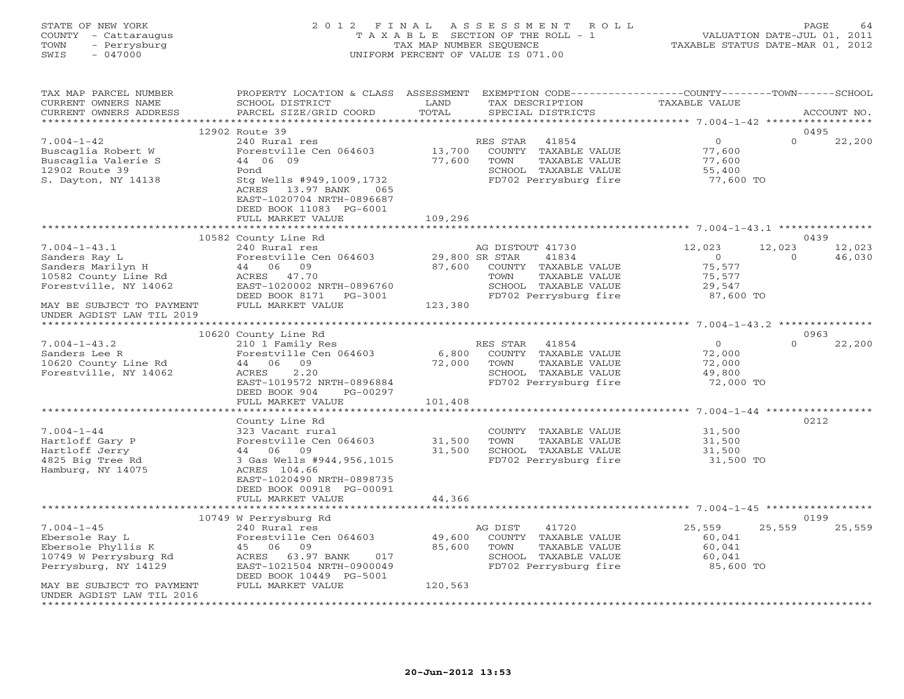STATE OF NEW YORK
COUNTY - Cattaraugus
TOWN - Perrysburg
SWIS - 047000

2 0 1 2 F I N A L A S S E S S M E N T R O L L
T A X A B L E SECTION OF THE ROLL - 1
TAX MAP NUMBER SEQUENCE
UNIFORM PERCENT OF VALUE IS 071.00

VALUATION DATE-JUL 01, 2011
TAXABLE STATUS DATE-MAR 01, 2012

| TAX MAP PARCEL NUMBER / CURRENT OWNERS NAME / CURRENT OWNERS ADDRESS | PROPERTY LOCATION & CLASS / SCHOOL DISTRICT / PARCEL SIZE/GRID COORD | ASSESSMENT LAND / TOTAL | EXEMPTION CODE / TAX DESCRIPTION / SPECIAL DISTRICTS | COUNTY TAXABLE VALUE | TOWN | SCHOOL | ACCOUNT NO. |
|---|---|---|---|---|---|---|---|
| **7.004-1-42** | 12902 Route 39 | | | | | | 0495 |
| 7.004-1-42 | 240 Rural res | | RES STAR 41854 | 0 | 0 | 22,200 | |
| Buscaglia Robert W | Forestville Cen 064603 | 13,700 | COUNTY TAXABLE VALUE | 77,600 | | | |
| Buscaglia Valerie S | 44 06 09 | 77,600 | TOWN TAXABLE VALUE | 77,600 | | | |
| 12902 Route 39 | Pond | | SCHOOL TAXABLE VALUE | 55,400 | | | |
| S. Dayton, NY 14138 | Stg Wells #949,1009,1732 | | FD702 Perrysburg fire | 77,600 TO | | | |
| | ACRES 13.97 BANK 065 | | | | | | |
| | EAST-1020704 NRTH-0896687 | | | | | | |
| | DEED BOOK 11083 PG-6001 | | | | | | |
| | FULL MARKET VALUE | 109,296 | | | | | |
| **7.004-1-43.1** | 10582 County Line Rd | | | | | | 0439 |
| 7.004-1-43.1 | 240 Rural res | | AG DISTOUT 41730 | 12,023 | 12,023 | 12,023 | |
| Sanders Ray L | Forestville Cen 064603 | 29,800 | SR STAR 41834 | 0 | 0 | 46,030 | |
| Sanders Marilyn H | 44 06 09 | 87,600 | COUNTY TAXABLE VALUE | 75,577 | | | |
| 10582 County Line Rd | ACRES 47.70 | | TOWN TAXABLE VALUE | 75,577 | | | |
| Forestville, NY 14062 | EAST-1020002 NRTH-0896760 | | SCHOOL TAXABLE VALUE | 29,547 | | | |
| | DEED BOOK 8171 PG-3001 | | FD702 Perrysburg fire | 87,600 TO | | | |
| MAY BE SUBJECT TO PAYMENT | FULL MARKET VALUE | 123,380 | | | | | |
| UNDER AGDIST LAW TIL 2019 | | | | | | | |
| **7.004-1-43.2** | 10620 County Line Rd | | | | | | 0963 |
| 7.004-1-43.2 | 210 1 Family Res | | RES STAR 41854 | 0 | 0 | 22,200 | |
| Sanders Lee R | Forestville Cen 064603 | 6,800 | COUNTY TAXABLE VALUE | 72,000 | | | |
| 10620 County Line Rd | 44 06 09 | 72,000 | TOWN TAXABLE VALUE | 72,000 | | | |
| Forestville, NY 14062 | ACRES 2.20 | | SCHOOL TAXABLE VALUE | 49,800 | | | |
| | EAST-1019572 NRTH-0896884 | | FD702 Perrysburg fire | 72,000 TO | | | |
| | DEED BOOK 904 PG-00297 | | | | | | |
| | FULL MARKET VALUE | 101,408 | | | | | |
| **7.004-1-44** | County Line Rd | | | | | | 0212 |
| 7.004-1-44 | 323 Vacant rural | | COUNTY TAXABLE VALUE | 31,500 | | | |
| Hartloff Gary P | Forestville Cen 064603 | 31,500 | TOWN TAXABLE VALUE | 31,500 | | | |
| Hartloff Jerry | 44 06 09 | 31,500 | SCHOOL TAXABLE VALUE | 31,500 | | | |
| 4825 Big Tree Rd | 3 Gas Wells #944,956,1015 | | FD702 Perrysburg fire | 31,500 TO | | | |
| Hamburg, NY 14075 | ACRES 104.66 | | | | | | |
| | EAST-1020490 NRTH-0898735 | | | | | | |
| | DEED BOOK 00918 PG-00091 | | | | | | |
| | FULL MARKET VALUE | 44,366 | | | | | |
| **7.004-1-45** | 10749 W Perrysburg Rd | | | | | | 0199 |
| 7.004-1-45 | 240 Rural res | | AG DIST 41720 | 25,559 | 25,559 | 25,559 | |
| Ebersole Ray L | Forestville Cen 064603 | 49,600 | COUNTY TAXABLE VALUE | 60,041 | | | |
| Ebersole Phyllis K | 45 06 09 | 85,600 | TOWN TAXABLE VALUE | 60,041 | | | |
| 10749 W Perrysburg Rd | ACRES 63.97 BANK 017 | | SCHOOL TAXABLE VALUE | 60,041 | | | |
| Perrysburg, NY 14129 | EAST-1021504 NRTH-0900049 | | FD702 Perrysburg fire | 85,600 TO | | | |
| | DEED BOOK 10449 PG-5001 | | | | | | |
| MAY BE SUBJECT TO PAYMENT | FULL MARKET VALUE | 120,563 | | | | | |
| UNDER AGDIST LAW TIL 2016 | | | | | | | |

20-Jun-2012 13:53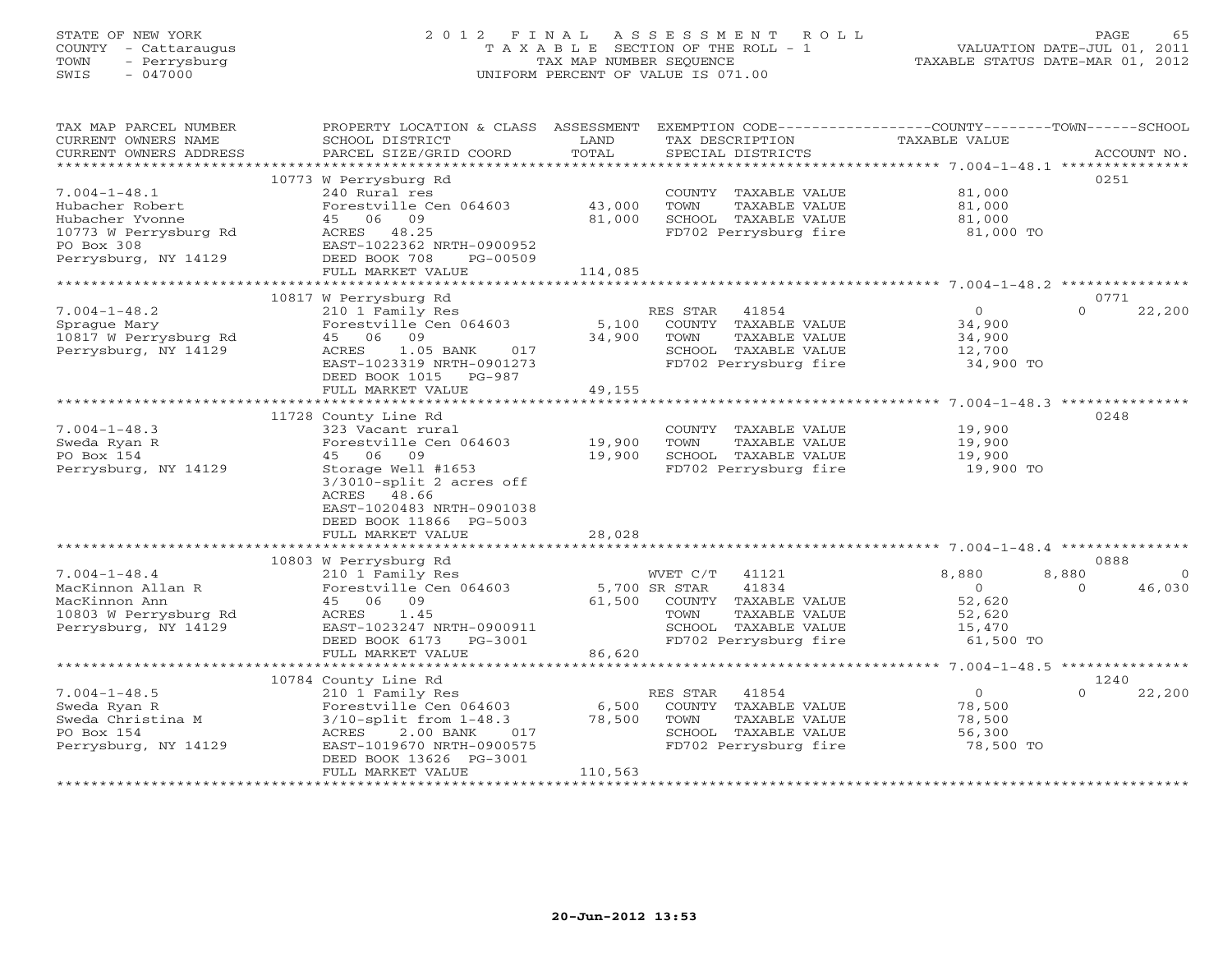STATE OF NEW YORK
COUNTY - Cattaraugus
TOWN - Perrysburg
SWIS - 047000

# 2012 FINAL ASSESSMENT ROLL
TAXABLE SECTION OF THE ROLL - 1
TAX MAP NUMBER SEQUENCE
UNIFORM PERCENT OF VALUE IS 071.00

VALUATION DATE-JUL 01, 2011
TAXABLE STATUS DATE-MAR 01, 2012

| TAX MAP PARCEL NUMBER / CURRENT OWNERS NAME / CURRENT OWNERS ADDRESS | PROPERTY LOCATION & CLASS / SCHOOL DISTRICT / PARCEL SIZE/GRID COORD | ASSESSMENT LAND / TOTAL | EXEMPTION CODE / TAX DESCRIPTION / SPECIAL DISTRICTS | COUNTY TAXABLE VALUE | TOWN | SCHOOL | ACCOUNT NO. |
|---|---|---|---|---|---|---|---|
| | 10773 W Perrysburg Rd | | | | | | 0251 |
| 7.004-1-48.1 | 240 Rural res | | COUNTY TAXABLE VALUE | 81,000 | | | |
| Hubacher Robert | Forestville Cen 064603 | 43,000 | TOWN TAXABLE VALUE | 81,000 | | | |
| Hubacher Yvonne | 45 06 09 | 81,000 | SCHOOL TAXABLE VALUE | 81,000 | | | |
| 10773 W Perrysburg Rd | ACRES 48.25 | | FD702 Perrysburg fire | 81,000 TO | | | |
| PO Box 308 | EAST-1022362 NRTH-0900952 | | | | | | |
| Perrysburg, NY 14129 | DEED BOOK 708 PG-00509 | | | | | | |
| | FULL MARKET VALUE | 114,085 | | | | | |
| | 10817 W Perrysburg Rd | | | | | | 0771 |
| 7.004-1-48.2 | 210 1 Family Res | | RES STAR 41854 | 0 | 0 | 22,200 | |
| Sprague Mary | Forestville Cen 064603 | 5,100 | COUNTY TAXABLE VALUE | 34,900 | | | |
| 10817 W Perrysburg Rd | 45 06 09 | 34,900 | TOWN TAXABLE VALUE | 34,900 | | | |
| Perrysburg, NY 14129 | ACRES 1.05 BANK 017 | | SCHOOL TAXABLE VALUE | 12,700 | | | |
| | EAST-1023319 NRTH-0901273 | | FD702 Perrysburg fire | 34,900 TO | | | |
| | DEED BOOK 1015 PG-987 | | | | | | |
| | FULL MARKET VALUE | 49,155 | | | | | |
| | 11728 County Line Rd | | | | | | 0248 |
| 7.004-1-48.3 | 323 Vacant rural | | COUNTY TAXABLE VALUE | 19,900 | | | |
| Sweda Ryan R | Forestville Cen 064603 | 19,900 | TOWN TAXABLE VALUE | 19,900 | | | |
| PO Box 154 | 45 06 09 | 19,900 | SCHOOL TAXABLE VALUE | 19,900 | | | |
| Perrysburg, NY 14129 | Storage Well #1653 | | FD702 Perrysburg fire | 19,900 TO | | | |
| | 3/3010-split 2 acres off | | | | | | |
| | ACRES 48.66 | | | | | | |
| | EAST-1020483 NRTH-0901038 | | | | | | |
| | DEED BOOK 11866 PG-5003 | | | | | | |
| | FULL MARKET VALUE | 28,028 | | | | | |
| | 10803 W Perrysburg Rd | | | | | | 0888 |
| 7.004-1-48.4 | 210 1 Family Res | | WVET C/T 41121 | 8,880 | 8,880 | 0 | |
| MacKinnon Allan R | Forestville Cen 064603 | 5,700 | SR STAR 41834 | 0 | 0 | 46,030 | |
| MacKinnon Ann | 45 06 09 | 61,500 | COUNTY TAXABLE VALUE | 52,620 | | | |
| 10803 W Perrysburg Rd | ACRES 1.45 | | TOWN TAXABLE VALUE | 52,620 | | | |
| Perrysburg, NY 14129 | EAST-1023247 NRTH-0900911 | | SCHOOL TAXABLE VALUE | 15,470 | | | |
| | DEED BOOK 6173 PG-3001 | | FD702 Perrysburg fire | 61,500 TO | | | |
| | FULL MARKET VALUE | 86,620 | | | | | |
| | 10784 County Line Rd | | | | | | 1240 |
| 7.004-1-48.5 | 210 1 Family Res | | RES STAR 41854 | 0 | 0 | 22,200 | |
| Sweda Ryan R | Forestville Cen 064603 | 6,500 | COUNTY TAXABLE VALUE | 78,500 | | | |
| Sweda Christina M | 3/10-split from 1-48.3 | 78,500 | TOWN TAXABLE VALUE | 78,500 | | | |
| PO Box 154 | ACRES 2.00 BANK 017 | | SCHOOL TAXABLE VALUE | 56,300 | | | |
| Perrysburg, NY 14129 | EAST-1019670 NRTH-0900575 | | FD702 Perrysburg fire | 78,500 TO | | | |
| | DEED BOOK 13626 PG-3001 | | | | | | |
| | FULL MARKET VALUE | 110,563 | | | | | |

20-Jun-2012 13:53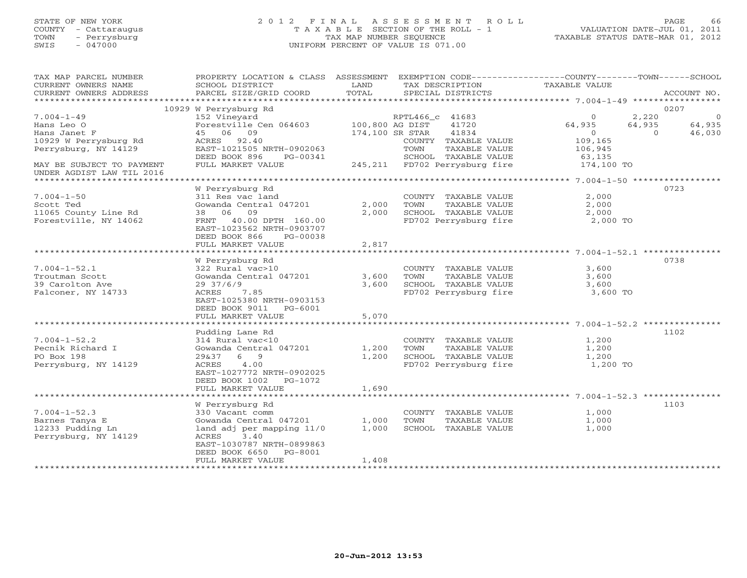STATE OF NEW YORK
COUNTY - Cattaraugus
TOWN - Perrysburg
SWIS - 047000

# 2012 FINAL ASSESSMENT ROLL
TAXABLE SECTION OF THE ROLL - 1
TAX MAP NUMBER SEQUENCE
UNIFORM PERCENT OF VALUE IS 071.00

VALUATION DATE-JUL 01, 2011
TAXABLE STATUS DATE-MAR 01, 2012

| TAX MAP PARCEL NUMBER / CURRENT OWNERS NAME / CURRENT OWNERS ADDRESS | PROPERTY LOCATION & CLASS / SCHOOL DISTRICT / PARCEL SIZE/GRID COORD | ASSESSMENT LAND | ASSESSMENT TOTAL | EXEMPTION CODE / TAX DESCRIPTION / SPECIAL DISTRICTS | COUNTY TAXABLE VALUE | TOWN | SCHOOL | ACCOUNT NO. |
|---|---|---|---|---|---|---|---|---|
| 7.004-1-49 | 10929 W Perrysburg Rd | | | | | | | 0207 |
| Hans Leo O | 152 Vineyard | | | RPTL466_c 41683 | 0 | 2,220 | 0 | |
| Hans Janet F | Forestville Cen 064603 | 100,800 | | AG DIST 41720 | 64,935 | 64,935 | 64,935 | |
| 10929 W Perrysburg Rd | 45 06 09 | | 174,100 | SR STAR 41834 | 0 | 0 | 46,030 | |
| Perrysburg, NY 14129 | ACRES 92.40 | | | COUNTY TAXABLE VALUE | 109,165 | | | |
| | EAST-1021505 NRTH-0902063 | | | TOWN TAXABLE VALUE | 106,945 | | | |
| | DEED BOOK 896 PG-00341 | | | SCHOOL TAXABLE VALUE | 63,135 | | | |
| MAY BE SUBJECT TO PAYMENT UNDER AGDIST LAW TIL 2016 | FULL MARKET VALUE | | 245,211 | FD702 Perrysburg fire | 174,100 TO | | | |
| 7.004-1-50 | W Perrysburg Rd | | | | | | | 0723 |
| Scott Ted | 311 Res vac land | | | COUNTY TAXABLE VALUE | 2,000 | | | |
| 11065 County Line Rd | Gowanda Central 047201 | 2,000 | | TOWN TAXABLE VALUE | 2,000 | | | |
| Forestville, NY 14062 | 38 06 09 | | 2,000 | SCHOOL TAXABLE VALUE | 2,000 | | | |
| | FRNT 40.00 DPTH 160.00 | | | FD702 Perrysburg fire | 2,000 TO | | | |
| | EAST-1023562 NRTH-0903707 | | | | | | | |
| | DEED BOOK 866 PG-00038 | | | | | | | |
| | FULL MARKET VALUE | | 2,817 | | | | | |
| 7.004-1-52.1 | W Perrysburg Rd | | | | | | | 0738 |
| Troutman Scott | 322 Rural vac>10 | | | COUNTY TAXABLE VALUE | 3,600 | | | |
| 39 Carolton Ave | Gowanda Central 047201 | 3,600 | | TOWN TAXABLE VALUE | 3,600 | | | |
| Falconer, NY 14733 | 29 37/6/9 | | 3,600 | SCHOOL TAXABLE VALUE | 3,600 | | | |
| | ACRES 7.85 | | | FD702 Perrysburg fire | 3,600 TO | | | |
| | EAST-1025380 NRTH-0903153 | | | | | | | |
| | DEED BOOK 9011 PG-6001 | | | | | | | |
| | FULL MARKET VALUE | | 5,070 | | | | | |
| 7.004-1-52.2 | Pudding Lane Rd | | | | | | | 1102 |
| Pecnik Richard I | 314 Rural vac<10 | | | COUNTY TAXABLE VALUE | 1,200 | | | |
| PO Box 198 | Gowanda Central 047201 | 1,200 | | TOWN TAXABLE VALUE | 1,200 | | | |
| Perrysburg, NY 14129 | 29&37 6 9 | | 1,200 | SCHOOL TAXABLE VALUE | 1,200 | | | |
| | ACRES 4.00 | | | FD702 Perrysburg fire | 1,200 TO | | | |
| | EAST-1027772 NRTH-0902025 | | | | | | | |
| | DEED BOOK 1002 PG-1072 | | | | | | | |
| | FULL MARKET VALUE | | 1,690 | | | | | |
| 7.004-1-52.3 | W Perrysburg Rd | | | | | | | 1103 |
| Barnes Tanya E | 330 Vacant comm | | | COUNTY TAXABLE VALUE | 1,000 | | | |
| 12233 Pudding Ln | Gowanda Central 047201 | 1,000 | | TOWN TAXABLE VALUE | 1,000 | | | |
| Perrysburg, NY 14129 | land adj per mapping 11/0 | | 1,000 | SCHOOL TAXABLE VALUE | 1,000 | | | |
| | ACRES 3.40 | | | | | | | |
| | EAST-1030787 NRTH-0899863 | | | | | | | |
| | DEED BOOK 6650 PG-8001 | | | | | | | |
| | FULL MARKET VALUE | | 1,408 | | | | | |

20-Jun-2012 13:53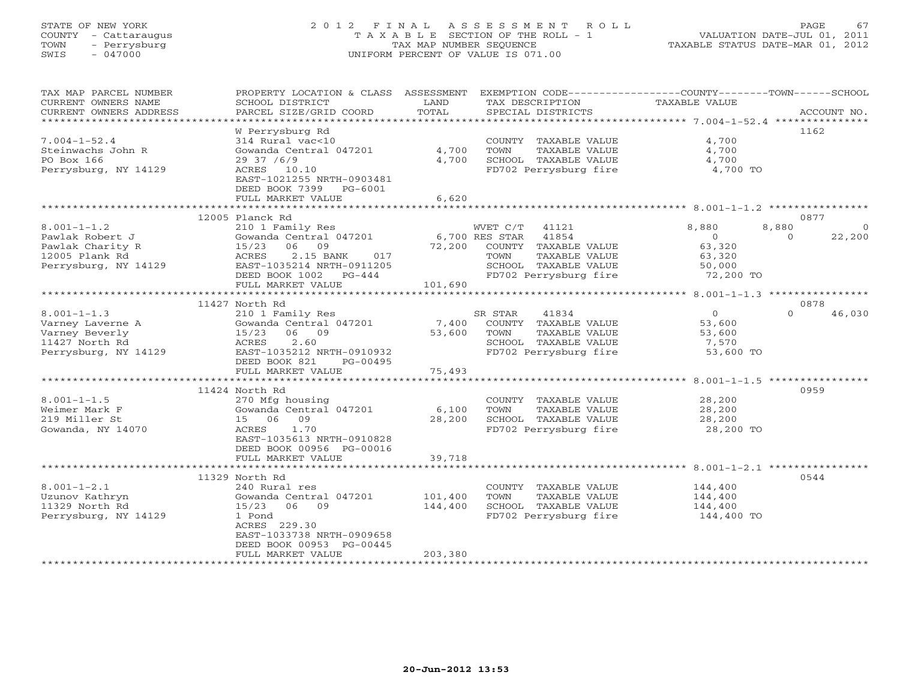STATE OF NEW YORK
COUNTY - Cattaraugus
TOWN - Perrysburg
SWIS - 047000

# 2012 FINAL ASSESSMENT ROLL
TAXABLE SECTION OF THE ROLL - 1
TAX MAP NUMBER SEQUENCE
UNIFORM PERCENT OF VALUE IS 071.00

VALUATION DATE-JUL 01, 2011
TAXABLE STATUS DATE-MAR 01, 2012

| TAX MAP PARCEL NUMBER / CURRENT OWNERS NAME / CURRENT OWNERS ADDRESS | PROPERTY LOCATION & CLASS / SCHOOL DISTRICT / PARCEL SIZE/GRID COORD | ASSESSMENT LAND / TOTAL | EXEMPTION CODE / TAX DESCRIPTION / SPECIAL DISTRICTS | COUNTY TAXABLE VALUE | TOWN | SCHOOL | ACCOUNT NO. |
|---|---|---|---|---|---|---|---|
| 7.004-1-52.4 | W Perrysburg Rd | | | | | | 1162 |
| Steinwachs John R | 314 Rural vac<10 | | COUNTY TAXABLE VALUE | 4,700 | | | |
| PO Box 166 | Gowanda Central 047201 | 4,700 | TOWN TAXABLE VALUE | 4,700 | | | |
| Perrysburg, NY 14129 | 29 37 /6/9 | 4,700 | SCHOOL TAXABLE VALUE | 4,700 | | | |
| | ACRES 10.10 | | FD702 Perrysburg fire | 4,700 TO | | | |
| | EAST-1021255 NRTH-0903481 | | | | | | |
| | DEED BOOK 7399 PG-6001 | | | | | | |
| | FULL MARKET VALUE | 6,620 | | | | | |
| 8.001-1-1.2 | 12005 Planck Rd | | | | | | 0877 |
| Pawlak Robert J | 210 1 Family Res | | WVET C/T 41121 | 8,880 | 8,880 | 0 | |
| Pawlak Charity R | Gowanda Central 047201 | 6,700 | RES STAR 41854 | 0 | 0 | 22,200 | |
| 12005 Plank Rd | 15/23 06 09 | 72,200 | COUNTY TAXABLE VALUE | 63,320 | | | |
| Perrysburg, NY 14129 | ACRES 2.15 BANK 017 | | TOWN TAXABLE VALUE | 63,320 | | | |
| | EAST-1035214 NRTH-0911205 | | SCHOOL TAXABLE VALUE | 50,000 | | | |
| | DEED BOOK 1002 PG-444 | | FD702 Perrysburg fire | 72,200 TO | | | |
| | FULL MARKET VALUE | 101,690 | | | | | |
| 8.001-1-1.3 | 11427 North Rd | | | | | | 0878 |
| Varney Laverne A | 210 1 Family Res | | SR STAR 41834 | 0 | 0 | 46,030 | |
| Varney Beverly | Gowanda Central 047201 | 7,400 | COUNTY TAXABLE VALUE | 53,600 | | | |
| 11427 North Rd | 15/23 06 09 | 53,600 | TOWN TAXABLE VALUE | 53,600 | | | |
| Perrysburg, NY 14129 | ACRES 2.60 | | SCHOOL TAXABLE VALUE | 7,570 | | | |
| | EAST-1035212 NRTH-0910932 | | FD702 Perrysburg fire | 53,600 TO | | | |
| | DEED BOOK 821 PG-00495 | | | | | | |
| | FULL MARKET VALUE | 75,493 | | | | | |
| 8.001-1-1.5 | 11424 North Rd | | | | | | 0959 |
| Weimer Mark F | 270 Mfg housing | | COUNTY TAXABLE VALUE | 28,200 | | | |
| 219 Miller St | Gowanda Central 047201 | 6,100 | TOWN TAXABLE VALUE | 28,200 | | | |
| Gowanda, NY 14070 | 15 06 09 | 28,200 | SCHOOL TAXABLE VALUE | 28,200 | | | |
| | ACRES 1.70 | | FD702 Perrysburg fire | 28,200 TO | | | |
| | EAST-1035613 NRTH-0910828 | | | | | | |
| | DEED BOOK 00956 PG-00016 | | | | | | |
| | FULL MARKET VALUE | 39,718 | | | | | |
| 8.001-1-2.1 | 11329 North Rd | | | | | | 0544 |
| Uzunov Kathryn | 240 Rural res | | COUNTY TAXABLE VALUE | 144,400 | | | |
| 11329 North Rd | Gowanda Central 047201 | 101,400 | TOWN TAXABLE VALUE | 144,400 | | | |
| Perrysburg, NY 14129 | 15/23 06 09 | 144,400 | SCHOOL TAXABLE VALUE | 144,400 | | | |
| | 1 Pond | | FD702 Perrysburg fire | 144,400 TO | | | |
| | ACRES 229.30 | | | | | | |
| | EAST-1033738 NRTH-0909658 | | | | | | |
| | DEED BOOK 00953 PG-00445 | | | | | | |
| | FULL MARKET VALUE | 203,380 | | | | | |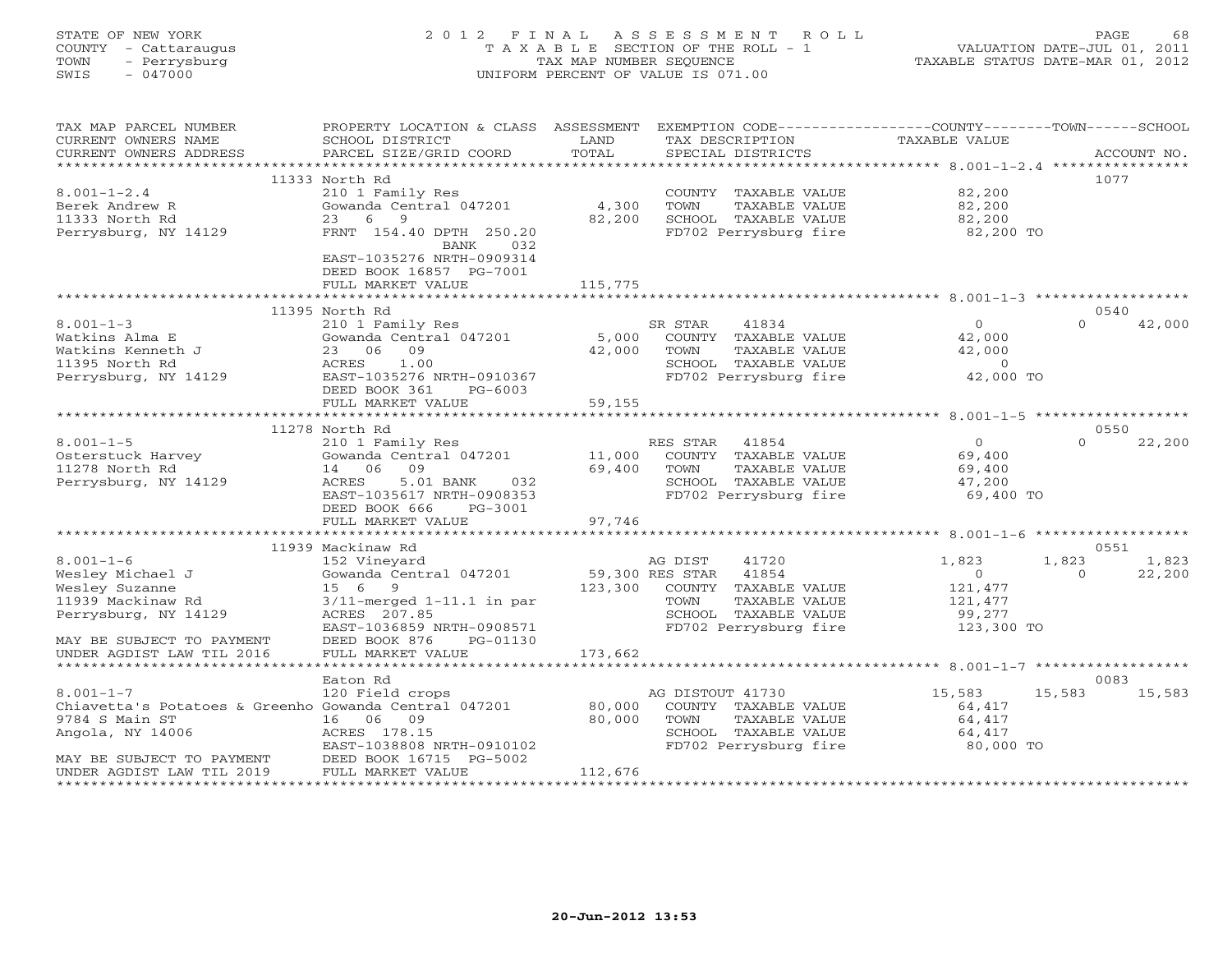STATE OF NEW YORK
COUNTY - Cattaraugus
TOWN - Perrysburg
SWIS - 047000

2012 FINAL ASSESSMENT ROLL
TAXABLE SECTION OF THE ROLL - 1
TAX MAP NUMBER SEQUENCE
UNIFORM PERCENT OF VALUE IS 071.00

VALUATION DATE-JUL 01, 2011
TAXABLE STATUS DATE-MAR 01, 2012

| TAX MAP PARCEL NUMBER / CURRENT OWNERS NAME / CURRENT OWNERS ADDRESS | PROPERTY LOCATION & CLASS / SCHOOL DISTRICT / PARCEL SIZE/GRID COORD | ASSESSMENT LAND / TOTAL | EXEMPTION CODE / TAX DESCRIPTION / SPECIAL DISTRICTS | COUNTY TAXABLE VALUE | TOWN | SCHOOL | ACCOUNT NO. |
|---|---|---|---|---|---|---|---|
| | 11333 North Rd | | | | | | 1077 |
| 8.001-1-2.4 | 210 1 Family Res | | COUNTY TAXABLE VALUE | 82,200 | | | |
| Berek Andrew R | Gowanda Central 047201 | 4,300 | TOWN TAXABLE VALUE | 82,200 | | | |
| 11333 North Rd | 23 6 9 | 82,200 | SCHOOL TAXABLE VALUE | 82,200 | | | |
| Perrysburg, NY 14129 | FRNT 154.40 DPTH 250.20 BANK 032 | | FD702 Perrysburg fire | 82,200 TO | | | |
| | EAST-1035276 NRTH-0909314 | | | | | | |
| | DEED BOOK 16857 PG-7001 | | | | | | |
| | FULL MARKET VALUE | 115,775 | | | | | |
| | 11395 North Rd | | | | | | 0540 |
| 8.001-1-3 | 210 1 Family Res | | SR STAR 41834 | 0 | 0 | 42,000 | |
| Watkins Alma E | Gowanda Central 047201 | 5,000 | COUNTY TAXABLE VALUE | 42,000 | | | |
| Watkins Kenneth J | 23 06 09 | 42,000 | TOWN TAXABLE VALUE | 42,000 | | | |
| 11395 North Rd | ACRES 1.00 | | SCHOOL TAXABLE VALUE | 0 | | | |
| Perrysburg, NY 14129 | EAST-1035276 NRTH-0910367 | | FD702 Perrysburg fire | 42,000 TO | | | |
| | DEED BOOK 361 PG-6003 | | | | | | |
| | FULL MARKET VALUE | 59,155 | | | | | |
| | 11278 North Rd | | | | | | 0550 |
| 8.001-1-5 | 210 1 Family Res | | RES STAR 41854 | 0 | 0 | 22,200 | |
| Osterstuck Harvey | Gowanda Central 047201 | 11,000 | COUNTY TAXABLE VALUE | 69,400 | | | |
| 11278 North Rd | 14 06 09 | 69,400 | TOWN TAXABLE VALUE | 69,400 | | | |
| Perrysburg, NY 14129 | ACRES 5.01 BANK 032 | | SCHOOL TAXABLE VALUE | 47,200 | | | |
| | EAST-1035617 NRTH-0908353 | | FD702 Perrysburg fire | 69,400 TO | | | |
| | DEED BOOK 666 PG-3001 | | | | | | |
| | FULL MARKET VALUE | 97,746 | | | | | |
| | 11939 Mackinaw Rd | | | | | | 0551 |
| 8.001-1-6 | 152 Vineyard | | AG DIST 41720 | 1,823 | 1,823 | 1,823 | |
| Wesley Michael J | Gowanda Central 047201 | 59,300 | RES STAR 41854 | 0 | 0 | 22,200 | |
| Wesley Suzanne | 15 6 9 | 123,300 | COUNTY TAXABLE VALUE | 121,477 | | | |
| 11939 Mackinaw Rd | 3/11-merged 1-11.1 in par | | TOWN TAXABLE VALUE | 121,477 | | | |
| Perrysburg, NY 14129 | ACRES 207.85 | | SCHOOL TAXABLE VALUE | 99,277 | | | |
| | EAST-1036859 NRTH-0908571 | | FD702 Perrysburg fire | 123,300 TO | | | |
| MAY BE SUBJECT TO PAYMENT | DEED BOOK 876 PG-01130 | | | | | | |
| UNDER AGDIST LAW TIL 2016 | FULL MARKET VALUE | 173,662 | | | | | |
| | Eaton Rd | | | | | | 0083 |
| 8.001-1-7 | 120 Field crops | | AG DISTOUT 41730 | 15,583 | 15,583 | 15,583 | |
| Chiavetta's Potatoes & Greenho | Gowanda Central 047201 | 80,000 | COUNTY TAXABLE VALUE | 64,417 | | | |
| 9784 S Main ST | 16 06 09 | 80,000 | TOWN TAXABLE VALUE | 64,417 | | | |
| Angola, NY 14006 | ACRES 178.15 | | SCHOOL TAXABLE VALUE | 64,417 | | | |
| | EAST-1038808 NRTH-0910102 | | FD702 Perrysburg fire | 80,000 TO | | | |
| MAY BE SUBJECT TO PAYMENT | DEED BOOK 16715 PG-5002 | | | | | | |
| UNDER AGDIST LAW TIL 2019 | FULL MARKET VALUE | 112,676 | | | | | |

20-Jun-2012 13:53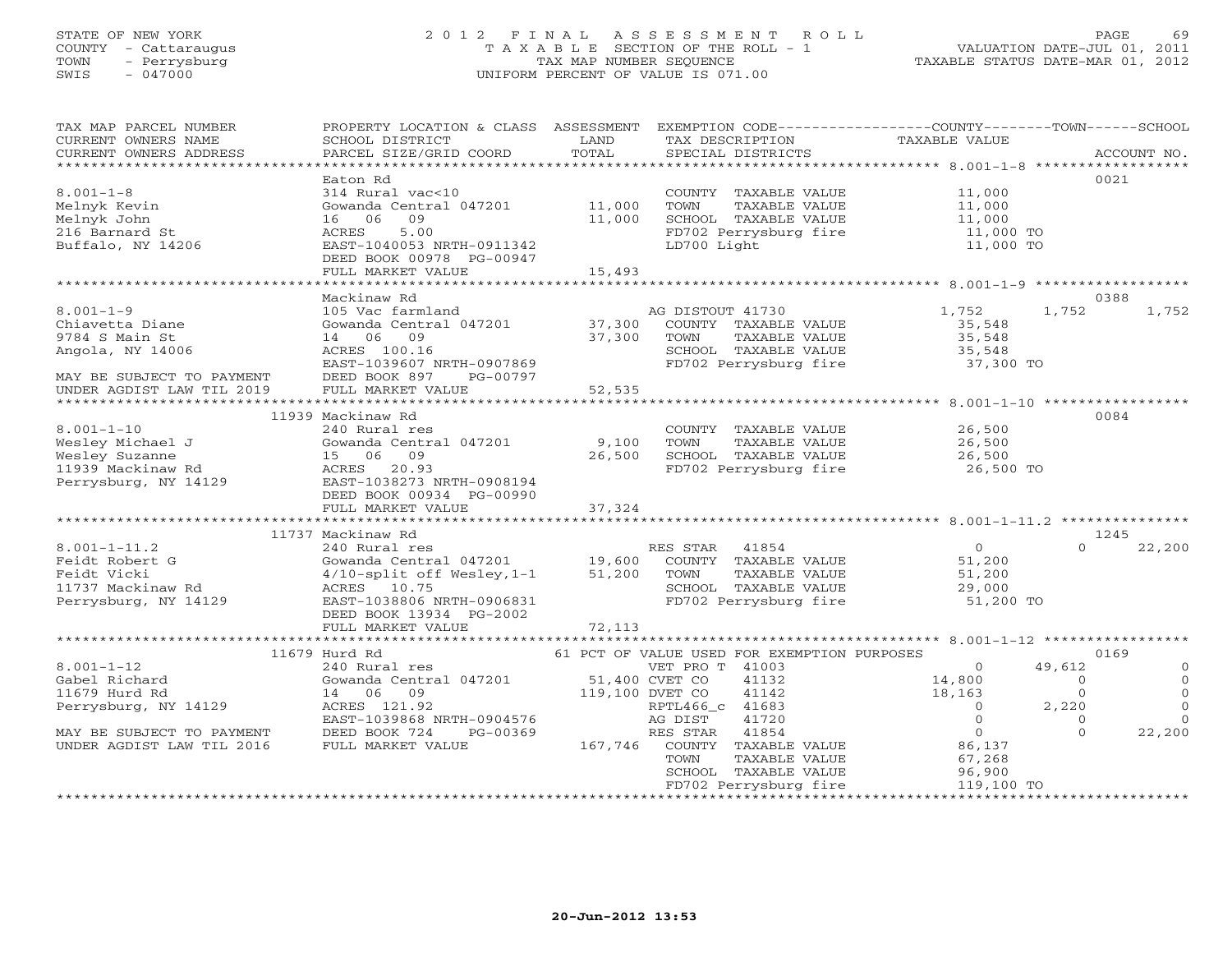STATE OF NEW YORK
COUNTY - Cattaraugus
TOWN - Perrysburg
SWIS - 047000

2012 FINAL ASSESSMENT ROLL
TAXABLE SECTION OF THE ROLL - 1
TAX MAP NUMBER SEQUENCE
UNIFORM PERCENT OF VALUE IS 071.00

VALUATION DATE-JUL 01, 2011
TAXABLE STATUS DATE-MAR 01, 2012

| TAX MAP PARCEL NUMBER / CURRENT OWNERS NAME / CURRENT OWNERS ADDRESS | PROPERTY LOCATION & CLASS / SCHOOL DISTRICT / PARCEL SIZE/GRID COORD | ASSESSMENT LAND / TOTAL | EXEMPTION CODE / TAX DESCRIPTION / SPECIAL DISTRICTS | COUNTY TAXABLE VALUE | TOWN | SCHOOL | ACCOUNT NO. |
|---|---|---|---|---|---|---|---|
| **8.001-1-8** | Eaton Rd | | | | | | 0021 |
| | 314 Rural vac<10 | | COUNTY TAXABLE VALUE | 11,000 | | | |
| Melnyk Kevin | Gowanda Central 047201 | 11,000 | TOWN TAXABLE VALUE | 11,000 | | | |
| Melnyk John | 16 06 09 | 11,000 | SCHOOL TAXABLE VALUE | 11,000 | | | |
| 216 Barnard St | ACRES 5.00 | | FD702 Perrysburg fire | 11,000 TO | | | |
| Buffalo, NY 14206 | EAST-1040053 NRTH-0911342 | | LD700 Light | 11,000 TO | | | |
| | DEED BOOK 00978 PG-00947 | | | | | | |
| | FULL MARKET VALUE | 15,493 | | | | | |
| **8.001-1-9** | Mackinaw Rd | | | | | | 0388 |
| | 105 Vac farmland | | AG DISTOUT 41730 | 1,752 | 1,752 | 1,752 | |
| Chiavetta Diane | Gowanda Central 047201 | 37,300 | COUNTY TAXABLE VALUE | 35,548 | | | |
| 9784 S Main St | 14 06 09 | 37,300 | TOWN TAXABLE VALUE | 35,548 | | | |
| Angola, NY 14006 | ACRES 100.16 | | SCHOOL TAXABLE VALUE | 35,548 | | | |
| | EAST-1039607 NRTH-0907869 | | FD702 Perrysburg fire | 37,300 TO | | | |
| MAY BE SUBJECT TO PAYMENT | DEED BOOK 897 PG-00797 | | | | | | |
| UNDER AGDIST LAW TIL 2019 | FULL MARKET VALUE | 52,535 | | | | | |
| **8.001-1-10** | 11939 Mackinaw Rd | | | | | | 0084 |
| | 240 Rural res | | COUNTY TAXABLE VALUE | 26,500 | | | |
| Wesley Michael J | Gowanda Central 047201 | 9,100 | TOWN TAXABLE VALUE | 26,500 | | | |
| Wesley Suzanne | 15 06 09 | 26,500 | SCHOOL TAXABLE VALUE | 26,500 | | | |
| 11939 Mackinaw Rd | ACRES 20.93 | | FD702 Perrysburg fire | 26,500 TO | | | |
| Perrysburg, NY 14129 | EAST-1038273 NRTH-0908194 | | | | | | |
| | DEED BOOK 00934 PG-00990 | | | | | | |
| | FULL MARKET VALUE | 37,324 | | | | | |
| **8.001-1-11.2** | 11737 Mackinaw Rd | | | | | | 1245 |
| | 240 Rural res | | RES STAR 41854 | 0 | 0 | 22,200 | |
| Feidt Robert G | Gowanda Central 047201 | 19,600 | COUNTY TAXABLE VALUE | 51,200 | | | |
| Feidt Vicki | 4/10-split off Wesley,1-1 | 51,200 | TOWN TAXABLE VALUE | 51,200 | | | |
| 11737 Mackinaw Rd | ACRES 10.75 | | SCHOOL TAXABLE VALUE | 29,000 | | | |
| Perrysburg, NY 14129 | EAST-1038806 NRTH-0906831 | | FD702 Perrysburg fire | 51,200 TO | | | |
| | DEED BOOK 13934 PG-2002 | | | | | | |
| | FULL MARKET VALUE | 72,113 | | | | | |
| **8.001-1-12** | 11679 Hurd Rd | | 61 PCT OF VALUE USED FOR EXEMPTION PURPOSES | | | | 0169 |
| | 240 Rural res | | VET PRO T 41003 | 0 | 49,612 | 0 | |
| Gabel Richard | Gowanda Central 047201 | 51,400 | CVET CO 41132 | 14,800 | 0 | 0 | |
| 11679 Hurd Rd | 14 06 09 | 119,100 | DVET CO 41142 | 18,163 | 0 | 0 | |
| Perrysburg, NY 14129 | ACRES 121.92 | | RPTL466_c 41683 | 0 | 2,220 | 0 | |
| | EAST-1039868 NRTH-0904576 | | AG DIST 41720 | 0 | 0 | 0 | |
| MAY BE SUBJECT TO PAYMENT | DEED BOOK 724 PG-00369 | | RES STAR 41854 | 0 | 0 | 22,200 | |
| UNDER AGDIST LAW TIL 2016 | FULL MARKET VALUE | 167,746 | COUNTY TAXABLE VALUE | 86,137 | | | |
| | | | TOWN TAXABLE VALUE | 67,268 | | | |
| | | | SCHOOL TAXABLE VALUE | 96,900 | | | |
| | | | FD702 Perrysburg fire | 119,100 TO | | | |

20-Jun-2012 13:53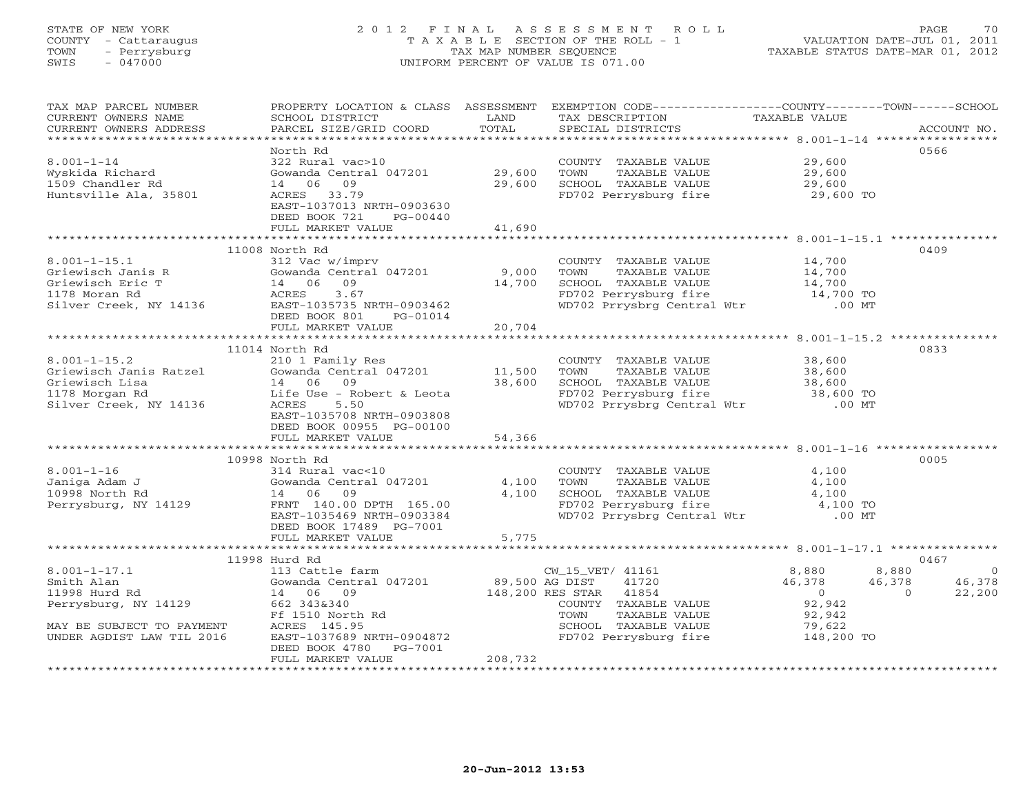STATE OF NEW YORK
COUNTY - Cattaraugus
TOWN - Perrysburg
SWIS - 047000

# 2012 FINAL ASSESSMENT ROLL
TAXABLE SECTION OF THE ROLL - 1
TAX MAP NUMBER SEQUENCE
UNIFORM PERCENT OF VALUE IS 071.00

VALUATION DATE-JUL 01, 2011
TAXABLE STATUS DATE-MAR 01, 2012

| TAX MAP PARCEL NUMBER / CURRENT OWNERS NAME / CURRENT OWNERS ADDRESS | PROPERTY LOCATION & CLASS / SCHOOL DISTRICT / PARCEL SIZE/GRID COORD | ASSESSMENT LAND | TOTAL | EXEMPTION CODE / TAX DESCRIPTION / SPECIAL DISTRICTS | COUNTY | TOWN | SCHOOL | ACCOUNT NO. |
|---|---|---|---|---|---|---|---|---|
| **8.001-1-14** | North Rd | | | | | | | 0566 |
| Wyskida Richard | 322 Rural vac>10 | | | COUNTY TAXABLE VALUE | 29,600 | | | |
| 1509 Chandler Rd | Gowanda Central 047201 | 29,600 | | TOWN TAXABLE VALUE | | 29,600 | | |
| Huntsville Ala, 35801 | 14 06 09 | | 29,600 | SCHOOL TAXABLE VALUE | | | 29,600 | |
| | ACRES 33.79 | | | FD702 Perrysburg fire | 29,600 TO | | | |
| | EAST-1037013 NRTH-0903630 | | | | | | | |
| | DEED BOOK 721 PG-00440 | | | | | | | |
| | FULL MARKET VALUE | | 41,690 | | | | | |
| **8.001-1-15.1** | 11008 North Rd | | | | | | | 0409 |
| Griewisch Janis R | 312 Vac w/imprv | | | COUNTY TAXABLE VALUE | 14,700 | | | |
| Griewisch Eric T | Gowanda Central 047201 | 9,000 | | TOWN TAXABLE VALUE | | 14,700 | | |
| 1178 Moran Rd | 14 06 09 | | 14,700 | SCHOOL TAXABLE VALUE | | | 14,700 | |
| Silver Creek, NY 14136 | ACRES 3.67 | | | FD702 Perrysburg fire | 14,700 TO | | | |
| | EAST-1035735 NRTH-0903462 | | | WD702 Prrysbrg Central Wtr | .00 MT | | | |
| | DEED BOOK 801 PG-01014 | | | | | | | |
| | FULL MARKET VALUE | | 20,704 | | | | | |
| **8.001-1-15.2** | 11014 North Rd | | | | | | | 0833 |
| Griewisch Janis Ratzel | 210 1 Family Res | | | COUNTY TAXABLE VALUE | 38,600 | | | |
| Griewisch Lisa | Gowanda Central 047201 | 11,500 | | TOWN TAXABLE VALUE | | 38,600 | | |
| 1178 Morgan Rd | 14 06 09 | | 38,600 | SCHOOL TAXABLE VALUE | | | 38,600 | |
| Silver Creek, NY 14136 | Life Use - Robert & Leota | | | FD702 Perrysburg fire | 38,600 TO | | | |
| | ACRES 5.50 | | | WD702 Prrysbrg Central Wtr | .00 MT | | | |
| | EAST-1035708 NRTH-0903808 | | | | | | | |
| | DEED BOOK 00955 PG-00100 | | | | | | | |
| | FULL MARKET VALUE | | 54,366 | | | | | |
| **8.001-1-16** | 10998 North Rd | | | | | | | 0005 |
| Janiga Adam J | 314 Rural vac<10 | | | COUNTY TAXABLE VALUE | 4,100 | | | |
| 10998 North Rd | Gowanda Central 047201 | 4,100 | | TOWN TAXABLE VALUE | | 4,100 | | |
| Perrysburg, NY 14129 | 14 06 09 | | 4,100 | SCHOOL TAXABLE VALUE | | | 4,100 | |
| | FRNT 140.00 DPTH 165.00 | | | FD702 Perrysburg fire | 4,100 TO | | | |
| | EAST-1035469 NRTH-0903384 | | | WD702 Prrysbrg Central Wtr | .00 MT | | | |
| | DEED BOOK 17489 PG-7001 | | | | | | | |
| | FULL MARKET VALUE | | 5,775 | | | | | |
| **8.001-1-17.1** | 11998 Hurd Rd | | | | | | | 0467 |
| Smith Alan | 113 Cattle farm | | | CW_15_VET/ 41161 | 8,880 | 8,880 | 0 | |
| 11998 Hurd Rd | Gowanda Central 047201 | 89,500 | | AG DIST 41720 | 46,378 | 46,378 | 46,378 | |
| Perrysburg, NY 14129 | 14 06 09 | | 148,200 | RES STAR 41854 | 0 | 0 | 22,200 | |
| | 662 343&340 | | | COUNTY TAXABLE VALUE | 92,942 | | | |
| | Ff 1510 North Rd | | | TOWN TAXABLE VALUE | | 92,942 | | |
| MAY BE SUBJECT TO PAYMENT | ACRES 145.95 | | | SCHOOL TAXABLE VALUE | | | 79,622 | |
| UNDER AGDIST LAW TIL 2016 | EAST-1037689 NRTH-0904872 | | | FD702 Perrysburg fire | 148,200 TO | | | |
| | DEED BOOK 4780 PG-7001 | | | | | | | |
| | FULL MARKET VALUE | | 208,732 | | | | | |

20-Jun-2012 13:53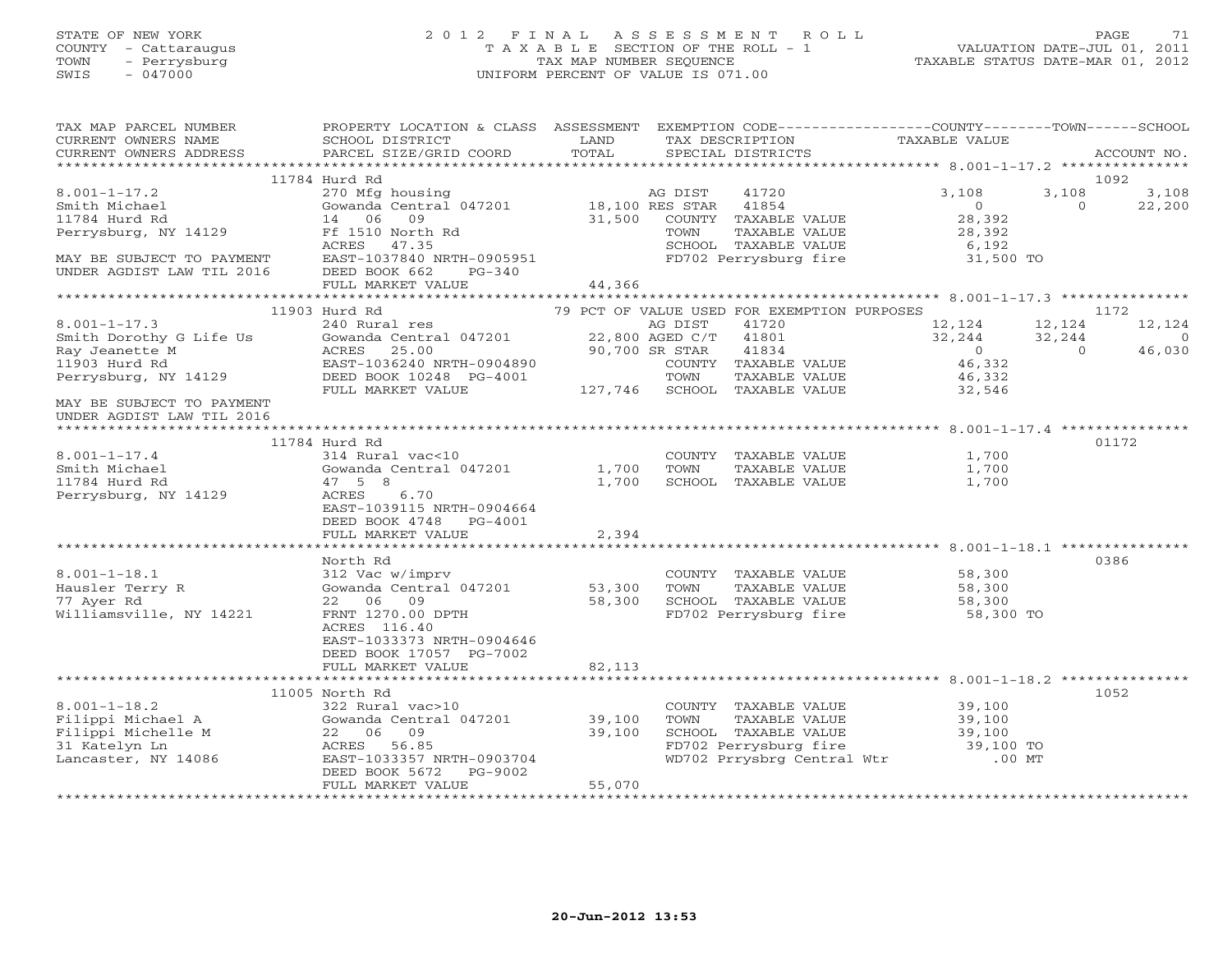STATE OF NEW YORK
COUNTY - Cattaraugus
TOWN - Perrysburg
SWIS - 047000

2012 FINAL ASSESSMENT ROLL
TAXABLE SECTION OF THE ROLL - 1
TAX MAP NUMBER SEQUENCE
UNIFORM PERCENT OF VALUE IS 071.00

VALUATION DATE-JUL 01, 2011
TAXABLE STATUS DATE-MAR 01, 2012

```
TAX MAP PARCEL NUMBER       PROPERTY LOCATION & CLASS  ASSESSMENT  EXEMPTION CODE------------------COUNTY--------TOWN------SCHOOL
CURRENT OWNERS NAME         SCHOOL DISTRICT              LAND      TAX DESCRIPTION              TAXABLE VALUE
CURRENT OWNERS ADDRESS      PARCEL SIZE/GRID COORD       TOTAL     SPECIAL DISTRICTS                                       ACCOUNT NO.
******************************************************************************************************* 8.001-1-17.2 ***************
                    11784 Hurd Rd                                                                                       1092
8.001-1-17.2                270 Mfg housing                        AG DIST     41720             3,108        3,108        3,108
Smith Michael               Gowanda Central 047201     18,100 RES STAR    41854                 0            0       22,200
11784 Hurd Rd               14  06  09                 31,500   COUNTY  TAXABLE VALUE          28,392
Perrysburg, NY 14129        Ff 1510 North Rd                    TOWN    TAXABLE VALUE          28,392
                            ACRES  47.35                        SCHOOL  TAXABLE VALUE           6,192
MAY BE SUBJECT TO PAYMENT   EAST-1037840 NRTH-0905951           FD702 Perrysburg fire          31,500 TO
UNDER AGDIST LAW TIL 2016   DEED BOOK 662    PG-340
                            FULL MARKET VALUE          44,366
******************************************************************************************************* 8.001-1-17.3 ***************
                    11903 Hurd Rd                       79 PCT OF VALUE USED FOR EXEMPTION PURPOSES                     1172
8.001-1-17.3                240 Rural res                          AG DIST     41720            12,124       12,124       12,124
Smith Dorothy G Life Us     Gowanda Central 047201     22,800 AGED C/T    41801            32,244       32,244            0
Ray Jeanette M              ACRES  25.00               90,700 SR STAR     41834                 0            0       46,030
11903 Hurd Rd               EAST-1036240 NRTH-0904890           COUNTY  TAXABLE VALUE          46,332
Perrysburg, NY 14129        DEED BOOK 10248  PG-4001            TOWN    TAXABLE VALUE          46,332
                            FULL MARKET VALUE         127,746   SCHOOL  TAXABLE VALUE          32,546
MAY BE SUBJECT TO PAYMENT
UNDER AGDIST LAW TIL 2016
******************************************************************************************************* 8.001-1-17.4 ***************
                    11784 Hurd Rd                                                                                       01172
8.001-1-17.4                314 Rural vac<10                       COUNTY  TAXABLE VALUE           1,700
Smith Michael               Gowanda Central 047201      1,700   TOWN    TAXABLE VALUE           1,700
11784 Hurd Rd               47 5 8                      1,700   SCHOOL  TAXABLE VALUE           1,700
Perrysburg, NY 14129        ACRES   6.70
                            EAST-1039115 NRTH-0904664
                            DEED BOOK 4748   PG-4001
                            FULL MARKET VALUE           2,394
******************************************************************************************************* 8.001-1-18.1 ***************
                            North Rd                                                                                    0386
8.001-1-18.1                312 Vac w/imprv                        COUNTY  TAXABLE VALUE          58,300
Hausler Terry R             Gowanda Central 047201     53,300   TOWN    TAXABLE VALUE          58,300
77 Ayer Rd                  22  06  09                 58,300   SCHOOL  TAXABLE VALUE          58,300
Williamsville, NY 14221     FRNT 1270.00 DPTH                   FD702 Perrysburg fire          58,300 TO
                            ACRES 116.40
                            EAST-1033373 NRTH-0904646
                            DEED BOOK 17057  PG-7002
                            FULL MARKET VALUE          82,113
******************************************************************************************************* 8.001-1-18.2 ***************
                    11005 North Rd                                                                                      1052
8.001-1-18.2                322 Rural vac>10                       COUNTY  TAXABLE VALUE          39,100
Filippi Michael A           Gowanda Central 047201     39,100   TOWN    TAXABLE VALUE          39,100
Filippi Michelle M          22  06  09                 39,100   SCHOOL  TAXABLE VALUE          39,100
31 Katelyn Ln               ACRES  56.85                        FD702 Perrysburg fire          39,100 TO
Lancaster, NY 14086         EAST-1033357 NRTH-0903704           WD702 Prrysbrg Central Wtr        .00 MT
                            DEED BOOK 5672   PG-9002
                            FULL MARKET VALUE          55,070
************************************************************************************************************************************
```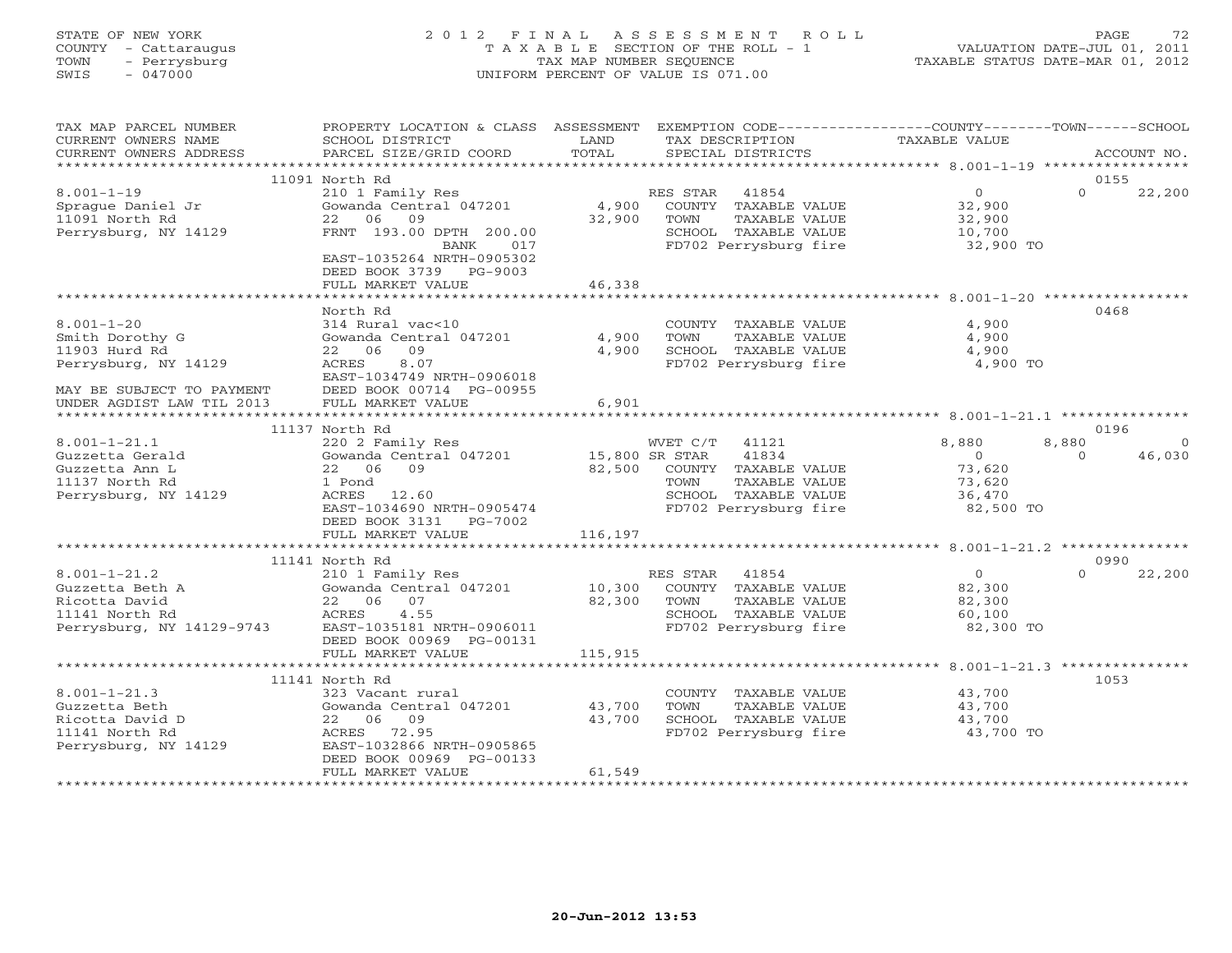STATE OF NEW YORK
COUNTY - Cattaraugus
TOWN - Perrysburg
SWIS - 047000

2012 FINAL ASSESSMENT ROLL
TAXABLE SECTION OF THE ROLL - 1
TAX MAP NUMBER SEQUENCE
UNIFORM PERCENT OF VALUE IS 071.00

VALUATION DATE-JUL 01, 2011
TAXABLE STATUS DATE-MAR 01, 2012

| TAX MAP PARCEL NUMBER / CURRENT OWNERS NAME / CURRENT OWNERS ADDRESS | PROPERTY LOCATION & CLASS / SCHOOL DISTRICT / PARCEL SIZE/GRID COORD | ASSESSMENT LAND / TOTAL | EXEMPTION CODE / TAX DESCRIPTION / SPECIAL DISTRICTS | COUNTY TAXABLE VALUE | TOWN | SCHOOL | ACCOUNT NO. |
|---|---|---|---|---|---|---|---|
| **8.001-1-19** | 11091 North Rd | | | | | | 0155 |
| 8.001-1-19 | 210 1 Family Res | | RES STAR 41854 | 0 | 0 | 22,200 | |
| Sprague Daniel Jr | Gowanda Central 047201 | 4,900 | COUNTY TAXABLE VALUE | 32,900 | | | |
| 11091 North Rd | 22 06 09 | 32,900 | TOWN TAXABLE VALUE | 32,900 | | | |
| Perrysburg, NY 14129 | FRNT 193.00 DPTH 200.00 | | SCHOOL TAXABLE VALUE | 10,700 | | | |
| | BANK 017 | | FD702 Perrysburg fire | 32,900 TO | | | |
| | EAST-1035264 NRTH-0905302 | | | | | | |
| | DEED BOOK 3739 PG-9003 | | | | | | |
| | FULL MARKET VALUE | 46,338 | | | | | |
| **8.001-1-20** | North Rd | | | | | | 0468 |
| 8.001-1-20 | 314 Rural vac<10 | | COUNTY TAXABLE VALUE | 4,900 | | | |
| Smith Dorothy G | Gowanda Central 047201 | 4,900 | TOWN TAXABLE VALUE | 4,900 | | | |
| 11903 Hurd Rd | 22 06 09 | 4,900 | SCHOOL TAXABLE VALUE | 4,900 | | | |
| Perrysburg, NY 14129 | ACRES 8.07 | | FD702 Perrysburg fire | 4,900 TO | | | |
| | EAST-1034749 NRTH-0906018 | | | | | | |
| MAY BE SUBJECT TO PAYMENT | DEED BOOK 00714 PG-00955 | | | | | | |
| UNDER AGDIST LAW TIL 2013 | FULL MARKET VALUE | 6,901 | | | | | |
| **8.001-1-21.1** | 11137 North Rd | | | | | | 0196 |
| 8.001-1-21.1 | 220 2 Family Res | | WVET C/T 41121 | 8,880 | 8,880 | 0 | |
| Guzzetta Gerald | Gowanda Central 047201 | 15,800 | SR STAR 41834 | 0 | 0 | 46,030 | |
| Guzzetta Ann L | 22 06 09 | 82,500 | COUNTY TAXABLE VALUE | 73,620 | | | |
| 11137 North Rd | 1 Pond | | TOWN TAXABLE VALUE | 73,620 | | | |
| Perrysburg, NY 14129 | ACRES 12.60 | | SCHOOL TAXABLE VALUE | 36,470 | | | |
| | EAST-1034690 NRTH-0905474 | | FD702 Perrysburg fire | 82,500 TO | | | |
| | DEED BOOK 3131 PG-7002 | | | | | | |
| | FULL MARKET VALUE | 116,197 | | | | | |
| **8.001-1-21.2** | 11141 North Rd | | | | | | 0990 |
| 8.001-1-21.2 | 210 1 Family Res | | RES STAR 41854 | 0 | 0 | 22,200 | |
| Guzzetta Beth A | Gowanda Central 047201 | 10,300 | COUNTY TAXABLE VALUE | 82,300 | | | |
| Ricotta David | 22 06 07 | 82,300 | TOWN TAXABLE VALUE | 82,300 | | | |
| 11141 North Rd | ACRES 4.55 | | SCHOOL TAXABLE VALUE | 60,100 | | | |
| Perrysburg, NY 14129-9743 | EAST-1035181 NRTH-0906011 | | FD702 Perrysburg fire | 82,300 TO | | | |
| | DEED BOOK 00969 PG-00131 | | | | | | |
| | FULL MARKET VALUE | 115,915 | | | | | |
| **8.001-1-21.3** | 11141 North Rd | | | | | | 1053 |
| 8.001-1-21.3 | 323 Vacant rural | | COUNTY TAXABLE VALUE | 43,700 | | | |
| Guzzetta Beth | Gowanda Central 047201 | 43,700 | TOWN TAXABLE VALUE | 43,700 | | | |
| Ricotta David D | 22 06 09 | 43,700 | SCHOOL TAXABLE VALUE | 43,700 | | | |
| 11141 North Rd | ACRES 72.95 | | FD702 Perrysburg fire | 43,700 TO | | | |
| Perrysburg, NY 14129 | EAST-1032866 NRTH-0905865 | | | | | | |
| | DEED BOOK 00969 PG-00133 | | | | | | |
| | FULL MARKET VALUE | 61,549 | | | | | |

20-Jun-2012 13:53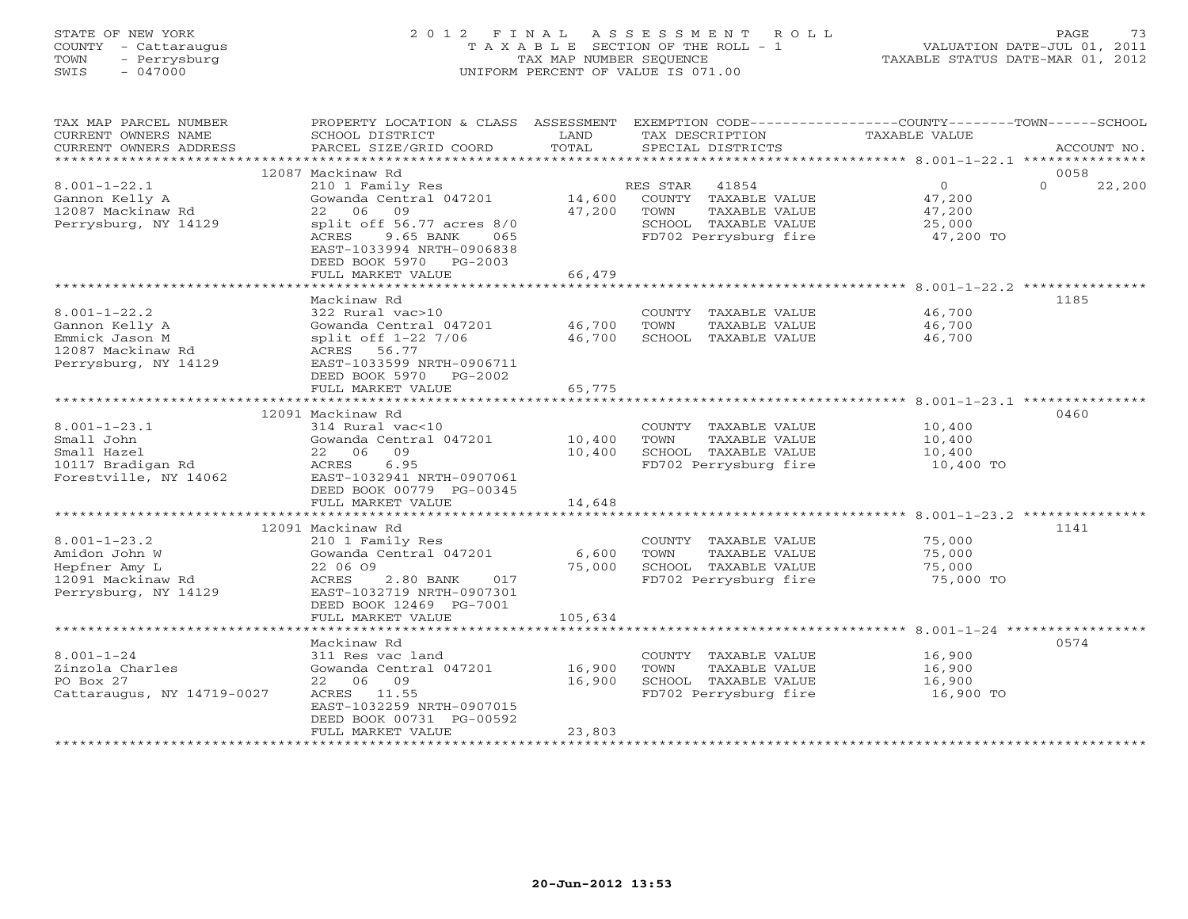STATE OF NEW YORK
COUNTY - Cattaraugus
TOWN - Perrysburg
SWIS - 047000

# 2012 FINAL ASSESSMENT ROLL

TAXABLE SECTION OF THE ROLL - 1
TAX MAP NUMBER SEQUENCE
UNIFORM PERCENT OF VALUE IS 071.00

VALUATION DATE-JUL 01, 2011
TAXABLE STATUS DATE-MAR 01, 2012

| TAX MAP PARCEL NUMBER / CURRENT OWNERS NAME / CURRENT OWNERS ADDRESS | PROPERTY LOCATION & CLASS / SCHOOL DISTRICT / PARCEL SIZE/GRID COORD | ASSESSMENT LAND / TOTAL | EXEMPTION CODE / TAX DESCRIPTION / SPECIAL DISTRICTS | COUNTY / TOWN / SCHOOL TAXABLE VALUE | ACCOUNT NO. |
|---|---|---|---|---|---|
| **8.001-1-22.1** | 12087 Mackinaw Rd | | | | 0058 |
| 8.001-1-22.1 | 210 1 Family Res | | RES STAR 41854 | 0 / 0 / 22,200 | |
| Gannon Kelly A | Gowanda Central 047201 | 14,600 | COUNTY TAXABLE VALUE | 47,200 | |
| 12087 Mackinaw Rd | 22 06 09 | 47,200 | TOWN TAXABLE VALUE | 47,200 | |
| Perrysburg, NY 14129 | split off 56.77 acres 8/0 | | SCHOOL TAXABLE VALUE | 25,000 | |
| | ACRES 9.65 BANK 065 | | FD702 Perrysburg fire | 47,200 TO | |
| | EAST-1033994 NRTH-0906838 | | | | |
| | DEED BOOK 5970 PG-2003 | | | | |
| | FULL MARKET VALUE | 66,479 | | | |
| **8.001-1-22.2** | Mackinaw Rd | | | | 1185 |
| 8.001-1-22.2 | 322 Rural vac>10 | | COUNTY TAXABLE VALUE | 46,700 | |
| Gannon Kelly A | Gowanda Central 047201 | 46,700 | TOWN TAXABLE VALUE | 46,700 | |
| Emmick Jason M | split off 1-22 7/06 | 46,700 | SCHOOL TAXABLE VALUE | 46,700 | |
| 12087 Mackinaw Rd | ACRES 56.77 | | | | |
| Perrysburg, NY 14129 | EAST-1033599 NRTH-0906711 | | | | |
| | DEED BOOK 5970 PG-2002 | | | | |
| | FULL MARKET VALUE | 65,775 | | | |
| **8.001-1-23.1** | 12091 Mackinaw Rd | | | | 0460 |
| 8.001-1-23.1 | 314 Rural vac<10 | | COUNTY TAXABLE VALUE | 10,400 | |
| Small John | Gowanda Central 047201 | 10,400 | TOWN TAXABLE VALUE | 10,400 | |
| Small Hazel | 22 06 09 | 10,400 | SCHOOL TAXABLE VALUE | 10,400 | |
| 10117 Bradigan Rd | ACRES 6.95 | | FD702 Perrysburg fire | 10,400 TO | |
| Forestville, NY 14062 | EAST-1032941 NRTH-0907061 | | | | |
| | DEED BOOK 00779 PG-00345 | | | | |
| | FULL MARKET VALUE | 14,648 | | | |
| **8.001-1-23.2** | 12091 Mackinaw Rd | | | | 1141 |
| 8.001-1-23.2 | 210 1 Family Res | | COUNTY TAXABLE VALUE | 75,000 | |
| Amidon John W | Gowanda Central 047201 | 6,600 | TOWN TAXABLE VALUE | 75,000 | |
| Hepfner Amy L | 22 06 O9 | 75,000 | SCHOOL TAXABLE VALUE | 75,000 | |
| 12091 Mackinaw Rd | ACRES 2.80 BANK 017 | | FD702 Perrysburg fire | 75,000 TO | |
| Perrysburg, NY 14129 | EAST-1032719 NRTH-0907301 | | | | |
| | DEED BOOK 12469 PG-7001 | | | | |
| | FULL MARKET VALUE | 105,634 | | | |
| **8.001-1-24** | Mackinaw Rd | | | | 0574 |
| 8.001-1-24 | 311 Res vac land | | COUNTY TAXABLE VALUE | 16,900 | |
| Zinzola Charles | Gowanda Central 047201 | 16,900 | TOWN TAXABLE VALUE | 16,900 | |
| PO Box 27 | 22 06 09 | 16,900 | SCHOOL TAXABLE VALUE | 16,900 | |
| Cattaraugus, NY 14719-0027 | ACRES 11.55 | | FD702 Perrysburg fire | 16,900 TO | |
| | EAST-1032259 NRTH-0907015 | | | | |
| | DEED BOOK 00731 PG-00592 | | | | |
| | FULL MARKET VALUE | 23,803 | | | |

20-Jun-2012 13:53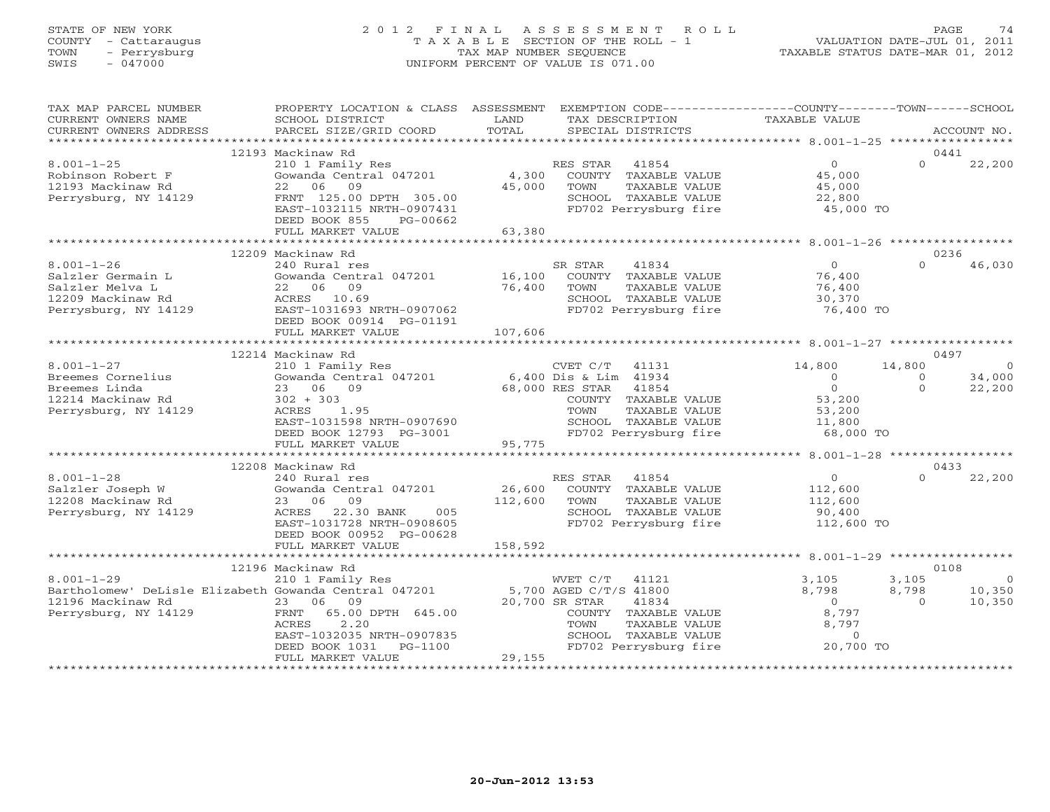STATE OF NEW YORK
COUNTY - Cattaraugus
TOWN - Perrysburg
SWIS - 047000

# 2012 FINAL ASSESSMENT ROLL
TAXABLE SECTION OF THE ROLL - 1
TAX MAP NUMBER SEQUENCE
UNIFORM PERCENT OF VALUE IS 071.00

VALUATION DATE-JUL 01, 2011
TAXABLE STATUS DATE-MAR 01, 2012

| TAX MAP PARCEL NUMBER / CURRENT OWNERS NAME / CURRENT OWNERS ADDRESS | PROPERTY LOCATION & CLASS / SCHOOL DISTRICT / PARCEL SIZE/GRID COORD | ASSESSMENT LAND / TOTAL | EXEMPTION CODE / TAX DESCRIPTION / SPECIAL DISTRICTS | COUNTY TAXABLE VALUE | TOWN | SCHOOL / ACCOUNT NO. |
|---|---|---|---|---|---|---|
| | 12193 Mackinaw Rd | | | | | 0441 |
| 8.001-1-25 | 210 1 Family Res | | RES STAR 41854 | 0 | 0 | 22,200 |
| Robinson Robert F | Gowanda Central 047201 | 4,300 | COUNTY TAXABLE VALUE | 45,000 | | |
| 12193 Mackinaw Rd | 22 06 09 | 45,000 | TOWN TAXABLE VALUE | 45,000 | | |
| Perrysburg, NY 14129 | FRNT 125.00 DPTH 305.00 | | SCHOOL TAXABLE VALUE | 22,800 | | |
| | EAST-1032115 NRTH-0907431 | | FD702 Perrysburg fire | 45,000 TO | | |
| | DEED BOOK 855 PG-00662 | | | | | |
| | FULL MARKET VALUE | 63,380 | | | | |
| | 12209 Mackinaw Rd | | | | | 0236 |
| 8.001-1-26 | 240 Rural res | | SR STAR 41834 | 0 | 0 | 46,030 |
| Salzler Germain L | Gowanda Central 047201 | 16,100 | COUNTY TAXABLE VALUE | 76,400 | | |
| Salzler Melva L | 22 06 09 | 76,400 | TOWN TAXABLE VALUE | 76,400 | | |
| 12209 Mackinaw Rd | ACRES 10.69 | | SCHOOL TAXABLE VALUE | 30,370 | | |
| Perrysburg, NY 14129 | EAST-1031693 NRTH-0907062 | | FD702 Perrysburg fire | 76,400 TO | | |
| | DEED BOOK 00914 PG-01191 | | | | | |
| | FULL MARKET VALUE | 107,606 | | | | |
| | 12214 Mackinaw Rd | | | | | 0497 |
| 8.001-1-27 | 210 1 Family Res | | CVET C/T 41131 | 14,800 | 14,800 | 0 |
| Breemes Cornelius | Gowanda Central 047201 | 6,400 | Dis & Lim 41934 | 0 | 0 | 34,000 |
| Breemes Linda | 23 06 09 | 68,000 | RES STAR 41854 | 0 | 0 | 22,200 |
| 12214 Mackinaw Rd | 302 + 303 | | COUNTY TAXABLE VALUE | 53,200 | | |
| Perrysburg, NY 14129 | ACRES 1.95 | | TOWN TAXABLE VALUE | 53,200 | | |
| | EAST-1031598 NRTH-0907690 | | SCHOOL TAXABLE VALUE | 11,800 | | |
| | DEED BOOK 12793 PG-3001 | | FD702 Perrysburg fire | 68,000 TO | | |
| | FULL MARKET VALUE | 95,775 | | | | |
| | 12208 Mackinaw Rd | | | | | 0433 |
| 8.001-1-28 | 240 Rural res | | RES STAR 41854 | 0 | 0 | 22,200 |
| Salzler Joseph W | Gowanda Central 047201 | 26,600 | COUNTY TAXABLE VALUE | 112,600 | | |
| 12208 Mackinaw Rd | 23 06 09 | 112,600 | TOWN TAXABLE VALUE | 112,600 | | |
| Perrysburg, NY 14129 | ACRES 22.30 BANK 005 | | SCHOOL TAXABLE VALUE | 90,400 | | |
| | EAST-1031728 NRTH-0908605 | | FD702 Perrysburg fire | 112,600 TO | | |
| | DEED BOOK 00952 PG-00628 | | | | | |
| | FULL MARKET VALUE | 158,592 | | | | |
| | 12196 Mackinaw Rd | | | | | 0108 |
| 8.001-1-29 | 210 1 Family Res | | WVET C/T 41121 | 3,105 | 3,105 | 0 |
| Bartholomew' DeLisle Elizabeth | Gowanda Central 047201 | 5,700 | AGED C/T/S 41800 | 8,798 | 8,798 | 10,350 |
| 12196 Mackinaw Rd | 23 06 09 | 20,700 | SR STAR 41834 | 0 | 0 | 10,350 |
| Perrysburg, NY 14129 | FRNT 65.00 DPTH 645.00 | | COUNTY TAXABLE VALUE | 8,797 | | |
| | ACRES 2.20 | | TOWN TAXABLE VALUE | 8,797 | | |
| | EAST-1032035 NRTH-0907835 | | SCHOOL TAXABLE VALUE | 0 | | |
| | DEED BOOK 1031 PG-1100 | | FD702 Perrysburg fire | 20,700 TO | | |
| | FULL MARKET VALUE | 29,155 | | | | |

20-Jun-2012 13:53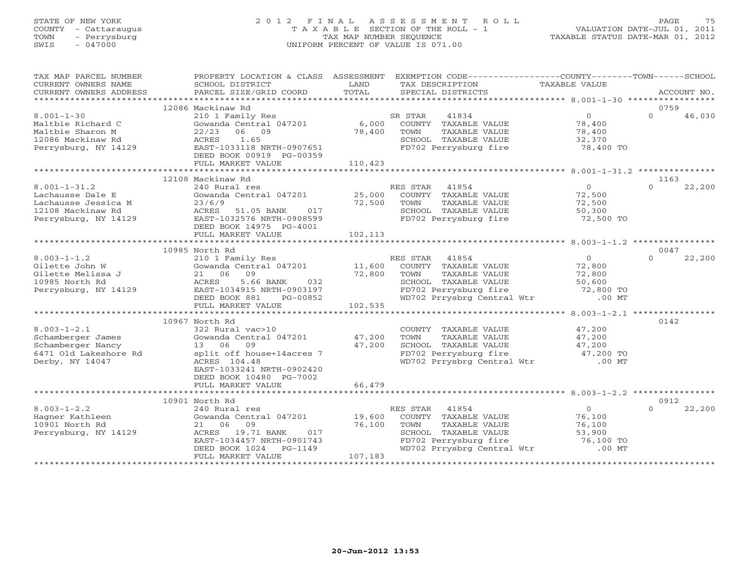STATE OF NEW YORK
COUNTY - Cattaraugus
TOWN - Perrysburg
SWIS - 047000

# 2012 FINAL ASSESSMENT ROLL

TAXABLE SECTION OF THE ROLL - 1
TAX MAP NUMBER SEQUENCE
UNIFORM PERCENT OF VALUE IS 071.00

VALUATION DATE-JUL 01, 2011
TAXABLE STATUS DATE-MAR 01, 2012

| TAX MAP PARCEL NUMBER / CURRENT OWNERS NAME / CURRENT OWNERS ADDRESS | PROPERTY LOCATION & CLASS / SCHOOL DISTRICT / PARCEL SIZE/GRID COORD | ASSESSMENT LAND / TOTAL | EXEMPTION CODE / TAX DESCRIPTION / SPECIAL DISTRICTS | COUNTY TAXABLE VALUE | TOWN | SCHOOL / ACCOUNT NO. |
|---|---|---|---|---|---|---|
| | 12086 Mackinaw Rd | | | | | 0759 |
| 8.001-1-30 | 210 1 Family Res | | SR STAR 41834 | 0 | 0 | 46,030 |
| Maltbie Richard C | Gowanda Central 047201 | 6,000 | COUNTY TAXABLE VALUE | 78,400 | | |
| Maltbie Sharon M | 22/23 06 09 | 78,400 | TOWN TAXABLE VALUE | 78,400 | | |
| 12086 Mackinaw Rd | ACRES 1.65 | | SCHOOL TAXABLE VALUE | 32,370 | | |
| Perrysburg, NY 14129 | EAST-1033118 NRTH-0907651 | | FD702 Perrysburg fire | 78,400 TO | | |
| | DEED BOOK 00919 PG-00359 | | | | | |
| | FULL MARKET VALUE | 110,423 | | | | |
| | 12108 Mackinaw Rd | | | | | 1163 |
| 8.001-1-31.2 | 240 Rural res | | RES STAR 41854 | 0 | 0 | 22,200 |
| Lachausse Dale E | Gowanda Central 047201 | 25,000 | COUNTY TAXABLE VALUE | 72,500 | | |
| Lachausse Jessica M | 23/6/9 | 72,500 | TOWN TAXABLE VALUE | 72,500 | | |
| 12108 Mackinaw Rd | ACRES 51.05 BANK 017 | | SCHOOL TAXABLE VALUE | 50,300 | | |
| Perrysburg, NY 14129 | EAST-1032576 NRTH-0908599 | | FD702 Perrysburg fire | 72,500 TO | | |
| | DEED BOOK 14975 PG-4001 | | | | | |
| | FULL MARKET VALUE | 102,113 | | | | |
| | 10985 North Rd | | | | | 0047 |
| 8.003-1-1.2 | 210 1 Family Res | | RES STAR 41854 | 0 | 0 | 22,200 |
| Gilette John W | Gowanda Central 047201 | 11,600 | COUNTY TAXABLE VALUE | 72,800 | | |
| Gilette Melissa J | 21 06 09 | 72,800 | TOWN TAXABLE VALUE | 72,800 | | |
| 10985 North Rd | ACRES 5.66 BANK 032 | | SCHOOL TAXABLE VALUE | 50,600 | | |
| Perrysburg, NY 14129 | EAST-1034915 NRTH-0903197 | | FD702 Perrysburg fire | 72,800 TO | | |
| | DEED BOOK 881 PG-00852 | | WD702 Prrysbrg Central Wtr | .00 MT | | |
| | FULL MARKET VALUE | 102,535 | | | | |
| | 10967 North Rd | | | | | 0142 |
| 8.003-1-2.1 | 322 Rural vac>10 | | COUNTY TAXABLE VALUE | 47,200 | | |
| Schamberger James | Gowanda Central 047201 | 47,200 | TOWN TAXABLE VALUE | 47,200 | | |
| Schamberger Nancy | 13 06 09 | 47,200 | SCHOOL TAXABLE VALUE | 47,200 | | |
| 6471 Old Lakeshore Rd | split off house+14acres 7 | | FD702 Perrysburg fire | 47,200 TO | | |
| Derby, NY 14047 | ACRES 104.48 | | WD702 Prrysbrg Central Wtr | .00 MT | | |
| | EAST-1033241 NRTH-0902420 | | | | | |
| | DEED BOOK 10480 PG-7002 | | | | | |
| | FULL MARKET VALUE | 66,479 | | | | |
| | 10901 North Rd | | | | | 0912 |
| 8.003-1-2.2 | 240 Rural res | | RES STAR 41854 | 0 | 0 | 22,200 |
| Hagner Kathleen | Gowanda Central 047201 | 19,600 | COUNTY TAXABLE VALUE | 76,100 | | |
| 10901 North Rd | 21 06 09 | 76,100 | TOWN TAXABLE VALUE | 76,100 | | |
| Perrysburg, NY 14129 | ACRES 19.71 BANK 017 | | SCHOOL TAXABLE VALUE | 53,900 | | |
| | EAST-1034457 NRTH-0901743 | | FD702 Perrysburg fire | 76,100 TO | | |
| | DEED BOOK 1024 PG-1149 | | WD702 Prrysbrg Central Wtr | .00 MT | | |
| | FULL MARKET VALUE | 107,183 | | | | |

20-Jun-2012 13:53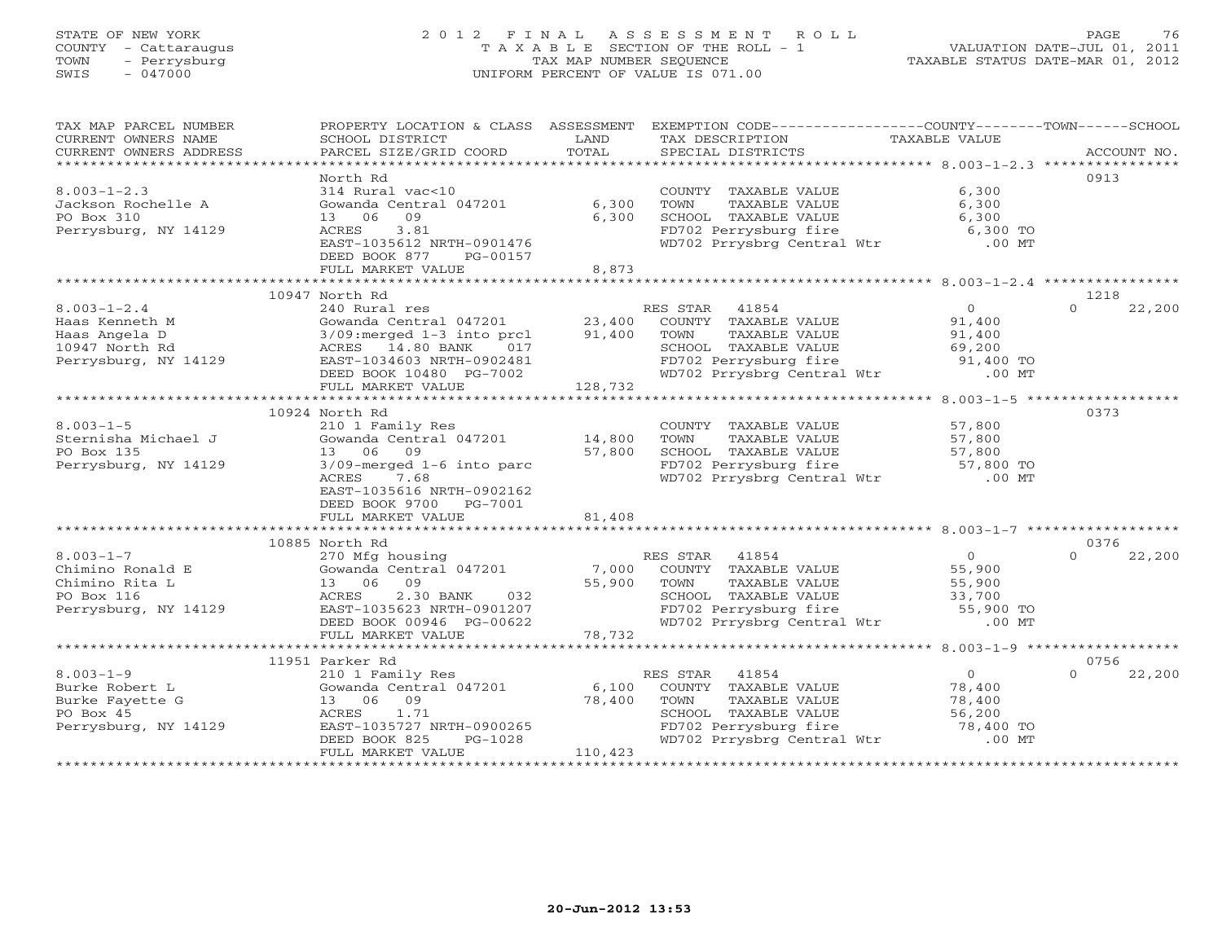STATE OF NEW YORK
COUNTY - Cattaraugus
TOWN - Perrysburg
SWIS - 047000

# 2012 FINAL ASSESSMENT ROLL

TAXABLE SECTION OF THE ROLL - 1
TAX MAP NUMBER SEQUENCE
UNIFORM PERCENT OF VALUE IS 071.00

VALUATION DATE-JUL 01, 2011
TAXABLE STATUS DATE-MAR 01, 2012

| TAX MAP PARCEL NUMBER / CURRENT OWNERS NAME / CURRENT OWNERS ADDRESS | PROPERTY LOCATION & CLASS / SCHOOL DISTRICT / PARCEL SIZE/GRID COORD | ASSESSMENT LAND / TOTAL | EXEMPTION CODE / TAX DESCRIPTION / SPECIAL DISTRICTS | COUNTY / TOWN / SCHOOL TAXABLE VALUE | ACCOUNT NO. |
|---|---|---|---|---|---|
| 8.003-1-2.3 | North Rd | | | | 0913 |
| Jackson Rochelle A | 314 Rural vac<10 | | COUNTY TAXABLE VALUE | 6,300 | |
| PO Box 310 | Gowanda Central 047201 | 6,300 | TOWN TAXABLE VALUE | 6,300 | |
| Perrysburg, NY 14129 | 13 06 09 | 6,300 | SCHOOL TAXABLE VALUE | 6,300 | |
| | ACRES 3.81 | | FD702 Perrysburg fire | 6,300 TO | |
| | EAST-1035612 NRTH-0901476 | | WD702 Prrysbrg Central Wtr | .00 MT | |
| | DEED BOOK 877 PG-00157 | | | | |
| | FULL MARKET VALUE | 8,873 | | | |
| 8.003-1-2.4 | 10947 North Rd | | | | 1218 |
| Haas Kenneth M | 240 Rural res | | RES STAR 41854 | 0 / 0 / 22,200 | |
| Haas Angela D | Gowanda Central 047201 | 23,400 | COUNTY TAXABLE VALUE | 91,400 | |
| 10947 North Rd | 3/09:merged 1-3 into prcl | 91,400 | TOWN TAXABLE VALUE | 91,400 | |
| Perrysburg, NY 14129 | ACRES 14.80 BANK 017 | | SCHOOL TAXABLE VALUE | 69,200 | |
| | EAST-1034603 NRTH-0902481 | | FD702 Perrysburg fire | 91,400 TO | |
| | DEED BOOK 10480 PG-7002 | | WD702 Prrysbrg Central Wtr | .00 MT | |
| | FULL MARKET VALUE | 128,732 | | | |
| 8.003-1-5 | 10924 North Rd | | | | 0373 |
| Sternisha Michael J | 210 1 Family Res | | COUNTY TAXABLE VALUE | 57,800 | |
| PO Box 135 | Gowanda Central 047201 | 14,800 | TOWN TAXABLE VALUE | 57,800 | |
| Perrysburg, NY 14129 | 13 06 09 | 57,800 | SCHOOL TAXABLE VALUE | 57,800 | |
| | 3/09-merged 1-6 into parc | | FD702 Perrysburg fire | 57,800 TO | |
| | ACRES 7.68 | | WD702 Prrysbrg Central Wtr | .00 MT | |
| | EAST-1035616 NRTH-0902162 | | | | |
| | DEED BOOK 9700 PG-7001 | | | | |
| | FULL MARKET VALUE | 81,408 | | | |
| 8.003-1-7 | 10885 North Rd | | | | 0376 |
| Chimino Ronald E | 270 Mfg housing | | RES STAR 41854 | 0 / 0 / 22,200 | |
| Chimino Rita L | Gowanda Central 047201 | 7,000 | COUNTY TAXABLE VALUE | 55,900 | |
| PO Box 116 | 13 06 09 | 55,900 | TOWN TAXABLE VALUE | 55,900 | |
| Perrysburg, NY 14129 | ACRES 2.30 BANK 032 | | SCHOOL TAXABLE VALUE | 33,700 | |
| | EAST-1035623 NRTH-0901207 | | FD702 Perrysburg fire | 55,900 TO | |
| | DEED BOOK 00946 PG-00622 | | WD702 Prrysbrg Central Wtr | .00 MT | |
| | FULL MARKET VALUE | 78,732 | | | |
| 8.003-1-9 | 11951 Parker Rd | | | | 0756 |
| Burke Robert L | 210 1 Family Res | | RES STAR 41854 | 0 / 0 / 22,200 | |
| Burke Fayette G | Gowanda Central 047201 | 6,100 | COUNTY TAXABLE VALUE | 78,400 | |
| PO Box 45 | 13 06 09 | 78,400 | TOWN TAXABLE VALUE | 78,400 | |
| Perrysburg, NY 14129 | ACRES 1.71 | | SCHOOL TAXABLE VALUE | 56,200 | |
| | EAST-1035727 NRTH-0900265 | | FD702 Perrysburg fire | 78,400 TO | |
| | DEED BOOK 825 PG-1028 | | WD702 Prrysbrg Central Wtr | .00 MT | |
| | FULL MARKET VALUE | 110,423 | | | |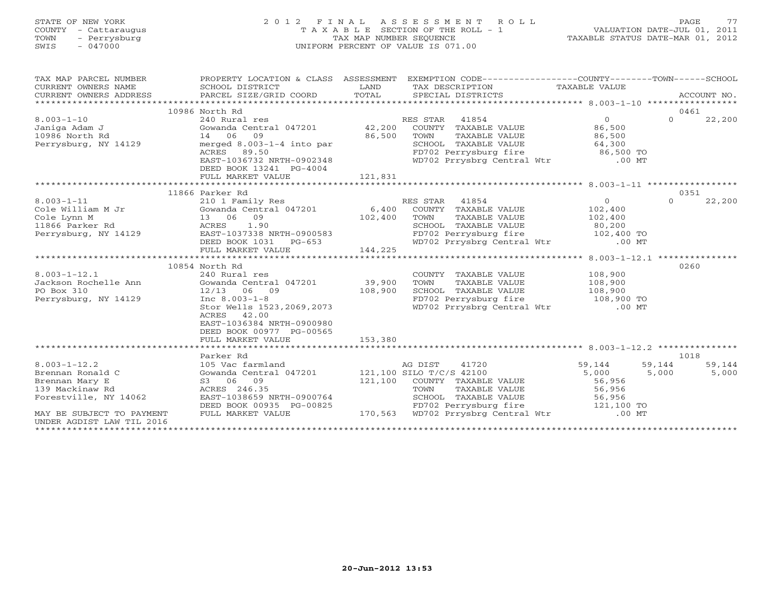STATE OF NEW YORK
COUNTY - Cattaraugus
TOWN - Perrysburg
SWIS - 047000

2 0 1 2 F I N A L A S S E S S M E N T R O L L
T A X A B L E SECTION OF THE ROLL - 1
TAX MAP NUMBER SEQUENCE
UNIFORM PERCENT OF VALUE IS 071.00

VALUATION DATE-JUL 01, 2011
TAXABLE STATUS DATE-MAR 01, 2012

| TAX MAP PARCEL NUMBER<br>CURRENT OWNERS NAME<br>CURRENT OWNERS ADDRESS | PROPERTY LOCATION & CLASS<br>SCHOOL DISTRICT<br>PARCEL SIZE/GRID COORD | ASSESSMENT<br>LAND<br>TOTAL | EXEMPTION CODE<br>TAX DESCRIPTION<br>SPECIAL DISTRICTS | COUNTY<br>TAXABLE VALUE | TOWN | SCHOOL<br>ACCOUNT NO. |
|---|---|---|---|---|---|---|
| | 10986 North Rd | | | | | 0461 |
| 8.003-1-10 | 240 Rural res | | RES STAR 41854 | 0 | 0 | 22,200 |
| Janiga Adam J | Gowanda Central 047201 | 42,200 | COUNTY TAXABLE VALUE | 86,500 | | |
| 10986 North Rd | 14 06 09 | 86,500 | TOWN TAXABLE VALUE | 86,500 | | |
| Perrysburg, NY 14129 | merged 8.003-1-4 into par | | SCHOOL TAXABLE VALUE | 64,300 | | |
| | ACRES 89.50 | | FD702 Perrysburg fire | 86,500 TO | | |
| | EAST-1036732 NRTH-0902348 | | WD702 Prrysbrg Central Wtr | .00 MT | | |
| | DEED BOOK 13241 PG-4004 | | | | | |
| | FULL MARKET VALUE | 121,831 | | | | |
| | 11866 Parker Rd | | | | | 0351 |
| 8.003-1-11 | 210 1 Family Res | | RES STAR 41854 | 0 | 0 | 22,200 |
| Cole William M Jr | Gowanda Central 047201 | 6,400 | COUNTY TAXABLE VALUE | 102,400 | | |
| Cole Lynn M | 13 06 09 | 102,400 | TOWN TAXABLE VALUE | 102,400 | | |
| 11866 Parker Rd | ACRES 1.90 | | SCHOOL TAXABLE VALUE | 80,200 | | |
| Perrysburg, NY 14129 | EAST-1037338 NRTH-0900583 | | FD702 Perrysburg fire | 102,400 TO | | |
| | DEED BOOK 1031 PG-653 | | WD702 Prrysbrg Central Wtr | .00 MT | | |
| | FULL MARKET VALUE | 144,225 | | | | |
| | 10854 North Rd | | | | | 0260 |
| 8.003-1-12.1 | 240 Rural res | | COUNTY TAXABLE VALUE | 108,900 | | |
| Jackson Rochelle Ann | Gowanda Central 047201 | 39,900 | TOWN TAXABLE VALUE | 108,900 | | |
| PO Box 310 | 12/13 06 09 | 108,900 | SCHOOL TAXABLE VALUE | 108,900 | | |
| Perrysburg, NY 14129 | Inc 8.003-1-8 | | FD702 Perrysburg fire | 108,900 TO | | |
| | Stor Wells 1523,2069,2073 | | WD702 Prrysbrg Central Wtr | .00 MT | | |
| | ACRES 42.00 | | | | | |
| | EAST-1036384 NRTH-0900980 | | | | | |
| | DEED BOOK 00977 PG-00565 | | | | | |
| | FULL MARKET VALUE | 153,380 | | | | |
| | Parker Rd | | | | | 1018 |
| 8.003-1-12.2 | 105 Vac farmland | | AG DIST 41720 | 59,144 | 59,144 | 59,144 |
| Brennan Ronald C | Gowanda Central 047201 | 121,100 | SILO T/C/S 42100 | 5,000 | 5,000 | 5,000 |
| Brennan Mary E | S3 06 09 | 121,100 | COUNTY TAXABLE VALUE | 56,956 | | |
| 139 Mackinaw Rd | ACRES 246.35 | | TOWN TAXABLE VALUE | 56,956 | | |
| Forestville, NY 14062 | EAST-1038659 NRTH-0900764 | | SCHOOL TAXABLE VALUE | 56,956 | | |
| | DEED BOOK 00935 PG-00825 | | FD702 Perrysburg fire | 121,100 TO | | |
| MAY BE SUBJECT TO PAYMENT | FULL MARKET VALUE | 170,563 | WD702 Prrysbrg Central Wtr | .00 MT | | |
| UNDER AGDIST LAW TIL 2016 | | | | | | |

20-Jun-2012 13:53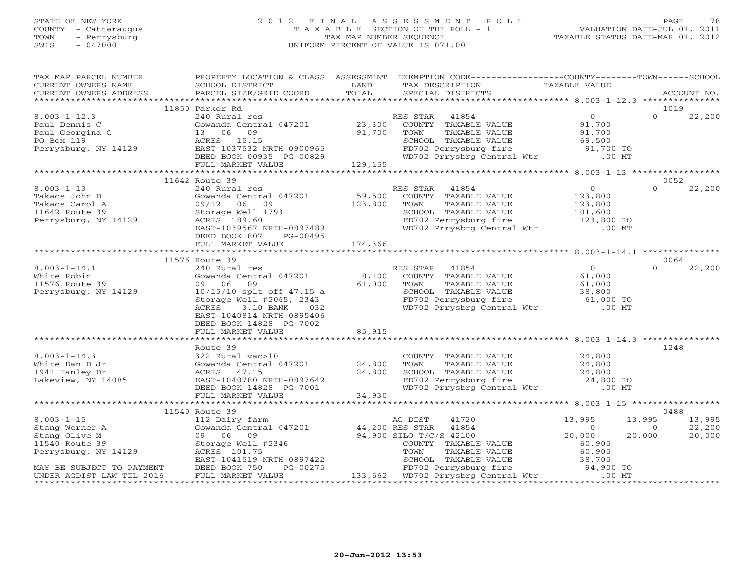STATE OF NEW YORK
COUNTY - Cattaraugus
TOWN - Perrysburg
SWIS - 047000

# 2012 FINAL ASSESSMENT ROLL

TAXABLE SECTION OF THE ROLL - 1
TAX MAP NUMBER SEQUENCE
UNIFORM PERCENT OF VALUE IS 071.00

VALUATION DATE-JUL 01, 2011
TAXABLE STATUS DATE-MAR 01, 2012

| TAX MAP PARCEL NUMBER / CURRENT OWNERS NAME / CURRENT OWNERS ADDRESS | PROPERTY LOCATION & CLASS / SCHOOL DISTRICT / PARCEL SIZE/GRID COORD | ASSESSMENT LAND / TOTAL | EXEMPTION CODE / TAX DESCRIPTION / SPECIAL DISTRICTS | COUNTY TAXABLE VALUE | TOWN | SCHOOL / ACCOUNT NO. |
|---|---|---|---|---|---|---|
| | 11850 Parker Rd | | | | | 1019 |
| 8.003-1-12.3 | 240 Rural res | | RES STAR 41854 | 0 | 0 | 22,200 |
| Paul Dennis C | Gowanda Central 047201 | 23,300 | COUNTY TAXABLE VALUE | 91,700 | | |
| Paul Georgina C | 13 06 09 | 91,700 | TOWN TAXABLE VALUE | 91,700 | | |
| PO Box 119 | ACRES 15.15 | | SCHOOL TAXABLE VALUE | 69,500 | | |
| Perrysburg, NY 14129 | EAST-1037532 NRTH-0900965 | | FD702 Perrysburg fire | 91,700 TO | | |
| | DEED BOOK 00935 PG-00829 | | WD702 Prrysbrg Central Wtr | .00 MT | | |
| | FULL MARKET VALUE | 129,155 | | | | |
| | 11642 Route 39 | | | | | 0052 |
| 8.003-1-13 | 240 Rural res | | RES STAR 41854 | 0 | 0 | 22,200 |
| Takacs John D | Gowanda Central 047201 | 59,500 | COUNTY TAXABLE VALUE | 123,800 | | |
| Takacs Carol A | 09/12 06 09 | 123,800 | TOWN TAXABLE VALUE | 123,800 | | |
| 11642 Route 39 | Storage Well 1793 | | SCHOOL TAXABLE VALUE | 101,600 | | |
| Perrysburg, NY 14129 | ACRES 189.60 | | FD702 Perrysburg fire | 123,800 TO | | |
| | EAST-1039567 NRTH-0897489 | | WD702 Prrysbrg Central Wtr | .00 MT | | |
| | DEED BOOK 807 PG-00495 | | | | | |
| | FULL MARKET VALUE | 174,366 | | | | |
| | 11576 Route 39 | | | | | 0064 |
| 8.003-1-14.1 | 240 Rural res | | RES STAR 41854 | 0 | 0 | 22,200 |
| White Robin | Gowanda Central 047201 | 8,100 | COUNTY TAXABLE VALUE | 61,000 | | |
| 11576 Route 39 | 09 06 09 | 61,000 | TOWN TAXABLE VALUE | 61,000 | | |
| Perrysburg, NY 14129 | 10/15/10-splt off 47.15 a | | SCHOOL TAXABLE VALUE | 38,800 | | |
| | Storage Well #2065, 2343 | | FD702 Perrysburg fire | 61,000 TO | | |
| | ACRES 3.10 BANK 032 | | WD702 Prrysbrg Central Wtr | .00 MT | | |
| | EAST-1040814 NRTH-0895406 | | | | | |
| | DEED BOOK 14828 PG-7002 | | | | | |
| | FULL MARKET VALUE | 85,915 | | | | |
| | Route 39 | | | | | 1248 |
| 8.003-1-14.3 | 322 Rural vac>10 | | COUNTY TAXABLE VALUE | 24,800 | | |
| White Dan D Jr | Gowanda Central 047201 | 24,800 | TOWN TAXABLE VALUE | 24,800 | | |
| 1941 Hanley Dr | ACRES 47.15 | 24,800 | SCHOOL TAXABLE VALUE | 24,800 | | |
| Lakeview, NY 14085 | EAST-1040780 NRTH-0897642 | | FD702 Perrysburg fire | 24,800 TO | | |
| | DEED BOOK 14828 PG-7001 | | WD702 Prrysbrg Central Wtr | .00 MT | | |
| | FULL MARKET VALUE | 34,930 | | | | |
| | 11540 Route 39 | | | | | 0488 |
| 8.003-1-15 | 112 Dairy farm | | AG DIST 41720 | 13,995 | 13,995 | 13,995 |
| Stang Werner A | Gowanda Central 047201 | 44,200 | RES STAR 41854 | 0 | 0 | 22,200 |
| Stang Olive M | 09 06 09 | 94,900 | SILO T/C/S 42100 | 20,000 | 20,000 | 20,000 |
| 11540 Route 39 | Storage Well #2346 | | COUNTY TAXABLE VALUE | 60,905 | | |
| Perrysburg, NY 14129 | ACRES 101.75 | | TOWN TAXABLE VALUE | 60,905 | | |
| | EAST-1041519 NRTH-0897422 | | SCHOOL TAXABLE VALUE | 38,705 | | |
| MAY BE SUBJECT TO PAYMENT | DEED BOOK 750 PG-00275 | | FD702 Perrysburg fire | 94,900 TO | | |
| UNDER AGDIST LAW TIL 2016 | FULL MARKET VALUE | 133,662 | WD702 Prrysbrg Central Wtr | .00 MT | | |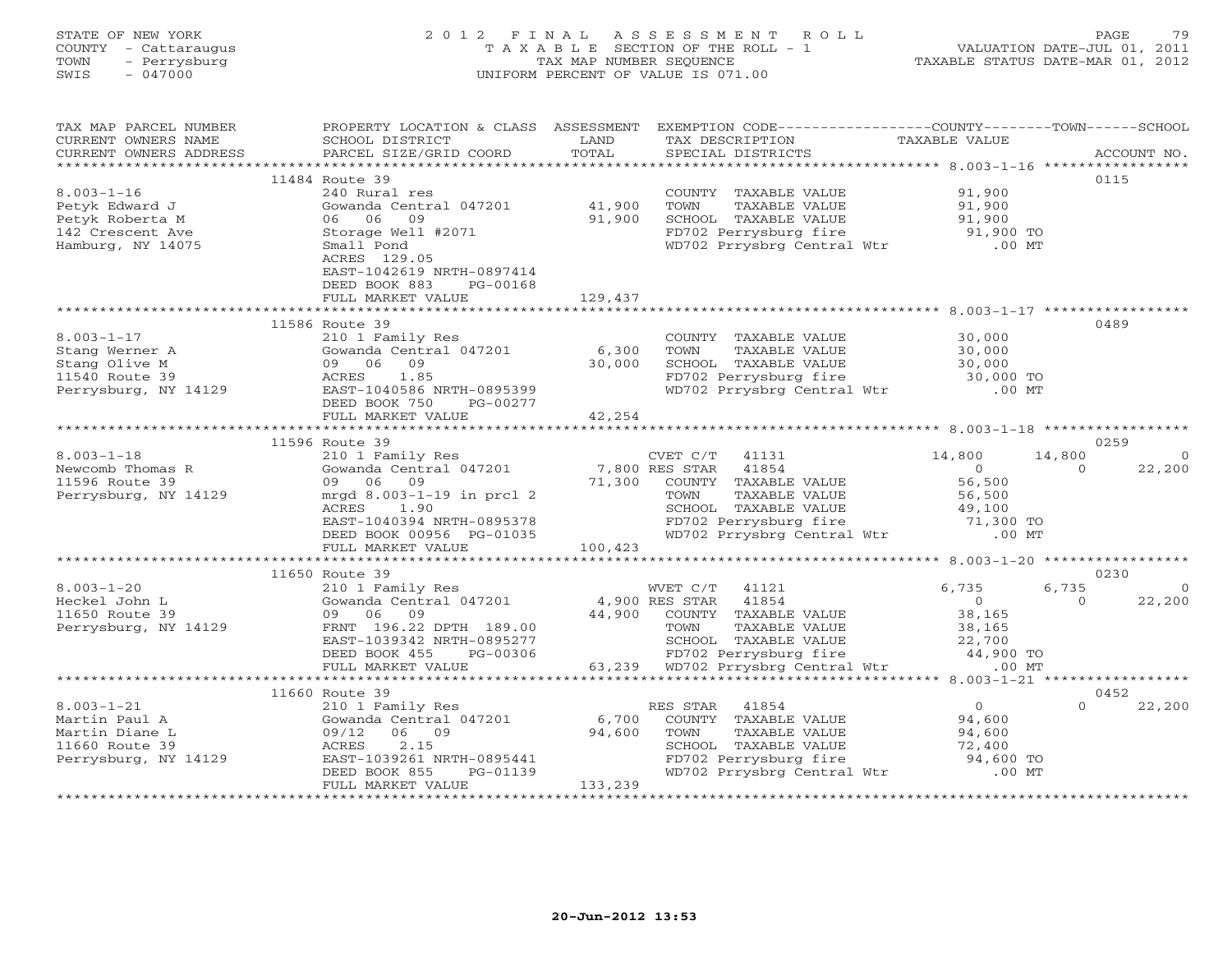STATE OF NEW YORK
COUNTY - Cattaraugus
TOWN - Perrysburg
SWIS - 047000

2012 FINAL ASSESSMENT ROLL
TAXABLE SECTION OF THE ROLL - 1
TAX MAP NUMBER SEQUENCE
UNIFORM PERCENT OF VALUE IS 071.00

VALUATION DATE-JUL 01, 2011
TAXABLE STATUS DATE-MAR 01, 2012

```
TAX MAP PARCEL NUMBER     PROPERTY LOCATION & CLASS  ASSESSMENT  EXEMPTION CODE-----------------COUNTY--------TOWN------SCHOOL
CURRENT OWNERS NAME       SCHOOL DISTRICT               LAND      TAX DESCRIPTION            TAXABLE VALUE
CURRENT OWNERS ADDRESS    PARCEL SIZE/GRID COORD        TOTAL     SPECIAL DISTRICTS                                    ACCOUNT NO.
******************************************************************************************************* 8.003-1-16 *****************
                     11484 Route 39                                                                                     0115
8.003-1-16               240 Rural res                            COUNTY  TAXABLE VALUE            91,900
Petyk Edward J           Gowanda Central 047201      41,900      TOWN    TAXABLE VALUE            91,900
Petyk Roberta M          06   06   09                91,900      SCHOOL  TAXABLE VALUE            91,900
142 Crescent Ave         Storage Well #2071                      FD702 Perrysburg fire            91,900 TO
Hamburg, NY 14075        Small Pond                              WD702 Prrysbrg Central Wtr          .00 MT
                         ACRES  129.05
                         EAST-1042619 NRTH-0897414
                         DEED BOOK 883     PG-00168
                         FULL MARKET VALUE          129,437
******************************************************************************************************* 8.003-1-17 *****************
                     11586 Route 39                                                                                     0489
8.003-1-17               210 1 Family Res                         COUNTY  TAXABLE VALUE            30,000
Stang Werner A           Gowanda Central 047201       6,300      TOWN    TAXABLE VALUE            30,000
Stang Olive M            09   06   09                30,000      SCHOOL  TAXABLE VALUE            30,000
11540 Route 39           ACRES    1.85                           FD702 Perrysburg fire            30,000 TO
Perrysburg, NY 14129     EAST-1040586 NRTH-0895399               WD702 Prrysbrg Central Wtr          .00 MT
                         DEED BOOK 750     PG-00277
                         FULL MARKET VALUE           42,254
******************************************************************************************************* 8.003-1-18 *****************
                     11596 Route 39                                                                                     0259
8.003-1-18               210 1 Family Res                  CVET C/T    41131                14,800      14,800           0
Newcomb Thomas R         Gowanda Central 047201       7,800 RES STAR    41854                     0           0      22,200
11596 Route 39           09   06   09                71,300  COUNTY  TAXABLE VALUE            56,500
Perrysburg, NY 14129     mrgd 8.003-1-19 in prcl 2           TOWN    TAXABLE VALUE            56,500
                         ACRES    1.90                       SCHOOL  TAXABLE VALUE            49,100
                         EAST-1040394 NRTH-0895378           FD702 Perrysburg fire            71,300 TO
                         DEED BOOK 00956 PG-01035            WD702 Prrysbrg Central Wtr          .00 MT
                         FULL MARKET VALUE          100,423
******************************************************************************************************* 8.003-1-20 *****************
                     11650 Route 39                                                                                     0230
8.003-1-20               210 1 Family Res                  WVET C/T    41121                 6,735       6,735           0
Heckel John L            Gowanda Central 047201       4,900 RES STAR    41854                     0           0      22,200
11650 Route 39           09   06   09                44,900  COUNTY  TAXABLE VALUE            38,165
Perrysburg, NY 14129     FRNT 196.22 DPTH 189.00             TOWN    TAXABLE VALUE            38,165
                         EAST-1039342 NRTH-0895277           SCHOOL  TAXABLE VALUE            22,700
                         DEED BOOK 455     PG-00306          FD702 Perrysburg fire            44,900 TO
                         FULL MARKET VALUE           63,239  WD702 Prrysbrg Central Wtr          .00 MT
******************************************************************************************************* 8.003-1-21 *****************
                     11660 Route 39                                                                                     0452
8.003-1-21               210 1 Family Res                  RES STAR    41854                     0           0      22,200
Martin Paul A            Gowanda Central 047201       6,700  COUNTY  TAXABLE VALUE            94,600
Martin Diane L           09/12  06   09              94,600  TOWN    TAXABLE VALUE            94,600
11660 Route 39           ACRES    2.15                       SCHOOL  TAXABLE VALUE            72,400
Perrysburg, NY 14129     EAST-1039261 NRTH-0895441           FD702 Perrysburg fire            94,600 TO
                         DEED BOOK 855     PG-01139          WD702 Prrysbrg Central Wtr          .00 MT
                         FULL MARKET VALUE          133,239
************************************************************************************************************************************
```

20-Jun-2012 13:53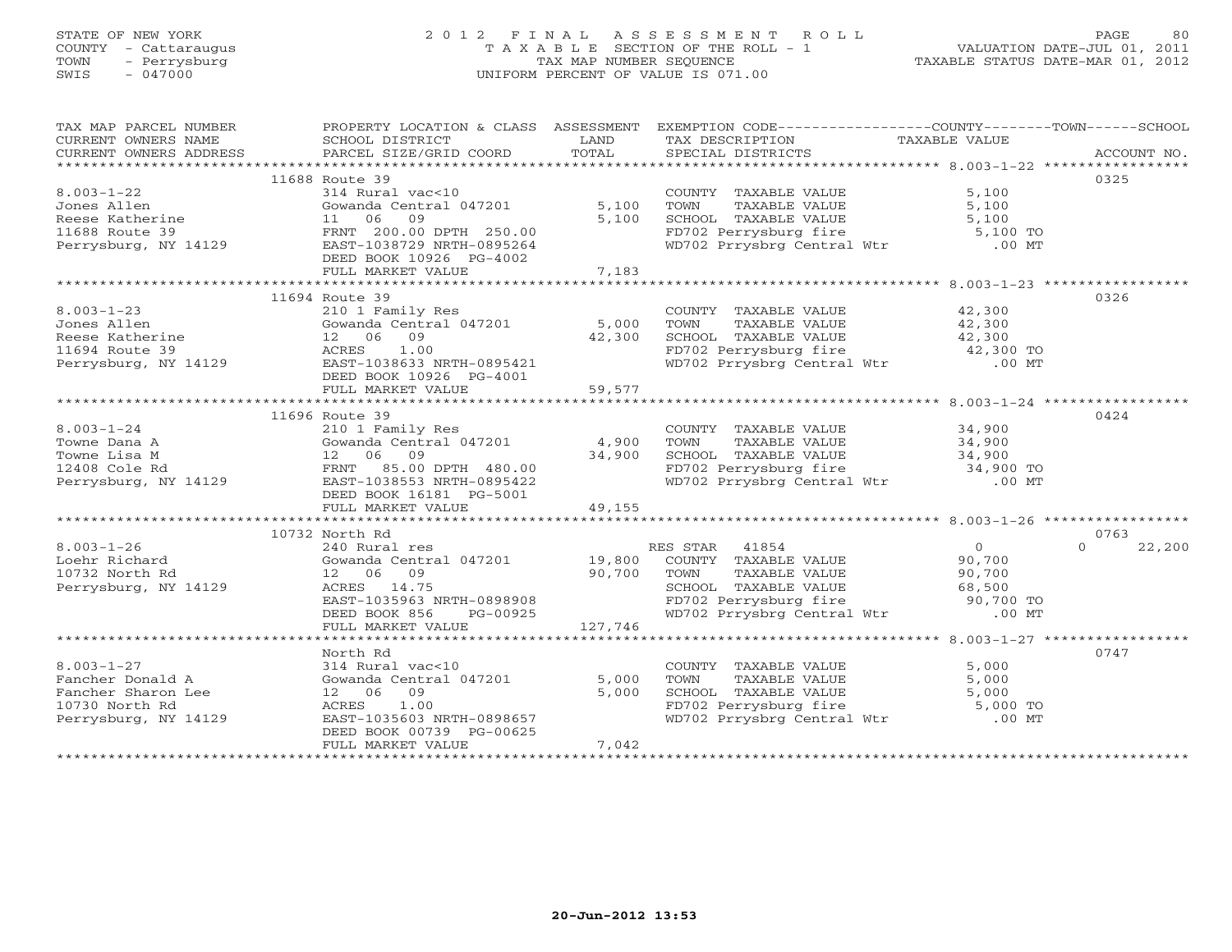STATE OF NEW YORK
COUNTY - Cattaraugus
TOWN - Perrysburg
SWIS - 047000

# 2012 FINAL ASSESSMENT ROLL

TAXABLE SECTION OF THE ROLL - 1
TAX MAP NUMBER SEQUENCE
UNIFORM PERCENT OF VALUE IS 071.00

VALUATION DATE-JUL 01, 2011
TAXABLE STATUS DATE-MAR 01, 2012

| TAX MAP PARCEL NUMBER / CURRENT OWNERS NAME / CURRENT OWNERS ADDRESS | PROPERTY LOCATION & CLASS / SCHOOL DISTRICT / PARCEL SIZE/GRID COORD | ASSESSMENT LAND / TOTAL | EXEMPTION CODE / TAX DESCRIPTION / SPECIAL DISTRICTS | COUNTY / TOWN / SCHOOL TAXABLE VALUE | ACCOUNT NO. |
|---|---|---|---|---|---|
| 8.003-1-22 | 11688 Route 39 | | | | 0325 |
| Jones Allen | 314 Rural vac<10 | | COUNTY TAXABLE VALUE | 5,100 | |
| Reese Katherine | Gowanda Central 047201 | 5,100 | TOWN TAXABLE VALUE | 5,100 | |
| 11688 Route 39 | 11 06 09 | 5,100 | SCHOOL TAXABLE VALUE | 5,100 | |
| Perrysburg, NY 14129 | FRNT 200.00 DPTH 250.00 | | FD702 Perrysburg fire | 5,100 TO | |
| | EAST-1038729 NRTH-0895264 | | WD702 Prrysbrg Central Wtr | .00 MT | |
| | DEED BOOK 10926 PG-4002 | | | | |
| | FULL MARKET VALUE | 7,183 | | | |
| 8.003-1-23 | 11694 Route 39 | | | | 0326 |
| Jones Allen | 210 1 Family Res | | COUNTY TAXABLE VALUE | 42,300 | |
| Reese Katherine | Gowanda Central 047201 | 5,000 | TOWN TAXABLE VALUE | 42,300 | |
| 11694 Route 39 | 12 06 09 | 42,300 | SCHOOL TAXABLE VALUE | 42,300 | |
| Perrysburg, NY 14129 | ACRES 1.00 | | FD702 Perrysburg fire | 42,300 TO | |
| | EAST-1038633 NRTH-0895421 | | WD702 Prrysbrg Central Wtr | .00 MT | |
| | DEED BOOK 10926 PG-4001 | | | | |
| | FULL MARKET VALUE | 59,577 | | | |
| 8.003-1-24 | 11696 Route 39 | | | | 0424 |
| Towne Dana A | 210 1 Family Res | | COUNTY TAXABLE VALUE | 34,900 | |
| Towne Lisa M | Gowanda Central 047201 | 4,900 | TOWN TAXABLE VALUE | 34,900 | |
| 12408 Cole Rd | 12 06 09 | 34,900 | SCHOOL TAXABLE VALUE | 34,900 | |
| Perrysburg, NY 14129 | FRNT 85.00 DPTH 480.00 | | FD702 Perrysburg fire | 34,900 TO | |
| | EAST-1038553 NRTH-0895422 | | WD702 Prrysbrg Central Wtr | .00 MT | |
| | DEED BOOK 16181 PG-5001 | | | | |
| | FULL MARKET VALUE | 49,155 | | | |
| 8.003-1-26 | 10732 North Rd | | | | 0763 |
| Loehr Richard | 240 Rural res | | RES STAR 41854 | 0 / 0 / 22,200 | |
| 10732 North Rd | Gowanda Central 047201 | 19,800 | COUNTY TAXABLE VALUE | 90,700 | |
| Perrysburg, NY 14129 | 12 06 09 | 90,700 | TOWN TAXABLE VALUE | 90,700 | |
| | ACRES 14.75 | | SCHOOL TAXABLE VALUE | 68,500 | |
| | EAST-1035963 NRTH-0898908 | | FD702 Perrysburg fire | 90,700 TO | |
| | DEED BOOK 856 PG-00925 | | WD702 Prrysbrg Central Wtr | .00 MT | |
| | FULL MARKET VALUE | 127,746 | | | |
| 8.003-1-27 | North Rd | | | | 0747 |
| Fancher Donald A | 314 Rural vac<10 | | COUNTY TAXABLE VALUE | 5,000 | |
| Fancher Sharon Lee | Gowanda Central 047201 | 5,000 | TOWN TAXABLE VALUE | 5,000 | |
| 10730 North Rd | 12 06 09 | 5,000 | SCHOOL TAXABLE VALUE | 5,000 | |
| Perrysburg, NY 14129 | ACRES 1.00 | | FD702 Perrysburg fire | 5,000 TO | |
| | EAST-1035603 NRTH-0898657 | | WD702 Prrysbrg Central Wtr | .00 MT | |
| | DEED BOOK 00739 PG-00625 | | | | |
| | FULL MARKET VALUE | 7,042 | | | |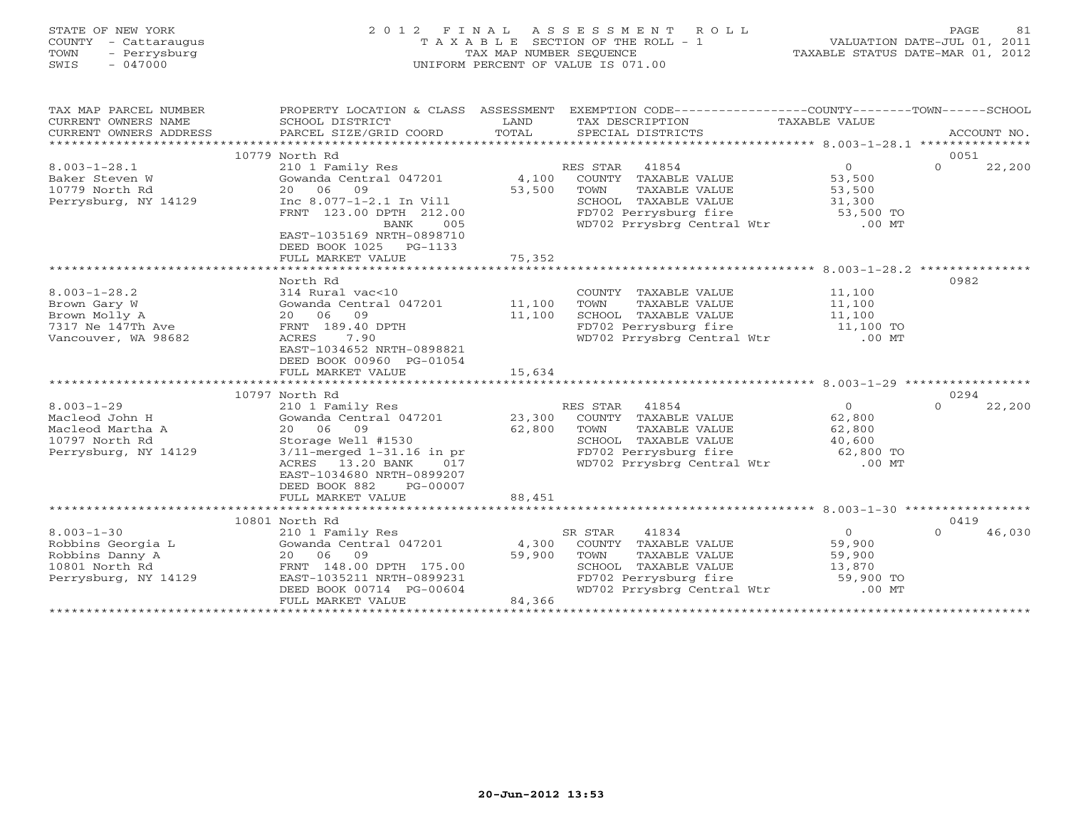STATE OF NEW YORK
COUNTY - Cattaraugus
TOWN - Perrysburg
SWIS - 047000

# 2012 FINAL ASSESSMENT ROLL
TAXABLE SECTION OF THE ROLL - 1
TAX MAP NUMBER SEQUENCE
UNIFORM PERCENT OF VALUE IS 071.00

VALUATION DATE-JUL 01, 2011
TAXABLE STATUS DATE-MAR 01, 2012

| TAX MAP PARCEL NUMBER / CURRENT OWNERS NAME / CURRENT OWNERS ADDRESS | PROPERTY LOCATION & CLASS / SCHOOL DISTRICT / PARCEL SIZE/GRID COORD | ASSESSMENT LAND / TOTAL | EXEMPTION CODE / TAX DESCRIPTION / SPECIAL DISTRICTS | COUNTY TAXABLE VALUE | TOWN | SCHOOL / ACCOUNT NO. |
|---|---|---|---|---|---|---|
| | 10779 North Rd | | | | | 0051 |
| 8.003-1-28.1 | 210 1 Family Res | | RES STAR 41854 | 0 | 0 | 22,200 |
| Baker Steven W | Gowanda Central 047201 | 4,100 | COUNTY TAXABLE VALUE | 53,500 | | |
| 10779 North Rd | 20 06 09 | 53,500 | TOWN TAXABLE VALUE | 53,500 | | |
| Perrysburg, NY 14129 | Inc 8.077-1-2.1 In Vill | | SCHOOL TAXABLE VALUE | 31,300 | | |
| | FRNT 123.00 DPTH 212.00 | | FD702 Perrysburg fire | 53,500 TO | | |
| | BANK 005 | | WD702 Prrysbrg Central Wtr | .00 MT | | |
| | EAST-1035169 NRTH-0898710 | | | | | |
| | DEED BOOK 1025 PG-1133 | | | | | |
| | FULL MARKET VALUE | 75,352 | | | | |
| | North Rd | | | | | 0982 |
| 8.003-1-28.2 | 314 Rural vac<10 | | COUNTY TAXABLE VALUE | 11,100 | | |
| Brown Gary W | Gowanda Central 047201 | 11,100 | TOWN TAXABLE VALUE | 11,100 | | |
| Brown Molly A | 20 06 09 | 11,100 | SCHOOL TAXABLE VALUE | 11,100 | | |
| 7317 Ne 147Th Ave | FRNT 189.40 DPTH | | FD702 Perrysburg fire | 11,100 TO | | |
| Vancouver, WA 98682 | ACRES 7.90 | | WD702 Prrysbrg Central Wtr | .00 MT | | |
| | EAST-1034652 NRTH-0898821 | | | | | |
| | DEED BOOK 00960 PG-01054 | | | | | |
| | FULL MARKET VALUE | 15,634 | | | | |
| | 10797 North Rd | | | | | 0294 |
| 8.003-1-29 | 210 1 Family Res | | RES STAR 41854 | 0 | 0 | 22,200 |
| Macleod John H | Gowanda Central 047201 | 23,300 | COUNTY TAXABLE VALUE | 62,800 | | |
| Macleod Martha A | 20 06 09 | 62,800 | TOWN TAXABLE VALUE | 62,800 | | |
| 10797 North Rd | Storage Well #1530 | | SCHOOL TAXABLE VALUE | 40,600 | | |
| Perrysburg, NY 14129 | 3/11-merged 1-31.16 in pr | | FD702 Perrysburg fire | 62,800 TO | | |
| | ACRES 13.20 BANK 017 | | WD702 Prrysbrg Central Wtr | .00 MT | | |
| | EAST-1034680 NRTH-0899207 | | | | | |
| | DEED BOOK 882 PG-00007 | | | | | |
| | FULL MARKET VALUE | 88,451 | | | | |
| | 10801 North Rd | | | | | 0419 |
| 8.003-1-30 | 210 1 Family Res | | SR STAR 41834 | 0 | 0 | 46,030 |
| Robbins Georgia L | Gowanda Central 047201 | 4,300 | COUNTY TAXABLE VALUE | 59,900 | | |
| Robbins Danny A | 20 06 09 | 59,900 | TOWN TAXABLE VALUE | 59,900 | | |
| 10801 North Rd | FRNT 148.00 DPTH 175.00 | | SCHOOL TAXABLE VALUE | 13,870 | | |
| Perrysburg, NY 14129 | EAST-1035211 NRTH-0899231 | | FD702 Perrysburg fire | 59,900 TO | | |
| | DEED BOOK 00714 PG-00604 | | WD702 Prrysbrg Central Wtr | .00 MT | | |
| | FULL MARKET VALUE | 84,366 | | | | |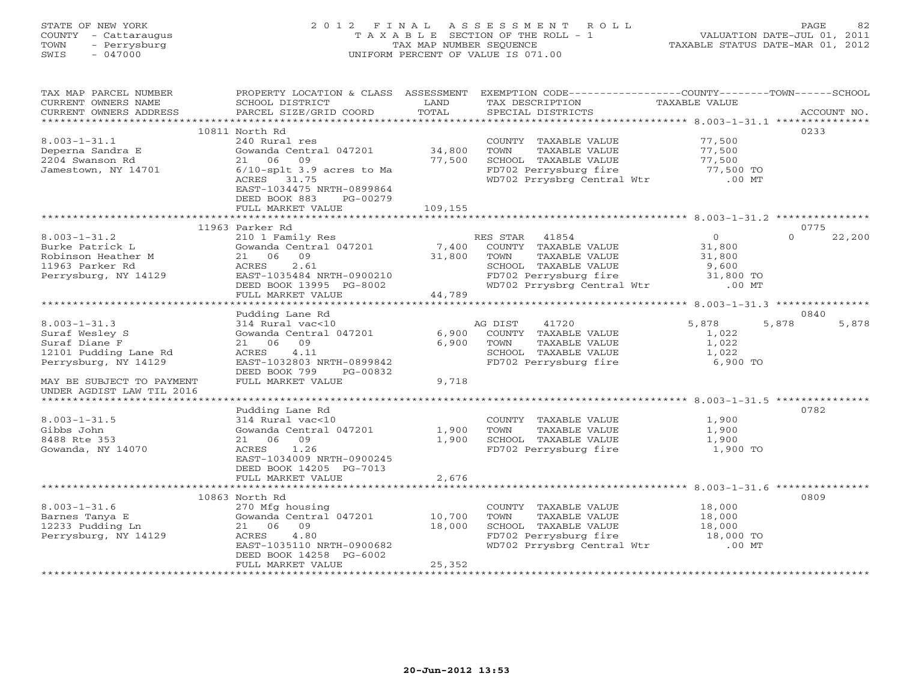STATE OF NEW YORK
COUNTY - Cattaraugus
TOWN - Perrysburg
SWIS - 047000

2012 FINAL ASSESSMENT ROLL
TAXABLE SECTION OF THE ROLL - 1
TAX MAP NUMBER SEQUENCE
UNIFORM PERCENT OF VALUE IS 071.00

VALUATION DATE-JUL 01, 2011
TAXABLE STATUS DATE-MAR 01, 2012

```
TAX MAP PARCEL NUMBER          PROPERTY LOCATION & CLASS  ASSESSMENT  EXEMPTION CODE------------------COUNTY--------TOWN------SCHOOL
CURRENT OWNERS NAME            SCHOOL DISTRICT               LAND      TAX DESCRIPTION              TAXABLE VALUE
CURRENT OWNERS ADDRESS         PARCEL SIZE/GRID COORD        TOTAL     SPECIAL DISTRICTS                                   ACCOUNT NO.
******************************************************************************************************* 8.003-1-31.1 ***************
                               10811 North Rd                                                                               0233
8.003-1-31.1                   240 Rural res                           COUNTY  TAXABLE VALUE            77,500
Deperna Sandra E               Gowanda Central 047201       34,800     TOWN    TAXABLE VALUE            77,500
2204 Swanson Rd                21  06  09                   77,500     SCHOOL  TAXABLE VALUE            77,500
Jamestown, NY 14701            6/10-splt 3.9 acres to Ma               FD702 Perrysburg fire             77,500 TO
                               ACRES  31.75                            WD702 Prrysbrg Central Wtr           .00 MT
                               EAST-1034475 NRTH-0899864
                               DEED BOOK 883     PG-00279
                               FULL MARKET VALUE           109,155
******************************************************************************************************* 8.003-1-31.2 ***************
                               11963 Parker Rd                                                                              0775
8.003-1-31.2                   210 1 Family Res                        RES STAR   41854                  0          0       22,200
Burke Patrick L                Gowanda Central 047201        7,400     COUNTY  TAXABLE VALUE            31,800
Robinson Heather M             21  06  09                   31,800     TOWN    TAXABLE VALUE            31,800
11963 Parker Rd                ACRES   2.61                            SCHOOL  TAXABLE VALUE             9,600
Perrysburg, NY 14129           EAST-1035484 NRTH-0900210               FD702 Perrysburg fire             31,800 TO
                               DEED BOOK 13995  PG-8002                WD702 Prrysbrg Central Wtr           .00 MT
                               FULL MARKET VALUE            44,789
******************************************************************************************************* 8.003-1-31.3 ***************
                               Pudding Lane Rd                                                                              0840
8.003-1-31.3                   314 Rural vac<10                        AG DIST    41720              5,878      5,878        5,878
Suraf Wesley S                 Gowanda Central 047201        6,900     COUNTY  TAXABLE VALUE             1,022
Suraf Diane F                  21  06  09                    6,900     TOWN    TAXABLE VALUE             1,022
12101 Pudding Lane Rd          ACRES   4.11                            SCHOOL  TAXABLE VALUE             1,022
Perrysburg, NY 14129           EAST-1032803 NRTH-0899842               FD702 Perrysburg fire              6,900 TO
                               DEED BOOK 799     PG-00832
MAY BE SUBJECT TO PAYMENT      FULL MARKET VALUE             9,718
UNDER AGDIST LAW TIL 2016
******************************************************************************************************* 8.003-1-31.5 ***************
                               Pudding Lane Rd                                                                              0782
8.003-1-31.5                   314 Rural vac<10                        COUNTY  TAXABLE VALUE             1,900
Gibbs John                     Gowanda Central 047201        1,900     TOWN    TAXABLE VALUE             1,900
8488 Rte 353                   21  06  09                    1,900     SCHOOL  TAXABLE VALUE             1,900
Gowanda, NY 14070              ACRES   1.26                            FD702 Perrysburg fire              1,900 TO
                               EAST-1034009 NRTH-0900245
                               DEED BOOK 14205  PG-7013
                               FULL MARKET VALUE             2,676
******************************************************************************************************* 8.003-1-31.6 ***************
                               10863 North Rd                                                                               0809
8.003-1-31.6                   270 Mfg housing                         COUNTY  TAXABLE VALUE            18,000
Barnes Tanya E                 Gowanda Central 047201       10,700     TOWN    TAXABLE VALUE            18,000
12233 Pudding Ln               21  06  09                   18,000     SCHOOL  TAXABLE VALUE            18,000
Perrysburg, NY 14129           ACRES   4.80                            FD702 Perrysburg fire             18,000 TO
                               EAST-1035110 NRTH-0900682               WD702 Prrysbrg Central Wtr           .00 MT
                               DEED BOOK 14258  PG-6002
                               FULL MARKET VALUE            25,352
************************************************************************************************************************************
```

20-Jun-2012 13:53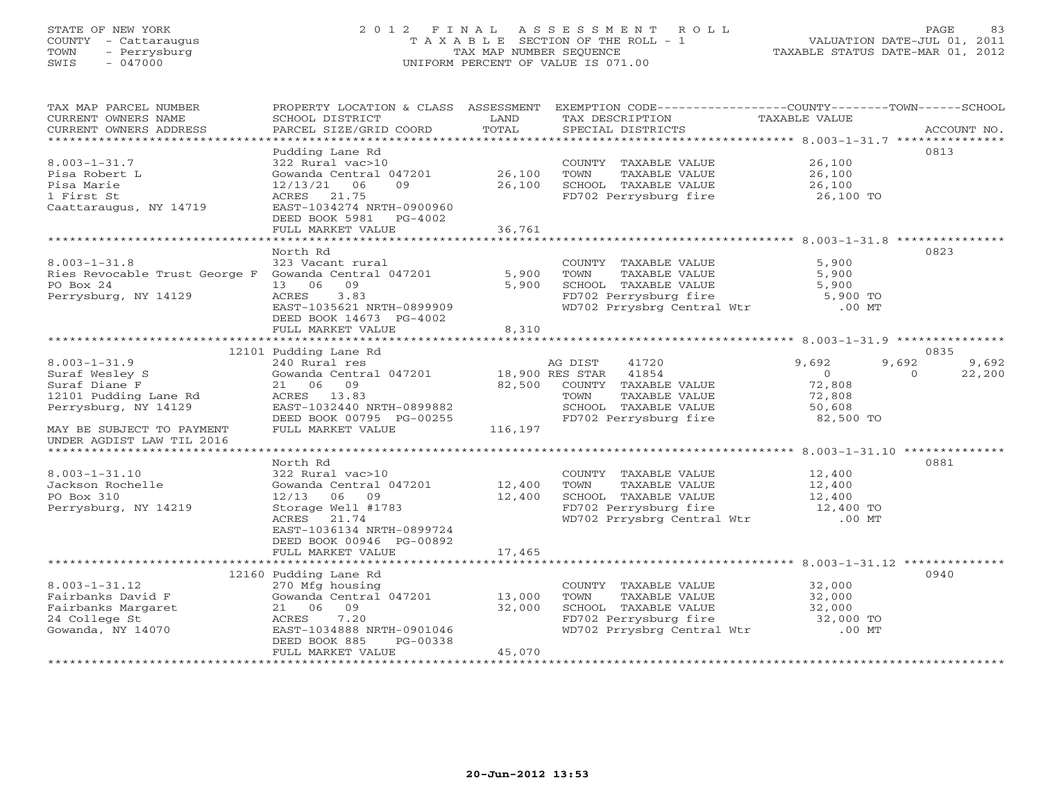STATE OF NEW YORK
COUNTY - Cattaraugus
TOWN - Perrysburg
SWIS - 047000

2012 FINAL ASSESSMENT ROLL
TAXABLE SECTION OF THE ROLL - 1
TAX MAP NUMBER SEQUENCE
UNIFORM PERCENT OF VALUE IS 071.00

VALUATION DATE-JUL 01, 2011
TAXABLE STATUS DATE-MAR 01, 2012

| TAX MAP PARCEL NUMBER / CURRENT OWNERS NAME / CURRENT OWNERS ADDRESS | PROPERTY LOCATION & CLASS / SCHOOL DISTRICT / PARCEL SIZE/GRID COORD | ASSESSMENT LAND | TOTAL | EXEMPTION CODE / TAX DESCRIPTION / SPECIAL DISTRICTS | COUNTY TAXABLE VALUE | TOWN | SCHOOL / ACCOUNT NO. |
|---|---|---|---|---|---|---|---|
| 8.003-1-31.7 | Pudding Lane Rd | | | | | | 0813 |
| | 322 Rural vac>10 | | | COUNTY TAXABLE VALUE | 26,100 | | |
| Pisa Robert L | Gowanda Central 047201 | 26,100 | | TOWN TAXABLE VALUE | 26,100 | | |
| Pisa Marie | 12/13/21 06 09 | | 26,100 | SCHOOL TAXABLE VALUE | 26,100 | | |
| 1 First St | ACRES 21.75 | | | FD702 Perrysburg fire | 26,100 TO | | |
| Caattaraugus, NY 14719 | EAST-1034274 NRTH-0900960 | | | | | | |
| | DEED BOOK 5981 PG-4002 | | | | | | |
| | FULL MARKET VALUE | | 36,761 | | | | |
| 8.003-1-31.8 | North Rd | | | | | | 0823 |
| | 323 Vacant rural | | | COUNTY TAXABLE VALUE | 5,900 | | |
| Ries Revocable Trust George F | Gowanda Central 047201 | 5,900 | | TOWN TAXABLE VALUE | 5,900 | | |
| PO Box 24 | 13 06 09 | | 5,900 | SCHOOL TAXABLE VALUE | 5,900 | | |
| Perrysburg, NY 14129 | ACRES 3.83 | | | FD702 Perrysburg fire | 5,900 TO | | |
| | EAST-1035621 NRTH-0899909 | | | WD702 Prrysbrg Central Wtr | .00 MT | | |
| | DEED BOOK 14673 PG-4002 | | | | | | |
| | FULL MARKET VALUE | | 8,310 | | | | |
| 8.003-1-31.9 | 12101 Pudding Lane Rd | | | | | | 0835 |
| | 240 Rural res | | | AG DIST 41720 | 9,692 | 9,692 | 9,692 |
| Suraf Wesley S | Gowanda Central 047201 | 18,900 | | RES STAR 41854 | 0 | 0 | 22,200 |
| Suraf Diane F | 21 06 09 | | 82,500 | COUNTY TAXABLE VALUE | 72,808 | | |
| 12101 Pudding Lane Rd | ACRES 13.83 | | | TOWN TAXABLE VALUE | 72,808 | | |
| Perrysburg, NY 14129 | EAST-1032440 NRTH-0899882 | | | SCHOOL TAXABLE VALUE | 50,608 | | |
| | DEED BOOK 00795 PG-00255 | | | FD702 Perrysburg fire | 82,500 TO | | |
| MAY BE SUBJECT TO PAYMENT | FULL MARKET VALUE | | 116,197 | | | | |
| UNDER AGDIST LAW TIL 2016 | | | | | | | |
| 8.003-1-31.10 | North Rd | | | | | | 0881 |
| | 322 Rural vac>10 | | | COUNTY TAXABLE VALUE | 12,400 | | |
| Jackson Rochelle | Gowanda Central 047201 | 12,400 | | TOWN TAXABLE VALUE | 12,400 | | |
| PO Box 310 | 12/13 06 09 | | 12,400 | SCHOOL TAXABLE VALUE | 12,400 | | |
| Perrysburg, NY 14219 | Storage Well #1783 | | | FD702 Perrysburg fire | 12,400 TO | | |
| | ACRES 21.74 | | | WD702 Prrysbrg Central Wtr | .00 MT | | |
| | EAST-1036134 NRTH-0899724 | | | | | | |
| | DEED BOOK 00946 PG-00892 | | | | | | |
| | FULL MARKET VALUE | | 17,465 | | | | |
| 8.003-1-31.12 | 12160 Pudding Lane Rd | | | | | | 0940 |
| | 270 Mfg housing | | | COUNTY TAXABLE VALUE | 32,000 | | |
| Fairbanks David F | Gowanda Central 047201 | 13,000 | | TOWN TAXABLE VALUE | 32,000 | | |
| Fairbanks Margaret | 21 06 09 | | 32,000 | SCHOOL TAXABLE VALUE | 32,000 | | |
| 24 College St | ACRES 7.20 | | | FD702 Perrysburg fire | 32,000 TO | | |
| Gowanda, NY 14070 | EAST-1034888 NRTH-0901046 | | | WD702 Prrysbrg Central Wtr | .00 MT | | |
| | DEED BOOK 885 PG-00338 | | | | | | |
| | FULL MARKET VALUE | | 45,070 | | | | |

20-Jun-2012 13:53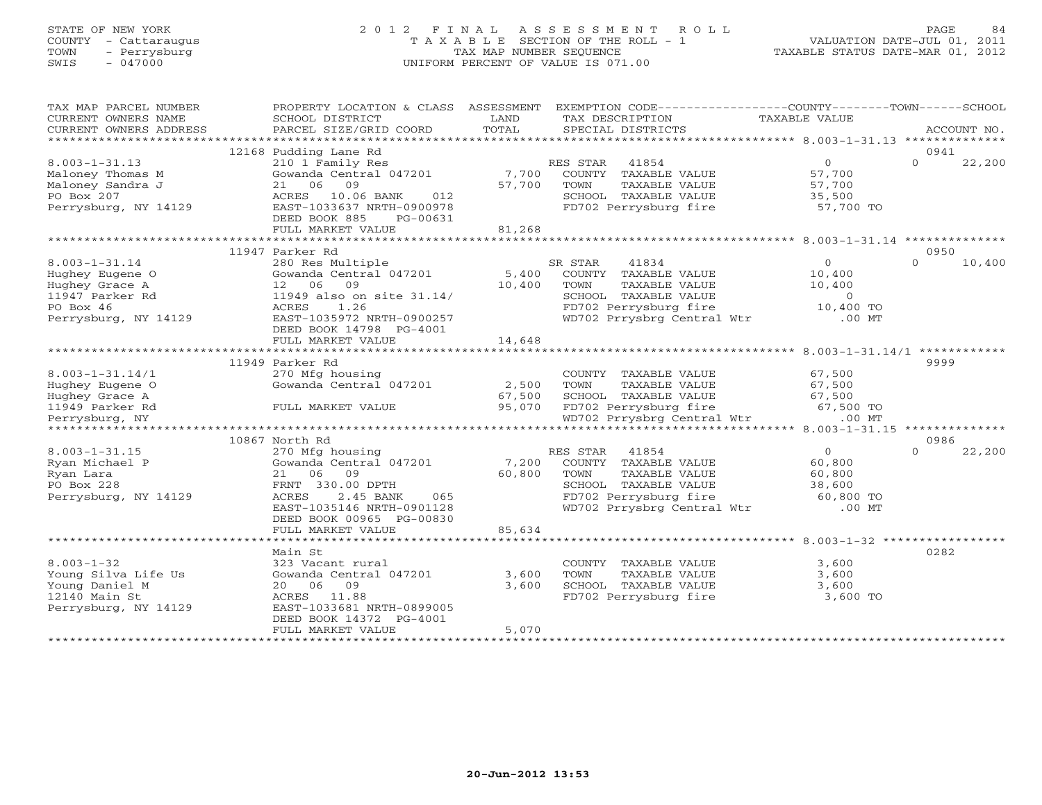STATE OF NEW YORK
COUNTY - Cattaraugus
TOWN - Perrysburg
SWIS - 047000

# 2012 FINAL ASSESSMENT ROLL
TAXABLE SECTION OF THE ROLL - 1
TAX MAP NUMBER SEQUENCE
UNIFORM PERCENT OF VALUE IS 071.00

VALUATION DATE-JUL 01, 2011
TAXABLE STATUS DATE-MAR 01, 2012

| TAX MAP PARCEL NUMBER / CURRENT OWNERS NAME / CURRENT OWNERS ADDRESS | PROPERTY LOCATION & CLASS / SCHOOL DISTRICT / PARCEL SIZE/GRID COORD | ASSESSMENT LAND / TOTAL | EXEMPTION CODE / TAX DESCRIPTION / SPECIAL DISTRICTS | COUNTY / TOWN TAXABLE VALUE | SCHOOL | ACCOUNT NO. |
|---|---|---|---|---|---|---|
| **8.003-1-31.13** | 12168 Pudding Lane Rd | | | | | 0941 |
| Maloney Thomas M | 210 1 Family Res | | RES STAR 41854 | 0 | 0 | 22,200 |
| Maloney Sandra J | Gowanda Central 047201 | 7,700 | COUNTY TAXABLE VALUE | 57,700 | | |
| PO Box 207 | 21 06 09 | 57,700 | TOWN TAXABLE VALUE | 57,700 | | |
| Perrysburg, NY 14129 | ACRES 10.06 BANK 012 | | SCHOOL TAXABLE VALUE | 35,500 | | |
| | EAST-1033637 NRTH-0900978 | | FD702 Perrysburg fire | 57,700 TO | | |
| | DEED BOOK 885 PG-00631 | | | | | |
| | FULL MARKET VALUE | 81,268 | | | | |
| **8.003-1-31.14** | 11947 Parker Rd | | | | | 0950 |
| Hughey Eugene O | 280 Res Multiple | | SR STAR 41834 | 0 | 0 | 10,400 |
| Hughey Grace A | Gowanda Central 047201 | 5,400 | COUNTY TAXABLE VALUE | 10,400 | | |
| 11947 Parker Rd | 12 06 09 | 10,400 | TOWN TAXABLE VALUE | 10,400 | | |
| PO Box 46 | 11949 also on site 31.14/ | | SCHOOL TAXABLE VALUE | 0 | | |
| Perrysburg, NY 14129 | ACRES 1.26 | | FD702 Perrysburg fire | 10,400 TO | | |
| | EAST-1035972 NRTH-0900257 | | WD702 Prrysbrg Central Wtr | .00 MT | | |
| | DEED BOOK 14798 PG-4001 | | | | | |
| | FULL MARKET VALUE | 14,648 | | | | |
| **8.003-1-31.14/1** | 11949 Parker Rd | | | | | 9999 |
| Hughey Eugene O | 270 Mfg housing | | COUNTY TAXABLE VALUE | 67,500 | | |
| Hughey Grace A | Gowanda Central 047201 | 2,500 | TOWN TAXABLE VALUE | 67,500 | | |
| 11949 Parker Rd | | 67,500 | SCHOOL TAXABLE VALUE | 67,500 | | |
| Perrysburg, NY | FULL MARKET VALUE | 95,070 | FD702 Perrysburg fire | 67,500 TO | | |
| | | | WD702 Prrysbrg Central Wtr | .00 MT | | |
| **8.003-1-31.15** | 10867 North Rd | | | | | 0986 |
| Ryan Michael P | 270 Mfg housing | | RES STAR 41854 | 0 | 0 | 22,200 |
| Ryan Lara | Gowanda Central 047201 | 7,200 | COUNTY TAXABLE VALUE | 60,800 | | |
| PO Box 228 | 21 06 09 | 60,800 | TOWN TAXABLE VALUE | 60,800 | | |
| Perrysburg, NY 14129 | FRNT 330.00 DPTH | | SCHOOL TAXABLE VALUE | 38,600 | | |
| | ACRES 2.45 BANK 065 | | FD702 Perrysburg fire | 60,800 TO | | |
| | EAST-1035146 NRTH-0901128 | | WD702 Prrysbrg Central Wtr | .00 MT | | |
| | DEED BOOK 00965 PG-00830 | | | | | |
| | FULL MARKET VALUE | 85,634 | | | | |
| **8.003-1-32** | Main St | | | | | 0282 |
| Young Silva Life Us | 323 Vacant rural | | COUNTY TAXABLE VALUE | 3,600 | | |
| Young Daniel M | Gowanda Central 047201 | 3,600 | TOWN TAXABLE VALUE | 3,600 | | |
| 12140 Main St | 20 06 09 | 3,600 | SCHOOL TAXABLE VALUE | 3,600 | | |
| Perrysburg, NY 14129 | ACRES 11.88 | | FD702 Perrysburg fire | 3,600 TO | | |
| | EAST-1033681 NRTH-0899005 | | | | | |
| | DEED BOOK 14372 PG-4001 | | | | | |
| | FULL MARKET VALUE | 5,070 | | | | |

20-Jun-2012 13:53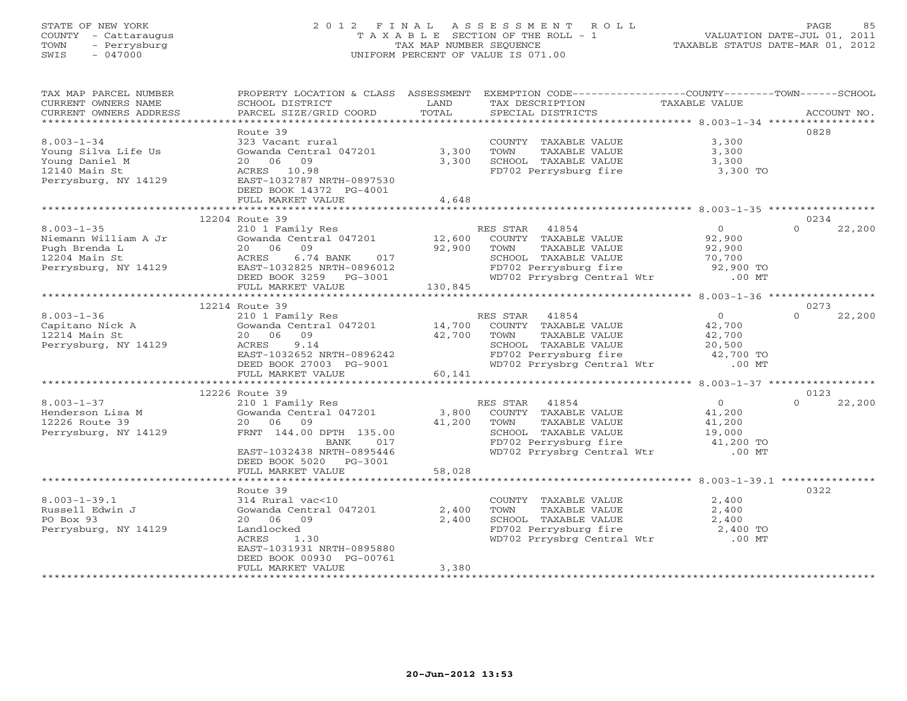STATE OF NEW YORK
COUNTY - Cattaraugus
TOWN - Perrysburg
SWIS - 047000

2012 FINAL ASSESSMENT ROLL
TAXABLE SECTION OF THE ROLL - 1
TAX MAP NUMBER SEQUENCE
UNIFORM PERCENT OF VALUE IS 071.00

VALUATION DATE-JUL 01, 2011
TAXABLE STATUS DATE-MAR 01, 2012

| TAX MAP PARCEL NUMBER / CURRENT OWNERS NAME / CURRENT OWNERS ADDRESS | PROPERTY LOCATION & CLASS / SCHOOL DISTRICT / PARCEL SIZE/GRID COORD | ASSESSMENT LAND / TOTAL | EXEMPTION CODE / TAX DESCRIPTION / SPECIAL DISTRICTS | COUNTY / TOWN / SCHOOL TAXABLE VALUE | ACCOUNT NO. |
|---|---|---|---|---|---|
| **8.003-1-34** | Route 39 | | | | 0828 |
| 8.003-1-34 | 323 Vacant rural | | COUNTY TAXABLE VALUE | 3,300 | |
| Young Silva Life Us | Gowanda Central 047201 | 3,300 | TOWN TAXABLE VALUE | 3,300 | |
| Young Daniel M | 20 06 09 | 3,300 | SCHOOL TAXABLE VALUE | 3,300 | |
| 12140 Main St | ACRES 10.98 | | FD702 Perrysburg fire | 3,300 TO | |
| Perrysburg, NY 14129 | EAST-1032787 NRTH-0897530 | | | | |
| | DEED BOOK 14372 PG-4001 | | | | |
| | FULL MARKET VALUE | 4,648 | | | |
| **8.003-1-35** | 12204 Route 39 | | | | 0234 |
| 8.003-1-35 | 210 1 Family Res | | RES STAR 41854 | 0 / 0 / 22,200 | |
| Niemann William A Jr | Gowanda Central 047201 | 12,600 | COUNTY TAXABLE VALUE | 92,900 | |
| Pugh Brenda L | 20 06 09 | 92,900 | TOWN TAXABLE VALUE | 92,900 | |
| 12204 Main St | ACRES 6.74 BANK 017 | | SCHOOL TAXABLE VALUE | 70,700 | |
| Perrysburg, NY 14129 | EAST-1032825 NRTH-0896012 | | FD702 Perrysburg fire | 92,900 TO | |
| | DEED BOOK 3259 PG-3001 | | WD702 Prrysbrg Central Wtr | .00 MT | |
| | FULL MARKET VALUE | 130,845 | | | |
| **8.003-1-36** | 12214 Route 39 | | | | 0273 |
| 8.003-1-36 | 210 1 Family Res | | RES STAR 41854 | 0 / 0 / 22,200 | |
| Capitano Nick A | Gowanda Central 047201 | 14,700 | COUNTY TAXABLE VALUE | 42,700 | |
| 12214 Main St | 20 06 09 | 42,700 | TOWN TAXABLE VALUE | 42,700 | |
| Perrysburg, NY 14129 | ACRES 9.14 | | SCHOOL TAXABLE VALUE | 20,500 | |
| | EAST-1032652 NRTH-0896242 | | FD702 Perrysburg fire | 42,700 TO | |
| | DEED BOOK 27003 PG-9001 | | WD702 Prrysbrg Central Wtr | .00 MT | |
| | FULL MARKET VALUE | 60,141 | | | |
| **8.003-1-37** | 12226 Route 39 | | | | 0123 |
| 8.003-1-37 | 210 1 Family Res | | RES STAR 41854 | 0 / 0 / 22,200 | |
| Henderson Lisa M | Gowanda Central 047201 | 3,800 | COUNTY TAXABLE VALUE | 41,200 | |
| 12226 Route 39 | 20 06 09 | 41,200 | TOWN TAXABLE VALUE | 41,200 | |
| Perrysburg, NY 14129 | FRNT 144.00 DPTH 135.00 | | SCHOOL TAXABLE VALUE | 19,000 | |
| | BANK 017 | | FD702 Perrysburg fire | 41,200 TO | |
| | EAST-1032438 NRTH-0895446 | | WD702 Prrysbrg Central Wtr | .00 MT | |
| | DEED BOOK 5020 PG-3001 | | | | |
| | FULL MARKET VALUE | 58,028 | | | |
| **8.003-1-39.1** | Route 39 | | | | 0322 |
| 8.003-1-39.1 | 314 Rural vac<10 | | COUNTY TAXABLE VALUE | 2,400 | |
| Russell Edwin J | Gowanda Central 047201 | 2,400 | TOWN TAXABLE VALUE | 2,400 | |
| PO Box 93 | 20 06 09 | 2,400 | SCHOOL TAXABLE VALUE | 2,400 | |
| Perrysburg, NY 14129 | Landlocked | | FD702 Perrysburg fire | 2,400 TO | |
| | ACRES 1.30 | | WD702 Prrysbrg Central Wtr | .00 MT | |
| | EAST-1031931 NRTH-0895880 | | | | |
| | DEED BOOK 00930 PG-00761 | | | | |
| | FULL MARKET VALUE | 3,380 | | | |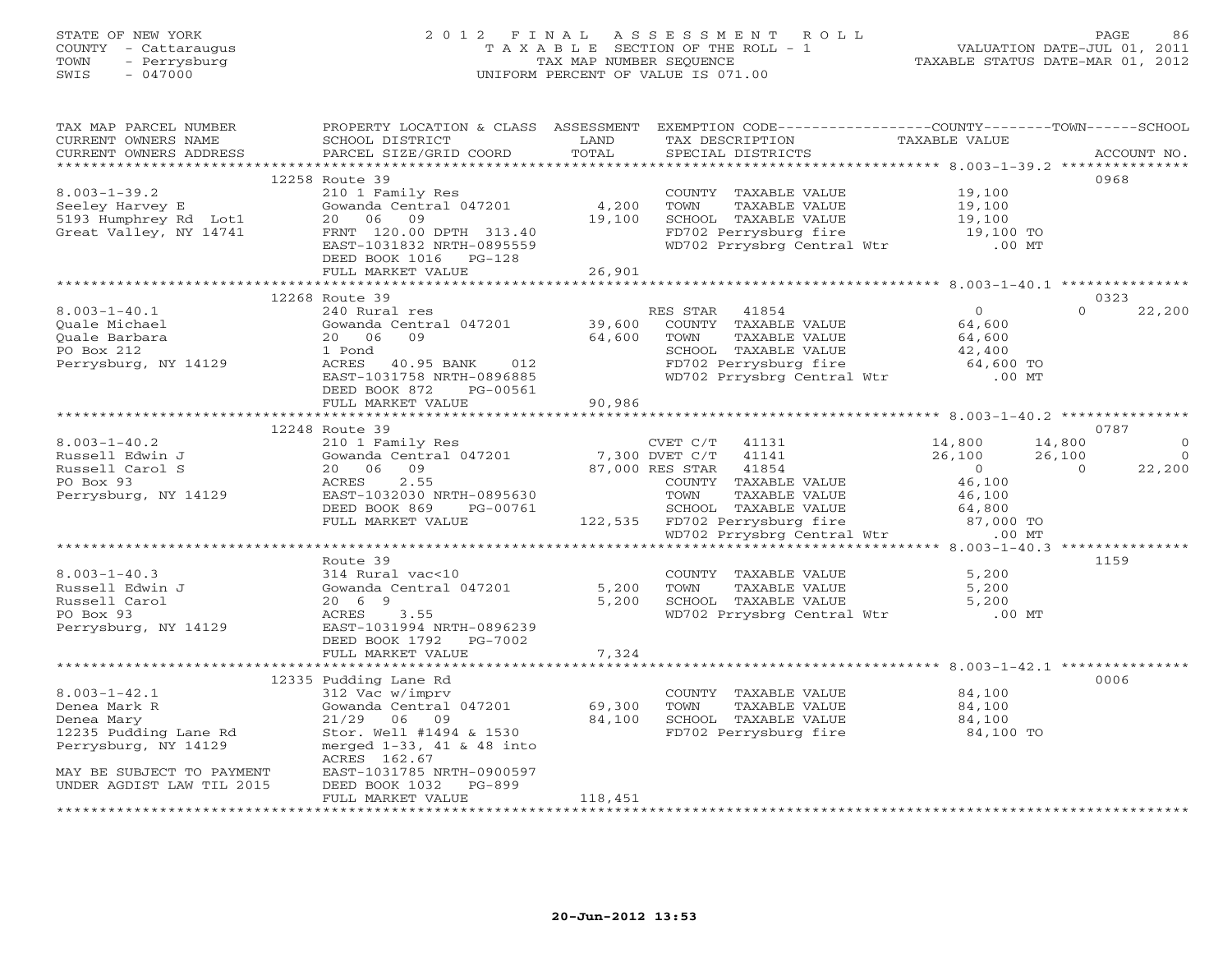STATE OF NEW YORK
COUNTY - Cattaraugus
TOWN - Perrysburg
SWIS - 047000

# 2012 FINAL ASSESSMENT ROLL
TAXABLE SECTION OF THE ROLL - 1
TAX MAP NUMBER SEQUENCE
UNIFORM PERCENT OF VALUE IS 071.00

VALUATION DATE-JUL 01, 2011
TAXABLE STATUS DATE-MAR 01, 2012

| TAX MAP PARCEL NUMBER / CURRENT OWNERS NAME / CURRENT OWNERS ADDRESS | PROPERTY LOCATION & CLASS / SCHOOL DISTRICT / PARCEL SIZE/GRID COORD | ASSESSMENT LAND / TOTAL | EXEMPTION CODE / TAX DESCRIPTION / SPECIAL DISTRICTS | COUNTY TAXABLE VALUE | TOWN | SCHOOL | ACCOUNT NO. |
|---|---|---|---|---|---|---|---|
| 8.003-1-39.2 | 12258 Route 39 | | | | | | 0968 |
| | 210 1 Family Res | | COUNTY TAXABLE VALUE | 19,100 | | | |
| Seeley Harvey E | Gowanda Central 047201 | 4,200 | TOWN TAXABLE VALUE | 19,100 | | | |
| 5193 Humphrey Rd Lot1 | 20 06 09 | 19,100 | SCHOOL TAXABLE VALUE | 19,100 | | | |
| Great Valley, NY 14741 | FRNT 120.00 DPTH 313.40 | | FD702 Perrysburg fire | 19,100 TO | | | |
| | EAST-1031832 NRTH-0895559 | | WD702 Prrysbrg Central Wtr | .00 MT | | | |
| | DEED BOOK 1016 PG-128 | | | | | | |
| | FULL MARKET VALUE | 26,901 | | | | | |
| 8.003-1-40.1 | 12268 Route 39 | | | | | | 0323 |
| | 240 Rural res | | RES STAR 41854 | 0 | | 0 | 22,200 |
| Quale Michael | Gowanda Central 047201 | 39,600 | COUNTY TAXABLE VALUE | 64,600 | | | |
| Quale Barbara | 20 06 09 | 64,600 | TOWN TAXABLE VALUE | 64,600 | | | |
| PO Box 212 | 1 Pond | | SCHOOL TAXABLE VALUE | 42,400 | | | |
| Perrysburg, NY 14129 | ACRES 40.95 BANK 012 | | FD702 Perrysburg fire | 64,600 TO | | | |
| | EAST-1031758 NRTH-0896885 | | WD702 Prrysbrg Central Wtr | .00 MT | | | |
| | DEED BOOK 872 PG-00561 | | | | | | |
| | FULL MARKET VALUE | 90,986 | | | | | |
| 8.003-1-40.2 | 12248 Route 39 | | | | | | 0787 |
| | 210 1 Family Res | | CVET C/T 41131 | 14,800 | 14,800 | | 0 |
| Russell Edwin J | Gowanda Central 047201 | 7,300 | DVET C/T 41141 | 26,100 | 26,100 | | 0 |
| Russell Carol S | 20 06 09 | 87,000 | RES STAR 41854 | 0 | | 0 | 22,200 |
| PO Box 93 | ACRES 2.55 | | COUNTY TAXABLE VALUE | 46,100 | | | |
| Perrysburg, NY 14129 | EAST-1032030 NRTH-0895630 | | TOWN TAXABLE VALUE | 46,100 | | | |
| | DEED BOOK 869 PG-00761 | | SCHOOL TAXABLE VALUE | 64,800 | | | |
| | FULL MARKET VALUE | 122,535 | FD702 Perrysburg fire | 87,000 TO | | | |
| | | | WD702 Prrysbrg Central Wtr | .00 MT | | | |
| 8.003-1-40.3 | Route 39 | | | | | | 1159 |
| | 314 Rural vac<10 | | COUNTY TAXABLE VALUE | 5,200 | | | |
| Russell Edwin J | Gowanda Central 047201 | 5,200 | TOWN TAXABLE VALUE | 5,200 | | | |
| Russell Carol | 20 6 9 | 5,200 | SCHOOL TAXABLE VALUE | 5,200 | | | |
| PO Box 93 | ACRES 3.55 | | WD702 Prrysbrg Central Wtr | .00 MT | | | |
| Perrysburg, NY 14129 | EAST-1031994 NRTH-0896239 | | | | | | |
| | DEED BOOK 1792 PG-7002 | | | | | | |
| | FULL MARKET VALUE | 7,324 | | | | | |
| 8.003-1-42.1 | 12335 Pudding Lane Rd | | | | | | 0006 |
| | 312 Vac w/imprv | | COUNTY TAXABLE VALUE | 84,100 | | | |
| Denea Mark R | Gowanda Central 047201 | 69,300 | TOWN TAXABLE VALUE | 84,100 | | | |
| Denea Mary | 21/29 06 09 | 84,100 | SCHOOL TAXABLE VALUE | 84,100 | | | |
| 12235 Pudding Lane Rd | Stor. Well #1494 & 1530 | | FD702 Perrysburg fire | 84,100 TO | | | |
| Perrysburg, NY 14129 | merged 1-33, 41 & 48 into | | | | | | |
| | ACRES 162.67 | | | | | | |
| MAY BE SUBJECT TO PAYMENT | EAST-1031785 NRTH-0900597 | | | | | | |
| UNDER AGDIST LAW TIL 2015 | DEED BOOK 1032 PG-899 | | | | | | |
| | FULL MARKET VALUE | 118,451 | | | | | |

20-Jun-2012 13:53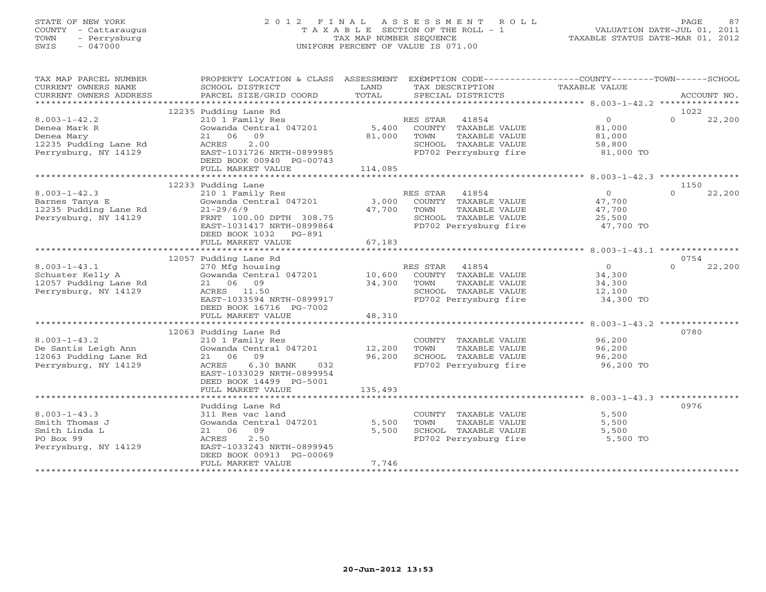STATE OF NEW YORK
COUNTY - Cattaraugus
TOWN - Perrysburg
SWIS - 047000

2012 FINAL ASSESSMENT ROLL
TAXABLE SECTION OF THE ROLL - 1
TAX MAP NUMBER SEQUENCE
UNIFORM PERCENT OF VALUE IS 071.00

VALUATION DATE-JUL 01, 2011
TAXABLE STATUS DATE-MAR 01, 2012

| TAX MAP PARCEL NUMBER / CURRENT OWNERS NAME / CURRENT OWNERS ADDRESS | PROPERTY LOCATION & CLASS / SCHOOL DISTRICT / PARCEL SIZE/GRID COORD | ASSESSMENT LAND / TOTAL | EXEMPTION CODE / TAX DESCRIPTION / SPECIAL DISTRICTS | COUNTY / TAXABLE VALUE | TOWN | SCHOOL / ACCOUNT NO. |
|---|---|---|---|---|---|---|
| **8.003-1-42.2** | 12235 Pudding Lane Rd | | | | | 1022 |
| 8.003-1-42.2 | 210 1 Family Res | | RES STAR 41854 | 0 | 0 | 22,200 |
| Denea Mark R | Gowanda Central 047201 | 5,400 | COUNTY TAXABLE VALUE | 81,000 | | |
| Denea Mary | 21 06 09 | 81,000 | TOWN TAXABLE VALUE | | 81,000 | |
| 12235 Pudding Lane Rd | ACRES 2.00 | | SCHOOL TAXABLE VALUE | | | 58,800 |
| Perrysburg, NY 14129 | EAST-1031726 NRTH-0899985 | | FD702 Perrysburg fire | 81,000 TO | | |
| | DEED BOOK 00940 PG-00743 | | | | | |
| | FULL MARKET VALUE | 114,085 | | | | |
| **8.003-1-42.3** | 12233 Pudding Lane | | | | | 1150 |
| 8.003-1-42.3 | 210 1 Family Res | | RES STAR 41854 | 0 | 0 | 22,200 |
| Barnes Tanya E | Gowanda Central 047201 | 3,000 | COUNTY TAXABLE VALUE | 47,700 | | |
| 12235 Pudding Lane Rd | 21-29/6/9 | 47,700 | TOWN TAXABLE VALUE | | 47,700 | |
| Perrysburg, NY 14129 | FRNT 100.00 DPTH 308.75 | | SCHOOL TAXABLE VALUE | | | 25,500 |
| | EAST-1031417 NRTH-0899864 | | FD702 Perrysburg fire | 47,700 TO | | |
| | DEED BOOK 1032 PG-891 | | | | | |
| | FULL MARKET VALUE | 67,183 | | | | |
| **8.003-1-43.1** | 12057 Pudding Lane Rd | | | | | 0754 |
| 8.003-1-43.1 | 270 Mfg housing | | RES STAR 41854 | 0 | 0 | 22,200 |
| Schuster Kelly A | Gowanda Central 047201 | 10,600 | COUNTY TAXABLE VALUE | 34,300 | | |
| 12057 Pudding Lane Rd | 21 06 09 | 34,300 | TOWN TAXABLE VALUE | | 34,300 | |
| Perrysburg, NY 14129 | ACRES 11.50 | | SCHOOL TAXABLE VALUE | | | 12,100 |
| | EAST-1033594 NRTH-0899917 | | FD702 Perrysburg fire | 34,300 TO | | |
| | DEED BOOK 16716 PG-7002 | | | | | |
| | FULL MARKET VALUE | 48,310 | | | | |
| **8.003-1-43.2** | 12063 Pudding Lane Rd | | | | | 0780 |
| 8.003-1-43.2 | 210 1 Family Res | | COUNTY TAXABLE VALUE | 96,200 | | |
| De Santis Leigh Ann | Gowanda Central 047201 | 12,200 | TOWN TAXABLE VALUE | | 96,200 | |
| 12063 Pudding Lane Rd | 21 06 09 | 96,200 | SCHOOL TAXABLE VALUE | | | 96,200 |
| Perrysburg, NY 14129 | ACRES 6.30 BANK 032 | | FD702 Perrysburg fire | 96,200 TO | | |
| | EAST-1033029 NRTH-0899954 | | | | | |
| | DEED BOOK 14499 PG-5001 | | | | | |
| | FULL MARKET VALUE | 135,493 | | | | |
| **8.003-1-43.3** | Pudding Lane Rd | | | | | 0976 |
| 8.003-1-43.3 | 311 Res vac land | | COUNTY TAXABLE VALUE | 5,500 | | |
| Smith Thomas J | Gowanda Central 047201 | 5,500 | TOWN TAXABLE VALUE | | 5,500 | |
| Smith Linda L | 21 06 09 | 5,500 | SCHOOL TAXABLE VALUE | | | 5,500 |
| PO Box 99 | ACRES 2.50 | | FD702 Perrysburg fire | 5,500 TO | | |
| Perrysburg, NY 14129 | EAST-1033243 NRTH-0899945 | | | | | |
| | DEED BOOK 00913 PG-00069 | | | | | |
| | FULL MARKET VALUE | 7,746 | | | | |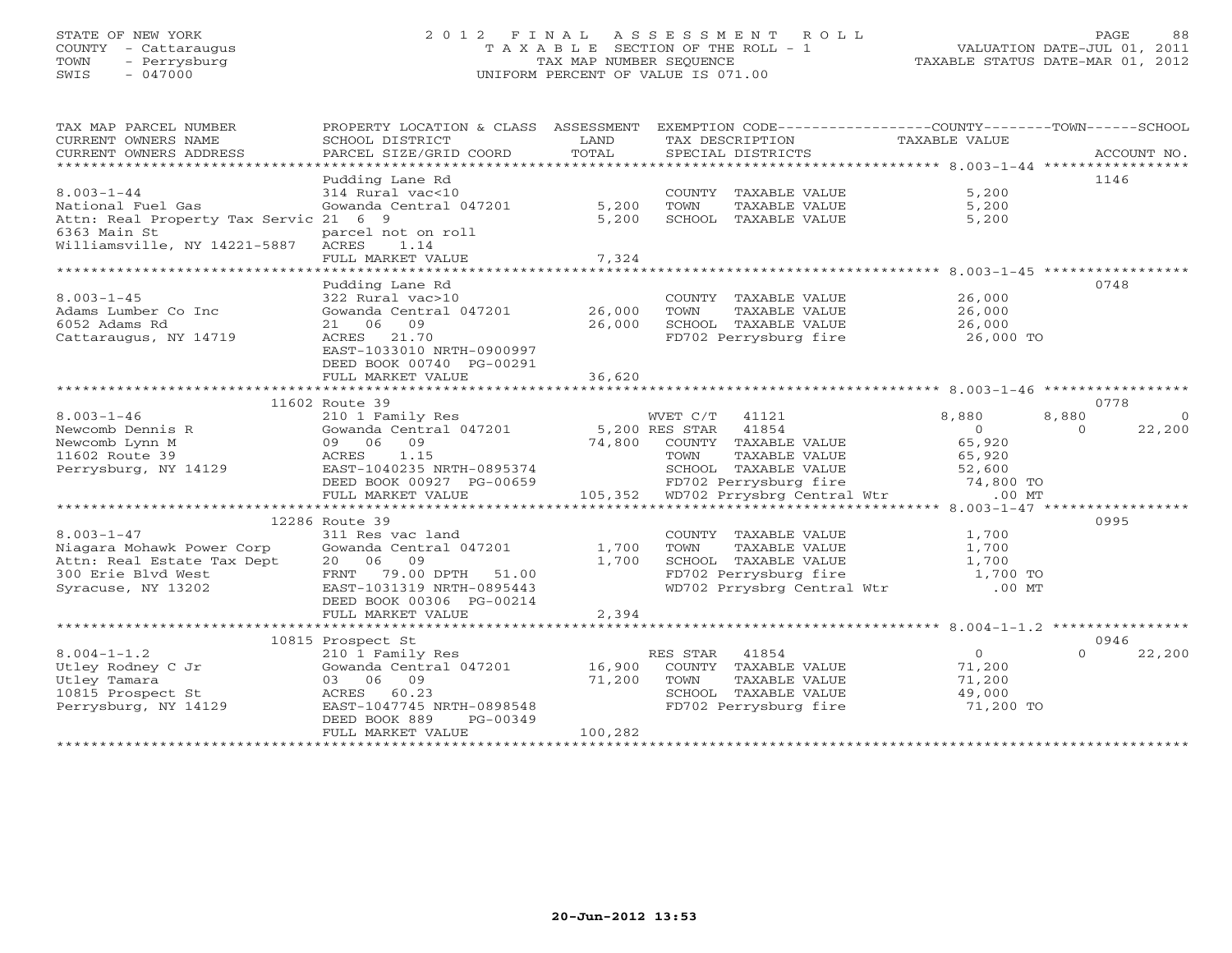STATE OF NEW YORK
COUNTY - Cattaraugus
TOWN - Perrysburg
SWIS - 047000

2012 FINAL ASSESSMENT ROLL
TAXABLE SECTION OF THE ROLL - 1
TAX MAP NUMBER SEQUENCE
UNIFORM PERCENT OF VALUE IS 071.00

VALUATION DATE-JUL 01, 2011
TAXABLE STATUS DATE-MAR 01, 2012

| TAX MAP PARCEL NUMBER / CURRENT OWNERS NAME / CURRENT OWNERS ADDRESS | PROPERTY LOCATION & CLASS / SCHOOL DISTRICT / PARCEL SIZE/GRID COORD | ASSESSMENT LAND / TOTAL | EXEMPTION CODE / TAX DESCRIPTION / SPECIAL DISTRICTS | COUNTY TAXABLE VALUE | TOWN | SCHOOL / ACCOUNT NO. |
|---|---|---|---|---|---|---|
| | Pudding Lane Rd | | | | | 1146 |
| 8.003-1-44 | 314 Rural vac<10 | | COUNTY TAXABLE VALUE | 5,200 | | |
| National Fuel Gas | Gowanda Central 047201 | 5,200 | TOWN TAXABLE VALUE | 5,200 | | |
| Attn: Real Property Tax Servic | 21 6 9 | 5,200 | SCHOOL TAXABLE VALUE | 5,200 | | |
| 6363 Main St | parcel not on roll | | | | | |
| Williamsville, NY 14221-5887 | ACRES 1.14 | | | | | |
| | FULL MARKET VALUE | 7,324 | | | | |
| | Pudding Lane Rd | | | | | 0748 |
| 8.003-1-45 | 322 Rural vac>10 | | COUNTY TAXABLE VALUE | 26,000 | | |
| Adams Lumber Co Inc | Gowanda Central 047201 | 26,000 | TOWN TAXABLE VALUE | 26,000 | | |
| 6052 Adams Rd | 21 06 09 | 26,000 | SCHOOL TAXABLE VALUE | 26,000 | | |
| Cattaraugus, NY 14719 | ACRES 21.70 | | FD702 Perrysburg fire | 26,000 TO | | |
| | EAST-1033010 NRTH-0900997 | | | | | |
| | DEED BOOK 00740 PG-00291 | | | | | |
| | FULL MARKET VALUE | 36,620 | | | | |
| | 11602 Route 39 | | | | | 0778 |
| 8.003-1-46 | 210 1 Family Res | | WVET C/T 41121 | 8,880 | 8,880 | 0 |
| Newcomb Dennis R | Gowanda Central 047201 | 5,200 | RES STAR 41854 | 0 | 0 | 22,200 |
| Newcomb Lynn M | 09 06 09 | 74,800 | COUNTY TAXABLE VALUE | 65,920 | | |
| 11602 Route 39 | ACRES 1.15 | | TOWN TAXABLE VALUE | 65,920 | | |
| Perrysburg, NY 14129 | EAST-1040235 NRTH-0895374 | | SCHOOL TAXABLE VALUE | 52,600 | | |
| | DEED BOOK 00927 PG-00659 | | FD702 Perrysburg fire | 74,800 TO | | |
| | FULL MARKET VALUE | 105,352 | WD702 Prrysbrg Central Wtr | .00 MT | | |
| | 12286 Route 39 | | | | | 0995 |
| 8.003-1-47 | 311 Res vac land | | COUNTY TAXABLE VALUE | 1,700 | | |
| Niagara Mohawk Power Corp | Gowanda Central 047201 | 1,700 | TOWN TAXABLE VALUE | 1,700 | | |
| Attn: Real Estate Tax Dept | 20 06 09 | 1,700 | SCHOOL TAXABLE VALUE | 1,700 | | |
| 300 Erie Blvd West | FRNT 79.00 DPTH 51.00 | | FD702 Perrysburg fire | 1,700 TO | | |
| Syracuse, NY 13202 | EAST-1031319 NRTH-0895443 | | WD702 Prrysbrg Central Wtr | .00 MT | | |
| | DEED BOOK 00306 PG-00214 | | | | | |
| | FULL MARKET VALUE | 2,394 | | | | |
| | 10815 Prospect St | | | | | 0946 |
| 8.004-1-1.2 | 210 1 Family Res | | RES STAR 41854 | 0 | 0 | 22,200 |
| Utley Rodney C Jr | Gowanda Central 047201 | 16,900 | COUNTY TAXABLE VALUE | 71,200 | | |
| Utley Tamara | 03 06 09 | 71,200 | TOWN TAXABLE VALUE | 71,200 | | |
| 10815 Prospect St | ACRES 60.23 | | SCHOOL TAXABLE VALUE | 49,000 | | |
| Perrysburg, NY 14129 | EAST-1047745 NRTH-0898548 | | FD702 Perrysburg fire | 71,200 TO | | |
| | DEED BOOK 889 PG-00349 | | | | | |
| | FULL MARKET VALUE | 100,282 | | | | |

20-Jun-2012 13:53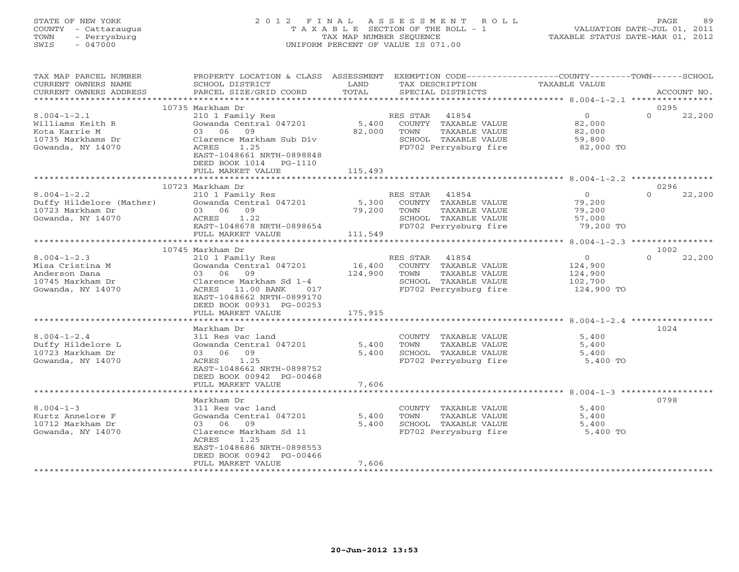STATE OF NEW YORK
COUNTY - Cattaraugus
TOWN - Perrysburg
SWIS - 047000

2012 FINAL ASSESSMENT ROLL
TAXABLE SECTION OF THE ROLL - 1
TAX MAP NUMBER SEQUENCE
UNIFORM PERCENT OF VALUE IS 071.00

VALUATION DATE-JUL 01, 2011
TAXABLE STATUS DATE-MAR 01, 2012

| TAX MAP PARCEL NUMBER / CURRENT OWNERS NAME / CURRENT OWNERS ADDRESS | PROPERTY LOCATION & CLASS / SCHOOL DISTRICT / PARCEL SIZE/GRID COORD | ASSESSMENT LAND / TOTAL | EXEMPTION CODE / TAX DESCRIPTION / SPECIAL DISTRICTS | COUNTY TAXABLE VALUE | TOWN | SCHOOL | ACCOUNT NO. |
|---|---|---|---|---|---|---|---|
| 8.004-1-2.1 | 10735 Markham Dr | | | | | | 0295 |
| Williams Keith R | 210 1 Family Res | | RES STAR 41854 | 0 | 0 | 22,200 | |
| Kota Karrie M | Gowanda Central 047201 | 5,400 | COUNTY TAXABLE VALUE | 82,000 | | | |
| 10735 Markhams Dr | 03 06 09 | 82,000 | TOWN TAXABLE VALUE | 82,000 | | | |
| Gowanda, NY 14070 | Clarence Markham Sub Div | | SCHOOL TAXABLE VALUE | 59,800 | | | |
| | ACRES 1.25 | | FD702 Perrysburg fire | 82,000 TO | | | |
| | EAST-1048661 NRTH-0898848 | | | | | | |
| | DEED BOOK 1014 PG-1110 | | | | | | |
| | FULL MARKET VALUE | 115,493 | | | | | |
| 8.004-1-2.2 | 10723 Markham Dr | | | | | | 0296 |
| Duffy Hildelore (Mather) | 210 1 Family Res | | RES STAR 41854 | 0 | 0 | 22,200 | |
| 10723 Markham Dr | Gowanda Central 047201 | 5,300 | COUNTY TAXABLE VALUE | 79,200 | | | |
| Gowanda, NY 14070 | 03 06 09 | 79,200 | TOWN TAXABLE VALUE | 79,200 | | | |
| | ACRES 1.22 | | SCHOOL TAXABLE VALUE | 57,000 | | | |
| | EAST-1048678 NRTH-0898654 | | FD702 Perrysburg fire | 79,200 TO | | | |
| | FULL MARKET VALUE | 111,549 | | | | | |
| 8.004-1-2.3 | 10745 Markham Dr | | | | | | 1002 |
| Misa Cristina M | 210 1 Family Res | | RES STAR 41854 | 0 | 0 | 22,200 | |
| Anderson Dana | Gowanda Central 047201 | 16,400 | COUNTY TAXABLE VALUE | 124,900 | | | |
| 10745 Markham Dr | 03 06 09 | 124,900 | TOWN TAXABLE VALUE | 124,900 | | | |
| Gowanda, NY 14070 | Clarence Markham Sd 1-4 | | SCHOOL TAXABLE VALUE | 102,700 | | | |
| | ACRES 11.00 BANK 017 | | FD702 Perrysburg fire | 124,900 TO | | | |
| | EAST-1048662 NRTH-0899170 | | | | | | |
| | DEED BOOK 00931 PG-00253 | | | | | | |
| | FULL MARKET VALUE | 175,915 | | | | | |
| 8.004-1-2.4 | Markham Dr | | | | | | 1024 |
| Duffy Hildelore L | 311 Res vac land | | COUNTY TAXABLE VALUE | 5,400 | | | |
| 10723 Markham Dr | Gowanda Central 047201 | 5,400 | TOWN TAXABLE VALUE | 5,400 | | | |
| Gowanda, NY 14070 | 03 06 09 | 5,400 | SCHOOL TAXABLE VALUE | 5,400 | | | |
| | ACRES 1.25 | | FD702 Perrysburg fire | 5,400 TO | | | |
| | EAST-1048662 NRTH-0898752 | | | | | | |
| | DEED BOOK 00942 PG-00468 | | | | | | |
| | FULL MARKET VALUE | 7,606 | | | | | |
| 8.004-1-3 | Markham Dr | | | | | | 0798 |
| Kurtz Annelore F | 311 Res vac land | | COUNTY TAXABLE VALUE | 5,400 | | | |
| 10712 Markham Dr | Gowanda Central 047201 | 5,400 | TOWN TAXABLE VALUE | 5,400 | | | |
| Gowanda, NY 14070 | 03 06 09 | 5,400 | SCHOOL TAXABLE VALUE | 5,400 | | | |
| | Clarence Markham Sd 11 | | FD702 Perrysburg fire | 5,400 TO | | | |
| | ACRES 1.25 | | | | | | |
| | EAST-1048686 NRTH-0898553 | | | | | | |
| | DEED BOOK 00942 PG-00466 | | | | | | |
| | FULL MARKET VALUE | 7,606 | | | | | |

20-Jun-2012 13:53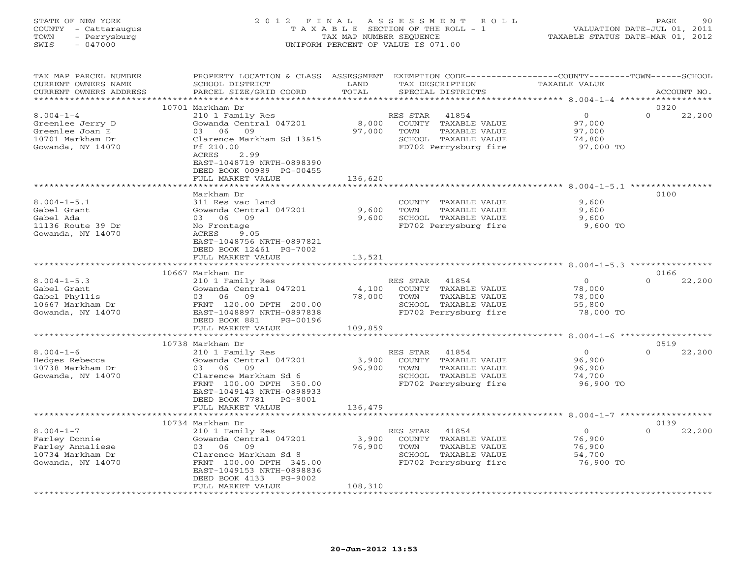STATE OF NEW YORK
COUNTY - Cattaraugus
TOWN - Perrysburg
SWIS - 047000

2012 FINAL ASSESSMENT ROLL
TAXABLE SECTION OF THE ROLL - 1
TAX MAP NUMBER SEQUENCE
UNIFORM PERCENT OF VALUE IS 071.00

VALUATION DATE-JUL 01, 2011
TAXABLE STATUS DATE-MAR 01, 2012

| TAX MAP PARCEL NUMBER / CURRENT OWNERS NAME / CURRENT OWNERS ADDRESS | PROPERTY LOCATION & CLASS / SCHOOL DISTRICT / PARCEL SIZE/GRID COORD | ASSESSMENT LAND / TOTAL | EXEMPTION CODE / TAX DESCRIPTION / SPECIAL DISTRICTS | COUNTY TAXABLE VALUE | TOWN | SCHOOL | ACCOUNT NO. |
|---|---|---|---|---|---|---|---|
| | 10701 Markham Dr | | | | | | 0320 |
| 8.004-1-4 | 210 1 Family Res | | RES STAR 41854 | 0 | 0 | 22,200 | |
| Greenlee Jerry D | Gowanda Central 047201 | 8,000 | COUNTY TAXABLE VALUE | 97,000 | | | |
| Greenlee Joan E | 03 06 09 | 97,000 | TOWN TAXABLE VALUE | 97,000 | | | |
| 10701 Markham Dr | Clarence Markham Sd 13&15 | | SCHOOL TAXABLE VALUE | 74,800 | | | |
| Gowanda, NY 14070 | Ff 210.00 | | FD702 Perrysburg fire | 97,000 TO | | | |
| | ACRES 2.99 | | | | | | |
| | EAST-1048719 NRTH-0898390 | | | | | | |
| | DEED BOOK 00989 PG-00455 | | | | | | |
| | FULL MARKET VALUE | 136,620 | | | | | |
| | Markham Dr | | | | | | 0100 |
| 8.004-1-5.1 | 311 Res vac land | | COUNTY TAXABLE VALUE | 9,600 | | | |
| Gabel Grant | Gowanda Central 047201 | 9,600 | TOWN TAXABLE VALUE | 9,600 | | | |
| Gabel Ada | 03 06 09 | 9,600 | SCHOOL TAXABLE VALUE | 9,600 | | | |
| 11136 Route 39 Dr | No Frontage | | FD702 Perrysburg fire | 9,600 TO | | | |
| Gowanda, NY 14070 | ACRES 9.05 | | | | | | |
| | EAST-1048756 NRTH-0897821 | | | | | | |
| | DEED BOOK 12461 PG-7002 | | | | | | |
| | FULL MARKET VALUE | 13,521 | | | | | |
| | 10667 Markham Dr | | | | | | 0166 |
| 8.004-1-5.3 | 210 1 Family Res | | RES STAR 41854 | 0 | 0 | 22,200 | |
| Gabel Grant | Gowanda Central 047201 | 4,100 | COUNTY TAXABLE VALUE | 78,000 | | | |
| Gabel Phyllis | 03 06 09 | 78,000 | TOWN TAXABLE VALUE | 78,000 | | | |
| 10667 Markham Dr | FRNT 120.00 DPTH 200.00 | | SCHOOL TAXABLE VALUE | 55,800 | | | |
| Gowanda, NY 14070 | EAST-1048897 NRTH-0897838 | | FD702 Perrysburg fire | 78,000 TO | | | |
| | DEED BOOK 881 PG-00196 | | | | | | |
| | FULL MARKET VALUE | 109,859 | | | | | |
| | 10738 Markham Dr | | | | | | 0519 |
| 8.004-1-6 | 210 1 Family Res | | RES STAR 41854 | 0 | 0 | 22,200 | |
| Hedges Rebecca | Gowanda Central 047201 | 3,900 | COUNTY TAXABLE VALUE | 96,900 | | | |
| 10738 Markham Dr | 03 06 09 | 96,900 | TOWN TAXABLE VALUE | 96,900 | | | |
| Gowanda, NY 14070 | Clarence Markham Sd 6 | | SCHOOL TAXABLE VALUE | 74,700 | | | |
| | FRNT 100.00 DPTH 350.00 | | FD702 Perrysburg fire | 96,900 TO | | | |
| | EAST-1049143 NRTH-0898933 | | | | | | |
| | DEED BOOK 7781 PG-8001 | | | | | | |
| | FULL MARKET VALUE | 136,479 | | | | | |
| | 10734 Markham Dr | | | | | | 0139 |
| 8.004-1-7 | 210 1 Family Res | | RES STAR 41854 | 0 | 0 | 22,200 | |
| Farley Donnie | Gowanda Central 047201 | 3,900 | COUNTY TAXABLE VALUE | 76,900 | | | |
| Farley Annaliese | 03 06 09 | 76,900 | TOWN TAXABLE VALUE | 76,900 | | | |
| 10734 Markham Dr | Clarence Markham Sd 8 | | SCHOOL TAXABLE VALUE | 54,700 | | | |
| Gowanda, NY 14070 | FRNT 100.00 DPTH 345.00 | | FD702 Perrysburg fire | 76,900 TO | | | |
| | EAST-1049153 NRTH-0898836 | | | | | | |
| | DEED BOOK 4133 PG-9002 | | | | | | |
| | FULL MARKET VALUE | 108,310 | | | | | |

20-Jun-2012 13:53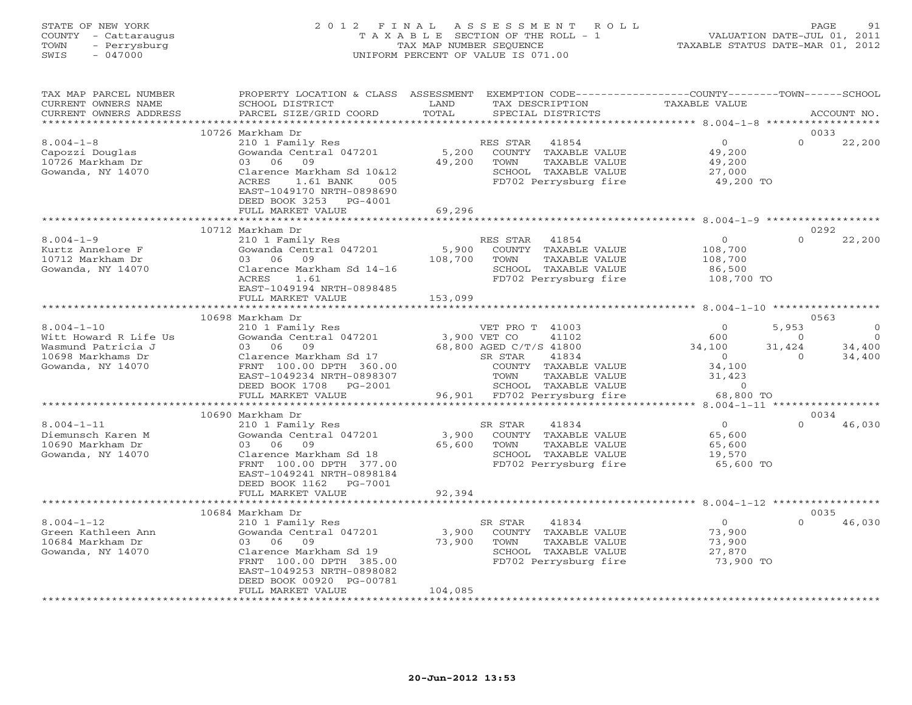STATE OF NEW YORK
COUNTY - Cattaraugus
TOWN - Perrysburg
SWIS - 047000

2 0 1 2 F I N A L A S S E S S M E N T R O L L
T A X A B L E SECTION OF THE ROLL - 1
TAX MAP NUMBER SEQUENCE
UNIFORM PERCENT OF VALUE IS 071.00

VALUATION DATE-JUL 01, 2011
TAXABLE STATUS DATE-MAR 01, 2012

| TAX MAP PARCEL NUMBER / CURRENT OWNERS NAME / CURRENT OWNERS ADDRESS | PROPERTY LOCATION & CLASS / SCHOOL DISTRICT / PARCEL SIZE/GRID COORD | ASSESSMENT LAND / TOTAL | EXEMPTION CODE / TAX DESCRIPTION / SPECIAL DISTRICTS | COUNTY TAXABLE VALUE | TOWN | SCHOOL / ACCOUNT NO. |
|---|---|---|---|---|---|---|
| | 10726 Markham Dr | | | | | 0033 |
| 8.004-1-8 | 210 1 Family Res | | RES STAR 41854 | 0 | 0 | 22,200 |
| Capozzi Douglas | Gowanda Central 047201 | 5,200 | COUNTY TAXABLE VALUE | 49,200 | | |
| 10726 Markham Dr | 03 06 09 | 49,200 | TOWN TAXABLE VALUE | 49,200 | | |
| Gowanda, NY 14070 | Clarence Markham Sd 10&12 | | SCHOOL TAXABLE VALUE | 27,000 | | |
| | ACRES 1.61 BANK 005 | | FD702 Perrysburg fire | 49,200 TO | | |
| | EAST-1049170 NRTH-0898690 | | | | | |
| | DEED BOOK 3253 PG-4001 | | | | | |
| | FULL MARKET VALUE | 69,296 | | | | |
| | 10712 Markham Dr | | | | | 0292 |
| 8.004-1-9 | 210 1 Family Res | | RES STAR 41854 | 0 | 0 | 22,200 |
| Kurtz Annelore F | Gowanda Central 047201 | 5,900 | COUNTY TAXABLE VALUE | 108,700 | | |
| 10712 Markham Dr | 03 06 09 | 108,700 | TOWN TAXABLE VALUE | 108,700 | | |
| Gowanda, NY 14070 | Clarence Markham Sd 14-16 | | SCHOOL TAXABLE VALUE | 86,500 | | |
| | ACRES 1.61 | | FD702 Perrysburg fire | 108,700 TO | | |
| | EAST-1049194 NRTH-0898485 | | | | | |
| | FULL MARKET VALUE | 153,099 | | | | |
| | 10698 Markham Dr | | | | | 0563 |
| 8.004-1-10 | 210 1 Family Res | | VET PRO T 41003 | 0 | 5,953 | 0 |
| Witt Howard R Life Us | Gowanda Central 047201 | 3,900 | VET CO 41102 | 600 | 0 | 0 |
| Wasmund Patricia J | 03 06 09 | 68,800 | AGED C/T/S 41800 | 34,100 | 31,424 | 34,400 |
| 10698 Markhams Dr | Clarence Markham Sd 17 | | SR STAR 41834 | 0 | 0 | 34,400 |
| Gowanda, NY 14070 | FRNT 100.00 DPTH 360.00 | | COUNTY TAXABLE VALUE | 34,100 | | |
| | EAST-1049234 NRTH-0898307 | | TOWN TAXABLE VALUE | 31,423 | | |
| | DEED BOOK 1708 PG-2001 | | SCHOOL TAXABLE VALUE | 0 | | |
| | FULL MARKET VALUE | 96,901 | FD702 Perrysburg fire | 68,800 TO | | |
| | 10690 Markham Dr | | | | | 0034 |
| 8.004-1-11 | 210 1 Family Res | | SR STAR 41834 | 0 | 0 | 46,030 |
| Diemunsch Karen M | Gowanda Central 047201 | 3,900 | COUNTY TAXABLE VALUE | 65,600 | | |
| 10690 Markham Dr | 03 06 09 | 65,600 | TOWN TAXABLE VALUE | 65,600 | | |
| Gowanda, NY 14070 | Clarence Markham Sd 18 | | SCHOOL TAXABLE VALUE | 19,570 | | |
| | FRNT 100.00 DPTH 377.00 | | FD702 Perrysburg fire | 65,600 TO | | |
| | EAST-1049241 NRTH-0898184 | | | | | |
| | DEED BOOK 1162 PG-7001 | | | | | |
| | FULL MARKET VALUE | 92,394 | | | | |
| | 10684 Markham Dr | | | | | 0035 |
| 8.004-1-12 | 210 1 Family Res | | SR STAR 41834 | 0 | 0 | 46,030 |
| Green Kathleen Ann | Gowanda Central 047201 | 3,900 | COUNTY TAXABLE VALUE | 73,900 | | |
| 10684 Markham Dr | 03 06 09 | 73,900 | TOWN TAXABLE VALUE | 73,900 | | |
| Gowanda, NY 14070 | Clarence Markham Sd 19 | | SCHOOL TAXABLE VALUE | 27,870 | | |
| | FRNT 100.00 DPTH 385.00 | | FD702 Perrysburg fire | 73,900 TO | | |
| | EAST-1049253 NRTH-0898082 | | | | | |
| | DEED BOOK 00920 PG-00781 | | | | | |
| | FULL MARKET VALUE | 104,085 | | | | |

20-Jun-2012 13:53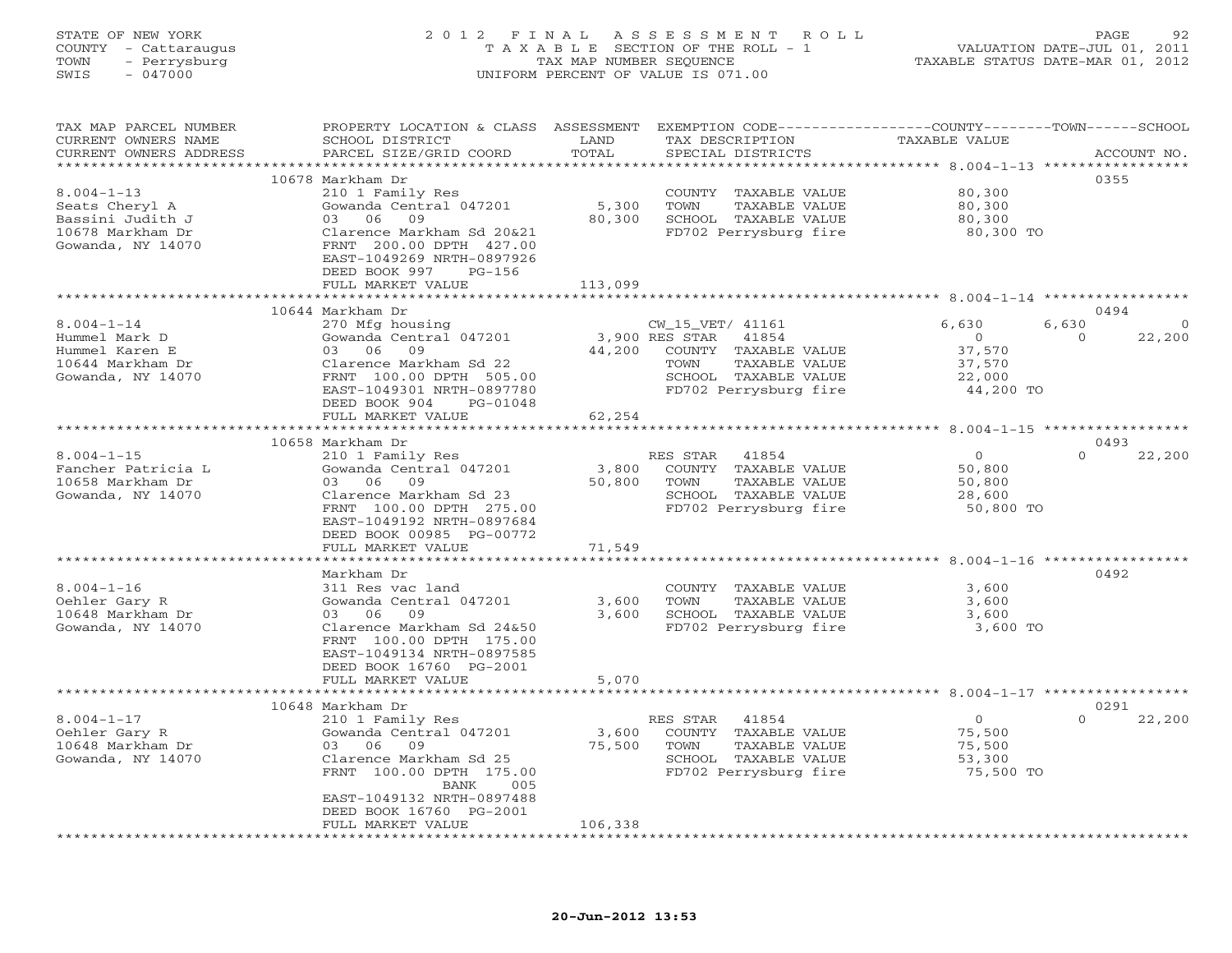STATE OF NEW YORK
COUNTY - Cattaraugus
TOWN - Perrysburg
SWIS - 047000

# 2012 FINAL ASSESSMENT ROLL

TAXABLE SECTION OF THE ROLL - 1
TAX MAP NUMBER SEQUENCE
UNIFORM PERCENT OF VALUE IS 071.00

VALUATION DATE-JUL 01, 2011
TAXABLE STATUS DATE-MAR 01, 2012

| TAX MAP PARCEL NUMBER / CURRENT OWNERS NAME / CURRENT OWNERS ADDRESS | PROPERTY LOCATION & CLASS / SCHOOL DISTRICT / PARCEL SIZE/GRID COORD | ASSESSMENT LAND / TOTAL | EXEMPTION CODE / TAX DESCRIPTION / SPECIAL DISTRICTS | COUNTY TAXABLE VALUE | TOWN | SCHOOL | ACCOUNT NO. |
|---|---|---|---|---|---|---|---|
| **8.004-1-13** | 10678 Markham Dr | | | | | | 0355 |
| Seats Cheryl A | 210 1 Family Res | | COUNTY TAXABLE VALUE | 80,300 | | | |
| Bassini Judith J | Gowanda Central 047201 | 5,300 | TOWN TAXABLE VALUE | 80,300 | | | |
| 10678 Markham Dr | 03 06 09 | 80,300 | SCHOOL TAXABLE VALUE | 80,300 | | | |
| Gowanda, NY 14070 | Clarence Markham Sd 20&21 | | FD702 Perrysburg fire | 80,300 TO | | | |
| | FRNT 200.00 DPTH 427.00 | | | | | | |
| | EAST-1049269 NRTH-0897926 | | | | | | |
| | DEED BOOK 997 PG-156 | | | | | | |
| | FULL MARKET VALUE | 113,099 | | | | | |
| **8.004-1-14** | 10644 Markham Dr | | | | | | 0494 |
| Hummel Mark D | 270 Mfg housing | | CW_15_VET/ 41161 | 6,630 | 6,630 | 0 | |
| Hummel Karen E | Gowanda Central 047201 | 3,900 | RES STAR 41854 | 0 | 0 | 22,200 | |
| 10644 Markham Dr | 03 06 09 | 44,200 | COUNTY TAXABLE VALUE | 37,570 | | | |
| Gowanda, NY 14070 | Clarence Markham Sd 22 | | TOWN TAXABLE VALUE | 37,570 | | | |
| | FRNT 100.00 DPTH 505.00 | | SCHOOL TAXABLE VALUE | 22,000 | | | |
| | EAST-1049301 NRTH-0897780 | | FD702 Perrysburg fire | 44,200 TO | | | |
| | DEED BOOK 904 PG-01048 | | | | | | |
| | FULL MARKET VALUE | 62,254 | | | | | |
| **8.004-1-15** | 10658 Markham Dr | | | | | | 0493 |
| Fancher Patricia L | 210 1 Family Res | | RES STAR 41854 | 0 | 0 | 22,200 | |
| 10658 Markham Dr | Gowanda Central 047201 | 3,800 | COUNTY TAXABLE VALUE | 50,800 | | | |
| Gowanda, NY 14070 | 03 06 09 | 50,800 | TOWN TAXABLE VALUE | 50,800 | | | |
| | Clarence Markham Sd 23 | | SCHOOL TAXABLE VALUE | 28,600 | | | |
| | FRNT 100.00 DPTH 275.00 | | FD702 Perrysburg fire | 50,800 TO | | | |
| | EAST-1049192 NRTH-0897684 | | | | | | |
| | DEED BOOK 00985 PG-00772 | | | | | | |
| | FULL MARKET VALUE | 71,549 | | | | | |
| **8.004-1-16** | Markham Dr | | | | | | 0492 |
| Oehler Gary R | 311 Res vac land | | COUNTY TAXABLE VALUE | 3,600 | | | |
| 10648 Markham Dr | Gowanda Central 047201 | 3,600 | TOWN TAXABLE VALUE | 3,600 | | | |
| Gowanda, NY 14070 | 03 06 09 | 3,600 | SCHOOL TAXABLE VALUE | 3,600 | | | |
| | Clarence Markham Sd 24&50 | | FD702 Perrysburg fire | 3,600 TO | | | |
| | FRNT 100.00 DPTH 175.00 | | | | | | |
| | EAST-1049134 NRTH-0897585 | | | | | | |
| | DEED BOOK 16760 PG-2001 | | | | | | |
| | FULL MARKET VALUE | 5,070 | | | | | |
| **8.004-1-17** | 10648 Markham Dr | | | | | | 0291 |
| Oehler Gary R | 210 1 Family Res | | RES STAR 41854 | 0 | 0 | 22,200 | |
| 10648 Markham Dr | Gowanda Central 047201 | 3,600 | COUNTY TAXABLE VALUE | 75,500 | | | |
| Gowanda, NY 14070 | 03 06 09 | 75,500 | TOWN TAXABLE VALUE | 75,500 | | | |
| | Clarence Markham Sd 25 | | SCHOOL TAXABLE VALUE | 53,300 | | | |
| | FRNT 100.00 DPTH 175.00 | | FD702 Perrysburg fire | 75,500 TO | | | |
| | BANK 005 | | | | | | |
| | EAST-1049132 NRTH-0897488 | | | | | | |
| | DEED BOOK 16760 PG-2001 | | | | | | |
| | FULL MARKET VALUE | 106,338 | | | | | |

20-Jun-2012 13:53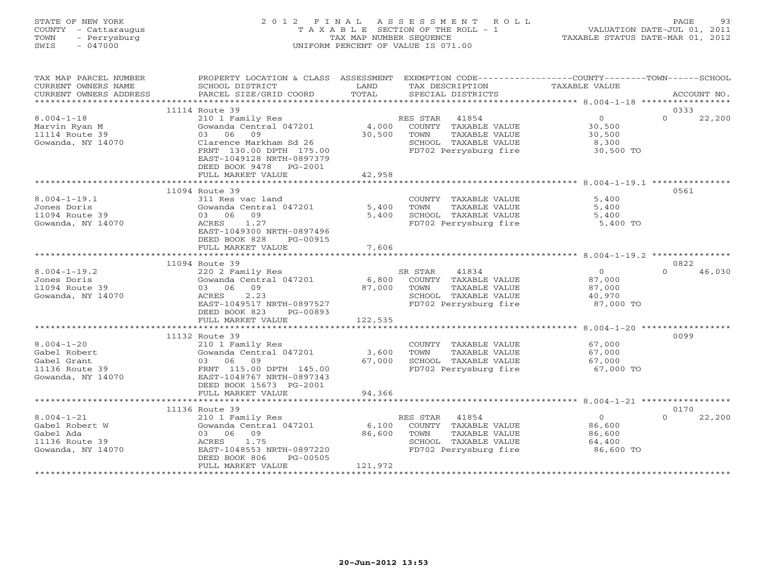STATE OF NEW YORK
COUNTY - Cattaraugus
TOWN - Perrysburg
SWIS - 047000

2012 FINAL ASSESSMENT ROLL
TAXABLE SECTION OF THE ROLL - 1
TAX MAP NUMBER SEQUENCE
UNIFORM PERCENT OF VALUE IS 071.00

VALUATION DATE-JUL 01, 2011
TAXABLE STATUS DATE-MAR 01, 2012

| TAX MAP PARCEL NUMBER / CURRENT OWNERS NAME / CURRENT OWNERS ADDRESS | PROPERTY LOCATION & CLASS / SCHOOL DISTRICT / PARCEL SIZE/GRID COORD | ASSESSMENT LAND / TOTAL | EXEMPTION CODE / TAX DESCRIPTION / SPECIAL DISTRICTS | COUNTY / TOWN TAXABLE VALUE | SCHOOL / ACCOUNT NO. |
|---|---|---|---|---|---|
| | 11114 Route 39 | | | | 0333 |
| 8.004-1-18 | 210 1 Family Res | | RES STAR 41854 | 0 | 0 22,200 |
| Marvin Ryan M | Gowanda Central 047201 | 4,000 | COUNTY TAXABLE VALUE | 30,500 | |
| 11114 Route 39 | 03 06 09 | 30,500 | TOWN TAXABLE VALUE | 30,500 | |
| Gowanda, NY 14070 | Clarence Markham Sd 26 | | SCHOOL TAXABLE VALUE | 8,300 | |
| | FRNT 130.00 DPTH 175.00 | | FD702 Perrysburg fire | 30,500 TO | |
| | EAST-1049128 NRTH-0897379 | | | | |
| | DEED BOOK 9478 PG-2001 | | | | |
| | FULL MARKET VALUE | 42,958 | | | |
| | 11094 Route 39 | | | | 0561 |
| 8.004-1-19.1 | 311 Res vac land | | COUNTY TAXABLE VALUE | 5,400 | |
| Jones Doris | Gowanda Central 047201 | 5,400 | TOWN TAXABLE VALUE | 5,400 | |
| 11094 Route 39 | 03 06 09 | 5,400 | SCHOOL TAXABLE VALUE | 5,400 | |
| Gowanda, NY 14070 | ACRES 1.27 | | FD702 Perrysburg fire | 5,400 TO | |
| | EAST-1049300 NRTH-0897496 | | | | |
| | DEED BOOK 828 PG-00915 | | | | |
| | FULL MARKET VALUE | 7,606 | | | |
| | 11094 Route 39 | | | | 0822 |
| 8.004-1-19.2 | 220 2 Family Res | | SR STAR 41834 | 0 | 0 46,030 |
| Jones Doris | Gowanda Central 047201 | 6,800 | COUNTY TAXABLE VALUE | 87,000 | |
| 11094 Route 39 | 03 06 09 | 87,000 | TOWN TAXABLE VALUE | 87,000 | |
| Gowanda, NY 14070 | ACRES 2.23 | | SCHOOL TAXABLE VALUE | 40,970 | |
| | EAST-1049517 NRTH-0897527 | | FD702 Perrysburg fire | 87,000 TO | |
| | DEED BOOK 823 PG-00893 | | | | |
| | FULL MARKET VALUE | 122,535 | | | |
| | 11132 Route 39 | | | | 0099 |
| 8.004-1-20 | 210 1 Family Res | | COUNTY TAXABLE VALUE | 67,000 | |
| Gabel Robert | Gowanda Central 047201 | 3,600 | TOWN TAXABLE VALUE | 67,000 | |
| Gabel Grant | 03 06 09 | 67,000 | SCHOOL TAXABLE VALUE | 67,000 | |
| 11136 Route 39 | FRNT 115.00 DPTH 145.00 | | FD702 Perrysburg fire | 67,000 TO | |
| Gowanda, NY 14070 | EAST-1048767 NRTH-0897343 | | | | |
| | DEED BOOK 15673 PG-2001 | | | | |
| | FULL MARKET VALUE | 94,366 | | | |
| | 11136 Route 39 | | | | 0170 |
| 8.004-1-21 | 210 1 Family Res | | RES STAR 41854 | 0 | 0 22,200 |
| Gabel Robert W | Gowanda Central 047201 | 6,100 | COUNTY TAXABLE VALUE | 86,600 | |
| Gabel Ada | 03 06 09 | 86,600 | TOWN TAXABLE VALUE | 86,600 | |
| 11136 Route 39 | ACRES 1.75 | | SCHOOL TAXABLE VALUE | 64,400 | |
| Gowanda, NY 14070 | EAST-1048553 NRTH-0897220 | | FD702 Perrysburg fire | 86,600 TO | |
| | DEED BOOK 806 PG-00505 | | | | |
| | FULL MARKET VALUE | 121,972 | | | |

20-Jun-2012 13:53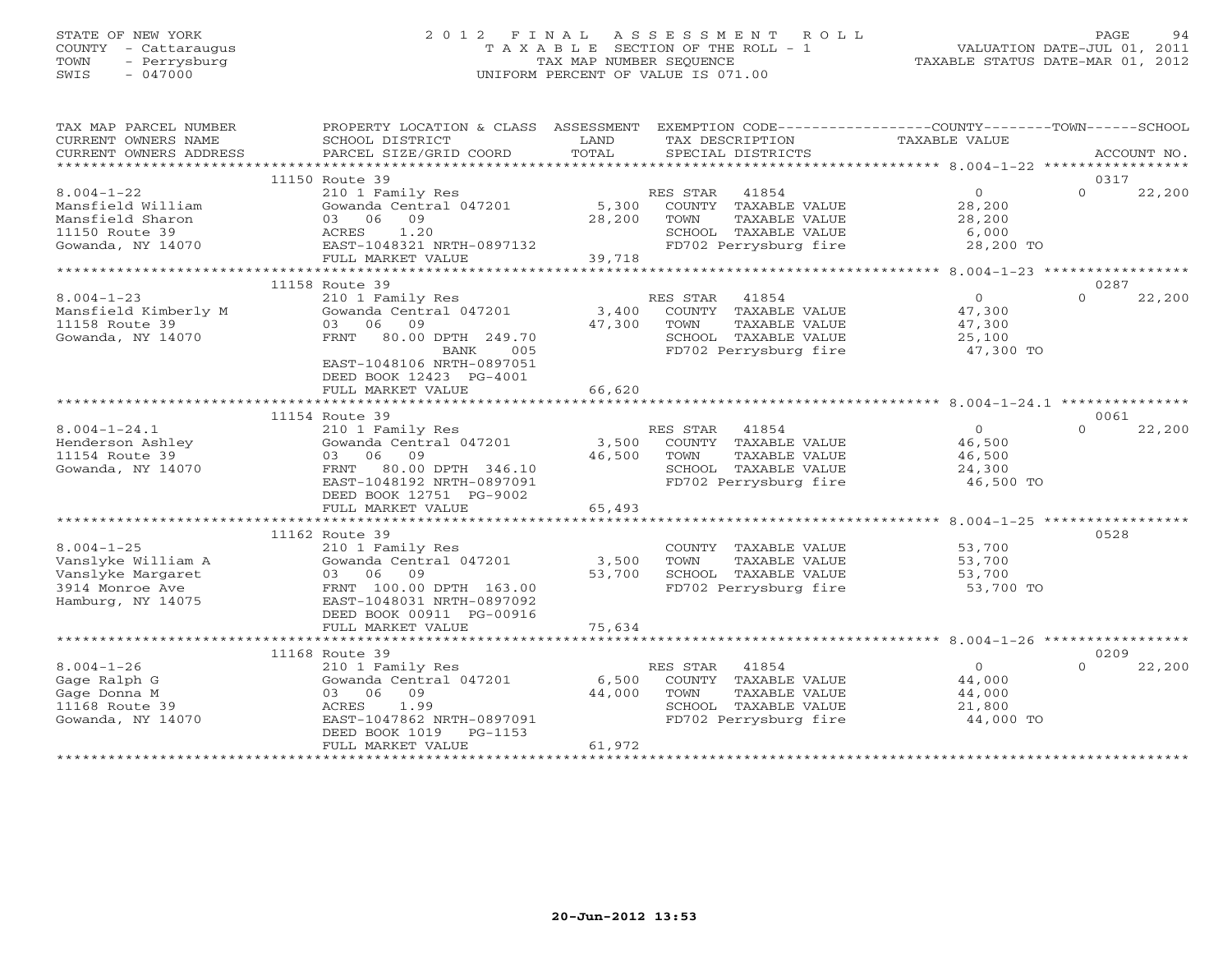STATE OF NEW YORK
COUNTY - Cattaraugus
TOWN - Perrysburg
SWIS - 047000

# 2012 FINAL ASSESSMENT ROLL
TAXABLE SECTION OF THE ROLL - 1
TAX MAP NUMBER SEQUENCE
UNIFORM PERCENT OF VALUE IS 071.00

VALUATION DATE-JUL 01, 2011
TAXABLE STATUS DATE-MAR 01, 2012

| TAX MAP PARCEL NUMBER / CURRENT OWNERS NAME / CURRENT OWNERS ADDRESS | PROPERTY LOCATION & CLASS / SCHOOL DISTRICT / PARCEL SIZE/GRID COORD | ASSESSMENT LAND / TOTAL | EXEMPTION CODE / TAX DESCRIPTION / SPECIAL DISTRICTS | COUNTY TAXABLE VALUE | TOWN | SCHOOL / ACCOUNT NO. |
|---|---|---|---|---|---|---|
| | 11150 Route 39 | | | | | 0317 |
| 8.004-1-22 | 210 1 Family Res | | RES STAR 41854 | 0 | 0 | 22,200 |
| Mansfield William | Gowanda Central 047201 | 5,300 | COUNTY TAXABLE VALUE | 28,200 | | |
| Mansfield Sharon | 03 06 09 | 28,200 | TOWN TAXABLE VALUE | 28,200 | | |
| 11150 Route 39 | ACRES 1.20 | | SCHOOL TAXABLE VALUE | 6,000 | | |
| Gowanda, NY 14070 | EAST-1048321 NRTH-0897132 | | FD702 Perrysburg fire | 28,200 TO | | |
| | FULL MARKET VALUE | 39,718 | | | | |
| | 11158 Route 39 | | | | | 0287 |
| 8.004-1-23 | 210 1 Family Res | | RES STAR 41854 | 0 | 0 | 22,200 |
| Mansfield Kimberly M | Gowanda Central 047201 | 3,400 | COUNTY TAXABLE VALUE | 47,300 | | |
| 11158 Route 39 | 03 06 09 | 47,300 | TOWN TAXABLE VALUE | 47,300 | | |
| Gowanda, NY 14070 | FRNT 80.00 DPTH 249.70 | | SCHOOL TAXABLE VALUE | 25,100 | | |
| | BANK 005 | | FD702 Perrysburg fire | 47,300 TO | | |
| | EAST-1048106 NRTH-0897051 | | | | | |
| | DEED BOOK 12423 PG-4001 | | | | | |
| | FULL MARKET VALUE | 66,620 | | | | |
| | 11154 Route 39 | | | | | 0061 |
| 8.004-1-24.1 | 210 1 Family Res | | RES STAR 41854 | 0 | 0 | 22,200 |
| Henderson Ashley | Gowanda Central 047201 | 3,500 | COUNTY TAXABLE VALUE | 46,500 | | |
| 11154 Route 39 | 03 06 09 | 46,500 | TOWN TAXABLE VALUE | 46,500 | | |
| Gowanda, NY 14070 | FRNT 80.00 DPTH 346.10 | | SCHOOL TAXABLE VALUE | 24,300 | | |
| | EAST-1048192 NRTH-0897091 | | FD702 Perrysburg fire | 46,500 TO | | |
| | DEED BOOK 12751 PG-9002 | | | | | |
| | FULL MARKET VALUE | 65,493 | | | | |
| | 11162 Route 39 | | | | | 0528 |
| 8.004-1-25 | 210 1 Family Res | | COUNTY TAXABLE VALUE | 53,700 | | |
| Vanslyke William A | Gowanda Central 047201 | 3,500 | TOWN TAXABLE VALUE | 53,700 | | |
| Vanslyke Margaret | 03 06 09 | 53,700 | SCHOOL TAXABLE VALUE | 53,700 | | |
| 3914 Monroe Ave | FRNT 100.00 DPTH 163.00 | | FD702 Perrysburg fire | 53,700 TO | | |
| Hamburg, NY 14075 | EAST-1048031 NRTH-0897092 | | | | | |
| | DEED BOOK 00911 PG-00916 | | | | | |
| | FULL MARKET VALUE | 75,634 | | | | |
| | 11168 Route 39 | | | | | 0209 |
| 8.004-1-26 | 210 1 Family Res | | RES STAR 41854 | 0 | 0 | 22,200 |
| Gage Ralph G | Gowanda Central 047201 | 6,500 | COUNTY TAXABLE VALUE | 44,000 | | |
| Gage Donna M | 03 06 09 | 44,000 | TOWN TAXABLE VALUE | 44,000 | | |
| 11168 Route 39 | ACRES 1.99 | | SCHOOL TAXABLE VALUE | 21,800 | | |
| Gowanda, NY 14070 | EAST-1047862 NRTH-0897091 | | FD702 Perrysburg fire | 44,000 TO | | |
| | DEED BOOK 1019 PG-1153 | | | | | |
| | FULL MARKET VALUE | 61,972 | | | | |

20-Jun-2012 13:53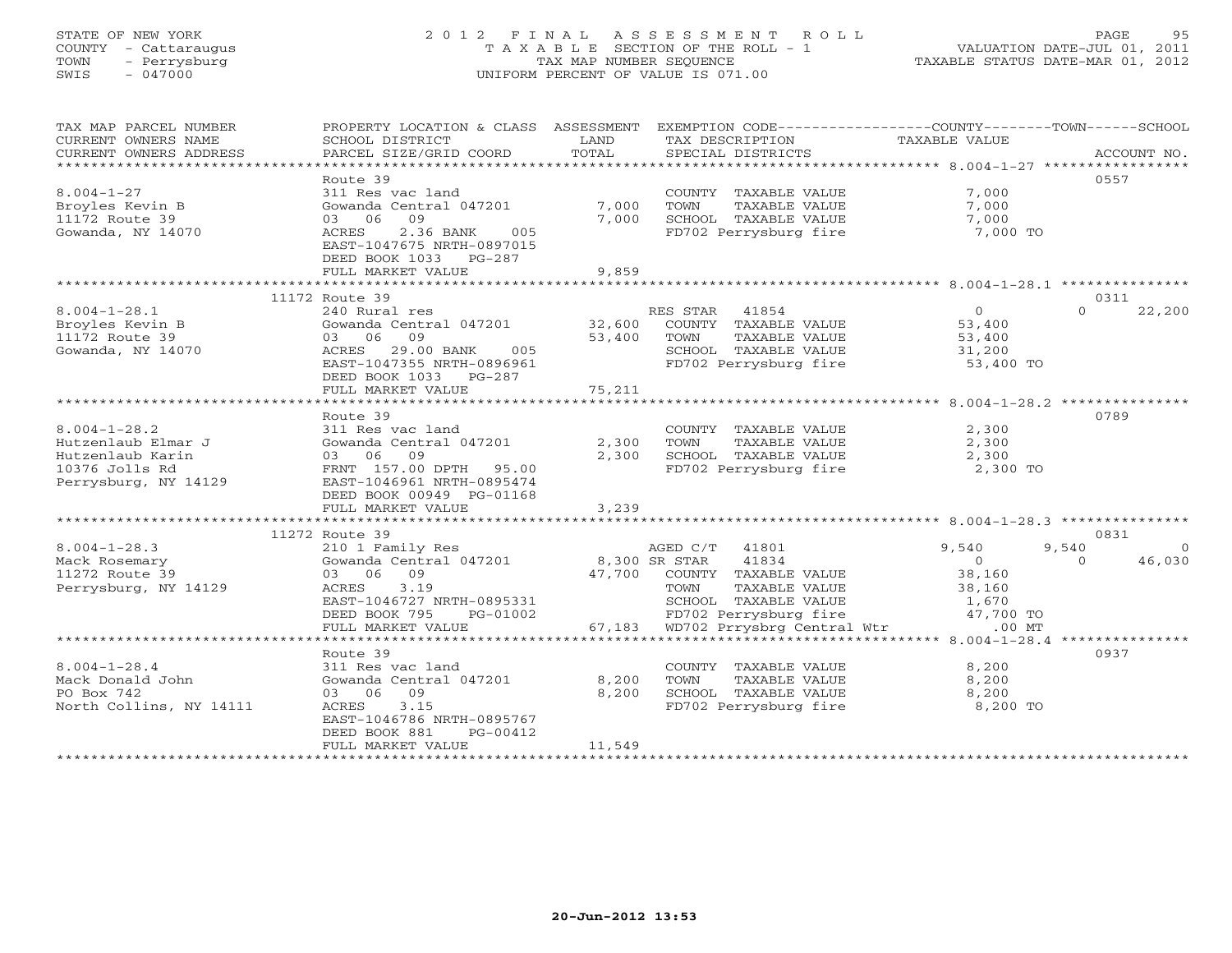STATE OF NEW YORK
COUNTY - Cattaraugus
TOWN - Perrysburg
SWIS - 047000

# 2012 FINAL ASSESSMENT ROLL

TAXABLE SECTION OF THE ROLL - 1
TAX MAP NUMBER SEQUENCE
UNIFORM PERCENT OF VALUE IS 071.00

VALUATION DATE-JUL 01, 2011
TAXABLE STATUS DATE-MAR 01, 2012

| TAX MAP PARCEL NUMBER / CURRENT OWNERS NAME / CURRENT OWNERS ADDRESS | PROPERTY LOCATION & CLASS / SCHOOL DISTRICT / PARCEL SIZE/GRID COORD | ASSESSMENT LAND / TOTAL | EXEMPTION CODE / TAX DESCRIPTION / SPECIAL DISTRICTS | COUNTY TAXABLE VALUE | TOWN | SCHOOL / ACCOUNT NO. |
|---|---|---|---|---|---|---|
| **8.004-1-27** | Route 39 | | | | | 0557 |
| 8.004-1-27 | 311 Res vac land | | COUNTY TAXABLE VALUE | 7,000 | | |
| Broyles Kevin B | Gowanda Central 047201 | 7,000 | TOWN TAXABLE VALUE | 7,000 | | |
| 11172 Route 39 | 03 06 09 | 7,000 | SCHOOL TAXABLE VALUE | 7,000 | | |
| Gowanda, NY 14070 | ACRES 2.36 BANK 005 | | FD702 Perrysburg fire | 7,000 TO | | |
| | EAST-1047675 NRTH-0897015 | | | | | |
| | DEED BOOK 1033 PG-287 | | | | | |
| | FULL MARKET VALUE | 9,859 | | | | |
| **8.004-1-28.1** | 11172 Route 39 | | | | | 0311 |
| 8.004-1-28.1 | 240 Rural res | | RES STAR 41854 | 0 | 0 | 22,200 |
| Broyles Kevin B | Gowanda Central 047201 | 32,600 | COUNTY TAXABLE VALUE | 53,400 | | |
| 11172 Route 39 | 03 06 09 | 53,400 | TOWN TAXABLE VALUE | 53,400 | | |
| Gowanda, NY 14070 | ACRES 29.00 BANK 005 | | SCHOOL TAXABLE VALUE | 31,200 | | |
| | EAST-1047355 NRTH-0896961 | | FD702 Perrysburg fire | 53,400 TO | | |
| | DEED BOOK 1033 PG-287 | | | | | |
| | FULL MARKET VALUE | 75,211 | | | | |
| **8.004-1-28.2** | Route 39 | | | | | 0789 |
| 8.004-1-28.2 | 311 Res vac land | | COUNTY TAXABLE VALUE | 2,300 | | |
| Hutzenlaub Elmar J | Gowanda Central 047201 | 2,300 | TOWN TAXABLE VALUE | 2,300 | | |
| Hutzenlaub Karin | 03 06 09 | 2,300 | SCHOOL TAXABLE VALUE | 2,300 | | |
| 10376 Jolls Rd | FRNT 157.00 DPTH 95.00 | | FD702 Perrysburg fire | 2,300 TO | | |
| Perrysburg, NY 14129 | EAST-1046961 NRTH-0895474 | | | | | |
| | DEED BOOK 00949 PG-01168 | | | | | |
| | FULL MARKET VALUE | 3,239 | | | | |
| **8.004-1-28.3** | 11272 Route 39 | | | | | 0831 |
| 8.004-1-28.3 | 210 1 Family Res | | AGED C/T 41801 | 9,540 | 9,540 | 0 |
| Mack Rosemary | Gowanda Central 047201 | 8,300 | SR STAR 41834 | 0 | 0 | 46,030 |
| 11272 Route 39 | 03 06 09 | 47,700 | COUNTY TAXABLE VALUE | 38,160 | | |
| Perrysburg, NY 14129 | ACRES 3.19 | | TOWN TAXABLE VALUE | 38,160 | | |
| | EAST-1046727 NRTH-0895331 | | SCHOOL TAXABLE VALUE | 1,670 | | |
| | DEED BOOK 795 PG-01002 | | FD702 Perrysburg fire | 47,700 TO | | |
| | FULL MARKET VALUE | 67,183 | WD702 Prrysbrg Central Wtr | .00 MT | | |
| **8.004-1-28.4** | Route 39 | | | | | 0937 |
| 8.004-1-28.4 | 311 Res vac land | | COUNTY TAXABLE VALUE | 8,200 | | |
| Mack Donald John | Gowanda Central 047201 | 8,200 | TOWN TAXABLE VALUE | 8,200 | | |
| PO Box 742 | 03 06 09 | 8,200 | SCHOOL TAXABLE VALUE | 8,200 | | |
| North Collins, NY 14111 | ACRES 3.15 | | FD702 Perrysburg fire | 8,200 TO | | |
| | EAST-1046786 NRTH-0895767 | | | | | |
| | DEED BOOK 881 PG-00412 | | | | | |
| | FULL MARKET VALUE | 11,549 | | | | |

20-Jun-2012 13:53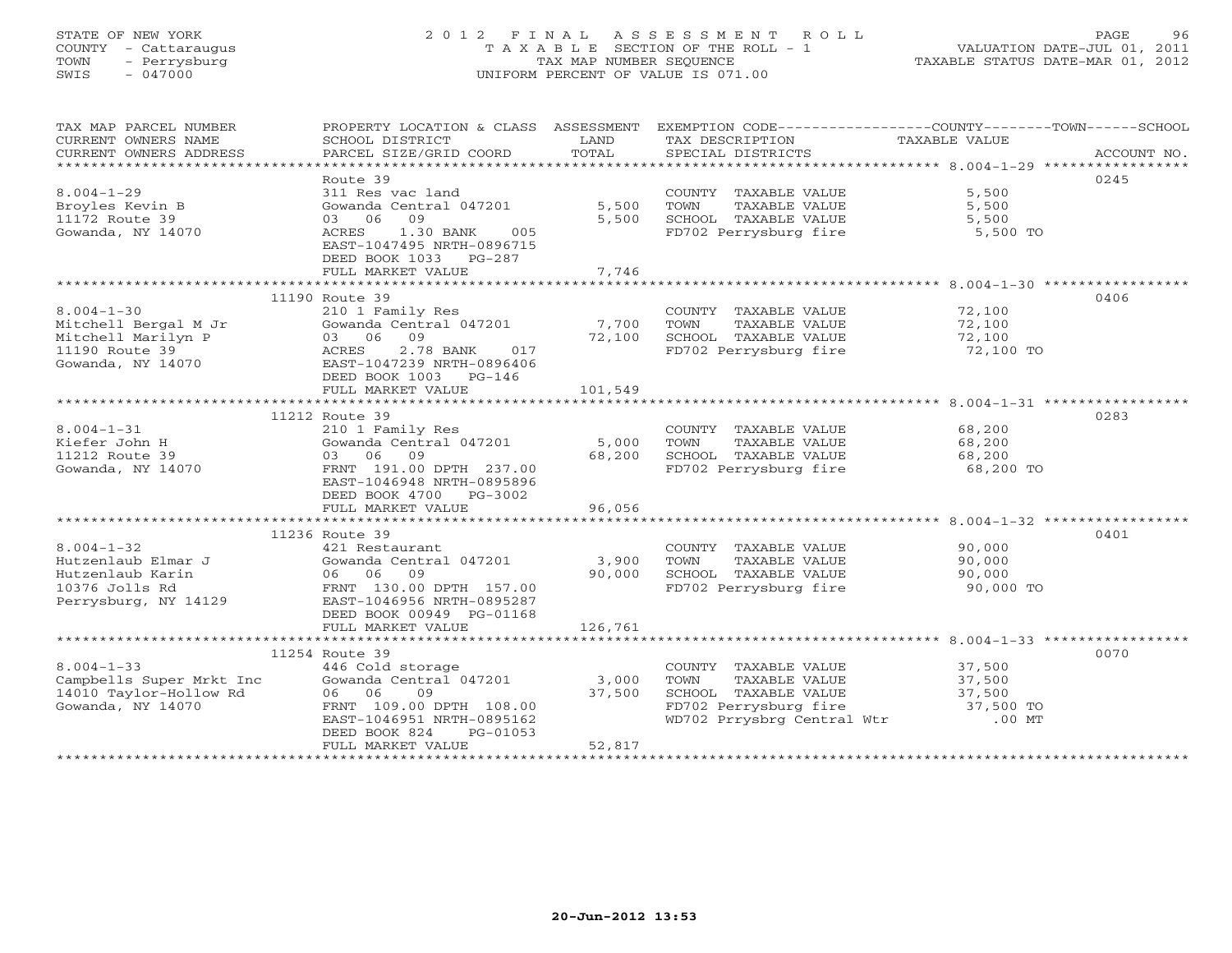STATE OF NEW YORK
COUNTY - Cattaraugus
TOWN - Perrysburg
SWIS - 047000

2012 FINAL ASSESSMENT ROLL
TAXABLE SECTION OF THE ROLL - 1
TAX MAP NUMBER SEQUENCE
UNIFORM PERCENT OF VALUE IS 071.00

VALUATION DATE-JUL 01, 2011
TAXABLE STATUS DATE-MAR 01, 2012

| TAX MAP PARCEL NUMBER / CURRENT OWNERS NAME / CURRENT OWNERS ADDRESS | PROPERTY LOCATION & CLASS / SCHOOL DISTRICT / PARCEL SIZE/GRID COORD | ASSESSMENT LAND / TOTAL | EXEMPTION CODE / TAX DESCRIPTION / SPECIAL DISTRICTS | COUNTY--------TOWN------SCHOOL TAXABLE VALUE | ACCOUNT NO. |
|---|---|---|---|---|---|
| 8.004-1-29 | Route 39 | | | | 0245 |
| | 311 Res vac land | | COUNTY TAXABLE VALUE | 5,500 | |
| Broyles Kevin B | Gowanda Central 047201 | 5,500 | TOWN TAXABLE VALUE | 5,500 | |
| 11172 Route 39 | 03 06 09 | 5,500 | SCHOOL TAXABLE VALUE | 5,500 | |
| Gowanda, NY 14070 | ACRES 1.30 BANK 005 | | FD702 Perrysburg fire | 5,500 TO | |
| | EAST-1047495 NRTH-0896715 | | | | |
| | DEED BOOK 1033 PG-287 | | | | |
| | FULL MARKET VALUE | 7,746 | | | |
| 8.004-1-30 | 11190 Route 39 | | | | 0406 |
| | 210 1 Family Res | | COUNTY TAXABLE VALUE | 72,100 | |
| Mitchell Bergal M Jr | Gowanda Central 047201 | 7,700 | TOWN TAXABLE VALUE | 72,100 | |
| Mitchell Marilyn P | 03 06 09 | 72,100 | SCHOOL TAXABLE VALUE | 72,100 | |
| 11190 Route 39 | ACRES 2.78 BANK 017 | | FD702 Perrysburg fire | 72,100 TO | |
| Gowanda, NY 14070 | EAST-1047239 NRTH-0896406 | | | | |
| | DEED BOOK 1003 PG-146 | | | | |
| | FULL MARKET VALUE | 101,549 | | | |
| 8.004-1-31 | 11212 Route 39 | | | | 0283 |
| | 210 1 Family Res | | COUNTY TAXABLE VALUE | 68,200 | |
| Kiefer John H | Gowanda Central 047201 | 5,000 | TOWN TAXABLE VALUE | 68,200 | |
| 11212 Route 39 | 03 06 09 | 68,200 | SCHOOL TAXABLE VALUE | 68,200 | |
| Gowanda, NY 14070 | FRNT 191.00 DPTH 237.00 | | FD702 Perrysburg fire | 68,200 TO | |
| | EAST-1046948 NRTH-0895896 | | | | |
| | DEED BOOK 4700 PG-3002 | | | | |
| | FULL MARKET VALUE | 96,056 | | | |
| 8.004-1-32 | 11236 Route 39 | | | | 0401 |
| | 421 Restaurant | | COUNTY TAXABLE VALUE | 90,000 | |
| Hutzenlaub Elmar J | Gowanda Central 047201 | 3,900 | TOWN TAXABLE VALUE | 90,000 | |
| Hutzenlaub Karin | 06 06 09 | 90,000 | SCHOOL TAXABLE VALUE | 90,000 | |
| 10376 Jolls Rd | FRNT 130.00 DPTH 157.00 | | FD702 Perrysburg fire | 90,000 TO | |
| Perrysburg, NY 14129 | EAST-1046956 NRTH-0895287 | | | | |
| | DEED BOOK 00949 PG-01168 | | | | |
| | FULL MARKET VALUE | 126,761 | | | |
| 8.004-1-33 | 11254 Route 39 | | | | 0070 |
| | 446 Cold storage | | COUNTY TAXABLE VALUE | 37,500 | |
| Campbells Super Mrkt Inc | Gowanda Central 047201 | 3,000 | TOWN TAXABLE VALUE | 37,500 | |
| 14010 Taylor-Hollow Rd | 06 06 09 | 37,500 | SCHOOL TAXABLE VALUE | 37,500 | |
| Gowanda, NY 14070 | FRNT 109.00 DPTH 108.00 | | FD702 Perrysburg fire | 37,500 TO | |
| | EAST-1046951 NRTH-0895162 | | WD702 Prrysbrg Central Wtr | .00 MT | |
| | DEED BOOK 824 PG-01053 | | | | |
| | FULL MARKET VALUE | 52,817 | | | |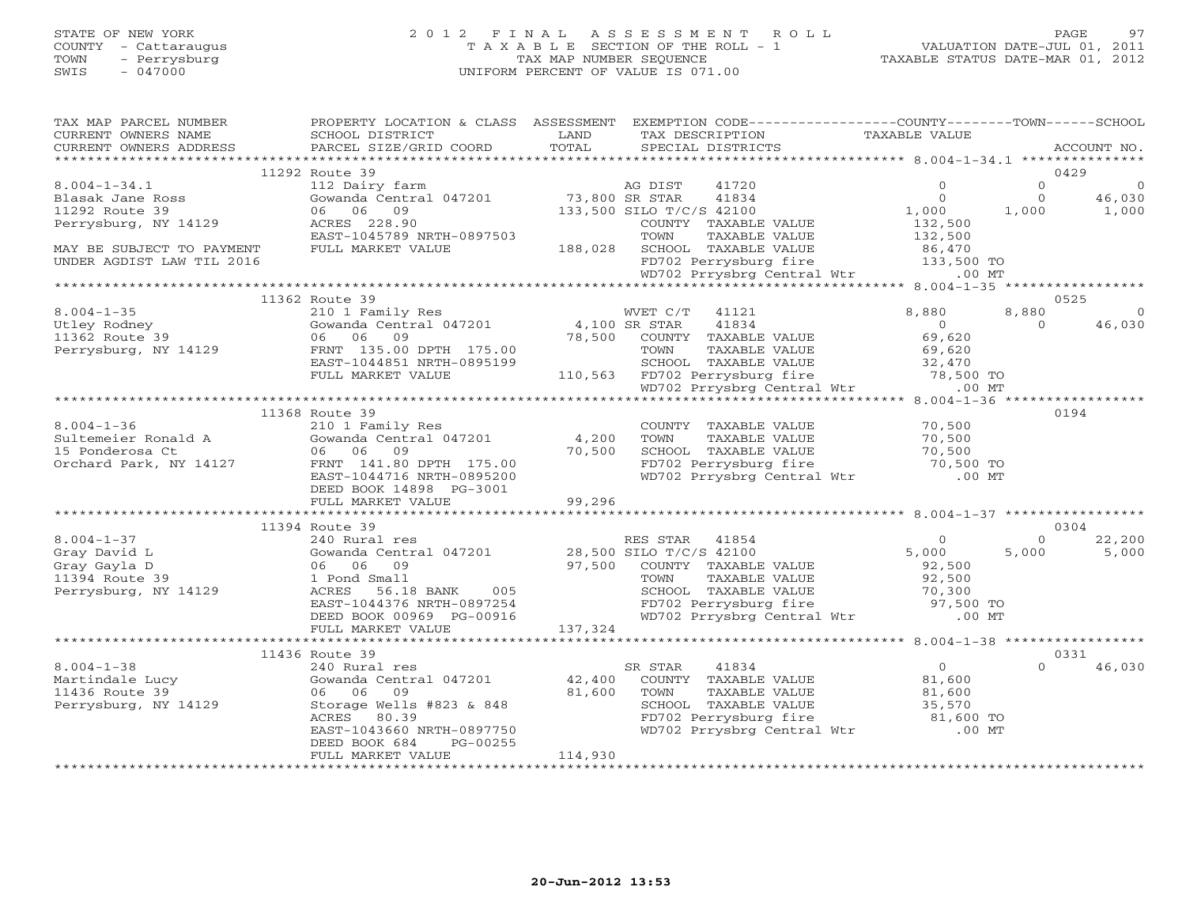STATE OF NEW YORK
COUNTY - Cattaraugus
TOWN - Perrysburg
SWIS - 047000

# 2012 FINAL ASSESSMENT ROLL
TAXABLE SECTION OF THE ROLL - 1
TAX MAP NUMBER SEQUENCE
UNIFORM PERCENT OF VALUE IS 071.00

VALUATION DATE-JUL 01, 2011
TAXABLE STATUS DATE-MAR 01, 2012

| TAX MAP PARCEL NUMBER / CURRENT OWNERS NAME / CURRENT OWNERS ADDRESS | PROPERTY LOCATION & CLASS / SCHOOL DISTRICT / PARCEL SIZE/GRID COORD | ASSESSMENT LAND / TOTAL | EXEMPTION CODE / TAX DESCRIPTION / SPECIAL DISTRICTS | COUNTY TAXABLE VALUE | TOWN | SCHOOL / ACCOUNT NO. |
|---|---|---|---|---|---|---|
| | 11292 Route 39 | | | | | 0429 |
| 8.004-1-34.1 | 112 Dairy farm | | AG DIST 41720 | 0 | 0 | 0 |
| Blasak Jane Ross | Gowanda Central 047201 | 73,800 | SR STAR 41834 | 0 | 0 | 46,030 |
| 11292 Route 39 | 06 06 09 | 133,500 | SILO T/C/S 42100 | 1,000 | 1,000 | 1,000 |
| Perrysburg, NY 14129 | ACRES 228.90 | | COUNTY TAXABLE VALUE | 132,500 | | |
| | EAST-1045789 NRTH-0897503 | | TOWN TAXABLE VALUE | 132,500 | | |
| MAY BE SUBJECT TO PAYMENT | FULL MARKET VALUE | 188,028 | SCHOOL TAXABLE VALUE | 86,470 | | |
| UNDER AGDIST LAW TIL 2016 | | | FD702 Perrysburg fire | 133,500 TO | | |
| | | | WD702 Prrysbrg Central Wtr | .00 MT | | |
| | 11362 Route 39 | | | | | 0525 |
| 8.004-1-35 | 210 1 Family Res | | WVET C/T 41121 | 8,880 | 8,880 | 0 |
| Utley Rodney | Gowanda Central 047201 | 4,100 | SR STAR 41834 | 0 | 0 | 46,030 |
| 11362 Route 39 | 06 06 09 | 78,500 | COUNTY TAXABLE VALUE | 69,620 | | |
| Perrysburg, NY 14129 | FRNT 135.00 DPTH 175.00 | | TOWN TAXABLE VALUE | 69,620 | | |
| | EAST-1044851 NRTH-0895199 | | SCHOOL TAXABLE VALUE | 32,470 | | |
| | FULL MARKET VALUE | 110,563 | FD702 Perrysburg fire | 78,500 TO | | |
| | | | WD702 Prrysbrg Central Wtr | .00 MT | | |
| | 11368 Route 39 | | | | | 0194 |
| 8.004-1-36 | 210 1 Family Res | | COUNTY TAXABLE VALUE | 70,500 | | |
| Sultemeier Ronald A | Gowanda Central 047201 | 4,200 | TOWN TAXABLE VALUE | 70,500 | | |
| 15 Ponderosa Ct | 06 06 09 | 70,500 | SCHOOL TAXABLE VALUE | 70,500 | | |
| Orchard Park, NY 14127 | FRNT 141.80 DPTH 175.00 | | FD702 Perrysburg fire | 70,500 TO | | |
| | EAST-1044716 NRTH-0895200 | | WD702 Prrysbrg Central Wtr | .00 MT | | |
| | DEED BOOK 14898 PG-3001 | | | | | |
| | FULL MARKET VALUE | 99,296 | | | | |
| | 11394 Route 39 | | | | | 0304 |
| 8.004-1-37 | 240 Rural res | | RES STAR 41854 | 0 | 0 | 22,200 |
| Gray David L | Gowanda Central 047201 | 28,500 | SILO T/C/S 42100 | 5,000 | 5,000 | 5,000 |
| Gray Gayla D | 06 06 09 | 97,500 | COUNTY TAXABLE VALUE | 92,500 | | |
| 11394 Route 39 | 1 Pond Small | | TOWN TAXABLE VALUE | 92,500 | | |
| Perrysburg, NY 14129 | ACRES 56.18 BANK 005 | | SCHOOL TAXABLE VALUE | 70,300 | | |
| | EAST-1044376 NRTH-0897254 | | FD702 Perrysburg fire | 97,500 TO | | |
| | DEED BOOK 00969 PG-00916 | | WD702 Prrysbrg Central Wtr | .00 MT | | |
| | FULL MARKET VALUE | 137,324 | | | | |
| | 11436 Route 39 | | | | | 0331 |
| 8.004-1-38 | 240 Rural res | | SR STAR 41834 | 0 | 0 | 46,030 |
| Martindale Lucy | Gowanda Central 047201 | 42,400 | COUNTY TAXABLE VALUE | 81,600 | | |
| 11436 Route 39 | 06 06 09 | 81,600 | TOWN TAXABLE VALUE | 81,600 | | |
| Perrysburg, NY 14129 | Storage Wells #823 & 848 | | SCHOOL TAXABLE VALUE | 35,570 | | |
| | ACRES 80.39 | | FD702 Perrysburg fire | 81,600 TO | | |
| | EAST-1043660 NRTH-0897750 | | WD702 Prrysbrg Central Wtr | .00 MT | | |
| | DEED BOOK 684 PG-00255 | | | | | |
| | FULL MARKET VALUE | 114,930 | | | | |

20-Jun-2012 13:53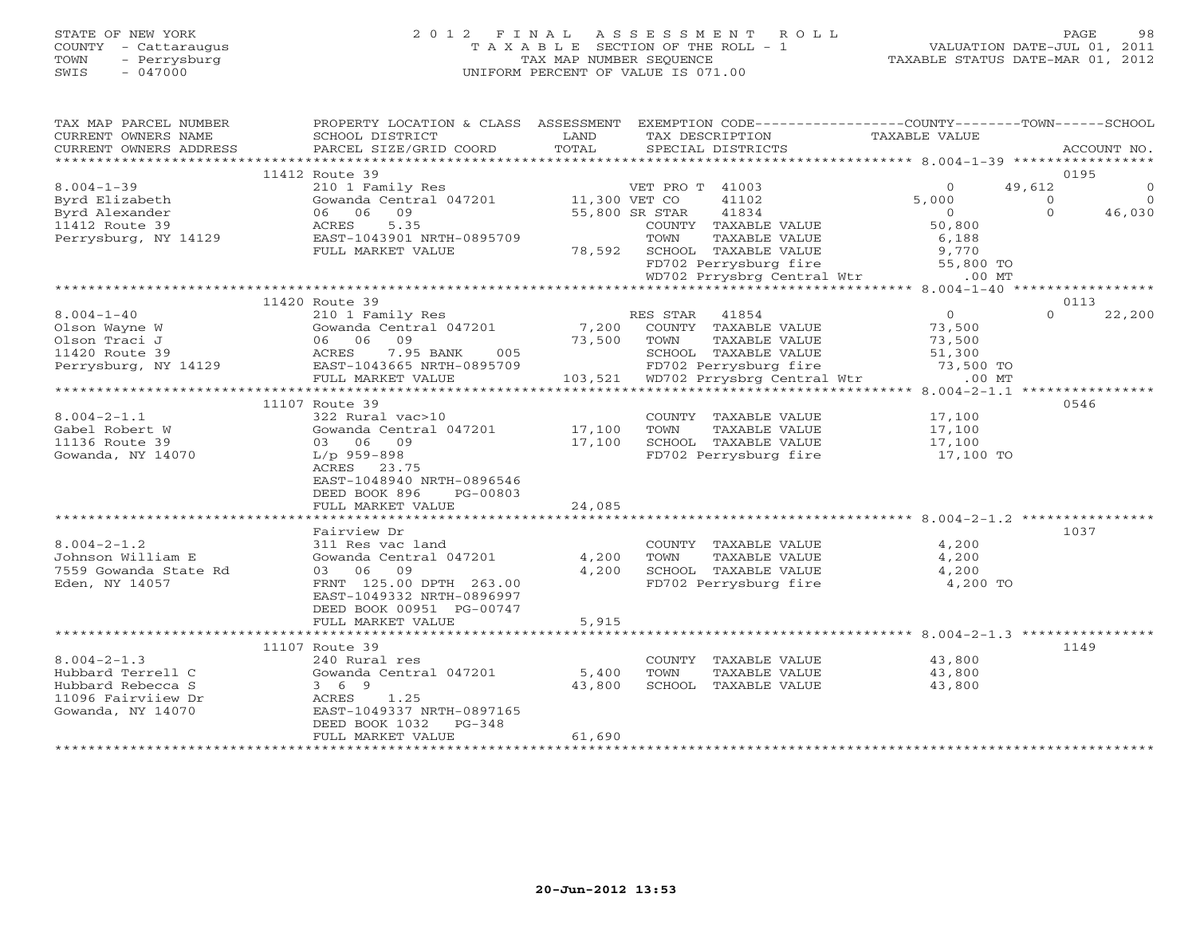STATE OF NEW YORK
COUNTY - Cattaraugus
TOWN - Perrysburg
SWIS - 047000

# 2012 FINAL ASSESSMENT ROLL
TAXABLE SECTION OF THE ROLL - 1
TAX MAP NUMBER SEQUENCE
UNIFORM PERCENT OF VALUE IS 071.00

VALUATION DATE-JUL 01, 2011
TAXABLE STATUS DATE-MAR 01, 2012

| TAX MAP PARCEL NUMBER / CURRENT OWNERS NAME / CURRENT OWNERS ADDRESS | PROPERTY LOCATION & CLASS / SCHOOL DISTRICT / PARCEL SIZE/GRID COORD | ASSESSMENT LAND / TOTAL | EXEMPTION CODE / TAX DESCRIPTION / SPECIAL DISTRICTS | COUNTY | TOWN | SCHOOL | ACCOUNT NO. |
|---|---|---|---|---|---|---|---|
| 8.004-1-39 | 11412 Route 39 | | | | | | 0195 |
| 8.004-1-39 | 210 1 Family Res | | VET PRO T 41003 | 0 | 49,612 | 0 | |
| Byrd Elizabeth | Gowanda Central 047201 | 11,300 | VET CO 41102 | 5,000 | 0 | 0 | |
| Byrd Alexander | 06 06 09 | 55,800 | SR STAR 41834 | 0 | 0 | 46,030 | |
| 11412 Route 39 | ACRES 5.35 | | COUNTY TAXABLE VALUE | 50,800 | | | |
| Perrysburg, NY 14129 | EAST-1043901 NRTH-0895709 | | TOWN TAXABLE VALUE | | 6,188 | | |
| | FULL MARKET VALUE | 78,592 | SCHOOL TAXABLE VALUE | | | 9,770 | |
| | | | FD702 Perrysburg fire | 55,800 TO | | | |
| | | | WD702 Prrysbrg Central Wtr | .00 MT | | | |
| 8.004-1-40 | 11420 Route 39 | | | | | | 0113 |
| 8.004-1-40 | 210 1 Family Res | | RES STAR 41854 | 0 | 0 | 22,200 | |
| Olson Wayne W | Gowanda Central 047201 | 7,200 | COUNTY TAXABLE VALUE | 73,500 | | | |
| Olson Traci J | 06 06 09 | 73,500 | TOWN TAXABLE VALUE | | 73,500 | | |
| 11420 Route 39 | ACRES 7.95 BANK 005 | | SCHOOL TAXABLE VALUE | | | 51,300 | |
| Perrysburg, NY 14129 | EAST-1043665 NRTH-0895709 | | FD702 Perrysburg fire | 73,500 TO | | | |
| | FULL MARKET VALUE | 103,521 | WD702 Prrysbrg Central Wtr | .00 MT | | | |
| 8.004-2-1.1 | 11107 Route 39 | | | | | | 0546 |
| 8.004-2-1.1 | 322 Rural vac>10 | | COUNTY TAXABLE VALUE | 17,100 | | | |
| Gabel Robert W | Gowanda Central 047201 | 17,100 | TOWN TAXABLE VALUE | | 17,100 | | |
| 11136 Route 39 | 03 06 09 | 17,100 | SCHOOL TAXABLE VALUE | | | 17,100 | |
| Gowanda, NY 14070 | L/p 959-898 | | FD702 Perrysburg fire | 17,100 TO | | | |
| | ACRES 23.75 | | | | | | |
| | EAST-1048940 NRTH-0896546 | | | | | | |
| | DEED BOOK 896 PG-00803 | | | | | | |
| | FULL MARKET VALUE | 24,085 | | | | | |
| 8.004-2-1.2 | Fairview Dr | | | | | | 1037 |
| 8.004-2-1.2 | 311 Res vac land | | COUNTY TAXABLE VALUE | 4,200 | | | |
| Johnson William E | Gowanda Central 047201 | 4,200 | TOWN TAXABLE VALUE | | 4,200 | | |
| 7559 Gowanda State Rd | 03 06 09 | 4,200 | SCHOOL TAXABLE VALUE | | | 4,200 | |
| Eden, NY 14057 | FRNT 125.00 DPTH 263.00 | | FD702 Perrysburg fire | 4,200 TO | | | |
| | EAST-1049332 NRTH-0896997 | | | | | | |
| | DEED BOOK 00951 PG-00747 | | | | | | |
| | FULL MARKET VALUE | 5,915 | | | | | |
| 8.004-2-1.3 | 11107 Route 39 | | | | | | 1149 |
| 8.004-2-1.3 | 240 Rural res | | COUNTY TAXABLE VALUE | 43,800 | | | |
| Hubbard Terrell C | Gowanda Central 047201 | 5,400 | TOWN TAXABLE VALUE | | 43,800 | | |
| Hubbard Rebecca S | 3 6 9 | 43,800 | SCHOOL TAXABLE VALUE | | | 43,800 | |
| 11096 Fairviiew Dr | ACRES 1.25 | | | | | | |
| Gowanda, NY 14070 | EAST-1049337 NRTH-0897165 | | | | | | |
| | DEED BOOK 1032 PG-348 | | | | | | |
| | FULL MARKET VALUE | 61,690 | | | | | |

20-Jun-2012 13:53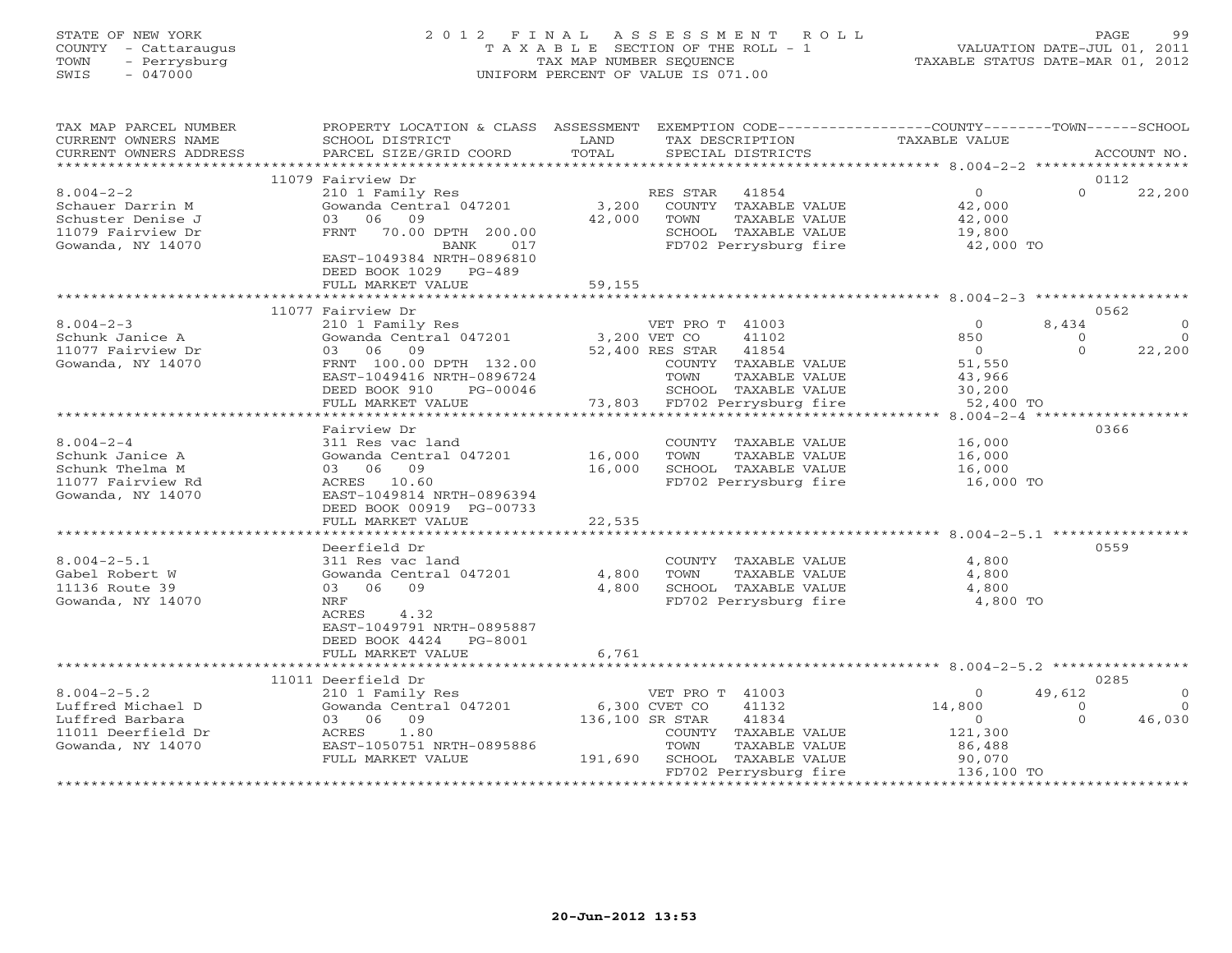STATE OF NEW YORK | COUNTY - Cattaraugus | TOWN - Perrysburg | SWIS - 047000

2012 FINAL ASSESSMENT ROLL
TAXABLE SECTION OF THE ROLL - 1
TAX MAP NUMBER SEQUENCE
UNIFORM PERCENT OF VALUE IS 071.00

VALUATION DATE-JUL 01, 2011
TAXABLE STATUS DATE-MAR 01, 2012

| TAX MAP PARCEL NUMBER / CURRENT OWNERS NAME / CURRENT OWNERS ADDRESS | PROPERTY LOCATION & CLASS / SCHOOL DISTRICT / PARCEL SIZE/GRID COORD | ASSESSMENT LAND / TOTAL | EXEMPTION CODE / TAX DESCRIPTION / SPECIAL DISTRICTS | COUNTY TAXABLE VALUE | TOWN | SCHOOL / ACCOUNT NO. |
|---|---|---|---|---|---|---|
| | 11079 Fairview Dr | | | | | 0112 |
| 8.004-2-2 | 210 1 Family Res | | RES STAR 41854 | 0 | 0 | 22,200 |
| Schauer Darrin M | Gowanda Central 047201 | 3,200 | COUNTY TAXABLE VALUE | 42,000 | | |
| Schuster Denise J | 03 06 09 | 42,000 | TOWN TAXABLE VALUE | 42,000 | | |
| 11079 Fairview Dr | FRNT 70.00 DPTH 200.00 | | SCHOOL TAXABLE VALUE | 19,800 | | |
| Gowanda, NY 14070 | BANK 017 | | FD702 Perrysburg fire | 42,000 TO | | |
| | EAST-1049384 NRTH-0896810 | | | | | |
| | DEED BOOK 1029 PG-489 | | | | | |
| | FULL MARKET VALUE | 59,155 | | | | |
| | 11077 Fairview Dr | | | | | 0562 |
| 8.004-2-3 | 210 1 Family Res | | VET PRO T 41003 | 0 | 8,434 | 0 |
| Schunk Janice A | Gowanda Central 047201 | 3,200 | VET CO 41102 | 850 | 0 | 0 |
| 11077 Fairview Dr | 03 06 09 | 52,400 | RES STAR 41854 | 0 | 0 | 22,200 |
| Gowanda, NY 14070 | FRNT 100.00 DPTH 132.00 | | COUNTY TAXABLE VALUE | 51,550 | | |
| | EAST-1049416 NRTH-0896724 | | TOWN TAXABLE VALUE | 43,966 | | |
| | DEED BOOK 910 PG-00046 | | SCHOOL TAXABLE VALUE | 30,200 | | |
| | FULL MARKET VALUE | 73,803 | FD702 Perrysburg fire | 52,400 TO | | |
| | Fairview Dr | | | | | 0366 |
| 8.004-2-4 | 311 Res vac land | | COUNTY TAXABLE VALUE | 16,000 | | |
| Schunk Janice A | Gowanda Central 047201 | 16,000 | TOWN TAXABLE VALUE | 16,000 | | |
| Schunk Thelma M | 03 06 09 | 16,000 | SCHOOL TAXABLE VALUE | 16,000 | | |
| 11077 Fairview Rd | ACRES 10.60 | | FD702 Perrysburg fire | 16,000 TO | | |
| Gowanda, NY 14070 | EAST-1049814 NRTH-0896394 | | | | | |
| | DEED BOOK 00919 PG-00733 | | | | | |
| | FULL MARKET VALUE | 22,535 | | | | |
| | Deerfield Dr | | | | | 0559 |
| 8.004-2-5.1 | 311 Res vac land | | COUNTY TAXABLE VALUE | 4,800 | | |
| Gabel Robert W | Gowanda Central 047201 | 4,800 | TOWN TAXABLE VALUE | 4,800 | | |
| 11136 Route 39 | 03 06 09 | 4,800 | SCHOOL TAXABLE VALUE | 4,800 | | |
| Gowanda, NY 14070 | NRF | | FD702 Perrysburg fire | 4,800 TO | | |
| | ACRES 4.32 | | | | | |
| | EAST-1049791 NRTH-0895887 | | | | | |
| | DEED BOOK 4424 PG-8001 | | | | | |
| | FULL MARKET VALUE | 6,761 | | | | |
| | 11011 Deerfield Dr | | | | | 0285 |
| 8.004-2-5.2 | 210 1 Family Res | | VET PRO T 41003 | 0 | 49,612 | 0 |
| Luffred Michael D | Gowanda Central 047201 | 6,300 | CVET CO 41132 | 14,800 | 0 | 0 |
| Luffred Barbara | 03 06 09 | 136,100 | SR STAR 41834 | 0 | 0 | 46,030 |
| 11011 Deerfield Dr | ACRES 1.80 | | COUNTY TAXABLE VALUE | 121,300 | | |
| Gowanda, NY 14070 | EAST-1050751 NRTH-0895886 | | TOWN TAXABLE VALUE | 86,488 | | |
| | FULL MARKET VALUE | 191,690 | SCHOOL TAXABLE VALUE | 90,070 | | |
| | | | FD702 Perrysburg fire | 136,100 TO | | |

20-Jun-2012 13:53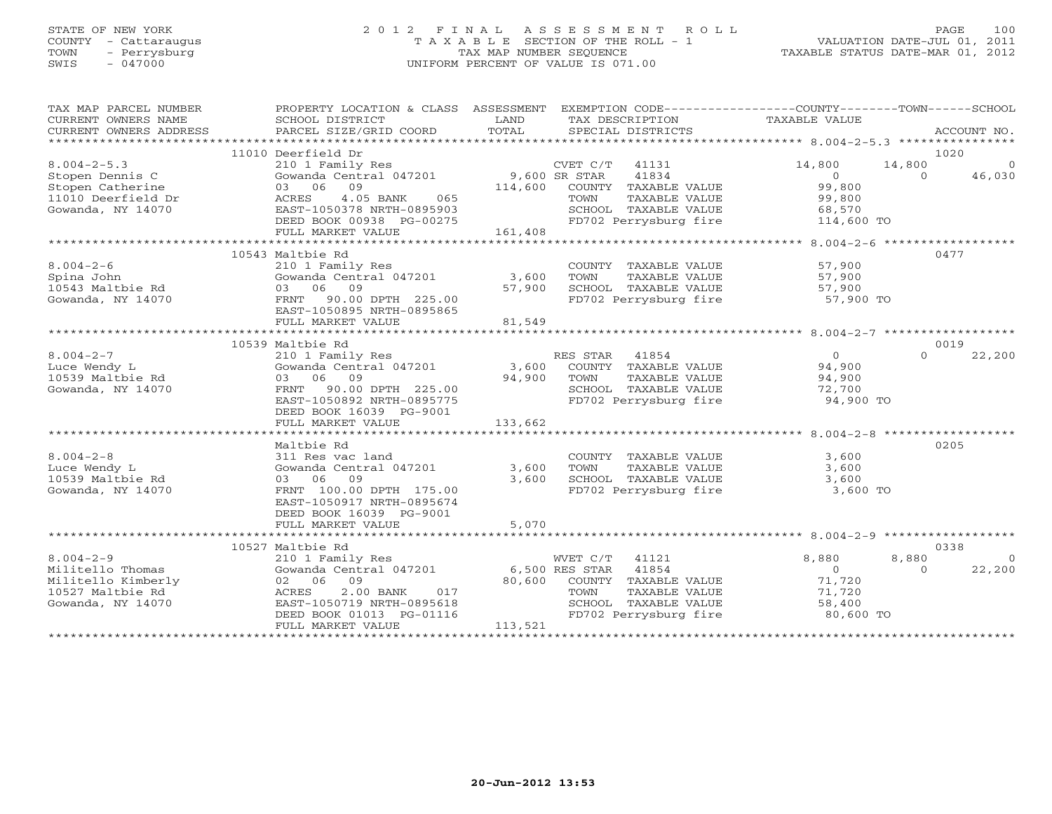STATE OF NEW YORK
COUNTY - Cattaraugus
TOWN - Perrysburg
SWIS - 047000

# 2012 FINAL ASSESSMENT ROLL
TAXABLE SECTION OF THE ROLL - 1
TAX MAP NUMBER SEQUENCE
UNIFORM PERCENT OF VALUE IS 071.00

VALUATION DATE-JUL 01, 2011
TAXABLE STATUS DATE-MAR 01, 2012

| TAX MAP PARCEL NUMBER / CURRENT OWNERS NAME / CURRENT OWNERS ADDRESS | PROPERTY LOCATION & CLASS / SCHOOL DISTRICT / PARCEL SIZE/GRID COORD | ASSESSMENT LAND / TOTAL | EXEMPTION CODE / TAX DESCRIPTION / SPECIAL DISTRICTS | COUNTY TAXABLE VALUE | TOWN | SCHOOL | ACCOUNT NO. |
|---|---|---|---|---|---|---|---|
| 8.004-2-5.3 | 11010 Deerfield Dr | | | | | | 1020 |
| | 210 1 Family Res | | CVET C/T 41131 | 14,800 | 14,800 | 0 | |
| Stopen Dennis C | Gowanda Central 047201 | 9,600 | SR STAR 41834 | 0 | 0 | 46,030 | |
| Stopen Catherine | 03 06 09 | 114,600 | COUNTY TAXABLE VALUE | 99,800 | | | |
| 11010 Deerfield Dr | ACRES 4.05 BANK 065 | | TOWN TAXABLE VALUE | 99,800 | | | |
| Gowanda, NY 14070 | EAST-1050378 NRTH-0895903 | | SCHOOL TAXABLE VALUE | 68,570 | | | |
| | DEED BOOK 00938 PG-00275 | | FD702 Perrysburg fire | 114,600 TO | | | |
| | FULL MARKET VALUE | 161,408 | | | | | |
| 8.004-2-6 | 10543 Maltbie Rd | | | | | | 0477 |
| | 210 1 Family Res | | COUNTY TAXABLE VALUE | 57,900 | | | |
| Spina John | Gowanda Central 047201 | 3,600 | TOWN TAXABLE VALUE | 57,900 | | | |
| 10543 Maltbie Rd | 03 06 09 | 57,900 | SCHOOL TAXABLE VALUE | 57,900 | | | |
| Gowanda, NY 14070 | FRNT 90.00 DPTH 225.00 | | FD702 Perrysburg fire | 57,900 TO | | | |
| | EAST-1050895 NRTH-0895865 | | | | | | |
| | FULL MARKET VALUE | 81,549 | | | | | |
| 8.004-2-7 | 10539 Maltbie Rd | | | | | | 0019 |
| | 210 1 Family Res | | RES STAR 41854 | 0 | | 0 | 22,200 |
| Luce Wendy L | Gowanda Central 047201 | 3,600 | COUNTY TAXABLE VALUE | 94,900 | | | |
| 10539 Maltbie Rd | 03 06 09 | 94,900 | TOWN TAXABLE VALUE | 94,900 | | | |
| Gowanda, NY 14070 | FRNT 90.00 DPTH 225.00 | | SCHOOL TAXABLE VALUE | 72,700 | | | |
| | EAST-1050892 NRTH-0895775 | | FD702 Perrysburg fire | 94,900 TO | | | |
| | DEED BOOK 16039 PG-9001 | | | | | | |
| | FULL MARKET VALUE | 133,662 | | | | | |
| 8.004-2-8 | Maltbie Rd | | | | | | 0205 |
| | 311 Res vac land | | COUNTY TAXABLE VALUE | 3,600 | | | |
| Luce Wendy L | Gowanda Central 047201 | 3,600 | TOWN TAXABLE VALUE | 3,600 | | | |
| 10539 Maltbie Rd | 03 06 09 | 3,600 | SCHOOL TAXABLE VALUE | 3,600 | | | |
| Gowanda, NY 14070 | FRNT 100.00 DPTH 175.00 | | FD702 Perrysburg fire | 3,600 TO | | | |
| | EAST-1050917 NRTH-0895674 | | | | | | |
| | DEED BOOK 16039 PG-9001 | | | | | | |
| | FULL MARKET VALUE | 5,070 | | | | | |
| 8.004-2-9 | 10527 Maltbie Rd | | | | | | 0338 |
| | 210 1 Family Res | | WVET C/T 41121 | 8,880 | 8,880 | 0 | |
| Militello Thomas | Gowanda Central 047201 | 6,500 | RES STAR 41854 | 0 | 0 | 22,200 | |
| Militello Kimberly | 02 06 09 | 80,600 | COUNTY TAXABLE VALUE | 71,720 | | | |
| 10527 Maltbie Rd | ACRES 2.00 BANK 017 | | TOWN TAXABLE VALUE | 71,720 | | | |
| Gowanda, NY 14070 | EAST-1050719 NRTH-0895618 | | SCHOOL TAXABLE VALUE | 58,400 | | | |
| | DEED BOOK 01013 PG-01116 | | FD702 Perrysburg fire | 80,600 TO | | | |
| | FULL MARKET VALUE | 113,521 | | | | | |

20-Jun-2012 13:53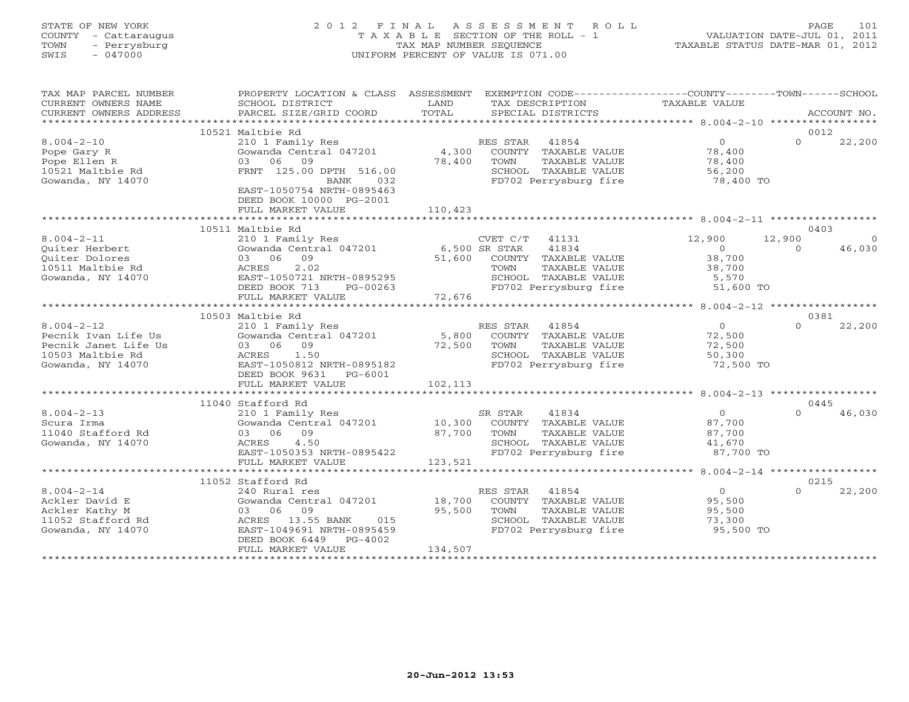STATE OF NEW YORK
COUNTY - Cattaraugus
TOWN - Perrysburg
SWIS - 047000

# 2012 FINAL ASSESSMENT ROLL
TAXABLE SECTION OF THE ROLL - 1
TAX MAP NUMBER SEQUENCE
UNIFORM PERCENT OF VALUE IS 071.00

VALUATION DATE-JUL 01, 2011
TAXABLE STATUS DATE-MAR 01, 2012

| TAX MAP PARCEL NUMBER / CURRENT OWNERS NAME / CURRENT OWNERS ADDRESS | PROPERTY LOCATION & CLASS / SCHOOL DISTRICT / PARCEL SIZE/GRID COORD | ASSESSMENT LAND / TOTAL | EXEMPTION CODE / TAX DESCRIPTION / SPECIAL DISTRICTS | COUNTY TAXABLE VALUE | TOWN | SCHOOL / ACCOUNT NO. |
|---|---|---|---|---|---|---|
| | 10521 Maltbie Rd | | | | | 0012 |
| 8.004-2-10 | 210 1 Family Res | | RES STAR 41854 | 0 | 0 | 22,200 |
| Pope Gary R | Gowanda Central 047201 | 4,300 | COUNTY TAXABLE VALUE | 78,400 | | |
| Pope Ellen R | 03 06 09 | 78,400 | TOWN TAXABLE VALUE | 78,400 | | |
| 10521 Maltbie Rd | FRNT 125.00 DPTH 516.00 | | SCHOOL TAXABLE VALUE | 56,200 | | |
| Gowanda, NY 14070 | BANK 032 | | FD702 Perrysburg fire | 78,400 TO | | |
| | EAST-1050754 NRTH-0895463 | | | | | |
| | DEED BOOK 10000 PG-2001 | | | | | |
| | FULL MARKET VALUE | 110,423 | | | | |
| | 10511 Maltbie Rd | | | | | 0403 |
| 8.004-2-11 | 210 1 Family Res | | CVET C/T 41131 | 12,900 | 12,900 | 0 |
| Quiter Herbert | Gowanda Central 047201 | 6,500 | SR STAR 41834 | 0 | 0 | 46,030 |
| Quiter Dolores | 03 06 09 | 51,600 | COUNTY TAXABLE VALUE | 38,700 | | |
| 10511 Maltbie Rd | ACRES 2.02 | | TOWN TAXABLE VALUE | 38,700 | | |
| Gowanda, NY 14070 | EAST-1050721 NRTH-0895295 | | SCHOOL TAXABLE VALUE | 5,570 | | |
| | DEED BOOK 713 PG-00263 | | FD702 Perrysburg fire | 51,600 TO | | |
| | FULL MARKET VALUE | 72,676 | | | | |
| | 10503 Maltbie Rd | | | | | 0381 |
| 8.004-2-12 | 210 1 Family Res | | RES STAR 41854 | 0 | 0 | 22,200 |
| Pecnik Ivan Life Us | Gowanda Central 047201 | 5,800 | COUNTY TAXABLE VALUE | 72,500 | | |
| Pecnik Janet Life Us | 03 06 09 | 72,500 | TOWN TAXABLE VALUE | 72,500 | | |
| 10503 Maltbie Rd | ACRES 1.50 | | SCHOOL TAXABLE VALUE | 50,300 | | |
| Gowanda, NY 14070 | EAST-1050812 NRTH-0895182 | | FD702 Perrysburg fire | 72,500 TO | | |
| | DEED BOOK 9631 PG-6001 | | | | | |
| | FULL MARKET VALUE | 102,113 | | | | |
| | 11040 Stafford Rd | | | | | 0445 |
| 8.004-2-13 | 210 1 Family Res | | SR STAR 41834 | 0 | 0 | 46,030 |
| Scura Irma | Gowanda Central 047201 | 10,300 | COUNTY TAXABLE VALUE | 87,700 | | |
| 11040 Stafford Rd | 03 06 09 | 87,700 | TOWN TAXABLE VALUE | 87,700 | | |
| Gowanda, NY 14070 | ACRES 4.50 | | SCHOOL TAXABLE VALUE | 41,670 | | |
| | EAST-1050353 NRTH-0895422 | | FD702 Perrysburg fire | 87,700 TO | | |
| | FULL MARKET VALUE | 123,521 | | | | |
| | 11052 Stafford Rd | | | | | 0215 |
| 8.004-2-14 | 240 Rural res | | RES STAR 41854 | 0 | 0 | 22,200 |
| Ackler David E | Gowanda Central 047201 | 18,700 | COUNTY TAXABLE VALUE | 95,500 | | |
| Ackler Kathy M | 03 06 09 | 95,500 | TOWN TAXABLE VALUE | 95,500 | | |
| 11052 Stafford Rd | ACRES 13.55 BANK 015 | | SCHOOL TAXABLE VALUE | 73,300 | | |
| Gowanda, NY 14070 | EAST-1049691 NRTH-0895459 | | FD702 Perrysburg fire | 95,500 TO | | |
| | DEED BOOK 6449 PG-4002 | | | | | |
| | FULL MARKET VALUE | 134,507 | | | | |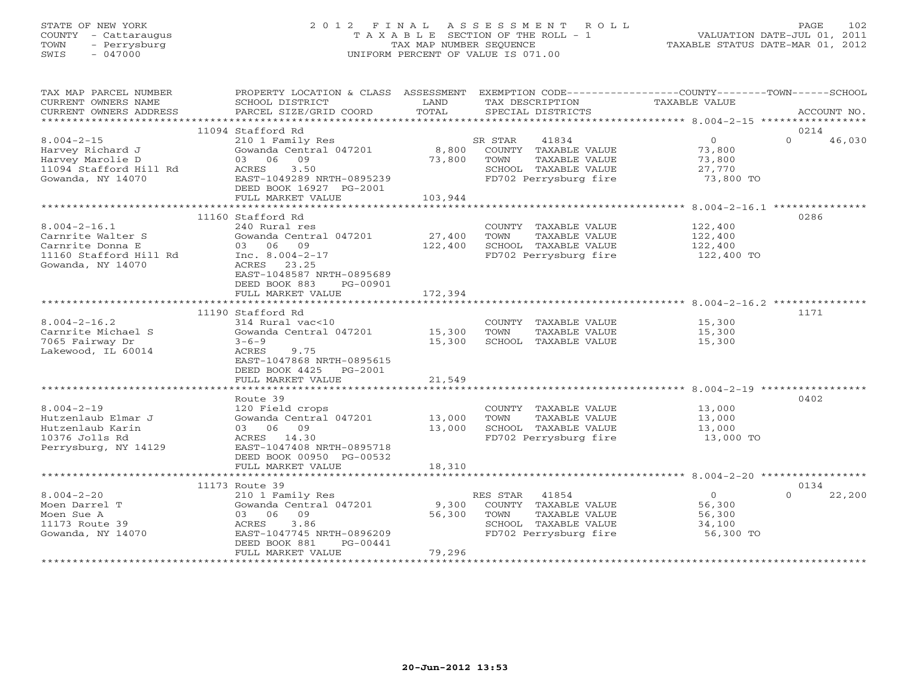STATE OF NEW YORK
COUNTY - Cattaraugus
TOWN - Perrysburg
SWIS - 047000

2012 FINAL ASSESSMENT ROLL
TAXABLE SECTION OF THE ROLL - 1
TAX MAP NUMBER SEQUENCE
UNIFORM PERCENT OF VALUE IS 071.00

VALUATION DATE-JUL 01, 2011
TAXABLE STATUS DATE-MAR 01, 2012

| TAX MAP PARCEL NUMBER / CURRENT OWNERS NAME / CURRENT OWNERS ADDRESS | PROPERTY LOCATION & CLASS / SCHOOL DISTRICT / PARCEL SIZE/GRID COORD | ASSESSMENT LAND | ASSESSMENT TOTAL | EXEMPTION CODE / TAX DESCRIPTION / SPECIAL DISTRICTS | COUNTY TAXABLE VALUE | TOWN | SCHOOL | ACCOUNT NO. |
|---|---|---|---|---|---|---|---|---|
| **8.004-2-15** | 11094 Stafford Rd | | | | | | | 0214 |
| 8.004-2-15 | 210 1 Family Res | | | SR STAR 41834 | 0 | 0 | 46,030 | |
| Harvey Richard J | Gowanda Central 047201 | 8,800 | | COUNTY TAXABLE VALUE | 73,800 | | | |
| Harvey Marolie D | 03 06 09 | | 73,800 | TOWN TAXABLE VALUE | 73,800 | | | |
| 11094 Stafford Hill Rd | ACRES 3.50 | | | SCHOOL TAXABLE VALUE | 27,770 | | | |
| Gowanda, NY 14070 | EAST-1049289 NRTH-0895239 | | | FD702 Perrysburg fire | 73,800 TO | | | |
| | DEED BOOK 16927 PG-2001 | | | | | | | |
| | FULL MARKET VALUE | | 103,944 | | | | | |
| **8.004-2-16.1** | 11160 Stafford Rd | | | | | | | 0286 |
| 8.004-2-16.1 | 240 Rural res | | | COUNTY TAXABLE VALUE | 122,400 | | | |
| Carnrite Walter S | Gowanda Central 047201 | 27,400 | | TOWN TAXABLE VALUE | 122,400 | | | |
| Carnrite Donna E | 03 06 09 | | 122,400 | SCHOOL TAXABLE VALUE | 122,400 | | | |
| 11160 Stafford Hill Rd | Inc. 8.004-2-17 | | | FD702 Perrysburg fire | 122,400 TO | | | |
| Gowanda, NY 14070 | ACRES 23.25 | | | | | | | |
| | EAST-1048587 NRTH-0895689 | | | | | | | |
| | DEED BOOK 883 PG-00901 | | | | | | | |
| | FULL MARKET VALUE | | 172,394 | | | | | |
| **8.004-2-16.2** | 11190 Stafford Rd | | | | | | | 1171 |
| 8.004-2-16.2 | 314 Rural vac<10 | | | COUNTY TAXABLE VALUE | 15,300 | | | |
| Carnrite Michael S | Gowanda Central 047201 | 15,300 | | TOWN TAXABLE VALUE | 15,300 | | | |
| 7065 Fairway Dr | 3-6-9 | | 15,300 | SCHOOL TAXABLE VALUE | 15,300 | | | |
| Lakewood, IL 60014 | ACRES 9.75 | | | | | | | |
| | EAST-1047868 NRTH-0895615 | | | | | | | |
| | DEED BOOK 4425 PG-2001 | | | | | | | |
| | FULL MARKET VALUE | | 21,549 | | | | | |
| **8.004-2-19** | Route 39 | | | | | | | 0402 |
| 8.004-2-19 | 120 Field crops | | | COUNTY TAXABLE VALUE | 13,000 | | | |
| Hutzenlaub Elmar J | Gowanda Central 047201 | 13,000 | | TOWN TAXABLE VALUE | 13,000 | | | |
| Hutzenlaub Karin | 03 06 09 | | 13,000 | SCHOOL TAXABLE VALUE | 13,000 | | | |
| 10376 Jolls Rd | ACRES 14.30 | | | FD702 Perrysburg fire | 13,000 TO | | | |
| Perrysburg, NY 14129 | EAST-1047408 NRTH-0895718 | | | | | | | |
| | DEED BOOK 00950 PG-00532 | | | | | | | |
| | FULL MARKET VALUE | | 18,310 | | | | | |
| **8.004-2-20** | 11173 Route 39 | | | | | | | 0134 |
| 8.004-2-20 | 210 1 Family Res | | | RES STAR 41854 | 0 | 0 | 22,200 | |
| Moen Darrel T | Gowanda Central 047201 | 9,300 | | COUNTY TAXABLE VALUE | 56,300 | | | |
| Moen Sue A | 03 06 09 | | 56,300 | TOWN TAXABLE VALUE | 56,300 | | | |
| 11173 Route 39 | ACRES 3.86 | | | SCHOOL TAXABLE VALUE | 34,100 | | | |
| Gowanda, NY 14070 | EAST-1047745 NRTH-0896209 | | | FD702 Perrysburg fire | 56,300 TO | | | |
| | DEED BOOK 881 PG-00441 | | | | | | | |
| | FULL MARKET VALUE | | 79,296 | | | | | |

20-Jun-2012 13:53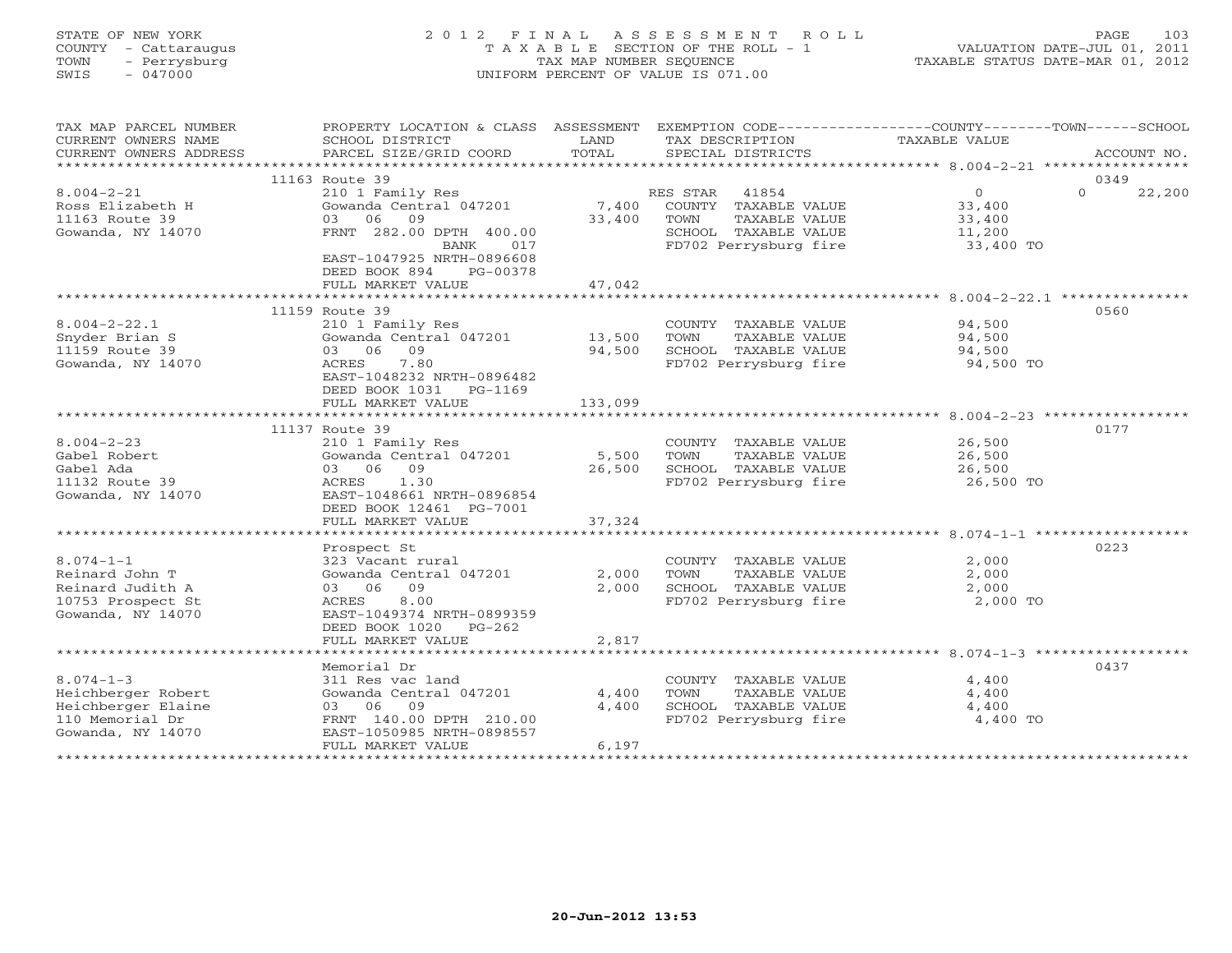STATE OF NEW YORK
COUNTY - Cattaraugus
TOWN - Perrysburg
SWIS - 047000

# 2012 FINAL ASSESSMENT ROLL

TAXABLE SECTION OF THE ROLL - 1
TAX MAP NUMBER SEQUENCE
UNIFORM PERCENT OF VALUE IS 071.00

VALUATION DATE-JUL 01, 2011
TAXABLE STATUS DATE-MAR 01, 2012

| TAX MAP PARCEL NUMBER / CURRENT OWNERS NAME / CURRENT OWNERS ADDRESS | PROPERTY LOCATION & CLASS / SCHOOL DISTRICT / PARCEL SIZE/GRID COORD | ASSESSMENT LAND / TOTAL | EXEMPTION CODE / TAX DESCRIPTION / SPECIAL DISTRICTS | COUNTY TAXABLE VALUE | TOWN | SCHOOL | ACCOUNT NO. |
|---|---|---|---|---|---|---|---|
| **8.004-2-21** | 11163 Route 39 | | | | | | 0349 |
| Ross Elizabeth H | 210 1 Family Res | | RES STAR 41854 | 0 | | 0 22,200 | |
| 11163 Route 39 | Gowanda Central 047201 | 7,400 | COUNTY TAXABLE VALUE | 33,400 | | | |
| Gowanda, NY 14070 | 03 06 09 | 33,400 | TOWN TAXABLE VALUE | 33,400 | | | |
| | FRNT 282.00 DPTH 400.00 | | SCHOOL TAXABLE VALUE | 11,200 | | | |
| | BANK 017 | | FD702 Perrysburg fire | 33,400 TO | | | |
| | EAST-1047925 NRTH-0896608 | | | | | | |
| | DEED BOOK 894 PG-00378 | | | | | | |
| | FULL MARKET VALUE | 47,042 | | | | | |
| **8.004-2-22.1** | 11159 Route 39 | | | | | | 0560 |
| Snyder Brian S | 210 1 Family Res | | COUNTY TAXABLE VALUE | 94,500 | | | |
| 11159 Route 39 | Gowanda Central 047201 | 13,500 | TOWN TAXABLE VALUE | 94,500 | | | |
| Gowanda, NY 14070 | 03 06 09 | 94,500 | SCHOOL TAXABLE VALUE | 94,500 | | | |
| | ACRES 7.80 | | FD702 Perrysburg fire | 94,500 TO | | | |
| | EAST-1048232 NRTH-0896482 | | | | | | |
| | DEED BOOK 1031 PG-1169 | | | | | | |
| | FULL MARKET VALUE | 133,099 | | | | | |
| **8.004-2-23** | 11137 Route 39 | | | | | | 0177 |
| Gabel Robert | 210 1 Family Res | | COUNTY TAXABLE VALUE | 26,500 | | | |
| Gabel Ada | Gowanda Central 047201 | 5,500 | TOWN TAXABLE VALUE | 26,500 | | | |
| 11132 Route 39 | 03 06 09 | 26,500 | SCHOOL TAXABLE VALUE | 26,500 | | | |
| Gowanda, NY 14070 | ACRES 1.30 | | FD702 Perrysburg fire | 26,500 TO | | | |
| | EAST-1048661 NRTH-0896854 | | | | | | |
| | DEED BOOK 12461 PG-7001 | | | | | | |
| | FULL MARKET VALUE | 37,324 | | | | | |
| **8.074-1-1** | Prospect St | | | | | | 0223 |
| Reinard John T | 323 Vacant rural | | COUNTY TAXABLE VALUE | 2,000 | | | |
| Reinard Judith A | Gowanda Central 047201 | 2,000 | TOWN TAXABLE VALUE | 2,000 | | | |
| 10753 Prospect St | 03 06 09 | 2,000 | SCHOOL TAXABLE VALUE | 2,000 | | | |
| Gowanda, NY 14070 | ACRES 8.00 | | FD702 Perrysburg fire | 2,000 TO | | | |
| | EAST-1049374 NRTH-0899359 | | | | | | |
| | DEED BOOK 1020 PG-262 | | | | | | |
| | FULL MARKET VALUE | 2,817 | | | | | |
| **8.074-1-3** | Memorial Dr | | | | | | 0437 |
| Heichberger Robert | 311 Res vac land | | COUNTY TAXABLE VALUE | 4,400 | | | |
| Heichberger Elaine | Gowanda Central 047201 | 4,400 | TOWN TAXABLE VALUE | 4,400 | | | |
| 110 Memorial Dr | 03 06 09 | 4,400 | SCHOOL TAXABLE VALUE | 4,400 | | | |
| Gowanda, NY 14070 | FRNT 140.00 DPTH 210.00 | | FD702 Perrysburg fire | 4,400 TO | | | |
| | EAST-1050985 NRTH-0898557 | | | | | | |
| | FULL MARKET VALUE | 6,197 | | | | | |

20-Jun-2012 13:53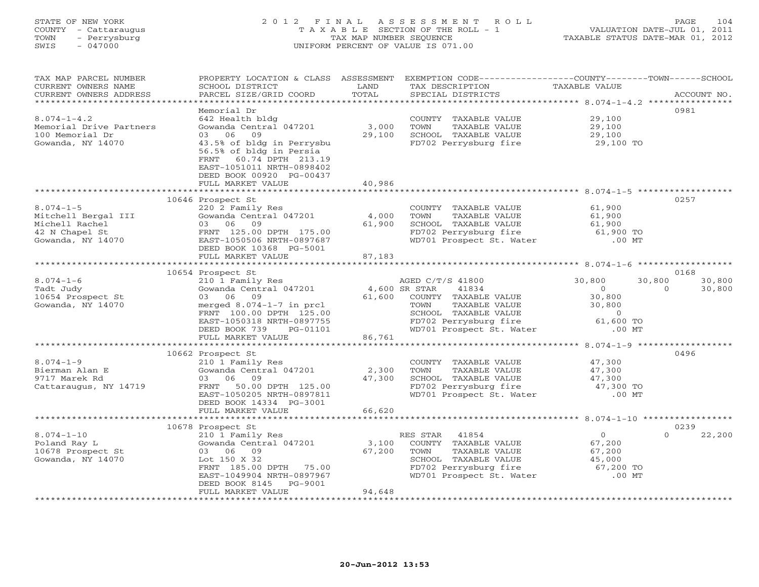STATE OF NEW YORK
COUNTY - Cattaraugus
TOWN - Perrysburg
SWIS - 047000

# 2012 FINAL ASSESSMENT ROLL

TAXABLE SECTION OF THE ROLL - 1
TAX MAP NUMBER SEQUENCE
UNIFORM PERCENT OF VALUE IS 071.00

VALUATION DATE-JUL 01, 2011
TAXABLE STATUS DATE-MAR 01, 2012

| TAX MAP PARCEL NUMBER / CURRENT OWNERS NAME / CURRENT OWNERS ADDRESS | PROPERTY LOCATION & CLASS / SCHOOL DISTRICT / PARCEL SIZE/GRID COORD | ASSESSMENT LAND / TOTAL | EXEMPTION CODE / TAX DESCRIPTION / SPECIAL DISTRICTS | COUNTY TAXABLE VALUE | TOWN | SCHOOL | ACCOUNT NO. |
|---|---|---|---|---|---|---|---|
| 8.074-1-4.2 | Memorial Dr | | | | | | 0981 |
| Memorial Drive Partners | 642 Health bldg | | COUNTY TAXABLE VALUE | 29,100 | | | |
| 100 Memorial Dr | Gowanda Central 047201 | 3,000 | TOWN TAXABLE VALUE | 29,100 | | | |
| Gowanda, NY 14070 | 03 06 09 | 29,100 | SCHOOL TAXABLE VALUE | 29,100 | | | |
| | 43.5% of bldg in Perrysbu | | FD702 Perrysburg fire | 29,100 TO | | | |
| | 56.5% of bldg in Persia | | | | | | |
| | FRNT 60.74 DPTH 213.19 | | | | | | |
| | EAST-1051011 NRTH-0898402 | | | | | | |
| | DEED BOOK 00920 PG-00437 | | | | | | |
| | FULL MARKET VALUE | 40,986 | | | | | |
| 8.074-1-5 | 10646 Prospect St | | | | | | 0257 |
| Mitchell Bergal III | 220 2 Family Res | | COUNTY TAXABLE VALUE | 61,900 | | | |
| Michell Rachel | Gowanda Central 047201 | 4,000 | TOWN TAXABLE VALUE | 61,900 | | | |
| 42 N Chapel St | 03 06 09 | 61,900 | SCHOOL TAXABLE VALUE | 61,900 | | | |
| Gowanda, NY 14070 | FRNT 125.00 DPTH 175.00 | | FD702 Perrysburg fire | 61,900 TO | | | |
| | EAST-1050506 NRTH-0897687 | | WD701 Prospect St. Water | .00 MT | | | |
| | DEED BOOK 10368 PG-5001 | | | | | | |
| | FULL MARKET VALUE | 87,183 | | | | | |
| 8.074-1-6 | 10654 Prospect St | | | | | | 0168 |
| Tadt Judy | 210 1 Family Res | | AGED C/T/S 41800 | 30,800 | 30,800 | 30,800 | |
| 10654 Prospect St | Gowanda Central 047201 | 4,600 | SR STAR 41834 | 0 | 0 | 30,800 | |
| Gowanda, NY 14070 | 03 06 09 | 61,600 | COUNTY TAXABLE VALUE | 30,800 | | | |
| | merged 8.074-1-7 in prcl | | TOWN TAXABLE VALUE | 30,800 | | | |
| | FRNT 100.00 DPTH 125.00 | | SCHOOL TAXABLE VALUE | 0 | | | |
| | EAST-1050318 NRTH-0897755 | | FD702 Perrysburg fire | 61,600 TO | | | |
| | DEED BOOK 739 PG-01101 | | WD701 Prospect St. Water | .00 MT | | | |
| | FULL MARKET VALUE | 86,761 | | | | | |
| 8.074-1-9 | 10662 Prospect St | | | | | | 0496 |
| Bierman Alan E | 210 1 Family Res | | COUNTY TAXABLE VALUE | 47,300 | | | |
| 9717 Marek Rd | Gowanda Central 047201 | 2,300 | TOWN TAXABLE VALUE | 47,300 | | | |
| Cattaraugus, NY 14719 | 03 06 09 | 47,300 | SCHOOL TAXABLE VALUE | 47,300 | | | |
| | FRNT 50.00 DPTH 125.00 | | FD702 Perrysburg fire | 47,300 TO | | | |
| | EAST-1050205 NRTH-0897811 | | WD701 Prospect St. Water | .00 MT | | | |
| | DEED BOOK 14334 PG-3001 | | | | | | |
| | FULL MARKET VALUE | 66,620 | | | | | |
| 8.074-1-10 | 10678 Prospect St | | | | | | 0239 |
| Poland Ray L | 210 1 Family Res | | RES STAR 41854 | 0 | 0 | 22,200 | |
| 10678 Prospect St | Gowanda Central 047201 | 3,100 | COUNTY TAXABLE VALUE | 67,200 | | | |
| Gowanda, NY 14070 | 03 06 09 | 67,200 | TOWN TAXABLE VALUE | 67,200 | | | |
| | Lot 150 X 32 | | SCHOOL TAXABLE VALUE | 45,000 | | | |
| | FRNT 185.00 DPTH 75.00 | | FD702 Perrysburg fire | 67,200 TO | | | |
| | EAST-1049904 NRTH-0897967 | | WD701 Prospect St. Water | .00 MT | | | |
| | DEED BOOK 8145 PG-9001 | | | | | | |
| | FULL MARKET VALUE | 94,648 | | | | | |

20-Jun-2012 13:53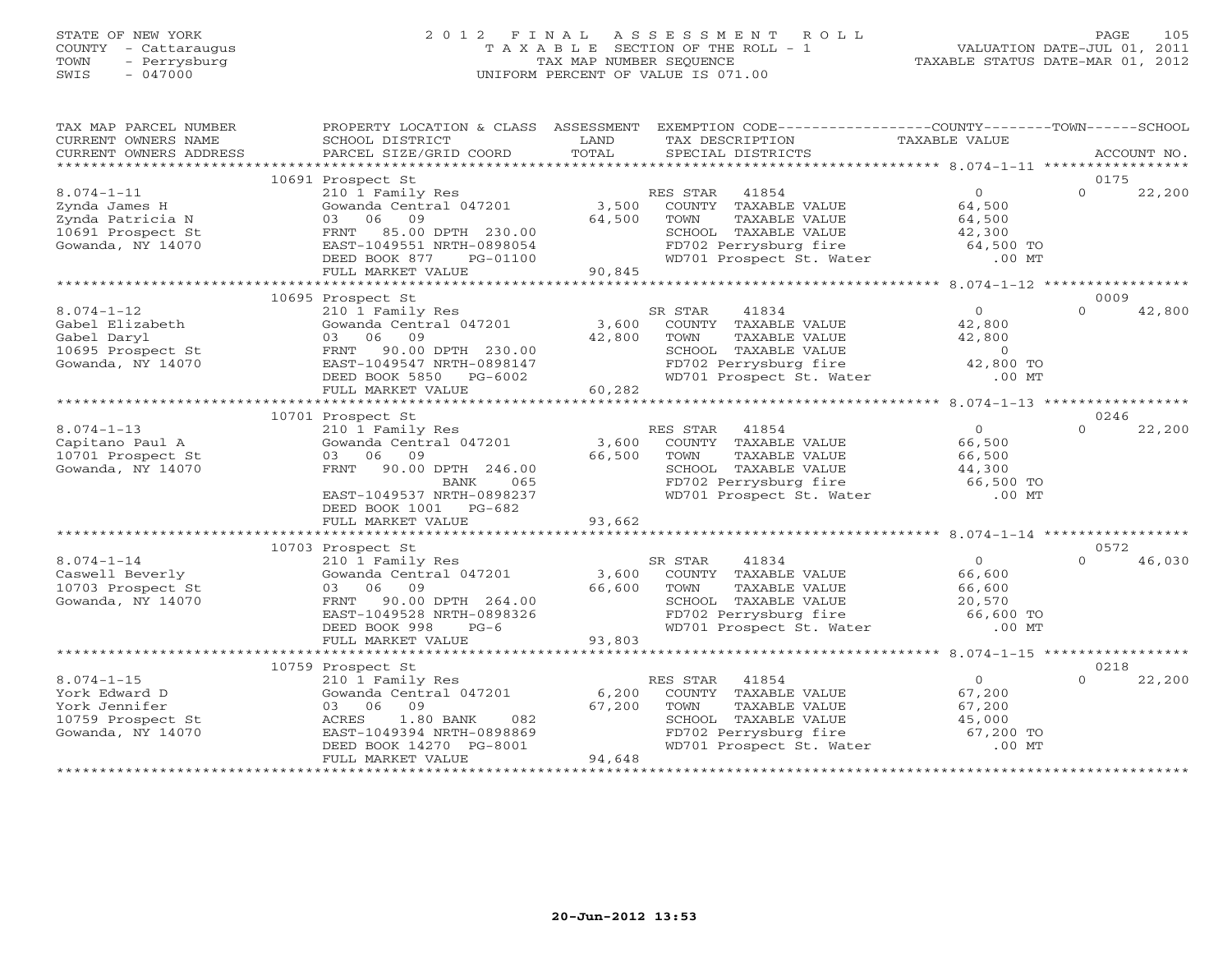STATE OF NEW YORK
COUNTY - Cattaraugus
TOWN - Perrysburg
SWIS - 047000

# 2012 FINAL ASSESSMENT ROLL

TAXABLE SECTION OF THE ROLL - 1
TAX MAP NUMBER SEQUENCE
UNIFORM PERCENT OF VALUE IS 071.00

VALUATION DATE-JUL 01, 2011
TAXABLE STATUS DATE-MAR 01, 2012

| TAX MAP PARCEL NUMBER / CURRENT OWNERS NAME / CURRENT OWNERS ADDRESS | PROPERTY LOCATION & CLASS / SCHOOL DISTRICT / PARCEL SIZE/GRID COORD | ASSESSMENT LAND / TOTAL | EXEMPTION CODE / TAX DESCRIPTION / SPECIAL DISTRICTS | COUNTY TAXABLE VALUE | TOWN | SCHOOL / ACCOUNT NO. |
|---|---|---|---|---|---|---|
| | 10691 Prospect St | | | | | 0175 |
| 8.074-1-11 | 210 1 Family Res | | RES STAR 41854 | 0 | 0 | 22,200 |
| Zynda James H | Gowanda Central 047201 | 3,500 | COUNTY TAXABLE VALUE | 64,500 | | |
| Zynda Patricia N | 03 06 09 | 64,500 | TOWN TAXABLE VALUE | 64,500 | | |
| 10691 Prospect St | FRNT 85.00 DPTH 230.00 | | SCHOOL TAXABLE VALUE | 42,300 | | |
| Gowanda, NY 14070 | EAST-1049551 NRTH-0898054 | | FD702 Perrysburg fire | 64,500 TO | | |
| | DEED BOOK 877 PG-01100 | | WD701 Prospect St. Water | .00 MT | | |
| | FULL MARKET VALUE | 90,845 | | | | |
| | 10695 Prospect St | | | | | 0009 |
| 8.074-1-12 | 210 1 Family Res | | SR STAR 41834 | 0 | 0 | 42,800 |
| Gabel Elizabeth | Gowanda Central 047201 | 3,600 | COUNTY TAXABLE VALUE | 42,800 | | |
| Gabel Daryl | 03 06 09 | 42,800 | TOWN TAXABLE VALUE | 42,800 | | |
| 10695 Prospect St | FRNT 90.00 DPTH 230.00 | | SCHOOL TAXABLE VALUE | 0 | | |
| Gowanda, NY 14070 | EAST-1049547 NRTH-0898147 | | FD702 Perrysburg fire | 42,800 TO | | |
| | DEED BOOK 5850 PG-6002 | | WD701 Prospect St. Water | .00 MT | | |
| | FULL MARKET VALUE | 60,282 | | | | |
| | 10701 Prospect St | | | | | 0246 |
| 8.074-1-13 | 210 1 Family Res | | RES STAR 41854 | 0 | 0 | 22,200 |
| Capitano Paul A | Gowanda Central 047201 | 3,600 | COUNTY TAXABLE VALUE | 66,500 | | |
| 10701 Prospect St | 03 06 09 | 66,500 | TOWN TAXABLE VALUE | 66,500 | | |
| Gowanda, NY 14070 | FRNT 90.00 DPTH 246.00 | | SCHOOL TAXABLE VALUE | 44,300 | | |
| | BANK 065 | | FD702 Perrysburg fire | 66,500 TO | | |
| | EAST-1049537 NRTH-0898237 | | WD701 Prospect St. Water | .00 MT | | |
| | DEED BOOK 1001 PG-682 | | | | | |
| | FULL MARKET VALUE | 93,662 | | | | |
| | 10703 Prospect St | | | | | 0572 |
| 8.074-1-14 | 210 1 Family Res | | SR STAR 41834 | 0 | 0 | 46,030 |
| Caswell Beverly | Gowanda Central 047201 | 3,600 | COUNTY TAXABLE VALUE | 66,600 | | |
| 10703 Prospect St | 03 06 09 | 66,600 | TOWN TAXABLE VALUE | 66,600 | | |
| Gowanda, NY 14070 | FRNT 90.00 DPTH 264.00 | | SCHOOL TAXABLE VALUE | 20,570 | | |
| | EAST-1049528 NRTH-0898326 | | FD702 Perrysburg fire | 66,600 TO | | |
| | DEED BOOK 998 PG-6 | | WD701 Prospect St. Water | .00 MT | | |
| | FULL MARKET VALUE | 93,803 | | | | |
| | 10759 Prospect St | | | | | 0218 |
| 8.074-1-15 | 210 1 Family Res | | RES STAR 41854 | 0 | 0 | 22,200 |
| York Edward D | Gowanda Central 047201 | 6,200 | COUNTY TAXABLE VALUE | 67,200 | | |
| York Jennifer | 03 06 09 | 67,200 | TOWN TAXABLE VALUE | 67,200 | | |
| 10759 Prospect St | ACRES 1.80 BANK 082 | | SCHOOL TAXABLE VALUE | 45,000 | | |
| Gowanda, NY 14070 | EAST-1049394 NRTH-0898869 | | FD702 Perrysburg fire | 67,200 TO | | |
| | DEED BOOK 14270 PG-8001 | | WD701 Prospect St. Water | .00 MT | | |
| | FULL MARKET VALUE | 94,648 | | | | |

20-Jun-2012 13:53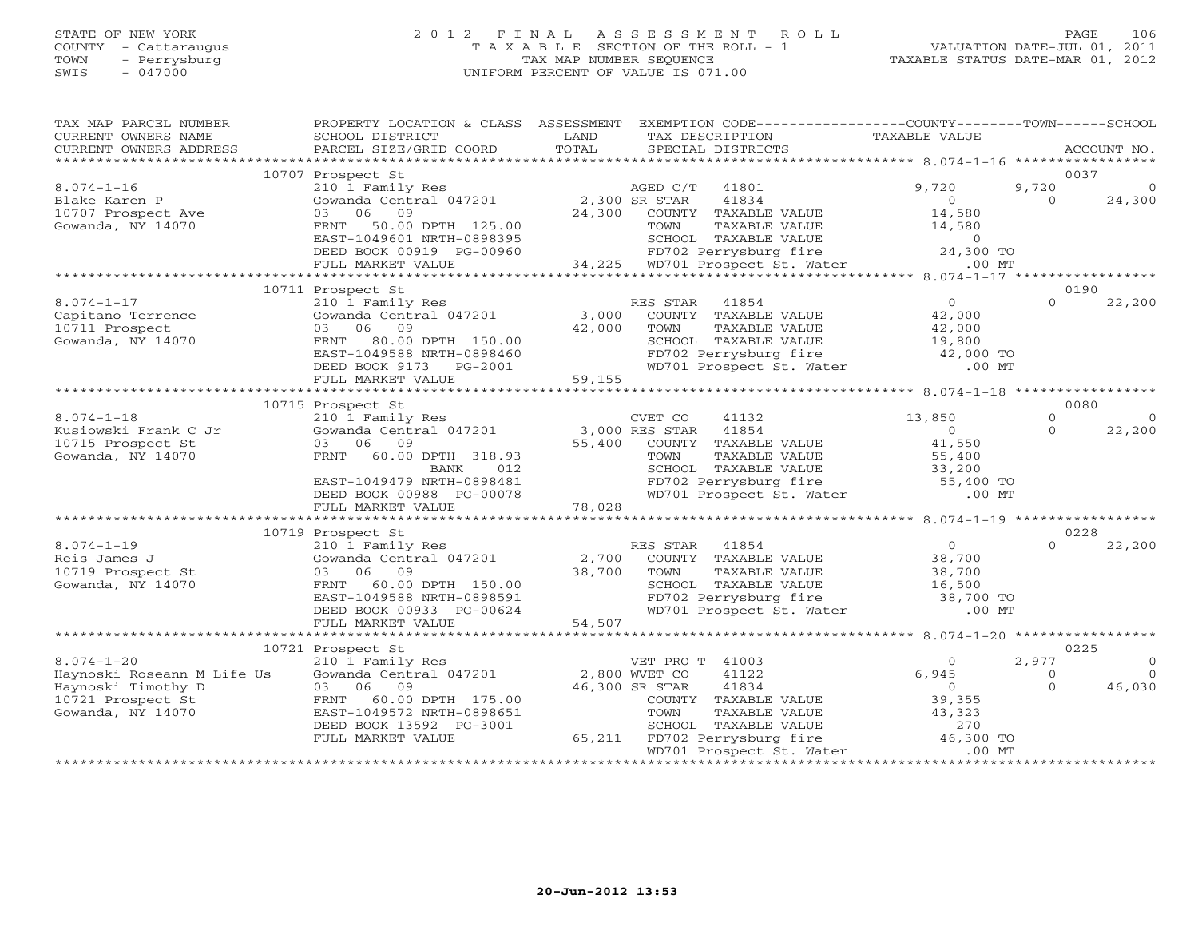STATE OF NEW YORK
COUNTY - Cattaraugus
TOWN - Perrysburg
SWIS - 047000

2 0 1 2 F I N A L A S S E S S M E N T R O L L
T A X A B L E SECTION OF THE ROLL - 1
TAX MAP NUMBER SEQUENCE
UNIFORM PERCENT OF VALUE IS 071.00

VALUATION DATE-JUL 01, 2011
TAXABLE STATUS DATE-MAR 01, 2012

| TAX MAP PARCEL NUMBER / CURRENT OWNERS NAME / CURRENT OWNERS ADDRESS | PROPERTY LOCATION & CLASS / SCHOOL DISTRICT / PARCEL SIZE/GRID COORD | ASSESSMENT LAND / TOTAL | EXEMPTION CODE / TAX DESCRIPTION / SPECIAL DISTRICTS | COUNTY TAXABLE VALUE | TOWN | SCHOOL / ACCOUNT NO. |
|---|---|---|---|---|---|---|
| | 10707 Prospect St | | | | | 0037 |
| 8.074-1-16 | 210 1 Family Res | | AGED C/T 41801 | 9,720 | 9,720 | 0 |
| Blake Karen P | Gowanda Central 047201 | 2,300 | SR STAR 41834 | 0 | 0 | 24,300 |
| 10707 Prospect Ave | 03 06 09 | 24,300 | COUNTY TAXABLE VALUE | 14,580 | | |
| Gowanda, NY 14070 | FRNT 50.00 DPTH 125.00 | | TOWN TAXABLE VALUE | 14,580 | | |
| | EAST-1049601 NRTH-0898395 | | SCHOOL TAXABLE VALUE | 0 | | |
| | DEED BOOK 00919 PG-00960 | | FD702 Perrysburg fire | 24,300 TO | | |
| | FULL MARKET VALUE | 34,225 | WD701 Prospect St. Water | .00 MT | | |
| | 10711 Prospect St | | | | | 0190 |
| 8.074-1-17 | 210 1 Family Res | | RES STAR 41854 | 0 | 0 | 22,200 |
| Capitano Terrence | Gowanda Central 047201 | 3,000 | COUNTY TAXABLE VALUE | 42,000 | | |
| 10711 Prospect | 03 06 09 | 42,000 | TOWN TAXABLE VALUE | 42,000 | | |
| Gowanda, NY 14070 | FRNT 80.00 DPTH 150.00 | | SCHOOL TAXABLE VALUE | 19,800 | | |
| | EAST-1049588 NRTH-0898460 | | FD702 Perrysburg fire | 42,000 TO | | |
| | DEED BOOK 9173 PG-2001 | | WD701 Prospect St. Water | .00 MT | | |
| | FULL MARKET VALUE | 59,155 | | | | |
| | 10715 Prospect St | | | | | 0080 |
| 8.074-1-18 | 210 1 Family Res | | CVET CO 41132 | 13,850 | 0 | 0 |
| Kusiowski Frank C Jr | Gowanda Central 047201 | 3,000 | RES STAR 41854 | 0 | 0 | 22,200 |
| 10715 Prospect St | 03 06 09 | 55,400 | COUNTY TAXABLE VALUE | 41,550 | | |
| Gowanda, NY 14070 | FRNT 60.00 DPTH 318.93 | | TOWN TAXABLE VALUE | 55,400 | | |
| | BANK 012 | | SCHOOL TAXABLE VALUE | 33,200 | | |
| | EAST-1049479 NRTH-0898481 | | FD702 Perrysburg fire | 55,400 TO | | |
| | DEED BOOK 00988 PG-00078 | | WD701 Prospect St. Water | .00 MT | | |
| | FULL MARKET VALUE | 78,028 | | | | |
| | 10719 Prospect St | | | | | 0228 |
| 8.074-1-19 | 210 1 Family Res | | RES STAR 41854 | 0 | 0 | 22,200 |
| Reis James J | Gowanda Central 047201 | 2,700 | COUNTY TAXABLE VALUE | 38,700 | | |
| 10719 Prospect St | 03 06 09 | 38,700 | TOWN TAXABLE VALUE | 38,700 | | |
| Gowanda, NY 14070 | FRNT 60.00 DPTH 150.00 | | SCHOOL TAXABLE VALUE | 16,500 | | |
| | EAST-1049588 NRTH-0898591 | | FD702 Perrysburg fire | 38,700 TO | | |
| | DEED BOOK 00933 PG-00624 | | WD701 Prospect St. Water | .00 MT | | |
| | FULL MARKET VALUE | 54,507 | | | | |
| | 10721 Prospect St | | | | | 0225 |
| 8.074-1-20 | 210 1 Family Res | | VET PRO T 41003 | 0 | 2,977 | 0 |
| Haynoski Roseann M Life Us | Gowanda Central 047201 | 2,800 | WVET CO 41122 | 6,945 | 0 | 0 |
| Haynoski Timothy D | 03 06 09 | 46,300 | SR STAR 41834 | 0 | 0 | 46,030 |
| 10721 Prospect St | FRNT 60.00 DPTH 175.00 | | COUNTY TAXABLE VALUE | 39,355 | | |
| Gowanda, NY 14070 | EAST-1049572 NRTH-0898651 | | TOWN TAXABLE VALUE | 43,323 | | |
| | DEED BOOK 13592 PG-3001 | | SCHOOL TAXABLE VALUE | 270 | | |
| | FULL MARKET VALUE | 65,211 | FD702 Perrysburg fire | 46,300 TO | | |
| | | | WD701 Prospect St. Water | .00 MT | | |

20-Jun-2012 13:53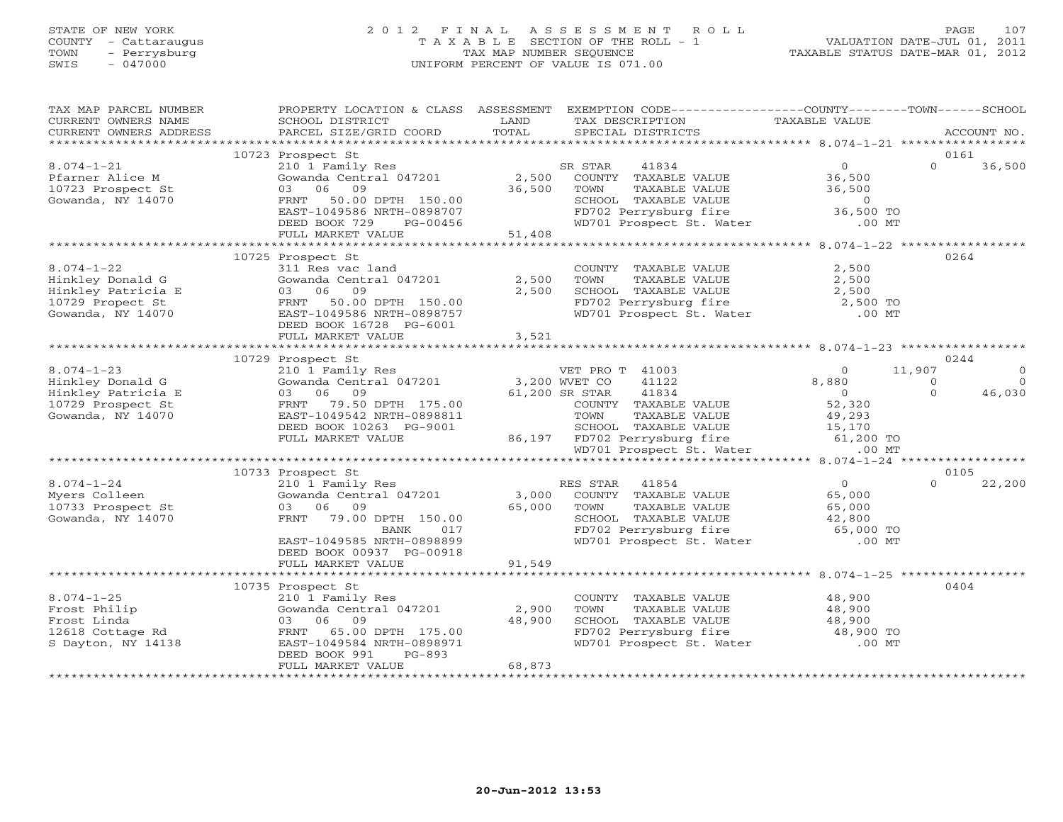STATE OF NEW YORK
COUNTY - Cattaraugus
TOWN - Perrysburg
SWIS - 047000

# 2012 FINAL ASSESSMENT ROLL

TAXABLE SECTION OF THE ROLL - 1
TAX MAP NUMBER SEQUENCE
UNIFORM PERCENT OF VALUE IS 071.00

VALUATION DATE-JUL 01, 2011
TAXABLE STATUS DATE-MAR 01, 2012

| TAX MAP PARCEL NUMBER / CURRENT OWNERS NAME / CURRENT OWNERS ADDRESS | PROPERTY LOCATION & CLASS / SCHOOL DISTRICT / PARCEL SIZE/GRID COORD | ASSESSMENT LAND / TOTAL | EXEMPTION CODE / TAX DESCRIPTION / SPECIAL DISTRICTS | COUNTY TAXABLE VALUE | TOWN | SCHOOL | ACCOUNT NO. |
|---|---|---|---|---|---|---|---|
| 8.074-1-21 | 10723 Prospect St | | | | | | 0161 |
| Pfarner Alice M | 210 1 Family Res | | SR STAR 41834 | 0 | 0 | 36,500 | |
| 10723 Prospect St | Gowanda Central 047201 | 2,500 | COUNTY TAXABLE VALUE | 36,500 | | | |
| Gowanda, NY 14070 | 03 06 09 | 36,500 | TOWN TAXABLE VALUE | 36,500 | | | |
| | FRNT 50.00 DPTH 150.00 | | SCHOOL TAXABLE VALUE | 0 | | | |
| | EAST-1049586 NRTH-0898707 | | FD702 Perrysburg fire | 36,500 TO | | | |
| | DEED BOOK 729 PG-00456 | | WD701 Prospect St. Water | .00 MT | | | |
| | FULL MARKET VALUE | 51,408 | | | | | |
| 8.074-1-22 | 10725 Prospect St | | | | | | 0264 |
| Hinkley Donald G | 311 Res vac land | | COUNTY TAXABLE VALUE | 2,500 | | | |
| Hinkley Patricia E | Gowanda Central 047201 | 2,500 | TOWN TAXABLE VALUE | 2,500 | | | |
| 10729 Propect St | 03 06 09 | 2,500 | SCHOOL TAXABLE VALUE | 2,500 | | | |
| Gowanda, NY 14070 | FRNT 50.00 DPTH 150.00 | | FD702 Perrysburg fire | 2,500 TO | | | |
| | EAST-1049586 NRTH-0898757 | | WD701 Prospect St. Water | .00 MT | | | |
| | DEED BOOK 16728 PG-6001 | | | | | | |
| | FULL MARKET VALUE | 3,521 | | | | | |
| 8.074-1-23 | 10729 Prospect St | | | | | | 0244 |
| Hinkley Donald G | 210 1 Family Res | | VET PRO T 41003 | 0 | 11,907 | 0 | |
| Hinkley Patricia E | Gowanda Central 047201 | 3,200 | WVET CO 41122 | 8,880 | 0 | 0 | |
| 10729 Prospect St | 03 06 09 | 61,200 | SR STAR 41834 | 0 | 0 | 46,030 | |
| Gowanda, NY 14070 | FRNT 79.50 DPTH 175.00 | | COUNTY TAXABLE VALUE | 52,320 | | | |
| | EAST-1049542 NRTH-0898811 | | TOWN TAXABLE VALUE | 49,293 | | | |
| | DEED BOOK 10263 PG-9001 | | SCHOOL TAXABLE VALUE | 15,170 | | | |
| | FULL MARKET VALUE | 86,197 | FD702 Perrysburg fire | 61,200 TO | | | |
| | | | WD701 Prospect St. Water | .00 MT | | | |
| 8.074-1-24 | 10733 Prospect St | | | | | | 0105 |
| Myers Colleen | 210 1 Family Res | | RES STAR 41854 | 0 | 0 | 22,200 | |
| 10733 Prospect St | Gowanda Central 047201 | 3,000 | COUNTY TAXABLE VALUE | 65,000 | | | |
| Gowanda, NY 14070 | 03 06 09 | 65,000 | TOWN TAXABLE VALUE | 65,000 | | | |
| | FRNT 79.00 DPTH 150.00 | | SCHOOL TAXABLE VALUE | 42,800 | | | |
| | BANK 017 | | FD702 Perrysburg fire | 65,000 TO | | | |
| | EAST-1049585 NRTH-0898899 | | WD701 Prospect St. Water | .00 MT | | | |
| | DEED BOOK 00937 PG-00918 | | | | | | |
| | FULL MARKET VALUE | 91,549 | | | | | |
| 8.074-1-25 | 10735 Prospect St | | | | | | 0404 |
| Frost Philip | 210 1 Family Res | | COUNTY TAXABLE VALUE | 48,900 | | | |
| Frost Linda | Gowanda Central 047201 | 2,900 | TOWN TAXABLE VALUE | 48,900 | | | |
| 12618 Cottage Rd | 03 06 09 | 48,900 | SCHOOL TAXABLE VALUE | 48,900 | | | |
| S Dayton, NY 14138 | FRNT 65.00 DPTH 175.00 | | FD702 Perrysburg fire | 48,900 TO | | | |
| | EAST-1049584 NRTH-0898971 | | WD701 Prospect St. Water | .00 MT | | | |
| | DEED BOOK 991 PG-893 | | | | | | |
| | FULL MARKET VALUE | 68,873 | | | | | |

20-Jun-2012 13:53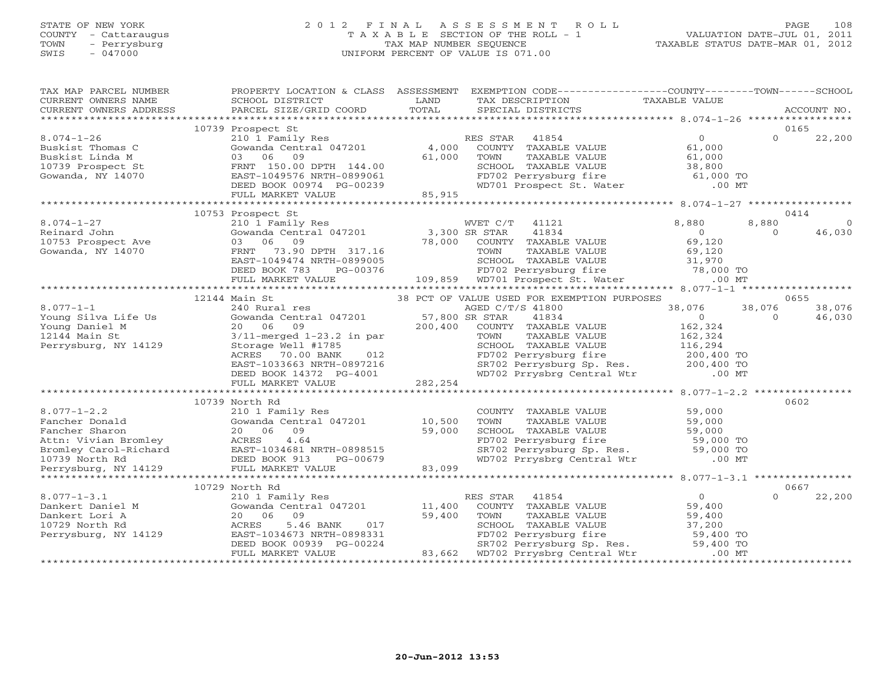STATE OF NEW YORK
COUNTY - Cattaraugus
TOWN - Perrysburg
SWIS - 047000

# 2012 FINAL ASSESSMENT ROLL

TAXABLE SECTION OF THE ROLL - 1
TAX MAP NUMBER SEQUENCE
UNIFORM PERCENT OF VALUE IS 071.00

VALUATION DATE-JUL 01, 2011
TAXABLE STATUS DATE-MAR 01, 2012

| TAX MAP PARCEL NUMBER / CURRENT OWNERS NAME / CURRENT OWNERS ADDRESS | PROPERTY LOCATION & CLASS / SCHOOL DISTRICT / PARCEL SIZE/GRID COORD | ASSESSMENT LAND / TOTAL | EXEMPTION CODE / TAX DESCRIPTION / SPECIAL DISTRICTS | COUNTY TAXABLE VALUE | TOWN | SCHOOL | ACCOUNT NO. |
|---|---|---|---|---|---|---|---|
| 8.074-1-26 | 10739 Prospect St | | | | | | 0165 |
| | 210 1 Family Res | | RES STAR 41854 | 0 | 0 | 22,200 | |
| Buskist Thomas C | Gowanda Central 047201 | 4,000 | COUNTY TAXABLE VALUE | 61,000 | | | |
| Buskist Linda M | 03 06 09 | 61,000 | TOWN TAXABLE VALUE | 61,000 | | | |
| 10739 Prospect St | FRNT 150.00 DPTH 144.00 | | SCHOOL TAXABLE VALUE | 38,800 | | | |
| Gowanda, NY 14070 | EAST-1049576 NRTH-0899061 | | FD702 Perrysburg fire | 61,000 TO | | | |
| | DEED BOOK 00974 PG-00239 | | WD701 Prospect St. Water | .00 MT | | | |
| | FULL MARKET VALUE | 85,915 | | | | | |
| 8.074-1-27 | 10753 Prospect St | | | | | | 0414 |
| | 210 1 Family Res | | WVET C/T 41121 | 8,880 | 8,880 | 0 | |
| Reinard John | Gowanda Central 047201 | 3,300 | SR STAR 41834 | 0 | 0 | 46,030 | |
| 10753 Prospect Ave | 03 06 09 | 78,000 | COUNTY TAXABLE VALUE | 69,120 | | | |
| Gowanda, NY 14070 | FRNT 73.90 DPTH 317.16 | | TOWN TAXABLE VALUE | 69,120 | | | |
| | EAST-1049474 NRTH-0899005 | | SCHOOL TAXABLE VALUE | 31,970 | | | |
| | DEED BOOK 783 PG-00376 | | FD702 Perrysburg fire | 78,000 TO | | | |
| | FULL MARKET VALUE | 109,859 | WD701 Prospect St. Water | .00 MT | | | |
| 8.077-1-1 | 12144 Main St | | 38 PCT OF VALUE USED FOR EXEMPTION PURPOSES | | | | 0655 |
| | 240 Rural res | | AGED C/T/S 41800 | 38,076 | 38,076 | 38,076 | |
| Young Silva Life Us | Gowanda Central 047201 | 57,800 | SR STAR 41834 | 0 | 0 | 46,030 | |
| Young Daniel M | 20 06 09 | 200,400 | COUNTY TAXABLE VALUE | 162,324 | | | |
| 12144 Main St | 3/11-merged 1-23.2 in par | | TOWN TAXABLE VALUE | 162,324 | | | |
| Perrysburg, NY 14129 | Storage Well #1785 | | SCHOOL TAXABLE VALUE | 116,294 | | | |
| | ACRES 70.00 BANK 012 | | FD702 Perrysburg fire | 200,400 TO | | | |
| | EAST-1033663 NRTH-0897216 | | SR702 Perrysburg Sp. Res. | 200,400 TO | | | |
| | DEED BOOK 14372 PG-4001 | | WD702 Prrysbrg Central Wtr | .00 MT | | | |
| | FULL MARKET VALUE | 282,254 | | | | | |
| 8.077-1-2.2 | 10739 North Rd | | | | | | 0602 |
| | 210 1 Family Res | | COUNTY TAXABLE VALUE | 59,000 | | | |
| Fancher Donald | Gowanda Central 047201 | 10,500 | TOWN TAXABLE VALUE | 59,000 | | | |
| Fancher Sharon | 20 06 09 | 59,000 | SCHOOL TAXABLE VALUE | 59,000 | | | |
| Attn: Vivian Bromley | ACRES 4.64 | | FD702 Perrysburg fire | 59,000 TO | | | |
| Bromley Carol-Richard | EAST-1034681 NRTH-0898515 | | SR702 Perrysburg Sp. Res. | 59,000 TO | | | |
| 10739 North Rd | DEED BOOK 913 PG-00679 | | WD702 Prrysbrg Central Wtr | .00 MT | | | |
| Perrysburg, NY 14129 | FULL MARKET VALUE | 83,099 | | | | | |
| 8.077-1-3.1 | 10729 North Rd | | | | | | 0667 |
| | 210 1 Family Res | | RES STAR 41854 | 0 | 0 | 22,200 | |
| Dankert Daniel M | Gowanda Central 047201 | 11,400 | COUNTY TAXABLE VALUE | 59,400 | | | |
| Dankert Lori A | 20 06 09 | 59,400 | TOWN TAXABLE VALUE | 59,400 | | | |
| 10729 North Rd | ACRES 5.46 BANK 017 | | SCHOOL TAXABLE VALUE | 37,200 | | | |
| Perrysburg, NY 14129 | EAST-1034673 NRTH-0898331 | | FD702 Perrysburg fire | 59,400 TO | | | |
| | DEED BOOK 00939 PG-00224 | | SR702 Perrysburg Sp. Res. | 59,400 TO | | | |
| | FULL MARKET VALUE | 83,662 | WD702 Prrysbrg Central Wtr | .00 MT | | | |

20-Jun-2012 13:53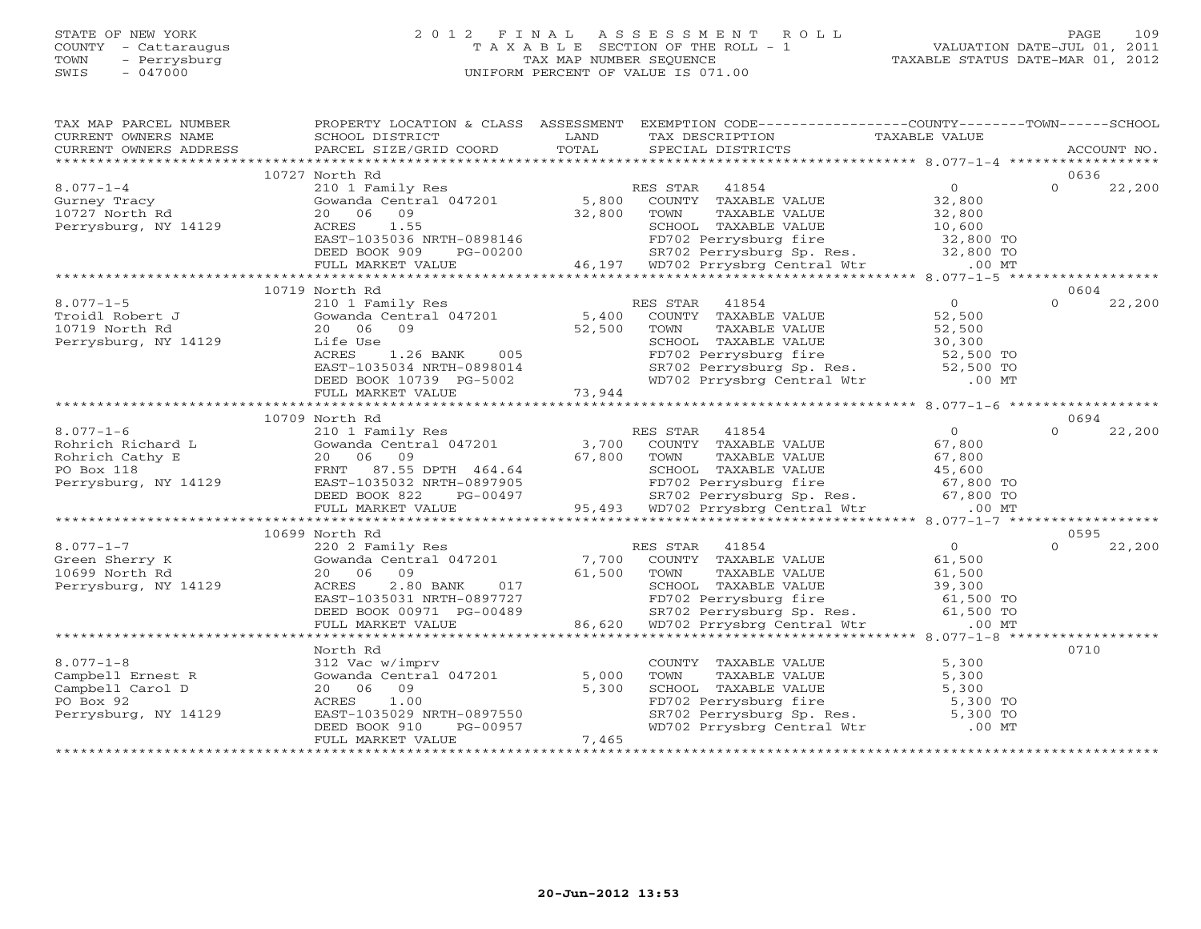STATE OF NEW YORK
COUNTY - Cattaraugus
TOWN - Perrysburg
SWIS - 047000

# 2012 FINAL ASSESSMENT ROLL

TAXABLE SECTION OF THE ROLL - 1
TAX MAP NUMBER SEQUENCE
UNIFORM PERCENT OF VALUE IS 071.00

VALUATION DATE-JUL 01, 2011
TAXABLE STATUS DATE-MAR 01, 2012

| TAX MAP PARCEL NUMBER / CURRENT OWNERS NAME / CURRENT OWNERS ADDRESS | PROPERTY LOCATION & CLASS / SCHOOL DISTRICT / PARCEL SIZE/GRID COORD | ASSESSMENT LAND / TOTAL | EXEMPTION CODE / TAX DESCRIPTION / SPECIAL DISTRICTS | COUNTY / TOWN TAXABLE VALUE | SCHOOL / ACCOUNT NO. |
|---|---|---|---|---|---|
| | 10727 North Rd | | | | 0636 |
| 8.077-1-4 | 210 1 Family Res | | RES STAR 41854 | 0 | 0 22,200 |
| Gurney Tracy | Gowanda Central 047201 | 5,800 | COUNTY TAXABLE VALUE | 32,800 | |
| 10727 North Rd | 20 06 09 | 32,800 | TOWN TAXABLE VALUE | 32,800 | |
| Perrysburg, NY 14129 | ACRES 1.55 | | SCHOOL TAXABLE VALUE | 10,600 | |
| | EAST-1035036 NRTH-0898146 | | FD702 Perrysburg fire | 32,800 TO | |
| | DEED BOOK 909 PG-00200 | | SR702 Perrysburg Sp. Res. | 32,800 TO | |
| | FULL MARKET VALUE | 46,197 | WD702 Prrysbrg Central Wtr | .00 MT | |
| | 10719 North Rd | | | | 0604 |
| 8.077-1-5 | 210 1 Family Res | | RES STAR 41854 | 0 | 0 22,200 |
| Troidl Robert J | Gowanda Central 047201 | 5,400 | COUNTY TAXABLE VALUE | 52,500 | |
| 10719 North Rd | 20 06 09 | 52,500 | TOWN TAXABLE VALUE | 52,500 | |
| Perrysburg, NY 14129 | Life Use | | SCHOOL TAXABLE VALUE | 30,300 | |
| | ACRES 1.26 BANK 005 | | FD702 Perrysburg fire | 52,500 TO | |
| | EAST-1035034 NRTH-0898014 | | SR702 Perrysburg Sp. Res. | 52,500 TO | |
| | DEED BOOK 10739 PG-5002 | | WD702 Prrysbrg Central Wtr | .00 MT | |
| | FULL MARKET VALUE | 73,944 | | | |
| | 10709 North Rd | | | | 0694 |
| 8.077-1-6 | 210 1 Family Res | | RES STAR 41854 | 0 | 0 22,200 |
| Rohrich Richard L | Gowanda Central 047201 | 3,700 | COUNTY TAXABLE VALUE | 67,800 | |
| Rohrich Cathy E | 20 06 09 | 67,800 | TOWN TAXABLE VALUE | 67,800 | |
| PO Box 118 | FRNT 87.55 DPTH 464.64 | | SCHOOL TAXABLE VALUE | 45,600 | |
| Perrysburg, NY 14129 | EAST-1035032 NRTH-0897905 | | FD702 Perrysburg fire | 67,800 TO | |
| | DEED BOOK 822 PG-00497 | | SR702 Perrysburg Sp. Res. | 67,800 TO | |
| | FULL MARKET VALUE | 95,493 | WD702 Prrysbrg Central Wtr | .00 MT | |
| | 10699 North Rd | | | | 0595 |
| 8.077-1-7 | 220 2 Family Res | | RES STAR 41854 | 0 | 0 22,200 |
| Green Sherry K | Gowanda Central 047201 | 7,700 | COUNTY TAXABLE VALUE | 61,500 | |
| 10699 North Rd | 20 06 09 | 61,500 | TOWN TAXABLE VALUE | 61,500 | |
| Perrysburg, NY 14129 | ACRES 2.80 BANK 017 | | SCHOOL TAXABLE VALUE | 39,300 | |
| | EAST-1035031 NRTH-0897727 | | FD702 Perrysburg fire | 61,500 TO | |
| | DEED BOOK 00971 PG-00489 | | SR702 Perrysburg Sp. Res. | 61,500 TO | |
| | FULL MARKET VALUE | 86,620 | WD702 Prrysbrg Central Wtr | .00 MT | |
| | North Rd | | | | 0710 |
| 8.077-1-8 | 312 Vac w/imprv | | COUNTY TAXABLE VALUE | 5,300 | |
| Campbell Ernest R | Gowanda Central 047201 | 5,000 | TOWN TAXABLE VALUE | 5,300 | |
| Campbell Carol D | 20 06 09 | 5,300 | SCHOOL TAXABLE VALUE | 5,300 | |
| PO Box 92 | ACRES 1.00 | | FD702 Perrysburg fire | 5,300 TO | |
| Perrysburg, NY 14129 | EAST-1035029 NRTH-0897550 | | SR702 Perrysburg Sp. Res. | 5,300 TO | |
| | DEED BOOK 910 PG-00957 | | WD702 Prrysbrg Central Wtr | .00 MT | |
| | FULL MARKET VALUE | 7,465 | | | |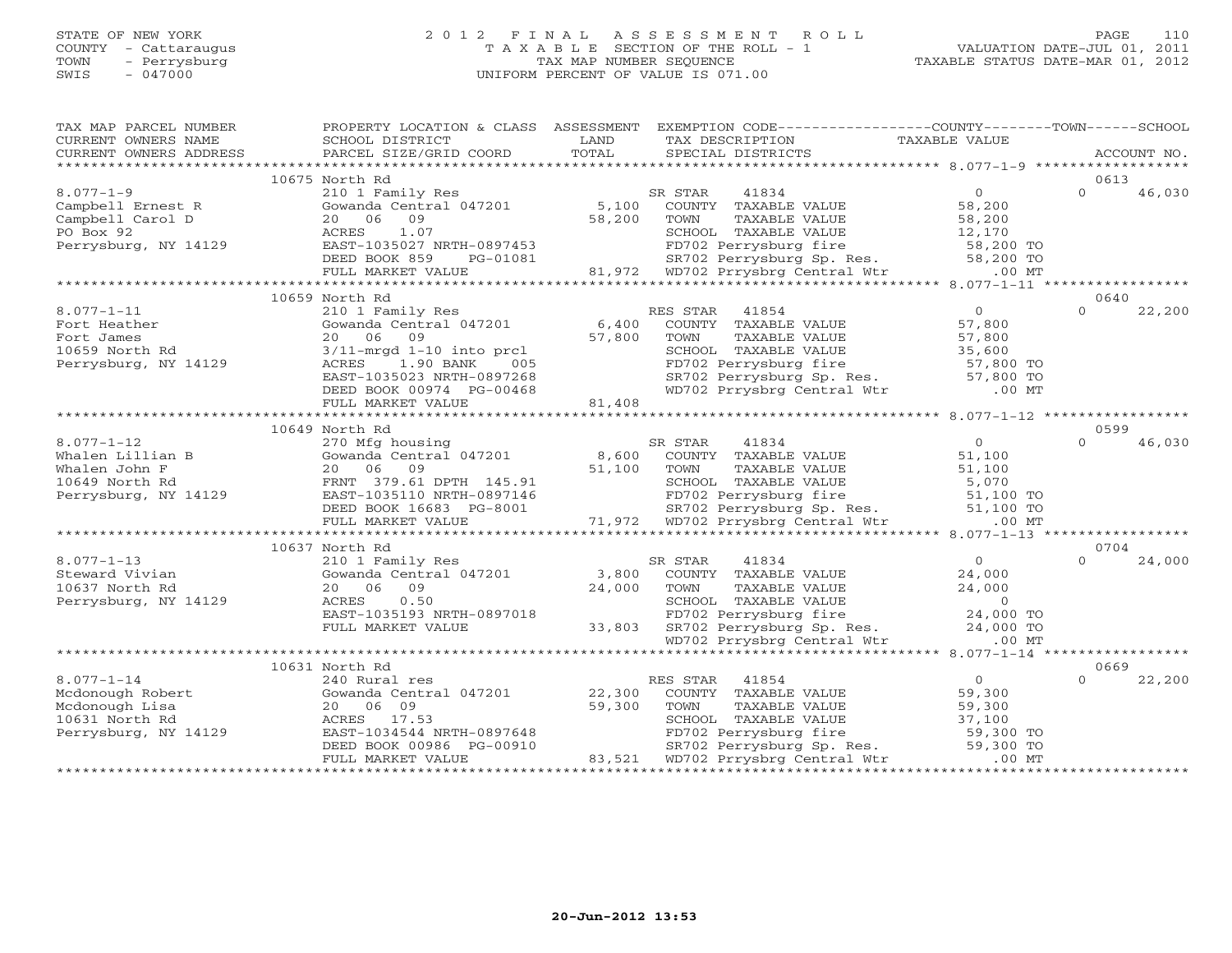STATE OF NEW YORK
COUNTY - Cattaraugus
TOWN - Perrysburg
SWIS - 047000

# 2012 FINAL ASSESSMENT ROLL
TAXABLE SECTION OF THE ROLL - 1
TAX MAP NUMBER SEQUENCE
UNIFORM PERCENT OF VALUE IS 071.00

VALUATION DATE-JUL 01, 2011
TAXABLE STATUS DATE-MAR 01, 2012

| TAX MAP PARCEL NUMBER / CURRENT OWNERS NAME / CURRENT OWNERS ADDRESS | PROPERTY LOCATION & CLASS / SCHOOL DISTRICT / PARCEL SIZE/GRID COORD | ASSESSMENT LAND / TOTAL | EXEMPTION CODE / TAX DESCRIPTION / SPECIAL DISTRICTS | COUNTY TAXABLE VALUE | TOWN | SCHOOL / ACCOUNT NO. |
|---|---|---|---|---|---|---|
| | 10675 North Rd | | | | | 0613 |
| 8.077-1-9 | 210 1 Family Res | | SR STAR 41834 | 0 | 0 | 46,030 |
| Campbell Ernest R | Gowanda Central 047201 | 5,100 | COUNTY TAXABLE VALUE | 58,200 | | |
| Campbell Carol D | 20 06 09 | 58,200 | TOWN TAXABLE VALUE | 58,200 | | |
| PO Box 92 | ACRES 1.07 | | SCHOOL TAXABLE VALUE | 12,170 | | |
| Perrysburg, NY 14129 | EAST-1035027 NRTH-0897453 | | FD702 Perrysburg fire | 58,200 TO | | |
| | DEED BOOK 859 PG-01081 | | SR702 Perrysburg Sp. Res. | 58,200 TO | | |
| | FULL MARKET VALUE | 81,972 | WD702 Prrysbrg Central Wtr | .00 MT | | |
| | 10659 North Rd | | | | | 0640 |
| 8.077-1-11 | 210 1 Family Res | | RES STAR 41854 | 0 | 0 | 22,200 |
| Fort Heather | Gowanda Central 047201 | 6,400 | COUNTY TAXABLE VALUE | 57,800 | | |
| Fort James | 20 06 09 | 57,800 | TOWN TAXABLE VALUE | 57,800 | | |
| 10659 North Rd | 3/11-mrgd 1-10 into prcl | | SCHOOL TAXABLE VALUE | 35,600 | | |
| Perrysburg, NY 14129 | ACRES 1.90 BANK 005 | | FD702 Perrysburg fire | 57,800 TO | | |
| | EAST-1035023 NRTH-0897268 | | SR702 Perrysburg Sp. Res. | 57,800 TO | | |
| | DEED BOOK 00974 PG-00468 | | WD702 Prrysbrg Central Wtr | .00 MT | | |
| | FULL MARKET VALUE | 81,408 | | | | |
| | 10649 North Rd | | | | | 0599 |
| 8.077-1-12 | 270 Mfg housing | | SR STAR 41834 | 0 | 0 | 46,030 |
| Whalen Lillian B | Gowanda Central 047201 | 8,600 | COUNTY TAXABLE VALUE | 51,100 | | |
| Whalen John F | 20 06 09 | 51,100 | TOWN TAXABLE VALUE | 51,100 | | |
| 10649 North Rd | FRNT 379.61 DPTH 145.91 | | SCHOOL TAXABLE VALUE | 5,070 | | |
| Perrysburg, NY 14129 | EAST-1035110 NRTH-0897146 | | FD702 Perrysburg fire | 51,100 TO | | |
| | DEED BOOK 16683 PG-8001 | | SR702 Perrysburg Sp. Res. | 51,100 TO | | |
| | FULL MARKET VALUE | 71,972 | WD702 Prrysbrg Central Wtr | .00 MT | | |
| | 10637 North Rd | | | | | 0704 |
| 8.077-1-13 | 210 1 Family Res | | SR STAR 41834 | 0 | 0 | 24,000 |
| Steward Vivian | Gowanda Central 047201 | 3,800 | COUNTY TAXABLE VALUE | 24,000 | | |
| 10637 North Rd | 20 06 09 | 24,000 | TOWN TAXABLE VALUE | 24,000 | | |
| Perrysburg, NY 14129 | ACRES 0.50 | | SCHOOL TAXABLE VALUE | 0 | | |
| | EAST-1035193 NRTH-0897018 | | FD702 Perrysburg fire | 24,000 TO | | |
| | FULL MARKET VALUE | 33,803 | SR702 Perrysburg Sp. Res. | 24,000 TO | | |
| | | | WD702 Prrysbrg Central Wtr | .00 MT | | |
| | 10631 North Rd | | | | | 0669 |
| 8.077-1-14 | 240 Rural res | | RES STAR 41854 | 0 | 0 | 22,200 |
| Mcdonough Robert | Gowanda Central 047201 | 22,300 | COUNTY TAXABLE VALUE | 59,300 | | |
| Mcdonough Lisa | 20 06 09 | 59,300 | TOWN TAXABLE VALUE | 59,300 | | |
| 10631 North Rd | ACRES 17.53 | | SCHOOL TAXABLE VALUE | 37,100 | | |
| Perrysburg, NY 14129 | EAST-1034544 NRTH-0897648 | | FD702 Perrysburg fire | 59,300 TO | | |
| | DEED BOOK 00986 PG-00910 | | SR702 Perrysburg Sp. Res. | 59,300 TO | | |
| | FULL MARKET VALUE | 83,521 | WD702 Prrysbrg Central Wtr | .00 MT | | |

20-Jun-2012 13:53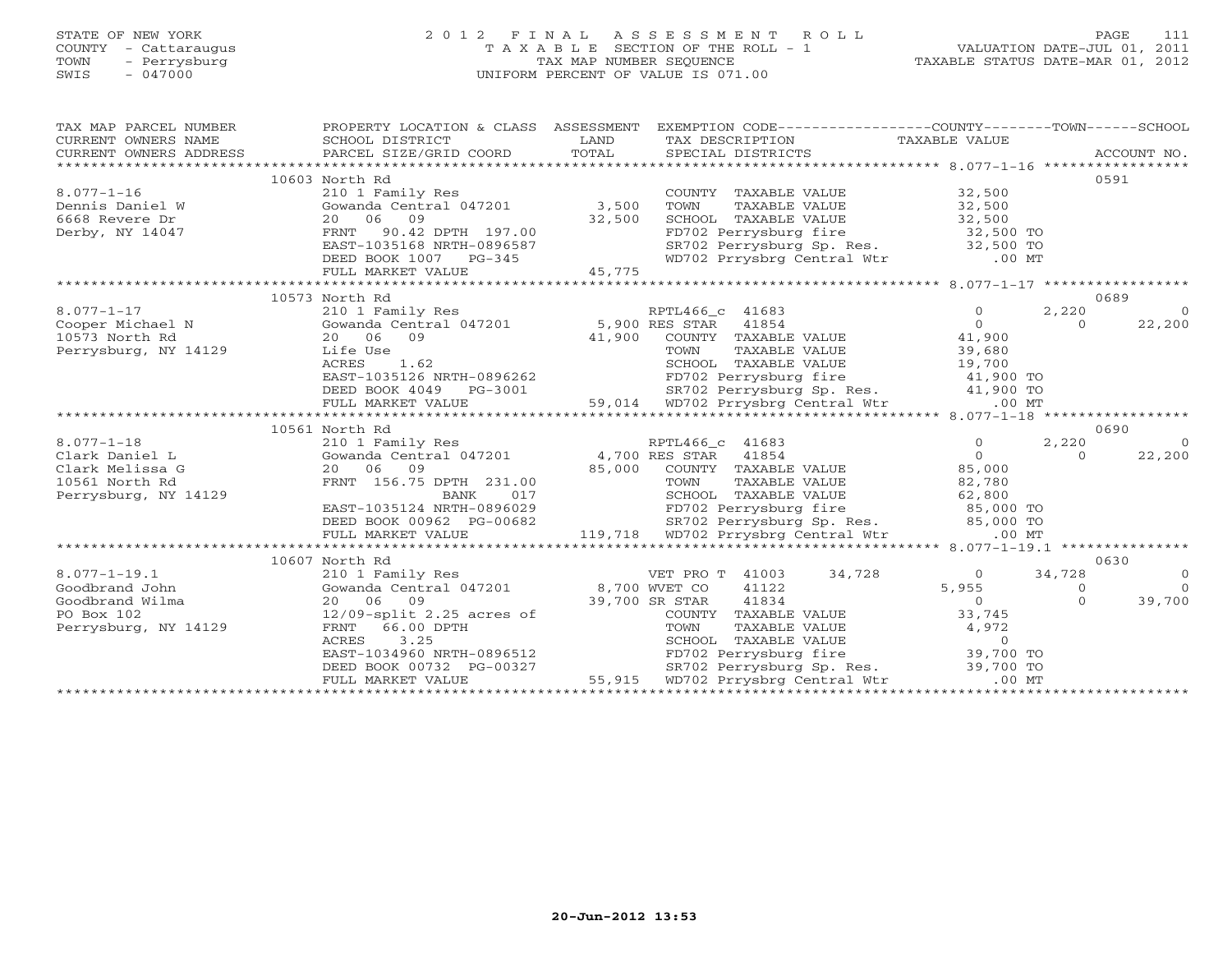STATE OF NEW YORK
COUNTY - Cattaraugus
TOWN - Perrysburg
SWIS - 047000

2012 FINAL ASSESSMENT ROLL
TAXABLE SECTION OF THE ROLL - 1
TAX MAP NUMBER SEQUENCE
UNIFORM PERCENT OF VALUE IS 071.00

VALUATION DATE-JUL 01, 2011
TAXABLE STATUS DATE-MAR 01, 2012

| TAX MAP PARCEL NUMBER / CURRENT OWNERS NAME / CURRENT OWNERS ADDRESS | PROPERTY LOCATION & CLASS / SCHOOL DISTRICT / PARCEL SIZE/GRID COORD | ASSESSMENT LAND / TOTAL | EXEMPTION CODE / TAX DESCRIPTION / SPECIAL DISTRICTS | COUNTY TAXABLE VALUE | TOWN | SCHOOL | ACCOUNT NO. |
|---|---|---|---|---|---|---|---|
| | 10603 North Rd | | | | | | 0591 |
| 8.077-1-16 | 210 1 Family Res | | COUNTY TAXABLE VALUE | 32,500 | | | |
| Dennis Daniel W | Gowanda Central 047201 | 3,500 | TOWN TAXABLE VALUE | 32,500 | | | |
| 6668 Revere Dr | 20 06 09 | 32,500 | SCHOOL TAXABLE VALUE | 32,500 | | | |
| Derby, NY 14047 | FRNT 90.42 DPTH 197.00 | | FD702 Perrysburg fire | 32,500 TO | | | |
| | EAST-1035168 NRTH-0896587 | | SR702 Perrysburg Sp. Res. | 32,500 TO | | | |
| | DEED BOOK 1007 PG-345 | | WD702 Prrysbrg Central Wtr | .00 MT | | | |
| | FULL MARKET VALUE | 45,775 | | | | | |
| | 10573 North Rd | | | | | | 0689 |
| 8.077-1-17 | 210 1 Family Res | | RPTL466_c 41683 | 0 | 2,220 | 0 | |
| Cooper Michael N | Gowanda Central 047201 | 5,900 | RES STAR 41854 | 0 | 0 | 22,200 | |
| 10573 North Rd | 20 06 09 | 41,900 | COUNTY TAXABLE VALUE | 41,900 | | | |
| Perrysburg, NY 14129 | Life Use | | TOWN TAXABLE VALUE | 39,680 | | | |
| | ACRES 1.62 | | SCHOOL TAXABLE VALUE | 19,700 | | | |
| | EAST-1035126 NRTH-0896262 | | FD702 Perrysburg fire | 41,900 TO | | | |
| | DEED BOOK 4049 PG-3001 | | SR702 Perrysburg Sp. Res. | 41,900 TO | | | |
| | FULL MARKET VALUE | 59,014 | WD702 Prrysbrg Central Wtr | .00 MT | | | |
| | 10561 North Rd | | | | | | 0690 |
| 8.077-1-18 | 210 1 Family Res | | RPTL466_c 41683 | 0 | 2,220 | 0 | |
| Clark Daniel L | Gowanda Central 047201 | 4,700 | RES STAR 41854 | 0 | 0 | 22,200 | |
| Clark Melissa G | 20 06 09 | 85,000 | COUNTY TAXABLE VALUE | 85,000 | | | |
| 10561 North Rd | FRNT 156.75 DPTH 231.00 | | TOWN TAXABLE VALUE | 82,780 | | | |
| Perrysburg, NY 14129 | BANK 017 | | SCHOOL TAXABLE VALUE | 62,800 | | | |
| | EAST-1035124 NRTH-0896029 | | FD702 Perrysburg fire | 85,000 TO | | | |
| | DEED BOOK 00962 PG-00682 | | SR702 Perrysburg Sp. Res. | 85,000 TO | | | |
| | FULL MARKET VALUE | 119,718 | WD702 Prrysbrg Central Wtr | .00 MT | | | |
| | 10607 North Rd | | | | | | 0630 |
| 8.077-1-19.1 | 210 1 Family Res | | VET PRO T 41003 34,728 | 0 | 34,728 | 0 | |
| Goodbrand John | Gowanda Central 047201 | 8,700 | WVET CO 41122 | 5,955 | 0 | 0 | |
| Goodbrand Wilma | 20 06 09 | 39,700 | SR STAR 41834 | 0 | 0 | 39,700 | |
| PO Box 102 | 12/09-split 2.25 acres of | | COUNTY TAXABLE VALUE | 33,745 | | | |
| Perrysburg, NY 14129 | FRNT 66.00 DPTH | | TOWN TAXABLE VALUE | 4,972 | | | |
| | ACRES 3.25 | | SCHOOL TAXABLE VALUE | 0 | | | |
| | EAST-1034960 NRTH-0896512 | | FD702 Perrysburg fire | 39,700 TO | | | |
| | DEED BOOK 00732 PG-00327 | | SR702 Perrysburg Sp. Res. | 39,700 TO | | | |
| | FULL MARKET VALUE | 55,915 | WD702 Prrysbrg Central Wtr | .00 MT | | | |

20-Jun-2012 13:53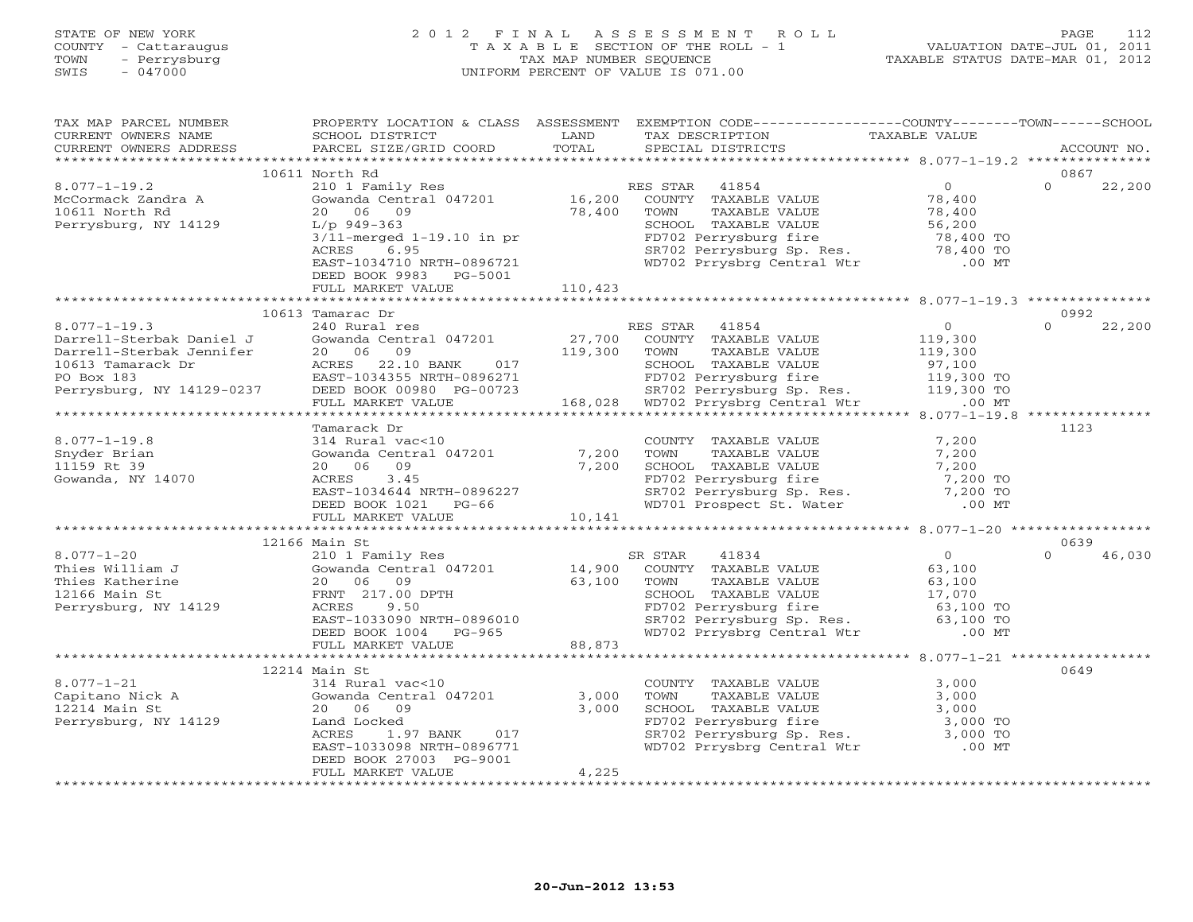STATE OF NEW YORK
COUNTY - Cattaraugus
TOWN - Perrysburg
SWIS - 047000

2 0 1 2 F I N A L A S S E S S M E N T R O L L
T A X A B L E SECTION OF THE ROLL - 1
TAX MAP NUMBER SEQUENCE
UNIFORM PERCENT OF VALUE IS 071.00

VALUATION DATE-JUL 01, 2011
TAXABLE STATUS DATE-MAR 01, 2012

| TAX MAP PARCEL NUMBER / CURRENT OWNERS NAME / CURRENT OWNERS ADDRESS | PROPERTY LOCATION & CLASS / SCHOOL DISTRICT / PARCEL SIZE/GRID COORD | ASSESSMENT LAND / TOTAL | EXEMPTION CODE / TAX DESCRIPTION / SPECIAL DISTRICTS | COUNTY TAXABLE VALUE | TOWN | SCHOOL / ACCOUNT NO. |
|---|---|---|---|---|---|---|
| 8.077-1-19.2 | 10611 North Rd | | | | | 0867 |
| 8.077-1-19.2 | 210 1 Family Res | | RES STAR 41854 | 0 | 0 | 22,200 |
| McCormack Zandra A | Gowanda Central 047201 | 16,200 | COUNTY TAXABLE VALUE | 78,400 | | |
| 10611 North Rd | 20 06 09 | 78,400 | TOWN TAXABLE VALUE | 78,400 | | |
| Perrysburg, NY 14129 | L/p 949-363 | | SCHOOL TAXABLE VALUE | 56,200 | | |
| | 3/11-merged 1-19.10 in pr | | FD702 Perrysburg fire | 78,400 TO | | |
| | ACRES 6.95 | | SR702 Perrysburg Sp. Res. | 78,400 TO | | |
| | EAST-1034710 NRTH-0896721 | | WD702 Prrysbrg Central Wtr | .00 MT | | |
| | DEED BOOK 9983 PG-5001 | | | | | |
| | FULL MARKET VALUE | 110,423 | | | | |
| 8.077-1-19.3 | 10613 Tamarac Dr | | | | | 0992 |
| 8.077-1-19.3 | 240 Rural res | | RES STAR 41854 | 0 | 0 | 22,200 |
| Darrell-Sterbak Daniel J | Gowanda Central 047201 | 27,700 | COUNTY TAXABLE VALUE | 119,300 | | |
| Darrell-Sterbak Jennifer | 20 06 09 | 119,300 | TOWN TAXABLE VALUE | 119,300 | | |
| 10613 Tamarack Dr | ACRES 22.10 BANK 017 | | SCHOOL TAXABLE VALUE | 97,100 | | |
| PO Box 183 | EAST-1034355 NRTH-0896271 | | FD702 Perrysburg fire | 119,300 TO | | |
| Perrysburg, NY 14129-0237 | DEED BOOK 00980 PG-00723 | | SR702 Perrysburg Sp. Res. | 119,300 TO | | |
| | FULL MARKET VALUE | 168,028 | WD702 Prrysbrg Central Wtr | .00 MT | | |
| 8.077-1-19.8 | Tamarack Dr | | | | | 1123 |
| 8.077-1-19.8 | 314 Rural vac<10 | | COUNTY TAXABLE VALUE | 7,200 | | |
| Snyder Brian | Gowanda Central 047201 | 7,200 | TOWN TAXABLE VALUE | 7,200 | | |
| 11159 Rt 39 | 20 06 09 | 7,200 | SCHOOL TAXABLE VALUE | 7,200 | | |
| Gowanda, NY 14070 | ACRES 3.45 | | FD702 Perrysburg fire | 7,200 TO | | |
| | EAST-1034644 NRTH-0896227 | | SR702 Perrysburg Sp. Res. | 7,200 TO | | |
| | DEED BOOK 1021 PG-66 | | WD701 Prospect St. Water | .00 MT | | |
| | FULL MARKET VALUE | 10,141 | | | | |
| 8.077-1-20 | 12166 Main St | | | | | 0639 |
| 8.077-1-20 | 210 1 Family Res | | SR STAR 41834 | 0 | 0 | 46,030 |
| Thies William J | Gowanda Central 047201 | 14,900 | COUNTY TAXABLE VALUE | 63,100 | | |
| Thies Katherine | 20 06 09 | 63,100 | TOWN TAXABLE VALUE | 63,100 | | |
| 12166 Main St | FRNT 217.00 DPTH | | SCHOOL TAXABLE VALUE | 17,070 | | |
| Perrysburg, NY 14129 | ACRES 9.50 | | FD702 Perrysburg fire | 63,100 TO | | |
| | EAST-1033090 NRTH-0896010 | | SR702 Perrysburg Sp. Res. | 63,100 TO | | |
| | DEED BOOK 1004 PG-965 | | WD702 Prrysbrg Central Wtr | .00 MT | | |
| | FULL MARKET VALUE | 88,873 | | | | |
| 8.077-1-21 | 12214 Main St | | | | | 0649 |
| 8.077-1-21 | 314 Rural vac<10 | | COUNTY TAXABLE VALUE | 3,000 | | |
| Capitano Nick A | Gowanda Central 047201 | 3,000 | TOWN TAXABLE VALUE | 3,000 | | |
| 12214 Main St | 20 06 09 | 3,000 | SCHOOL TAXABLE VALUE | 3,000 | | |
| Perrysburg, NY 14129 | Land Locked | | FD702 Perrysburg fire | 3,000 TO | | |
| | ACRES 1.97 BANK 017 | | SR702 Perrysburg Sp. Res. | 3,000 TO | | |
| | EAST-1033098 NRTH-0896771 | | WD702 Prrysbrg Central Wtr | .00 MT | | |
| | DEED BOOK 27003 PG-9001 | | | | | |
| | FULL MARKET VALUE | 4,225 | | | | |

20-Jun-2012 13:53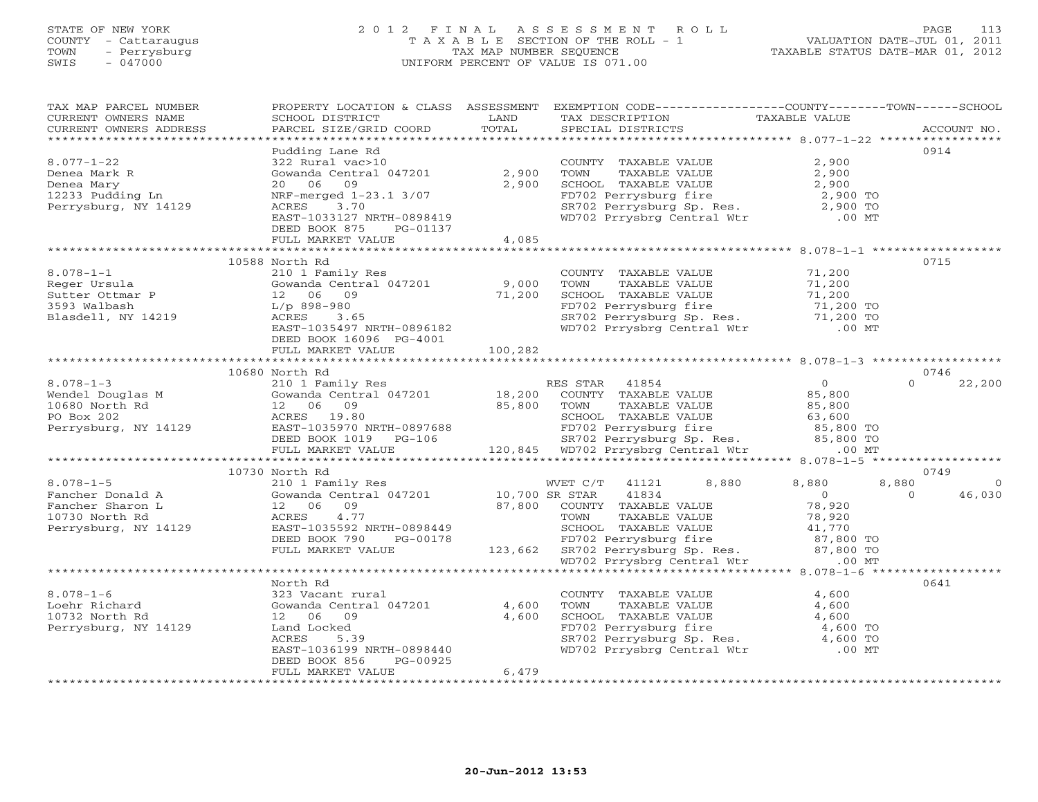STATE OF NEW YORK
COUNTY - Cattaraugus
TOWN - Perrysburg
SWIS - 047000

2012 FINAL ASSESSMENT ROLL
TAXABLE SECTION OF THE ROLL - 1
TAX MAP NUMBER SEQUENCE
UNIFORM PERCENT OF VALUE IS 071.00

VALUATION DATE-JUL 01, 2011
TAXABLE STATUS DATE-MAR 01, 2012

| TAX MAP PARCEL NUMBER / CURRENT OWNERS NAME / CURRENT OWNERS ADDRESS | PROPERTY LOCATION & CLASS / SCHOOL DISTRICT / PARCEL SIZE/GRID COORD | ASSESSMENT LAND / TOTAL | EXEMPTION CODE / TAX DESCRIPTION / SPECIAL DISTRICTS | COUNTY | TOWN | SCHOOL / ACCOUNT NO. |
|---|---|---|---|---|---|---|
| 8.077-1-22 | Pudding Lane Rd | | | | | 0914 |
| Denea Mark R | 322 Rural vac>10 | | COUNTY TAXABLE VALUE | 2,900 | | |
| Denea Mary | Gowanda Central 047201 | 2,900 | TOWN TAXABLE VALUE | 2,900 | | |
| 12233 Pudding Ln | 20 06 09 | 2,900 | SCHOOL TAXABLE VALUE | 2,900 | | |
| Perrysburg, NY 14129 | NRF-merged 1-23.1 3/07 | | FD702 Perrysburg fire | 2,900 TO | | |
| | ACRES 3.70 | | SR702 Perrysburg Sp. Res. | 2,900 TO | | |
| | EAST-1033127 NRTH-0898419 | | WD702 Prrysbrg Central Wtr | .00 MT | | |
| | DEED BOOK 875 PG-01137 | | | | | |
| | FULL MARKET VALUE | 4,085 | | | | |
| 8.078-1-1 | 10588 North Rd | | | | | 0715 |
| Reger Ursula | 210 1 Family Res | | COUNTY TAXABLE VALUE | 71,200 | | |
| Sutter Ottmar P | Gowanda Central 047201 | 9,000 | TOWN TAXABLE VALUE | 71,200 | | |
| 3593 Walbash | 12 06 09 | 71,200 | SCHOOL TAXABLE VALUE | 71,200 | | |
| Blasdell, NY 14219 | L/p 898-980 | | FD702 Perrysburg fire | 71,200 TO | | |
| | ACRES 3.65 | | SR702 Perrysburg Sp. Res. | 71,200 TO | | |
| | EAST-1035497 NRTH-0896182 | | WD702 Prrysbrg Central Wtr | .00 MT | | |
| | DEED BOOK 16096 PG-4001 | | | | | |
| | FULL MARKET VALUE | 100,282 | | | | |
| 8.078-1-3 | 10680 North Rd | | | | | 0746 |
| Wendel Douglas M | 210 1 Family Res | | RES STAR 41854 | 0 | 0 | 22,200 |
| 10680 North Rd | Gowanda Central 047201 | 18,200 | COUNTY TAXABLE VALUE | 85,800 | | |
| PO Box 202 | 12 06 09 | 85,800 | TOWN TAXABLE VALUE | 85,800 | | |
| Perrysburg, NY 14129 | ACRES 19.80 | | SCHOOL TAXABLE VALUE | 63,600 | | |
| | EAST-1035970 NRTH-0897688 | | FD702 Perrysburg fire | 85,800 TO | | |
| | DEED BOOK 1019 PG-106 | | SR702 Perrysburg Sp. Res. | 85,800 TO | | |
| | FULL MARKET VALUE | 120,845 | WD702 Prrysbrg Central Wtr | .00 MT | | |
| 8.078-1-5 | 10730 North Rd | | | | | 0749 |
| Fancher Donald A | 210 1 Family Res | | WVET C/T 41121 8,880 | 8,880 | 8,880 | 0 |
| Fancher Sharon L | Gowanda Central 047201 | 10,700 | SR STAR 41834 | 0 | 0 | 46,030 |
| 10730 North Rd | 12 06 09 | 87,800 | COUNTY TAXABLE VALUE | 78,920 | | |
| Perrysburg, NY 14129 | ACRES 4.77 | | TOWN TAXABLE VALUE | 78,920 | | |
| | EAST-1035592 NRTH-0898449 | | SCHOOL TAXABLE VALUE | 41,770 | | |
| | DEED BOOK 790 PG-00178 | | FD702 Perrysburg fire | 87,800 TO | | |
| | FULL MARKET VALUE | 123,662 | SR702 Perrysburg Sp. Res. | 87,800 TO | | |
| | | | WD702 Prrysbrg Central Wtr | .00 MT | | |
| 8.078-1-6 | North Rd | | | | | 0641 |
| Loehr Richard | 323 Vacant rural | | COUNTY TAXABLE VALUE | 4,600 | | |
| 10732 North Rd | Gowanda Central 047201 | 4,600 | TOWN TAXABLE VALUE | 4,600 | | |
| Perrysburg, NY 14129 | 12 06 09 | 4,600 | SCHOOL TAXABLE VALUE | 4,600 | | |
| | Land Locked | | FD702 Perrysburg fire | 4,600 TO | | |
| | ACRES 5.39 | | SR702 Perrysburg Sp. Res. | 4,600 TO | | |
| | EAST-1036199 NRTH-0898440 | | WD702 Prrysbrg Central Wtr | .00 MT | | |
| | DEED BOOK 856 PG-00925 | | | | | |
| | FULL MARKET VALUE | 6,479 | | | | |

20-Jun-2012 13:53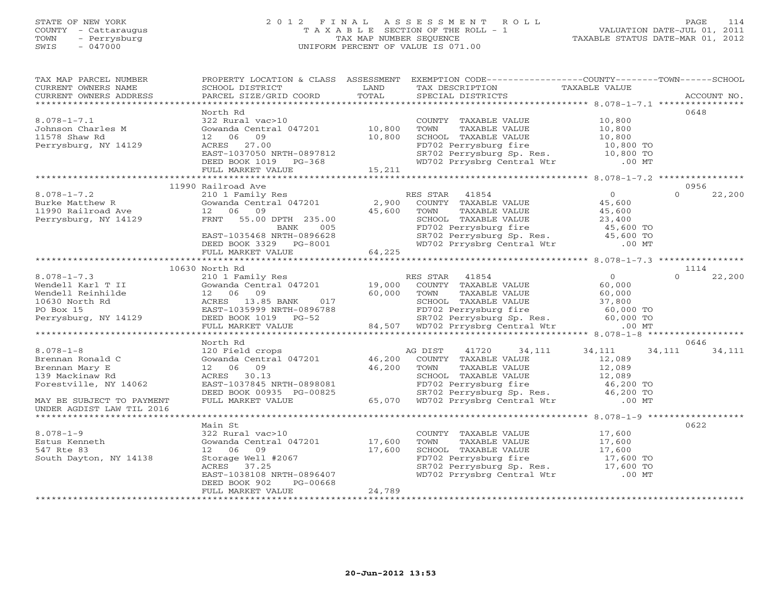STATE OF NEW YORK
COUNTY - Cattaraugus
TOWN - Perrysburg
SWIS - 047000

# 2012 FINAL ASSESSMENT ROLL
TAXABLE SECTION OF THE ROLL - 1
TAX MAP NUMBER SEQUENCE
UNIFORM PERCENT OF VALUE IS 071.00

VALUATION DATE-JUL 01, 2011
TAXABLE STATUS DATE-MAR 01, 2012

| TAX MAP PARCEL NUMBER / CURRENT OWNERS NAME / CURRENT OWNERS ADDRESS | PROPERTY LOCATION & CLASS / SCHOOL DISTRICT / PARCEL SIZE/GRID COORD | ASSESSMENT LAND / TOTAL | EXEMPTION CODE / TAX DESCRIPTION / SPECIAL DISTRICTS | COUNTY | TOWN | SCHOOL | ACCOUNT NO. |
|---|---|---|---|---|---|---|---|
| 8.078-1-7.1 | North Rd | | | | | | 0648 |
| Johnson Charles M | 322 Rural vac>10 | | COUNTY TAXABLE VALUE | 10,800 | | | |
| 11578 Shaw Rd | Gowanda Central 047201 | 10,800 | TOWN TAXABLE VALUE | | 10,800 | | |
| Perrysburg, NY 14129 | 12 06 09 | 10,800 | SCHOOL TAXABLE VALUE | | | 10,800 | |
| | ACRES 27.00 | | FD702 Perrysburg fire | 10,800 TO | | | |
| | EAST-1037050 NRTH-0897812 | | SR702 Perrysburg Sp. Res. | 10,800 TO | | | |
| | DEED BOOK 1019 PG-368 | | WD702 Prrysbrg Central Wtr | .00 MT | | | |
| | FULL MARKET VALUE | 15,211 | | | | | |
| 8.078-1-7.2 | 11990 Railroad Ave | | | | | | 0956 |
| Burke Matthew R | 210 1 Family Res | | RES STAR 41854 | 0 | 0 | 22,200 | |
| 11990 Railroad Ave | Gowanda Central 047201 | 2,900 | COUNTY TAXABLE VALUE | 45,600 | | | |
| Perrysburg, NY 14129 | 12 06 09 | 45,600 | TOWN TAXABLE VALUE | | 45,600 | | |
| | FRNT 55.00 DPTH 235.00 | | SCHOOL TAXABLE VALUE | | | 23,400 | |
| | BANK 005 | | FD702 Perrysburg fire | 45,600 TO | | | |
| | EAST-1035468 NRTH-0896628 | | SR702 Perrysburg Sp. Res. | 45,600 TO | | | |
| | DEED BOOK 3329 PG-8001 | | WD702 Prrysbrg Central Wtr | .00 MT | | | |
| | FULL MARKET VALUE | 64,225 | | | | | |
| 8.078-1-7.3 | 10630 North Rd | | | | | | 1114 |
| Wendell Karl T II | 210 1 Family Res | | RES STAR 41854 | 0 | 0 | 22,200 | |
| Wendell Reinhilde | Gowanda Central 047201 | 19,000 | COUNTY TAXABLE VALUE | 60,000 | | | |
| 10630 North Rd | 12 06 09 | 60,000 | TOWN TAXABLE VALUE | | 60,000 | | |
| PO Box 15 | ACRES 13.85 BANK 017 | | SCHOOL TAXABLE VALUE | | | 37,800 | |
| Perrysburg, NY 14129 | EAST-1035999 NRTH-0896788 | | FD702 Perrysburg fire | 60,000 TO | | | |
| | DEED BOOK 1019 PG-52 | | SR702 Perrysburg Sp. Res. | 60,000 TO | | | |
| | FULL MARKET VALUE | 84,507 | WD702 Prrysbrg Central Wtr | .00 MT | | | |
| 8.078-1-8 | North Rd | | | | | | 0646 |
| Brennan Ronald C | 120 Field crops | | AG DIST 41720 34,111 | 34,111 | 34,111 | 34,111 | |
| Brennan Mary E | Gowanda Central 047201 | 46,200 | COUNTY TAXABLE VALUE | 12,089 | | | |
| 139 Mackinaw Rd | 12 06 09 | 46,200 | TOWN TAXABLE VALUE | | 12,089 | | |
| Forestville, NY 14062 | ACRES 30.13 | | SCHOOL TAXABLE VALUE | | | 12,089 | |
| | EAST-1037845 NRTH-0898081 | | FD702 Perrysburg fire | 46,200 TO | | | |
| | DEED BOOK 00935 PG-00825 | | SR702 Perrysburg Sp. Res. | 46,200 TO | | | |
| MAY BE SUBJECT TO PAYMENT UNDER AGDIST LAW TIL 2016 | FULL MARKET VALUE | 65,070 | WD702 Prrysbrg Central Wtr | .00 MT | | | |
| 8.078-1-9 | Main St | | | | | | 0622 |
| Estus Kenneth | 322 Rural vac>10 | | COUNTY TAXABLE VALUE | 17,600 | | | |
| 547 Rte 83 | Gowanda Central 047201 | 17,600 | TOWN TAXABLE VALUE | | 17,600 | | |
| South Dayton, NY 14138 | 12 06 09 | 17,600 | SCHOOL TAXABLE VALUE | | | 17,600 | |
| | Storage Well #2067 | | FD702 Perrysburg fire | 17,600 TO | | | |
| | ACRES 37.25 | | SR702 Perrysburg Sp. Res. | 17,600 TO | | | |
| | EAST-1038108 NRTH-0896407 | | WD702 Prrysbrg Central Wtr | .00 MT | | | |
| | DEED BOOK 902 PG-00668 | | | | | | |
| | FULL MARKET VALUE | 24,789 | | | | | |

20-Jun-2012 13:53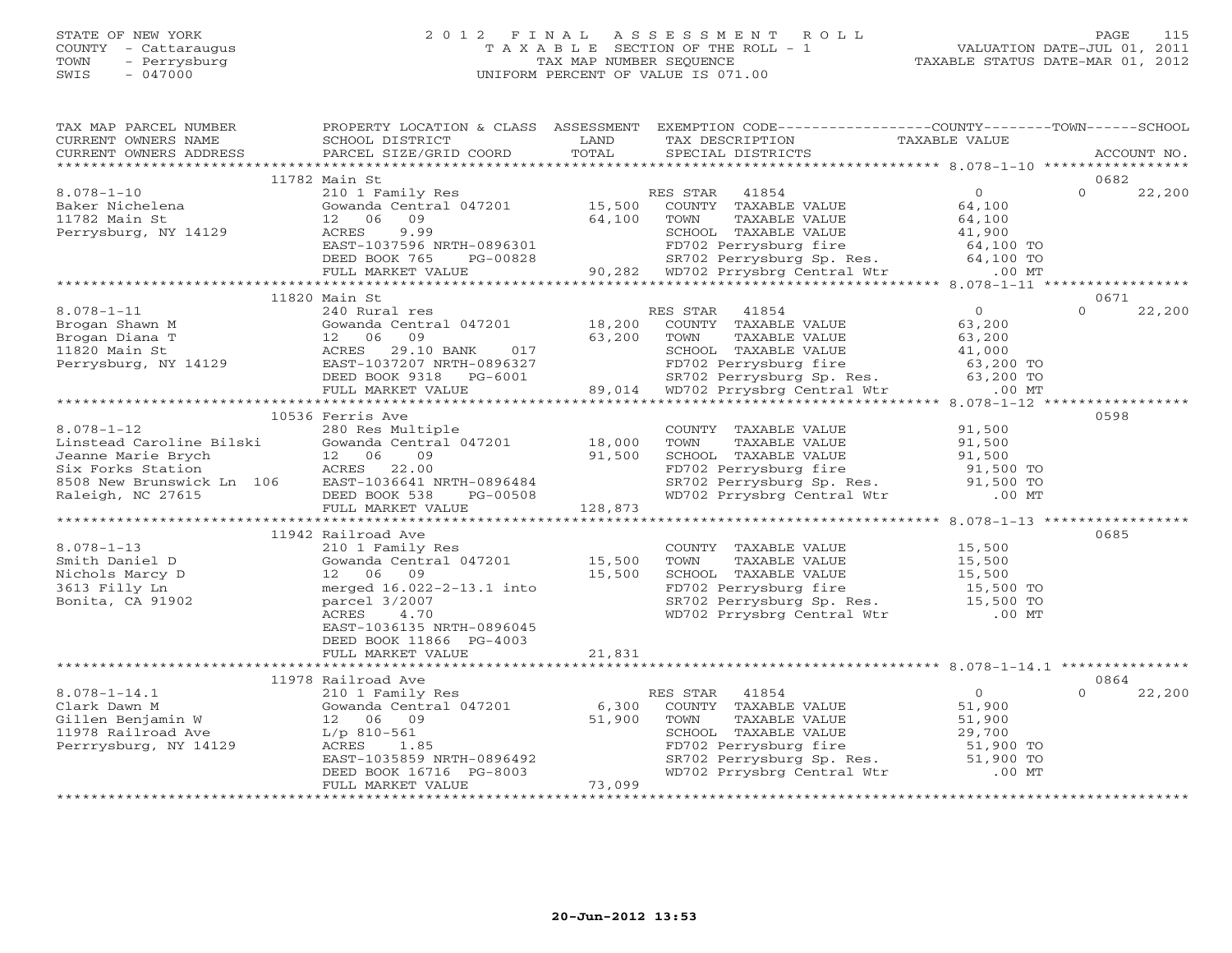STATE OF NEW YORK
COUNTY - Cattaraugus
TOWN - Perrysburg
SWIS - 047000

# 2012 FINAL ASSESSMENT ROLL

TAXABLE SECTION OF THE ROLL - 1
TAX MAP NUMBER SEQUENCE
UNIFORM PERCENT OF VALUE IS 071.00

VALUATION DATE-JUL 01, 2011
TAXABLE STATUS DATE-MAR 01, 2012

| TAX MAP PARCEL NUMBER / CURRENT OWNERS NAME / CURRENT OWNERS ADDRESS | PROPERTY LOCATION & CLASS / SCHOOL DISTRICT / PARCEL SIZE/GRID COORD | ASSESSMENT LAND | TOTAL | EXEMPTION CODE / TAX DESCRIPTION / SPECIAL DISTRICTS | COUNTY TAXABLE VALUE | TOWN | SCHOOL | ACCOUNT NO. |
|---|---|---|---|---|---|---|---|---|
| | 11782 Main St | | | | | | | 0682 |
| 8.078-1-10 | 210 1 Family Res | | | RES STAR 41854 | 0 | | 0 | 22,200 |
| Baker Nichelena | Gowanda Central 047201 | 15,500 | | COUNTY TAXABLE VALUE | 64,100 | | | |
| 11782 Main St | 12 06 09 | | 64,100 | TOWN TAXABLE VALUE | 64,100 | | | |
| Perrysburg, NY 14129 | ACRES 9.99 | | | SCHOOL TAXABLE VALUE | 41,900 | | | |
| | EAST-1037596 NRTH-0896301 | | | FD702 Perrysburg fire | 64,100 TO | | | |
| | DEED BOOK 765 PG-00828 | | | SR702 Perrysburg Sp. Res. | 64,100 TO | | | |
| | FULL MARKET VALUE | | 90,282 | WD702 Prrysbrg Central Wtr | .00 MT | | | |
| | 11820 Main St | | | | | | | 0671 |
| 8.078-1-11 | 240 Rural res | | | RES STAR 41854 | 0 | | 0 | 22,200 |
| Brogan Shawn M | Gowanda Central 047201 | 18,200 | | COUNTY TAXABLE VALUE | 63,200 | | | |
| Brogan Diana T | 12 06 09 | | 63,200 | TOWN TAXABLE VALUE | 63,200 | | | |
| 11820 Main St | ACRES 29.10 BANK 017 | | | SCHOOL TAXABLE VALUE | 41,000 | | | |
| Perrysburg, NY 14129 | EAST-1037207 NRTH-0896327 | | | FD702 Perrysburg fire | 63,200 TO | | | |
| | DEED BOOK 9318 PG-6001 | | | SR702 Perrysburg Sp. Res. | 63,200 TO | | | |
| | FULL MARKET VALUE | | 89,014 | WD702 Prrysbrg Central Wtr | .00 MT | | | |
| | 10536 Ferris Ave | | | | | | | 0598 |
| 8.078-1-12 | 280 Res Multiple | | | COUNTY TAXABLE VALUE | 91,500 | | | |
| Linstead Caroline Bilski | Gowanda Central 047201 | 18,000 | | TOWN TAXABLE VALUE | 91,500 | | | |
| Jeanne Marie Brych | 12 06 09 | | 91,500 | SCHOOL TAXABLE VALUE | 91,500 | | | |
| Six Forks Station | ACRES 22.00 | | | FD702 Perrysburg fire | 91,500 TO | | | |
| 8508 New Brunswick Ln 106 | EAST-1036641 NRTH-0896484 | | | SR702 Perrysburg Sp. Res. | 91,500 TO | | | |
| Raleigh, NC 27615 | DEED BOOK 538 PG-00508 | | | WD702 Prrysbrg Central Wtr | .00 MT | | | |
| | FULL MARKET VALUE | | 128,873 | | | | | |
| | 11942 Railroad Ave | | | | | | | 0685 |
| 8.078-1-13 | 210 1 Family Res | | | COUNTY TAXABLE VALUE | 15,500 | | | |
| Smith Daniel D | Gowanda Central 047201 | 15,500 | | TOWN TAXABLE VALUE | 15,500 | | | |
| Nichols Marcy D | 12 06 09 | | 15,500 | SCHOOL TAXABLE VALUE | 15,500 | | | |
| 3613 Filly Ln | merged 16.022-2-13.1 into | | | FD702 Perrysburg fire | 15,500 TO | | | |
| Bonita, CA 91902 | parcel 3/2007 | | | SR702 Perrysburg Sp. Res. | 15,500 TO | | | |
| | ACRES 4.70 | | | WD702 Prrysbrg Central Wtr | .00 MT | | | |
| | EAST-1036135 NRTH-0896045 | | | | | | | |
| | DEED BOOK 11866 PG-4003 | | | | | | | |
| | FULL MARKET VALUE | | 21,831 | | | | | |
| | 11978 Railroad Ave | | | | | | | 0864 |
| 8.078-1-14.1 | 210 1 Family Res | | | RES STAR 41854 | 0 | | 0 | 22,200 |
| Clark Dawn M | Gowanda Central 047201 | 6,300 | | COUNTY TAXABLE VALUE | 51,900 | | | |
| Gillen Benjamin W | 12 06 09 | | 51,900 | TOWN TAXABLE VALUE | 51,900 | | | |
| 11978 Railroad Ave | L/p 810-561 | | | SCHOOL TAXABLE VALUE | 29,700 | | | |
| Perrrysburg, NY 14129 | ACRES 1.85 | | | FD702 Perrysburg fire | 51,900 TO | | | |
| | EAST-1035859 NRTH-0896492 | | | SR702 Perrysburg Sp. Res. | 51,900 TO | | | |
| | DEED BOOK 16716 PG-8003 | | | WD702 Prrysbrg Central Wtr | .00 MT | | | |
| | FULL MARKET VALUE | | 73,099 | | | | | |

20-Jun-2012 13:53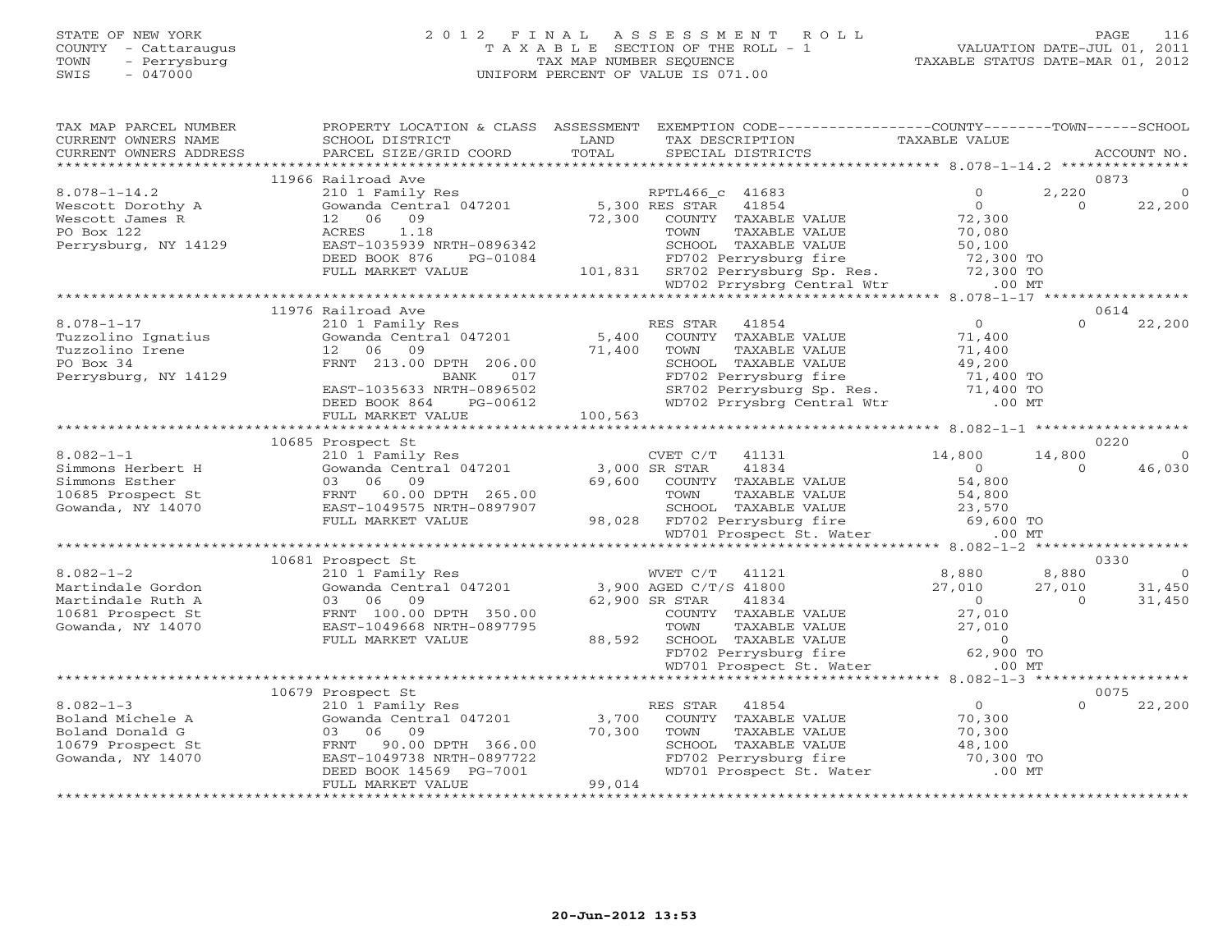STATE OF NEW YORK
COUNTY - Cattaraugus
TOWN - Perrysburg
SWIS - 047000

# 2012 FINAL ASSESSMENT ROLL

TAXABLE SECTION OF THE ROLL - 1
TAX MAP NUMBER SEQUENCE
UNIFORM PERCENT OF VALUE IS 071.00

VALUATION DATE-JUL 01, 2011
TAXABLE STATUS DATE-MAR 01, 2012

| TAX MAP PARCEL NUMBER / CURRENT OWNERS NAME / CURRENT OWNERS ADDRESS | PROPERTY LOCATION & CLASS / SCHOOL DISTRICT / PARCEL SIZE/GRID COORD | ASSESSMENT LAND / TOTAL | EXEMPTION CODE / TAX DESCRIPTION / SPECIAL DISTRICTS | COUNTY TAXABLE VALUE | TOWN | SCHOOL / ACCOUNT NO. |
|---|---|---|---|---|---|---|
| | 11966 Railroad Ave | | | | | 0873 |
| 8.078-1-14.2 | 210 1 Family Res | | RPTL466_c 41683 | 0 | 2,220 | 0 |
| Wescott Dorothy A | Gowanda Central 047201 | 5,300 | RES STAR 41854 | 0 | 0 | 22,200 |
| Wescott James R | 12 06 09 | 72,300 | COUNTY TAXABLE VALUE | 72,300 | | |
| PO Box 122 | ACRES 1.18 | | TOWN TAXABLE VALUE | 70,080 | | |
| Perrysburg, NY 14129 | EAST-1035939 NRTH-0896342 | | SCHOOL TAXABLE VALUE | 50,100 | | |
| | DEED BOOK 876 PG-01084 | | FD702 Perrysburg fire | 72,300 TO | | |
| | FULL MARKET VALUE | 101,831 | SR702 Perrysburg Sp. Res. | 72,300 TO | | |
| | | | WD702 Prrysbrg Central Wtr | .00 MT | | |
| | 11976 Railroad Ave | | | | | 0614 |
| 8.078-1-17 | 210 1 Family Res | | RES STAR 41854 | 0 | 0 | 22,200 |
| Tuzzolino Ignatius | Gowanda Central 047201 | 5,400 | COUNTY TAXABLE VALUE | 71,400 | | |
| Tuzzolino Irene | 12 06 09 | 71,400 | TOWN TAXABLE VALUE | 71,400 | | |
| PO Box 34 | FRNT 213.00 DPTH 206.00 | | SCHOOL TAXABLE VALUE | 49,200 | | |
| Perrysburg, NY 14129 | BANK 017 | | FD702 Perrysburg fire | 71,400 TO | | |
| | EAST-1035633 NRTH-0896502 | | SR702 Perrysburg Sp. Res. | 71,400 TO | | |
| | DEED BOOK 864 PG-00612 | | WD702 Prrysbrg Central Wtr | .00 MT | | |
| | FULL MARKET VALUE | 100,563 | | | | |
| | 10685 Prospect St | | | | | 0220 |
| 8.082-1-1 | 210 1 Family Res | | CVET C/T 41131 | 14,800 | 14,800 | 0 |
| Simmons Herbert H | Gowanda Central 047201 | 3,000 | SR STAR 41834 | 0 | 0 | 46,030 |
| Simmons Esther | 03 06 09 | 69,600 | COUNTY TAXABLE VALUE | 54,800 | | |
| 10685 Prospect St | FRNT 60.00 DPTH 265.00 | | TOWN TAXABLE VALUE | 54,800 | | |
| Gowanda, NY 14070 | EAST-1049575 NRTH-0897907 | | SCHOOL TAXABLE VALUE | 23,570 | | |
| | FULL MARKET VALUE | 98,028 | FD702 Perrysburg fire | 69,600 TO | | |
| | | | WD701 Prospect St. Water | .00 MT | | |
| | 10681 Prospect St | | | | | 0330 |
| 8.082-1-2 | 210 1 Family Res | | WVET C/T 41121 | 8,880 | 8,880 | 0 |
| Martindale Gordon | Gowanda Central 047201 | 3,900 | AGED C/T/S 41800 | 27,010 | 27,010 | 31,450 |
| Martindale Ruth A | 03 06 09 | 62,900 | SR STAR 41834 | 0 | 0 | 31,450 |
| 10681 Prospect St | FRNT 100.00 DPTH 350.00 | | COUNTY TAXABLE VALUE | 27,010 | | |
| Gowanda, NY 14070 | EAST-1049668 NRTH-0897795 | | TOWN TAXABLE VALUE | 27,010 | | |
| | FULL MARKET VALUE | 88,592 | SCHOOL TAXABLE VALUE | 0 | | |
| | | | FD702 Perrysburg fire | 62,900 TO | | |
| | | | WD701 Prospect St. Water | .00 MT | | |
| | 10679 Prospect St | | | | | 0075 |
| 8.082-1-3 | 210 1 Family Res | | RES STAR 41854 | 0 | 0 | 22,200 |
| Boland Michele A | Gowanda Central 047201 | 3,700 | COUNTY TAXABLE VALUE | 70,300 | | |
| Boland Donald G | 03 06 09 | 70,300 | TOWN TAXABLE VALUE | 70,300 | | |
| 10679 Prospect St | FRNT 90.00 DPTH 366.00 | | SCHOOL TAXABLE VALUE | 48,100 | | |
| Gowanda, NY 14070 | EAST-1049738 NRTH-0897722 | | FD702 Perrysburg fire | 70,300 TO | | |
| | DEED BOOK 14569 PG-7001 | | WD701 Prospect St. Water | .00 MT | | |
| | FULL MARKET VALUE | 99,014 | | | | |

20-Jun-2012 13:53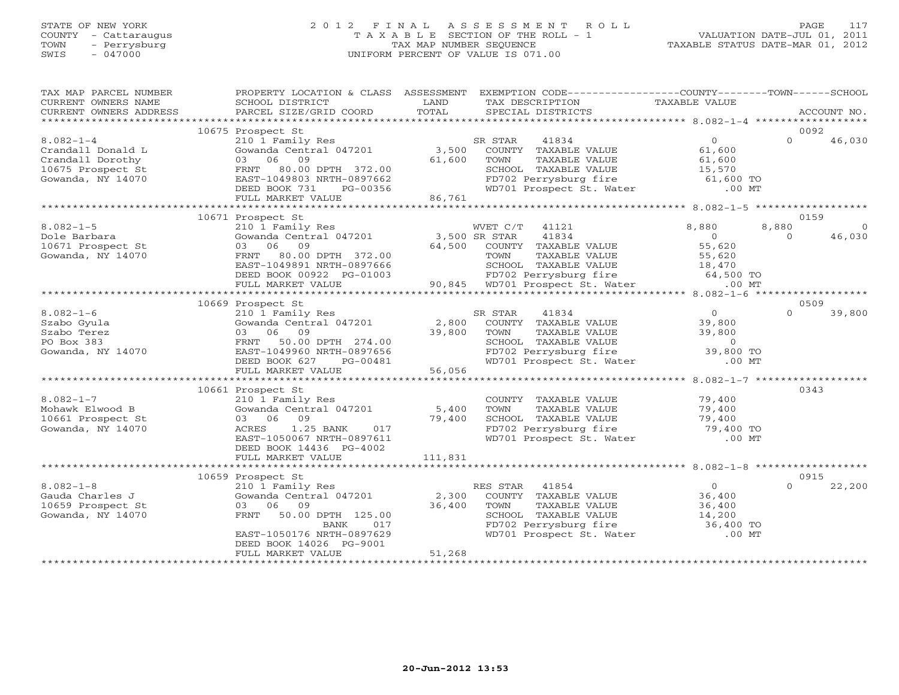STATE OF NEW YORK
COUNTY - Cattaraugus
TOWN - Perrysburg
SWIS - 047000

2012 FINAL ASSESSMENT ROLL
TAXABLE SECTION OF THE ROLL - 1
TAX MAP NUMBER SEQUENCE
UNIFORM PERCENT OF VALUE IS 071.00

VALUATION DATE-JUL 01, 2011
TAXABLE STATUS DATE-MAR 01, 2012

| TAX MAP PARCEL NUMBER / CURRENT OWNERS NAME / CURRENT OWNERS ADDRESS | PROPERTY LOCATION & CLASS / SCHOOL DISTRICT / PARCEL SIZE/GRID COORD | ASSESSMENT LAND / TOTAL | EXEMPTION CODE / TAX DESCRIPTION / SPECIAL DISTRICTS | COUNTY TAXABLE VALUE | TOWN | SCHOOL | ACCOUNT NO. |
|---|---|---|---|---|---|---|---|
| | 10675 Prospect St | | | | | | 0092 |
| 8.082-1-4 | 210 1 Family Res | | SR STAR 41834 | 0 | 0 | 46,030 | |
| Crandall Donald L | Gowanda Central 047201 | 3,500 | COUNTY TAXABLE VALUE | 61,600 | | | |
| Crandall Dorothy | 03 06 09 | 61,600 | TOWN TAXABLE VALUE | 61,600 | | | |
| 10675 Prospect St | FRNT 80.00 DPTH 372.00 | | SCHOOL TAXABLE VALUE | 15,570 | | | |
| Gowanda, NY 14070 | EAST-1049803 NRTH-0897662 | | FD702 Perrysburg fire | 61,600 TO | | | |
| | DEED BOOK 731 PG-00356 | | WD701 Prospect St. Water | .00 MT | | | |
| | FULL MARKET VALUE | 86,761 | | | | | |
| | 10671 Prospect St | | | | | | 0159 |
| 8.082-1-5 | 210 1 Family Res | | WVET C/T 41121 | 8,880 | 8,880 | 0 | |
| Dole Barbara | Gowanda Central 047201 | 3,500 | SR STAR 41834 | 0 | 0 | 46,030 | |
| 10671 Prospect St | 03 06 09 | 64,500 | COUNTY TAXABLE VALUE | 55,620 | | | |
| Gowanda, NY 14070 | FRNT 80.00 DPTH 372.00 | | TOWN TAXABLE VALUE | 55,620 | | | |
| | EAST-1049891 NRTH-0897666 | | SCHOOL TAXABLE VALUE | 18,470 | | | |
| | DEED BOOK 00922 PG-01003 | | FD702 Perrysburg fire | 64,500 TO | | | |
| | FULL MARKET VALUE | 90,845 | WD701 Prospect St. Water | .00 MT | | | |
| | 10669 Prospect St | | | | | | 0509 |
| 8.082-1-6 | 210 1 Family Res | | SR STAR 41834 | 0 | 0 | 39,800 | |
| Szabo Gyula | Gowanda Central 047201 | 2,800 | COUNTY TAXABLE VALUE | 39,800 | | | |
| Szabo Terez | 03 06 09 | 39,800 | TOWN TAXABLE VALUE | 39,800 | | | |
| PO Box 383 | FRNT 50.00 DPTH 274.00 | | SCHOOL TAXABLE VALUE | 0 | | | |
| Gowanda, NY 14070 | EAST-1049960 NRTH-0897656 | | FD702 Perrysburg fire | 39,800 TO | | | |
| | DEED BOOK 627 PG-00481 | | WD701 Prospect St. Water | .00 MT | | | |
| | FULL MARKET VALUE | 56,056 | | | | | |
| | 10661 Prospect St | | | | | | 0343 |
| 8.082-1-7 | 210 1 Family Res | | COUNTY TAXABLE VALUE | 79,400 | | | |
| Mohawk Elwood B | Gowanda Central 047201 | 5,400 | TOWN TAXABLE VALUE | 79,400 | | | |
| 10661 Prospect St | 03 06 09 | 79,400 | SCHOOL TAXABLE VALUE | 79,400 | | | |
| Gowanda, NY 14070 | ACRES 1.25 BANK 017 | | FD702 Perrysburg fire | 79,400 TO | | | |
| | EAST-1050067 NRTH-0897611 | | WD701 Prospect St. Water | .00 MT | | | |
| | DEED BOOK 14436 PG-4002 | | | | | | |
| | FULL MARKET VALUE | 111,831 | | | | | |
| | 10659 Prospect St | | | | | | 0915 |
| 8.082-1-8 | 210 1 Family Res | | RES STAR 41854 | 0 | 0 | 22,200 | |
| Gauda Charles J | Gowanda Central 047201 | 2,300 | COUNTY TAXABLE VALUE | 36,400 | | | |
| 10659 Prospect St | 03 06 09 | 36,400 | TOWN TAXABLE VALUE | 36,400 | | | |
| Gowanda, NY 14070 | FRNT 50.00 DPTH 125.00 | | SCHOOL TAXABLE VALUE | 14,200 | | | |
| | BANK 017 | | FD702 Perrysburg fire | 36,400 TO | | | |
| | EAST-1050176 NRTH-0897629 | | WD701 Prospect St. Water | .00 MT | | | |
| | DEED BOOK 14026 PG-9001 | | | | | | |
| | FULL MARKET VALUE | 51,268 | | | | | |

20-Jun-2012 13:53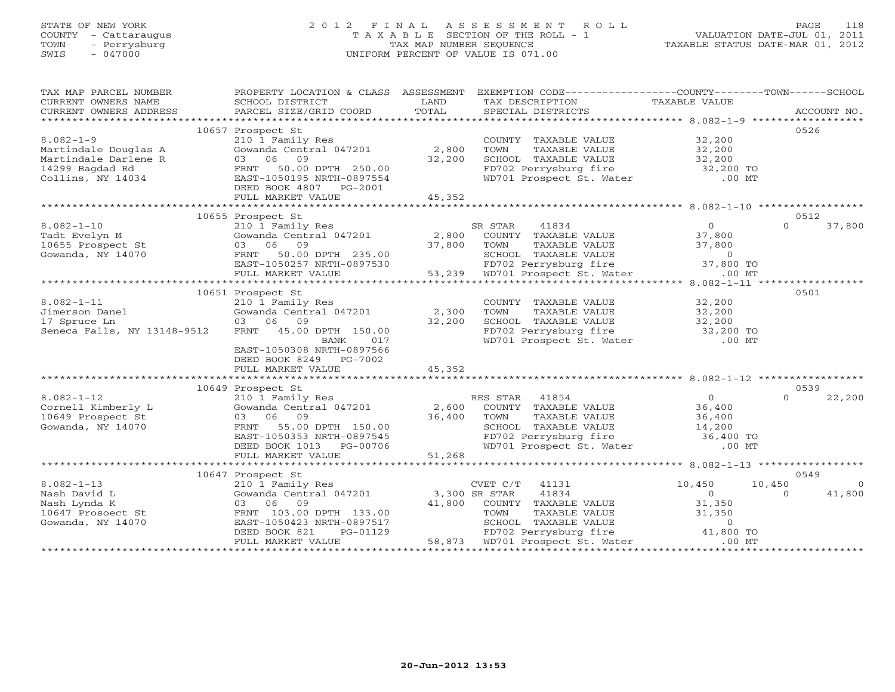STATE OF NEW YORK
COUNTY - Cattaraugus
TOWN - Perrysburg
SWIS - 047000

# 2012 FINAL ASSESSMENT ROLL

TAXABLE SECTION OF THE ROLL - 1
TAX MAP NUMBER SEQUENCE
UNIFORM PERCENT OF VALUE IS 071.00

VALUATION DATE-JUL 01, 2011
TAXABLE STATUS DATE-MAR 01, 2012

| TAX MAP PARCEL NUMBER / CURRENT OWNERS NAME / CURRENT OWNERS ADDRESS | PROPERTY LOCATION & CLASS / SCHOOL DISTRICT / PARCEL SIZE/GRID COORD | ASSESSMENT LAND / TOTAL | EXEMPTION CODE / TAX DESCRIPTION / SPECIAL DISTRICTS | COUNTY | TOWN | SCHOOL | ACCOUNT NO. |
|---|---|---|---|---|---|---|---|
| **10657 Prospect St** | | | | | | | 0526 |
| 8.082-1-9 | 210 1 Family Res | | COUNTY TAXABLE VALUE | 32,200 | | | |
| Martindale Douglas A | Gowanda Central 047201 | 2,800 | TOWN TAXABLE VALUE | | 32,200 | | |
| Martindale Darlene R | 03 06 09 | 32,200 | SCHOOL TAXABLE VALUE | | | 32,200 | |
| 14299 Bagdad Rd | FRNT 50.00 DPTH 250.00 | | FD702 Perrysburg fire | 32,200 TO | | | |
| Collins, NY 14034 | EAST-1050195 NRTH-0897554 | | WD701 Prospect St. Water | .00 MT | | | |
| | DEED BOOK 4807 PG-2001 | | | | | | |
| | FULL MARKET VALUE | 45,352 | | | | | |
| **10655 Prospect St** | | | | | | | 0512 |
| 8.082-1-10 | 210 1 Family Res | | SR STAR 41834 | 0 | 0 | 37,800 | |
| Tadt Evelyn M | Gowanda Central 047201 | 2,800 | COUNTY TAXABLE VALUE | 37,800 | | | |
| 10655 Prospect St | 03 06 09 | 37,800 | TOWN TAXABLE VALUE | | 37,800 | | |
| Gowanda, NY 14070 | FRNT 50.00 DPTH 235.00 | | SCHOOL TAXABLE VALUE | | | 0 | |
| | EAST-1050257 NRTH-0897530 | | FD702 Perrysburg fire | 37,800 TO | | | |
| | FULL MARKET VALUE | 53,239 | WD701 Prospect St. Water | .00 MT | | | |
| **10651 Prospect St** | | | | | | | 0501 |
| 8.082-1-11 | 210 1 Family Res | | COUNTY TAXABLE VALUE | 32,200 | | | |
| Jimerson Danel | Gowanda Central 047201 | 2,300 | TOWN TAXABLE VALUE | | 32,200 | | |
| 17 Spruce Ln | 03 06 09 | 32,200 | SCHOOL TAXABLE VALUE | | | 32,200 | |
| Seneca Falls, NY 13148-9512 | FRNT 45.00 DPTH 150.00 | | FD702 Perrysburg fire | 32,200 TO | | | |
| | BANK 017 | | WD701 Prospect St. Water | .00 MT | | | |
| | EAST-1050308 NRTH-0897566 | | | | | | |
| | DEED BOOK 8249 PG-7002 | | | | | | |
| | FULL MARKET VALUE | 45,352 | | | | | |
| **10649 Prospect St** | | | | | | | 0539 |
| 8.082-1-12 | 210 1 Family Res | | RES STAR 41854 | 0 | 0 | 22,200 | |
| Cornell Kimberly L | Gowanda Central 047201 | 2,600 | COUNTY TAXABLE VALUE | 36,400 | | | |
| 10649 Prospect St | 03 06 09 | 36,400 | TOWN TAXABLE VALUE | | 36,400 | | |
| Gowanda, NY 14070 | FRNT 55.00 DPTH 150.00 | | SCHOOL TAXABLE VALUE | | | 14,200 | |
| | EAST-1050353 NRTH-0897545 | | FD702 Perrysburg fire | 36,400 TO | | | |
| | DEED BOOK 1013 PG-00706 | | WD701 Prospect St. Water | .00 MT | | | |
| | FULL MARKET VALUE | 51,268 | | | | | |
| **10647 Prospect St** | | | | | | | 0549 |
| 8.082-1-13 | 210 1 Family Res | | CVET C/T 41131 | 10,450 | 10,450 | 0 | |
| Nash David L | Gowanda Central 047201 | 3,300 | SR STAR 41834 | 0 | 0 | 41,800 | |
| Nash Lynda K | 03 06 09 | 41,800 | COUNTY TAXABLE VALUE | 31,350 | | | |
| 10647 Prosoect St | FRNT 103.00 DPTH 133.00 | | TOWN TAXABLE VALUE | | 31,350 | | |
| Gowanda, NY 14070 | EAST-1050423 NRTH-0897517 | | SCHOOL TAXABLE VALUE | | | 0 | |
| | DEED BOOK 821 PG-01129 | | FD702 Perrysburg fire | 41,800 TO | | | |
| | FULL MARKET VALUE | 58,873 | WD701 Prospect St. Water | .00 MT | | | |

20-Jun-2012 13:53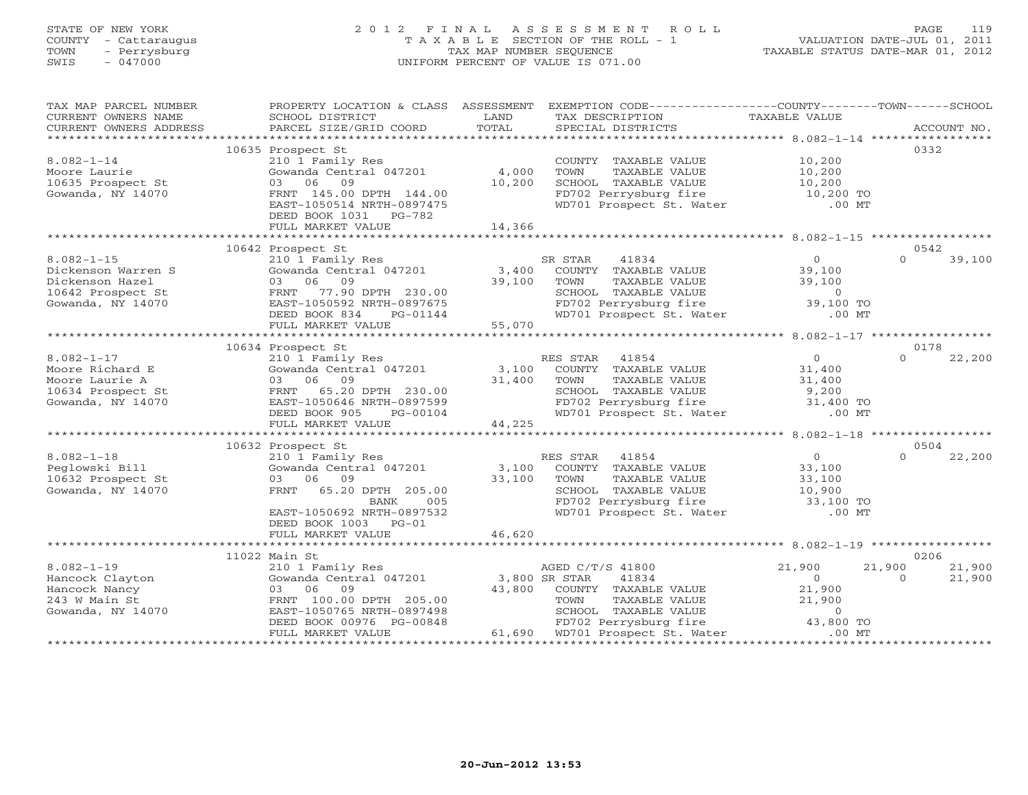STATE OF NEW YORK
COUNTY - Cattaraugus
TOWN - Perrysburg
SWIS - 047000

2012 FINAL ASSESSMENT ROLL
TAXABLE SECTION OF THE ROLL - 1
TAX MAP NUMBER SEQUENCE
UNIFORM PERCENT OF VALUE IS 071.00

VALUATION DATE-JUL 01, 2011
TAXABLE STATUS DATE-MAR 01, 2012

| TAX MAP PARCEL NUMBER / CURRENT OWNERS NAME / CURRENT OWNERS ADDRESS | PROPERTY LOCATION & CLASS / SCHOOL DISTRICT / PARCEL SIZE/GRID COORD | ASSESSMENT LAND | TOTAL | EXEMPTION CODE / TAX DESCRIPTION / SPECIAL DISTRICTS | COUNTY TAXABLE VALUE | TOWN | SCHOOL / ACCOUNT NO. |
|---|---|---|---|---|---|---|---|
| **8.082-1-14** | 10635 Prospect St | | | | | | 0332 |
| Moore Laurie | 210 1 Family Res | | | COUNTY TAXABLE VALUE | 10,200 | | |
| 10635 Prospect St | Gowanda Central 047201 | 4,000 | | TOWN TAXABLE VALUE | 10,200 | | |
| Gowanda, NY 14070 | 03 06 09 | | 10,200 | SCHOOL TAXABLE VALUE | 10,200 | | |
| | FRNT 145.00 DPTH 144.00 | | | FD702 Perrysburg fire | 10,200 TO | | |
| | EAST-1050514 NRTH-0897475 | | | WD701 Prospect St. Water | .00 MT | | |
| | DEED BOOK 1031 PG-782 | | | | | | |
| | FULL MARKET VALUE | | 14,366 | | | | |
| **8.082-1-15** | 10642 Prospect St | | | | | | 0542 |
| Dickenson Warren S | 210 1 Family Res | | | SR STAR 41834 | 0 | 0 | 39,100 |
| Dickenson Hazel | Gowanda Central 047201 | 3,400 | | COUNTY TAXABLE VALUE | 39,100 | | |
| 10642 Prospect St | 03 06 09 | | 39,100 | TOWN TAXABLE VALUE | 39,100 | | |
| Gowanda, NY 14070 | FRNT 77.90 DPTH 230.00 | | | SCHOOL TAXABLE VALUE | 0 | | |
| | EAST-1050592 NRTH-0897675 | | | FD702 Perrysburg fire | 39,100 TO | | |
| | DEED BOOK 834 PG-01144 | | | WD701 Prospect St. Water | .00 MT | | |
| | FULL MARKET VALUE | | 55,070 | | | | |
| **8.082-1-17** | 10634 Prospect St | | | | | | 0178 |
| Moore Richard E | 210 1 Family Res | | | RES STAR 41854 | 0 | 0 | 22,200 |
| Moore Laurie A | Gowanda Central 047201 | 3,100 | | COUNTY TAXABLE VALUE | 31,400 | | |
| 10634 Prospect St | 03 06 09 | | 31,400 | TOWN TAXABLE VALUE | 31,400 | | |
| Gowanda, NY 14070 | FRNT 65.20 DPTH 230.00 | | | SCHOOL TAXABLE VALUE | 9,200 | | |
| | EAST-1050646 NRTH-0897599 | | | FD702 Perrysburg fire | 31,400 TO | | |
| | DEED BOOK 905 PG-00104 | | | WD701 Prospect St. Water | .00 MT | | |
| | FULL MARKET VALUE | | 44,225 | | | | |
| **8.082-1-18** | 10632 Prospect St | | | | | | 0504 |
| Peglowski Bill | 210 1 Family Res | | | RES STAR 41854 | 0 | 0 | 22,200 |
| 10632 Prospect St | Gowanda Central 047201 | 3,100 | | COUNTY TAXABLE VALUE | 33,100 | | |
| Gowanda, NY 14070 | 03 06 09 | | 33,100 | TOWN TAXABLE VALUE | 33,100 | | |
| | FRNT 65.20 DPTH 205.00 | | | SCHOOL TAXABLE VALUE | 10,900 | | |
| | BANK 005 | | | FD702 Perrysburg fire | 33,100 TO | | |
| | EAST-1050692 NRTH-0897532 | | | WD701 Prospect St. Water | .00 MT | | |
| | DEED BOOK 1003 PG-01 | | | | | | |
| | FULL MARKET VALUE | | 46,620 | | | | |
| **8.082-1-19** | 11022 Main St | | | | | | 0206 |
| Hancock Clayton | 210 1 Family Res | | | AGED C/T/S 41800 | 21,900 | 21,900 | 21,900 |
| Hancock Nancy | Gowanda Central 047201 | 3,800 | | SR STAR 41834 | 0 | 0 | 21,900 |
| 243 W Main St | 03 06 09 | | 43,800 | COUNTY TAXABLE VALUE | 21,900 | | |
| Gowanda, NY 14070 | FRNT 100.00 DPTH 205.00 | | | TOWN TAXABLE VALUE | 21,900 | | |
| | EAST-1050765 NRTH-0897498 | | | SCHOOL TAXABLE VALUE | 0 | | |
| | DEED BOOK 00976 PG-00848 | | | FD702 Perrysburg fire | 43,800 TO | | |
| | FULL MARKET VALUE | | 61,690 | WD701 Prospect St. Water | .00 MT | | |

20-Jun-2012 13:53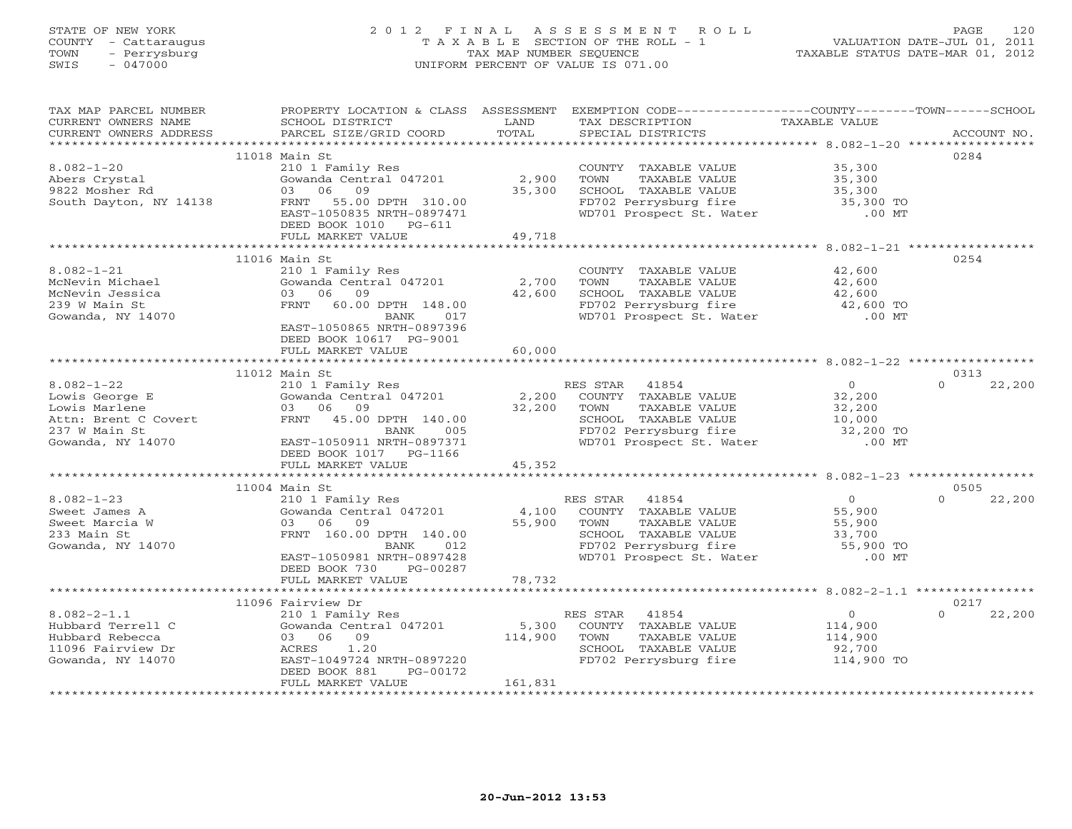STATE OF NEW YORK
COUNTY - Cattaraugus
TOWN - Perrysburg
SWIS - 047000

# 2012 FINAL ASSESSMENT ROLL

TAXABLE SECTION OF THE ROLL - 1
TAX MAP NUMBER SEQUENCE
UNIFORM PERCENT OF VALUE IS 071.00

VALUATION DATE-JUL 01, 2011
TAXABLE STATUS DATE-MAR 01, 2012

| TAX MAP PARCEL NUMBER / CURRENT OWNERS NAME / CURRENT OWNERS ADDRESS | PROPERTY LOCATION & CLASS / SCHOOL DISTRICT / PARCEL SIZE/GRID COORD | ASSESSMENT LAND / TOTAL | EXEMPTION CODE / TAX DESCRIPTION / SPECIAL DISTRICTS | COUNTY / TOWN / SCHOOL TAXABLE VALUE | ACCOUNT NO. |
|---|---|---|---|---|---|
| **8.082-1-20** | 11018 Main St | | | | 0284 |
| Abers Crystal | 210 1 Family Res | | COUNTY TAXABLE VALUE | 35,300 | |
| 9822 Mosher Rd | Gowanda Central 047201 | 2,900 | TOWN TAXABLE VALUE | 35,300 | |
| South Dayton, NY 14138 | 03 06 09 | 35,300 | SCHOOL TAXABLE VALUE | 35,300 | |
| | FRNT 55.00 DPTH 310.00 | | FD702 Perrysburg fire | 35,300 TO | |
| | EAST-1050835 NRTH-0897471 | | WD701 Prospect St. Water | .00 MT | |
| | DEED BOOK 1010 PG-611 | | | | |
| | FULL MARKET VALUE | 49,718 | | | |
| **8.082-1-21** | 11016 Main St | | | | 0254 |
| McNevin Michael | 210 1 Family Res | | COUNTY TAXABLE VALUE | 42,600 | |
| McNevin Jessica | Gowanda Central 047201 | 2,700 | TOWN TAXABLE VALUE | 42,600 | |
| 239 W Main St | 03 06 09 | 42,600 | SCHOOL TAXABLE VALUE | 42,600 | |
| Gowanda, NY 14070 | FRNT 60.00 DPTH 148.00 | | FD702 Perrysburg fire | 42,600 TO | |
| | BANK 017 | | WD701 Prospect St. Water | .00 MT | |
| | EAST-1050865 NRTH-0897396 | | | | |
| | DEED BOOK 10617 PG-9001 | | | | |
| | FULL MARKET VALUE | 60,000 | | | |
| **8.082-1-22** | 11012 Main St | | | | 0313 |
| Lowis George E | 210 1 Family Res | | RES STAR 41854 | 0 / 0 / 22,200 | |
| Lowis Marlene | Gowanda Central 047201 | 2,200 | COUNTY TAXABLE VALUE | 32,200 | |
| Attn: Brent C Covert | 03 06 09 | 32,200 | TOWN TAXABLE VALUE | 32,200 | |
| 237 W Main St | FRNT 45.00 DPTH 140.00 | | SCHOOL TAXABLE VALUE | 10,000 | |
| Gowanda, NY 14070 | BANK 005 | | FD702 Perrysburg fire | 32,200 TO | |
| | EAST-1050911 NRTH-0897371 | | WD701 Prospect St. Water | .00 MT | |
| | DEED BOOK 1017 PG-1166 | | | | |
| | FULL MARKET VALUE | 45,352 | | | |
| **8.082-1-23** | 11004 Main St | | | | 0505 |
| Sweet James A | 210 1 Family Res | | RES STAR 41854 | 0 / 0 / 22,200 | |
| Sweet Marcia W | Gowanda Central 047201 | 4,100 | COUNTY TAXABLE VALUE | 55,900 | |
| 233 Main St | 03 06 09 | 55,900 | TOWN TAXABLE VALUE | 55,900 | |
| Gowanda, NY 14070 | FRNT 160.00 DPTH 140.00 | | SCHOOL TAXABLE VALUE | 33,700 | |
| | BANK 012 | | FD702 Perrysburg fire | 55,900 TO | |
| | EAST-1050981 NRTH-0897428 | | WD701 Prospect St. Water | .00 MT | |
| | DEED BOOK 730 PG-00287 | | | | |
| | FULL MARKET VALUE | 78,732 | | | |
| **8.082-2-1.1** | 11096 Fairview Dr | | | | 0217 |
| Hubbard Terrell C | 210 1 Family Res | | RES STAR 41854 | 0 / 0 / 22,200 | |
| Hubbard Rebecca | Gowanda Central 047201 | 5,300 | COUNTY TAXABLE VALUE | 114,900 | |
| 11096 Fairview Dr | 03 06 09 | 114,900 | TOWN TAXABLE VALUE | 114,900 | |
| Gowanda, NY 14070 | ACRES 1.20 | | SCHOOL TAXABLE VALUE | 92,700 | |
| | EAST-1049724 NRTH-0897220 | | FD702 Perrysburg fire | 114,900 TO | |
| | DEED BOOK 881 PG-00172 | | | | |
| | FULL MARKET VALUE | 161,831 | | | |

20-Jun-2012 13:53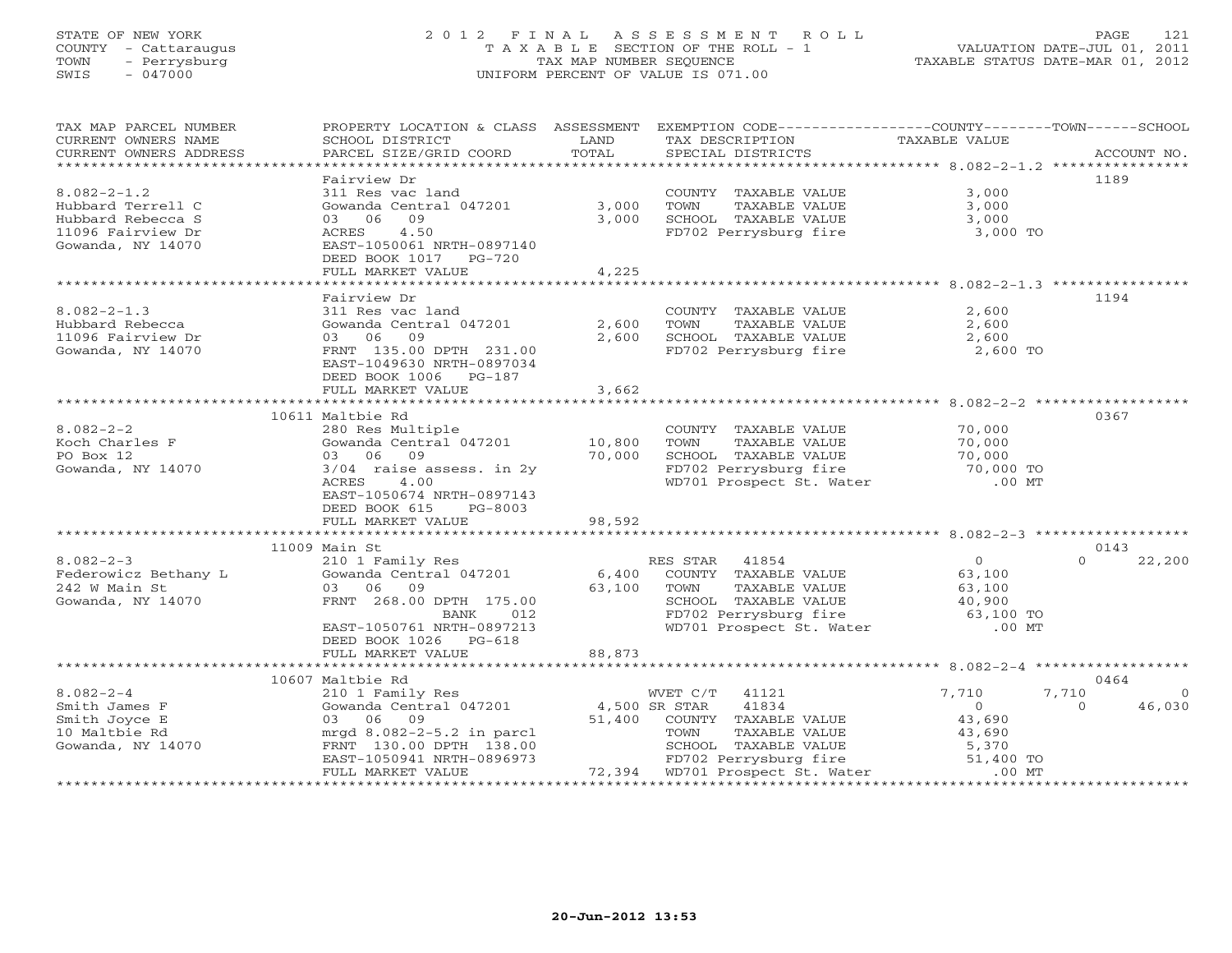STATE OF NEW YORK
COUNTY - Cattaraugus
TOWN - Perrysburg
SWIS - 047000

# 2012 FINAL ASSESSMENT ROLL

TAXABLE SECTION OF THE ROLL - 1
TAX MAP NUMBER SEQUENCE
UNIFORM PERCENT OF VALUE IS 071.00

VALUATION DATE-JUL 01, 2011
TAXABLE STATUS DATE-MAR 01, 2012

| TAX MAP PARCEL NUMBER / CURRENT OWNERS NAME / CURRENT OWNERS ADDRESS | PROPERTY LOCATION & CLASS / SCHOOL DISTRICT / PARCEL SIZE/GRID COORD | ASSESSMENT LAND / TOTAL | EXEMPTION CODE / TAX DESCRIPTION / SPECIAL DISTRICTS | COUNTY TAXABLE VALUE | TOWN | SCHOOL | ACCOUNT NO. |
|---|---|---|---|---|---|---|---|
| **8.082-2-1.2** | Fairview Dr | | | | | | 1189 |
| Hubbard Terrell C | 311 Res vac land | | COUNTY TAXABLE VALUE | 3,000 | | | |
| Hubbard Rebecca S | Gowanda Central 047201 | 3,000 | TOWN TAXABLE VALUE | 3,000 | | | |
| 11096 Fairview Dr | 03 06 09 | 3,000 | SCHOOL TAXABLE VALUE | 3,000 | | | |
| Gowanda, NY 14070 | ACRES 4.50 | | FD702 Perrysburg fire | 3,000 TO | | | |
| | EAST-1050061 NRTH-0897140 | | | | | | |
| | DEED BOOK 1017 PG-720 | | | | | | |
| | FULL MARKET VALUE | 4,225 | | | | | |
| **8.082-2-1.3** | Fairview Dr | | | | | | 1194 |
| Hubbard Rebecca | 311 Res vac land | | COUNTY TAXABLE VALUE | 2,600 | | | |
| 11096 Fairview Dr | Gowanda Central 047201 | 2,600 | TOWN TAXABLE VALUE | 2,600 | | | |
| Gowanda, NY 14070 | 03 06 09 | 2,600 | SCHOOL TAXABLE VALUE | 2,600 | | | |
| | FRNT 135.00 DPTH 231.00 | | FD702 Perrysburg fire | 2,600 TO | | | |
| | EAST-1049630 NRTH-0897034 | | | | | | |
| | DEED BOOK 1006 PG-187 | | | | | | |
| | FULL MARKET VALUE | 3,662 | | | | | |
| **8.082-2-2** | 10611 Maltbie Rd | | | | | | 0367 |
| Koch Charles F | 280 Res Multiple | | COUNTY TAXABLE VALUE | 70,000 | | | |
| PO Box 12 | Gowanda Central 047201 | 10,800 | TOWN TAXABLE VALUE | 70,000 | | | |
| Gowanda, NY 14070 | 03 06 09 | 70,000 | SCHOOL TAXABLE VALUE | 70,000 | | | |
| | 3/04 raise assess. in 2y | | FD702 Perrysburg fire | 70,000 TO | | | |
| | ACRES 4.00 | | WD701 Prospect St. Water | .00 MT | | | |
| | EAST-1050674 NRTH-0897143 | | | | | | |
| | DEED BOOK 615 PG-8003 | | | | | | |
| | FULL MARKET VALUE | 98,592 | | | | | |
| **8.082-2-3** | 11009 Main St | | | | | | 0143 |
| Federowicz Bethany L | 210 1 Family Res | | RES STAR 41854 | 0 | | 0 | 22,200 |
| 242 W Main St | Gowanda Central 047201 | 6,400 | COUNTY TAXABLE VALUE | 63,100 | | | |
| Gowanda, NY 14070 | 03 06 09 | 63,100 | TOWN TAXABLE VALUE | 63,100 | | | |
| | FRNT 268.00 DPTH 175.00 | | SCHOOL TAXABLE VALUE | 40,900 | | | |
| | BANK 012 | | FD702 Perrysburg fire | 63,100 TO | | | |
| | EAST-1050761 NRTH-0897213 | | WD701 Prospect St. Water | .00 MT | | | |
| | DEED BOOK 1026 PG-618 | | | | | | |
| | FULL MARKET VALUE | 88,873 | | | | | |
| **8.082-2-4** | 10607 Maltbie Rd | | | | | | 0464 |
| Smith James F | 210 1 Family Res | | WVET C/T 41121 | 7,710 | 7,710 | | 0 |
| Smith Joyce E | Gowanda Central 047201 | 4,500 | SR STAR 41834 | 0 | | 0 | 46,030 |
| 10 Maltbie Rd | 03 06 09 | 51,400 | COUNTY TAXABLE VALUE | 43,690 | | | |
| Gowanda, NY 14070 | mrgd 8.082-2-5.2 in parcl | | TOWN TAXABLE VALUE | 43,690 | | | |
| | FRNT 130.00 DPTH 138.00 | | SCHOOL TAXABLE VALUE | 5,370 | | | |
| | EAST-1050941 NRTH-0896973 | | FD702 Perrysburg fire | 51,400 TO | | | |
| | FULL MARKET VALUE | 72,394 | WD701 Prospect St. Water | .00 MT | | | |

20-Jun-2012 13:53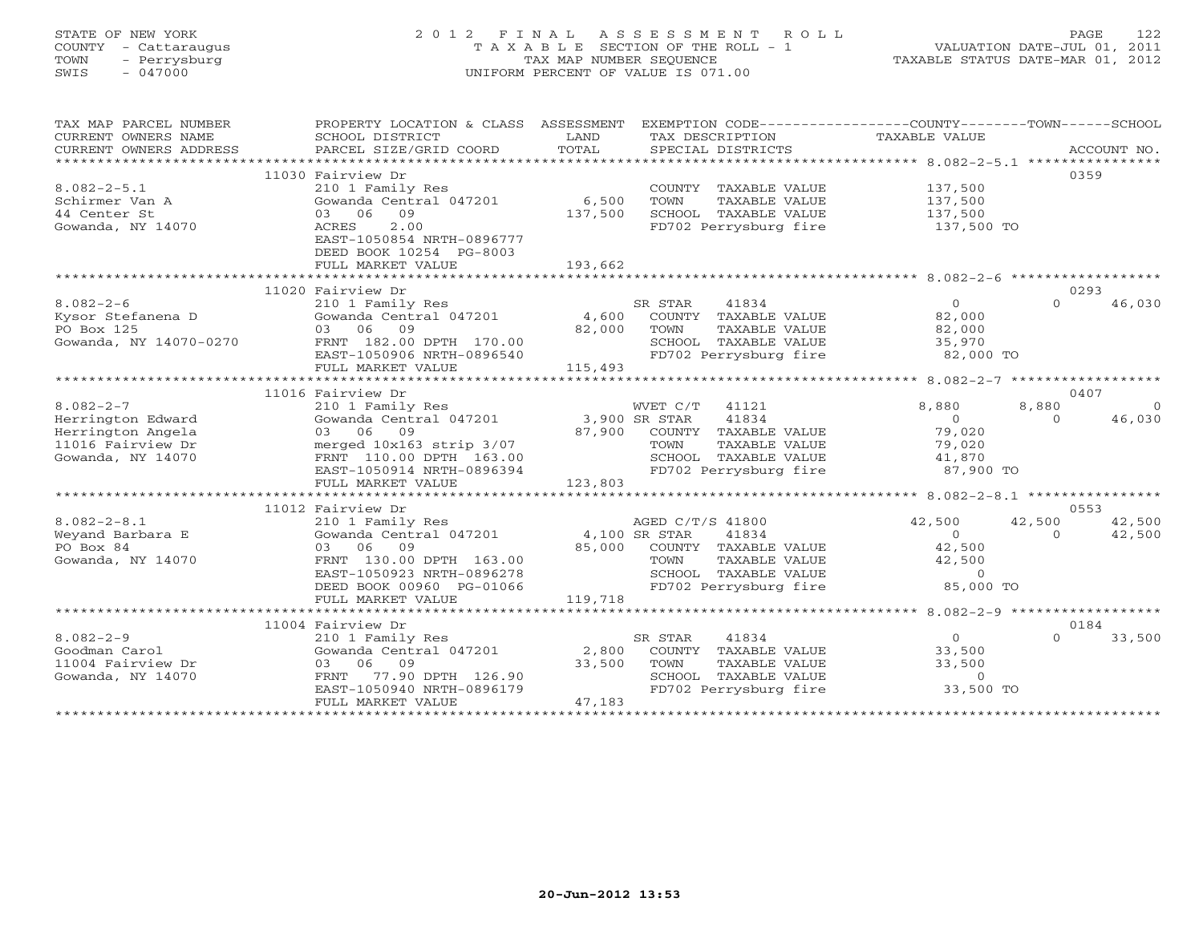STATE OF NEW YORK
COUNTY - Cattaraugus
TOWN - Perrysburg
SWIS - 047000

# 2012 FINAL ASSESSMENT ROLL

TAXABLE SECTION OF THE ROLL - 1
TAX MAP NUMBER SEQUENCE
UNIFORM PERCENT OF VALUE IS 071.00

VALUATION DATE-JUL 01, 2011
TAXABLE STATUS DATE-MAR 01, 2012

| TAX MAP PARCEL NUMBER / CURRENT OWNERS NAME / CURRENT OWNERS ADDRESS | PROPERTY LOCATION & CLASS / SCHOOL DISTRICT / PARCEL SIZE/GRID COORD | ASSESSMENT LAND / TOTAL | EXEMPTION CODE / TAX DESCRIPTION / SPECIAL DISTRICTS | COUNTY | TOWN | SCHOOL | ACCOUNT NO. |
|---|---|---|---|---|---|---|---|
| 8.082-2-5.1 | 11030 Fairview Dr | | | | | | 0359 |
| Schirmer Van A | 210 1 Family Res | | COUNTY TAXABLE VALUE | 137,500 | | | |
| 44 Center St | Gowanda Central 047201 | 6,500 | TOWN TAXABLE VALUE | | 137,500 | | |
| Gowanda, NY 14070 | 03 06 09 | 137,500 | SCHOOL TAXABLE VALUE | | | 137,500 | |
| | ACRES 2.00 | | FD702 Perrysburg fire | 137,500 TO | | | |
| | EAST-1050854 NRTH-0896777 | | | | | | |
| | DEED BOOK 10254 PG-8003 | | | | | | |
| | FULL MARKET VALUE | 193,662 | | | | | |
| 8.082-2-6 | 11020 Fairview Dr | | | | | | 0293 |
| Kysor Stefanena D | 210 1 Family Res | | SR STAR 41834 | 0 | 0 | 46,030 | |
| PO Box 125 | Gowanda Central 047201 | 4,600 | COUNTY TAXABLE VALUE | 82,000 | | | |
| Gowanda, NY 14070-0270 | 03 06 09 | 82,000 | TOWN TAXABLE VALUE | | 82,000 | | |
| | FRNT 182.00 DPTH 170.00 | | SCHOOL TAXABLE VALUE | | | 35,970 | |
| | EAST-1050906 NRTH-0896540 | | FD702 Perrysburg fire | 82,000 TO | | | |
| | FULL MARKET VALUE | 115,493 | | | | | |
| 8.082-2-7 | 11016 Fairview Dr | | | | | | 0407 |
| Herrington Edward | 210 1 Family Res | | WVET C/T 41121 | 8,880 | 8,880 | 0 | |
| Herrington Angela | Gowanda Central 047201 | 3,900 | SR STAR 41834 | 0 | 0 | 46,030 | |
| 11016 Fairview Dr | 03 06 09 | 87,900 | COUNTY TAXABLE VALUE | 79,020 | | | |
| Gowanda, NY 14070 | merged 10x163 strip 3/07 | | TOWN TAXABLE VALUE | | 79,020 | | |
| | FRNT 110.00 DPTH 163.00 | | SCHOOL TAXABLE VALUE | | | 41,870 | |
| | EAST-1050914 NRTH-0896394 | | FD702 Perrysburg fire | 87,900 TO | | | |
| | FULL MARKET VALUE | 123,803 | | | | | |
| 8.082-2-8.1 | 11012 Fairview Dr | | | | | | 0553 |
| Weyand Barbara E | 210 1 Family Res | | AGED C/T/S 41800 | 42,500 | 42,500 | 42,500 | |
| PO Box 84 | Gowanda Central 047201 | 4,100 | SR STAR 41834 | 0 | 0 | 42,500 | |
| Gowanda, NY 14070 | 03 06 09 | 85,000 | COUNTY TAXABLE VALUE | 42,500 | | | |
| | FRNT 130.00 DPTH 163.00 | | TOWN TAXABLE VALUE | | 42,500 | | |
| | EAST-1050923 NRTH-0896278 | | SCHOOL TAXABLE VALUE | | | 0 | |
| | DEED BOOK 00960 PG-01066 | | FD702 Perrysburg fire | 85,000 TO | | | |
| | FULL MARKET VALUE | 119,718 | | | | | |
| 8.082-2-9 | 11004 Fairview Dr | | | | | | 0184 |
| Goodman Carol | 210 1 Family Res | | SR STAR 41834 | 0 | 0 | 33,500 | |
| 11004 Fairview Dr | Gowanda Central 047201 | 2,800 | COUNTY TAXABLE VALUE | 33,500 | | | |
| Gowanda, NY 14070 | 03 06 09 | 33,500 | TOWN TAXABLE VALUE | | 33,500 | | |
| | FRNT 77.90 DPTH 126.90 | | SCHOOL TAXABLE VALUE | | | 0 | |
| | EAST-1050940 NRTH-0896179 | | FD702 Perrysburg fire | 33,500 TO | | | |
| | FULL MARKET VALUE | 47,183 | | | | | |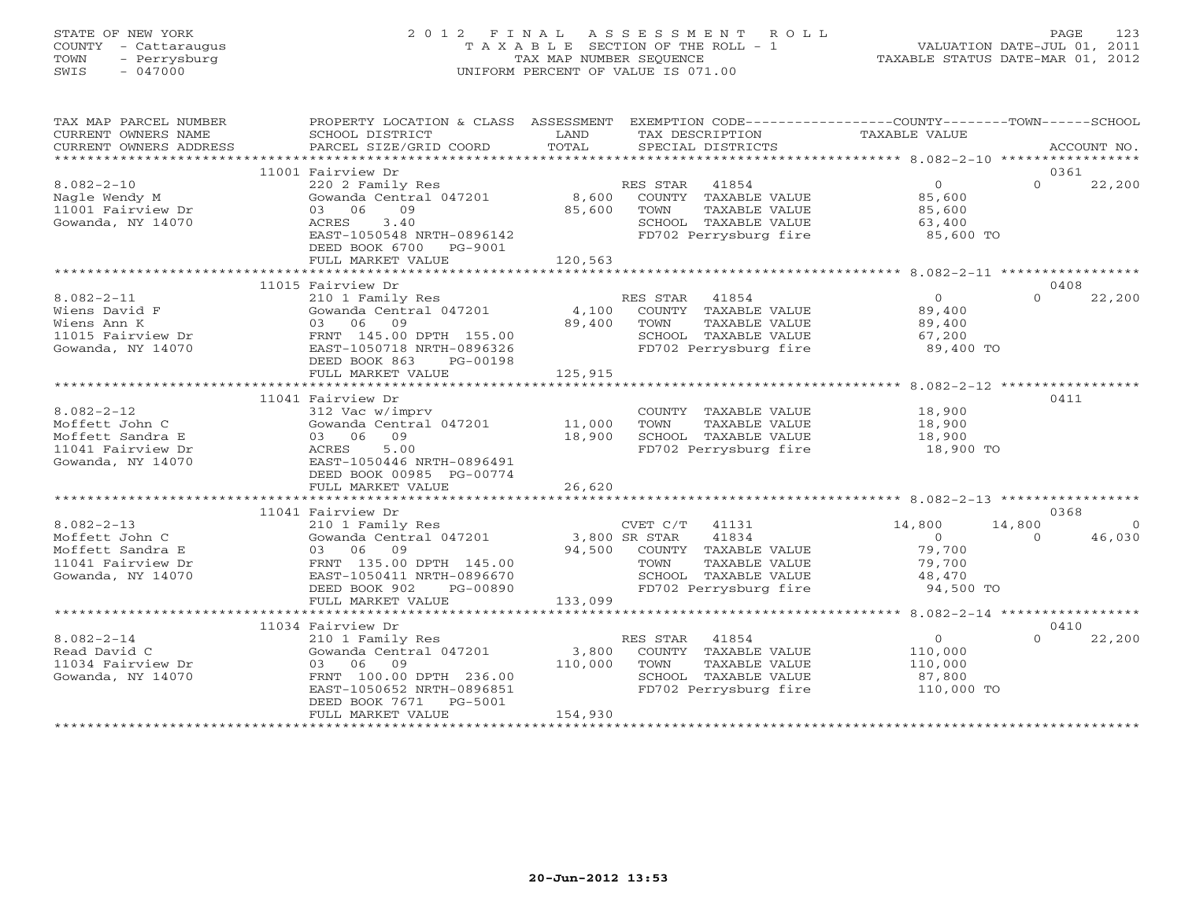STATE OF NEW YORK
COUNTY - Cattaraugus
TOWN - Perrysburg
SWIS - 047000

2012 FINAL ASSESSMENT ROLL
TAXABLE SECTION OF THE ROLL - 1
TAX MAP NUMBER SEQUENCE
UNIFORM PERCENT OF VALUE IS 071.00

VALUATION DATE-JUL 01, 2011
TAXABLE STATUS DATE-MAR 01, 2012

| TAX MAP PARCEL NUMBER / CURRENT OWNERS NAME / CURRENT OWNERS ADDRESS | PROPERTY LOCATION & CLASS / SCHOOL DISTRICT / PARCEL SIZE/GRID COORD | ASSESSMENT LAND / TOTAL | EXEMPTION CODE / TAX DESCRIPTION / SPECIAL DISTRICTS | COUNTY TAXABLE VALUE | TOWN | SCHOOL | ACCOUNT NO. |
|---|---|---|---|---|---|---|---|
| | 11001 Fairview Dr | | | | | | 0361 |
| 8.082-2-10 | 220 2 Family Res | | RES STAR 41854 | 0 | 0 | 22,200 | |
| Nagle Wendy M | Gowanda Central 047201 | 8,600 | COUNTY TAXABLE VALUE | 85,600 | | | |
| 11001 Fairview Dr | 03 06 09 | 85,600 | TOWN TAXABLE VALUE | 85,600 | | | |
| Gowanda, NY 14070 | ACRES 3.40 | | SCHOOL TAXABLE VALUE | 63,400 | | | |
| | EAST-1050548 NRTH-0896142 | | FD702 Perrysburg fire | 85,600 TO | | | |
| | DEED BOOK 6700 PG-9001 | | | | | | |
| | FULL MARKET VALUE | 120,563 | | | | | |
| | 11015 Fairview Dr | | | | | | 0408 |
| 8.082-2-11 | 210 1 Family Res | | RES STAR 41854 | 0 | 0 | 22,200 | |
| Wiens David F | Gowanda Central 047201 | 4,100 | COUNTY TAXABLE VALUE | 89,400 | | | |
| Wiens Ann K | 03 06 09 | 89,400 | TOWN TAXABLE VALUE | 89,400 | | | |
| 11015 Fairview Dr | FRNT 145.00 DPTH 155.00 | | SCHOOL TAXABLE VALUE | 67,200 | | | |
| Gowanda, NY 14070 | EAST-1050718 NRTH-0896326 | | FD702 Perrysburg fire | 89,400 TO | | | |
| | DEED BOOK 863 PG-00198 | | | | | | |
| | FULL MARKET VALUE | 125,915 | | | | | |
| | 11041 Fairview Dr | | | | | | 0411 |
| 8.082-2-12 | 312 Vac w/imprv | | COUNTY TAXABLE VALUE | 18,900 | | | |
| Moffett John C | Gowanda Central 047201 | 11,000 | TOWN TAXABLE VALUE | 18,900 | | | |
| Moffett Sandra E | 03 06 09 | 18,900 | SCHOOL TAXABLE VALUE | 18,900 | | | |
| 11041 Fairview Dr | ACRES 5.00 | | FD702 Perrysburg fire | 18,900 TO | | | |
| Gowanda, NY 14070 | EAST-1050446 NRTH-0896491 | | | | | | |
| | DEED BOOK 00985 PG-00774 | | | | | | |
| | FULL MARKET VALUE | 26,620 | | | | | |
| | 11041 Fairview Dr | | | | | | 0368 |
| 8.082-2-13 | 210 1 Family Res | | CVET C/T 41131 | 14,800 | 14,800 | 0 | |
| Moffett John C | Gowanda Central 047201 | 3,800 | SR STAR 41834 | 0 | 0 | 46,030 | |
| Moffett Sandra E | 03 06 09 | 94,500 | COUNTY TAXABLE VALUE | 79,700 | | | |
| 11041 Fairview Dr | FRNT 135.00 DPTH 145.00 | | TOWN TAXABLE VALUE | 79,700 | | | |
| Gowanda, NY 14070 | EAST-1050411 NRTH-0896670 | | SCHOOL TAXABLE VALUE | 48,470 | | | |
| | DEED BOOK 902 PG-00890 | | FD702 Perrysburg fire | 94,500 TO | | | |
| | FULL MARKET VALUE | 133,099 | | | | | |
| | 11034 Fairview Dr | | | | | | 0410 |
| 8.082-2-14 | 210 1 Family Res | | RES STAR 41854 | 0 | 0 | 22,200 | |
| Read David C | Gowanda Central 047201 | 3,800 | COUNTY TAXABLE VALUE | 110,000 | | | |
| 11034 Fairview Dr | 03 06 09 | 110,000 | TOWN TAXABLE VALUE | 110,000 | | | |
| Gowanda, NY 14070 | FRNT 100.00 DPTH 236.00 | | SCHOOL TAXABLE VALUE | 87,800 | | | |
| | EAST-1050652 NRTH-0896851 | | FD702 Perrysburg fire | 110,000 TO | | | |
| | DEED BOOK 7671 PG-5001 | | | | | | |
| | FULL MARKET VALUE | 154,930 | | | | | |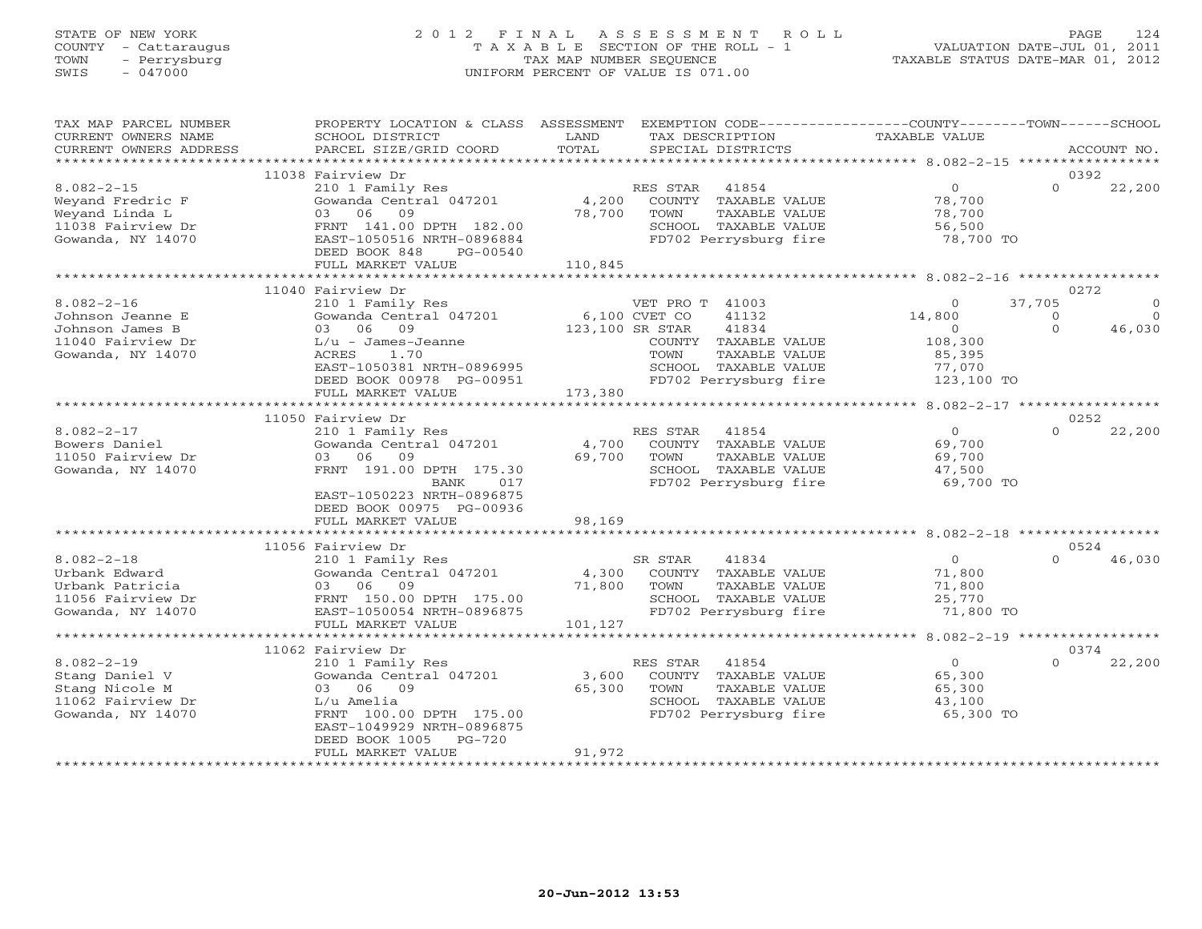STATE OF NEW YORK
COUNTY - Cattaraugus
TOWN - Perrysburg
SWIS - 047000

# 2012 FINAL ASSESSMENT ROLL

TAXABLE SECTION OF THE ROLL - 1
TAX MAP NUMBER SEQUENCE
UNIFORM PERCENT OF VALUE IS 071.00

VALUATION DATE-JUL 01, 2011
TAXABLE STATUS DATE-MAR 01, 2012

| TAX MAP PARCEL NUMBER / CURRENT OWNERS NAME / CURRENT OWNERS ADDRESS | PROPERTY LOCATION & CLASS / SCHOOL DISTRICT / PARCEL SIZE/GRID COORD | ASSESSMENT LAND / TOTAL | EXEMPTION CODE / TAX DESCRIPTION / SPECIAL DISTRICTS | COUNTY | TOWN | SCHOOL | ACCOUNT NO. |
|---|---|---|---|---|---|---|---|
| **8.082-2-15** | 11038 Fairview Dr | | | | | | 0392 |
| Weyand Fredric F | 210 1 Family Res | | RES STAR 41854 | 0 | 0 | 22,200 | |
| Weyand Linda L | Gowanda Central 047201 | 4,200 | COUNTY TAXABLE VALUE | 78,700 | | | |
| 11038 Fairview Dr | 03 06 09 | 78,700 | TOWN TAXABLE VALUE | | 78,700 | | |
| Gowanda, NY 14070 | FRNT 141.00 DPTH 182.00 | | SCHOOL TAXABLE VALUE | | | 56,500 | |
| | EAST-1050516 NRTH-0896884 | | FD702 Perrysburg fire | 78,700 TO | | | |
| | DEED BOOK 848 PG-00540 | | | | | | |
| | FULL MARKET VALUE | 110,845 | | | | | |
| **8.082-2-16** | 11040 Fairview Dr | | | | | | 0272 |
| Johnson Jeanne E | 210 1 Family Res | | VET PRO T 41003 | 0 | 37,705 | 0 | |
| Johnson James B | Gowanda Central 047201 | 6,100 | CVET CO 41132 | 14,800 | 0 | 0 | |
| 11040 Fairview Dr | 03 06 09 | 123,100 | SR STAR 41834 | 0 | 0 | 46,030 | |
| Gowanda, NY 14070 | L/u - James-Jeanne | | COUNTY TAXABLE VALUE | 108,300 | | | |
| | ACRES 1.70 | | TOWN TAXABLE VALUE | | 85,395 | | |
| | EAST-1050381 NRTH-0896995 | | SCHOOL TAXABLE VALUE | | | 77,070 | |
| | DEED BOOK 00978 PG-00951 | | FD702 Perrysburg fire | 123,100 TO | | | |
| | FULL MARKET VALUE | 173,380 | | | | | |
| **8.082-2-17** | 11050 Fairview Dr | | | | | | 0252 |
| Bowers Daniel | 210 1 Family Res | | RES STAR 41854 | 0 | 0 | 22,200 | |
| 11050 Fairview Dr | Gowanda Central 047201 | 4,700 | COUNTY TAXABLE VALUE | 69,700 | | | |
| Gowanda, NY 14070 | 03 06 09 | 69,700 | TOWN TAXABLE VALUE | | 69,700 | | |
| | FRNT 191.00 DPTH 175.30 | | SCHOOL TAXABLE VALUE | | | 47,500 | |
| | BANK 017 | | FD702 Perrysburg fire | 69,700 TO | | | |
| | EAST-1050223 NRTH-0896875 | | | | | | |
| | DEED BOOK 00975 PG-00936 | | | | | | |
| | FULL MARKET VALUE | 98,169 | | | | | |
| **8.082-2-18** | 11056 Fairview Dr | | | | | | 0524 |
| Urbank Edward | 210 1 Family Res | | SR STAR 41834 | 0 | 0 | 46,030 | |
| Urbank Patricia | Gowanda Central 047201 | 4,300 | COUNTY TAXABLE VALUE | 71,800 | | | |
| 11056 Fairview Dr | 03 06 09 | 71,800 | TOWN TAXABLE VALUE | | 71,800 | | |
| Gowanda, NY 14070 | FRNT 150.00 DPTH 175.00 | | SCHOOL TAXABLE VALUE | | | 25,770 | |
| | EAST-1050054 NRTH-0896875 | | FD702 Perrysburg fire | 71,800 TO | | | |
| | FULL MARKET VALUE | 101,127 | | | | | |
| **8.082-2-19** | 11062 Fairview Dr | | | | | | 0374 |
| Stang Daniel V | 210 1 Family Res | | RES STAR 41854 | 0 | 0 | 22,200 | |
| Stang Nicole M | Gowanda Central 047201 | 3,600 | COUNTY TAXABLE VALUE | 65,300 | | | |
| 11062 Fairview Dr | 03 06 09 | 65,300 | TOWN TAXABLE VALUE | | 65,300 | | |
| Gowanda, NY 14070 | L/u Amelia | | SCHOOL TAXABLE VALUE | | | 43,100 | |
| | FRNT 100.00 DPTH 175.00 | | FD702 Perrysburg fire | 65,300 TO | | | |
| | EAST-1049929 NRTH-0896875 | | | | | | |
| | DEED BOOK 1005 PG-720 | | | | | | |
| | FULL MARKET VALUE | 91,972 | | | | | |

20-Jun-2012 13:53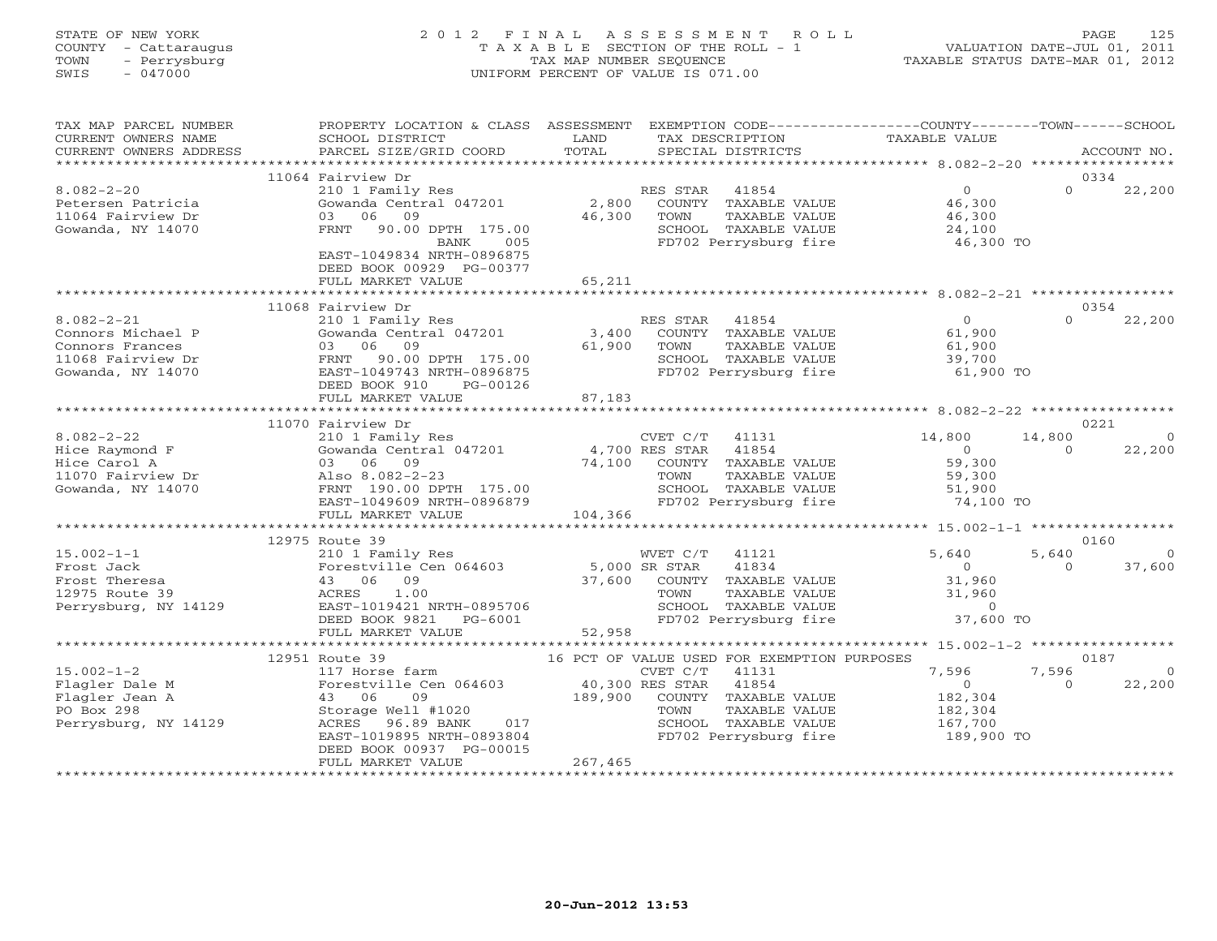STATE OF NEW YORK
COUNTY - Cattaraugus
TOWN - Perrysburg
SWIS - 047000

# 2012 FINAL ASSESSMENT ROLL
TAXABLE SECTION OF THE ROLL - 1
TAX MAP NUMBER SEQUENCE
UNIFORM PERCENT OF VALUE IS 071.00

VALUATION DATE-JUL 01, 2011
TAXABLE STATUS DATE-MAR 01, 2012

| TAX MAP PARCEL NUMBER / CURRENT OWNERS NAME / CURRENT OWNERS ADDRESS | PROPERTY LOCATION & CLASS / SCHOOL DISTRICT / PARCEL SIZE/GRID COORD | ASSESSMENT LAND | TOTAL | EXEMPTION CODE / TAX DESCRIPTION / SPECIAL DISTRICTS | COUNTY TAXABLE VALUE | TOWN | SCHOOL | ACCOUNT NO. |
|---|---|---|---|---|---|---|---|---|
| | 11064 Fairview Dr | | | | | | | 0334 |
| 8.082-2-20 | 210 1 Family Res | | | RES STAR 41854 | 0 | 0 | 22,200 | |
| Petersen Patricia | Gowanda Central 047201 | 2,800 | | COUNTY TAXABLE VALUE | 46,300 | | | |
| 11064 Fairview Dr | 03 06 09 | | 46,300 | TOWN TAXABLE VALUE | 46,300 | | | |
| Gowanda, NY 14070 | FRNT 90.00 DPTH 175.00 | | | SCHOOL TAXABLE VALUE | 24,100 | | | |
| | BANK 005 | | | FD702 Perrysburg fire | 46,300 TO | | | |
| | EAST-1049834 NRTH-0896875 | | | | | | | |
| | DEED BOOK 00929 PG-00377 | | | | | | | |
| | FULL MARKET VALUE | | 65,211 | | | | | |
| | 11068 Fairview Dr | | | | | | | 0354 |
| 8.082-2-21 | 210 1 Family Res | | | RES STAR 41854 | 0 | 0 | 22,200 | |
| Connors Michael P | Gowanda Central 047201 | 3,400 | | COUNTY TAXABLE VALUE | 61,900 | | | |
| Connors Frances | 03 06 09 | | 61,900 | TOWN TAXABLE VALUE | 61,900 | | | |
| 11068 Fairview Dr | FRNT 90.00 DPTH 175.00 | | | SCHOOL TAXABLE VALUE | 39,700 | | | |
| Gowanda, NY 14070 | EAST-1049743 NRTH-0896875 | | | FD702 Perrysburg fire | 61,900 TO | | | |
| | DEED BOOK 910 PG-00126 | | | | | | | |
| | FULL MARKET VALUE | | 87,183 | | | | | |
| | 11070 Fairview Dr | | | | | | | 0221 |
| 8.082-2-22 | 210 1 Family Res | | | CVET C/T 41131 | 14,800 | 14,800 | 0 | |
| Hice Raymond F | Gowanda Central 047201 | 4,700 | | RES STAR 41854 | 0 | 0 | 22,200 | |
| Hice Carol A | 03 06 09 | | 74,100 | COUNTY TAXABLE VALUE | 59,300 | | | |
| 11070 Fairview Dr | Also 8.082-2-23 | | | TOWN TAXABLE VALUE | 59,300 | | | |
| Gowanda, NY 14070 | FRNT 190.00 DPTH 175.00 | | | SCHOOL TAXABLE VALUE | 51,900 | | | |
| | EAST-1049609 NRTH-0896879 | | | FD702 Perrysburg fire | 74,100 TO | | | |
| | FULL MARKET VALUE | | 104,366 | | | | | |
| | 12975 Route 39 | | | | | | | 0160 |
| 15.002-1-1 | 210 1 Family Res | | | WVET C/T 41121 | 5,640 | 5,640 | 0 | |
| Frost Jack | Forestville Cen 064603 | 5,000 | | SR STAR 41834 | 0 | 0 | 37,600 | |
| Frost Theresa | 43 06 09 | | 37,600 | COUNTY TAXABLE VALUE | 31,960 | | | |
| 12975 Route 39 | ACRES 1.00 | | | TOWN TAXABLE VALUE | 31,960 | | | |
| Perrysburg, NY 14129 | EAST-1019421 NRTH-0895706 | | | SCHOOL TAXABLE VALUE | 0 | | | |
| | DEED BOOK 9821 PG-6001 | | | FD702 Perrysburg fire | 37,600 TO | | | |
| | FULL MARKET VALUE | | 52,958 | | | | | |
| | 12951 Route 39 | | | 16 PCT OF VALUE USED FOR EXEMPTION PURPOSES | | | | 0187 |
| 15.002-1-2 | 117 Horse farm | | | CVET C/T 41131 | 7,596 | 7,596 | 0 | |
| Flagler Dale M | Forestville Cen 064603 | 40,300 | | RES STAR 41854 | 0 | 0 | 22,200 | |
| Flagler Jean A | 43 06 09 | | 189,900 | COUNTY TAXABLE VALUE | 182,304 | | | |
| PO Box 298 | Storage Well #1020 | | | TOWN TAXABLE VALUE | 182,304 | | | |
| Perrysburg, NY 14129 | ACRES 96.89 BANK 017 | | | SCHOOL TAXABLE VALUE | 167,700 | | | |
| | EAST-1019895 NRTH-0893804 | | | FD702 Perrysburg fire | 189,900 TO | | | |
| | DEED BOOK 00937 PG-00015 | | | | | | | |
| | FULL MARKET VALUE | | 267,465 | | | | | |

20-Jun-2012 13:53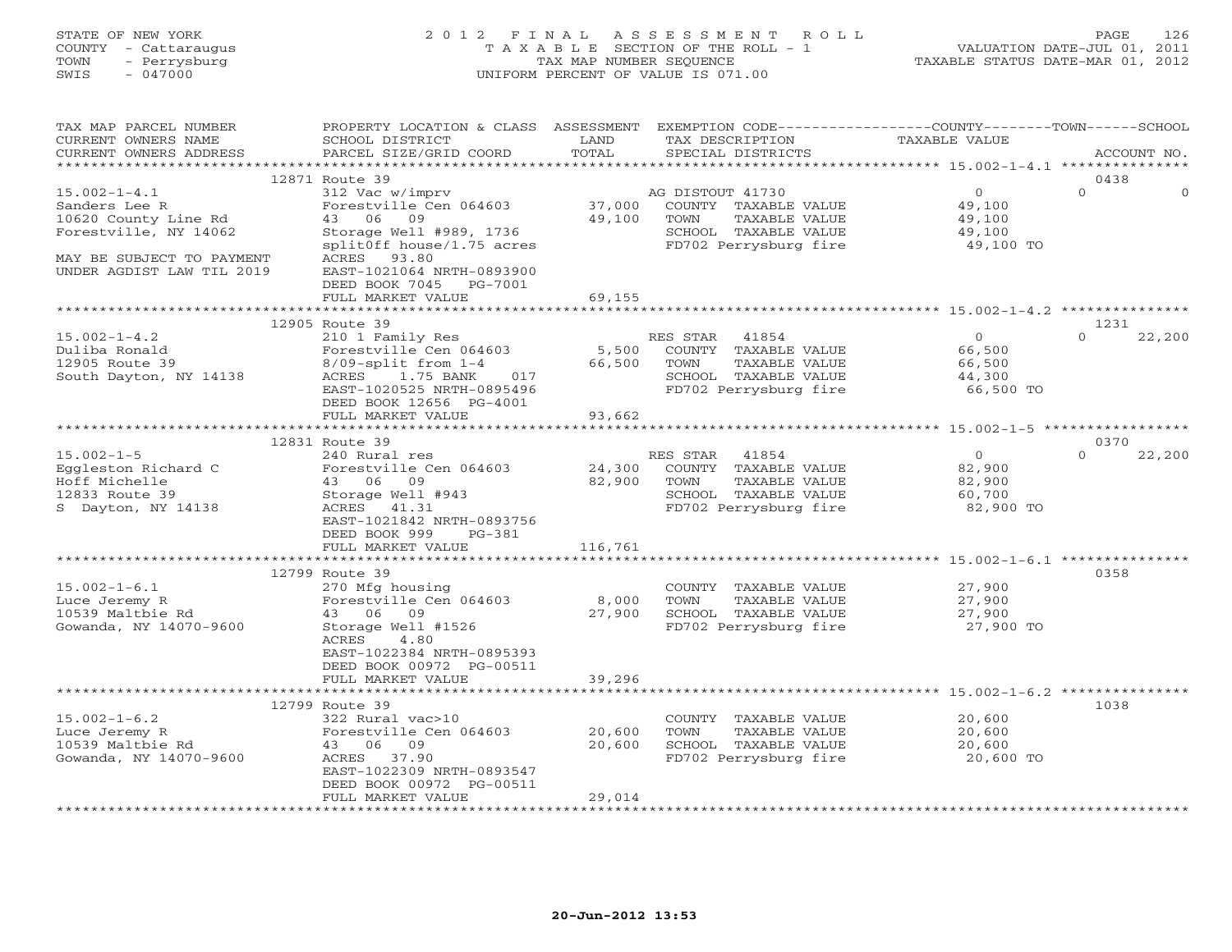STATE OF NEW YORK
COUNTY - Cattaraugus
TOWN - Perrysburg
SWIS - 047000

# 2012 FINAL ASSESSMENT ROLL

TAXABLE SECTION OF THE ROLL - 1
TAX MAP NUMBER SEQUENCE
UNIFORM PERCENT OF VALUE IS 071.00

VALUATION DATE-JUL 01, 2011
TAXABLE STATUS DATE-MAR 01, 2012

| TAX MAP PARCEL NUMBER / CURRENT OWNERS NAME / CURRENT OWNERS ADDRESS | PROPERTY LOCATION & CLASS / SCHOOL DISTRICT / PARCEL SIZE/GRID COORD | ASSESSMENT LAND | TOTAL | EXEMPTION CODE / TAX DESCRIPTION / SPECIAL DISTRICTS | COUNTY TAXABLE VALUE | TOWN | SCHOOL | ACCOUNT NO. |
|---|---|---|---|---|---|---|---|---|
| 15.002-1-4.1 | 12871 Route 39 | | | | | | | 0438 |
| Sanders Lee R | 312 Vac w/imprv | | | AG DISTOUT 41730 | 0 | 0 | 0 | |
| 10620 County Line Rd | Forestville Cen 064603 | 37,000 | | COUNTY TAXABLE VALUE | 49,100 | | | |
| Forestville, NY 14062 | 43 06 09 | | 49,100 | TOWN TAXABLE VALUE | 49,100 | | | |
| | Storage Well #989, 1736 | | | SCHOOL TAXABLE VALUE | 49,100 | | | |
| | splitOff house/1.75 acres | | | FD702 Perrysburg fire | 49,100 TO | | | |
| MAY BE SUBJECT TO PAYMENT | ACRES 93.80 | | | | | | | |
| UNDER AGDIST LAW TIL 2019 | EAST-1021064 NRTH-0893900 | | | | | | | |
| | DEED BOOK 7045 PG-7001 | | | | | | | |
| | FULL MARKET VALUE | | 69,155 | | | | | |
| 15.002-1-4.2 | 12905 Route 39 | | | | | | | 1231 |
| Duliba Ronald | 210 1 Family Res | | | RES STAR 41854 | 0 | 0 | 22,200 | |
| 12905 Route 39 | Forestville Cen 064603 | 5,500 | | COUNTY TAXABLE VALUE | 66,500 | | | |
| South Dayton, NY 14138 | 8/09-split from 1-4 | | 66,500 | TOWN TAXABLE VALUE | 66,500 | | | |
| | ACRES 1.75 BANK 017 | | | SCHOOL TAXABLE VALUE | 44,300 | | | |
| | EAST-1020525 NRTH-0895496 | | | FD702 Perrysburg fire | 66,500 TO | | | |
| | DEED BOOK 12656 PG-4001 | | | | | | | |
| | FULL MARKET VALUE | | 93,662 | | | | | |
| 15.002-1-5 | 12831 Route 39 | | | | | | | 0370 |
| Eggleston Richard C | 240 Rural res | | | RES STAR 41854 | 0 | 0 | 22,200 | |
| Hoff Michelle | Forestville Cen 064603 | 24,300 | | COUNTY TAXABLE VALUE | 82,900 | | | |
| 12833 Route 39 | 43 06 09 | | 82,900 | TOWN TAXABLE VALUE | 82,900 | | | |
| S Dayton, NY 14138 | Storage Well #943 | | | SCHOOL TAXABLE VALUE | 60,700 | | | |
| | ACRES 41.31 | | | FD702 Perrysburg fire | 82,900 TO | | | |
| | EAST-1021842 NRTH-0893756 | | | | | | | |
| | DEED BOOK 999 PG-381 | | | | | | | |
| | FULL MARKET VALUE | | 116,761 | | | | | |
| 15.002-1-6.1 | 12799 Route 39 | | | | | | | 0358 |
| Luce Jeremy R | 270 Mfg housing | | | COUNTY TAXABLE VALUE | 27,900 | | | |
| 10539 Maltbie Rd | Forestville Cen 064603 | 8,000 | | TOWN TAXABLE VALUE | 27,900 | | | |
| Gowanda, NY 14070-9600 | 43 06 09 | | 27,900 | SCHOOL TAXABLE VALUE | 27,900 | | | |
| | Storage Well #1526 | | | FD702 Perrysburg fire | 27,900 TO | | | |
| | ACRES 4.80 | | | | | | | |
| | EAST-1022384 NRTH-0895393 | | | | | | | |
| | DEED BOOK 00972 PG-00511 | | | | | | | |
| | FULL MARKET VALUE | | 39,296 | | | | | |
| 15.002-1-6.2 | 12799 Route 39 | | | | | | | 1038 |
| Luce Jeremy R | 322 Rural vac>10 | | | COUNTY TAXABLE VALUE | 20,600 | | | |
| 10539 Maltbie Rd | Forestville Cen 064603 | 20,600 | | TOWN TAXABLE VALUE | 20,600 | | | |
| Gowanda, NY 14070-9600 | 43 06 09 | | 20,600 | SCHOOL TAXABLE VALUE | 20,600 | | | |
| | ACRES 37.90 | | | FD702 Perrysburg fire | 20,600 TO | | | |
| | EAST-1022309 NRTH-0893547 | | | | | | | |
| | DEED BOOK 00972 PG-00511 | | | | | | | |
| | FULL MARKET VALUE | | 29,014 | | | | | |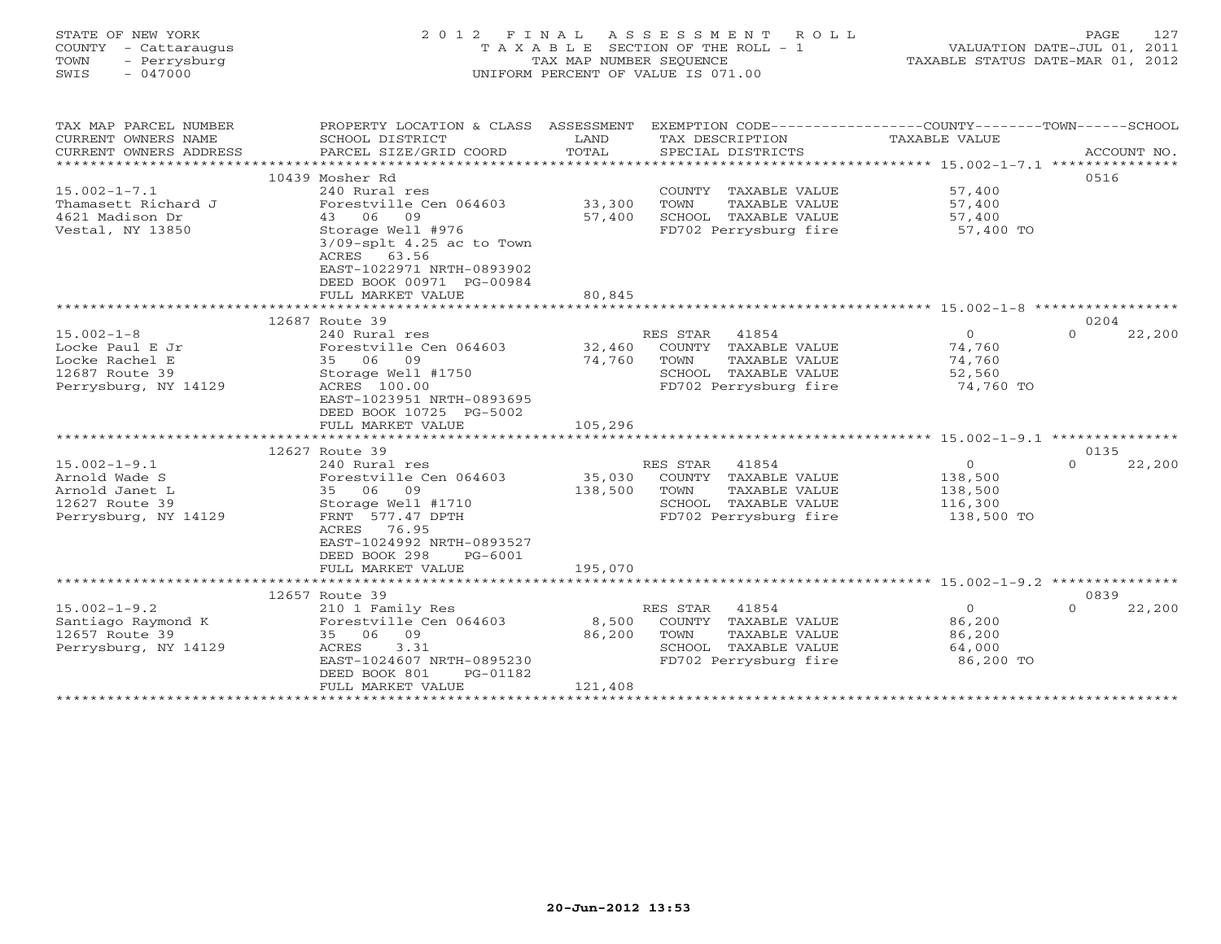STATE OF NEW YORK
COUNTY - Cattaraugus
TOWN - Perrysburg
SWIS - 047000

2012 FINAL ASSESSMENT ROLL
TAXABLE SECTION OF THE ROLL - 1
TAX MAP NUMBER SEQUENCE
UNIFORM PERCENT OF VALUE IS 071.00

VALUATION DATE-JUL 01, 2011
TAXABLE STATUS DATE-MAR 01, 2012

| TAX MAP PARCEL NUMBER / CURRENT OWNERS NAME / CURRENT OWNERS ADDRESS | PROPERTY LOCATION & CLASS / SCHOOL DISTRICT / PARCEL SIZE/GRID COORD | ASSESSMENT LAND / TOTAL | EXEMPTION CODE / TAX DESCRIPTION / SPECIAL DISTRICTS | COUNTY / TAXABLE VALUE | TOWN | SCHOOL / ACCOUNT NO. |
|---|---|---|---|---|---|---|
| | 10439 Mosher Rd | | | | | 0516 |
| 15.002-1-7.1 | 240 Rural res | | COUNTY TAXABLE VALUE | 57,400 | | |
| Thamasett Richard J | Forestville Cen 064603 | 33,300 | TOWN TAXABLE VALUE | 57,400 | | |
| 4621 Madison Dr | 43 06 09 | 57,400 | SCHOOL TAXABLE VALUE | 57,400 | | |
| Vestal, NY 13850 | Storage Well #976 | | FD702 Perrysburg fire | 57,400 TO | | |
| | 3/09-splt 4.25 ac to Town | | | | | |
| | ACRES 63.56 | | | | | |
| | EAST-1022971 NRTH-0893902 | | | | | |
| | DEED BOOK 00971 PG-00984 | | | | | |
| | FULL MARKET VALUE | 80,845 | | | | |
| | 12687 Route 39 | | | | | 0204 |
| 15.002-1-8 | 240 Rural res | | RES STAR 41854 | 0 | 0 | 22,200 |
| Locke Paul E Jr | Forestville Cen 064603 | 32,460 | COUNTY TAXABLE VALUE | 74,760 | | |
| Locke Rachel E | 35 06 09 | 74,760 | TOWN TAXABLE VALUE | 74,760 | | |
| 12687 Route 39 | Storage Well #1750 | | SCHOOL TAXABLE VALUE | 52,560 | | |
| Perrysburg, NY 14129 | ACRES 100.00 | | FD702 Perrysburg fire | 74,760 TO | | |
| | EAST-1023951 NRTH-0893695 | | | | | |
| | DEED BOOK 10725 PG-5002 | | | | | |
| | FULL MARKET VALUE | 105,296 | | | | |
| | 12627 Route 39 | | | | | 0135 |
| 15.002-1-9.1 | 240 Rural res | | RES STAR 41854 | 0 | 0 | 22,200 |
| Arnold Wade S | Forestville Cen 064603 | 35,030 | COUNTY TAXABLE VALUE | 138,500 | | |
| Arnold Janet L | 35 06 09 | 138,500 | TOWN TAXABLE VALUE | 138,500 | | |
| 12627 Route 39 | Storage Well #1710 | | SCHOOL TAXABLE VALUE | 116,300 | | |
| Perrysburg, NY 14129 | FRNT 577.47 DPTH | | FD702 Perrysburg fire | 138,500 TO | | |
| | ACRES 76.95 | | | | | |
| | EAST-1024992 NRTH-0893527 | | | | | |
| | DEED BOOK 298 PG-6001 | | | | | |
| | FULL MARKET VALUE | 195,070 | | | | |
| | 12657 Route 39 | | | | | 0839 |
| 15.002-1-9.2 | 210 1 Family Res | | RES STAR 41854 | 0 | 0 | 22,200 |
| Santiago Raymond K | Forestville Cen 064603 | 8,500 | COUNTY TAXABLE VALUE | 86,200 | | |
| 12657 Route 39 | 35 06 09 | 86,200 | TOWN TAXABLE VALUE | 86,200 | | |
| Perrysburg, NY 14129 | ACRES 3.31 | | SCHOOL TAXABLE VALUE | 64,000 | | |
| | EAST-1024607 NRTH-0895230 | | FD702 Perrysburg fire | 86,200 TO | | |
| | DEED BOOK 801 PG-01182 | | | | | |
| | FULL MARKET VALUE | 121,408 | | | | |

20-Jun-2012 13:53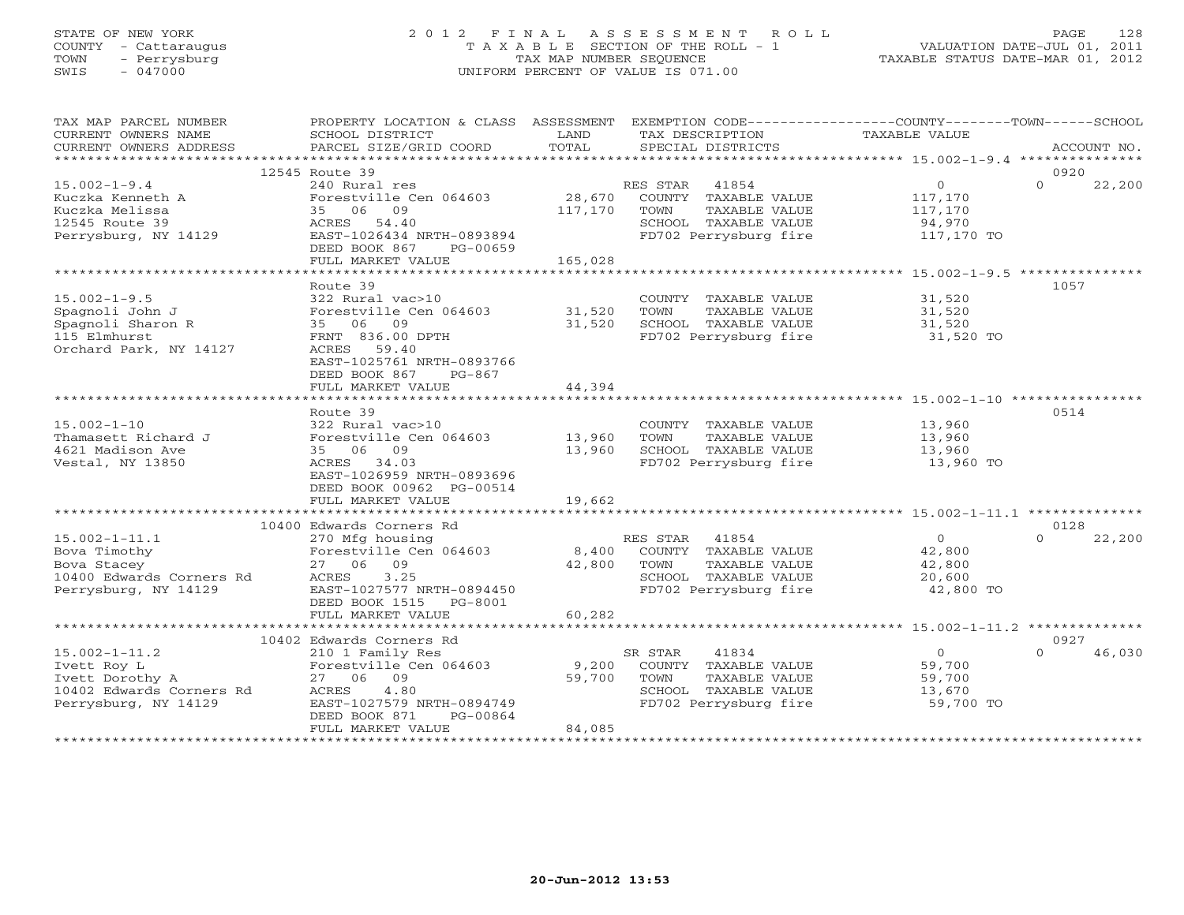STATE OF NEW YORK
COUNTY - Cattaraugus
TOWN - Perrysburg
SWIS - 047000

# 2012 FINAL ASSESSMENT ROLL

TAXABLE SECTION OF THE ROLL - 1
TAX MAP NUMBER SEQUENCE
UNIFORM PERCENT OF VALUE IS 071.00

VALUATION DATE-JUL 01, 2011
TAXABLE STATUS DATE-MAR 01, 2012

| TAX MAP PARCEL NUMBER / CURRENT OWNERS NAME / CURRENT OWNERS ADDRESS | PROPERTY LOCATION & CLASS / SCHOOL DISTRICT / PARCEL SIZE/GRID COORD | ASSESSMENT LAND / TOTAL | EXEMPTION CODE / TAX DESCRIPTION / SPECIAL DISTRICTS | COUNTY TAXABLE VALUE | TOWN | SCHOOL | ACCOUNT NO. |
|---|---|---|---|---|---|---|---|
| 15.002-1-9.4 | 12545 Route 39 | | | | | | 0920 |
| | 240 Rural res | | RES STAR 41854 | 0 | 0 | 22,200 | |
| Kuczka Kenneth A | Forestville Cen 064603 | 28,670 | COUNTY TAXABLE VALUE | 117,170 | | | |
| Kuczka Melissa | 35 06 09 | 117,170 | TOWN TAXABLE VALUE | 117,170 | | | |
| 12545 Route 39 | ACRES 54.40 | | SCHOOL TAXABLE VALUE | 94,970 | | | |
| Perrysburg, NY 14129 | EAST-1026434 NRTH-0893894 | | FD702 Perrysburg fire | 117,170 TO | | | |
| | DEED BOOK 867 PG-00659 | | | | | | |
| | FULL MARKET VALUE | 165,028 | | | | | |
| 15.002-1-9.5 | Route 39 | | | | | | 1057 |
| | 322 Rural vac>10 | | COUNTY TAXABLE VALUE | 31,520 | | | |
| Spagnoli John J | Forestville Cen 064603 | 31,520 | TOWN TAXABLE VALUE | 31,520 | | | |
| Spagnoli Sharon R | 35 06 09 | 31,520 | SCHOOL TAXABLE VALUE | 31,520 | | | |
| 115 Elmhurst | FRNT 836.00 DPTH | | FD702 Perrysburg fire | 31,520 TO | | | |
| Orchard Park, NY 14127 | ACRES 59.40 | | | | | | |
| | EAST-1025761 NRTH-0893766 | | | | | | |
| | DEED BOOK 867 PG-867 | | | | | | |
| | FULL MARKET VALUE | 44,394 | | | | | |
| 15.002-1-10 | Route 39 | | | | | | 0514 |
| | 322 Rural vac>10 | | COUNTY TAXABLE VALUE | 13,960 | | | |
| Thamasett Richard J | Forestville Cen 064603 | 13,960 | TOWN TAXABLE VALUE | 13,960 | | | |
| 4621 Madison Ave | 35 06 09 | 13,960 | SCHOOL TAXABLE VALUE | 13,960 | | | |
| Vestal, NY 13850 | ACRES 34.03 | | FD702 Perrysburg fire | 13,960 TO | | | |
| | EAST-1026959 NRTH-0893696 | | | | | | |
| | DEED BOOK 00962 PG-00514 | | | | | | |
| | FULL MARKET VALUE | 19,662 | | | | | |
| 15.002-1-11.1 | 10400 Edwards Corners Rd | | | | | | 0128 |
| | 270 Mfg housing | | RES STAR 41854 | 0 | 0 | 22,200 | |
| Bova Timothy | Forestville Cen 064603 | 8,400 | COUNTY TAXABLE VALUE | 42,800 | | | |
| Bova Stacey | 27 06 09 | 42,800 | TOWN TAXABLE VALUE | 42,800 | | | |
| 10400 Edwards Corners Rd | ACRES 3.25 | | SCHOOL TAXABLE VALUE | 20,600 | | | |
| Perrysburg, NY 14129 | EAST-1027577 NRTH-0894450 | | FD702 Perrysburg fire | 42,800 TO | | | |
| | DEED BOOK 1515 PG-8001 | | | | | | |
| | FULL MARKET VALUE | 60,282 | | | | | |
| 15.002-1-11.2 | 10402 Edwards Corners Rd | | | | | | 0927 |
| | 210 1 Family Res | | SR STAR 41834 | 0 | 0 | 46,030 | |
| Ivett Roy L | Forestville Cen 064603 | 9,200 | COUNTY TAXABLE VALUE | 59,700 | | | |
| Ivett Dorothy A | 27 06 09 | 59,700 | TOWN TAXABLE VALUE | 59,700 | | | |
| 10402 Edwards Corners Rd | ACRES 4.80 | | SCHOOL TAXABLE VALUE | 13,670 | | | |
| Perrysburg, NY 14129 | EAST-1027579 NRTH-0894749 | | FD702 Perrysburg fire | 59,700 TO | | | |
| | DEED BOOK 871 PG-00864 | | | | | | |
| | FULL MARKET VALUE | 84,085 | | | | | |

20-Jun-2012 13:53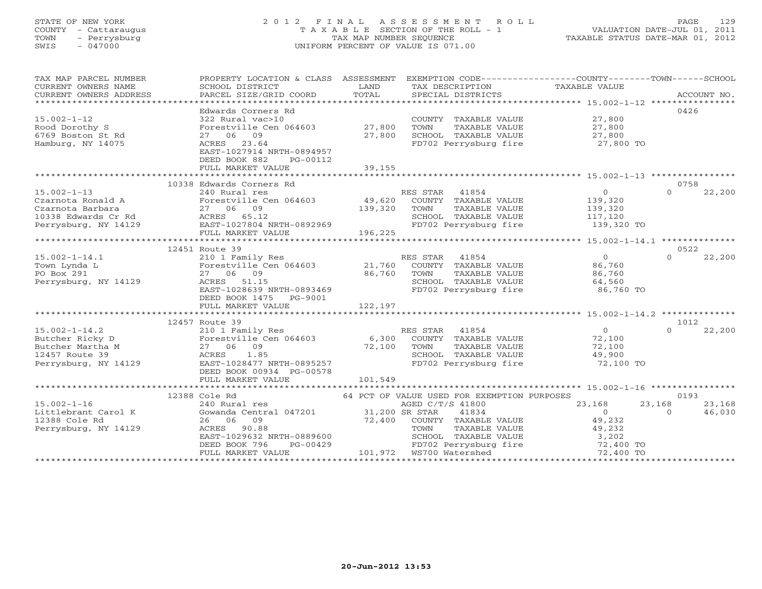STATE OF NEW YORK
COUNTY - Cattaraugus
TOWN - Perrysburg
SWIS - 047000

# 2012 FINAL ASSESSMENT ROLL

TAXABLE SECTION OF THE ROLL - 1
TAX MAP NUMBER SEQUENCE
UNIFORM PERCENT OF VALUE IS 071.00

VALUATION DATE-JUL 01, 2011
TAXABLE STATUS DATE-MAR 01, 2012

| TAX MAP PARCEL NUMBER / CURRENT OWNERS NAME / CURRENT OWNERS ADDRESS | PROPERTY LOCATION & CLASS / SCHOOL DISTRICT / PARCEL SIZE/GRID COORD | ASSESSMENT LAND / TOTAL | EXEMPTION CODE / TAX DESCRIPTION / SPECIAL DISTRICTS | COUNTY TAXABLE VALUE | TOWN | SCHOOL | ACCOUNT NO. |
|---|---|---|---|---|---|---|---|
| 15.002-1-12 | Edwards Corners Rd | | | | | | 0426 |
| | 322 Rural vac>10 | | COUNTY TAXABLE VALUE | 27,800 | | | |
| Rood Dorothy S | Forestville Cen 064603 | 27,800 | TOWN TAXABLE VALUE | 27,800 | | | |
| 6769 Boston St Rd | 27 06 09 | 27,800 | SCHOOL TAXABLE VALUE | 27,800 | | | |
| Hamburg, NY 14075 | ACRES 23.64 | | FD702 Perrysburg fire | 27,800 TO | | | |
| | EAST-1027914 NRTH-0894957 | | | | | | |
| | DEED BOOK 882 PG-00112 | | | | | | |
| | FULL MARKET VALUE | 39,155 | | | | | |
| 15.002-1-13 | 10338 Edwards Corners Rd | | | | | | 0758 |
| | 240 Rural res | | RES STAR 41854 | 0 | | 0 | 22,200 |
| Czarnota Ronald A | Forestville Cen 064603 | 49,620 | COUNTY TAXABLE VALUE | 139,320 | | | |
| Czarnota Barbara | 27 06 09 | 139,320 | TOWN TAXABLE VALUE | 139,320 | | | |
| 10338 Edwards Cr Rd | ACRES 65.12 | | SCHOOL TAXABLE VALUE | 117,120 | | | |
| Perrysburg, NY 14129 | EAST-1027804 NRTH-0892969 | | FD702 Perrysburg fire | 139,320 TO | | | |
| | FULL MARKET VALUE | 196,225 | | | | | |
| 15.002-1-14.1 | 12451 Route 39 | | | | | | 0522 |
| | 210 1 Family Res | | RES STAR 41854 | 0 | | 0 | 22,200 |
| Town Lynda L | Forestville Cen 064603 | 21,760 | COUNTY TAXABLE VALUE | 86,760 | | | |
| PO Box 291 | 27 06 09 | 86,760 | TOWN TAXABLE VALUE | 86,760 | | | |
| Perrysburg, NY 14129 | ACRES 51.15 | | SCHOOL TAXABLE VALUE | 64,560 | | | |
| | EAST-1028639 NRTH-0893469 | | FD702 Perrysburg fire | 86,760 TO | | | |
| | DEED BOOK 1475 PG-9001 | | | | | | |
| | FULL MARKET VALUE | 122,197 | | | | | |
| 15.002-1-14.2 | 12457 Route 39 | | | | | | 1012 |
| | 210 1 Family Res | | RES STAR 41854 | 0 | | 0 | 22,200 |
| Butcher Ricky D | Forestville Cen 064603 | 6,300 | COUNTY TAXABLE VALUE | 72,100 | | | |
| Butcher Martha M | 27 06 09 | 72,100 | TOWN TAXABLE VALUE | 72,100 | | | |
| 12457 Route 39 | ACRES 1.85 | | SCHOOL TAXABLE VALUE | 49,900 | | | |
| Perrysburg, NY 14129 | EAST-1028477 NRTH-0895257 | | FD702 Perrysburg fire | 72,100 TO | | | |
| | DEED BOOK 00934 PG-00578 | | | | | | |
| | FULL MARKET VALUE | 101,549 | | | | | |
| 15.002-1-16 | 12388 Cole Rd | | 64 PCT OF VALUE USED FOR EXEMPTION PURPOSES | | | | 0193 |
| | 240 Rural res | | AGED C/T/S 41800 | 23,168 | 23,168 | | 23,168 |
| Littlebrant Carol K | Gowanda Central 047201 | 31,200 | SR STAR 41834 | 0 | | 0 | 46,030 |
| 12388 Cole Rd | 26 06 09 | 72,400 | COUNTY TAXABLE VALUE | 49,232 | | | |
| Perrysburg, NY 14129 | ACRES 90.88 | | TOWN TAXABLE VALUE | 49,232 | | | |
| | EAST-1029632 NRTH-0889600 | | SCHOOL TAXABLE VALUE | 3,202 | | | |
| | DEED BOOK 796 PG-00429 | | FD702 Perrysburg fire | 72,400 TO | | | |
| | FULL MARKET VALUE | 101,972 | WS700 Watershed | 72,400 TO | | | |

20-Jun-2012 13:53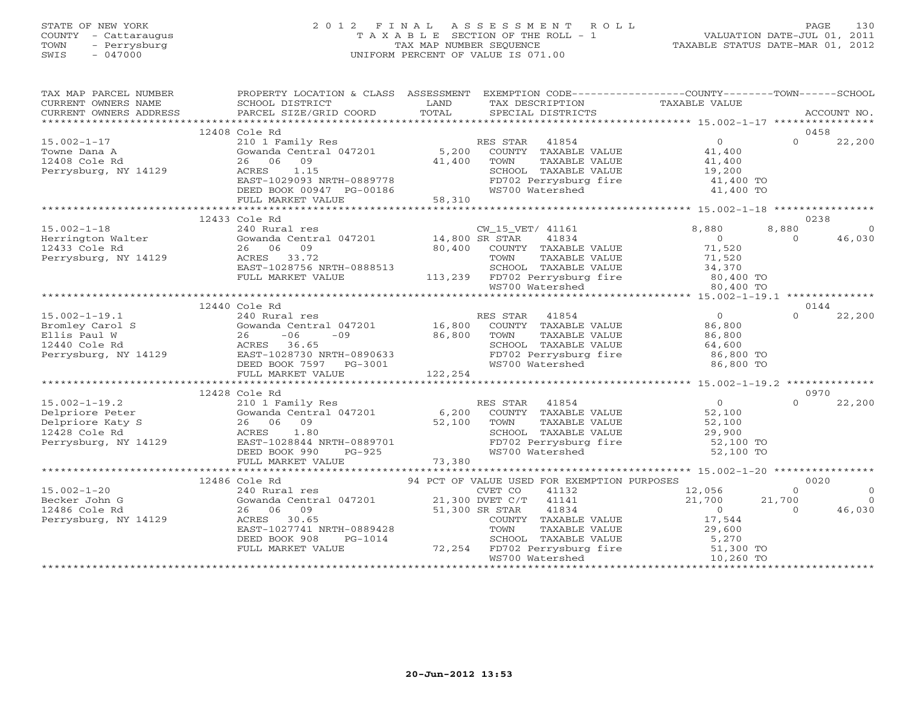STATE OF NEW YORK
COUNTY - Cattaraugus
TOWN - Perrysburg
SWIS - 047000

# 2012 FINAL ASSESSMENT ROLL

TAXABLE SECTION OF THE ROLL - 1
TAX MAP NUMBER SEQUENCE
UNIFORM PERCENT OF VALUE IS 071.00

VALUATION DATE-JUL 01, 2011
TAXABLE STATUS DATE-MAR 01, 2012

| TAX MAP PARCEL NUMBER / CURRENT OWNERS NAME / CURRENT OWNERS ADDRESS | PROPERTY LOCATION & CLASS / SCHOOL DISTRICT / PARCEL SIZE/GRID COORD | ASSESSMENT LAND / TOTAL | EXEMPTION CODE / TAX DESCRIPTION / SPECIAL DISTRICTS | COUNTY TAXABLE VALUE | TOWN | SCHOOL | ACCOUNT NO. |
|---|---|---|---|---|---|---|---|
| | 12408 Cole Rd | | | | | | 0458 |
| 15.002-1-17 | 210 1 Family Res | | RES STAR 41854 | 0 | 0 | 22,200 | |
| Towne Dana A | Gowanda Central 047201 | 5,200 | COUNTY TAXABLE VALUE | 41,400 | | | |
| 12408 Cole Rd | 26 06 09 | 41,400 | TOWN TAXABLE VALUE | 41,400 | | | |
| Perrysburg, NY 14129 | ACRES 1.15 | | SCHOOL TAXABLE VALUE | 19,200 | | | |
| | EAST-1029093 NRTH-0889778 | | FD702 Perrysburg fire | 41,400 TO | | | |
| | DEED BOOK 00947 PG-00186 | | WS700 Watershed | 41,400 TO | | | |
| | FULL MARKET VALUE | 58,310 | | | | | |
| | 12433 Cole Rd | | | | | | 0238 |
| 15.002-1-18 | 240 Rural res | | CW_15_VET/ 41161 | 8,880 | 8,880 | 0 | |
| Herrington Walter | Gowanda Central 047201 | 14,800 | SR STAR 41834 | 0 | 0 | 46,030 | |
| 12433 Cole Rd | 26 06 09 | 80,400 | COUNTY TAXABLE VALUE | 71,520 | | | |
| Perrysburg, NY 14129 | ACRES 33.72 | | TOWN TAXABLE VALUE | 71,520 | | | |
| | EAST-1028756 NRTH-0888513 | | SCHOOL TAXABLE VALUE | 34,370 | | | |
| | FULL MARKET VALUE | 113,239 | FD702 Perrysburg fire | 80,400 TO | | | |
| | | | WS700 Watershed | 80,400 TO | | | |
| | 12440 Cole Rd | | | | | | 0144 |
| 15.002-1-19.1 | 240 Rural res | | RES STAR 41854 | 0 | 0 | 22,200 | |
| Bromley Carol S | Gowanda Central 047201 | 16,800 | COUNTY TAXABLE VALUE | 86,800 | | | |
| Ellis Paul W | 26 -06 -09 | 86,800 | TOWN TAXABLE VALUE | 86,800 | | | |
| 12440 Cole Rd | ACRES 36.65 | | SCHOOL TAXABLE VALUE | 64,600 | | | |
| Perrysburg, NY 14129 | EAST-1028730 NRTH-0890633 | | FD702 Perrysburg fire | 86,800 TO | | | |
| | DEED BOOK 7597 PG-3001 | | WS700 Watershed | 86,800 TO | | | |
| | FULL MARKET VALUE | 122,254 | | | | | |
| | 12428 Cole Rd | | | | | | 0970 |
| 15.002-1-19.2 | 210 1 Family Res | | RES STAR 41854 | 0 | 0 | 22,200 | |
| Delpriore Peter | Gowanda Central 047201 | 6,200 | COUNTY TAXABLE VALUE | 52,100 | | | |
| Delpriore Katy S | 26 06 09 | 52,100 | TOWN TAXABLE VALUE | 52,100 | | | |
| 12428 Cole Rd | ACRES 1.80 | | SCHOOL TAXABLE VALUE | 29,900 | | | |
| Perrysburg, NY 14129 | EAST-1028844 NRTH-0889701 | | FD702 Perrysburg fire | 52,100 TO | | | |
| | DEED BOOK 990 PG-925 | | WS700 Watershed | 52,100 TO | | | |
| | FULL MARKET VALUE | 73,380 | | | | | |
| | 12486 Cole Rd | | 94 PCT OF VALUE USED FOR EXEMPTION PURPOSES | | | | 0020 |
| 15.002-1-20 | 240 Rural res | | CVET CO 41132 | 12,056 | 0 | 0 | |
| Becker John G | Gowanda Central 047201 | 21,300 | DVET C/T 41141 | 21,700 | 21,700 | 0 | |
| 12486 Cole Rd | 26 06 09 | 51,300 | SR STAR 41834 | 0 | 0 | 46,030 | |
| Perrysburg, NY 14129 | ACRES 30.65 | | COUNTY TAXABLE VALUE | 17,544 | | | |
| | EAST-1027741 NRTH-0889428 | | TOWN TAXABLE VALUE | 29,600 | | | |
| | DEED BOOK 908 PG-1014 | | SCHOOL TAXABLE VALUE | 5,270 | | | |
| | FULL MARKET VALUE | 72,254 | FD702 Perrysburg fire | 51,300 TO | | | |
| | | | WS700 Watershed | 10,260 TO | | | |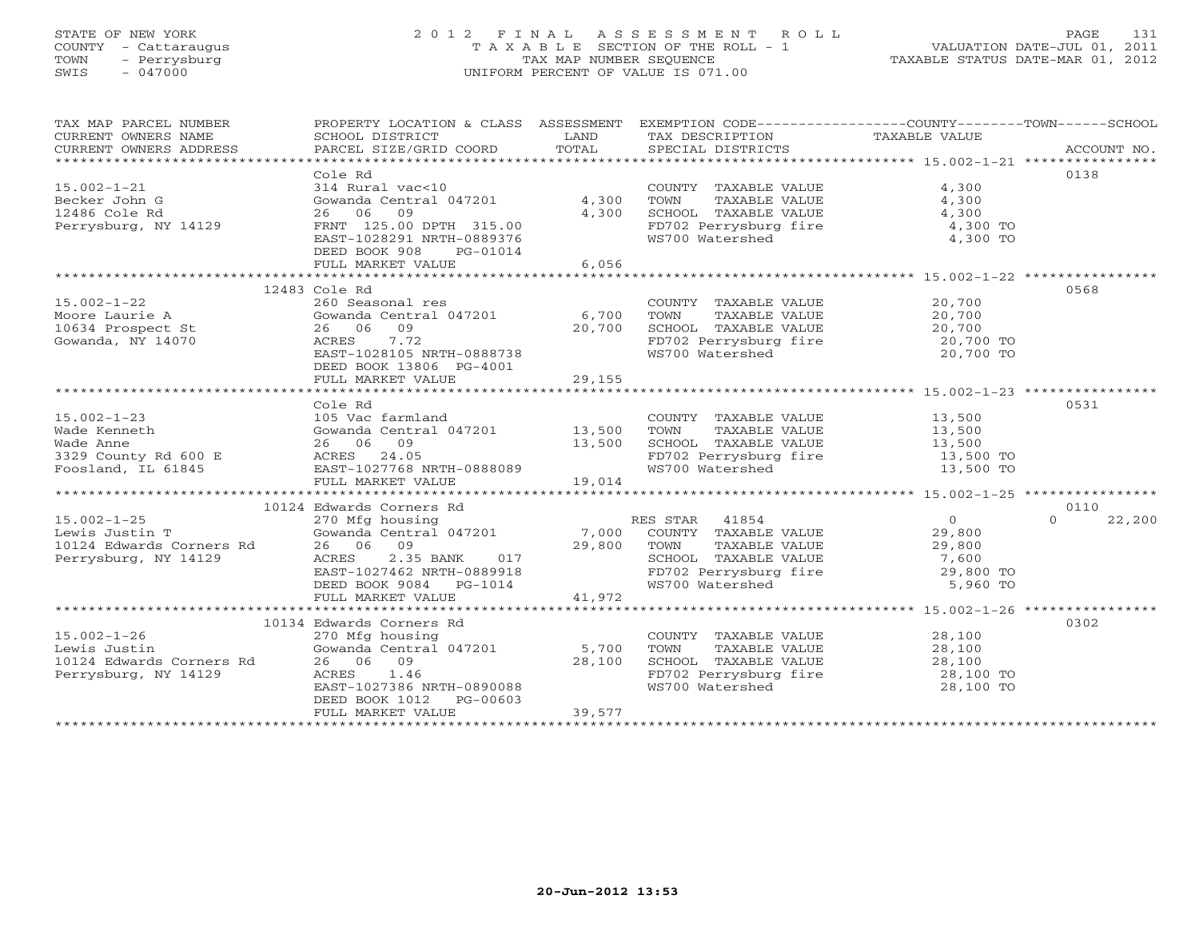STATE OF NEW YORK
COUNTY - Cattaraugus
TOWN - Perrysburg
SWIS - 047000

# 2012 FINAL ASSESSMENT ROLL
TAXABLE SECTION OF THE ROLL - 1
TAX MAP NUMBER SEQUENCE
UNIFORM PERCENT OF VALUE IS 071.00

VALUATION DATE-JUL 01, 2011
TAXABLE STATUS DATE-MAR 01, 2012

| TAX MAP PARCEL NUMBER / CURRENT OWNERS NAME / CURRENT OWNERS ADDRESS | PROPERTY LOCATION & CLASS / SCHOOL DISTRICT / PARCEL SIZE/GRID COORD | ASSESSMENT LAND / TOTAL | EXEMPTION CODE / TAX DESCRIPTION / SPECIAL DISTRICTS | COUNTY TAXABLE VALUE | TOWN | SCHOOL / ACCOUNT NO. |
|---|---|---|---|---|---|---|
| 15.002-1-21 | Cole Rd | | | | | 0138 |
| 15.002-1-21 | 314 Rural vac<10 | | COUNTY TAXABLE VALUE | 4,300 | | |
| Becker John G | Gowanda Central 047201 | 4,300 | TOWN TAXABLE VALUE | 4,300 | | |
| 12486 Cole Rd | 26 06 09 | 4,300 | SCHOOL TAXABLE VALUE | 4,300 | | |
| Perrysburg, NY 14129 | FRNT 125.00 DPTH 315.00 | | FD702 Perrysburg fire | 4,300 TO | | |
| | EAST-1028291 NRTH-0889376 | | WS700 Watershed | 4,300 TO | | |
| | DEED BOOK 908 PG-01014 | | | | | |
| | FULL MARKET VALUE | 6,056 | | | | |
| 15.002-1-22 | 12483 Cole Rd | | | | | 0568 |
| 15.002-1-22 | 260 Seasonal res | | COUNTY TAXABLE VALUE | 20,700 | | |
| Moore Laurie A | Gowanda Central 047201 | 6,700 | TOWN TAXABLE VALUE | 20,700 | | |
| 10634 Prospect St | 26 06 09 | 20,700 | SCHOOL TAXABLE VALUE | 20,700 | | |
| Gowanda, NY 14070 | ACRES 7.72 | | FD702 Perrysburg fire | 20,700 TO | | |
| | EAST-1028105 NRTH-0888738 | | WS700 Watershed | 20,700 TO | | |
| | DEED BOOK 13806 PG-4001 | | | | | |
| | FULL MARKET VALUE | 29,155 | | | | |
| 15.002-1-23 | Cole Rd | | | | | 0531 |
| 15.002-1-23 | 105 Vac farmland | | COUNTY TAXABLE VALUE | 13,500 | | |
| Wade Kenneth | Gowanda Central 047201 | 13,500 | TOWN TAXABLE VALUE | 13,500 | | |
| Wade Anne | 26 06 09 | 13,500 | SCHOOL TAXABLE VALUE | 13,500 | | |
| 3329 County Rd 600 E | ACRES 24.05 | | FD702 Perrysburg fire | 13,500 TO | | |
| Foosland, IL 61845 | EAST-1027768 NRTH-0888089 | | WS700 Watershed | 13,500 TO | | |
| | FULL MARKET VALUE | 19,014 | | | | |
| 15.002-1-25 | 10124 Edwards Corners Rd | | | | | 0110 |
| 15.002-1-25 | 270 Mfg housing | | RES STAR 41854 | 0 | 0 | 22,200 |
| Lewis Justin T | Gowanda Central 047201 | 7,000 | COUNTY TAXABLE VALUE | 29,800 | | |
| 10124 Edwards Corners Rd | 26 06 09 | 29,800 | TOWN TAXABLE VALUE | 29,800 | | |
| Perrysburg, NY 14129 | ACRES 2.35 BANK 017 | | SCHOOL TAXABLE VALUE | 7,600 | | |
| | EAST-1027462 NRTH-0889918 | | FD702 Perrysburg fire | 29,800 TO | | |
| | DEED BOOK 9084 PG-1014 | | WS700 Watershed | 5,960 TO | | |
| | FULL MARKET VALUE | 41,972 | | | | |
| 15.002-1-26 | 10134 Edwards Corners Rd | | | | | 0302 |
| 15.002-1-26 | 270 Mfg housing | | COUNTY TAXABLE VALUE | 28,100 | | |
| Lewis Justin | Gowanda Central 047201 | 5,700 | TOWN TAXABLE VALUE | 28,100 | | |
| 10124 Edwards Corners Rd | 26 06 09 | 28,100 | SCHOOL TAXABLE VALUE | 28,100 | | |
| Perrysburg, NY 14129 | ACRES 1.46 | | FD702 Perrysburg fire | 28,100 TO | | |
| | EAST-1027386 NRTH-0890088 | | WS700 Watershed | 28,100 TO | | |
| | DEED BOOK 1012 PG-00603 | | | | | |
| | FULL MARKET VALUE | 39,577 | | | | |

20-Jun-2012 13:53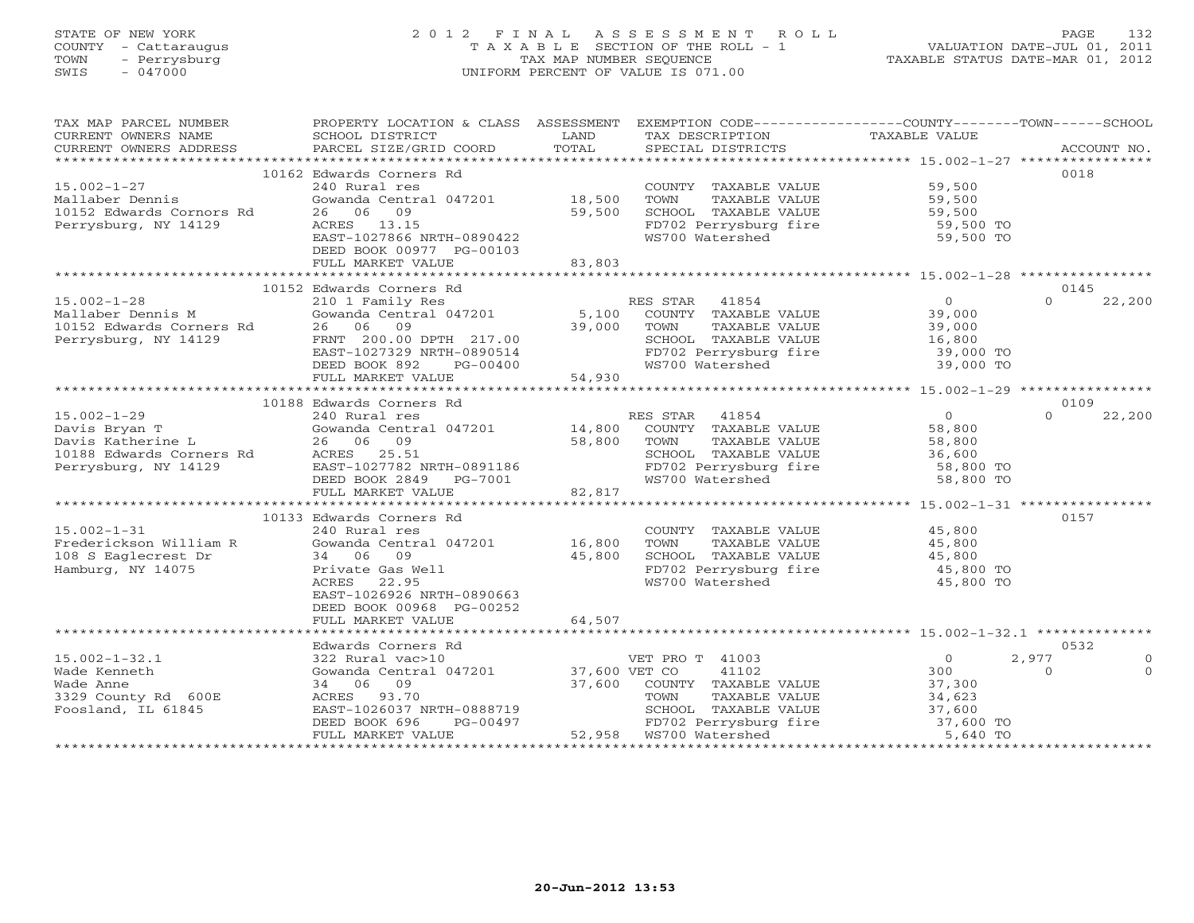STATE OF NEW YORK — 2012 FINAL ASSESSMENT ROLL
COUNTY - Cattaraugus — TAXABLE SECTION OF THE ROLL - 1 — VALUATION DATE-JUL 01, 2011
TOWN - Perrysburg — TAX MAP NUMBER SEQUENCE — TAXABLE STATUS DATE-MAR 01, 2012
SWIS - 047000 — UNIFORM PERCENT OF VALUE IS 071.00

| TAX MAP PARCEL NUMBER / CURRENT OWNERS NAME / CURRENT OWNERS ADDRESS | PROPERTY LOCATION & CLASS / SCHOOL DISTRICT / PARCEL SIZE/GRID COORD | ASSESSMENT LAND / TOTAL | EXEMPTION CODE / TAX DESCRIPTION / SPECIAL DISTRICTS | COUNTY TAXABLE VALUE | TOWN | SCHOOL | ACCOUNT NO. |
|---|---|---|---|---|---|---|---|
| | 10162 Edwards Corners Rd | | | | | | 0018 |
| 15.002-1-27 | 240 Rural res | | COUNTY TAXABLE VALUE | 59,500 | | | |
| Mallaber Dennis | Gowanda Central 047201 | 18,500 | TOWN TAXABLE VALUE | 59,500 | | | |
| 10152 Edwards Cornors Rd | 26 06 09 | 59,500 | SCHOOL TAXABLE VALUE | 59,500 | | | |
| Perrysburg, NY 14129 | ACRES 13.15 | | FD702 Perrysburg fire | 59,500 TO | | | |
| | EAST-1027866 NRTH-0890422 | | WS700 Watershed | 59,500 TO | | | |
| | DEED BOOK 00977 PG-00103 | | | | | | |
| | FULL MARKET VALUE | 83,803 | | | | | |
| | 10152 Edwards Corners Rd | | | | | | 0145 |
| 15.002-1-28 | 210 1 Family Res | | RES STAR 41854 | 0 | 0 | 22,200 | |
| Mallaber Dennis M | Gowanda Central 047201 | 5,100 | COUNTY TAXABLE VALUE | 39,000 | | | |
| 10152 Edwards Corners Rd | 26 06 09 | 39,000 | TOWN TAXABLE VALUE | 39,000 | | | |
| Perrysburg, NY 14129 | FRNT 200.00 DPTH 217.00 | | SCHOOL TAXABLE VALUE | 16,800 | | | |
| | EAST-1027329 NRTH-0890514 | | FD702 Perrysburg fire | 39,000 TO | | | |
| | DEED BOOK 892 PG-00400 | | WS700 Watershed | 39,000 TO | | | |
| | FULL MARKET VALUE | 54,930 | | | | | |
| | 10188 Edwards Corners Rd | | | | | | 0109 |
| 15.002-1-29 | 240 Rural res | | RES STAR 41854 | 0 | 0 | 22,200 | |
| Davis Bryan T | Gowanda Central 047201 | 14,800 | COUNTY TAXABLE VALUE | 58,800 | | | |
| Davis Katherine L | 26 06 09 | 58,800 | TOWN TAXABLE VALUE | 58,800 | | | |
| 10188 Edwards Corners Rd | ACRES 25.51 | | SCHOOL TAXABLE VALUE | 36,600 | | | |
| Perrysburg, NY 14129 | EAST-1027782 NRTH-0891186 | | FD702 Perrysburg fire | 58,800 TO | | | |
| | DEED BOOK 2849 PG-7001 | | WS700 Watershed | 58,800 TO | | | |
| | FULL MARKET VALUE | 82,817 | | | | | |
| | 10133 Edwards Corners Rd | | | | | | 0157 |
| 15.002-1-31 | 240 Rural res | | COUNTY TAXABLE VALUE | 45,800 | | | |
| Frederickson William R | Gowanda Central 047201 | 16,800 | TOWN TAXABLE VALUE | 45,800 | | | |
| 108 S Eaglecrest Dr | 34 06 09 | 45,800 | SCHOOL TAXABLE VALUE | 45,800 | | | |
| Hamburg, NY 14075 | Private Gas Well | | FD702 Perrysburg fire | 45,800 TO | | | |
| | ACRES 22.95 | | WS700 Watershed | 45,800 TO | | | |
| | EAST-1026926 NRTH-0890663 | | | | | | |
| | DEED BOOK 00968 PG-00252 | | | | | | |
| | FULL MARKET VALUE | 64,507 | | | | | |
| | Edwards Corners Rd | | | | | | 0532 |
| 15.002-1-32.1 | 322 Rural vac>10 | | VET PRO T 41003 | 0 | 2,977 | 0 | |
| Wade Kenneth | Gowanda Central 047201 | 37,600 | VET CO 41102 | 300 | 0 | 0 | |
| Wade Anne | 34 06 09 | 37,600 | COUNTY TAXABLE VALUE | 37,300 | | | |
| 3329 County Rd 600E | ACRES 93.70 | | TOWN TAXABLE VALUE | 34,623 | | | |
| Foosland, IL 61845 | EAST-1026037 NRTH-0888719 | | SCHOOL TAXABLE VALUE | 37,600 | | | |
| | DEED BOOK 696 PG-00497 | | FD702 Perrysburg fire | 37,600 TO | | | |
| | FULL MARKET VALUE | 52,958 | WS700 Watershed | 5,640 TO | | | |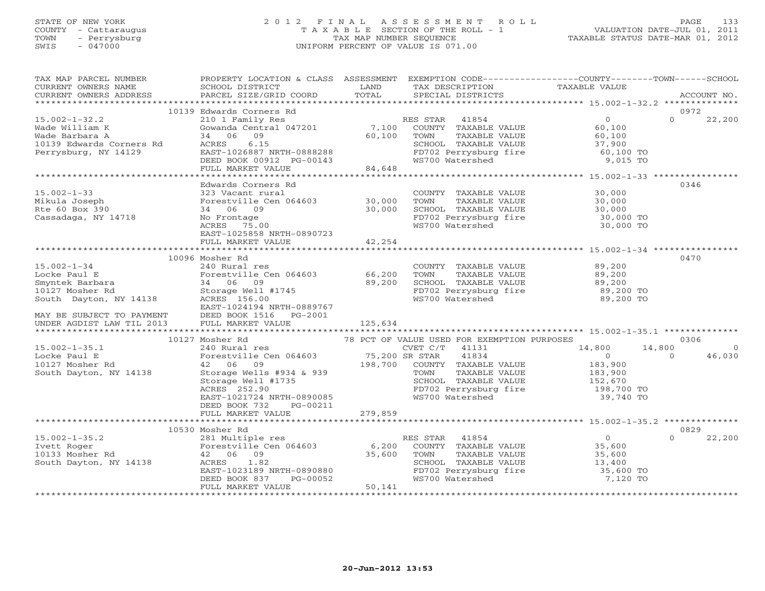STATE OF NEW YORK
COUNTY - Cattaraugus
TOWN - Perrysburg
SWIS - 047000

# 2012 FINAL ASSESSMENT ROLL

TAXABLE SECTION OF THE ROLL - 1
TAX MAP NUMBER SEQUENCE
UNIFORM PERCENT OF VALUE IS 071.00

VALUATION DATE-JUL 01, 2011
TAXABLE STATUS DATE-MAR 01, 2012

| TAX MAP PARCEL NUMBER / CURRENT OWNERS NAME / CURRENT OWNERS ADDRESS | PROPERTY LOCATION & CLASS / SCHOOL DISTRICT / PARCEL SIZE/GRID COORD | ASSESSMENT LAND / TOTAL | EXEMPTION CODE / TAX DESCRIPTION / SPECIAL DISTRICTS | COUNTY | TOWN | SCHOOL | ACCOUNT NO. |
|---|---|---|---|---|---|---|---|
| **15.002-1-32.2** | 10139 Edwards Corners Rd | | | | | | 0972 |
| Wade William K | 210 1 Family Res | | RES STAR 41854 | 0 | 0 | 22,200 | |
| Wade Barbara A | Gowanda Central 047201 | 7,100 | COUNTY TAXABLE VALUE | 60,100 | | | |
| 10139 Edwards Corners Rd | 34 06 09 | 60,100 | TOWN TAXABLE VALUE | | 60,100 | | |
| Perrysburg, NY 14129 | ACRES 6.15 | | SCHOOL TAXABLE VALUE | | | 37,900 | |
| | EAST-1026887 NRTH-0888288 | | FD702 Perrysburg fire | 60,100 TO | | | |
| | DEED BOOK 00912 PG-00143 | | WS700 Watershed | 9,015 TO | | | |
| | FULL MARKET VALUE | 84,648 | | | | | |
| **15.002-1-33** | Edwards Corners Rd | | | | | | 0346 |
| Mikula Joseph | 323 Vacant rural | | COUNTY TAXABLE VALUE | 30,000 | | | |
| Rte 60 Box 390 | Forestville Cen 064603 | 30,000 | TOWN TAXABLE VALUE | | 30,000 | | |
| Cassadaga, NY 14718 | 34 06 09 | 30,000 | SCHOOL TAXABLE VALUE | | | 30,000 | |
| | No Frontage | | FD702 Perrysburg fire | 30,000 TO | | | |
| | ACRES 75.00 | | WS700 Watershed | 30,000 TO | | | |
| | EAST-1025858 NRTH-0890723 | | | | | | |
| | FULL MARKET VALUE | 42,254 | | | | | |
| **15.002-1-34** | 10096 Mosher Rd | | | | | | 0470 |
| Locke Paul E | 240 Rural res | | COUNTY TAXABLE VALUE | 89,200 | | | |
| Smyntek Barbara | Forestville Cen 064603 | 66,200 | TOWN TAXABLE VALUE | | 89,200 | | |
| 10127 Mosher Rd | 34 06 09 | 89,200 | SCHOOL TAXABLE VALUE | | | 89,200 | |
| South Dayton, NY 14138 | Storage Well #1745 | | FD702 Perrysburg fire | 89,200 TO | | | |
| | ACRES 156.00 | | WS700 Watershed | 89,200 TO | | | |
| | EAST-1024194 NRTH-0889767 | | | | | | |
| MAY BE SUBJECT TO PAYMENT | DEED BOOK 1516 PG-2001 | | | | | | |
| UNDER AGDIST LAW TIL 2013 | FULL MARKET VALUE | 125,634 | | | | | |
| **15.002-1-35.1** | 10127 Mosher Rd | | 78 PCT OF VALUE USED FOR EXEMPTION PURPOSES | | | | 0306 |
| Locke Paul E | 240 Rural res | | CVET C/T 41131 | 14,800 | 14,800 | 0 | |
| 10127 Mosher Rd | Forestville Cen 064603 | 75,200 | SR STAR 41834 | 0 | 0 | 46,030 | |
| South Dayton, NY 14138 | 42 06 09 | 198,700 | COUNTY TAXABLE VALUE | 183,900 | | | |
| | Storage Wells #934 & 939 | | TOWN TAXABLE VALUE | | 183,900 | | |
| | Storage Well #1735 | | SCHOOL TAXABLE VALUE | | | 152,670 | |
| | ACRES 252.90 | | FD702 Perrysburg fire | 198,700 TO | | | |
| | EAST-1021724 NRTH-0890085 | | WS700 Watershed | 39,740 TO | | | |
| | DEED BOOK 732 PG-00211 | | | | | | |
| | FULL MARKET VALUE | 279,859 | | | | | |
| **15.002-1-35.2** | 10530 Mosher Rd | | | | | | 0829 |
| Ivett Roger | 281 Multiple res | | RES STAR 41854 | 0 | 0 | 22,200 | |
| 10133 Mosher Rd | Forestville Cen 064603 | 6,200 | COUNTY TAXABLE VALUE | 35,600 | | | |
| South Dayton, NY 14138 | 42 06 09 | 35,600 | TOWN TAXABLE VALUE | | 35,600 | | |
| | ACRES 1.82 | | SCHOOL TAXABLE VALUE | | | 13,400 | |
| | EAST-1023189 NRTH-0890880 | | FD702 Perrysburg fire | 35,600 TO | | | |
| | DEED BOOK 837 PG-00052 | | WS700 Watershed | 7,120 TO | | | |
| | FULL MARKET VALUE | 50,141 | | | | | |

20-Jun-2012 13:53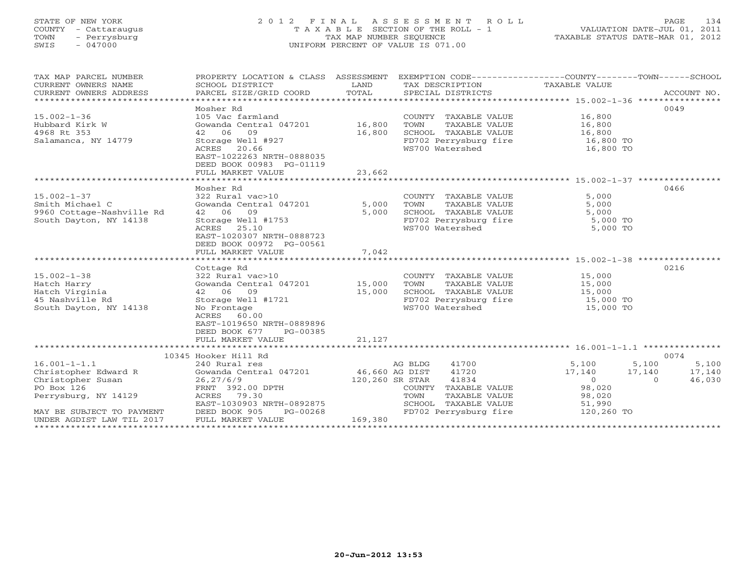STATE OF NEW YORK
COUNTY - Cattaraugus
TOWN - Perrysburg
SWIS - 047000

# 2012 FINAL ASSESSMENT ROLL

TAXABLE SECTION OF THE ROLL - 1
TAX MAP NUMBER SEQUENCE
UNIFORM PERCENT OF VALUE IS 071.00

VALUATION DATE-JUL 01, 2011
TAXABLE STATUS DATE-MAR 01, 2012

| TAX MAP PARCEL NUMBER / CURRENT OWNERS NAME / CURRENT OWNERS ADDRESS | PROPERTY LOCATION & CLASS / SCHOOL DISTRICT / PARCEL SIZE/GRID COORD | ASSESSMENT LAND / TOTAL | EXEMPTION CODE / TAX DESCRIPTION / SPECIAL DISTRICTS | COUNTY TAXABLE VALUE | TOWN | SCHOOL | ACCOUNT NO. |
|---|---|---|---|---|---|---|---|
| 15.002-1-36 | Mosher Rd | | | | | | 0049 |
| | 105 Vac farmland | | COUNTY TAXABLE VALUE | 16,800 | | | |
| Hubbard Kirk W | Gowanda Central 047201 | 16,800 | TOWN TAXABLE VALUE | 16,800 | | | |
| 4968 Rt 353 | 42 06 09 | 16,800 | SCHOOL TAXABLE VALUE | 16,800 | | | |
| Salamanca, NY 14779 | Storage Well #927 | | FD702 Perrysburg fire | 16,800 TO | | | |
| | ACRES 20.66 | | WS700 Watershed | 16,800 TO | | | |
| | EAST-1022263 NRTH-0888035 | | | | | | |
| | DEED BOOK 00983 PG-01119 | | | | | | |
| | FULL MARKET VALUE | 23,662 | | | | | |
| 15.002-1-37 | Mosher Rd | | | | | | 0466 |
| | 322 Rural vac>10 | | COUNTY TAXABLE VALUE | 5,000 | | | |
| Smith Michael C | Gowanda Central 047201 | 5,000 | TOWN TAXABLE VALUE | 5,000 | | | |
| 9960 Cottage-Nashville Rd | 42 06 09 | 5,000 | SCHOOL TAXABLE VALUE | 5,000 | | | |
| South Dayton, NY 14138 | Storage Well #1753 | | FD702 Perrysburg fire | 5,000 TO | | | |
| | ACRES 25.10 | | WS700 Watershed | 5,000 TO | | | |
| | EAST-1020307 NRTH-0888723 | | | | | | |
| | DEED BOOK 00972 PG-00561 | | | | | | |
| | FULL MARKET VALUE | 7,042 | | | | | |
| 15.002-1-38 | Cottage Rd | | | | | | 0216 |
| | 322 Rural vac>10 | | COUNTY TAXABLE VALUE | 15,000 | | | |
| Hatch Harry | Gowanda Central 047201 | 15,000 | TOWN TAXABLE VALUE | 15,000 | | | |
| Hatch Virginia | 42 06 09 | 15,000 | SCHOOL TAXABLE VALUE | 15,000 | | | |
| 45 Nashville Rd | Storage Well #1721 | | FD702 Perrysburg fire | 15,000 TO | | | |
| South Dayton, NY 14138 | No Frontage | | WS700 Watershed | 15,000 TO | | | |
| | ACRES 60.00 | | | | | | |
| | EAST-1019650 NRTH-0889896 | | | | | | |
| | DEED BOOK 677 PG-00385 | | | | | | |
| | FULL MARKET VALUE | 21,127 | | | | | |
| 16.001-1-1.1 | 10345 Hooker Hill Rd | | | | | | 0074 |
| | 240 Rural res | | AG BLDG 41700 | 5,100 | 5,100 | 5,100 | |
| Christopher Edward R | Gowanda Central 047201 | 46,660 | AG DIST 41720 | 17,140 | 17,140 | 17,140 | |
| Christopher Susan | 26,27/6/9 | 120,260 | SR STAR 41834 | 0 | 0 | 46,030 | |
| PO Box 126 | FRNT 392.00 DPTH | | COUNTY TAXABLE VALUE | 98,020 | | | |
| Perrysburg, NY 14129 | ACRES 79.30 | | TOWN TAXABLE VALUE | 98,020 | | | |
| | EAST-1030903 NRTH-0892875 | | SCHOOL TAXABLE VALUE | 51,990 | | | |
| MAY BE SUBJECT TO PAYMENT | DEED BOOK 905 PG-00268 | | FD702 Perrysburg fire | 120,260 TO | | | |
| UNDER AGDIST LAW TIL 2017 | FULL MARKET VALUE | 169,380 | | | | | |

20-Jun-2012 13:53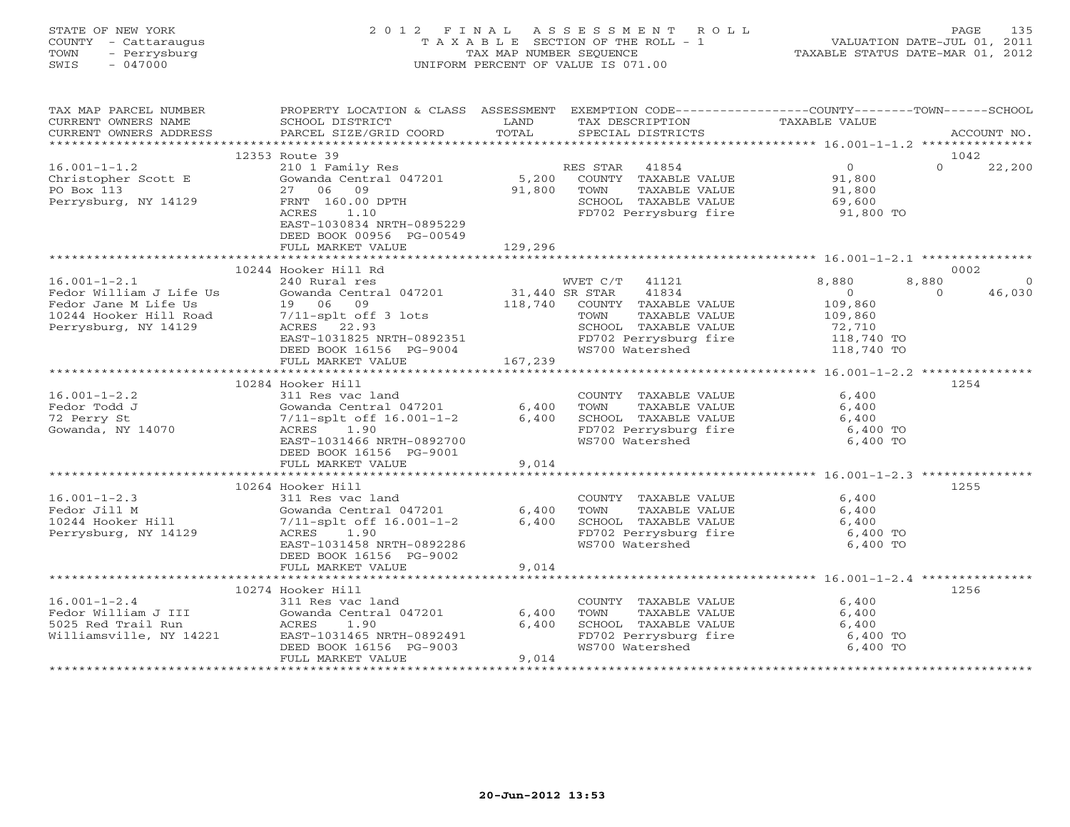STATE OF NEW YORK
COUNTY - Cattaraugus
TOWN - Perrysburg
SWIS - 047000

2012 FINAL ASSESSMENT ROLL
TAXABLE SECTION OF THE ROLL - 1
TAX MAP NUMBER SEQUENCE
UNIFORM PERCENT OF VALUE IS 071.00

VALUATION DATE-JUL 01, 2011
TAXABLE STATUS DATE-MAR 01, 2012

| TAX MAP PARCEL NUMBER / CURRENT OWNERS NAME / CURRENT OWNERS ADDRESS | PROPERTY LOCATION & CLASS / SCHOOL DISTRICT / PARCEL SIZE/GRID COORD | ASSESSMENT LAND / TOTAL | EXEMPTION CODE / TAX DESCRIPTION / SPECIAL DISTRICTS | COUNTY TAXABLE VALUE | TOWN | SCHOOL | ACCOUNT NO. |
|---|---|---|---|---|---|---|---|
| | 12353 Route 39 | | | | | | 1042 |
| 16.001-1-1.2 | 210 1 Family Res | | RES STAR 41854 | 0 | 0 | 22,200 | |
| Christopher Scott E | Gowanda Central 047201 | 5,200 | COUNTY TAXABLE VALUE | 91,800 | | | |
| PO Box 113 | 27 06 09 | 91,800 | TOWN TAXABLE VALUE | 91,800 | | | |
| Perrysburg, NY 14129 | FRNT 160.00 DPTH | | SCHOOL TAXABLE VALUE | 69,600 | | | |
| | ACRES 1.10 | | FD702 Perrysburg fire | 91,800 TO | | | |
| | EAST-1030834 NRTH-0895229 | | | | | | |
| | DEED BOOK 00956 PG-00549 | | | | | | |
| | FULL MARKET VALUE | 129,296 | | | | | |
| | 10244 Hooker Hill Rd | | | | | | 0002 |
| 16.001-1-2.1 | 240 Rural res | | WVET C/T 41121 | 8,880 | 8,880 | 0 | |
| Fedor William J Life Us | Gowanda Central 047201 | 31,440 | SR STAR 41834 | 0 | 0 | 46,030 | |
| Fedor Jane M Life Us | 19 06 09 | 118,740 | COUNTY TAXABLE VALUE | 109,860 | | | |
| 10244 Hooker Hill Road | 7/11-splt off 3 lots | | TOWN TAXABLE VALUE | 109,860 | | | |
| Perrysburg, NY 14129 | ACRES 22.93 | | SCHOOL TAXABLE VALUE | 72,710 | | | |
| | EAST-1031825 NRTH-0892351 | | FD702 Perrysburg fire | 118,740 TO | | | |
| | DEED BOOK 16156 PG-9004 | | WS700 Watershed | 118,740 TO | | | |
| | FULL MARKET VALUE | 167,239 | | | | | |
| | 10284 Hooker Hill | | | | | | 1254 |
| 16.001-1-2.2 | 311 Res vac land | | COUNTY TAXABLE VALUE | 6,400 | | | |
| Fedor Todd J | Gowanda Central 047201 | 6,400 | TOWN TAXABLE VALUE | 6,400 | | | |
| 72 Perry St | 7/11-splt off 16.001-1-2 | 6,400 | SCHOOL TAXABLE VALUE | 6,400 | | | |
| Gowanda, NY 14070 | ACRES 1.90 | | FD702 Perrysburg fire | 6,400 TO | | | |
| | EAST-1031466 NRTH-0892700 | | WS700 Watershed | 6,400 TO | | | |
| | DEED BOOK 16156 PG-9001 | | | | | | |
| | FULL MARKET VALUE | 9,014 | | | | | |
| | 10264 Hooker Hill | | | | | | 1255 |
| 16.001-1-2.3 | 311 Res vac land | | COUNTY TAXABLE VALUE | 6,400 | | | |
| Fedor Jill M | Gowanda Central 047201 | 6,400 | TOWN TAXABLE VALUE | 6,400 | | | |
| 10244 Hooker Hill | 7/11-splt off 16.001-1-2 | 6,400 | SCHOOL TAXABLE VALUE | 6,400 | | | |
| Perrysburg, NY 14129 | ACRES 1.90 | | FD702 Perrysburg fire | 6,400 TO | | | |
| | EAST-1031458 NRTH-0892286 | | WS700 Watershed | 6,400 TO | | | |
| | DEED BOOK 16156 PG-9002 | | | | | | |
| | FULL MARKET VALUE | 9,014 | | | | | |
| | 10274 Hooker Hill | | | | | | 1256 |
| 16.001-1-2.4 | 311 Res vac land | | COUNTY TAXABLE VALUE | 6,400 | | | |
| Fedor William J III | Gowanda Central 047201 | 6,400 | TOWN TAXABLE VALUE | 6,400 | | | |
| 5025 Red Trail Run | ACRES 1.90 | 6,400 | SCHOOL TAXABLE VALUE | 6,400 | | | |
| Williamsville, NY 14221 | EAST-1031465 NRTH-0892491 | | FD702 Perrysburg fire | 6,400 TO | | | |
| | DEED BOOK 16156 PG-9003 | | WS700 Watershed | 6,400 TO | | | |
| | FULL MARKET VALUE | 9,014 | | | | | |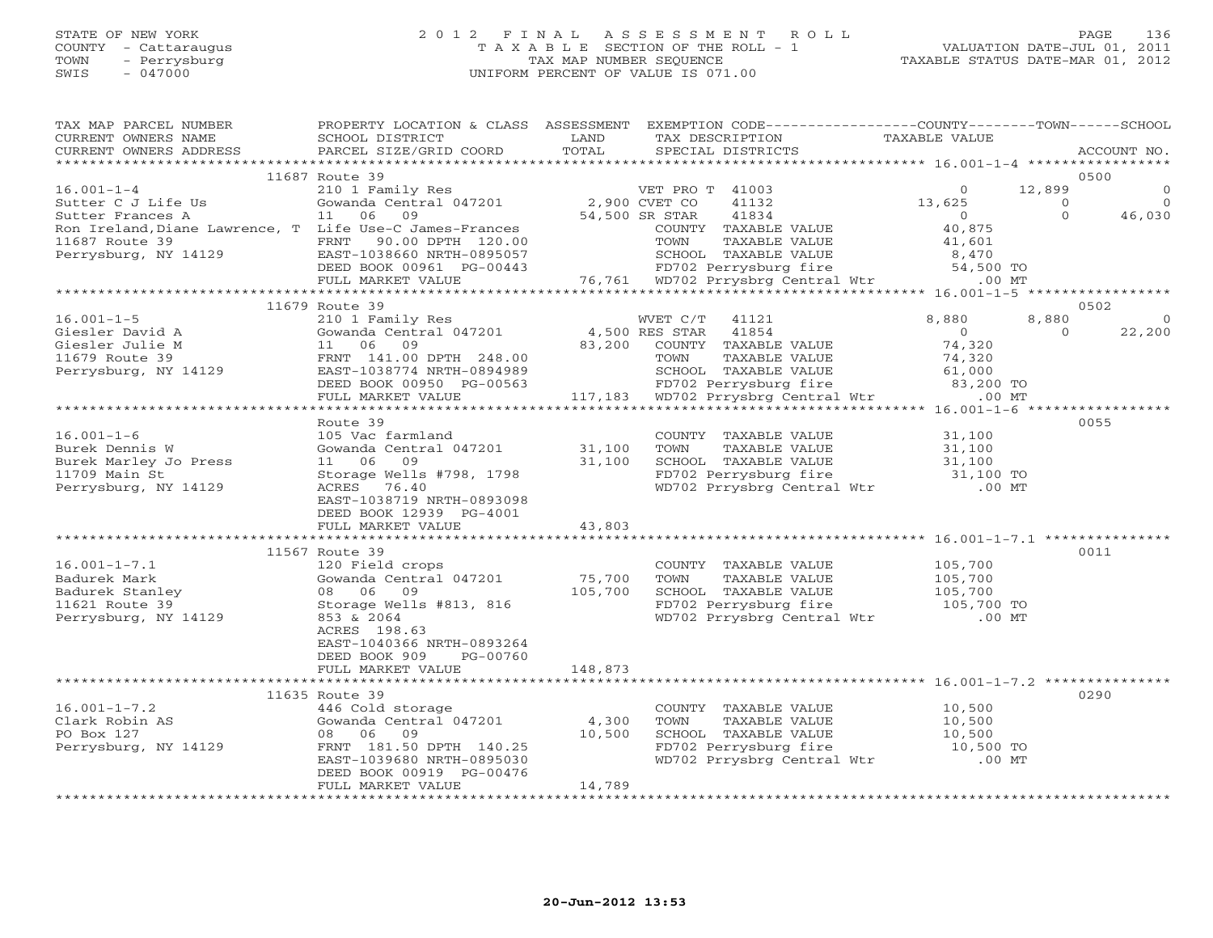STATE OF NEW YORK
COUNTY - Cattaraugus
TOWN - Perrysburg
SWIS - 047000

# 2012 FINAL ASSESSMENT ROLL

TAXABLE SECTION OF THE ROLL - 1
TAX MAP NUMBER SEQUENCE
UNIFORM PERCENT OF VALUE IS 071.00

VALUATION DATE-JUL 01, 2011
TAXABLE STATUS DATE-MAR 01, 2012

```
TAX MAP PARCEL NUMBER          PROPERTY LOCATION & CLASS  ASSESSMENT  EXEMPTION CODE-----------------COUNTY--------TOWN------SCHOOL
CURRENT OWNERS NAME            SCHOOL DISTRICT               LAND      TAX DESCRIPTION             TAXABLE VALUE
CURRENT OWNERS ADDRESS         PARCEL SIZE/GRID COORD        TOTAL     SPECIAL DISTRICTS                                    ACCOUNT NO.
******************************************************************************************************* 16.001-1-4 *****************
                    11687 Route 39                                                                                          0500
16.001-1-4                     210 1 Family Res                      VET PRO T  41003                  0       12,899            0
Sutter C J Life Us             Gowanda Central 047201       2,900 CVET CO     41132               13,625            0            0
Sutter Frances A               11    06    09              54,500 SR STAR     41834                    0            0       46,030
Ron Ireland,Diane Lawrence, T  Life Use-C James-Frances            COUNTY  TAXABLE VALUE           40,875
11687 Route 39                 FRNT    90.00 DPTH 120.00           TOWN    TAXABLE VALUE           41,601
Perrysburg, NY 14129           EAST-1038660 NRTH-0895057           SCHOOL  TAXABLE VALUE            8,470
                               DEED BOOK 00961 PG-00443            FD702 Perrysburg fire           54,500 TO
                               FULL MARKET VALUE           76,761  WD702 Prrysbrg Central Wtr         .00 MT
******************************************************************************************************* 16.001-1-5 *****************
                    11679 Route 39                                                                                          0502
16.001-1-5                     210 1 Family Res                      WVET C/T   41121                8,880        8,880            0
Giesler David A                Gowanda Central 047201       4,500 RES STAR    41854                    0            0       22,200
Giesler Julie M                11    06    09              83,200   COUNTY  TAXABLE VALUE           74,320
11679 Route 39                 FRNT  141.00 DPTH 248.00             TOWN    TAXABLE VALUE           74,320
Perrysburg, NY 14129           EAST-1038774 NRTH-0894989            SCHOOL  TAXABLE VALUE           61,000
                               DEED BOOK 00950 PG-00563             FD702 Perrysburg fire           83,200 TO
                               FULL MARKET VALUE          117,183   WD702 Prrysbrg Central Wtr         .00 MT
******************************************************************************************************* 16.001-1-6 *****************
                               Route 39                                                                                     0055
16.001-1-6                     105 Vac farmland                     COUNTY  TAXABLE VALUE           31,100
Burek Dennis W                 Gowanda Central 047201      31,100   TOWN    TAXABLE VALUE           31,100
Burek Marley Jo Press          11    06    09              31,100   SCHOOL  TAXABLE VALUE           31,100
11709 Main St                  Storage Wells #798, 1798             FD702 Perrysburg fire           31,100 TO
Perrysburg, NY 14129           ACRES    76.40                       WD702 Prrysbrg Central Wtr         .00 MT
                               EAST-1038719 NRTH-0893098
                               DEED BOOK 12939 PG-4001
                               FULL MARKET VALUE           43,803
******************************************************************************************************* 16.001-1-7.1 ***************
                    11567 Route 39                                                                                          0011
16.001-1-7.1                   120 Field crops                      COUNTY  TAXABLE VALUE          105,700
Badurek Mark                   Gowanda Central 047201      75,700   TOWN    TAXABLE VALUE          105,700
Badurek Stanley                08    06    09             105,700   SCHOOL  TAXABLE VALUE          105,700
11621 Route 39                 Storage Wells #813, 816              FD702 Perrysburg fire          105,700 TO
Perrysburg, NY 14129           853 & 2064                           WD702 Prrysbrg Central Wtr         .00 MT
                               ACRES   198.63
                               EAST-1040366 NRTH-0893264
                               DEED BOOK 909     PG-00760
                               FULL MARKET VALUE          148,873
******************************************************************************************************* 16.001-1-7.2 ***************
                    11635 Route 39                                                                                          0290
16.001-1-7.2                   446 Cold storage                     COUNTY  TAXABLE VALUE           10,500
Clark Robin AS                 Gowanda Central 047201       4,300   TOWN    TAXABLE VALUE           10,500
PO Box 127                     08    06    09              10,500   SCHOOL  TAXABLE VALUE           10,500
Perrysburg, NY 14129           FRNT  181.50 DPTH 140.25             FD702 Perrysburg fire           10,500 TO
                               EAST-1039680 NRTH-0895030            WD702 Prrysbrg Central Wtr         .00 MT
                               DEED BOOK 00919 PG-00476
                               FULL MARKET VALUE           14,789
************************************************************************************************************************************
```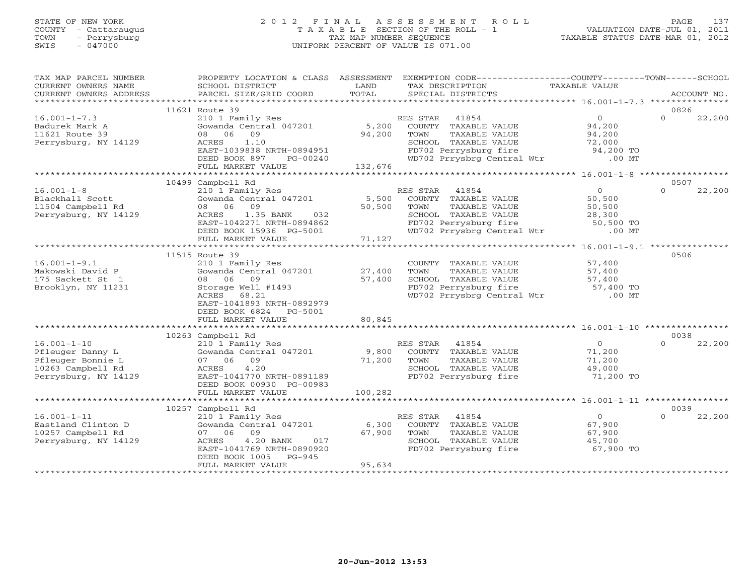STATE OF NEW YORK
COUNTY - Cattaraugus
TOWN - Perrysburg
SWIS - 047000

# 2012 FINAL ASSESSMENT ROLL
TAXABLE SECTION OF THE ROLL - 1
TAX MAP NUMBER SEQUENCE
UNIFORM PERCENT OF VALUE IS 071.00

VALUATION DATE-JUL 01, 2011
TAXABLE STATUS DATE-MAR 01, 2012

| TAX MAP PARCEL NUMBER / CURRENT OWNERS NAME / CURRENT OWNERS ADDRESS | PROPERTY LOCATION & CLASS / SCHOOL DISTRICT / PARCEL SIZE/GRID COORD | ASSESSMENT LAND / TOTAL | EXEMPTION CODE / TAX DESCRIPTION / SPECIAL DISTRICTS | COUNTY / TOWN TAXABLE VALUE | SCHOOL / ACCOUNT NO. |
|---|---|---|---|---|---|
| | 11621 Route 39 | | | | 0826 |
| 16.001-1-7.3 | 210 1 Family Res | | RES STAR 41854 | 0 | 0 22,200 |
| Badurek Mark A | Gowanda Central 047201 | 5,200 | COUNTY TAXABLE VALUE | 94,200 | |
| 11621 Route 39 | 08 06 09 | 94,200 | TOWN TAXABLE VALUE | 94,200 | |
| Perrysburg, NY 14129 | ACRES 1.10 | | SCHOOL TAXABLE VALUE | 72,000 | |
| | EAST-1039838 NRTH-0894951 | | FD702 Perrysburg fire | 94,200 TO | |
| | DEED BOOK 897 PG-00240 | | WD702 Prrysbrg Central Wtr | .00 MT | |
| | FULL MARKET VALUE | 132,676 | | | |
| | 10499 Campbell Rd | | | | 0507 |
| 16.001-1-8 | 210 1 Family Res | | RES STAR 41854 | 0 | 0 22,200 |
| Blackhall Scott | Gowanda Central 047201 | 5,500 | COUNTY TAXABLE VALUE | 50,500 | |
| 11504 Campbell Rd | 08 06 09 | 50,500 | TOWN TAXABLE VALUE | 50,500 | |
| Perrysburg, NY 14129 | ACRES 1.35 BANK 032 | | SCHOOL TAXABLE VALUE | 28,300 | |
| | EAST-1042271 NRTH-0894862 | | FD702 Perrysburg fire | 50,500 TO | |
| | DEED BOOK 15936 PG-5001 | | WD702 Prrysbrg Central Wtr | .00 MT | |
| | FULL MARKET VALUE | 71,127 | | | |
| | 11515 Route 39 | | | | 0506 |
| 16.001-1-9.1 | 210 1 Family Res | | COUNTY TAXABLE VALUE | 57,400 | |
| Makowski David P | Gowanda Central 047201 | 27,400 | TOWN TAXABLE VALUE | 57,400 | |
| 175 Sackett St 1 | 08 06 09 | 57,400 | SCHOOL TAXABLE VALUE | 57,400 | |
| Brooklyn, NY 11231 | Storage Well #1493 | | FD702 Perrysburg fire | 57,400 TO | |
| | ACRES 68.21 | | WD702 Prrysbrg Central Wtr | .00 MT | |
| | EAST-1041893 NRTH-0892979 | | | | |
| | DEED BOOK 6824 PG-5001 | | | | |
| | FULL MARKET VALUE | 80,845 | | | |
| | 10263 Campbell Rd | | | | 0038 |
| 16.001-1-10 | 210 1 Family Res | | RES STAR 41854 | 0 | 0 22,200 |
| Pfleuger Danny L | Gowanda Central 047201 | 9,800 | COUNTY TAXABLE VALUE | 71,200 | |
| Pfleuger Bonnie L | 07 06 09 | 71,200 | TOWN TAXABLE VALUE | 71,200 | |
| 10263 Campbell Rd | ACRES 4.20 | | SCHOOL TAXABLE VALUE | 49,000 | |
| Perrysburg, NY 14129 | EAST-1041770 NRTH-0891189 | | FD702 Perrysburg fire | 71,200 TO | |
| | DEED BOOK 00930 PG-00983 | | | | |
| | FULL MARKET VALUE | 100,282 | | | |
| | 10257 Campbell Rd | | | | 0039 |
| 16.001-1-11 | 210 1 Family Res | | RES STAR 41854 | 0 | 0 22,200 |
| Eastland Clinton D | Gowanda Central 047201 | 6,300 | COUNTY TAXABLE VALUE | 67,900 | |
| 10257 Campbell Rd | 07 06 09 | 67,900 | TOWN TAXABLE VALUE | 67,900 | |
| Perrysburg, NY 14129 | ACRES 4.20 BANK 017 | | SCHOOL TAXABLE VALUE | 45,700 | |
| | EAST-1041769 NRTH-0890920 | | FD702 Perrysburg fire | 67,900 TO | |
| | DEED BOOK 1005 PG-945 | | | | |
| | FULL MARKET VALUE | 95,634 | | | |

20-Jun-2012 13:53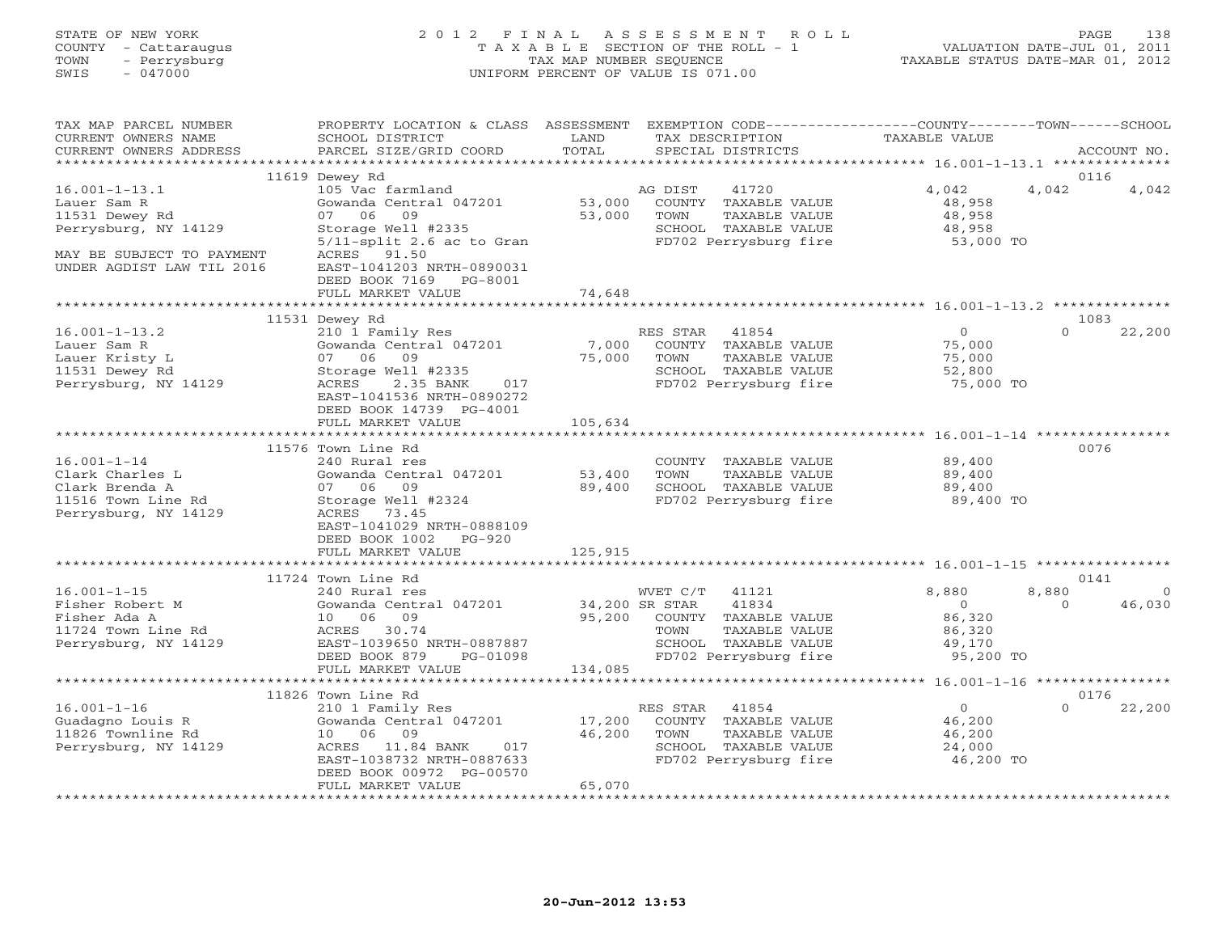STATE OF NEW YORK
COUNTY - Cattaraugus
TOWN - Perrysburg
SWIS - 047000

# 2012 FINAL ASSESSMENT ROLL

TAXABLE SECTION OF THE ROLL - 1
TAX MAP NUMBER SEQUENCE
UNIFORM PERCENT OF VALUE IS 071.00

VALUATION DATE-JUL 01, 2011
TAXABLE STATUS DATE-MAR 01, 2012

| TAX MAP PARCEL NUMBER / CURRENT OWNERS NAME / CURRENT OWNERS ADDRESS | PROPERTY LOCATION & CLASS / SCHOOL DISTRICT / PARCEL SIZE/GRID COORD | ASSESSMENT LAND | TOTAL | EXEMPTION CODE / TAX DESCRIPTION / SPECIAL DISTRICTS | COUNTY TAXABLE VALUE | TOWN | SCHOOL / ACCOUNT NO. |
|---|---|---|---|---|---|---|---|
| | 11619 Dewey Rd | | | | | | 0116 |
| 16.001-1-13.1 | 105 Vac farmland | | | AG DIST 41720 | 4,042 | 4,042 | 4,042 |
| Lauer Sam R | Gowanda Central 047201 | 53,000 | | COUNTY TAXABLE VALUE | 48,958 | | |
| 11531 Dewey Rd | 07 06 09 | | 53,000 | TOWN TAXABLE VALUE | 48,958 | | |
| Perrysburg, NY 14129 | Storage Well #2335 | | | SCHOOL TAXABLE VALUE | 48,958 | | |
| | 5/11-split 2.6 ac to Gran | | | FD702 Perrysburg fire | 53,000 TO | | |
| MAY BE SUBJECT TO PAYMENT | ACRES 91.50 | | | | | | |
| UNDER AGDIST LAW TIL 2016 | EAST-1041203 NRTH-0890031 | | | | | | |
| | DEED BOOK 7169 PG-8001 | | | | | | |
| | FULL MARKET VALUE | | 74,648 | | | | |
| | 11531 Dewey Rd | | | | | | 1083 |
| 16.001-1-13.2 | 210 1 Family Res | | | RES STAR 41854 | 0 | 0 | 22,200 |
| Lauer Sam R | Gowanda Central 047201 | 7,000 | | COUNTY TAXABLE VALUE | 75,000 | | |
| Lauer Kristy L | 07 06 09 | | 75,000 | TOWN TAXABLE VALUE | 75,000 | | |
| 11531 Dewey Rd | Storage Well #2335 | | | SCHOOL TAXABLE VALUE | 52,800 | | |
| Perrysburg, NY 14129 | ACRES 2.35 BANK 017 | | | FD702 Perrysburg fire | 75,000 TO | | |
| | EAST-1041536 NRTH-0890272 | | | | | | |
| | DEED BOOK 14739 PG-4001 | | | | | | |
| | FULL MARKET VALUE | | 105,634 | | | | |
| | 11576 Town Line Rd | | | | | | 0076 |
| 16.001-1-14 | 240 Rural res | | | COUNTY TAXABLE VALUE | 89,400 | | |
| Clark Charles L | Gowanda Central 047201 | 53,400 | | TOWN TAXABLE VALUE | 89,400 | | |
| Clark Brenda A | 07 06 09 | | 89,400 | SCHOOL TAXABLE VALUE | 89,400 | | |
| 11516 Town Line Rd | Storage Well #2324 | | | FD702 Perrysburg fire | 89,400 TO | | |
| Perrysburg, NY 14129 | ACRES 73.45 | | | | | | |
| | EAST-1041029 NRTH-0888109 | | | | | | |
| | DEED BOOK 1002 PG-920 | | | | | | |
| | FULL MARKET VALUE | | 125,915 | | | | |
| | 11724 Town Line Rd | | | | | | 0141 |
| 16.001-1-15 | 240 Rural res | | | WVET C/T 41121 | 8,880 | 8,880 | 0 |
| Fisher Robert M | Gowanda Central 047201 | 34,200 | | SR STAR 41834 | 0 | 0 | 46,030 |
| Fisher Ada A | 10 06 09 | | 95,200 | COUNTY TAXABLE VALUE | 86,320 | | |
| 11724 Town Line Rd | ACRES 30.74 | | | TOWN TAXABLE VALUE | 86,320 | | |
| Perrysburg, NY 14129 | EAST-1039650 NRTH-0887887 | | | SCHOOL TAXABLE VALUE | 49,170 | | |
| | DEED BOOK 879 PG-01098 | | | FD702 Perrysburg fire | 95,200 TO | | |
| | FULL MARKET VALUE | | 134,085 | | | | |
| | 11826 Town Line Rd | | | | | | 0176 |
| 16.001-1-16 | 210 1 Family Res | | | RES STAR 41854 | 0 | 0 | 22,200 |
| Guadagno Louis R | Gowanda Central 047201 | 17,200 | | COUNTY TAXABLE VALUE | 46,200 | | |
| 11826 Townline Rd | 10 06 09 | | 46,200 | TOWN TAXABLE VALUE | 46,200 | | |
| Perrysburg, NY 14129 | ACRES 11.84 BANK 017 | | | SCHOOL TAXABLE VALUE | 24,000 | | |
| | EAST-1038732 NRTH-0887633 | | | FD702 Perrysburg fire | 46,200 TO | | |
| | DEED BOOK 00972 PG-00570 | | | | | | |
| | FULL MARKET VALUE | | 65,070 | | | | |

20-Jun-2012 13:53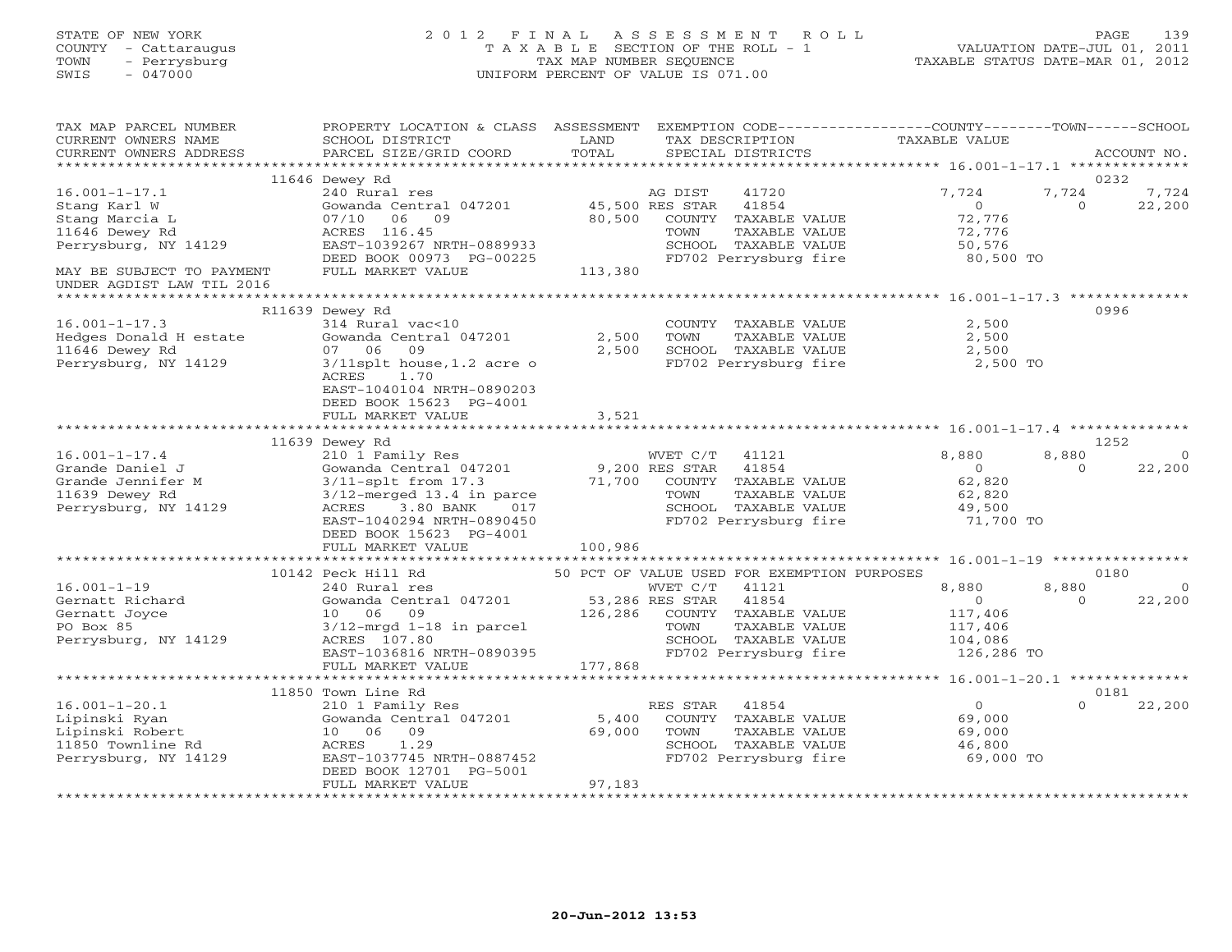STATE OF NEW YORK
COUNTY - Cattaraugus
TOWN - Perrysburg
SWIS - 047000

2 0 1 2 F I N A L A S S E S S M E N T R O L L
T A X A B L E SECTION OF THE ROLL - 1
TAX MAP NUMBER SEQUENCE
UNIFORM PERCENT OF VALUE IS 071.00

VALUATION DATE-JUL 01, 2011
TAXABLE STATUS DATE-MAR 01, 2012

| TAX MAP PARCEL NUMBER / CURRENT OWNERS NAME / CURRENT OWNERS ADDRESS | PROPERTY LOCATION & CLASS / SCHOOL DISTRICT / PARCEL SIZE/GRID COORD | ASSESSMENT LAND / TOTAL | EXEMPTION CODE / TAX DESCRIPTION / SPECIAL DISTRICTS | COUNTY TAXABLE VALUE | TOWN | SCHOOL | ACCOUNT NO. |
|---|---|---|---|---|---|---|---|
| **16.001-1-17.1** | 11646 Dewey Rd | | | | | | 0232 |
| 16.001-1-17.1 | 240 Rural res | | AG DIST 41720 | 7,724 | 7,724 | 7,724 | |
| Stang Karl W | Gowanda Central 047201 | 45,500 | RES STAR 41854 | 0 | 0 | 22,200 | |
| Stang Marcia L | 07/10 06 09 | 80,500 | COUNTY TAXABLE VALUE | 72,776 | | | |
| 11646 Dewey Rd | ACRES 116.45 | | TOWN TAXABLE VALUE | 72,776 | | | |
| Perrysburg, NY 14129 | EAST-1039267 NRTH-0889933 | | SCHOOL TAXABLE VALUE | 50,576 | | | |
| | DEED BOOK 00973 PG-00225 | | FD702 Perrysburg fire | 80,500 TO | | | |
| MAY BE SUBJECT TO PAYMENT | FULL MARKET VALUE | 113,380 | | | | | |
| UNDER AGDIST LAW TIL 2016 | | | | | | | |
| **16.001-1-17.3** | R11639 Dewey Rd | | | | | | 0996 |
| 16.001-1-17.3 | 314 Rural vac<10 | | COUNTY TAXABLE VALUE | 2,500 | | | |
| Hedges Donald H estate | Gowanda Central 047201 | 2,500 | TOWN TAXABLE VALUE | 2,500 | | | |
| 11646 Dewey Rd | 07 06 09 | 2,500 | SCHOOL TAXABLE VALUE | 2,500 | | | |
| Perrysburg, NY 14129 | 3/11splt house,1.2 acre o | | FD702 Perrysburg fire | 2,500 TO | | | |
| | ACRES 1.70 | | | | | | |
| | EAST-1040104 NRTH-0890203 | | | | | | |
| | DEED BOOK 15623 PG-4001 | | | | | | |
| | FULL MARKET VALUE | 3,521 | | | | | |
| **16.001-1-17.4** | 11639 Dewey Rd | | | | | | 1252 |
| 16.001-1-17.4 | 210 1 Family Res | | WVET C/T 41121 | 8,880 | 8,880 | 0 | |
| Grande Daniel J | Gowanda Central 047201 | 9,200 | RES STAR 41854 | 0 | 0 | 22,200 | |
| Grande Jennifer M | 3/11-splt from 17.3 | 71,700 | COUNTY TAXABLE VALUE | 62,820 | | | |
| 11639 Dewey Rd | 3/12-merged 13.4 in parce | | TOWN TAXABLE VALUE | 62,820 | | | |
| Perrysburg, NY 14129 | ACRES 3.80 BANK 017 | | SCHOOL TAXABLE VALUE | 49,500 | | | |
| | EAST-1040294 NRTH-0890450 | | FD702 Perrysburg fire | 71,700 TO | | | |
| | DEED BOOK 15623 PG-4001 | | | | | | |
| | FULL MARKET VALUE | 100,986 | | | | | |
| **16.001-1-19** | 10142 Peck Hill Rd | | 50 PCT OF VALUE USED FOR EXEMPTION PURPOSES | | | | 0180 |
| 16.001-1-19 | 240 Rural res | | WVET C/T 41121 | 8,880 | 8,880 | 0 | |
| Gernatt Richard | Gowanda Central 047201 | 53,286 | RES STAR 41854 | 0 | 0 | 22,200 | |
| Gernatt Joyce | 10 06 09 | 126,286 | COUNTY TAXABLE VALUE | 117,406 | | | |
| PO Box 85 | 3/12-mrgd 1-18 in parcel | | TOWN TAXABLE VALUE | 117,406 | | | |
| Perrysburg, NY 14129 | ACRES 107.80 | | SCHOOL TAXABLE VALUE | 104,086 | | | |
| | EAST-1036816 NRTH-0890395 | | FD702 Perrysburg fire | 126,286 TO | | | |
| | FULL MARKET VALUE | 177,868 | | | | | |
| **16.001-1-20.1** | 11850 Town Line Rd | | | | | | 0181 |
| 16.001-1-20.1 | 210 1 Family Res | | RES STAR 41854 | 0 | 0 | 22,200 | |
| Lipinski Ryan | Gowanda Central 047201 | 5,400 | COUNTY TAXABLE VALUE | 69,000 | | | |
| Lipinski Robert | 10 06 09 | 69,000 | TOWN TAXABLE VALUE | 69,000 | | | |
| 11850 Townline Rd | ACRES 1.29 | | SCHOOL TAXABLE VALUE | 46,800 | | | |
| Perrysburg, NY 14129 | EAST-1037745 NRTH-0887452 | | FD702 Perrysburg fire | 69,000 TO | | | |
| | DEED BOOK 12701 PG-5001 | | | | | | |
| | FULL MARKET VALUE | 97,183 | | | | | |

20-Jun-2012 13:53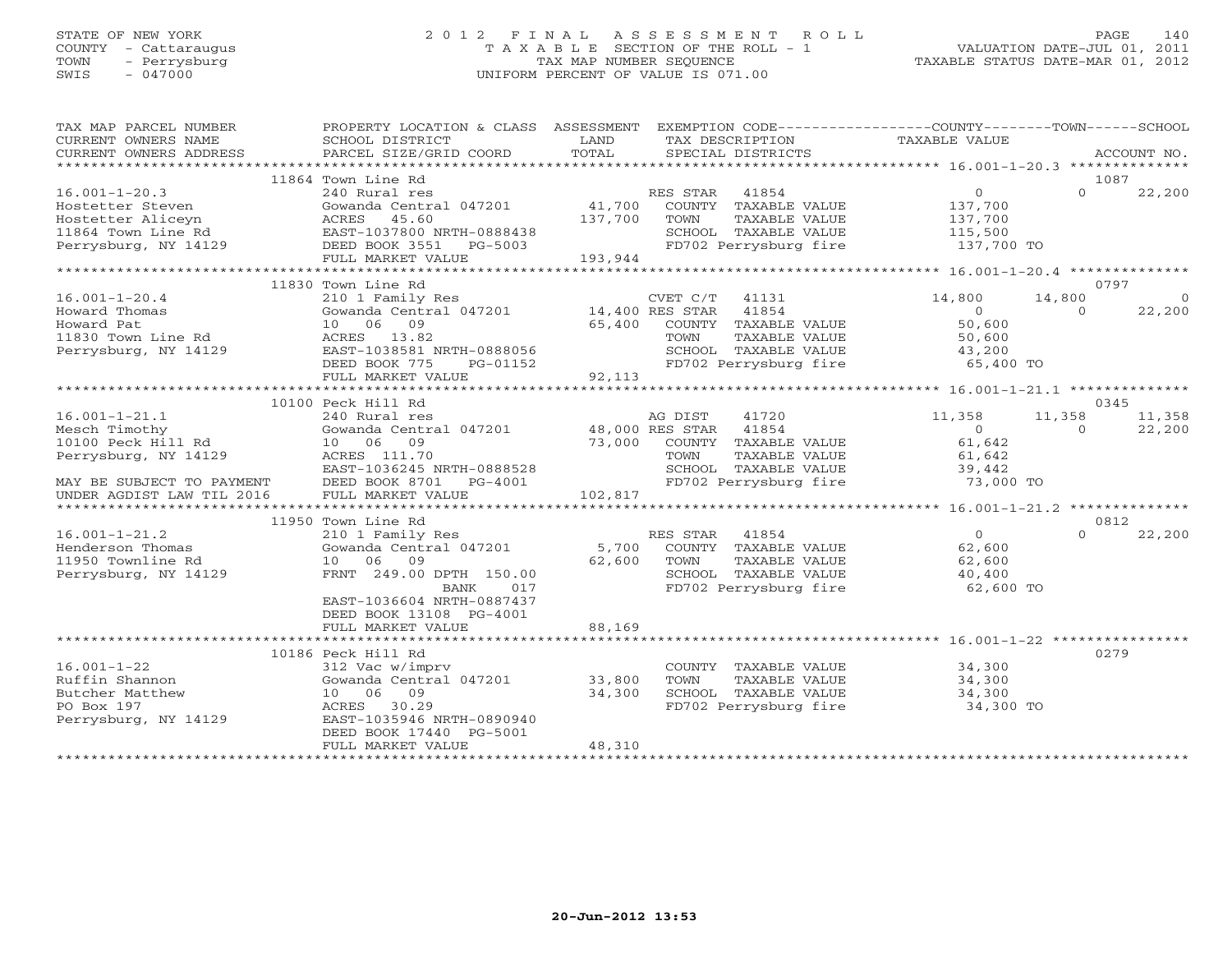STATE OF NEW YORK
COUNTY - Cattaraugus
TOWN - Perrysburg
SWIS - 047000

# 2012 FINAL ASSESSMENT ROLL
TAXABLE SECTION OF THE ROLL - 1
TAX MAP NUMBER SEQUENCE
UNIFORM PERCENT OF VALUE IS 071.00

VALUATION DATE-JUL 01, 2011
TAXABLE STATUS DATE-MAR 01, 2012

| TAX MAP PARCEL NUMBER / CURRENT OWNERS NAME / CURRENT OWNERS ADDRESS | PROPERTY LOCATION & CLASS / SCHOOL DISTRICT / PARCEL SIZE/GRID COORD | ASSESSMENT LAND / TOTAL | EXEMPTION CODE / TAX DESCRIPTION / SPECIAL DISTRICTS | COUNTY | TOWN | SCHOOL | ACCOUNT NO. |
|---|---|---|---|---|---|---|---|
| 16.001-1-20.3 | 11864 Town Line Rd | | | | | | 1087 |
| Hostetter Steven | 240 Rural res | | RES STAR 41854 | 0 | 0 | 22,200 | |
| Hostetter Aliceyn | Gowanda Central 047201 | 41,700 | COUNTY TAXABLE VALUE | 137,700 | | | |
| 11864 Town Line Rd | ACRES 45.60 | 137,700 | TOWN TAXABLE VALUE | | 137,700 | | |
| Perrysburg, NY 14129 | EAST-1037800 NRTH-0888438 | | SCHOOL TAXABLE VALUE | | | 115,500 | |
| | DEED BOOK 3551 PG-5003 | | FD702 Perrysburg fire | 137,700 TO | | | |
| | FULL MARKET VALUE | 193,944 | | | | | |
| 16.001-1-20.4 | 11830 Town Line Rd | | | | | | 0797 |
| Howard Thomas | 210 1 Family Res | | CVET C/T 41131 | 14,800 | 14,800 | 0 | |
| Howard Pat | Gowanda Central 047201 | 14,400 | RES STAR 41854 | 0 | 0 | 22,200 | |
| 11830 Town Line Rd | 10 06 09 | 65,400 | COUNTY TAXABLE VALUE | 50,600 | | | |
| Perrysburg, NY 14129 | ACRES 13.82 | | TOWN TAXABLE VALUE | | 50,600 | | |
| | EAST-1038581 NRTH-0888056 | | SCHOOL TAXABLE VALUE | | | 43,200 | |
| | DEED BOOK 775 PG-01152 | | FD702 Perrysburg fire | 65,400 TO | | | |
| | FULL MARKET VALUE | 92,113 | | | | | |
| 16.001-1-21.1 | 10100 Peck Hill Rd | | | | | | 0345 |
| Mesch Timothy | 240 Rural res | | AG DIST 41720 | 11,358 | 11,358 | 11,358 | |
| 10100 Peck Hill Rd | Gowanda Central 047201 | 48,000 | RES STAR 41854 | 0 | 0 | 22,200 | |
| Perrysburg, NY 14129 | 10 06 09 | 73,000 | COUNTY TAXABLE VALUE | 61,642 | | | |
| | ACRES 111.70 | | TOWN TAXABLE VALUE | | 61,642 | | |
| | EAST-1036245 NRTH-0888528 | | SCHOOL TAXABLE VALUE | | | 39,442 | |
| MAY BE SUBJECT TO PAYMENT | DEED BOOK 8701 PG-4001 | | FD702 Perrysburg fire | 73,000 TO | | | |
| UNDER AGDIST LAW TIL 2016 | FULL MARKET VALUE | 102,817 | | | | | |
| 16.001-1-21.2 | 11950 Town Line Rd | | | | | | 0812 |
| Henderson Thomas | 210 1 Family Res | | RES STAR 41854 | 0 | 0 | 22,200 | |
| 11950 Townline Rd | Gowanda Central 047201 | 5,700 | COUNTY TAXABLE VALUE | 62,600 | | | |
| Perrysburg, NY 14129 | 10 06 09 | 62,600 | TOWN TAXABLE VALUE | | 62,600 | | |
| | FRNT 249.00 DPTH 150.00 | | SCHOOL TAXABLE VALUE | | | 40,400 | |
| | BANK 017 | | FD702 Perrysburg fire | 62,600 TO | | | |
| | EAST-1036604 NRTH-0887437 | | | | | | |
| | DEED BOOK 13108 PG-4001 | | | | | | |
| | FULL MARKET VALUE | 88,169 | | | | | |
| 16.001-1-22 | 10186 Peck Hill Rd | | | | | | 0279 |
| Ruffin Shannon | 312 Vac w/imprv | | COUNTY TAXABLE VALUE | 34,300 | | | |
| Butcher Matthew | Gowanda Central 047201 | 33,800 | TOWN TAXABLE VALUE | | 34,300 | | |
| PO Box 197 | 10 06 09 | 34,300 | SCHOOL TAXABLE VALUE | | | 34,300 | |
| Perrysburg, NY 14129 | ACRES 30.29 | | FD702 Perrysburg fire | 34,300 TO | | | |
| | EAST-1035946 NRTH-0890940 | | | | | | |
| | DEED BOOK 17440 PG-5001 | | | | | | |
| | FULL MARKET VALUE | 48,310 | | | | | |

20-Jun-2012 13:53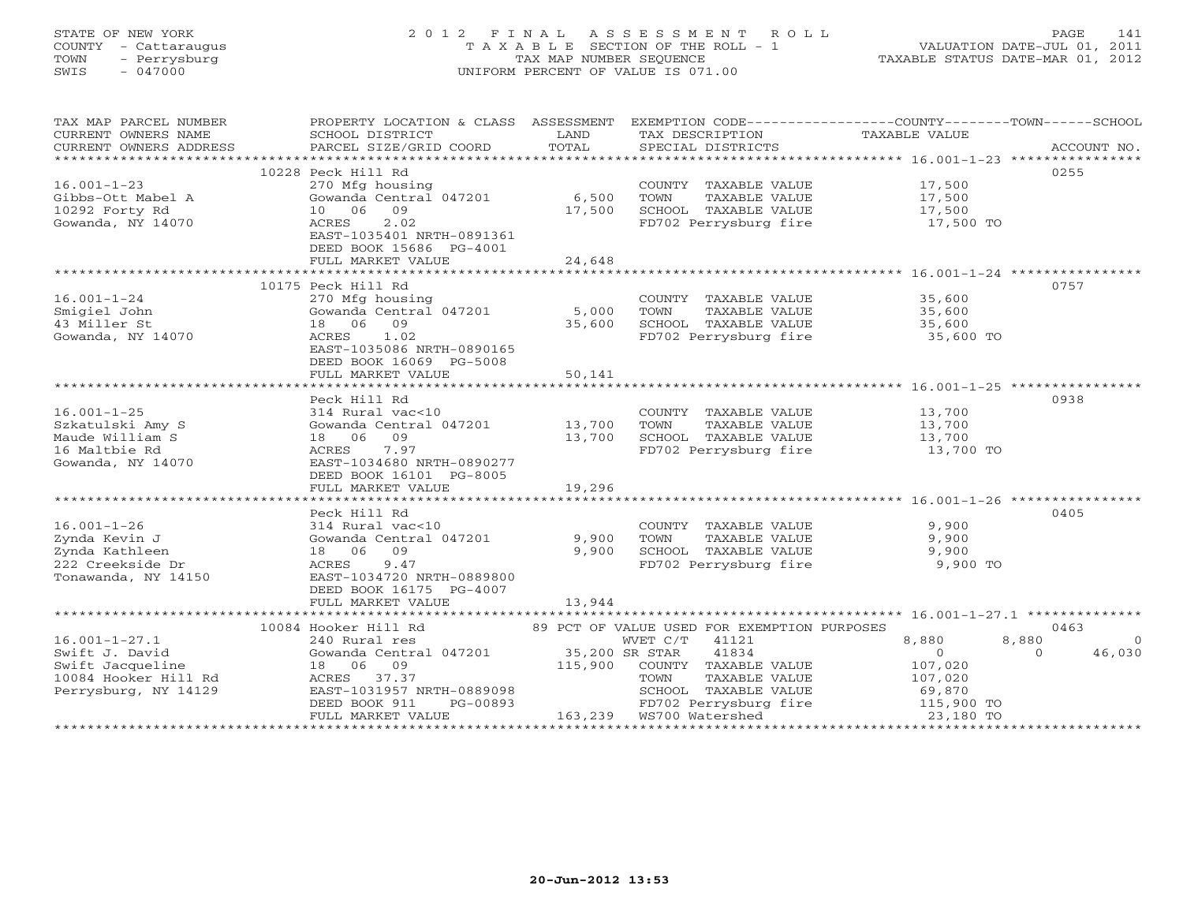STATE OF NEW YORK
COUNTY - Cattaraugus
TOWN - Perrysburg
SWIS - 047000

2012 FINAL ASSESSMENT ROLL
TAXABLE SECTION OF THE ROLL - 1
TAX MAP NUMBER SEQUENCE
UNIFORM PERCENT OF VALUE IS 071.00

VALUATION DATE-JUL 01, 2011
TAXABLE STATUS DATE-MAR 01, 2012

| TAX MAP PARCEL NUMBER / CURRENT OWNERS NAME / CURRENT OWNERS ADDRESS | PROPERTY LOCATION & CLASS / SCHOOL DISTRICT / PARCEL SIZE/GRID COORD | ASSESSMENT LAND | TOTAL | EXEMPTION CODE / TAX DESCRIPTION / SPECIAL DISTRICTS | COUNTY TAXABLE VALUE | TOWN | SCHOOL | ACCOUNT NO. |
|---|---|---|---|---|---|---|---|---|
| **16.001-1-23** | 10228 Peck Hill Rd | | | | | | | 0255 |
| Gibbs-Ott Mabel A | 270 Mfg housing | | | COUNTY TAXABLE VALUE | 17,500 | | | |
| 10292 Forty Rd | Gowanda Central 047201 | 6,500 | | TOWN TAXABLE VALUE | 17,500 | | | |
| Gowanda, NY 14070 | 10 06 09 | | 17,500 | SCHOOL TAXABLE VALUE | 17,500 | | | |
| | ACRES 2.02 | | | FD702 Perrysburg fire | 17,500 TO | | | |
| | EAST-1035401 NRTH-0891361 | | | | | | | |
| | DEED BOOK 15686 PG-4001 | | | | | | | |
| | FULL MARKET VALUE | | 24,648 | | | | | |
| **16.001-1-24** | 10175 Peck Hill Rd | | | | | | | 0757 |
| Smigiel John | 270 Mfg housing | | | COUNTY TAXABLE VALUE | 35,600 | | | |
| 43 Miller St | Gowanda Central 047201 | 5,000 | | TOWN TAXABLE VALUE | 35,600 | | | |
| Gowanda, NY 14070 | 18 06 09 | | 35,600 | SCHOOL TAXABLE VALUE | 35,600 | | | |
| | ACRES 1.02 | | | FD702 Perrysburg fire | 35,600 TO | | | |
| | EAST-1035086 NRTH-0890165 | | | | | | | |
| | DEED BOOK 16069 PG-5008 | | | | | | | |
| | FULL MARKET VALUE | | 50,141 | | | | | |
| **16.001-1-25** | Peck Hill Rd | | | | | | | 0938 |
| Szkatulski Amy S | 314 Rural vac<10 | | | COUNTY TAXABLE VALUE | 13,700 | | | |
| Maude William S | Gowanda Central 047201 | 13,700 | | TOWN TAXABLE VALUE | 13,700 | | | |
| 16 Maltbie Rd | 18 06 09 | | 13,700 | SCHOOL TAXABLE VALUE | 13,700 | | | |
| Gowanda, NY 14070 | ACRES 7.97 | | | FD702 Perrysburg fire | 13,700 TO | | | |
| | EAST-1034680 NRTH-0890277 | | | | | | | |
| | DEED BOOK 16101 PG-8005 | | | | | | | |
| | FULL MARKET VALUE | | 19,296 | | | | | |
| **16.001-1-26** | Peck Hill Rd | | | | | | | 0405 |
| Zynda Kevin J | 314 Rural vac<10 | | | COUNTY TAXABLE VALUE | 9,900 | | | |
| Zynda Kathleen | Gowanda Central 047201 | 9,900 | | TOWN TAXABLE VALUE | 9,900 | | | |
| 222 Creekside Dr | 18 06 09 | | 9,900 | SCHOOL TAXABLE VALUE | 9,900 | | | |
| Tonawanda, NY 14150 | ACRES 9.47 | | | FD702 Perrysburg fire | 9,900 TO | | | |
| | EAST-1034720 NRTH-0889800 | | | | | | | |
| | DEED BOOK 16175 PG-4007 | | | | | | | |
| | FULL MARKET VALUE | | 13,944 | | | | | |
| **16.001-1-27.1** | 10084 Hooker Hill Rd | | | 89 PCT OF VALUE USED FOR EXEMPTION PURPOSES | | | | 0463 |
| Swift J. David | 240 Rural res | | | WVET C/T 41121 | 8,880 | 8,880 | 0 | |
| Swift Jacqueline | Gowanda Central 047201 | 35,200 | | SR STAR 41834 | 0 | 0 | 46,030 | |
| 10084 Hooker Hill Rd | 18 06 09 | | 115,900 | COUNTY TAXABLE VALUE | 107,020 | | | |
| Perrysburg, NY 14129 | ACRES 37.37 | | | TOWN TAXABLE VALUE | 107,020 | | | |
| | EAST-1031957 NRTH-0889098 | | | SCHOOL TAXABLE VALUE | 69,870 | | | |
| | DEED BOOK 911 PG-00893 | | | FD702 Perrysburg fire | 115,900 TO | | | |
| | FULL MARKET VALUE | | 163,239 | WS700 Watershed | 23,180 TO | | | |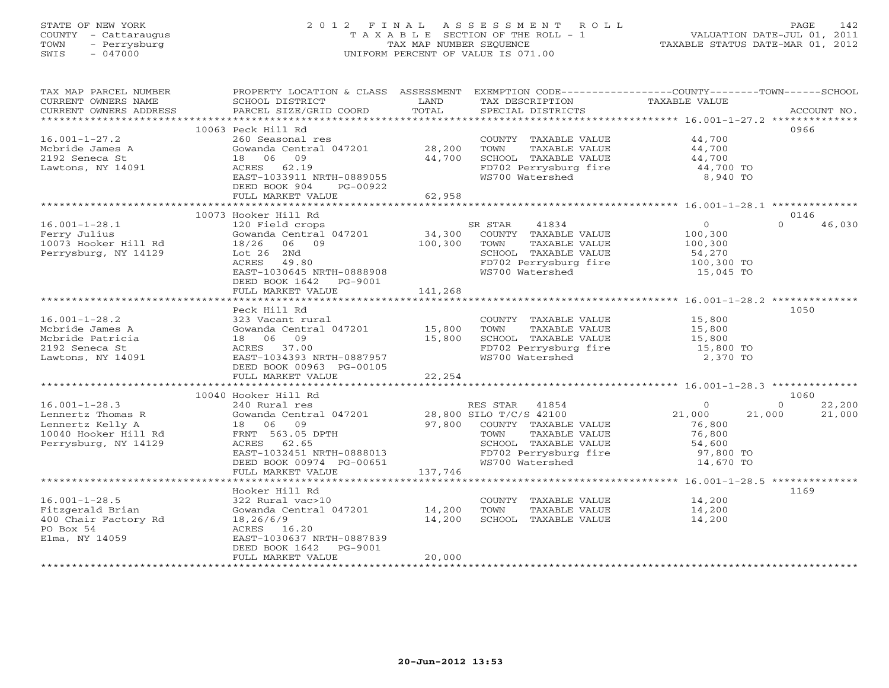STATE OF NEW YORK
COUNTY - Cattaraugus
TOWN - Perrysburg
SWIS - 047000

# 2012 FINAL ASSESSMENT ROLL

TAXABLE SECTION OF THE ROLL - 1
TAX MAP NUMBER SEQUENCE
UNIFORM PERCENT OF VALUE IS 071.00

VALUATION DATE-JUL 01, 2011
TAXABLE STATUS DATE-MAR 01, 2012

```
TAX MAP PARCEL NUMBER     PROPERTY LOCATION & CLASS  ASSESSMENT  EXEMPTION CODE-----------------COUNTY--------TOWN------SCHOOL
CURRENT OWNERS NAME       SCHOOL DISTRICT               LAND      TAX DESCRIPTION              TAXABLE VALUE
CURRENT OWNERS ADDRESS    PARCEL SIZE/GRID COORD        TOTAL     SPECIAL DISTRICTS                                        ACCOUNT NO.
*********************************************************************************************** 16.001-1-27.2 **************
                          10063 Peck Hill Rd                                                                              0966
16.001-1-27.2             260 Seasonal res                         COUNTY  TAXABLE VALUE          44,700
Mcbride James A           Gowanda Central 047201      28,200       TOWN    TAXABLE VALUE          44,700
2192 Seneca St            18  06  09                  44,700       SCHOOL  TAXABLE VALUE          44,700
Lawtons, NY 14091         ACRES  62.19                             FD702 Perrysburg fire          44,700 TO
                          EAST-1033911 NRTH-0889055                WS700 Watershed                 8,940 TO
                          DEED BOOK 904     PG-00922
                          FULL MARKET VALUE           62,958
*********************************************************************************************** 16.001-1-28.1 **************
                          10073 Hooker Hill Rd                                                                            0146
16.001-1-28.1             120 Field crops                          SR STAR    41834                0            0       46,030
Ferry Julius              Gowanda Central 047201      34,300       COUNTY  TAXABLE VALUE         100,300
10073 Hooker Hill Rd      18/26   06  09             100,300       TOWN    TAXABLE VALUE         100,300
Perrysburg, NY 14129      Lot 26  2Nd                              SCHOOL  TAXABLE VALUE          54,270
                          ACRES  49.80                             FD702 Perrysburg fire         100,300 TO
                          EAST-1030645 NRTH-0888908                WS700 Watershed                15,045 TO
                          DEED BOOK 1642    PG-9001
                          FULL MARKET VALUE          141,268
*********************************************************************************************** 16.001-1-28.2 **************
                          Peck Hill Rd                                                                                    1050
16.001-1-28.2             323 Vacant rural                         COUNTY  TAXABLE VALUE          15,800
Mcbride James A           Gowanda Central 047201      15,800       TOWN    TAXABLE VALUE          15,800
Mcbride Patricia          18  06  09                  15,800       SCHOOL  TAXABLE VALUE          15,800
2192 Seneca St            ACRES  37.00                             FD702 Perrysburg fire          15,800 TO
Lawtons, NY 14091         EAST-1034393 NRTH-0887957                WS700 Watershed                 2,370 TO
                          DEED BOOK 00963 PG-00105
                          FULL MARKET VALUE           22,254
*********************************************************************************************** 16.001-1-28.3 **************
                          10040 Hooker Hill Rd                                                                            1060
16.001-1-28.3             240 Rural res                            RES STAR   41854                0            0       22,200
Lennertz Thomas R         Gowanda Central 047201      28,800 SILO T/C/S 42100                 21,000       21,000       21,000
Lennertz Kelly A          18  06  09                  97,800       COUNTY  TAXABLE VALUE          76,800
10040 Hooker Hill Rd      FRNT 563.05 DPTH                         TOWN    TAXABLE VALUE          76,800
Perrysburg, NY 14129      ACRES  62.65                             SCHOOL  TAXABLE VALUE          54,600
                          EAST-1032451 NRTH-0888013                FD702 Perrysburg fire          97,800 TO
                          DEED BOOK 00974 PG-00651                 WS700 Watershed                14,670 TO
                          FULL MARKET VALUE          137,746
*********************************************************************************************** 16.001-1-28.5 **************
                          Hooker Hill Rd                                                                                  1169
16.001-1-28.5             322 Rural vac>10                         COUNTY  TAXABLE VALUE          14,200
Fitzgerald Brian          Gowanda Central 047201      14,200       TOWN    TAXABLE VALUE          14,200
400 Chair Factory Rd      18,26/6/9                   14,200       SCHOOL  TAXABLE VALUE          14,200
PO Box 54                 ACRES  16.20
Elma, NY 14059            EAST-1030637 NRTH-0887839
                          DEED BOOK 1642    PG-9001
                          FULL MARKET VALUE           20,000
****************************************************************************************************************************
```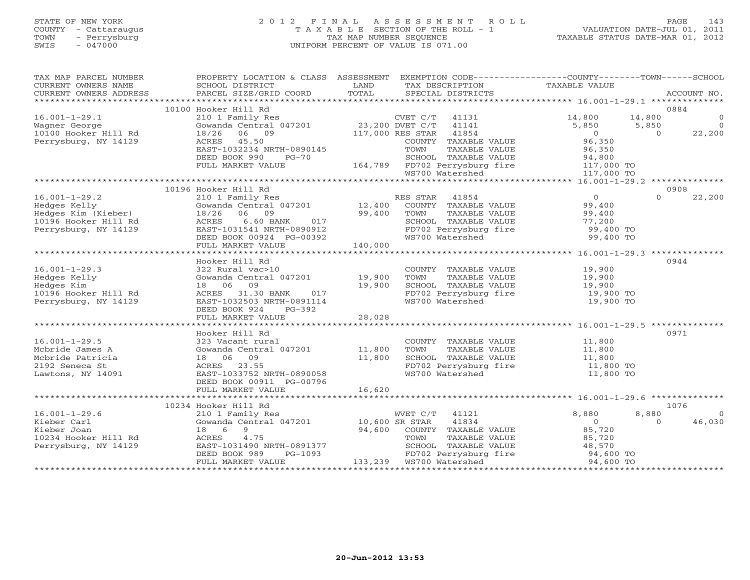STATE OF NEW YORK
COUNTY - Cattaraugus
TOWN - Perrysburg
SWIS - 047000

# 2012 FINAL ASSESSMENT ROLL
TAXABLE SECTION OF THE ROLL - 1
TAX MAP NUMBER SEQUENCE
UNIFORM PERCENT OF VALUE IS 071.00

VALUATION DATE-JUL 01, 2011
TAXABLE STATUS DATE-MAR 01, 2012

| TAX MAP PARCEL NUMBER / CURRENT OWNERS NAME / CURRENT OWNERS ADDRESS | PROPERTY LOCATION & CLASS / SCHOOL DISTRICT / PARCEL SIZE/GRID COORD | ASSESSMENT LAND / TOTAL | EXEMPTION CODE / TAX DESCRIPTION / SPECIAL DISTRICTS | COUNTY TAXABLE VALUE | TOWN | SCHOOL | ACCOUNT NO. |
|---|---|---|---|---|---|---|---|
| | 10100 Hooker Hill Rd | | | | | | 0884 |
| 16.001-1-29.1 | 210 1 Family Res | | CVET C/T 41131 | 14,800 | 14,800 | 0 | |
| Wagner George | Gowanda Central 047201 | 23,200 | DVET C/T 41141 | 5,850 | 5,850 | 0 | |
| 10100 Hooker Hill Rd | 18/26 06 09 | 117,000 | RES STAR 41854 | 0 | 0 | 22,200 | |
| Perrysburg, NY 14129 | ACRES 45.50 | | COUNTY TAXABLE VALUE | 96,350 | | | |
| | EAST-1032234 NRTH-0890145 | | TOWN TAXABLE VALUE | 96,350 | | | |
| | DEED BOOK 990 PG-70 | | SCHOOL TAXABLE VALUE | 94,800 | | | |
| | FULL MARKET VALUE | 164,789 | FD702 Perrysburg fire | 117,000 TO | | | |
| | | | WS700 Watershed | 117,000 TO | | | |
| | 10196 Hooker Hill Rd | | | | | | 0908 |
| 16.001-1-29.2 | 210 1 Family Res | | RES STAR 41854 | 0 | 0 | 22,200 | |
| Hedges Kelly | Gowanda Central 047201 | 12,400 | COUNTY TAXABLE VALUE | 99,400 | | | |
| Hedges Kim (Kieber) | 18/26 06 09 | 99,400 | TOWN TAXABLE VALUE | 99,400 | | | |
| 10196 Hooker Hill Rd | ACRES 6.60 BANK 017 | | SCHOOL TAXABLE VALUE | 77,200 | | | |
| Perrysburg, NY 14129 | EAST-1031541 NRTH-0890912 | | FD702 Perrysburg fire | 99,400 TO | | | |
| | DEED BOOK 00924 PG-00392 | | WS700 Watershed | 99,400 TO | | | |
| | FULL MARKET VALUE | 140,000 | | | | | |
| | Hooker Hill Rd | | | | | | 0944 |
| 16.001-1-29.3 | 322 Rural vac>10 | | COUNTY TAXABLE VALUE | 19,900 | | | |
| Hedges Kelly | Gowanda Central 047201 | 19,900 | TOWN TAXABLE VALUE | 19,900 | | | |
| Hedges Kim | 18 06 09 | 19,900 | SCHOOL TAXABLE VALUE | 19,900 | | | |
| 10196 Hooker Hill Rd | ACRES 31.30 BANK 017 | | FD702 Perrysburg fire | 19,900 TO | | | |
| Perrysburg, NY 14129 | EAST-1032503 NRTH-0891114 | | WS700 Watershed | 19,900 TO | | | |
| | DEED BOOK 924 PG-392 | | | | | | |
| | FULL MARKET VALUE | 28,028 | | | | | |
| | Hooker Hill Rd | | | | | | 0971 |
| 16.001-1-29.5 | 323 Vacant rural | | COUNTY TAXABLE VALUE | 11,800 | | | |
| Mcbride James A | Gowanda Central 047201 | 11,800 | TOWN TAXABLE VALUE | 11,800 | | | |
| Mcbride Patricia | 18 06 09 | 11,800 | SCHOOL TAXABLE VALUE | 11,800 | | | |
| 2192 Seneca St | ACRES 23.55 | | FD702 Perrysburg fire | 11,800 TO | | | |
| Lawtons, NY 14091 | EAST-1033752 NRTH-0890058 | | WS700 Watershed | 11,800 TO | | | |
| | DEED BOOK 00911 PG-00796 | | | | | | |
| | FULL MARKET VALUE | 16,620 | | | | | |
| | 10234 Hooker Hill Rd | | | | | | 1076 |
| 16.001-1-29.6 | 210 1 Family Res | | WVET C/T 41121 | 8,880 | 8,880 | 0 | |
| Kieber Carl | Gowanda Central 047201 | 10,600 | SR STAR 41834 | 0 | 0 | 46,030 | |
| Kieber Joan | 18 6 9 | 94,600 | COUNTY TAXABLE VALUE | 85,720 | | | |
| 10234 Hooker Hill Rd | ACRES 4.75 | | TOWN TAXABLE VALUE | 85,720 | | | |
| Perrysburg, NY 14129 | EAST-1031490 NRTH-0891377 | | SCHOOL TAXABLE VALUE | 48,570 | | | |
| | DEED BOOK 989 PG-1093 | | FD702 Perrysburg fire | 94,600 TO | | | |
| | FULL MARKET VALUE | 133,239 | WS700 Watershed | 94,600 TO | | | |

20-Jun-2012 13:53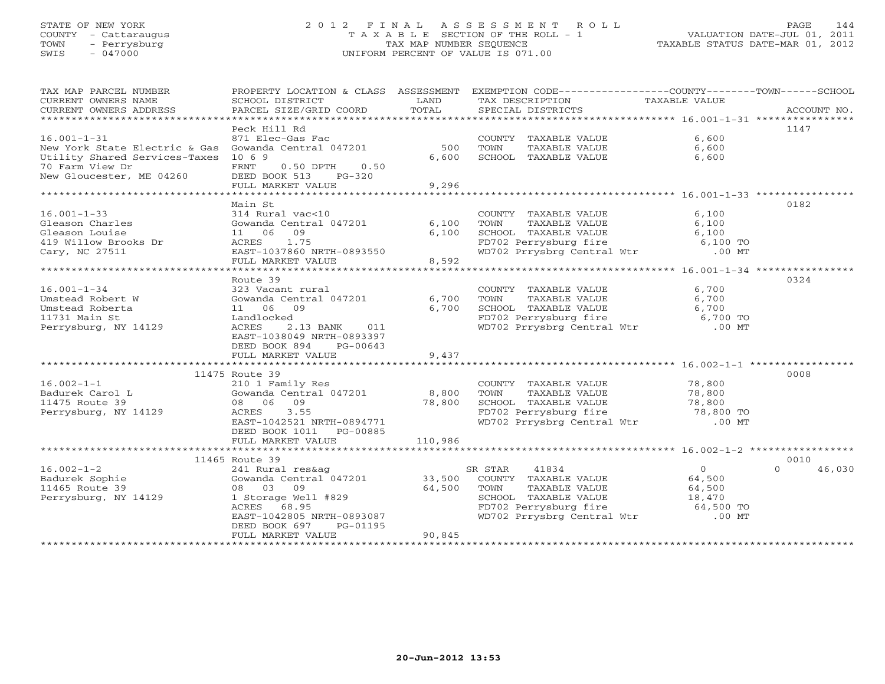STATE OF NEW YORK
COUNTY - Cattaraugus
TOWN - Perrysburg
SWIS - 047000

# 2012 FINAL ASSESSMENT ROLL
TAXABLE SECTION OF THE ROLL - 1
TAX MAP NUMBER SEQUENCE
UNIFORM PERCENT OF VALUE IS 071.00

VALUATION DATE-JUL 01, 2011
TAXABLE STATUS DATE-MAR 01, 2012

| TAX MAP PARCEL NUMBER / CURRENT OWNERS NAME / CURRENT OWNERS ADDRESS | PROPERTY LOCATION & CLASS / SCHOOL DISTRICT / PARCEL SIZE/GRID COORD | ASSESSMENT LAND / TOTAL | EXEMPTION CODE / TAX DESCRIPTION / SPECIAL DISTRICTS | TAXABLE VALUE (COUNTY / TOWN / SCHOOL) | ACCOUNT NO. |
|---|---|---|---|---|---|
| **16.001-1-31** | Peck Hill Rd | | | | 1147 |
| New York State Electric & Gas | 871 Elec-Gas Fac | | COUNTY TAXABLE VALUE | 6,600 | |
| Utility Shared Services-Taxes | Gowanda Central 047201 | 500 | TOWN TAXABLE VALUE | 6,600 | |
| 70 Farm View Dr | 10 6 9 | 6,600 | SCHOOL TAXABLE VALUE | 6,600 | |
| New Gloucester, ME 04260 | FRNT 0.50 DPTH 0.50 | | | | |
| | DEED BOOK 513 PG-320 | | | | |
| | FULL MARKET VALUE | 9,296 | | | |
| **16.001-1-33** | Main St | | | | 0182 |
| Gleason Charles | 314 Rural vac<10 | | COUNTY TAXABLE VALUE | 6,100 | |
| Gleason Louise | Gowanda Central 047201 | 6,100 | TOWN TAXABLE VALUE | 6,100 | |
| 419 Willow Brooks Dr | 11 06 09 | 6,100 | SCHOOL TAXABLE VALUE | 6,100 | |
| Cary, NC 27511 | ACRES 1.75 | | FD702 Perrysburg fire | 6,100 TO | |
| | EAST-1037860 NRTH-0893550 | | WD702 Prrysbrg Central Wtr | .00 MT | |
| | FULL MARKET VALUE | 8,592 | | | |
| **16.001-1-34** | Route 39 | | | | 0324 |
| Umstead Robert W | 323 Vacant rural | | COUNTY TAXABLE VALUE | 6,700 | |
| Umstead Roberta | Gowanda Central 047201 | 6,700 | TOWN TAXABLE VALUE | 6,700 | |
| 11731 Main St | 11 06 09 | 6,700 | SCHOOL TAXABLE VALUE | 6,700 | |
| Perrysburg, NY 14129 | Landlocked | | FD702 Perrysburg fire | 6,700 TO | |
| | ACRES 2.13 BANK 011 | | WD702 Prrysbrg Central Wtr | .00 MT | |
| | EAST-1038049 NRTH-0893397 | | | | |
| | DEED BOOK 894 PG-00643 | | | | |
| | FULL MARKET VALUE | 9,437 | | | |
| **16.002-1-1** | 11475 Route 39 | | | | 0008 |
| Badurek Carol L | 210 1 Family Res | | COUNTY TAXABLE VALUE | 78,800 | |
| 11475 Route 39 | Gowanda Central 047201 | 8,800 | TOWN TAXABLE VALUE | 78,800 | |
| Perrysburg, NY 14129 | 08 06 09 | 78,800 | SCHOOL TAXABLE VALUE | 78,800 | |
| | ACRES 3.55 | | FD702 Perrysburg fire | 78,800 TO | |
| | EAST-1042521 NRTH-0894771 | | WD702 Prrysbrg Central Wtr | .00 MT | |
| | DEED BOOK 1011 PG-00885 | | | | |
| | FULL MARKET VALUE | 110,986 | | | |
| **16.002-1-2** | 11465 Route 39 | | | | 0010 |
| Badurek Sophie | 241 Rural res&ag | | SR STAR 41834 | 0 / 0 / 46,030 | |
| 11465 Route 39 | Gowanda Central 047201 | 33,500 | COUNTY TAXABLE VALUE | 64,500 | |
| Perrysburg, NY 14129 | 08 03 09 | 64,500 | TOWN TAXABLE VALUE | 64,500 | |
| | 1 Storage Well #829 | | SCHOOL TAXABLE VALUE | 18,470 | |
| | ACRES 68.95 | | FD702 Perrysburg fire | 64,500 TO | |
| | EAST-1042805 NRTH-0893087 | | WD702 Prrysbrg Central Wtr | .00 MT | |
| | DEED BOOK 697 PG-01195 | | | | |
| | FULL MARKET VALUE | 90,845 | | | |

20-Jun-2012 13:53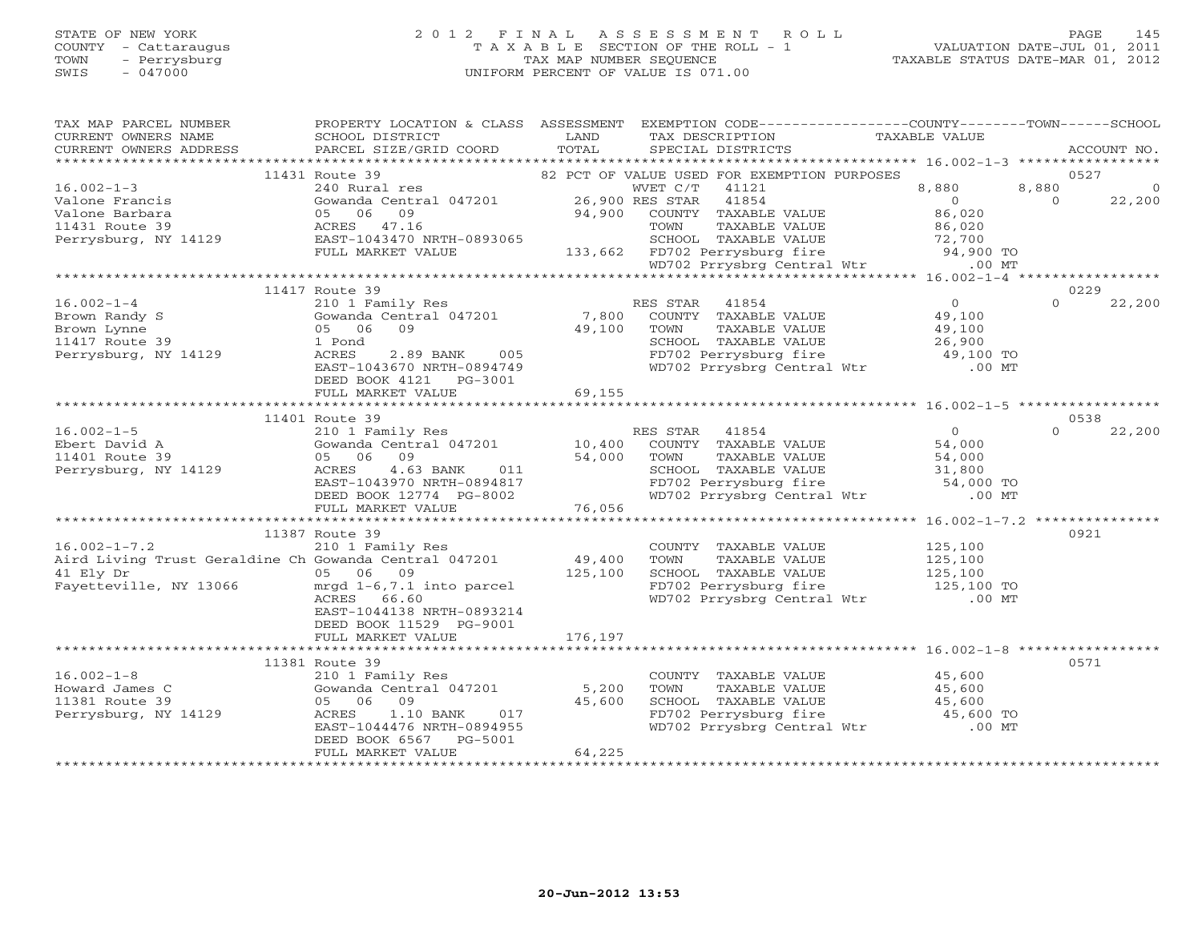STATE OF NEW YORK
COUNTY - Cattaraugus
TOWN - Perrysburg
SWIS - 047000

# 2012 FINAL ASSESSMENT ROLL

TAXABLE SECTION OF THE ROLL - 1
TAX MAP NUMBER SEQUENCE
UNIFORM PERCENT OF VALUE IS 071.00

VALUATION DATE-JUL 01, 2011
TAXABLE STATUS DATE-MAR 01, 2012

| TAX MAP PARCEL NUMBER / CURRENT OWNERS NAME / CURRENT OWNERS ADDRESS | PROPERTY LOCATION & CLASS / SCHOOL DISTRICT / PARCEL SIZE/GRID COORD | ASSESSMENT LAND / TOTAL | EXEMPTION CODE / TAX DESCRIPTION / SPECIAL DISTRICTS | COUNTY TAXABLE VALUE | TOWN | SCHOOL / ACCOUNT NO. |
|---|---|---|---|---|---|---|
| | 11431 Route 39 | | 82 PCT OF VALUE USED FOR EXEMPTION PURPOSES | | | 0527 |
| 16.002-1-3 | 240 Rural res | | WVET C/T 41121 | 8,880 | 8,880 | 0 |
| Valone Francis | Gowanda Central 047201 | 26,900 | RES STAR 41854 | 0 | 0 | 22,200 |
| Valone Barbara | 05 06 09 | 94,900 | COUNTY TAXABLE VALUE | 86,020 | | |
| 11431 Route 39 | ACRES 47.16 | | TOWN TAXABLE VALUE | 86,020 | | |
| Perrysburg, NY 14129 | EAST-1043470 NRTH-0893065 | | SCHOOL TAXABLE VALUE | 72,700 | | |
| | FULL MARKET VALUE | 133,662 | FD702 Perrysburg fire | 94,900 TO | | |
| | | | WD702 Prrysbrg Central Wtr | .00 MT | | |
| | 11417 Route 39 | | | | | 0229 |
| 16.002-1-4 | 210 1 Family Res | | RES STAR 41854 | 0 | 0 | 22,200 |
| Brown Randy S | Gowanda Central 047201 | 7,800 | COUNTY TAXABLE VALUE | 49,100 | | |
| Brown Lynne | 05 06 09 | 49,100 | TOWN TAXABLE VALUE | 49,100 | | |
| 11417 Route 39 | 1 Pond | | SCHOOL TAXABLE VALUE | 26,900 | | |
| Perrysburg, NY 14129 | ACRES 2.89 BANK 005 | | FD702 Perrysburg fire | 49,100 TO | | |
| | EAST-1043670 NRTH-0894749 | | WD702 Prrysbrg Central Wtr | .00 MT | | |
| | DEED BOOK 4121 PG-3001 | | | | | |
| | FULL MARKET VALUE | 69,155 | | | | |
| | 11401 Route 39 | | | | | 0538 |
| 16.002-1-5 | 210 1 Family Res | | RES STAR 41854 | 0 | 0 | 22,200 |
| Ebert David A | Gowanda Central 047201 | 10,400 | COUNTY TAXABLE VALUE | 54,000 | | |
| 11401 Route 39 | 05 06 09 | 54,000 | TOWN TAXABLE VALUE | 54,000 | | |
| Perrysburg, NY 14129 | ACRES 4.63 BANK 011 | | SCHOOL TAXABLE VALUE | 31,800 | | |
| | EAST-1043970 NRTH-0894817 | | FD702 Perrysburg fire | 54,000 TO | | |
| | DEED BOOK 12774 PG-8002 | | WD702 Prrysbrg Central Wtr | .00 MT | | |
| | FULL MARKET VALUE | 76,056 | | | | |
| | 11387 Route 39 | | | | | 0921 |
| 16.002-1-7.2 | 210 1 Family Res | | COUNTY TAXABLE VALUE | 125,100 | | |
| Aird Living Trust Geraldine Ch | Gowanda Central 047201 | 49,400 | TOWN TAXABLE VALUE | 125,100 | | |
| 41 Ely Dr | 05 06 09 | 125,100 | SCHOOL TAXABLE VALUE | 125,100 | | |
| Fayetteville, NY 13066 | mrgd 1-6,7.1 into parcel | | FD702 Perrysburg fire | 125,100 TO | | |
| | ACRES 66.60 | | WD702 Prrysbrg Central Wtr | .00 MT | | |
| | EAST-1044138 NRTH-0893214 | | | | | |
| | DEED BOOK 11529 PG-9001 | | | | | |
| | FULL MARKET VALUE | 176,197 | | | | |
| | 11381 Route 39 | | | | | 0571 |
| 16.002-1-8 | 210 1 Family Res | | COUNTY TAXABLE VALUE | 45,600 | | |
| Howard James C | Gowanda Central 047201 | 5,200 | TOWN TAXABLE VALUE | 45,600 | | |
| 11381 Route 39 | 05 06 09 | 45,600 | SCHOOL TAXABLE VALUE | 45,600 | | |
| Perrysburg, NY 14129 | ACRES 1.10 BANK 017 | | FD702 Perrysburg fire | 45,600 TO | | |
| | EAST-1044476 NRTH-0894955 | | WD702 Prrysbrg Central Wtr | .00 MT | | |
| | DEED BOOK 6567 PG-5001 | | | | | |
| | FULL MARKET VALUE | 64,225 | | | | |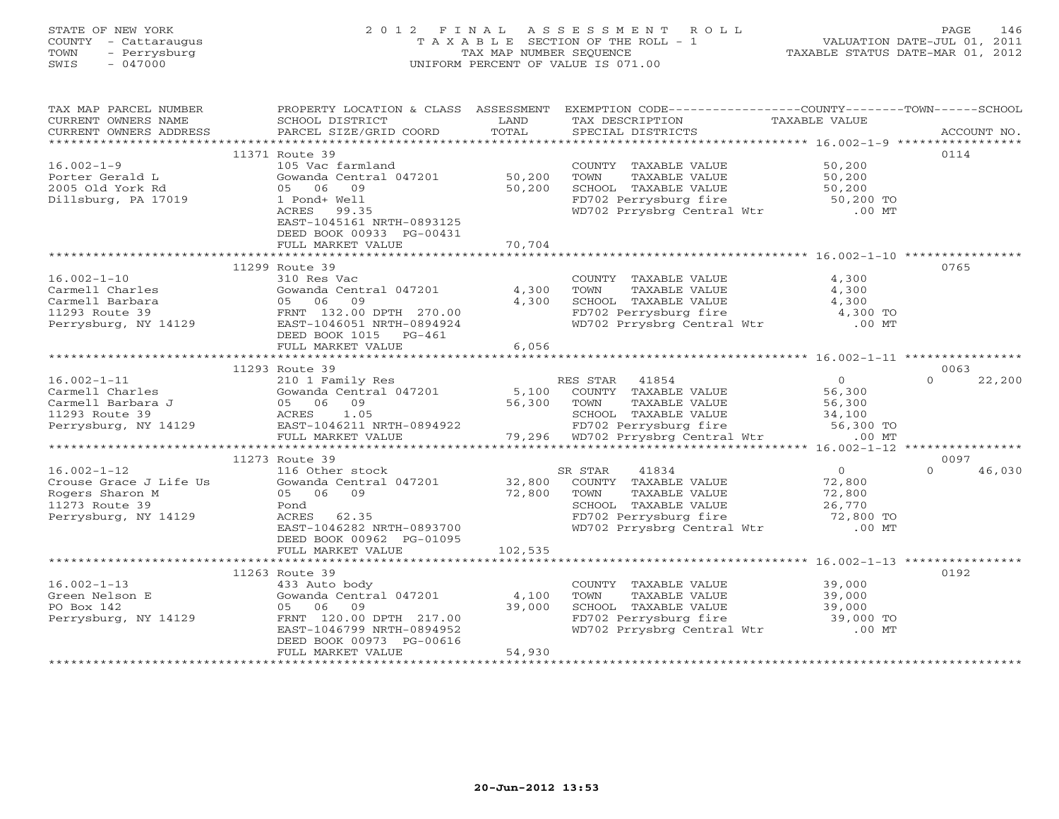STATE OF NEW YORK
COUNTY - Cattaraugus
TOWN - Perrysburg
SWIS - 047000

2012 FINAL ASSESSMENT ROLL
TAXABLE SECTION OF THE ROLL - 1
TAX MAP NUMBER SEQUENCE
UNIFORM PERCENT OF VALUE IS 071.00

VALUATION DATE-JUL 01, 2011
TAXABLE STATUS DATE-MAR 01, 2012

| TAX MAP PARCEL NUMBER / CURRENT OWNERS NAME / CURRENT OWNERS ADDRESS | PROPERTY LOCATION & CLASS / SCHOOL DISTRICT / PARCEL SIZE/GRID COORD | ASSESSMENT LAND / TOTAL | EXEMPTION CODE / TAX DESCRIPTION / SPECIAL DISTRICTS | COUNTY / TOWN / SCHOOL TAXABLE VALUE | ACCOUNT NO. |
|---|---|---|---|---|---|
| | 11371 Route 39 | | | | 0114 |
| 16.002-1-9 | 105 Vac farmland | | COUNTY TAXABLE VALUE | 50,200 | |
| Porter Gerald L | Gowanda Central 047201 | 50,200 | TOWN TAXABLE VALUE | 50,200 | |
| 2005 Old York Rd | 05 06 09 | 50,200 | SCHOOL TAXABLE VALUE | 50,200 | |
| Dillsburg, PA 17019 | 1 Pond+ Well | | FD702 Perrysburg fire | 50,200 TO | |
| | ACRES 99.35 | | WD702 Prrysbrg Central Wtr | .00 MT | |
| | EAST-1045161 NRTH-0893125 | | | | |
| | DEED BOOK 00933 PG-00431 | | | | |
| | FULL MARKET VALUE | 70,704 | | | |
| | 11299 Route 39 | | | | 0765 |
| 16.002-1-10 | 310 Res Vac | | COUNTY TAXABLE VALUE | 4,300 | |
| Carmell Charles | Gowanda Central 047201 | 4,300 | TOWN TAXABLE VALUE | 4,300 | |
| Carmell Barbara | 05 06 09 | 4,300 | SCHOOL TAXABLE VALUE | 4,300 | |
| 11293 Route 39 | FRNT 132.00 DPTH 270.00 | | FD702 Perrysburg fire | 4,300 TO | |
| Perrysburg, NY 14129 | EAST-1046051 NRTH-0894924 | | WD702 Prrysbrg Central Wtr | .00 MT | |
| | DEED BOOK 1015 PG-461 | | | | |
| | FULL MARKET VALUE | 6,056 | | | |
| | 11293 Route 39 | | | | 0063 |
| 16.002-1-11 | 210 1 Family Res | | RES STAR 41854 | 0 / 0 / 22,200 | |
| Carmell Charles | Gowanda Central 047201 | 5,100 | COUNTY TAXABLE VALUE | 56,300 | |
| Carmell Barbara J | 05 06 09 | 56,300 | TOWN TAXABLE VALUE | 56,300 | |
| 11293 Route 39 | ACRES 1.05 | | SCHOOL TAXABLE VALUE | 34,100 | |
| Perrysburg, NY 14129 | EAST-1046211 NRTH-0894922 | | FD702 Perrysburg fire | 56,300 TO | |
| | FULL MARKET VALUE | 79,296 | WD702 Prrysbrg Central Wtr | .00 MT | |
| | 11273 Route 39 | | | | 0097 |
| 16.002-1-12 | 116 Other stock | | SR STAR 41834 | 0 / 0 / 46,030 | |
| Crouse Grace J Life Us | Gowanda Central 047201 | 32,800 | COUNTY TAXABLE VALUE | 72,800 | |
| Rogers Sharon M | 05 06 09 | 72,800 | TOWN TAXABLE VALUE | 72,800 | |
| 11273 Route 39 | Pond | | SCHOOL TAXABLE VALUE | 26,770 | |
| Perrysburg, NY 14129 | ACRES 62.35 | | FD702 Perrysburg fire | 72,800 TO | |
| | EAST-1046282 NRTH-0893700 | | WD702 Prrysbrg Central Wtr | .00 MT | |
| | DEED BOOK 00962 PG-01095 | | | | |
| | FULL MARKET VALUE | 102,535 | | | |
| | 11263 Route 39 | | | | 0192 |
| 16.002-1-13 | 433 Auto body | | COUNTY TAXABLE VALUE | 39,000 | |
| Green Nelson E | Gowanda Central 047201 | 4,100 | TOWN TAXABLE VALUE | 39,000 | |
| PO Box 142 | 05 06 09 | 39,000 | SCHOOL TAXABLE VALUE | 39,000 | |
| Perrysburg, NY 14129 | FRNT 120.00 DPTH 217.00 | | FD702 Perrysburg fire | 39,000 TO | |
| | EAST-1046799 NRTH-0894952 | | WD702 Prrysbrg Central Wtr | .00 MT | |
| | DEED BOOK 00973 PG-00616 | | | | |
| | FULL MARKET VALUE | 54,930 | | | |

20-Jun-2012 13:53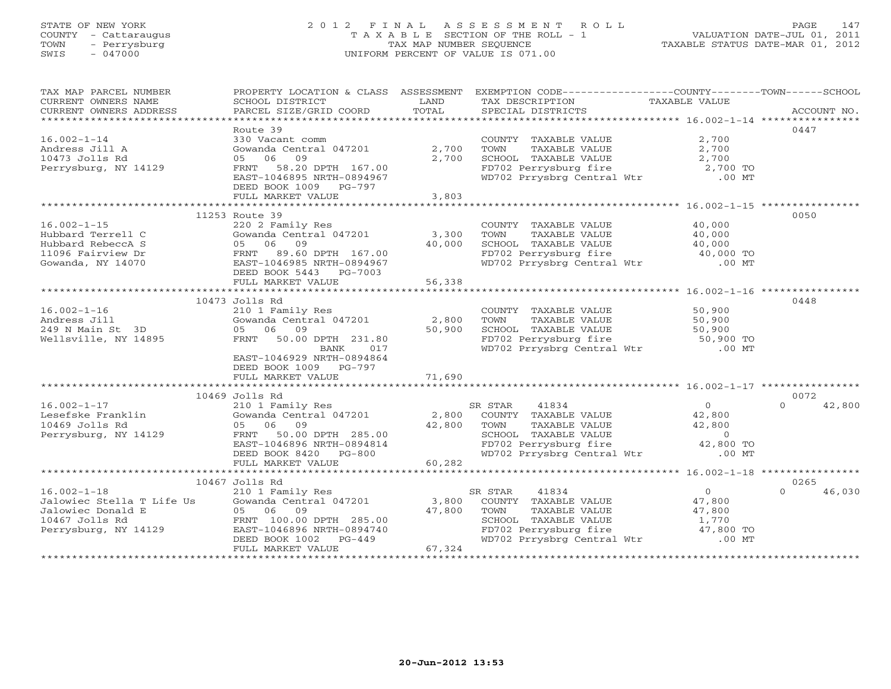STATE OF NEW YORK
COUNTY - Cattaraugus
TOWN - Perrysburg
SWIS - 047000

2 0 1 2 F I N A L A S S E S S M E N T R O L L
T A X A B L E SECTION OF THE ROLL - 1
TAX MAP NUMBER SEQUENCE
UNIFORM PERCENT OF VALUE IS 071.00

VALUATION DATE-JUL 01, 2011
TAXABLE STATUS DATE-MAR 01, 2012

| TAX MAP PARCEL NUMBER / CURRENT OWNERS NAME / CURRENT OWNERS ADDRESS | PROPERTY LOCATION & CLASS / SCHOOL DISTRICT / PARCEL SIZE/GRID COORD | ASSESSMENT LAND / TOTAL | EXEMPTION CODE / TAX DESCRIPTION / SPECIAL DISTRICTS | COUNTY TAXABLE VALUE | TOWN | SCHOOL / ACCOUNT NO. |
|---|---|---|---|---|---|---|
| 16.002-1-14 | Route 39 | | | | | 0447 |
| 16.002-1-14 | 330 Vacant comm | | COUNTY TAXABLE VALUE | 2,700 | | |
| Andress Jill A | Gowanda Central 047201 | 2,700 | TOWN TAXABLE VALUE | 2,700 | | |
| 10473 Jolls Rd | 05 06 09 | 2,700 | SCHOOL TAXABLE VALUE | 2,700 | | |
| Perrysburg, NY 14129 | FRNT 58.20 DPTH 167.00 | | FD702 Perrysburg fire | 2,700 TO | | |
| | EAST-1046895 NRTH-0894967 | | WD702 Prrysbrg Central Wtr | .00 MT | | |
| | DEED BOOK 1009 PG-797 | | | | | |
| | FULL MARKET VALUE | 3,803 | | | | |
| 16.002-1-15 | 11253 Route 39 | | | | | 0050 |
| 16.002-1-15 | 220 2 Family Res | | COUNTY TAXABLE VALUE | 40,000 | | |
| Hubbard Terrell C | Gowanda Central 047201 | 3,300 | TOWN TAXABLE VALUE | 40,000 | | |
| Hubbard RebeccA S | 05 06 09 | 40,000 | SCHOOL TAXABLE VALUE | 40,000 | | |
| 11096 Fairview Dr | FRNT 89.60 DPTH 167.00 | | FD702 Perrysburg fire | 40,000 TO | | |
| Gowanda, NY 14070 | EAST-1046985 NRTH-0894967 | | WD702 Prrysbrg Central Wtr | .00 MT | | |
| | DEED BOOK 5443 PG-7003 | | | | | |
| | FULL MARKET VALUE | 56,338 | | | | |
| 16.002-1-16 | 10473 Jolls Rd | | | | | 0448 |
| 16.002-1-16 | 210 1 Family Res | | COUNTY TAXABLE VALUE | 50,900 | | |
| Andress Jill | Gowanda Central 047201 | 2,800 | TOWN TAXABLE VALUE | 50,900 | | |
| 249 N Main St 3D | 05 06 09 | 50,900 | SCHOOL TAXABLE VALUE | 50,900 | | |
| Wellsville, NY 14895 | FRNT 50.00 DPTH 231.80 | | FD702 Perrysburg fire | 50,900 TO | | |
| | BANK 017 | | WD702 Prrysbrg Central Wtr | .00 MT | | |
| | EAST-1046929 NRTH-0894864 | | | | | |
| | DEED BOOK 1009 PG-797 | | | | | |
| | FULL MARKET VALUE | 71,690 | | | | |
| 16.002-1-17 | 10469 Jolls Rd | | | | | 0072 |
| 16.002-1-17 | 210 1 Family Res | | SR STAR 41834 | 0 | 0 | 42,800 |
| Lesefske Franklin | Gowanda Central 047201 | 2,800 | COUNTY TAXABLE VALUE | 42,800 | | |
| 10469 Jolls Rd | 05 06 09 | 42,800 | TOWN TAXABLE VALUE | 42,800 | | |
| Perrysburg, NY 14129 | FRNT 50.00 DPTH 285.00 | | SCHOOL TAXABLE VALUE | 0 | | |
| | EAST-1046896 NRTH-0894814 | | FD702 Perrysburg fire | 42,800 TO | | |
| | DEED BOOK 8420 PG-800 | | WD702 Prrysbrg Central Wtr | .00 MT | | |
| | FULL MARKET VALUE | 60,282 | | | | |
| 16.002-1-18 | 10467 Jolls Rd | | | | | 0265 |
| 16.002-1-18 | 210 1 Family Res | | SR STAR 41834 | 0 | 0 | 46,030 |
| Jalowiec Stella T Life Us | Gowanda Central 047201 | 3,800 | COUNTY TAXABLE VALUE | 47,800 | | |
| Jalowiec Donald E | 05 06 09 | 47,800 | TOWN TAXABLE VALUE | 47,800 | | |
| 10467 Jolls Rd | FRNT 100.00 DPTH 285.00 | | SCHOOL TAXABLE VALUE | 1,770 | | |
| Perrysburg, NY 14129 | EAST-1046896 NRTH-0894740 | | FD702 Perrysburg fire | 47,800 TO | | |
| | DEED BOOK 1002 PG-449 | | WD702 Prrysbrg Central Wtr | .00 MT | | |
| | FULL MARKET VALUE | 67,324 | | | | |

20-Jun-2012 13:53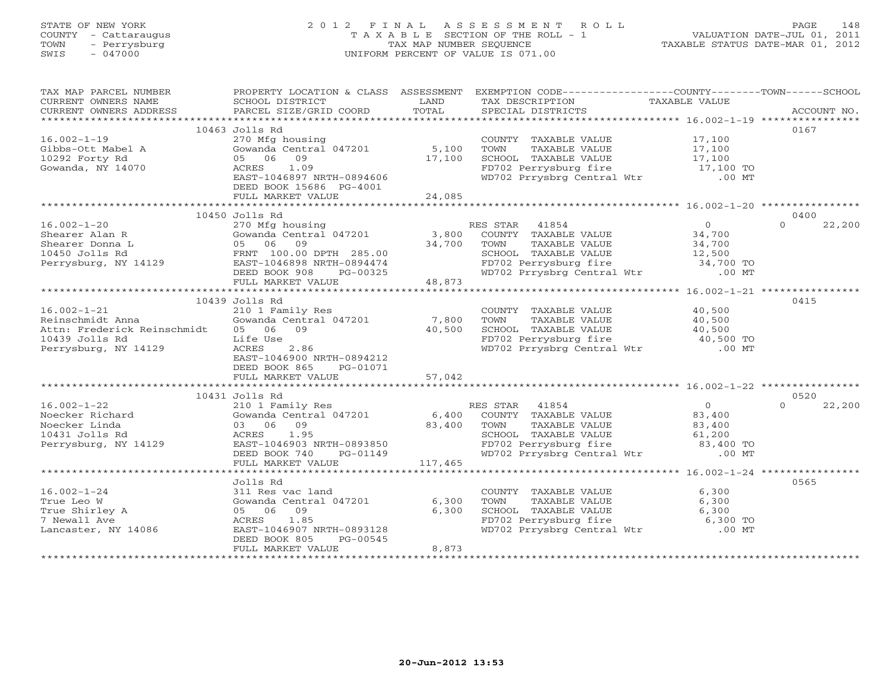STATE OF NEW YORK — COUNTY - Cattaraugus — TOWN - Perrysburg — SWIS - 047000

# 2012 FINAL ASSESSMENT ROLL

TAXABLE SECTION OF THE ROLL - 1
TAX MAP NUMBER SEQUENCE
UNIFORM PERCENT OF VALUE IS 071.00

VALUATION DATE-JUL 01, 2011
TAXABLE STATUS DATE-MAR 01, 2012

| TAX MAP PARCEL NUMBER / CURRENT OWNERS NAME / CURRENT OWNERS ADDRESS | PROPERTY LOCATION & CLASS / SCHOOL DISTRICT / PARCEL SIZE/GRID COORD | ASSESSMENT LAND | TOTAL | EXEMPTION CODE / TAX DESCRIPTION / SPECIAL DISTRICTS | COUNTY TAXABLE VALUE | TOWN | SCHOOL / ACCOUNT NO. |
|---|---|---|---|---|---|---|---|
| **16.002-1-19** | 10463 Jolls Rd | | | | | | 0167 |
| Gibbs-Ott Mabel A | 270 Mfg housing | | | COUNTY TAXABLE VALUE | 17,100 | | |
| 10292 Forty Rd | Gowanda Central 047201 | 5,100 | | TOWN TAXABLE VALUE | 17,100 | | |
| Gowanda, NY 14070 | 05 06 09 | | 17,100 | SCHOOL TAXABLE VALUE | 17,100 | | |
| | ACRES 1.09 | | | FD702 Perrysburg fire | 17,100 TO | | |
| | EAST-1046897 NRTH-0894606 | | | WD702 Prrysbrg Central Wtr | .00 MT | | |
| | DEED BOOK 15686 PG-4001 | | | | | | |
| | FULL MARKET VALUE | | 24,085 | | | | |
| **16.002-1-20** | 10450 Jolls Rd | | | | | | 0400 |
| Shearer Alan R | 270 Mfg housing | | | RES STAR 41854 | 0 | 0 | 22,200 |
| Shearer Donna L | Gowanda Central 047201 | 3,800 | | COUNTY TAXABLE VALUE | 34,700 | | |
| 10450 Jolls Rd | 05 06 09 | | 34,700 | TOWN TAXABLE VALUE | 34,700 | | |
| Perrysburg, NY 14129 | FRNT 100.00 DPTH 285.00 | | | SCHOOL TAXABLE VALUE | 12,500 | | |
| | EAST-1046898 NRTH-0894474 | | | FD702 Perrysburg fire | 34,700 TO | | |
| | DEED BOOK 908 PG-00325 | | | WD702 Prrysbrg Central Wtr | .00 MT | | |
| | FULL MARKET VALUE | | 48,873 | | | | |
| **16.002-1-21** | 10439 Jolls Rd | | | | | | 0415 |
| Reinschmidt Anna | 210 1 Family Res | | | COUNTY TAXABLE VALUE | 40,500 | | |
| Attn: Frederick Reinschmidt | Gowanda Central 047201 | 7,800 | | TOWN TAXABLE VALUE | 40,500 | | |
| 10439 Jolls Rd | 05 06 09 | | 40,500 | SCHOOL TAXABLE VALUE | 40,500 | | |
| Perrysburg, NY 14129 | Life Use | | | FD702 Perrysburg fire | 40,500 TO | | |
| | ACRES 2.86 | | | WD702 Prrysbrg Central Wtr | .00 MT | | |
| | EAST-1046900 NRTH-0894212 | | | | | | |
| | DEED BOOK 865 PG-01071 | | | | | | |
| | FULL MARKET VALUE | | 57,042 | | | | |
| **16.002-1-22** | 10431 Jolls Rd | | | | | | 0520 |
| Noecker Richard | 210 1 Family Res | | | RES STAR 41854 | 0 | 0 | 22,200 |
| Noecker Linda | Gowanda Central 047201 | 6,400 | | COUNTY TAXABLE VALUE | 83,400 | | |
| 10431 Jolls Rd | 03 06 09 | | 83,400 | TOWN TAXABLE VALUE | 83,400 | | |
| Perrysburg, NY 14129 | ACRES 1.95 | | | SCHOOL TAXABLE VALUE | 61,200 | | |
| | EAST-1046903 NRTH-0893850 | | | FD702 Perrysburg fire | 83,400 TO | | |
| | DEED BOOK 740 PG-01149 | | | WD702 Prrysbrg Central Wtr | .00 MT | | |
| | FULL MARKET VALUE | | 117,465 | | | | |
| **16.002-1-24** | Jolls Rd | | | | | | 0565 |
| True Leo W | 311 Res vac land | | | COUNTY TAXABLE VALUE | 6,300 | | |
| True Shirley A | Gowanda Central 047201 | 6,300 | | TOWN TAXABLE VALUE | 6,300 | | |
| 7 Newall Ave | 05 06 09 | | 6,300 | SCHOOL TAXABLE VALUE | 6,300 | | |
| Lancaster, NY 14086 | ACRES 1.85 | | | FD702 Perrysburg fire | 6,300 TO | | |
| | EAST-1046907 NRTH-0893128 | | | WD702 Prrysbrg Central Wtr | .00 MT | | |
| | DEED BOOK 805 PG-00545 | | | | | | |
| | FULL MARKET VALUE | | 8,873 | | | | |

20-Jun-2012 13:53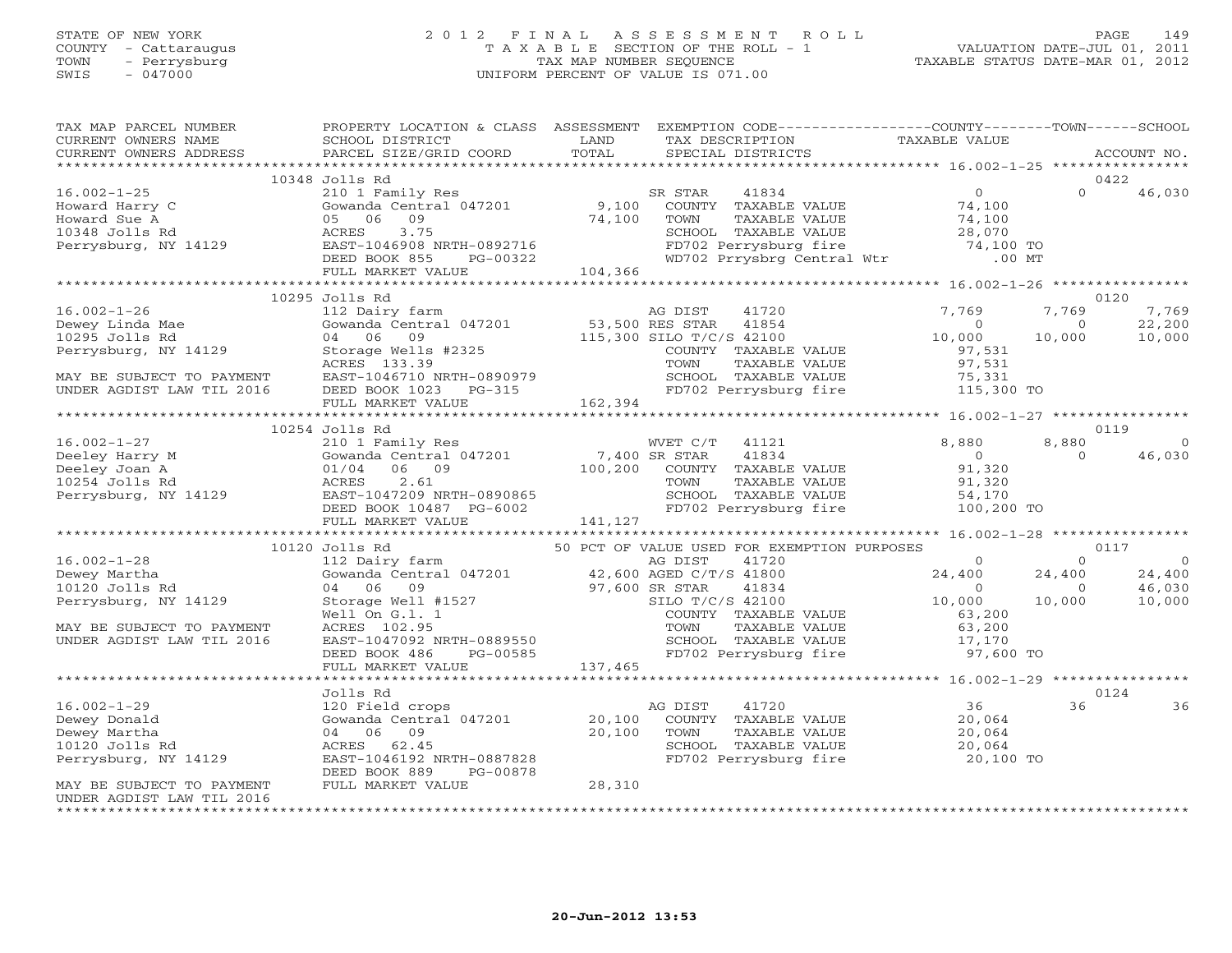STATE OF NEW YORK
COUNTY - Cattaraugus
TOWN - Perrysburg
SWIS - 047000

# 2012 FINAL ASSESSMENT ROLL
TAXABLE SECTION OF THE ROLL - 1
TAX MAP NUMBER SEQUENCE
UNIFORM PERCENT OF VALUE IS 071.00

VALUATION DATE-JUL 01, 2011
TAXABLE STATUS DATE-MAR 01, 2012

```
TAX MAP PARCEL NUMBER          PROPERTY LOCATION & CLASS  ASSESSMENT  EXEMPTION CODE------------------COUNTY--------TOWN------SCHOOL
CURRENT OWNERS NAME            SCHOOL DISTRICT               LAND      TAX DESCRIPTION              TAXABLE VALUE
CURRENT OWNERS ADDRESS         PARCEL SIZE/GRID COORD        TOTAL     SPECIAL DISTRICTS                                     ACCOUNT NO.
*********************************************************************************************************** 16.002-1-25 ****************
                               10348 Jolls Rd                                                                               0422
16.002-1-25                    210 1 Family Res                        SR STAR      41834             0              0       46,030
Howard Harry C                 Gowanda Central 047201        9,100    COUNTY  TAXABLE VALUE          74,100
Howard Sue A                   05   06   09                  74,100   TOWN    TAXABLE VALUE          74,100
10348 Jolls Rd                 ACRES     3.75                          SCHOOL  TAXABLE VALUE          28,070
Perrysburg, NY 14129           EAST-1046908 NRTH-0892716              FD702 Perrysburg fire           74,100 TO
                               DEED BOOK 855     PG-00322              WD702 Prrysbrg Central Wtr         .00 MT
                               FULL MARKET VALUE            104,366
*********************************************************************************************************** 16.002-1-26 ****************
                               10295 Jolls Rd                                                                               0120
16.002-1-26                    112 Dairy farm                          AG DIST      41720          7,769          7,769        7,769
Dewey Linda Mae                Gowanda Central 047201       53,500 RES STAR     41854             0              0       22,200
10295 Jolls Rd                 04   06   09                 115,300 SILO T/C/S 42100         10,000         10,000       10,000
Perrysburg, NY 14129           Storage Wells #2325                     COUNTY  TAXABLE VALUE          97,531
                               ACRES   133.39                          TOWN    TAXABLE VALUE          97,531
MAY BE SUBJECT TO PAYMENT      EAST-1046710 NRTH-0890979              SCHOOL  TAXABLE VALUE          75,331
UNDER AGDIST LAW TIL 2016      DEED BOOK 1023    PG-315                FD702 Perrysburg fire          115,300 TO
                               FULL MARKET VALUE            162,394
*********************************************************************************************************** 16.002-1-27 ****************
                               10254 Jolls Rd                                                                               0119
16.002-1-27                    210 1 Family Res                        WVET C/T     41121          8,880          8,880            0
Deeley Harry M                 Gowanda Central 047201        7,400 SR STAR      41834             0              0       46,030
Deeley Joan A                  01/04  06   09               100,200   COUNTY  TAXABLE VALUE          91,320
10254 Jolls Rd                 ACRES     2.61                          TOWN    TAXABLE VALUE          91,320
Perrysburg, NY 14129           EAST-1047209 NRTH-0890865              SCHOOL  TAXABLE VALUE          54,170
                               DEED BOOK 10487   PG-6002               FD702 Perrysburg fire          100,200 TO
                               FULL MARKET VALUE            141,127
*********************************************************************************************************** 16.002-1-28 ****************
                               10120 Jolls Rd                  50 PCT OF VALUE USED FOR EXEMPTION PURPOSES                  0117
16.002-1-28                    112 Dairy farm                          AG DIST      41720             0              0            0
Dewey Martha                   Gowanda Central 047201       42,600 AGED C/T/S 41800         24,400         24,400       24,400
10120 Jolls Rd                 04   06   09                  97,600 SR STAR      41834             0              0       46,030
Perrysburg, NY 14129           Storage Well #1527                      SILO T/C/S 42100         10,000         10,000       10,000
                               Well On G.l. 1                          COUNTY  TAXABLE VALUE          63,200
MAY BE SUBJECT TO PAYMENT      ACRES   102.95                          TOWN    TAXABLE VALUE          63,200
UNDER AGDIST LAW TIL 2016      EAST-1047092 NRTH-0889550              SCHOOL  TAXABLE VALUE          17,170
                               DEED BOOK 486     PG-00585              FD702 Perrysburg fire           97,600 TO
                               FULL MARKET VALUE            137,465
*********************************************************************************************************** 16.002-1-29 ****************
                               Jolls Rd                                                                                     0124
16.002-1-29                    120 Field crops                         AG DIST      41720            36             36           36
Dewey Donald                   Gowanda Central 047201       20,100   COUNTY  TAXABLE VALUE          20,064
Dewey Martha                   04   06   09                  20,100   TOWN    TAXABLE VALUE          20,064
10120 Jolls Rd                 ACRES    62.45                          SCHOOL  TAXABLE VALUE          20,064
Perrysburg, NY 14129           EAST-1046192 NRTH-0887828              FD702 Perrysburg fire           20,100 TO
                               DEED BOOK 889     PG-00878
MAY BE SUBJECT TO PAYMENT      FULL MARKET VALUE             28,310
UNDER AGDIST LAW TIL 2016
*************************************************************************************************************************************
```

20-Jun-2012 13:53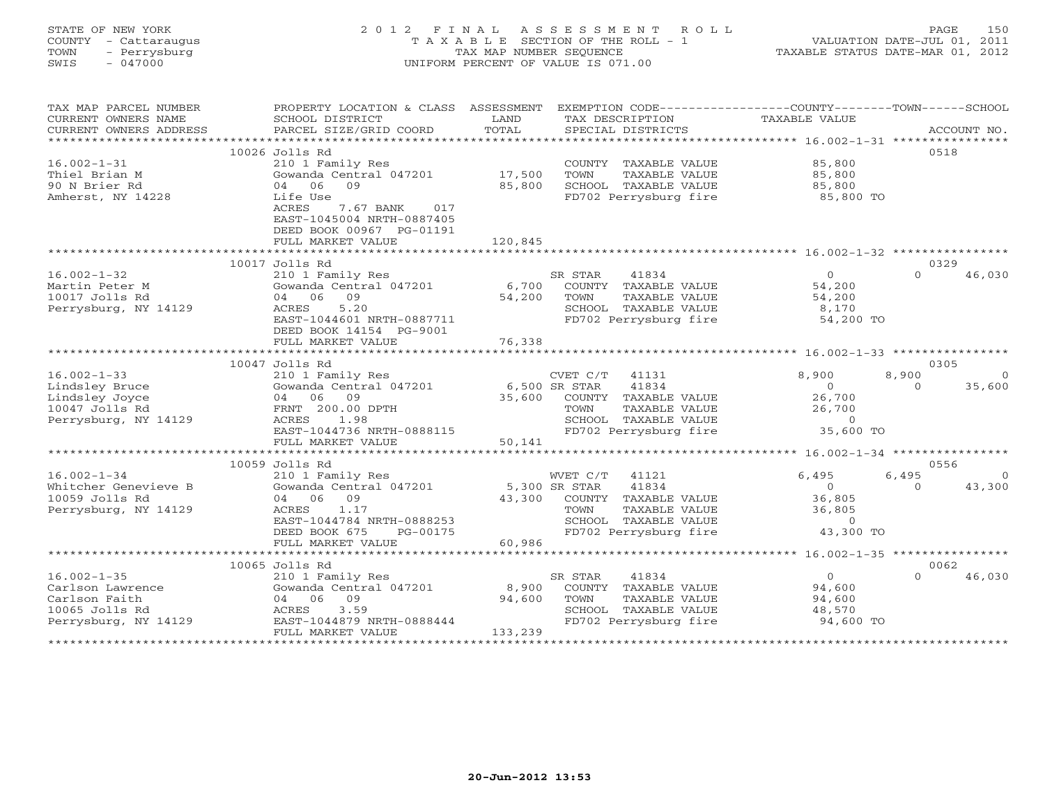STATE OF NEW YORK
COUNTY - Cattaraugus
TOWN - Perrysburg
SWIS - 047000

2012 FINAL ASSESSMENT ROLL
TAXABLE SECTION OF THE ROLL - 1
TAX MAP NUMBER SEQUENCE
UNIFORM PERCENT OF VALUE IS 071.00

VALUATION DATE-JUL 01, 2011
TAXABLE STATUS DATE-MAR 01, 2012

| TAX MAP PARCEL NUMBER / CURRENT OWNERS NAME / CURRENT OWNERS ADDRESS | PROPERTY LOCATION & CLASS / SCHOOL DISTRICT / PARCEL SIZE/GRID COORD | ASSESSMENT LAND / TOTAL | EXEMPTION CODE / TAX DESCRIPTION / SPECIAL DISTRICTS | COUNTY TAXABLE VALUE | TOWN | SCHOOL | ACCOUNT NO. |
|---|---|---|---|---|---|---|---|
| 16.002-1-31 | 10026 Jolls Rd | | | | | | 0518 |
| Thiel Brian M | 210 1 Family Res | | COUNTY TAXABLE VALUE | 85,800 | | | |
| 90 N Brier Rd | Gowanda Central 047201 | 17,500 | TOWN TAXABLE VALUE | 85,800 | | | |
| Amherst, NY 14228 | 04 06 09 | 85,800 | SCHOOL TAXABLE VALUE | 85,800 | | | |
| | Life Use | | FD702 Perrysburg fire | 85,800 TO | | | |
| | ACRES 7.67 BANK 017 | | | | | | |
| | EAST-1045004 NRTH-0887405 | | | | | | |
| | DEED BOOK 00967 PG-01191 | | | | | | |
| | FULL MARKET VALUE | 120,845 | | | | | |
| 16.002-1-32 | 10017 Jolls Rd | | | | | | 0329 |
| Martin Peter M | 210 1 Family Res | | SR STAR 41834 | 0 | 0 | 46,030 | |
| 10017 Jolls Rd | Gowanda Central 047201 | 6,700 | COUNTY TAXABLE VALUE | 54,200 | | | |
| Perrysburg, NY 14129 | 04 06 09 | 54,200 | TOWN TAXABLE VALUE | 54,200 | | | |
| | ACRES 5.20 | | SCHOOL TAXABLE VALUE | 8,170 | | | |
| | EAST-1044601 NRTH-0887711 | | FD702 Perrysburg fire | 54,200 TO | | | |
| | DEED BOOK 14154 PG-9001 | | | | | | |
| | FULL MARKET VALUE | 76,338 | | | | | |
| 16.002-1-33 | 10047 Jolls Rd | | | | | | 0305 |
| Lindsley Bruce | 210 1 Family Res | | CVET C/T 41131 | 8,900 | 8,900 | 0 | |
| Lindsley Joyce | Gowanda Central 047201 | 6,500 | SR STAR 41834 | 0 | 0 | 35,600 | |
| 10047 Jolls Rd | 04 06 09 | 35,600 | COUNTY TAXABLE VALUE | 26,700 | | | |
| Perrysburg, NY 14129 | FRNT 200.00 DPTH | | TOWN TAXABLE VALUE | 26,700 | | | |
| | ACRES 1.98 | | SCHOOL TAXABLE VALUE | 0 | | | |
| | EAST-1044736 NRTH-0888115 | | FD702 Perrysburg fire | 35,600 TO | | | |
| | FULL MARKET VALUE | 50,141 | | | | | |
| 16.002-1-34 | 10059 Jolls Rd | | | | | | 0556 |
| Whitcher Genevieve B | 210 1 Family Res | | WVET C/T 41121 | 6,495 | 6,495 | 0 | |
| 10059 Jolls Rd | Gowanda Central 047201 | 5,300 | SR STAR 41834 | 0 | 0 | 43,300 | |
| Perrysburg, NY 14129 | 04 06 09 | 43,300 | COUNTY TAXABLE VALUE | 36,805 | | | |
| | ACRES 1.17 | | TOWN TAXABLE VALUE | 36,805 | | | |
| | EAST-1044784 NRTH-0888253 | | SCHOOL TAXABLE VALUE | 0 | | | |
| | DEED BOOK 675 PG-00175 | | FD702 Perrysburg fire | 43,300 TO | | | |
| | FULL MARKET VALUE | 60,986 | | | | | |
| 16.002-1-35 | 10065 Jolls Rd | | | | | | 0062 |
| Carlson Lawrence | 210 1 Family Res | | SR STAR 41834 | 0 | 0 | 46,030 | |
| Carlson Faith | Gowanda Central 047201 | 8,900 | COUNTY TAXABLE VALUE | 94,600 | | | |
| 10065 Jolls Rd | 04 06 09 | 94,600 | TOWN TAXABLE VALUE | 94,600 | | | |
| Perrysburg, NY 14129 | ACRES 3.59 | | SCHOOL TAXABLE VALUE | 48,570 | | | |
| | EAST-1044879 NRTH-0888444 | | FD702 Perrysburg fire | 94,600 TO | | | |
| | FULL MARKET VALUE | 133,239 | | | | | |

20-Jun-2012 13:53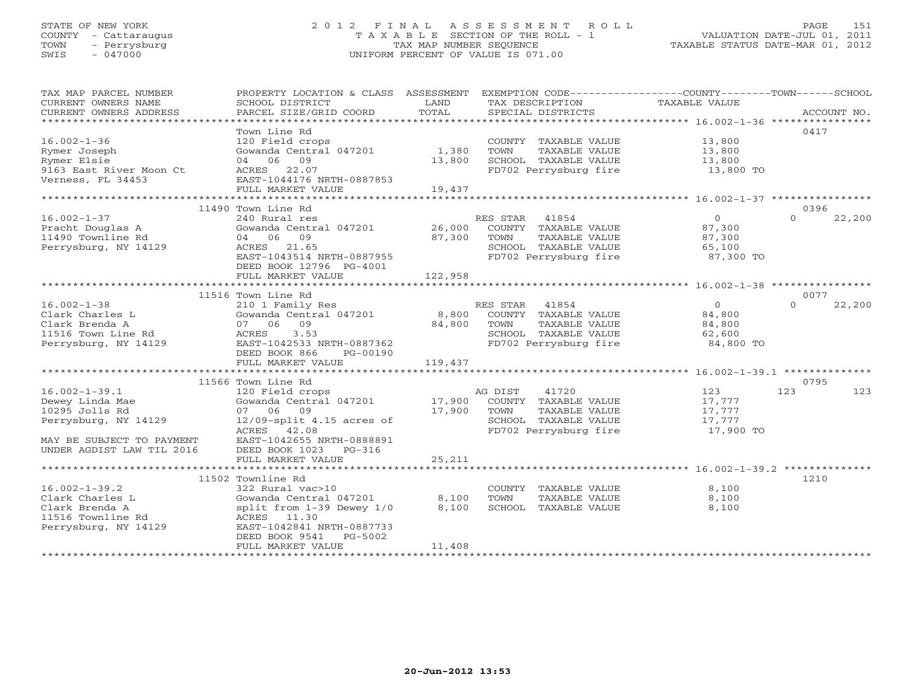STATE OF NEW YORK
COUNTY - Cattaraugus
TOWN - Perrysburg
SWIS - 047000

# 2012 FINAL ASSESSMENT ROLL
TAXABLE SECTION OF THE ROLL - 1
TAX MAP NUMBER SEQUENCE
UNIFORM PERCENT OF VALUE IS 071.00

VALUATION DATE-JUL 01, 2011
TAXABLE STATUS DATE-MAR 01, 2012

| TAX MAP PARCEL NUMBER / CURRENT OWNERS NAME / CURRENT OWNERS ADDRESS | PROPERTY LOCATION & CLASS / SCHOOL DISTRICT / PARCEL SIZE/GRID COORD | ASSESSMENT LAND / TOTAL | EXEMPTION CODE / TAX DESCRIPTION / SPECIAL DISTRICTS | COUNTY TAXABLE VALUE | TOWN | SCHOOL | ACCOUNT NO. |
|---|---|---|---|---|---|---|---|
| 16.002-1-36 | Town Line Rd | | | | | | 0417 |
| | 120 Field crops | | COUNTY TAXABLE VALUE | 13,800 | | | |
| Rymer Joseph | Gowanda Central 047201 | 1,380 | TOWN TAXABLE VALUE | 13,800 | | | |
| Rymer Elsie | 04 06 09 | 13,800 | SCHOOL TAXABLE VALUE | 13,800 | | | |
| 9163 East River Moon Ct | ACRES 22.07 | | FD702 Perrysburg fire | 13,800 TO | | | |
| Verness, FL 34453 | EAST-1044176 NRTH-0887853 | | | | | | |
| | FULL MARKET VALUE | 19,437 | | | | | |
| 16.002-1-37 | 11490 Town Line Rd | | | | | | 0396 |
| | 240 Rural res | | RES STAR 41854 | 0 | 0 | 22,200 | |
| Pracht Douglas A | Gowanda Central 047201 | 26,000 | COUNTY TAXABLE VALUE | 87,300 | | | |
| 11490 Townline Rd | 04 06 09 | 87,300 | TOWN TAXABLE VALUE | 87,300 | | | |
| Perrysburg, NY 14129 | ACRES 21.65 | | SCHOOL TAXABLE VALUE | 65,100 | | | |
| | EAST-1043514 NRTH-0887955 | | FD702 Perrysburg fire | 87,300 TO | | | |
| | DEED BOOK 12796 PG-4001 | | | | | | |
| | FULL MARKET VALUE | 122,958 | | | | | |
| 16.002-1-38 | 11516 Town Line Rd | | | | | | 0077 |
| | 210 1 Family Res | | RES STAR 41854 | 0 | 0 | 22,200 | |
| Clark Charles L | Gowanda Central 047201 | 8,800 | COUNTY TAXABLE VALUE | 84,800 | | | |
| Clark Brenda A | 07 06 09 | 84,800 | TOWN TAXABLE VALUE | 84,800 | | | |
| 11516 Town Line Rd | ACRES 3.53 | | SCHOOL TAXABLE VALUE | 62,600 | | | |
| Perrysburg, NY 14129 | EAST-1042533 NRTH-0887362 | | FD702 Perrysburg fire | 84,800 TO | | | |
| | DEED BOOK 866 PG-00190 | | | | | | |
| | FULL MARKET VALUE | 119,437 | | | | | |
| 16.002-1-39.1 | 11566 Town Line Rd | | | | | | 0795 |
| | 120 Field crops | | AG DIST 41720 | 123 | 123 | 123 | |
| Dewey Linda Mae | Gowanda Central 047201 | 17,900 | COUNTY TAXABLE VALUE | 17,777 | | | |
| 10295 Jolls Rd | 07 06 09 | 17,900 | TOWN TAXABLE VALUE | 17,777 | | | |
| Perrysburg, NY 14129 | 12/09-split 4.15 acres of | | SCHOOL TAXABLE VALUE | 17,777 | | | |
| | ACRES 42.08 | | FD702 Perrysburg fire | 17,900 TO | | | |
| MAY BE SUBJECT TO PAYMENT | EAST-1042655 NRTH-0888891 | | | | | | |
| UNDER AGDIST LAW TIL 2016 | DEED BOOK 1023 PG-316 | | | | | | |
| | FULL MARKET VALUE | 25,211 | | | | | |
| 16.002-1-39.2 | 11502 Townline Rd | | | | | | 1210 |
| | 322 Rural vac>10 | | COUNTY TAXABLE VALUE | 8,100 | | | |
| Clark Charles L | Gowanda Central 047201 | 8,100 | TOWN TAXABLE VALUE | 8,100 | | | |
| Clark Brenda A | split from 1-39 Dewey 1/0 | 8,100 | SCHOOL TAXABLE VALUE | 8,100 | | | |
| 11516 Townline Rd | ACRES 11.30 | | | | | | |
| Perrysburg, NY 14129 | EAST-1042841 NRTH-0887733 | | | | | | |
| | DEED BOOK 9541 PG-5002 | | | | | | |
| | FULL MARKET VALUE | 11,408 | | | | | |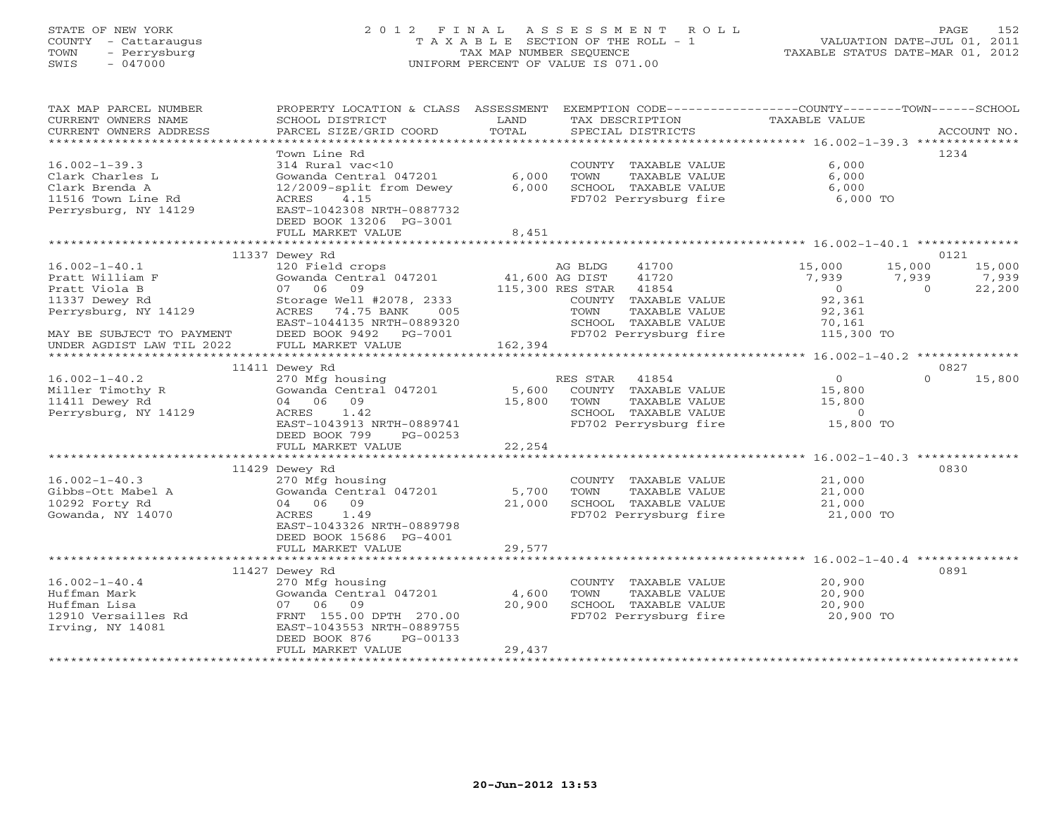STATE OF NEW YORK
COUNTY - Cattaraugus
TOWN - Perrysburg
SWIS - 047000

2012 FINAL ASSESSMENT ROLL
TAXABLE SECTION OF THE ROLL - 1
TAX MAP NUMBER SEQUENCE
UNIFORM PERCENT OF VALUE IS 071.00

VALUATION DATE-JUL 01, 2011
TAXABLE STATUS DATE-MAR 01, 2012

| TAX MAP PARCEL NUMBER / CURRENT OWNERS NAME / CURRENT OWNERS ADDRESS | PROPERTY LOCATION & CLASS / SCHOOL DISTRICT / PARCEL SIZE/GRID COORD | ASSESSMENT LAND / TOTAL | EXEMPTION CODE / TAX DESCRIPTION / SPECIAL DISTRICTS | COUNTY TAXABLE VALUE | TOWN | SCHOOL | ACCOUNT NO. |
|---|---|---|---|---|---|---|---|
| **16.002-1-39.3** | Town Line Rd | | | | | | 1234 |
| 16.002-1-39.3 | 314 Rural vac<10 | | COUNTY TAXABLE VALUE | 6,000 | | | |
| Clark Charles L | Gowanda Central 047201 | 6,000 | TOWN TAXABLE VALUE | 6,000 | | | |
| Clark Brenda A | 12/2009-split from Dewey | 6,000 | SCHOOL TAXABLE VALUE | 6,000 | | | |
| 11516 Town Line Rd | ACRES 4.15 | | FD702 Perrysburg fire | 6,000 TO | | | |
| Perrysburg, NY 14129 | EAST-1042308 NRTH-0887732 | | | | | | |
| | DEED BOOK 13206 PG-3001 | | | | | | |
| | FULL MARKET VALUE | 8,451 | | | | | |
| **16.002-1-40.1** | 11337 Dewey Rd | | | | | | 0121 |
| 16.002-1-40.1 | 120 Field crops | | AG BLDG 41700 | 15,000 | 15,000 | 15,000 | |
| Pratt William F | Gowanda Central 047201 | 41,600 | AG DIST 41720 | 7,939 | 7,939 | 7,939 | |
| Pratt Viola B | 07 06 09 | 115,300 | RES STAR 41854 | 0 | 0 | 22,200 | |
| 11337 Dewey Rd | Storage Well #2078, 2333 | | COUNTY TAXABLE VALUE | 92,361 | | | |
| Perrysburg, NY 14129 | ACRES 74.75 BANK 005 | | TOWN TAXABLE VALUE | 92,361 | | | |
| | EAST-1044135 NRTH-0889320 | | SCHOOL TAXABLE VALUE | 70,161 | | | |
| MAY BE SUBJECT TO PAYMENT | DEED BOOK 9492 PG-7001 | | FD702 Perrysburg fire | 115,300 TO | | | |
| UNDER AGDIST LAW TIL 2022 | FULL MARKET VALUE | 162,394 | | | | | |
| **16.002-1-40.2** | 11411 Dewey Rd | | | | | | 0827 |
| 16.002-1-40.2 | 270 Mfg housing | | RES STAR 41854 | 0 | 0 | 15,800 | |
| Miller Timothy R | Gowanda Central 047201 | 5,600 | COUNTY TAXABLE VALUE | 15,800 | | | |
| 11411 Dewey Rd | 04 06 09 | 15,800 | TOWN TAXABLE VALUE | 15,800 | | | |
| Perrysburg, NY 14129 | ACRES 1.42 | | SCHOOL TAXABLE VALUE | 0 | | | |
| | EAST-1043913 NRTH-0889741 | | FD702 Perrysburg fire | 15,800 TO | | | |
| | DEED BOOK 799 PG-00253 | | | | | | |
| | FULL MARKET VALUE | 22,254 | | | | | |
| **16.002-1-40.3** | 11429 Dewey Rd | | | | | | 0830 |
| 16.002-1-40.3 | 270 Mfg housing | | COUNTY TAXABLE VALUE | 21,000 | | | |
| Gibbs-Ott Mabel A | Gowanda Central 047201 | 5,700 | TOWN TAXABLE VALUE | 21,000 | | | |
| 10292 Forty Rd | 04 06 09 | 21,000 | SCHOOL TAXABLE VALUE | 21,000 | | | |
| Gowanda, NY 14070 | ACRES 1.49 | | FD702 Perrysburg fire | 21,000 TO | | | |
| | EAST-1043326 NRTH-0889798 | | | | | | |
| | DEED BOOK 15686 PG-4001 | | | | | | |
| | FULL MARKET VALUE | 29,577 | | | | | |
| **16.002-1-40.4** | 11427 Dewey Rd | | | | | | 0891 |
| 16.002-1-40.4 | 270 Mfg housing | | COUNTY TAXABLE VALUE | 20,900 | | | |
| Huffman Mark | Gowanda Central 047201 | 4,600 | TOWN TAXABLE VALUE | 20,900 | | | |
| Huffman Lisa | 07 06 09 | 20,900 | SCHOOL TAXABLE VALUE | 20,900 | | | |
| 12910 Versailles Rd | FRNT 155.00 DPTH 270.00 | | FD702 Perrysburg fire | 20,900 TO | | | |
| Irving, NY 14081 | EAST-1043553 NRTH-0889755 | | | | | | |
| | DEED BOOK 876 PG-00133 | | | | | | |
| | FULL MARKET VALUE | 29,437 | | | | | |

20-Jun-2012 13:53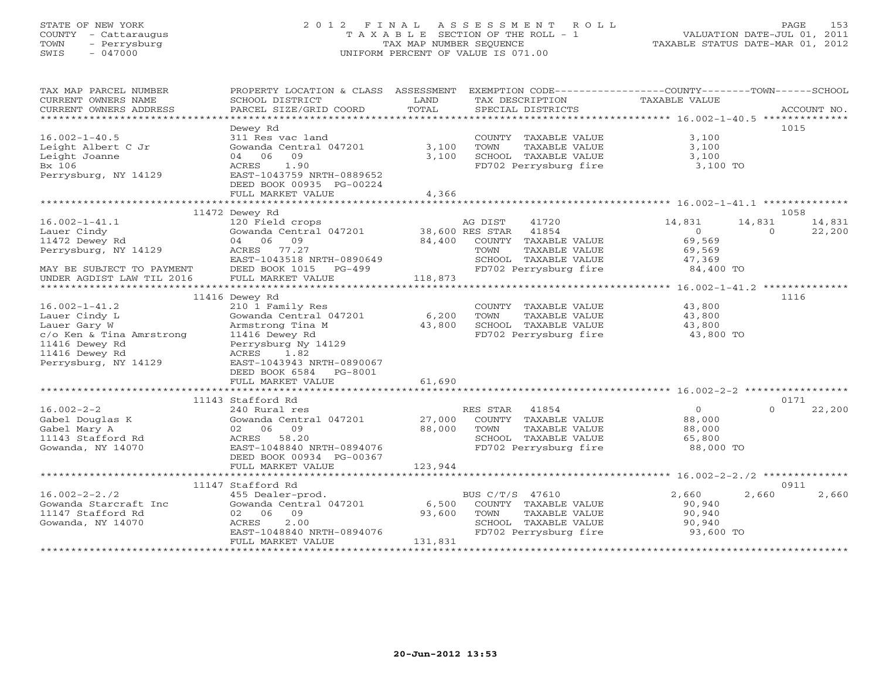STATE OF NEW YORK
COUNTY - Cattaraugus
TOWN - Perrysburg
SWIS - 047000

# 2012 FINAL ASSESSMENT ROLL

TAXABLE SECTION OF THE ROLL - 1
TAX MAP NUMBER SEQUENCE
UNIFORM PERCENT OF VALUE IS 071.00

VALUATION DATE-JUL 01, 2011
TAXABLE STATUS DATE-MAR 01, 2012

| TAX MAP PARCEL NUMBER / CURRENT OWNERS NAME / CURRENT OWNERS ADDRESS | PROPERTY LOCATION & CLASS / SCHOOL DISTRICT / PARCEL SIZE/GRID COORD | ASSESSMENT LAND / TOTAL | EXEMPTION CODE / TAX DESCRIPTION / SPECIAL DISTRICTS | COUNTY | TOWN | SCHOOL | ACCOUNT NO. |
|---|---|---|---|---|---|---|---|
| | Dewey Rd | | | | | | 1015 |
| 16.002-1-40.5 | 311 Res vac land | | COUNTY TAXABLE VALUE | 3,100 | | | |
| Leight Albert C Jr | Gowanda Central 047201 | 3,100 | TOWN TAXABLE VALUE | 3,100 | | | |
| Leight Joanne | 04 06 09 | 3,100 | SCHOOL TAXABLE VALUE | 3,100 | | | |
| Bx 106 | ACRES 1.90 | | FD702 Perrysburg fire | 3,100 TO | | | |
| Perrysburg, NY 14129 | EAST-1043759 NRTH-0889652 | | | | | | |
| | DEED BOOK 00935 PG-00224 | | | | | | |
| | FULL MARKET VALUE | 4,366 | | | | | |
| | 11472 Dewey Rd | | | | | | 1058 |
| 16.002-1-41.1 | 120 Field crops | | AG DIST 41720 | 14,831 | 14,831 | 14,831 | |
| Lauer Cindy | Gowanda Central 047201 | 38,600 | RES STAR 41854 | 0 | 0 | 22,200 | |
| 11472 Dewey Rd | 04 06 09 | 84,400 | COUNTY TAXABLE VALUE | 69,569 | | | |
| Perrysburg, NY 14129 | ACRES 77.27 | | TOWN TAXABLE VALUE | 69,569 | | | |
| | EAST-1043518 NRTH-0890649 | | SCHOOL TAXABLE VALUE | 47,369 | | | |
| MAY BE SUBJECT TO PAYMENT | DEED BOOK 1015 PG-499 | | FD702 Perrysburg fire | 84,400 TO | | | |
| UNDER AGDIST LAW TIL 2016 | FULL MARKET VALUE | 118,873 | | | | | |
| | 11416 Dewey Rd | | | | | | 1116 |
| 16.002-1-41.2 | 210 1 Family Res | | COUNTY TAXABLE VALUE | 43,800 | | | |
| Lauer Cindy L | Gowanda Central 047201 | 6,200 | TOWN TAXABLE VALUE | 43,800 | | | |
| Lauer Gary W | Armstrong Tina M | 43,800 | SCHOOL TAXABLE VALUE | 43,800 | | | |
| c/o Ken & Tina Amrstrong | 11416 Dewey Rd | | FD702 Perrysburg fire | 43,800 TO | | | |
| 11416 Dewey Rd | Perrysburg Ny 14129 | | | | | | |
| 11416 Dewey Rd | ACRES 1.82 | | | | | | |
| Perrysburg, NY 14129 | EAST-1043943 NRTH-0890067 | | | | | | |
| | DEED BOOK 6584 PG-8001 | | | | | | |
| | FULL MARKET VALUE | 61,690 | | | | | |
| | 11143 Stafford Rd | | | | | | 0171 |
| 16.002-2-2 | 240 Rural res | | RES STAR 41854 | 0 | 0 | 22,200 | |
| Gabel Douglas K | Gowanda Central 047201 | 27,000 | COUNTY TAXABLE VALUE | 88,000 | | | |
| Gabel Mary A | 02 06 09 | 88,000 | TOWN TAXABLE VALUE | 88,000 | | | |
| 11143 Stafford Rd | ACRES 58.20 | | SCHOOL TAXABLE VALUE | 65,800 | | | |
| Gowanda, NY 14070 | EAST-1048840 NRTH-0894076 | | FD702 Perrysburg fire | 88,000 TO | | | |
| | DEED BOOK 00934 PG-00367 | | | | | | |
| | FULL MARKET VALUE | 123,944 | | | | | |
| | 11147 Stafford Rd | | | | | | 0911 |
| 16.002-2-2./2 | 455 Dealer-prod. | | BUS C/T/S 47610 | 2,660 | 2,660 | 2,660 | |
| Gowanda Starcraft Inc | Gowanda Central 047201 | 6,500 | COUNTY TAXABLE VALUE | 90,940 | | | |
| 11147 Stafford Rd | 02 06 09 | 93,600 | TOWN TAXABLE VALUE | 90,940 | | | |
| Gowanda, NY 14070 | ACRES 2.00 | | SCHOOL TAXABLE VALUE | 90,940 | | | |
| | EAST-1048840 NRTH-0894076 | | FD702 Perrysburg fire | 93,600 TO | | | |
| | FULL MARKET VALUE | 131,831 | | | | | |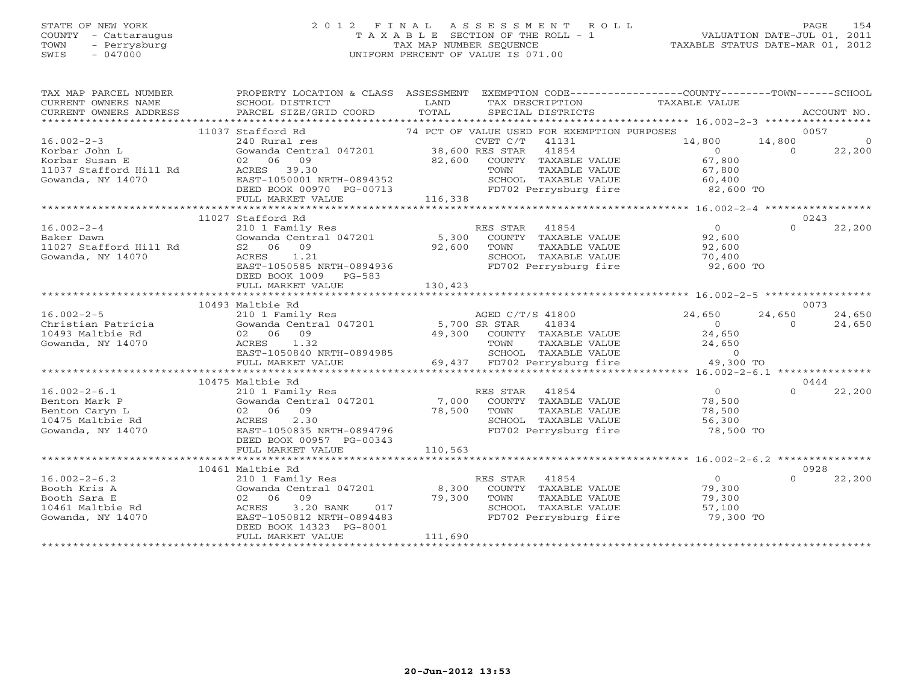STATE OF NEW YORK
COUNTY - Cattaraugus
TOWN - Perrysburg
SWIS - 047000

# 2012 FINAL ASSESSMENT ROLL

TAXABLE SECTION OF THE ROLL - 1
TAX MAP NUMBER SEQUENCE
UNIFORM PERCENT OF VALUE IS 071.00

VALUATION DATE-JUL 01, 2011
TAXABLE STATUS DATE-MAR 01, 2012

| TAX MAP PARCEL NUMBER / CURRENT OWNERS NAME / CURRENT OWNERS ADDRESS | PROPERTY LOCATION & CLASS / SCHOOL DISTRICT / PARCEL SIZE/GRID COORD | ASSESSMENT LAND / TOTAL | EXEMPTION CODE / TAX DESCRIPTION / SPECIAL DISTRICTS | COUNTY TAXABLE VALUE | TOWN | SCHOOL | ACCOUNT NO. |
|---|---|---|---|---|---|---|---|
| **16.002-2-3** | 11037 Stafford Rd | | 74 PCT OF VALUE USED FOR EXEMPTION PURPOSES | | | | 0057 |
| 16.002-2-3 | 240 Rural res | | CVET C/T 41131 | 14,800 | 14,800 | 0 | |
| Korbar John L | Gowanda Central 047201 | 38,600 | RES STAR 41854 | 0 | 0 | 22,200 | |
| Korbar Susan E | 02 06 09 | 82,600 | COUNTY TAXABLE VALUE | 67,800 | | | |
| 11037 Stafford Hill Rd | ACRES 39.30 | | TOWN TAXABLE VALUE | 67,800 | | | |
| Gowanda, NY 14070 | EAST-1050001 NRTH-0894352 | | SCHOOL TAXABLE VALUE | 60,400 | | | |
| | DEED BOOK 00970 PG-00713 | | FD702 Perrysburg fire | 82,600 TO | | | |
| | FULL MARKET VALUE | 116,338 | | | | | |
| **16.002-2-4** | 11027 Stafford Rd | | | | | | 0243 |
| 16.002-2-4 | 210 1 Family Res | | RES STAR 41854 | 0 | 0 | 22,200 | |
| Baker Dawn | Gowanda Central 047201 | 5,300 | COUNTY TAXABLE VALUE | 92,600 | | | |
| 11027 Stafford Hill Rd | S2 06 09 | 92,600 | TOWN TAXABLE VALUE | 92,600 | | | |
| Gowanda, NY 14070 | ACRES 1.21 | | SCHOOL TAXABLE VALUE | 70,400 | | | |
| | EAST-1050585 NRTH-0894936 | | FD702 Perrysburg fire | 92,600 TO | | | |
| | DEED BOOK 1009 PG-583 | | | | | | |
| | FULL MARKET VALUE | 130,423 | | | | | |
| **16.002-2-5** | 10493 Maltbie Rd | | | | | | 0073 |
| 16.002-2-5 | 210 1 Family Res | | AGED C/T/S 41800 | 24,650 | 24,650 | 24,650 | |
| Christian Patricia | Gowanda Central 047201 | 5,700 | SR STAR 41834 | 0 | 0 | 24,650 | |
| 10493 Maltbie Rd | 02 06 09 | 49,300 | COUNTY TAXABLE VALUE | 24,650 | | | |
| Gowanda, NY 14070 | ACRES 1.32 | | TOWN TAXABLE VALUE | 24,650 | | | |
| | EAST-1050840 NRTH-0894985 | | SCHOOL TAXABLE VALUE | 0 | | | |
| | FULL MARKET VALUE | 69,437 | FD702 Perrysburg fire | 49,300 TO | | | |
| **16.002-2-6.1** | 10475 Maltbie Rd | | | | | | 0444 |
| 16.002-2-6.1 | 210 1 Family Res | | RES STAR 41854 | 0 | 0 | 22,200 | |
| Benton Mark P | Gowanda Central 047201 | 7,000 | COUNTY TAXABLE VALUE | 78,500 | | | |
| Benton Caryn L | 02 06 09 | 78,500 | TOWN TAXABLE VALUE | 78,500 | | | |
| 10475 Maltbie Rd | ACRES 2.30 | | SCHOOL TAXABLE VALUE | 56,300 | | | |
| Gowanda, NY 14070 | EAST-1050835 NRTH-0894796 | | FD702 Perrysburg fire | 78,500 TO | | | |
| | DEED BOOK 00957 PG-00343 | | | | | | |
| | FULL MARKET VALUE | 110,563 | | | | | |
| **16.002-2-6.2** | 10461 Maltbie Rd | | | | | | 0928 |
| 16.002-2-6.2 | 210 1 Family Res | | RES STAR 41854 | 0 | 0 | 22,200 | |
| Booth Kris A | Gowanda Central 047201 | 8,300 | COUNTY TAXABLE VALUE | 79,300 | | | |
| Booth Sara E | 02 06 09 | 79,300 | TOWN TAXABLE VALUE | 79,300 | | | |
| 10461 Maltbie Rd | ACRES 3.20 BANK 017 | | SCHOOL TAXABLE VALUE | 57,100 | | | |
| Gowanda, NY 14070 | EAST-1050812 NRTH-0894483 | | FD702 Perrysburg fire | 79,300 TO | | | |
| | DEED BOOK 14323 PG-8001 | | | | | | |
| | FULL MARKET VALUE | 111,690 | | | | | |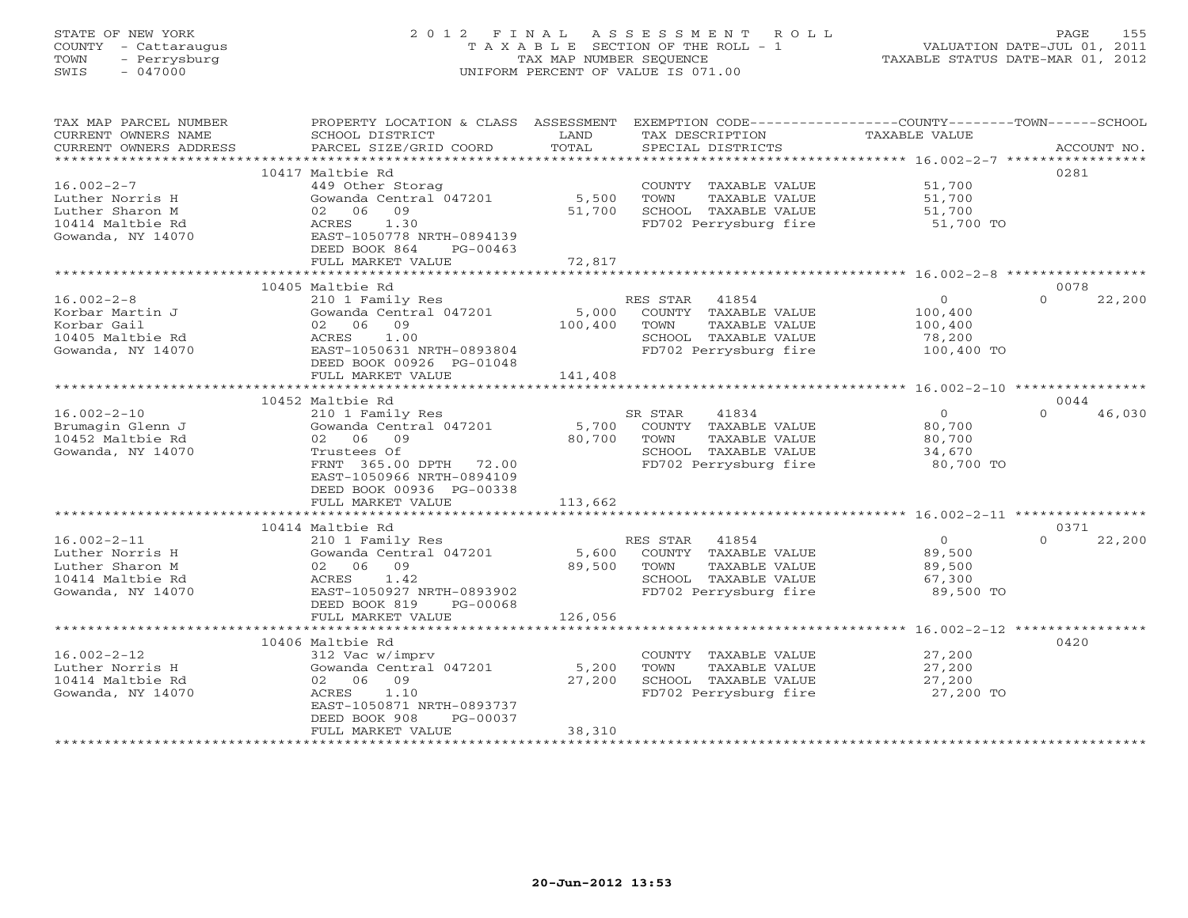STATE OF NEW YORK
COUNTY - Cattaraugus
TOWN - Perrysburg
SWIS - 047000

# 2012 FINAL ASSESSMENT ROLL

TAXABLE SECTION OF THE ROLL - 1
TAX MAP NUMBER SEQUENCE
UNIFORM PERCENT OF VALUE IS 071.00

VALUATION DATE-JUL 01, 2011
TAXABLE STATUS DATE-MAR 01, 2012

| TAX MAP PARCEL NUMBER / CURRENT OWNERS NAME / CURRENT OWNERS ADDRESS | PROPERTY LOCATION & CLASS / SCHOOL DISTRICT / PARCEL SIZE/GRID COORD | ASSESSMENT LAND / TOTAL | EXEMPTION CODE / TAX DESCRIPTION / SPECIAL DISTRICTS | COUNTY TAXABLE VALUE | TOWN | SCHOOL / ACCOUNT NO. |
|---|---|---|---|---|---|---|
| | 10417 Maltbie Rd | | | | | 0281 |
| 16.002-2-7 | 449 Other Storag | | COUNTY TAXABLE VALUE | 51,700 | | |
| Luther Norris H | Gowanda Central 047201 | 5,500 | TOWN TAXABLE VALUE | 51,700 | | |
| Luther Sharon M | 02 06 09 | 51,700 | SCHOOL TAXABLE VALUE | 51,700 | | |
| 10414 Maltbie Rd | ACRES 1.30 | | FD702 Perrysburg fire | 51,700 TO | | |
| Gowanda, NY 14070 | EAST-1050778 NRTH-0894139 | | | | | |
| | DEED BOOK 864 PG-00463 | | | | | |
| | FULL MARKET VALUE | 72,817 | | | | |
| | 10405 Maltbie Rd | | | | | 0078 |
| 16.002-2-8 | 210 1 Family Res | | RES STAR 41854 | 0 | 0 | 22,200 |
| Korbar Martin J | Gowanda Central 047201 | 5,000 | COUNTY TAXABLE VALUE | 100,400 | | |
| Korbar Gail | 02 06 09 | 100,400 | TOWN TAXABLE VALUE | 100,400 | | |
| 10405 Maltbie Rd | ACRES 1.00 | | SCHOOL TAXABLE VALUE | 78,200 | | |
| Gowanda, NY 14070 | EAST-1050631 NRTH-0893804 | | FD702 Perrysburg fire | 100,400 TO | | |
| | DEED BOOK 00926 PG-01048 | | | | | |
| | FULL MARKET VALUE | 141,408 | | | | |
| | 10452 Maltbie Rd | | | | | 0044 |
| 16.002-2-10 | 210 1 Family Res | | SR STAR 41834 | 0 | 0 | 46,030 |
| Brumagin Glenn J | Gowanda Central 047201 | 5,700 | COUNTY TAXABLE VALUE | 80,700 | | |
| 10452 Maltbie Rd | 02 06 09 | 80,700 | TOWN TAXABLE VALUE | 80,700 | | |
| Gowanda, NY 14070 | Trustees Of | | SCHOOL TAXABLE VALUE | 34,670 | | |
| | FRNT 365.00 DPTH 72.00 | | FD702 Perrysburg fire | 80,700 TO | | |
| | EAST-1050966 NRTH-0894109 | | | | | |
| | DEED BOOK 00936 PG-00338 | | | | | |
| | FULL MARKET VALUE | 113,662 | | | | |
| | 10414 Maltbie Rd | | | | | 0371 |
| 16.002-2-11 | 210 1 Family Res | | RES STAR 41854 | 0 | 0 | 22,200 |
| Luther Norris H | Gowanda Central 047201 | 5,600 | COUNTY TAXABLE VALUE | 89,500 | | |
| Luther Sharon M | 02 06 09 | 89,500 | TOWN TAXABLE VALUE | 89,500 | | |
| 10414 Maltbie Rd | ACRES 1.42 | | SCHOOL TAXABLE VALUE | 67,300 | | |
| Gowanda, NY 14070 | EAST-1050927 NRTH-0893902 | | FD702 Perrysburg fire | 89,500 TO | | |
| | DEED BOOK 819 PG-00068 | | | | | |
| | FULL MARKET VALUE | 126,056 | | | | |
| | 10406 Maltbie Rd | | | | | 0420 |
| 16.002-2-12 | 312 Vac w/imprv | | COUNTY TAXABLE VALUE | 27,200 | | |
| Luther Norris H | Gowanda Central 047201 | 5,200 | TOWN TAXABLE VALUE | 27,200 | | |
| 10414 Maltbie Rd | 02 06 09 | 27,200 | SCHOOL TAXABLE VALUE | 27,200 | | |
| Gowanda, NY 14070 | ACRES 1.10 | | FD702 Perrysburg fire | 27,200 TO | | |
| | EAST-1050871 NRTH-0893737 | | | | | |
| | DEED BOOK 908 PG-00037 | | | | | |
| | FULL MARKET VALUE | 38,310 | | | | |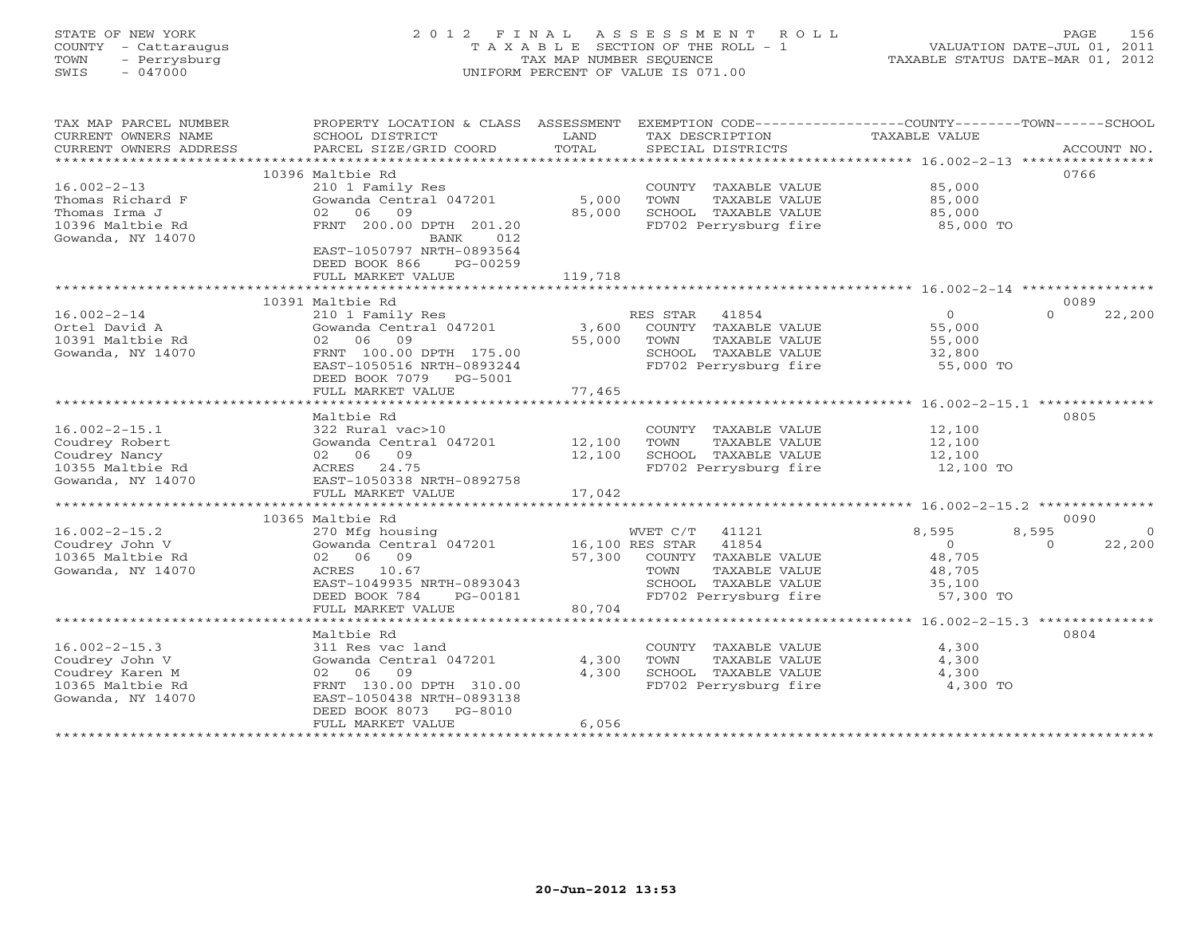STATE OF NEW YORK
COUNTY - Cattaraugus
TOWN - Perrysburg
SWIS - 047000

# 2012 FINAL ASSESSMENT ROLL

TAXABLE SECTION OF THE ROLL - 1
TAX MAP NUMBER SEQUENCE
UNIFORM PERCENT OF VALUE IS 071.00

VALUATION DATE-JUL 01, 2011
TAXABLE STATUS DATE-MAR 01, 2012

| TAX MAP PARCEL NUMBER / CURRENT OWNERS NAME / CURRENT OWNERS ADDRESS | PROPERTY LOCATION & CLASS / SCHOOL DISTRICT / PARCEL SIZE/GRID COORD | ASSESSMENT LAND | TOTAL | EXEMPTION CODE / TAX DESCRIPTION / SPECIAL DISTRICTS | COUNTY TAXABLE VALUE | TOWN | SCHOOL | ACCOUNT NO. |
|---|---|---|---|---|---|---|---|---|
| 16.002-2-13 | 10396 Maltbie Rd | | | | | | | 0766 |
| Thomas Richard F | 210 1 Family Res | | | COUNTY TAXABLE VALUE | 85,000 | | | |
| Thomas Irma J | Gowanda Central 047201 | 5,000 | | TOWN TAXABLE VALUE | 85,000 | | | |
| 10396 Maltbie Rd | 02 06 09 | | 85,000 | SCHOOL TAXABLE VALUE | 85,000 | | | |
| Gowanda, NY 14070 | FRNT 200.00 DPTH 201.20 BANK 012 | | | FD702 Perrysburg fire | 85,000 TO | | | |
| | EAST-1050797 NRTH-0893564 | | | | | | | |
| | DEED BOOK 866 PG-00259 | | | | | | | |
| | FULL MARKET VALUE | | 119,718 | | | | | |
| 16.002-2-14 | 10391 Maltbie Rd | | | | | | | 0089 |
| Ortel David A | 210 1 Family Res | | | RES STAR 41854 | 0 | | 0 | 22,200 |
| 10391 Maltbie Rd | Gowanda Central 047201 | 3,600 | | COUNTY TAXABLE VALUE | 55,000 | | | |
| Gowanda, NY 14070 | 02 06 09 | | 55,000 | TOWN TAXABLE VALUE | 55,000 | | | |
| | FRNT 100.00 DPTH 175.00 | | | SCHOOL TAXABLE VALUE | 32,800 | | | |
| | EAST-1050516 NRTH-0893244 | | | FD702 Perrysburg fire | 55,000 TO | | | |
| | DEED BOOK 7079 PG-5001 | | | | | | | |
| | FULL MARKET VALUE | | 77,465 | | | | | |
| 16.002-2-15.1 | Maltbie Rd | | | | | | | 0805 |
| Coudrey Robert | 322 Rural vac>10 | | | COUNTY TAXABLE VALUE | 12,100 | | | |
| Coudrey Nancy | Gowanda Central 047201 | 12,100 | | TOWN TAXABLE VALUE | 12,100 | | | |
| 10355 Maltbie Rd | 02 06 09 | | 12,100 | SCHOOL TAXABLE VALUE | 12,100 | | | |
| Gowanda, NY 14070 | ACRES 24.75 | | | FD702 Perrysburg fire | 12,100 TO | | | |
| | EAST-1050338 NRTH-0892758 | | | | | | | |
| | FULL MARKET VALUE | | 17,042 | | | | | |
| 16.002-2-15.2 | 10365 Maltbie Rd | | | | | | | 0090 |
| Coudrey John V | 270 Mfg housing | | | WVET C/T 41121 | 8,595 | 8,595 | | 0 |
| 10365 Maltbie Rd | Gowanda Central 047201 | 16,100 | | RES STAR 41854 | 0 | | 0 | 22,200 |
| Gowanda, NY 14070 | 02 06 09 | | 57,300 | COUNTY TAXABLE VALUE | 48,705 | | | |
| | ACRES 10.67 | | | TOWN TAXABLE VALUE | 48,705 | | | |
| | EAST-1049935 NRTH-0893043 | | | SCHOOL TAXABLE VALUE | 35,100 | | | |
| | DEED BOOK 784 PG-00181 | | | FD702 Perrysburg fire | 57,300 TO | | | |
| | FULL MARKET VALUE | | 80,704 | | | | | |
| 16.002-2-15.3 | Maltbie Rd | | | | | | | 0804 |
| Coudrey John V | 311 Res vac land | | | COUNTY TAXABLE VALUE | 4,300 | | | |
| Coudrey Karen M | Gowanda Central 047201 | 4,300 | | TOWN TAXABLE VALUE | 4,300 | | | |
| 10365 Maltbie Rd | 02 06 09 | | 4,300 | SCHOOL TAXABLE VALUE | 4,300 | | | |
| Gowanda, NY 14070 | FRNT 130.00 DPTH 310.00 | | | FD702 Perrysburg fire | 4,300 TO | | | |
| | EAST-1050438 NRTH-0893138 | | | | | | | |
| | DEED BOOK 8073 PG-8010 | | | | | | | |
| | FULL MARKET VALUE | | 6,056 | | | | | |

20-Jun-2012 13:53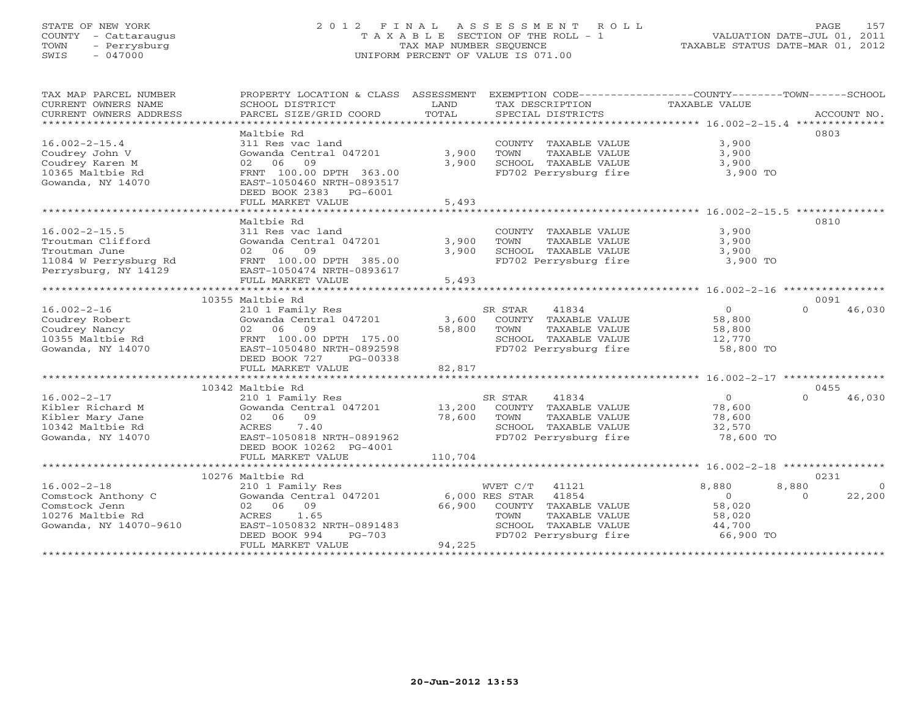STATE OF NEW YORK
COUNTY - Cattaraugus
TOWN - Perrysburg
SWIS - 047000

# 2012 FINAL ASSESSMENT ROLL

TAXABLE SECTION OF THE ROLL - 1
TAX MAP NUMBER SEQUENCE
UNIFORM PERCENT OF VALUE IS 071.00

VALUATION DATE-JUL 01, 2011
TAXABLE STATUS DATE-MAR 01, 2012

```
TAX MAP PARCEL NUMBER     PROPERTY LOCATION & CLASS  ASSESSMENT  EXEMPTION CODE------------------COUNTY--------TOWN------SCHOOL
CURRENT OWNERS NAME       SCHOOL DISTRICT               LAND      TAX DESCRIPTION            TAXABLE VALUE
CURRENT OWNERS ADDRESS    PARCEL SIZE/GRID COORD        TOTAL     SPECIAL DISTRICTS                                   ACCOUNT NO.
******************************************************************************************** 16.002-2-15.4 **************
                          Maltbie Rd                                                                                  0803
16.002-2-15.4             311 Res vac land                         COUNTY  TAXABLE VALUE          3,900
Coudrey John V            Gowanda Central 047201       3,900      TOWN    TAXABLE VALUE          3,900
Coudrey Karen M           02   06   09                  3,900      SCHOOL  TAXABLE VALUE          3,900
10365 Maltbie Rd          FRNT 100.00 DPTH 363.00                  FD702 Perrysburg fire           3,900 TO
Gowanda, NY 14070         EAST-1050460 NRTH-0893517
                          DEED BOOK 2383    PG-6001
                          FULL MARKET VALUE             5,493
******************************************************************************************** 16.002-2-15.5 **************
                          Maltbie Rd                                                                                  0810
16.002-2-15.5             311 Res vac land                         COUNTY  TAXABLE VALUE          3,900
Troutman Clifford         Gowanda Central 047201       3,900      TOWN    TAXABLE VALUE          3,900
Troutman June             02   06   09                  3,900      SCHOOL  TAXABLE VALUE          3,900
11084 W Perrysburg Rd     FRNT 100.00 DPTH 385.00                  FD702 Perrysburg fire           3,900 TO
Perrysburg, NY 14129      EAST-1050474 NRTH-0893617
                          FULL MARKET VALUE             5,493
******************************************************************************************** 16.002-2-16 ****************
                    10355 Maltbie Rd                                                                                  0091
16.002-2-16               210 1 Family Res                         SR STAR     41834              0          0      46,030
Coudrey Robert            Gowanda Central 047201       3,600      COUNTY  TAXABLE VALUE         58,800
Coudrey Nancy             02   06   09                 58,800      TOWN    TAXABLE VALUE         58,800
10355 Maltbie Rd          FRNT 100.00 DPTH 175.00                  SCHOOL  TAXABLE VALUE         12,770
Gowanda, NY 14070         EAST-1050480 NRTH-0892598                FD702 Perrysburg fire          58,800 TO
                          DEED BOOK 727     PG-00338
                          FULL MARKET VALUE            82,817
******************************************************************************************** 16.002-2-17 ****************
                    10342 Maltbie Rd                                                                                  0455
16.002-2-17               210 1 Family Res                         SR STAR     41834              0          0      46,030
Kibler Richard M          Gowanda Central 047201      13,200      COUNTY  TAXABLE VALUE         78,600
Kibler Mary Jane          02   06   09                 78,600      TOWN    TAXABLE VALUE         78,600
10342 Maltbie Rd          ACRES     7.40                           SCHOOL  TAXABLE VALUE         32,570
Gowanda, NY 14070         EAST-1050818 NRTH-0891962                FD702 Perrysburg fire          78,600 TO
                          DEED BOOK 10262  PG-4001
                          FULL MARKET VALUE           110,704
******************************************************************************************** 16.002-2-18 ****************
                    10276 Maltbie Rd                                                                                  0231
16.002-2-18               210 1 Family Res                         WVET C/T    41121          8,880      8,880           0
Comstock Anthony C        Gowanda Central 047201       6,000 RES STAR    41854              0          0      22,200
Comstock Jenn             02   06   09                 66,900      COUNTY  TAXABLE VALUE         58,020
10276 Maltbie Rd          ACRES     1.65                           TOWN    TAXABLE VALUE         58,020
Gowanda, NY 14070-9610    EAST-1050832 NRTH-0891483                SCHOOL  TAXABLE VALUE         44,700
                          DEED BOOK 994     PG-703                 FD702 Perrysburg fire          66,900 TO
                          FULL MARKET VALUE            94,225
******************************************************************************************************************************
```

20-Jun-2012 13:53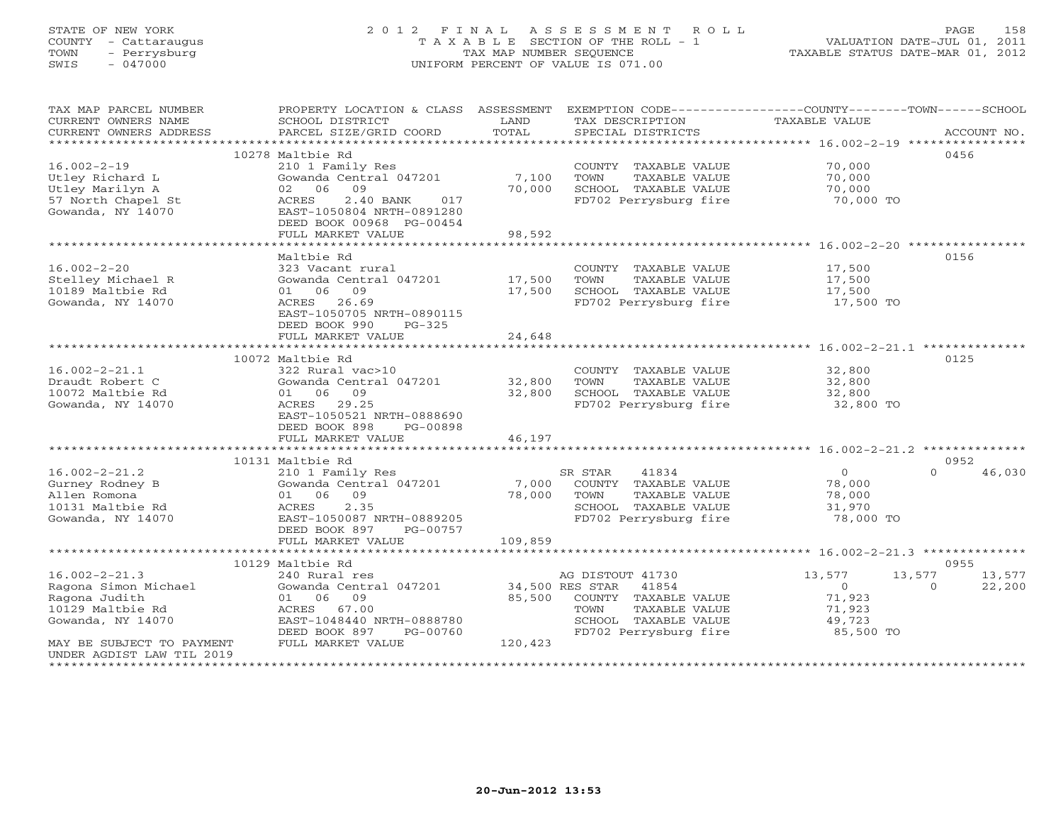STATE OF NEW YORK
COUNTY - Cattaraugus
TOWN - Perrysburg
SWIS - 047000

# 2012 FINAL ASSESSMENT ROLL

TAXABLE SECTION OF THE ROLL - 1
TAX MAP NUMBER SEQUENCE
UNIFORM PERCENT OF VALUE IS 071.00

VALUATION DATE-JUL 01, 2011
TAXABLE STATUS DATE-MAR 01, 2012

| TAX MAP PARCEL NUMBER / CURRENT OWNERS NAME / CURRENT OWNERS ADDRESS | PROPERTY LOCATION & CLASS / SCHOOL DISTRICT / PARCEL SIZE/GRID COORD | ASSESSMENT LAND / TOTAL | EXEMPTION CODE / TAX DESCRIPTION / SPECIAL DISTRICTS | COUNTY TAXABLE VALUE | TOWN | SCHOOL | ACCOUNT NO. |
|---|---|---|---|---|---|---|---|
| | 10278 Maltbie Rd | | | | | | 0456 |
| 16.002-2-19 | 210 1 Family Res | | COUNTY TAXABLE VALUE | 70,000 | | | |
| Utley Richard L | Gowanda Central 047201 | 7,100 | TOWN TAXABLE VALUE | 70,000 | | | |
| Utley Marilyn A | 02 06 09 | 70,000 | SCHOOL TAXABLE VALUE | 70,000 | | | |
| 57 North Chapel St | ACRES 2.40 BANK 017 | | FD702 Perrysburg fire | 70,000 TO | | | |
| Gowanda, NY 14070 | EAST-1050804 NRTH-0891280 | | | | | | |
| | DEED BOOK 00968 PG-00454 | | | | | | |
| | FULL MARKET VALUE | 98,592 | | | | | |
| | Maltbie Rd | | | | | | 0156 |
| 16.002-2-20 | 323 Vacant rural | | COUNTY TAXABLE VALUE | 17,500 | | | |
| Stelley Michael R | Gowanda Central 047201 | 17,500 | TOWN TAXABLE VALUE | 17,500 | | | |
| 10189 Maltbie Rd | 01 06 09 | 17,500 | SCHOOL TAXABLE VALUE | 17,500 | | | |
| Gowanda, NY 14070 | ACRES 26.69 | | FD702 Perrysburg fire | 17,500 TO | | | |
| | EAST-1050705 NRTH-0890115 | | | | | | |
| | DEED BOOK 990 PG-325 | | | | | | |
| | FULL MARKET VALUE | 24,648 | | | | | |
| | 10072 Maltbie Rd | | | | | | 0125 |
| 16.002-2-21.1 | 322 Rural vac>10 | | COUNTY TAXABLE VALUE | 32,800 | | | |
| Draudt Robert C | Gowanda Central 047201 | 32,800 | TOWN TAXABLE VALUE | 32,800 | | | |
| 10072 Maltbie Rd | 01 06 09 | 32,800 | SCHOOL TAXABLE VALUE | 32,800 | | | |
| Gowanda, NY 14070 | ACRES 29.25 | | FD702 Perrysburg fire | 32,800 TO | | | |
| | EAST-1050521 NRTH-0888690 | | | | | | |
| | DEED BOOK 898 PG-00898 | | | | | | |
| | FULL MARKET VALUE | 46,197 | | | | | |
| | 10131 Maltbie Rd | | | | | | 0952 |
| 16.002-2-21.2 | 210 1 Family Res | | SR STAR 41834 | 0 | 0 | 46,030 | |
| Gurney Rodney B | Gowanda Central 047201 | 7,000 | COUNTY TAXABLE VALUE | 78,000 | | | |
| Allen Romona | 01 06 09 | 78,000 | TOWN TAXABLE VALUE | 78,000 | | | |
| 10131 Maltbie Rd | ACRES 2.35 | | SCHOOL TAXABLE VALUE | 31,970 | | | |
| Gowanda, NY 14070 | EAST-1050087 NRTH-0889205 | | FD702 Perrysburg fire | 78,000 TO | | | |
| | DEED BOOK 897 PG-00757 | | | | | | |
| | FULL MARKET VALUE | 109,859 | | | | | |
| | 10129 Maltbie Rd | | | | | | 0955 |
| 16.002-2-21.3 | 240 Rural res | | AG DISTOUT 41730 | 13,577 | 13,577 | 13,577 | |
| Ragona Simon Michael | Gowanda Central 047201 | 34,500 | RES STAR 41854 | 0 | 0 | 22,200 | |
| Ragona Judith | 01 06 09 | 85,500 | COUNTY TAXABLE VALUE | 71,923 | | | |
| 10129 Maltbie Rd | ACRES 67.00 | | TOWN TAXABLE VALUE | 71,923 | | | |
| Gowanda, NY 14070 | EAST-1048440 NRTH-0888780 | | SCHOOL TAXABLE VALUE | 49,723 | | | |
| | DEED BOOK 897 PG-00760 | | FD702 Perrysburg fire | 85,500 TO | | | |
| MAY BE SUBJECT TO PAYMENT | FULL MARKET VALUE | 120,423 | | | | | |
| UNDER AGDIST LAW TIL 2019 | | | | | | | |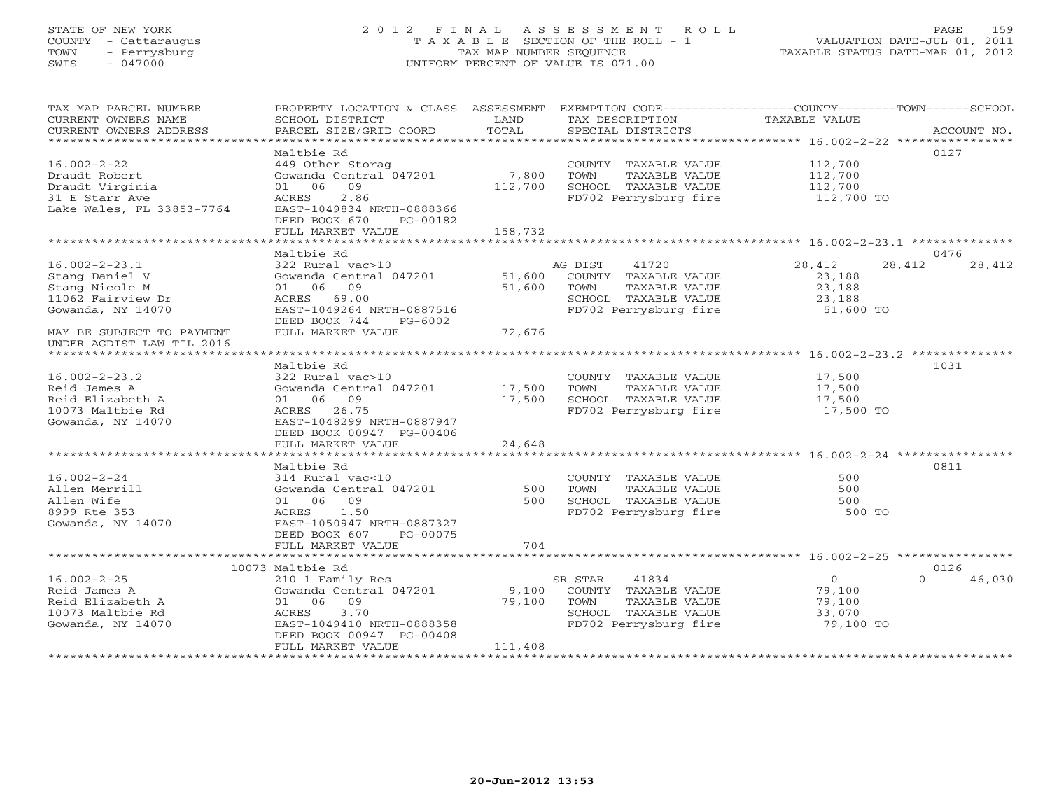STATE OF NEW YORK
COUNTY - Cattaraugus
TOWN - Perrysburg
SWIS - 047000

# 2012 FINAL ASSESSMENT ROLL
TAXABLE SECTION OF THE ROLL - 1
TAX MAP NUMBER SEQUENCE
UNIFORM PERCENT OF VALUE IS 071.00

VALUATION DATE-JUL 01, 2011
TAXABLE STATUS DATE-MAR 01, 2012

| TAX MAP PARCEL NUMBER / CURRENT OWNERS NAME / CURRENT OWNERS ADDRESS | PROPERTY LOCATION & CLASS / SCHOOL DISTRICT / PARCEL SIZE/GRID COORD | ASSESSMENT LAND / TOTAL | EXEMPTION CODE / TAX DESCRIPTION / SPECIAL DISTRICTS | COUNTY TAXABLE VALUE | TOWN | SCHOOL | ACCOUNT NO. |
|---|---|---|---|---|---|---|---|
| | Maltbie Rd | | | | | | 0127 |
| 16.002-2-22 | 449 Other Storag | | COUNTY TAXABLE VALUE | 112,700 | | | |
| Draudt Robert | Gowanda Central 047201 | 7,800 | TOWN TAXABLE VALUE | 112,700 | | | |
| Draudt Virginia | 01 06 09 | 112,700 | SCHOOL TAXABLE VALUE | 112,700 | | | |
| 31 E Starr Ave | ACRES 2.86 | | FD702 Perrysburg fire | 112,700 TO | | | |
| Lake Wales, FL 33853-7764 | EAST-1049834 NRTH-0888366 | | | | | | |
| | DEED BOOK 670 PG-00182 | | | | | | |
| | FULL MARKET VALUE | 158,732 | | | | | |
| | Maltbie Rd | | | | | | 0476 |
| 16.002-2-23.1 | 322 Rural vac>10 | | AG DIST 41720 | 28,412 | 28,412 | 28,412 | |
| Stang Daniel V | Gowanda Central 047201 | 51,600 | COUNTY TAXABLE VALUE | 23,188 | | | |
| Stang Nicole M | 01 06 09 | 51,600 | TOWN TAXABLE VALUE | 23,188 | | | |
| 11062 Fairview Dr | ACRES 69.00 | | SCHOOL TAXABLE VALUE | 23,188 | | | |
| Gowanda, NY 14070 | EAST-1049264 NRTH-0887516 | | FD702 Perrysburg fire | 51,600 TO | | | |
| | DEED BOOK 744 PG-6002 | | | | | | |
| MAY BE SUBJECT TO PAYMENT | FULL MARKET VALUE | 72,676 | | | | | |
| UNDER AGDIST LAW TIL 2016 | | | | | | | |
| | Maltbie Rd | | | | | | 1031 |
| 16.002-2-23.2 | 322 Rural vac>10 | | COUNTY TAXABLE VALUE | 17,500 | | | |
| Reid James A | Gowanda Central 047201 | 17,500 | TOWN TAXABLE VALUE | 17,500 | | | |
| Reid Elizabeth A | 01 06 09 | 17,500 | SCHOOL TAXABLE VALUE | 17,500 | | | |
| 10073 Maltbie Rd | ACRES 26.75 | | FD702 Perrysburg fire | 17,500 TO | | | |
| Gowanda, NY 14070 | EAST-1048299 NRTH-0887947 | | | | | | |
| | DEED BOOK 00947 PG-00406 | | | | | | |
| | FULL MARKET VALUE | 24,648 | | | | | |
| | Maltbie Rd | | | | | | 0811 |
| 16.002-2-24 | 314 Rural vac<10 | | COUNTY TAXABLE VALUE | 500 | | | |
| Allen Merrill | Gowanda Central 047201 | 500 | TOWN TAXABLE VALUE | 500 | | | |
| Allen Wife | 01 06 09 | 500 | SCHOOL TAXABLE VALUE | 500 | | | |
| 8999 Rte 353 | ACRES 1.50 | | FD702 Perrysburg fire | 500 TO | | | |
| Gowanda, NY 14070 | EAST-1050947 NRTH-0887327 | | | | | | |
| | DEED BOOK 607 PG-00075 | | | | | | |
| | FULL MARKET VALUE | 704 | | | | | |
| | 10073 Maltbie Rd | | | | | | 0126 |
| 16.002-2-25 | 210 1 Family Res | | SR STAR 41834 | 0 | 0 | 46,030 | |
| Reid James A | Gowanda Central 047201 | 9,100 | COUNTY TAXABLE VALUE | 79,100 | | | |
| Reid Elizabeth A | 01 06 09 | 79,100 | TOWN TAXABLE VALUE | 79,100 | | | |
| 10073 Maltbie Rd | ACRES 3.70 | | SCHOOL TAXABLE VALUE | 33,070 | | | |
| Gowanda, NY 14070 | EAST-1049410 NRTH-0888358 | | FD702 Perrysburg fire | 79,100 TO | | | |
| | DEED BOOK 00947 PG-00408 | | | | | | |
| | FULL MARKET VALUE | 111,408 | | | | | |

20-Jun-2012 13:53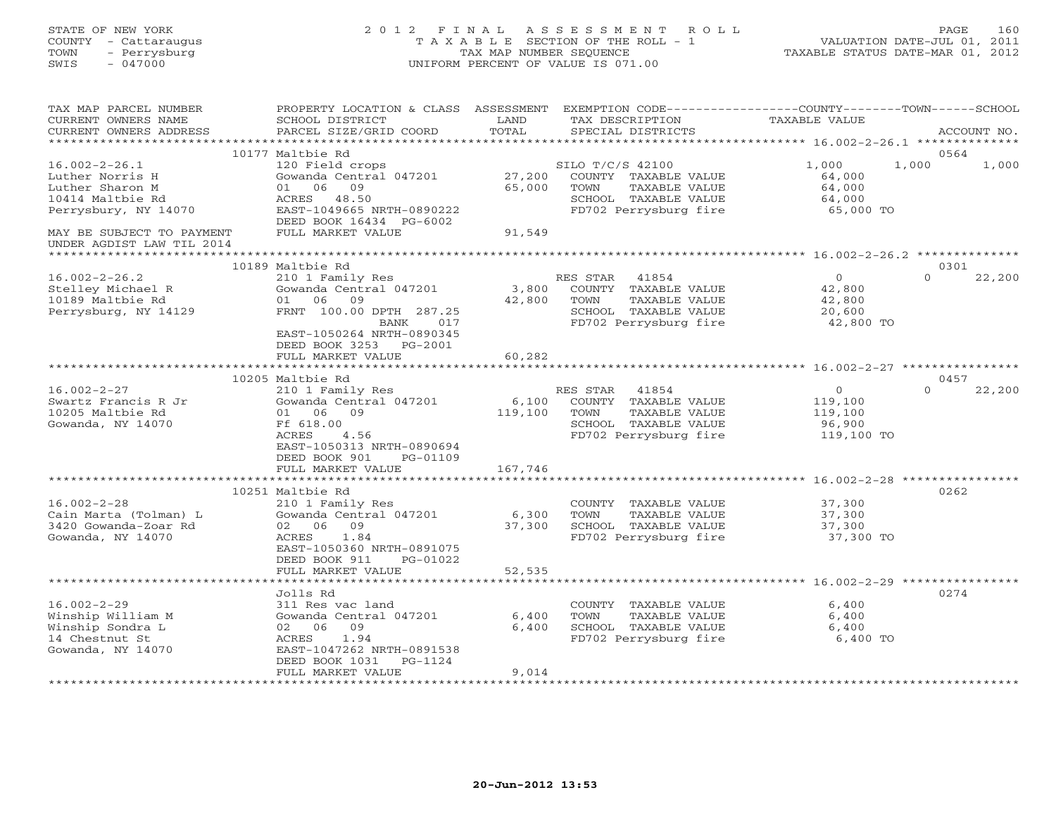STATE OF NEW YORK
COUNTY - Cattaraugus
TOWN - Perrysburg
SWIS - 047000

# 2012 FINAL ASSESSMENT ROLL

TAXABLE SECTION OF THE ROLL - 1
TAX MAP NUMBER SEQUENCE
UNIFORM PERCENT OF VALUE IS 071.00

VALUATION DATE-JUL 01, 2011
TAXABLE STATUS DATE-MAR 01, 2012

| TAX MAP PARCEL NUMBER / CURRENT OWNERS NAME / CURRENT OWNERS ADDRESS | PROPERTY LOCATION & CLASS / SCHOOL DISTRICT / PARCEL SIZE/GRID COORD | ASSESSMENT LAND / TOTAL | EXEMPTION CODE / TAX DESCRIPTION / SPECIAL DISTRICTS | COUNTY TAXABLE VALUE | TOWN | SCHOOL / ACCOUNT NO. |
|---|---|---|---|---|---|---|
| 16.002-2-26.1 | 10177 Maltbie Rd | | | | | 0564 |
| | 120 Field crops | | SILO T/C/S 42100 | 1,000 | 1,000 | 1,000 |
| Luther Norris H | Gowanda Central 047201 | 27,200 | COUNTY TAXABLE VALUE | 64,000 | | |
| Luther Sharon M | 01 06 09 | 65,000 | TOWN TAXABLE VALUE | 64,000 | | |
| 10414 Maltbie Rd | ACRES 48.50 | | SCHOOL TAXABLE VALUE | 64,000 | | |
| Perrysbury, NY 14070 | EAST-1049665 NRTH-0890222 | | FD702 Perrysburg fire | 65,000 TO | | |
| | DEED BOOK 16434 PG-6002 | | | | | |
| MAY BE SUBJECT TO PAYMENT | FULL MARKET VALUE | 91,549 | | | | |
| UNDER AGDIST LAW TIL 2014 | | | | | | |
| 16.002-2-26.2 | 10189 Maltbie Rd | | | | | 0301 |
| | 210 1 Family Res | | RES STAR 41854 | 0 | 0 | 22,200 |
| Stelley Michael R | Gowanda Central 047201 | 3,800 | COUNTY TAXABLE VALUE | 42,800 | | |
| 10189 Maltbie Rd | 01 06 09 | 42,800 | TOWN TAXABLE VALUE | 42,800 | | |
| Perrysburg, NY 14129 | FRNT 100.00 DPTH 287.25 | | SCHOOL TAXABLE VALUE | 20,600 | | |
| | BANK 017 | | FD702 Perrysburg fire | 42,800 TO | | |
| | EAST-1050264 NRTH-0890345 | | | | | |
| | DEED BOOK 3253 PG-2001 | | | | | |
| | FULL MARKET VALUE | 60,282 | | | | |
| 16.002-2-27 | 10205 Maltbie Rd | | | | | 0457 |
| | 210 1 Family Res | | RES STAR 41854 | 0 | 0 | 22,200 |
| Swartz Francis R Jr | Gowanda Central 047201 | 6,100 | COUNTY TAXABLE VALUE | 119,100 | | |
| 10205 Maltbie Rd | 01 06 09 | 119,100 | TOWN TAXABLE VALUE | 119,100 | | |
| Gowanda, NY 14070 | Ff 618.00 | | SCHOOL TAXABLE VALUE | 96,900 | | |
| | ACRES 4.56 | | FD702 Perrysburg fire | 119,100 TO | | |
| | EAST-1050313 NRTH-0890694 | | | | | |
| | DEED BOOK 901 PG-01109 | | | | | |
| | FULL MARKET VALUE | 167,746 | | | | |
| 16.002-2-28 | 10251 Maltbie Rd | | | | | 0262 |
| | 210 1 Family Res | | COUNTY TAXABLE VALUE | 37,300 | | |
| Cain Marta (Tolman) L | Gowanda Central 047201 | 6,300 | TOWN TAXABLE VALUE | 37,300 | | |
| 3420 Gowanda-Zoar Rd | 02 06 09 | 37,300 | SCHOOL TAXABLE VALUE | 37,300 | | |
| Gowanda, NY 14070 | ACRES 1.84 | | FD702 Perrysburg fire | 37,300 TO | | |
| | EAST-1050360 NRTH-0891075 | | | | | |
| | DEED BOOK 911 PG-01022 | | | | | |
| | FULL MARKET VALUE | 52,535 | | | | |
| 16.002-2-29 | Jolls Rd | | | | | 0274 |
| | 311 Res vac land | | COUNTY TAXABLE VALUE | 6,400 | | |
| Winship William M | Gowanda Central 047201 | 6,400 | TOWN TAXABLE VALUE | 6,400 | | |
| Winship Sondra L | 02 06 09 | 6,400 | SCHOOL TAXABLE VALUE | 6,400 | | |
| 14 Chestnut St | ACRES 1.94 | | FD702 Perrysburg fire | 6,400 TO | | |
| Gowanda, NY 14070 | EAST-1047262 NRTH-0891538 | | | | | |
| | DEED BOOK 1031 PG-1124 | | | | | |
| | FULL MARKET VALUE | 9,014 | | | | |

20-Jun-2012 13:53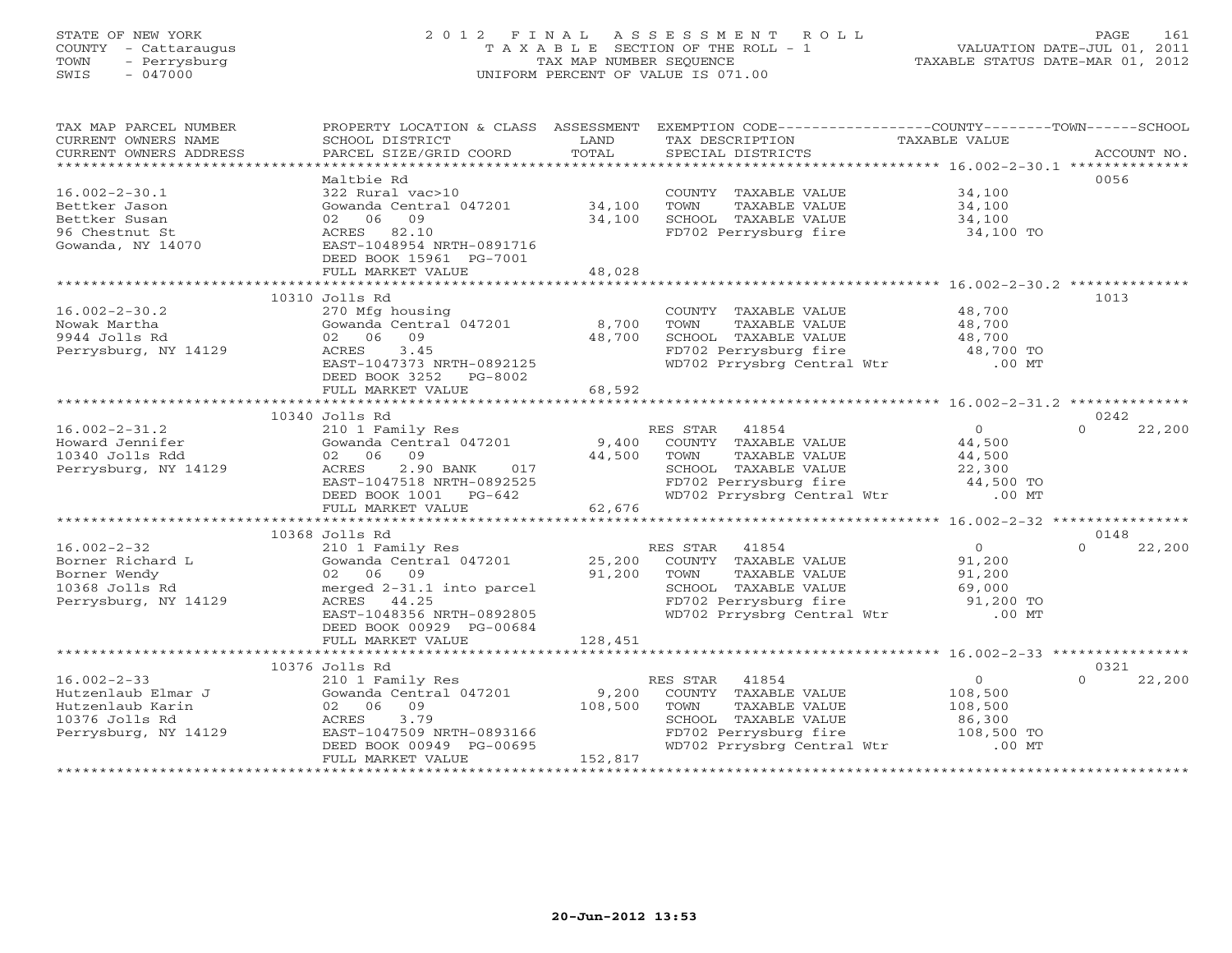STATE OF NEW YORK
COUNTY - Cattaraugus
TOWN - Perrysburg
SWIS - 047000

2012 FINAL ASSESSMENT ROLL
TAXABLE SECTION OF THE ROLL - 1
TAX MAP NUMBER SEQUENCE
UNIFORM PERCENT OF VALUE IS 071.00

VALUATION DATE-JUL 01, 2011
TAXABLE STATUS DATE-MAR 01, 2012

| TAX MAP PARCEL NUMBER / CURRENT OWNERS NAME / CURRENT OWNERS ADDRESS | PROPERTY LOCATION & CLASS / SCHOOL DISTRICT / PARCEL SIZE/GRID COORD | ASSESSMENT LAND | TOTAL | EXEMPTION CODE / TAX DESCRIPTION / SPECIAL DISTRICTS | COUNTY TAXABLE VALUE | TOWN | SCHOOL | ACCOUNT NO. |
|---|---|---|---|---|---|---|---|---|
| **16.002-2-30.1** | Maltbie Rd | | | | | | | 0056 |
| 16.002-2-30.1 | 322 Rural vac>10 | | | COUNTY TAXABLE VALUE | 34,100 | | | |
| Bettker Jason | Gowanda Central 047201 | 34,100 | | TOWN TAXABLE VALUE | 34,100 | | | |
| Bettker Susan | 02 06 09 | | 34,100 | SCHOOL TAXABLE VALUE | 34,100 | | | |
| 96 Chestnut St | ACRES 82.10 | | | FD702 Perrysburg fire | 34,100 TO | | | |
| Gowanda, NY 14070 | EAST-1048954 NRTH-0891716 | | | | | | | |
| | DEED BOOK 15961 PG-7001 | | | | | | | |
| | FULL MARKET VALUE | | 48,028 | | | | | |
| **16.002-2-30.2** | 10310 Jolls Rd | | | | | | | 1013 |
| 16.002-2-30.2 | 270 Mfg housing | | | COUNTY TAXABLE VALUE | 48,700 | | | |
| Nowak Martha | Gowanda Central 047201 | 8,700 | | TOWN TAXABLE VALUE | 48,700 | | | |
| 9944 Jolls Rd | 02 06 09 | | 48,700 | SCHOOL TAXABLE VALUE | 48,700 | | | |
| Perrysburg, NY 14129 | ACRES 3.45 | | | FD702 Perrysburg fire | 48,700 TO | | | |
| | EAST-1047373 NRTH-0892125 | | | WD702 Prrysbrg Central Wtr | .00 MT | | | |
| | DEED BOOK 3252 PG-8002 | | | | | | | |
| | FULL MARKET VALUE | | 68,592 | | | | | |
| **16.002-2-31.2** | 10340 Jolls Rd | | | | | | | 0242 |
| 16.002-2-31.2 | 210 1 Family Res | | | RES STAR 41854 | 0 | | 0 | 22,200 |
| Howard Jennifer | Gowanda Central 047201 | 9,400 | | COUNTY TAXABLE VALUE | 44,500 | | | |
| 10340 Jolls Rdd | 02 06 09 | | 44,500 | TOWN TAXABLE VALUE | 44,500 | | | |
| Perrysburg, NY 14129 | ACRES 2.90 BANK 017 | | | SCHOOL TAXABLE VALUE | 22,300 | | | |
| | EAST-1047518 NRTH-0892525 | | | FD702 Perrysburg fire | 44,500 TO | | | |
| | DEED BOOK 1001 PG-642 | | | WD702 Prrysbrg Central Wtr | .00 MT | | | |
| | FULL MARKET VALUE | | 62,676 | | | | | |
| **16.002-2-32** | 10368 Jolls Rd | | | | | | | 0148 |
| 16.002-2-32 | 210 1 Family Res | | | RES STAR 41854 | 0 | | 0 | 22,200 |
| Borner Richard L | Gowanda Central 047201 | 25,200 | | COUNTY TAXABLE VALUE | 91,200 | | | |
| Borner Wendy | 02 06 09 | | 91,200 | TOWN TAXABLE VALUE | 91,200 | | | |
| 10368 Jolls Rd | merged 2-31.1 into parcel | | | SCHOOL TAXABLE VALUE | 69,000 | | | |
| Perrysburg, NY 14129 | ACRES 44.25 | | | FD702 Perrysburg fire | 91,200 TO | | | |
| | EAST-1048356 NRTH-0892805 | | | WD702 Prrysbrg Central Wtr | .00 MT | | | |
| | DEED BOOK 00929 PG-00684 | | | | | | | |
| | FULL MARKET VALUE | | 128,451 | | | | | |
| **16.002-2-33** | 10376 Jolls Rd | | | | | | | 0321 |
| 16.002-2-33 | 210 1 Family Res | | | RES STAR 41854 | 0 | | 0 | 22,200 |
| Hutzenlaub Elmar J | Gowanda Central 047201 | 9,200 | | COUNTY TAXABLE VALUE | 108,500 | | | |
| Hutzenlaub Karin | 02 06 09 | | 108,500 | TOWN TAXABLE VALUE | 108,500 | | | |
| 10376 Jolls Rd | ACRES 3.79 | | | SCHOOL TAXABLE VALUE | 86,300 | | | |
| Perrysburg, NY 14129 | EAST-1047509 NRTH-0893166 | | | FD702 Perrysburg fire | 108,500 TO | | | |
| | DEED BOOK 00949 PG-00695 | | | WD702 Prrysbrg Central Wtr | .00 MT | | | |
| | FULL MARKET VALUE | | 152,817 | | | | | |

20-Jun-2012 13:53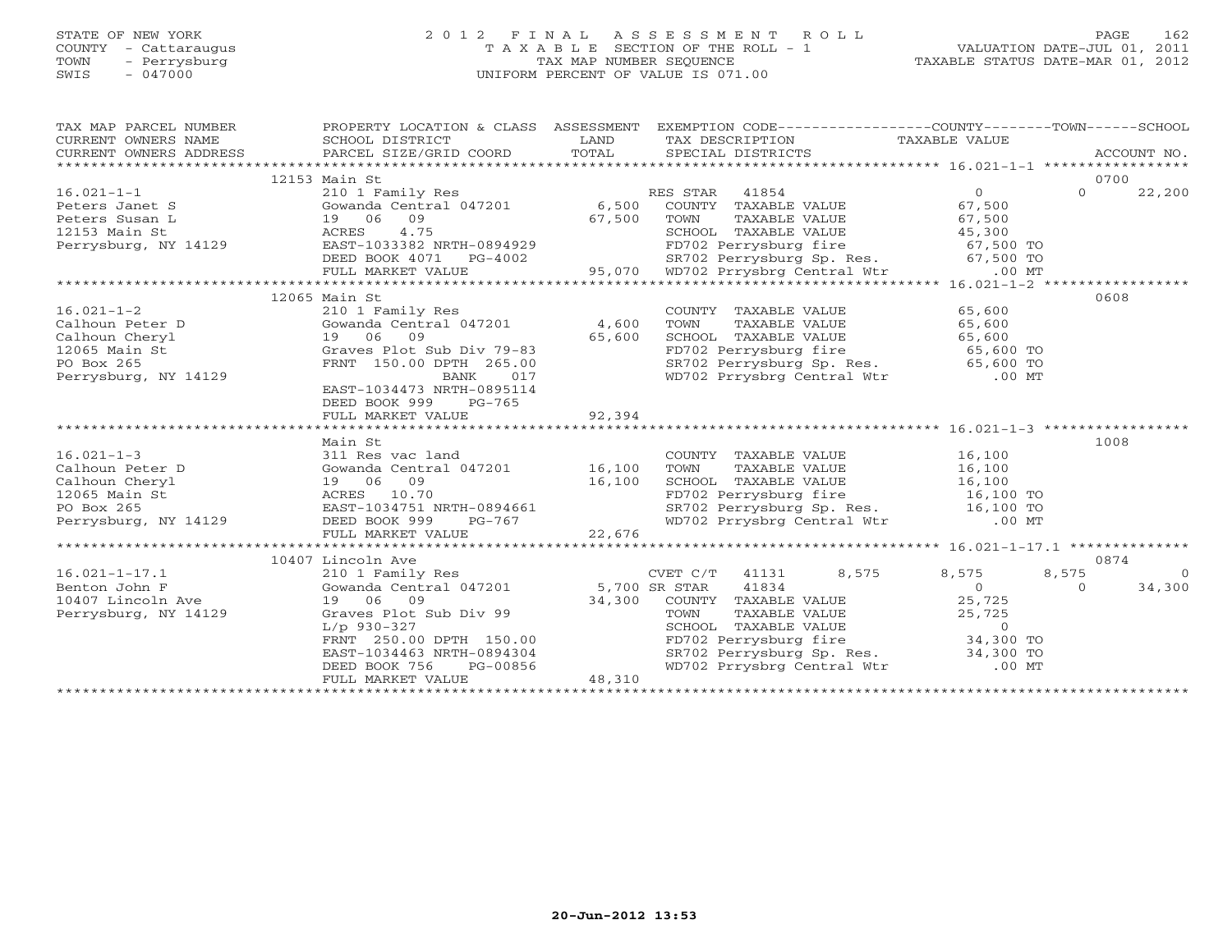STATE OF NEW YORK
COUNTY - Cattaraugus
TOWN - Perrysburg
SWIS - 047000

2012 FINAL ASSESSMENT ROLL
TAXABLE SECTION OF THE ROLL - 1
TAX MAP NUMBER SEQUENCE
UNIFORM PERCENT OF VALUE IS 071.00

VALUATION DATE-JUL 01, 2011
TAXABLE STATUS DATE-MAR 01, 2012

```
TAX MAP PARCEL NUMBER      PROPERTY LOCATION & CLASS  ASSESSMENT  EXEMPTION CODE------------------COUNTY--------TOWN------SCHOOL
CURRENT OWNERS NAME        SCHOOL DISTRICT             LAND        TAX DESCRIPTION                TAXABLE VALUE
CURRENT OWNERS ADDRESS     PARCEL SIZE/GRID COORD      TOTAL       SPECIAL DISTRICTS                                      ACCOUNT NO.
******************************************************************************************************* 16.021-1-1 *****************
                    12153 Main St                                                                                         0700
16.021-1-1                 210 1 Family Res                     RES STAR   41854                    0            0      22,200
Peters Janet S             Gowanda Central 047201       6,500    COUNTY  TAXABLE VALUE          67,500
Peters Susan L             19  06  09                  67,500    TOWN    TAXABLE VALUE          67,500
12153 Main St              ACRES    4.75                         SCHOOL  TAXABLE VALUE          45,300
Perrysburg, NY 14129       EAST-1033382 NRTH-0894929             FD702 Perrysburg fire           67,500 TO
                           DEED BOOK 4071   PG-4002              SR702 Perrysburg Sp. Res.       67,500 TO
                           FULL MARKET VALUE           95,070    WD702 Prrysbrg Central Wtr          .00 MT
******************************************************************************************************* 16.021-1-2 *****************
                    12065 Main St                                                                                         0608
16.021-1-2                 210 1 Family Res                      COUNTY  TAXABLE VALUE          65,600
Calhoun Peter D            Gowanda Central 047201       4,600    TOWN    TAXABLE VALUE          65,600
Calhoun Cheryl             19  06  09                  65,600    SCHOOL  TAXABLE VALUE          65,600
12065 Main St              Graves Plot Sub Div 79-83             FD702 Perrysburg fire           65,600 TO
PO Box 265                 FRNT 150.00 DPTH 265.00               SR702 Perrysburg Sp. Res.       65,600 TO
Perrysburg, NY 14129                     BANK     017            WD702 Prrysbrg Central Wtr          .00 MT
                           EAST-1034473 NRTH-0895114
                           DEED BOOK 999    PG-765
                           FULL MARKET VALUE           92,394
******************************************************************************************************* 16.021-1-3 *****************
                           Main St                                                                                        1008
16.021-1-3                 311 Res vac land                      COUNTY  TAXABLE VALUE          16,100
Calhoun Peter D            Gowanda Central 047201      16,100    TOWN    TAXABLE VALUE          16,100
Calhoun Cheryl             19  06  09                  16,100    SCHOOL  TAXABLE VALUE          16,100
12065 Main St              ACRES   10.70                         FD702 Perrysburg fire           16,100 TO
PO Box 265                 EAST-1034751 NRTH-0894661             SR702 Perrysburg Sp. Res.       16,100 TO
Perrysburg, NY 14129       DEED BOOK 999    PG-767               WD702 Prrysbrg Central Wtr          .00 MT
                           FULL MARKET VALUE           22,676
******************************************************************************************************* 16.021-1-17.1 **************
                    10407 Lincoln Ave                                                                                     0874
16.021-1-17.1              210 1 Family Res                     CVET C/T   41131      8,575     8,575        8,575           0
Benton John F              Gowanda Central 047201       5,700 SR STAR   41834                    0            0      34,300
10407 Lincoln Ave          19  06  09                  34,300    COUNTY  TAXABLE VALUE          25,725
Perrysburg, NY 14129       Graves Plot Sub Div 99                TOWN    TAXABLE VALUE          25,725
                           L/p 930-327                           SCHOOL  TAXABLE VALUE               0
                           FRNT 250.00 DPTH 150.00               FD702 Perrysburg fire           34,300 TO
                           EAST-1034463 NRTH-0894304             SR702 Perrysburg Sp. Res.       34,300 TO
                           DEED BOOK 756    PG-00856             WD702 Prrysbrg Central Wtr          .00 MT
                           FULL MARKET VALUE           48,310
************************************************************************************************************************************
```

20-Jun-2012 13:53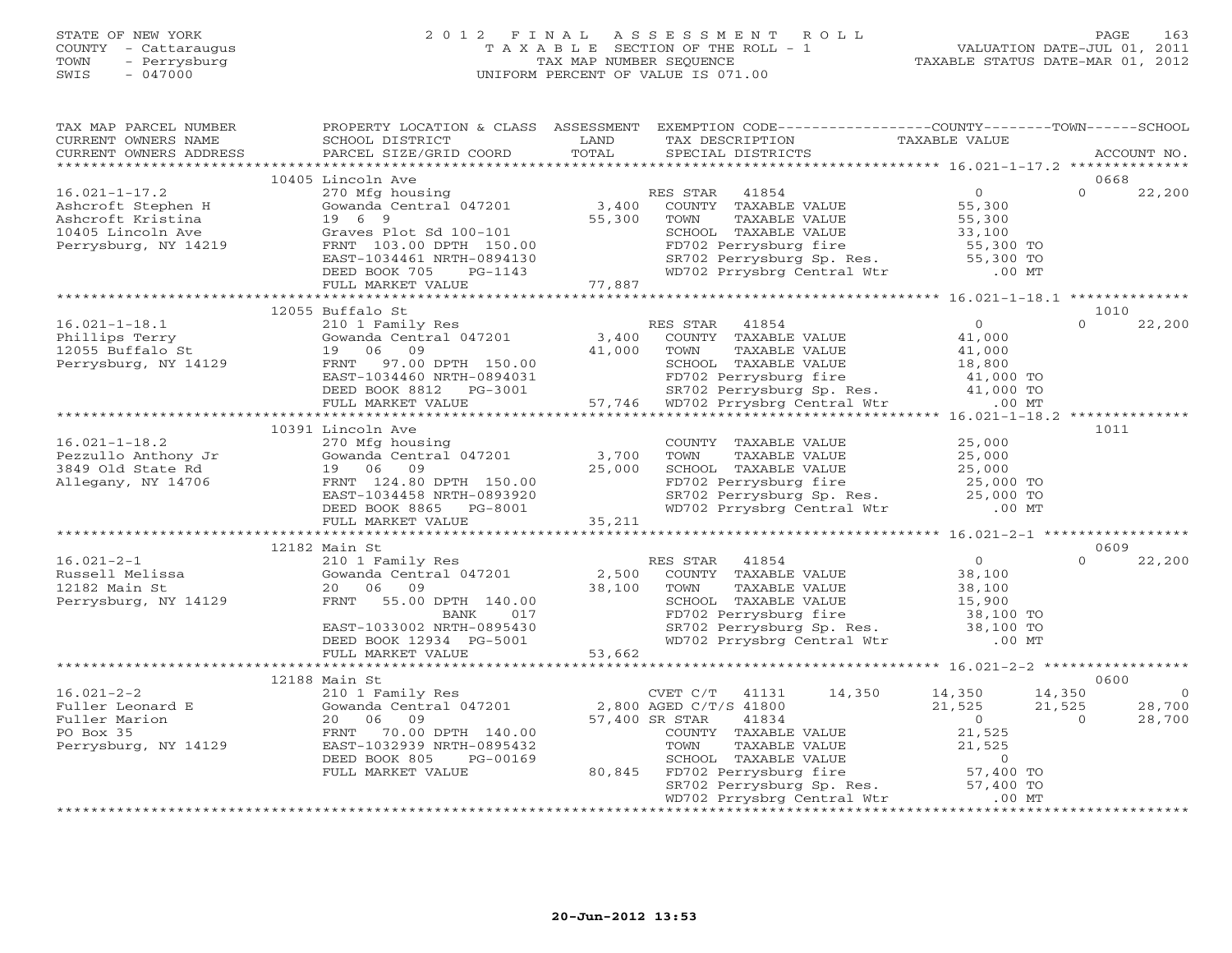STATE OF NEW YORK
COUNTY - Cattaraugus
TOWN - Perrysburg
SWIS - 047000

# 2012 FINAL ASSESSMENT ROLL

TAXABLE SECTION OF THE ROLL - 1
TAX MAP NUMBER SEQUENCE
UNIFORM PERCENT OF VALUE IS 071.00

VALUATION DATE-JUL 01, 2011
TAXABLE STATUS DATE-MAR 01, 2012

```
TAX MAP PARCEL NUMBER     PROPERTY LOCATION & CLASS  ASSESSMENT  EXEMPTION CODE-----------------COUNTY--------TOWN------SCHOOL
CURRENT OWNERS NAME       SCHOOL DISTRICT             LAND       TAX DESCRIPTION              TAXABLE VALUE
CURRENT OWNERS ADDRESS    PARCEL SIZE/GRID COORD      TOTAL      SPECIAL DISTRICTS                                    ACCOUNT NO.
******************************************************************************************************* 16.021-1-17.2 **************
                          10405 Lincoln Ave                                                                             0668
16.021-1-17.2             270 Mfg housing                        RES STAR   41854              0              0      22,200
Ashcroft Stephen H        Gowanda Central 047201       3,400     COUNTY  TAXABLE VALUE       55,300
Ashcroft Kristina         19  6  9                    55,300     TOWN    TAXABLE VALUE       55,300
10405 Lincoln Ave         Graves Plot Sd 100-101                 SCHOOL  TAXABLE VALUE       33,100
Perrysburg, NY 14219      FRNT 103.00 DPTH 150.00                FD702 Perrysburg fire        55,300 TO
                          EAST-1034461 NRTH-0894130              SR702 Perrysburg Sp. Res.    55,300 TO
                          DEED BOOK 705     PG-1143              WD702 Prrysbrg Central Wtr      .00 MT
                          FULL MARKET VALUE           77,887
******************************************************************************************************* 16.021-1-18.1 **************
                          12055 Buffalo St                                                                              1010
16.021-1-18.1             210 1 Family Res                       RES STAR   41854              0              0      22,200
Phillips Terry            Gowanda Central 047201       3,400     COUNTY  TAXABLE VALUE       41,000
12055 Buffalo St          19  06  09                  41,000     TOWN    TAXABLE VALUE       41,000
Perrysburg, NY 14129      FRNT  97.00 DPTH 150.00                SCHOOL  TAXABLE VALUE       18,800
                          EAST-1034460 NRTH-0894031              FD702 Perrysburg fire        41,000 TO
                          DEED BOOK 8812    PG-3001              SR702 Perrysburg Sp. Res.    41,000 TO
                          FULL MARKET VALUE           57,746     WD702 Prrysbrg Central Wtr      .00 MT
******************************************************************************************************* 16.021-1-18.2 **************
                          10391 Lincoln Ave                                                                             1011
16.021-1-18.2             270 Mfg housing                        COUNTY  TAXABLE VALUE       25,000
Pezzullo Anthony Jr       Gowanda Central 047201       3,700     TOWN    TAXABLE VALUE       25,000
3849 Old State Rd         19  06  09                  25,000     SCHOOL  TAXABLE VALUE       25,000
Allegany, NY 14706        FRNT 124.80 DPTH 150.00                FD702 Perrysburg fire        25,000 TO
                          EAST-1034458 NRTH-0893920              SR702 Perrysburg Sp. Res.    25,000 TO
                          DEED BOOK 8865    PG-8001              WD702 Prrysbrg Central Wtr      .00 MT
                          FULL MARKET VALUE           35,211
******************************************************************************************************* 16.021-2-1 *****************
                          12182 Main St                                                                                 0609
16.021-2-1                210 1 Family Res                       RES STAR   41854              0              0      22,200
Russell Melissa           Gowanda Central 047201       2,500     COUNTY  TAXABLE VALUE       38,100
12182 Main St             20  06  09                  38,100     TOWN    TAXABLE VALUE       38,100
Perrysburg, NY 14129      FRNT  55.00 DPTH 140.00                SCHOOL  TAXABLE VALUE       15,900
                                     BANK     017                FD702 Perrysburg fire        38,100 TO
                          EAST-1033002 NRTH-0895430              SR702 Perrysburg Sp. Res.    38,100 TO
                          DEED BOOK 12934 PG-5001                WD702 Prrysbrg Central Wtr      .00 MT
                          FULL MARKET VALUE           53,662
******************************************************************************************************* 16.021-2-2 *****************
                          12188 Main St                                                                                 0600
16.021-2-2                210 1 Family Res                       CVET C/T   41131    14,350   14,350         14,350           0
Fuller Leonard E          Gowanda Central 047201       2,800 AGED C/T/S 41800                 21,525         21,525      28,700
Fuller Marion             20  06  09                  57,400 SR STAR    41834                      0              0      28,700
PO Box 35                 FRNT  70.00 DPTH 140.00                COUNTY  TAXABLE VALUE       21,525
Perrysburg, NY 14129      EAST-1032939 NRTH-0895432              TOWN    TAXABLE VALUE       21,525
                          DEED BOOK 805     PG-00169             SCHOOL  TAXABLE VALUE            0
                          FULL MARKET VALUE           80,845     FD702 Perrysburg fire        57,400 TO
                                                                 SR702 Perrysburg Sp. Res.    57,400 TO
                                                                 WD702 Prrysbrg Central Wtr      .00 MT
************************************************************************************************************************************
```

20-Jun-2012 13:53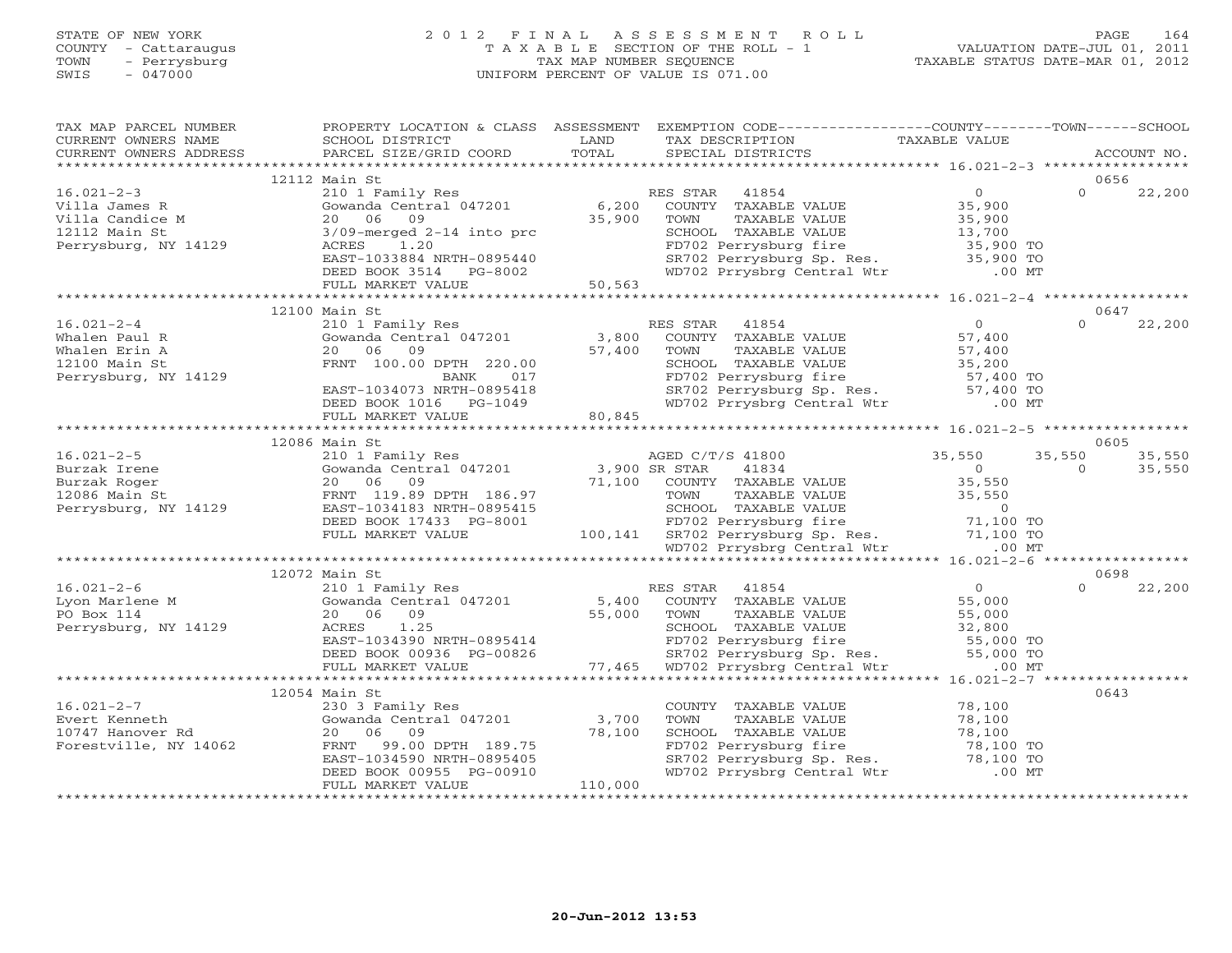STATE OF NEW YORK
COUNTY - Cattaraugus
TOWN - Perrysburg
SWIS - 047000

# 2012 FINAL ASSESSMENT ROLL
TAXABLE SECTION OF THE ROLL - 1
TAX MAP NUMBER SEQUENCE
UNIFORM PERCENT OF VALUE IS 071.00

VALUATION DATE-JUL 01, 2011
TAXABLE STATUS DATE-MAR 01, 2012

| TAX MAP PARCEL NUMBER / CURRENT OWNERS NAME / CURRENT OWNERS ADDRESS | PROPERTY LOCATION & CLASS / SCHOOL DISTRICT / PARCEL SIZE/GRID COORD | ASSESSMENT LAND / TOTAL | EXEMPTION CODE / TAX DESCRIPTION / SPECIAL DISTRICTS | COUNTY TAXABLE VALUE | TOWN | SCHOOL / ACCOUNT NO. |
|---|---|---|---|---|---|---|
| | 12112 Main St | | | | | 0656 |
| 16.021-2-3 | 210 1 Family Res | | RES STAR 41854 | 0 | 0 | 22,200 |
| Villa James R | Gowanda Central 047201 | 6,200 | COUNTY TAXABLE VALUE | 35,900 | | |
| Villa Candice M | 20 06 09 | 35,900 | TOWN TAXABLE VALUE | 35,900 | | |
| 12112 Main St | 3/09-merged 2-14 into prc | | SCHOOL TAXABLE VALUE | 13,700 | | |
| Perrysburg, NY 14129 | ACRES 1.20 | | FD702 Perrysburg fire | 35,900 TO | | |
| | EAST-1033884 NRTH-0895440 | | SR702 Perrysburg Sp. Res. | 35,900 TO | | |
| | DEED BOOK 3514 PG-8002 | | WD702 Prrysbrg Central Wtr | .00 MT | | |
| | FULL MARKET VALUE | 50,563 | | | | |
| | 12100 Main St | | | | | 0647 |
| 16.021-2-4 | 210 1 Family Res | | RES STAR 41854 | 0 | 0 | 22,200 |
| Whalen Paul R | Gowanda Central 047201 | 3,800 | COUNTY TAXABLE VALUE | 57,400 | | |
| Whalen Erin A | 20 06 09 | 57,400 | TOWN TAXABLE VALUE | 57,400 | | |
| 12100 Main St | FRNT 100.00 DPTH 220.00 | | SCHOOL TAXABLE VALUE | 35,200 | | |
| Perrysburg, NY 14129 | BANK 017 | | FD702 Perrysburg fire | 57,400 TO | | |
| | EAST-1034073 NRTH-0895418 | | SR702 Perrysburg Sp. Res. | 57,400 TO | | |
| | DEED BOOK 1016 PG-1049 | | WD702 Prrysbrg Central Wtr | .00 MT | | |
| | FULL MARKET VALUE | 80,845 | | | | |
| | 12086 Main St | | | | | 0605 |
| 16.021-2-5 | 210 1 Family Res | | AGED C/T/S 41800 | 35,550 | 35,550 | 35,550 |
| Burzak Irene | Gowanda Central 047201 | 3,900 | SR STAR 41834 | 0 | 0 | 35,550 |
| Burzak Roger | 20 06 09 | 71,100 | COUNTY TAXABLE VALUE | 35,550 | | |
| 12086 Main St | FRNT 119.89 DPTH 186.97 | | TOWN TAXABLE VALUE | 35,550 | | |
| Perrysburg, NY 14129 | EAST-1034183 NRTH-0895415 | | SCHOOL TAXABLE VALUE | 0 | | |
| | DEED BOOK 17433 PG-8001 | | FD702 Perrysburg fire | 71,100 TO | | |
| | FULL MARKET VALUE | 100,141 | SR702 Perrysburg Sp. Res. | 71,100 TO | | |
| | | | WD702 Prrysbrg Central Wtr | .00 MT | | |
| | 12072 Main St | | | | | 0698 |
| 16.021-2-6 | 210 1 Family Res | | RES STAR 41854 | 0 | 0 | 22,200 |
| Lyon Marlene M | Gowanda Central 047201 | 5,400 | COUNTY TAXABLE VALUE | 55,000 | | |
| PO Box 114 | 20 06 09 | 55,000 | TOWN TAXABLE VALUE | 55,000 | | |
| Perrysburg, NY 14129 | ACRES 1.25 | | SCHOOL TAXABLE VALUE | 32,800 | | |
| | EAST-1034390 NRTH-0895414 | | FD702 Perrysburg fire | 55,000 TO | | |
| | DEED BOOK 00936 PG-00826 | | SR702 Perrysburg Sp. Res. | 55,000 TO | | |
| | FULL MARKET VALUE | 77,465 | WD702 Prrysbrg Central Wtr | .00 MT | | |
| | 12054 Main St | | | | | 0643 |
| 16.021-2-7 | 230 3 Family Res | | COUNTY TAXABLE VALUE | 78,100 | | |
| Evert Kenneth | Gowanda Central 047201 | 3,700 | TOWN TAXABLE VALUE | 78,100 | | |
| 10747 Hanover Rd | 20 06 09 | 78,100 | SCHOOL TAXABLE VALUE | 78,100 | | |
| Forestville, NY 14062 | FRNT 99.00 DPTH 189.75 | | FD702 Perrysburg fire | 78,100 TO | | |
| | EAST-1034590 NRTH-0895405 | | SR702 Perrysburg Sp. Res. | 78,100 TO | | |
| | DEED BOOK 00955 PG-00910 | | WD702 Prrysbrg Central Wtr | .00 MT | | |
| | FULL MARKET VALUE | 110,000 | | | | |

20-Jun-2012 13:53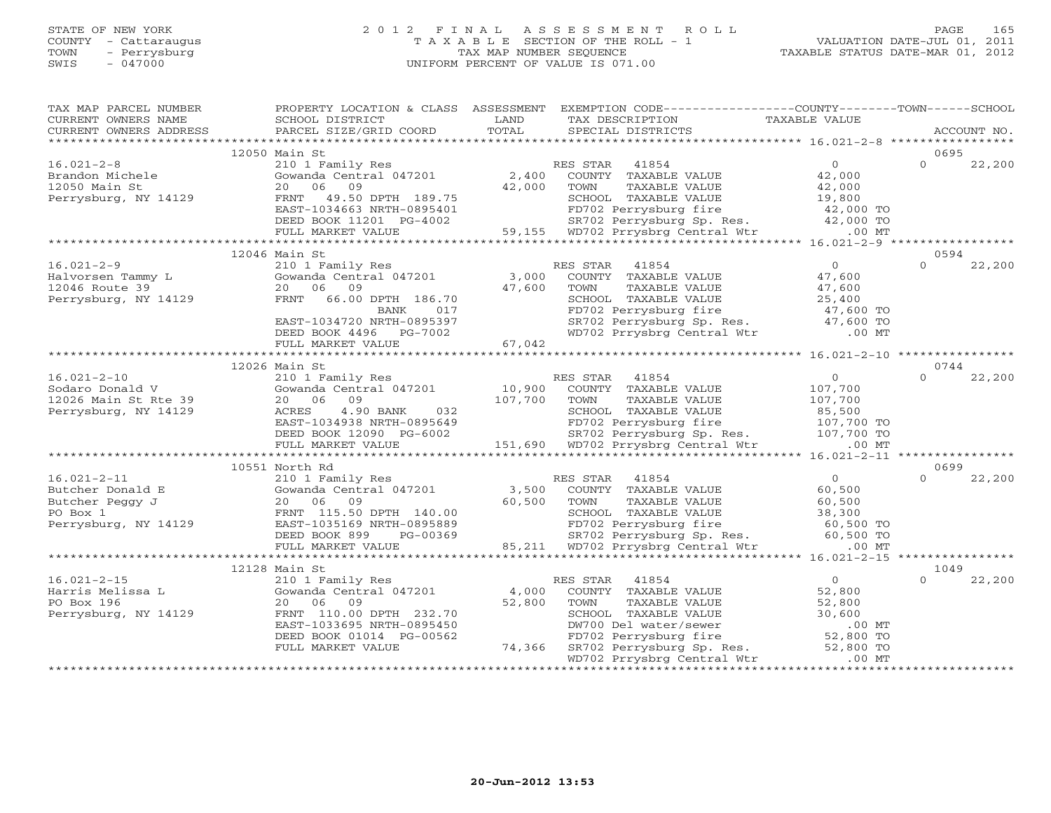STATE OF NEW YORK
COUNTY - Cattaraugus
TOWN - Perrysburg
SWIS - 047000

# 2012 FINAL ASSESSMENT ROLL

TAXABLE SECTION OF THE ROLL - 1
TAX MAP NUMBER SEQUENCE
UNIFORM PERCENT OF VALUE IS 071.00

VALUATION DATE-JUL 01, 2011
TAXABLE STATUS DATE-MAR 01, 2012

| TAX MAP PARCEL NUMBER / CURRENT OWNERS NAME / CURRENT OWNERS ADDRESS | PROPERTY LOCATION & CLASS / SCHOOL DISTRICT / PARCEL SIZE/GRID COORD | ASSESSMENT LAND / TOTAL | EXEMPTION CODE / TAX DESCRIPTION / SPECIAL DISTRICTS | COUNTY TAXABLE VALUE | TOWN | SCHOOL / ACCOUNT NO. |
|---|---|---|---|---|---|---|
| | 12050 Main St | | | | | 0695 |
| 16.021-2-8 | 210 1 Family Res | | RES STAR 41854 | 0 | 0 | 22,200 |
| Brandon Michele | Gowanda Central 047201 | 2,400 | COUNTY TAXABLE VALUE | 42,000 | | |
| 12050 Main St | 20 06 09 | 42,000 | TOWN TAXABLE VALUE | 42,000 | | |
| Perrysburg, NY 14129 | FRNT 49.50 DPTH 189.75 | | SCHOOL TAXABLE VALUE | 19,800 | | |
| | EAST-1034663 NRTH-0895401 | | FD702 Perrysburg fire | 42,000 TO | | |
| | DEED BOOK 11201 PG-4002 | | SR702 Perrysburg Sp. Res. | 42,000 TO | | |
| | FULL MARKET VALUE | 59,155 | WD702 Prrysbrg Central Wtr | .00 MT | | |
| | 12046 Main St | | | | | 0594 |
| 16.021-2-9 | 210 1 Family Res | | RES STAR 41854 | 0 | 0 | 22,200 |
| Halvorsen Tammy L | Gowanda Central 047201 | 3,000 | COUNTY TAXABLE VALUE | 47,600 | | |
| 12046 Route 39 | 20 06 09 | 47,600 | TOWN TAXABLE VALUE | 47,600 | | |
| Perrysburg, NY 14129 | FRNT 66.00 DPTH 186.70 | | SCHOOL TAXABLE VALUE | 25,400 | | |
| | BANK 017 | | FD702 Perrysburg fire | 47,600 TO | | |
| | EAST-1034720 NRTH-0895397 | | SR702 Perrysburg Sp. Res. | 47,600 TO | | |
| | DEED BOOK 4496 PG-7002 | | WD702 Prrysbrg Central Wtr | .00 MT | | |
| | FULL MARKET VALUE | 67,042 | | | | |
| | 12026 Main St | | | | | 0744 |
| 16.021-2-10 | 210 1 Family Res | | RES STAR 41854 | 0 | 0 | 22,200 |
| Sodaro Donald V | Gowanda Central 047201 | 10,900 | COUNTY TAXABLE VALUE | 107,700 | | |
| 12026 Main St Rte 39 | 20 06 09 | 107,700 | TOWN TAXABLE VALUE | 107,700 | | |
| Perrysburg, NY 14129 | ACRES 4.90 BANK 032 | | SCHOOL TAXABLE VALUE | 85,500 | | |
| | EAST-1034938 NRTH-0895649 | | FD702 Perrysburg fire | 107,700 TO | | |
| | DEED BOOK 12090 PG-6002 | | SR702 Perrysburg Sp. Res. | 107,700 TO | | |
| | FULL MARKET VALUE | 151,690 | WD702 Prrysbrg Central Wtr | .00 MT | | |
| | 10551 North Rd | | | | | 0699 |
| 16.021-2-11 | 210 1 Family Res | | RES STAR 41854 | 0 | 0 | 22,200 |
| Butcher Donald E | Gowanda Central 047201 | 3,500 | COUNTY TAXABLE VALUE | 60,500 | | |
| Butcher Peggy J | 20 06 09 | 60,500 | TOWN TAXABLE VALUE | 60,500 | | |
| PO Box 1 | FRNT 115.50 DPTH 140.00 | | SCHOOL TAXABLE VALUE | 38,300 | | |
| Perrysburg, NY 14129 | EAST-1035169 NRTH-0895889 | | FD702 Perrysburg fire | 60,500 TO | | |
| | DEED BOOK 899 PG-00369 | | SR702 Perrysburg Sp. Res. | 60,500 TO | | |
| | FULL MARKET VALUE | 85,211 | WD702 Prrysbrg Central Wtr | .00 MT | | |
| | 12128 Main St | | | | | 1049 |
| 16.021-2-15 | 210 1 Family Res | | RES STAR 41854 | 0 | 0 | 22,200 |
| Harris Melissa L | Gowanda Central 047201 | 4,000 | COUNTY TAXABLE VALUE | 52,800 | | |
| PO Box 196 | 20 06 09 | 52,800 | TOWN TAXABLE VALUE | 52,800 | | |
| Perrysburg, NY 14129 | FRNT 110.00 DPTH 232.70 | | SCHOOL TAXABLE VALUE | 30,600 | | |
| | EAST-1033695 NRTH-0895450 | | DW700 Del water/sewer | .00 MT | | |
| | DEED BOOK 01014 PG-00562 | | FD702 Perrysburg fire | 52,800 TO | | |
| | FULL MARKET VALUE | 74,366 | SR702 Perrysburg Sp. Res. | 52,800 TO | | |
| | | | WD702 Prrysbrg Central Wtr | .00 MT | | |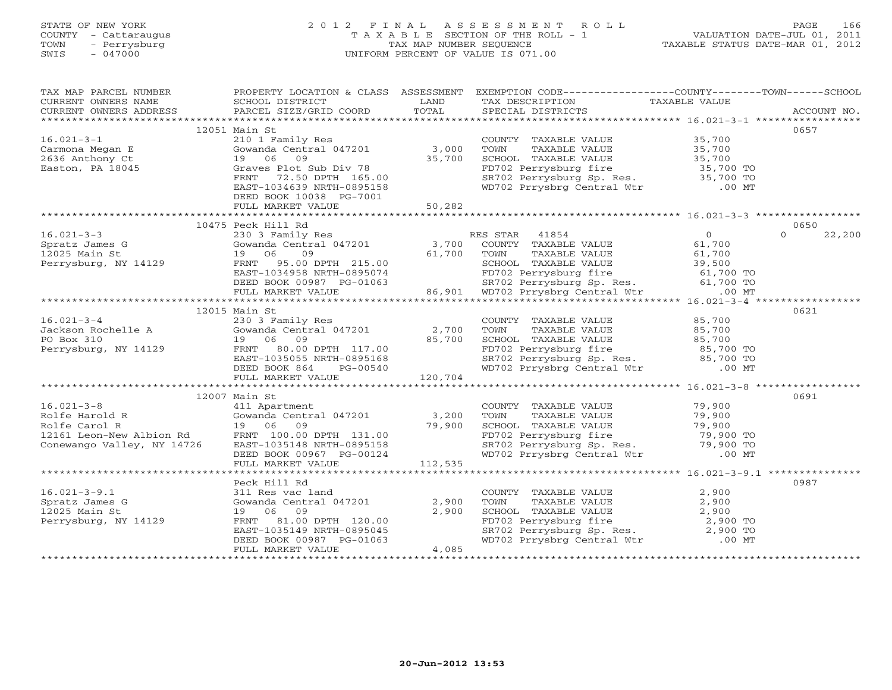STATE OF NEW YORK
COUNTY - Cattaraugus
TOWN - Perrysburg
SWIS - 047000

# 2012 FINAL ASSESSMENT ROLL

TAXABLE SECTION OF THE ROLL - 1
TAX MAP NUMBER SEQUENCE
UNIFORM PERCENT OF VALUE IS 071.00

VALUATION DATE-JUL 01, 2011
TAXABLE STATUS DATE-MAR 01, 2012

| TAX MAP PARCEL NUMBER / CURRENT OWNERS NAME / CURRENT OWNERS ADDRESS | PROPERTY LOCATION & CLASS / SCHOOL DISTRICT / PARCEL SIZE/GRID COORD | ASSESSMENT LAND / TOTAL | EXEMPTION CODE / TAX DESCRIPTION / SPECIAL DISTRICTS | COUNTY / TOWN / TAXABLE VALUE | SCHOOL / ACCOUNT NO. |
|---|---|---|---|---|---|
| | 12051 Main St | | | | 0657 |
| 16.021-3-1 | 210 1 Family Res | | COUNTY TAXABLE VALUE | 35,700 | |
| Carmona Megan E | Gowanda Central 047201 | 3,000 | TOWN TAXABLE VALUE | 35,700 | |
| 2636 Anthony Ct | 19 06 09 | 35,700 | SCHOOL TAXABLE VALUE | 35,700 | |
| Easton, PA 18045 | Graves Plot Sub Div 78 | | FD702 Perrysburg fire | 35,700 TO | |
| | FRNT 72.50 DPTH 165.00 | | SR702 Perrysburg Sp. Res. | 35,700 TO | |
| | EAST-1034639 NRTH-0895158 | | WD702 Prrysbrg Central Wtr | .00 MT | |
| | DEED BOOK 10038 PG-7001 | | | | |
| | FULL MARKET VALUE | 50,282 | | | |
| | 10475 Peck Hill Rd | | | | 0650 |
| 16.021-3-3 | 230 3 Family Res | | RES STAR 41854 | 0 | 0 / 22,200 |
| Spratz James G | Gowanda Central 047201 | 3,700 | COUNTY TAXABLE VALUE | 61,700 | |
| 12025 Main St | 19 06 09 | 61,700 | TOWN TAXABLE VALUE | 61,700 | |
| Perrysburg, NY 14129 | FRNT 95.00 DPTH 215.00 | | SCHOOL TAXABLE VALUE | 39,500 | |
| | EAST-1034958 NRTH-0895074 | | FD702 Perrysburg fire | 61,700 TO | |
| | DEED BOOK 00987 PG-01063 | | SR702 Perrysburg Sp. Res. | 61,700 TO | |
| | FULL MARKET VALUE | 86,901 | WD702 Prrysbrg Central Wtr | .00 MT | |
| | 12015 Main St | | | | 0621 |
| 16.021-3-4 | 230 3 Family Res | | COUNTY TAXABLE VALUE | 85,700 | |
| Jackson Rochelle A | Gowanda Central 047201 | 2,700 | TOWN TAXABLE VALUE | 85,700 | |
| PO Box 310 | 19 06 09 | 85,700 | SCHOOL TAXABLE VALUE | 85,700 | |
| Perrysburg, NY 14129 | FRNT 80.00 DPTH 117.00 | | FD702 Perrysburg fire | 85,700 TO | |
| | EAST-1035055 NRTH-0895168 | | SR702 Perrysburg Sp. Res. | 85,700 TO | |
| | DEED BOOK 864 PG-00540 | | WD702 Prrysbrg Central Wtr | .00 MT | |
| | FULL MARKET VALUE | 120,704 | | | |
| | 12007 Main St | | | | 0691 |
| 16.021-3-8 | 411 Apartment | | COUNTY TAXABLE VALUE | 79,900 | |
| Rolfe Harold R | Gowanda Central 047201 | 3,200 | TOWN TAXABLE VALUE | 79,900 | |
| Rolfe Carol R | 19 06 09 | 79,900 | SCHOOL TAXABLE VALUE | 79,900 | |
| 12161 Leon-New Albion Rd | FRNT 100.00 DPTH 131.00 | | FD702 Perrysburg fire | 79,900 TO | |
| Conewango Valley, NY 14726 | EAST-1035148 NRTH-0895158 | | SR702 Perrysburg Sp. Res. | 79,900 TO | |
| | DEED BOOK 00967 PG-00124 | | WD702 Prrysbrg Central Wtr | .00 MT | |
| | FULL MARKET VALUE | 112,535 | | | |
| | Peck Hill Rd | | | | 0987 |
| 16.021-3-9.1 | 311 Res vac land | | COUNTY TAXABLE VALUE | 2,900 | |
| Spratz James G | Gowanda Central 047201 | 2,900 | TOWN TAXABLE VALUE | 2,900 | |
| 12025 Main St | 19 06 09 | 2,900 | SCHOOL TAXABLE VALUE | 2,900 | |
| Perrysburg, NY 14129 | FRNT 81.00 DPTH 120.00 | | FD702 Perrysburg fire | 2,900 TO | |
| | EAST-1035149 NRTH-0895045 | | SR702 Perrysburg Sp. Res. | 2,900 TO | |
| | DEED BOOK 00987 PG-01063 | | WD702 Prrysbrg Central Wtr | .00 MT | |
| | FULL MARKET VALUE | 4,085 | | | |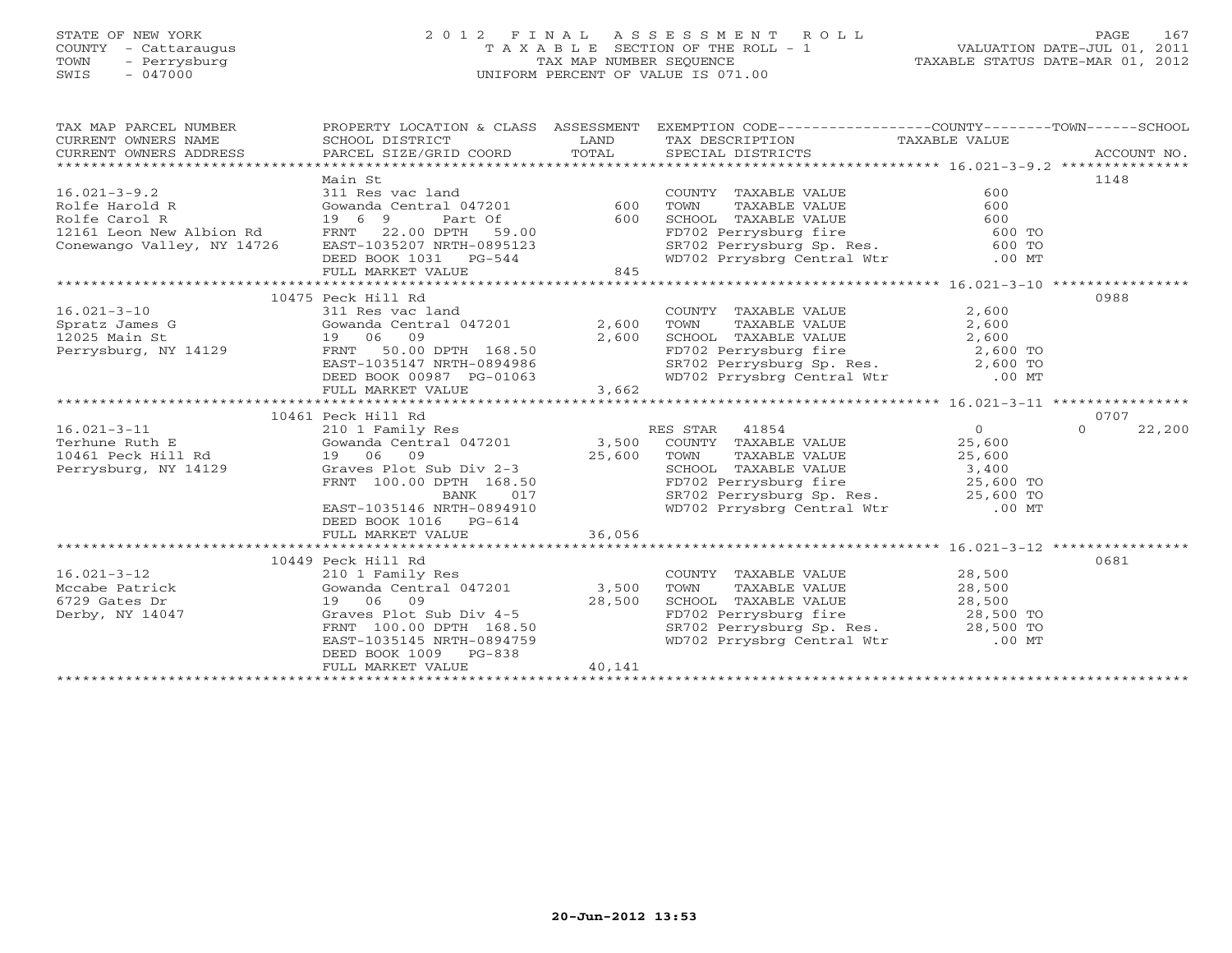STATE OF NEW YORK
COUNTY - Cattaraugus
TOWN - Perrysburg
SWIS - 047000

# 2012 FINAL ASSESSMENT ROLL

TAXABLE SECTION OF THE ROLL - 1
TAX MAP NUMBER SEQUENCE
UNIFORM PERCENT OF VALUE IS 071.00

VALUATION DATE-JUL 01, 2011
TAXABLE STATUS DATE-MAR 01, 2012

| TAX MAP PARCEL NUMBER / CURRENT OWNERS NAME / CURRENT OWNERS ADDRESS | PROPERTY LOCATION & CLASS / SCHOOL DISTRICT / PARCEL SIZE/GRID COORD | ASSESSMENT LAND / TOTAL | EXEMPTION CODE / TAX DESCRIPTION / SPECIAL DISTRICTS | COUNTY / TOWN / SCHOOL TAXABLE VALUE | ACCOUNT NO. |
|---|---|---|---|---|---|
| 16.021-3-9.2 | Main St | | | | 1148 |
| | 311 Res vac land | | COUNTY TAXABLE VALUE | 600 | |
| Rolfe Harold R | Gowanda Central 047201 | 600 | TOWN TAXABLE VALUE | 600 | |
| Rolfe Carol R | 19 6 9 Part Of | 600 | SCHOOL TAXABLE VALUE | 600 | |
| 12161 Leon New Albion Rd | FRNT 22.00 DPTH 59.00 | | FD702 Perrysburg fire | 600 TO | |
| Conewango Valley, NY 14726 | EAST-1035207 NRTH-0895123 | | SR702 Perrysburg Sp. Res. | 600 TO | |
| | DEED BOOK 1031 PG-544 | | WD702 Prrysbrg Central Wtr | .00 MT | |
| | FULL MARKET VALUE | 845 | | | |
| 16.021-3-10 | 10475 Peck Hill Rd | | | | 0988 |
| | 311 Res vac land | | COUNTY TAXABLE VALUE | 2,600 | |
| Spratz James G | Gowanda Central 047201 | 2,600 | TOWN TAXABLE VALUE | 2,600 | |
| 12025 Main St | 19 06 09 | 2,600 | SCHOOL TAXABLE VALUE | 2,600 | |
| Perrysburg, NY 14129 | FRNT 50.00 DPTH 168.50 | | FD702 Perrysburg fire | 2,600 TO | |
| | EAST-1035147 NRTH-0894986 | | SR702 Perrysburg Sp. Res. | 2,600 TO | |
| | DEED BOOK 00987 PG-01063 | | WD702 Prrysbrg Central Wtr | .00 MT | |
| | FULL MARKET VALUE | 3,662 | | | |
| 16.021-3-11 | 10461 Peck Hill Rd | | | | 0707 |
| | 210 1 Family Res | | RES STAR 41854 | 0 / 0 / 22,200 | |
| Terhune Ruth E | Gowanda Central 047201 | 3,500 | COUNTY TAXABLE VALUE | 25,600 | |
| 10461 Peck Hill Rd | 19 06 09 | 25,600 | TOWN TAXABLE VALUE | 25,600 | |
| Perrysburg, NY 14129 | Graves Plot Sub Div 2-3 | | SCHOOL TAXABLE VALUE | 3,400 | |
| | FRNT 100.00 DPTH 168.50 | | FD702 Perrysburg fire | 25,600 TO | |
| | BANK 017 | | SR702 Perrysburg Sp. Res. | 25,600 TO | |
| | EAST-1035146 NRTH-0894910 | | WD702 Prrysbrg Central Wtr | .00 MT | |
| | DEED BOOK 1016 PG-614 | | | | |
| | FULL MARKET VALUE | 36,056 | | | |
| 16.021-3-12 | 10449 Peck Hill Rd | | | | 0681 |
| | 210 1 Family Res | | COUNTY TAXABLE VALUE | 28,500 | |
| Mccabe Patrick | Gowanda Central 047201 | 3,500 | TOWN TAXABLE VALUE | 28,500 | |
| 6729 Gates Dr | 19 06 09 | 28,500 | SCHOOL TAXABLE VALUE | 28,500 | |
| Derby, NY 14047 | Graves Plot Sub Div 4-5 | | FD702 Perrysburg fire | 28,500 TO | |
| | FRNT 100.00 DPTH 168.50 | | SR702 Perrysburg Sp. Res. | 28,500 TO | |
| | EAST-1035145 NRTH-0894759 | | WD702 Prrysbrg Central Wtr | .00 MT | |
| | DEED BOOK 1009 PG-838 | | | | |
| | FULL MARKET VALUE | 40,141 | | | |

20-Jun-2012 13:53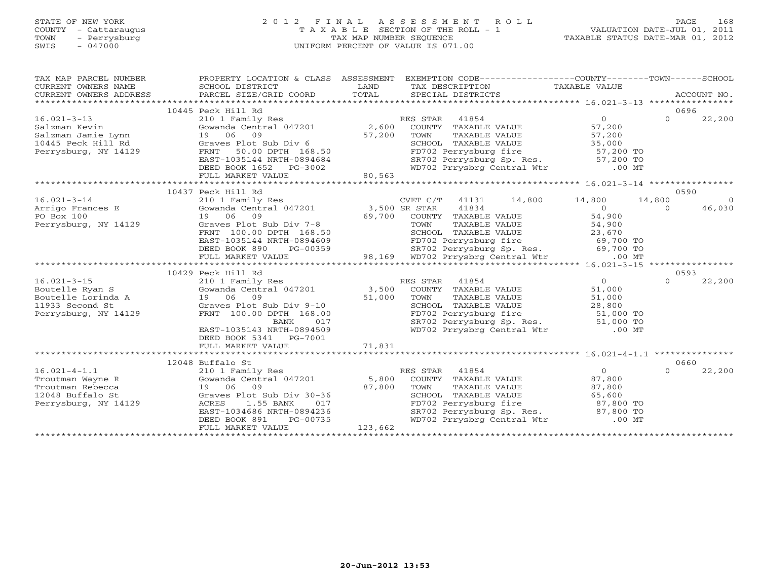STATE OF NEW YORK
COUNTY - Cattaraugus
TOWN - Perrysburg
SWIS - 047000

2012 FINAL ASSESSMENT ROLL
TAXABLE SECTION OF THE ROLL - 1
TAX MAP NUMBER SEQUENCE
UNIFORM PERCENT OF VALUE IS 071.00

VALUATION DATE-JUL 01, 2011
TAXABLE STATUS DATE-MAR 01, 2012

```
TAX MAP PARCEL NUMBER     PROPERTY LOCATION & CLASS  ASSESSMENT  EXEMPTION CODE------------------COUNTY--------TOWN------SCHOOL
CURRENT OWNERS NAME       SCHOOL DISTRICT               LAND      TAX DESCRIPTION                TAXABLE VALUE
CURRENT OWNERS ADDRESS    PARCEL SIZE/GRID COORD        TOTAL     SPECIAL DISTRICTS                                    ACCOUNT NO.
*******************************************************************************************************************************
                          10445 Peck Hill Rd                                                                             0696
16.021-3-13               210 1 Family Res                         RES STAR   41854                  0             0     22,200
Salzman Kevin             Gowanda Central 047201        2,600      COUNTY  TAXABLE VALUE          57,200
Salzman Jamie Lynn        19  06  09                   57,200      TOWN    TAXABLE VALUE          57,200
10445 Peck Hill Rd        Graves Plot Sub Div 6                    SCHOOL  TAXABLE VALUE          35,000
Perrysburg, NY 14129      FRNT   50.00 DPTH 168.50                 FD702 Perrysburg fire              57,200 TO
                          EAST-1035144 NRTH-0894684                SR702 Perrysburg Sp. Res.          57,200 TO
                          DEED BOOK 1652   PG-3002                 WD702 Prrysbrg Central Wtr            .00 MT
                          FULL MARKET VALUE            80,563
*******************************************************************************************************************************
                          10437 Peck Hill Rd                                                                             0590
16.021-3-14               210 1 Family Res                         CVET C/T   41131       14,800      14,800        14,800          0
Arrigo Frances E          Gowanda Central 047201        3,500 SR STAR     41834                  0             0     46,030
PO Box 100                19  06  09                   69,700      COUNTY  TAXABLE VALUE          54,900
Perrysburg, NY 14129      Graves Plot Sub Div 7-8                  TOWN    TAXABLE VALUE          54,900
                          FRNT  100.00 DPTH 168.50                 SCHOOL  TAXABLE VALUE          23,670
                          EAST-1035144 NRTH-0894609                FD702 Perrysburg fire              69,700 TO
                          DEED BOOK 890    PG-00359                SR702 Perrysburg Sp. Res.          69,700 TO
                          FULL MARKET VALUE            98,169      WD702 Prrysbrg Central Wtr            .00 MT
*******************************************************************************************************************************
                          10429 Peck Hill Rd                                                                             0593
16.021-3-15               210 1 Family Res                         RES STAR   41854                  0             0     22,200
Boutelle Ryan S           Gowanda Central 047201        3,500      COUNTY  TAXABLE VALUE          51,000
Boutelle Lorinda A        19  06  09                   51,000      TOWN    TAXABLE VALUE          51,000
11933 Second St           Graves Plot Sub Div 9-10                 SCHOOL  TAXABLE VALUE          28,800
Perrysburg, NY 14129      FRNT  100.00 DPTH 168.00                 FD702 Perrysburg fire              51,000 TO
                                   BANK     017                    SR702 Perrysburg Sp. Res.          51,000 TO
                          EAST-1035143 NRTH-0894509                WD702 Prrysbrg Central Wtr            .00 MT
                          DEED BOOK 5341   PG-7001
                          FULL MARKET VALUE            71,831
*******************************************************************************************************************************
                          12048 Buffalo St                                                                               0660
16.021-4-1.1              210 1 Family Res                         RES STAR   41854                  0             0     22,200
Troutman Wayne R          Gowanda Central 047201        5,800      COUNTY  TAXABLE VALUE          87,800
Troutman Rebecca          19  06  09                   87,800      TOWN    TAXABLE VALUE          87,800
12048 Buffalo St          Graves Plot Sub Div 30-36                SCHOOL  TAXABLE VALUE          65,600
Perrysburg, NY 14129      ACRES     1.55 BANK     017              FD702 Perrysburg fire              87,800 TO
                          EAST-1034686 NRTH-0894236                SR702 Perrysburg Sp. Res.          87,800 TO
                          DEED BOOK 891    PG-00735                WD702 Prrysbrg Central Wtr            .00 MT
                          FULL MARKET VALUE           123,662
*******************************************************************************************************************************
```

20-Jun-2012 13:53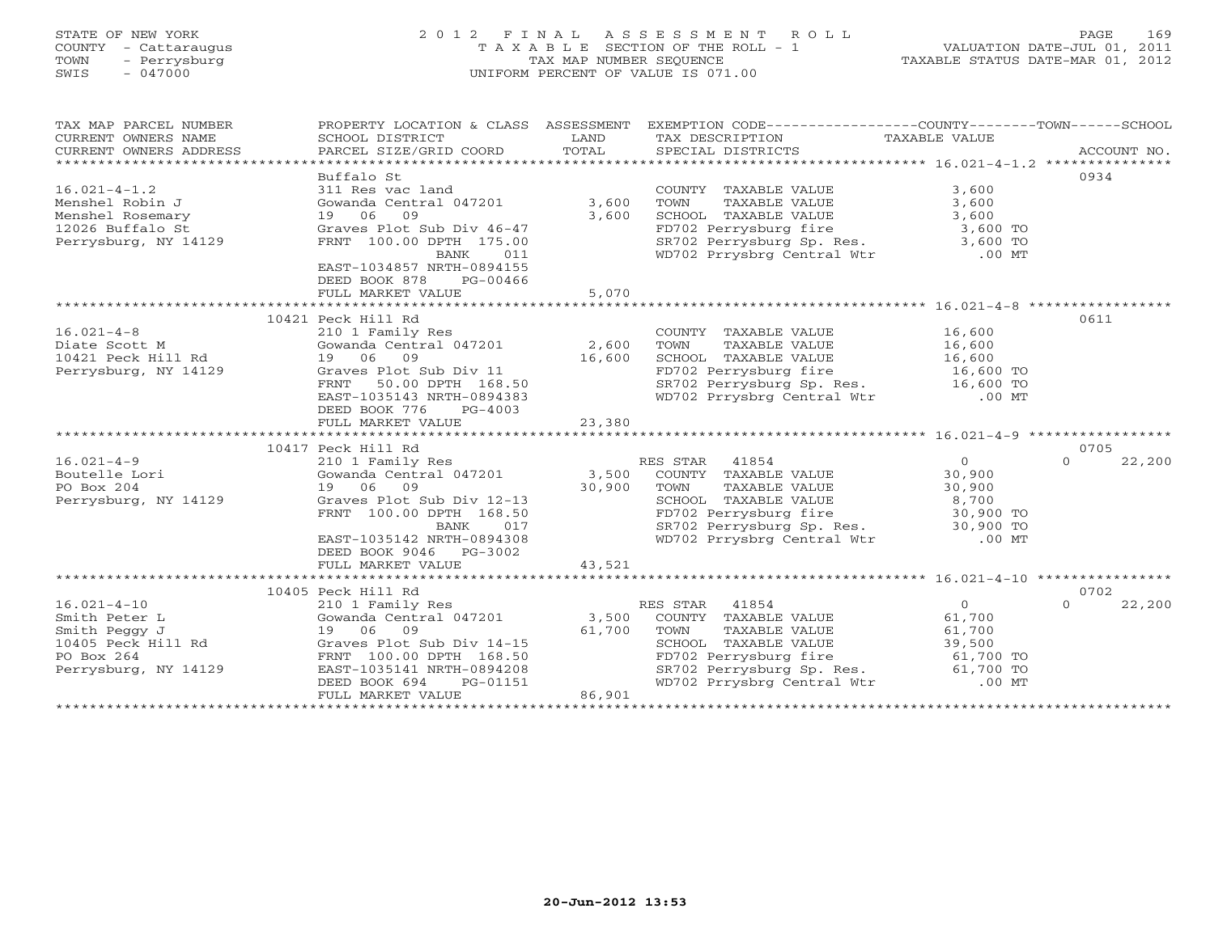STATE OF NEW YORK
COUNTY - Cattaraugus
TOWN - Perrysburg
SWIS - 047000

# 2012 FINAL ASSESSMENT ROLL

TAXABLE SECTION OF THE ROLL - 1
TAX MAP NUMBER SEQUENCE
UNIFORM PERCENT OF VALUE IS 071.00

VALUATION DATE-JUL 01, 2011
TAXABLE STATUS DATE-MAR 01, 2012

| TAX MAP PARCEL NUMBER / CURRENT OWNERS NAME / CURRENT OWNERS ADDRESS | PROPERTY LOCATION & CLASS / SCHOOL DISTRICT / PARCEL SIZE/GRID COORD | ASSESSMENT LAND / TOTAL | EXEMPTION CODE / TAX DESCRIPTION / SPECIAL DISTRICTS | COUNTY TAXABLE VALUE | TOWN | SCHOOL / ACCOUNT NO. |
|---|---|---|---|---|---|---|
| **16.021-4-1.2** | Buffalo St | | | | | 0934 |
| 16.021-4-1.2 | 311 Res vac land | | COUNTY TAXABLE VALUE | 3,600 | | |
| Menshel Robin J | Gowanda Central 047201 | 3,600 | TOWN TAXABLE VALUE | 3,600 | | |
| Menshel Rosemary | 19 06 09 | 3,600 | SCHOOL TAXABLE VALUE | 3,600 | | |
| 12026 Buffalo St | Graves Plot Sub Div 46-47 | | FD702 Perrysburg fire | 3,600 TO | | |
| Perrysburg, NY 14129 | FRNT 100.00 DPTH 175.00 | | SR702 Perrysburg Sp. Res. | 3,600 TO | | |
| | BANK 011 | | WD702 Prrysbrg Central Wtr | .00 MT | | |
| | EAST-1034857 NRTH-0894155 | | | | | |
| | DEED BOOK 878 PG-00466 | | | | | |
| | FULL MARKET VALUE | 5,070 | | | | |
| **16.021-4-8** | 10421 Peck Hill Rd | | | | | 0611 |
| 16.021-4-8 | 210 1 Family Res | | COUNTY TAXABLE VALUE | 16,600 | | |
| Diate Scott M | Gowanda Central 047201 | 2,600 | TOWN TAXABLE VALUE | 16,600 | | |
| 10421 Peck Hill Rd | 19 06 09 | 16,600 | SCHOOL TAXABLE VALUE | 16,600 | | |
| Perrysburg, NY 14129 | Graves Plot Sub Div 11 | | FD702 Perrysburg fire | 16,600 TO | | |
| | FRNT 50.00 DPTH 168.50 | | SR702 Perrysburg Sp. Res. | 16,600 TO | | |
| | EAST-1035143 NRTH-0894383 | | WD702 Prrysbrg Central Wtr | .00 MT | | |
| | DEED BOOK 776 PG-4003 | | | | | |
| | FULL MARKET VALUE | 23,380 | | | | |
| **16.021-4-9** | 10417 Peck Hill Rd | | | | | 0705 |
| 16.021-4-9 | 210 1 Family Res | | RES STAR 41854 | 0 | 0 | 22,200 |
| Boutelle Lori | Gowanda Central 047201 | 3,500 | COUNTY TAXABLE VALUE | 30,900 | | |
| PO Box 204 | 19 06 09 | 30,900 | TOWN TAXABLE VALUE | 30,900 | | |
| Perrysburg, NY 14129 | Graves Plot Sub Div 12-13 | | SCHOOL TAXABLE VALUE | 8,700 | | |
| | FRNT 100.00 DPTH 168.50 | | FD702 Perrysburg fire | 30,900 TO | | |
| | BANK 017 | | SR702 Perrysburg Sp. Res. | 30,900 TO | | |
| | EAST-1035142 NRTH-0894308 | | WD702 Prrysbrg Central Wtr | .00 MT | | |
| | DEED BOOK 9046 PG-3002 | | | | | |
| | FULL MARKET VALUE | 43,521 | | | | |
| **16.021-4-10** | 10405 Peck Hill Rd | | | | | 0702 |
| 16.021-4-10 | 210 1 Family Res | | RES STAR 41854 | 0 | 0 | 22,200 |
| Smith Peter L | Gowanda Central 047201 | 3,500 | COUNTY TAXABLE VALUE | 61,700 | | |
| Smith Peggy J | 19 06 09 | 61,700 | TOWN TAXABLE VALUE | 61,700 | | |
| 10405 Peck Hill Rd | Graves Plot Sub Div 14-15 | | SCHOOL TAXABLE VALUE | 39,500 | | |
| PO Box 264 | FRNT 100.00 DPTH 168.50 | | FD702 Perrysburg fire | 61,700 TO | | |
| Perrysburg, NY 14129 | EAST-1035141 NRTH-0894208 | | SR702 Perrysburg Sp. Res. | 61,700 TO | | |
| | DEED BOOK 694 PG-01151 | | WD702 Prrysbrg Central Wtr | .00 MT | | |
| | FULL MARKET VALUE | 86,901 | | | | |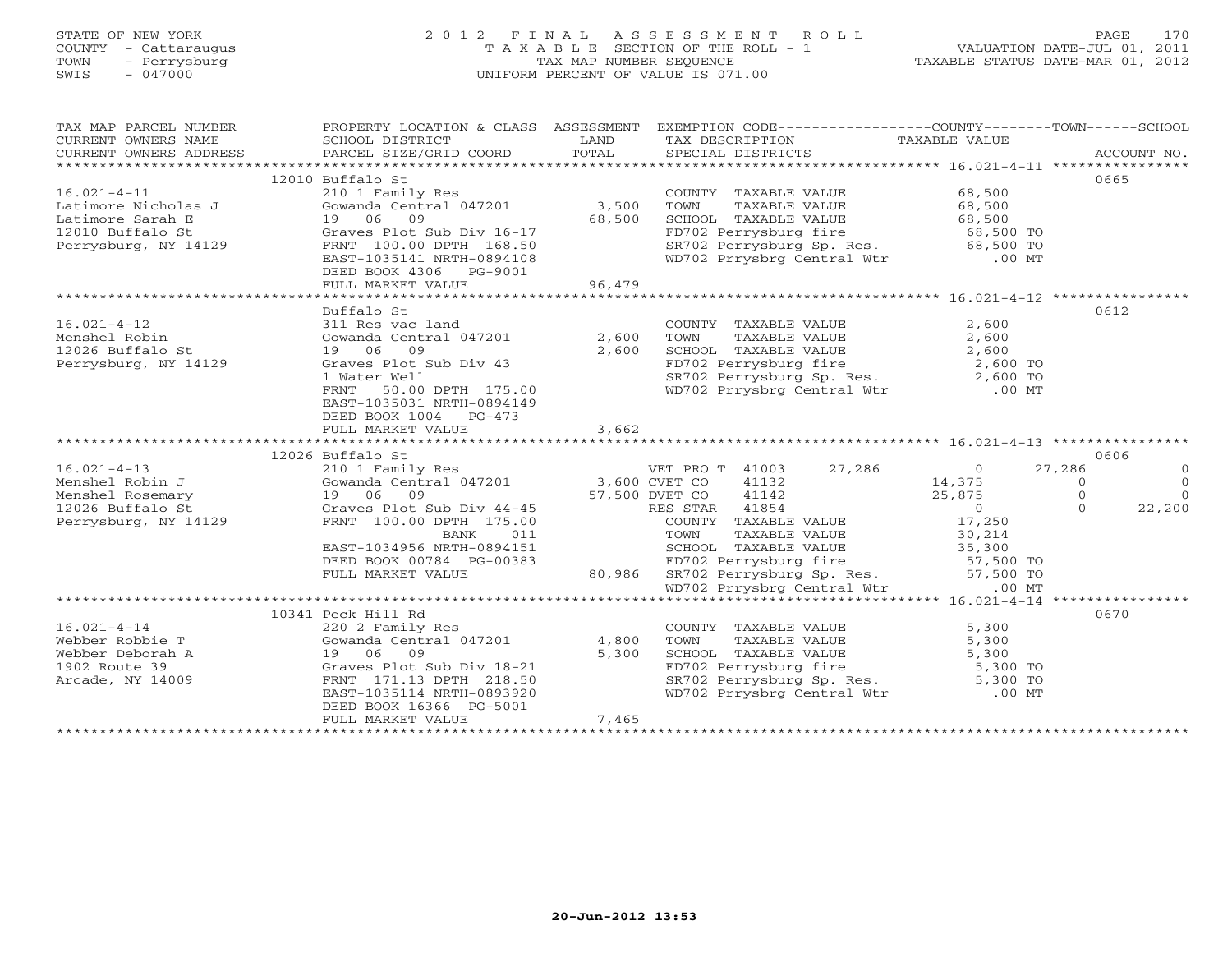STATE OF NEW YORK
COUNTY - Cattaraugus
TOWN - Perrysburg
SWIS - 047000

2012 FINAL ASSESSMENT ROLL
TAXABLE SECTION OF THE ROLL - 1
TAX MAP NUMBER SEQUENCE
UNIFORM PERCENT OF VALUE IS 071.00

VALUATION DATE-JUL 01, 2011
TAXABLE STATUS DATE-MAR 01, 2012

```
TAX MAP PARCEL NUMBER      PROPERTY LOCATION & CLASS  ASSESSMENT  EXEMPTION CODE-----------------COUNTY--------TOWN------SCHOOL
CURRENT OWNERS NAME        SCHOOL DISTRICT               LAND      TAX DESCRIPTION             TAXABLE VALUE
CURRENT OWNERS ADDRESS     PARCEL SIZE/GRID COORD        TOTAL     SPECIAL DISTRICTS                                    ACCOUNT NO.
******************************************************************************************* 16.021-4-11 ****************
                           12010 Buffalo St                                                                          0665
16.021-4-11                210 1 Family Res                         COUNTY  TAXABLE VALUE          68,500
Latimore Nicholas J        Gowanda Central 047201       3,500      TOWN    TAXABLE VALUE          68,500
Latimore Sarah E           19  06  09                   68,500     SCHOOL  TAXABLE VALUE          68,500
12010 Buffalo St           Graves Plot Sub Div 16-17               FD702 Perrysburg fire             68,500 TO
Perrysburg, NY 14129       FRNT 100.00 DPTH 168.50                 SR702 Perrysburg Sp. Res.         68,500 TO
                           EAST-1035141 NRTH-0894108               WD702 Prrysbrg Central Wtr           .00 MT
                           DEED BOOK 4306   PG-9001
                           FULL MARKET VALUE            96,479
******************************************************************************************* 16.021-4-12 ****************
                           Buffalo St                                                                                0612
16.021-4-12                311 Res vac land                         COUNTY  TAXABLE VALUE           2,600
Menshel Robin              Gowanda Central 047201       2,600      TOWN    TAXABLE VALUE           2,600
12026 Buffalo St           19  06  09                    2,600     SCHOOL  TAXABLE VALUE           2,600
Perrysburg, NY 14129       Graves Plot Sub Div 43                  FD702 Perrysburg fire              2,600 TO
                           1 Water Well                            SR702 Perrysburg Sp. Res.          2,600 TO
                           FRNT  50.00 DPTH 175.00                 WD702 Prrysbrg Central Wtr           .00 MT
                           EAST-1035031 NRTH-0894149
                           DEED BOOK 1004   PG-473
                           FULL MARKET VALUE             3,662
******************************************************************************************* 16.021-4-13 ****************
                           12026 Buffalo St                                                                          0606
16.021-4-13                210 1 Family Res                 VET PRO T 41003        27,286          0      27,286           0
Menshel Robin J            Gowanda Central 047201     3,600 CVET CO   41132                   14,375           0           0
Menshel Rosemary           19  06  09                57,500 DVET CO   41142                   25,875           0           0
12026 Buffalo St           Graves Plot Sub Div 44-45        RES STAR  41854                        0           0      22,200
Perrysburg, NY 14129       FRNT 100.00 DPTH 175.00          COUNTY  TAXABLE VALUE          17,250
                                  BANK    011               TOWN    TAXABLE VALUE          30,214
                           EAST-1034956 NRTH-0894151        SCHOOL  TAXABLE VALUE          35,300
                           DEED BOOK 00784 PG-00383         FD702 Perrysburg fire            57,500 TO
                           FULL MARKET VALUE           80,986  SR702 Perrysburg Sp. Res.     57,500 TO
                                                            WD702 Prrysbrg Central Wtr          .00 MT
******************************************************************************************* 16.021-4-14 ****************
                           10341 Peck Hill Rd                                                                        0670
16.021-4-14                220 2 Family Res                         COUNTY  TAXABLE VALUE           5,300
Webber Robbie T            Gowanda Central 047201       4,800      TOWN    TAXABLE VALUE           5,300
Webber Deborah A           19  06  09                    5,300     SCHOOL  TAXABLE VALUE           5,300
1902 Route 39              Graves Plot Sub Div 18-21               FD702 Perrysburg fire              5,300 TO
Arcade, NY 14009           FRNT 171.13 DPTH 218.50                 SR702 Perrysburg Sp. Res.          5,300 TO
                           EAST-1035114 NRTH-0893920               WD702 Prrysbrg Central Wtr           .00 MT
                           DEED BOOK 16366  PG-5001
                           FULL MARKET VALUE             7,465
************************************************************************************************************************
```

20-Jun-2012 13:53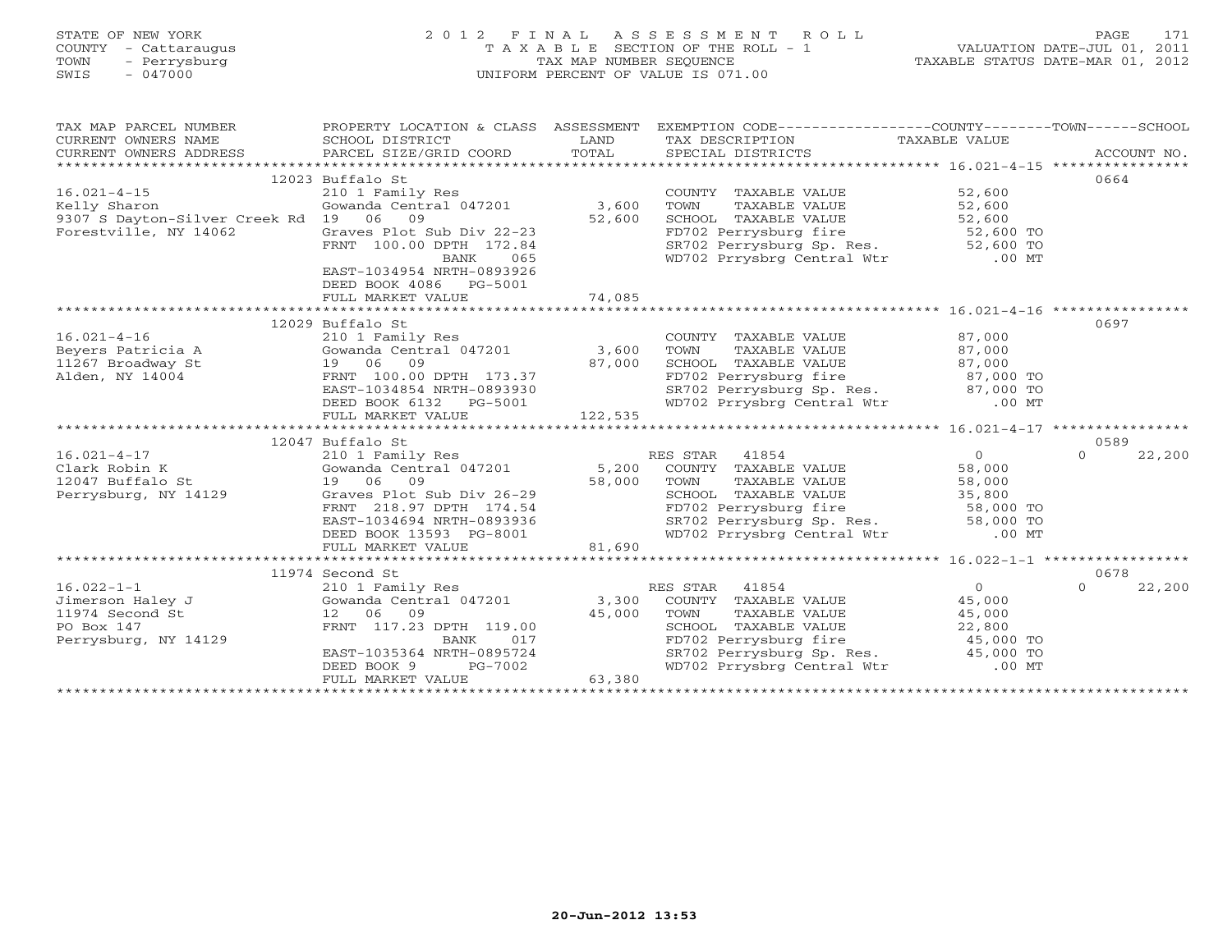STATE OF NEW YORK
COUNTY - Cattaraugus
TOWN - Perrysburg
SWIS - 047000

2 0 1 2 F I N A L A S S E S S M E N T R O L L
T A X A B L E SECTION OF THE ROLL - 1
TAX MAP NUMBER SEQUENCE
UNIFORM PERCENT OF VALUE IS 071.00

VALUATION DATE-JUL 01, 2011
TAXABLE STATUS DATE-MAR 01, 2012

| TAX MAP PARCEL NUMBER / CURRENT OWNERS NAME / CURRENT OWNERS ADDRESS | PROPERTY LOCATION & CLASS / SCHOOL DISTRICT / PARCEL SIZE/GRID COORD | ASSESSMENT LAND | ASSESSMENT TOTAL | EXEMPTION CODE / TAX DESCRIPTION / SPECIAL DISTRICTS | COUNTY / TAXABLE VALUE | TOWN | SCHOOL | ACCOUNT NO. |
|---|---|---|---|---|---|---|---|---|
| | 12023 Buffalo St | | | | | | | 0664 |
| 16.021-4-15 | 210 1 Family Res | | | COUNTY TAXABLE VALUE | 52,600 | | | |
| Kelly Sharon | Gowanda Central 047201 | 3,600 | | TOWN TAXABLE VALUE | 52,600 | | | |
| 9307 S Dayton-Silver Creek Rd | 19 06 09 | | 52,600 | SCHOOL TAXABLE VALUE | 52,600 | | | |
| Forestville, NY 14062 | Graves Plot Sub Div 22-23 | | | FD702 Perrysburg fire | 52,600 TO | | | |
| | FRNT 100.00 DPTH 172.84 | | | SR702 Perrysburg Sp. Res. | 52,600 TO | | | |
| | BANK 065 | | | WD702 Prrysbrg Central Wtr | .00 MT | | | |
| | EAST-1034954 NRTH-0893926 | | | | | | | |
| | DEED BOOK 4086 PG-5001 | | | | | | | |
| | FULL MARKET VALUE | | 74,085 | | | | | |
| | 12029 Buffalo St | | | | | | | 0697 |
| 16.021-4-16 | 210 1 Family Res | | | COUNTY TAXABLE VALUE | 87,000 | | | |
| Beyers Patricia A | Gowanda Central 047201 | 3,600 | | TOWN TAXABLE VALUE | 87,000 | | | |
| 11267 Broadway St | 19 06 09 | | 87,000 | SCHOOL TAXABLE VALUE | 87,000 | | | |
| Alden, NY 14004 | FRNT 100.00 DPTH 173.37 | | | FD702 Perrysburg fire | 87,000 TO | | | |
| | EAST-1034854 NRTH-0893930 | | | SR702 Perrysburg Sp. Res. | 87,000 TO | | | |
| | DEED BOOK 6132 PG-5001 | | | WD702 Prrysbrg Central Wtr | .00 MT | | | |
| | FULL MARKET VALUE | | 122,535 | | | | | |
| | 12047 Buffalo St | | | | | | | 0589 |
| 16.021-4-17 | 210 1 Family Res | | | RES STAR 41854 | 0 | | 0 | 22,200 |
| Clark Robin K | Gowanda Central 047201 | 5,200 | | COUNTY TAXABLE VALUE | 58,000 | | | |
| 12047 Buffalo St | 19 06 09 | | 58,000 | TOWN TAXABLE VALUE | 58,000 | | | |
| Perrysburg, NY 14129 | Graves Plot Sub Div 26-29 | | | SCHOOL TAXABLE VALUE | 35,800 | | | |
| | FRNT 218.97 DPTH 174.54 | | | FD702 Perrysburg fire | 58,000 TO | | | |
| | EAST-1034694 NRTH-0893936 | | | SR702 Perrysburg Sp. Res. | 58,000 TO | | | |
| | DEED BOOK 13593 PG-8001 | | | WD702 Prrysbrg Central Wtr | .00 MT | | | |
| | FULL MARKET VALUE | | 81,690 | | | | | |
| | 11974 Second St | | | | | | | 0678 |
| 16.022-1-1 | 210 1 Family Res | | | RES STAR 41854 | 0 | | 0 | 22,200 |
| Jimerson Haley J | Gowanda Central 047201 | 3,300 | | COUNTY TAXABLE VALUE | 45,000 | | | |
| 11974 Second St | 12 06 09 | | 45,000 | TOWN TAXABLE VALUE | 45,000 | | | |
| PO Box 147 | FRNT 117.23 DPTH 119.00 | | | SCHOOL TAXABLE VALUE | 22,800 | | | |
| Perrysburg, NY 14129 | BANK 017 | | | FD702 Perrysburg fire | 45,000 TO | | | |
| | EAST-1035364 NRTH-0895724 | | | SR702 Perrysburg Sp. Res. | 45,000 TO | | | |
| | DEED BOOK 9 PG-7002 | | | WD702 Prrysbrg Central Wtr | .00 MT | | | |
| | FULL MARKET VALUE | | 63,380 | | | | | |

20-Jun-2012 13:53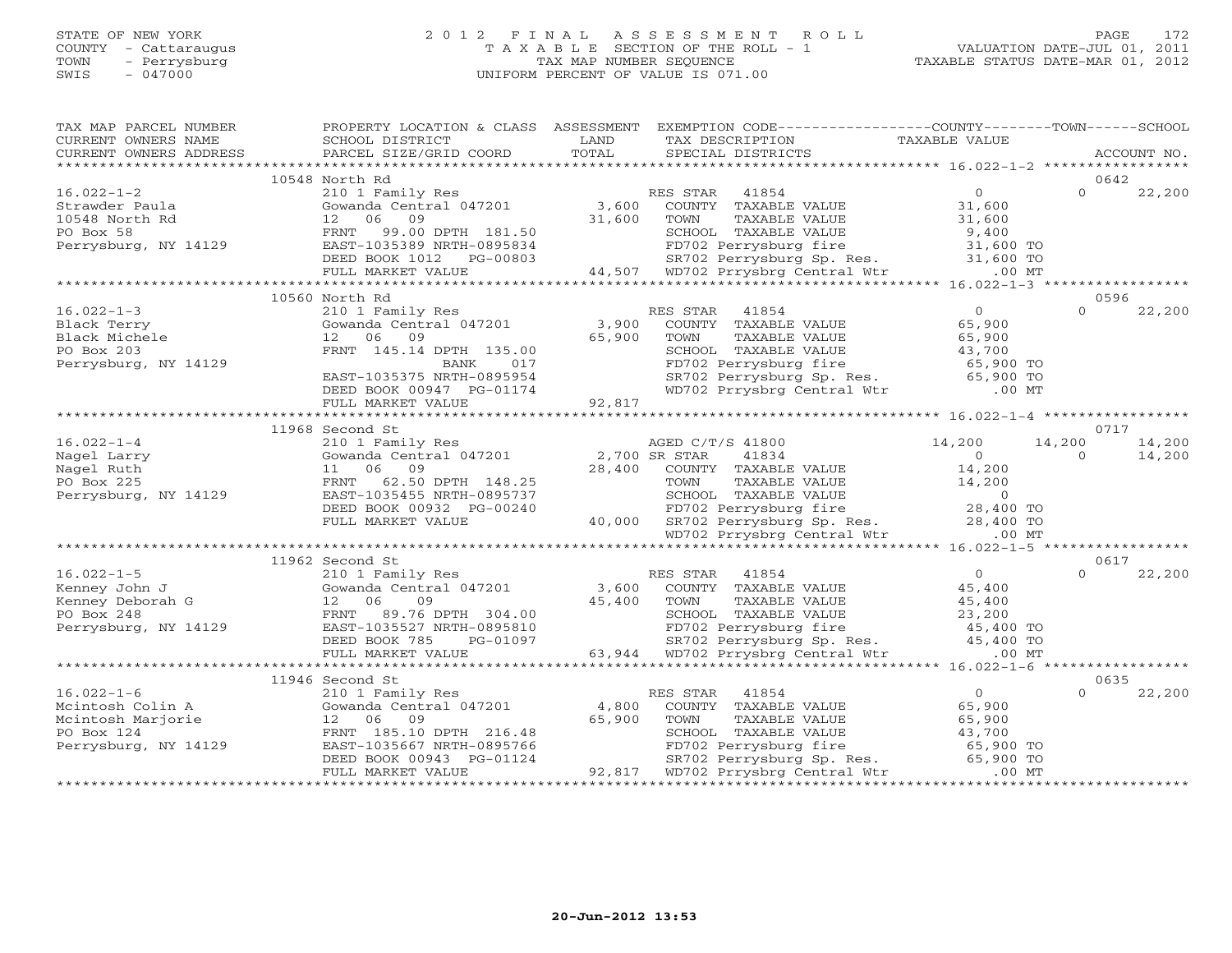STATE OF NEW YORK
COUNTY - Cattaraugus
TOWN - Perrysburg
SWIS - 047000

# 2012 FINAL ASSESSMENT ROLL

TAXABLE SECTION OF THE ROLL - 1
TAX MAP NUMBER SEQUENCE
UNIFORM PERCENT OF VALUE IS 071.00

VALUATION DATE-JUL 01, 2011
TAXABLE STATUS DATE-MAR 01, 2012

| TAX MAP PARCEL NUMBER / CURRENT OWNERS NAME / CURRENT OWNERS ADDRESS | PROPERTY LOCATION & CLASS / SCHOOL DISTRICT / PARCEL SIZE/GRID COORD | ASSESSMENT LAND / TOTAL | EXEMPTION CODE / TAX DESCRIPTION / SPECIAL DISTRICTS | COUNTY TAXABLE VALUE | TOWN | SCHOOL | ACCOUNT NO. |
|---|---|---|---|---|---|---|---|
| | 10548 North Rd | | | | | | 0642 |
| 16.022-1-2 | 210 1 Family Res | | RES STAR 41854 | 0 | 0 | 22,200 | |
| Strawder Paula | Gowanda Central 047201 | 3,600 | COUNTY TAXABLE VALUE | 31,600 | | | |
| 10548 North Rd | 12 06 09 | 31,600 | TOWN TAXABLE VALUE | 31,600 | | | |
| PO Box 58 | FRNT 99.00 DPTH 181.50 | | SCHOOL TAXABLE VALUE | 9,400 | | | |
| Perrysburg, NY 14129 | EAST-1035389 NRTH-0895834 | | FD702 Perrysburg fire | 31,600 TO | | | |
| | DEED BOOK 1012 PG-00803 | | SR702 Perrysburg Sp. Res. | 31,600 TO | | | |
| | FULL MARKET VALUE | 44,507 | WD702 Prrysbrg Central Wtr | .00 MT | | | |
| | 10560 North Rd | | | | | | 0596 |
| 16.022-1-3 | 210 1 Family Res | | RES STAR 41854 | 0 | 0 | 22,200 | |
| Black Terry | Gowanda Central 047201 | 3,900 | COUNTY TAXABLE VALUE | 65,900 | | | |
| Black Michele | 12 06 09 | 65,900 | TOWN TAXABLE VALUE | 65,900 | | | |
| PO Box 203 | FRNT 145.14 DPTH 135.00 | | SCHOOL TAXABLE VALUE | 43,700 | | | |
| Perrysburg, NY 14129 | BANK 017 | | FD702 Perrysburg fire | 65,900 TO | | | |
| | EAST-1035375 NRTH-0895954 | | SR702 Perrysburg Sp. Res. | 65,900 TO | | | |
| | DEED BOOK 00947 PG-01174 | | WD702 Prrysbrg Central Wtr | .00 MT | | | |
| | FULL MARKET VALUE | 92,817 | | | | | |
| | 11968 Second St | | | | | | 0717 |
| 16.022-1-4 | 210 1 Family Res | | AGED C/T/S 41800 | 14,200 | 14,200 | 14,200 | |
| Nagel Larry | Gowanda Central 047201 | 2,700 | SR STAR 41834 | 0 | 0 | 14,200 | |
| Nagel Ruth | 11 06 09 | 28,400 | COUNTY TAXABLE VALUE | 14,200 | | | |
| PO Box 225 | FRNT 62.50 DPTH 148.25 | | TOWN TAXABLE VALUE | 14,200 | | | |
| Perrysburg, NY 14129 | EAST-1035455 NRTH-0895737 | | SCHOOL TAXABLE VALUE | 0 | | | |
| | DEED BOOK 00932 PG-00240 | | FD702 Perrysburg fire | 28,400 TO | | | |
| | FULL MARKET VALUE | 40,000 | SR702 Perrysburg Sp. Res. | 28,400 TO | | | |
| | | | WD702 Prrysbrg Central Wtr | .00 MT | | | |
| | 11962 Second St | | | | | | 0617 |
| 16.022-1-5 | 210 1 Family Res | | RES STAR 41854 | 0 | 0 | 22,200 | |
| Kenney John J | Gowanda Central 047201 | 3,600 | COUNTY TAXABLE VALUE | 45,400 | | | |
| Kenney Deborah G | 12 06 09 | 45,400 | TOWN TAXABLE VALUE | 45,400 | | | |
| PO Box 248 | FRNT 89.76 DPTH 304.00 | | SCHOOL TAXABLE VALUE | 23,200 | | | |
| Perrysburg, NY 14129 | EAST-1035527 NRTH-0895810 | | FD702 Perrysburg fire | 45,400 TO | | | |
| | DEED BOOK 785 PG-01097 | | SR702 Perrysburg Sp. Res. | 45,400 TO | | | |
| | FULL MARKET VALUE | 63,944 | WD702 Prrysbrg Central Wtr | .00 MT | | | |
| | 11946 Second St | | | | | | 0635 |
| 16.022-1-6 | 210 1 Family Res | | RES STAR 41854 | 0 | 0 | 22,200 | |
| Mcintosh Colin A | Gowanda Central 047201 | 4,800 | COUNTY TAXABLE VALUE | 65,900 | | | |
| Mcintosh Marjorie | 12 06 09 | 65,900 | TOWN TAXABLE VALUE | 65,900 | | | |
| PO Box 124 | FRNT 185.10 DPTH 216.48 | | SCHOOL TAXABLE VALUE | 43,700 | | | |
| Perrysburg, NY 14129 | EAST-1035667 NRTH-0895766 | | FD702 Perrysburg fire | 65,900 TO | | | |
| | DEED BOOK 00943 PG-01124 | | SR702 Perrysburg Sp. Res. | 65,900 TO | | | |
| | FULL MARKET VALUE | 92,817 | WD702 Prrysbrg Central Wtr | .00 MT | | | |

20-Jun-2012 13:53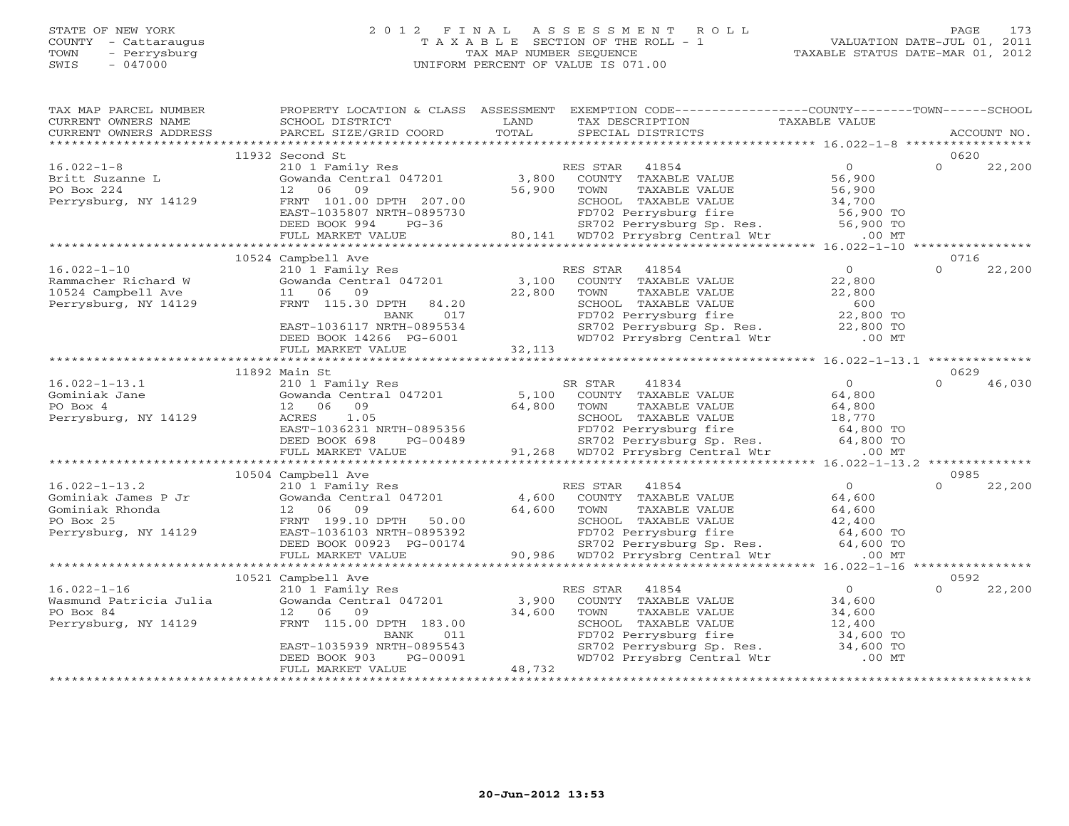STATE OF NEW YORK
COUNTY - Cattaraugus
TOWN - Perrysburg
SWIS - 047000

2 0 1 2 F I N A L A S S E S S M E N T R O L L
T A X A B L E SECTION OF THE ROLL - 1
TAX MAP NUMBER SEQUENCE
UNIFORM PERCENT OF VALUE IS 071.00

VALUATION DATE-JUL 01, 2011
TAXABLE STATUS DATE-MAR 01, 2012

| TAX MAP PARCEL NUMBER / CURRENT OWNERS NAME / CURRENT OWNERS ADDRESS | PROPERTY LOCATION & CLASS / SCHOOL DISTRICT / PARCEL SIZE/GRID COORD | ASSESSMENT LAND / TOTAL | EXEMPTION CODE / TAX DESCRIPTION / SPECIAL DISTRICTS | COUNTY TAXABLE VALUE | TOWN | SCHOOL / ACCOUNT NO. |
|---|---|---|---|---|---|---|
| 16.022-1-8 | 11932 Second St | | | | | 0620 |
| Britt Suzanne L | 210 1 Family Res | | RES STAR 41854 | 0 | 0 | 22,200 |
| PO Box 224 | Gowanda Central 047201 | 3,800 | COUNTY TAXABLE VALUE | 56,900 | | |
| Perrysburg, NY 14129 | 12 06 09 | 56,900 | TOWN TAXABLE VALUE | 56,900 | | |
| | FRNT 101.00 DPTH 207.00 | | SCHOOL TAXABLE VALUE | 34,700 | | |
| | EAST-1035807 NRTH-0895730 | | FD702 Perrysburg fire | 56,900 TO | | |
| | DEED BOOK 994 PG-36 | | SR702 Perrysburg Sp. Res. | 56,900 TO | | |
| | FULL MARKET VALUE | 80,141 | WD702 Prrysbrg Central Wtr | .00 MT | | |
| 16.022-1-10 | 10524 Campbell Ave | | | | | 0716 |
| Rammacher Richard W | 210 1 Family Res | | RES STAR 41854 | 0 | 0 | 22,200 |
| 10524 Campbell Ave | Gowanda Central 047201 | 3,100 | COUNTY TAXABLE VALUE | 22,800 | | |
| Perrysburg, NY 14129 | 11 06 09 | 22,800 | TOWN TAXABLE VALUE | 22,800 | | |
| | FRNT 115.30 DPTH 84.20 | | SCHOOL TAXABLE VALUE | 600 | | |
| | BANK 017 | | FD702 Perrysburg fire | 22,800 TO | | |
| | EAST-1036117 NRTH-0895534 | | SR702 Perrysburg Sp. Res. | 22,800 TO | | |
| | DEED BOOK 14266 PG-6001 | | WD702 Prrysbrg Central Wtr | .00 MT | | |
| | FULL MARKET VALUE | 32,113 | | | | |
| 16.022-1-13.1 | 11892 Main St | | | | | 0629 |
| Gominiak Jane | 210 1 Family Res | | SR STAR 41834 | 0 | 0 | 46,030 |
| PO Box 4 | Gowanda Central 047201 | 5,100 | COUNTY TAXABLE VALUE | 64,800 | | |
| Perrysburg, NY 14129 | 12 06 09 | 64,800 | TOWN TAXABLE VALUE | 64,800 | | |
| | ACRES 1.05 | | SCHOOL TAXABLE VALUE | 18,770 | | |
| | EAST-1036231 NRTH-0895356 | | FD702 Perrysburg fire | 64,800 TO | | |
| | DEED BOOK 698 PG-00489 | | SR702 Perrysburg Sp. Res. | 64,800 TO | | |
| | FULL MARKET VALUE | 91,268 | WD702 Prrysbrg Central Wtr | .00 MT | | |
| 16.022-1-13.2 | 10504 Campbell Ave | | | | | 0985 |
| Gominiak James P Jr | 210 1 Family Res | | RES STAR 41854 | 0 | 0 | 22,200 |
| Gominiak Rhonda | Gowanda Central 047201 | 4,600 | COUNTY TAXABLE VALUE | 64,600 | | |
| PO Box 25 | 12 06 09 | 64,600 | TOWN TAXABLE VALUE | 64,600 | | |
| Perrysburg, NY 14129 | FRNT 199.10 DPTH 50.00 | | SCHOOL TAXABLE VALUE | 42,400 | | |
| | EAST-1036103 NRTH-0895392 | | FD702 Perrysburg fire | 64,600 TO | | |
| | DEED BOOK 00923 PG-00174 | | SR702 Perrysburg Sp. Res. | 64,600 TO | | |
| | FULL MARKET VALUE | 90,986 | WD702 Prrysbrg Central Wtr | .00 MT | | |
| 16.022-1-16 | 10521 Campbell Ave | | | | | 0592 |
| Wasmund Patricia Julia | 210 1 Family Res | | RES STAR 41854 | 0 | 0 | 22,200 |
| PO Box 84 | Gowanda Central 047201 | 3,900 | COUNTY TAXABLE VALUE | 34,600 | | |
| Perrysburg, NY 14129 | 12 06 09 | 34,600 | TOWN TAXABLE VALUE | 34,600 | | |
| | FRNT 115.00 DPTH 183.00 | | SCHOOL TAXABLE VALUE | 12,400 | | |
| | BANK 011 | | FD702 Perrysburg fire | 34,600 TO | | |
| | EAST-1035939 NRTH-0895543 | | SR702 Perrysburg Sp. Res. | 34,600 TO | | |
| | DEED BOOK 903 PG-00091 | | WD702 Prrysbrg Central Wtr | .00 MT | | |
| | FULL MARKET VALUE | 48,732 | | | | |

20-Jun-2012 13:53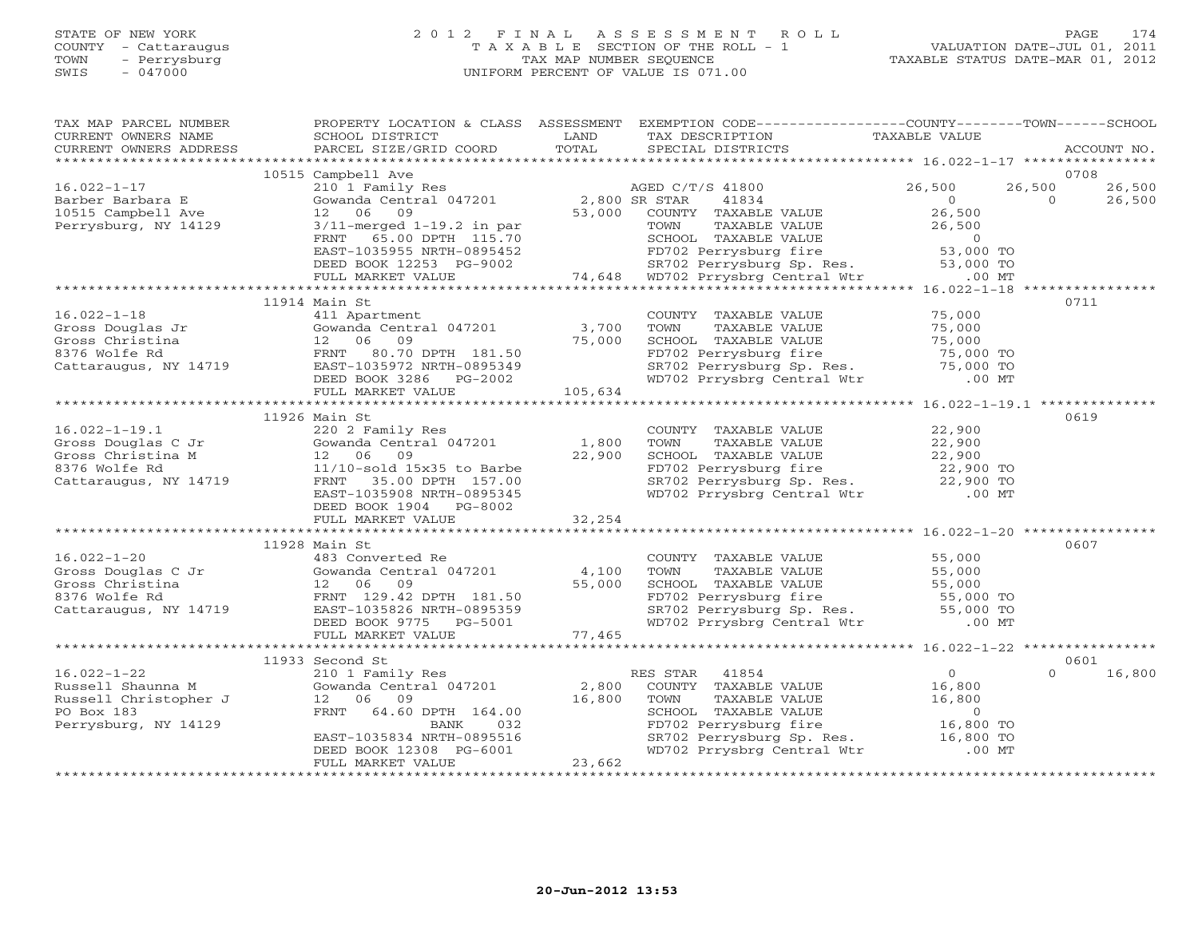STATE OF NEW YORK
COUNTY - Cattaraugus
TOWN - Perrysburg
SWIS - 047000

# 2012 FINAL ASSESSMENT ROLL
TAXABLE SECTION OF THE ROLL - 1
TAX MAP NUMBER SEQUENCE
UNIFORM PERCENT OF VALUE IS 071.00

VALUATION DATE-JUL 01, 2011
TAXABLE STATUS DATE-MAR 01, 2012

| TAX MAP PARCEL NUMBER / CURRENT OWNERS NAME / CURRENT OWNERS ADDRESS | PROPERTY LOCATION & CLASS / SCHOOL DISTRICT / PARCEL SIZE/GRID COORD | ASSESSMENT LAND / TOTAL | EXEMPTION CODE / TAX DESCRIPTION / SPECIAL DISTRICTS | COUNTY TAXABLE VALUE | TOWN | SCHOOL | ACCOUNT NO. |
|---|---|---|---|---|---|---|---|
| | 10515 Campbell Ave | | | | | | 0708 |
| 16.022-1-17 | 210 1 Family Res | | AGED C/T/S 41800 | 26,500 | 26,500 | 26,500 | |
| Barber Barbara E | Gowanda Central 047201 | 2,800 | SR STAR 41834 | 0 | | 0 26,500 | |
| 10515 Campbell Ave | 12 06 09 | 53,000 | COUNTY TAXABLE VALUE | 26,500 | | | |
| Perrysburg, NY 14129 | 3/11-merged 1-19.2 in par | | TOWN TAXABLE VALUE | 26,500 | | | |
| | FRNT 65.00 DPTH 115.70 | | SCHOOL TAXABLE VALUE | 0 | | | |
| | EAST-1035955 NRTH-0895452 | | FD702 Perrysburg fire | 53,000 TO | | | |
| | DEED BOOK 12253 PG-9002 | | SR702 Perrysburg Sp. Res. | 53,000 TO | | | |
| | FULL MARKET VALUE | 74,648 | WD702 Prrysbrg Central Wtr | .00 MT | | | |
| | 11914 Main St | | | | | | 0711 |
| 16.022-1-18 | 411 Apartment | | COUNTY TAXABLE VALUE | 75,000 | | | |
| Gross Douglas Jr | Gowanda Central 047201 | 3,700 | TOWN TAXABLE VALUE | 75,000 | | | |
| Gross Christina | 12 06 09 | 75,000 | SCHOOL TAXABLE VALUE | 75,000 | | | |
| 8376 Wolfe Rd | FRNT 80.70 DPTH 181.50 | | FD702 Perrysburg fire | 75,000 TO | | | |
| Cattaraugus, NY 14719 | EAST-1035972 NRTH-0895349 | | SR702 Perrysburg Sp. Res. | 75,000 TO | | | |
| | DEED BOOK 3286 PG-2002 | | WD702 Prrysbrg Central Wtr | .00 MT | | | |
| | FULL MARKET VALUE | 105,634 | | | | | |
| | 11926 Main St | | | | | | 0619 |
| 16.022-1-19.1 | 220 2 Family Res | | COUNTY TAXABLE VALUE | 22,900 | | | |
| Gross Douglas C Jr | Gowanda Central 047201 | 1,800 | TOWN TAXABLE VALUE | 22,900 | | | |
| Gross Christina M | 12 06 09 | 22,900 | SCHOOL TAXABLE VALUE | 22,900 | | | |
| 8376 Wolfe Rd | 11/10-sold 15x35 to Barbe | | FD702 Perrysburg fire | 22,900 TO | | | |
| Cattaraugus, NY 14719 | FRNT 35.00 DPTH 157.00 | | SR702 Perrysburg Sp. Res. | 22,900 TO | | | |
| | EAST-1035908 NRTH-0895345 | | WD702 Prrysbrg Central Wtr | .00 MT | | | |
| | DEED BOOK 1904 PG-8002 | | | | | | |
| | FULL MARKET VALUE | 32,254 | | | | | |
| | 11928 Main St | | | | | | 0607 |
| 16.022-1-20 | 483 Converted Re | | COUNTY TAXABLE VALUE | 55,000 | | | |
| Gross Douglas C Jr | Gowanda Central 047201 | 4,100 | TOWN TAXABLE VALUE | 55,000 | | | |
| Gross Christina | 12 06 09 | 55,000 | SCHOOL TAXABLE VALUE | 55,000 | | | |
| 8376 Wolfe Rd | FRNT 129.42 DPTH 181.50 | | FD702 Perrysburg fire | 55,000 TO | | | |
| Cattaraugus, NY 14719 | EAST-1035826 NRTH-0895359 | | SR702 Perrysburg Sp. Res. | 55,000 TO | | | |
| | DEED BOOK 9775 PG-5001 | | WD702 Prrysbrg Central Wtr | .00 MT | | | |
| | FULL MARKET VALUE | 77,465 | | | | | |
| | 11933 Second St | | | | | | 0601 |
| 16.022-1-22 | 210 1 Family Res | | RES STAR 41854 | 0 | | 0 16,800 | |
| Russell Shaunna M | Gowanda Central 047201 | 2,800 | COUNTY TAXABLE VALUE | 16,800 | | | |
| Russell Christopher J | 12 06 09 | 16,800 | TOWN TAXABLE VALUE | 16,800 | | | |
| PO Box 183 | FRNT 64.60 DPTH 164.00 | | SCHOOL TAXABLE VALUE | 0 | | | |
| Perrysburg, NY 14129 | BANK 032 | | FD702 Perrysburg fire | 16,800 TO | | | |
| | EAST-1035834 NRTH-0895516 | | SR702 Perrysburg Sp. Res. | 16,800 TO | | | |
| | DEED BOOK 12308 PG-6001 | | WD702 Prrysbrg Central Wtr | .00 MT | | | |
| | FULL MARKET VALUE | 23,662 | | | | | |

20-Jun-2012 13:53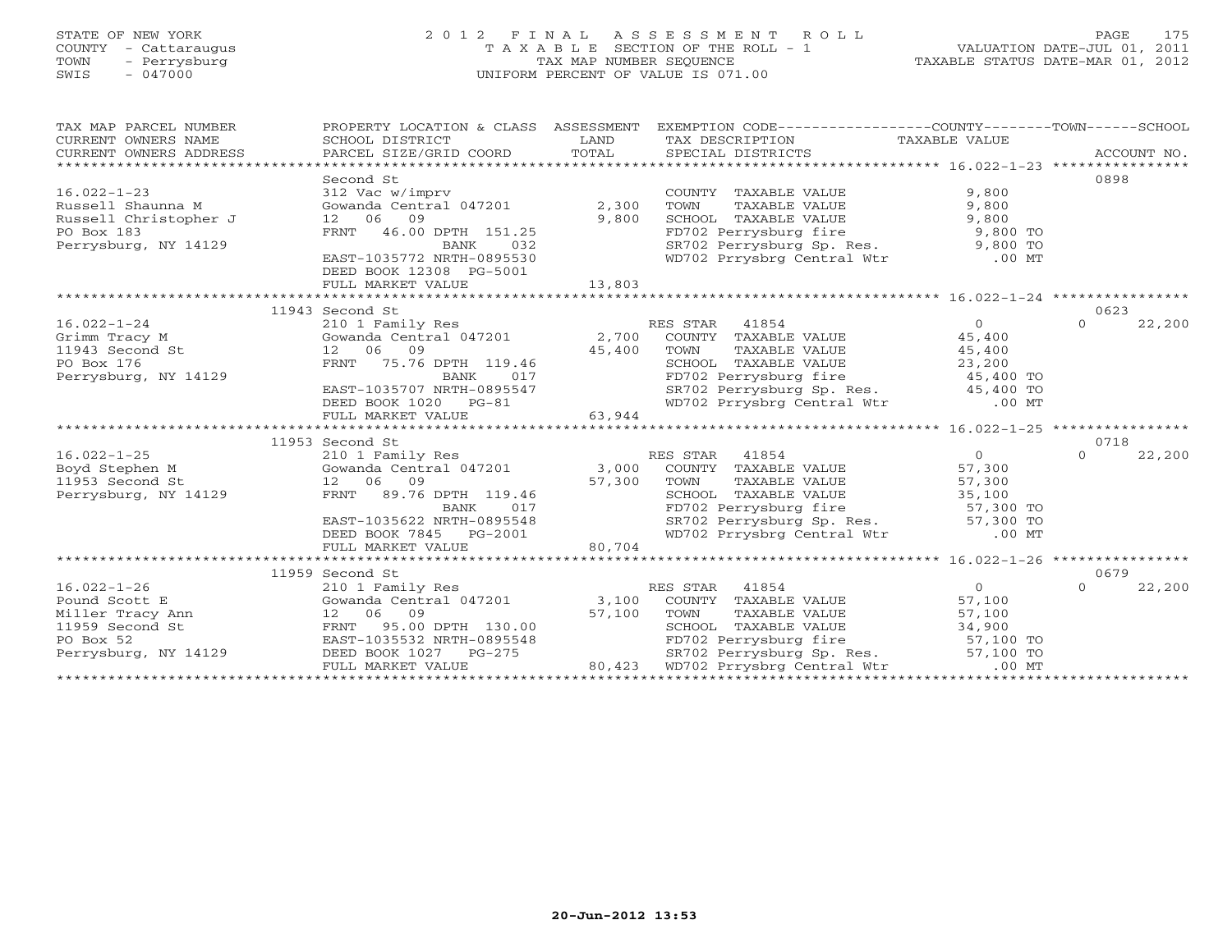STATE OF NEW YORK
COUNTY - Cattaraugus
TOWN - Perrysburg
SWIS - 047000

# 2012 FINAL ASSESSMENT ROLL
TAXABLE SECTION OF THE ROLL - 1
TAX MAP NUMBER SEQUENCE
UNIFORM PERCENT OF VALUE IS 071.00

VALUATION DATE-JUL 01, 2011
TAXABLE STATUS DATE-MAR 01, 2012

| TAX MAP PARCEL NUMBER / CURRENT OWNERS NAME / CURRENT OWNERS ADDRESS | PROPERTY LOCATION & CLASS / SCHOOL DISTRICT / PARCEL SIZE/GRID COORD | ASSESSMENT LAND / TOTAL | EXEMPTION CODE / TAX DESCRIPTION / SPECIAL DISTRICTS | COUNTY / TOWN TAXABLE VALUE | SCHOOL / ACCOUNT NO. |
|---|---|---|---|---|---|
| **16.022-1-23** | Second St | | | | 0898 |
| 16.022-1-23 | 312 Vac w/imprv | | COUNTY TAXABLE VALUE | 9,800 | |
| Russell Shaunna M | Gowanda Central 047201 | 2,300 | TOWN TAXABLE VALUE | 9,800 | |
| Russell Christopher J | 12 06 09 | 9,800 | SCHOOL TAXABLE VALUE | 9,800 | |
| PO Box 183 | FRNT 46.00 DPTH 151.25 | | FD702 Perrysburg fire | 9,800 TO | |
| Perrysburg, NY 14129 | BANK 032 | | SR702 Perrysburg Sp. Res. | 9,800 TO | |
| | EAST-1035772 NRTH-0895530 | | WD702 Prrysbrg Central Wtr | .00 MT | |
| | DEED BOOK 12308 PG-5001 | | | | |
| | FULL MARKET VALUE | 13,803 | | | |
| **16.022-1-24** | 11943 Second St | | | | 0623 |
| 16.022-1-24 | 210 1 Family Res | | RES STAR 41854 | 0 | 0 / 22,200 |
| Grimm Tracy M | Gowanda Central 047201 | 2,700 | COUNTY TAXABLE VALUE | 45,400 | |
| 11943 Second St | 12 06 09 | 45,400 | TOWN TAXABLE VALUE | 45,400 | |
| PO Box 176 | FRNT 75.76 DPTH 119.46 | | SCHOOL TAXABLE VALUE | 23,200 | |
| Perrysburg, NY 14129 | BANK 017 | | FD702 Perrysburg fire | 45,400 TO | |
| | EAST-1035707 NRTH-0895547 | | SR702 Perrysburg Sp. Res. | 45,400 TO | |
| | DEED BOOK 1020 PG-81 | | WD702 Prrysbrg Central Wtr | .00 MT | |
| | FULL MARKET VALUE | 63,944 | | | |
| **16.022-1-25** | 11953 Second St | | | | 0718 |
| 16.022-1-25 | 210 1 Family Res | | RES STAR 41854 | 0 | 0 / 22,200 |
| Boyd Stephen M | Gowanda Central 047201 | 3,000 | COUNTY TAXABLE VALUE | 57,300 | |
| 11953 Second St | 12 06 09 | 57,300 | TOWN TAXABLE VALUE | 57,300 | |
| Perrysburg, NY 14129 | FRNT 89.76 DPTH 119.46 | | SCHOOL TAXABLE VALUE | 35,100 | |
| | BANK 017 | | FD702 Perrysburg fire | 57,300 TO | |
| | EAST-1035622 NRTH-0895548 | | SR702 Perrysburg Sp. Res. | 57,300 TO | |
| | DEED BOOK 7845 PG-2001 | | WD702 Prrysbrg Central Wtr | .00 MT | |
| | FULL MARKET VALUE | 80,704 | | | |
| **16.022-1-26** | 11959 Second St | | | | 0679 |
| 16.022-1-26 | 210 1 Family Res | | RES STAR 41854 | 0 | 0 / 22,200 |
| Pound Scott E | Gowanda Central 047201 | 3,100 | COUNTY TAXABLE VALUE | 57,100 | |
| Miller Tracy Ann | 12 06 09 | 57,100 | TOWN TAXABLE VALUE | 57,100 | |
| 11959 Second St | FRNT 95.00 DPTH 130.00 | | SCHOOL TAXABLE VALUE | 34,900 | |
| PO Box 52 | EAST-1035532 NRTH-0895548 | | FD702 Perrysburg fire | 57,100 TO | |
| Perrysburg, NY 14129 | DEED BOOK 1027 PG-275 | | SR702 Perrysburg Sp. Res. | 57,100 TO | |
| | FULL MARKET VALUE | 80,423 | WD702 Prrysbrg Central Wtr | .00 MT | |

20-Jun-2012 13:53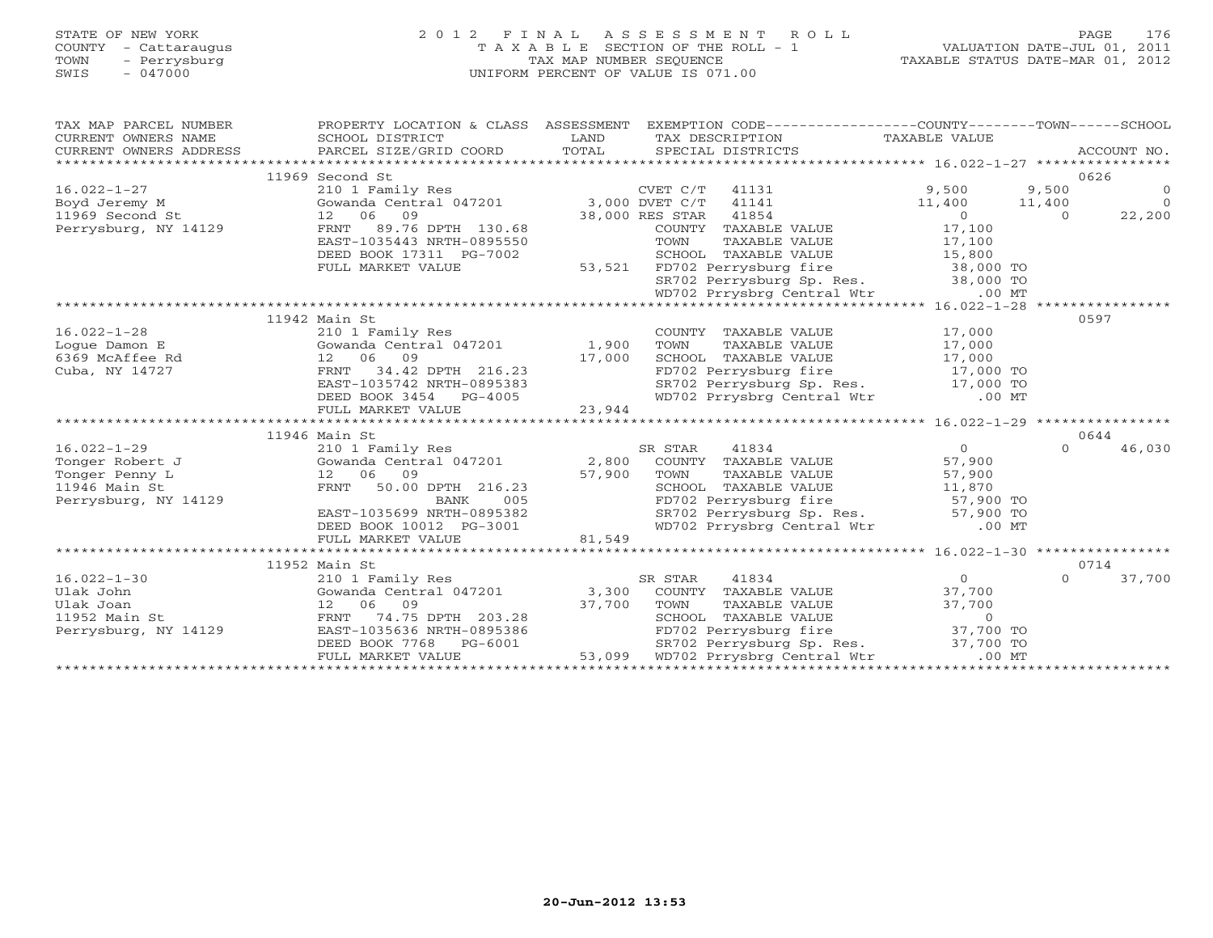STATE OF NEW YORK
COUNTY - Cattaraugus
TOWN - Perrysburg
SWIS - 047000

# 2012 FINAL ASSESSMENT ROLL

TAXABLE SECTION OF THE ROLL - 1
TAX MAP NUMBER SEQUENCE
UNIFORM PERCENT OF VALUE IS 071.00

VALUATION DATE-JUL 01, 2011
TAXABLE STATUS DATE-MAR 01, 2012

| TAX MAP PARCEL NUMBER / CURRENT OWNERS NAME / CURRENT OWNERS ADDRESS | PROPERTY LOCATION & CLASS / SCHOOL DISTRICT / PARCEL SIZE/GRID COORD | ASSESSMENT LAND / TOTAL | EXEMPTION CODE / TAX DESCRIPTION / SPECIAL DISTRICTS | COUNTY TAXABLE VALUE | TOWN | SCHOOL / ACCOUNT NO. |
|---|---|---|---|---|---|---|
| **16.022-1-27** | 11969 Second St | | | | | 0626 |
| 16.022-1-27 | 210 1 Family Res | | CVET C/T 41131 | 9,500 | 9,500 | 0 |
| Boyd Jeremy M | Gowanda Central 047201 | 3,000 | DVET C/T 41141 | 11,400 | 11,400 | 0 |
| 11969 Second St | 12 06 09 | 38,000 | RES STAR 41854 | 0 | 0 | 22,200 |
| Perrysburg, NY 14129 | FRNT 89.76 DPTH 130.68 | | COUNTY TAXABLE VALUE | 17,100 | | |
| | EAST-1035443 NRTH-0895550 | | TOWN TAXABLE VALUE | 17,100 | | |
| | DEED BOOK 17311 PG-7002 | | SCHOOL TAXABLE VALUE | 15,800 | | |
| | FULL MARKET VALUE | 53,521 | FD702 Perrysburg fire | 38,000 TO | | |
| | | | SR702 Perrysburg Sp. Res. | 38,000 TO | | |
| | | | WD702 Prrysbrg Central Wtr | .00 MT | | |
| **16.022-1-28** | 11942 Main St | | | | | 0597 |
| 16.022-1-28 | 210 1 Family Res | | COUNTY TAXABLE VALUE | 17,000 | | |
| Logue Damon E | Gowanda Central 047201 | 1,900 | TOWN TAXABLE VALUE | 17,000 | | |
| 6369 McAffee Rd | 12 06 09 | 17,000 | SCHOOL TAXABLE VALUE | 17,000 | | |
| Cuba, NY 14727 | FRNT 34.42 DPTH 216.23 | | FD702 Perrysburg fire | 17,000 TO | | |
| | EAST-1035742 NRTH-0895383 | | SR702 Perrysburg Sp. Res. | 17,000 TO | | |
| | DEED BOOK 3454 PG-4005 | | WD702 Prrysbrg Central Wtr | .00 MT | | |
| | FULL MARKET VALUE | 23,944 | | | | |
| **16.022-1-29** | 11946 Main St | | | | | 0644 |
| 16.022-1-29 | 210 1 Family Res | | SR STAR 41834 | 0 | 0 | 46,030 |
| Tonger Robert J | Gowanda Central 047201 | 2,800 | COUNTY TAXABLE VALUE | 57,900 | | |
| Tonger Penny L | 12 06 09 | 57,900 | TOWN TAXABLE VALUE | 57,900 | | |
| 11946 Main St | FRNT 50.00 DPTH 216.23 | | SCHOOL TAXABLE VALUE | 11,870 | | |
| Perrysburg, NY 14129 | BANK 005 | | FD702 Perrysburg fire | 57,900 TO | | |
| | EAST-1035699 NRTH-0895382 | | SR702 Perrysburg Sp. Res. | 57,900 TO | | |
| | DEED BOOK 10012 PG-3001 | | WD702 Prrysbrg Central Wtr | .00 MT | | |
| | FULL MARKET VALUE | 81,549 | | | | |
| **16.022-1-30** | 11952 Main St | | | | | 0714 |
| 16.022-1-30 | 210 1 Family Res | | SR STAR 41834 | 0 | 0 | 37,700 |
| Ulak John | Gowanda Central 047201 | 3,300 | COUNTY TAXABLE VALUE | 37,700 | | |
| Ulak Joan | 12 06 09 | 37,700 | TOWN TAXABLE VALUE | 37,700 | | |
| 11952 Main St | FRNT 74.75 DPTH 203.28 | | SCHOOL TAXABLE VALUE | 0 | | |
| Perrysburg, NY 14129 | EAST-1035636 NRTH-0895386 | | FD702 Perrysburg fire | 37,700 TO | | |
| | DEED BOOK 7768 PG-6001 | | SR702 Perrysburg Sp. Res. | 37,700 TO | | |
| | FULL MARKET VALUE | 53,099 | WD702 Prrysbrg Central Wtr | .00 MT | | |

20-Jun-2012 13:53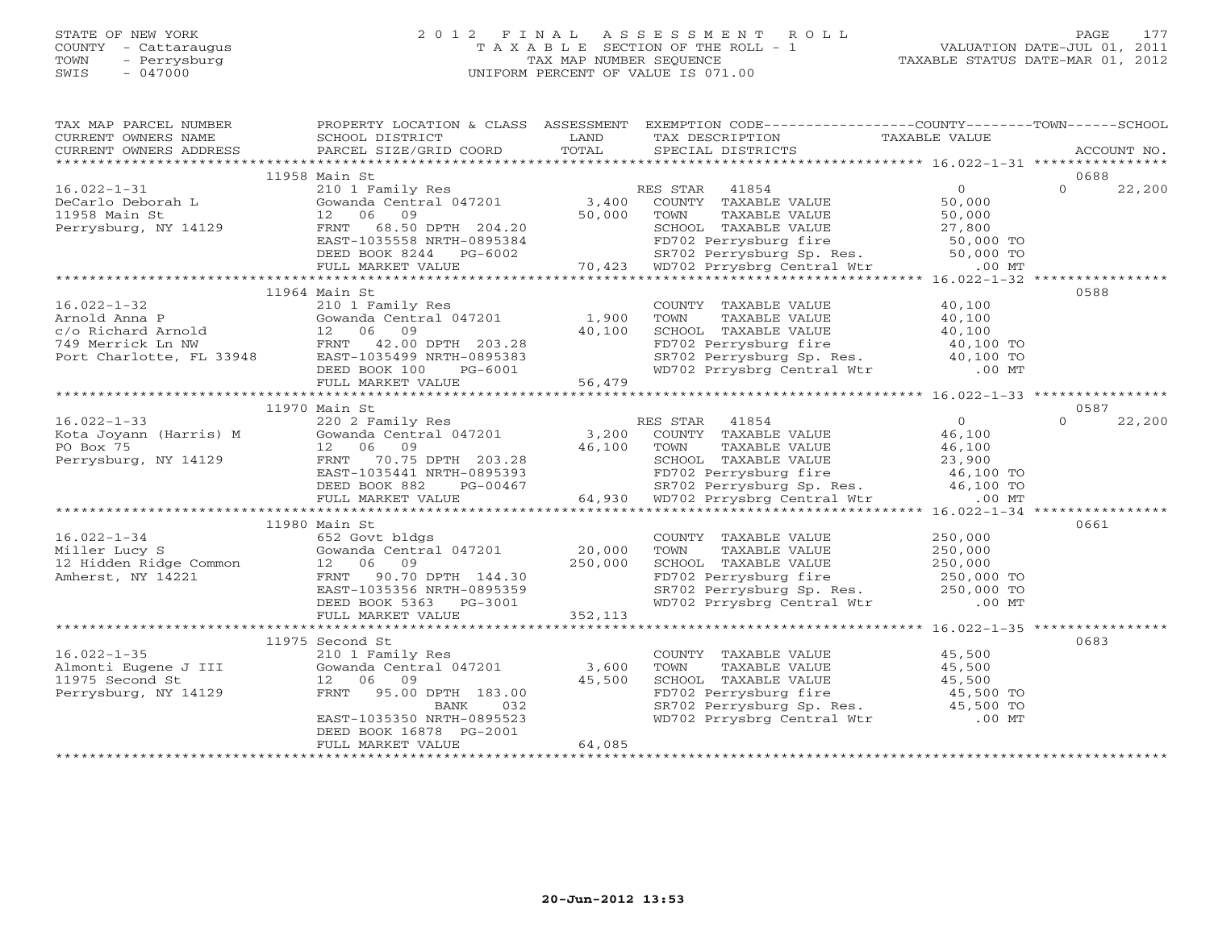STATE OF NEW YORK
COUNTY - Cattaraugus
TOWN - Perrysburg
SWIS - 047000

# 2012 FINAL ASSESSMENT ROLL

TAXABLE SECTION OF THE ROLL - 1
TAX MAP NUMBER SEQUENCE
UNIFORM PERCENT OF VALUE IS 071.00

VALUATION DATE-JUL 01, 2011
TAXABLE STATUS DATE-MAR 01, 2012

| TAX MAP PARCEL NUMBER / CURRENT OWNERS NAME / CURRENT OWNERS ADDRESS | PROPERTY LOCATION & CLASS / SCHOOL DISTRICT / PARCEL SIZE/GRID COORD | ASSESSMENT LAND / TOTAL | EXEMPTION CODE / TAX DESCRIPTION / SPECIAL DISTRICTS | COUNTY TAXABLE VALUE | TOWN | SCHOOL / ACCOUNT NO. |
|---|---|---|---|---|---|---|
| | 11958 Main St | | | | | 0688 |
| 16.022-1-31 | 210 1 Family Res | | RES STAR 41854 | 0 | 0 | 22,200 |
| DeCarlo Deborah L | Gowanda Central 047201 | 3,400 | COUNTY TAXABLE VALUE | 50,000 | | |
| 11958 Main St | 12 06 09 | 50,000 | TOWN TAXABLE VALUE | 50,000 | | |
| Perrysburg, NY 14129 | FRNT 68.50 DPTH 204.20 | | SCHOOL TAXABLE VALUE | 27,800 | | |
| | EAST-1035558 NRTH-0895384 | | FD702 Perrysburg fire | 50,000 TO | | |
| | DEED BOOK 8244 PG-6002 | | SR702 Perrysburg Sp. Res. | 50,000 TO | | |
| | FULL MARKET VALUE | 70,423 | WD702 Prrysbrg Central Wtr | .00 MT | | |
| | 11964 Main St | | | | | 0588 |
| 16.022-1-32 | 210 1 Family Res | | COUNTY TAXABLE VALUE | 40,100 | | |
| Arnold Anna P | Gowanda Central 047201 | 1,900 | TOWN TAXABLE VALUE | 40,100 | | |
| c/o Richard Arnold | 12 06 09 | 40,100 | SCHOOL TAXABLE VALUE | 40,100 | | |
| 749 Merrick Ln NW | FRNT 42.00 DPTH 203.28 | | FD702 Perrysburg fire | 40,100 TO | | |
| Port Charlotte, FL 33948 | EAST-1035499 NRTH-0895383 | | SR702 Perrysburg Sp. Res. | 40,100 TO | | |
| | DEED BOOK 100 PG-6001 | | WD702 Prrysbrg Central Wtr | .00 MT | | |
| | FULL MARKET VALUE | 56,479 | | | | |
| | 11970 Main St | | | | | 0587 |
| 16.022-1-33 | 220 2 Family Res | | RES STAR 41854 | 0 | 0 | 22,200 |
| Kota Joyann (Harris) M | Gowanda Central 047201 | 3,200 | COUNTY TAXABLE VALUE | 46,100 | | |
| PO Box 75 | 12 06 09 | 46,100 | TOWN TAXABLE VALUE | 46,100 | | |
| Perrysburg, NY 14129 | FRNT 70.75 DPTH 203.28 | | SCHOOL TAXABLE VALUE | 23,900 | | |
| | EAST-1035441 NRTH-0895393 | | FD702 Perrysburg fire | 46,100 TO | | |
| | DEED BOOK 882 PG-00467 | | SR702 Perrysburg Sp. Res. | 46,100 TO | | |
| | FULL MARKET VALUE | 64,930 | WD702 Prrysbrg Central Wtr | .00 MT | | |
| | 11980 Main St | | | | | 0661 |
| 16.022-1-34 | 652 Govt bldgs | | COUNTY TAXABLE VALUE | 250,000 | | |
| Miller Lucy S | Gowanda Central 047201 | 20,000 | TOWN TAXABLE VALUE | 250,000 | | |
| 12 Hidden Ridge Common | 12 06 09 | 250,000 | SCHOOL TAXABLE VALUE | 250,000 | | |
| Amherst, NY 14221 | FRNT 90.70 DPTH 144.30 | | FD702 Perrysburg fire | 250,000 TO | | |
| | EAST-1035356 NRTH-0895359 | | SR702 Perrysburg Sp. Res. | 250,000 TO | | |
| | DEED BOOK 5363 PG-3001 | | WD702 Prrysbrg Central Wtr | .00 MT | | |
| | FULL MARKET VALUE | 352,113 | | | | |
| | 11975 Second St | | | | | 0683 |
| 16.022-1-35 | 210 1 Family Res | | COUNTY TAXABLE VALUE | 45,500 | | |
| Almonti Eugene J III | Gowanda Central 047201 | 3,600 | TOWN TAXABLE VALUE | 45,500 | | |
| 11975 Second St | 12 06 09 | 45,500 | SCHOOL TAXABLE VALUE | 45,500 | | |
| Perrysburg, NY 14129 | FRNT 95.00 DPTH 183.00 | | FD702 Perrysburg fire | 45,500 TO | | |
| | BANK 032 | | SR702 Perrysburg Sp. Res. | 45,500 TO | | |
| | EAST-1035350 NRTH-0895523 | | WD702 Prrysbrg Central Wtr | .00 MT | | |
| | DEED BOOK 16878 PG-2001 | | | | | |
| | FULL MARKET VALUE | 64,085 | | | | |

20-Jun-2012 13:53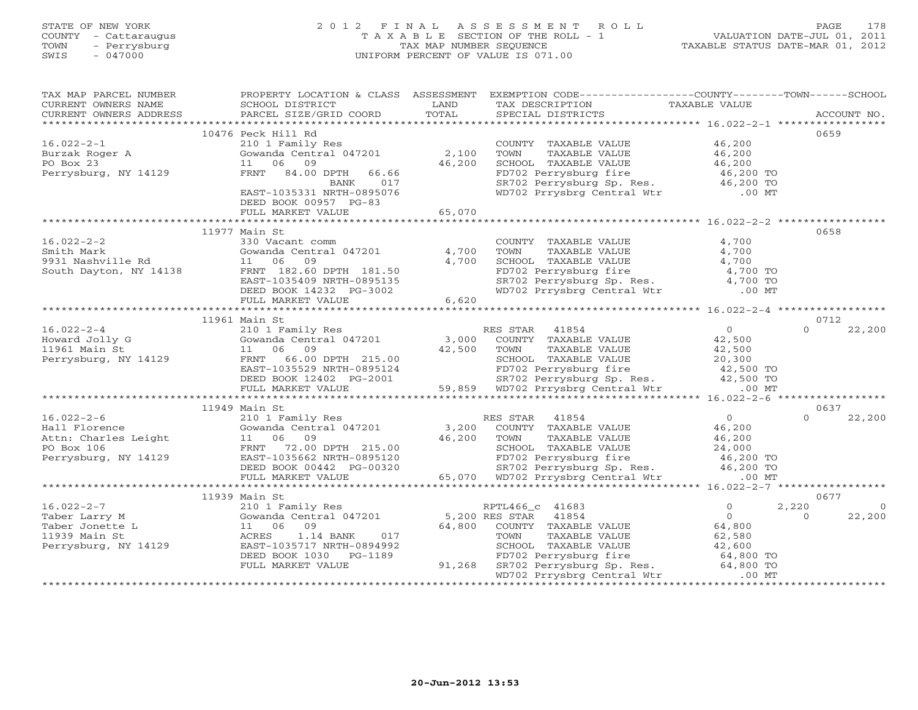STATE OF NEW YORK
COUNTY - Cattaraugus
TOWN - Perrysburg
SWIS - 047000

# 2012 FINAL ASSESSMENT ROLL
TAXABLE SECTION OF THE ROLL - 1
TAX MAP NUMBER SEQUENCE
UNIFORM PERCENT OF VALUE IS 071.00

VALUATION DATE-JUL 01, 2011
TAXABLE STATUS DATE-MAR 01, 2012

| TAX MAP PARCEL NUMBER / CURRENT OWNERS NAME / CURRENT OWNERS ADDRESS | PROPERTY LOCATION & CLASS / SCHOOL DISTRICT / PARCEL SIZE/GRID COORD | ASSESSMENT LAND | TOTAL | EXEMPTION CODE / TAX DESCRIPTION / SPECIAL DISTRICTS | COUNTY TAXABLE VALUE | TOWN | SCHOOL | ACCOUNT NO. |
|---|---|---|---|---|---|---|---|---|
| | 10476 Peck Hill Rd | | | | | | | 0659 |
| 16.022-2-1 | 210 1 Family Res | | | COUNTY TAXABLE VALUE | 46,200 | | | |
| Burzak Roger A | Gowanda Central 047201 | 2,100 | | TOWN TAXABLE VALUE | 46,200 | | | |
| PO Box 23 | 11 06 09 | | 46,200 | SCHOOL TAXABLE VALUE | 46,200 | | | |
| Perrysburg, NY 14129 | FRNT 84.00 DPTH 66.66 | | | FD702 Perrysburg fire | 46,200 TO | | | |
| | BANK 017 | | | SR702 Perrysburg Sp. Res. | 46,200 TO | | | |
| | EAST-1035331 NRTH-0895076 | | | WD702 Prrysbrg Central Wtr | .00 MT | | | |
| | DEED BOOK 00957 PG-83 | | | | | | | |
| | FULL MARKET VALUE | | 65,070 | | | | | |
| | 11977 Main St | | | | | | | 0658 |
| 16.022-2-2 | 330 Vacant comm | | | COUNTY TAXABLE VALUE | 4,700 | | | |
| Smith Mark | Gowanda Central 047201 | 4,700 | | TOWN TAXABLE VALUE | 4,700 | | | |
| 9931 Nashville Rd | 11 06 09 | | 4,700 | SCHOOL TAXABLE VALUE | 4,700 | | | |
| South Dayton, NY 14138 | FRNT 182.60 DPTH 181.50 | | | FD702 Perrysburg fire | 4,700 TO | | | |
| | EAST-1035409 NRTH-0895135 | | | SR702 Perrysburg Sp. Res. | 4,700 TO | | | |
| | DEED BOOK 14232 PG-3002 | | | WD702 Prrysbrg Central Wtr | .00 MT | | | |
| | FULL MARKET VALUE | | 6,620 | | | | | |
| | 11961 Main St | | | | | | | 0712 |
| 16.022-2-4 | 210 1 Family Res | | | RES STAR 41854 | 0 | | 0 | 22,200 |
| Howard Jolly G | Gowanda Central 047201 | 3,000 | | COUNTY TAXABLE VALUE | 42,500 | | | |
| 11961 Main St | 11 06 09 | | 42,500 | TOWN TAXABLE VALUE | 42,500 | | | |
| Perrysburg, NY 14129 | FRNT 66.00 DPTH 215.00 | | | SCHOOL TAXABLE VALUE | 20,300 | | | |
| | EAST-1035529 NRTH-0895124 | | | FD702 Perrysburg fire | 42,500 TO | | | |
| | DEED BOOK 12402 PG-2001 | | | SR702 Perrysburg Sp. Res. | 42,500 TO | | | |
| | FULL MARKET VALUE | | 59,859 | WD702 Prrysbrg Central Wtr | .00 MT | | | |
| | 11949 Main St | | | | | | | 0637 |
| 16.022-2-6 | 210 1 Family Res | | | RES STAR 41854 | 0 | | 0 | 22,200 |
| Hall Florence | Gowanda Central 047201 | 3,200 | | COUNTY TAXABLE VALUE | 46,200 | | | |
| Attn: Charles Leight | 11 06 09 | | 46,200 | TOWN TAXABLE VALUE | 46,200 | | | |
| PO Box 106 | FRNT 72.00 DPTH 215.00 | | | SCHOOL TAXABLE VALUE | 24,000 | | | |
| Perrysburg, NY 14129 | EAST-1035662 NRTH-0895120 | | | FD702 Perrysburg fire | 46,200 TO | | | |
| | DEED BOOK 00442 PG-00320 | | | SR702 Perrysburg Sp. Res. | 46,200 TO | | | |
| | FULL MARKET VALUE | | 65,070 | WD702 Prrysbrg Central Wtr | .00 MT | | | |
| | 11939 Main St | | | | | | | 0677 |
| 16.022-2-7 | 210 1 Family Res | | | RPTL466_c 41683 | 0 | 2,220 | | 0 |
| Taber Larry M | Gowanda Central 047201 | 5,200 | | RES STAR 41854 | 0 | | 0 | 22,200 |
| Taber Jonette L | 11 06 09 | | 64,800 | COUNTY TAXABLE VALUE | 64,800 | | | |
| 11939 Main St | ACRES 1.14 BANK 017 | | | TOWN TAXABLE VALUE | 62,580 | | | |
| Perrysburg, NY 14129 | EAST-1035717 NRTH-0894992 | | | SCHOOL TAXABLE VALUE | 42,600 | | | |
| | DEED BOOK 1030 PG-1189 | | | FD702 Perrysburg fire | 64,800 TO | | | |
| | FULL MARKET VALUE | | 91,268 | SR702 Perrysburg Sp. Res. | 64,800 TO | | | |
| | | | | WD702 Prrysbrg Central Wtr | .00 MT | | | |

20-Jun-2012 13:53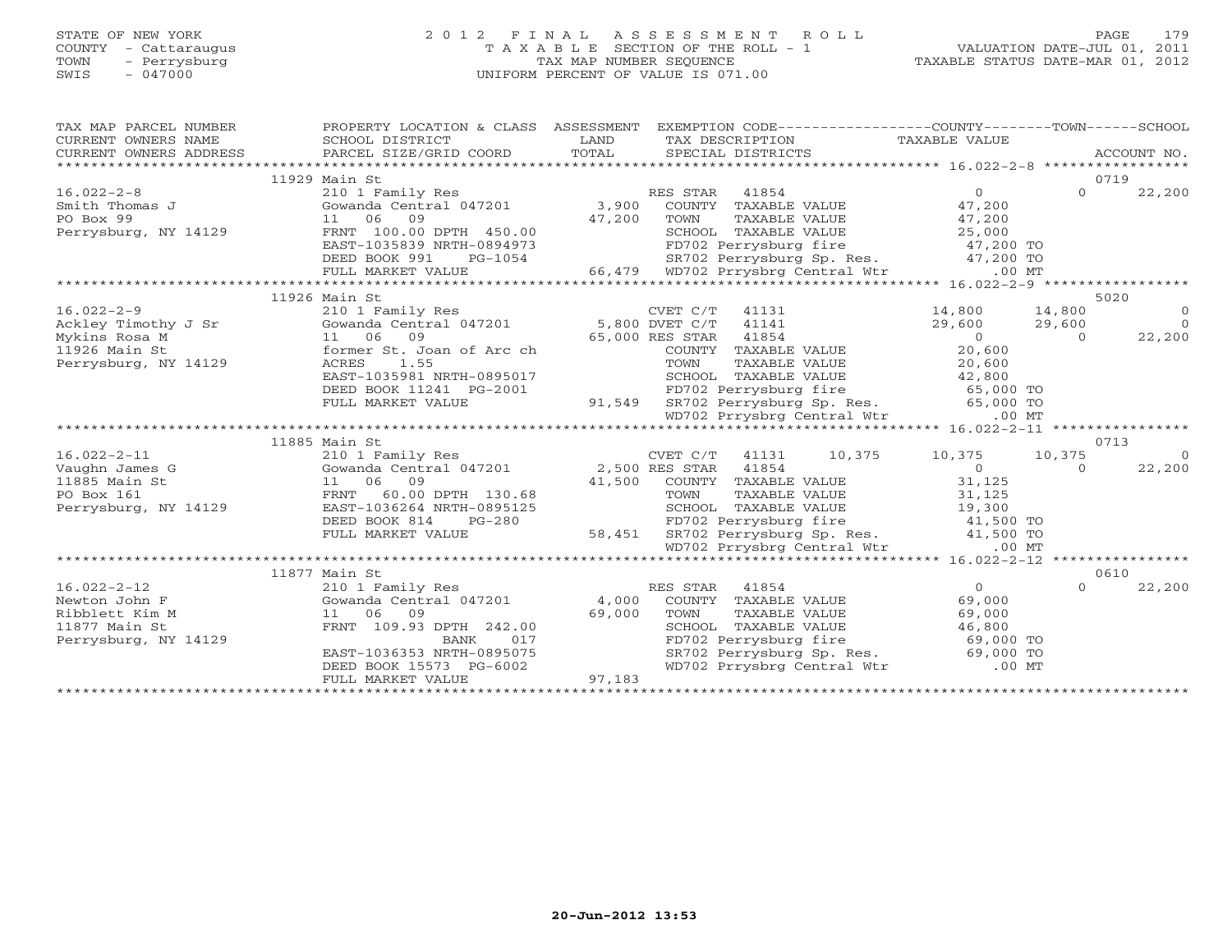STATE OF NEW YORK
COUNTY - Cattaraugus
TOWN - Perrysburg
SWIS - 047000

# 2012 FINAL ASSESSMENT ROLL

TAXABLE SECTION OF THE ROLL - 1
TAX MAP NUMBER SEQUENCE
UNIFORM PERCENT OF VALUE IS 071.00

VALUATION DATE-JUL 01, 2011
TAXABLE STATUS DATE-MAR 01, 2012

| TAX MAP PARCEL NUMBER / CURRENT OWNERS NAME / CURRENT OWNERS ADDRESS | PROPERTY LOCATION & CLASS / SCHOOL DISTRICT / PARCEL SIZE/GRID COORD | ASSESSMENT LAND / TOTAL | EXEMPTION CODE / TAX DESCRIPTION / SPECIAL DISTRICTS | COUNTY TAXABLE VALUE | TOWN | SCHOOL / ACCOUNT NO. |
|---|---|---|---|---|---|---|
| | 11929 Main St | | | | | 0719 |
| 16.022-2-8 | 210 1 Family Res | | RES STAR 41854 | 0 | 0 | 22,200 |
| Smith Thomas J | Gowanda Central 047201 | 3,900 | COUNTY TAXABLE VALUE | 47,200 | | |
| PO Box 99 | 11 06 09 | 47,200 | TOWN TAXABLE VALUE | 47,200 | | |
| Perrysburg, NY 14129 | FRNT 100.00 DPTH 450.00 | | SCHOOL TAXABLE VALUE | 25,000 | | |
| | EAST-1035839 NRTH-0894973 | | FD702 Perrysburg fire | 47,200 TO | | |
| | DEED BOOK 991 PG-1054 | | SR702 Perrysburg Sp. Res. | 47,200 TO | | |
| | FULL MARKET VALUE | 66,479 | WD702 Prrysbrg Central Wtr | .00 MT | | |
| | 11926 Main St | | | | | 5020 |
| 16.022-2-9 | 210 1 Family Res | | CVET C/T 41131 | 14,800 | 14,800 | 0 |
| Ackley Timothy J Sr | Gowanda Central 047201 | 5,800 | DVET C/T 41141 | 29,600 | 29,600 | 0 |
| Mykins Rosa M | 11 06 09 | 65,000 | RES STAR 41854 | 0 | 0 | 22,200 |
| 11926 Main St | former St. Joan of Arc ch | | COUNTY TAXABLE VALUE | 20,600 | | |
| Perrysburg, NY 14129 | ACRES 1.55 | | TOWN TAXABLE VALUE | 20,600 | | |
| | EAST-1035981 NRTH-0895017 | | SCHOOL TAXABLE VALUE | 42,800 | | |
| | DEED BOOK 11241 PG-2001 | | FD702 Perrysburg fire | 65,000 TO | | |
| | FULL MARKET VALUE | 91,549 | SR702 Perrysburg Sp. Res. | 65,000 TO | | |
| | | | WD702 Prrysbrg Central Wtr | .00 MT | | |
| | 11885 Main St | | | | | 0713 |
| 16.022-2-11 | 210 1 Family Res | | CVET C/T 41131 10,375 | 10,375 | 10,375 | 0 |
| Vaughn James G | Gowanda Central 047201 | 2,500 | RES STAR 41854 | 0 | 0 | 22,200 |
| 11885 Main St | 11 06 09 | 41,500 | COUNTY TAXABLE VALUE | 31,125 | | |
| PO Box 161 | FRNT 60.00 DPTH 130.68 | | TOWN TAXABLE VALUE | 31,125 | | |
| Perrysburg, NY 14129 | EAST-1036264 NRTH-0895125 | | SCHOOL TAXABLE VALUE | 19,300 | | |
| | DEED BOOK 814 PG-280 | | FD702 Perrysburg fire | 41,500 TO | | |
| | FULL MARKET VALUE | 58,451 | SR702 Perrysburg Sp. Res. | 41,500 TO | | |
| | | | WD702 Prrysbrg Central Wtr | .00 MT | | |
| | 11877 Main St | | | | | 0610 |
| 16.022-2-12 | 210 1 Family Res | | RES STAR 41854 | 0 | 0 | 22,200 |
| Newton John F | Gowanda Central 047201 | 4,000 | COUNTY TAXABLE VALUE | 69,000 | | |
| Ribblett Kim M | 11 06 09 | 69,000 | TOWN TAXABLE VALUE | 69,000 | | |
| 11877 Main St | FRNT 109.93 DPTH 242.00 | | SCHOOL TAXABLE VALUE | 46,800 | | |
| Perrysburg, NY 14129 | BANK 017 | | FD702 Perrysburg fire | 69,000 TO | | |
| | EAST-1036353 NRTH-0895075 | | SR702 Perrysburg Sp. Res. | 69,000 TO | | |
| | DEED BOOK 15573 PG-6002 | | WD702 Prrysbrg Central Wtr | .00 MT | | |
| | FULL MARKET VALUE | 97,183 | | | | |

20-Jun-2012 13:53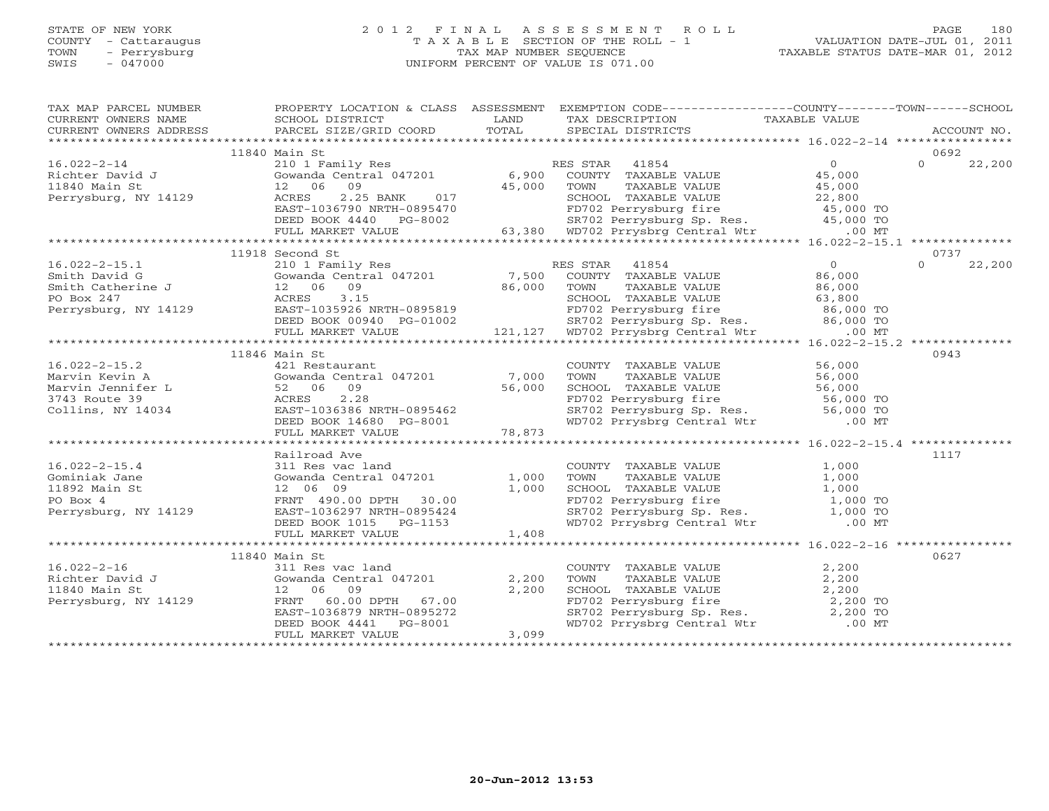STATE OF NEW YORK
COUNTY - Cattaraugus
TOWN - Perrysburg
SWIS - 047000

2012 FINAL ASSESSMENT ROLL
TAXABLE SECTION OF THE ROLL - 1
TAX MAP NUMBER SEQUENCE
UNIFORM PERCENT OF VALUE IS 071.00

VALUATION DATE-JUL 01, 2011
TAXABLE STATUS DATE-MAR 01, 2012

| TAX MAP PARCEL NUMBER / CURRENT OWNERS NAME / CURRENT OWNERS ADDRESS | PROPERTY LOCATION & CLASS / SCHOOL DISTRICT / PARCEL SIZE/GRID COORD | ASSESSMENT LAND / TOTAL | EXEMPTION CODE / TAX DESCRIPTION / SPECIAL DISTRICTS | COUNTY TAXABLE VALUE | TOWN | SCHOOL / ACCOUNT NO. |
|---|---|---|---|---|---|---|
| | 11840 Main St | | | | | 0692 |
| 16.022-2-14 | 210 1 Family Res | | RES STAR 41854 | 0 | 0 | 22,200 |
| Richter David J | Gowanda Central 047201 | 6,900 | COUNTY TAXABLE VALUE | 45,000 | | |
| 11840 Main St | 12 06 09 | 45,000 | TOWN TAXABLE VALUE | 45,000 | | |
| Perrysburg, NY 14129 | ACRES 2.25 BANK 017 | | SCHOOL TAXABLE VALUE | 22,800 | | |
| | EAST-1036790 NRTH-0895470 | | FD702 Perrysburg fire | 45,000 TO | | |
| | DEED BOOK 4440 PG-8002 | | SR702 Perrysburg Sp. Res. | 45,000 TO | | |
| | FULL MARKET VALUE | 63,380 | WD702 Prrysbrg Central Wtr | .00 MT | | |
| | 11918 Second St | | | | | 0737 |
| 16.022-2-15.1 | 210 1 Family Res | | RES STAR 41854 | 0 | 0 | 22,200 |
| Smith David G | Gowanda Central 047201 | 7,500 | COUNTY TAXABLE VALUE | 86,000 | | |
| Smith Catherine J | 12 06 09 | 86,000 | TOWN TAXABLE VALUE | 86,000 | | |
| PO Box 247 | ACRES 3.15 | | SCHOOL TAXABLE VALUE | 63,800 | | |
| Perrysburg, NY 14129 | EAST-1035926 NRTH-0895819 | | FD702 Perrysburg fire | 86,000 TO | | |
| | DEED BOOK 00940 PG-01002 | | SR702 Perrysburg Sp. Res. | 86,000 TO | | |
| | FULL MARKET VALUE | 121,127 | WD702 Prrysbrg Central Wtr | .00 MT | | |
| | 11846 Main St | | | | | 0943 |
| 16.022-2-15.2 | 421 Restaurant | | COUNTY TAXABLE VALUE | 56,000 | | |
| Marvin Kevin A | Gowanda Central 047201 | 7,000 | TOWN TAXABLE VALUE | 56,000 | | |
| Marvin Jennifer L | 52 06 09 | 56,000 | SCHOOL TAXABLE VALUE | 56,000 | | |
| 3743 Route 39 | ACRES 2.28 | | FD702 Perrysburg fire | 56,000 TO | | |
| Collins, NY 14034 | EAST-1036386 NRTH-0895462 | | SR702 Perrysburg Sp. Res. | 56,000 TO | | |
| | DEED BOOK 14680 PG-8001 | | WD702 Prrysbrg Central Wtr | .00 MT | | |
| | FULL MARKET VALUE | 78,873 | | | | |
| | Railroad Ave | | | | | 1117 |
| 16.022-2-15.4 | 311 Res vac land | | COUNTY TAXABLE VALUE | 1,000 | | |
| Gominiak Jane | Gowanda Central 047201 | 1,000 | TOWN TAXABLE VALUE | 1,000 | | |
| 11892 Main St | 12 06 09 | 1,000 | SCHOOL TAXABLE VALUE | 1,000 | | |
| PO Box 4 | FRNT 490.00 DPTH 30.00 | | FD702 Perrysburg fire | 1,000 TO | | |
| Perrysburg, NY 14129 | EAST-1036297 NRTH-0895424 | | SR702 Perrysburg Sp. Res. | 1,000 TO | | |
| | DEED BOOK 1015 PG-1153 | | WD702 Prrysbrg Central Wtr | .00 MT | | |
| | FULL MARKET VALUE | 1,408 | | | | |
| | 11840 Main St | | | | | 0627 |
| 16.022-2-16 | 311 Res vac land | | COUNTY TAXABLE VALUE | 2,200 | | |
| Richter David J | Gowanda Central 047201 | 2,200 | TOWN TAXABLE VALUE | 2,200 | | |
| 11840 Main St | 12 06 09 | 2,200 | SCHOOL TAXABLE VALUE | 2,200 | | |
| Perrysburg, NY 14129 | FRNT 60.00 DPTH 67.00 | | FD702 Perrysburg fire | 2,200 TO | | |
| | EAST-1036879 NRTH-0895272 | | SR702 Perrysburg Sp. Res. | 2,200 TO | | |
| | DEED BOOK 4441 PG-8001 | | WD702 Prrysbrg Central Wtr | .00 MT | | |
| | FULL MARKET VALUE | 3,099 | | | | |

20-Jun-2012 13:53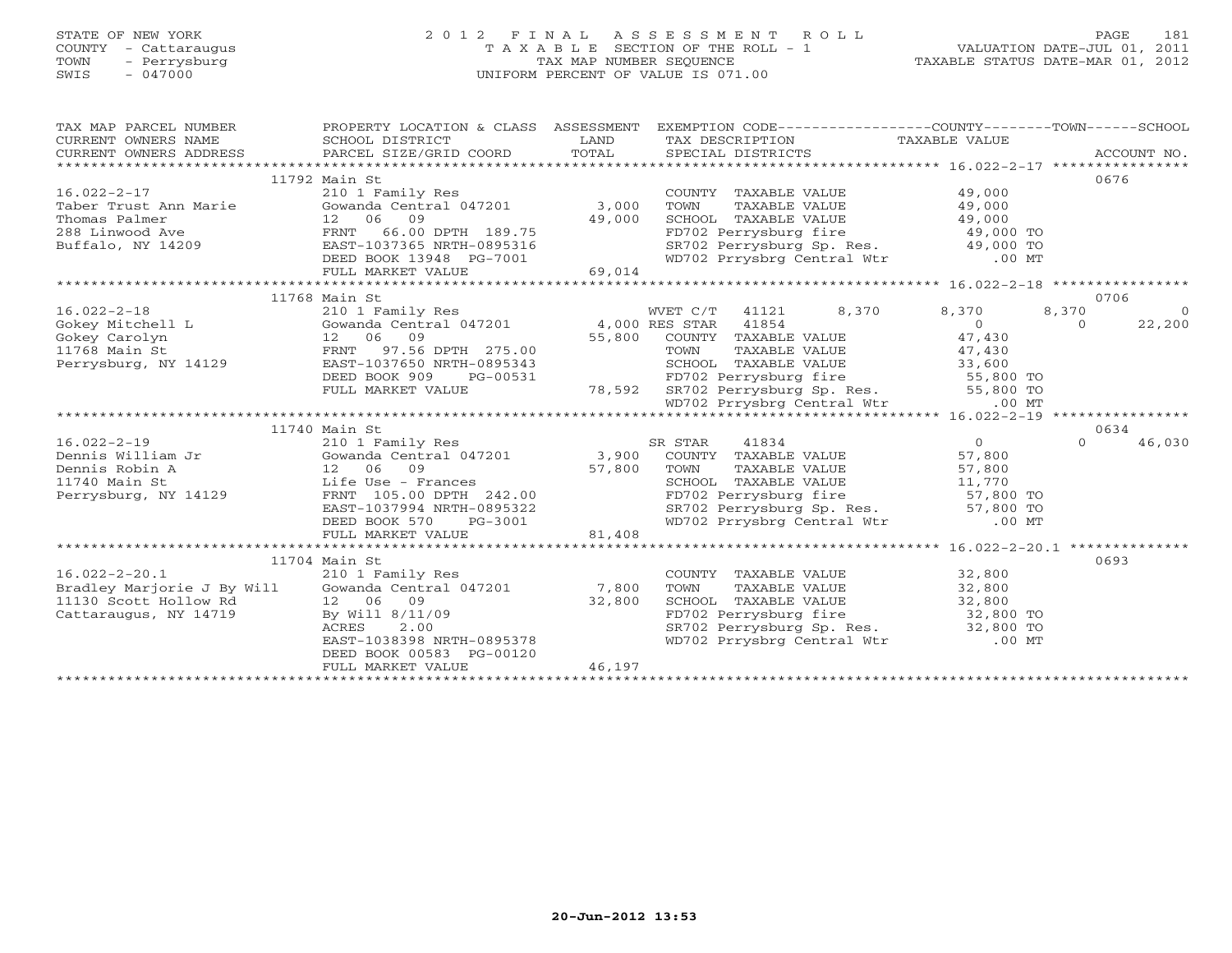STATE OF NEW YORK
COUNTY - Cattaraugus
TOWN - Perrysburg
SWIS - 047000

# 2012 FINAL ASSESSMENT ROLL

TAXABLE SECTION OF THE ROLL - 1
TAX MAP NUMBER SEQUENCE
UNIFORM PERCENT OF VALUE IS 071.00

VALUATION DATE-JUL 01, 2011
TAXABLE STATUS DATE-MAR 01, 2012

| TAX MAP PARCEL NUMBER / CURRENT OWNERS NAME / CURRENT OWNERS ADDRESS | PROPERTY LOCATION & CLASS / SCHOOL DISTRICT / PARCEL SIZE/GRID COORD | ASSESSMENT LAND / TOTAL | EXEMPTION CODE / TAX DESCRIPTION / SPECIAL DISTRICTS | COUNTY TAXABLE VALUE | TOWN | SCHOOL | ACCOUNT NO. |
|---|---|---|---|---|---|---|---|
| **16.022-2-17** | 11792 Main St | | | | | | 0676 |
| Taber Trust Ann Marie | 210 1 Family Res | | COUNTY TAXABLE VALUE | 49,000 | | | |
| Thomas Palmer | Gowanda Central 047201 | 3,000 | TOWN TAXABLE VALUE | 49,000 | | | |
| 288 Linwood Ave | 12 06 09 | 49,000 | SCHOOL TAXABLE VALUE | 49,000 | | | |
| Buffalo, NY 14209 | FRNT 66.00 DPTH 189.75 | | FD702 Perrysburg fire | 49,000 TO | | | |
| | EAST-1037365 NRTH-0895316 | | SR702 Perrysburg Sp. Res. | 49,000 TO | | | |
| | DEED BOOK 13948 PG-7001 | | WD702 Prrysbrg Central Wtr | .00 MT | | | |
| | FULL MARKET VALUE | 69,014 | | | | | |
| **16.022-2-18** | 11768 Main St | | | | | | 0706 |
| Gokey Mitchell L | 210 1 Family Res | | WVET C/T 41121 8,370 | 8,370 | 8,370 | 0 | |
| Gokey Carolyn | Gowanda Central 047201 | 4,000 | RES STAR 41854 | 0 | 0 | 22,200 | |
| 11768 Main St | 12 06 09 | 55,800 | COUNTY TAXABLE VALUE | 47,430 | | | |
| Perrysburg, NY 14129 | FRNT 97.56 DPTH 275.00 | | TOWN TAXABLE VALUE | 47,430 | | | |
| | EAST-1037650 NRTH-0895343 | | SCHOOL TAXABLE VALUE | 33,600 | | | |
| | DEED BOOK 909 PG-00531 | | FD702 Perrysburg fire | 55,800 TO | | | |
| | FULL MARKET VALUE | 78,592 | SR702 Perrysburg Sp. Res. | 55,800 TO | | | |
| | | | WD702 Prrysbrg Central Wtr | .00 MT | | | |
| **16.022-2-19** | 11740 Main St | | | | | | 0634 |
| Dennis William Jr | 210 1 Family Res | | SR STAR 41834 | 0 | 0 | 46,030 | |
| Dennis Robin A | Gowanda Central 047201 | 3,900 | COUNTY TAXABLE VALUE | 57,800 | | | |
| 11740 Main St | 12 06 09 | 57,800 | TOWN TAXABLE VALUE | 57,800 | | | |
| Perrysburg, NY 14129 | Life Use - Frances | | SCHOOL TAXABLE VALUE | 11,770 | | | |
| | FRNT 105.00 DPTH 242.00 | | FD702 Perrysburg fire | 57,800 TO | | | |
| | EAST-1037994 NRTH-0895322 | | SR702 Perrysburg Sp. Res. | 57,800 TO | | | |
| | DEED BOOK 570 PG-3001 | | WD702 Prrysbrg Central Wtr | .00 MT | | | |
| | FULL MARKET VALUE | 81,408 | | | | | |
| **16.022-2-20.1** | 11704 Main St | | | | | | 0693 |
| Bradley Marjorie J By Will | 210 1 Family Res | | COUNTY TAXABLE VALUE | 32,800 | | | |
| 11130 Scott Hollow Rd | Gowanda Central 047201 | 7,800 | TOWN TAXABLE VALUE | 32,800 | | | |
| Cattaraugus, NY 14719 | 12 06 09 | 32,800 | SCHOOL TAXABLE VALUE | 32,800 | | | |
| | By Will 8/11/09 | | FD702 Perrysburg fire | 32,800 TO | | | |
| | ACRES 2.00 | | SR702 Perrysburg Sp. Res. | 32,800 TO | | | |
| | EAST-1038398 NRTH-0895378 | | WD702 Prrysbrg Central Wtr | .00 MT | | | |
| | DEED BOOK 00583 PG-00120 | | | | | | |
| | FULL MARKET VALUE | 46,197 | | | | | |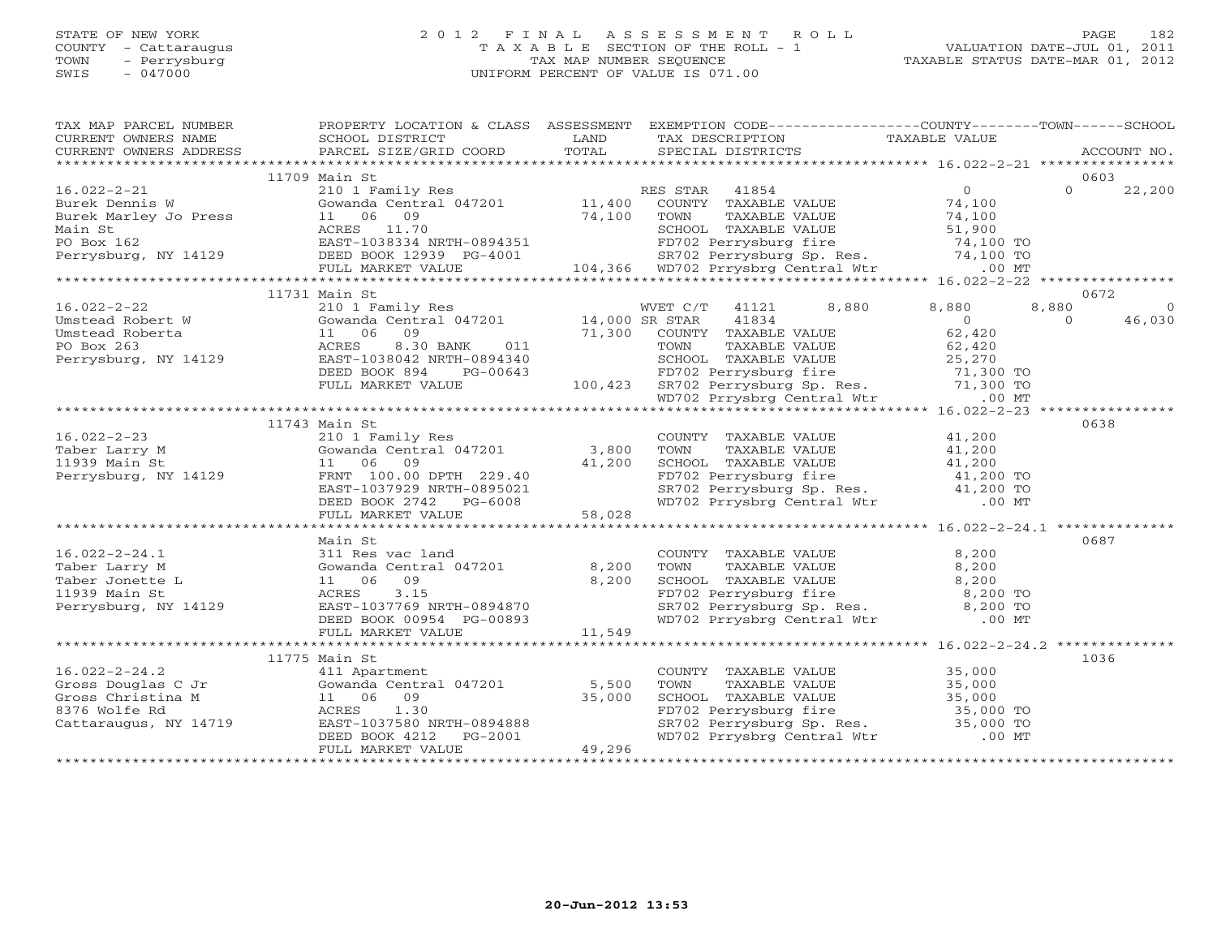STATE OF NEW YORK
COUNTY - Cattaraugus
TOWN - Perrysburg
SWIS - 047000

# 2012 FINAL ASSESSMENT ROLL

TAXABLE SECTION OF THE ROLL - 1
TAX MAP NUMBER SEQUENCE
UNIFORM PERCENT OF VALUE IS 071.00

VALUATION DATE-JUL 01, 2011
TAXABLE STATUS DATE-MAR 01, 2012

| TAX MAP PARCEL NUMBER / CURRENT OWNERS NAME / CURRENT OWNERS ADDRESS | PROPERTY LOCATION & CLASS / SCHOOL DISTRICT / PARCEL SIZE/GRID COORD | ASSESSMENT LAND / TOTAL | EXEMPTION CODE / TAX DESCRIPTION / SPECIAL DISTRICTS | COUNTY TAXABLE VALUE | TOWN | SCHOOL / ACCOUNT NO. |
|---|---|---|---|---|---|---|
| | 11709 Main St | | | | | 0603 |
| 16.022-2-21 | 210 1 Family Res | | RES STAR 41854 | 0 | 0 | 22,200 |
| Burek Dennis W | Gowanda Central 047201 | 11,400 | COUNTY TAXABLE VALUE | 74,100 | | |
| Burek Marley Jo Press | 11 06 09 | 74,100 | TOWN TAXABLE VALUE | 74,100 | | |
| Main St | ACRES 11.70 | | SCHOOL TAXABLE VALUE | 51,900 | | |
| PO Box 162 | EAST-1038334 NRTH-0894351 | | FD702 Perrysburg fire | 74,100 TO | | |
| Perrysburg, NY 14129 | DEED BOOK 12939 PG-4001 | | SR702 Perrysburg Sp. Res. | 74,100 TO | | |
| | FULL MARKET VALUE | 104,366 | WD702 Prrysbrg Central Wtr | .00 MT | | |
| | 11731 Main St | | | | | 0672 |
| 16.022-2-22 | 210 1 Family Res | | WVET C/T 41121 8,880 | 8,880 | 8,880 | 0 |
| Umstead Robert W | Gowanda Central 047201 | 14,000 | SR STAR 41834 | 0 | 0 | 46,030 |
| Umstead Roberta | 11 06 09 | 71,300 | COUNTY TAXABLE VALUE | 62,420 | | |
| PO Box 263 | ACRES 8.30 BANK 011 | | TOWN TAXABLE VALUE | 62,420 | | |
| Perrysburg, NY 14129 | EAST-1038042 NRTH-0894340 | | SCHOOL TAXABLE VALUE | 25,270 | | |
| | DEED BOOK 894 PG-00643 | | FD702 Perrysburg fire | 71,300 TO | | |
| | FULL MARKET VALUE | 100,423 | SR702 Perrysburg Sp. Res. | 71,300 TO | | |
| | | | WD702 Prrysbrg Central Wtr | .00 MT | | |
| | 11743 Main St | | | | | 0638 |
| 16.022-2-23 | 210 1 Family Res | | COUNTY TAXABLE VALUE | 41,200 | | |
| Taber Larry M | Gowanda Central 047201 | 3,800 | TOWN TAXABLE VALUE | 41,200 | | |
| 11939 Main St | 11 06 09 | 41,200 | SCHOOL TAXABLE VALUE | 41,200 | | |
| Perrysburg, NY 14129 | FRNT 100.00 DPTH 229.40 | | FD702 Perrysburg fire | 41,200 TO | | |
| | EAST-1037929 NRTH-0895021 | | SR702 Perrysburg Sp. Res. | 41,200 TO | | |
| | DEED BOOK 2742 PG-6008 | | WD702 Prrysbrg Central Wtr | .00 MT | | |
| | FULL MARKET VALUE | 58,028 | | | | |
| | Main St | | | | | 0687 |
| 16.022-2-24.1 | 311 Res vac land | | COUNTY TAXABLE VALUE | 8,200 | | |
| Taber Larry M | Gowanda Central 047201 | 8,200 | TOWN TAXABLE VALUE | 8,200 | | |
| Taber Jonette L | 11 06 09 | 8,200 | SCHOOL TAXABLE VALUE | 8,200 | | |
| 11939 Main St | ACRES 3.15 | | FD702 Perrysburg fire | 8,200 TO | | |
| Perrysburg, NY 14129 | EAST-1037769 NRTH-0894870 | | SR702 Perrysburg Sp. Res. | 8,200 TO | | |
| | DEED BOOK 00954 PG-00893 | | WD702 Prrysbrg Central Wtr | .00 MT | | |
| | FULL MARKET VALUE | 11,549 | | | | |
| | 11775 Main St | | | | | 1036 |
| 16.022-2-24.2 | 411 Apartment | | COUNTY TAXABLE VALUE | 35,000 | | |
| Gross Douglas C Jr | Gowanda Central 047201 | 5,500 | TOWN TAXABLE VALUE | 35,000 | | |
| Gross Christina M | 11 06 09 | 35,000 | SCHOOL TAXABLE VALUE | 35,000 | | |
| 8376 Wolfe Rd | ACRES 1.30 | | FD702 Perrysburg fire | 35,000 TO | | |
| Cattaraugus, NY 14719 | EAST-1037580 NRTH-0894888 | | SR702 Perrysburg Sp. Res. | 35,000 TO | | |
| | DEED BOOK 4212 PG-2001 | | WD702 Prrysbrg Central Wtr | .00 MT | | |
| | FULL MARKET VALUE | 49,296 | | | | |

20-Jun-2012 13:53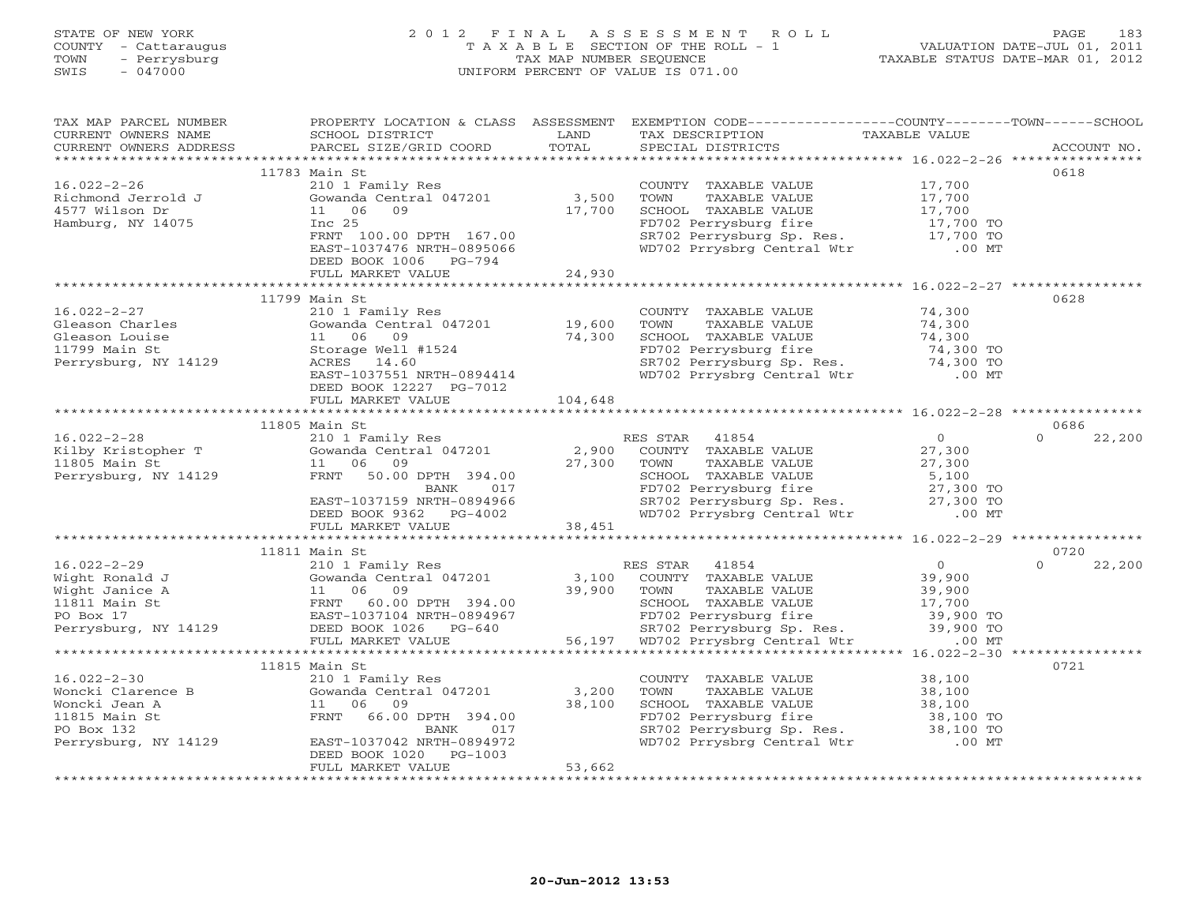STATE OF NEW YORK
COUNTY - Cattaraugus
TOWN - Perrysburg
SWIS - 047000

2 0 1 2 F I N A L A S S E S S M E N T R O L L
T A X A B L E SECTION OF THE ROLL - 1
TAX MAP NUMBER SEQUENCE
UNIFORM PERCENT OF VALUE IS 071.00

VALUATION DATE-JUL 01, 2011
TAXABLE STATUS DATE-MAR 01, 2012

| TAX MAP PARCEL NUMBER / CURRENT OWNERS NAME / CURRENT OWNERS ADDRESS | PROPERTY LOCATION & CLASS / SCHOOL DISTRICT / PARCEL SIZE/GRID COORD | ASSESSMENT LAND / TOTAL | EXEMPTION CODE / TAX DESCRIPTION / SPECIAL DISTRICTS | COUNTY TAXABLE VALUE | TOWN | SCHOOL / ACCOUNT NO. |
|---|---|---|---|---|---|---|
| | 11783 Main St | | | | | 0618 |
| 16.022-2-26 | 210 1 Family Res | | COUNTY TAXABLE VALUE | 17,700 | | |
| Richmond Jerrold J | Gowanda Central 047201 | 3,500 | TOWN TAXABLE VALUE | 17,700 | | |
| 4577 Wilson Dr | 11 06 09 | 17,700 | SCHOOL TAXABLE VALUE | 17,700 | | |
| Hamburg, NY 14075 | Inc 25 | | FD702 Perrysburg fire | 17,700 TO | | |
| | FRNT 100.00 DPTH 167.00 | | SR702 Perrysburg Sp. Res. | 17,700 TO | | |
| | EAST-1037476 NRTH-0895066 | | WD702 Prrysbrg Central Wtr | .00 MT | | |
| | DEED BOOK 1006 PG-794 | | | | | |
| | FULL MARKET VALUE | 24,930 | | | | |
| | 11799 Main St | | | | | 0628 |
| 16.022-2-27 | 210 1 Family Res | | COUNTY TAXABLE VALUE | 74,300 | | |
| Gleason Charles | Gowanda Central 047201 | 19,600 | TOWN TAXABLE VALUE | 74,300 | | |
| Gleason Louise | 11 06 09 | 74,300 | SCHOOL TAXABLE VALUE | 74,300 | | |
| 11799 Main St | Storage Well #1524 | | FD702 Perrysburg fire | 74,300 TO | | |
| Perrysburg, NY 14129 | ACRES 14.60 | | SR702 Perrysburg Sp. Res. | 74,300 TO | | |
| | EAST-1037551 NRTH-0894414 | | WD702 Prrysbrg Central Wtr | .00 MT | | |
| | DEED BOOK 12227 PG-7012 | | | | | |
| | FULL MARKET VALUE | 104,648 | | | | |
| | 11805 Main St | | | | | 0686 |
| 16.022-2-28 | 210 1 Family Res | | RES STAR 41854 | 0 | 0 | 22,200 |
| Kilby Kristopher T | Gowanda Central 047201 | 2,900 | COUNTY TAXABLE VALUE | 27,300 | | |
| 11805 Main St | 11 06 09 | 27,300 | TOWN TAXABLE VALUE | 27,300 | | |
| Perrysburg, NY 14129 | FRNT 50.00 DPTH 394.00 | | SCHOOL TAXABLE VALUE | 5,100 | | |
| | BANK 017 | | FD702 Perrysburg fire | 27,300 TO | | |
| | EAST-1037159 NRTH-0894966 | | SR702 Perrysburg Sp. Res. | 27,300 TO | | |
| | DEED BOOK 9362 PG-4002 | | WD702 Prrysbrg Central Wtr | .00 MT | | |
| | FULL MARKET VALUE | 38,451 | | | | |
| | 11811 Main St | | | | | 0720 |
| 16.022-2-29 | 210 1 Family Res | | RES STAR 41854 | 0 | 0 | 22,200 |
| Wight Ronald J | Gowanda Central 047201 | 3,100 | COUNTY TAXABLE VALUE | 39,900 | | |
| Wight Janice A | 11 06 09 | 39,900 | TOWN TAXABLE VALUE | 39,900 | | |
| 11811 Main St | FRNT 60.00 DPTH 394.00 | | SCHOOL TAXABLE VALUE | 17,700 | | |
| PO Box 17 | EAST-1037104 NRTH-0894967 | | FD702 Perrysburg fire | 39,900 TO | | |
| Perrysburg, NY 14129 | DEED BOOK 1026 PG-640 | | SR702 Perrysburg Sp. Res. | 39,900 TO | | |
| | FULL MARKET VALUE | 56,197 | WD702 Prrysbrg Central Wtr | .00 MT | | |
| | 11815 Main St | | | | | 0721 |
| 16.022-2-30 | 210 1 Family Res | | COUNTY TAXABLE VALUE | 38,100 | | |
| Woncki Clarence B | Gowanda Central 047201 | 3,200 | TOWN TAXABLE VALUE | 38,100 | | |
| Woncki Jean A | 11 06 09 | 38,100 | SCHOOL TAXABLE VALUE | 38,100 | | |
| 11815 Main St | FRNT 66.00 DPTH 394.00 | | FD702 Perrysburg fire | 38,100 TO | | |
| PO Box 132 | BANK 017 | | SR702 Perrysburg Sp. Res. | 38,100 TO | | |
| Perrysburg, NY 14129 | EAST-1037042 NRTH-0894972 | | WD702 Prrysbrg Central Wtr | .00 MT | | |
| | DEED BOOK 1020 PG-1003 | | | | | |
| | FULL MARKET VALUE | 53,662 | | | | |

20-Jun-2012 13:53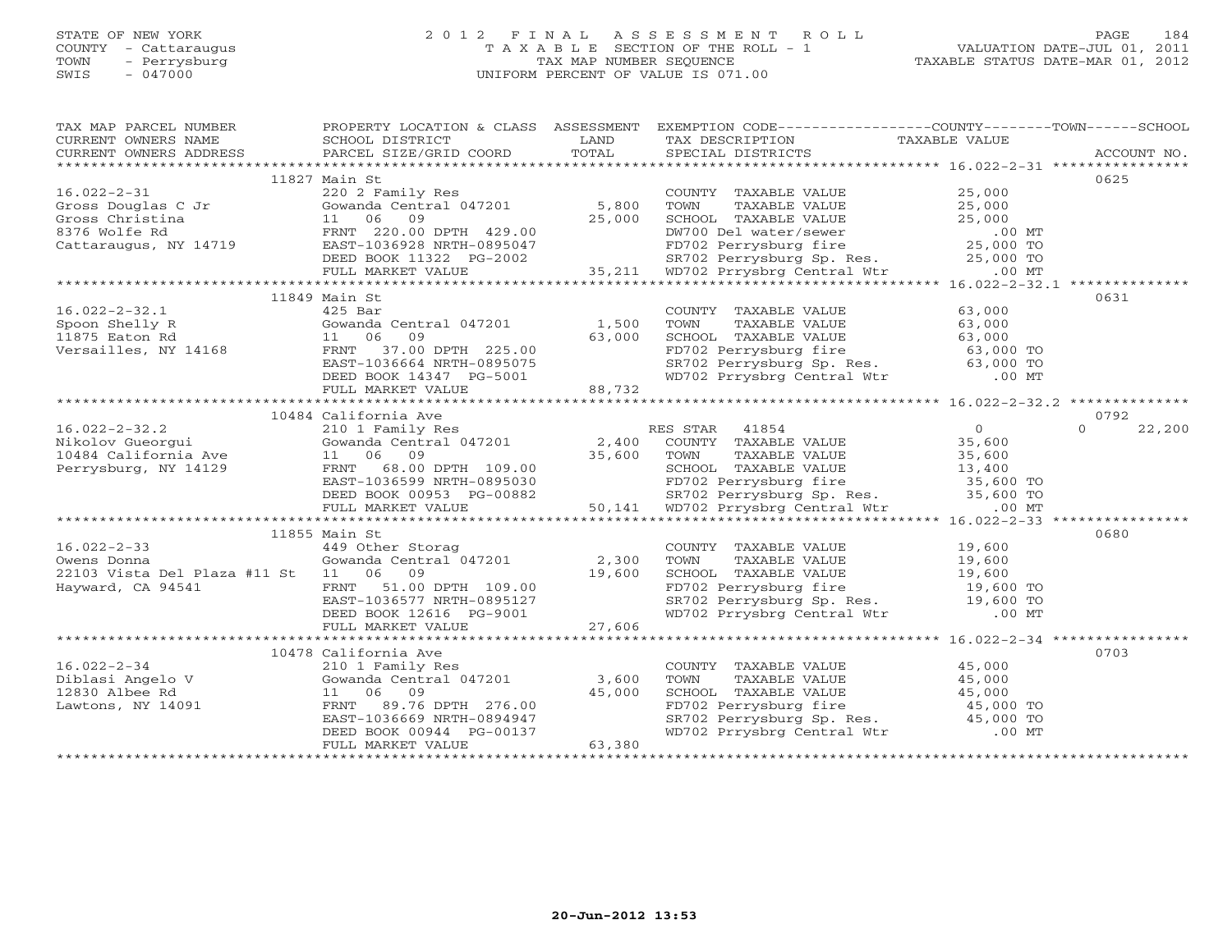STATE OF NEW YORK
COUNTY - Cattaraugus
TOWN - Perrysburg
SWIS - 047000

2012 FINAL ASSESSMENT ROLL
TAXABLE SECTION OF THE ROLL - 1
TAX MAP NUMBER SEQUENCE
UNIFORM PERCENT OF VALUE IS 071.00

VALUATION DATE-JUL 01, 2011
TAXABLE STATUS DATE-MAR 01, 2012

| TAX MAP PARCEL NUMBER / CURRENT OWNERS NAME / CURRENT OWNERS ADDRESS | PROPERTY LOCATION & CLASS / SCHOOL DISTRICT / PARCEL SIZE/GRID COORD | ASSESSMENT LAND | TOTAL | EXEMPTION CODE / TAX DESCRIPTION / SPECIAL DISTRICTS | COUNTY TAXABLE VALUE | TOWN | SCHOOL | ACCOUNT NO. |
|---|---|---|---|---|---|---|---|---|
| **16.022-2-31** | 11827 Main St | | | | | | | 0625 |
| 16.022-2-31 | 220 2 Family Res | | | COUNTY TAXABLE VALUE | 25,000 | | | |
| Gross Douglas C Jr | Gowanda Central 047201 | 5,800 | | TOWN TAXABLE VALUE | 25,000 | | | |
| Gross Christina | 11 06 09 | | 25,000 | SCHOOL TAXABLE VALUE | 25,000 | | | |
| 8376 Wolfe Rd | FRNT 220.00 DPTH 429.00 | | | DW700 Del water/sewer | .00 MT | | | |
| Cattaraugus, NY 14719 | EAST-1036928 NRTH-0895047 | | | FD702 Perrysburg fire | 25,000 TO | | | |
| | DEED BOOK 11322 PG-2002 | | | SR702 Perrysburg Sp. Res. | 25,000 TO | | | |
| | FULL MARKET VALUE | | 35,211 | WD702 Prrysbrg Central Wtr | .00 MT | | | |
| **16.022-2-32.1** | 11849 Main St | | | | | | | 0631 |
| 16.022-2-32.1 | 425 Bar | | | COUNTY TAXABLE VALUE | 63,000 | | | |
| Spoon Shelly R | Gowanda Central 047201 | 1,500 | | TOWN TAXABLE VALUE | 63,000 | | | |
| 11875 Eaton Rd | 11 06 09 | | 63,000 | SCHOOL TAXABLE VALUE | 63,000 | | | |
| Versailles, NY 14168 | FRNT 37.00 DPTH 225.00 | | | FD702 Perrysburg fire | 63,000 TO | | | |
| | EAST-1036664 NRTH-0895075 | | | SR702 Perrysburg Sp. Res. | 63,000 TO | | | |
| | DEED BOOK 14347 PG-5001 | | | WD702 Prrysbrg Central Wtr | .00 MT | | | |
| | FULL MARKET VALUE | | 88,732 | | | | | |
| **16.022-2-32.2** | 10484 California Ave | | | | | | | 0792 |
| 16.022-2-32.2 | 210 1 Family Res | | | RES STAR 41854 | 0 | | 0 | 22,200 |
| Nikolov Gueorgui | Gowanda Central 047201 | 2,400 | | COUNTY TAXABLE VALUE | 35,600 | | | |
| 10484 California Ave | 11 06 09 | | 35,600 | TOWN TAXABLE VALUE | 35,600 | | | |
| Perrysburg, NY 14129 | FRNT 68.00 DPTH 109.00 | | | SCHOOL TAXABLE VALUE | 13,400 | | | |
| | EAST-1036599 NRTH-0895030 | | | FD702 Perrysburg fire | 35,600 TO | | | |
| | DEED BOOK 00953 PG-00882 | | | SR702 Perrysburg Sp. Res. | 35,600 TO | | | |
| | FULL MARKET VALUE | | 50,141 | WD702 Prrysbrg Central Wtr | .00 MT | | | |
| **16.022-2-33** | 11855 Main St | | | | | | | 0680 |
| 16.022-2-33 | 449 Other Storag | | | COUNTY TAXABLE VALUE | 19,600 | | | |
| Owens Donna | Gowanda Central 047201 | 2,300 | | TOWN TAXABLE VALUE | 19,600 | | | |
| 22103 Vista Del Plaza #11 St | 11 06 09 | | 19,600 | SCHOOL TAXABLE VALUE | 19,600 | | | |
| Hayward, CA 94541 | FRNT 51.00 DPTH 109.00 | | | FD702 Perrysburg fire | 19,600 TO | | | |
| | EAST-1036577 NRTH-0895127 | | | SR702 Perrysburg Sp. Res. | 19,600 TO | | | |
| | DEED BOOK 12616 PG-9001 | | | WD702 Prrysbrg Central Wtr | .00 MT | | | |
| | FULL MARKET VALUE | | 27,606 | | | | | |
| **16.022-2-34** | 10478 California Ave | | | | | | | 0703 |
| 16.022-2-34 | 210 1 Family Res | | | COUNTY TAXABLE VALUE | 45,000 | | | |
| Diblasi Angelo V | Gowanda Central 047201 | 3,600 | | TOWN TAXABLE VALUE | 45,000 | | | |
| 12830 Albee Rd | 11 06 09 | | 45,000 | SCHOOL TAXABLE VALUE | 45,000 | | | |
| Lawtons, NY 14091 | FRNT 89.76 DPTH 276.00 | | | FD702 Perrysburg fire | 45,000 TO | | | |
| | EAST-1036669 NRTH-0894947 | | | SR702 Perrysburg Sp. Res. | 45,000 TO | | | |
| | DEED BOOK 00944 PG-00137 | | | WD702 Prrysbrg Central Wtr | .00 MT | | | |
| | FULL MARKET VALUE | | 63,380 | | | | | |

20-Jun-2012 13:53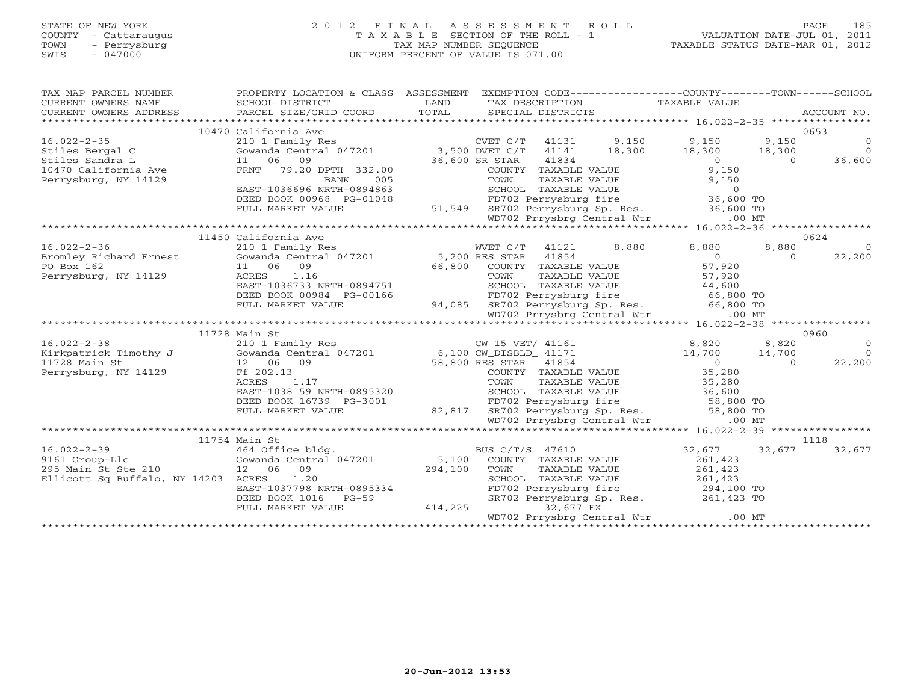STATE OF NEW YORK
COUNTY - Cattaraugus
TOWN - Perrysburg
SWIS - 047000

# 2012 FINAL ASSESSMENT ROLL
TAXABLE SECTION OF THE ROLL - 1
TAX MAP NUMBER SEQUENCE
UNIFORM PERCENT OF VALUE IS 071.00

VALUATION DATE-JUL 01, 2011
TAXABLE STATUS DATE-MAR 01, 2012

| TAX MAP PARCEL NUMBER / CURRENT OWNERS NAME / CURRENT OWNERS ADDRESS | PROPERTY LOCATION & CLASS / SCHOOL DISTRICT / PARCEL SIZE/GRID COORD | ASSESSMENT LAND / TOTAL | EXEMPTION CODE / TAX DESCRIPTION / SPECIAL DISTRICTS | COUNTY TAXABLE VALUE | TOWN | SCHOOL / ACCOUNT NO. |
|---|---|---|---|---|---|---|
| | 10470 California Ave | | | | | 0653 |
| 16.022-2-35 | 210 1 Family Res | | CVET C/T 41131 9,150 | 9,150 | 9,150 | 0 |
| Stiles Bergal C | Gowanda Central 047201 | 3,500 | DVET C/T 41141 18,300 | 18,300 | 18,300 | 0 |
| Stiles Sandra L | 11 06 09 | 36,600 | SR STAR 41834 | 0 | 0 | 36,600 |
| 10470 California Ave | FRNT 79.20 DPTH 332.00 | | COUNTY TAXABLE VALUE | 9,150 | | |
| Perrysburg, NY 14129 | BANK 005 | | TOWN TAXABLE VALUE | 9,150 | | |
| | EAST-1036696 NRTH-0894863 | | SCHOOL TAXABLE VALUE | 0 | | |
| | DEED BOOK 00968 PG-01048 | | FD702 Perrysburg fire | 36,600 TO | | |
| | FULL MARKET VALUE | 51,549 | SR702 Perrysburg Sp. Res. | 36,600 TO | | |
| | | | WD702 Prrysbrg Central Wtr | .00 MT | | |
| | 11450 California Ave | | | | | 0624 |
| 16.022-2-36 | 210 1 Family Res | | WVET C/T 41121 8,880 | 8,880 | 8,880 | 0 |
| Bromley Richard Ernest | Gowanda Central 047201 | 5,200 | RES STAR 41854 | 0 | 0 | 22,200 |
| PO Box 162 | 11 06 09 | 66,800 | COUNTY TAXABLE VALUE | 57,920 | | |
| Perrysburg, NY 14129 | ACRES 1.16 | | TOWN TAXABLE VALUE | 57,920 | | |
| | EAST-1036733 NRTH-0894751 | | SCHOOL TAXABLE VALUE | 44,600 | | |
| | DEED BOOK 00984 PG-00166 | | FD702 Perrysburg fire | 66,800 TO | | |
| | FULL MARKET VALUE | 94,085 | SR702 Perrysburg Sp. Res. | 66,800 TO | | |
| | | | WD702 Prrysbrg Central Wtr | .00 MT | | |
| | 11728 Main St | | | | | 0960 |
| 16.022-2-38 | 210 1 Family Res | | CW_15_VET/ 41161 | 8,820 | 8,820 | 0 |
| Kirkpatrick Timothy J | Gowanda Central 047201 | 6,100 | CW_DISBLD_ 41171 | 14,700 | 14,700 | 0 |
| 11728 Main St | 12 06 09 | 58,800 | RES STAR 41854 | 0 | 0 | 22,200 |
| Perrysburg, NY 14129 | Ff 202.13 | | COUNTY TAXABLE VALUE | 35,280 | | |
| | ACRES 1.17 | | TOWN TAXABLE VALUE | 35,280 | | |
| | EAST-1038159 NRTH-0895320 | | SCHOOL TAXABLE VALUE | 36,600 | | |
| | DEED BOOK 16739 PG-3001 | | FD702 Perrysburg fire | 58,800 TO | | |
| | FULL MARKET VALUE | 82,817 | SR702 Perrysburg Sp. Res. | 58,800 TO | | |
| | | | WD702 Prrysbrg Central Wtr | .00 MT | | |
| | 11754 Main St | | | | | 1118 |
| 16.022-2-39 | 464 Office bldg. | | BUS C/T/S 47610 | 32,677 | 32,677 | 32,677 |
| 9161 Group-Llc | Gowanda Central 047201 | 5,100 | COUNTY TAXABLE VALUE | 261,423 | | |
| 295 Main St Ste 210 | 12 06 09 | 294,100 | TOWN TAXABLE VALUE | 261,423 | | |
| Ellicott Sq Buffalo, NY 14203 | ACRES 1.20 | | SCHOOL TAXABLE VALUE | 261,423 | | |
| | EAST-1037798 NRTH-0895334 | | FD702 Perrysburg fire | 294,100 TO | | |
| | DEED BOOK 1016 PG-59 | | SR702 Perrysburg Sp. Res. | 261,423 TO | | |
| | FULL MARKET VALUE | 414,225 | 32,677 EX | | | |
| | | | WD702 Prrysbrg Central Wtr | .00 MT | | |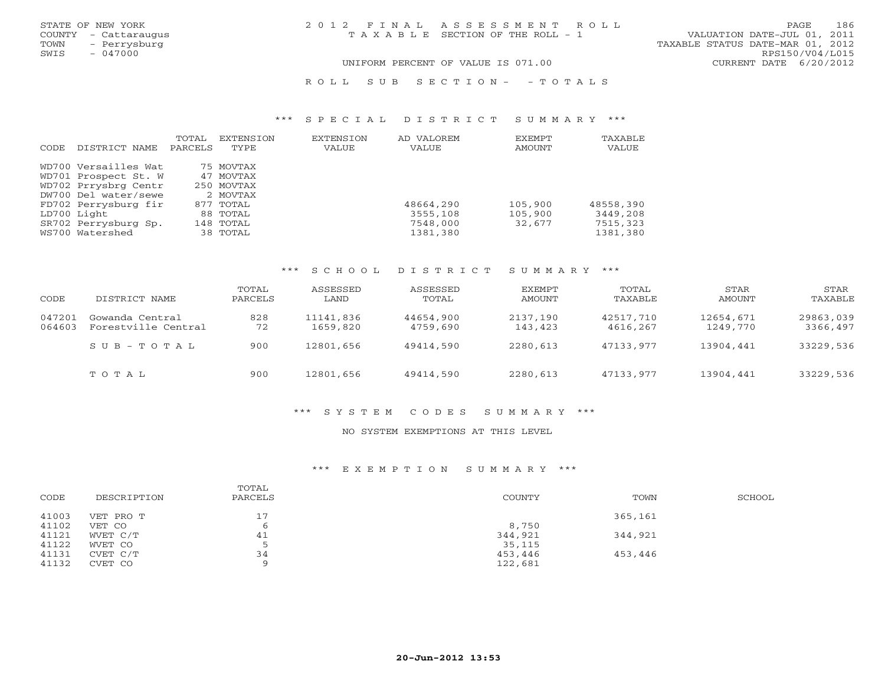STATE OF NEW YORK
COUNTY - Cattaraugus
TOWN - Perrysburg
SWIS - 047000

2012 FINAL ASSESSMENT ROLL
TAXABLE SECTION OF THE ROLL - 1

UNIFORM PERCENT OF VALUE IS 071.00

VALUATION DATE-JUL 01, 2011
TAXABLE STATUS DATE-MAR 01, 2012
RPS150/V04/L015
CURRENT DATE 6/20/2012

ROLL SUB SECTION- - TOTALS

### *** SPECIAL DISTRICT SUMMARY ***

| CODE | DISTRICT NAME | TOTAL PARCELS | EXTENSION TYPE | EXTENSION VALUE | AD VALOREM VALUE | EXEMPT AMOUNT | TAXABLE VALUE |
|---|---|---|---|---|---|---|---|
| WD700 | Versailles Wat | 75 | MOVTAX | | | | |
| WD701 | Prospect St. W | 47 | MOVTAX | | | | |
| WD702 | Prrysbrg Centr | 250 | MOVTAX | | | | |
| DW700 | Del water/sewe | 2 | MOVTAX | | | | |
| FD702 | Perrysburg fir | 877 | TOTAL | | 48664,290 | 105,900 | 48558,390 |
| LD700 | Light | 88 | TOTAL | | 3555,108 | 105,900 | 3449,208 |
| SR702 | Perrysburg Sp. | 148 | TOTAL | | 7548,000 | 32,677 | 7515,323 |
| WS700 | Watershed | 38 | TOTAL | | 1381,380 | | 1381,380 |

### *** SCHOOL DISTRICT SUMMARY ***

| CODE | DISTRICT NAME | TOTAL PARCELS | ASSESSED LAND | ASSESSED TOTAL | EXEMPT AMOUNT | TOTAL TAXABLE | STAR AMOUNT | STAR TAXABLE |
|---|---|---|---|---|---|---|---|---|
| 047201 | Gowanda Central | 828 | 11141,836 | 44654,900 | 2137,190 | 42517,710 | 12654,671 | 29863,039 |
| 064603 | Forestville Central | 72 | 1659,820 | 4759,690 | 143,423 | 4616,267 | 1249,770 | 3366,497 |
| | SUB-TOTAL | 900 | 12801,656 | 49414,590 | 2280,613 | 47133,977 | 13904,441 | 33229,536 |
| | TOTAL | 900 | 12801,656 | 49414,590 | 2280,613 | 47133,977 | 13904,441 | 33229,536 |

### *** SYSTEM CODES SUMMARY ***

NO SYSTEM EXEMPTIONS AT THIS LEVEL

### *** EXEMPTION SUMMARY ***

| CODE | DESCRIPTION | TOTAL PARCELS | COUNTY | TOWN | SCHOOL |
|---|---|---|---|---|---|
| 41003 | VET PRO T | 17 | | 365,161 | |
| 41102 | VET CO | 6 | 8,750 | | |
| 41121 | WVET C/T | 41 | 344,921 | 344,921 | |
| 41122 | WVET CO | 5 | 35,115 | | |
| 41131 | CVET C/T | 34 | 453,446 | 453,446 | |
| 41132 | CVET CO | 9 | 122,681 | | |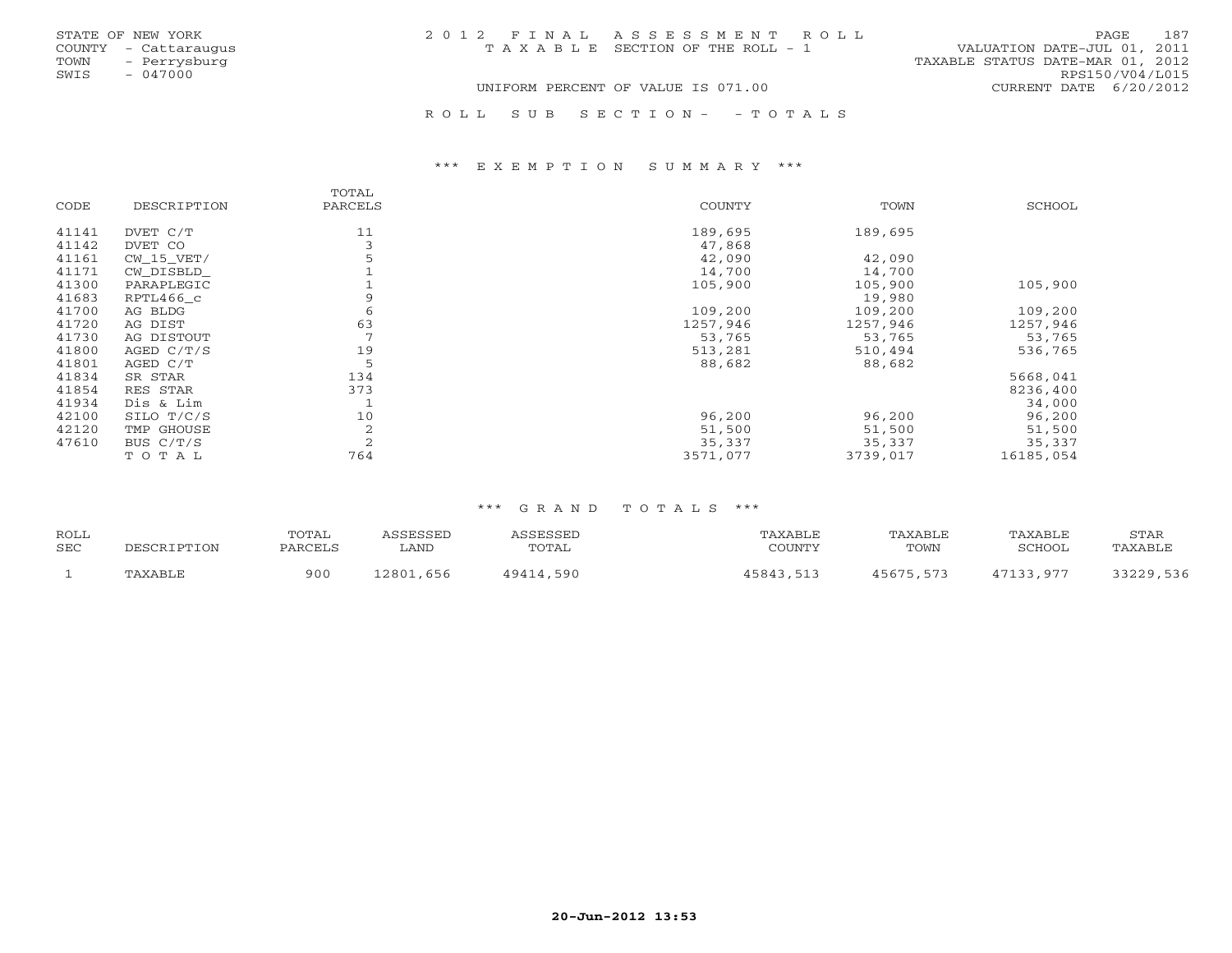STATE OF NEW YORK
COUNTY - Cattaraugus
TOWN - Perrysburg
SWIS - 047000

# 2012 FINAL ASSESSMENT ROLL

TAXABLE SECTION OF THE ROLL - 1

UNIFORM PERCENT OF VALUE IS 071.00

VALUATION DATE-JUL 01, 2011
TAXABLE STATUS DATE-MAR 01, 2012
RPS150/V04/L015
CURRENT DATE 6/20/2012

## ROLL SUB SECTION- - TOTALS

### *** EXEMPTION SUMMARY ***

| CODE | DESCRIPTION | TOTAL PARCELS | COUNTY | TOWN | SCHOOL |
|---|---|---|---|---|---|
| 41141 | DVET C/T | 11 | 189,695 | 189,695 | |
| 41142 | DVET CO | 3 | 47,868 | | |
| 41161 | CW_15_VET/ | 5 | 42,090 | 42,090 | |
| 41171 | CW_DISBLD_ | 1 | 14,700 | 14,700 | |
| 41300 | PARAPLEGIC | 1 | 105,900 | 105,900 | 105,900 |
| 41683 | RPTL466_c | 9 | | 19,980 | |
| 41700 | AG BLDG | 6 | 109,200 | 109,200 | 109,200 |
| 41720 | AG DIST | 63 | 1257,946 | 1257,946 | 1257,946 |
| 41730 | AG DISTOUT | 7 | 53,765 | 53,765 | 53,765 |
| 41800 | AGED C/T/S | 19 | 513,281 | 510,494 | 536,765 |
| 41801 | AGED C/T | 5 | 88,682 | 88,682 | |
| 41834 | SR STAR | 134 | | | 5668,041 |
| 41854 | RES STAR | 373 | | | 8236,400 |
| 41934 | Dis & Lim | 1 | | | 34,000 |
| 42100 | SILO T/C/S | 10 | 96,200 | 96,200 | 96,200 |
| 42120 | TMP GHOUSE | 2 | 51,500 | 51,500 | 51,500 |
| 47610 | BUS C/T/S | 2 | 35,337 | 35,337 | 35,337 |
| | TOTAL | 764 | 3571,077 | 3739,017 | 16185,054 |

### *** GRAND TOTALS ***

| ROLL SEC | DESCRIPTION | TOTAL PARCELS | ASSESSED LAND | ASSESSED TOTAL | TAXABLE COUNTY | TAXABLE TOWN | TAXABLE SCHOOL | STAR TAXABLE |
|---|---|---|---|---|---|---|---|---|
| 1 | TAXABLE | 900 | 12801,656 | 49414,590 | 45843,513 | 45675,573 | 47133,977 | 33229,536 |

20-Jun-2012 13:53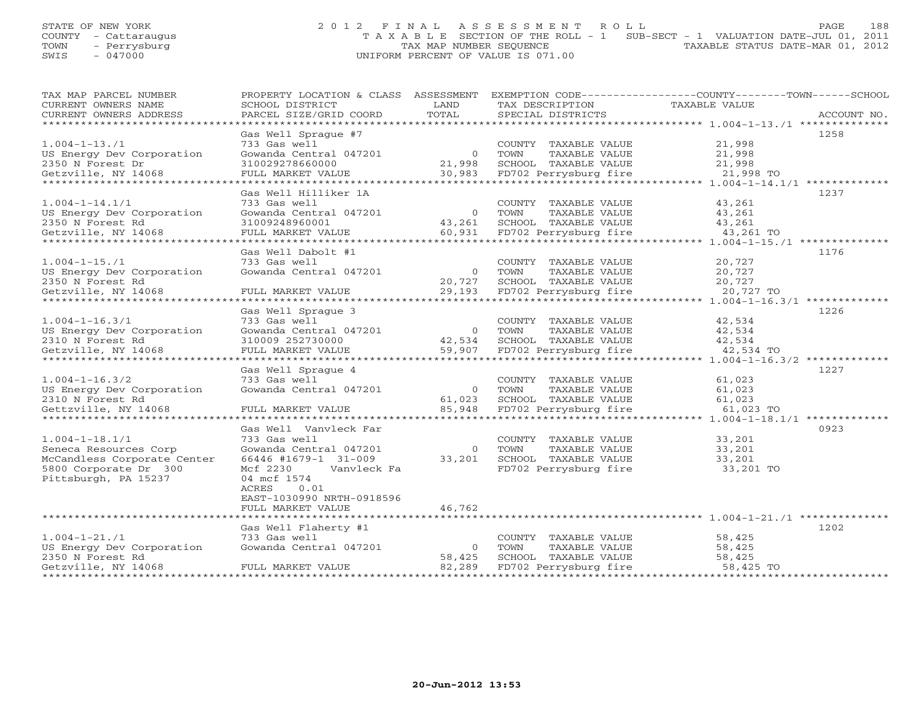STATE OF NEW YORK
COUNTY - Cattaraugus
TOWN - Perrysburg
SWIS - 047000

2012 FINAL ASSESSMENT ROLL
TAXABLE SECTION OF THE ROLL - 1 SUB-SECT - 1 VALUATION DATE-JUL 01, 2011
TAX MAP NUMBER SEQUENCE TAXABLE STATUS DATE-MAR 01, 2012
UNIFORM PERCENT OF VALUE IS 071.00

| TAX MAP PARCEL NUMBER / CURRENT OWNERS NAME / CURRENT OWNERS ADDRESS | PROPERTY LOCATION & CLASS / SCHOOL DISTRICT / PARCEL SIZE/GRID COORD | ASSESSMENT LAND / TOTAL | EXEMPTION CODE / TAX DESCRIPTION / SPECIAL DISTRICTS | COUNTY--------TOWN------SCHOOL TAXABLE VALUE | ACCOUNT NO. |
|---|---|---|---|---|---|
| 1.004-1-13./1 | Gas Well Sprague #7 | | | | 1258 |
| | 733 Gas well | | COUNTY TAXABLE VALUE | 21,998 | |
| US Energy Dev Corporation | Gowanda Central 047201 | 0 | TOWN TAXABLE VALUE | 21,998 | |
| 2350 N Forest Dr | 310029278660000 | 21,998 | SCHOOL TAXABLE VALUE | 21,998 | |
| Getzville, NY 14068 | FULL MARKET VALUE | 30,983 | FD702 Perrysburg fire | 21,998 TO | |
| 1.004-1-14.1/1 | Gas Well Hilliker 1A | | | | 1237 |
| | 733 Gas well | | COUNTY TAXABLE VALUE | 43,261 | |
| US Energy Dev Corporation | Gowanda Central 047201 | 0 | TOWN TAXABLE VALUE | 43,261 | |
| 2350 N Forest Rd | 31009248960001 | 43,261 | SCHOOL TAXABLE VALUE | 43,261 | |
| Getzville, NY 14068 | FULL MARKET VALUE | 60,931 | FD702 Perrysburg fire | 43,261 TO | |
| 1.004-1-15./1 | Gas Well Dabolt #1 | | | | 1176 |
| | 733 Gas well | | COUNTY TAXABLE VALUE | 20,727 | |
| US Energy Dev Corporation | Gowanda Central 047201 | 0 | TOWN TAXABLE VALUE | 20,727 | |
| 2350 N Forest Rd | | 20,727 | SCHOOL TAXABLE VALUE | 20,727 | |
| Getzville, NY 14068 | FULL MARKET VALUE | 29,193 | FD702 Perrysburg fire | 20,727 TO | |
| 1.004-1-16.3/1 | Gas Well Sprague 3 | | | | 1226 |
| | 733 Gas well | | COUNTY TAXABLE VALUE | 42,534 | |
| US Energy Dev Corporation | Gowanda Central 047201 | 0 | TOWN TAXABLE VALUE | 42,534 | |
| 2310 N Forest Rd | 310009 252730000 | 42,534 | SCHOOL TAXABLE VALUE | 42,534 | |
| Getzville, NY 14068 | FULL MARKET VALUE | 59,907 | FD702 Perrysburg fire | 42,534 TO | |
| 1.004-1-16.3/2 | Gas Well Sprague 4 | | | | 1227 |
| | 733 Gas well | | COUNTY TAXABLE VALUE | 61,023 | |
| US Energy Dev Corporation | Gowanda Central 047201 | 0 | TOWN TAXABLE VALUE | 61,023 | |
| 2310 N Forest Rd | | 61,023 | SCHOOL TAXABLE VALUE | 61,023 | |
| Gettzville, NY 14068 | FULL MARKET VALUE | 85,948 | FD702 Perrysburg fire | 61,023 TO | |
| 1.004-1-18.1/1 | Gas Well Vanvleck Far | | | | 0923 |
| | 733 Gas well | | COUNTY TAXABLE VALUE | 33,201 | |
| Seneca Resources Corp | Gowanda Central 047201 | 0 | TOWN TAXABLE VALUE | 33,201 | |
| McCandless Corporate Center | 66446 #1679-1 31-009 | 33,201 | SCHOOL TAXABLE VALUE | 33,201 | |
| 5800 Corporate Dr 300 | Mcf 2230 Vanvleck Fa | | FD702 Perrysburg fire | 33,201 TO | |
| Pittsburgh, PA 15237 | 04 mcf 1574 | | | | |
| | ACRES 0.01 | | | | |
| | EAST-1030990 NRTH-0918596 | | | | |
| | FULL MARKET VALUE | 46,762 | | | |
| 1.004-1-21./1 | Gas Well Flaherty #1 | | | | 1202 |
| | 733 Gas well | | COUNTY TAXABLE VALUE | 58,425 | |
| US Energy Dev Corporation | Gowanda Central 047201 | 0 | TOWN TAXABLE VALUE | 58,425 | |
| 2350 N Forest Rd | | 58,425 | SCHOOL TAXABLE VALUE | 58,425 | |
| Getzville, NY 14068 | FULL MARKET VALUE | 82,289 | FD702 Perrysburg fire | 58,425 TO | |

20-Jun-2012 13:53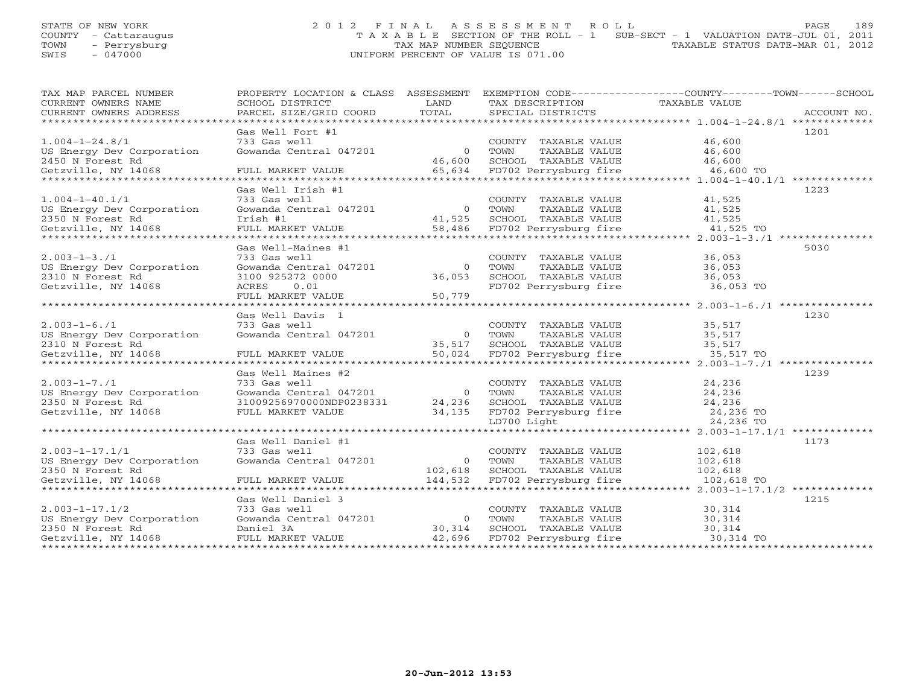STATE OF NEW YORK
COUNTY - Cattaraugus
TOWN - Perrysburg
SWIS - 047000

# 2012 FINAL ASSESSMENT ROLL

TAXABLE SECTION OF THE ROLL - 1 SUB-SECT - 1 VALUATION DATE-JUL 01, 2011
TAX MAP NUMBER SEQUENCE TAXABLE STATUS DATE-MAR 01, 2012
UNIFORM PERCENT OF VALUE IS 071.00

| TAX MAP PARCEL NUMBER / CURRENT OWNERS NAME / CURRENT OWNERS ADDRESS | PROPERTY LOCATION & CLASS / SCHOOL DISTRICT / PARCEL SIZE/GRID COORD | ASSESSMENT LAND / TOTAL | EXEMPTION CODE / TAX DESCRIPTION / SPECIAL DISTRICTS | TAXABLE VALUE (COUNTY / TOWN / SCHOOL) | ACCOUNT NO. |
|---|---|---|---|---|---|
| 1.004-1-24.8/1 | Gas Well Fort #1 | | | | 1201 |
| | 733 Gas well | | COUNTY TAXABLE VALUE | 46,600 | |
| US Energy Dev Corporation | Gowanda Central 047201 | 0 | TOWN TAXABLE VALUE | 46,600 | |
| 2450 N Forest Rd | | 46,600 | SCHOOL TAXABLE VALUE | 46,600 | |
| Getzville, NY 14068 | FULL MARKET VALUE | 65,634 | FD702 Perrysburg fire | 46,600 TO | |
| 1.004-1-40.1/1 | Gas Well Irish #1 | | | | 1223 |
| | 733 Gas well | | COUNTY TAXABLE VALUE | 41,525 | |
| US Energy Dev Corporation | Gowanda Central 047201 | 0 | TOWN TAXABLE VALUE | 41,525 | |
| 2350 N Forest Rd | Irish #1 | 41,525 | SCHOOL TAXABLE VALUE | 41,525 | |
| Getzville, NY 14068 | FULL MARKET VALUE | 58,486 | FD702 Perrysburg fire | 41,525 TO | |
| 2.003-1-3./1 | Gas Well-Maines #1 | | | | 5030 |
| | 733 Gas well | | COUNTY TAXABLE VALUE | 36,053 | |
| US Energy Dev Corporation | Gowanda Central 047201 | 0 | TOWN TAXABLE VALUE | 36,053 | |
| 2310 N Forest Rd | 3100 925272 0000 | 36,053 | SCHOOL TAXABLE VALUE | 36,053 | |
| Getzville, NY 14068 | ACRES 0.01 | | FD702 Perrysburg fire | 36,053 TO | |
| | FULL MARKET VALUE | 50,779 | | | |
| 2.003-1-6./1 | Gas Well Davis 1 | | | | 1230 |
| | 733 Gas well | | COUNTY TAXABLE VALUE | 35,517 | |
| US Energy Dev Corporation | Gowanda Central 047201 | 0 | TOWN TAXABLE VALUE | 35,517 | |
| 2310 N Forest Rd | | 35,517 | SCHOOL TAXABLE VALUE | 35,517 | |
| Getzville, NY 14068 | FULL MARKET VALUE | 50,024 | FD702 Perrysburg fire | 35,517 TO | |
| 2.003-1-7./1 | Gas Well Maines #2 | | | | 1239 |
| | 733 Gas well | | COUNTY TAXABLE VALUE | 24,236 | |
| US Energy Dev Corporation | Gowanda Central 047201 | 0 | TOWN TAXABLE VALUE | 24,236 | |
| 2350 N Forest Rd | 31009256970000NDP0238331 | 24,236 | SCHOOL TAXABLE VALUE | 24,236 | |
| Getzville, NY 14068 | FULL MARKET VALUE | 34,135 | FD702 Perrysburg fire | 24,236 TO | |
| | | | LD700 Light | 24,236 TO | |
| 2.003-1-17.1/1 | Gas Well Daniel #1 | | | | 1173 |
| | 733 Gas well | | COUNTY TAXABLE VALUE | 102,618 | |
| US Energy Dev Corporation | Gowanda Central 047201 | 0 | TOWN TAXABLE VALUE | 102,618 | |
| 2350 N Forest Rd | | 102,618 | SCHOOL TAXABLE VALUE | 102,618 | |
| Getzville, NY 14068 | FULL MARKET VALUE | 144,532 | FD702 Perrysburg fire | 102,618 TO | |
| 2.003-1-17.1/2 | Gas Well Daniel 3 | | | | 1215 |
| | 733 Gas well | | COUNTY TAXABLE VALUE | 30,314 | |
| US Energy Dev Corporation | Gowanda Central 047201 | 0 | TOWN TAXABLE VALUE | 30,314 | |
| 2350 N Forest Rd | Daniel 3A | 30,314 | SCHOOL TAXABLE VALUE | 30,314 | |
| Getzville, NY 14068 | FULL MARKET VALUE | 42,696 | FD702 Perrysburg fire | 30,314 TO | |

20-Jun-2012 13:53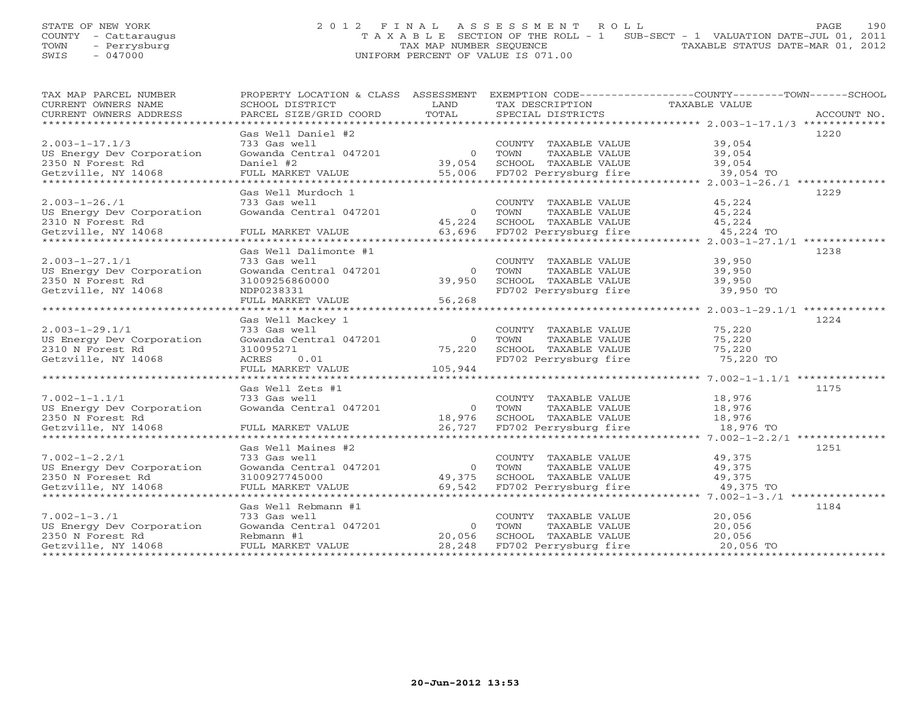STATE OF NEW YORK
COUNTY - Cattaraugus
TOWN - Perrysburg
SWIS - 047000

2 0 1 2 F I N A L A S S E S S M E N T R O L L
T A X A B L E SECTION OF THE ROLL - 1 SUB-SECT - 1 VALUATION DATE-JUL 01, 2011
TAX MAP NUMBER SEQUENCE TAXABLE STATUS DATE-MAR 01, 2012
UNIFORM PERCENT OF VALUE IS 071.00

| TAX MAP PARCEL NUMBER / CURRENT OWNERS NAME / CURRENT OWNERS ADDRESS | PROPERTY LOCATION & CLASS / SCHOOL DISTRICT / PARCEL SIZE/GRID COORD | ASSESSMENT LAND / TOTAL | EXEMPTION CODE / TAX DESCRIPTION / SPECIAL DISTRICTS | COUNTY--------TOWN------SCHOOL TAXABLE VALUE | ACCOUNT NO. |
|---|---|---|---|---|---|
| | Gas Well Daniel #2 | | | | 1220 |
| 2.003-1-17.1/3 | 733 Gas well | | COUNTY TAXABLE VALUE | 39,054 | |
| US Energy Dev Corporation | Gowanda Central 047201 | 0 | TOWN TAXABLE VALUE | 39,054 | |
| 2350 N Forest Rd | Daniel #2 | 39,054 | SCHOOL TAXABLE VALUE | 39,054 | |
| Getzville, NY 14068 | FULL MARKET VALUE | 55,006 | FD702 Perrysburg fire | 39,054 TO | |
| | Gas Well Murdoch 1 | | | | 1229 |
| 2.003-1-26./1 | 733 Gas well | | COUNTY TAXABLE VALUE | 45,224 | |
| US Energy Dev Corporation | Gowanda Central 047201 | 0 | TOWN TAXABLE VALUE | 45,224 | |
| 2310 N Forest Rd | | 45,224 | SCHOOL TAXABLE VALUE | 45,224 | |
| Getzville, NY 14068 | FULL MARKET VALUE | 63,696 | FD702 Perrysburg fire | 45,224 TO | |
| | Gas Well Dalimonte #1 | | | | 1238 |
| 2.003-1-27.1/1 | 733 Gas well | | COUNTY TAXABLE VALUE | 39,950 | |
| US Energy Dev Corporation | Gowanda Central 047201 | 0 | TOWN TAXABLE VALUE | 39,950 | |
| 2350 N Forest Rd | 31009256860000 | 39,950 | SCHOOL TAXABLE VALUE | 39,950 | |
| Getzville, NY 14068 | NDP0238331 | | FD702 Perrysburg fire | 39,950 TO | |
| | FULL MARKET VALUE | 56,268 | | | |
| | Gas Well Mackey 1 | | | | 1224 |
| 2.003-1-29.1/1 | 733 Gas well | | COUNTY TAXABLE VALUE | 75,220 | |
| US Energy Dev Corporation | Gowanda Central 047201 | 0 | TOWN TAXABLE VALUE | 75,220 | |
| 2310 N Forest Rd | 310095271 | 75,220 | SCHOOL TAXABLE VALUE | 75,220 | |
| Getzville, NY 14068 | ACRES 0.01 | | FD702 Perrysburg fire | 75,220 TO | |
| | FULL MARKET VALUE | 105,944 | | | |
| | Gas Well Zets #1 | | | | 1175 |
| 7.002-1-1.1/1 | 733 Gas well | | COUNTY TAXABLE VALUE | 18,976 | |
| US Energy Dev Corporation | Gowanda Central 047201 | 0 | TOWN TAXABLE VALUE | 18,976 | |
| 2350 N Forest Rd | | 18,976 | SCHOOL TAXABLE VALUE | 18,976 | |
| Getzville, NY 14068 | FULL MARKET VALUE | 26,727 | FD702 Perrysburg fire | 18,976 TO | |
| | Gas Well Maines #2 | | | | 1251 |
| 7.002-1-2.2/1 | 733 Gas well | | COUNTY TAXABLE VALUE | 49,375 | |
| US Energy Dev Corporation | Gowanda Central 047201 | 0 | TOWN TAXABLE VALUE | 49,375 | |
| 2350 N Foreset Rd | 3100927745000 | 49,375 | SCHOOL TAXABLE VALUE | 49,375 | |
| Getzville, NY 14068 | FULL MARKET VALUE | 69,542 | FD702 Perrysburg fire | 49,375 TO | |
| | Gas Well Rebmann #1 | | | | 1184 |
| 7.002-1-3./1 | 733 Gas well | | COUNTY TAXABLE VALUE | 20,056 | |
| US Energy Dev Corporation | Gowanda Central 047201 | 0 | TOWN TAXABLE VALUE | 20,056 | |
| 2350 N Forest Rd | Rebmann #1 | 20,056 | SCHOOL TAXABLE VALUE | 20,056 | |
| Getzville, NY 14068 | FULL MARKET VALUE | 28,248 | FD702 Perrysburg fire | 20,056 TO | |

20-Jun-2012 13:53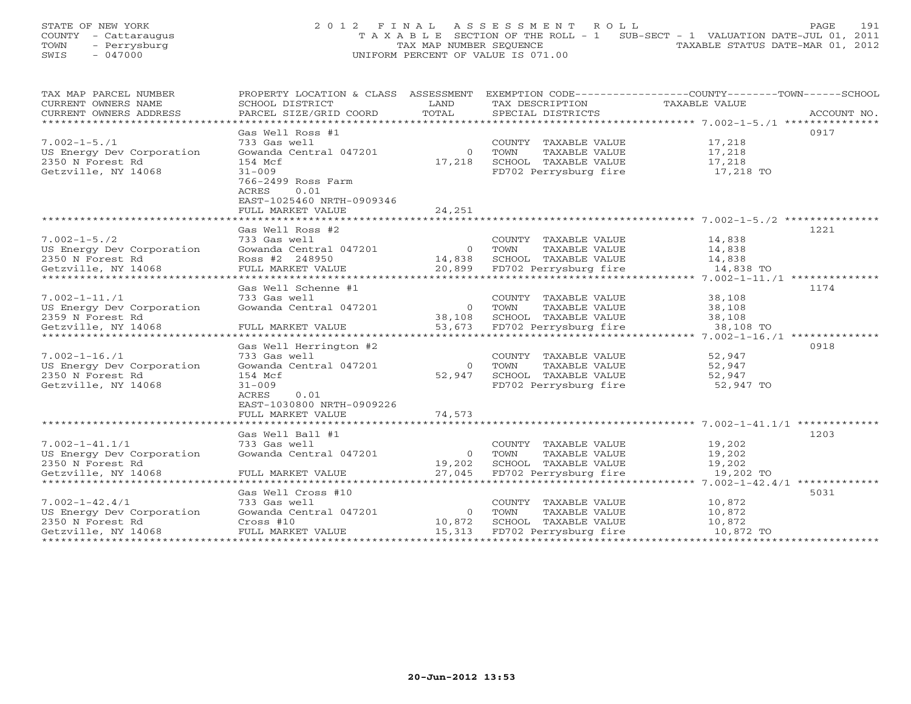STATE OF NEW YORK
COUNTY - Cattaraugus
TOWN - Perrysburg
SWIS - 047000

2 0 1 2 F I N A L A S S E S S M E N T R O L L
T A X A B L E SECTION OF THE ROLL - 1 SUB-SECT - 1 VALUATION DATE-JUL 01, 2011
TAX MAP NUMBER SEQUENCE TAXABLE STATUS DATE-MAR 01, 2012
UNIFORM PERCENT OF VALUE IS 071.00

| TAX MAP PARCEL NUMBER / CURRENT OWNERS NAME / CURRENT OWNERS ADDRESS | PROPERTY LOCATION & CLASS / SCHOOL DISTRICT / PARCEL SIZE/GRID COORD | ASSESSMENT LAND / TOTAL | EXEMPTION CODE / TAX DESCRIPTION / SPECIAL DISTRICTS | TAXABLE VALUE (COUNTY--TOWN--SCHOOL) | ACCOUNT NO. |
|---|---|---|---|---|---|
| **7.002-1-5./1** | Gas Well Ross #1 | | | | 0917 |
| 7.002-1-5./1 | 733 Gas well | | COUNTY TAXABLE VALUE | 17,218 | |
| US Energy Dev Corporation | Gowanda Central 047201 | 0 | TOWN TAXABLE VALUE | 17,218 | |
| 2350 N Forest Rd | 154 Mcf | 17,218 | SCHOOL TAXABLE VALUE | 17,218 | |
| Getzville, NY 14068 | 31-009 | | FD702 Perrysburg fire | 17,218 TO | |
| | 766-2499 Ross Farm | | | | |
| | ACRES 0.01 | | | | |
| | EAST-1025460 NRTH-0909346 | | | | |
| | FULL MARKET VALUE | 24,251 | | | |
| **7.002-1-5./2** | Gas Well Ross #2 | | | | 1221 |
| 7.002-1-5./2 | 733 Gas well | | COUNTY TAXABLE VALUE | 14,838 | |
| US Energy Dev Corporation | Gowanda Central 047201 | 0 | TOWN TAXABLE VALUE | 14,838 | |
| 2350 N Forest Rd | Ross #2 248950 | 14,838 | SCHOOL TAXABLE VALUE | 14,838 | |
| Getzville, NY 14068 | FULL MARKET VALUE | 20,899 | FD702 Perrysburg fire | 14,838 TO | |
| **7.002-1-11./1** | Gas Well Schenne #1 | | | | 1174 |
| 7.002-1-11./1 | 733 Gas well | | COUNTY TAXABLE VALUE | 38,108 | |
| US Energy Dev Corporation | Gowanda Central 047201 | 0 | TOWN TAXABLE VALUE | 38,108 | |
| 2359 N Forest Rd | | 38,108 | SCHOOL TAXABLE VALUE | 38,108 | |
| Getzville, NY 14068 | FULL MARKET VALUE | 53,673 | FD702 Perrysburg fire | 38,108 TO | |
| **7.002-1-16./1** | Gas Well Herrington #2 | | | | 0918 |
| 7.002-1-16./1 | 733 Gas well | | COUNTY TAXABLE VALUE | 52,947 | |
| US Energy Dev Corporation | Gowanda Central 047201 | 0 | TOWN TAXABLE VALUE | 52,947 | |
| 2350 N Forest Rd | 154 Mcf | 52,947 | SCHOOL TAXABLE VALUE | 52,947 | |
| Getzville, NY 14068 | 31-009 | | FD702 Perrysburg fire | 52,947 TO | |
| | ACRES 0.01 | | | | |
| | EAST-1030800 NRTH-0909226 | | | | |
| | FULL MARKET VALUE | 74,573 | | | |
| **7.002-1-41.1/1** | Gas Well Ball #1 | | | | 1203 |
| 7.002-1-41.1/1 | 733 Gas well | | COUNTY TAXABLE VALUE | 19,202 | |
| US Energy Dev Corporation | Gowanda Central 047201 | 0 | TOWN TAXABLE VALUE | 19,202 | |
| 2350 N Forest Rd | | 19,202 | SCHOOL TAXABLE VALUE | 19,202 | |
| Getzville, NY 14068 | FULL MARKET VALUE | 27,045 | FD702 Perrysburg fire | 19,202 TO | |
| **7.002-1-42.4/1** | Gas Well Cross #10 | | | | 5031 |
| 7.002-1-42.4/1 | 733 Gas well | | COUNTY TAXABLE VALUE | 10,872 | |
| US Energy Dev Corporation | Gowanda Central 047201 | 0 | TOWN TAXABLE VALUE | 10,872 | |
| 2350 N Forest Rd | Cross #10 | 10,872 | SCHOOL TAXABLE VALUE | 10,872 | |
| Getzville, NY 14068 | FULL MARKET VALUE | 15,313 | FD702 Perrysburg fire | 10,872 TO | |

20-Jun-2012 13:53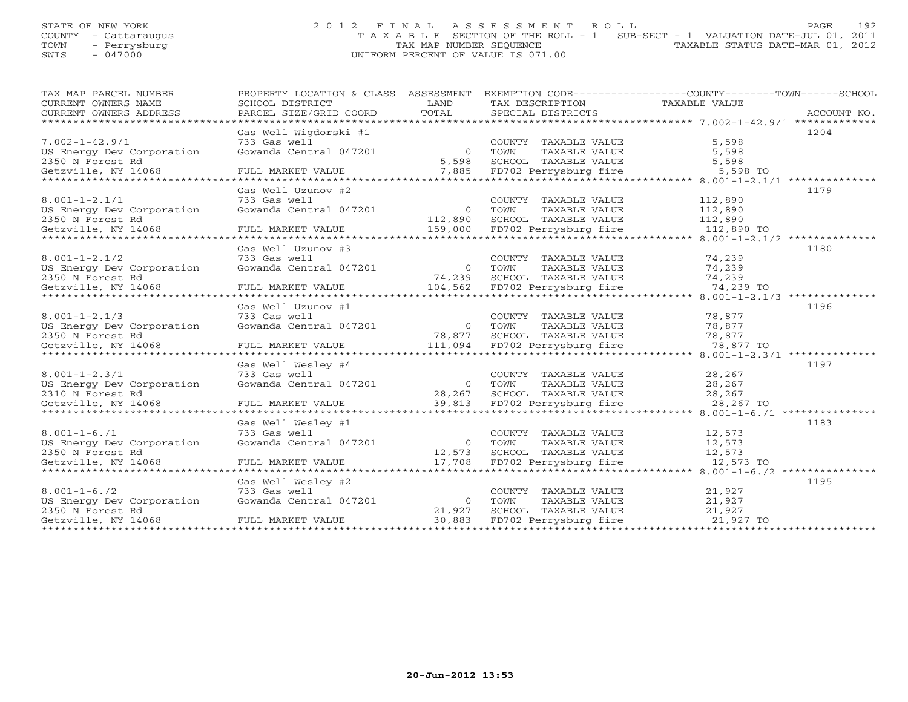STATE OF NEW YORK
COUNTY - Cattaraugus
TOWN - Perrysburg
SWIS - 047000

2012 FINAL ASSESSMENT ROLL
TAXABLE SECTION OF THE ROLL - 1 SUB-SECT - 1 VALUATION DATE-JUL 01, 2011
TAX MAP NUMBER SEQUENCE TAXABLE STATUS DATE-MAR 01, 2012
UNIFORM PERCENT OF VALUE IS 071.00

| TAX MAP PARCEL NUMBER / CURRENT OWNERS NAME / CURRENT OWNERS ADDRESS | PROPERTY LOCATION & CLASS / SCHOOL DISTRICT / PARCEL SIZE/GRID COORD | ASSESSMENT LAND / TOTAL | EXEMPTION CODE / TAX DESCRIPTION / SPECIAL DISTRICTS | COUNTY--------TOWN------SCHOOL TAXABLE VALUE | ACCOUNT NO. |
|---|---|---|---|---|---|
| 7.002-1-42.9/1 | Gas Well Wigdorski #1 | | | | 1204 |
| | 733 Gas well | | COUNTY TAXABLE VALUE | 5,598 | |
| US Energy Dev Corporation | Gowanda Central 047201 | 0 | TOWN TAXABLE VALUE | 5,598 | |
| 2350 N Forest Rd | | 5,598 | SCHOOL TAXABLE VALUE | 5,598 | |
| Getzville, NY 14068 | FULL MARKET VALUE | 7,885 | FD702 Perrysburg fire | 5,598 TO | |
| 8.001-1-2.1/1 | Gas Well Uzunov #2 | | | | 1179 |
| | 733 Gas well | | COUNTY TAXABLE VALUE | 112,890 | |
| US Energy Dev Corporation | Gowanda Central 047201 | 0 | TOWN TAXABLE VALUE | 112,890 | |
| 2350 N Forest Rd | | 112,890 | SCHOOL TAXABLE VALUE | 112,890 | |
| Getzville, NY 14068 | FULL MARKET VALUE | 159,000 | FD702 Perrysburg fire | 112,890 TO | |
| 8.001-1-2.1/2 | Gas Well Uzunov #3 | | | | 1180 |
| | 733 Gas well | | COUNTY TAXABLE VALUE | 74,239 | |
| US Energy Dev Corporation | Gowanda Central 047201 | 0 | TOWN TAXABLE VALUE | 74,239 | |
| 2350 N Forest Rd | | 74,239 | SCHOOL TAXABLE VALUE | 74,239 | |
| Getzville, NY 14068 | FULL MARKET VALUE | 104,562 | FD702 Perrysburg fire | 74,239 TO | |
| 8.001-1-2.1/3 | Gas Well Uzunov #1 | | | | 1196 |
| | 733 Gas well | | COUNTY TAXABLE VALUE | 78,877 | |
| US Energy Dev Corporation | Gowanda Central 047201 | 0 | TOWN TAXABLE VALUE | 78,877 | |
| 2350 N Forest Rd | | 78,877 | SCHOOL TAXABLE VALUE | 78,877 | |
| Getzville, NY 14068 | FULL MARKET VALUE | 111,094 | FD702 Perrysburg fire | 78,877 TO | |
| 8.001-1-2.3/1 | Gas Well Wesley #4 | | | | 1197 |
| | 733 Gas well | | COUNTY TAXABLE VALUE | 28,267 | |
| US Energy Dev Corporation | Gowanda Central 047201 | 0 | TOWN TAXABLE VALUE | 28,267 | |
| 2310 N Forest Rd | | 28,267 | SCHOOL TAXABLE VALUE | 28,267 | |
| Getzville, NY 14068 | FULL MARKET VALUE | 39,813 | FD702 Perrysburg fire | 28,267 TO | |
| 8.001-1-6./1 | Gas Well Wesley #1 | | | | 1183 |
| | 733 Gas well | | COUNTY TAXABLE VALUE | 12,573 | |
| US Energy Dev Corporation | Gowanda Central 047201 | 0 | TOWN TAXABLE VALUE | 12,573 | |
| 2350 N Forest Rd | | 12,573 | SCHOOL TAXABLE VALUE | 12,573 | |
| Getzville, NY 14068 | FULL MARKET VALUE | 17,708 | FD702 Perrysburg fire | 12,573 TO | |
| 8.001-1-6./2 | Gas Well Wesley #2 | | | | 1195 |
| | 733 Gas well | | COUNTY TAXABLE VALUE | 21,927 | |
| US Energy Dev Corporation | Gowanda Central 047201 | 0 | TOWN TAXABLE VALUE | 21,927 | |
| 2350 N Forest Rd | | 21,927 | SCHOOL TAXABLE VALUE | 21,927 | |
| Getzville, NY 14068 | FULL MARKET VALUE | 30,883 | FD702 Perrysburg fire | 21,927 TO | |

20-Jun-2012 13:53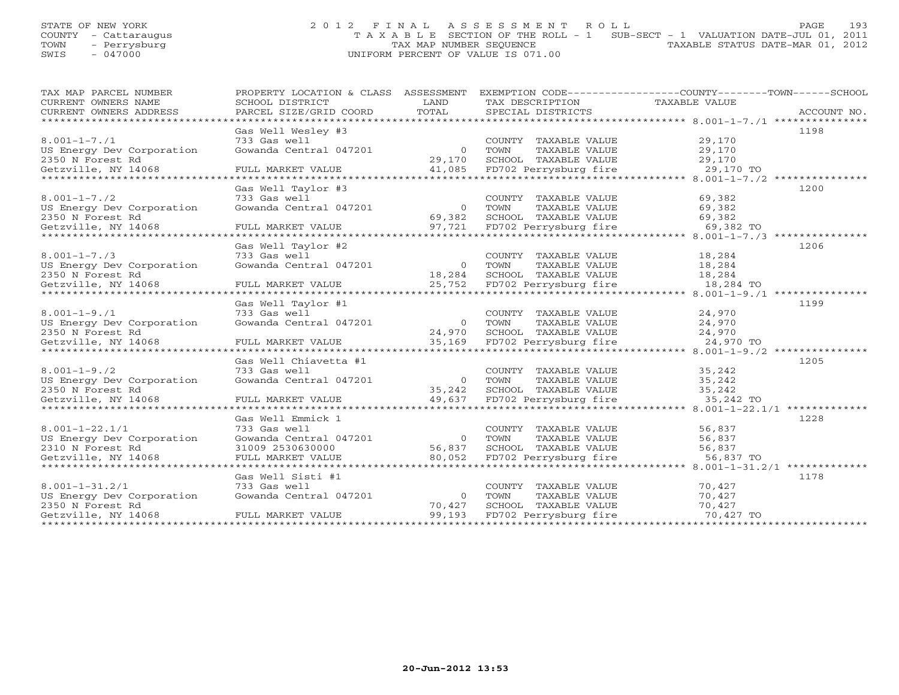STATE OF NEW YORK
COUNTY - Cattaraugus
TOWN - Perrysburg
SWIS - 047000

2012 FINAL ASSESSMENT ROLL
TAXABLE SECTION OF THE ROLL - 1 SUB-SECT - 1 VALUATION DATE-JUL 01, 2011
TAX MAP NUMBER SEQUENCE TAXABLE STATUS DATE-MAR 01, 2012
UNIFORM PERCENT OF VALUE IS 071.00

| TAX MAP PARCEL NUMBER / CURRENT OWNERS NAME / CURRENT OWNERS ADDRESS | PROPERTY LOCATION & CLASS / SCHOOL DISTRICT / PARCEL SIZE/GRID COORD | ASSESSMENT LAND / TOTAL | EXEMPTION CODE / TAX DESCRIPTION / SPECIAL DISTRICTS | COUNTY / TOWN / SCHOOL TAXABLE VALUE | ACCOUNT NO. |
|---|---|---|---|---|---|
| 8.001-1-7./1 | Gas Well Wesley #3 | | | | 1198 |
| | 733 Gas well | | COUNTY TAXABLE VALUE | 29,170 | |
| US Energy Dev Corporation | Gowanda Central 047201 | 0 | TOWN TAXABLE VALUE | 29,170 | |
| 2350 N Forest Rd | | 29,170 | SCHOOL TAXABLE VALUE | 29,170 | |
| Getzville, NY 14068 | FULL MARKET VALUE | 41,085 | FD702 Perrysburg fire | 29,170 TO | |
| 8.001-1-7./2 | Gas Well Taylor #3 | | | | 1200 |
| | 733 Gas well | | COUNTY TAXABLE VALUE | 69,382 | |
| US Energy Dev Corporation | Gowanda Central 047201 | 0 | TOWN TAXABLE VALUE | 69,382 | |
| 2350 N Forest Rd | | 69,382 | SCHOOL TAXABLE VALUE | 69,382 | |
| Getzville, NY 14068 | FULL MARKET VALUE | 97,721 | FD702 Perrysburg fire | 69,382 TO | |
| 8.001-1-7./3 | Gas Well Taylor #2 | | | | 1206 |
| | 733 Gas well | | COUNTY TAXABLE VALUE | 18,284 | |
| US Energy Dev Corporation | Gowanda Central 047201 | 0 | TOWN TAXABLE VALUE | 18,284 | |
| 2350 N Forest Rd | | 18,284 | SCHOOL TAXABLE VALUE | 18,284 | |
| Getzville, NY 14068 | FULL MARKET VALUE | 25,752 | FD702 Perrysburg fire | 18,284 TO | |
| 8.001-1-9./1 | Gas Well Taylor #1 | | | | 1199 |
| | 733 Gas well | | COUNTY TAXABLE VALUE | 24,970 | |
| US Energy Dev Corporation | Gowanda Central 047201 | 0 | TOWN TAXABLE VALUE | 24,970 | |
| 2350 N Forest Rd | | 24,970 | SCHOOL TAXABLE VALUE | 24,970 | |
| Getzville, NY 14068 | FULL MARKET VALUE | 35,169 | FD702 Perrysburg fire | 24,970 TO | |
| 8.001-1-9./2 | Gas Well Chiavetta #1 | | | | 1205 |
| | 733 Gas well | | COUNTY TAXABLE VALUE | 35,242 | |
| US Energy Dev Corporation | Gowanda Central 047201 | 0 | TOWN TAXABLE VALUE | 35,242 | |
| 2350 N Forest Rd | | 35,242 | SCHOOL TAXABLE VALUE | 35,242 | |
| Getzville, NY 14068 | FULL MARKET VALUE | 49,637 | FD702 Perrysburg fire | 35,242 TO | |
| 8.001-1-22.1/1 | Gas Well Emmick 1 | | | | 1228 |
| | 733 Gas well | | COUNTY TAXABLE VALUE | 56,837 | |
| US Energy Dev Corporation | Gowanda Central 047201 | 0 | TOWN TAXABLE VALUE | 56,837 | |
| 2310 N Forest Rd | 31009 2530630000 | 56,837 | SCHOOL TAXABLE VALUE | 56,837 | |
| Getzville, NY 14068 | FULL MARKET VALUE | 80,052 | FD702 Perrysburg fire | 56,837 TO | |
| 8.001-1-31.2/1 | Gas Well Sisti #1 | | | | 1178 |
| | 733 Gas well | | COUNTY TAXABLE VALUE | 70,427 | |
| US Energy Dev Corporation | Gowanda Central 047201 | 0 | TOWN TAXABLE VALUE | 70,427 | |
| 2350 N Forest Rd | | 70,427 | SCHOOL TAXABLE VALUE | 70,427 | |
| Getzville, NY 14068 | FULL MARKET VALUE | 99,193 | FD702 Perrysburg fire | 70,427 TO | |

20-Jun-2012 13:53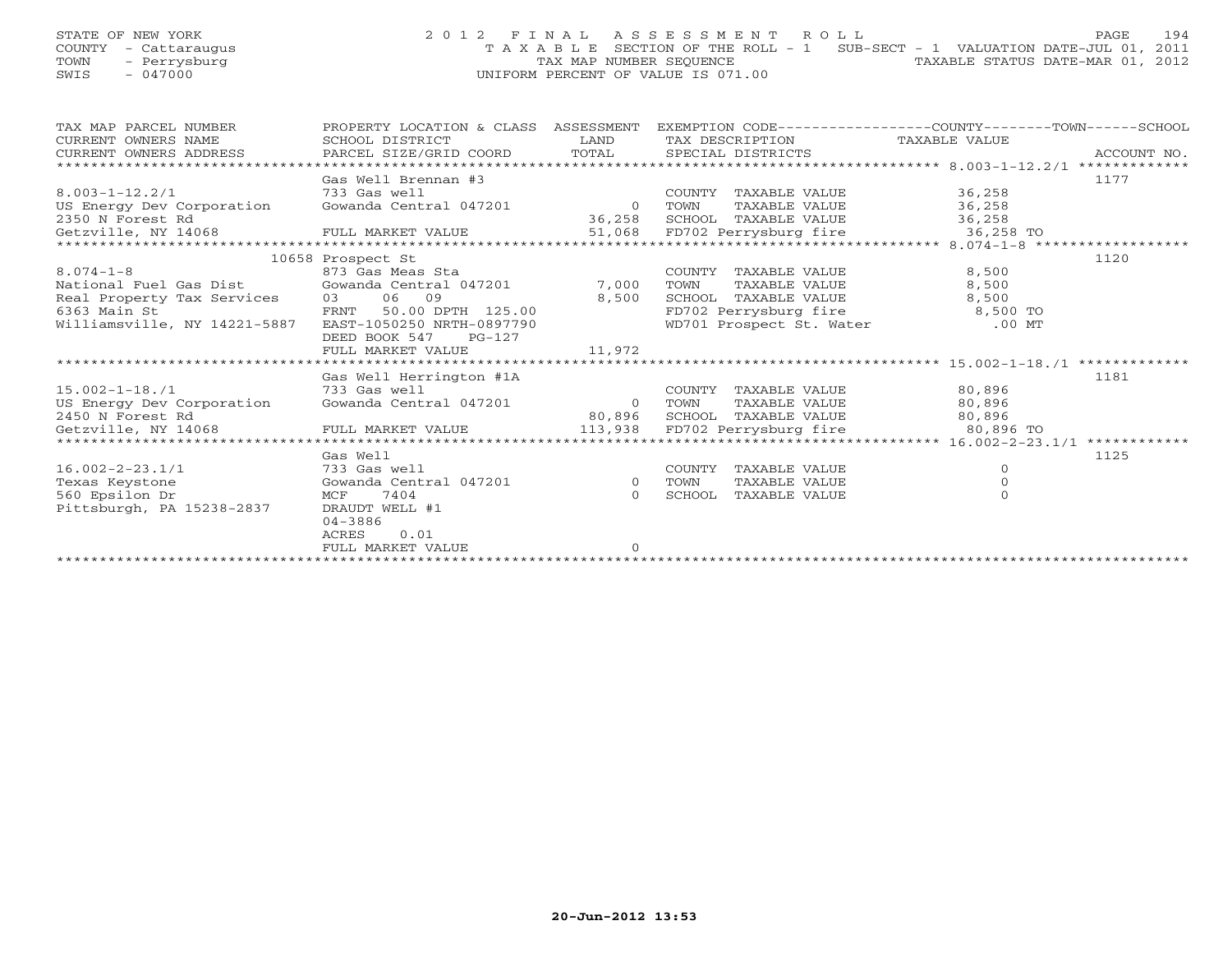STATE OF NEW YORK
COUNTY - Cattaraugus
TOWN - Perrysburg
SWIS - 047000

2012 FINAL ASSESSMENT ROLL
TAXABLE SECTION OF THE ROLL - 1 SUB-SECT - 1 VALUATION DATE-JUL 01, 2011
TAX MAP NUMBER SEQUENCE TAXABLE STATUS DATE-MAR 01, 2012
UNIFORM PERCENT OF VALUE IS 071.00

| TAX MAP PARCEL NUMBER / CURRENT OWNERS NAME / CURRENT OWNERS ADDRESS | PROPERTY LOCATION & CLASS / SCHOOL DISTRICT / PARCEL SIZE/GRID COORD | ASSESSMENT LAND / TOTAL | EXEMPTION CODE / TAX DESCRIPTION / SPECIAL DISTRICTS | COUNTY / TOWN / SCHOOL TAXABLE VALUE | ACCOUNT NO. |
|---|---|---|---|---|---|
| 8.003-1-12.2/1 | Gas Well Brennan #3 | | | | 1177 |
| | 733 Gas well | | COUNTY TAXABLE VALUE | 36,258 | |
| US Energy Dev Corporation | Gowanda Central 047201 | 0 | TOWN TAXABLE VALUE | 36,258 | |
| 2350 N Forest Rd | | 36,258 | SCHOOL TAXABLE VALUE | 36,258 | |
| Getzville, NY 14068 | FULL MARKET VALUE | 51,068 | FD702 Perrysburg fire | 36,258 TO | |
| 8.074-1-8 | 10658 Prospect St | | | | 1120 |
| | 873 Gas Meas Sta | | COUNTY TAXABLE VALUE | 8,500 | |
| National Fuel Gas Dist | Gowanda Central 047201 | 7,000 | TOWN TAXABLE VALUE | 8,500 | |
| Real Property Tax Services | 03 06 09 | 8,500 | SCHOOL TAXABLE VALUE | 8,500 | |
| 6363 Main St | FRNT 50.00 DPTH 125.00 | | FD702 Perrysburg fire | 8,500 TO | |
| Williamsville, NY 14221-5887 | EAST-1050250 NRTH-0897790 | | WD701 Prospect St. Water | .00 MT | |
| | DEED BOOK 547 PG-127 | | | | |
| | FULL MARKET VALUE | 11,972 | | | |
| 15.002-1-18./1 | Gas Well Herrington #1A | | | | 1181 |
| | 733 Gas well | | COUNTY TAXABLE VALUE | 80,896 | |
| US Energy Dev Corporation | Gowanda Central 047201 | 0 | TOWN TAXABLE VALUE | 80,896 | |
| 2450 N Forest Rd | | 80,896 | SCHOOL TAXABLE VALUE | 80,896 | |
| Getzville, NY 14068 | FULL MARKET VALUE | 113,938 | FD702 Perrysburg fire | 80,896 TO | |
| 16.002-2-23.1/1 | Gas Well | | | | 1125 |
| | 733 Gas well | | COUNTY TAXABLE VALUE | 0 | |
| Texas Keystone | Gowanda Central 047201 | 0 | TOWN TAXABLE VALUE | 0 | |
| 560 Epsilon Dr | MCF 7404 | 0 | SCHOOL TAXABLE VALUE | 0 | |
| Pittsburgh, PA 15238-2837 | DRAUDT WELL #1 | | | | |
| | 04-3886 | | | | |
| | ACRES 0.01 | | | | |
| | FULL MARKET VALUE | 0 | | | |

20-Jun-2012 13:53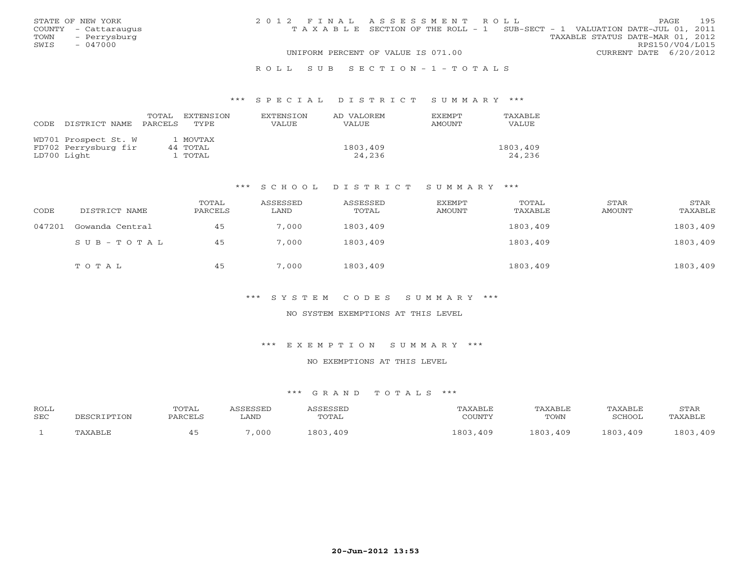STATE OF NEW YORK
COUNTY - Cattaraugus
TOWN - Perrysburg
SWIS - 047000

2012 FINAL ASSESSMENT ROLL
TAXABLE SECTION OF THE ROLL - 1 SUB-SECT - 1 VALUATION DATE-JUL 01, 2011
TAXABLE STATUS DATE-MAR 01, 2012
RPS150/V04/L015
UNIFORM PERCENT OF VALUE IS 071.00 CURRENT DATE 6/20/2012

ROLL SUB SECTION-1-TOTALS

*** SPECIAL DISTRICT SUMMARY ***

| CODE DISTRICT NAME | TOTAL PARCELS | EXTENSION TYPE | EXTENSION VALUE | AD VALOREM VALUE | EXEMPT AMOUNT | TAXABLE VALUE |
|---|---|---|---|---|---|---|
| WD701 Prospect St. W | 1 | MOVTAX | | | | |
| FD702 Perrysburg fir | 44 | TOTAL | | 1803,409 | | 1803,409 |
| LD700 Light | 1 | TOTAL | | 24,236 | | 24,236 |

*** SCHOOL DISTRICT SUMMARY ***

| CODE | DISTRICT NAME | TOTAL PARCELS | ASSESSED LAND | ASSESSED TOTAL | EXEMPT AMOUNT | TOTAL TAXABLE | STAR AMOUNT | STAR TAXABLE |
|---|---|---|---|---|---|---|---|---|
| 047201 | Gowanda Central | 45 | 7,000 | 1803,409 | | 1803,409 | | 1803,409 |
| | SUB-TOTAL | 45 | 7,000 | 1803,409 | | 1803,409 | | 1803,409 |
| | TOTAL | 45 | 7,000 | 1803,409 | | 1803,409 | | 1803,409 |

*** SYSTEM CODES SUMMARY ***

NO SYSTEM EXEMPTIONS AT THIS LEVEL

*** EXEMPTION SUMMARY ***

NO EXEMPTIONS AT THIS LEVEL

*** GRAND TOTALS ***

| ROLL SEC | DESCRIPTION | TOTAL PARCELS | ASSESSED LAND | ASSESSED TOTAL | TAXABLE COUNTY | TAXABLE TOWN | TAXABLE SCHOOL | STAR TAXABLE |
|---|---|---|---|---|---|---|---|---|
| 1 | TAXABLE | 45 | 7,000 | 1803,409 | 1803,409 | 1803,409 | 1803,409 | 1803,409 |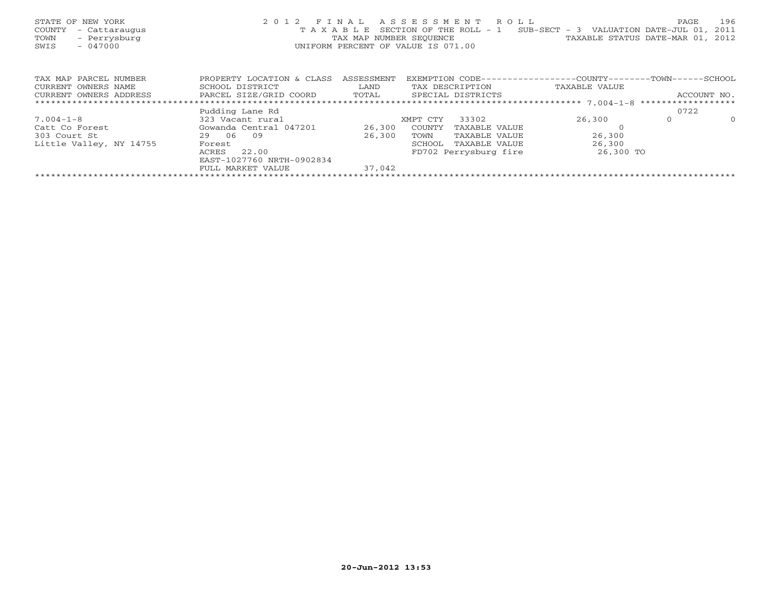STATE OF NEW YORK
COUNTY - Cattaraugus
TOWN - Perrysburg
SWIS - 047000

2 0 1 2 F I N A L A S S E S S M E N T R O L L
T A X A B L E SECTION OF THE ROLL - 1 SUB-SECT - 3 VALUATION DATE-JUL 01, 2011
TAX MAP NUMBER SEQUENCE TAXABLE STATUS DATE-MAR 01, 2012
UNIFORM PERCENT OF VALUE IS 071.00

| TAX MAP PARCEL NUMBER<br>CURRENT OWNERS NAME<br>CURRENT OWNERS ADDRESS | PROPERTY LOCATION & CLASS<br>SCHOOL DISTRICT<br>PARCEL SIZE/GRID COORD | ASSESSMENT<br>LAND<br>TOTAL | EXEMPTION CODE<br>TAX DESCRIPTION<br>SPECIAL DISTRICTS | COUNTY<br>TAXABLE VALUE | TOWN | SCHOOL<br>ACCOUNT NO. |
|---|---|---|---|---|---|---|
| | Pudding Lane Rd | | | | | 0722 |
| 7.004-1-8 | 323 Vacant rural | | XMPT CTY 33302 | 26,300 | 0 | 0 |
| Catt Co Forest | Gowanda Central 047201 | 26,300 | COUNTY TAXABLE VALUE | 0 | | |
| 303 Court St | 29 06 09 | 26,300 | TOWN TAXABLE VALUE | 26,300 | | |
| Little Valley, NY 14755 | Forest | | SCHOOL TAXABLE VALUE | 26,300 | | |
| | ACRES 22.00 | | FD702 Perrysburg fire | 26,300 TO | | |
| | EAST-1027760 NRTH-0902834 | | | | | |
| | FULL MARKET VALUE | 37,042 | | | | |

20-Jun-2012 13:53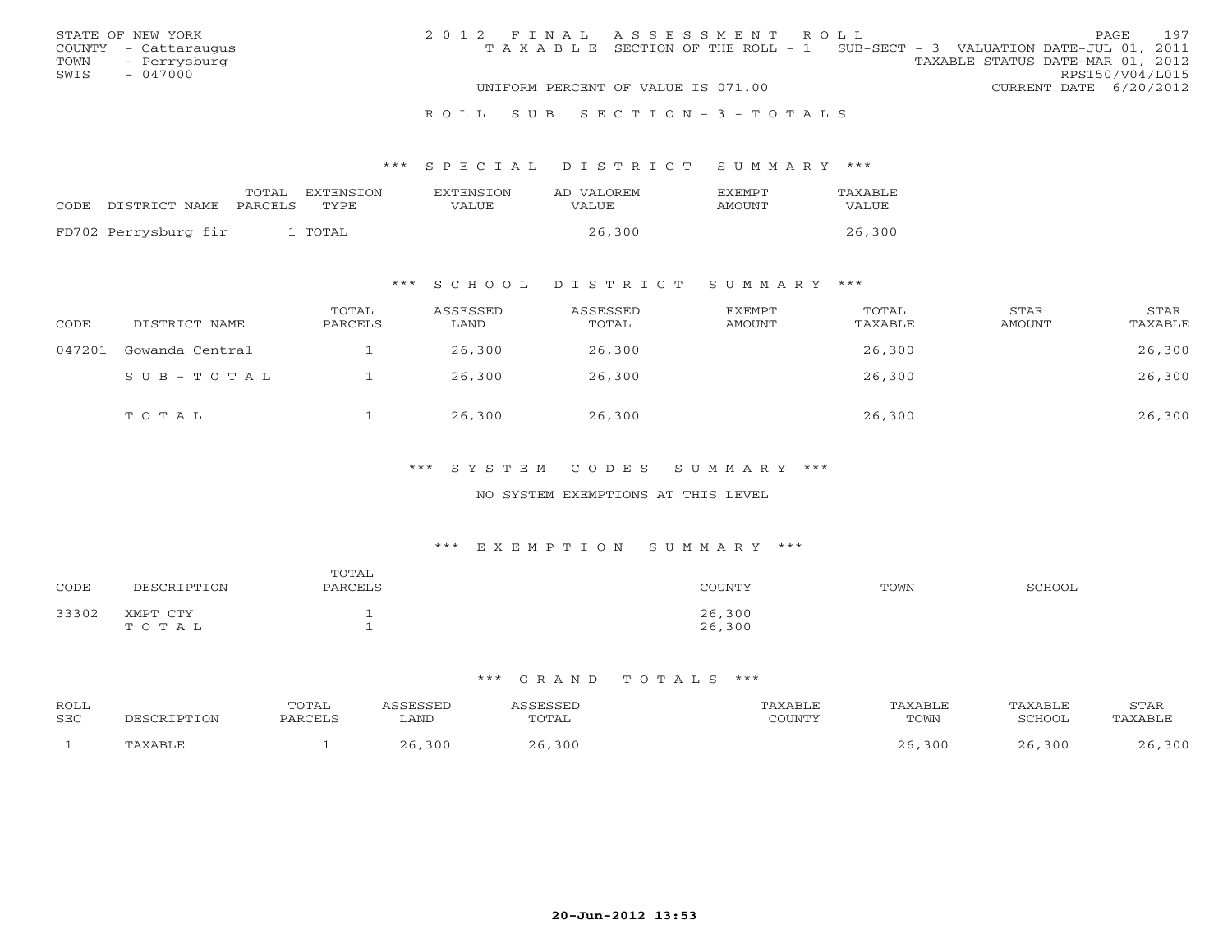STATE OF NEW YORK
COUNTY - Cattaraugus
TOWN - Perrysburg
SWIS - 047000

2 0 1 2 F I N A L A S S E S S M E N T R O L L
T A X A B L E SECTION OF THE ROLL - 1 SUB-SECT - 3 VALUATION DATE-JUL 01, 2011
TAXABLE STATUS DATE-MAR 01, 2012
RPS150/V04/L015
UNIFORM PERCENT OF VALUE IS 071.00 CURRENT DATE 6/20/2012

R O L L S U B S E C T I O N - 3 - T O T A L S

### *** S P E C I A L D I S T R I C T S U M M A R Y ***

| CODE | DISTRICT NAME | TOTAL PARCELS | EXTENSION TYPE | EXTENSION VALUE | AD VALOREM VALUE | EXEMPT AMOUNT | TAXABLE VALUE |
|---|---|---|---|---|---|---|---|
| FD702 | Perrysburg fir | 1 | TOTAL | | 26,300 | | 26,300 |

### *** S C H O O L D I S T R I C T S U M M A R Y ***

| CODE | DISTRICT NAME | TOTAL PARCELS | ASSESSED LAND | ASSESSED TOTAL | EXEMPT AMOUNT | TOTAL TAXABLE | STAR AMOUNT | STAR TAXABLE |
|---|---|---|---|---|---|---|---|---|
| 047201 | Gowanda Central | 1 | 26,300 | 26,300 | | 26,300 | | 26,300 |
| | S U B - T O T A L | 1 | 26,300 | 26,300 | | 26,300 | | 26,300 |
| | T O T A L | 1 | 26,300 | 26,300 | | 26,300 | | 26,300 |

### *** S Y S T E M C O D E S S U M M A R Y ***

NO SYSTEM EXEMPTIONS AT THIS LEVEL

### *** E X E M P T I O N S U M M A R Y ***

| CODE | DESCRIPTION | TOTAL PARCELS | COUNTY | TOWN | SCHOOL |
|---|---|---|---|---|---|
| 33302 | XMPT CTY | 1 | 26,300 | | |
| | T O T A L | 1 | 26,300 | | |

### *** G R A N D T O T A L S ***

| ROLL SEC | DESCRIPTION | TOTAL PARCELS | ASSESSED LAND | ASSESSED TOTAL | TAXABLE COUNTY | TAXABLE TOWN | TAXABLE SCHOOL | STAR TAXABLE |
|---|---|---|---|---|---|---|---|---|
| 1 | TAXABLE | 1 | 26,300 | 26,300 | | 26,300 | 26,300 | 26,300 |

20-Jun-2012 13:53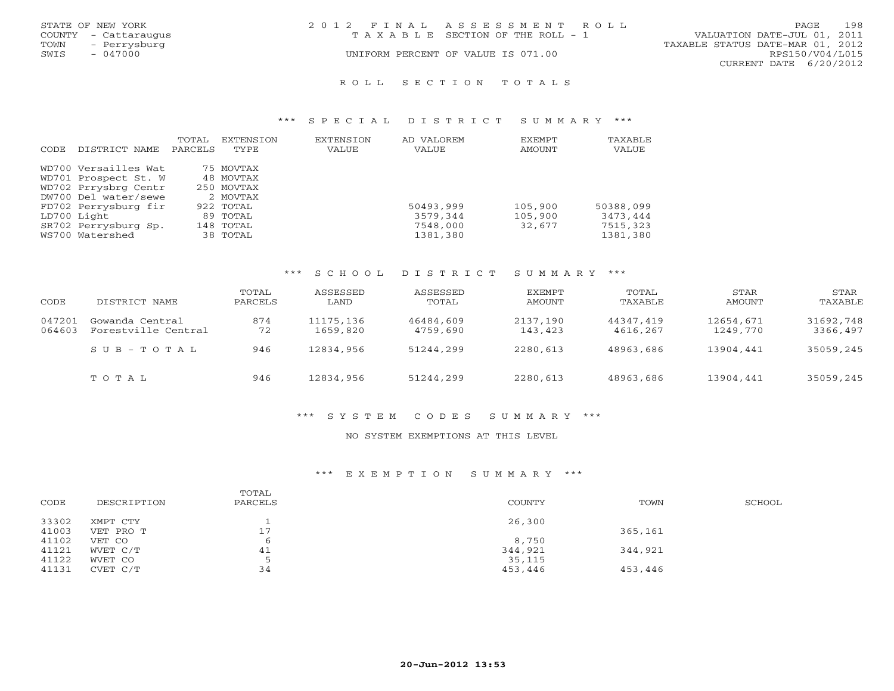STATE OF NEW YORK
COUNTY - Cattaraugus
TOWN - Perrysburg
SWIS - 047000

# 2012 FINAL ASSESSMENT ROLL

TAXABLE SECTION OF THE ROLL - 1

UNIFORM PERCENT OF VALUE IS 071.00

VALUATION DATE-JUL 01, 2011
TAXABLE STATUS DATE-MAR 01, 2012
RPS150/V04/L015
CURRENT DATE 6/20/2012

## ROLL SECTION TOTALS

### *** SPECIAL DISTRICT SUMMARY ***

| CODE | DISTRICT NAME | TOTAL PARCELS | EXTENSION TYPE | EXTENSION VALUE | AD VALOREM VALUE | EXEMPT AMOUNT | TAXABLE VALUE |
|---|---|---|---|---|---|---|---|
| WD700 | Versailles Wat | 75 | MOVTAX | | | | |
| WD701 | Prospect St. W | 48 | MOVTAX | | | | |
| WD702 | Prrysbrg Centr | 250 | MOVTAX | | | | |
| DW700 | Del water/sewe | 2 | MOVTAX | | | | |
| FD702 | Perrysburg fir | 922 | TOTAL | | 50493,999 | 105,900 | 50388,099 |
| LD700 | Light | 89 | TOTAL | | 3579,344 | 105,900 | 3473,444 |
| SR702 | Perrysburg Sp. | 148 | TOTAL | | 7548,000 | 32,677 | 7515,323 |
| WS700 | Watershed | 38 | TOTAL | | 1381,380 | | 1381,380 |

### *** SCHOOL DISTRICT SUMMARY ***

| CODE | DISTRICT NAME | TOTAL PARCELS | ASSESSED LAND | ASSESSED TOTAL | EXEMPT AMOUNT | TOTAL TAXABLE | STAR AMOUNT | STAR TAXABLE |
|---|---|---|---|---|---|---|---|---|
| 047201 | Gowanda Central | 874 | 11175,136 | 46484,609 | 2137,190 | 44347,419 | 12654,671 | 31692,748 |
| 064603 | Forestville Central | 72 | 1659,820 | 4759,690 | 143,423 | 4616,267 | 1249,770 | 3366,497 |
| | SUB-TOTAL | 946 | 12834,956 | 51244,299 | 2280,613 | 48963,686 | 13904,441 | 35059,245 |
| | TOTAL | 946 | 12834,956 | 51244,299 | 2280,613 | 48963,686 | 13904,441 | 35059,245 |

### *** SYSTEM CODES SUMMARY ***

NO SYSTEM EXEMPTIONS AT THIS LEVEL

### *** EXEMPTION SUMMARY ***

| CODE | DESCRIPTION | TOTAL PARCELS | COUNTY | TOWN | SCHOOL |
|---|---|---|---|---|---|
| 33302 | XMPT CTY | 1 | 26,300 | | |
| 41003 | VET PRO T | 17 | | 365,161 | |
| 41102 | VET CO | 6 | 8,750 | | |
| 41121 | WVET C/T | 41 | 344,921 | 344,921 | |
| 41122 | WVET CO | 5 | 35,115 | | |
| 41131 | CVET C/T | 34 | 453,446 | 453,446 | |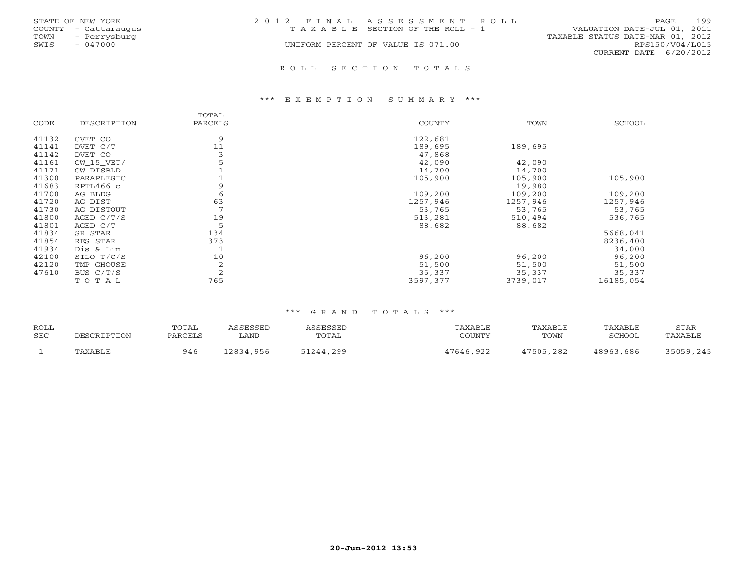STATE OF NEW YORK
COUNTY - Cattaraugus
TOWN - Perrysburg
SWIS - 047000

2 0 1 2 F I N A L A S S E S S M E N T R O L L
T A X A B L E SECTION OF THE ROLL - 1
UNIFORM PERCENT OF VALUE IS 071.00

VALUATION DATE-JUL 01, 2011
TAXABLE STATUS DATE-MAR 01, 2012
RPS150/V04/L015
CURRENT DATE 6/20/2012

## R O L L S E C T I O N T O T A L S

### *** E X E M P T I O N S U M M A R Y ***

| CODE | DESCRIPTION | TOTAL PARCELS | COUNTY | TOWN | SCHOOL |
|---|---|---|---|---|---|
| 41132 | CVET CO | 9 | 122,681 | | |
| 41141 | DVET C/T | 11 | 189,695 | 189,695 | |
| 41142 | DVET CO | 3 | 47,868 | | |
| 41161 | CW_15_VET/ | 5 | 42,090 | 42,090 | |
| 41171 | CW_DISBLD_ | 1 | 14,700 | 14,700 | |
| 41300 | PARAPLEGIC | 1 | 105,900 | 105,900 | 105,900 |
| 41683 | RPTL466_c | 9 | | 19,980 | |
| 41700 | AG BLDG | 6 | 109,200 | 109,200 | 109,200 |
| 41720 | AG DIST | 63 | 1257,946 | 1257,946 | 1257,946 |
| 41730 | AG DISTOUT | 7 | 53,765 | 53,765 | 53,765 |
| 41800 | AGED C/T/S | 19 | 513,281 | 510,494 | 536,765 |
| 41801 | AGED C/T | 5 | 88,682 | 88,682 | |
| 41834 | SR STAR | 134 | | | 5668,041 |
| 41854 | RES STAR | 373 | | | 8236,400 |
| 41934 | Dis & Lim | 1 | | | 34,000 |
| 42100 | SILO T/C/S | 10 | 96,200 | 96,200 | 96,200 |
| 42120 | TMP GHOUSE | 2 | 51,500 | 51,500 | 51,500 |
| 47610 | BUS C/T/S | 2 | 35,337 | 35,337 | 35,337 |
| | T O T A L | 765 | 3597,377 | 3739,017 | 16185,054 |

### *** G R A N D T O T A L S ***

| ROLL SEC | DESCRIPTION | TOTAL PARCELS | ASSESSED LAND | ASSESSED TOTAL | TAXABLE COUNTY | TAXABLE TOWN | TAXABLE SCHOOL | STAR TAXABLE |
|---|---|---|---|---|---|---|---|---|
| 1 | TAXABLE | 946 | 12834,956 | 51244,299 | 47646,922 | 47505,282 | 48963,686 | 35059,245 |

20-Jun-2012 13:53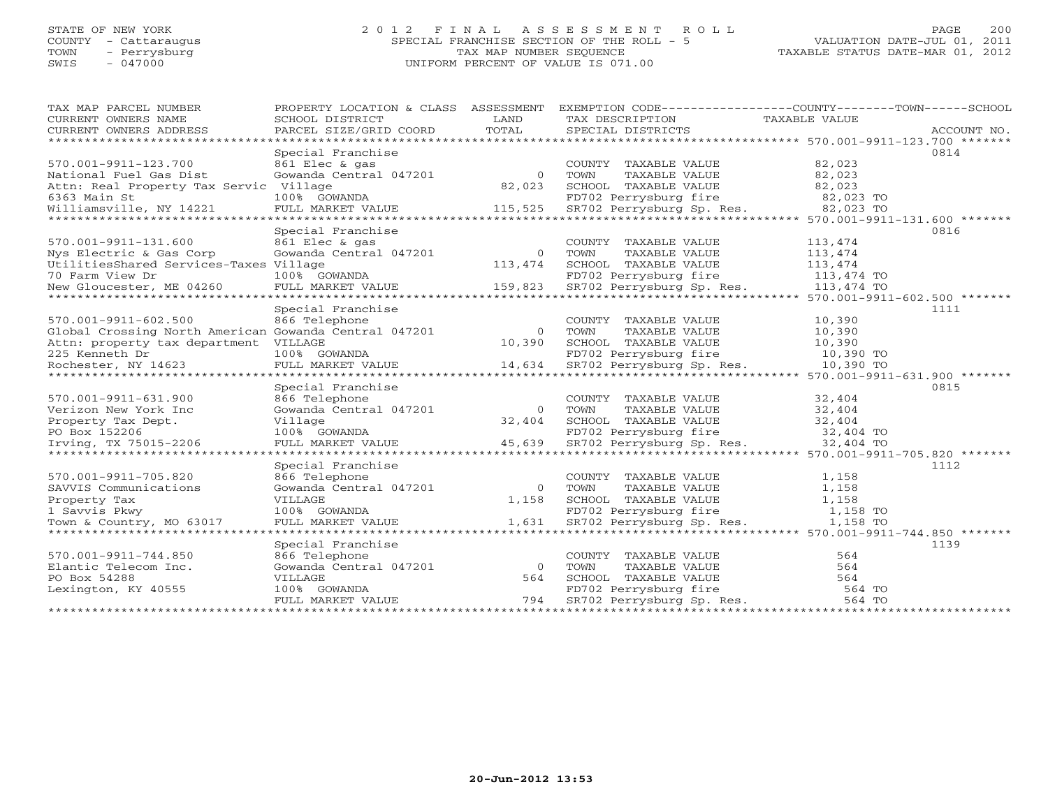STATE OF NEW YORK
COUNTY - Cattaraugus
TOWN - Perrysburg
SWIS - 047000

2 0 1 2 F I N A L A S S E S S M E N T R O L L
SPECIAL FRANCHISE SECTION OF THE ROLL - 5
TAX MAP NUMBER SEQUENCE
UNIFORM PERCENT OF VALUE IS 071.00

VALUATION DATE-JUL 01, 2011
TAXABLE STATUS DATE-MAR 01, 2012

| TAX MAP PARCEL NUMBER / CURRENT OWNERS NAME / CURRENT OWNERS ADDRESS | PROPERTY LOCATION & CLASS / SCHOOL DISTRICT / PARCEL SIZE/GRID COORD | ASSESSMENT LAND / TOTAL | EXEMPTION CODE / TAX DESCRIPTION / SPECIAL DISTRICTS | COUNTY--------TOWN------SCHOOL TAXABLE VALUE | ACCOUNT NO. |
|---|---|---|---|---|---|
| 570.001-9911-123.700 | Special Franchise | | | | 0814 |
| | 861 Elec & gas | | COUNTY TAXABLE VALUE | 82,023 | |
| National Fuel Gas Dist | Gowanda Central 047201 | 0 | TOWN TAXABLE VALUE | 82,023 | |
| Attn: Real Property Tax Servic | Village | 82,023 | SCHOOL TAXABLE VALUE | 82,023 | |
| 6363 Main St | 100% GOWANDA | | FD702 Perrysburg fire | 82,023 TO | |
| Williamsville, NY 14221 | FULL MARKET VALUE | 115,525 | SR702 Perrysburg Sp. Res. | 82,023 TO | |
| 570.001-9911-131.600 | Special Franchise | | | | 0816 |
| | 861 Elec & gas | | COUNTY TAXABLE VALUE | 113,474 | |
| Nys Electric & Gas Corp | Gowanda Central 047201 | 0 | TOWN TAXABLE VALUE | 113,474 | |
| UtilitiesShared Services-Taxes | Village | 113,474 | SCHOOL TAXABLE VALUE | 113,474 | |
| 70 Farm View Dr | 100% GOWANDA | | FD702 Perrysburg fire | 113,474 TO | |
| New Gloucester, ME 04260 | FULL MARKET VALUE | 159,823 | SR702 Perrysburg Sp. Res. | 113,474 TO | |
| 570.001-9911-602.500 | Special Franchise | | | | 1111 |
| | 866 Telephone | | COUNTY TAXABLE VALUE | 10,390 | |
| Global Crossing North American | Gowanda Central 047201 | 0 | TOWN TAXABLE VALUE | 10,390 | |
| Attn: property tax department | VILLAGE | 10,390 | SCHOOL TAXABLE VALUE | 10,390 | |
| 225 Kenneth Dr | 100% GOWANDA | | FD702 Perrysburg fire | 10,390 TO | |
| Rochester, NY 14623 | FULL MARKET VALUE | 14,634 | SR702 Perrysburg Sp. Res. | 10,390 TO | |
| 570.001-9911-631.900 | Special Franchise | | | | 0815 |
| | 866 Telephone | | COUNTY TAXABLE VALUE | 32,404 | |
| Verizon New York Inc | Gowanda Central 047201 | 0 | TOWN TAXABLE VALUE | 32,404 | |
| Property Tax Dept. | Village | 32,404 | SCHOOL TAXABLE VALUE | 32,404 | |
| PO Box 152206 | 100% GOWANDA | | FD702 Perrysburg fire | 32,404 TO | |
| Irving, TX 75015-2206 | FULL MARKET VALUE | 45,639 | SR702 Perrysburg Sp. Res. | 32,404 TO | |
| 570.001-9911-705.820 | Special Franchise | | | | 1112 |
| | 866 Telephone | | COUNTY TAXABLE VALUE | 1,158 | |
| SAVVIS Communications | Gowanda Central 047201 | 0 | TOWN TAXABLE VALUE | 1,158 | |
| Property Tax | VILLAGE | 1,158 | SCHOOL TAXABLE VALUE | 1,158 | |
| 1 Savvis Pkwy | 100% GOWANDA | | FD702 Perrysburg fire | 1,158 TO | |
| Town & Country, MO 63017 | FULL MARKET VALUE | 1,631 | SR702 Perrysburg Sp. Res. | 1,158 TO | |
| 570.001-9911-744.850 | Special Franchise | | | | 1139 |
| | 866 Telephone | | COUNTY TAXABLE VALUE | 564 | |
| Elantic Telecom Inc. | Gowanda Central 047201 | 0 | TOWN TAXABLE VALUE | 564 | |
| PO Box 54288 | VILLAGE | 564 | SCHOOL TAXABLE VALUE | 564 | |
| Lexington, KY 40555 | 100% GOWANDA | | FD702 Perrysburg fire | 564 TO | |
| | FULL MARKET VALUE | 794 | SR702 Perrysburg Sp. Res. | 564 TO | |

20-Jun-2012 13:53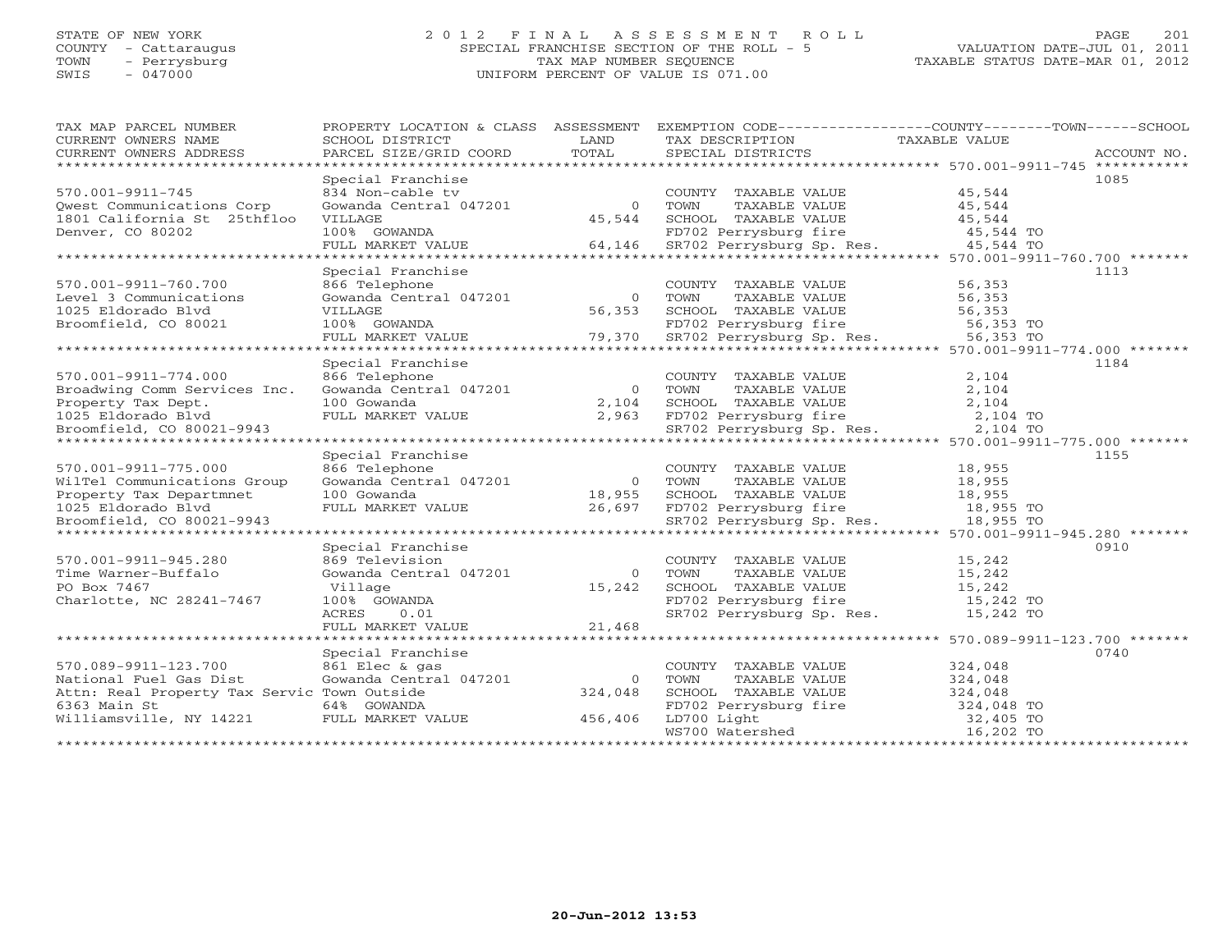STATE OF NEW YORK
COUNTY - Cattaraugus
TOWN - Perrysburg
SWIS - 047000

# 2012 FINAL ASSESSMENT ROLL
SPECIAL FRANCHISE SECTION OF THE ROLL - 5
TAX MAP NUMBER SEQUENCE
UNIFORM PERCENT OF VALUE IS 071.00

VALUATION DATE-JUL 01, 2011
TAXABLE STATUS DATE-MAR 01, 2012

| TAX MAP PARCEL NUMBER / CURRENT OWNERS NAME / CURRENT OWNERS ADDRESS | PROPERTY LOCATION & CLASS / SCHOOL DISTRICT / PARCEL SIZE/GRID COORD | ASSESSMENT LAND | TOTAL | EXEMPTION CODE / TAX DESCRIPTION / SPECIAL DISTRICTS | TAXABLE VALUE (COUNTY / TOWN / SCHOOL) | ACCOUNT NO. |
|---|---|---|---|---|---|---|
| 570.001-9911-745 | Special Franchise | | | | | 1085 |
| | 834 Non-cable tv | | | COUNTY TAXABLE VALUE | 45,544 | |
| Qwest Communications Corp | Gowanda Central 047201 | 0 | | TOWN TAXABLE VALUE | 45,544 | |
| 1801 California St 25thfloo | VILLAGE | | 45,544 | SCHOOL TAXABLE VALUE | 45,544 | |
| Denver, CO 80202 | 100% GOWANDA | | | FD702 Perrysburg fire | 45,544 TO | |
| | FULL MARKET VALUE | | 64,146 | SR702 Perrysburg Sp. Res. | 45,544 TO | |
| 570.001-9911-760.700 | Special Franchise | | | | | 1113 |
| | 866 Telephone | | | COUNTY TAXABLE VALUE | 56,353 | |
| Level 3 Communications | Gowanda Central 047201 | 0 | | TOWN TAXABLE VALUE | 56,353 | |
| 1025 Eldorado Blvd | VILLAGE | | 56,353 | SCHOOL TAXABLE VALUE | 56,353 | |
| Broomfield, CO 80021 | 100% GOWANDA | | | FD702 Perrysburg fire | 56,353 TO | |
| | FULL MARKET VALUE | | 79,370 | SR702 Perrysburg Sp. Res. | 56,353 TO | |
| 570.001-9911-774.000 | Special Franchise | | | | | 1184 |
| | 866 Telephone | | | COUNTY TAXABLE VALUE | 2,104 | |
| Broadwing Comm Services Inc. | Gowanda Central 047201 | 0 | | TOWN TAXABLE VALUE | 2,104 | |
| Property Tax Dept. | 100 Gowanda | | 2,104 | SCHOOL TAXABLE VALUE | 2,104 | |
| 1025 Eldorado Blvd | FULL MARKET VALUE | | 2,963 | FD702 Perrysburg fire | 2,104 TO | |
| Broomfield, CO 80021-9943 | | | | SR702 Perrysburg Sp. Res. | 2,104 TO | |
| 570.001-9911-775.000 | Special Franchise | | | | | 1155 |
| | 866 Telephone | | | COUNTY TAXABLE VALUE | 18,955 | |
| WilTel Communications Group | Gowanda Central 047201 | 0 | | TOWN TAXABLE VALUE | 18,955 | |
| Property Tax Departmnet | 100 Gowanda | | 18,955 | SCHOOL TAXABLE VALUE | 18,955 | |
| 1025 Eldorado Blvd | FULL MARKET VALUE | | 26,697 | FD702 Perrysburg fire | 18,955 TO | |
| Broomfield, CO 80021-9943 | | | | SR702 Perrysburg Sp. Res. | 18,955 TO | |
| 570.001-9911-945.280 | Special Franchise | | | | | 0910 |
| | 869 Television | | | COUNTY TAXABLE VALUE | 15,242 | |
| Time Warner-Buffalo | Gowanda Central 047201 | 0 | | TOWN TAXABLE VALUE | 15,242 | |
| PO Box 7467 | Village | | 15,242 | SCHOOL TAXABLE VALUE | 15,242 | |
| Charlotte, NC 28241-7467 | 100% GOWANDA | | | FD702 Perrysburg fire | 15,242 TO | |
| | ACRES 0.01 | | | SR702 Perrysburg Sp. Res. | 15,242 TO | |
| | FULL MARKET VALUE | | 21,468 | | | |
| 570.089-9911-123.700 | Special Franchise | | | | | 0740 |
| | 861 Elec & gas | | | COUNTY TAXABLE VALUE | 324,048 | |
| National Fuel Gas Dist | Gowanda Central 047201 | 0 | | TOWN TAXABLE VALUE | 324,048 | |
| Attn: Real Property Tax Servic | Town Outside | | 324,048 | SCHOOL TAXABLE VALUE | 324,048 | |
| 6363 Main St | 64% GOWANDA | | | FD702 Perrysburg fire | 324,048 TO | |
| Williamsville, NY 14221 | FULL MARKET VALUE | | 456,406 | LD700 Light | 32,405 TO | |
| | | | | WS700 Watershed | 16,202 TO | |

20-Jun-2012 13:53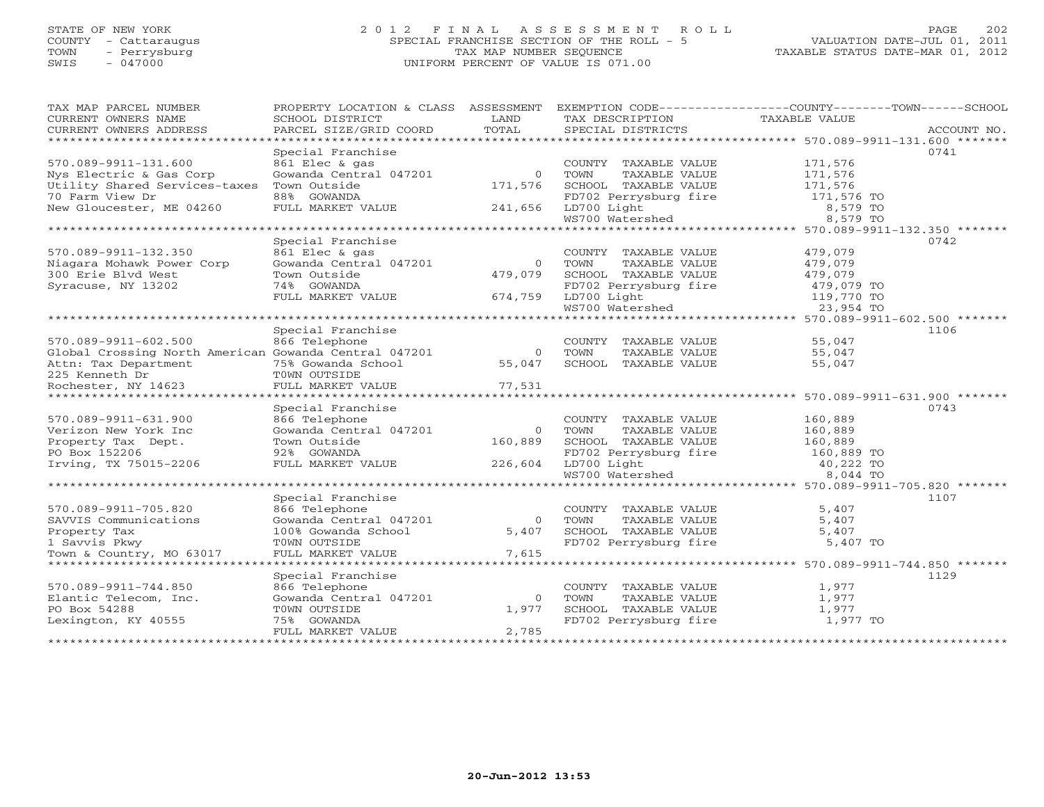STATE OF NEW YORK
COUNTY - Cattaraugus
TOWN - Perrysburg
SWIS - 047000

# 2012 FINAL ASSESSMENT ROLL

SPECIAL FRANCHISE SECTION OF THE ROLL - 5
TAX MAP NUMBER SEQUENCE
UNIFORM PERCENT OF VALUE IS 071.00

VALUATION DATE-JUL 01, 2011
TAXABLE STATUS DATE-MAR 01, 2012

| TAX MAP PARCEL NUMBER / CURRENT OWNERS NAME / CURRENT OWNERS ADDRESS | PROPERTY LOCATION & CLASS / SCHOOL DISTRICT / PARCEL SIZE/GRID COORD | ASSESSMENT LAND / TOTAL | EXEMPTION CODE / TAX DESCRIPTION / SPECIAL DISTRICTS | TAXABLE VALUE (COUNTY / TOWN / SCHOOL) | ACCOUNT NO. |
|---|---|---|---|---|---|
| **570.089-9911-131.600** | Special Franchise | | | | 0741 |
| 570.089-9911-131.600 | 861 Elec & gas | | COUNTY TAXABLE VALUE | 171,576 | |
| Nys Electric & Gas Corp | Gowanda Central 047201 | 0 | TOWN TAXABLE VALUE | 171,576 | |
| Utility Shared Services-taxes | Town Outside | 171,576 | SCHOOL TAXABLE VALUE | 171,576 | |
| 70 Farm View Dr | 88% GOWANDA | | FD702 Perrysburg fire | 171,576 TO | |
| New Gloucester, ME 04260 | FULL MARKET VALUE | 241,656 | LD700 Light | 8,579 TO | |
| | | | WS700 Watershed | 8,579 TO | |
| **570.089-9911-132.350** | Special Franchise | | | | 0742 |
| 570.089-9911-132.350 | 861 Elec & gas | | COUNTY TAXABLE VALUE | 479,079 | |
| Niagara Mohawk Power Corp | Gowanda Central 047201 | 0 | TOWN TAXABLE VALUE | 479,079 | |
| 300 Erie Blvd West | Town Outside | 479,079 | SCHOOL TAXABLE VALUE | 479,079 | |
| Syracuse, NY 13202 | 74% GOWANDA | | FD702 Perrysburg fire | 479,079 TO | |
| | FULL MARKET VALUE | 674,759 | LD700 Light | 119,770 TO | |
| | | | WS700 Watershed | 23,954 TO | |
| **570.089-9911-602.500** | Special Franchise | | | | 1106 |
| 570.089-9911-602.500 | 866 Telephone | | COUNTY TAXABLE VALUE | 55,047 | |
| Global Crossing North American | Gowanda Central 047201 | 0 | TOWN TAXABLE VALUE | 55,047 | |
| Attn: Tax Department | 75% Gowanda School | 55,047 | SCHOOL TAXABLE VALUE | 55,047 | |
| 225 Kenneth Dr | T0WN OUTSIDE | | | | |
| Rochester, NY 14623 | FULL MARKET VALUE | 77,531 | | | |
| **570.089-9911-631.900** | Special Franchise | | | | 0743 |
| 570.089-9911-631.900 | 866 Telephone | | COUNTY TAXABLE VALUE | 160,889 | |
| Verizon New York Inc | Gowanda Central 047201 | 0 | TOWN TAXABLE VALUE | 160,889 | |
| Property Tax Dept. | Town Outside | 160,889 | SCHOOL TAXABLE VALUE | 160,889 | |
| PO Box 152206 | 92% GOWANDA | | FD702 Perrysburg fire | 160,889 TO | |
| Irving, TX 75015-2206 | FULL MARKET VALUE | 226,604 | LD700 Light | 40,222 TO | |
| | | | WS700 Watershed | 8,044 TO | |
| **570.089-9911-705.820** | Special Franchise | | | | 1107 |
| 570.089-9911-705.820 | 866 Telephone | | COUNTY TAXABLE VALUE | 5,407 | |
| SAVVIS Communications | Gowanda Central 047201 | 0 | TOWN TAXABLE VALUE | 5,407 | |
| Property Tax | 100% Gowanda School | 5,407 | SCHOOL TAXABLE VALUE | 5,407 | |
| 1 Savvis Pkwy | T0WN OUTSIDE | | FD702 Perrysburg fire | 5,407 TO | |
| Town & Country, MO 63017 | FULL MARKET VALUE | 7,615 | | | |
| **570.089-9911-744.850** | Special Franchise | | | | 1129 |
| 570.089-9911-744.850 | 866 Telephone | | COUNTY TAXABLE VALUE | 1,977 | |
| Elantic Telecom, Inc. | Gowanda Central 047201 | 0 | TOWN TAXABLE VALUE | 1,977 | |
| PO Box 54288 | T0WN OUTSIDE | 1,977 | SCHOOL TAXABLE VALUE | 1,977 | |
| Lexington, KY 40555 | 75% GOWANDA | | FD702 Perrysburg fire | 1,977 TO | |
| | FULL MARKET VALUE | 2,785 | | | |

20-Jun-2012 13:53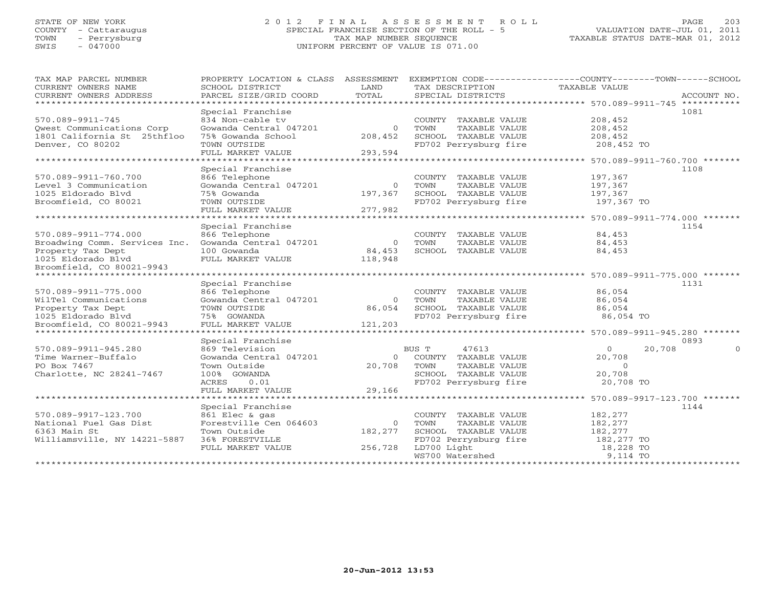STATE OF NEW YORK
COUNTY - Cattaraugus
TOWN - Perrysburg
SWIS - 047000

# 2012 FINAL ASSESSMENT ROLL
SPECIAL FRANCHISE SECTION OF THE ROLL - 5
TAX MAP NUMBER SEQUENCE
UNIFORM PERCENT OF VALUE IS 071.00

VALUATION DATE-JUL 01, 2011
TAXABLE STATUS DATE-MAR 01, 2012

| TAX MAP PARCEL NUMBER / CURRENT OWNERS NAME / CURRENT OWNERS ADDRESS | PROPERTY LOCATION & CLASS / SCHOOL DISTRICT / PARCEL SIZE/GRID COORD | ASSESSMENT LAND / TOTAL | EXEMPTION CODE / TAX DESCRIPTION / SPECIAL DISTRICTS | COUNTY | TOWN | SCHOOL | ACCOUNT NO. |
|---|---|---|---|---|---|---|---|
| **570.089-9911-745** | Special Franchise | | | | | | 1081 |
| 570.089-9911-745 | 834 Non-cable tv | | COUNTY TAXABLE VALUE | 208,452 | | | |
| Qwest Communications Corp | Gowanda Central 047201 | 0 | TOWN TAXABLE VALUE | 208,452 | | | |
| 1801 California St 25thfloo | 75% Gowanda School | 208,452 | SCHOOL TAXABLE VALUE | 208,452 | | | |
| Denver, CO 80202 | TOWN OUTSIDE | | FD702 Perrysburg fire | 208,452 TO | | | |
| | FULL MARKET VALUE | 293,594 | | | | | |
| **570.089-9911-760.700** | Special Franchise | | | | | | 1108 |
| 570.089-9911-760.700 | 866 Telephone | | COUNTY TAXABLE VALUE | 197,367 | | | |
| Level 3 Communication | Gowanda Central 047201 | 0 | TOWN TAXABLE VALUE | 197,367 | | | |
| 1025 Eldorado Blvd | 75% Gowanda | 197,367 | SCHOOL TAXABLE VALUE | 197,367 | | | |
| Broomfield, CO 80021 | TOWN OUTSIDE | | FD702 Perrysburg fire | 197,367 TO | | | |
| | FULL MARKET VALUE | 277,982 | | | | | |
| **570.089-9911-774.000** | Special Franchise | | | | | | 1154 |
| 570.089-9911-774.000 | 866 Telephone | | COUNTY TAXABLE VALUE | 84,453 | | | |
| Broadwing Comm. Services Inc. | Gowanda Central 047201 | 0 | TOWN TAXABLE VALUE | 84,453 | | | |
| Property Tax Dept | 100 Gowanda | 84,453 | SCHOOL TAXABLE VALUE | 84,453 | | | |
| 1025 Eldorado Blvd | FULL MARKET VALUE | 118,948 | | | | | |
| Broomfield, CO 80021-9943 | | | | | | | |
| **570.089-9911-775.000** | Special Franchise | | | | | | 1131 |
| 570.089-9911-775.000 | 866 Telephone | | COUNTY TAXABLE VALUE | 86,054 | | | |
| WilTel Communications | Gowanda Central 047201 | 0 | TOWN TAXABLE VALUE | 86,054 | | | |
| Property Tax Dept | TOWN OUTSIDE | 86,054 | SCHOOL TAXABLE VALUE | 86,054 | | | |
| 1025 Eldorado Blvd | 75% GOWANDA | | FD702 Perrysburg fire | 86,054 TO | | | |
| Broomfield, CO 80021-9943 | FULL MARKET VALUE | 121,203 | | | | | |
| **570.089-9911-945.280** | Special Franchise | | | | | | 0893 |
| 570.089-9911-945.280 | 869 Television | | BUS T 47613 | 0 | 20,708 | 0 | |
| Time Warner-Buffalo | Gowanda Central 047201 | 0 | COUNTY TAXABLE VALUE | 20,708 | | | |
| PO Box 7467 | Town Outside | 20,708 | TOWN TAXABLE VALUE | 0 | | | |
| Charlotte, NC 28241-7467 | 100% GOWANDA | | SCHOOL TAXABLE VALUE | 20,708 | | | |
| | ACRES 0.01 | | FD702 Perrysburg fire | 20,708 TO | | | |
| | FULL MARKET VALUE | 29,166 | | | | | |
| **570.089-9917-123.700** | Special Franchise | | | | | | 1144 |
| 570.089-9917-123.700 | 861 Elec & gas | | COUNTY TAXABLE VALUE | 182,277 | | | |
| National Fuel Gas Dist | Forestville Cen 064603 | 0 | TOWN TAXABLE VALUE | 182,277 | | | |
| 6363 Main St | Town Outside | 182,277 | SCHOOL TAXABLE VALUE | 182,277 | | | |
| Williamsville, NY 14221-5887 | 36% FORESTVILLE | | FD702 Perrysburg fire | 182,277 TO | | | |
| | FULL MARKET VALUE | 256,728 | LD700 Light | 18,228 TO | | | |
| | | | WS700 Watershed | 9,114 TO | | | |

20-Jun-2012 13:53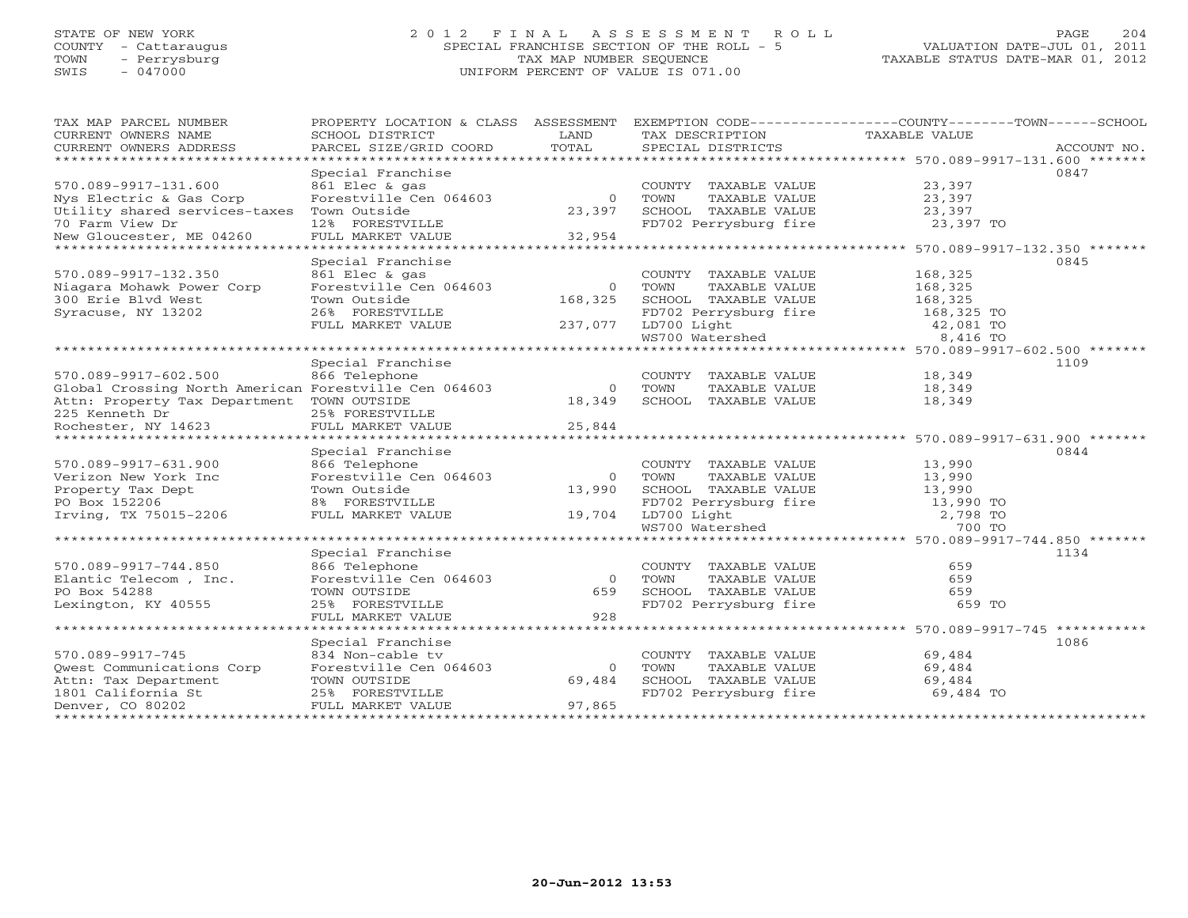STATE OF NEW YORK
COUNTY - Cattaraugus
TOWN - Perrysburg
SWIS - 047000

# 2012 FINAL ASSESSMENT ROLL
SPECIAL FRANCHISE SECTION OF THE ROLL - 5
TAX MAP NUMBER SEQUENCE
UNIFORM PERCENT OF VALUE IS 071.00

VALUATION DATE-JUL 01, 2011
TAXABLE STATUS DATE-MAR 01, 2012

| TAX MAP PARCEL NUMBER / CURRENT OWNERS NAME / CURRENT OWNERS ADDRESS | PROPERTY LOCATION & CLASS / SCHOOL DISTRICT / PARCEL SIZE/GRID COORD | ASSESSMENT LAND / TOTAL | EXEMPTION CODE / TAX DESCRIPTION / SPECIAL DISTRICTS | TAXABLE VALUE | ACCOUNT NO. |
|---|---|---|---|---|---|
| **570.089-9917-131.600** | Special Franchise | | | | 0847 |
| 570.089-9917-131.600 | 861 Elec & gas | | COUNTY TAXABLE VALUE | 23,397 | |
| Nys Electric & Gas Corp | Forestville Cen 064603 | 0 | TOWN TAXABLE VALUE | 23,397 | |
| Utility shared services-taxes | Town Outside | 23,397 | SCHOOL TAXABLE VALUE | 23,397 | |
| 70 Farm View Dr | 12% FORESTVILLE | | FD702 Perrysburg fire | 23,397 TO | |
| New Gloucester, ME 04260 | FULL MARKET VALUE | 32,954 | | | |
| **570.089-9917-132.350** | Special Franchise | | | | 0845 |
| 570.089-9917-132.350 | 861 Elec & gas | | COUNTY TAXABLE VALUE | 168,325 | |
| Niagara Mohawk Power Corp | Forestville Cen 064603 | 0 | TOWN TAXABLE VALUE | 168,325 | |
| 300 Erie Blvd West | Town Outside | 168,325 | SCHOOL TAXABLE VALUE | 168,325 | |
| Syracuse, NY 13202 | 26% FORESTVILLE | | FD702 Perrysburg fire | 168,325 TO | |
| | FULL MARKET VALUE | 237,077 | LD700 Light | 42,081 TO | |
| | | | WS700 Watershed | 8,416 TO | |
| **570.089-9917-602.500** | Special Franchise | | | | 1109 |
| 570.089-9917-602.500 | 866 Telephone | | COUNTY TAXABLE VALUE | 18,349 | |
| Global Crossing North American | Forestville Cen 064603 | 0 | TOWN TAXABLE VALUE | 18,349 | |
| Attn: Property Tax Department | TOWN OUTSIDE | 18,349 | SCHOOL TAXABLE VALUE | 18,349 | |
| 225 Kenneth Dr | 25% FORESTVILLE | | | | |
| Rochester, NY 14623 | FULL MARKET VALUE | 25,844 | | | |
| **570.089-9917-631.900** | Special Franchise | | | | 0844 |
| 570.089-9917-631.900 | 866 Telephone | | COUNTY TAXABLE VALUE | 13,990 | |
| Verizon New York Inc | Forestville Cen 064603 | 0 | TOWN TAXABLE VALUE | 13,990 | |
| Property Tax Dept | Town Outside | 13,990 | SCHOOL TAXABLE VALUE | 13,990 | |
| PO Box 152206 | 8% FORESTVILLE | | FD702 Perrysburg fire | 13,990 TO | |
| Irving, TX 75015-2206 | FULL MARKET VALUE | 19,704 | LD700 Light | 2,798 TO | |
| | | | WS700 Watershed | 700 TO | |
| **570.089-9917-744.850** | Special Franchise | | | | 1134 |
| 570.089-9917-744.850 | 866 Telephone | | COUNTY TAXABLE VALUE | 659 | |
| Elantic Telecom , Inc. | Forestville Cen 064603 | 0 | TOWN TAXABLE VALUE | 659 | |
| PO Box 54288 | TOWN OUTSIDE | 659 | SCHOOL TAXABLE VALUE | 659 | |
| Lexington, KY 40555 | 25% FORESTVILLE | | FD702 Perrysburg fire | 659 TO | |
| | FULL MARKET VALUE | 928 | | | |
| **570.089-9917-745** | Special Franchise | | | | 1086 |
| 570.089-9917-745 | 834 Non-cable tv | | COUNTY TAXABLE VALUE | 69,484 | |
| Qwest Communications Corp | Forestville Cen 064603 | 0 | TOWN TAXABLE VALUE | 69,484 | |
| Attn: Tax Department | TOWN OUTSIDE | 69,484 | SCHOOL TAXABLE VALUE | 69,484 | |
| 1801 California St | 25% FORESTVILLE | | FD702 Perrysburg fire | 69,484 TO | |
| Denver, CO 80202 | FULL MARKET VALUE | 97,865 | | | |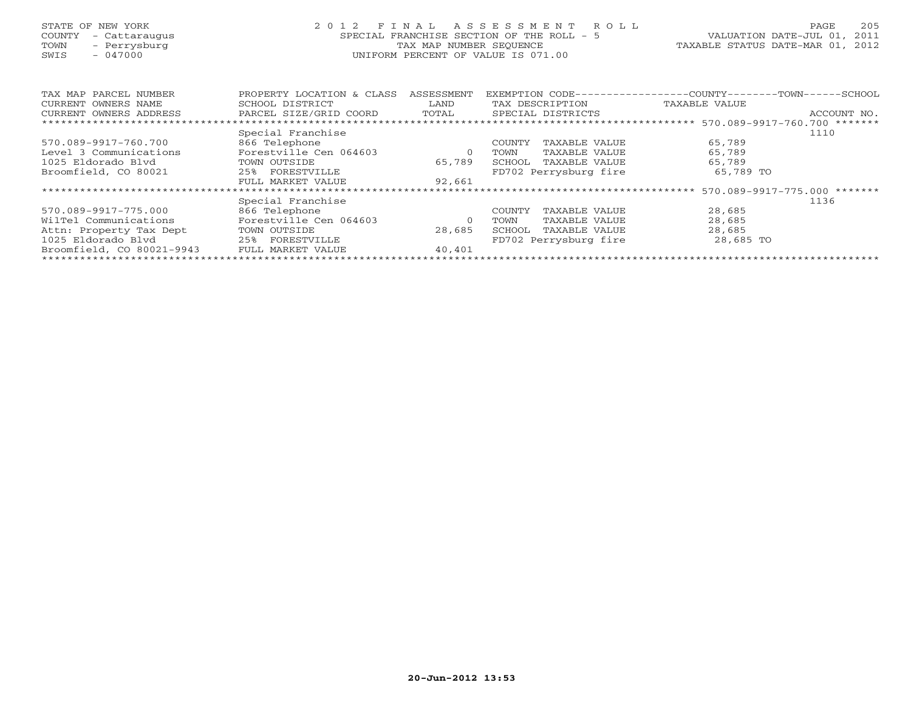STATE OF NEW YORK
COUNTY - Cattaraugus
TOWN - Perrysburg
SWIS - 047000

2 0 1 2 F I N A L A S S E S S M E N T R O L L
SPECIAL FRANCHISE SECTION OF THE ROLL - 5
TAX MAP NUMBER SEQUENCE
UNIFORM PERCENT OF VALUE IS 071.00

VALUATION DATE-JUL 01, 2011
TAXABLE STATUS DATE-MAR 01, 2012

| TAX MAP PARCEL NUMBER<br>CURRENT OWNERS NAME<br>CURRENT OWNERS ADDRESS | PROPERTY LOCATION & CLASS<br>SCHOOL DISTRICT<br>PARCEL SIZE/GRID COORD | ASSESSMENT<br>LAND<br>TOTAL | EXEMPTION CODE<br>TAX DESCRIPTION<br>SPECIAL DISTRICTS | COUNTY--------TOWN------SCHOOL<br>TAXABLE VALUE | ACCOUNT NO. |
|---|---|---|---|---|---|
| 570.089-9917-760.700 | Special Franchise | | | | 1110 |
| 570.089-9917-760.700 | 866 Telephone | | COUNTY TAXABLE VALUE | 65,789 | |
| Level 3 Communications | Forestville Cen 064603 | 0 | TOWN TAXABLE VALUE | 65,789 | |
| 1025 Eldorado Blvd | TOWN OUTSIDE | 65,789 | SCHOOL TAXABLE VALUE | 65,789 | |
| Broomfield, CO 80021 | 25% FORESTVILLE | | FD702 Perrysburg fire | 65,789 TO | |
| | FULL MARKET VALUE | 92,661 | | | |
| 570.089-9917-775.000 | Special Franchise | | | | 1136 |
| 570.089-9917-775.000 | 866 Telephone | | COUNTY TAXABLE VALUE | 28,685 | |
| WilTel Communications | Forestville Cen 064603 | 0 | TOWN TAXABLE VALUE | 28,685 | |
| Attn: Property Tax Dept | TOWN OUTSIDE | 28,685 | SCHOOL TAXABLE VALUE | 28,685 | |
| 1025 Eldorado Blvd | 25% FORESTVILLE | | FD702 Perrysburg fire | 28,685 TO | |
| Broomfield, CO 80021-9943 | FULL MARKET VALUE | 40,401 | | | |

20-Jun-2012 13:53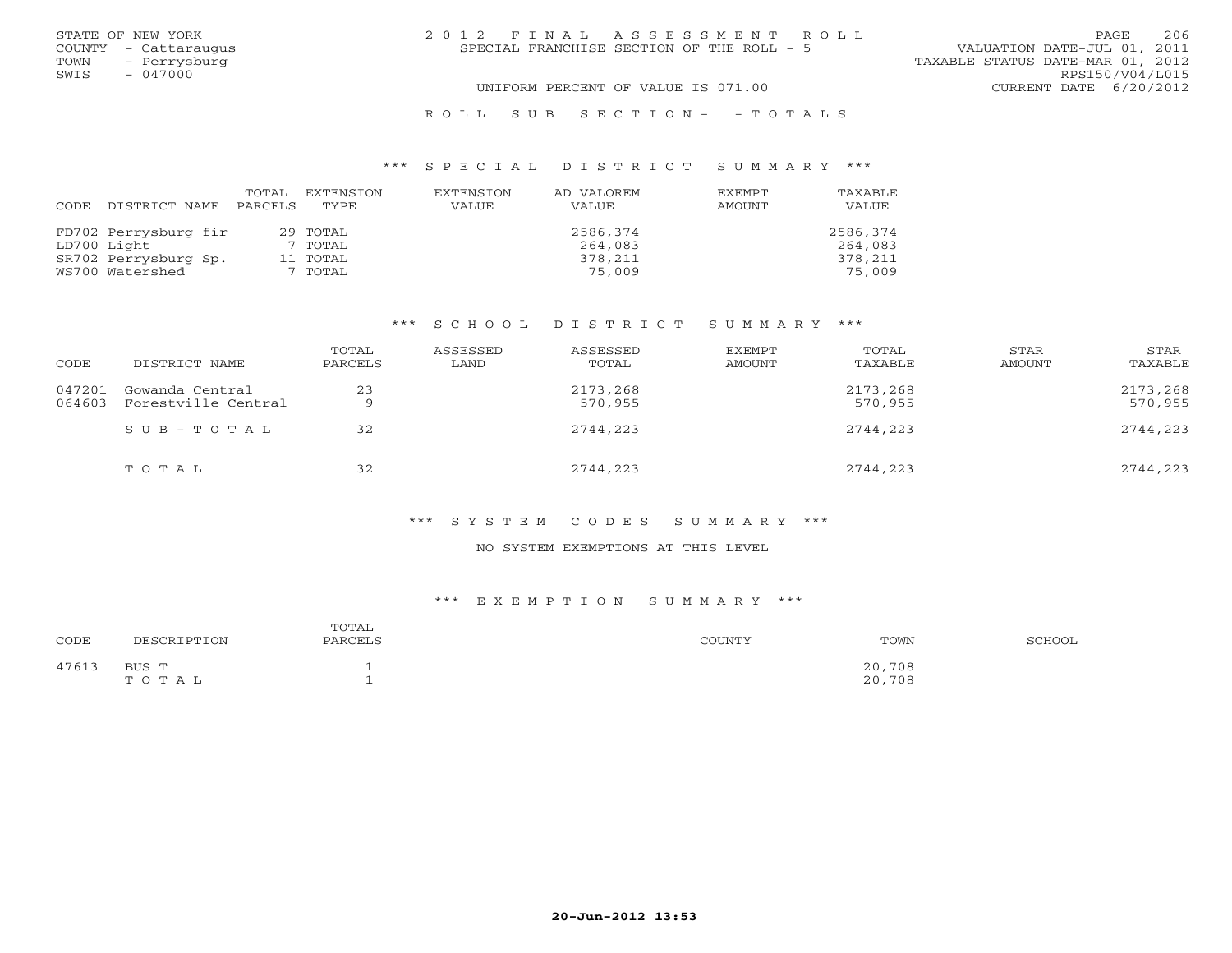STATE OF NEW YORK
COUNTY - Cattaraugus
TOWN - Perrysburg
SWIS - 047000

2012 FINAL ASSESSMENT ROLL
SPECIAL FRANCHISE SECTION OF THE ROLL - 5
UNIFORM PERCENT OF VALUE IS 071.00

VALUATION DATE-JUL 01, 2011
TAXABLE STATUS DATE-MAR 01, 2012
RPS150/V04/L015
CURRENT DATE 6/20/2012

ROLL SUB SECTION- - TOTALS

*** SPECIAL DISTRICT SUMMARY ***

| CODE DISTRICT NAME | TOTAL PARCELS | EXTENSION TYPE | EXTENSION VALUE | AD VALOREM VALUE | EXEMPT AMOUNT | TAXABLE VALUE |
|---|---|---|---|---|---|---|
| FD702 Perrysburg fir | 29 | TOTAL | | 2586,374 | | 2586,374 |
| LD700 Light | 7 | TOTAL | | 264,083 | | 264,083 |
| SR702 Perrysburg Sp. | 11 | TOTAL | | 378,211 | | 378,211 |
| WS700 Watershed | 7 | TOTAL | | 75,009 | | 75,009 |

*** SCHOOL DISTRICT SUMMARY ***

| CODE | DISTRICT NAME | TOTAL PARCELS | ASSESSED LAND | ASSESSED TOTAL | EXEMPT AMOUNT | TOTAL TAXABLE | STAR AMOUNT | STAR TAXABLE |
|---|---|---|---|---|---|---|---|---|
| 047201 | Gowanda Central | 23 | | 2173,268 | | 2173,268 | | 2173,268 |
| 064603 | Forestville Central | 9 | | 570,955 | | 570,955 | | 570,955 |
| | SUB-TOTAL | 32 | | 2744,223 | | 2744,223 | | 2744,223 |
| | TOTAL | 32 | | 2744,223 | | 2744,223 | | 2744,223 |

*** SYSTEM CODES SUMMARY ***

NO SYSTEM EXEMPTIONS AT THIS LEVEL

*** EXEMPTION SUMMARY ***

| CODE | DESCRIPTION | TOTAL PARCELS | COUNTY | TOWN | SCHOOL |
|---|---|---|---|---|---|
| 47613 | BUS T | 1 | | 20,708 | |
| | TOTAL | 1 | | 20,708 | |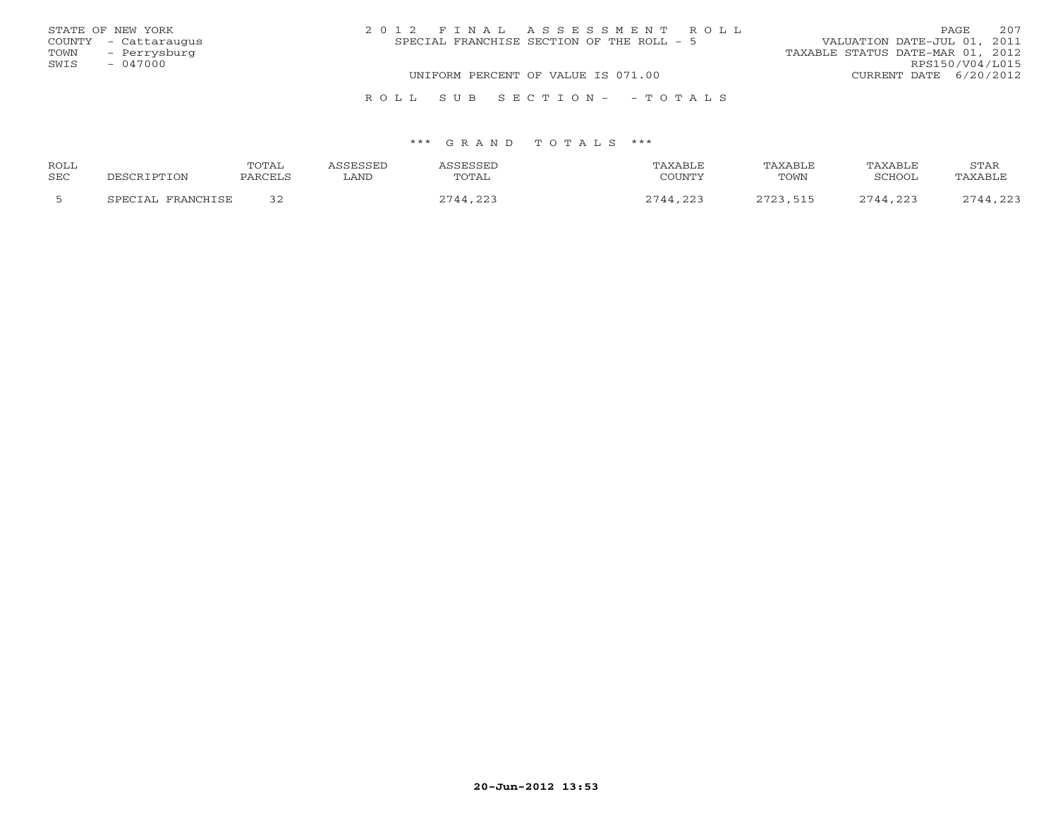STATE OF NEW YORK
COUNTY - Cattaraugus
TOWN - Perrysburg
SWIS - 047000

# 2012 FINAL ASSESSMENT ROLL

SPECIAL FRANCHISE SECTION OF THE ROLL - 5

UNIFORM PERCENT OF VALUE IS 071.00

VALUATION DATE-JUL 01, 2011
TAXABLE STATUS DATE-MAR 01, 2012
RPS150/V04/L015
CURRENT DATE 6/20/2012

## ROLL SUB SECTION- - TOTALS

### *** GRAND TOTALS ***

| ROLL SEC | DESCRIPTION | TOTAL PARCELS | ASSESSED LAND | ASSESSED TOTAL | TAXABLE COUNTY | TAXABLE TOWN | TAXABLE SCHOOL | STAR TAXABLE |
|---|---|---|---|---|---|---|---|---|
| 5 | SPECIAL FRANCHISE | 32 | | 2744,223 | 2744,223 | 2723,515 | 2744,223 | 2744,223 |

20-Jun-2012 13:53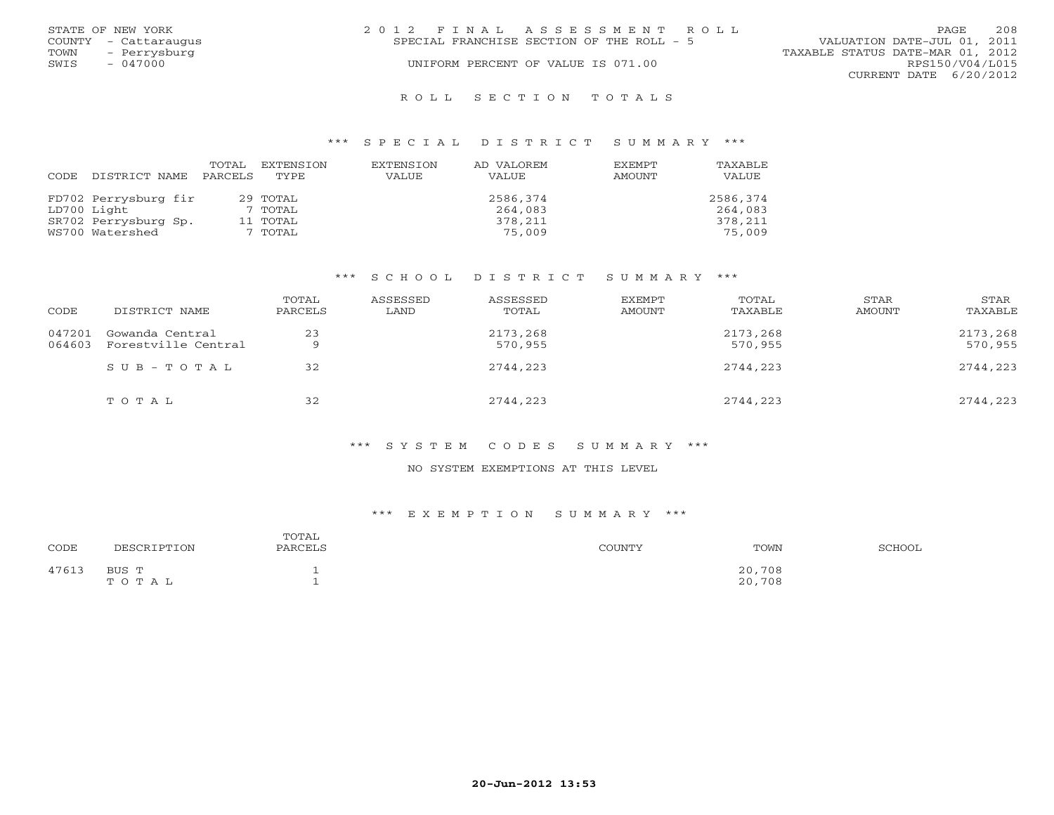STATE OF NEW YORK
COUNTY - Cattaraugus
TOWN - Perrysburg
SWIS - 047000

2012 FINAL ASSESSMENT ROLL
SPECIAL FRANCHISE SECTION OF THE ROLL - 5
UNIFORM PERCENT OF VALUE IS 071.00

VALUATION DATE-JUL 01, 2011
TAXABLE STATUS DATE-MAR 01, 2012
RPS150/V04/L015
CURRENT DATE 6/20/2012

## ROLL SECTION TOTALS

### *** SPECIAL DISTRICT SUMMARY ***

| CODE | DISTRICT NAME | TOTAL PARCELS | EXTENSION TYPE | EXTENSION VALUE | AD VALOREM VALUE | EXEMPT AMOUNT | TAXABLE VALUE |
|---|---|---|---|---|---|---|---|
| FD702 | Perrysburg fir | 29 | TOTAL | | 2586,374 | | 2586,374 |
| LD700 | Light | 7 | TOTAL | | 264,083 | | 264,083 |
| SR702 | Perrysburg Sp. | 11 | TOTAL | | 378,211 | | 378,211 |
| WS700 | Watershed | 7 | TOTAL | | 75,009 | | 75,009 |

### *** SCHOOL DISTRICT SUMMARY ***

| CODE | DISTRICT NAME | TOTAL PARCELS | ASSESSED LAND | ASSESSED TOTAL | EXEMPT AMOUNT | TOTAL TAXABLE | STAR AMOUNT | STAR TAXABLE |
|---|---|---|---|---|---|---|---|---|
| 047201 | Gowanda Central | 23 | | 2173,268 | | 2173,268 | | 2173,268 |
| 064603 | Forestville Central | 9 | | 570,955 | | 570,955 | | 570,955 |
| | SUB-TOTAL | 32 | | 2744,223 | | 2744,223 | | 2744,223 |
| | TOTAL | 32 | | 2744,223 | | 2744,223 | | 2744,223 |

### *** SYSTEM CODES SUMMARY ***

NO SYSTEM EXEMPTIONS AT THIS LEVEL

### *** EXEMPTION SUMMARY ***

| CODE | DESCRIPTION | TOTAL PARCELS | COUNTY | TOWN | SCHOOL |
|---|---|---|---|---|---|
| 47613 | BUS T | 1 | | 20,708 | |
| | TOTAL | 1 | | 20,708 | |

20-Jun-2012 13:53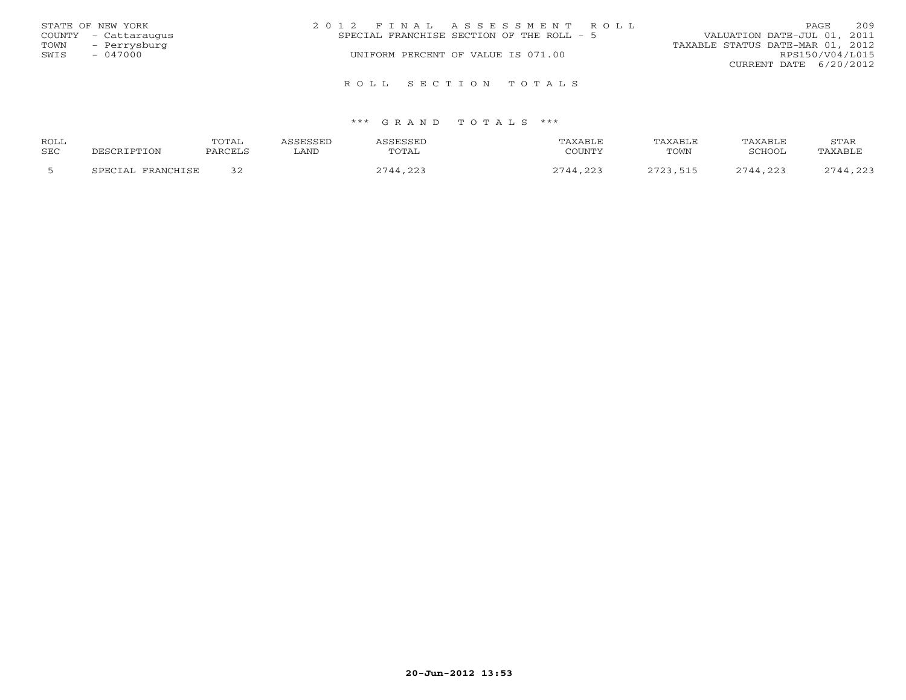STATE OF NEW YORK
COUNTY - Cattaraugus
TOWN - Perrysburg
SWIS - 047000

# 2012 FINAL ASSESSMENT ROLL

SPECIAL FRANCHISE SECTION OF THE ROLL - 5

UNIFORM PERCENT OF VALUE IS 071.00

VALUATION DATE-JUL 01, 2011
TAXABLE STATUS DATE-MAR 01, 2012
RPS150/V04/L015
CURRENT DATE 6/20/2012

## ROLL SECTION TOTALS

### *** GRAND TOTALS ***

| ROLL SEC | DESCRIPTION | TOTAL PARCELS | ASSESSED LAND | ASSESSED TOTAL | TAXABLE COUNTY | TAXABLE TOWN | TAXABLE SCHOOL | STAR TAXABLE |
|---|---|---|---|---|---|---|---|---|
| 5 | SPECIAL FRANCHISE | 32 | | 2744,223 | 2744,223 | 2723,515 | 2744,223 | 2744,223 |

20-Jun-2012 13:53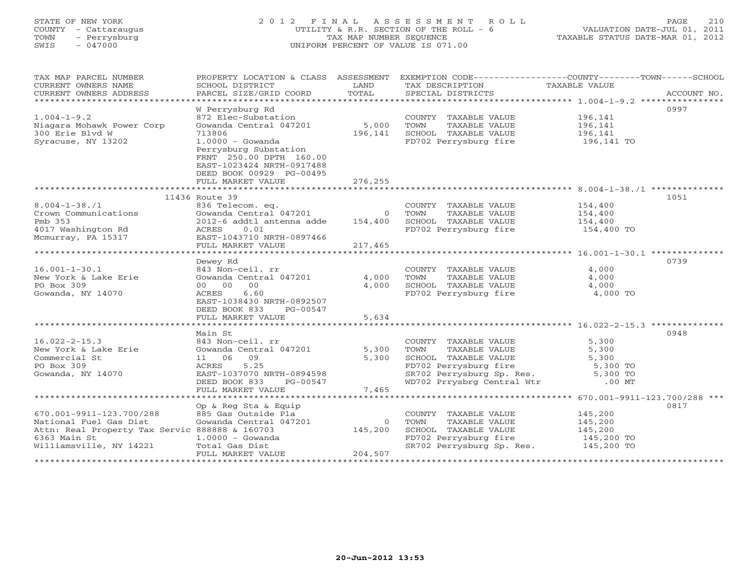STATE OF NEW YORK
COUNTY - Cattaraugus
TOWN - Perrysburg
SWIS - 047000

# 2012 FINAL ASSESSMENT ROLL
UTILITY & R.R. SECTION OF THE ROLL - 6
TAX MAP NUMBER SEQUENCE
UNIFORM PERCENT OF VALUE IS 071.00

VALUATION DATE-JUL 01, 2011
TAXABLE STATUS DATE-MAR 01, 2012

| TAX MAP PARCEL NUMBER / CURRENT OWNERS NAME / CURRENT OWNERS ADDRESS | PROPERTY LOCATION & CLASS / SCHOOL DISTRICT / PARCEL SIZE/GRID COORD | ASSESSMENT LAND / TOTAL | EXEMPTION CODE / TAX DESCRIPTION / SPECIAL DISTRICTS | COUNTY--------TOWN------SCHOOL TAXABLE VALUE | ACCOUNT NO. |
|---|---|---|---|---|---|
| 1.004-1-9.2 | W Perrysburg Rd | | | | 0997 |
| 1.004-1-9.2 | 872 Elec-Substation | | COUNTY TAXABLE VALUE | 196,141 | |
| Niagara Mohawk Power Corp | Gowanda Central 047201 | 5,000 | TOWN TAXABLE VALUE | 196,141 | |
| 300 Erie Blvd W | 713806 | 196,141 | SCHOOL TAXABLE VALUE | 196,141 | |
| Syracuse, NY 13202 | 1.0000 - Gowanda | | FD702 Perrysburg fire | 196,141 TO | |
| | Perrysburg Substation | | | | |
| | FRNT 250.00 DPTH 160.00 | | | | |
| | EAST-1023424 NRTH-0917488 | | | | |
| | DEED BOOK 00929 PG-00495 | | | | |
| | FULL MARKET VALUE | 276,255 | | | |
| 8.004-1-38./1 | 11436 Route 39 | | | | 1051 |
| 8.004-1-38./1 | 836 Telecom. eq. | | COUNTY TAXABLE VALUE | 154,400 | |
| Crown Communications | Gowanda Central 047201 | 0 | TOWN TAXABLE VALUE | 154,400 | |
| Pmb 353 | 2012-6 addtl antenna adde | 154,400 | SCHOOL TAXABLE VALUE | 154,400 | |
| 4017 Washington Rd | ACRES 0.01 | | FD702 Perrysburg fire | 154,400 TO | |
| Mcmurray, PA 15317 | EAST-1043710 NRTH-0897466 | | | | |
| | FULL MARKET VALUE | 217,465 | | | |
| 16.001-1-30.1 | Dewey Rd | | | | 0739 |
| 16.001-1-30.1 | 843 Non-ceil. rr | | COUNTY TAXABLE VALUE | 4,000 | |
| New York & Lake Erie | Gowanda Central 047201 | 4,000 | TOWN TAXABLE VALUE | 4,000 | |
| PO Box 309 | 00 00 00 | 4,000 | SCHOOL TAXABLE VALUE | 4,000 | |
| Gowanda, NY 14070 | ACRES 6.60 | | FD702 Perrysburg fire | 4,000 TO | |
| | EAST-1038430 NRTH-0892507 | | | | |
| | DEED BOOK 833 PG-00547 | | | | |
| | FULL MARKET VALUE | 5,634 | | | |
| 16.022-2-15.3 | Main St | | | | 0948 |
| 16.022-2-15.3 | 843 Non-ceil. rr | | COUNTY TAXABLE VALUE | 5,300 | |
| New York & Lake Erie | Gowanda Central 047201 | 5,300 | TOWN TAXABLE VALUE | 5,300 | |
| Commercial St | 11 06 09 | 5,300 | SCHOOL TAXABLE VALUE | 5,300 | |
| PO Box 309 | ACRES 5.25 | | FD702 Perrysburg fire | 5,300 TO | |
| Gowanda, NY 14070 | EAST-1037070 NRTH-0894598 | | SR702 Perrysburg Sp. Res. | 5,300 TO | |
| | DEED BOOK 833 PG-00547 | | WD702 Prrysbrg Central Wtr | .00 MT | |
| | FULL MARKET VALUE | 7,465 | | | |
| 670.001-9911-123.700/288 | Op & Reg Sta & Equip | | | | 0817 |
| 670.001-9911-123.700/288 | 885 Gas Outside Pla | | COUNTY TAXABLE VALUE | 145,200 | |
| National Fuel Gas Dist | Gowanda Central 047201 | 0 | TOWN TAXABLE VALUE | 145,200 | |
| Attn: Real Property Tax Servic | 888888 & 160703 | 145,200 | SCHOOL TAXABLE VALUE | 145,200 | |
| 6363 Main St | 1.0000 - Gowanda | | FD702 Perrysburg fire | 145,200 TO | |
| Williamsville, NY 14221 | Total Gas Dist | | SR702 Perrysburg Sp. Res. | 145,200 TO | |
| | FULL MARKET VALUE | 204,507 | | | |

20-Jun-2012 13:53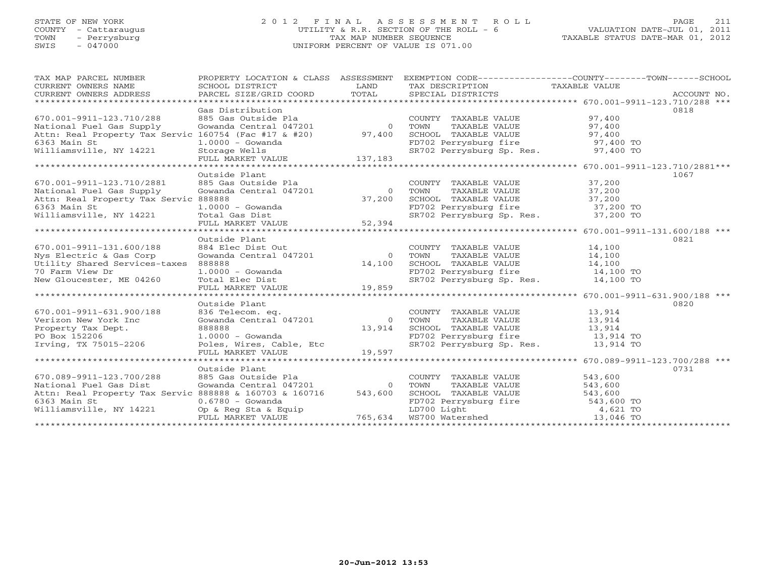STATE OF NEW YORK
COUNTY - Cattaraugus
TOWN - Perrysburg
SWIS - 047000

# 2012 FINAL ASSESSMENT ROLL

UTILITY & R.R. SECTION OF THE ROLL - 6
TAX MAP NUMBER SEQUENCE
UNIFORM PERCENT OF VALUE IS 071.00

VALUATION DATE-JUL 01, 2011
TAXABLE STATUS DATE-MAR 01, 2012

| TAX MAP PARCEL NUMBER / CURRENT OWNERS NAME / CURRENT OWNERS ADDRESS | PROPERTY LOCATION & CLASS / SCHOOL DISTRICT / PARCEL SIZE/GRID COORD | ASSESSMENT LAND / TOTAL | EXEMPTION CODE / TAX DESCRIPTION / SPECIAL DISTRICTS | TAXABLE VALUE (COUNTY / TOWN / SCHOOL) | ACCOUNT NO. |
|---|---|---|---|---|---|
| **670.001-9911-123.710/288** | Gas Distribution | | | | 0818 |
| 670.001-9911-123.710/288 | 885 Gas Outside Pla | | COUNTY TAXABLE VALUE | 97,400 | |
| National Fuel Gas Supply | Gowanda Central 047201 | 0 | TOWN TAXABLE VALUE | 97,400 | |
| Attn: Real Property Tax Servic | 160754 (Fac #17 & #20) | 97,400 | SCHOOL TAXABLE VALUE | 97,400 | |
| 6363 Main St | 1.0000 - Gowanda | | FD702 Perrysburg fire | 97,400 TO | |
| Williamsville, NY 14221 | Storage Wells | | SR702 Perrysburg Sp. Res. | 97,400 TO | |
| | FULL MARKET VALUE | 137,183 | | | |
| **670.001-9911-123.710/2881** | Outside Plant | | | | 1067 |
| 670.001-9911-123.710/2881 | 885 Gas Outside Pla | | COUNTY TAXABLE VALUE | 37,200 | |
| National Fuel Gas Supply | Gowanda Central 047201 | 0 | TOWN TAXABLE VALUE | 37,200 | |
| Attn: Real Property Tax Servic | 888888 | 37,200 | SCHOOL TAXABLE VALUE | 37,200 | |
| 6363 Main St | 1.0000 - Gowanda | | FD702 Perrysburg fire | 37,200 TO | |
| Williamsville, NY 14221 | Total Gas Dist | | SR702 Perrysburg Sp. Res. | 37,200 TO | |
| | FULL MARKET VALUE | 52,394 | | | |
| **670.001-9911-131.600/188** | Outside Plant | | | | 0821 |
| 670.001-9911-131.600/188 | 884 Elec Dist Out | | COUNTY TAXABLE VALUE | 14,100 | |
| Nys Electric & Gas Corp | Gowanda Central 047201 | 0 | TOWN TAXABLE VALUE | 14,100 | |
| Utility Shared Services-taxes | 888888 | 14,100 | SCHOOL TAXABLE VALUE | 14,100 | |
| 70 Farm View Dr | 1.0000 - Gowanda | | FD702 Perrysburg fire | 14,100 TO | |
| New Gloucester, ME 04260 | Total Elec Dist | | SR702 Perrysburg Sp. Res. | 14,100 TO | |
| | FULL MARKET VALUE | 19,859 | | | |
| **670.001-9911-631.900/188** | Outside Plant | | | | 0820 |
| 670.001-9911-631.900/188 | 836 Telecom. eq. | | COUNTY TAXABLE VALUE | 13,914 | |
| Verizon New York Inc | Gowanda Central 047201 | 0 | TOWN TAXABLE VALUE | 13,914 | |
| Property Tax Dept. | 888888 | 13,914 | SCHOOL TAXABLE VALUE | 13,914 | |
| PO Box 152206 | 1.0000 - Gowanda | | FD702 Perrysburg fire | 13,914 TO | |
| Irving, TX 75015-2206 | Poles, Wires, Cable, Etc | | SR702 Perrysburg Sp. Res. | 13,914 TO | |
| | FULL MARKET VALUE | 19,597 | | | |
| **670.089-9911-123.700/288** | Outside Plant | | | | 0731 |
| 670.089-9911-123.700/288 | 885 Gas Outside Pla | | COUNTY TAXABLE VALUE | 543,600 | |
| National Fuel Gas Dist | Gowanda Central 047201 | 0 | TOWN TAXABLE VALUE | 543,600 | |
| Attn: Real Property Tax Servic | 888888 & 160703 & 160716 | 543,600 | SCHOOL TAXABLE VALUE | 543,600 | |
| 6363 Main St | 0.6780 - Gowanda | | FD702 Perrysburg fire | 543,600 TO | |
| Williamsville, NY 14221 | Op & Reg Sta & Equip | | LD700 Light | 4,621 TO | |
| | FULL MARKET VALUE | 765,634 | WS700 Watershed | 13,046 TO | |

20-Jun-2012 13:53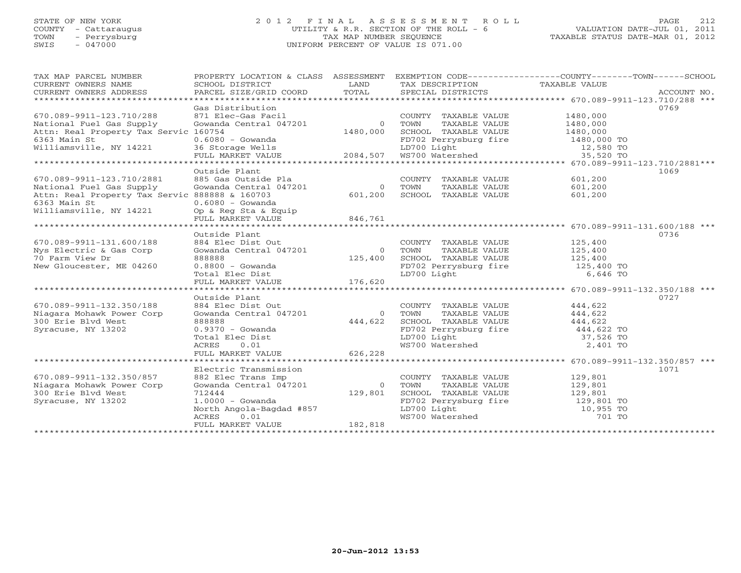STATE OF NEW YORK
COUNTY - Cattaraugus
TOWN - Perrysburg
SWIS - 047000

# 2012 FINAL ASSESSMENT ROLL

UTILITY & R.R. SECTION OF THE ROLL - 6
TAX MAP NUMBER SEQUENCE
UNIFORM PERCENT OF VALUE IS 071.00

VALUATION DATE-JUL 01, 2011
TAXABLE STATUS DATE-MAR 01, 2012

| TAX MAP PARCEL NUMBER / CURRENT OWNERS NAME / CURRENT OWNERS ADDRESS | PROPERTY LOCATION & CLASS / SCHOOL DISTRICT / PARCEL SIZE/GRID COORD | ASSESSMENT LAND / TOTAL | EXEMPTION CODE / TAX DESCRIPTION / SPECIAL DISTRICTS | COUNTY--------TOWN------SCHOOL TAXABLE VALUE | ACCOUNT NO. |
|---|---|---|---|---|---|
| **670.089-9911-123.710/288** | Gas Distribution | | | | 0769 |
| 670.089-9911-123.710/288 | 871 Elec-Gas Facil | | COUNTY TAXABLE VALUE | 1480,000 | |
| National Fuel Gas Supply | Gowanda Central 047201 | 0 | TOWN TAXABLE VALUE | 1480,000 | |
| Attn: Real Property Tax Servic | 160754 | 1480,000 | SCHOOL TAXABLE VALUE | 1480,000 | |
| 6363 Main St | 0.6080 - Gowanda | | FD702 Perrysburg fire | 1480,000 TO | |
| Williamsville, NY 14221 | 36 Storage Wells | | LD700 Light | 12,580 TO | |
| | FULL MARKET VALUE | 2084,507 | WS700 Watershed | 35,520 TO | |
| **670.089-9911-123.710/2881** | Outside Plant | | | | 1069 |
| 670.089-9911-123.710/2881 | 885 Gas Outside Pla | | COUNTY TAXABLE VALUE | 601,200 | |
| National Fuel Gas Supply | Gowanda Central 047201 | 0 | TOWN TAXABLE VALUE | 601,200 | |
| Attn: Real Property Tax Servic | 888888 & 160703 | 601,200 | SCHOOL TAXABLE VALUE | 601,200 | |
| 6363 Main St | 0.6080 - Gowanda | | | | |
| Williamsville, NY 14221 | Op & Reg Sta & Equip | | | | |
| | FULL MARKET VALUE | 846,761 | | | |
| **670.089-9911-131.600/188** | Outside Plant | | | | 0736 |
| 670.089-9911-131.600/188 | 884 Elec Dist Out | | COUNTY TAXABLE VALUE | 125,400 | |
| Nys Electric & Gas Corp | Gowanda Central 047201 | 0 | TOWN TAXABLE VALUE | 125,400 | |
| 70 Farm View Dr | 888888 | 125,400 | SCHOOL TAXABLE VALUE | 125,400 | |
| New Gloucester, ME 04260 | 0.8800 - Gowanda | | FD702 Perrysburg fire | 125,400 TO | |
| | Total Elec Dist | | LD700 Light | 6,646 TO | |
| | FULL MARKET VALUE | 176,620 | | | |
| **670.089-9911-132.350/188** | Outside Plant | | | | 0727 |
| 670.089-9911-132.350/188 | 884 Elec Dist Out | | COUNTY TAXABLE VALUE | 444,622 | |
| Niagara Mohawk Power Corp | Gowanda Central 047201 | 0 | TOWN TAXABLE VALUE | 444,622 | |
| 300 Erie Blvd West | 888888 | 444,622 | SCHOOL TAXABLE VALUE | 444,622 | |
| Syracuse, NY 13202 | 0.9370 - Gowanda | | FD702 Perrysburg fire | 444,622 TO | |
| | Total Elec Dist | | LD700 Light | 37,526 TO | |
| | ACRES 0.01 | | WS700 Watershed | 2,401 TO | |
| | FULL MARKET VALUE | 626,228 | | | |
| **670.089-9911-132.350/857** | Electric Transmission | | | | 1071 |
| 670.089-9911-132.350/857 | 882 Elec Trans Imp | | COUNTY TAXABLE VALUE | 129,801 | |
| Niagara Mohawk Power Corp | Gowanda Central 047201 | 0 | TOWN TAXABLE VALUE | 129,801 | |
| 300 Erie Blvd West | 712444 | 129,801 | SCHOOL TAXABLE VALUE | 129,801 | |
| Syracuse, NY 13202 | 1.0000 - Gowanda | | FD702 Perrysburg fire | 129,801 TO | |
| | North Angola-Bagdad #857 | | LD700 Light | 10,955 TO | |
| | ACRES 0.01 | | WS700 Watershed | 701 TO | |
| | FULL MARKET VALUE | 182,818 | | | |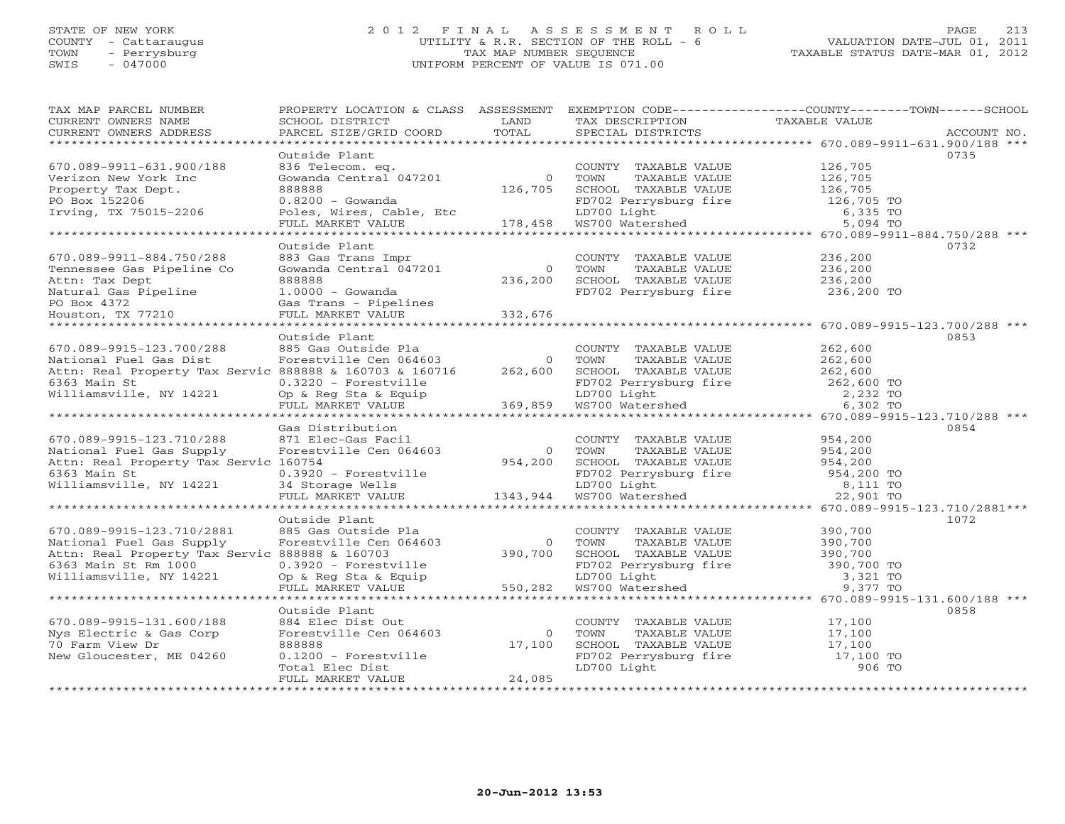STATE OF NEW YORK
COUNTY - Cattaraugus
TOWN - Perrysburg
SWIS - 047000

# 2012 FINAL ASSESSMENT ROLL
UTILITY & R.R. SECTION OF THE ROLL - 6
TAX MAP NUMBER SEQUENCE
UNIFORM PERCENT OF VALUE IS 071.00

VALUATION DATE-JUL 01, 2011
TAXABLE STATUS DATE-MAR 01, 2012

| TAX MAP PARCEL NUMBER / CURRENT OWNERS NAME / CURRENT OWNERS ADDRESS | PROPERTY LOCATION & CLASS / SCHOOL DISTRICT / PARCEL SIZE/GRID COORD | ASSESSMENT LAND / TOTAL | EXEMPTION CODE / TAX DESCRIPTION / SPECIAL DISTRICTS | COUNTY--------TOWN------SCHOOL TAXABLE VALUE | ACCOUNT NO. |
|---|---|---|---|---|---|
| 670.089-9911-631.900/188 | Outside Plant | | | | 0735 |
| 670.089-9911-631.900/188 | 836 Telecom. eq. | | COUNTY TAXABLE VALUE | 126,705 | |
| Verizon New York Inc | Gowanda Central 047201 | 0 | TOWN TAXABLE VALUE | 126,705 | |
| Property Tax Dept. | 888888 | 126,705 | SCHOOL TAXABLE VALUE | 126,705 | |
| PO Box 152206 | 0.8200 - Gowanda | | FD702 Perrysburg fire | 126,705 TO | |
| Irving, TX 75015-2206 | Poles, Wires, Cable, Etc | | LD700 Light | 6,335 TO | |
| | FULL MARKET VALUE | 178,458 | WS700 Watershed | 5,094 TO | |
| 670.089-9911-884.750/288 | Outside Plant | | | | 0732 |
| 670.089-9911-884.750/288 | 883 Gas Trans Impr | | COUNTY TAXABLE VALUE | 236,200 | |
| Tennessee Gas Pipeline Co | Gowanda Central 047201 | 0 | TOWN TAXABLE VALUE | 236,200 | |
| Attn: Tax Dept | 888888 | 236,200 | SCHOOL TAXABLE VALUE | 236,200 | |
| Natural Gas Pipeline | 1.0000 - Gowanda | | FD702 Perrysburg fire | 236,200 TO | |
| PO Box 4372 | Gas Trans - Pipelines | | | | |
| Houston, TX 77210 | FULL MARKET VALUE | 332,676 | | | |
| 670.089-9915-123.700/288 | Outside Plant | | | | 0853 |
| 670.089-9915-123.700/288 | 885 Gas Outside Pla | | COUNTY TAXABLE VALUE | 262,600 | |
| National Fuel Gas Dist | Forestville Cen 064603 | 0 | TOWN TAXABLE VALUE | 262,600 | |
| Attn: Real Property Tax Servic | 888888 & 160703 & 160716 | 262,600 | SCHOOL TAXABLE VALUE | 262,600 | |
| 6363 Main St | 0.3220 - Forestville | | FD702 Perrysburg fire | 262,600 TO | |
| Williamsville, NY 14221 | Op & Reg Sta & Equip | | LD700 Light | 2,232 TO | |
| | FULL MARKET VALUE | 369,859 | WS700 Watershed | 6,302 TO | |
| 670.089-9915-123.710/288 | Gas Distribution | | | | 0854 |
| 670.089-9915-123.710/288 | 871 Elec-Gas Facil | | COUNTY TAXABLE VALUE | 954,200 | |
| National Fuel Gas Supply | Forestville Cen 064603 | 0 | TOWN TAXABLE VALUE | 954,200 | |
| Attn: Real Property Tax Servic | 160754 | 954,200 | SCHOOL TAXABLE VALUE | 954,200 | |
| 6363 Main St | 0.3920 - Forestville | | FD702 Perrysburg fire | 954,200 TO | |
| Williamsville, NY 14221 | 34 Storage Wells | | LD700 Light | 8,111 TO | |
| | FULL MARKET VALUE | 1343,944 | WS700 Watershed | 22,901 TO | |
| 670.089-9915-123.710/2881 | Outside Plant | | | | 1072 |
| 670.089-9915-123.710/2881 | 885 Gas Outside Pla | | COUNTY TAXABLE VALUE | 390,700 | |
| National Fuel Gas Supply | Forestville Cen 064603 | 0 | TOWN TAXABLE VALUE | 390,700 | |
| Attn: Real Property Tax Servic | 888888 & 160703 | 390,700 | SCHOOL TAXABLE VALUE | 390,700 | |
| 6363 Main St Rm 1000 | 0.3920 - Forestville | | FD702 Perrysburg fire | 390,700 TO | |
| Williamsville, NY 14221 | Op & Reg Sta & Equip | | LD700 Light | 3,321 TO | |
| | FULL MARKET VALUE | 550,282 | WS700 Watershed | 9,377 TO | |
| 670.089-9915-131.600/188 | Outside Plant | | | | 0858 |
| 670.089-9915-131.600/188 | 884 Elec Dist Out | | COUNTY TAXABLE VALUE | 17,100 | |
| Nys Electric & Gas Corp | Forestville Cen 064603 | 0 | TOWN TAXABLE VALUE | 17,100 | |
| 70 Farm View Dr | 888888 | 17,100 | SCHOOL TAXABLE VALUE | 17,100 | |
| New Gloucester, ME 04260 | 0.1200 - Forestville | | FD702 Perrysburg fire | 17,100 TO | |
| | Total Elec Dist | | LD700 Light | 906 TO | |
| | FULL MARKET VALUE | 24,085 | | | |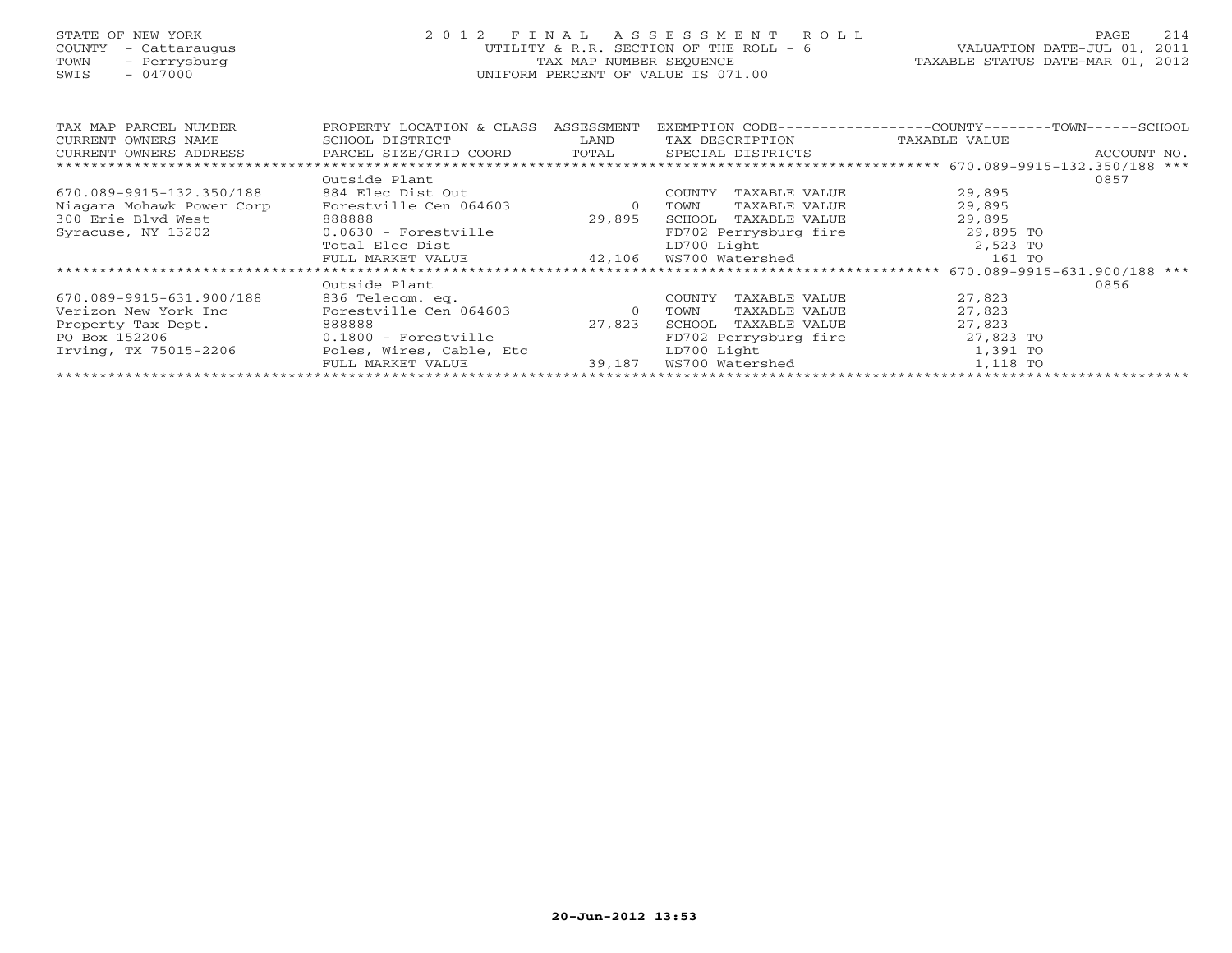STATE OF NEW YORK
COUNTY - Cattaraugus
TOWN - Perrysburg
SWIS - 047000

2012 FINAL ASSESSMENT ROLL
UTILITY & R.R. SECTION OF THE ROLL - 6
TAX MAP NUMBER SEQUENCE
UNIFORM PERCENT OF VALUE IS 071.00

VALUATION DATE-JUL 01, 2011
TAXABLE STATUS DATE-MAR 01, 2012

| TAX MAP PARCEL NUMBER / CURRENT OWNERS NAME / CURRENT OWNERS ADDRESS | PROPERTY LOCATION & CLASS / SCHOOL DISTRICT / PARCEL SIZE/GRID COORD | ASSESSMENT LAND / TOTAL | EXEMPTION CODE / TAX DESCRIPTION / SPECIAL DISTRICTS | TAXABLE VALUE (COUNTY / TOWN / SCHOOL) | ACCOUNT NO. |
|---|---|---|---|---|---|
| 670.089-9915-132.350/188 | Outside Plant | | | | 0857 |
| 670.089-9915-132.350/188 | 884 Elec Dist Out | | COUNTY TAXABLE VALUE | 29,895 | |
| Niagara Mohawk Power Corp | Forestville Cen 064603 | 0 | TOWN TAXABLE VALUE | 29,895 | |
| 300 Erie Blvd West | 888888 | 29,895 | SCHOOL TAXABLE VALUE | 29,895 | |
| Syracuse, NY 13202 | 0.0630 - Forestville | | FD702 Perrysburg fire | 29,895 TO | |
| | Total Elec Dist | | LD700 Light | 2,523 TO | |
| | FULL MARKET VALUE | 42,106 | WS700 Watershed | 161 TO | |
| 670.089-9915-631.900/188 | Outside Plant | | | | 0856 |
| 670.089-9915-631.900/188 | 836 Telecom. eq. | | COUNTY TAXABLE VALUE | 27,823 | |
| Verizon New York Inc | Forestville Cen 064603 | 0 | TOWN TAXABLE VALUE | 27,823 | |
| Property Tax Dept. | 888888 | 27,823 | SCHOOL TAXABLE VALUE | 27,823 | |
| PO Box 152206 | 0.1800 - Forestville | | FD702 Perrysburg fire | 27,823 TO | |
| Irving, TX 75015-2206 | Poles, Wires, Cable, Etc | | LD700 Light | 1,391 TO | |
| | FULL MARKET VALUE | 39,187 | WS700 Watershed | 1,118 TO | |

20-Jun-2012 13:53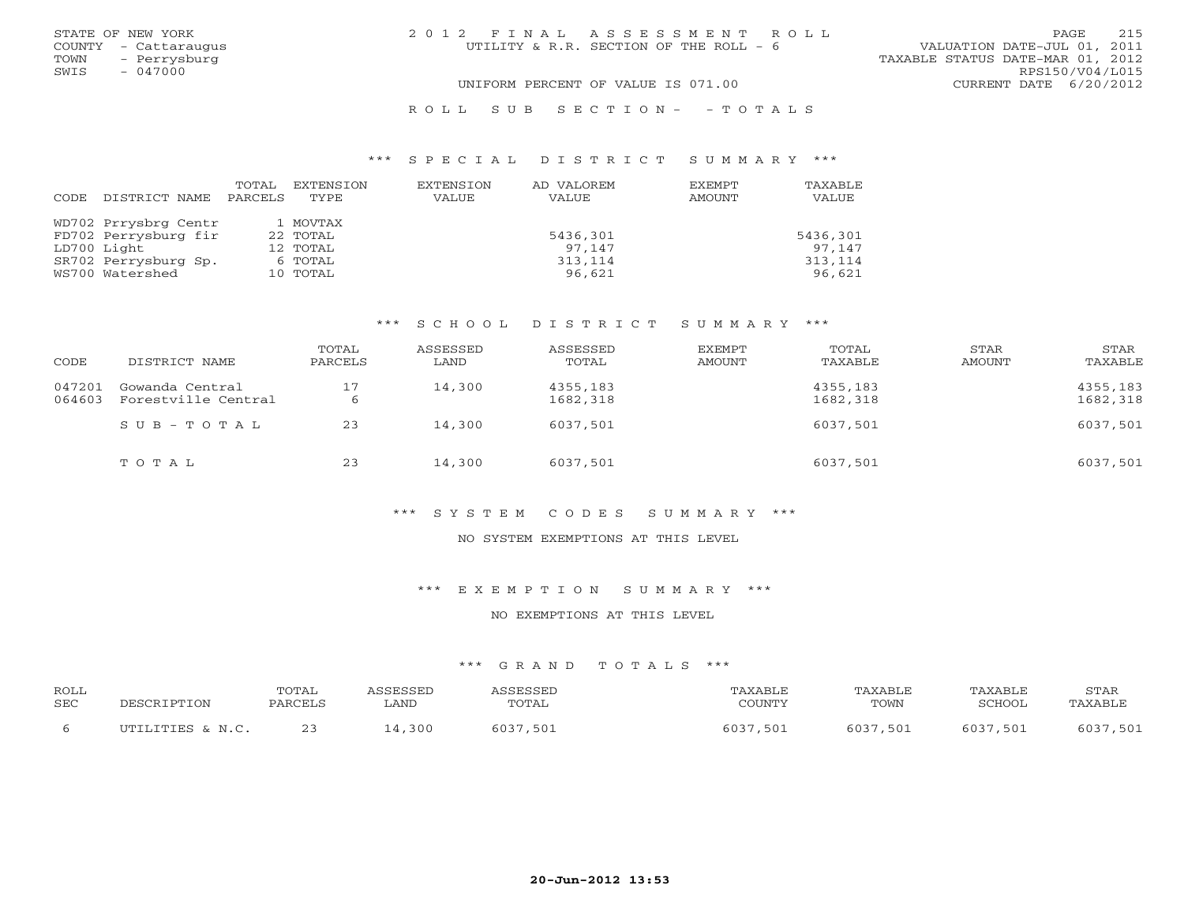STATE OF NEW YORK
COUNTY - Cattaraugus
TOWN - Perrysburg
SWIS - 047000

# 2012 FINAL ASSESSMENT ROLL
UTILITY & R.R. SECTION OF THE ROLL - 6

VALUATION DATE-JUL 01, 2011
TAXABLE STATUS DATE-MAR 01, 2012
RPS150/V04/L015
CURRENT DATE 6/20/2012

UNIFORM PERCENT OF VALUE IS 071.00

ROLL SUB SECTION- - TOTALS

## *** SPECIAL DISTRICT SUMMARY ***

| CODE DISTRICT NAME | TOTAL PARCELS | EXTENSION TYPE | EXTENSION VALUE | AD VALOREM VALUE | EXEMPT AMOUNT | TAXABLE VALUE |
|---|---|---|---|---|---|---|
| WD702 Prrysbrg Centr | 1 | MOVTAX | | | | |
| FD702 Perrysburg fir | 22 | TOTAL | | 5436,301 | | 5436,301 |
| LD700 Light | 12 | TOTAL | | 97,147 | | 97,147 |
| SR702 Perrysburg Sp. | 6 | TOTAL | | 313,114 | | 313,114 |
| WS700 Watershed | 10 | TOTAL | | 96,621 | | 96,621 |

## *** SCHOOL DISTRICT SUMMARY ***

| CODE | DISTRICT NAME | TOTAL PARCELS | ASSESSED LAND | ASSESSED TOTAL | EXEMPT AMOUNT | TOTAL TAXABLE | STAR AMOUNT | STAR TAXABLE |
|---|---|---|---|---|---|---|---|---|
| 047201 | Gowanda Central | 17 | 14,300 | 4355,183 | | 4355,183 | | 4355,183 |
| 064603 | Forestville Central | 6 | | 1682,318 | | 1682,318 | | 1682,318 |
| | SUB-TOTAL | 23 | 14,300 | 6037,501 | | 6037,501 | | 6037,501 |
| | TOTAL | 23 | 14,300 | 6037,501 | | 6037,501 | | 6037,501 |

## *** SYSTEM CODES SUMMARY ***

NO SYSTEM EXEMPTIONS AT THIS LEVEL

## *** EXEMPTION SUMMARY ***

NO EXEMPTIONS AT THIS LEVEL

## *** GRAND TOTALS ***

| ROLL SEC | DESCRIPTION | TOTAL PARCELS | ASSESSED LAND | ASSESSED TOTAL | TAXABLE COUNTY | TAXABLE TOWN | TAXABLE SCHOOL | STAR TAXABLE |
|---|---|---|---|---|---|---|---|---|
| 6 | UTILITIES & N.C. | 23 | 14,300 | 6037,501 | 6037,501 | 6037,501 | 6037,501 | 6037,501 |

20-Jun-2012 13:53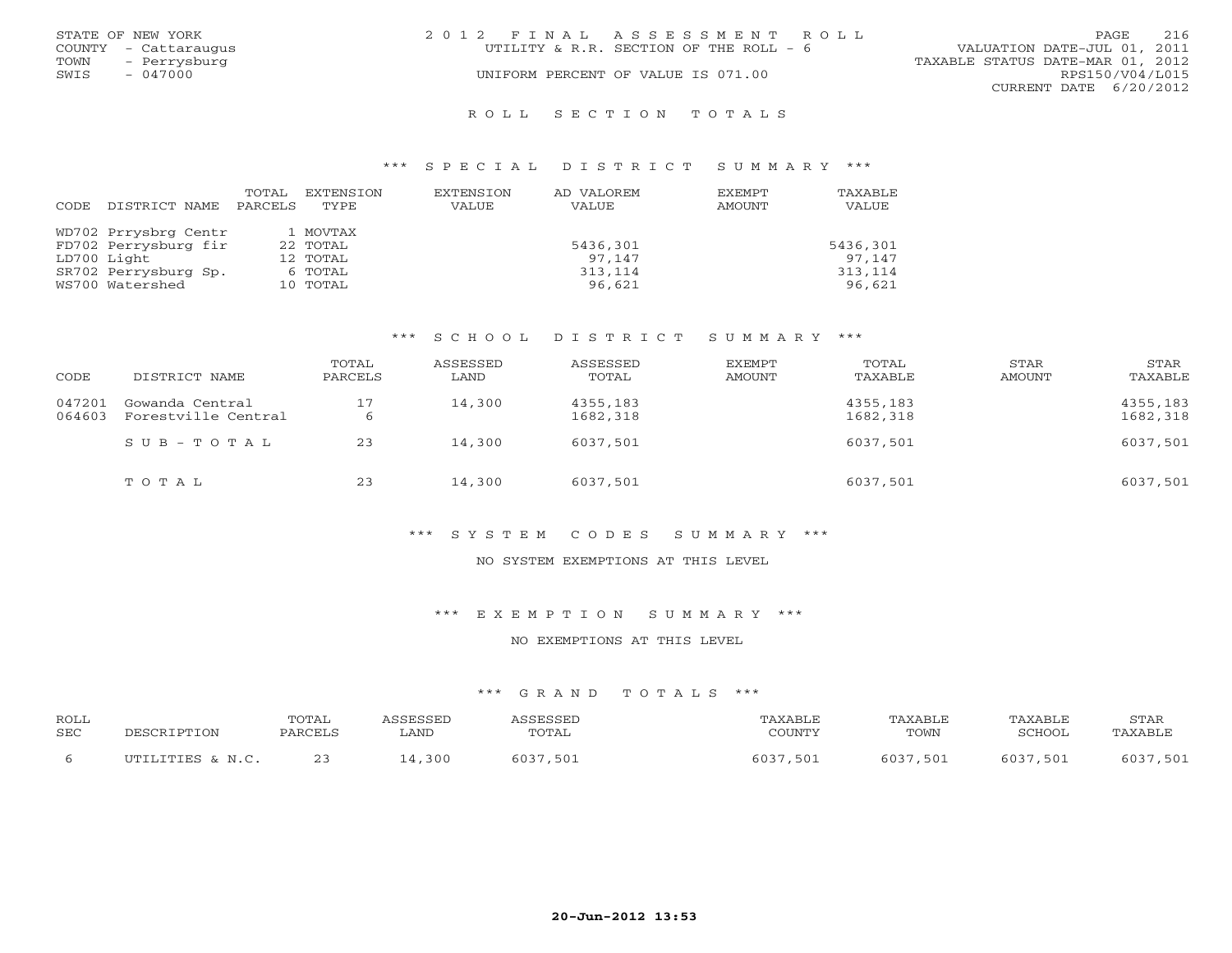STATE OF NEW YORK
COUNTY - Cattaraugus
TOWN - Perrysburg
SWIS - 047000

2 0 1 2 F I N A L A S S E S S M E N T R O L L
UTILITY & R.R. SECTION OF THE ROLL - 6
UNIFORM PERCENT OF VALUE IS 071.00

VALUATION DATE-JUL 01, 2011
TAXABLE STATUS DATE-MAR 01, 2012
RPS150/V04/L015
CURRENT DATE 6/20/2012

## R O L L S E C T I O N T O T A L S

### \*\*\* S P E C I A L D I S T R I C T S U M M A R Y \*\*\*

| CODE DISTRICT NAME | TOTAL PARCELS | EXTENSION TYPE | EXTENSION VALUE | AD VALOREM VALUE | EXEMPT AMOUNT | TAXABLE VALUE |
|---|---|---|---|---|---|---|
| WD702 Prrysbrg Centr | 1 | MOVTAX | | | | |
| FD702 Perrysburg fir | 22 | TOTAL | | 5436,301 | | 5436,301 |
| LD700 Light | 12 | TOTAL | | 97,147 | | 97,147 |
| SR702 Perrysburg Sp. | 6 | TOTAL | | 313,114 | | 313,114 |
| WS700 Watershed | 10 | TOTAL | | 96,621 | | 96,621 |

### \*\*\* S C H O O L D I S T R I C T S U M M A R Y \*\*\*

| CODE | DISTRICT NAME | TOTAL PARCELS | ASSESSED LAND | ASSESSED TOTAL | EXEMPT AMOUNT | TOTAL TAXABLE | STAR AMOUNT | STAR TAXABLE |
|---|---|---|---|---|---|---|---|---|
| 047201 | Gowanda Central | 17 | 14,300 | 4355,183 | | 4355,183 | | 4355,183 |
| 064603 | Forestville Central | 6 | | 1682,318 | | 1682,318 | | 1682,318 |
| | S U B - T O T A L | 23 | 14,300 | 6037,501 | | 6037,501 | | 6037,501 |
| | T O T A L | 23 | 14,300 | 6037,501 | | 6037,501 | | 6037,501 |

### \*\*\* S Y S T E M C O D E S S U M M A R Y \*\*\*

NO SYSTEM EXEMPTIONS AT THIS LEVEL

### \*\*\* E X E M P T I O N S U M M A R Y \*\*\*

NO EXEMPTIONS AT THIS LEVEL

### \*\*\* G R A N D T O T A L S \*\*\*

| ROLL SEC | DESCRIPTION | TOTAL PARCELS | ASSESSED LAND | ASSESSED TOTAL | TAXABLE COUNTY | TAXABLE TOWN | TAXABLE SCHOOL | STAR TAXABLE |
|---|---|---|---|---|---|---|---|---|
| 6 | UTILITIES & N.C. | 23 | 14,300 | 6037,501 | 6037,501 | 6037,501 | 6037,501 | 6037,501 |

20-Jun-2012 13:53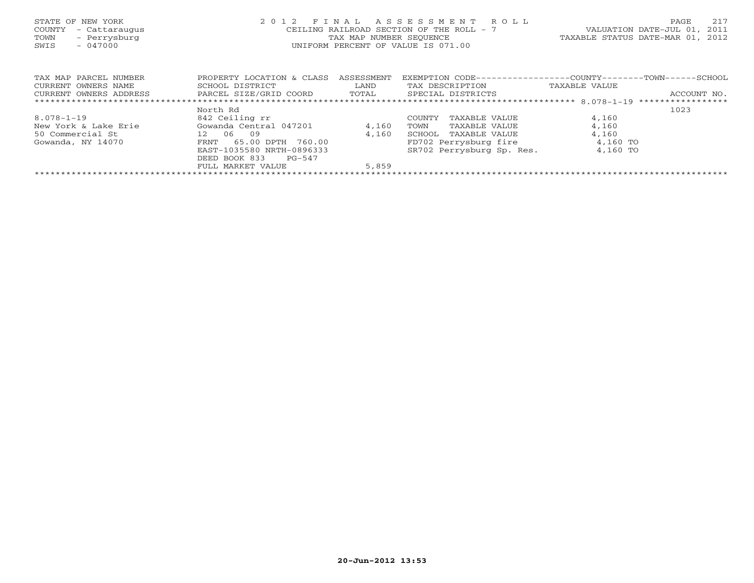STATE OF NEW YORK
COUNTY - Cattaraugus
TOWN - Perrysburg
SWIS - 047000

2012 FINAL ASSESSMENT ROLL
CEILING RAILROAD SECTION OF THE ROLL - 7
TAX MAP NUMBER SEQUENCE
UNIFORM PERCENT OF VALUE IS 071.00

VALUATION DATE-JUL 01, 2011
TAXABLE STATUS DATE-MAR 01, 2012

| TAX MAP PARCEL NUMBER / CURRENT OWNERS NAME / CURRENT OWNERS ADDRESS | PROPERTY LOCATION & CLASS / SCHOOL DISTRICT / PARCEL SIZE/GRID COORD | ASSESSMENT LAND / TOTAL | EXEMPTION CODE / TAX DESCRIPTION / SPECIAL DISTRICTS | COUNTY--------TOWN------SCHOOL TAXABLE VALUE | ACCOUNT NO. |
|---|---|---|---|---|---|
| | North Rd | | | 8.078-1-19 | 1023 |
| 8.078-1-19 | 842 Ceiling rr | | COUNTY TAXABLE VALUE | 4,160 | |
| New York & Lake Erie | Gowanda Central 047201 | 4,160 | TOWN TAXABLE VALUE | 4,160 | |
| 50 Commercial St | 12 06 09 | 4,160 | SCHOOL TAXABLE VALUE | 4,160 | |
| Gowanda, NY 14070 | FRNT 65.00 DPTH 760.00 | | FD702 Perrysburg fire | 4,160 TO | |
| | EAST-1035580 NRTH-0896333 | | SR702 Perrysburg Sp. Res. | 4,160 TO | |
| | DEED BOOK 833 PG-547 | | | | |
| | FULL MARKET VALUE | 5,859 | | | |

20-Jun-2012 13:53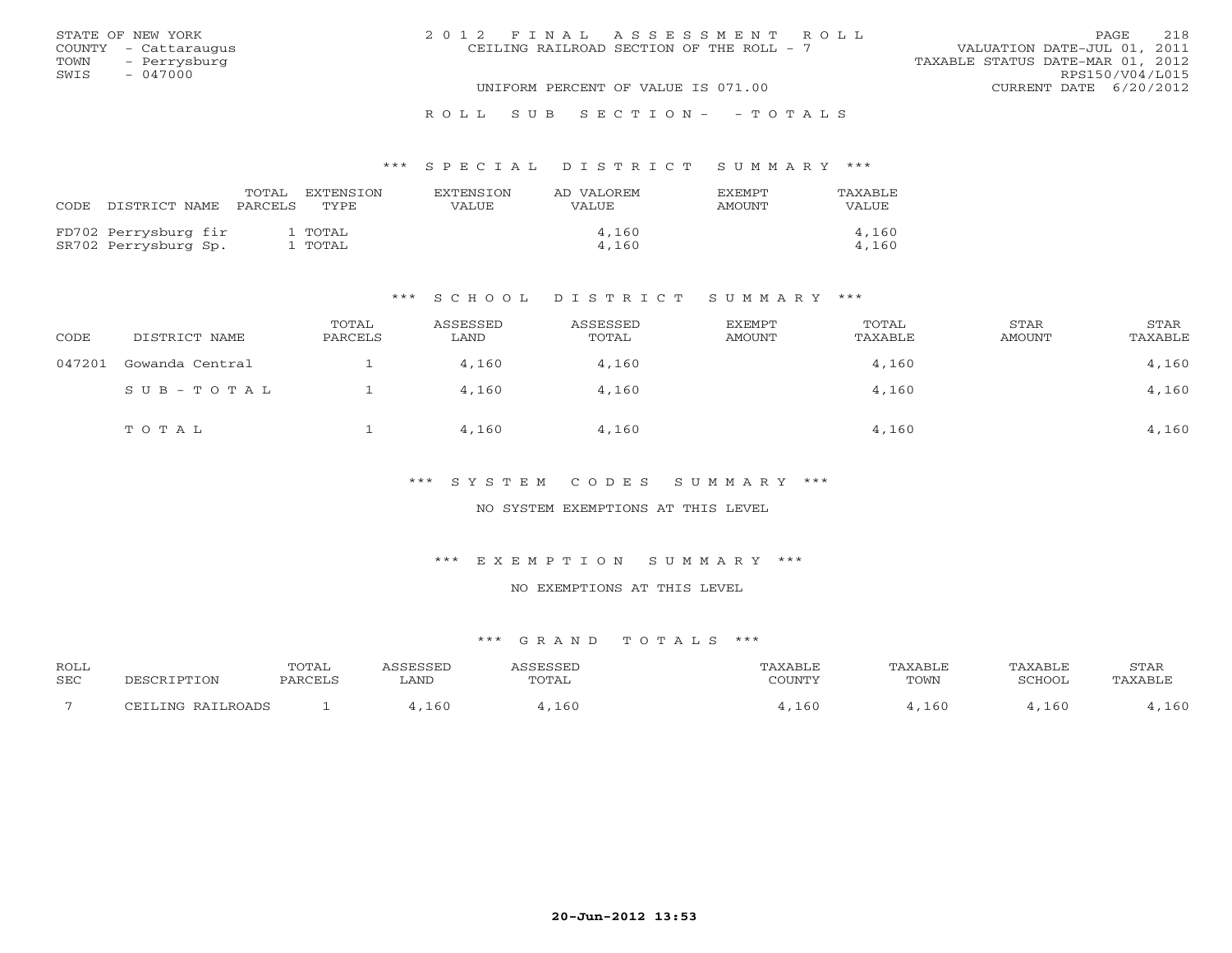STATE OF NEW YORK
COUNTY - Cattaraugus
TOWN - Perrysburg
SWIS - 047000

# 2012 FINAL ASSESSMENT ROLL

CEILING RAILROAD SECTION OF THE ROLL - 7

VALUATION DATE-JUL 01, 2011
TAXABLE STATUS DATE-MAR 01, 2012
RPS150/V04/L015
CURRENT DATE 6/20/2012

UNIFORM PERCENT OF VALUE IS 071.00

## ROLL SUB SECTION- - TOTALS

### *** SPECIAL DISTRICT SUMMARY ***

| CODE DISTRICT NAME | TOTAL PARCELS | EXTENSION TYPE | EXTENSION VALUE | AD VALOREM VALUE | EXEMPT AMOUNT | TAXABLE VALUE |
|---|---|---|---|---|---|---|
| FD702 Perrysburg fir | 1 | TOTAL | | 4,160 | | 4,160 |
| SR702 Perrysburg Sp. | 1 | TOTAL | | 4,160 | | 4,160 |

### *** SCHOOL DISTRICT SUMMARY ***

| CODE | DISTRICT NAME | TOTAL PARCELS | ASSESSED LAND | ASSESSED TOTAL | EXEMPT AMOUNT | TOTAL TAXABLE | STAR AMOUNT | STAR TAXABLE |
|---|---|---|---|---|---|---|---|---|
| 047201 | Gowanda Central | 1 | 4,160 | 4,160 | | 4,160 | | 4,160 |
| | SUB-TOTAL | 1 | 4,160 | 4,160 | | 4,160 | | 4,160 |
| | TOTAL | 1 | 4,160 | 4,160 | | 4,160 | | 4,160 |

### *** SYSTEM CODES SUMMARY ***

NO SYSTEM EXEMPTIONS AT THIS LEVEL

### *** EXEMPTION SUMMARY ***

NO EXEMPTIONS AT THIS LEVEL

### *** GRAND TOTALS ***

| ROLL SEC | DESCRIPTION | TOTAL PARCELS | ASSESSED LAND | ASSESSED TOTAL | TAXABLE COUNTY | TAXABLE TOWN | TAXABLE SCHOOL | STAR TAXABLE |
|---|---|---|---|---|---|---|---|---|
| 7 | CEILING RAILROADS | 1 | 4,160 | 4,160 | 4,160 | 4,160 | 4,160 | 4,160 |

20-Jun-2012 13:53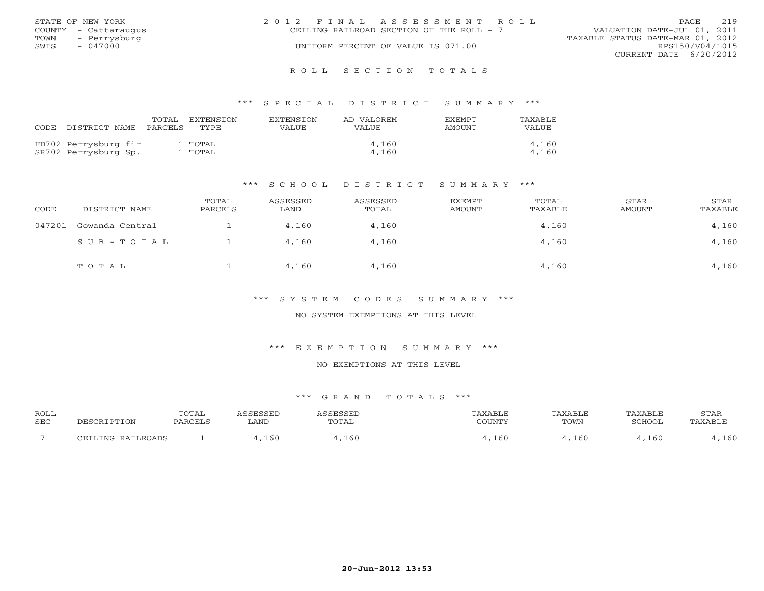STATE OF NEW YORK
COUNTY - Cattaraugus
TOWN - Perrysburg
SWIS - 047000

# 2012 FINAL ASSESSMENT ROLL
CEILING RAILROAD SECTION OF THE ROLL - 7
UNIFORM PERCENT OF VALUE IS 071.00

VALUATION DATE-JUL 01, 2011
TAXABLE STATUS DATE-MAR 01, 2012
RPS150/V04/L015
CURRENT DATE 6/20/2012

## ROLL SECTION TOTALS

### *** SPECIAL DISTRICT SUMMARY ***

| CODE | DISTRICT NAME | TOTAL PARCELS | EXTENSION TYPE | EXTENSION VALUE | AD VALOREM VALUE | EXEMPT AMOUNT | TAXABLE VALUE |
|---|---|---|---|---|---|---|---|
| FD702 | Perrysburg fir | 1 | TOTAL | | 4,160 | | 4,160 |
| SR702 | Perrysburg Sp. | 1 | TOTAL | | 4,160 | | 4,160 |

### *** SCHOOL DISTRICT SUMMARY ***

| CODE | DISTRICT NAME | TOTAL PARCELS | ASSESSED LAND | ASSESSED TOTAL | EXEMPT AMOUNT | TOTAL TAXABLE | STAR AMOUNT | STAR TAXABLE |
|---|---|---|---|---|---|---|---|---|
| 047201 | Gowanda Central | 1 | 4,160 | 4,160 | | 4,160 | | 4,160 |
| | SUB-TOTAL | 1 | 4,160 | 4,160 | | 4,160 | | 4,160 |
| | TOTAL | 1 | 4,160 | 4,160 | | 4,160 | | 4,160 |

### *** SYSTEM CODES SUMMARY ***

NO SYSTEM EXEMPTIONS AT THIS LEVEL

### *** EXEMPTION SUMMARY ***

NO EXEMPTIONS AT THIS LEVEL

### *** GRAND TOTALS ***

| ROLL SEC | DESCRIPTION | TOTAL PARCELS | ASSESSED LAND | ASSESSED TOTAL | TAXABLE COUNTY | TAXABLE TOWN | TAXABLE SCHOOL | STAR TAXABLE |
|---|---|---|---|---|---|---|---|---|
| 7 | CEILING RAILROADS | 1 | 4,160 | 4,160 | 4,160 | 4,160 | 4,160 | 4,160 |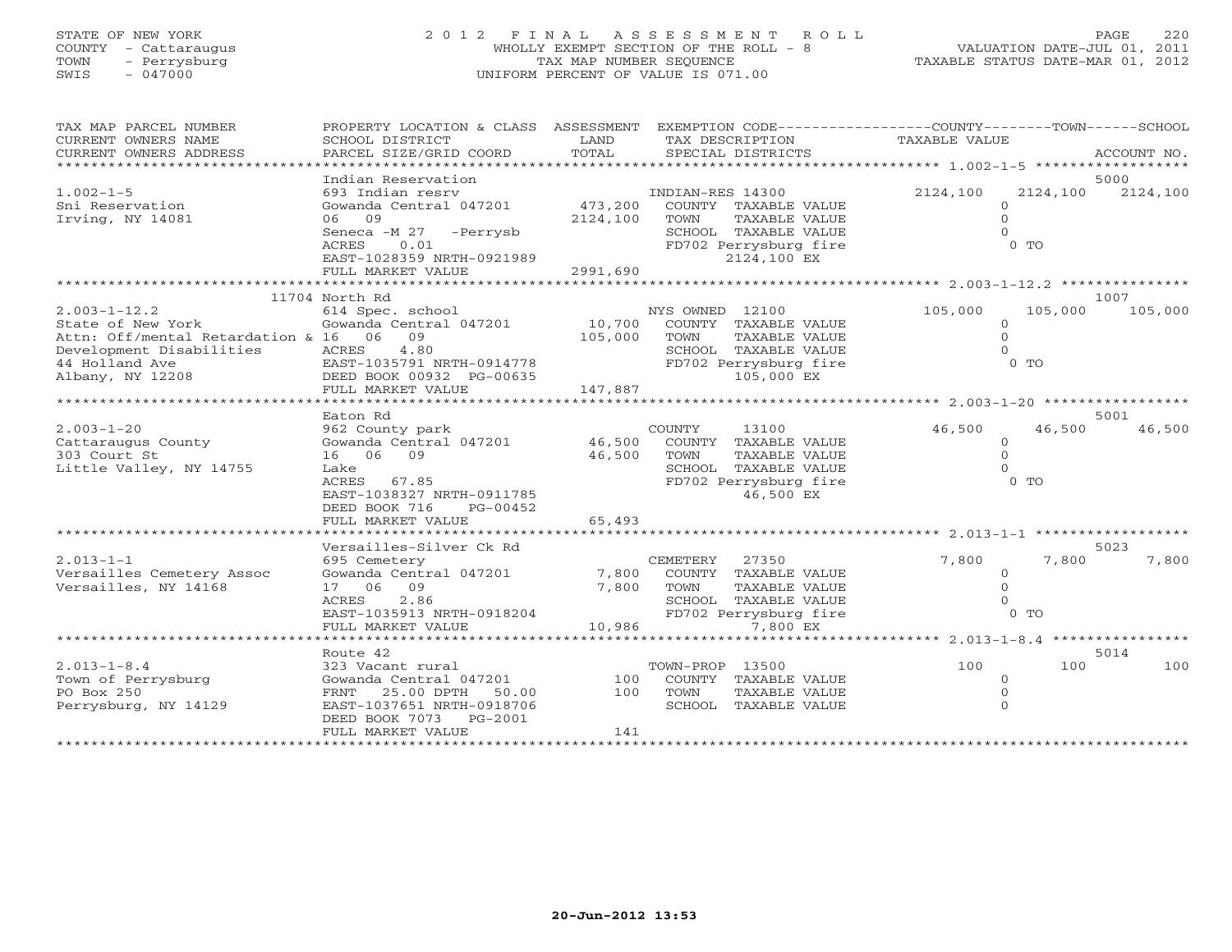STATE OF NEW YORK
COUNTY - Cattaraugus
TOWN - Perrysburg
SWIS - 047000

2012 FINAL ASSESSMENT ROLL
WHOLLY EXEMPT SECTION OF THE ROLL - 8
TAX MAP NUMBER SEQUENCE
UNIFORM PERCENT OF VALUE IS 071.00

VALUATION DATE-JUL 01, 2011
TAXABLE STATUS DATE-MAR 01, 2012

| TAX MAP PARCEL NUMBER / CURRENT OWNERS NAME / CURRENT OWNERS ADDRESS | PROPERTY LOCATION & CLASS / SCHOOL DISTRICT / PARCEL SIZE/GRID COORD | ASSESSMENT LAND / TOTAL | EXEMPTION CODE / TAX DESCRIPTION / SPECIAL DISTRICTS | COUNTY TAXABLE VALUE | TOWN | SCHOOL / ACCOUNT NO. |
|---|---|---|---|---|---|---|
| 1.002-1-5 | Indian Reservation | | | | | 5000 |
| | 693 Indian resrv | | INDIAN-RES 14300 | 2124,100 | 2124,100 | 2124,100 |
| Sni Reservation | Gowanda Central 047201 | 473,200 | COUNTY TAXABLE VALUE | 0 | | |
| Irving, NY 14081 | 06 09 | 2124,100 | TOWN TAXABLE VALUE | 0 | | |
| | Seneca -M 27 -Perrysb | | SCHOOL TAXABLE VALUE | 0 | | |
| | ACRES 0.01 | | FD702 Perrysburg fire | 0 TO | | |
| | EAST-1028359 NRTH-0921989 | | 2124,100 EX | | | |
| | FULL MARKET VALUE | 2991,690 | | | | |
| 2.003-1-12.2 | 11704 North Rd | | | | | 1007 |
| | 614 Spec. school | | NYS OWNED 12100 | 105,000 | 105,000 | 105,000 |
| State of New York | Gowanda Central 047201 | 10,700 | COUNTY TAXABLE VALUE | 0 | | |
| Attn: Off/mental Retardation & | 16 06 09 | 105,000 | TOWN TAXABLE VALUE | 0 | | |
| Development Disabilities | ACRES 4.80 | | SCHOOL TAXABLE VALUE | 0 | | |
| 44 Holland Ave | EAST-1035791 NRTH-0914778 | | FD702 Perrysburg fire | 0 TO | | |
| Albany, NY 12208 | DEED BOOK 00932 PG-00635 | | 105,000 EX | | | |
| | FULL MARKET VALUE | 147,887 | | | | |
| 2.003-1-20 | Eaton Rd | | | | | 5001 |
| | 962 County park | | COUNTY 13100 | 46,500 | 46,500 | 46,500 |
| Cattaraugus County | Gowanda Central 047201 | 46,500 | COUNTY TAXABLE VALUE | 0 | | |
| 303 Court St | 16 06 09 | 46,500 | TOWN TAXABLE VALUE | 0 | | |
| Little Valley, NY 14755 | Lake | | SCHOOL TAXABLE VALUE | 0 | | |
| | ACRES 67.85 | | FD702 Perrysburg fire | 0 TO | | |
| | EAST-1038327 NRTH-0911785 | | 46,500 EX | | | |
| | DEED BOOK 716 PG-00452 | | | | | |
| | FULL MARKET VALUE | 65,493 | | | | |
| 2.013-1-1 | Versailles-Silver Ck Rd | | | | | 5023 |
| | 695 Cemetery | | CEMETERY 27350 | 7,800 | 7,800 | 7,800 |
| Versailles Cemetery Assoc | Gowanda Central 047201 | 7,800 | COUNTY TAXABLE VALUE | 0 | | |
| Versailles, NY 14168 | 17 06 09 | 7,800 | TOWN TAXABLE VALUE | 0 | | |
| | ACRES 2.86 | | SCHOOL TAXABLE VALUE | 0 | | |
| | EAST-1035913 NRTH-0918204 | | FD702 Perrysburg fire | 0 TO | | |
| | FULL MARKET VALUE | 10,986 | 7,800 EX | | | |
| 2.013-1-8.4 | Route 42 | | | | | 5014 |
| | 323 Vacant rural | | TOWN-PROP 13500 | 100 | 100 | 100 |
| Town of Perrysburg | Gowanda Central 047201 | 100 | COUNTY TAXABLE VALUE | 0 | | |
| PO Box 250 | FRNT 25.00 DPTH 50.00 | 100 | TOWN TAXABLE VALUE | 0 | | |
| Perrysburg, NY 14129 | EAST-1037651 NRTH-0918706 | | SCHOOL TAXABLE VALUE | 0 | | |
| | DEED BOOK 7073 PG-2001 | | | | | |
| | FULL MARKET VALUE | 141 | | | | |

20-Jun-2012 13:53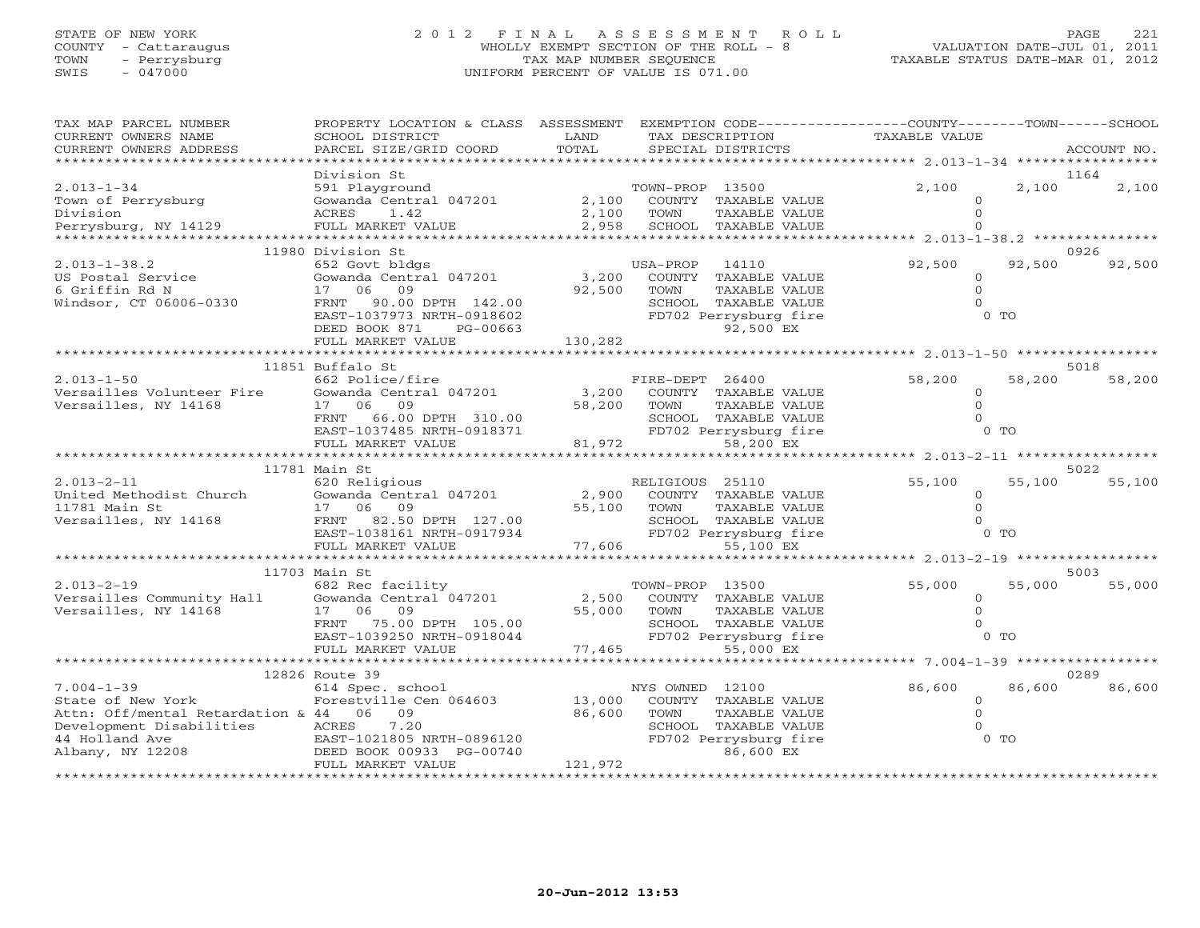STATE OF NEW YORK
COUNTY - Cattaraugus
TOWN - Perrysburg
SWIS - 047000

# 2012 FINAL ASSESSMENT ROLL

WHOLLY EXEMPT SECTION OF THE ROLL - 8
TAX MAP NUMBER SEQUENCE
UNIFORM PERCENT OF VALUE IS 071.00

VALUATION DATE-JUL 01, 2011
TAXABLE STATUS DATE-MAR 01, 2012

| TAX MAP PARCEL NUMBER / CURRENT OWNERS NAME / CURRENT OWNERS ADDRESS | PROPERTY LOCATION & CLASS / SCHOOL DISTRICT / PARCEL SIZE/GRID COORD | ASSESSMENT LAND / TOTAL | EXEMPTION CODE / TAX DESCRIPTION / SPECIAL DISTRICTS | COUNTY TAXABLE VALUE | TOWN | SCHOOL / ACCOUNT NO. |
|---|---|---|---|---|---|---|
| **2.013-1-34** | Division St | | | | | 1164 |
| 2.013-1-34 | 591 Playground | | TOWN-PROP 13500 | 2,100 | 2,100 | 2,100 |
| Town of Perrysburg | Gowanda Central 047201 | 2,100 | COUNTY TAXABLE VALUE | 0 | | |
| Division | ACRES 1.42 | 2,100 | TOWN TAXABLE VALUE | 0 | | |
| Perrysburg, NY 14129 | FULL MARKET VALUE | 2,958 | SCHOOL TAXABLE VALUE | 0 | | |
| **2.013-1-38.2** | 11980 Division St | | | | | 0926 |
| 2.013-1-38.2 | 652 Govt bldgs | | USA-PROP 14110 | 92,500 | 92,500 | 92,500 |
| US Postal Service | Gowanda Central 047201 | 3,200 | COUNTY TAXABLE VALUE | 0 | | |
| 6 Griffin Rd N | 17 06 09 | 92,500 | TOWN TAXABLE VALUE | 0 | | |
| Windsor, CT 06006-0330 | FRNT 90.00 DPTH 142.00 | | SCHOOL TAXABLE VALUE | 0 | | |
| | EAST-1037973 NRTH-0918602 | | FD702 Perrysburg fire | 0 TO | | |
| | DEED BOOK 871 PG-00663 | | 92,500 EX | | | |
| | FULL MARKET VALUE | 130,282 | | | | |
| **2.013-1-50** | 11851 Buffalo St | | | | | 5018 |
| 2.013-1-50 | 662 Police/fire | | FIRE-DEPT 26400 | 58,200 | 58,200 | 58,200 |
| Versailles Volunteer Fire | Gowanda Central 047201 | 3,200 | COUNTY TAXABLE VALUE | 0 | | |
| Versailles, NY 14168 | 17 06 09 | 58,200 | TOWN TAXABLE VALUE | 0 | | |
| | FRNT 66.00 DPTH 310.00 | | SCHOOL TAXABLE VALUE | 0 | | |
| | EAST-1037485 NRTH-0918371 | | FD702 Perrysburg fire | 0 TO | | |
| | FULL MARKET VALUE | 81,972 | 58,200 EX | | | |
| **2.013-2-11** | 11781 Main St | | | | | 5022 |
| 2.013-2-11 | 620 Religious | | RELIGIOUS 25110 | 55,100 | 55,100 | 55,100 |
| United Methodist Church | Gowanda Central 047201 | 2,900 | COUNTY TAXABLE VALUE | 0 | | |
| 11781 Main St | 17 06 09 | 55,100 | TOWN TAXABLE VALUE | 0 | | |
| Versailles, NY 14168 | FRNT 82.50 DPTH 127.00 | | SCHOOL TAXABLE VALUE | 0 | | |
| | EAST-1038161 NRTH-0917934 | | FD702 Perrysburg fire | 0 TO | | |
| | FULL MARKET VALUE | 77,606 | 55,100 EX | | | |
| **2.013-2-19** | 11703 Main St | | | | | 5003 |
| 2.013-2-19 | 682 Rec facility | | TOWN-PROP 13500 | 55,000 | 55,000 | 55,000 |
| Versailles Community Hall | Gowanda Central 047201 | 2,500 | COUNTY TAXABLE VALUE | 0 | | |
| Versailles, NY 14168 | 17 06 09 | 55,000 | TOWN TAXABLE VALUE | 0 | | |
| | FRNT 75.00 DPTH 105.00 | | SCHOOL TAXABLE VALUE | 0 | | |
| | EAST-1039250 NRTH-0918044 | | FD702 Perrysburg fire | 0 TO | | |
| | FULL MARKET VALUE | 77,465 | 55,000 EX | | | |
| **7.004-1-39** | 12826 Route 39 | | | | | 0289 |
| 7.004-1-39 | 614 Spec. school | | NYS OWNED 12100 | 86,600 | 86,600 | 86,600 |
| State of New York | Forestville Cen 064603 | 13,000 | COUNTY TAXABLE VALUE | 0 | | |
| Attn: Off/mental Retardation & | 44 06 09 | 86,600 | TOWN TAXABLE VALUE | 0 | | |
| Development Disabilities | ACRES 7.20 | | SCHOOL TAXABLE VALUE | 0 | | |
| 44 Holland Ave | EAST-1021805 NRTH-0896120 | | FD702 Perrysburg fire | 0 TO | | |
| Albany, NY 12208 | DEED BOOK 00933 PG-00740 | | 86,600 EX | | | |
| | FULL MARKET VALUE | 121,972 | | | | |

20-Jun-2012 13:53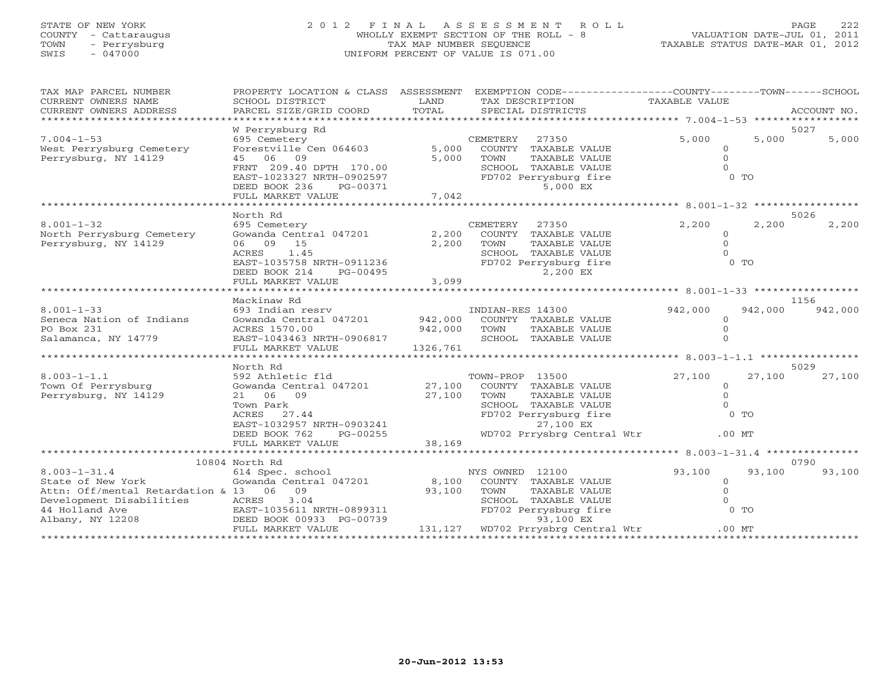STATE OF NEW YORK
COUNTY - Cattaraugus
TOWN - Perrysburg
SWIS - 047000

# 2012 FINAL ASSESSMENT ROLL

WHOLLY EXEMPT SECTION OF THE ROLL - 8
TAX MAP NUMBER SEQUENCE
UNIFORM PERCENT OF VALUE IS 071.00

VALUATION DATE-JUL 01, 2011
TAXABLE STATUS DATE-MAR 01, 2012

| TAX MAP PARCEL NUMBER / CURRENT OWNERS NAME / CURRENT OWNERS ADDRESS | PROPERTY LOCATION & CLASS / SCHOOL DISTRICT / PARCEL SIZE/GRID COORD | ASSESSMENT LAND / TOTAL | EXEMPTION CODE / TAX DESCRIPTION / SPECIAL DISTRICTS | COUNTY TAXABLE VALUE | TOWN | SCHOOL / ACCOUNT NO. |
|---|---|---|---|---|---|---|
| 7.004-1-53 | W Perrysburg Rd | | | | | 5027 |
| 7.004-1-53 | 695 Cemetery | | CEMETERY 27350 | 5,000 | 5,000 | 5,000 |
| West Perrysburg Cemetery | Forestville Cen 064603 | 5,000 | COUNTY TAXABLE VALUE | 0 | | |
| Perrysburg, NY 14129 | 45 06 09 | 5,000 | TOWN TAXABLE VALUE | 0 | | |
| | FRNT 209.40 DPTH 170.00 | | SCHOOL TAXABLE VALUE | 0 | | |
| | EAST-1023327 NRTH-0902597 | | FD702 Perrysburg fire | 0 TO | | |
| | DEED BOOK 236 PG-00371 | | 5,000 EX | | | |
| | FULL MARKET VALUE | 7,042 | | | | |
| 8.001-1-32 | North Rd | | | | | 5026 |
| 8.001-1-32 | 695 Cemetery | | CEMETERY 27350 | 2,200 | 2,200 | 2,200 |
| North Perrysburg Cemetery | Gowanda Central 047201 | 2,200 | COUNTY TAXABLE VALUE | 0 | | |
| Perrysburg, NY 14129 | 06 09 15 | 2,200 | TOWN TAXABLE VALUE | 0 | | |
| | ACRES 1.45 | | SCHOOL TAXABLE VALUE | 0 | | |
| | EAST-1035758 NRTH-0911236 | | FD702 Perrysburg fire | 0 TO | | |
| | DEED BOOK 214 PG-00495 | | 2,200 EX | | | |
| | FULL MARKET VALUE | 3,099 | | | | |
| 8.001-1-33 | Mackinaw Rd | | | | | 1156 |
| 8.001-1-33 | 693 Indian resrv | | INDIAN-RES 14300 | 942,000 | 942,000 | 942,000 |
| Seneca Nation of Indians | Gowanda Central 047201 | 942,000 | COUNTY TAXABLE VALUE | 0 | | |
| PO Box 231 | ACRES 1570.00 | 942,000 | TOWN TAXABLE VALUE | 0 | | |
| Salamanca, NY 14779 | EAST-1043463 NRTH-0906817 | | SCHOOL TAXABLE VALUE | 0 | | |
| | FULL MARKET VALUE | 1326,761 | | | | |
| 8.003-1-1.1 | North Rd | | | | | 5029 |
| 8.003-1-1.1 | 592 Athletic fld | | TOWN-PROP 13500 | 27,100 | 27,100 | 27,100 |
| Town Of Perrysburg | Gowanda Central 047201 | 27,100 | COUNTY TAXABLE VALUE | 0 | | |
| Perrysburg, NY 14129 | 21 06 09 | 27,100 | TOWN TAXABLE VALUE | 0 | | |
| | Town Park | | SCHOOL TAXABLE VALUE | 0 | | |
| | ACRES 27.44 | | FD702 Perrysburg fire | 0 TO | | |
| | EAST-1032957 NRTH-0903241 | | 27,100 EX | | | |
| | DEED BOOK 762 PG-00255 | | WD702 Prrysbrg Central Wtr | .00 MT | | |
| | FULL MARKET VALUE | 38,169 | | | | |
| 8.003-1-31.4 | 10804 North Rd | | | | | 0790 |
| 8.003-1-31.4 | 614 Spec. school | | NYS OWNED 12100 | 93,100 | 93,100 | 93,100 |
| State of New York | Gowanda Central 047201 | 8,100 | COUNTY TAXABLE VALUE | 0 | | |
| Attn: Off/mental Retardation & | 13 06 09 | 93,100 | TOWN TAXABLE VALUE | 0 | | |
| Development Disabilities | ACRES 3.04 | | SCHOOL TAXABLE VALUE | 0 | | |
| 44 Holland Ave | EAST-1035611 NRTH-0899311 | | FD702 Perrysburg fire | 0 TO | | |
| Albany, NY 12208 | DEED BOOK 00933 PG-00739 | | 93,100 EX | | | |
| | FULL MARKET VALUE | 131,127 | WD702 Prrysbrg Central Wtr | .00 MT | | |

20-Jun-2012 13:53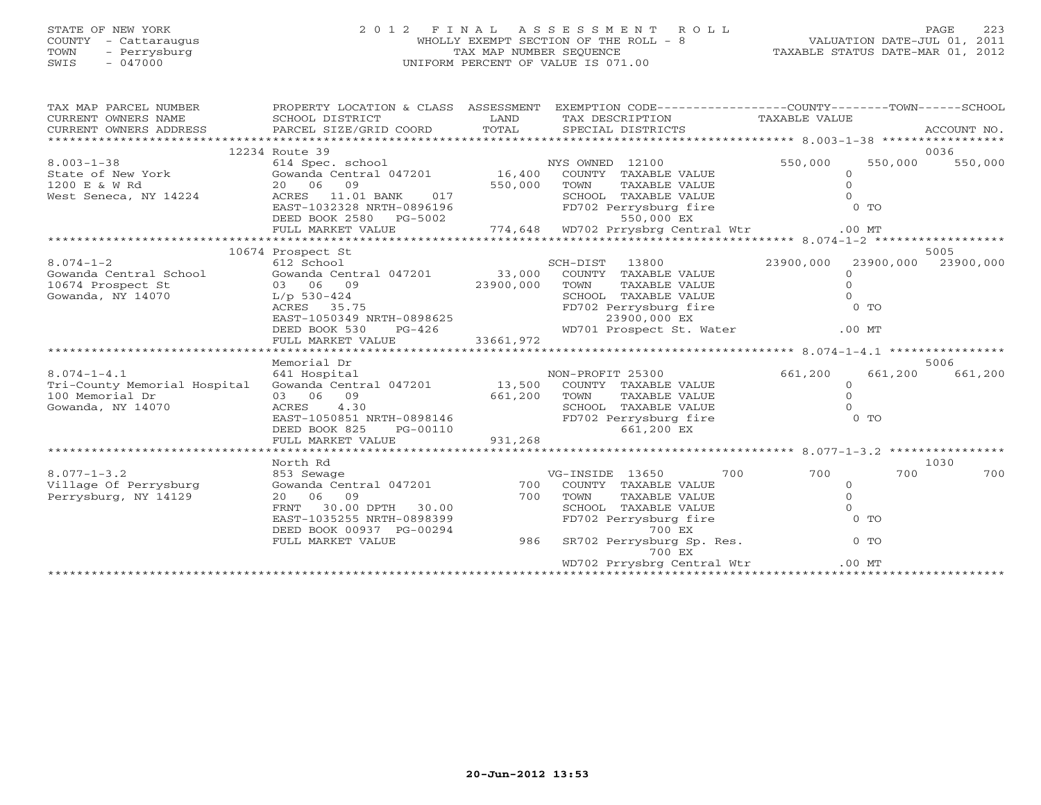STATE OF NEW YORK
COUNTY - Cattaraugus
TOWN - Perrysburg
SWIS - 047000

2012 FINAL ASSESSMENT ROLL
WHOLLY EXEMPT SECTION OF THE ROLL - 8
TAX MAP NUMBER SEQUENCE
UNIFORM PERCENT OF VALUE IS 071.00

VALUATION DATE-JUL 01, 2011
TAXABLE STATUS DATE-MAR 01, 2012

| TAX MAP PARCEL NUMBER / CURRENT OWNERS NAME / CURRENT OWNERS ADDRESS | PROPERTY LOCATION & CLASS / SCHOOL DISTRICT / PARCEL SIZE/GRID COORD | ASSESSMENT LAND / TOTAL | EXEMPTION CODE / TAX DESCRIPTION / SPECIAL DISTRICTS | COUNTY TAXABLE VALUE | TOWN | SCHOOL / ACCOUNT NO. |
|---|---|---|---|---|---|---|
| **8.003-1-38** | 12234 Route 39 | | | | | 0036 |
| | 614 Spec. school | | NYS OWNED 12100 | 550,000 | 550,000 | 550,000 |
| State of New York | Gowanda Central 047201 | 16,400 | COUNTY TAXABLE VALUE | 0 | | |
| 1200 E & W Rd | 20 06 09 | 550,000 | TOWN TAXABLE VALUE | 0 | | |
| West Seneca, NY 14224 | ACRES 11.01 BANK 017 | | SCHOOL TAXABLE VALUE | 0 | | |
| | EAST-1032328 NRTH-0896196 | | FD702 Perrysburg fire | 0 TO | | |
| | DEED BOOK 2580 PG-5002 | | 550,000 EX | | | |
| | FULL MARKET VALUE | 774,648 | WD702 Prrysbrg Central Wtr | .00 MT | | |
| **8.074-1-2** | 10674 Prospect St | | | | | 5005 |
| | 612 School | | SCH-DIST 13800 | 23900,000 | 23900,000 | 23900,000 |
| Gowanda Central School | Gowanda Central 047201 | 33,000 | COUNTY TAXABLE VALUE | 0 | | |
| 10674 Prospect St | 03 06 09 | 23900,000 | TOWN TAXABLE VALUE | 0 | | |
| Gowanda, NY 14070 | L/p 530-424 | | SCHOOL TAXABLE VALUE | 0 | | |
| | ACRES 35.75 | | FD702 Perrysburg fire | 0 TO | | |
| | EAST-1050349 NRTH-0898625 | | 23900,000 EX | | | |
| | DEED BOOK 530 PG-426 | | WD701 Prospect St. Water | .00 MT | | |
| | FULL MARKET VALUE | 33661,972 | | | | |
| **8.074-1-4.1** | Memorial Dr | | | | | 5006 |
| | 641 Hospital | | NON-PROFIT 25300 | 661,200 | 661,200 | 661,200 |
| Tri-County Memorial Hospital | Gowanda Central 047201 | 13,500 | COUNTY TAXABLE VALUE | 0 | | |
| 100 Memorial Dr | 03 06 09 | 661,200 | TOWN TAXABLE VALUE | 0 | | |
| Gowanda, NY 14070 | ACRES 4.30 | | SCHOOL TAXABLE VALUE | 0 | | |
| | EAST-1050851 NRTH-0898146 | | FD702 Perrysburg fire | 0 TO | | |
| | DEED BOOK 825 PG-00110 | | 661,200 EX | | | |
| | FULL MARKET VALUE | 931,268 | | | | |
| **8.077-1-3.2** | North Rd | | | | | 1030 |
| | 853 Sewage | | VG-INSIDE 13650 700 | 700 | 700 | 700 |
| Village Of Perrysburg | Gowanda Central 047201 | 700 | COUNTY TAXABLE VALUE | 0 | | |
| Perrysburg, NY 14129 | 20 06 09 | 700 | TOWN TAXABLE VALUE | 0 | | |
| | FRNT 30.00 DPTH 30.00 | | SCHOOL TAXABLE VALUE | 0 | | |
| | EAST-1035255 NRTH-0898399 | | FD702 Perrysburg fire | 0 TO | | |
| | DEED BOOK 00937 PG-00294 | | 700 EX | | | |
| | FULL MARKET VALUE | 986 | SR702 Perrysburg Sp. Res. | 0 TO | | |
| | | | 700 EX | | | |
| | | | WD702 Prrysbrg Central Wtr | .00 MT | | |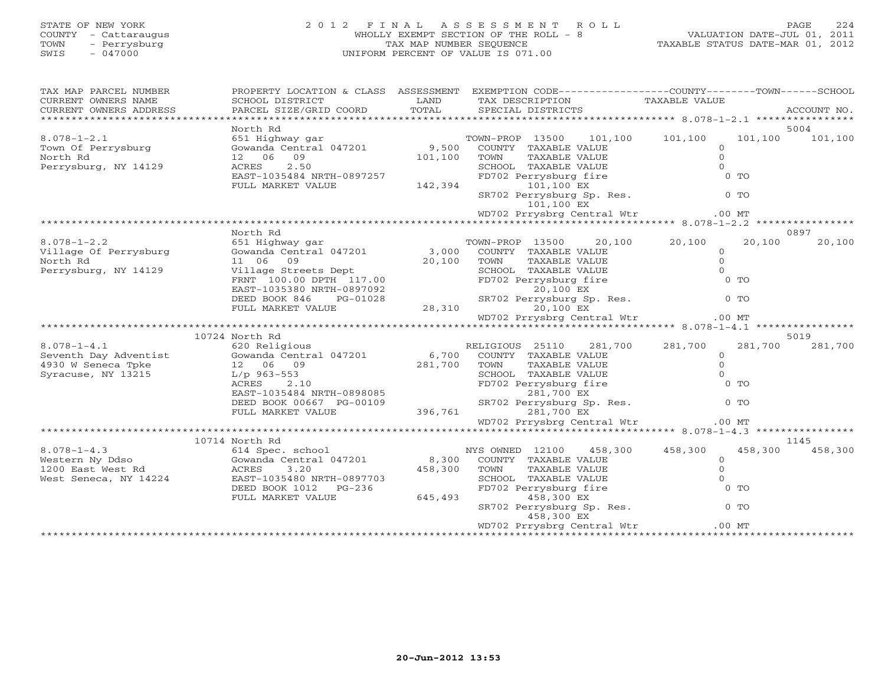STATE OF NEW YORK
COUNTY - Cattaraugus
TOWN - Perrysburg
SWIS - 047000

2 0 1 2 F I N A L A S S E S S M E N T R O L L
WHOLLY EXEMPT SECTION OF THE ROLL - 8
TAX MAP NUMBER SEQUENCE
UNIFORM PERCENT OF VALUE IS 071.00

VALUATION DATE-JUL 01, 2011
TAXABLE STATUS DATE-MAR 01, 2012

| TAX MAP PARCEL NUMBER / CURRENT OWNERS NAME / CURRENT OWNERS ADDRESS | PROPERTY LOCATION & CLASS / SCHOOL DISTRICT / PARCEL SIZE/GRID COORD | ASSESSMENT LAND / TOTAL | EXEMPTION CODE / TAX DESCRIPTION / SPECIAL DISTRICTS | COUNTY TAXABLE VALUE | TOWN | SCHOOL / ACCOUNT NO. |
|---|---|---|---|---|---|---|
| | North Rd | | | | | 5004 |
| 8.078-1-2.1 | 651 Highway gar | | TOWN-PROP 13500 101,100 | 101,100 | 101,100 | 101,100 |
| Town Of Perrysburg | Gowanda Central 047201 | 9,500 | COUNTY TAXABLE VALUE | 0 | | |
| North Rd | 12 06 09 | 101,100 | TOWN TAXABLE VALUE | 0 | | |
| Perrysburg, NY 14129 | ACRES 2.50 | | SCHOOL TAXABLE VALUE | 0 | | |
| | EAST-1035484 NRTH-0897257 | | FD702 Perrysburg fire | 0 TO | | |
| | FULL MARKET VALUE | 142,394 | 101,100 EX | | | |
| | | | SR702 Perrysburg Sp. Res. | 0 TO | | |
| | | | 101,100 EX | | | |
| | | | WD702 Prrysbrg Central Wtr | .00 MT | | |
| | North Rd | | | | | 0897 |
| 8.078-1-2.2 | 651 Highway gar | | TOWN-PROP 13500 20,100 | 20,100 | 20,100 | 20,100 |
| Village Of Perrysburg | Gowanda Central 047201 | 3,000 | COUNTY TAXABLE VALUE | 0 | | |
| North Rd | 11 06 09 | 20,100 | TOWN TAXABLE VALUE | 0 | | |
| Perrysburg, NY 14129 | Village Streets Dept | | SCHOOL TAXABLE VALUE | 0 | | |
| | FRNT 100.00 DPTH 117.00 | | FD702 Perrysburg fire | 0 TO | | |
| | EAST-1035380 NRTH-0897092 | | 20,100 EX | | | |
| | DEED BOOK 846 PG-01028 | | SR702 Perrysburg Sp. Res. | 0 TO | | |
| | FULL MARKET VALUE | 28,310 | 20,100 EX | | | |
| | | | WD702 Prrysbrg Central Wtr | .00 MT | | |
| | 10724 North Rd | | | | | 5019 |
| 8.078-1-4.1 | 620 Religious | | RELIGIOUS 25110 281,700 | 281,700 | 281,700 | 281,700 |
| Seventh Day Adventist | Gowanda Central 047201 | 6,700 | COUNTY TAXABLE VALUE | 0 | | |
| 4930 W Seneca Tpke | 12 06 09 | 281,700 | TOWN TAXABLE VALUE | 0 | | |
| Syracuse, NY 13215 | L/p 963-553 | | SCHOOL TAXABLE VALUE | 0 | | |
| | ACRES 2.10 | | FD702 Perrysburg fire | 0 TO | | |
| | EAST-1035484 NRTH-0898085 | | 281,700 EX | | | |
| | DEED BOOK 00667 PG-00109 | | SR702 Perrysburg Sp. Res. | 0 TO | | |
| | FULL MARKET VALUE | 396,761 | 281,700 EX | | | |
| | | | WD702 Prrysbrg Central Wtr | .00 MT | | |
| | 10714 North Rd | | | | | 1145 |
| 8.078-1-4.3 | 614 Spec. school | | NYS OWNED 12100 458,300 | 458,300 | 458,300 | 458,300 |
| Western Ny Ddso | Gowanda Central 047201 | 8,300 | COUNTY TAXABLE VALUE | 0 | | |
| 1200 East West Rd | ACRES 3.20 | 458,300 | TOWN TAXABLE VALUE | 0 | | |
| West Seneca, NY 14224 | EAST-1035480 NRTH-0897703 | | SCHOOL TAXABLE VALUE | 0 | | |
| | DEED BOOK 1012 PG-236 | | FD702 Perrysburg fire | 0 TO | | |
| | FULL MARKET VALUE | 645,493 | 458,300 EX | | | |
| | | | SR702 Perrysburg Sp. Res. | 0 TO | | |
| | | | 458,300 EX | | | |
| | | | WD702 Prrysbrg Central Wtr | .00 MT | | |

20-Jun-2012 13:53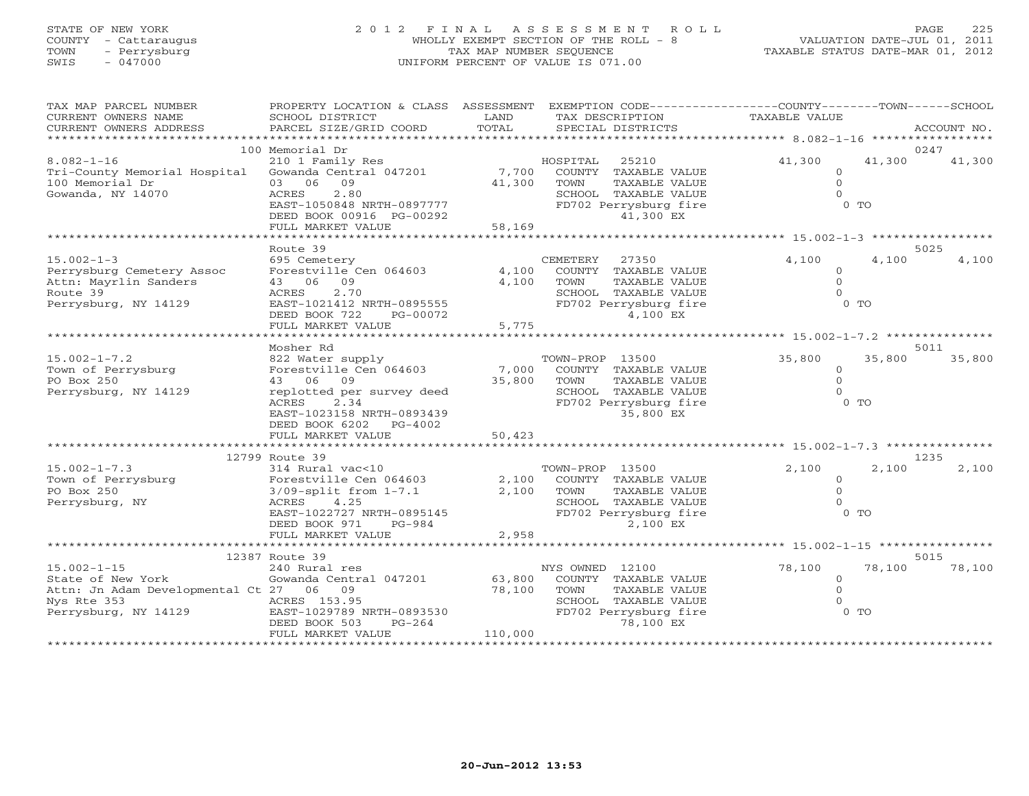STATE OF NEW YORK
COUNTY - Cattaraugus
TOWN - Perrysburg
SWIS - 047000

# 2012 FINAL ASSESSMENT ROLL

WHOLLY EXEMPT SECTION OF THE ROLL - 8
TAX MAP NUMBER SEQUENCE
UNIFORM PERCENT OF VALUE IS 071.00

VALUATION DATE-JUL 01, 2011
TAXABLE STATUS DATE-MAR 01, 2012

| TAX MAP PARCEL NUMBER / CURRENT OWNERS NAME / CURRENT OWNERS ADDRESS | PROPERTY LOCATION & CLASS / SCHOOL DISTRICT / PARCEL SIZE/GRID COORD | ASSESSMENT LAND / TOTAL | EXEMPTION CODE / TAX DESCRIPTION / SPECIAL DISTRICTS | COUNTY TAXABLE VALUE | TOWN | SCHOOL / ACCOUNT NO. |
|---|---|---|---|---|---|---|
| 8.082-1-16 | 100 Memorial Dr | | | | | 0247 |
| Tri-County Memorial Hospital | 210 1 Family Res | | HOSPITAL 25210 | 41,300 | 41,300 | 41,300 |
| 100 Memorial Dr | Gowanda Central 047201 | 7,700 | COUNTY TAXABLE VALUE | 0 | | |
| Gowanda, NY 14070 | 03 06 09 | 41,300 | TOWN TAXABLE VALUE | 0 | | |
| | ACRES 2.80 | | SCHOOL TAXABLE VALUE | 0 | | |
| | EAST-1050848 NRTH-0897777 | | FD702 Perrysburg fire | 0 TO | | |
| | DEED BOOK 00916 PG-00292 | | 41,300 EX | | | |
| | FULL MARKET VALUE | 58,169 | | | | |
| 15.002-1-3 | Route 39 | | | | | 5025 |
| Perrysburg Cemetery Assoc | 695 Cemetery | | CEMETERY 27350 | 4,100 | 4,100 | 4,100 |
| Attn: Mayrlin Sanders | Forestville Cen 064603 | 4,100 | COUNTY TAXABLE VALUE | 0 | | |
| Route 39 | 43 06 09 | 4,100 | TOWN TAXABLE VALUE | 0 | | |
| Perrysburg, NY 14129 | ACRES 2.70 | | SCHOOL TAXABLE VALUE | 0 | | |
| | EAST-1021412 NRTH-0895555 | | FD702 Perrysburg fire | 0 TO | | |
| | DEED BOOK 722 PG-00072 | | 4,100 EX | | | |
| | FULL MARKET VALUE | 5,775 | | | | |
| 15.002-1-7.2 | Mosher Rd | | | | | 5011 |
| Town of Perrysburg | 822 Water supply | | TOWN-PROP 13500 | 35,800 | 35,800 | 35,800 |
| PO Box 250 | Forestville Cen 064603 | 7,000 | COUNTY TAXABLE VALUE | 0 | | |
| Perrysburg, NY 14129 | 43 06 09 | 35,800 | TOWN TAXABLE VALUE | 0 | | |
| | replotted per survey deed | | SCHOOL TAXABLE VALUE | 0 | | |
| | ACRES 2.34 | | FD702 Perrysburg fire | 0 TO | | |
| | EAST-1023158 NRTH-0893439 | | 35,800 EX | | | |
| | DEED BOOK 6202 PG-4002 | | | | | |
| | FULL MARKET VALUE | 50,423 | | | | |
| 15.002-1-7.3 | 12799 Route 39 | | | | | 1235 |
| Town of Perrysburg | 314 Rural vac<10 | | TOWN-PROP 13500 | 2,100 | 2,100 | 2,100 |
| PO Box 250 | Forestville Cen 064603 | 2,100 | COUNTY TAXABLE VALUE | 0 | | |
| Perrysburg, NY | 3/09-split from 1-7.1 | 2,100 | TOWN TAXABLE VALUE | 0 | | |
| | ACRES 4.25 | | SCHOOL TAXABLE VALUE | 0 | | |
| | EAST-1022727 NRTH-0895145 | | FD702 Perrysburg fire | 0 TO | | |
| | DEED BOOK 971 PG-984 | | 2,100 EX | | | |
| | FULL MARKET VALUE | 2,958 | | | | |
| 15.002-1-15 | 12387 Route 39 | | | | | 5015 |
| State of New York | 240 Rural res | | NYS OWNED 12100 | 78,100 | 78,100 | 78,100 |
| Attn: Jn Adam Developmental Ct | Gowanda Central 047201 | 63,800 | COUNTY TAXABLE VALUE | 0 | | |
| Nys Rte 353 | 27 06 09 | 78,100 | TOWN TAXABLE VALUE | 0 | | |
| Perrysburg, NY 14129 | ACRES 153.95 | | SCHOOL TAXABLE VALUE | 0 | | |
| | EAST-1029789 NRTH-0893530 | | FD702 Perrysburg fire | 0 TO | | |
| | DEED BOOK 503 PG-264 | | 78,100 EX | | | |
| | FULL MARKET VALUE | 110,000 | | | | |

20-Jun-2012 13:53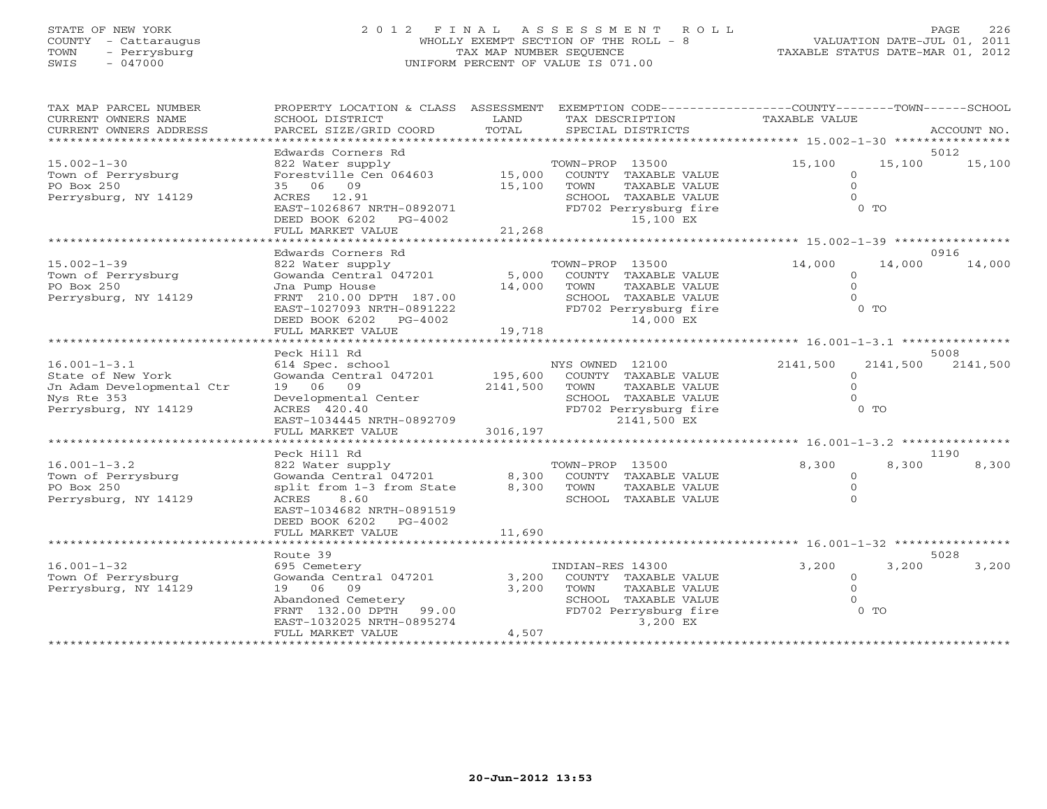STATE OF NEW YORK
COUNTY - Cattaraugus
TOWN - Perrysburg
SWIS - 047000

# 2012 FINAL ASSESSMENT ROLL

WHOLLY EXEMPT SECTION OF THE ROLL - 8
TAX MAP NUMBER SEQUENCE
UNIFORM PERCENT OF VALUE IS 071.00

VALUATION DATE-JUL 01, 2011
TAXABLE STATUS DATE-MAR 01, 2012

| TAX MAP PARCEL NUMBER / CURRENT OWNERS NAME / CURRENT OWNERS ADDRESS | PROPERTY LOCATION & CLASS / SCHOOL DISTRICT / PARCEL SIZE/GRID COORD | ASSESSMENT LAND / TOTAL | EXEMPTION CODE / TAX DESCRIPTION / SPECIAL DISTRICTS | COUNTY TAXABLE VALUE | TOWN | SCHOOL / ACCOUNT NO. |
|---|---|---|---|---|---|---|
| 15.002-1-30 | Edwards Corners Rd | | | | | 5012 |
| | 822 Water supply | | TOWN-PROP 13500 | 15,100 | 15,100 | 15,100 |
| Town of Perrysburg | Forestville Cen 064603 | 15,000 | COUNTY TAXABLE VALUE | 0 | | |
| PO Box 250 | 35 06 09 | 15,100 | TOWN TAXABLE VALUE | 0 | | |
| Perrysburg, NY 14129 | ACRES 12.91 | | SCHOOL TAXABLE VALUE | 0 | | |
| | EAST-1026867 NRTH-0892071 | | FD702 Perrysburg fire | 0 TO | | |
| | DEED BOOK 6202 PG-4002 | | 15,100 EX | | | |
| | FULL MARKET VALUE | 21,268 | | | | |
| 15.002-1-39 | Edwards Corners Rd | | | | | 0916 |
| | 822 Water supply | | TOWN-PROP 13500 | 14,000 | 14,000 | 14,000 |
| Town of Perrysburg | Gowanda Central 047201 | 5,000 | COUNTY TAXABLE VALUE | 0 | | |
| PO Box 250 | Jna Pump House | 14,000 | TOWN TAXABLE VALUE | 0 | | |
| Perrysburg, NY 14129 | FRNT 210.00 DPTH 187.00 | | SCHOOL TAXABLE VALUE | 0 | | |
| | EAST-1027093 NRTH-0891222 | | FD702 Perrysburg fire | 0 TO | | |
| | DEED BOOK 6202 PG-4002 | | 14,000 EX | | | |
| | FULL MARKET VALUE | 19,718 | | | | |
| 16.001-1-3.1 | Peck Hill Rd | | | | | 5008 |
| | 614 Spec. school | | NYS OWNED 12100 | 2141,500 | 2141,500 | 2141,500 |
| State of New York | Gowanda Central 047201 | 195,600 | COUNTY TAXABLE VALUE | 0 | | |
| Jn Adam Developmental Ctr | 19 06 09 | 2141,500 | TOWN TAXABLE VALUE | 0 | | |
| Nys Rte 353 | Developmental Center | | SCHOOL TAXABLE VALUE | 0 | | |
| Perrysburg, NY 14129 | ACRES 420.40 | | FD702 Perrysburg fire | 0 TO | | |
| | EAST-1034445 NRTH-0892709 | | 2141,500 EX | | | |
| | FULL MARKET VALUE | 3016,197 | | | | |
| 16.001-1-3.2 | Peck Hill Rd | | | | | 1190 |
| | 822 Water supply | | TOWN-PROP 13500 | 8,300 | 8,300 | 8,300 |
| Town of Perrysburg | Gowanda Central 047201 | 8,300 | COUNTY TAXABLE VALUE | 0 | | |
| PO Box 250 | split from 1-3 from State | 8,300 | TOWN TAXABLE VALUE | 0 | | |
| Perrysburg, NY 14129 | ACRES 8.60 | | SCHOOL TAXABLE VALUE | 0 | | |
| | EAST-1034682 NRTH-0891519 | | | | | |
| | DEED BOOK 6202 PG-4002 | | | | | |
| | FULL MARKET VALUE | 11,690 | | | | |
| 16.001-1-32 | Route 39 | | | | | 5028 |
| | 695 Cemetery | | INDIAN-RES 14300 | 3,200 | 3,200 | 3,200 |
| Town Of Perrysburg | Gowanda Central 047201 | 3,200 | COUNTY TAXABLE VALUE | 0 | | |
| Perrysburg, NY 14129 | 19 06 09 | 3,200 | TOWN TAXABLE VALUE | 0 | | |
| | Abandoned Cemetery | | SCHOOL TAXABLE VALUE | 0 | | |
| | FRNT 132.00 DPTH 99.00 | | FD702 Perrysburg fire | 0 TO | | |
| | EAST-1032025 NRTH-0895274 | | 3,200 EX | | | |
| | FULL MARKET VALUE | 4,507 | | | | |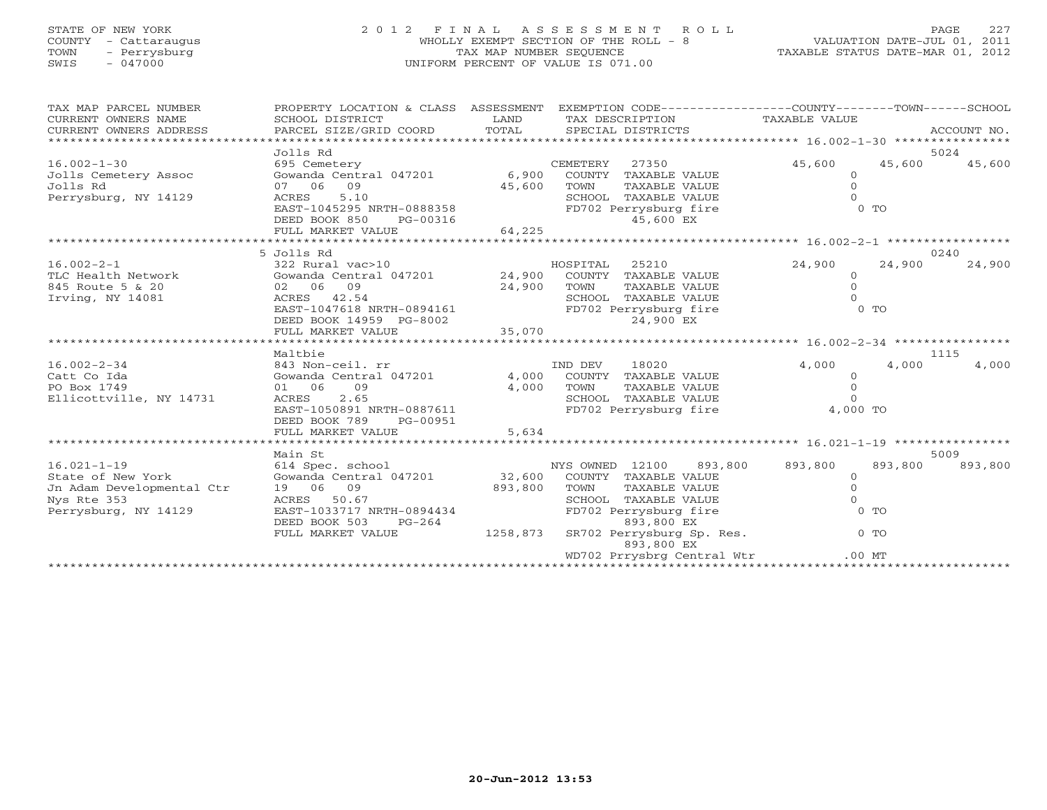STATE OF NEW YORK
COUNTY - Cattaraugus
TOWN - Perrysburg
SWIS - 047000

# 2012 FINAL ASSESSMENT ROLL

WHOLLY EXEMPT SECTION OF THE ROLL - 8
TAX MAP NUMBER SEQUENCE
UNIFORM PERCENT OF VALUE IS 071.00

VALUATION DATE-JUL 01, 2011
TAXABLE STATUS DATE-MAR 01, 2012

| TAX MAP PARCEL NUMBER / CURRENT OWNERS NAME / CURRENT OWNERS ADDRESS | PROPERTY LOCATION & CLASS / SCHOOL DISTRICT / PARCEL SIZE/GRID COORD | ASSESSMENT LAND / TOTAL | EXEMPTION CODE / TAX DESCRIPTION / SPECIAL DISTRICTS | COUNTY TAXABLE VALUE | TOWN | SCHOOL / ACCOUNT NO. |
|---|---|---|---|---|---|---|
| **16.002-1-30** | Jolls Rd | | | | | 5024 |
| | 695 Cemetery | | CEMETERY 27350 | 45,600 | 45,600 | 45,600 |
| Jolls Cemetery Assoc | Gowanda Central 047201 | 6,900 | COUNTY TAXABLE VALUE | 0 | | |
| Jolls Rd | 07 06 09 | 45,600 | TOWN TAXABLE VALUE | 0 | | |
| Perrysburg, NY 14129 | ACRES 5.10 | | SCHOOL TAXABLE VALUE | 0 | | |
| | EAST-1045295 NRTH-0888358 | | FD702 Perrysburg fire | 0 TO | | |
| | DEED BOOK 850 PG-00316 | | 45,600 EX | | | |
| | FULL MARKET VALUE | 64,225 | | | | |
| **16.002-2-1** | 5 Jolls Rd | | | | | 0240 |
| | 322 Rural vac>10 | | HOSPITAL 25210 | 24,900 | 24,900 | 24,900 |
| TLC Health Network | Gowanda Central 047201 | 24,900 | COUNTY TAXABLE VALUE | 0 | | |
| 845 Route 5 & 20 | 02 06 09 | 24,900 | TOWN TAXABLE VALUE | 0 | | |
| Irving, NY 14081 | ACRES 42.54 | | SCHOOL TAXABLE VALUE | 0 | | |
| | EAST-1047618 NRTH-0894161 | | FD702 Perrysburg fire | 0 TO | | |
| | DEED BOOK 14959 PG-8002 | | 24,900 EX | | | |
| | FULL MARKET VALUE | 35,070 | | | | |
| **16.002-2-34** | Maltbie | | | | | 1115 |
| | 843 Non-ceil. rr | | IND DEV 18020 | 4,000 | 4,000 | 4,000 |
| Catt Co Ida | Gowanda Central 047201 | 4,000 | COUNTY TAXABLE VALUE | 0 | | |
| PO Box 1749 | 01 06 09 | 4,000 | TOWN TAXABLE VALUE | 0 | | |
| Ellicottville, NY 14731 | ACRES 2.65 | | SCHOOL TAXABLE VALUE | 0 | | |
| | EAST-1050891 NRTH-0887611 | | FD702 Perrysburg fire | 4,000 TO | | |
| | DEED BOOK 789 PG-00951 | | | | | |
| | FULL MARKET VALUE | 5,634 | | | | |
| **16.021-1-19** | Main St | | | | | 5009 |
| | 614 Spec. school | | NYS OWNED 12100 893,800 | 893,800 | 893,800 | 893,800 |
| State of New York | Gowanda Central 047201 | 32,600 | COUNTY TAXABLE VALUE | 0 | | |
| Jn Adam Developmental Ctr | 19 06 09 | 893,800 | TOWN TAXABLE VALUE | 0 | | |
| Nys Rte 353 | ACRES 50.67 | | SCHOOL TAXABLE VALUE | 0 | | |
| Perrysburg, NY 14129 | EAST-1033717 NRTH-0894434 | | FD702 Perrysburg fire | 0 TO | | |
| | DEED BOOK 503 PG-264 | | 893,800 EX | | | |
| | FULL MARKET VALUE | 1258,873 | SR702 Perrysburg Sp. Res. | 0 TO | | |
| | | | 893,800 EX | | | |
| | | | WD702 Prrysbrg Central Wtr | .00 MT | | |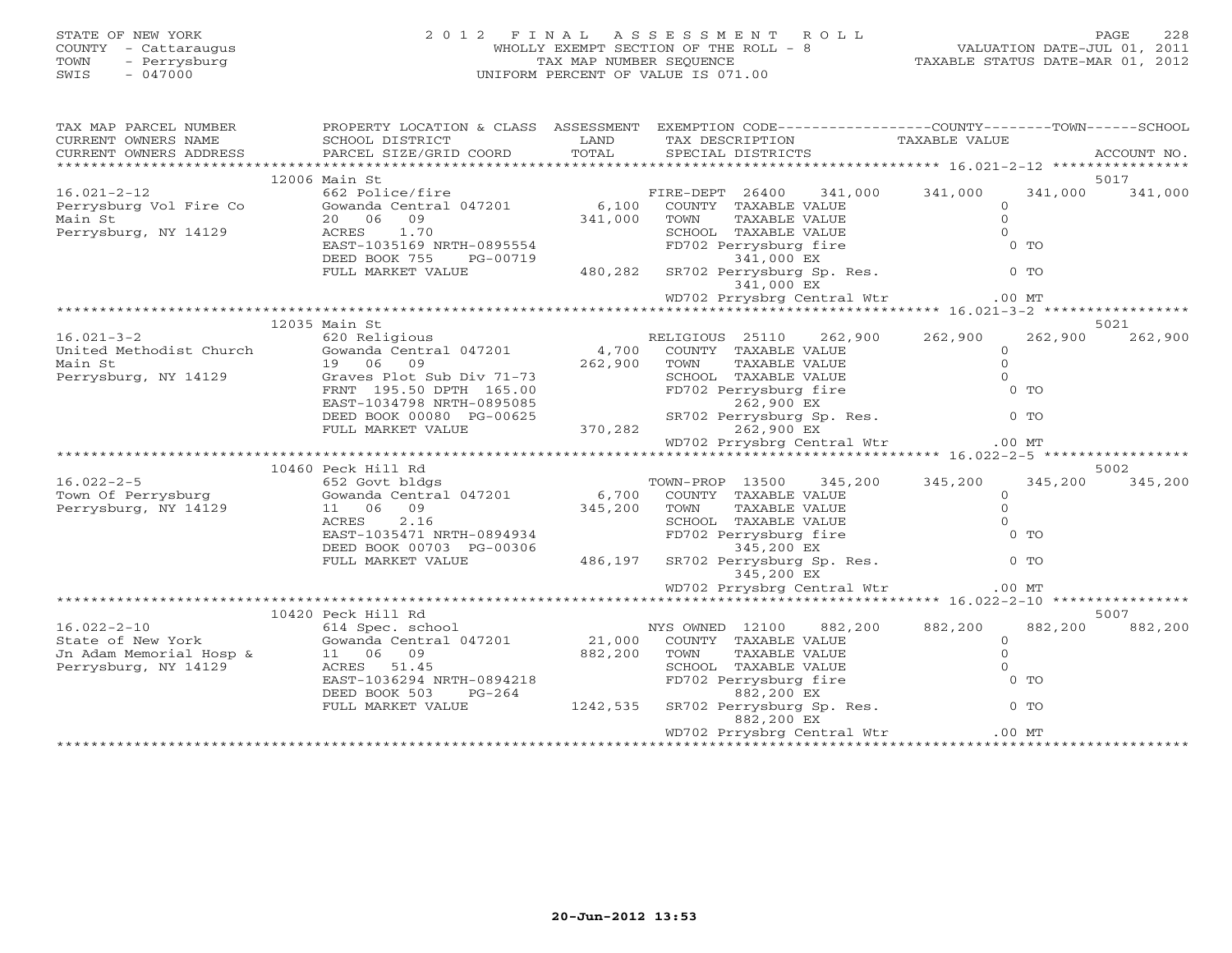STATE OF NEW YORK
COUNTY - Cattaraugus
TOWN - Perrysburg
SWIS - 047000

# 2012 FINAL ASSESSMENT ROLL

WHOLLY EXEMPT SECTION OF THE ROLL - 8
TAX MAP NUMBER SEQUENCE
UNIFORM PERCENT OF VALUE IS 071.00

VALUATION DATE-JUL 01, 2011
TAXABLE STATUS DATE-MAR 01, 2012

| TAX MAP PARCEL NUMBER / CURRENT OWNERS NAME / CURRENT OWNERS ADDRESS | PROPERTY LOCATION & CLASS / SCHOOL DISTRICT / PARCEL SIZE/GRID COORD | ASSESSMENT LAND / TOTAL | EXEMPTION CODE / TAX DESCRIPTION / SPECIAL DISTRICTS | COUNTY TAXABLE VALUE | TOWN | SCHOOL / ACCOUNT NO. |
|---|---|---|---|---|---|---|
| | 12006 Main St | | | | | 5017 |
| 16.021-2-12 | 662 Police/fire | | FIRE-DEPT 26400 341,000 | 341,000 | 341,000 | 341,000 |
| Perrysburg Vol Fire Co | Gowanda Central 047201 | 6,100 | COUNTY TAXABLE VALUE | 0 | | |
| Main St | 20 06 09 | 341,000 | TOWN TAXABLE VALUE | 0 | | |
| Perrysburg, NY 14129 | ACRES 1.70 | | SCHOOL TAXABLE VALUE | 0 | | |
| | EAST-1035169 NRTH-0895554 | | FD702 Perrysburg fire | 0 TO | | |
| | DEED BOOK 755 PG-00719 | | 341,000 EX | | | |
| | FULL MARKET VALUE | 480,282 | SR702 Perrysburg Sp. Res. | 0 TO | | |
| | | | 341,000 EX | | | |
| | | | WD702 Prrysbrg Central Wtr | .00 MT | | |
| | 12035 Main St | | | | | 5021 |
| 16.021-3-2 | 620 Religious | | RELIGIOUS 25110 262,900 | 262,900 | 262,900 | 262,900 |
| United Methodist Church | Gowanda Central 047201 | 4,700 | COUNTY TAXABLE VALUE | 0 | | |
| Main St | 19 06 09 | 262,900 | TOWN TAXABLE VALUE | 0 | | |
| Perrysburg, NY 14129 | Graves Plot Sub Div 71-73 | | SCHOOL TAXABLE VALUE | 0 | | |
| | FRNT 195.50 DPTH 165.00 | | FD702 Perrysburg fire | 0 TO | | |
| | EAST-1034798 NRTH-0895085 | | 262,900 EX | | | |
| | DEED BOOK 00080 PG-00625 | | SR702 Perrysburg Sp. Res. | 0 TO | | |
| | FULL MARKET VALUE | 370,282 | 262,900 EX | | | |
| | | | WD702 Prrysbrg Central Wtr | .00 MT | | |
| | 10460 Peck Hill Rd | | | | | 5002 |
| 16.022-2-5 | 652 Govt bldgs | | TOWN-PROP 13500 345,200 | 345,200 | 345,200 | 345,200 |
| Town Of Perrysburg | Gowanda Central 047201 | 6,700 | COUNTY TAXABLE VALUE | 0 | | |
| Perrysburg, NY 14129 | 11 06 09 | 345,200 | TOWN TAXABLE VALUE | 0 | | |
| | ACRES 2.16 | | SCHOOL TAXABLE VALUE | 0 | | |
| | EAST-1035471 NRTH-0894934 | | FD702 Perrysburg fire | 0 TO | | |
| | DEED BOOK 00703 PG-00306 | | 345,200 EX | | | |
| | FULL MARKET VALUE | 486,197 | SR702 Perrysburg Sp. Res. | 0 TO | | |
| | | | 345,200 EX | | | |
| | | | WD702 Prrysbrg Central Wtr | .00 MT | | |
| | 10420 Peck Hill Rd | | | | | 5007 |
| 16.022-2-10 | 614 Spec. school | | NYS OWNED 12100 882,200 | 882,200 | 882,200 | 882,200 |
| State of New York | Gowanda Central 047201 | 21,000 | COUNTY TAXABLE VALUE | 0 | | |
| Jn Adam Memorial Hosp & | 11 06 09 | 882,200 | TOWN TAXABLE VALUE | 0 | | |
| Perrysburg, NY 14129 | ACRES 51.45 | | SCHOOL TAXABLE VALUE | 0 | | |
| | EAST-1036294 NRTH-0894218 | | FD702 Perrysburg fire | 0 TO | | |
| | DEED BOOK 503 PG-264 | | 882,200 EX | | | |
| | FULL MARKET VALUE | 1242,535 | SR702 Perrysburg Sp. Res. | 0 TO | | |
| | | | 882,200 EX | | | |
| | | | WD702 Prrysbrg Central Wtr | .00 MT | | |

20-Jun-2012 13:53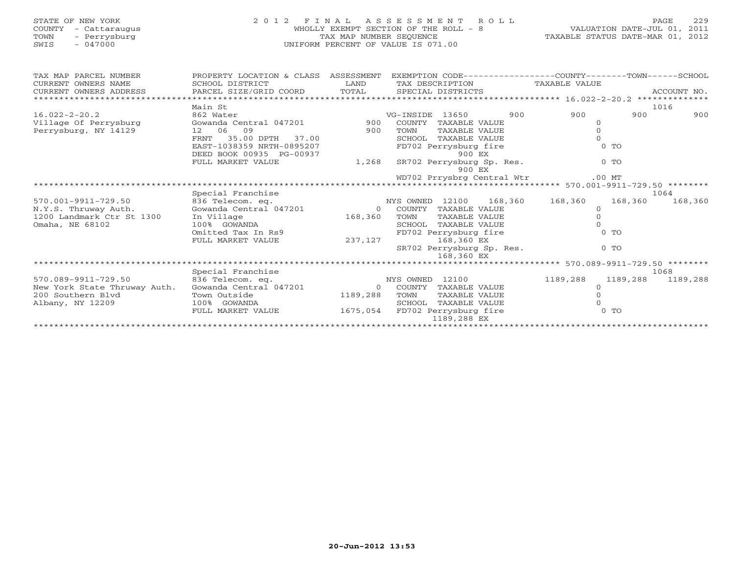STATE OF NEW YORK 2 0 1 2 F I N A L A S S E S S M E N T R O L L
COUNTY - Cattaraugus WHOLLY EXEMPT SECTION OF THE ROLL - 8 VALUATION DATE-JUL 01, 2011
TOWN - Perrysburg TAX MAP NUMBER SEQUENCE TAXABLE STATUS DATE-MAR 01, 2012
SWIS - 047000 UNIFORM PERCENT OF VALUE IS 071.00

| TAX MAP PARCEL NUMBER / CURRENT OWNERS NAME / CURRENT OWNERS ADDRESS | PROPERTY LOCATION & CLASS / SCHOOL DISTRICT / PARCEL SIZE/GRID COORD | ASSESSMENT LAND / TOTAL | EXEMPTION CODE / TAX DESCRIPTION / SPECIAL DISTRICTS | COUNTY TAXABLE VALUE | TOWN | SCHOOL / ACCOUNT NO. |
|---|---|---|---|---|---|---|
| 16.022-2-20.2 | Main St | | | | | 1016 |
| 16.022-2-20.2 | 862 Water | | VG-INSIDE 13650 900 | 900 | 900 | 900 |
| Village Of Perrysburg | Gowanda Central 047201 | 900 | COUNTY TAXABLE VALUE | 0 | | |
| Perrysburg, NY 14129 | 12 06 09 | 900 | TOWN TAXABLE VALUE | 0 | | |
| | FRNT 35.00 DPTH 37.00 | | SCHOOL TAXABLE VALUE | 0 | | |
| | EAST-1038359 NRTH-0895207 | | FD702 Perrysburg fire 900 EX | 0 TO | | |
| | DEED BOOK 00935 PG-00937 | | | | | |
| | FULL MARKET VALUE | 1,268 | SR702 Perrysburg Sp. Res. 900 EX | 0 TO | | |
| | | | WD702 Prrysbrg Central Wtr | .00 MT | | |
| 570.001-9911-729.50 | Special Franchise | | | | | 1064 |
| 570.001-9911-729.50 | 836 Telecom. eq. | | NYS OWNED 12100 168,360 | 168,360 | 168,360 | 168,360 |
| N.Y.S. Thruway Auth. | Gowanda Central 047201 | 0 | COUNTY TAXABLE VALUE | 0 | | |
| 1200 Landmark Ctr St 1300 | In Village | 168,360 | TOWN TAXABLE VALUE | 0 | | |
| Omaha, NE 68102 | 100% GOWANDA | | SCHOOL TAXABLE VALUE | 0 | | |
| | Omitted Tax In Rs9 | | FD702 Perrysburg fire | 0 TO | | |
| | FULL MARKET VALUE | 237,127 | 168,360 EX | | | |
| | | | SR702 Perrysburg Sp. Res. 168,360 EX | 0 TO | | |
| 570.089-9911-729.50 | Special Franchise | | | | | 1068 |
| 570.089-9911-729.50 | 836 Telecom. eq. | | NYS OWNED 12100 | 1189,288 | 1189,288 | 1189,288 |
| New York State Thruway Auth. | Gowanda Central 047201 | 0 | COUNTY TAXABLE VALUE | 0 | | |
| 200 Southern Blvd | Town Outside | 1189,288 | TOWN TAXABLE VALUE | 0 | | |
| Albany, NY 12209 | 100% GOWANDA | | SCHOOL TAXABLE VALUE | 0 | | |
| | FULL MARKET VALUE | 1675,054 | FD702 Perrysburg fire 1189,288 EX | 0 TO | | |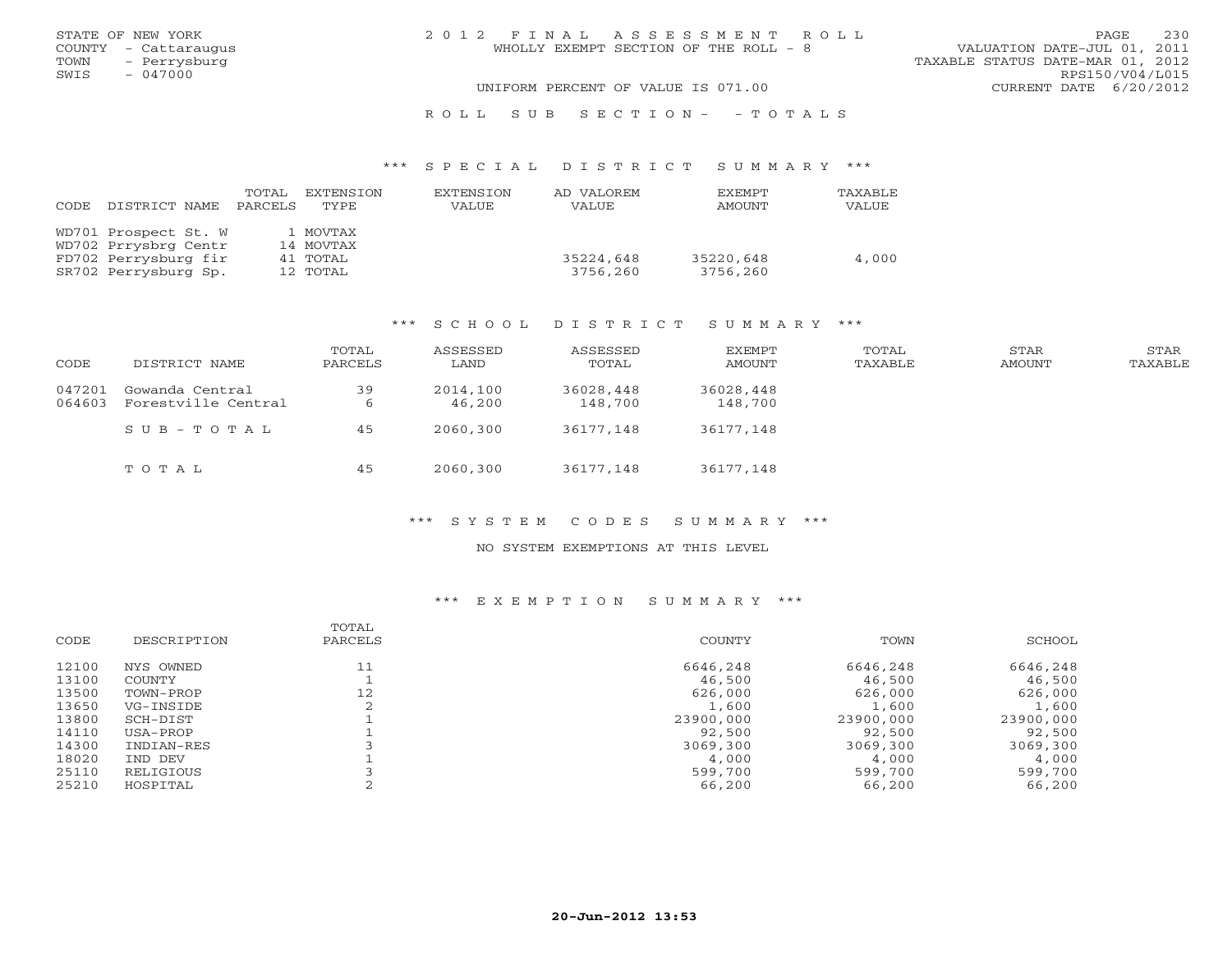STATE OF NEW YORK
COUNTY - Cattaraugus
TOWN - Perrysburg
SWIS - 047000

# 2012 FINAL ASSESSMENT ROLL

WHOLLY EXEMPT SECTION OF THE ROLL - 8

UNIFORM PERCENT OF VALUE IS 071.00

VALUATION DATE-JUL 01, 2011
TAXABLE STATUS DATE-MAR 01, 2012
RPS150/V04/L015
CURRENT DATE 6/20/2012

## ROLL SUB SECTION- - TOTALS

### *** SPECIAL DISTRICT SUMMARY ***

| CODE DISTRICT NAME | TOTAL PARCELS | EXTENSION TYPE | EXTENSION VALUE | AD VALOREM VALUE | EXEMPT AMOUNT | TAXABLE VALUE |
|---|---|---|---|---|---|---|
| WD701 Prospect St. W | 1 | MOVTAX | | | | |
| WD702 Prrysbrg Centr | 14 | MOVTAX | | | | |
| FD702 Perrysburg fir | 41 | TOTAL | | 35224,648 | 35220,648 | 4,000 |
| SR702 Perrysburg Sp. | 12 | TOTAL | | 3756,260 | 3756,260 | |

### *** SCHOOL DISTRICT SUMMARY ***

| CODE | DISTRICT NAME | TOTAL PARCELS | ASSESSED LAND | ASSESSED TOTAL | EXEMPT AMOUNT | TOTAL TAXABLE | STAR AMOUNT | STAR TAXABLE |
|---|---|---|---|---|---|---|---|---|
| 047201 | Gowanda Central | 39 | 2014,100 | 36028,448 | 36028,448 | | | |
| 064603 | Forestville Central | 6 | 46,200 | 148,700 | 148,700 | | | |
| | SUB-TOTAL | 45 | 2060,300 | 36177,148 | 36177,148 | | | |
| | TOTAL | 45 | 2060,300 | 36177,148 | 36177,148 | | | |

### *** SYSTEM CODES SUMMARY ***

NO SYSTEM EXEMPTIONS AT THIS LEVEL

### *** EXEMPTION SUMMARY ***

| CODE | DESCRIPTION | TOTAL PARCELS | COUNTY | TOWN | SCHOOL |
|---|---|---|---|---|---|
| 12100 | NYS OWNED | 11 | 6646,248 | 6646,248 | 6646,248 |
| 13100 | COUNTY | 1 | 46,500 | 46,500 | 46,500 |
| 13500 | TOWN-PROP | 12 | 626,000 | 626,000 | 626,000 |
| 13650 | VG-INSIDE | 2 | 1,600 | 1,600 | 1,600 |
| 13800 | SCH-DIST | 1 | 23900,000 | 23900,000 | 23900,000 |
| 14110 | USA-PROP | 1 | 92,500 | 92,500 | 92,500 |
| 14300 | INDIAN-RES | 3 | 3069,300 | 3069,300 | 3069,300 |
| 18020 | IND DEV | 1 | 4,000 | 4,000 | 4,000 |
| 25110 | RELIGIOUS | 3 | 599,700 | 599,700 | 599,700 |
| 25210 | HOSPITAL | 2 | 66,200 | 66,200 | 66,200 |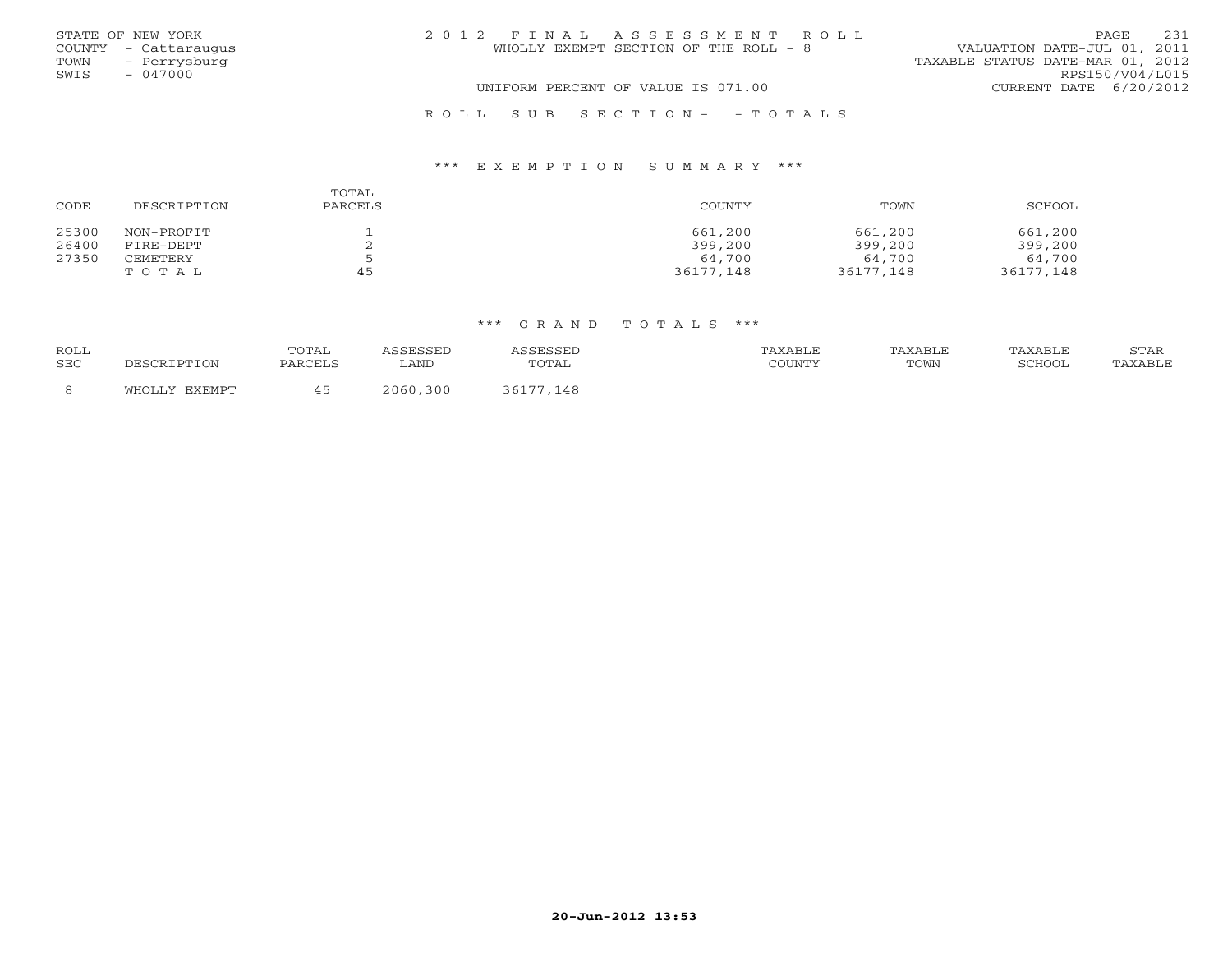STATE OF NEW YORK
COUNTY - Cattaraugus
TOWN - Perrysburg
SWIS - 047000

2012 FINAL ASSESSMENT ROLL
WHOLLY EXEMPT SECTION OF THE ROLL - 8

VALUATION DATE-JUL 01, 2011
TAXABLE STATUS DATE-MAR 01, 2012
RPS150/V04/L015
CURRENT DATE 6/20/2012

UNIFORM PERCENT OF VALUE IS 071.00

ROLL SUB SECTION- - TOTALS

### *** EXEMPTION SUMMARY ***

| CODE | DESCRIPTION | TOTAL PARCELS | COUNTY | TOWN | SCHOOL |
|---|---|---|---|---|---|
| 25300 | NON-PROFIT | 1 | 661,200 | 661,200 | 661,200 |
| 26400 | FIRE-DEPT | 2 | 399,200 | 399,200 | 399,200 |
| 27350 | CEMETERY | 5 | 64,700 | 64,700 | 64,700 |
| | TOTAL | 45 | 36177,148 | 36177,148 | 36177,148 |

### *** GRAND TOTALS ***

| ROLL SEC | DESCRIPTION | TOTAL PARCELS | ASSESSED LAND | ASSESSED TOTAL | TAXABLE COUNTY | TAXABLE TOWN | TAXABLE SCHOOL | STAR TAXABLE |
|---|---|---|---|---|---|---|---|---|
| 8 | WHOLLY EXEMPT | 45 | 2060,300 | 36177,148 | | | | |

20-Jun-2012 13:53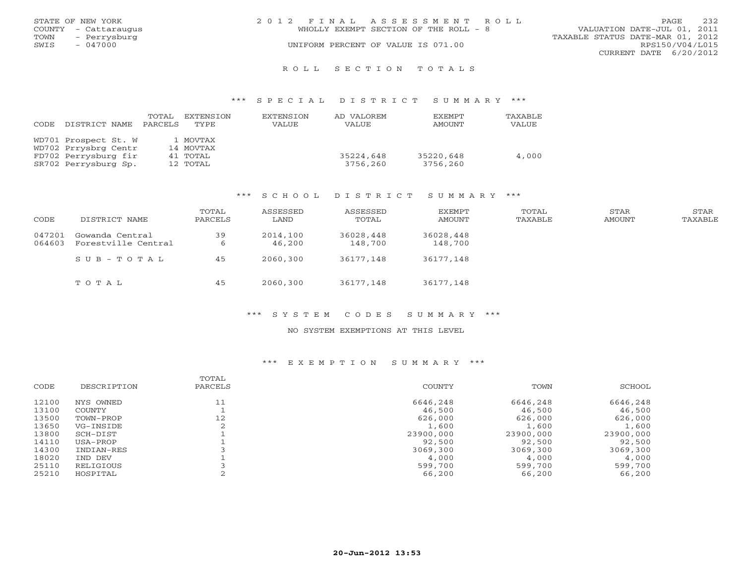STATE OF NEW YORK
COUNTY - Cattaraugus
TOWN - Perrysburg
SWIS - 047000

2 0 1 2 F I N A L A S S E S S M E N T R O L L
WHOLLY EXEMPT SECTION OF THE ROLL - 8
UNIFORM PERCENT OF VALUE IS 071.00

VALUATION DATE-JUL 01, 2011
TAXABLE STATUS DATE-MAR 01, 2012
RPS150/V04/L015
CURRENT DATE 6/20/2012

# R O L L S E C T I O N T O T A L S

## *** S P E C I A L D I S T R I C T S U M M A R Y ***

| CODE | DISTRICT NAME | TOTAL PARCELS | EXTENSION TYPE | EXTENSION VALUE | AD VALOREM VALUE | EXEMPT AMOUNT | TAXABLE VALUE |
|---|---|---|---|---|---|---|---|
| WD701 | Prospect St. W | 1 | MOVTAX | | | | |
| WD702 | Prrysbrg Centr | 14 | MOVTAX | | | | |
| FD702 | Perrysburg fir | 41 | TOTAL | | 35224,648 | 35220,648 | 4,000 |
| SR702 | Perrysburg Sp. | 12 | TOTAL | | 3756,260 | 3756,260 | |

## *** S C H O O L D I S T R I C T S U M M A R Y ***

| CODE | DISTRICT NAME | TOTAL PARCELS | ASSESSED LAND | ASSESSED TOTAL | EXEMPT AMOUNT | TOTAL TAXABLE | STAR AMOUNT | STAR TAXABLE |
|---|---|---|---|---|---|---|---|---|
| 047201 | Gowanda Central | 39 | 2014,100 | 36028,448 | 36028,448 | | | |
| 064603 | Forestville Central | 6 | 46,200 | 148,700 | 148,700 | | | |
| | S U B - T O T A L | 45 | 2060,300 | 36177,148 | 36177,148 | | | |
| | T O T A L | 45 | 2060,300 | 36177,148 | 36177,148 | | | |

## *** S Y S T E M C O D E S S U M M A R Y ***

NO SYSTEM EXEMPTIONS AT THIS LEVEL

## *** E X E M P T I O N S U M M A R Y ***

| CODE | DESCRIPTION | TOTAL PARCELS | COUNTY | TOWN | SCHOOL |
|---|---|---|---|---|---|
| 12100 | NYS OWNED | 11 | 6646,248 | 6646,248 | 6646,248 |
| 13100 | COUNTY | 1 | 46,500 | 46,500 | 46,500 |
| 13500 | TOWN-PROP | 12 | 626,000 | 626,000 | 626,000 |
| 13650 | VG-INSIDE | 2 | 1,600 | 1,600 | 1,600 |
| 13800 | SCH-DIST | 1 | 23900,000 | 23900,000 | 23900,000 |
| 14110 | USA-PROP | 1 | 92,500 | 92,500 | 92,500 |
| 14300 | INDIAN-RES | 3 | 3069,300 | 3069,300 | 3069,300 |
| 18020 | IND DEV | 1 | 4,000 | 4,000 | 4,000 |
| 25110 | RELIGIOUS | 3 | 599,700 | 599,700 | 599,700 |
| 25210 | HOSPITAL | 2 | 66,200 | 66,200 | 66,200 |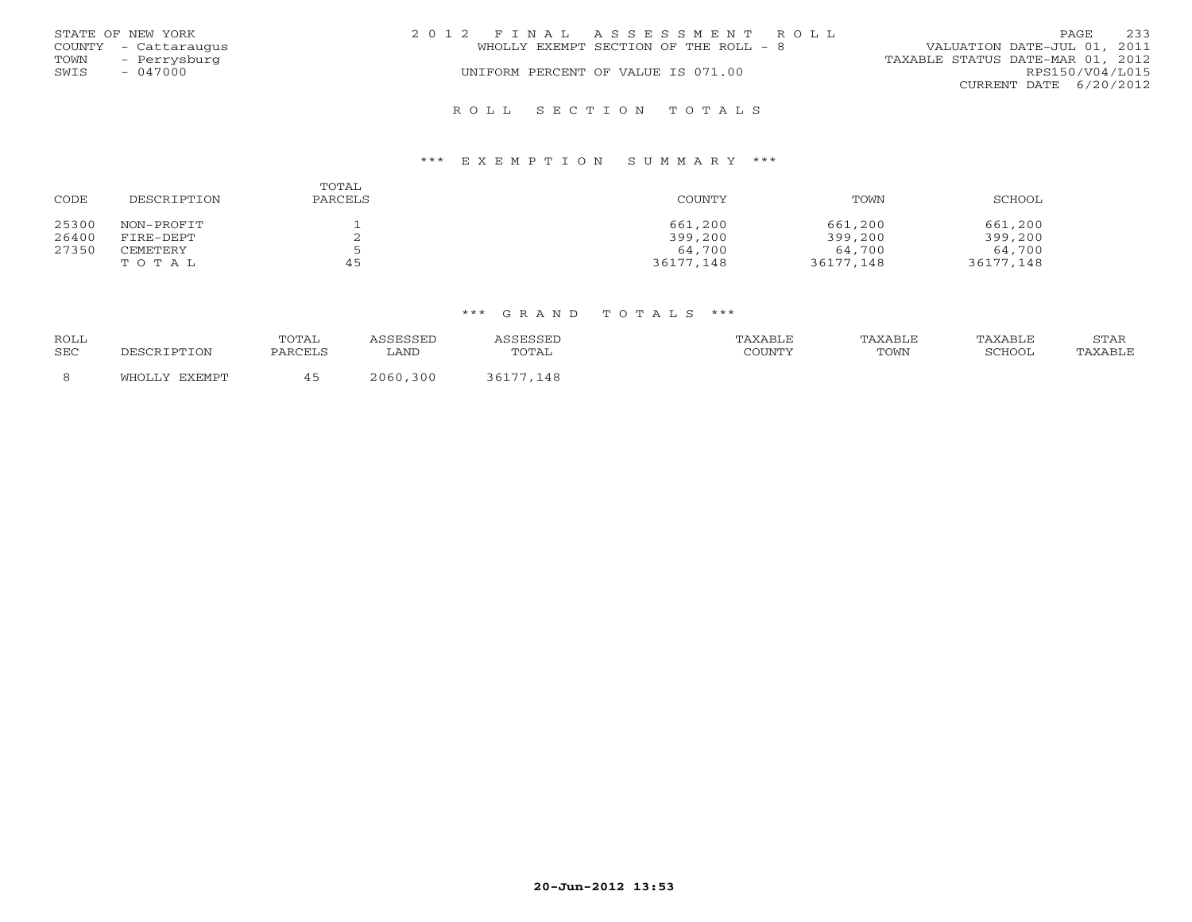STATE OF NEW YORK
COUNTY - Cattaraugus
TOWN - Perrysburg
SWIS - 047000

2012 FINAL ASSESSMENT ROLL
WHOLLY EXEMPT SECTION OF THE ROLL - 8
UNIFORM PERCENT OF VALUE IS 071.00

VALUATION DATE-JUL 01, 2011
TAXABLE STATUS DATE-MAR 01, 2012
RPS150/V04/L015
CURRENT DATE 6/20/2012

## ROLL SECTION TOTALS

### *** EXEMPTION SUMMARY ***

| CODE | DESCRIPTION | TOTAL PARCELS | COUNTY | TOWN | SCHOOL |
|---|---|---|---|---|---|
| 25300 | NON-PROFIT | 1 | 661,200 | 661,200 | 661,200 |
| 26400 | FIRE-DEPT | 2 | 399,200 | 399,200 | 399,200 |
| 27350 | CEMETERY | 5 | 64,700 | 64,700 | 64,700 |
| | T O T A L | 45 | 36177,148 | 36177,148 | 36177,148 |

### *** GRAND TOTALS ***

| ROLL SEC | DESCRIPTION | TOTAL PARCELS | ASSESSED LAND | ASSESSED TOTAL | TAXABLE COUNTY | TAXABLE TOWN | TAXABLE SCHOOL | STAR TAXABLE |
|---|---|---|---|---|---|---|---|---|
| 8 | WHOLLY EXEMPT | 45 | 2060,300 | 36177,148 | | | | |

20-Jun-2012 13:53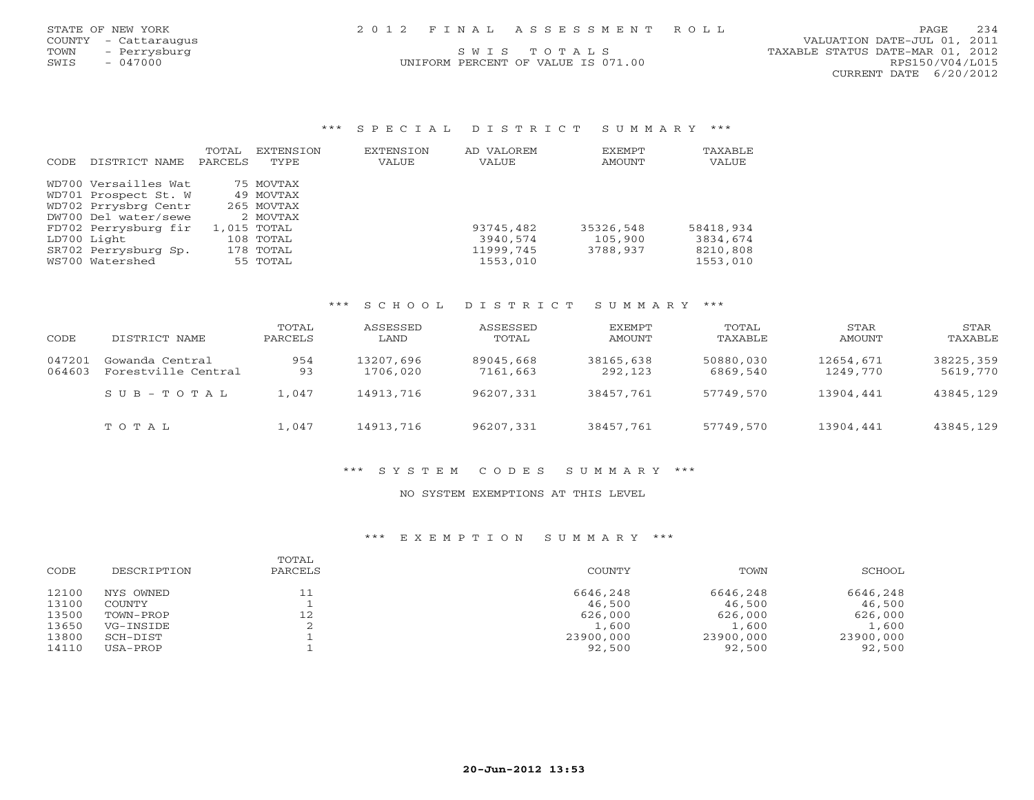STATE OF NEW YORK — 2012 FINAL ASSESSMENT ROLL — VALUATION DATE-JUL 01, 2011
COUNTY - Cattaraugus — TAXABLE STATUS DATE-MAR 01, 2012
TOWN - Perrysburg — SWIS TOTALS — RPS150/V04/L015
SWIS - 047000 — UNIFORM PERCENT OF VALUE IS 071.00 — CURRENT DATE 6/20/2012

## *** SPECIAL DISTRICT SUMMARY ***

| CODE | DISTRICT NAME | TOTAL PARCELS | EXTENSION TYPE | EXTENSION VALUE | AD VALOREM VALUE | EXEMPT AMOUNT | TAXABLE VALUE |
|---|---|---|---|---|---|---|---|
| WD700 | Versailles Wat | 75 | MOVTAX | | | | |
| WD701 | Prospect St. W | 49 | MOVTAX | | | | |
| WD702 | Prrysbrg Centr | 265 | MOVTAX | | | | |
| DW700 | Del water/sewe | 2 | MOVTAX | | | | |
| FD702 | Perrysburg fir | 1,015 | TOTAL | | 93745,482 | 35326,548 | 58418,934 |
| LD700 | Light | 108 | TOTAL | | 3940,574 | 105,900 | 3834,674 |
| SR702 | Perrysburg Sp. | 178 | TOTAL | | 11999,745 | 3788,937 | 8210,808 |
| WS700 | Watershed | 55 | TOTAL | | 1553,010 | | 1553,010 |

## *** SCHOOL DISTRICT SUMMARY ***

| CODE | DISTRICT NAME | TOTAL PARCELS | ASSESSED LAND | ASSESSED TOTAL | EXEMPT AMOUNT | TOTAL TAXABLE | STAR AMOUNT | STAR TAXABLE |
|---|---|---|---|---|---|---|---|---|
| 047201 | Gowanda Central | 954 | 13207,696 | 89045,668 | 38165,638 | 50880,030 | 12654,671 | 38225,359 |
| 064603 | Forestville Central | 93 | 1706,020 | 7161,663 | 292,123 | 6869,540 | 1249,770 | 5619,770 |
| | SUB-TOTAL | 1,047 | 14913,716 | 96207,331 | 38457,761 | 57749,570 | 13904,441 | 43845,129 |
| | TOTAL | 1,047 | 14913,716 | 96207,331 | 38457,761 | 57749,570 | 13904,441 | 43845,129 |

## *** SYSTEM CODES SUMMARY ***

NO SYSTEM EXEMPTIONS AT THIS LEVEL

## *** EXEMPTION SUMMARY ***

| CODE | DESCRIPTION | TOTAL PARCELS | COUNTY | TOWN | SCHOOL |
|---|---|---|---|---|---|
| 12100 | NYS OWNED | 11 | 6646,248 | 6646,248 | 6646,248 |
| 13100 | COUNTY | 1 | 46,500 | 46,500 | 46,500 |
| 13500 | TOWN-PROP | 12 | 626,000 | 626,000 | 626,000 |
| 13650 | VG-INSIDE | 2 | 1,600 | 1,600 | 1,600 |
| 13800 | SCH-DIST | 1 | 23900,000 | 23900,000 | 23900,000 |
| 14110 | USA-PROP | 1 | 92,500 | 92,500 | 92,500 |

20-Jun-2012 13:53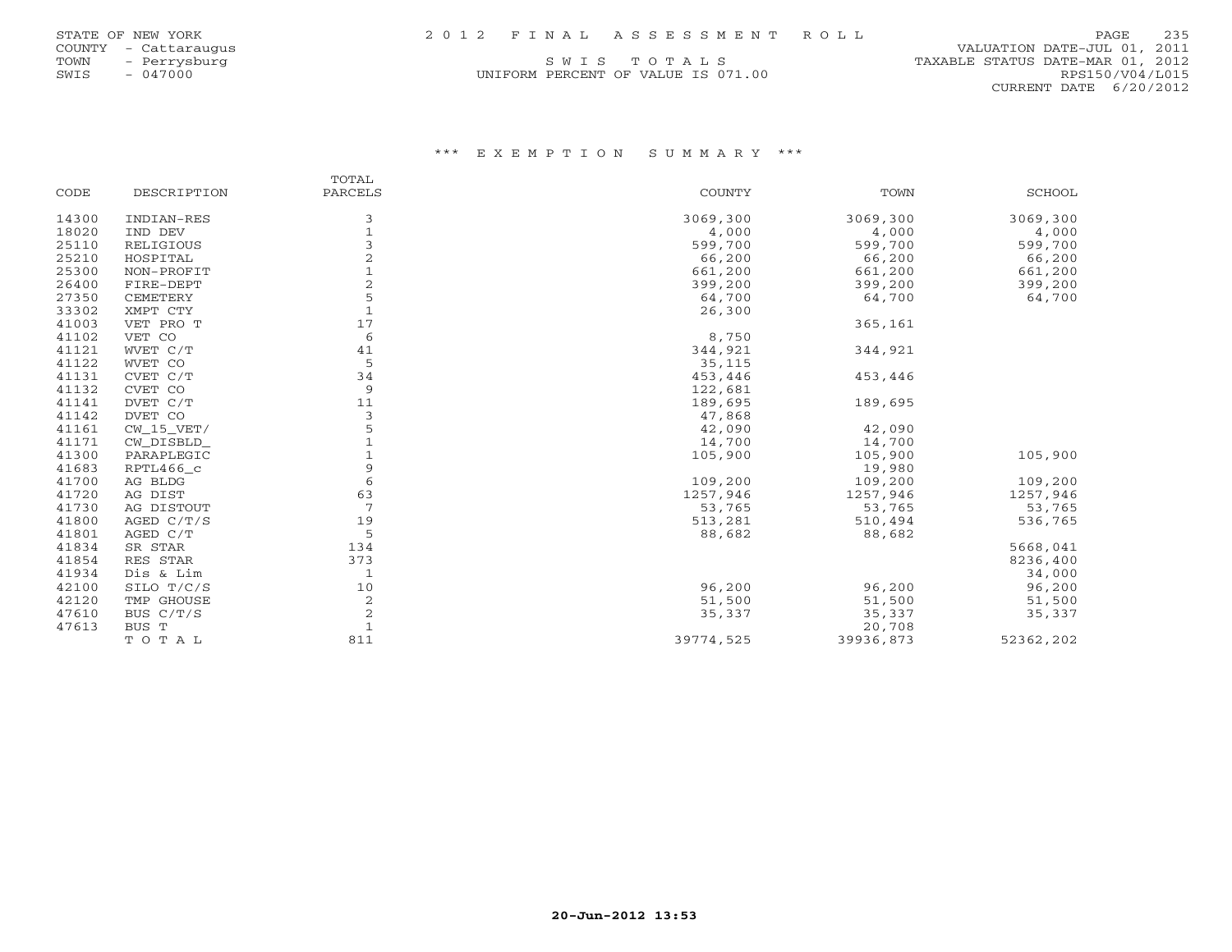STATE OF NEW YORK
COUNTY - Cattaraugus
TOWN - Perrysburg
SWIS - 047000

2012 FINAL ASSESSMENT ROLL

SWIS TOTALS

UNIFORM PERCENT OF VALUE IS 071.00

VALUATION DATE-JUL 01, 2011
TAXABLE STATUS DATE-MAR 01, 2012
RPS150/V04/L015
CURRENT DATE 6/20/2012

## \*\*\* EXEMPTION SUMMARY \*\*\*

| CODE | DESCRIPTION | TOTAL PARCELS | COUNTY | TOWN | SCHOOL |
|---|---|---|---|---|---|
| 14300 | INDIAN-RES | 3 | 3069,300 | 3069,300 | 3069,300 |
| 18020 | IND DEV | 1 | 4,000 | 4,000 | 4,000 |
| 25110 | RELIGIOUS | 3 | 599,700 | 599,700 | 599,700 |
| 25210 | HOSPITAL | 2 | 66,200 | 66,200 | 66,200 |
| 25300 | NON-PROFIT | 1 | 661,200 | 661,200 | 661,200 |
| 26400 | FIRE-DEPT | 2 | 399,200 | 399,200 | 399,200 |
| 27350 | CEMETERY | 5 | 64,700 | 64,700 | 64,700 |
| 33302 | XMPT CTY | 1 | 26,300 | | |
| 41003 | VET PRO T | 17 | | 365,161 | |
| 41102 | VET CO | 6 | 8,750 | | |
| 41121 | WVET C/T | 41 | 344,921 | 344,921 | |
| 41122 | WVET CO | 5 | 35,115 | | |
| 41131 | CVET C/T | 34 | 453,446 | 453,446 | |
| 41132 | CVET CO | 9 | 122,681 | | |
| 41141 | DVET C/T | 11 | 189,695 | 189,695 | |
| 41142 | DVET CO | 3 | 47,868 | | |
| 41161 | CW_15_VET/ | 5 | 42,090 | 42,090 | |
| 41171 | CW_DISBLD_ | 1 | 14,700 | 14,700 | |
| 41300 | PARAPLEGIC | 1 | 105,900 | 105,900 | 105,900 |
| 41683 | RPTL466_c | 9 | | 19,980 | |
| 41700 | AG BLDG | 6 | 109,200 | 109,200 | 109,200 |
| 41720 | AG DIST | 63 | 1257,946 | 1257,946 | 1257,946 |
| 41730 | AG DISTOUT | 7 | 53,765 | 53,765 | 53,765 |
| 41800 | AGED C/T/S | 19 | 513,281 | 510,494 | 536,765 |
| 41801 | AGED C/T | 5 | 88,682 | 88,682 | |
| 41834 | SR STAR | 134 | | | 5668,041 |
| 41854 | RES STAR | 373 | | | 8236,400 |
| 41934 | Dis & Lim | 1 | | | 34,000 |
| 42100 | SILO T/C/S | 10 | 96,200 | 96,200 | 96,200 |
| 42120 | TMP GHOUSE | 2 | 51,500 | 51,500 | 51,500 |
| 47610 | BUS C/T/S | 2 | 35,337 | 35,337 | 35,337 |
| 47613 | BUS T | 1 | | 20,708 | |
| | TOTAL | 811 | 39774,525 | 39936,873 | 52362,202 |

20-Jun-2012 13:53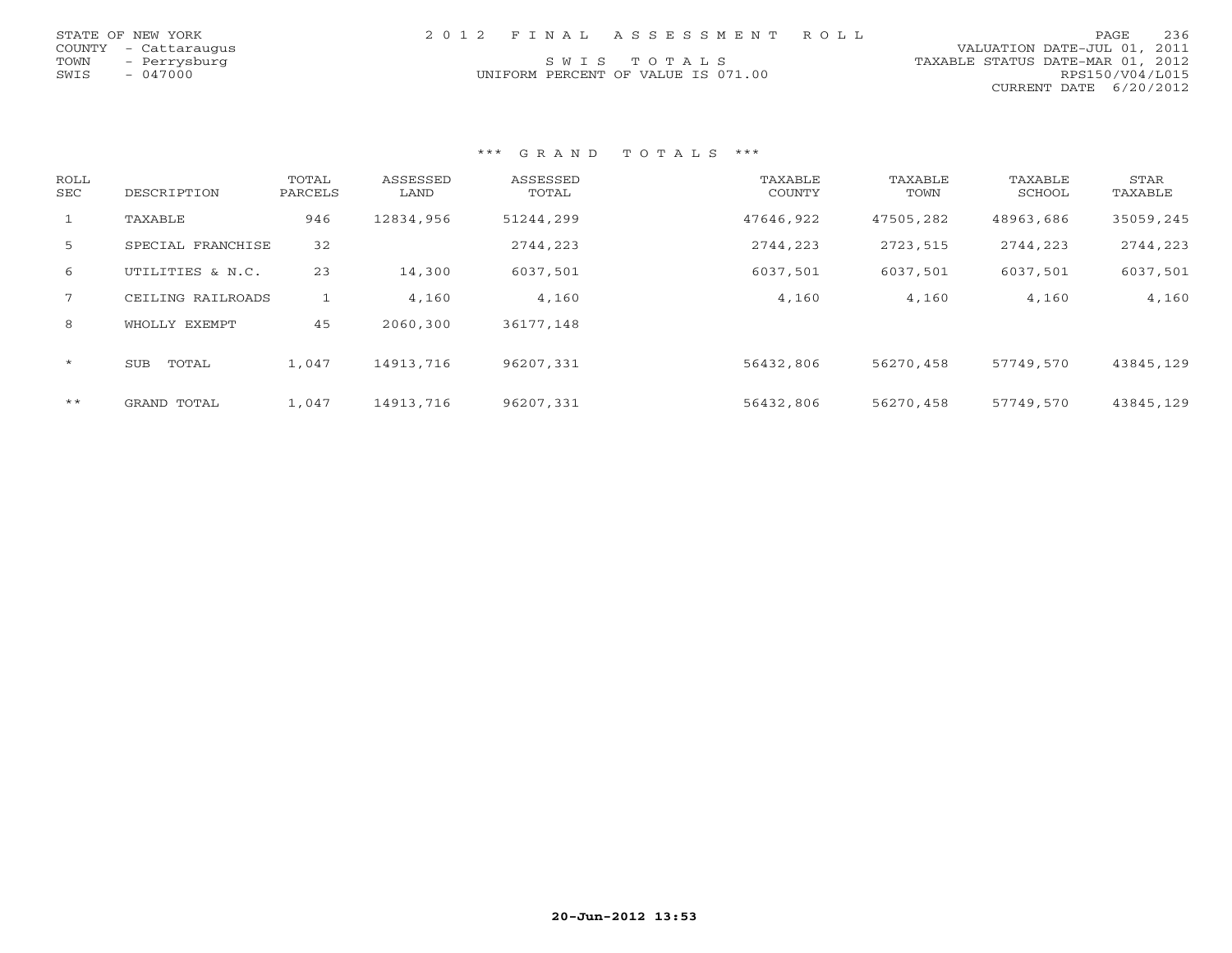STATE OF NEW YORK
COUNTY - Cattaraugus
TOWN - Perrysburg
SWIS - 047000

2 0 1 2 F I N A L A S S E S S M E N T R O L L

S W I S T O T A L S
UNIFORM PERCENT OF VALUE IS 071.00

VALUATION DATE-JUL 01, 2011
TAXABLE STATUS DATE-MAR 01, 2012
RPS150/V04/L015
CURRENT DATE 6/20/2012

### *** G R A N D T O T A L S ***

| ROLL SEC | DESCRIPTION | TOTAL PARCELS | ASSESSED LAND | ASSESSED TOTAL | TAXABLE COUNTY | TAXABLE TOWN | TAXABLE SCHOOL | STAR TAXABLE |
|---|---|---|---|---|---|---|---|---|
| 1 | TAXABLE | 946 | 12834,956 | 51244,299 | 47646,922 | 47505,282 | 48963,686 | 35059,245 |
| 5 | SPECIAL FRANCHISE | 32 | | 2744,223 | 2744,223 | 2723,515 | 2744,223 | 2744,223 |
| 6 | UTILITIES & N.C. | 23 | 14,300 | 6037,501 | 6037,501 | 6037,501 | 6037,501 | 6037,501 |
| 7 | CEILING RAILROADS | 1 | 4,160 | 4,160 | 4,160 | 4,160 | 4,160 | 4,160 |
| 8 | WHOLLY EXEMPT | 45 | 2060,300 | 36177,148 | | | | |
| * | SUB TOTAL | 1,047 | 14913,716 | 96207,331 | 56432,806 | 56270,458 | 57749,570 | 43845,129 |
| ** | GRAND TOTAL | 1,047 | 14913,716 | 96207,331 | 56432,806 | 56270,458 | 57749,570 | 43845,129 |

20-Jun-2012 13:53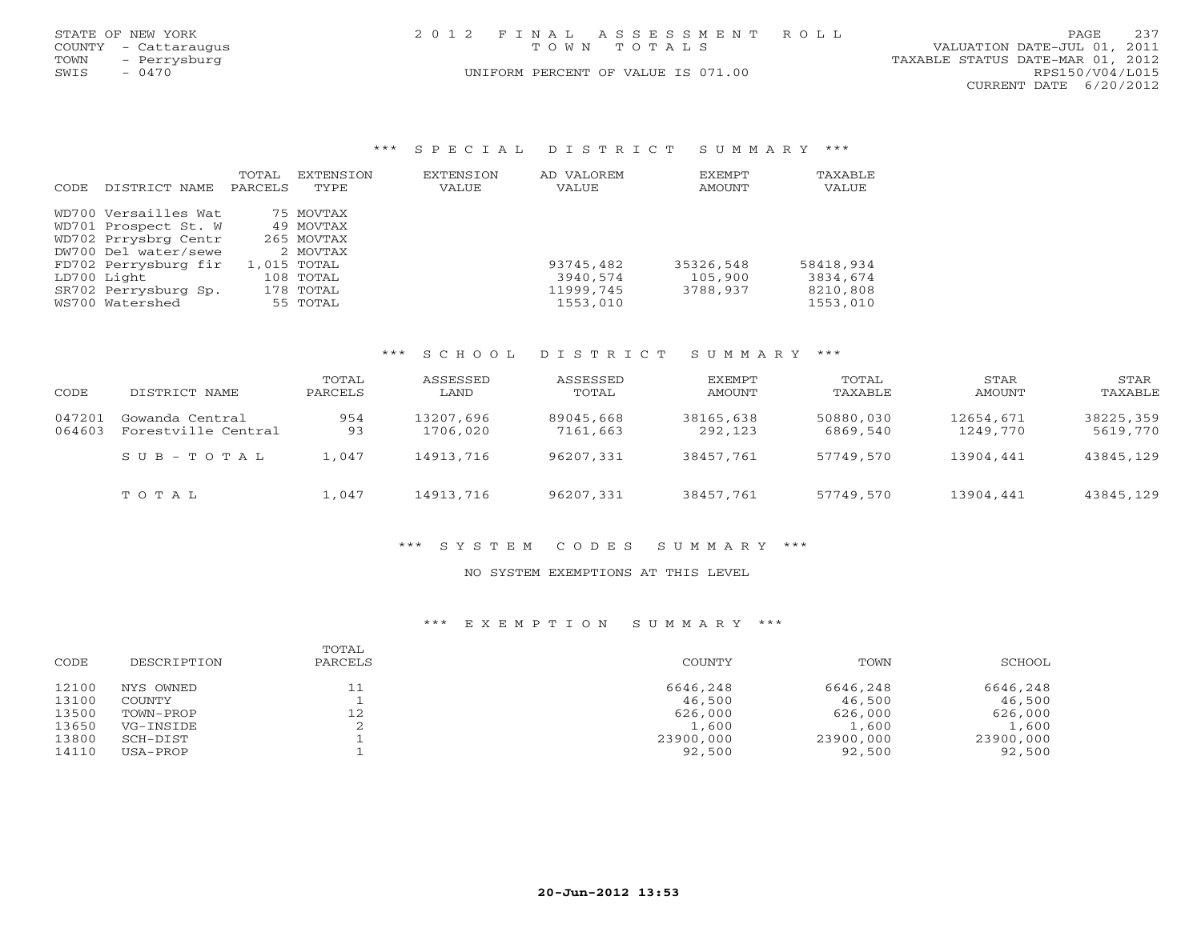STATE OF NEW YORK
COUNTY - Cattaraugus
TOWN - Perrysburg
SWIS - 0470

# 2012 FINAL ASSESSMENT ROLL
TOWN TOTALS

UNIFORM PERCENT OF VALUE IS 071.00

VALUATION DATE-JUL 01, 2011
TAXABLE STATUS DATE-MAR 01, 2012
RPS150/V04/L015
CURRENT DATE 6/20/2012

## *** SPECIAL DISTRICT SUMMARY ***

| CODE | DISTRICT NAME | TOTAL PARCELS | EXTENSION TYPE | EXTENSION VALUE | AD VALOREM VALUE | EXEMPT AMOUNT | TAXABLE VALUE |
|---|---|---|---|---|---|---|---|
| WD700 | Versailles Wat | 75 | MOVTAX | | | | |
| WD701 | Prospect St. W | 49 | MOVTAX | | | | |
| WD702 | Prrysbrg Centr | 265 | MOVTAX | | | | |
| DW700 | Del water/sewe | 2 | MOVTAX | | | | |
| FD702 | Perrysburg fir | 1,015 | TOTAL | | 93745,482 | 35326,548 | 58418,934 |
| LD700 | Light | 108 | TOTAL | | 3940,574 | 105,900 | 3834,674 |
| SR702 | Perrysburg Sp. | 178 | TOTAL | | 11999,745 | 3788,937 | 8210,808 |
| WS700 | Watershed | 55 | TOTAL | | 1553,010 | | 1553,010 |

## *** SCHOOL DISTRICT SUMMARY ***

| CODE | DISTRICT NAME | TOTAL PARCELS | ASSESSED LAND | ASSESSED TOTAL | EXEMPT AMOUNT | TOTAL TAXABLE | STAR AMOUNT | STAR TAXABLE |
|---|---|---|---|---|---|---|---|---|
| 047201 | Gowanda Central | 954 | 13207,696 | 89045,668 | 38165,638 | 50880,030 | 12654,671 | 38225,359 |
| 064603 | Forestville Central | 93 | 1706,020 | 7161,663 | 292,123 | 6869,540 | 1249,770 | 5619,770 |
| | SUB-TOTAL | 1,047 | 14913,716 | 96207,331 | 38457,761 | 57749,570 | 13904,441 | 43845,129 |
| | TOTAL | 1,047 | 14913,716 | 96207,331 | 38457,761 | 57749,570 | 13904,441 | 43845,129 |

## *** SYSTEM CODES SUMMARY ***

NO SYSTEM EXEMPTIONS AT THIS LEVEL

## *** EXEMPTION SUMMARY ***

| CODE | DESCRIPTION | TOTAL PARCELS | COUNTY | TOWN | SCHOOL |
|---|---|---|---|---|---|
| 12100 | NYS OWNED | 11 | 6646,248 | 6646,248 | 6646,248 |
| 13100 | COUNTY | 1 | 46,500 | 46,500 | 46,500 |
| 13500 | TOWN-PROP | 12 | 626,000 | 626,000 | 626,000 |
| 13650 | VG-INSIDE | 2 | 1,600 | 1,600 | 1,600 |
| 13800 | SCH-DIST | 1 | 23900,000 | 23900,000 | 23900,000 |
| 14110 | USA-PROP | 1 | 92,500 | 92,500 | 92,500 |

20-Jun-2012 13:53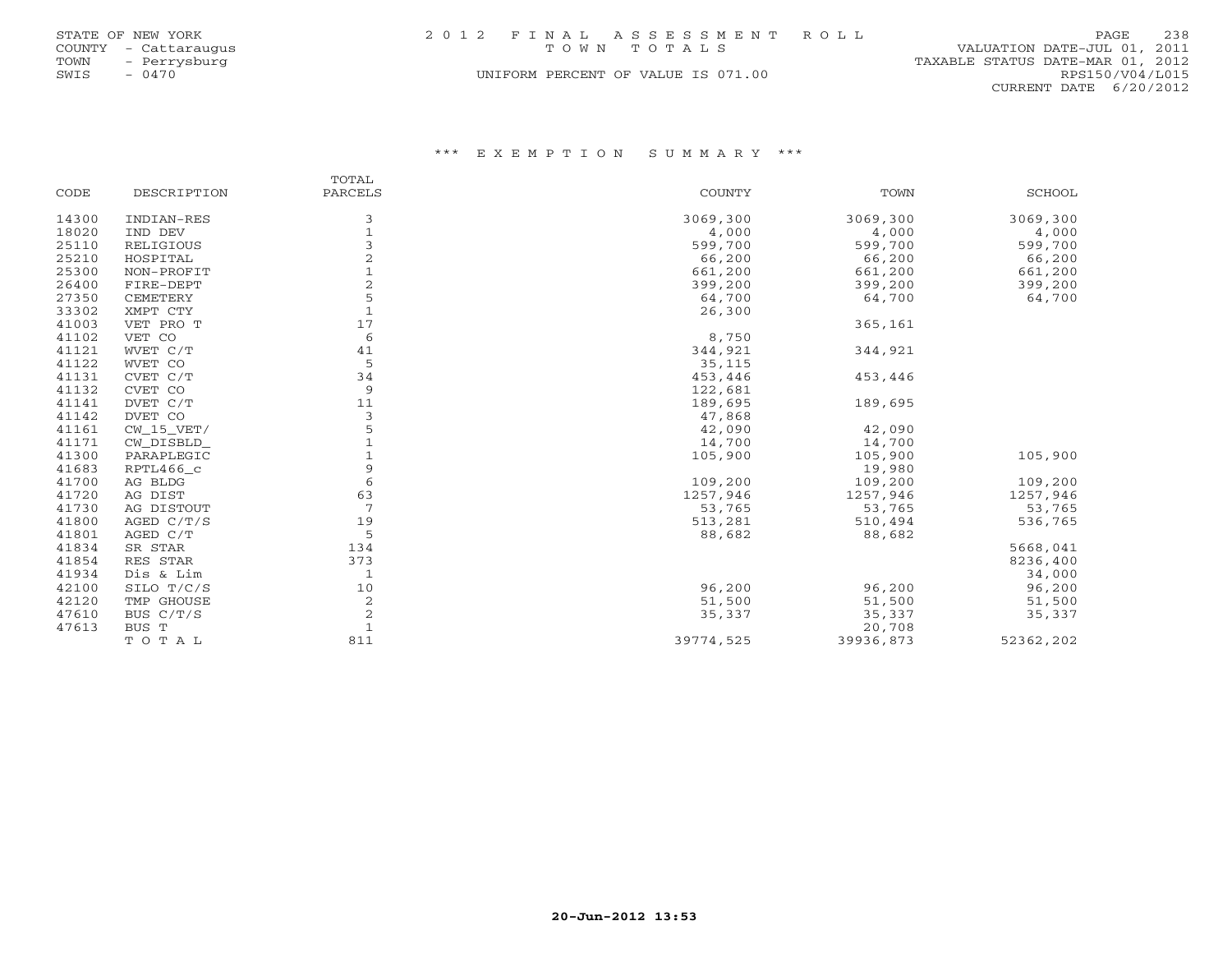STATE OF NEW YORK
COUNTY - Cattaraugus
TOWN - Perrysburg
SWIS - 0470

# 2012 FINAL ASSESSMENT ROLL

TOWN TOTALS

UNIFORM PERCENT OF VALUE IS 071.00

VALUATION DATE-JUL 01, 2011
TAXABLE STATUS DATE-MAR 01, 2012
RPS150/V04/L015
CURRENT DATE 6/20/2012

## *** EXEMPTION SUMMARY ***

| CODE | DESCRIPTION | TOTAL PARCELS | COUNTY | TOWN | SCHOOL |
|---|---|---|---|---|---|
| 14300 | INDIAN-RES | 3 | 3069,300 | 3069,300 | 3069,300 |
| 18020 | IND DEV | 1 | 4,000 | 4,000 | 4,000 |
| 25110 | RELIGIOUS | 3 | 599,700 | 599,700 | 599,700 |
| 25210 | HOSPITAL | 2 | 66,200 | 66,200 | 66,200 |
| 25300 | NON-PROFIT | 1 | 661,200 | 661,200 | 661,200 |
| 26400 | FIRE-DEPT | 2 | 399,200 | 399,200 | 399,200 |
| 27350 | CEMETERY | 5 | 64,700 | 64,700 | 64,700 |
| 33302 | XMPT CTY | 1 | 26,300 | | |
| 41003 | VET PRO T | 17 | | 365,161 | |
| 41102 | VET CO | 6 | 8,750 | | |
| 41121 | WVET C/T | 41 | 344,921 | 344,921 | |
| 41122 | WVET CO | 5 | 35,115 | | |
| 41131 | CVET C/T | 34 | 453,446 | 453,446 | |
| 41132 | CVET CO | 9 | 122,681 | | |
| 41141 | DVET C/T | 11 | 189,695 | 189,695 | |
| 41142 | DVET CO | 3 | 47,868 | | |
| 41161 | CW_15_VET/ | 5 | 42,090 | 42,090 | |
| 41171 | CW_DISBLD_ | 1 | 14,700 | 14,700 | |
| 41300 | PARAPLEGIC | 1 | 105,900 | 105,900 | 105,900 |
| 41683 | RPTL466_c | 9 | | 19,980 | |
| 41700 | AG BLDG | 6 | 109,200 | 109,200 | 109,200 |
| 41720 | AG DIST | 63 | 1257,946 | 1257,946 | 1257,946 |
| 41730 | AG DISTOUT | 7 | 53,765 | 53,765 | 53,765 |
| 41800 | AGED C/T/S | 19 | 513,281 | 510,494 | 536,765 |
| 41801 | AGED C/T | 5 | 88,682 | 88,682 | |
| 41834 | SR STAR | 134 | | | 5668,041 |
| 41854 | RES STAR | 373 | | | 8236,400 |
| 41934 | Dis & Lim | 1 | | | 34,000 |
| 42100 | SILO T/C/S | 10 | 96,200 | 96,200 | 96,200 |
| 42120 | TMP GHOUSE | 2 | 51,500 | 51,500 | 51,500 |
| 47610 | BUS C/T/S | 2 | 35,337 | 35,337 | 35,337 |
| 47613 | BUS T | 1 | | 20,708 | |
| | TOTAL | 811 | 39774,525 | 39936,873 | 52362,202 |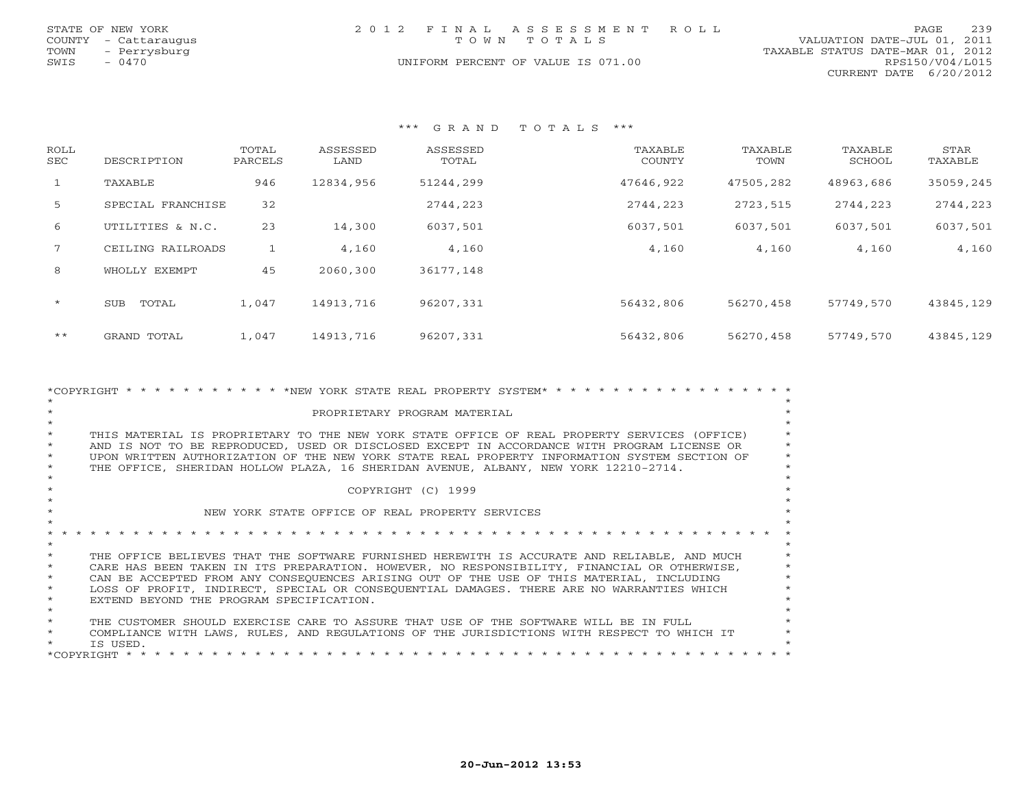STATE OF NEW YORK
COUNTY - Cattaraugus
TOWN - Perrysburg
SWIS - 0470

2012 FINAL ASSESSMENT ROLL
TOWN TOTALS
UNIFORM PERCENT OF VALUE IS 071.00

VALUATION DATE-JUL 01, 2011
TAXABLE STATUS DATE-MAR 01, 2012
RPS150/V04/L015
CURRENT DATE 6/20/2012

### *** GRAND TOTALS ***

| ROLL SEC | DESCRIPTION | TOTAL PARCELS | ASSESSED LAND | ASSESSED TOTAL | TAXABLE COUNTY | TAXABLE TOWN | TAXABLE SCHOOL | STAR TAXABLE |
|---|---|---|---|---|---|---|---|---|
| 1 | TAXABLE | 946 | 12834,956 | 51244,299 | 47646,922 | 47505,282 | 48963,686 | 35059,245 |
| 5 | SPECIAL FRANCHISE | 32 | | 2744,223 | 2744,223 | 2723,515 | 2744,223 | 2744,223 |
| 6 | UTILITIES & N.C. | 23 | 14,300 | 6037,501 | 6037,501 | 6037,501 | 6037,501 | 6037,501 |
| 7 | CEILING RAILROADS | 1 | 4,160 | 4,160 | 4,160 | 4,160 | 4,160 | 4,160 |
| 8 | WHOLLY EXEMPT | 45 | 2060,300 | 36177,148 | | | | |
| * | SUB TOTAL | 1,047 | 14913,716 | 96207,331 | 56432,806 | 56270,458 | 57749,570 | 43845,129 |
| ** | GRAND TOTAL | 1,047 | 14913,716 | 96207,331 | 56432,806 | 56270,458 | 57749,570 | 43845,129 |

*COPYRIGHT * * * * * * * * * * * *NEW YORK STATE REAL PROPERTY SYSTEM* * * * * * * * * * * * * * * * * * *

PROPRIETARY PROGRAM MATERIAL

THIS MATERIAL IS PROPRIETARY TO THE NEW YORK STATE OFFICE OF REAL PROPERTY SERVICES (OFFICE) AND IS NOT TO BE REPRODUCED, USED OR DISCLOSED EXCEPT IN ACCORDANCE WITH PROGRAM LICENSE OR UPON WRITTEN AUTHORIZATION OF THE NEW YORK STATE REAL PROPERTY INFORMATION SYSTEM SECTION OF THE OFFICE, SHERIDAN HOLLOW PLAZA, 16 SHERIDAN AVENUE, ALBANY, NEW YORK 12210-2714.

COPYRIGHT (C) 1999

NEW YORK STATE OFFICE OF REAL PROPERTY SERVICES

THE OFFICE BELIEVES THAT THE SOFTWARE FURNISHED HEREWITH IS ACCURATE AND RELIABLE, AND MUCH CARE HAS BEEN TAKEN IN ITS PREPARATION. HOWEVER, NO RESPONSIBILITY, FINANCIAL OR OTHERWISE, CAN BE ACCEPTED FROM ANY CONSEQUENCES ARISING OUT OF THE USE OF THIS MATERIAL, INCLUDING LOSS OF PROFIT, INDIRECT, SPECIAL OR CONSEQUENTIAL DAMAGES. THERE ARE NO WARRANTIES WHICH EXTEND BEYOND THE PROGRAM SPECIFICATION.

THE CUSTOMER SHOULD EXERCISE CARE TO ASSURE THAT USE OF THE SOFTWARE WILL BE IN FULL COMPLIANCE WITH LAWS, RULES, AND REGULATIONS OF THE JURISDICTIONS WITH RESPECT TO WHICH IT IS USED.

*COPYRIGHT * * * * * * * * * * * * * * * * * * * * * * * * * * * * * * * * * * * * * * * * * * * * * * *

20-Jun-2012 13:53